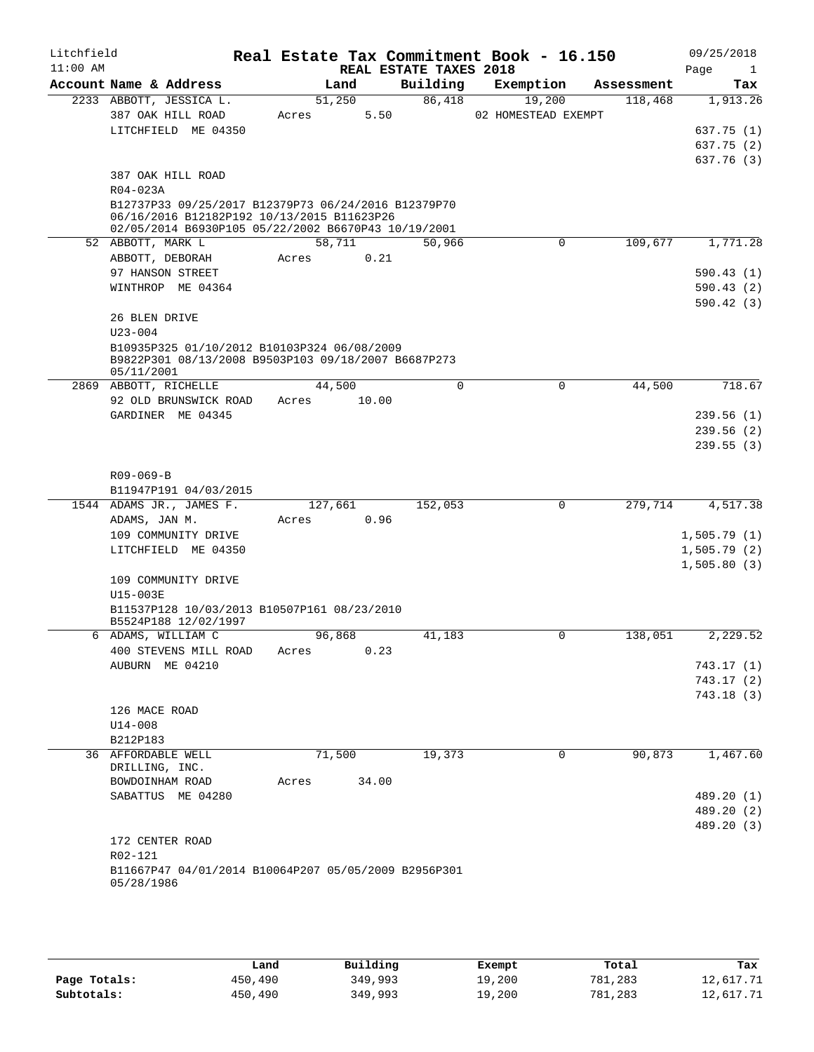Litchfield — Real Estate Tax Commitment Book - 16.150 — 09/25/2018
11:00 AM — REAL ESTATE TAXES 2018

| Account Name & Address | Land | Building | Exemption | Assessment | Tax |
|---|---|---|---|---|---|
| 2233 ABBOTT, JESSICA L. | 51,250 | 86,418 | 19,200 | 118,468 | 1,913.26 |
| 387 OAK HILL ROAD | Acres 5.50 | | 02 HOMESTEAD EXEMPT | | |
| LITCHFIELD ME 04350 | | | | | 637.75 (1) |
| | | | | | 637.75 (2) |
| | | | | | 637.76 (3) |
| 387 OAK HILL ROAD | | | | | |
| R04-023A | | | | | |
| B12737P33 09/25/2017 B12379P73 06/24/2016 B12379P70 06/16/2016 B12182P192 10/13/2015 B11623P26 02/05/2014 B6930P105 05/22/2002 B6670P43 10/19/2001 | | | | | |
| 52 ABBOTT, MARK L | 58,711 | 50,966 | 0 | 109,677 | 1,771.28 |
| ABBOTT, DEBORAH | Acres 0.21 | | | | |
| 97 HANSON STREET | | | | | 590.43 (1) |
| WINTHROP ME 04364 | | | | | 590.43 (2) |
| | | | | | 590.42 (3) |
| 26 BLEN DRIVE | | | | | |
| U23-004 | | | | | |
| B10935P325 01/10/2012 B10103P324 06/08/2009 B9822P301 08/13/2008 B9503P103 09/18/2007 B6687P273 05/11/2001 | | | | | |
| 2869 ABBOTT, RICHELLE | 44,500 | 0 | 0 | 44,500 | 718.67 |
| 92 OLD BRUNSWICK ROAD | Acres 10.00 | | | | |
| GARDINER ME 04345 | | | | | 239.56 (1) |
| | | | | | 239.56 (2) |
| | | | | | 239.55 (3) |
| R09-069-B | | | | | |
| B11947P191 04/03/2015 | | | | | |
| 1544 ADAMS JR., JAMES F. | 127,661 | 152,053 | 0 | 279,714 | 4,517.38 |
| ADAMS, JAN M. | Acres 0.96 | | | | |
| 109 COMMUNITY DRIVE | | | | | 1,505.79 (1) |
| LITCHFIELD ME 04350 | | | | | 1,505.79 (2) |
| | | | | | 1,505.80 (3) |
| 109 COMMUNITY DRIVE | | | | | |
| U15-003E | | | | | |
| B11537P128 10/03/2013 B10507P161 08/23/2010 B5524P188 12/02/1997 | | | | | |
| 6 ADAMS, WILLIAM C | 96,868 | 41,183 | 0 | 138,051 | 2,229.52 |
| 400 STEVENS MILL ROAD | Acres 0.23 | | | | |
| AUBURN ME 04210 | | | | | 743.17 (1) |
| | | | | | 743.17 (2) |
| | | | | | 743.18 (3) |
| 126 MACE ROAD | | | | | |
| U14-008 | | | | | |
| B212P183 | | | | | |
| 36 AFFORDABLE WELL DRILLING, INC. | 71,500 | 19,373 | 0 | 90,873 | 1,467.60 |
| BOWDOINHAM ROAD | Acres 34.00 | | | | |
| SABATTUS ME 04280 | | | | | 489.20 (1) |
| | | | | | 489.20 (2) |
| | | | | | 489.20 (3) |
| 172 CENTER ROAD | | | | | |
| R02-121 | | | | | |
| B11667P47 04/01/2014 B10064P207 05/05/2009 B2956P301 05/28/1986 | | | | | |

| | Land | Building | Exempt | Total | Tax |
|---|---|---|---|---|---|
| Page Totals: | 450,490 | 349,993 | 19,200 | 781,283 | 12,617.71 |
| Subtotals: | 450,490 | 349,993 | 19,200 | 781,283 | 12,617.71 |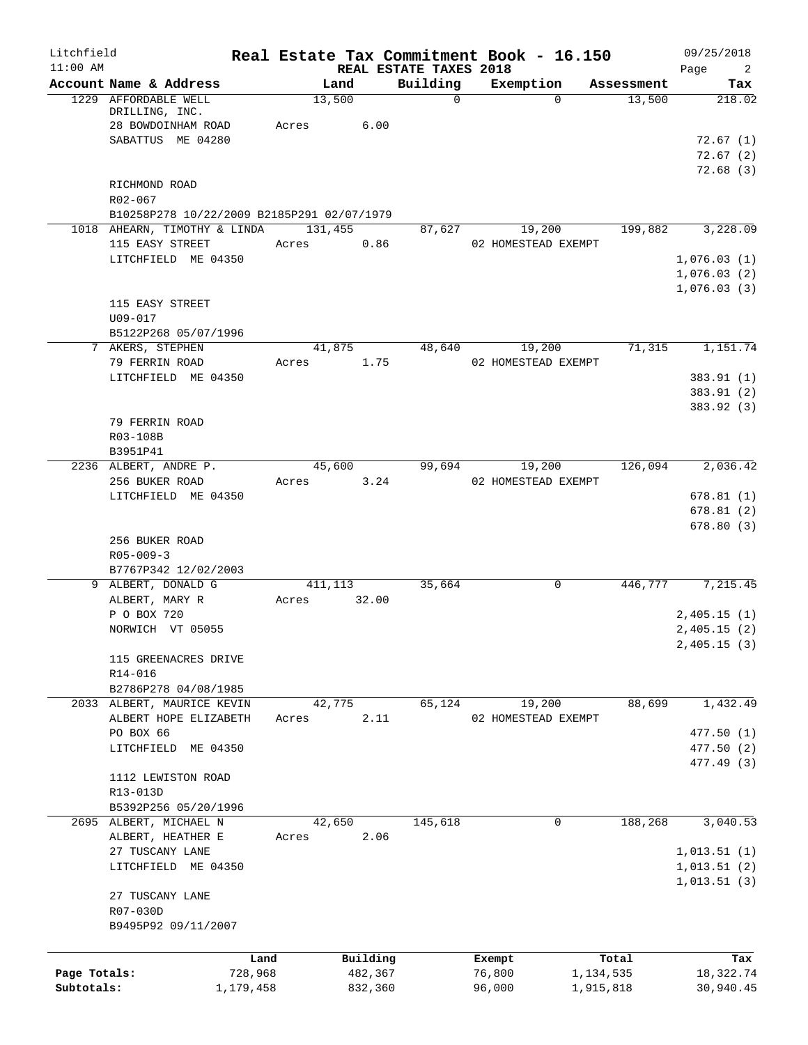Litchfield　　Real Estate Tax Commitment Book - 16.150　　09/25/2018
11:00 AM　　REAL ESTATE TAXES 2018　　Page 2

| Account Name & Address | Land | Building | Exemption | Assessment | Tax |
|---|---|---|---|---|---|
| 1229 AFFORDABLE WELL DRILLING, INC. | 13,500 | 0 | 0 | 13,500 | 218.02 |
| 28 BOWDOINHAM ROAD | Acres 6.00 | | | | |
| SABATTUS ME 04280 | | | | | 72.67 (1) |
| | | | | | 72.67 (2) |
| | | | | | 72.68 (3) |
| RICHMOND ROAD | | | | | |
| R02-067 | | | | | |
| B10258P278 10/22/2009 B2185P291 02/07/1979 | | | | | |
| 1018 AHEARN, TIMOTHY & LINDA | 131,455 | 87,627 | 19,200 | 199,882 | 3,228.09 |
| 115 EASY STREET | Acres 0.86 | | 02 HOMESTEAD EXEMPT | | |
| LITCHFIELD ME 04350 | | | | | 1,076.03 (1) |
| | | | | | 1,076.03 (2) |
| | | | | | 1,076.03 (3) |
| 115 EASY STREET | | | | | |
| U09-017 | | | | | |
| B5122P268 05/07/1996 | | | | | |
| 7 AKERS, STEPHEN | 41,875 | 48,640 | 19,200 | 71,315 | 1,151.74 |
| 79 FERRIN ROAD | Acres 1.75 | | 02 HOMESTEAD EXEMPT | | |
| LITCHFIELD ME 04350 | | | | | 383.91 (1) |
| | | | | | 383.91 (2) |
| | | | | | 383.92 (3) |
| 79 FERRIN ROAD | | | | | |
| R03-108B | | | | | |
| B3951P41 | | | | | |
| 2236 ALBERT, ANDRE P. | 45,600 | 99,694 | 19,200 | 126,094 | 2,036.42 |
| 256 BUKER ROAD | Acres 3.24 | | 02 HOMESTEAD EXEMPT | | |
| LITCHFIELD ME 04350 | | | | | 678.81 (1) |
| | | | | | 678.81 (2) |
| | | | | | 678.80 (3) |
| 256 BUKER ROAD | | | | | |
| R05-009-3 | | | | | |
| B7767P342 12/02/2003 | | | | | |
| 9 ALBERT, DONALD G | 411,113 | 35,664 | 0 | 446,777 | 7,215.45 |
| ALBERT, MARY R | Acres 32.00 | | | | |
| P O BOX 720 | | | | | 2,405.15 (1) |
| NORWICH VT 05055 | | | | | 2,405.15 (2) |
| | | | | | 2,405.15 (3) |
| 115 GREENACRES DRIVE | | | | | |
| R14-016 | | | | | |
| B2786P278 04/08/1985 | | | | | |
| 2033 ALBERT, MAURICE KEVIN | 42,775 | 65,124 | 19,200 | 88,699 | 1,432.49 |
| ALBERT HOPE ELIZABETH | Acres 2.11 | | 02 HOMESTEAD EXEMPT | | |
| PO BOX 66 | | | | | 477.50 (1) |
| LITCHFIELD ME 04350 | | | | | 477.50 (2) |
| | | | | | 477.49 (3) |
| 1112 LEWISTON ROAD | | | | | |
| R13-013D | | | | | |
| B5392P256 05/20/1996 | | | | | |
| 2695 ALBERT, MICHAEL N | 42,650 | 145,618 | 0 | 188,268 | 3,040.53 |
| ALBERT, HEATHER E | Acres 2.06 | | | | |
| 27 TUSCANY LANE | | | | | 1,013.51 (1) |
| LITCHFIELD ME 04350 | | | | | 1,013.51 (2) |
| | | | | | 1,013.51 (3) |
| 27 TUSCANY LANE | | | | | |
| R07-030D | | | | | |
| B9495P92 09/11/2007 | | | | | |

| | Land | Building | Exempt | Total | Tax |
|---|---|---|---|---|---|
| Page Totals: | 728,968 | 482,367 | 76,800 | 1,134,535 | 18,322.74 |
| Subtotals: | 1,179,458 | 832,360 | 96,000 | 1,915,818 | 30,940.45 |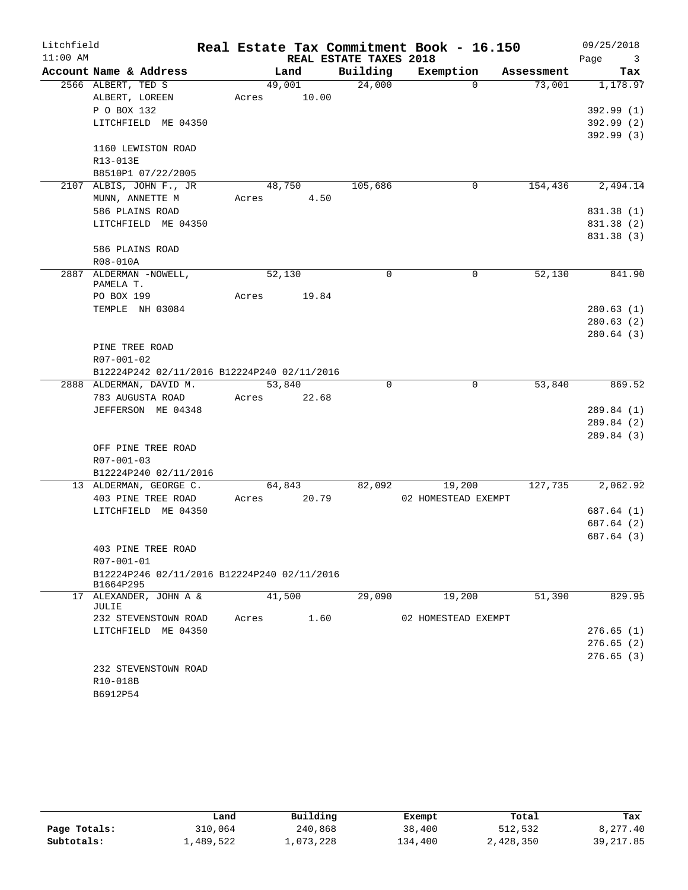Litchfield
11:00 AM

# Real Estate Tax Commitment Book - 16.150

## REAL ESTATE TAXES 2018

09/25/2018

| Account Name & Address | Land | Building | Exemption | Assessment | Tax |
|---|---|---|---|---|---|
| 2566 ALBERT, TED S | 49,001 | 24,000 | 0 | 73,001 | 1,178.97 |
| ALBERT, LOREEN | Acres 10.00 | | | | |
| P O BOX 132 | | | | | 392.99 (1) |
| LITCHFIELD ME 04350 | | | | | 392.99 (2) |
| | | | | | 392.99 (3) |
| 1160 LEWISTON ROAD | | | | | |
| R13-013E | | | | | |
| B8510P1 07/22/2005 | | | | | |
| 2107 ALBIS, JOHN F., JR | 48,750 | 105,686 | 0 | 154,436 | 2,494.14 |
| MUNN, ANNETTE M | Acres 4.50 | | | | |
| 586 PLAINS ROAD | | | | | 831.38 (1) |
| LITCHFIELD ME 04350 | | | | | 831.38 (2) |
| | | | | | 831.38 (3) |
| 586 PLAINS ROAD | | | | | |
| R08-010A | | | | | |
| 2887 ALDERMAN -NOWELL, PAMELA T. | 52,130 | 0 | 0 | 52,130 | 841.90 |
| PO BOX 199 | Acres 19.84 | | | | |
| TEMPLE NH 03084 | | | | | 280.63 (1) |
| | | | | | 280.63 (2) |
| | | | | | 280.64 (3) |
| PINE TREE ROAD | | | | | |
| R07-001-02 | | | | | |
| B12224P242 02/11/2016 B12224P240 02/11/2016 | | | | | |
| 2888 ALDERMAN, DAVID M. | 53,840 | 0 | 0 | 53,840 | 869.52 |
| 783 AUGUSTA ROAD | Acres 22.68 | | | | |
| JEFFERSON ME 04348 | | | | | 289.84 (1) |
| | | | | | 289.84 (2) |
| | | | | | 289.84 (3) |
| OFF PINE TREE ROAD | | | | | |
| R07-001-03 | | | | | |
| B12224P240 02/11/2016 | | | | | |
| 13 ALDERMAN, GEORGE C. | 64,843 | 82,092 | 19,200 | 127,735 | 2,062.92 |
| 403 PINE TREE ROAD | Acres 20.79 | | 02 HOMESTEAD EXEMPT | | |
| LITCHFIELD ME 04350 | | | | | 687.64 (1) |
| | | | | | 687.64 (2) |
| | | | | | 687.64 (3) |
| 403 PINE TREE ROAD | | | | | |
| R07-001-01 | | | | | |
| B12224P246 02/11/2016 B12224P240 02/11/2016 B1664P295 | | | | | |
| 17 ALEXANDER, JOHN A & JULIE | 41,500 | 29,090 | 19,200 | 51,390 | 829.95 |
| 232 STEVENSTOWN ROAD | Acres 1.60 | | 02 HOMESTEAD EXEMPT | | |
| LITCHFIELD ME 04350 | | | | | 276.65 (1) |
| | | | | | 276.65 (2) |
| | | | | | 276.65 (3) |
| 232 STEVENSTOWN ROAD | | | | | |
| R10-018B | | | | | |
| B6912P54 | | | | | |

| | Land | Building | Exempt | Total | Tax |
|---|---|---|---|---|---|
| Page Totals: | 310,064 | 240,868 | 38,400 | 512,532 | 8,277.40 |
| Subtotals: | 1,489,522 | 1,073,228 | 134,400 | 2,428,350 | 39,217.85 |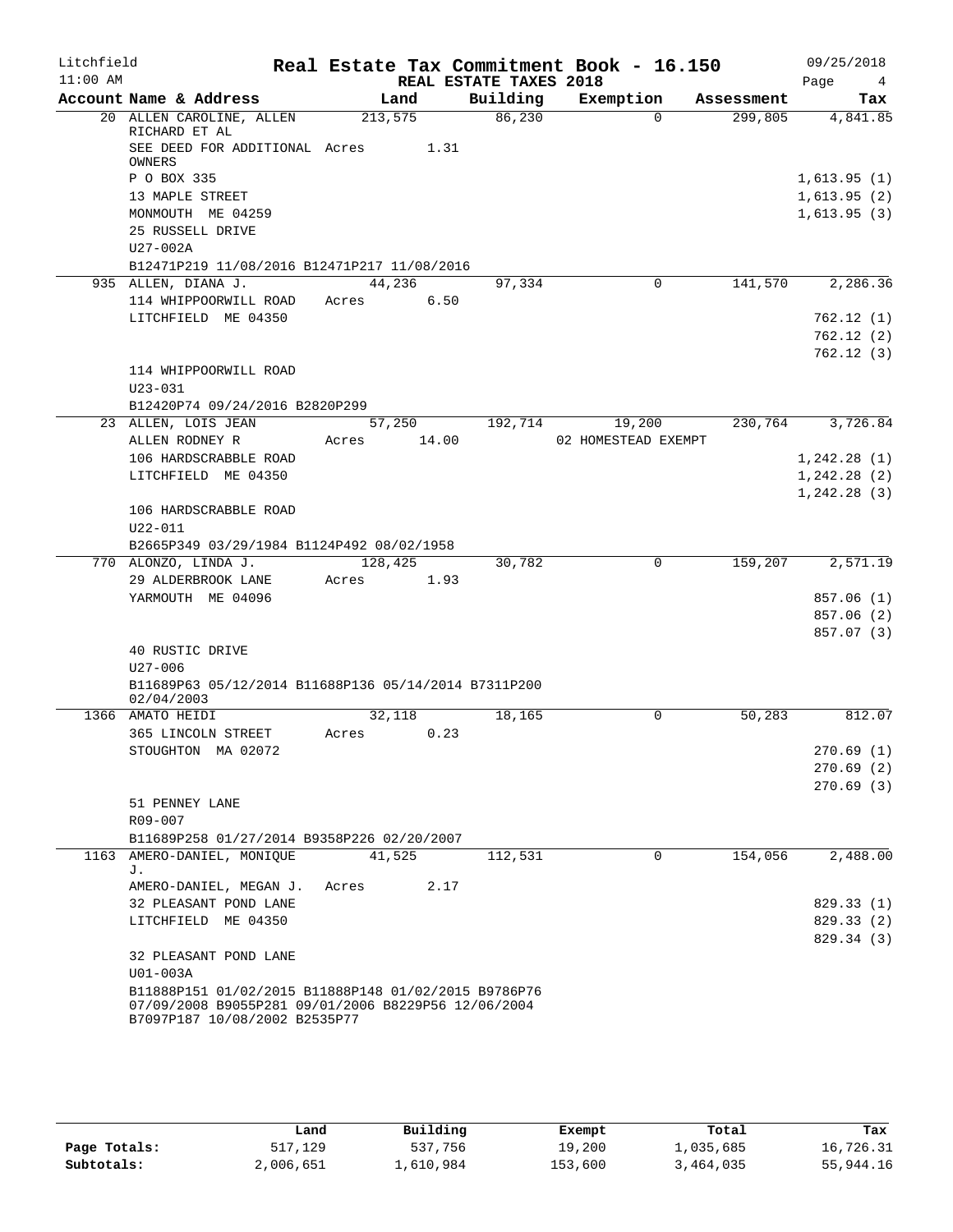Litchfield
11:00 AM

# Real Estate Tax Commitment Book - 16.150

REAL ESTATE TAXES 2018

09/25/2018

| Account Name & Address | Land | Building | Exemption | Assessment | Tax |
|---|---|---|---|---|---|
| 20 ALLEN CAROLINE, ALLEN RICHARD ET AL | 213,575 | 86,230 | 0 | 299,805 | 4,841.85 |
| SEE DEED FOR ADDITIONAL OWNERS | Acres 1.31 | | | | |
| P O BOX 335 | | | | | 1,613.95 (1) |
| 13 MAPLE STREET | | | | | 1,613.95 (2) |
| MONMOUTH ME 04259 | | | | | 1,613.95 (3) |
| 25 RUSSELL DRIVE | | | | | |
| U27-002A | | | | | |
| B12471P219 11/08/2016 B12471P217 11/08/2016 | | | | | |
| 935 ALLEN, DIANA J. | 44,236 | 97,334 | 0 | 141,570 | 2,286.36 |
| 114 WHIPPOORWILL ROAD | Acres 6.50 | | | | |
| LITCHFIELD ME 04350 | | | | | 762.12 (1) |
| | | | | | 762.12 (2) |
| | | | | | 762.12 (3) |
| 114 WHIPPOORWILL ROAD | | | | | |
| U23-031 | | | | | |
| B12420P74 09/24/2016 B2820P299 | | | | | |
| 23 ALLEN, LOIS JEAN | 57,250 | 192,714 | 19,200 | 230,764 | 3,726.84 |
| ALLEN RODNEY R | Acres 14.00 | | 02 HOMESTEAD EXEMPT | | |
| 106 HARDSCRABBLE ROAD | | | | | 1,242.28 (1) |
| LITCHFIELD ME 04350 | | | | | 1,242.28 (2) |
| | | | | | 1,242.28 (3) |
| 106 HARDSCRABBLE ROAD | | | | | |
| U22-011 | | | | | |
| B2665P349 03/29/1984 B1124P492 08/02/1958 | | | | | |
| 770 ALONZO, LINDA J. | 128,425 | 30,782 | 0 | 159,207 | 2,571.19 |
| 29 ALDERBROOK LANE | Acres 1.93 | | | | |
| YARMOUTH ME 04096 | | | | | 857.06 (1) |
| | | | | | 857.06 (2) |
| | | | | | 857.07 (3) |
| 40 RUSTIC DRIVE | | | | | |
| U27-006 | | | | | |
| B11689P63 05/12/2014 B11688P136 05/14/2014 B7311P200 02/04/2003 | | | | | |
| 1366 AMATO HEIDI | 32,118 | 18,165 | 0 | 50,283 | 812.07 |
| 365 LINCOLN STREET | Acres 0.23 | | | | |
| STOUGHTON MA 02072 | | | | | 270.69 (1) |
| | | | | | 270.69 (2) |
| | | | | | 270.69 (3) |
| 51 PENNEY LANE | | | | | |
| R09-007 | | | | | |
| B11689P258 01/27/2014 B9358P226 02/20/2007 | | | | | |
| 1163 AMERO-DANIEL, MONIQUE J. | 41,525 | 112,531 | 0 | 154,056 | 2,488.00 |
| AMERO-DANIEL, MEGAN J. | Acres 2.17 | | | | |
| 32 PLEASANT POND LANE | | | | | 829.33 (1) |
| LITCHFIELD ME 04350 | | | | | 829.33 (2) |
| | | | | | 829.34 (3) |
| 32 PLEASANT POND LANE | | | | | |
| U01-003A | | | | | |
| B11888P151 01/02/2015 B11888P148 01/02/2015 B9786P76 07/09/2008 B9055P281 09/01/2006 B8229P56 12/06/2004 B7097P187 10/08/2002 B2535P77 | | | | | |

| | Land | Building | Exempt | Total | Tax |
|---|---|---|---|---|---|
| Page Totals: | 517,129 | 537,756 | 19,200 | 1,035,685 | 16,726.31 |
| Subtotals: | 2,006,651 | 1,610,984 | 153,600 | 3,464,035 | 55,944.16 |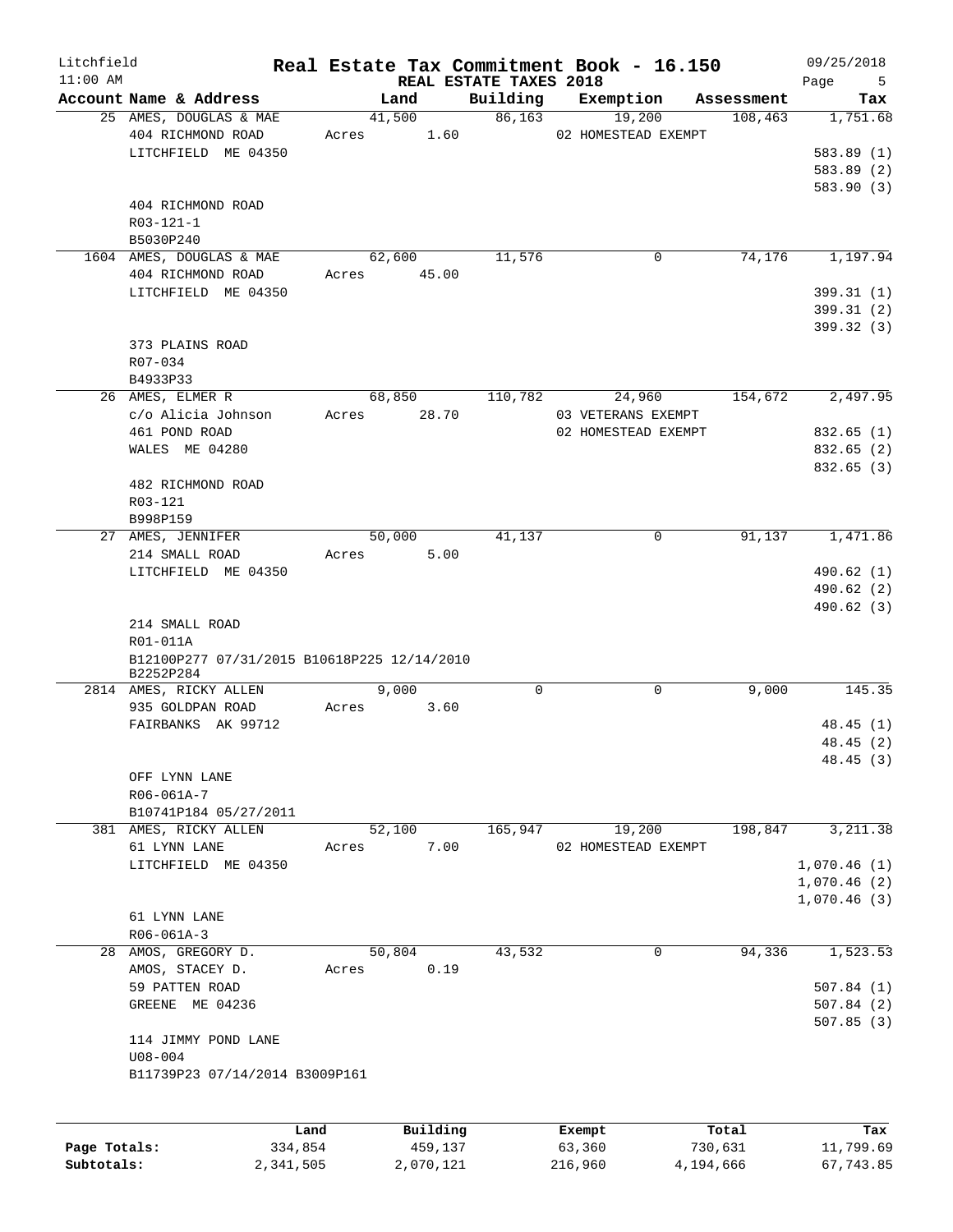Litchfield
11:00 AM

# Real Estate Tax Commitment Book - 16.150

REAL ESTATE TAXES 2018

09/25/2018

| Account | Name & Address | Land | Building | Exemption | Assessment | Tax |
|---|---|---|---|---|---|---|
| 25 | AMES, DOUGLAS & MAE<br>404 RICHMOND ROAD<br>LITCHFIELD ME 04350<br><br>404 RICHMOND ROAD<br>R03-121-1<br>B5030P240 | 41,500<br>Acres 1.60 | 86,163 | 19,200<br>02 HOMESTEAD EXEMPT | 108,463 | 1,751.68<br>583.89 (1)<br>583.89 (2)<br>583.90 (3) |
| 1604 | AMES, DOUGLAS & MAE<br>404 RICHMOND ROAD<br>LITCHFIELD ME 04350<br><br>373 PLAINS ROAD<br>R07-034<br>B4933P33 | 62,600<br>Acres 45.00 | 11,576 | 0 | 74,176 | 1,197.94<br>399.31 (1)<br>399.31 (2)<br>399.32 (3) |
| 26 | AMES, ELMER R<br>c/o Alicia Johnson<br>461 POND ROAD<br>WALES ME 04280<br><br>482 RICHMOND ROAD<br>R03-121<br>B998P159 | 68,850<br>Acres 28.70 | 110,782 | 24,960<br>03 VETERANS EXEMPT<br>02 HOMESTEAD EXEMPT | 154,672 | 2,497.95<br>832.65 (1)<br>832.65 (2)<br>832.65 (3) |
| 27 | AMES, JENNIFER<br>214 SMALL ROAD<br>LITCHFIELD ME 04350<br><br>214 SMALL ROAD<br>R01-011A<br>B12100P277 07/31/2015 B10618P225 12/14/2010<br>B2252P284 | 50,000<br>Acres 5.00 | 41,137 | 0 | 91,137 | 1,471.86<br>490.62 (1)<br>490.62 (2)<br>490.62 (3) |
| 2814 | AMES, RICKY ALLEN<br>935 GOLDPAN ROAD<br>FAIRBANKS AK 99712<br><br>OFF LYNN LANE<br>R06-061A-7<br>B10741P184 05/27/2011 | 9,000<br>Acres 3.60 | 0 | 0 | 9,000 | 145.35<br>48.45 (1)<br>48.45 (2)<br>48.45 (3) |
| 381 | AMES, RICKY ALLEN<br>61 LYNN LANE<br>LITCHFIELD ME 04350<br><br>61 LYNN LANE<br>R06-061A-3 | 52,100<br>Acres 7.00 | 165,947 | 19,200<br>02 HOMESTEAD EXEMPT | 198,847 | 3,211.38<br>1,070.46 (1)<br>1,070.46 (2)<br>1,070.46 (3) |
| 28 | AMOS, GREGORY D.<br>AMOS, STACEY D.<br>59 PATTEN ROAD<br>GREENE ME 04236<br><br>114 JIMMY POND LANE<br>U08-004<br>B11739P23 07/14/2014 B3009P161 | 50,804<br>Acres 0.19 | 43,532 | 0 | 94,336 | 1,523.53<br>507.84 (1)<br>507.84 (2)<br>507.85 (3) |

| | Land | Building | Exempt | Total | Tax |
|---|---|---|---|---|---|
| Page Totals: | 334,854 | 459,137 | 63,360 | 730,631 | 11,799.69 |
| Subtotals: | 2,341,505 | 2,070,121 | 216,960 | 4,194,666 | 67,743.85 |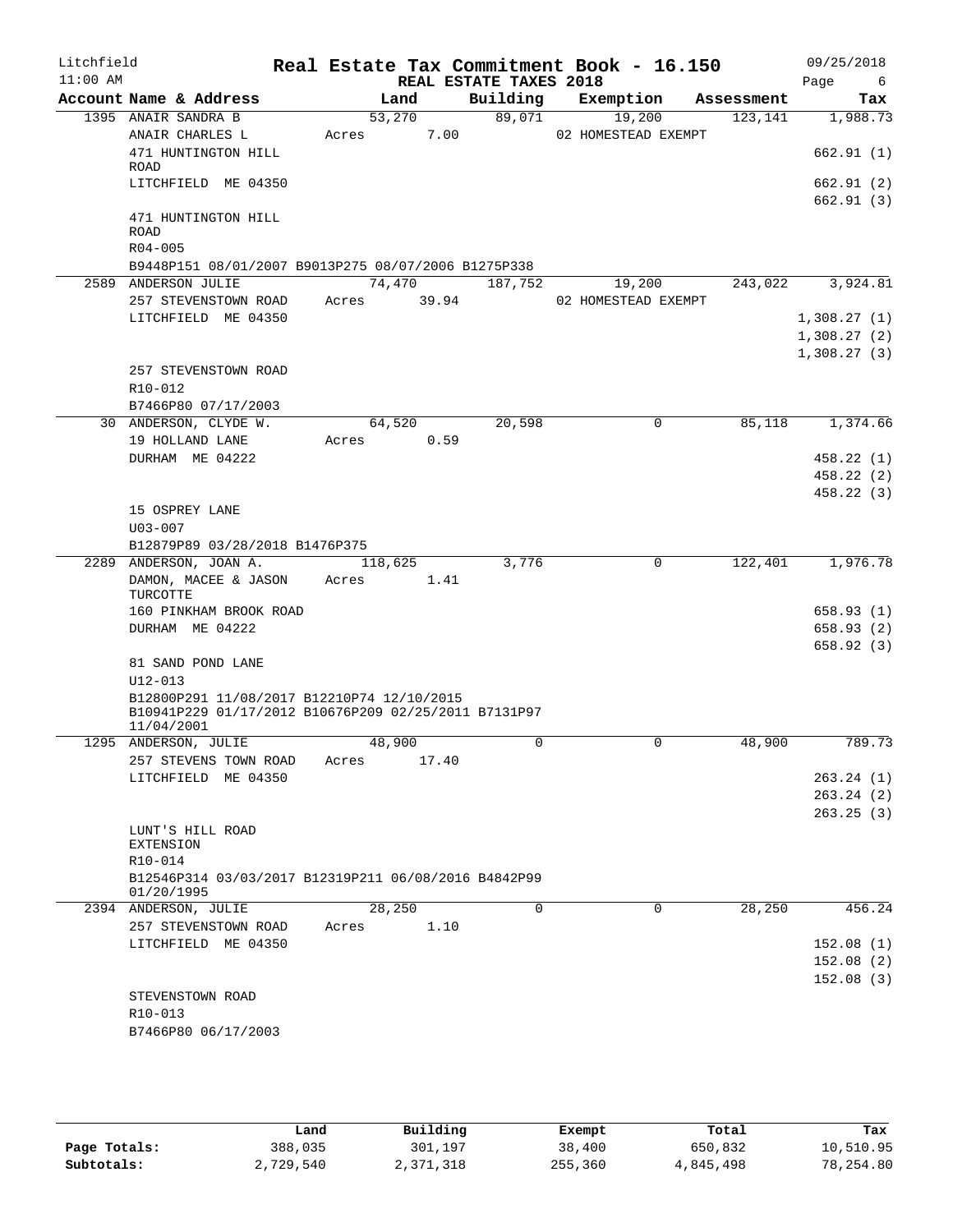Litchfield 11:00 AM

# Real Estate Tax Commitment Book - 16.150

## REAL ESTATE TAXES 2018

09/25/2018

| Account Name & Address | Land | Building | Exemption | Assessment | Tax |
|---|---|---|---|---|---|
| 1395 ANAIR SANDRA B | 53,270 | 89,071 | 19,200 | 123,141 | 1,988.73 |
| ANAIR CHARLES L | Acres 7.00 | | 02 HOMESTEAD EXEMPT | | |
| 471 HUNTINGTON HILL ROAD | | | | | 662.91 (1) |
| LITCHFIELD ME 04350 | | | | | 662.91 (2) |
| | | | | | 662.91 (3) |
| 471 HUNTINGTON HILL ROAD | | | | | |
| R04-005 | | | | | |
| B9448P151 08/01/2007 B9013P275 08/07/2006 B1275P338 | | | | | |
| 2589 ANDERSON JULIE | 74,470 | 187,752 | 19,200 | 243,022 | 3,924.81 |
| 257 STEVENSTOWN ROAD | Acres 39.94 | | 02 HOMESTEAD EXEMPT | | |
| LITCHFIELD ME 04350 | | | | | 1,308.27 (1) |
| | | | | | 1,308.27 (2) |
| | | | | | 1,308.27 (3) |
| 257 STEVENSTOWN ROAD | | | | | |
| R10-012 | | | | | |
| B7466P80 07/17/2003 | | | | | |
| 30 ANDERSON, CLYDE W. | 64,520 | 20,598 | 0 | 85,118 | 1,374.66 |
| 19 HOLLAND LANE | Acres 0.59 | | | | |
| DURHAM ME 04222 | | | | | 458.22 (1) |
| | | | | | 458.22 (2) |
| | | | | | 458.22 (3) |
| 15 OSPREY LANE | | | | | |
| U03-007 | | | | | |
| B12879P89 03/28/2018 B1476P375 | | | | | |
| 2289 ANDERSON, JOAN A. | 118,625 | 3,776 | 0 | 122,401 | 1,976.78 |
| DAMON, MACEE & JASON TURCOTTE | Acres 1.41 | | | | |
| 160 PINKHAM BROOK ROAD | | | | | 658.93 (1) |
| DURHAM ME 04222 | | | | | 658.93 (2) |
| | | | | | 658.92 (3) |
| 81 SAND POND LANE | | | | | |
| U12-013 | | | | | |
| B12800P291 11/08/2017 B12210P74 12/10/2015 B10941P229 01/17/2012 B10676P209 02/25/2011 B7131P97 11/04/2001 | | | | | |
| 1295 ANDERSON, JULIE | 48,900 | 0 | 0 | 48,900 | 789.73 |
| 257 STEVENS TOWN ROAD | Acres 17.40 | | | | |
| LITCHFIELD ME 04350 | | | | | 263.24 (1) |
| | | | | | 263.24 (2) |
| | | | | | 263.25 (3) |
| LUNT'S HILL ROAD EXTENSION | | | | | |
| R10-014 | | | | | |
| B12546P314 03/03/2017 B12319P211 06/08/2016 B4842P99 01/20/1995 | | | | | |
| 2394 ANDERSON, JULIE | 28,250 | 0 | 0 | 28,250 | 456.24 |
| 257 STEVENSTOWN ROAD | Acres 1.10 | | | | |
| LITCHFIELD ME 04350 | | | | | 152.08 (1) |
| | | | | | 152.08 (2) |
| | | | | | 152.08 (3) |
| STEVENSTOWN ROAD | | | | | |
| R10-013 | | | | | |
| B7466P80 06/17/2003 | | | | | |

| | Land | Building | Exempt | Total | Tax |
|---|---|---|---|---|---|
| Page Totals: | 388,035 | 301,197 | 38,400 | 650,832 | 10,510.95 |
| Subtotals: | 2,729,540 | 2,371,318 | 255,360 | 4,845,498 | 78,254.80 |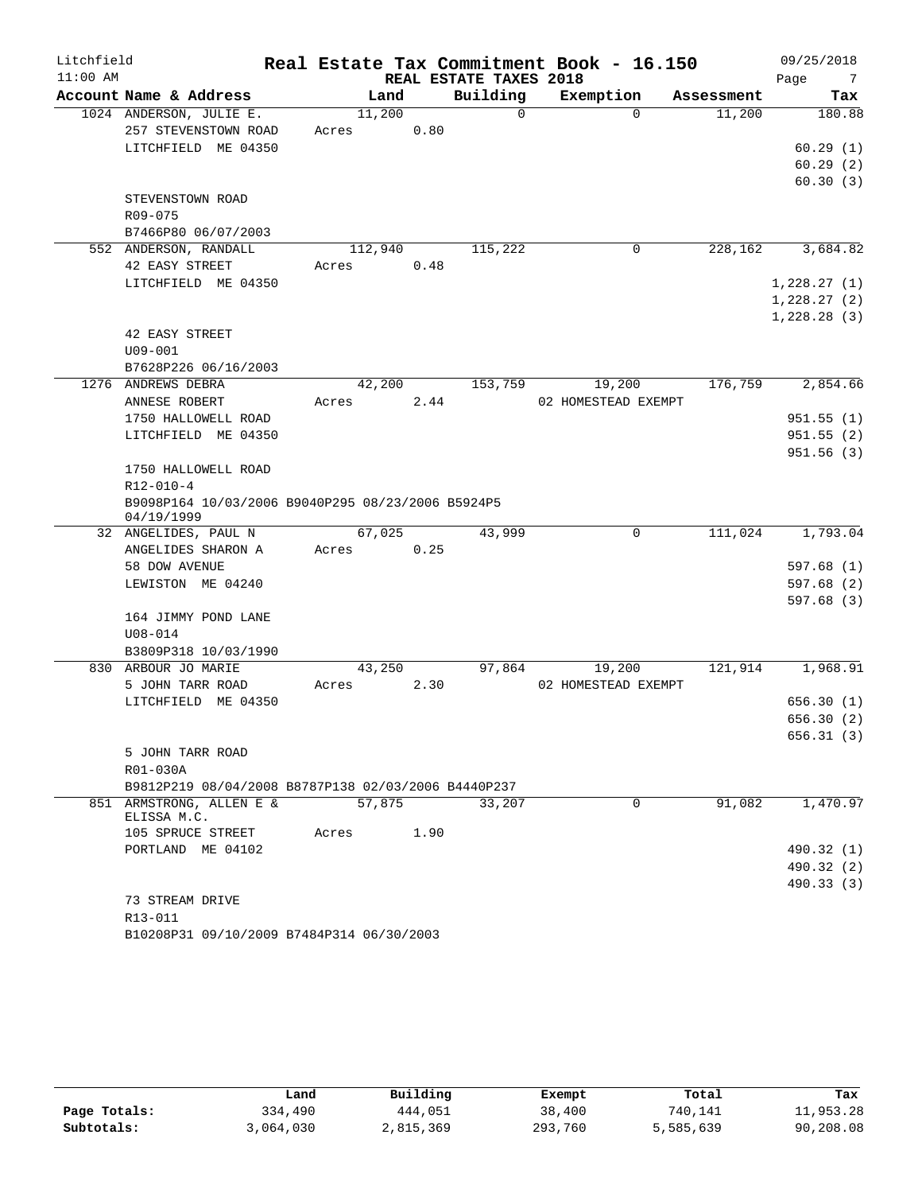Litchfield
11:00 AM

# Real Estate Tax Commitment Book - 16.150

REAL ESTATE TAXES 2018

09/25/2018

| Account | Name & Address | Land | Building | Exemption | Assessment | Tax |
|---|---|---|---|---|---|---|
| 1024 | ANDERSON, JULIE E.<br>257 STEVENSTOWN ROAD<br>LITCHFIELD ME 04350<br><br>STEVENSTOWN ROAD<br>R09-075<br>B7466P80 06/07/2003 | 11,200<br>Acres 0.80 | 0 | 0 | 11,200 | 180.88<br>60.29 (1)<br>60.29 (2)<br>60.30 (3) |
| 552 | ANDERSON, RANDALL<br>42 EASY STREET<br>LITCHFIELD ME 04350<br><br>42 EASY STREET<br>U09-001<br>B7628P226 06/16/2003 | 112,940<br>Acres 0.48 | 115,222 | 0 | 228,162 | 3,684.82<br>1,228.27 (1)<br>1,228.27 (2)<br>1,228.28 (3) |
| 1276 | ANDREWS DEBRA<br>ANNESE ROBERT<br>1750 HALLOWELL ROAD<br>LITCHFIELD ME 04350<br><br>1750 HALLOWELL ROAD<br>R12-010-4<br>B9098P164 10/03/2006 B9040P295 08/23/2006 B5924P5 04/19/1999 | 42,200<br>Acres 2.44 | 153,759 | 19,200<br>02 HOMESTEAD EXEMPT | 176,759 | 2,854.66<br>951.55 (1)<br>951.55 (2)<br>951.56 (3) |
| 32 | ANGELIDES, PAUL N<br>ANGELIDES SHARON A<br>58 DOW AVENUE<br>LEWISTON ME 04240<br><br>164 JIMMY POND LANE<br>U08-014<br>B3809P318 10/03/1990 | 67,025<br>Acres 0.25 | 43,999 | 0 | 111,024 | 1,793.04<br>597.68 (1)<br>597.68 (2)<br>597.68 (3) |
| 830 | ARBOUR JO MARIE<br>5 JOHN TARR ROAD<br>LITCHFIELD ME 04350<br><br>5 JOHN TARR ROAD<br>R01-030A<br>B9812P219 08/04/2008 B8787P138 02/03/2006 B4440P237 | 43,250<br>Acres 2.30 | 97,864 | 19,200<br>02 HOMESTEAD EXEMPT | 121,914 | 1,968.91<br>656.30 (1)<br>656.30 (2)<br>656.31 (3) |
| 851 | ARMSTRONG, ALLEN E & ELISSA M.C.<br>105 SPRUCE STREET<br>PORTLAND ME 04102<br><br>73 STREAM DRIVE<br>R13-011<br>B10208P31 09/10/2009 B7484P314 06/30/2003 | 57,875<br>Acres 1.90 | 33,207 | 0 | 91,082 | 1,470.97<br>490.32 (1)<br>490.32 (2)<br>490.33 (3) |

| | Land | Building | Exempt | Total | Tax |
|---|---|---|---|---|---|
| Page Totals: | 334,490 | 444,051 | 38,400 | 740,141 | 11,953.28 |
| Subtotals: | 3,064,030 | 2,815,369 | 293,760 | 5,585,639 | 90,208.08 |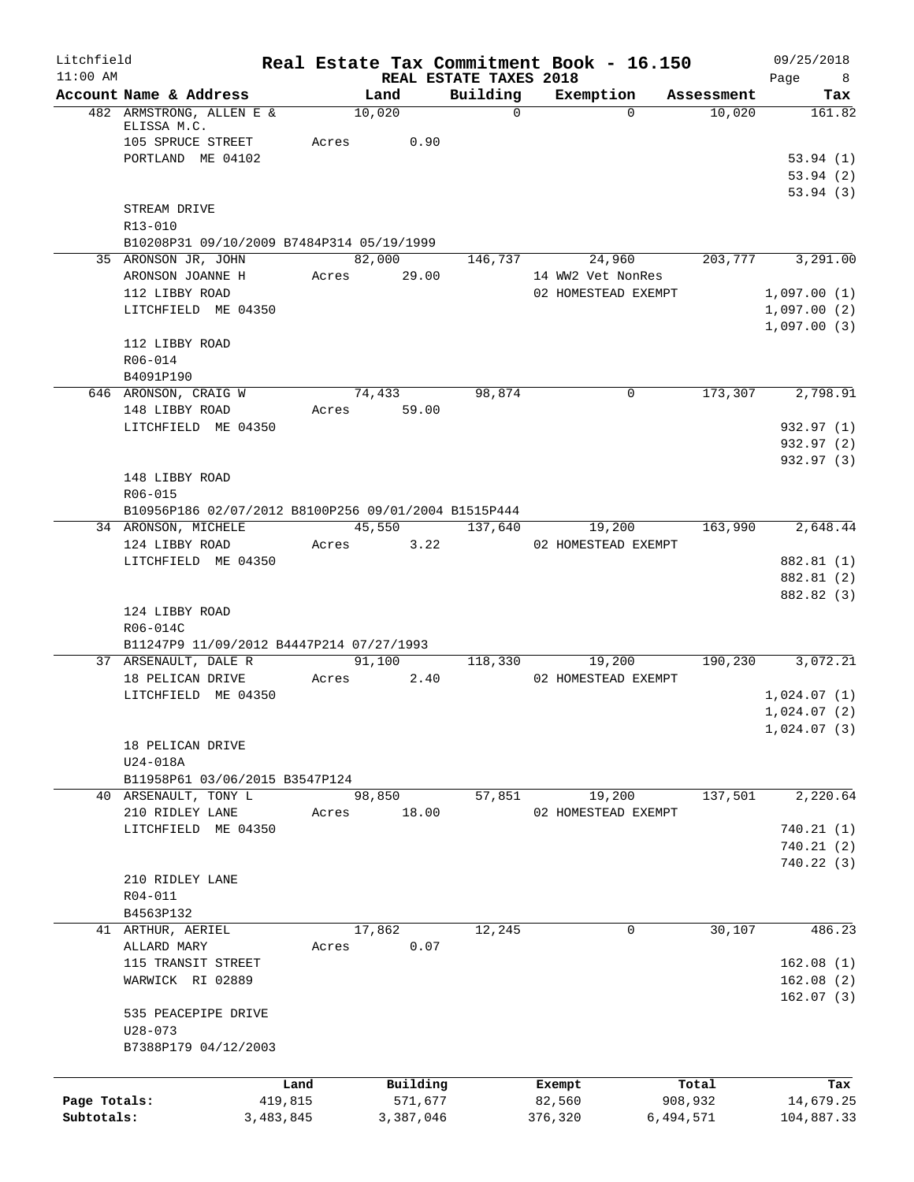Litchfield — Real Estate Tax Commitment Book - 16.150 — 09/25/2018
11:00 AM — REAL ESTATE TAXES 2018

| Account Name & Address | Land | Building | Exemption | Assessment | Tax |
|---|---|---|---|---|---|
| 482 ARMSTRONG, ALLEN E & ELISSA M.C. | 10,020 | 0 | 0 | 10,020 | 161.82 |
| 105 SPRUCE STREET | Acres 0.90 | | | | |
| PORTLAND ME 04102 | | | | | 53.94 (1) |
| | | | | | 53.94 (2) |
| | | | | | 53.94 (3) |
| STREAM DRIVE | | | | | |
| R13-010 | | | | | |
| B10208P31 09/10/2009 B7484P314 05/19/1999 | | | | | |
| 35 ARONSON JR, JOHN | 82,000 | 146,737 | 24,960 | 203,777 | 3,291.00 |
| ARONSON JOANNE H | Acres 29.00 | | 14 WW2 Vet NonRes | | |
| 112 LIBBY ROAD | | | 02 HOMESTEAD EXEMPT | | 1,097.00 (1) |
| LITCHFIELD ME 04350 | | | | | 1,097.00 (2) |
| | | | | | 1,097.00 (3) |
| 112 LIBBY ROAD | | | | | |
| R06-014 | | | | | |
| B4091P190 | | | | | |
| 646 ARONSON, CRAIG W | 74,433 | 98,874 | 0 | 173,307 | 2,798.91 |
| 148 LIBBY ROAD | Acres 59.00 | | | | |
| LITCHFIELD ME 04350 | | | | | 932.97 (1) |
| | | | | | 932.97 (2) |
| | | | | | 932.97 (3) |
| 148 LIBBY ROAD | | | | | |
| R06-015 | | | | | |
| B10956P186 02/07/2012 B8100P256 09/01/2004 B1515P444 | | | | | |
| 34 ARONSON, MICHELE | 45,550 | 137,640 | 19,200 | 163,990 | 2,648.44 |
| 124 LIBBY ROAD | Acres 3.22 | | 02 HOMESTEAD EXEMPT | | |
| LITCHFIELD ME 04350 | | | | | 882.81 (1) |
| | | | | | 882.81 (2) |
| | | | | | 882.82 (3) |
| 124 LIBBY ROAD | | | | | |
| R06-014C | | | | | |
| B11247P9 11/09/2012 B4447P214 07/27/1993 | | | | | |
| 37 ARSENAULT, DALE R | 91,100 | 118,330 | 19,200 | 190,230 | 3,072.21 |
| 18 PELICAN DRIVE | Acres 2.40 | | 02 HOMESTEAD EXEMPT | | |
| LITCHFIELD ME 04350 | | | | | 1,024.07 (1) |
| | | | | | 1,024.07 (2) |
| | | | | | 1,024.07 (3) |
| 18 PELICAN DRIVE | | | | | |
| U24-018A | | | | | |
| B11958P61 03/06/2015 B3547P124 | | | | | |
| 40 ARSENAULT, TONY L | 98,850 | 57,851 | 19,200 | 137,501 | 2,220.64 |
| 210 RIDLEY LANE | Acres 18.00 | | 02 HOMESTEAD EXEMPT | | |
| LITCHFIELD ME 04350 | | | | | 740.21 (1) |
| | | | | | 740.21 (2) |
| | | | | | 740.22 (3) |
| 210 RIDLEY LANE | | | | | |
| R04-011 | | | | | |
| B4563P132 | | | | | |
| 41 ARTHUR, AERIEL | 17,862 | 12,245 | 0 | 30,107 | 486.23 |
| ALLARD MARY | Acres 0.07 | | | | |
| 115 TRANSIT STREET | | | | | 162.08 (1) |
| WARWICK RI 02889 | | | | | 162.08 (2) |
| | | | | | 162.07 (3) |
| 535 PEACEPIPE DRIVE | | | | | |
| U28-073 | | | | | |
| B7388P179 04/12/2003 | | | | | |

| | Land | Building | Exempt | Total | Tax |
|---|---|---|---|---|---|
| Page Totals: | 419,815 | 571,677 | 82,560 | 908,932 | 14,679.25 |
| Subtotals: | 3,483,845 | 3,387,046 | 376,320 | 6,494,571 | 104,887.33 |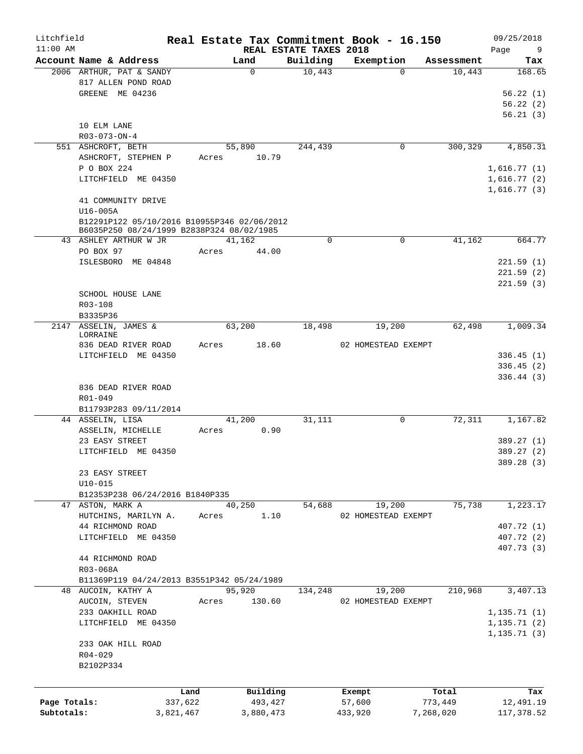Litchfield
11:00 AM

# Real Estate Tax Commitment Book - 16.150

REAL ESTATE TAXES 2018

09/25/2018

| Account Name & Address | Land | Building | Exemption | Assessment | Tax |
|---|---|---|---|---|---|
| 2006 ARTHUR, PAT & SANDY | 0 | 10,443 | 0 | 10,443 | 168.65 |
| 817 ALLEN POND ROAD | | | | | |
| GREENE ME 04236 | | | | | 56.22 (1) |
| | | | | | 56.22 (2) |
| | | | | | 56.21 (3) |
| 10 ELM LANE | | | | | |
| R03-073-ON-4 | | | | | |
| 551 ASHCROFT, BETH | 55,890 | 244,439 | 0 | 300,329 | 4,850.31 |
| ASHCROFT, STEPHEN P | Acres 10.79 | | | | |
| P O BOX 224 | | | | | 1,616.77 (1) |
| LITCHFIELD ME 04350 | | | | | 1,616.77 (2) |
| | | | | | 1,616.77 (3) |
| 41 COMMUNITY DRIVE | | | | | |
| U16-005A | | | | | |
| B12291P122 05/10/2016 B10955P346 02/06/2012 B6035P250 08/24/1999 B2838P324 08/02/1985 | | | | | |
| 43 ASHLEY ARTHUR W JR | 41,162 | 0 | 0 | 41,162 | 664.77 |
| PO BOX 97 | Acres 44.00 | | | | |
| ISLESBORO ME 04848 | | | | | 221.59 (1) |
| | | | | | 221.59 (2) |
| | | | | | 221.59 (3) |
| SCHOOL HOUSE LANE | | | | | |
| R03-108 | | | | | |
| B3335P36 | | | | | |
| 2147 ASSELIN, JAMES & LORRAINE | 63,200 | 18,498 | 19,200 | 62,498 | 1,009.34 |
| 836 DEAD RIVER ROAD | Acres 18.60 | | 02 HOMESTEAD EXEMPT | | |
| LITCHFIELD ME 04350 | | | | | 336.45 (1) |
| | | | | | 336.45 (2) |
| | | | | | 336.44 (3) |
| 836 DEAD RIVER ROAD | | | | | |
| R01-049 | | | | | |
| B11793P283 09/11/2014 | | | | | |
| 44 ASSELIN, LISA | 41,200 | 31,111 | 0 | 72,311 | 1,167.82 |
| ASSELIN, MICHELLE | Acres 0.90 | | | | |
| 23 EASY STREET | | | | | 389.27 (1) |
| LITCHFIELD ME 04350 | | | | | 389.27 (2) |
| | | | | | 389.28 (3) |
| 23 EASY STREET | | | | | |
| U10-015 | | | | | |
| B12353P238 06/24/2016 B1840P335 | | | | | |
| 47 ASTON, MARK A | 40,250 | 54,688 | 19,200 | 75,738 | 1,223.17 |
| HUTCHINS, MARILYN A. | Acres 1.10 | | 02 HOMESTEAD EXEMPT | | |
| 44 RICHMOND ROAD | | | | | 407.72 (1) |
| LITCHFIELD ME 04350 | | | | | 407.72 (2) |
| | | | | | 407.73 (3) |
| 44 RICHMOND ROAD | | | | | |
| R03-068A | | | | | |
| B11369P119 04/24/2013 B3551P342 05/24/1989 | | | | | |
| 48 AUCOIN, KATHY A | 95,920 | 134,248 | 19,200 | 210,968 | 3,407.13 |
| AUCOIN, STEVEN | Acres 130.60 | | 02 HOMESTEAD EXEMPT | | |
| 233 OAKHILL ROAD | | | | | 1,135.71 (1) |
| LITCHFIELD ME 04350 | | | | | 1,135.71 (2) |
| | | | | | 1,135.71 (3) |
| 233 OAK HILL ROAD | | | | | |
| R04-029 | | | | | |
| B2102P334 | | | | | |

| | Land | Building | Exempt | Total | Tax |
|---|---|---|---|---|---|
| Page Totals: | 337,622 | 493,427 | 57,600 | 773,449 | 12,491.19 |
| Subtotals: | 3,821,467 | 3,880,473 | 433,920 | 7,268,020 | 117,378.52 |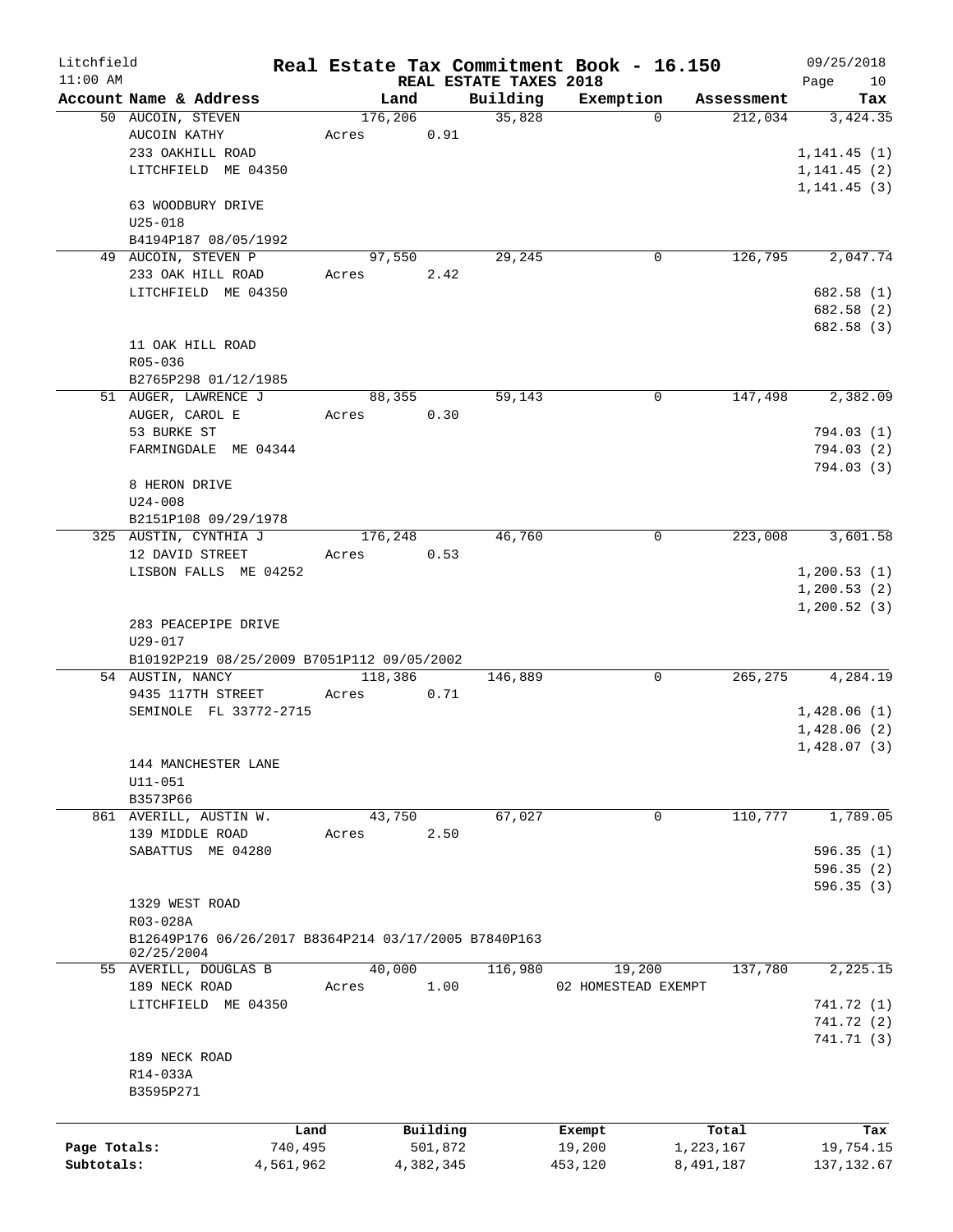Litchfield
11:00 AM

# Real Estate Tax Commitment Book - 16.150

## REAL ESTATE TAXES 2018

09/25/2018

| Account Name & Address | Land | Building | Exemption | Assessment | Tax |
|---|---|---|---|---|---|
| 50 AUCOIN, STEVEN | 176,206 | 35,828 | 0 | 212,034 | 3,424.35 |
| AUCOIN KATHY | Acres 0.91 | | | | |
| 233 OAKHILL ROAD | | | | | 1,141.45 (1) |
| LITCHFIELD ME 04350 | | | | | 1,141.45 (2) |
| | | | | | 1,141.45 (3) |
| 63 WOODBURY DRIVE | | | | | |
| U25-018 | | | | | |
| B4194P187 08/05/1992 | | | | | |
| 49 AUCOIN, STEVEN P | 97,550 | 29,245 | 0 | 126,795 | 2,047.74 |
| 233 OAK HILL ROAD | Acres 2.42 | | | | |
| LITCHFIELD ME 04350 | | | | | 682.58 (1) |
| | | | | | 682.58 (2) |
| | | | | | 682.58 (3) |
| 11 OAK HILL ROAD | | | | | |
| R05-036 | | | | | |
| B2765P298 01/12/1985 | | | | | |
| 51 AUGER, LAWRENCE J | 88,355 | 59,143 | 0 | 147,498 | 2,382.09 |
| AUGER, CAROL E | Acres 0.30 | | | | |
| 53 BURKE ST | | | | | 794.03 (1) |
| FARMINGDALE ME 04344 | | | | | 794.03 (2) |
| | | | | | 794.03 (3) |
| 8 HERON DRIVE | | | | | |
| U24-008 | | | | | |
| B2151P108 09/29/1978 | | | | | |
| 325 AUSTIN, CYNTHIA J | 176,248 | 46,760 | 0 | 223,008 | 3,601.58 |
| 12 DAVID STREET | Acres 0.53 | | | | |
| LISBON FALLS ME 04252 | | | | | 1,200.53 (1) |
| | | | | | 1,200.53 (2) |
| | | | | | 1,200.52 (3) |
| 283 PEACEPIPE DRIVE | | | | | |
| U29-017 | | | | | |
| B10192P219 08/25/2009 B7051P112 09/05/2002 | | | | | |
| 54 AUSTIN, NANCY | 118,386 | 146,889 | 0 | 265,275 | 4,284.19 |
| 9435 117TH STREET | Acres 0.71 | | | | |
| SEMINOLE FL 33772-2715 | | | | | 1,428.06 (1) |
| | | | | | 1,428.06 (2) |
| | | | | | 1,428.07 (3) |
| 144 MANCHESTER LANE | | | | | |
| U11-051 | | | | | |
| B3573P66 | | | | | |
| 861 AVERILL, AUSTIN W. | 43,750 | 67,027 | 0 | 110,777 | 1,789.05 |
| 139 MIDDLE ROAD | Acres 2.50 | | | | |
| SABATTUS ME 04280 | | | | | 596.35 (1) |
| | | | | | 596.35 (2) |
| | | | | | 596.35 (3) |
| 1329 WEST ROAD | | | | | |
| R03-028A | | | | | |
| B12649P176 06/26/2017 B8364P214 03/17/2005 B7840P163 02/25/2004 | | | | | |
| 55 AVERILL, DOUGLAS B | 40,000 | 116,980 | 19,200 | 137,780 | 2,225.15 |
| 189 NECK ROAD | Acres 1.00 | | 02 HOMESTEAD EXEMPT | | |
| LITCHFIELD ME 04350 | | | | | 741.72 (1) |
| | | | | | 741.72 (2) |
| | | | | | 741.71 (3) |
| 189 NECK ROAD | | | | | |
| R14-033A | | | | | |
| B3595P271 | | | | | |

| | Land | Building | Exempt | Total | Tax |
|---|---|---|---|---|---|
| Page Totals: | 740,495 | 501,872 | 19,200 | 1,223,167 | 19,754.15 |
| Subtotals: | 4,561,962 | 4,382,345 | 453,120 | 8,491,187 | 137,132.67 |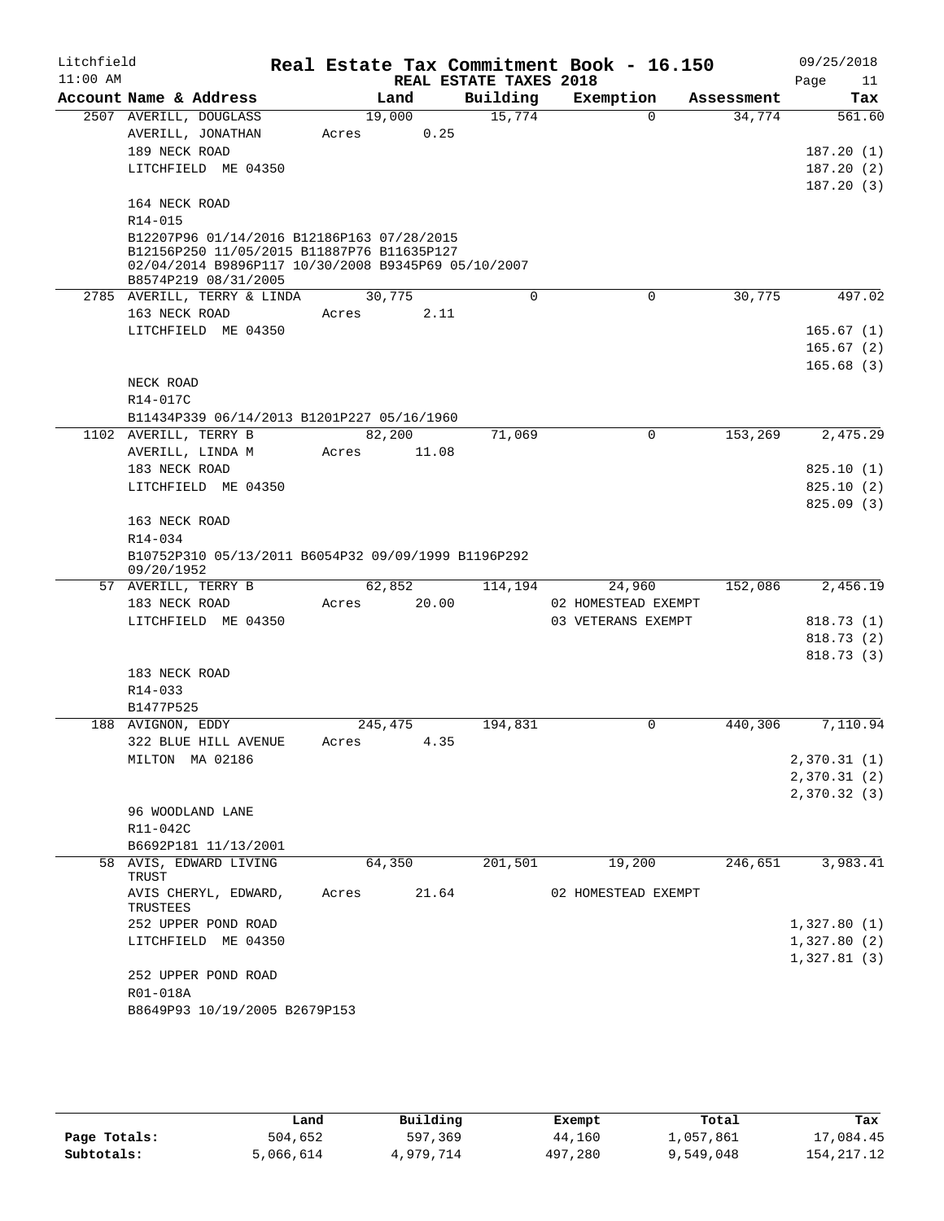Litchfield 11:00 AM

# Real Estate Tax Commitment Book - 16.150

REAL ESTATE TAXES 2018

09/25/2018

| Account Name & Address | Land | Building | Exemption | Assessment | Tax |
|---|---|---|---|---|---|
| 2507 AVERILL, DOUGLASS | 19,000 | 15,774 | 0 | 34,774 | 561.60 |
| AVERILL, JONATHAN | Acres 0.25 | | | | |
| 189 NECK ROAD | | | | | 187.20 (1) |
| LITCHFIELD ME 04350 | | | | | 187.20 (2) |
| | | | | | 187.20 (3) |
| 164 NECK ROAD | | | | | |
| R14-015 | | | | | |
| B12207P96 01/14/2016 B12186P163 07/28/2015 B12156P250 11/05/2015 B11887P76 B11635P127 02/04/2014 B9896P117 10/30/2008 B9345P69 05/10/2007 B8574P219 08/31/2005 | | | | | |
| 2785 AVERILL, TERRY & LINDA | 30,775 | 0 | 0 | 30,775 | 497.02 |
| 163 NECK ROAD | Acres 2.11 | | | | |
| LITCHFIELD ME 04350 | | | | | 165.67 (1) |
| | | | | | 165.67 (2) |
| | | | | | 165.68 (3) |
| NECK ROAD | | | | | |
| R14-017C | | | | | |
| B11434P339 06/14/2013 B1201P227 05/16/1960 | | | | | |
| 1102 AVERILL, TERRY B | 82,200 | 71,069 | 0 | 153,269 | 2,475.29 |
| AVERILL, LINDA M | Acres 11.08 | | | | |
| 183 NECK ROAD | | | | | 825.10 (1) |
| LITCHFIELD ME 04350 | | | | | 825.10 (2) |
| | | | | | 825.09 (3) |
| 163 NECK ROAD | | | | | |
| R14-034 | | | | | |
| B10752P310 05/13/2011 B6054P32 09/09/1999 B1196P292 09/20/1952 | | | | | |
| 57 AVERILL, TERRY B | 62,852 | 114,194 | 24,960 | 152,086 | 2,456.19 |
| 183 NECK ROAD | Acres 20.00 | | 02 HOMESTEAD EXEMPT | | |
| LITCHFIELD ME 04350 | | | 03 VETERANS EXEMPT | | 818.73 (1) |
| | | | | | 818.73 (2) |
| | | | | | 818.73 (3) |
| 183 NECK ROAD | | | | | |
| R14-033 | | | | | |
| B1477P525 | | | | | |
| 188 AVIGNON, EDDY | 245,475 | 194,831 | 0 | 440,306 | 7,110.94 |
| 322 BLUE HILL AVENUE | Acres 4.35 | | | | |
| MILTON MA 02186 | | | | | 2,370.31 (1) |
| | | | | | 2,370.31 (2) |
| | | | | | 2,370.32 (3) |
| 96 WOODLAND LANE | | | | | |
| R11-042C | | | | | |
| B6692P181 11/13/2001 | | | | | |
| 58 AVIS, EDWARD LIVING TRUST | 64,350 | 201,501 | 19,200 | 246,651 | 3,983.41 |
| AVIS CHERYL, EDWARD, TRUSTEES | Acres 21.64 | | 02 HOMESTEAD EXEMPT | | |
| 252 UPPER POND ROAD | | | | | 1,327.80 (1) |
| LITCHFIELD ME 04350 | | | | | 1,327.80 (2) |
| | | | | | 1,327.81 (3) |
| 252 UPPER POND ROAD | | | | | |
| R01-018A | | | | | |
| B8649P93 10/19/2005 B2679P153 | | | | | |

| | Land | Building | Exempt | Total | Tax |
|---|---|---|---|---|---|
| Page Totals: | 504,652 | 597,369 | 44,160 | 1,057,861 | 17,084.45 |
| Subtotals: | 5,066,614 | 4,979,714 | 497,280 | 9,549,048 | 154,217.12 |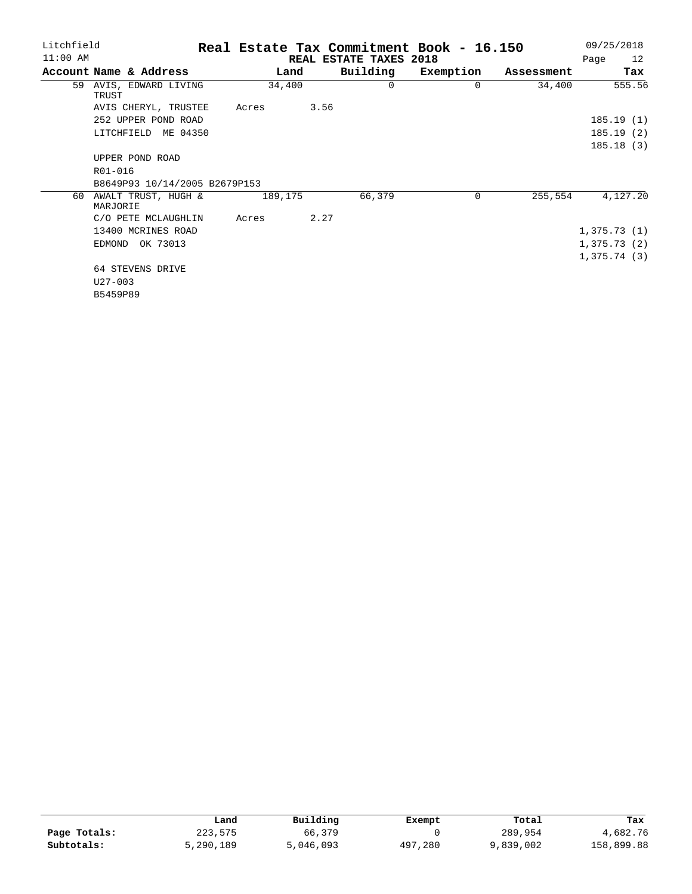# Real Estate Tax Commitment Book - 16.150

Litchfield
11:00 AM

REAL ESTATE TAXES 2018

09/25/2018

| Account Name & Address | Land | Building | Exemption | Assessment | Tax |
|---|---|---|---|---|---|
| 59 AVIS, EDWARD LIVING TRUST | 34,400 | 0 | 0 | 34,400 | 555.56 |
| AVIS CHERYL, TRUSTEE | Acres 3.56 | | | | |
| 252 UPPER POND ROAD | | | | | 185.19 (1) |
| LITCHFIELD ME 04350 | | | | | 185.19 (2) |
| | | | | | 185.18 (3) |
| UPPER POND ROAD | | | | | |
| R01-016 | | | | | |
| B8649P93 10/14/2005 B2679P153 | | | | | |
| 60 AWALT TRUST, HUGH & MARJORIE | 189,175 | 66,379 | 0 | 255,554 | 4,127.20 |
| C/O PETE MCLAUGHLIN | Acres 2.27 | | | | |
| 13400 MCRINES ROAD | | | | | 1,375.73 (1) |
| EDMOND OK 73013 | | | | | 1,375.73 (2) |
| | | | | | 1,375.74 (3) |
| 64 STEVENS DRIVE | | | | | |
| U27-003 | | | | | |
| B5459P89 | | | | | |

| | Land | Building | Exempt | Total | Tax |
|---|---|---|---|---|---|
| **Page Totals:** | 223,575 | 66,379 | 0 | 289,954 | 4,682.76 |
| **Subtotals:** | 5,290,189 | 5,046,093 | 497,280 | 9,839,002 | 158,899.88 |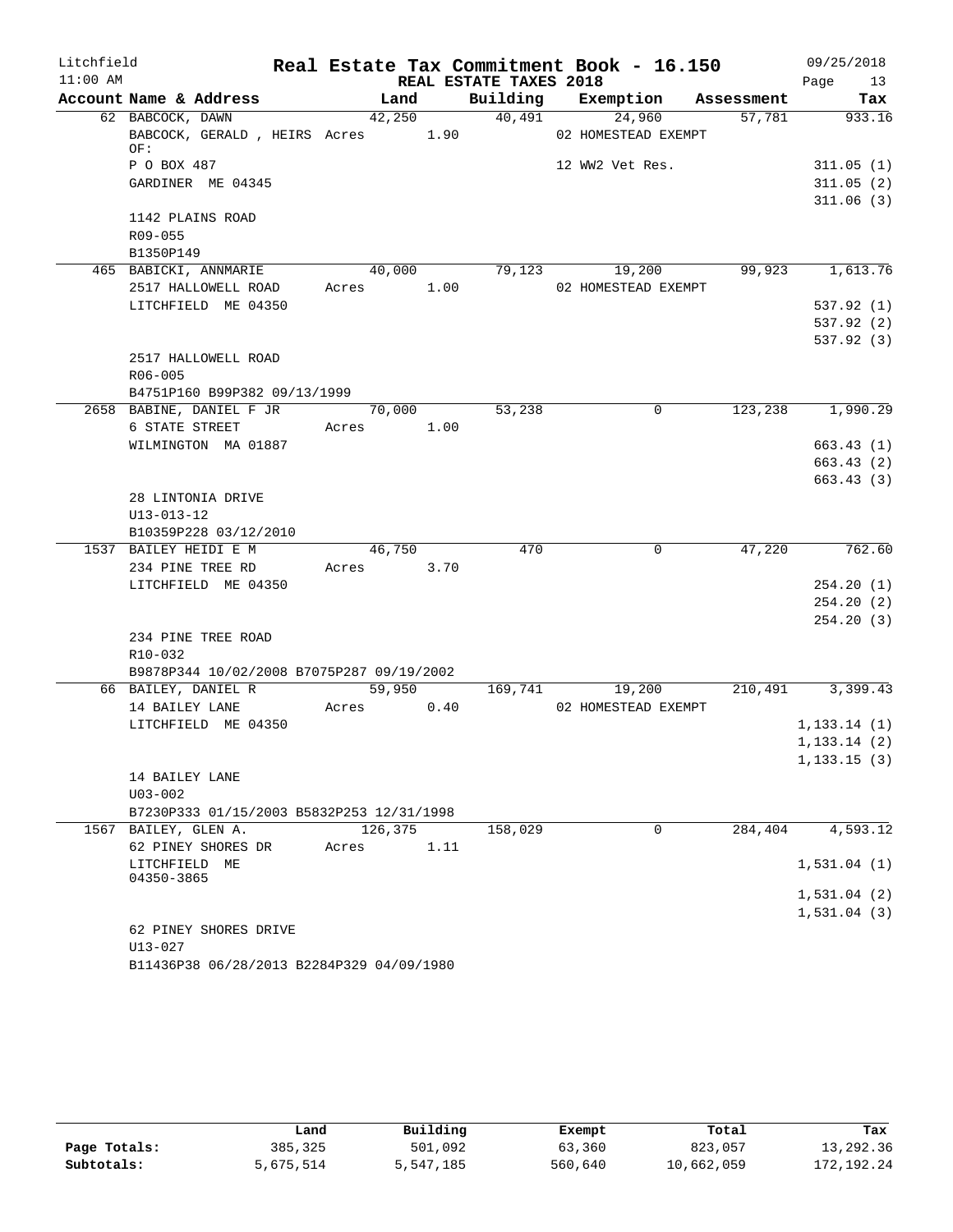Litchfield 11:00 AM

# Real Estate Tax Commitment Book - 16.150

REAL ESTATE TAXES 2018

09/25/2018 Page 13

| Account Name & Address | Land | Building | Exemption | Assessment | Tax |
|---|---|---|---|---|---|
| 62 BABCOCK, DAWN | 42,250 | 40,491 | 24,960 | 57,781 | 933.16 |
| BABCOCK, GERALD , HEIRS OF: | Acres 1.90 | | 02 HOMESTEAD EXEMPT | | |
| P O BOX 487 | | | 12 WW2 Vet Res. | | 311.05 (1) |
| GARDINER ME 04345 | | | | | 311.05 (2) |
| | | | | | 311.06 (3) |
| 1142 PLAINS ROAD | | | | | |
| R09-055 | | | | | |
| B1350P149 | | | | | |
| 465 BABICKI, ANNMARIE | 40,000 | 79,123 | 19,200 | 99,923 | 1,613.76 |
| 2517 HALLOWELL ROAD | Acres 1.00 | | 02 HOMESTEAD EXEMPT | | |
| LITCHFIELD ME 04350 | | | | | 537.92 (1) |
| | | | | | 537.92 (2) |
| | | | | | 537.92 (3) |
| 2517 HALLOWELL ROAD | | | | | |
| R06-005 | | | | | |
| B4751P160 B99P382 09/13/1999 | | | | | |
| 2658 BABINE, DANIEL F JR | 70,000 | 53,238 | 0 | 123,238 | 1,990.29 |
| 6 STATE STREET | Acres 1.00 | | | | |
| WILMINGTON MA 01887 | | | | | 663.43 (1) |
| | | | | | 663.43 (2) |
| | | | | | 663.43 (3) |
| 28 LINTONIA DRIVE | | | | | |
| U13-013-12 | | | | | |
| B10359P228 03/12/2010 | | | | | |
| 1537 BAILEY HEIDI E M | 46,750 | 470 | 0 | 47,220 | 762.60 |
| 234 PINE TREE RD | Acres 3.70 | | | | |
| LITCHFIELD ME 04350 | | | | | 254.20 (1) |
| | | | | | 254.20 (2) |
| | | | | | 254.20 (3) |
| 234 PINE TREE ROAD | | | | | |
| R10-032 | | | | | |
| B9878P344 10/02/2008 B7075P287 09/19/2002 | | | | | |
| 66 BAILEY, DANIEL R | 59,950 | 169,741 | 19,200 | 210,491 | 3,399.43 |
| 14 BAILEY LANE | Acres 0.40 | | 02 HOMESTEAD EXEMPT | | |
| LITCHFIELD ME 04350 | | | | | 1,133.14 (1) |
| | | | | | 1,133.14 (2) |
| | | | | | 1,133.15 (3) |
| 14 BAILEY LANE | | | | | |
| U03-002 | | | | | |
| B7230P333 01/15/2003 B5832P253 12/31/1998 | | | | | |
| 1567 BAILEY, GLEN A. | 126,375 | 158,029 | 0 | 284,404 | 4,593.12 |
| 62 PINEY SHORES DR | Acres 1.11 | | | | |
| LITCHFIELD ME 04350-3865 | | | | | 1,531.04 (1) |
| | | | | | 1,531.04 (2) |
| | | | | | 1,531.04 (3) |
| 62 PINEY SHORES DRIVE | | | | | |
| U13-027 | | | | | |
| B11436P38 06/28/2013 B2284P329 04/09/1980 | | | | | |

| | Land | Building | Exempt | Total | Tax |
|---|---|---|---|---|---|
| Page Totals: | 385,325 | 501,092 | 63,360 | 823,057 | 13,292.36 |
| Subtotals: | 5,675,514 | 5,547,185 | 560,640 | 10,662,059 | 172,192.24 |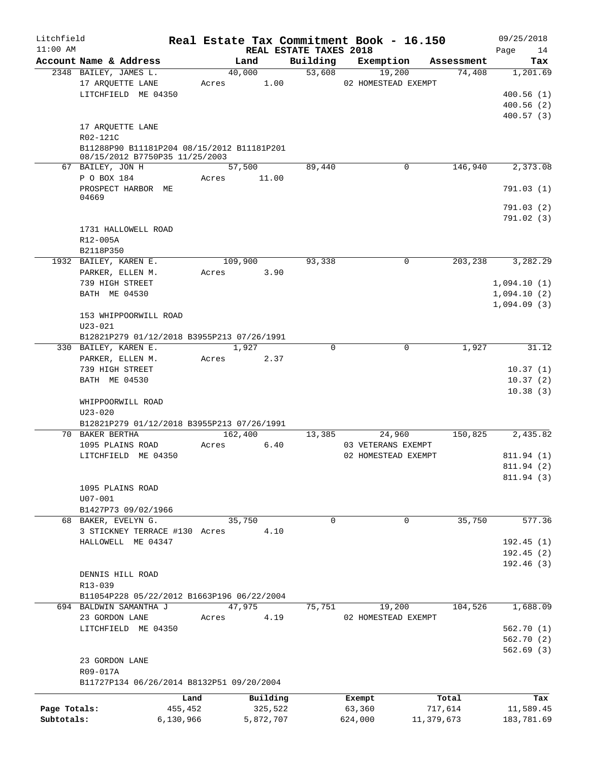Litchfield
11:00 AM

# Real Estate Tax Commitment Book - 16.150

REAL ESTATE TAXES 2018

09/25/2018

| Account Name & Address | Land | Building | Exemption | Assessment | Tax |
|---|---|---|---|---|---|
| 2348 BAILEY, JAMES L. | 40,000 | 53,608 | 19,200 | 74,408 | 1,201.69 |
| 17 ARQUETTE LANE | Acres 1.00 | | 02 HOMESTEAD EXEMPT | | |
| LITCHFIELD ME 04350 | | | | | 400.56 (1) |
| | | | | | 400.56 (2) |
| | | | | | 400.57 (3) |
| 17 ARQUETTE LANE | | | | | |
| R02-121C | | | | | |
| B11288P90 B11181P204 08/15/2012 B11181P201 08/15/2012 B7750P35 11/25/2003 | | | | | |
| 67 BAILEY, JON H | 57,500 | 89,440 | 0 | 146,940 | 2,373.08 |
| P O BOX 184 | Acres 11.00 | | | | |
| PROSPECT HARBOR ME 04669 | | | | | 791.03 (1) |
| | | | | | 791.03 (2) |
| | | | | | 791.02 (3) |
| 1731 HALLOWELL ROAD | | | | | |
| R12-005A | | | | | |
| B2118P350 | | | | | |
| 1932 BAILEY, KAREN E. | 109,900 | 93,338 | 0 | 203,238 | 3,282.29 |
| PARKER, ELLEN M. | Acres 3.90 | | | | |
| 739 HIGH STREET | | | | | 1,094.10 (1) |
| BATH ME 04530 | | | | | 1,094.10 (2) |
| | | | | | 1,094.09 (3) |
| 153 WHIPPOORWILL ROAD | | | | | |
| U23-021 | | | | | |
| B12821P279 01/12/2018 B3955P213 07/26/1991 | | | | | |
| 330 BAILEY, KAREN E. | 1,927 | 0 | 0 | 1,927 | 31.12 |
| PARKER, ELLEN M. | Acres 2.37 | | | | |
| 739 HIGH STREET | | | | | 10.37 (1) |
| BATH ME 04530 | | | | | 10.37 (2) |
| | | | | | 10.38 (3) |
| WHIPPOORWILL ROAD | | | | | |
| U23-020 | | | | | |
| B12821P279 01/12/2018 B3955P213 07/26/1991 | | | | | |
| 70 BAKER BERTHA | 162,400 | 13,385 | 24,960 | 150,825 | 2,435.82 |
| 1095 PLAINS ROAD | Acres 6.40 | | 03 VETERANS EXEMPT | | |
| LITCHFIELD ME 04350 | | | 02 HOMESTEAD EXEMPT | | 811.94 (1) |
| | | | | | 811.94 (2) |
| | | | | | 811.94 (3) |
| 1095 PLAINS ROAD | | | | | |
| U07-001 | | | | | |
| B1427P73 09/02/1966 | | | | | |
| 68 BAKER, EVELYN G. | 35,750 | 0 | 0 | 35,750 | 577.36 |
| 3 STICKNEY TERRACE #130 | Acres 4.10 | | | | |
| HALLOWELL ME 04347 | | | | | 192.45 (1) |
| | | | | | 192.45 (2) |
| | | | | | 192.46 (3) |
| DENNIS HILL ROAD | | | | | |
| R13-039 | | | | | |
| B11054P228 05/22/2012 B1663P196 06/22/2004 | | | | | |
| 694 BALDWIN SAMANTHA J | 47,975 | 75,751 | 19,200 | 104,526 | 1,688.09 |
| 23 GORDON LANE | Acres 4.19 | | 02 HOMESTEAD EXEMPT | | |
| LITCHFIELD ME 04350 | | | | | 562.70 (1) |
| | | | | | 562.70 (2) |
| | | | | | 562.69 (3) |
| 23 GORDON LANE | | | | | |
| R09-017A | | | | | |
| B11727P134 06/26/2014 B8132P51 09/20/2004 | | | | | |

| | Land | Building | Exempt | Total | Tax |
|---|---|---|---|---|---|
| Page Totals: | 455,452 | 325,522 | 63,360 | 717,614 | 11,589.45 |
| Subtotals: | 6,130,966 | 5,872,707 | 624,000 | 11,379,673 | 183,781.69 |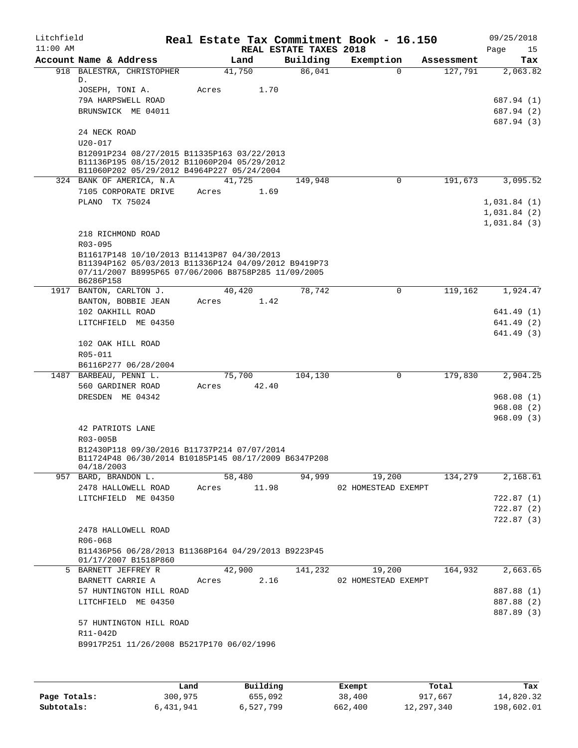Litchfield 11:00 AM

# Real Estate Tax Commitment Book - 16.150

REAL ESTATE TAXES 2018

09/25/2018

| Account Name & Address | Land | Building | Exemption | Assessment | Tax |
|---|---|---|---|---|---|
| 918 BALESTRA, CHRISTOPHER D. | 41,750 | 86,041 | 0 | 127,791 | 2,063.82 |
| JOSEPH, TONI A. | Acres 1.70 | | | | |
| 79A HARPSWELL ROAD | | | | | 687.94 (1) |
| BRUNSWICK ME 04011 | | | | | 687.94 (2) |
| | | | | | 687.94 (3) |
| 24 NECK ROAD | | | | | |
| U20-017 | | | | | |
| B12091P234 08/27/2015 B11335P163 03/22/2013 B11136P195 08/15/2012 B11060P204 05/29/2012 B11060P202 05/29/2012 B4964P227 05/24/2004 | | | | | |
| 324 BANK OF AMERICA, N.A | 41,725 | 149,948 | 0 | 191,673 | 3,095.52 |
| 7105 CORPORATE DRIVE | Acres 1.69 | | | | |
| PLANO TX 75024 | | | | | 1,031.84 (1) |
| | | | | | 1,031.84 (2) |
| | | | | | 1,031.84 (3) |
| 218 RICHMOND ROAD | | | | | |
| R03-095 | | | | | |
| B11617P148 10/10/2013 B11413P87 04/30/2013 B11394P162 05/03/2013 B11336P124 04/09/2012 B9419P73 07/11/2007 B8995P65 07/06/2006 B8758P285 11/09/2005 B6286P158 | | | | | |
| 1917 BANTON, CARLTON J. | 40,420 | 78,742 | 0 | 119,162 | 1,924.47 |
| BANTON, BOBBIE JEAN | Acres 1.42 | | | | |
| 102 OAKHILL ROAD | | | | | 641.49 (1) |
| LITCHFIELD ME 04350 | | | | | 641.49 (2) |
| | | | | | 641.49 (3) |
| 102 OAK HILL ROAD | | | | | |
| R05-011 | | | | | |
| B6116P277 06/28/2004 | | | | | |
| 1487 BARBEAU, PENNI L. | 75,700 | 104,130 | 0 | 179,830 | 2,904.25 |
| 560 GARDINER ROAD | Acres 42.40 | | | | |
| DRESDEN ME 04342 | | | | | 968.08 (1) |
| | | | | | 968.08 (2) |
| | | | | | 968.09 (3) |
| 42 PATRIOTS LANE | | | | | |
| R03-005B | | | | | |
| B12430P118 09/30/2016 B11737P214 07/07/2014 B11724P48 06/30/2014 B10185P145 08/17/2009 B6347P208 04/18/2003 | | | | | |
| 957 BARD, BRANDON L. | 58,480 | 94,999 | 19,200 | 134,279 | 2,168.61 |
| 2478 HALLOWELL ROAD | Acres 11.98 | | 02 HOMESTEAD EXEMPT | | |
| LITCHFIELD ME 04350 | | | | | 722.87 (1) |
| | | | | | 722.87 (2) |
| | | | | | 722.87 (3) |
| 2478 HALLOWELL ROAD | | | | | |
| R06-068 | | | | | |
| B11436P56 06/28/2013 B11368P164 04/29/2013 B9223P45 01/17/2007 B1518P860 | | | | | |
| 5 BARNETT JEFFREY R | 42,900 | 141,232 | 19,200 | 164,932 | 2,663.65 |
| BARNETT CARRIE A | Acres 2.16 | | 02 HOMESTEAD EXEMPT | | |
| 57 HUNTINGTON HILL ROAD | | | | | 887.88 (1) |
| LITCHFIELD ME 04350 | | | | | 887.88 (2) |
| | | | | | 887.89 (3) |
| 57 HUNTINGTON HILL ROAD | | | | | |
| R11-042D | | | | | |
| B9917P251 11/26/2008 B5217P170 06/02/1996 | | | | | |

| | Land | Building | Exempt | Total | Tax |
|---|---|---|---|---|---|
| Page Totals: | 300,975 | 655,092 | 38,400 | 917,667 | 14,820.32 |
| Subtotals: | 6,431,941 | 6,527,799 | 662,400 | 12,297,340 | 198,602.01 |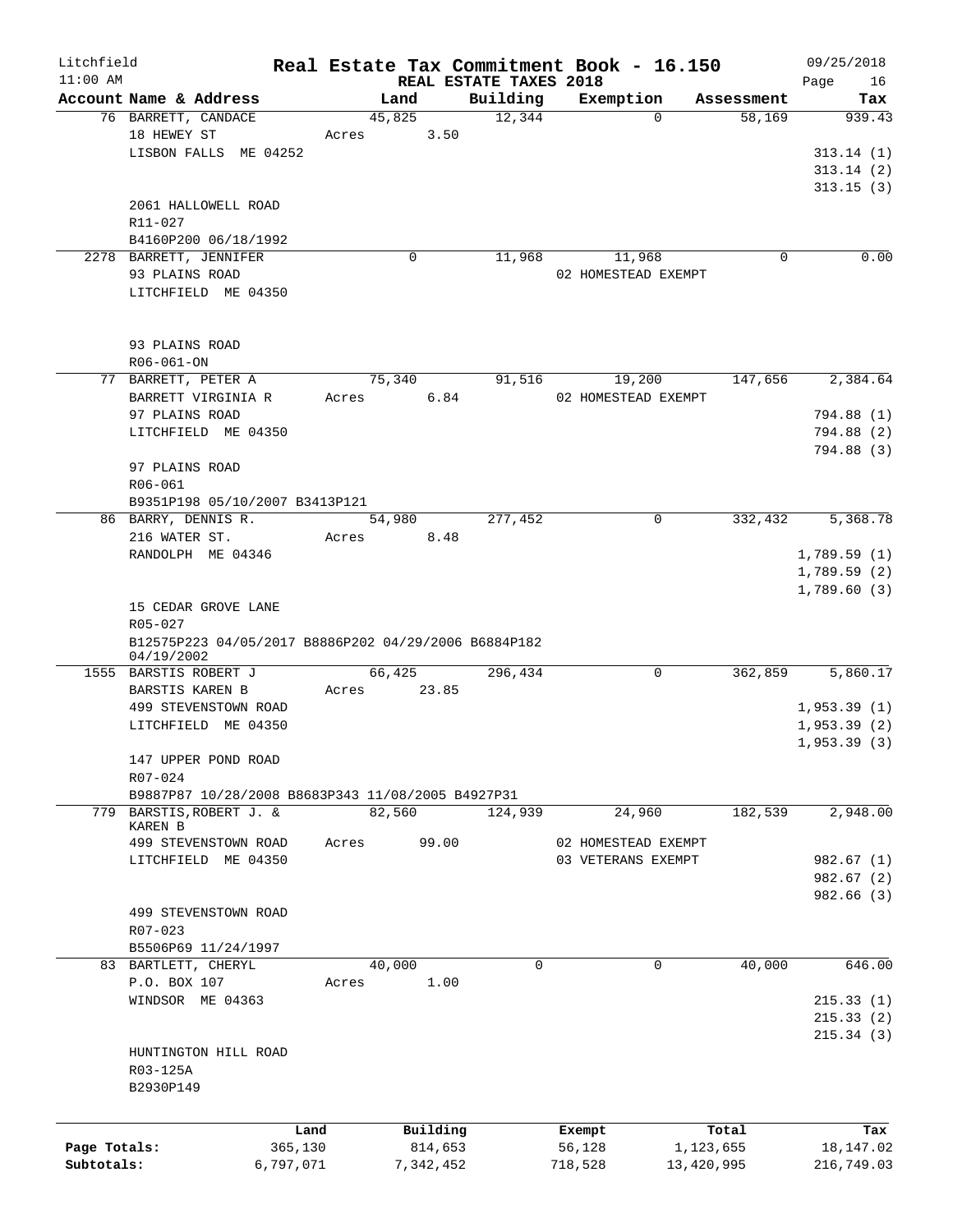# Real Estate Tax Commitment Book - 16.150

Litchfield
11:00 AM

REAL ESTATE TAXES 2018

09/25/2018

| Account Name & Address | Land | Building | Exemption | Assessment | Tax |
|---|---|---|---|---|---|
| 76 BARRETT, CANDACE | 45,825 | 12,344 | 0 | 58,169 | 939.43 |
| 18 HEWEY ST | Acres 3.50 | | | | |
| LISBON FALLS ME 04252 | | | | | 313.14 (1) |
| | | | | | 313.14 (2) |
| | | | | | 313.15 (3) |
| 2061 HALLOWELL ROAD | | | | | |
| R11-027 | | | | | |
| B4160P200 06/18/1992 | | | | | |
| 2278 BARRETT, JENNIFER | 0 | 11,968 | 11,968 | 0 | 0.00 |
| 93 PLAINS ROAD | | | 02 HOMESTEAD EXEMPT | | |
| LITCHFIELD ME 04350 | | | | | |
| 93 PLAINS ROAD | | | | | |
| R06-061-ON | | | | | |
| 77 BARRETT, PETER A | 75,340 | 91,516 | 19,200 | 147,656 | 2,384.64 |
| BARRETT VIRGINIA R | Acres 6.84 | | 02 HOMESTEAD EXEMPT | | |
| 97 PLAINS ROAD | | | | | 794.88 (1) |
| LITCHFIELD ME 04350 | | | | | 794.88 (2) |
| | | | | | 794.88 (3) |
| 97 PLAINS ROAD | | | | | |
| R06-061 | | | | | |
| B9351P198 05/10/2007 B3413P121 | | | | | |
| 86 BARRY, DENNIS R. | 54,980 | 277,452 | 0 | 332,432 | 5,368.78 |
| 216 WATER ST. | Acres 8.48 | | | | |
| RANDOLPH ME 04346 | | | | | 1,789.59 (1) |
| | | | | | 1,789.59 (2) |
| | | | | | 1,789.60 (3) |
| 15 CEDAR GROVE LANE | | | | | |
| R05-027 | | | | | |
| B12575P223 04/05/2017 B8886P202 04/29/2006 B6884P182 04/19/2002 | | | | | |
| 1555 BARSTIS ROBERT J | 66,425 | 296,434 | 0 | 362,859 | 5,860.17 |
| BARSTIS KAREN B | Acres 23.85 | | | | |
| 499 STEVENSTOWN ROAD | | | | | 1,953.39 (1) |
| LITCHFIELD ME 04350 | | | | | 1,953.39 (2) |
| | | | | | 1,953.39 (3) |
| 147 UPPER POND ROAD | | | | | |
| R07-024 | | | | | |
| B9887P87 10/28/2008 B8683P343 11/08/2005 B4927P31 | | | | | |
| 779 BARSTIS,ROBERT J. & KAREN B | 82,560 | 124,939 | 24,960 | 182,539 | 2,948.00 |
| 499 STEVENSTOWN ROAD | Acres 99.00 | | 02 HOMESTEAD EXEMPT | | |
| LITCHFIELD ME 04350 | | | 03 VETERANS EXEMPT | | 982.67 (1) |
| | | | | | 982.67 (2) |
| | | | | | 982.66 (3) |
| 499 STEVENSTOWN ROAD | | | | | |
| R07-023 | | | | | |
| B5506P69 11/24/1997 | | | | | |
| 83 BARTLETT, CHERYL | 40,000 | 0 | 0 | 40,000 | 646.00 |
| P.O. BOX 107 | Acres 1.00 | | | | |
| WINDSOR ME 04363 | | | | | 215.33 (1) |
| | | | | | 215.33 (2) |
| | | | | | 215.34 (3) |
| HUNTINGTON HILL ROAD | | | | | |
| R03-125A | | | | | |
| B2930P149 | | | | | |

| | Land | Building | Exempt | Total | Tax |
|---|---|---|---|---|---|
| Page Totals: | 365,130 | 814,653 | 56,128 | 1,123,655 | 18,147.02 |
| Subtotals: | 6,797,071 | 7,342,452 | 718,528 | 13,420,995 | 216,749.03 |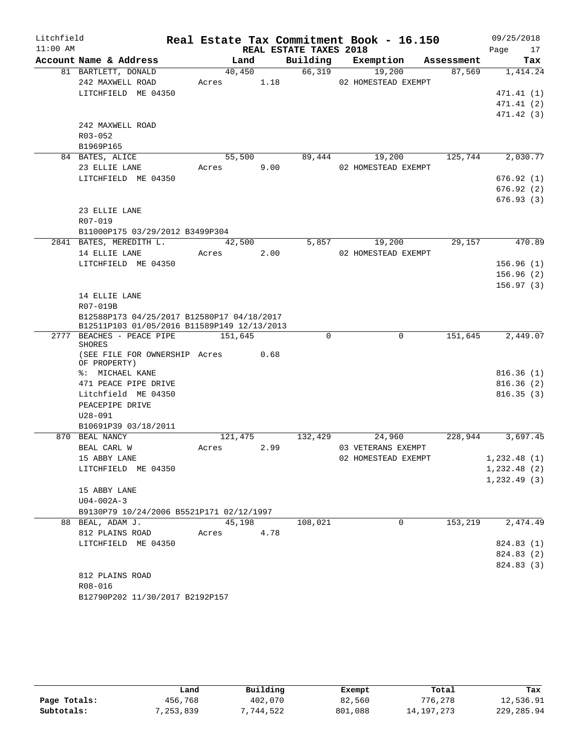# Real Estate Tax Commitment Book - 16.150

Litchfield
11:00 AM

REAL ESTATE TAXES 2018

09/25/2018

| Account | Name & Address | Land | Building | Exemption | Assessment | Tax |
|---|---|---|---|---|---|---|
| 81 | BARTLETT, DONALD | 40,450 | 66,319 | 19,200 | 87,569 | 1,414.24 |
| | 242 MAXWELL ROAD | Acres 1.18 | | 02 HOMESTEAD EXEMPT | | |
| | LITCHFIELD ME 04350 | | | | | 471.41 (1) |
| | | | | | | 471.41 (2) |
| | | | | | | 471.42 (3) |
| | 242 MAXWELL ROAD | | | | | |
| | R03-052 | | | | | |
| | B1969P165 | | | | | |
| 84 | BATES, ALICE | 55,500 | 89,444 | 19,200 | 125,744 | 2,030.77 |
| | 23 ELLIE LANE | Acres 9.00 | | 02 HOMESTEAD EXEMPT | | |
| | LITCHFIELD ME 04350 | | | | | 676.92 (1) |
| | | | | | | 676.92 (2) |
| | | | | | | 676.93 (3) |
| | 23 ELLIE LANE | | | | | |
| | R07-019 | | | | | |
| | B11000P175 03/29/2012 B3499P304 | | | | | |
| 2841 | BATES, MEREDITH L. | 42,500 | 5,857 | 19,200 | 29,157 | 470.89 |
| | 14 ELLIE LANE | Acres 2.00 | | 02 HOMESTEAD EXEMPT | | |
| | LITCHFIELD ME 04350 | | | | | 156.96 (1) |
| | | | | | | 156.96 (2) |
| | | | | | | 156.97 (3) |
| | 14 ELLIE LANE | | | | | |
| | R07-019B | | | | | |
| | B12588P173 04/25/2017 B12580P17 04/18/2017 B12511P103 01/05/2016 B11589P149 12/13/2013 | | | | | |
| 2777 | BEACHES - PEACE PIPE SHORES | 151,645 | 0 | 0 | 151,645 | 2,449.07 |
| | (SEE FILE FOR OWNERSHIP OF PROPERTY) | Acres 0.68 | | | | |
| | %: MICHAEL KANE | | | | | 816.36 (1) |
| | 471 PEACE PIPE DRIVE | | | | | 816.36 (2) |
| | Litchfield ME 04350 | | | | | 816.35 (3) |
| | PEACEPIPE DRIVE | | | | | |
| | U28-091 | | | | | |
| | B10691P39 03/18/2011 | | | | | |
| 870 | BEAL NANCY | 121,475 | 132,429 | 24,960 | 228,944 | 3,697.45 |
| | BEAL CARL W | Acres 2.99 | | 03 VETERANS EXEMPT | | |
| | 15 ABBY LANE | | | 02 HOMESTEAD EXEMPT | | 1,232.48 (1) |
| | LITCHFIELD ME 04350 | | | | | 1,232.48 (2) |
| | | | | | | 1,232.49 (3) |
| | 15 ABBY LANE | | | | | |
| | U04-002A-3 | | | | | |
| | B9130P79 10/24/2006 B5521P171 02/12/1997 | | | | | |
| 88 | BEAL, ADAM J. | 45,198 | 108,021 | 0 | 153,219 | 2,474.49 |
| | 812 PLAINS ROAD | Acres 4.78 | | | | |
| | LITCHFIELD ME 04350 | | | | | 824.83 (1) |
| | | | | | | 824.83 (2) |
| | | | | | | 824.83 (3) |
| | 812 PLAINS ROAD | | | | | |
| | R08-016 | | | | | |
| | B12790P202 11/30/2017 B2192P157 | | | | | |

| | Land | Building | Exempt | Total | Tax |
|---|---|---|---|---|---|
| Page Totals: | 456,768 | 402,070 | 82,560 | 776,278 | 12,536.91 |
| Subtotals: | 7,253,839 | 7,744,522 | 801,088 | 14,197,273 | 229,285.94 |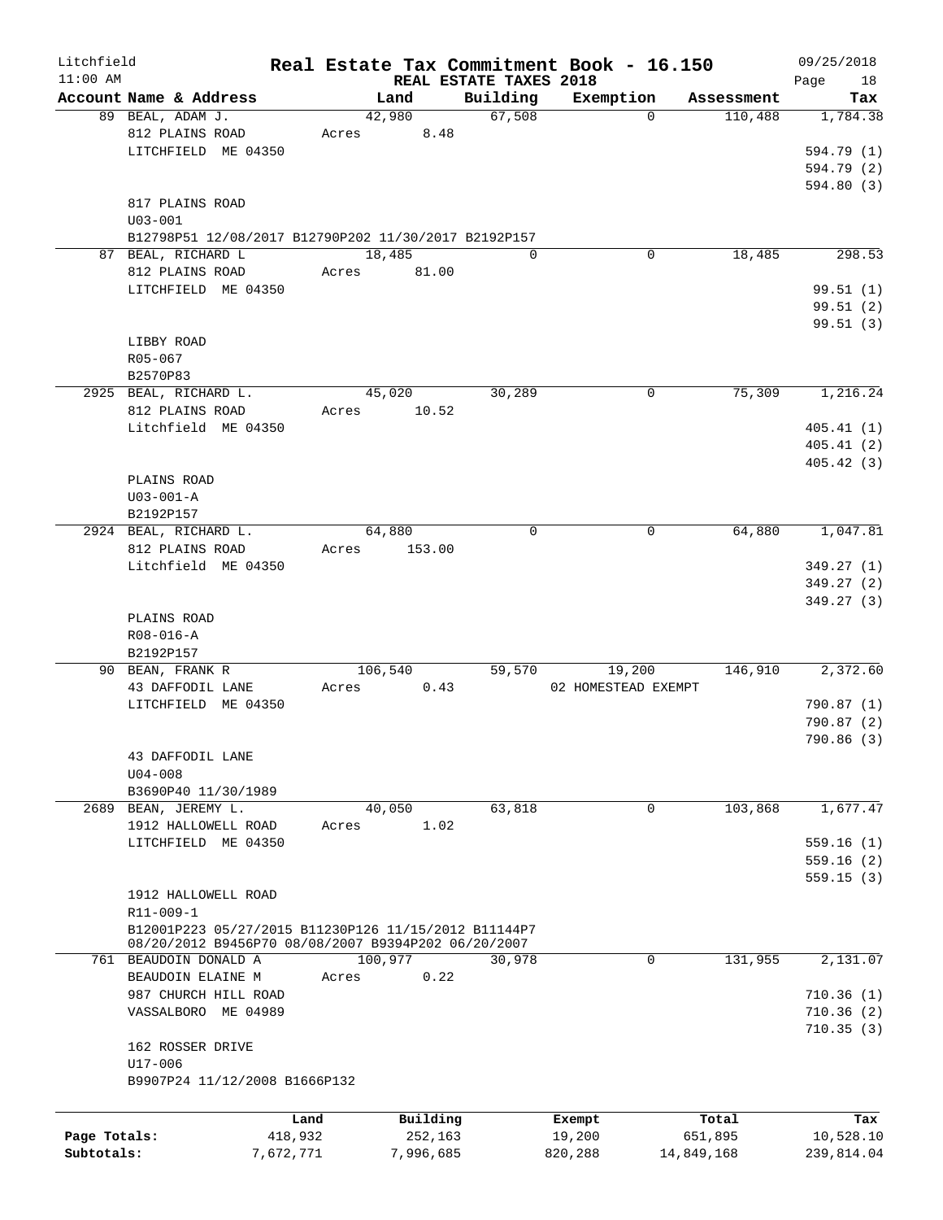# Litchfield — Real Estate Tax Commitment Book - 16.150

11:00 AM — REAL ESTATE TAXES 2018 — 09/25/2018

| Account Name & Address | Land | Building | Exemption | Assessment | Tax |
|---|---|---|---|---|---|
| 89 BEAL, ADAM J. | 42,980 | 67,508 | 0 | 110,488 | 1,784.38 |
| 812 PLAINS ROAD | Acres 8.48 | | | | |
| LITCHFIELD ME 04350 | | | | | 594.79 (1) |
| | | | | | 594.79 (2) |
| | | | | | 594.80 (3) |
| 817 PLAINS ROAD | | | | | |
| U03-001 | | | | | |
| B12798P51 12/08/2017 B12790P202 11/30/2017 B2192P157 | | | | | |
| 87 BEAL, RICHARD L | 18,485 | 0 | 0 | 18,485 | 298.53 |
| 812 PLAINS ROAD | Acres 81.00 | | | | |
| LITCHFIELD ME 04350 | | | | | 99.51 (1) |
| | | | | | 99.51 (2) |
| | | | | | 99.51 (3) |
| LIBBY ROAD | | | | | |
| R05-067 | | | | | |
| B2570P83 | | | | | |
| 2925 BEAL, RICHARD L. | 45,020 | 30,289 | 0 | 75,309 | 1,216.24 |
| 812 PLAINS ROAD | Acres 10.52 | | | | |
| Litchfield ME 04350 | | | | | 405.41 (1) |
| | | | | | 405.41 (2) |
| | | | | | 405.42 (3) |
| PLAINS ROAD | | | | | |
| U03-001-A | | | | | |
| B2192P157 | | | | | |
| 2924 BEAL, RICHARD L. | 64,880 | 0 | 0 | 64,880 | 1,047.81 |
| 812 PLAINS ROAD | Acres 153.00 | | | | |
| Litchfield ME 04350 | | | | | 349.27 (1) |
| | | | | | 349.27 (2) |
| | | | | | 349.27 (3) |
| PLAINS ROAD | | | | | |
| R08-016-A | | | | | |
| B2192P157 | | | | | |
| 90 BEAN, FRANK R | 106,540 | 59,570 | 19,200 | 146,910 | 2,372.60 |
| 43 DAFFODIL LANE | Acres 0.43 | | 02 HOMESTEAD EXEMPT | | |
| LITCHFIELD ME 04350 | | | | | 790.87 (1) |
| | | | | | 790.87 (2) |
| | | | | | 790.86 (3) |
| 43 DAFFODIL LANE | | | | | |
| U04-008 | | | | | |
| B3690P40 11/30/1989 | | | | | |
| 2689 BEAN, JEREMY L. | 40,050 | 63,818 | 0 | 103,868 | 1,677.47 |
| 1912 HALLOWELL ROAD | Acres 1.02 | | | | |
| LITCHFIELD ME 04350 | | | | | 559.16 (1) |
| | | | | | 559.16 (2) |
| | | | | | 559.15 (3) |
| 1912 HALLOWELL ROAD | | | | | |
| R11-009-1 | | | | | |
| B12001P223 05/27/2015 B11230P126 11/15/2012 B11144P7 08/20/2012 B9456P70 08/08/2007 B9394P202 06/20/2007 | | | | | |
| 761 BEAUDOIN DONALD A | 100,977 | 30,978 | 0 | 131,955 | 2,131.07 |
| BEAUDOIN ELAINE M | Acres 0.22 | | | | |
| 987 CHURCH HILL ROAD | | | | | 710.36 (1) |
| VASSALBORO ME 04989 | | | | | 710.36 (2) |
| | | | | | 710.35 (3) |
| 162 ROSSER DRIVE | | | | | |
| U17-006 | | | | | |
| B9907P24 11/12/2008 B1666P132 | | | | | |

| | Land | Building | Exempt | Total | Tax |
|---|---|---|---|---|---|
| Page Totals: | 418,932 | 252,163 | 19,200 | 651,895 | 10,528.10 |
| Subtotals: | 7,672,771 | 7,996,685 | 820,288 | 14,849,168 | 239,814.04 |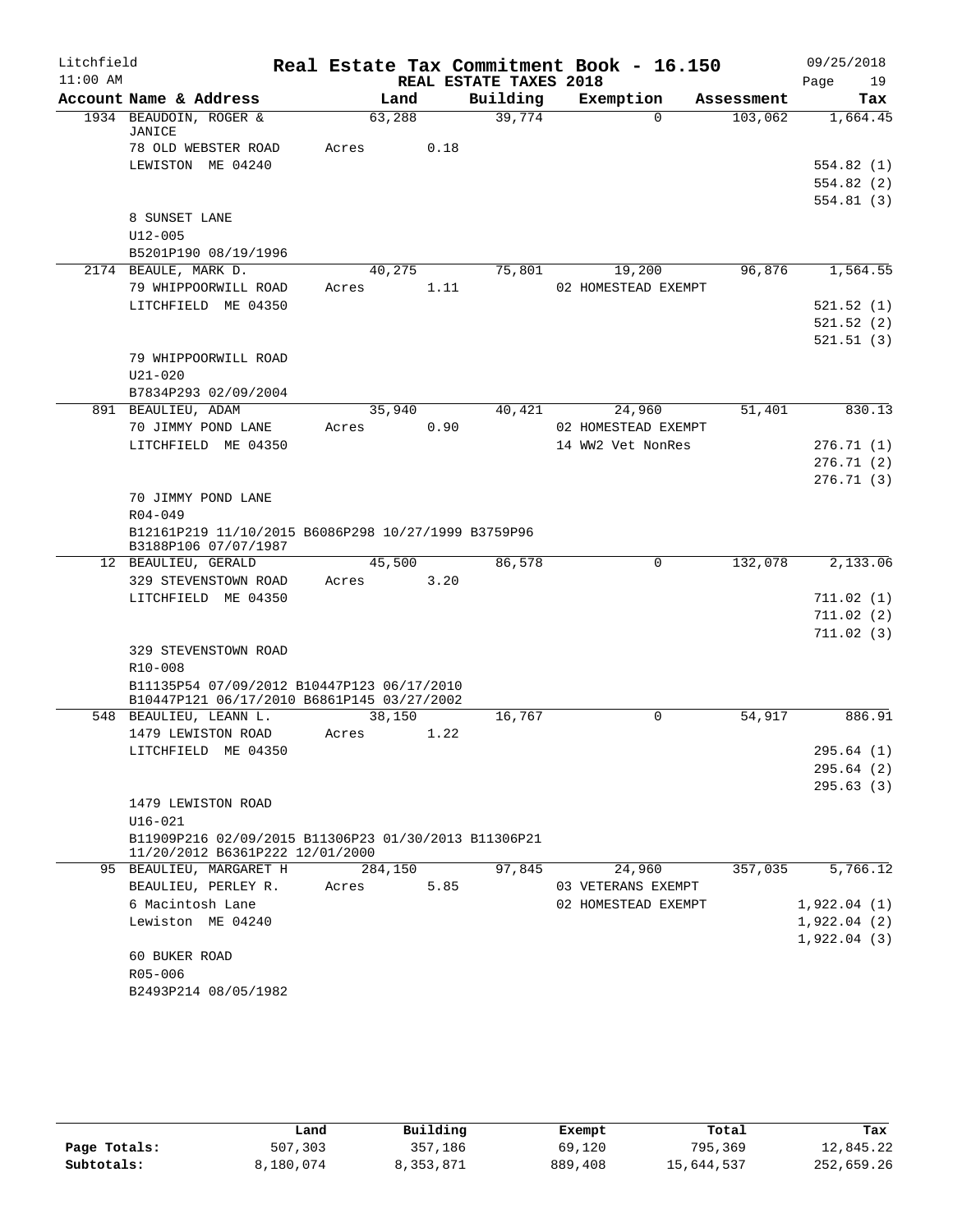Litchfield
11:00 AM

# Real Estate Tax Commitment Book - 16.150

## REAL ESTATE TAXES 2018

09/25/2018

| Account Name & Address | Land | Building | Exemption | Assessment | Tax |
|---|---|---|---|---|---|
| 1934 BEAUDOIN, ROGER & JANICE | 63,288 | 39,774 | 0 | 103,062 | 1,664.45 |
| 78 OLD WEBSTER ROAD | Acres 0.18 | | | | |
| LEWISTON ME 04240 | | | | | 554.82 (1) |
| | | | | | 554.82 (2) |
| | | | | | 554.81 (3) |
| 8 SUNSET LANE | | | | | |
| U12-005 | | | | | |
| B5201P190 08/19/1996 | | | | | |
| 2174 BEAULE, MARK D. | 40,275 | 75,801 | 19,200 | 96,876 | 1,564.55 |
| 79 WHIPPOORWILL ROAD | Acres 1.11 | | 02 HOMESTEAD EXEMPT | | |
| LITCHFIELD ME 04350 | | | | | 521.52 (1) |
| | | | | | 521.52 (2) |
| | | | | | 521.51 (3) |
| 79 WHIPPOORWILL ROAD | | | | | |
| U21-020 | | | | | |
| B7834P293 02/09/2004 | | | | | |
| 891 BEAULIEU, ADAM | 35,940 | 40,421 | 24,960 | 51,401 | 830.13 |
| 70 JIMMY POND LANE | Acres 0.90 | | 02 HOMESTEAD EXEMPT | | |
| LITCHFIELD ME 04350 | | | 14 WW2 Vet NonRes | | 276.71 (1) |
| | | | | | 276.71 (2) |
| | | | | | 276.71 (3) |
| 70 JIMMY POND LANE | | | | | |
| R04-049 | | | | | |
| B12161P219 11/10/2015 B6086P298 10/27/1999 B3759P96 B3188P106 07/07/1987 | | | | | |
| 12 BEAULIEU, GERALD | 45,500 | 86,578 | 0 | 132,078 | 2,133.06 |
| 329 STEVENSTOWN ROAD | Acres 3.20 | | | | |
| LITCHFIELD ME 04350 | | | | | 711.02 (1) |
| | | | | | 711.02 (2) |
| | | | | | 711.02 (3) |
| 329 STEVENSTOWN ROAD | | | | | |
| R10-008 | | | | | |
| B11135P54 07/09/2012 B10447P123 06/17/2010 B10447P121 06/17/2010 B6861P145 03/27/2002 | | | | | |
| 548 BEAULIEU, LEANN L. | 38,150 | 16,767 | 0 | 54,917 | 886.91 |
| 1479 LEWISTON ROAD | Acres 1.22 | | | | |
| LITCHFIELD ME 04350 | | | | | 295.64 (1) |
| | | | | | 295.64 (2) |
| | | | | | 295.63 (3) |
| 1479 LEWISTON ROAD | | | | | |
| U16-021 | | | | | |
| B11909P216 02/09/2015 B11306P23 01/30/2013 B11306P21 11/20/2012 B6361P222 12/01/2000 | | | | | |
| 95 BEAULIEU, MARGARET H | 284,150 | 97,845 | 24,960 | 357,035 | 5,766.12 |
| BEAULIEU, PERLEY R. | Acres 5.85 | | 03 VETERANS EXEMPT | | |
| 6 Macintosh Lane | | | 02 HOMESTEAD EXEMPT | | 1,922.04 (1) |
| Lewiston ME 04240 | | | | | 1,922.04 (2) |
| | | | | | 1,922.04 (3) |
| 60 BUKER ROAD | | | | | |
| R05-006 | | | | | |
| B2493P214 08/05/1982 | | | | | |

| | Land | Building | Exempt | Total | Tax |
|---|---|---|---|---|---|
| Page Totals: | 507,303 | 357,186 | 69,120 | 795,369 | 12,845.22 |
| Subtotals: | 8,180,074 | 8,353,871 | 889,408 | 15,644,537 | 252,659.26 |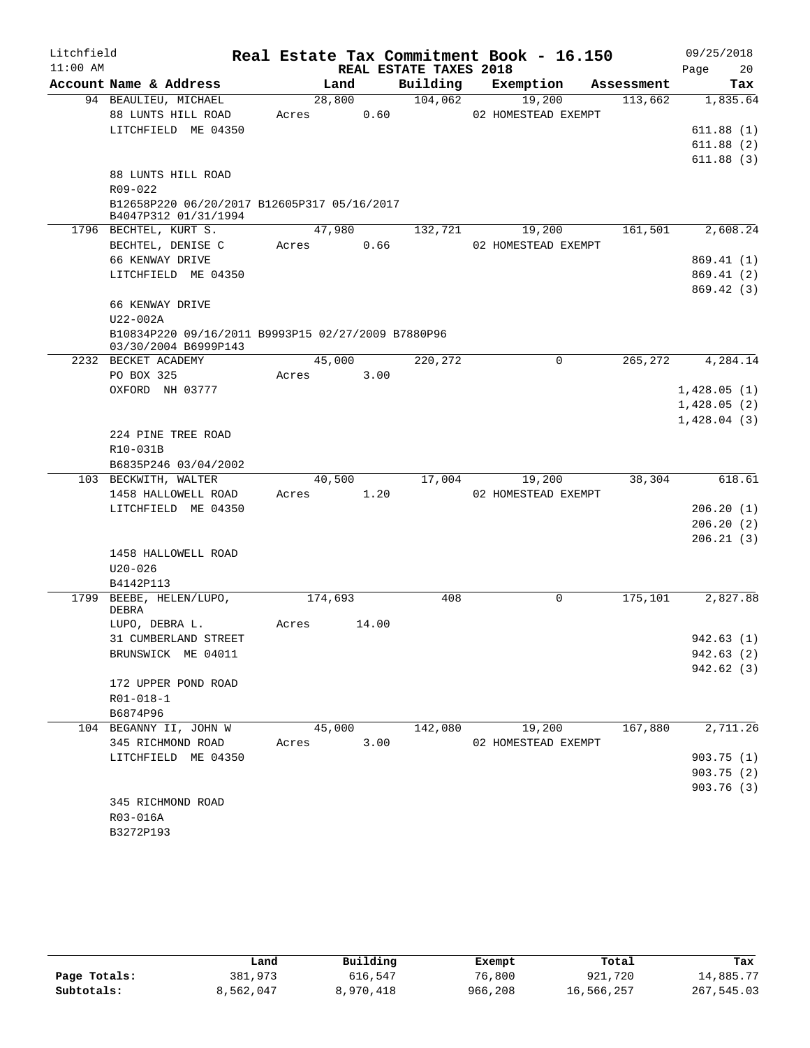Litchfield
11:00 AM

# Real Estate Tax Commitment Book - 16.150

## REAL ESTATE TAXES 2018

09/25/2018

| Account Name & Address | Land | Building | Exemption | Assessment | Tax |
|---|---|---|---|---|---|
| 94 BEAULIEU, MICHAEL | 28,800 | 104,062 | 19,200 | 113,662 | 1,835.64 |
| 88 LUNTS HILL ROAD | Acres 0.60 | | 02 HOMESTEAD EXEMPT | | |
| LITCHFIELD ME 04350 | | | | | 611.88 (1) |
| | | | | | 611.88 (2) |
| | | | | | 611.88 (3) |
| 88 LUNTS HILL ROAD | | | | | |
| R09-022 | | | | | |
| B12658P220 06/20/2017 B12605P317 05/16/2017 B4047P312 01/31/1994 | | | | | |
| 1796 BECHTEL, KURT S. | 47,980 | 132,721 | 19,200 | 161,501 | 2,608.24 |
| BECHTEL, DENISE C | Acres 0.66 | | 02 HOMESTEAD EXEMPT | | |
| 66 KENWAY DRIVE | | | | | 869.41 (1) |
| LITCHFIELD ME 04350 | | | | | 869.41 (2) |
| | | | | | 869.42 (3) |
| 66 KENWAY DRIVE | | | | | |
| U22-002A | | | | | |
| B10834P220 09/16/2011 B9993P15 02/27/2009 B7880P96 03/30/2004 B6999P143 | | | | | |
| 2232 BECKET ACADEMY | 45,000 | 220,272 | 0 | 265,272 | 4,284.14 |
| PO BOX 325 | Acres 3.00 | | | | |
| OXFORD NH 03777 | | | | | 1,428.05 (1) |
| | | | | | 1,428.05 (2) |
| | | | | | 1,428.04 (3) |
| 224 PINE TREE ROAD | | | | | |
| R10-031B | | | | | |
| B6835P246 03/04/2002 | | | | | |
| 103 BECKWITH, WALTER | 40,500 | 17,004 | 19,200 | 38,304 | 618.61 |
| 1458 HALLOWELL ROAD | Acres 1.20 | | 02 HOMESTEAD EXEMPT | | |
| LITCHFIELD ME 04350 | | | | | 206.20 (1) |
| | | | | | 206.20 (2) |
| | | | | | 206.21 (3) |
| 1458 HALLOWELL ROAD | | | | | |
| U20-026 | | | | | |
| B4142P113 | | | | | |
| 1799 BEEBE, HELEN/LUPO, DEBRA | 174,693 | 408 | 0 | 175,101 | 2,827.88 |
| LUPO, DEBRA L. | Acres 14.00 | | | | |
| 31 CUMBERLAND STREET | | | | | 942.63 (1) |
| BRUNSWICK ME 04011 | | | | | 942.63 (2) |
| | | | | | 942.62 (3) |
| 172 UPPER POND ROAD | | | | | |
| R01-018-1 | | | | | |
| B6874P96 | | | | | |
| 104 BEGANNY II, JOHN W | 45,000 | 142,080 | 19,200 | 167,880 | 2,711.26 |
| 345 RICHMOND ROAD | Acres 3.00 | | 02 HOMESTEAD EXEMPT | | |
| LITCHFIELD ME 04350 | | | | | 903.75 (1) |
| | | | | | 903.75 (2) |
| | | | | | 903.76 (3) |
| 345 RICHMOND ROAD | | | | | |
| R03-016A | | | | | |
| B3272P193 | | | | | |

| | Land | Building | Exempt | Total | Tax |
|---|---|---|---|---|---|
| Page Totals: | 381,973 | 616,547 | 76,800 | 921,720 | 14,885.77 |
| Subtotals: | 8,562,047 | 8,970,418 | 966,208 | 16,566,257 | 267,545.03 |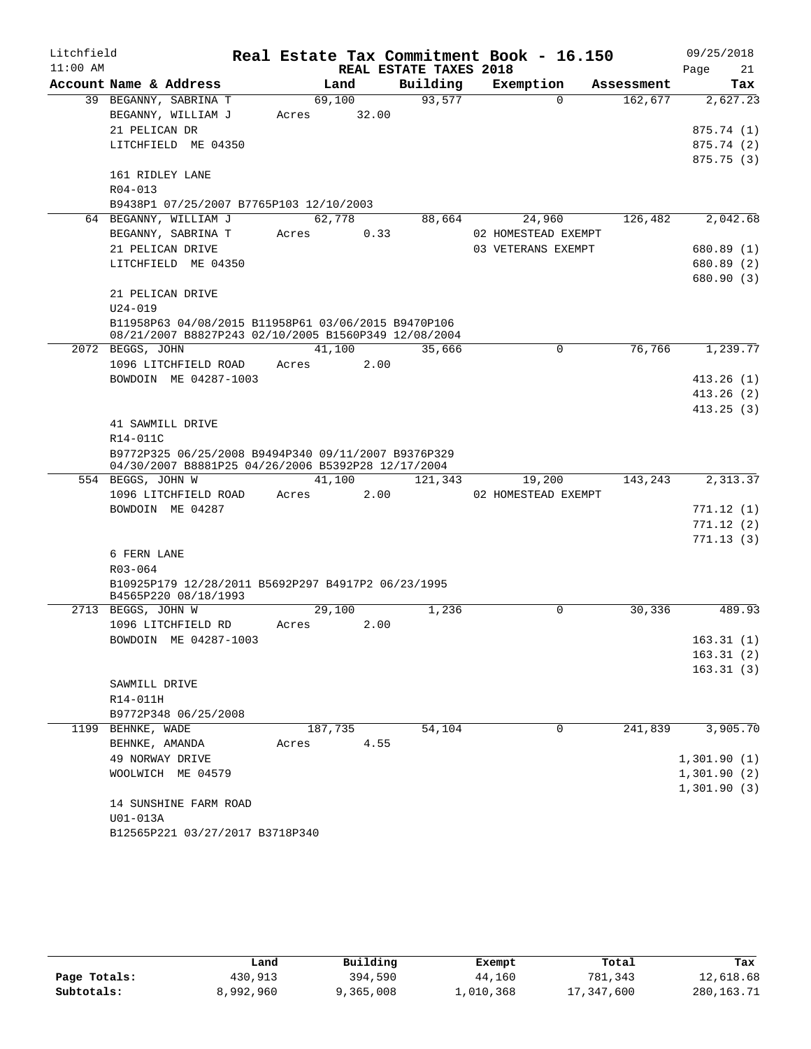# Real Estate Tax Commitment Book - 16.150

Litchfield 11:00 AM — REAL ESTATE TAXES 2018 — 09/25/2018

| Account Name & Address | Land | Building | Exemption | Assessment | Tax |
|---|---|---|---|---|---|
| 39 BEGANNY, SABRINA T | 69,100 | 93,577 | 0 | 162,677 | 2,627.23 |
| BEGANNY, WILLIAM J | Acres 32.00 | | | | |
| 21 PELICAN DR | | | | | 875.74 (1) |
| LITCHFIELD ME 04350 | | | | | 875.74 (2) |
| | | | | | 875.75 (3) |
| 161 RIDLEY LANE | | | | | |
| R04-013 | | | | | |
| B9438P1 07/25/2007 B7765P103 12/10/2003 | | | | | |
| 64 BEGANNY, WILLIAM J | 62,778 | 88,664 | 24,960 | 126,482 | 2,042.68 |
| BEGANNY, SABRINA T | Acres 0.33 | | 02 HOMESTEAD EXEMPT | | |
| 21 PELICAN DRIVE | | | 03 VETERANS EXEMPT | | 680.89 (1) |
| LITCHFIELD ME 04350 | | | | | 680.89 (2) |
| | | | | | 680.90 (3) |
| 21 PELICAN DRIVE | | | | | |
| U24-019 | | | | | |
| B11958P63 04/08/2015 B11958P61 03/06/2015 B9470P106 08/21/2007 B8827P243 02/10/2005 B1560P349 12/08/2004 | | | | | |
| 2072 BEGGS, JOHN | 41,100 | 35,666 | 0 | 76,766 | 1,239.77 |
| 1096 LITCHFIELD ROAD | Acres 2.00 | | | | |
| BOWDOIN ME 04287-1003 | | | | | 413.26 (1) |
| | | | | | 413.26 (2) |
| | | | | | 413.25 (3) |
| 41 SAWMILL DRIVE | | | | | |
| R14-011C | | | | | |
| B9772P325 06/25/2008 B9494P340 09/11/2007 B9376P329 04/30/2007 B8881P25 04/26/2006 B5392P28 12/17/2004 | | | | | |
| 554 BEGGS, JOHN W | 41,100 | 121,343 | 19,200 | 143,243 | 2,313.37 |
| 1096 LITCHFIELD ROAD | Acres 2.00 | | 02 HOMESTEAD EXEMPT | | |
| BOWDOIN ME 04287 | | | | | 771.12 (1) |
| | | | | | 771.12 (2) |
| | | | | | 771.13 (3) |
| 6 FERN LANE | | | | | |
| R03-064 | | | | | |
| B10925P179 12/28/2011 B5692P297 B4917P2 06/23/1995 B4565P220 08/18/1993 | | | | | |
| 2713 BEGGS, JOHN W | 29,100 | 1,236 | 0 | 30,336 | 489.93 |
| 1096 LITCHFIELD RD | Acres 2.00 | | | | |
| BOWDOIN ME 04287-1003 | | | | | 163.31 (1) |
| | | | | | 163.31 (2) |
| | | | | | 163.31 (3) |
| SAWMILL DRIVE | | | | | |
| R14-011H | | | | | |
| B9772P348 06/25/2008 | | | | | |
| 1199 BEHNKE, WADE | 187,735 | 54,104 | 0 | 241,839 | 3,905.70 |
| BEHNKE, AMANDA | Acres 4.55 | | | | |
| 49 NORWAY DRIVE | | | | | 1,301.90 (1) |
| WOOLWICH ME 04579 | | | | | 1,301.90 (2) |
| | | | | | 1,301.90 (3) |
| 14 SUNSHINE FARM ROAD | | | | | |
| U01-013A | | | | | |
| B12565P221 03/27/2017 B3718P340 | | | | | |

| | Land | Building | Exempt | Total | Tax |
|---|---|---|---|---|---|
| Page Totals: | 430,913 | 394,590 | 44,160 | 781,343 | 12,618.68 |
| Subtotals: | 8,992,960 | 9,365,008 | 1,010,368 | 17,347,600 | 280,163.71 |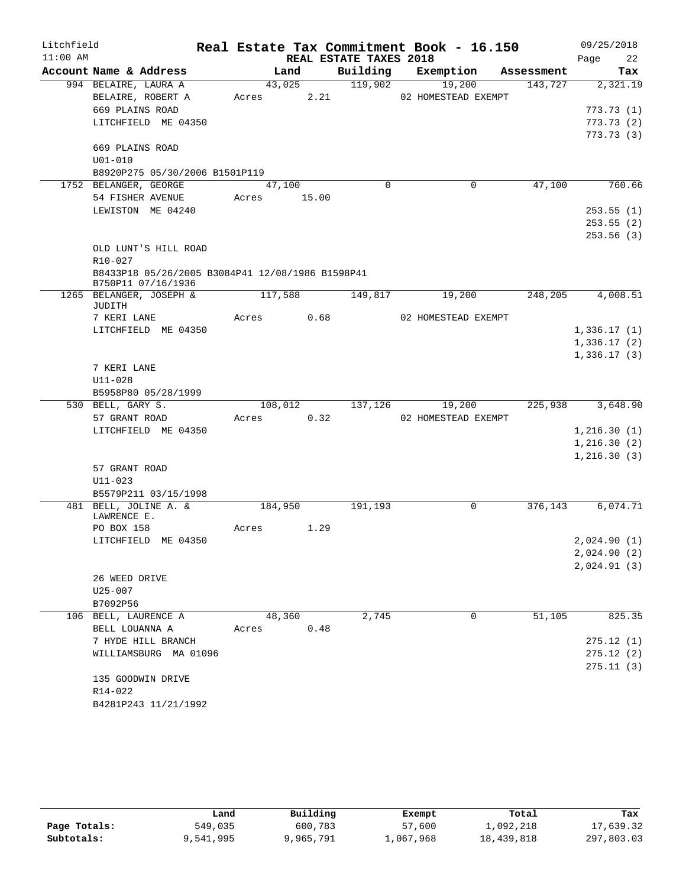Litchfield
11:00 AM

# Real Estate Tax Commitment Book - 16.150

REAL ESTATE TAXES 2018

09/25/2018

| Account Name & Address | Land | Building | Exemption | Assessment | Tax |
|---|---|---|---|---|---|
| 994 BELAIRE, LAURA A | 43,025 | 119,902 | 19,200 | 143,727 | 2,321.19 |
| BELAIRE, ROBERT A | Acres 2.21 | | 02 HOMESTEAD EXEMPT | | |
| 669 PLAINS ROAD | | | | | 773.73 (1) |
| LITCHFIELD ME 04350 | | | | | 773.73 (2) |
| | | | | | 773.73 (3) |
| 669 PLAINS ROAD | | | | | |
| U01-010 | | | | | |
| B8920P275 05/30/2006 B1501P119 | | | | | |
| 1752 BELANGER, GEORGE | 47,100 | 0 | 0 | 47,100 | 760.66 |
| 54 FISHER AVENUE | Acres 15.00 | | | | |
| LEWISTON ME 04240 | | | | | 253.55 (1) |
| | | | | | 253.55 (2) |
| | | | | | 253.56 (3) |
| OLD LUNT'S HILL ROAD | | | | | |
| R10-027 | | | | | |
| B8433P18 05/26/2005 B3084P41 12/08/1986 B1598P41 B750P11 07/16/1936 | | | | | |
| 1265 BELANGER, JOSEPH & JUDITH | 117,588 | 149,817 | 19,200 | 248,205 | 4,008.51 |
| 7 KERI LANE | Acres 0.68 | | 02 HOMESTEAD EXEMPT | | |
| LITCHFIELD ME 04350 | | | | | 1,336.17 (1) |
| | | | | | 1,336.17 (2) |
| | | | | | 1,336.17 (3) |
| 7 KERI LANE | | | | | |
| U11-028 | | | | | |
| B5958P80 05/28/1999 | | | | | |
| 530 BELL, GARY S. | 108,012 | 137,126 | 19,200 | 225,938 | 3,648.90 |
| 57 GRANT ROAD | Acres 0.32 | | 02 HOMESTEAD EXEMPT | | |
| LITCHFIELD ME 04350 | | | | | 1,216.30 (1) |
| | | | | | 1,216.30 (2) |
| | | | | | 1,216.30 (3) |
| 57 GRANT ROAD | | | | | |
| U11-023 | | | | | |
| B5579P211 03/15/1998 | | | | | |
| 481 BELL, JOLINE A. & LAWRENCE E. | 184,950 | 191,193 | 0 | 376,143 | 6,074.71 |
| PO BOX 158 | Acres 1.29 | | | | |
| LITCHFIELD ME 04350 | | | | | 2,024.90 (1) |
| | | | | | 2,024.90 (2) |
| | | | | | 2,024.91 (3) |
| 26 WEED DRIVE | | | | | |
| U25-007 | | | | | |
| B7092P56 | | | | | |
| 106 BELL, LAURENCE A | 48,360 | 2,745 | 0 | 51,105 | 825.35 |
| BELL LOUANNA A | Acres 0.48 | | | | |
| 7 HYDE HILL BRANCH | | | | | 275.12 (1) |
| WILLIAMSBURG MA 01096 | | | | | 275.12 (2) |
| | | | | | 275.11 (3) |
| 135 GOODWIN DRIVE | | | | | |
| R14-022 | | | | | |
| B4281P243 11/21/1992 | | | | | |

| | Land | Building | Exempt | Total | Tax |
|---|---|---|---|---|---|
| Page Totals: | 549,035 | 600,783 | 57,600 | 1,092,218 | 17,639.32 |
| Subtotals: | 9,541,995 | 9,965,791 | 1,067,968 | 18,439,818 | 297,803.03 |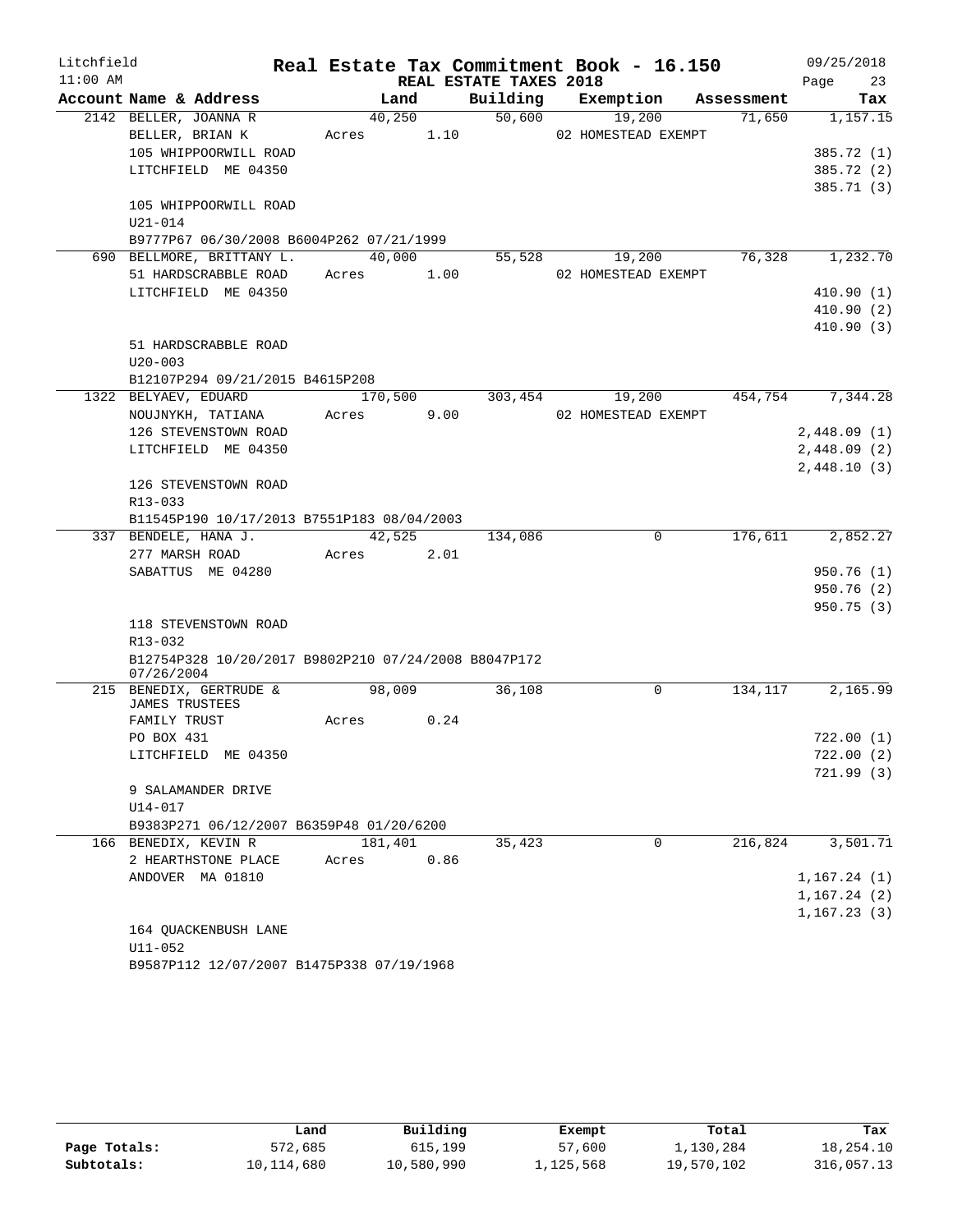Litchfield
11:00 AM

# Real Estate Tax Commitment Book - 16.150

REAL ESTATE TAXES 2018

09/25/2018

| Account Name & Address | Land | Building | Exemption | Assessment | Tax |
|---|---|---|---|---|---|
| 2142 BELLER, JOANNA R | 40,250 | 50,600 | 19,200 | 71,650 | 1,157.15 |
| BELLER, BRIAN K | Acres 1.10 | | 02 HOMESTEAD EXEMPT | | |
| 105 WHIPPOORWILL ROAD | | | | | 385.72 (1) |
| LITCHFIELD ME 04350 | | | | | 385.72 (2) |
| | | | | | 385.71 (3) |
| 105 WHIPPOORWILL ROAD | | | | | |
| U21-014 | | | | | |
| B9777P67 06/30/2008 B6004P262 07/21/1999 | | | | | |
| 690 BELLMORE, BRITTANY L. | 40,000 | 55,528 | 19,200 | 76,328 | 1,232.70 |
| 51 HARDSCRABBLE ROAD | Acres 1.00 | | 02 HOMESTEAD EXEMPT | | |
| LITCHFIELD ME 04350 | | | | | 410.90 (1) |
| | | | | | 410.90 (2) |
| | | | | | 410.90 (3) |
| 51 HARDSCRABBLE ROAD | | | | | |
| U20-003 | | | | | |
| B12107P294 09/21/2015 B4615P208 | | | | | |
| 1322 BELYAEV, EDUARD | 170,500 | 303,454 | 19,200 | 454,754 | 7,344.28 |
| NOUJNYKH, TATIANA | Acres 9.00 | | 02 HOMESTEAD EXEMPT | | |
| 126 STEVENSTOWN ROAD | | | | | 2,448.09 (1) |
| LITCHFIELD ME 04350 | | | | | 2,448.09 (2) |
| | | | | | 2,448.10 (3) |
| 126 STEVENSTOWN ROAD | | | | | |
| R13-033 | | | | | |
| B11545P190 10/17/2013 B7551P183 08/04/2003 | | | | | |
| 337 BENDELE, HANA J. | 42,525 | 134,086 | 0 | 176,611 | 2,852.27 |
| 277 MARSH ROAD | Acres 2.01 | | | | |
| SABATTUS ME 04280 | | | | | 950.76 (1) |
| | | | | | 950.76 (2) |
| | | | | | 950.75 (3) |
| 118 STEVENSTOWN ROAD | | | | | |
| R13-032 | | | | | |
| B12754P328 10/20/2017 B9802P210 07/24/2008 B8047P172 07/26/2004 | | | | | |
| 215 BENEDIX, GERTRUDE & JAMES TRUSTEES | 98,009 | 36,108 | 0 | 134,117 | 2,165.99 |
| FAMILY TRUST | Acres 0.24 | | | | |
| PO BOX 431 | | | | | 722.00 (1) |
| LITCHFIELD ME 04350 | | | | | 722.00 (2) |
| | | | | | 721.99 (3) |
| 9 SALAMANDER DRIVE | | | | | |
| U14-017 | | | | | |
| B9383P271 06/12/2007 B6359P48 01/20/6200 | | | | | |
| 166 BENEDIX, KEVIN R | 181,401 | 35,423 | 0 | 216,824 | 3,501.71 |
| 2 HEARTHSTONE PLACE | Acres 0.86 | | | | |
| ANDOVER MA 01810 | | | | | 1,167.24 (1) |
| | | | | | 1,167.24 (2) |
| | | | | | 1,167.23 (3) |
| 164 QUACKENBUSH LANE | | | | | |
| U11-052 | | | | | |
| B9587P112 12/07/2007 B1475P338 07/19/1968 | | | | | |

| | Land | Building | Exempt | Total | Tax |
|---|---|---|---|---|---|
| Page Totals: | 572,685 | 615,199 | 57,600 | 1,130,284 | 18,254.10 |
| Subtotals: | 10,114,680 | 10,580,990 | 1,125,568 | 19,570,102 | 316,057.13 |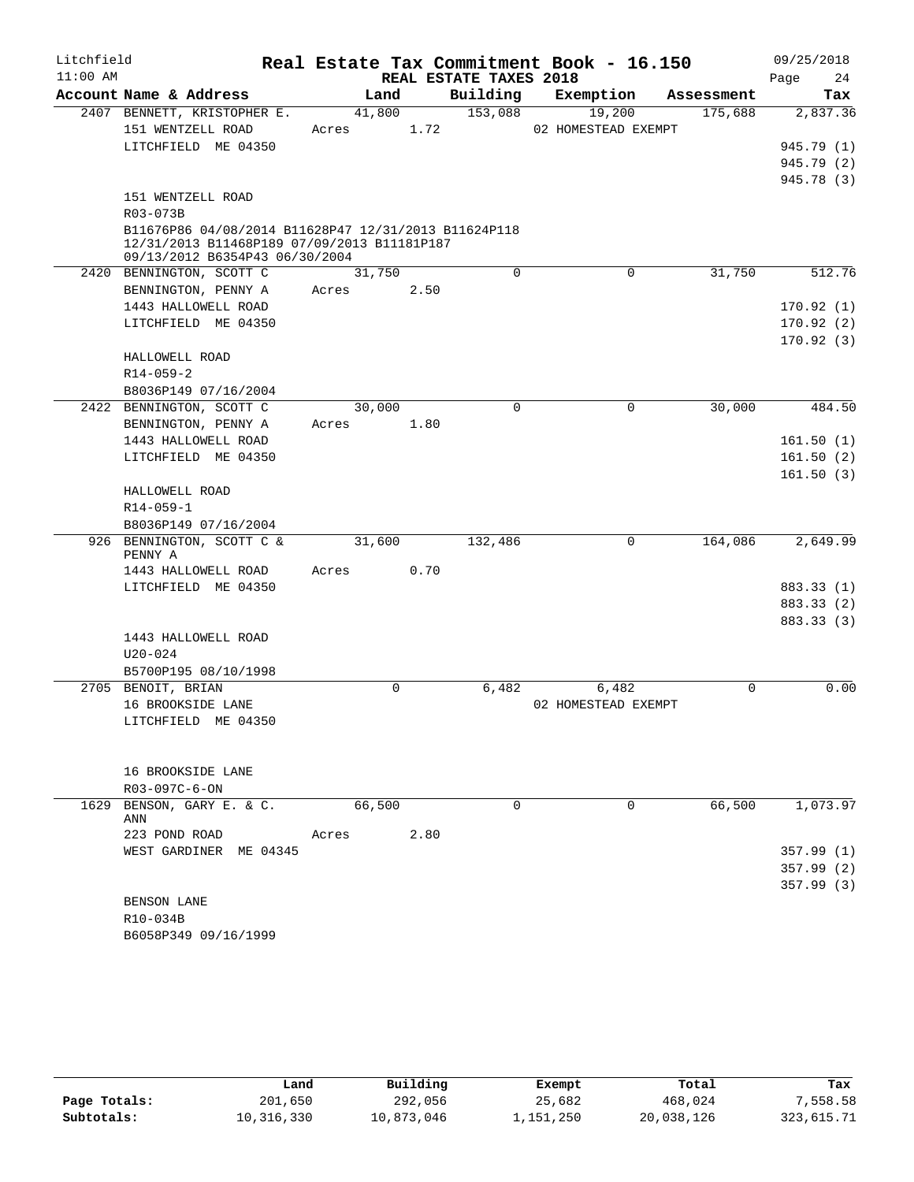Litchfield 11:00 AM

# Real Estate Tax Commitment Book - 16.150

REAL ESTATE TAXES 2018

09/25/2018

| Account Name & Address | Land | Building | Exemption | Assessment | Tax |
|---|---|---|---|---|---|
| 2407 BENNETT, KRISTOPHER E. | 41,800 | 153,088 | 19,200 | 175,688 | 2,837.36 |
| 151 WENTZELL ROAD | Acres 1.72 | | 02 HOMESTEAD EXEMPT | | |
| LITCHFIELD ME 04350 | | | | | 945.79 (1) |
| | | | | | 945.79 (2) |
| | | | | | 945.78 (3) |
| 151 WENTZELL ROAD | | | | | |
| R03-073B | | | | | |
| B11676P86 04/08/2014 B11628P47 12/31/2013 B11624P118 12/31/2013 B11468P189 07/09/2013 B11181P187 09/13/2012 B6354P43 06/30/2004 | | | | | |
| 2420 BENNINGTON, SCOTT C | 31,750 | 0 | 0 | 31,750 | 512.76 |
| BENNINGTON, PENNY A | Acres 2.50 | | | | |
| 1443 HALLOWELL ROAD | | | | | 170.92 (1) |
| LITCHFIELD ME 04350 | | | | | 170.92 (2) |
| | | | | | 170.92 (3) |
| HALLOWELL ROAD | | | | | |
| R14-059-2 | | | | | |
| B8036P149 07/16/2004 | | | | | |
| 2422 BENNINGTON, SCOTT C | 30,000 | 0 | 0 | 30,000 | 484.50 |
| BENNINGTON, PENNY A | Acres 1.80 | | | | |
| 1443 HALLOWELL ROAD | | | | | 161.50 (1) |
| LITCHFIELD ME 04350 | | | | | 161.50 (2) |
| | | | | | 161.50 (3) |
| HALLOWELL ROAD | | | | | |
| R14-059-1 | | | | | |
| B8036P149 07/16/2004 | | | | | |
| 926 BENNINGTON, SCOTT C & PENNY A | 31,600 | 132,486 | 0 | 164,086 | 2,649.99 |
| 1443 HALLOWELL ROAD | Acres 0.70 | | | | |
| LITCHFIELD ME 04350 | | | | | 883.33 (1) |
| | | | | | 883.33 (2) |
| | | | | | 883.33 (3) |
| 1443 HALLOWELL ROAD | | | | | |
| U20-024 | | | | | |
| B5700P195 08/10/1998 | | | | | |
| 2705 BENOIT, BRIAN | 0 | 6,482 | 6,482 | 0 | 0.00 |
| 16 BROOKSIDE LANE | | | 02 HOMESTEAD EXEMPT | | |
| LITCHFIELD ME 04350 | | | | | |
| 16 BROOKSIDE LANE | | | | | |
| R03-097C-6-ON | | | | | |
| 1629 BENSON, GARY E. & C. ANN | 66,500 | 0 | 0 | 66,500 | 1,073.97 |
| 223 POND ROAD | Acres 2.80 | | | | |
| WEST GARDINER ME 04345 | | | | | 357.99 (1) |
| | | | | | 357.99 (2) |
| | | | | | 357.99 (3) |
| BENSON LANE | | | | | |
| R10-034B | | | | | |
| B6058P349 09/16/1999 | | | | | |

| | Land | Building | Exempt | Total | Tax |
|---|---|---|---|---|---|
| Page Totals: | 201,650 | 292,056 | 25,682 | 468,024 | 7,558.58 |
| Subtotals: | 10,316,330 | 10,873,046 | 1,151,250 | 20,038,126 | 323,615.71 |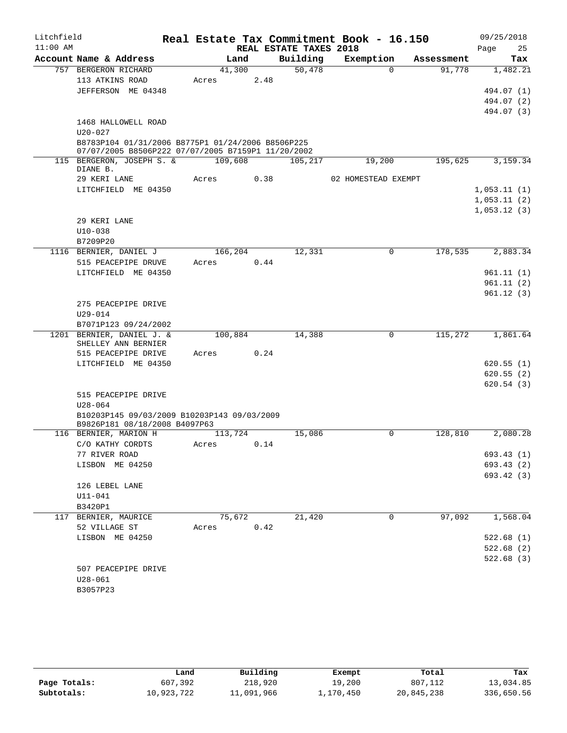Litchfield 11:00 AM

# Real Estate Tax Commitment Book - 16.150

REAL ESTATE TAXES 2018

09/25/2018

| Account Name & Address | Land | Building | Exemption | Assessment | Tax |
|---|---|---|---|---|---|
| 757 BERGERON RICHARD | 41,300 | 50,478 | 0 | 91,778 | 1,482.21 |
| 113 ATKINS ROAD | Acres 2.48 | | | | |
| JEFFERSON ME 04348 | | | | | 494.07 (1) |
| | | | | | 494.07 (2) |
| | | | | | 494.07 (3) |
| 1468 HALLOWELL ROAD | | | | | |
| U20-027 | | | | | |
| B8783P104 01/31/2006 B8775P1 01/24/2006 B8506P225 07/07/2005 B8506P222 07/07/2005 B7159P1 11/20/2002 | | | | | |
| 115 BERGERON, JOSEPH S. & DIANE B. | 109,608 | 105,217 | 19,200 | 195,625 | 3,159.34 |
| 29 KERI LANE | Acres 0.38 | | 02 HOMESTEAD EXEMPT | | |
| LITCHFIELD ME 04350 | | | | | 1,053.11 (1) |
| | | | | | 1,053.11 (2) |
| | | | | | 1,053.12 (3) |
| 29 KERI LANE | | | | | |
| U10-038 | | | | | |
| B7209P20 | | | | | |
| 1116 BERNIER, DANIEL J | 166,204 | 12,331 | 0 | 178,535 | 2,883.34 |
| 515 PEACEPIPE DRUVE | Acres 0.44 | | | | |
| LITCHFIELD ME 04350 | | | | | 961.11 (1) |
| | | | | | 961.11 (2) |
| | | | | | 961.12 (3) |
| 275 PEACEPIPE DRIVE | | | | | |
| U29-014 | | | | | |
| B7071P123 09/24/2002 | | | | | |
| 1201 BERNIER, DANIEL J. & SHELLEY ANN BERNIER | 100,884 | 14,388 | 0 | 115,272 | 1,861.64 |
| 515 PEACEPIPE DRIVE | Acres 0.24 | | | | |
| LITCHFIELD ME 04350 | | | | | 620.55 (1) |
| | | | | | 620.55 (2) |
| | | | | | 620.54 (3) |
| 515 PEACEPIPE DRIVE | | | | | |
| U28-064 | | | | | |
| B10203P145 09/03/2009 B10203P143 09/03/2009 B9826P181 08/18/2008 B4097P63 | | | | | |
| 116 BERNIER, MARION H | 113,724 | 15,086 | 0 | 128,810 | 2,080.28 |
| C/O KATHY CORDTS | Acres 0.14 | | | | |
| 77 RIVER ROAD | | | | | 693.43 (1) |
| LISBON ME 04250 | | | | | 693.43 (2) |
| | | | | | 693.42 (3) |
| 126 LEBEL LANE | | | | | |
| U11-041 | | | | | |
| B3420P1 | | | | | |
| 117 BERNIER, MAURICE | 75,672 | 21,420 | 0 | 97,092 | 1,568.04 |
| 52 VILLAGE ST | Acres 0.42 | | | | |
| LISBON ME 04250 | | | | | 522.68 (1) |
| | | | | | 522.68 (2) |
| | | | | | 522.68 (3) |
| 507 PEACEPIPE DRIVE | | | | | |
| U28-061 | | | | | |
| B3057P23 | | | | | |

| | Land | Building | Exempt | Total | Tax |
|---|---|---|---|---|---|
| Page Totals: | 607,392 | 218,920 | 19,200 | 807,112 | 13,034.85 |
| Subtotals: | 10,923,722 | 11,091,966 | 1,170,450 | 20,845,238 | 336,650.56 |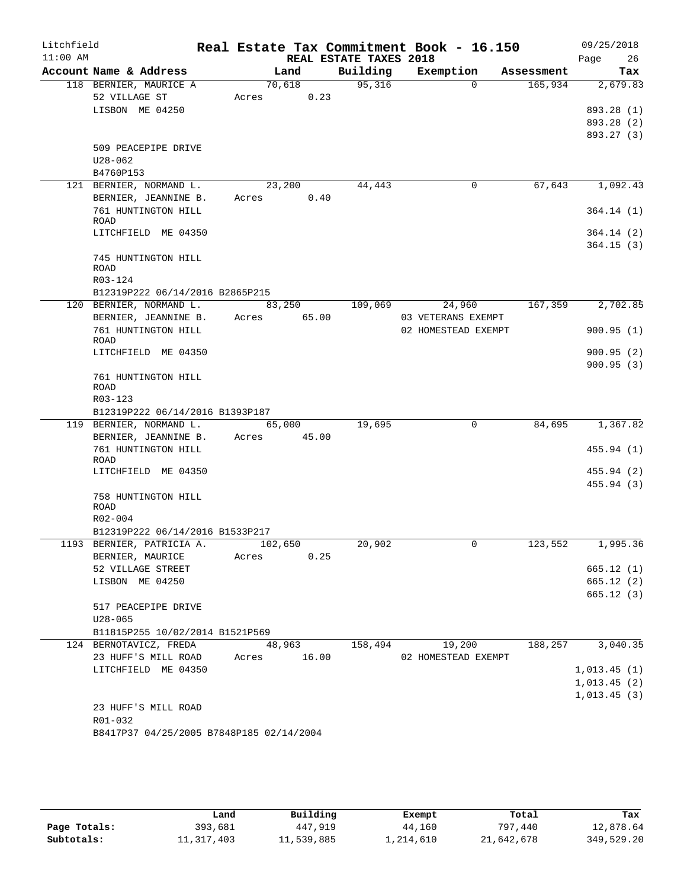# Real Estate Tax Commitment Book - 16.150

Litchfield 11:00 AM — REAL ESTATE TAXES 2018 — 09/25/2018

| Account Name & Address | Land | Building | Exemption | Assessment | Tax |
|---|---|---|---|---|---|
| 118 BERNIER, MAURICE A<br>52 VILLAGE ST<br>LISBON ME 04250<br><br>509 PEACEPIPE DRIVE<br>U28-062<br>B4760P153 | 70,618<br>Acres 0.23 | 95,316 | 0 | 165,934 | 2,679.83<br><br>893.28 (1)<br>893.28 (2)<br>893.27 (3) |
| 121 BERNIER, NORMAND L.<br>BERNIER, JEANNINE B.<br>761 HUNTINGTON HILL ROAD<br>LITCHFIELD ME 04350<br><br>745 HUNTINGTON HILL ROAD<br>R03-124<br>B12319P222 06/14/2016 B2865P215 | 23,200<br>Acres 0.40 | 44,443 | 0 | 67,643 | 1,092.43<br><br>364.14 (1)<br>364.14 (2)<br>364.15 (3) |
| 120 BERNIER, NORMAND L.<br>BERNIER, JEANNINE B.<br>761 HUNTINGTON HILL ROAD<br>LITCHFIELD ME 04350<br><br>761 HUNTINGTON HILL ROAD<br>R03-123<br>B12319P222 06/14/2016 B1393P187 | 83,250<br>Acres 65.00 | 109,069 | 24,960<br>03 VETERANS EXEMPT<br>02 HOMESTEAD EXEMPT | 167,359 | 2,702.85<br><br>900.95 (1)<br>900.95 (2)<br>900.95 (3) |
| 119 BERNIER, NORMAND L.<br>BERNIER, JEANNINE B.<br>761 HUNTINGTON HILL ROAD<br>LITCHFIELD ME 04350<br><br>758 HUNTINGTON HILL ROAD<br>R02-004<br>B12319P222 06/14/2016 B1533P217 | 65,000<br>Acres 45.00 | 19,695 | 0 | 84,695 | 1,367.82<br><br>455.94 (1)<br>455.94 (2)<br>455.94 (3) |
| 1193 BERNIER, PATRICIA A.<br>BERNIER, MAURICE<br>52 VILLAGE STREET<br>LISBON ME 04250<br><br>517 PEACEPIPE DRIVE<br>U28-065<br>B11815P255 10/02/2014 B1521P569 | 102,650<br>Acres 0.25 | 20,902 | 0 | 123,552 | 1,995.36<br><br>665.12 (1)<br>665.12 (2)<br>665.12 (3) |
| 124 BERNOTAVICZ, FREDA<br>23 HUFF'S MILL ROAD<br>LITCHFIELD ME 04350<br><br>23 HUFF'S MILL ROAD<br>R01-032<br>B8417P37 04/25/2005 B7848P185 02/14/2004 | 48,963<br>Acres 16.00 | 158,494 | 19,200<br>02 HOMESTEAD EXEMPT | 188,257 | 3,040.35<br><br>1,013.45 (1)<br>1,013.45 (2)<br>1,013.45 (3) |

| | Land | Building | Exempt | Total | Tax |
|---|---|---|---|---|---|
| Page Totals: | 393,681 | 447,919 | 44,160 | 797,440 | 12,878.64 |
| Subtotals: | 11,317,403 | 11,539,885 | 1,214,610 | 21,642,678 | 349,529.20 |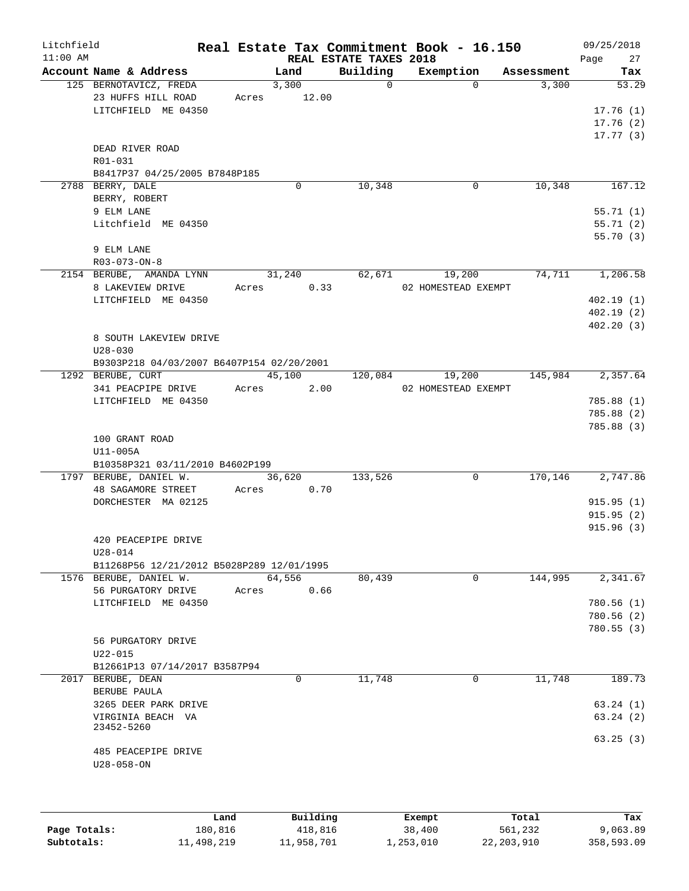Litchfield
11:00 AM

# Real Estate Tax Commitment Book - 16.150

REAL ESTATE TAXES 2018

09/25/2018

| Account | Name & Address | Land | Building | Exemption | Assessment | Tax |
|---|---|---|---|---|---|---|
| 125 | BERNOTAVICZ, FREDA<br>23 HUFFS HILL ROAD<br>LITCHFIELD ME 04350<br>DEAD RIVER ROAD<br>R01-031<br>B8417P37 04/25/2005 B7848P185 | 3,300<br>Acres 12.00 | 0 | 0 | 3,300 | 53.29<br>17.76 (1)<br>17.76 (2)<br>17.77 (3) |
| 2788 | BERRY, DALE<br>BERRY, ROBERT<br>9 ELM LANE<br>Litchfield ME 04350<br>9 ELM LANE<br>R03-073-ON-8 | 0 | 10,348 | 0 | 10,348 | 167.12<br>55.71 (1)<br>55.71 (2)<br>55.70 (3) |
| 2154 | BERUBE, AMANDA LYNN<br>8 LAKEVIEW DRIVE<br>LITCHFIELD ME 04350<br>8 SOUTH LAKEVIEW DRIVE<br>U28-030<br>B9303P218 04/03/2007 B6407P154 02/20/2001 | 31,240<br>Acres 0.33 | 62,671 | 19,200<br>02 HOMESTEAD EXEMPT | 74,711 | 1,206.58<br>402.19 (1)<br>402.19 (2)<br>402.20 (3) |
| 1292 | BERUBE, CURT<br>341 PEACPIPE DRIVE<br>LITCHFIELD ME 04350<br>100 GRANT ROAD<br>U11-005A<br>B10358P321 03/11/2010 B4602P199 | 45,100<br>Acres 2.00 | 120,084 | 19,200<br>02 HOMESTEAD EXEMPT | 145,984 | 2,357.64<br>785.88 (1)<br>785.88 (2)<br>785.88 (3) |
| 1797 | BERUBE, DANIEL W.<br>48 SAGAMORE STREET<br>DORCHESTER MA 02125<br>420 PEACEPIPE DRIVE<br>U28-014<br>B11268P56 12/21/2012 B5028P289 12/01/1995 | 36,620<br>Acres 0.70 | 133,526 | 0 | 170,146 | 2,747.86<br>915.95 (1)<br>915.95 (2)<br>915.96 (3) |
| 1576 | BERUBE, DANIEL W.<br>56 PURGATORY DRIVE<br>LITCHFIELD ME 04350<br>56 PURGATORY DRIVE<br>U22-015<br>B12661P13 07/14/2017 B3587P94 | 64,556<br>Acres 0.66 | 80,439 | 0 | 144,995 | 2,341.67<br>780.56 (1)<br>780.56 (2)<br>780.55 (3) |
| 2017 | BERUBE, DEAN<br>BERUBE PAULA<br>3265 DEER PARK DRIVE<br>VIRGINIA BEACH VA<br>23452-5260<br>485 PEACEPIPE DRIVE<br>U28-058-ON | 0 | 11,748 | 0 | 11,748 | 189.73<br>63.24 (1)<br>63.24 (2)<br>63.25 (3) |

|  | Land | Building | Exempt | Total | Tax |
|---|---|---|---|---|---|
| Page Totals: | 180,816 | 418,816 | 38,400 | 561,232 | 9,063.89 |
| Subtotals: | 11,498,219 | 11,958,701 | 1,253,010 | 22,203,910 | 358,593.09 |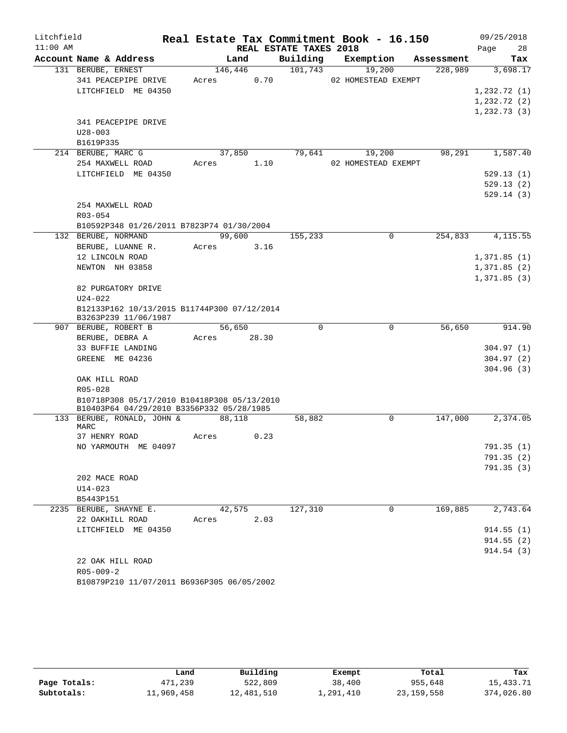Litchfield
11:00 AM

# Real Estate Tax Commitment Book - 16.150

## REAL ESTATE TAXES 2018

09/25/2018
Page 28

| Account Name & Address | Land | Building | Exemption | Assessment | Tax |
|---|---|---|---|---|---|
| 131 BERUBE, ERNEST | 146,446 | 101,743 | 19,200 | 228,989 | 3,698.17 |
| 341 PEACEPIPE DRIVE | Acres 0.70 | | 02 HOMESTEAD EXEMPT | | |
| LITCHFIELD ME 04350 | | | | | 1,232.72 (1) |
| | | | | | 1,232.72 (2) |
| | | | | | 1,232.73 (3) |
| 341 PEACEPIPE DRIVE | | | | | |
| U28-003 | | | | | |
| B1619P335 | | | | | |
| 214 BERUBE, MARC G | 37,850 | 79,641 | 19,200 | 98,291 | 1,587.40 |
| 254 MAXWELL ROAD | Acres 1.10 | | 02 HOMESTEAD EXEMPT | | |
| LITCHFIELD ME 04350 | | | | | 529.13 (1) |
| | | | | | 529.13 (2) |
| | | | | | 529.14 (3) |
| 254 MAXWELL ROAD | | | | | |
| R03-054 | | | | | |
| B10592P348 01/26/2011 B7823P74 01/30/2004 | | | | | |
| 132 BERUBE, NORMAND | 99,600 | 155,233 | 0 | 254,833 | 4,115.55 |
| BERUBE, LUANNE R. | Acres 3.16 | | | | |
| 12 LINCOLN ROAD | | | | | 1,371.85 (1) |
| NEWTON NH 03858 | | | | | 1,371.85 (2) |
| | | | | | 1,371.85 (3) |
| 82 PURGATORY DRIVE | | | | | |
| U24-022 | | | | | |
| B12133P162 10/13/2015 B11744P300 07/12/2014 B3263P239 11/06/1987 | | | | | |
| 907 BERUBE, ROBERT B | 56,650 | 0 | 0 | 56,650 | 914.90 |
| BERUBE, DEBRA A | Acres 28.30 | | | | |
| 33 BUFFIE LANDING | | | | | 304.97 (1) |
| GREENE ME 04236 | | | | | 304.97 (2) |
| | | | | | 304.96 (3) |
| OAK HILL ROAD | | | | | |
| R05-028 | | | | | |
| B10718P308 05/17/2010 B10418P308 05/13/2010 B10403P64 04/29/2010 B3356P332 05/28/1985 | | | | | |
| 133 BERUBE, RONALD, JOHN & MARC | 88,118 | 58,882 | 0 | 147,000 | 2,374.05 |
| 37 HENRY ROAD | Acres 0.23 | | | | |
| NO YARMOUTH ME 04097 | | | | | 791.35 (1) |
| | | | | | 791.35 (2) |
| | | | | | 791.35 (3) |
| 202 MACE ROAD | | | | | |
| U14-023 | | | | | |
| B5443P151 | | | | | |
| 2235 BERUBE, SHAYNE E. | 42,575 | 127,310 | 0 | 169,885 | 2,743.64 |
| 22 OAKHILL ROAD | Acres 2.03 | | | | |
| LITCHFIELD ME 04350 | | | | | 914.55 (1) |
| | | | | | 914.55 (2) |
| | | | | | 914.54 (3) |
| 22 OAK HILL ROAD | | | | | |
| R05-009-2 | | | | | |
| B10879P210 11/07/2011 B6936P305 06/05/2002 | | | | | |

| | Land | Building | Exempt | Total | Tax |
|---|---|---|---|---|---|
| Page Totals: | 471,239 | 522,809 | 38,400 | 955,648 | 15,433.71 |
| Subtotals: | 11,969,458 | 12,481,510 | 1,291,410 | 23,159,558 | 374,026.80 |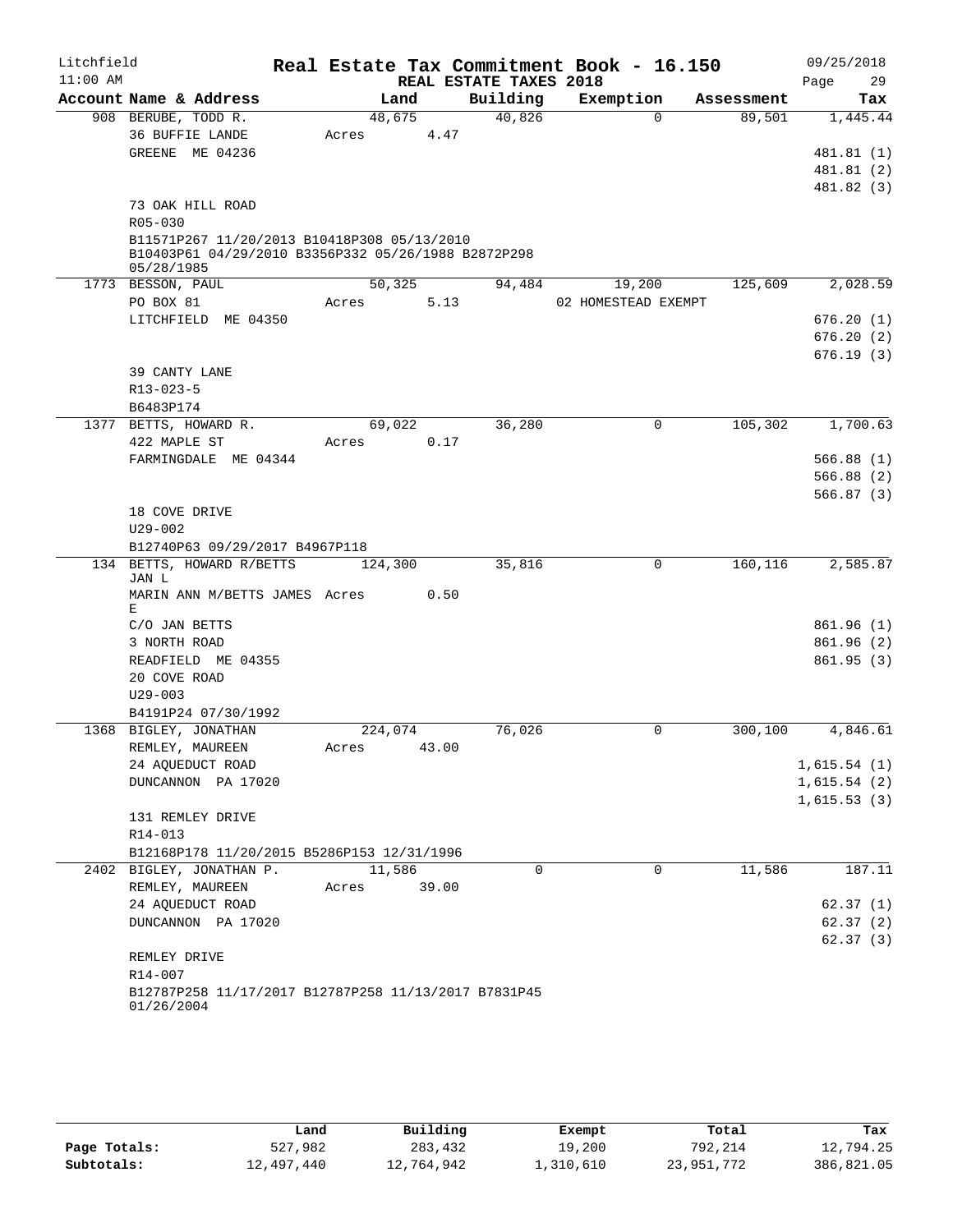Litchfield
11:00 AM

# Real Estate Tax Commitment Book - 16.150

REAL ESTATE TAXES 2018

09/25/2018

| Account | Name & Address | Land | Building | Exemption | Assessment | Tax |
|---|---|---|---|---|---|---|
| 908 | BERUBE, TODD R.<br>36 BUFFIE LANDE<br>GREENE ME 04236<br><br>73 OAK HILL ROAD<br>R05-030<br>B11571P267 11/20/2013 B10418P308 05/13/2010 B10403P61 04/29/2010 B3356P332 05/26/1988 B2872P298 05/28/1985 | 48,675<br>Acres 4.47 | 40,826 | 0 | 89,501 | 1,445.44<br>481.81 (1)<br>481.81 (2)<br>481.82 (3) |
| 1773 | BESSON, PAUL<br>PO BOX 81<br>LITCHFIELD ME 04350<br><br>39 CANTY LANE<br>R13-023-5<br>B6483P174 | 50,325<br>Acres 5.13 | 94,484 | 19,200<br>02 HOMESTEAD EXEMPT | 125,609 | 2,028.59<br>676.20 (1)<br>676.20 (2)<br>676.19 (3) |
| 1377 | BETTS, HOWARD R.<br>422 MAPLE ST<br>FARMINGDALE ME 04344<br><br>18 COVE DRIVE<br>U29-002<br>B12740P63 09/29/2017 B4967P118 | 69,022<br>Acres 0.17 | 36,280 | 0 | 105,302 | 1,700.63<br>566.88 (1)<br>566.88 (2)<br>566.87 (3) |
| 134 | BETTS, HOWARD R/BETTS JAN L<br>MARIN ANN M/BETTS JAMES E<br>C/O JAN BETTS<br>3 NORTH ROAD<br>READFIELD ME 04355<br>20 COVE ROAD<br>U29-003<br>B4191P24 07/30/1992 | 124,300<br>Acres 0.50 | 35,816 | 0 | 160,116 | 2,585.87<br>861.96 (1)<br>861.96 (2)<br>861.95 (3) |
| 1368 | BIGLEY, JONATHAN<br>REMLEY, MAUREEN<br>24 AQUEDUCT ROAD<br>DUNCANNON PA 17020<br><br>131 REMLEY DRIVE<br>R14-013<br>B12168P178 11/20/2015 B5286P153 12/31/1996 | 224,074<br>Acres 43.00 | 76,026 | 0 | 300,100 | 4,846.61<br>1,615.54 (1)<br>1,615.54 (2)<br>1,615.53 (3) |
| 2402 | BIGLEY, JONATHAN P.<br>REMLEY, MAUREEN<br>24 AQUEDUCT ROAD<br>DUNCANNON PA 17020<br><br>REMLEY DRIVE<br>R14-007<br>B12787P258 11/17/2017 B12787P258 11/13/2017 B7831P45 01/26/2004 | 11,586<br>Acres 39.00 | 0 | 0 | 11,586 | 187.11<br>62.37 (1)<br>62.37 (2)<br>62.37 (3) |

| | Land | Building | Exempt | Total | Tax |
|---|---|---|---|---|---|
| Page Totals: | 527,982 | 283,432 | 19,200 | 792,214 | 12,794.25 |
| Subtotals: | 12,497,440 | 12,764,942 | 1,310,610 | 23,951,772 | 386,821.05 |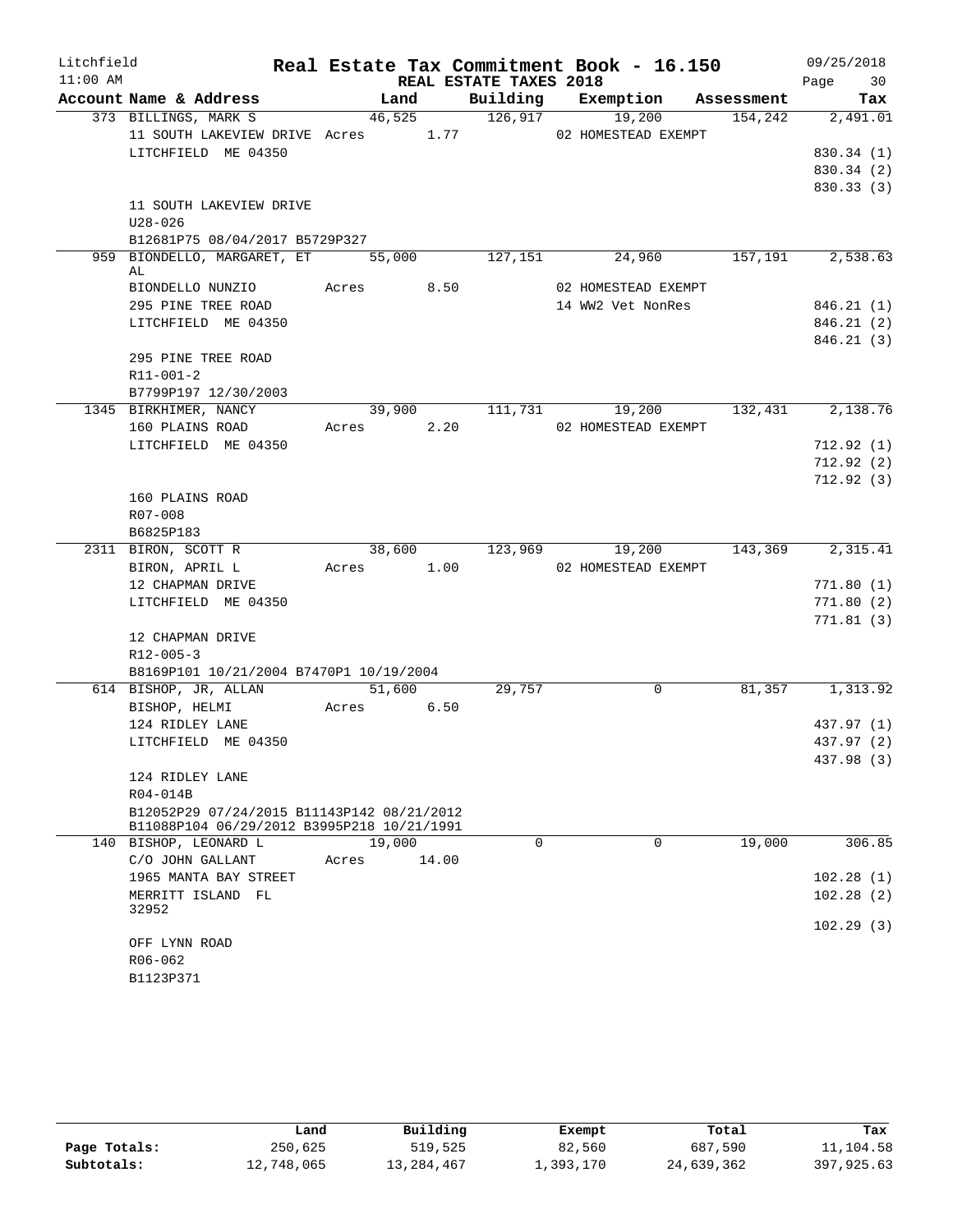Litchfield
11:00 AM

# Real Estate Tax Commitment Book - 16.150

REAL ESTATE TAXES 2018

09/25/2018

| Account Name & Address | Land | Building | Exemption | Assessment | Tax |
|---|---|---|---|---|---|
| 373 BILLINGS, MARK S | 46,525 | 126,917 | 19,200 | 154,242 | 2,491.01 |
| 11 SOUTH LAKEVIEW DRIVE | Acres 1.77 | | 02 HOMESTEAD EXEMPT | | |
| LITCHFIELD ME 04350 | | | | | 830.34 (1) |
| | | | | | 830.34 (2) |
| | | | | | 830.33 (3) |
| 11 SOUTH LAKEVIEW DRIVE | | | | | |
| U28-026 | | | | | |
| B12681P75 08/04/2017 B5729P327 | | | | | |
| 959 BIONDELLO, MARGARET, ET AL | 55,000 | 127,151 | 24,960 | 157,191 | 2,538.63 |
| BIONDELLO NUNZIO | Acres 8.50 | | 02 HOMESTEAD EXEMPT | | |
| 295 PINE TREE ROAD | | | 14 WW2 Vet NonRes | | 846.21 (1) |
| LITCHFIELD ME 04350 | | | | | 846.21 (2) |
| | | | | | 846.21 (3) |
| 295 PINE TREE ROAD | | | | | |
| R11-001-2 | | | | | |
| B7799P197 12/30/2003 | | | | | |
| 1345 BIRKHIMER, NANCY | 39,900 | 111,731 | 19,200 | 132,431 | 2,138.76 |
| 160 PLAINS ROAD | Acres 2.20 | | 02 HOMESTEAD EXEMPT | | |
| LITCHFIELD ME 04350 | | | | | 712.92 (1) |
| | | | | | 712.92 (2) |
| | | | | | 712.92 (3) |
| 160 PLAINS ROAD | | | | | |
| R07-008 | | | | | |
| B6825P183 | | | | | |
| 2311 BIRON, SCOTT R | 38,600 | 123,969 | 19,200 | 143,369 | 2,315.41 |
| BIRON, APRIL L | Acres 1.00 | | 02 HOMESTEAD EXEMPT | | |
| 12 CHAPMAN DRIVE | | | | | 771.80 (1) |
| LITCHFIELD ME 04350 | | | | | 771.80 (2) |
| | | | | | 771.81 (3) |
| 12 CHAPMAN DRIVE | | | | | |
| R12-005-3 | | | | | |
| B8169P101 10/21/2004 B7470P1 10/19/2004 | | | | | |
| 614 BISHOP, JR, ALLAN | 51,600 | 29,757 | 0 | 81,357 | 1,313.92 |
| BISHOP, HELMI | Acres 6.50 | | | | |
| 124 RIDLEY LANE | | | | | 437.97 (1) |
| LITCHFIELD ME 04350 | | | | | 437.97 (2) |
| | | | | | 437.98 (3) |
| 124 RIDLEY LANE | | | | | |
| R04-014B | | | | | |
| B12052P29 07/24/2015 B11143P142 08/21/2012 B11088P104 06/29/2012 B3995P218 10/21/1991 | | | | | |
| 140 BISHOP, LEONARD L | 19,000 | 0 | 0 | 19,000 | 306.85 |
| C/O JOHN GALLANT | Acres 14.00 | | | | |
| 1965 MANTA BAY STREET | | | | | 102.28 (1) |
| MERRITT ISLAND FL 32952 | | | | | 102.28 (2) |
| | | | | | 102.29 (3) |
| OFF LYNN ROAD | | | | | |
| R06-062 | | | | | |
| B1123P371 | | | | | |

| | Land | Building | Exempt | Total | Tax |
|---|---|---|---|---|---|
| Page Totals: | 250,625 | 519,525 | 82,560 | 687,590 | 11,104.58 |
| Subtotals: | 12,748,065 | 13,284,467 | 1,393,170 | 24,639,362 | 397,925.63 |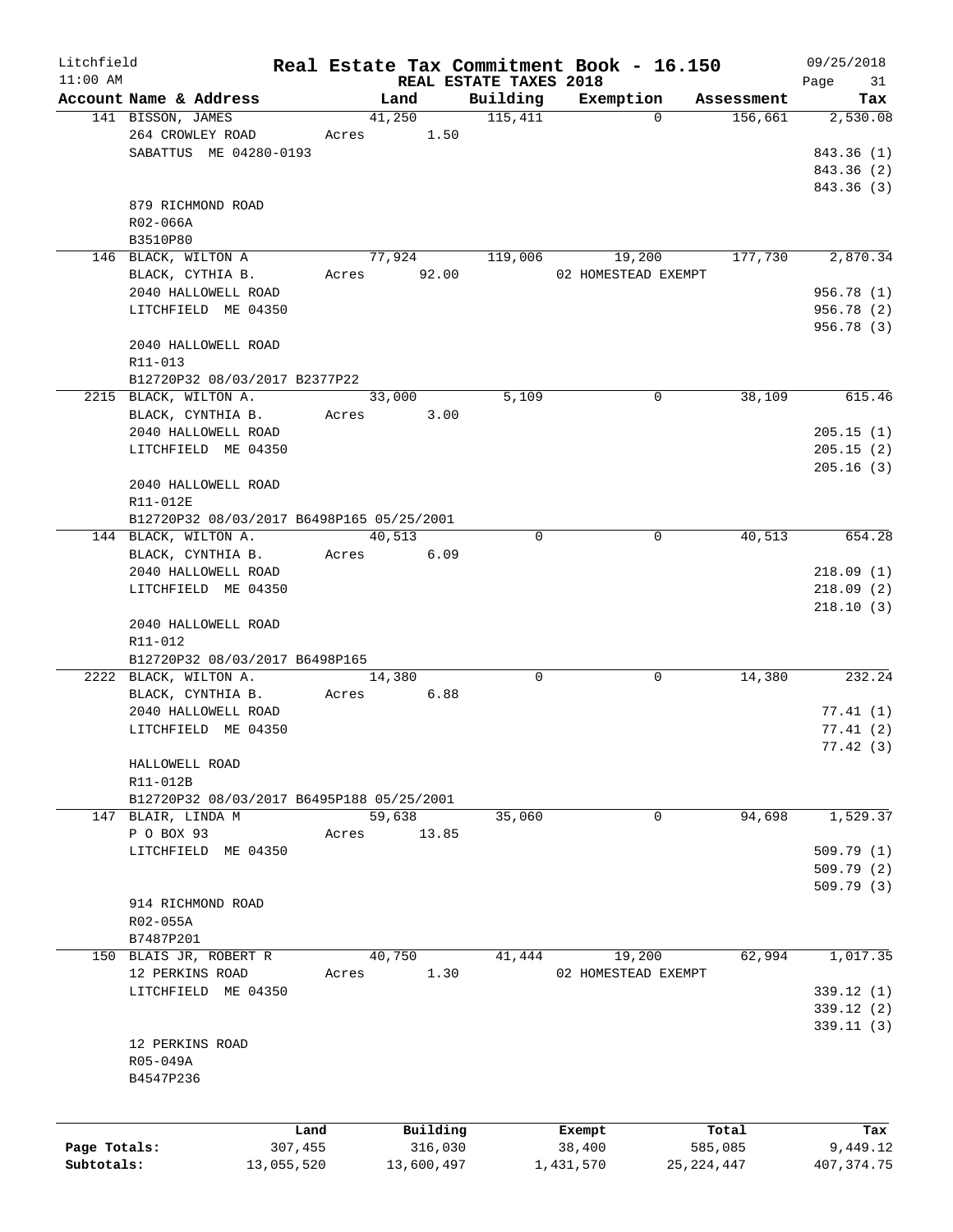# Real Estate Tax Commitment Book - 16.150

Litchfield
11:00 AM

REAL ESTATE TAXES 2018

09/25/2018

| Account Name & Address | Land | Building | Exemption | Assessment | Tax |
|---|---|---|---|---|---|
| 141 BISSON, JAMES | 41,250 | 115,411 | 0 | 156,661 | 2,530.08 |
| 264 CROWLEY ROAD | Acres 1.50 | | | | |
| SABATTUS ME 04280-0193 | | | | | 843.36 (1) |
| | | | | | 843.36 (2) |
| | | | | | 843.36 (3) |
| 879 RICHMOND ROAD | | | | | |
| R02-066A | | | | | |
| B3510P80 | | | | | |
| 146 BLACK, WILTON A | 77,924 | 119,006 | 19,200 | 177,730 | 2,870.34 |
| BLACK, CYTHIA B. | Acres 92.00 | | 02 HOMESTEAD EXEMPT | | |
| 2040 HALLOWELL ROAD | | | | | 956.78 (1) |
| LITCHFIELD ME 04350 | | | | | 956.78 (2) |
| | | | | | 956.78 (3) |
| 2040 HALLOWELL ROAD | | | | | |
| R11-013 | | | | | |
| B12720P32 08/03/2017 B2377P22 | | | | | |
| 2215 BLACK, WILTON A. | 33,000 | 5,109 | 0 | 38,109 | 615.46 |
| BLACK, CYNTHIA B. | Acres 3.00 | | | | |
| 2040 HALLOWELL ROAD | | | | | 205.15 (1) |
| LITCHFIELD ME 04350 | | | | | 205.15 (2) |
| | | | | | 205.16 (3) |
| 2040 HALLOWELL ROAD | | | | | |
| R11-012E | | | | | |
| B12720P32 08/03/2017 B6498P165 05/25/2001 | | | | | |
| 144 BLACK, WILTON A. | 40,513 | 0 | 0 | 40,513 | 654.28 |
| BLACK, CYNTHIA B. | Acres 6.09 | | | | |
| 2040 HALLOWELL ROAD | | | | | 218.09 (1) |
| LITCHFIELD ME 04350 | | | | | 218.09 (2) |
| | | | | | 218.10 (3) |
| 2040 HALLOWELL ROAD | | | | | |
| R11-012 | | | | | |
| B12720P32 08/03/2017 B6498P165 | | | | | |
| 2222 BLACK, WILTON A. | 14,380 | 0 | 0 | 14,380 | 232.24 |
| BLACK, CYNTHIA B. | Acres 6.88 | | | | |
| 2040 HALLOWELL ROAD | | | | | 77.41 (1) |
| LITCHFIELD ME 04350 | | | | | 77.41 (2) |
| | | | | | 77.42 (3) |
| HALLOWELL ROAD | | | | | |
| R11-012B | | | | | |
| B12720P32 08/03/2017 B6495P188 05/25/2001 | | | | | |
| 147 BLAIR, LINDA M | 59,638 | 35,060 | 0 | 94,698 | 1,529.37 |
| P O BOX 93 | Acres 13.85 | | | | |
| LITCHFIELD ME 04350 | | | | | 509.79 (1) |
| | | | | | 509.79 (2) |
| | | | | | 509.79 (3) |
| 914 RICHMOND ROAD | | | | | |
| R02-055A | | | | | |
| B7487P201 | | | | | |
| 150 BLAIS JR, ROBERT R | 40,750 | 41,444 | 19,200 | 62,994 | 1,017.35 |
| 12 PERKINS ROAD | Acres 1.30 | | 02 HOMESTEAD EXEMPT | | |
| LITCHFIELD ME 04350 | | | | | 339.12 (1) |
| | | | | | 339.12 (2) |
| | | | | | 339.11 (3) |
| 12 PERKINS ROAD | | | | | |
| R05-049A | | | | | |
| B4547P236 | | | | | |

| | Land | Building | Exempt | Total | Tax |
|---|---|---|---|---|---|
| Page Totals: | 307,455 | 316,030 | 38,400 | 585,085 | 9,449.12 |
| Subtotals: | 13,055,520 | 13,600,497 | 1,431,570 | 25,224,447 | 407,374.75 |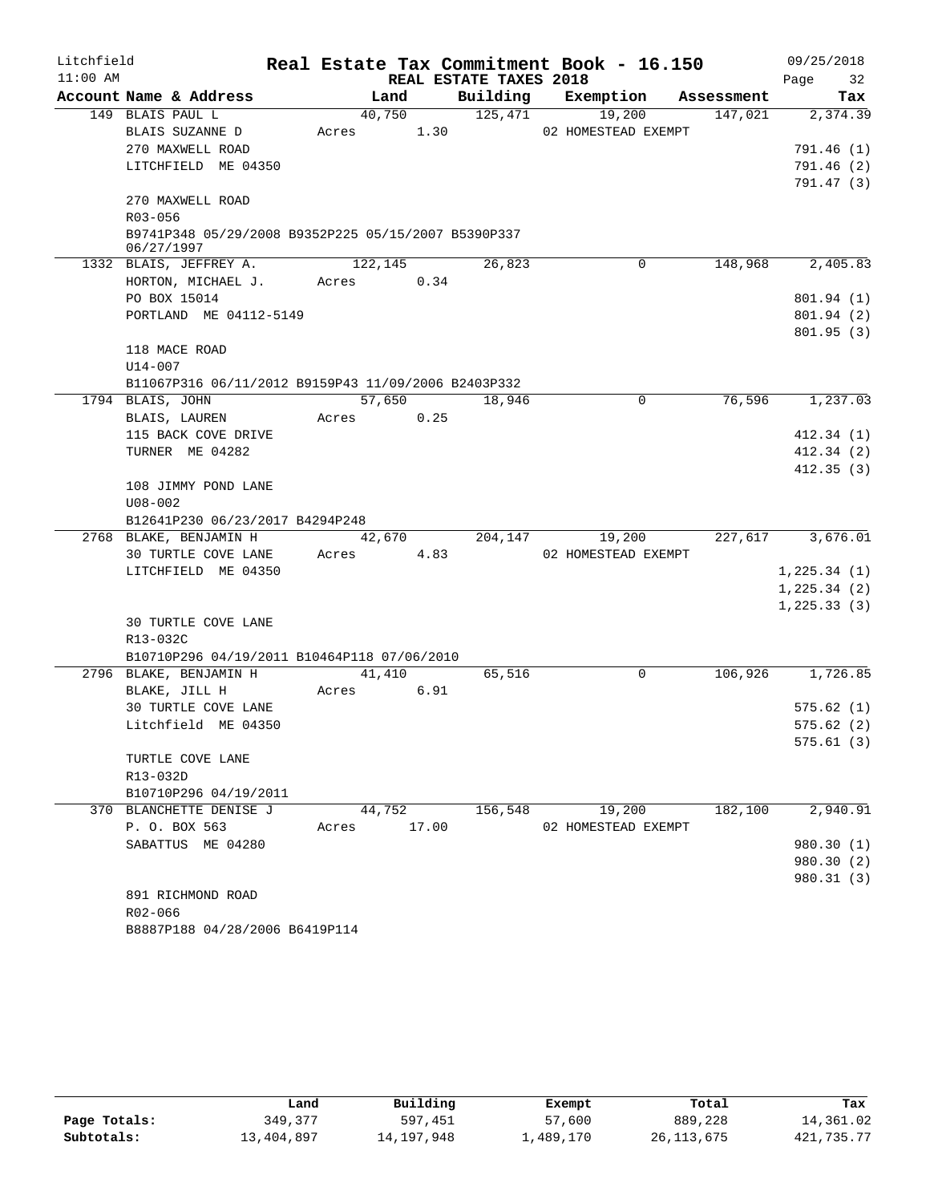Litchfield
11:00 AM

# Real Estate Tax Commitment Book - 16.150

REAL ESTATE TAXES 2018

09/25/2018

| Account Name & Address | Land | Building | Exemption | Assessment | Tax |
|---|---|---|---|---|---|
| 149 BLAIS PAUL L | 40,750 | 125,471 | 19,200 | 147,021 | 2,374.39 |
| BLAIS SUZANNE D | Acres 1.30 | | 02 HOMESTEAD EXEMPT | | |
| 270 MAXWELL ROAD | | | | | 791.46 (1) |
| LITCHFIELD ME 04350 | | | | | 791.46 (2) |
| | | | | | 791.47 (3) |
| 270 MAXWELL ROAD | | | | | |
| R03-056 | | | | | |
| B9741P348 05/29/2008 B9352P225 05/15/2007 B5390P337 06/27/1997 | | | | | |
| 1332 BLAIS, JEFFREY A. | 122,145 | 26,823 | 0 | 148,968 | 2,405.83 |
| HORTON, MICHAEL J. | Acres 0.34 | | | | |
| PO BOX 15014 | | | | | 801.94 (1) |
| PORTLAND ME 04112-5149 | | | | | 801.94 (2) |
| | | | | | 801.95 (3) |
| 118 MACE ROAD | | | | | |
| U14-007 | | | | | |
| B11067P316 06/11/2012 B9159P43 11/09/2006 B2403P332 | | | | | |
| 1794 BLAIS, JOHN | 57,650 | 18,946 | 0 | 76,596 | 1,237.03 |
| BLAIS, LAUREN | Acres 0.25 | | | | |
| 115 BACK COVE DRIVE | | | | | 412.34 (1) |
| TURNER ME 04282 | | | | | 412.34 (2) |
| | | | | | 412.35 (3) |
| 108 JIMMY POND LANE | | | | | |
| U08-002 | | | | | |
| B12641P230 06/23/2017 B4294P248 | | | | | |
| 2768 BLAKE, BENJAMIN H | 42,670 | 204,147 | 19,200 | 227,617 | 3,676.01 |
| 30 TURTLE COVE LANE | Acres 4.83 | | 02 HOMESTEAD EXEMPT | | |
| LITCHFIELD ME 04350 | | | | | 1,225.34 (1) |
| | | | | | 1,225.34 (2) |
| | | | | | 1,225.33 (3) |
| 30 TURTLE COVE LANE | | | | | |
| R13-032C | | | | | |
| B10710P296 04/19/2011 B10464P118 07/06/2010 | | | | | |
| 2796 BLAKE, BENJAMIN H | 41,410 | 65,516 | 0 | 106,926 | 1,726.85 |
| BLAKE, JILL H | Acres 6.91 | | | | |
| 30 TURTLE COVE LANE | | | | | 575.62 (1) |
| Litchfield ME 04350 | | | | | 575.62 (2) |
| | | | | | 575.61 (3) |
| TURTLE COVE LANE | | | | | |
| R13-032D | | | | | |
| B10710P296 04/19/2011 | | | | | |
| 370 BLANCHETTE DENISE J | 44,752 | 156,548 | 19,200 | 182,100 | 2,940.91 |
| P. O. BOX 563 | Acres 17.00 | | 02 HOMESTEAD EXEMPT | | |
| SABATTUS ME 04280 | | | | | 980.30 (1) |
| | | | | | 980.30 (2) |
| | | | | | 980.31 (3) |
| 891 RICHMOND ROAD | | | | | |
| R02-066 | | | | | |
| B8887P188 04/28/2006 B6419P114 | | | | | |

| | Land | Building | Exempt | Total | Tax |
|---|---|---|---|---|---|
| Page Totals: | 349,377 | 597,451 | 57,600 | 889,228 | 14,361.02 |
| Subtotals: | 13,404,897 | 14,197,948 | 1,489,170 | 26,113,675 | 421,735.77 |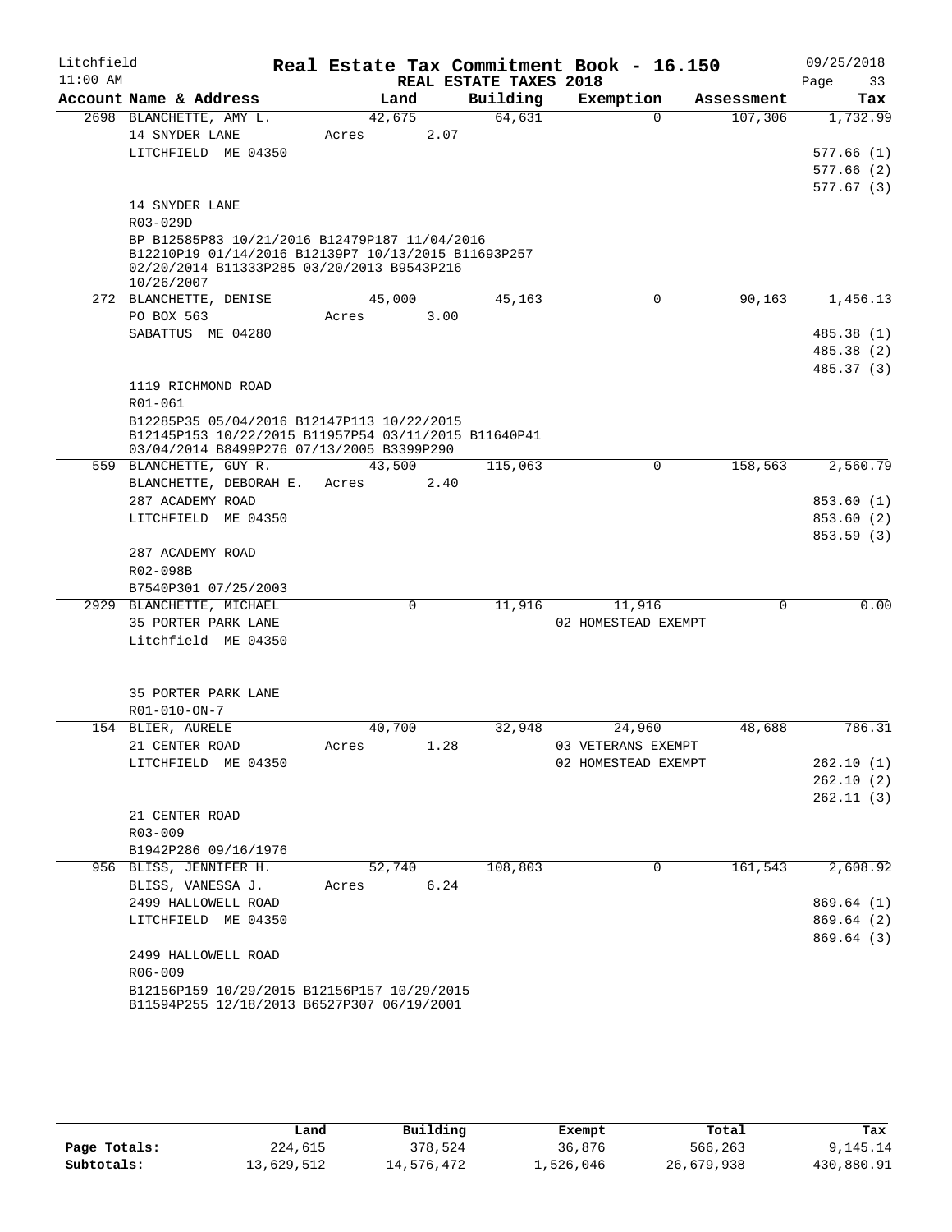Litchfield
11:00 AM

# Real Estate Tax Commitment Book - 16.150

## REAL ESTATE TAXES 2018

09/25/2018

| Account Name & Address | Land | Building | Exemption | Assessment | Tax |
|---|---|---|---|---|---|
| 2698 BLANCHETTE, AMY L. | 42,675 | 64,631 | 0 | 107,306 | 1,732.99 |
| 14 SNYDER LANE | Acres 2.07 | | | | |
| LITCHFIELD ME 04350 | | | | | 577.66 (1) |
| | | | | | 577.66 (2) |
| | | | | | 577.67 (3) |
| 14 SNYDER LANE | | | | | |
| R03-029D | | | | | |
| BP B12585P83 10/21/2016 B12479P187 11/04/2016 B12210P19 01/14/2016 B12139P7 10/13/2015 B11693P257 02/20/2014 B11333P285 03/20/2013 B9543P216 10/26/2007 | | | | | |
| 272 BLANCHETTE, DENISE | 45,000 | 45,163 | 0 | 90,163 | 1,456.13 |
| PO BOX 563 | Acres 3.00 | | | | |
| SABATTUS ME 04280 | | | | | 485.38 (1) |
| | | | | | 485.38 (2) |
| | | | | | 485.37 (3) |
| 1119 RICHMOND ROAD | | | | | |
| R01-061 | | | | | |
| B12285P35 05/04/2016 B12147P113 10/22/2015 B12145P153 10/22/2015 B11957P54 03/11/2015 B11640P41 03/04/2014 B8499P276 07/13/2005 B3399P290 | | | | | |
| 559 BLANCHETTE, GUY R. | 43,500 | 115,063 | 0 | 158,563 | 2,560.79 |
| BLANCHETTE, DEBORAH E. | Acres 2.40 | | | | |
| 287 ACADEMY ROAD | | | | | 853.60 (1) |
| LITCHFIELD ME 04350 | | | | | 853.60 (2) |
| | | | | | 853.59 (3) |
| 287 ACADEMY ROAD | | | | | |
| R02-098B | | | | | |
| B7540P301 07/25/2003 | | | | | |
| 2929 BLANCHETTE, MICHAEL | 0 | 11,916 | 11,916 | 0 | 0.00 |
| 35 PORTER PARK LANE | | | 02 HOMESTEAD EXEMPT | | |
| Litchfield ME 04350 | | | | | |
| 35 PORTER PARK LANE | | | | | |
| R01-010-ON-7 | | | | | |
| 154 BLIER, AURELE | 40,700 | 32,948 | 24,960 | 48,688 | 786.31 |
| 21 CENTER ROAD | Acres 1.28 | | 03 VETERANS EXEMPT | | |
| LITCHFIELD ME 04350 | | | 02 HOMESTEAD EXEMPT | | 262.10 (1) |
| | | | | | 262.10 (2) |
| | | | | | 262.11 (3) |
| 21 CENTER ROAD | | | | | |
| R03-009 | | | | | |
| B1942P286 09/16/1976 | | | | | |
| 956 BLISS, JENNIFER H. | 52,740 | 108,803 | 0 | 161,543 | 2,608.92 |
| BLISS, VANESSA J. | Acres 6.24 | | | | |
| 2499 HALLOWELL ROAD | | | | | 869.64 (1) |
| LITCHFIELD ME 04350 | | | | | 869.64 (2) |
| | | | | | 869.64 (3) |
| 2499 HALLOWELL ROAD | | | | | |
| R06-009 | | | | | |
| B12156P159 10/29/2015 B12156P157 10/29/2015 B11594P255 12/18/2013 B6527P307 06/19/2001 | | | | | |

| | Land | Building | Exempt | Total | Tax |
|---|---|---|---|---|---|
| Page Totals: | 224,615 | 378,524 | 36,876 | 566,263 | 9,145.14 |
| Subtotals: | 13,629,512 | 14,576,472 | 1,526,046 | 26,679,938 | 430,880.91 |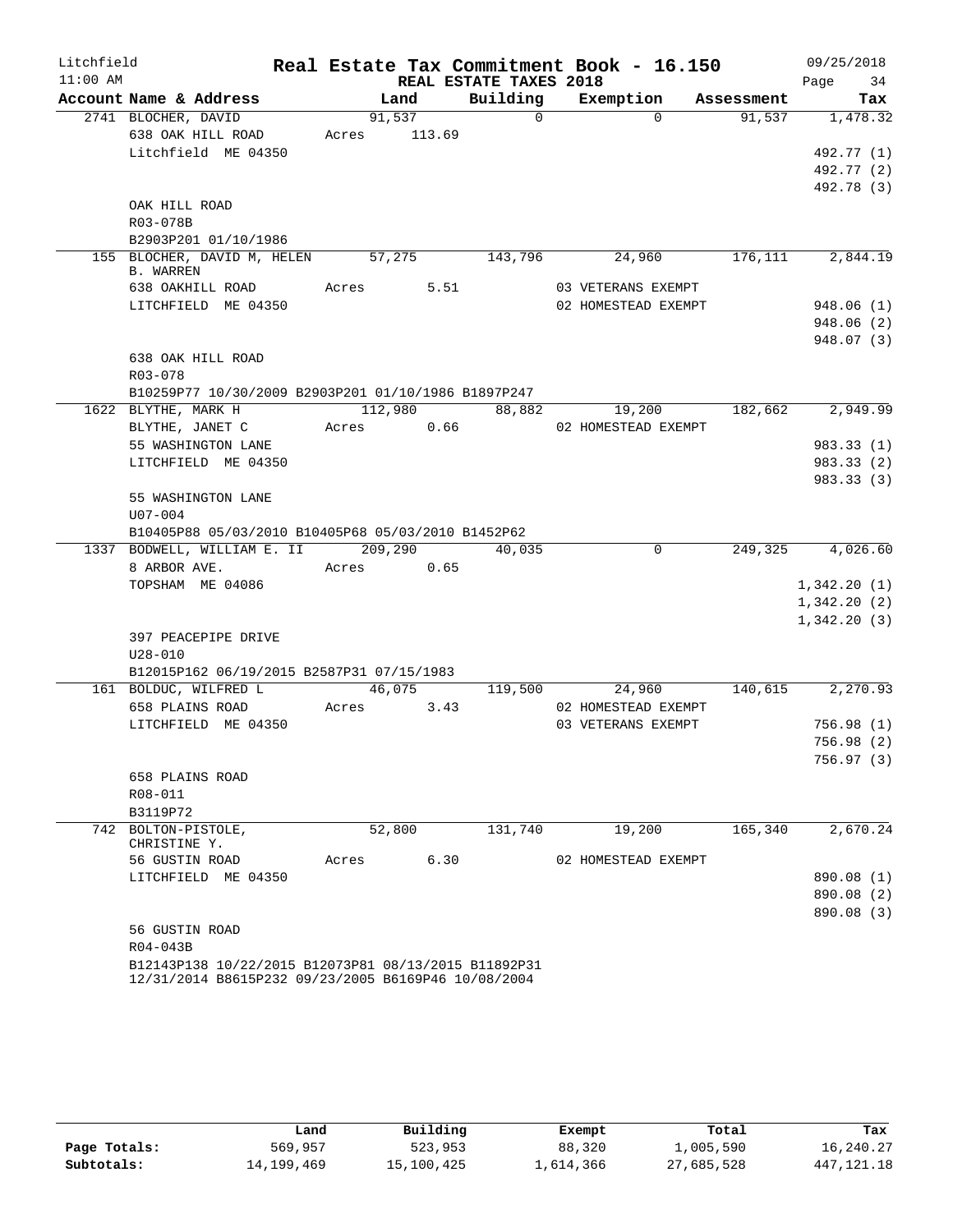Litchfield 11:00 AM

# Real Estate Tax Commitment Book - 16.150

## REAL ESTATE TAXES 2018

09/25/2018

| Account Name & Address | Land | Building | Exemption | Assessment | Tax |
|---|---|---|---|---|---|
| 2741 BLOCHER, DAVID | 91,537 | 0 | 0 | 91,537 | 1,478.32 |
| 638 OAK HILL ROAD | Acres 113.69 | | | | |
| Litchfield ME 04350 | | | | | 492.77 (1) |
| | | | | | 492.77 (2) |
| | | | | | 492.78 (3) |
| OAK HILL ROAD | | | | | |
| R03-078B | | | | | |
| B2903P201 01/10/1986 | | | | | |
| 155 BLOCHER, DAVID M, HELEN B. WARREN | 57,275 | 143,796 | 24,960 | 176,111 | 2,844.19 |
| 638 OAKHILL ROAD | Acres 5.51 | | 03 VETERANS EXEMPT | | |
| LITCHFIELD ME 04350 | | | 02 HOMESTEAD EXEMPT | | 948.06 (1) |
| | | | | | 948.06 (2) |
| | | | | | 948.07 (3) |
| 638 OAK HILL ROAD | | | | | |
| R03-078 | | | | | |
| B10259P77 10/30/2009 B2903P201 01/10/1986 B1897P247 | | | | | |
| 1622 BLYTHE, MARK H | 112,980 | 88,882 | 19,200 | 182,662 | 2,949.99 |
| BLYTHE, JANET C | Acres 0.66 | | 02 HOMESTEAD EXEMPT | | |
| 55 WASHINGTON LANE | | | | | 983.33 (1) |
| LITCHFIELD ME 04350 | | | | | 983.33 (2) |
| | | | | | 983.33 (3) |
| 55 WASHINGTON LANE | | | | | |
| U07-004 | | | | | |
| B10405P88 05/03/2010 B10405P68 05/03/2010 B1452P62 | | | | | |
| 1337 BODWELL, WILLIAM E. II | 209,290 | 40,035 | 0 | 249,325 | 4,026.60 |
| 8 ARBOR AVE. | Acres 0.65 | | | | |
| TOPSHAM ME 04086 | | | | | 1,342.20 (1) |
| | | | | | 1,342.20 (2) |
| | | | | | 1,342.20 (3) |
| 397 PEACEPIPE DRIVE | | | | | |
| U28-010 | | | | | |
| B12015P162 06/19/2015 B2587P31 07/15/1983 | | | | | |
| 161 BOLDUC, WILFRED L | 46,075 | 119,500 | 24,960 | 140,615 | 2,270.93 |
| 658 PLAINS ROAD | Acres 3.43 | | 02 HOMESTEAD EXEMPT | | |
| LITCHFIELD ME 04350 | | | 03 VETERANS EXEMPT | | 756.98 (1) |
| | | | | | 756.98 (2) |
| | | | | | 756.97 (3) |
| 658 PLAINS ROAD | | | | | |
| R08-011 | | | | | |
| B3119P72 | | | | | |
| 742 BOLTON-PISTOLE, CHRISTINE Y. | 52,800 | 131,740 | 19,200 | 165,340 | 2,670.24 |
| 56 GUSTIN ROAD | Acres 6.30 | | 02 HOMESTEAD EXEMPT | | |
| LITCHFIELD ME 04350 | | | | | 890.08 (1) |
| | | | | | 890.08 (2) |
| | | | | | 890.08 (3) |
| 56 GUSTIN ROAD | | | | | |
| R04-043B | | | | | |
| B12143P138 10/22/2015 B12073P81 08/13/2015 B11892P31 12/31/2014 B8615P232 09/23/2005 B6169P46 10/08/2004 | | | | | |

| | Land | Building | Exempt | Total | Tax |
|---|---|---|---|---|---|
| Page Totals: | 569,957 | 523,953 | 88,320 | 1,005,590 | 16,240.27 |
| Subtotals: | 14,199,469 | 15,100,425 | 1,614,366 | 27,685,528 | 447,121.18 |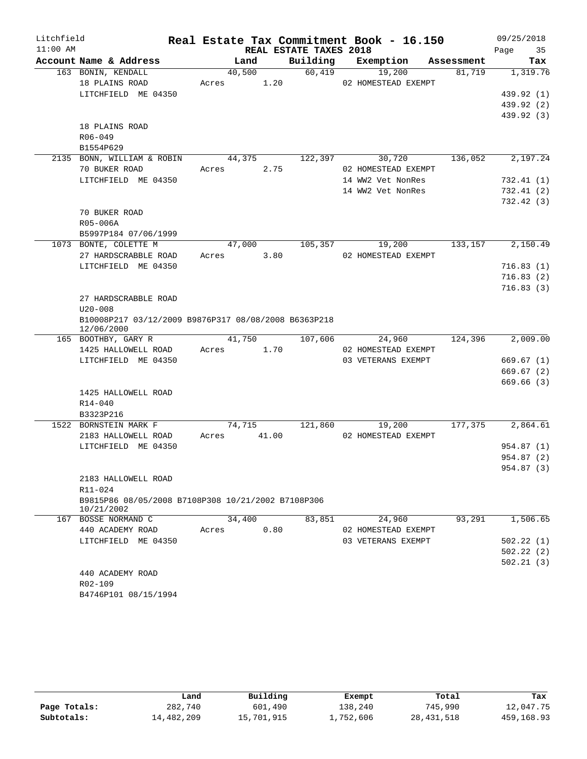Litchfield 11:00 AM

# Real Estate Tax Commitment Book - 16.150

REAL ESTATE TAXES 2018

09/25/2018

| Account Name & Address | Land | Building | Exemption | Assessment | Tax |
|---|---|---|---|---|---|
| 163 BONIN, KENDALL | 40,500 | 60,419 | 19,200 | 81,719 | 1,319.76 |
| 18 PLAINS ROAD | Acres 1.20 | | 02 HOMESTEAD EXEMPT | | |
| LITCHFIELD ME 04350 | | | | | 439.92 (1) |
| | | | | | 439.92 (2) |
| | | | | | 439.92 (3) |
| 18 PLAINS ROAD | | | | | |
| R06-049 | | | | | |
| B1554P629 | | | | | |
| 2135 BONN, WILLIAM & ROBIN | 44,375 | 122,397 | 30,720 | 136,052 | 2,197.24 |
| 70 BUKER ROAD | Acres 2.75 | | 02 HOMESTEAD EXEMPT | | |
| LITCHFIELD ME 04350 | | | 14 WW2 Vet NonRes | | 732.41 (1) |
| | | | 14 WW2 Vet NonRes | | 732.41 (2) |
| | | | | | 732.42 (3) |
| 70 BUKER ROAD | | | | | |
| R05-006A | | | | | |
| B5997P184 07/06/1999 | | | | | |
| 1073 BONTE, COLETTE M | 47,000 | 105,357 | 19,200 | 133,157 | 2,150.49 |
| 27 HARDSCRABBLE ROAD | Acres 3.80 | | 02 HOMESTEAD EXEMPT | | |
| LITCHFIELD ME 04350 | | | | | 716.83 (1) |
| | | | | | 716.83 (2) |
| | | | | | 716.83 (3) |
| 27 HARDSCRABBLE ROAD | | | | | |
| U20-008 | | | | | |
| B10008P217 03/12/2009 B9876P317 08/08/2008 B6363P218 12/06/2000 | | | | | |
| 165 BOOTHBY, GARY R | 41,750 | 107,606 | 24,960 | 124,396 | 2,009.00 |
| 1425 HALLOWELL ROAD | Acres 1.70 | | 02 HOMESTEAD EXEMPT | | |
| LITCHFIELD ME 04350 | | | 03 VETERANS EXEMPT | | 669.67 (1) |
| | | | | | 669.67 (2) |
| | | | | | 669.66 (3) |
| 1425 HALLOWELL ROAD | | | | | |
| R14-040 | | | | | |
| B3323P216 | | | | | |
| 1522 BORNSTEIN MARK F | 74,715 | 121,860 | 19,200 | 177,375 | 2,864.61 |
| 2183 HALLOWELL ROAD | Acres 41.00 | | 02 HOMESTEAD EXEMPT | | |
| LITCHFIELD ME 04350 | | | | | 954.87 (1) |
| | | | | | 954.87 (2) |
| | | | | | 954.87 (3) |
| 2183 HALLOWELL ROAD | | | | | |
| R11-024 | | | | | |
| B9815P86 08/05/2008 B7108P308 10/21/2002 B7108P306 10/21/2002 | | | | | |
| 167 BOSSE NORMAND C | 34,400 | 83,851 | 24,960 | 93,291 | 1,506.65 |
| 440 ACADEMY ROAD | Acres 0.80 | | 02 HOMESTEAD EXEMPT | | |
| LITCHFIELD ME 04350 | | | 03 VETERANS EXEMPT | | 502.22 (1) |
| | | | | | 502.22 (2) |
| | | | | | 502.21 (3) |
| 440 ACADEMY ROAD | | | | | |
| R02-109 | | | | | |
| B4746P101 08/15/1994 | | | | | |

| | Land | Building | Exempt | Total | Tax |
|---|---|---|---|---|---|
| Page Totals: | 282,740 | 601,490 | 138,240 | 745,990 | 12,047.75 |
| Subtotals: | 14,482,209 | 15,701,915 | 1,752,606 | 28,431,518 | 459,168.93 |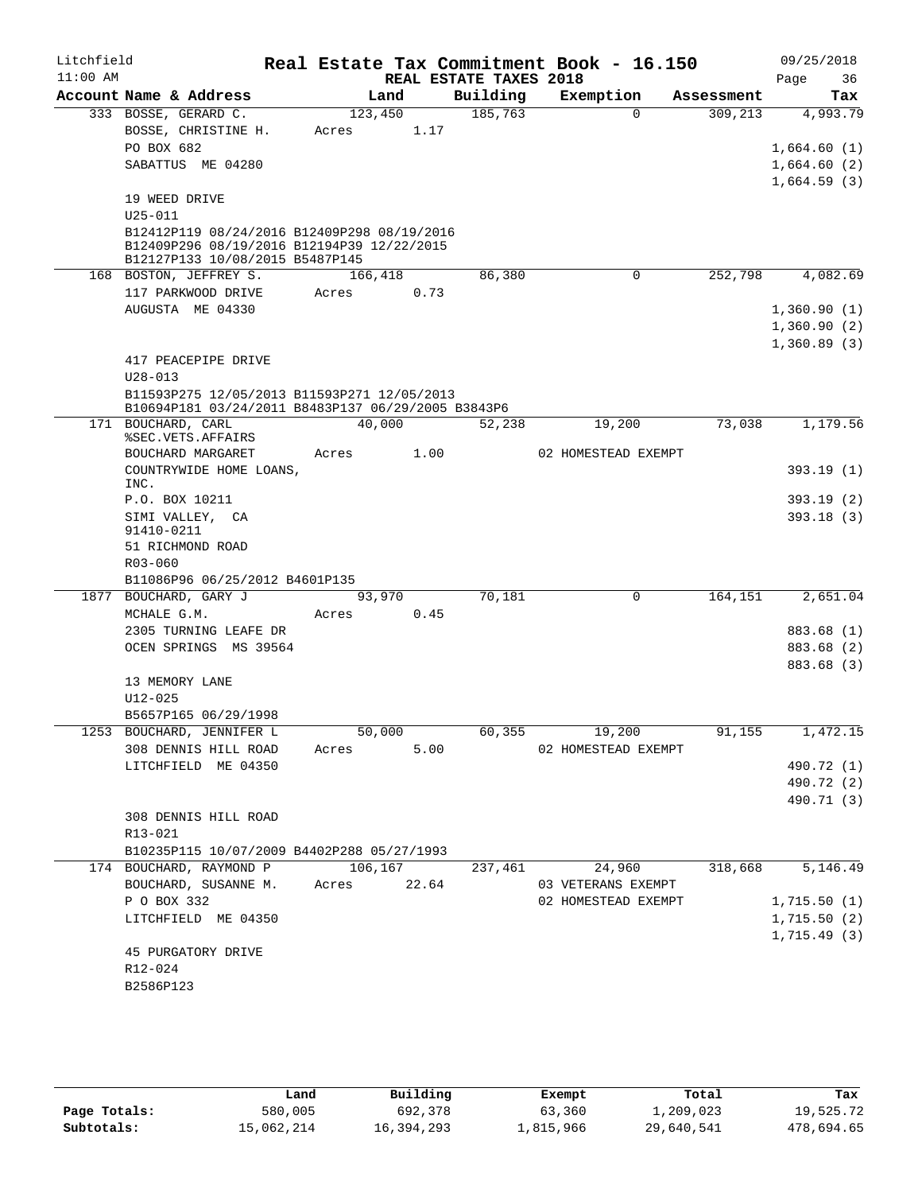Litchfield
11:00 AM

# Real Estate Tax Commitment Book - 16.150

REAL ESTATE TAXES 2018

09/25/2018

| Account Name & Address | Land | Building | Exemption | Assessment | Tax |
|---|---|---|---|---|---|
| 333 BOSSE, GERARD C. | 123,450 | 185,763 | 0 | 309,213 | 4,993.79 |
| BOSSE, CHRISTINE H. | Acres 1.17 | | | | |
| PO BOX 682 | | | | | 1,664.60 (1) |
| SABATTUS ME 04280 | | | | | 1,664.60 (2) |
| | | | | | 1,664.59 (3) |
| 19 WEED DRIVE | | | | | |
| U25-011 | | | | | |
| B12412P119 08/24/2016 B12409P298 08/19/2016 B12409P296 08/19/2016 B12194P39 12/22/2015 B12127P133 10/08/2015 B5487P145 | | | | | |
| 168 BOSTON, JEFFREY S. | 166,418 | 86,380 | 0 | 252,798 | 4,082.69 |
| 117 PARKWOOD DRIVE | Acres 0.73 | | | | |
| AUGUSTA ME 04330 | | | | | 1,360.90 (1) |
| | | | | | 1,360.90 (2) |
| | | | | | 1,360.89 (3) |
| 417 PEACEPIPE DRIVE | | | | | |
| U28-013 | | | | | |
| B11593P275 12/05/2013 B11593P271 12/05/2013 B10694P181 03/24/2011 B8483P137 06/29/2005 B3843P6 | | | | | |
| 171 BOUCHARD, CARL %SEC.VETS.AFFAIRS | 40,000 | 52,238 | 19,200 | 73,038 | 1,179.56 |
| BOUCHARD MARGARET | Acres 1.00 | | 02 HOMESTEAD EXEMPT | | |
| COUNTRYWIDE HOME LOANS, INC. | | | | | 393.19 (1) |
| P.O. BOX 10211 | | | | | 393.19 (2) |
| SIMI VALLEY, CA 91410-0211 | | | | | 393.18 (3) |
| 51 RICHMOND ROAD | | | | | |
| R03-060 | | | | | |
| B11086P96 06/25/2012 B4601P135 | | | | | |
| 1877 BOUCHARD, GARY J | 93,970 | 70,181 | 0 | 164,151 | 2,651.04 |
| MCHALE G.M. | Acres 0.45 | | | | |
| 2305 TURNING LEAFE DR | | | | | 883.68 (1) |
| OCEN SPRINGS MS 39564 | | | | | 883.68 (2) |
| | | | | | 883.68 (3) |
| 13 MEMORY LANE | | | | | |
| U12-025 | | | | | |
| B5657P165 06/29/1998 | | | | | |
| 1253 BOUCHARD, JENNIFER L | 50,000 | 60,355 | 19,200 | 91,155 | 1,472.15 |
| 308 DENNIS HILL ROAD | Acres 5.00 | | 02 HOMESTEAD EXEMPT | | |
| LITCHFIELD ME 04350 | | | | | 490.72 (1) |
| | | | | | 490.72 (2) |
| | | | | | 490.71 (3) |
| 308 DENNIS HILL ROAD | | | | | |
| R13-021 | | | | | |
| B10235P115 10/07/2009 B4402P288 05/27/1993 | | | | | |
| 174 BOUCHARD, RAYMOND P | 106,167 | 237,461 | 24,960 | 318,668 | 5,146.49 |
| BOUCHARD, SUSANNE M. | Acres 22.64 | | 03 VETERANS EXEMPT | | |
| P O BOX 332 | | | 02 HOMESTEAD EXEMPT | | 1,715.50 (1) |
| LITCHFIELD ME 04350 | | | | | 1,715.50 (2) |
| | | | | | 1,715.49 (3) |
| 45 PURGATORY DRIVE | | | | | |
| R12-024 | | | | | |
| B2586P123 | | | | | |

| | Land | Building | Exempt | Total | Tax |
|---|---|---|---|---|---|
| Page Totals: | 580,005 | 692,378 | 63,360 | 1,209,023 | 19,525.72 |
| Subtotals: | 15,062,214 | 16,394,293 | 1,815,966 | 29,640,541 | 478,694.65 |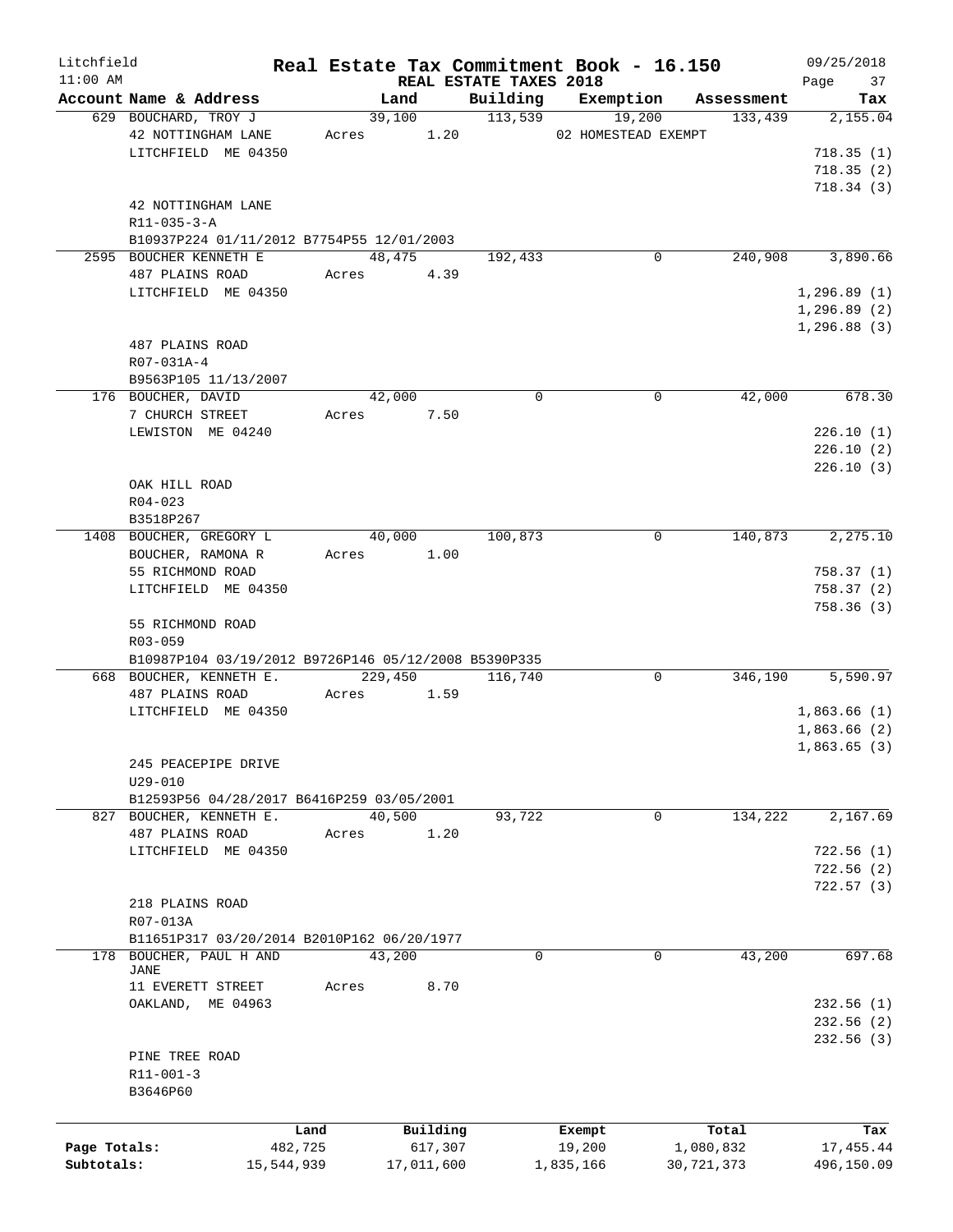Litchfield 11:00 AM

# Real Estate Tax Commitment Book - 16.150

## REAL ESTATE TAXES 2018

09/25/2018 Page 37

| Account Name & Address | Land | Building | Exemption | Assessment | Tax |
|---|---|---|---|---|---|
| 629 BOUCHARD, TROY J | 39,100 | 113,539 | 19,200 | 133,439 | 2,155.04 |
| 42 NOTTINGHAM LANE | Acres 1.20 | | 02 HOMESTEAD EXEMPT | | |
| LITCHFIELD ME 04350 | | | | | 718.35 (1) |
| | | | | | 718.35 (2) |
| | | | | | 718.34 (3) |
| 42 NOTTINGHAM LANE | | | | | |
| R11-035-3-A | | | | | |
| B10937P224 01/11/2012 B7754P55 12/01/2003 | | | | | |
| 2595 BOUCHER KENNETH E | 48,475 | 192,433 | 0 | 240,908 | 3,890.66 |
| 487 PLAINS ROAD | Acres 4.39 | | | | |
| LITCHFIELD ME 04350 | | | | | 1,296.89 (1) |
| | | | | | 1,296.89 (2) |
| | | | | | 1,296.88 (3) |
| 487 PLAINS ROAD | | | | | |
| R07-031A-4 | | | | | |
| B9563P105 11/13/2007 | | | | | |
| 176 BOUCHER, DAVID | 42,000 | 0 | 0 | 42,000 | 678.30 |
| 7 CHURCH STREET | Acres 7.50 | | | | |
| LEWISTON ME 04240 | | | | | 226.10 (1) |
| | | | | | 226.10 (2) |
| | | | | | 226.10 (3) |
| OAK HILL ROAD | | | | | |
| R04-023 | | | | | |
| B3518P267 | | | | | |
| 1408 BOUCHER, GREGORY L | 40,000 | 100,873 | 0 | 140,873 | 2,275.10 |
| BOUCHER, RAMONA R | Acres 1.00 | | | | |
| 55 RICHMOND ROAD | | | | | 758.37 (1) |
| LITCHFIELD ME 04350 | | | | | 758.37 (2) |
| | | | | | 758.36 (3) |
| 55 RICHMOND ROAD | | | | | |
| R03-059 | | | | | |
| B10987P104 03/19/2012 B9726P146 05/12/2008 B5390P335 | | | | | |
| 668 BOUCHER, KENNETH E. | 229,450 | 116,740 | 0 | 346,190 | 5,590.97 |
| 487 PLAINS ROAD | Acres 1.59 | | | | |
| LITCHFIELD ME 04350 | | | | | 1,863.66 (1) |
| | | | | | 1,863.66 (2) |
| | | | | | 1,863.65 (3) |
| 245 PEACEPIPE DRIVE | | | | | |
| U29-010 | | | | | |
| B12593P56 04/28/2017 B6416P259 03/05/2001 | | | | | |
| 827 BOUCHER, KENNETH E. | 40,500 | 93,722 | 0 | 134,222 | 2,167.69 |
| 487 PLAINS ROAD | Acres 1.20 | | | | |
| LITCHFIELD ME 04350 | | | | | 722.56 (1) |
| | | | | | 722.56 (2) |
| | | | | | 722.57 (3) |
| 218 PLAINS ROAD | | | | | |
| R07-013A | | | | | |
| B11651P317 03/20/2014 B2010P162 06/20/1977 | | | | | |
| 178 BOUCHER, PAUL H AND JANE | 43,200 | 0 | 0 | 43,200 | 697.68 |
| 11 EVERETT STREET | Acres 8.70 | | | | |
| OAKLAND, ME 04963 | | | | | 232.56 (1) |
| | | | | | 232.56 (2) |
| | | | | | 232.56 (3) |
| PINE TREE ROAD | | | | | |
| R11-001-3 | | | | | |
| B3646P60 | | | | | |

| | Land | Building | Exempt | Total | Tax |
|---|---|---|---|---|---|
| Page Totals: | 482,725 | 617,307 | 19,200 | 1,080,832 | 17,455.44 |
| Subtotals: | 15,544,939 | 17,011,600 | 1,835,166 | 30,721,373 | 496,150.09 |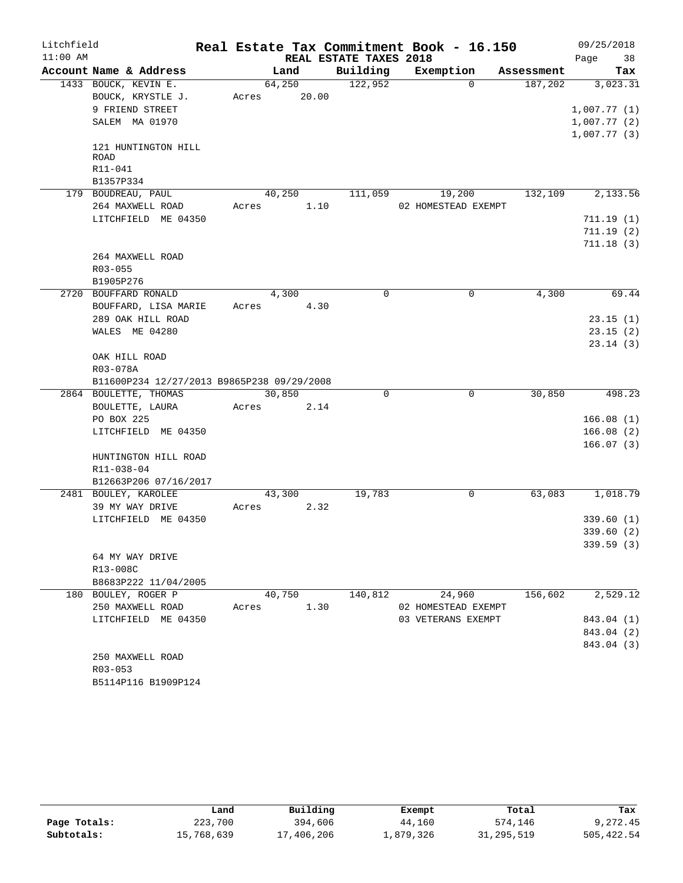Litchfield 11:00 AM

# Real Estate Tax Commitment Book - 16.150

## REAL ESTATE TAXES 2018

09/25/2018

| Account Name & Address | Land | Building | Exemption | Assessment | Tax |
|---|---|---|---|---|---|
| 1433 BOUCK, KEVIN E. | 64,250 | 122,952 | 0 | 187,202 | 3,023.31 |
| BOUCK, KRYSTLE J. | Acres 20.00 | | | | |
| 9 FRIEND STREET | | | | | 1,007.77 (1) |
| SALEM MA 01970 | | | | | 1,007.77 (2) |
| | | | | | 1,007.77 (3) |
| 121 HUNTINGTON HILL ROAD | | | | | |
| R11-041 | | | | | |
| B1357P334 | | | | | |
| 179 BOUDREAU, PAUL | 40,250 | 111,059 | 19,200 | 132,109 | 2,133.56 |
| 264 MAXWELL ROAD | Acres 1.10 | | 02 HOMESTEAD EXEMPT | | |
| LITCHFIELD ME 04350 | | | | | 711.19 (1) |
| | | | | | 711.19 (2) |
| | | | | | 711.18 (3) |
| 264 MAXWELL ROAD | | | | | |
| R03-055 | | | | | |
| B1905P276 | | | | | |
| 2720 BOUFFARD RONALD | 4,300 | 0 | 0 | 4,300 | 69.44 |
| BOUFFARD, LISA MARIE | Acres 4.30 | | | | |
| 289 OAK HILL ROAD | | | | | 23.15 (1) |
| WALES ME 04280 | | | | | 23.15 (2) |
| | | | | | 23.14 (3) |
| OAK HILL ROAD | | | | | |
| R03-078A | | | | | |
| B11600P234 12/27/2013 B9865P238 09/29/2008 | | | | | |
| 2864 BOULETTE, THOMAS | 30,850 | 0 | 0 | 30,850 | 498.23 |
| BOULETTE, LAURA | Acres 2.14 | | | | |
| PO BOX 225 | | | | | 166.08 (1) |
| LITCHFIELD ME 04350 | | | | | 166.08 (2) |
| | | | | | 166.07 (3) |
| HUNTINGTON HILL ROAD | | | | | |
| R11-038-04 | | | | | |
| B12663P206 07/16/2017 | | | | | |
| 2481 BOULEY, KAROLEE | 43,300 | 19,783 | 0 | 63,083 | 1,018.79 |
| 39 MY WAY DRIVE | Acres 2.32 | | | | |
| LITCHFIELD ME 04350 | | | | | 339.60 (1) |
| | | | | | 339.60 (2) |
| | | | | | 339.59 (3) |
| 64 MY WAY DRIVE | | | | | |
| R13-008C | | | | | |
| B8683P222 11/04/2005 | | | | | |
| 180 BOULEY, ROGER P | 40,750 | 140,812 | 24,960 | 156,602 | 2,529.12 |
| 250 MAXWELL ROAD | Acres 1.30 | | 02 HOMESTEAD EXEMPT | | |
| LITCHFIELD ME 04350 | | | 03 VETERANS EXEMPT | | 843.04 (1) |
| | | | | | 843.04 (2) |
| | | | | | 843.04 (3) |
| 250 MAXWELL ROAD | | | | | |
| R03-053 | | | | | |
| B5114P116 B1909P124 | | | | | |

| | Land | Building | Exempt | Total | Tax |
|---|---|---|---|---|---|
| Page Totals: | 223,700 | 394,606 | 44,160 | 574,146 | 9,272.45 |
| Subtotals: | 15,768,639 | 17,406,206 | 1,879,326 | 31,295,519 | 505,422.54 |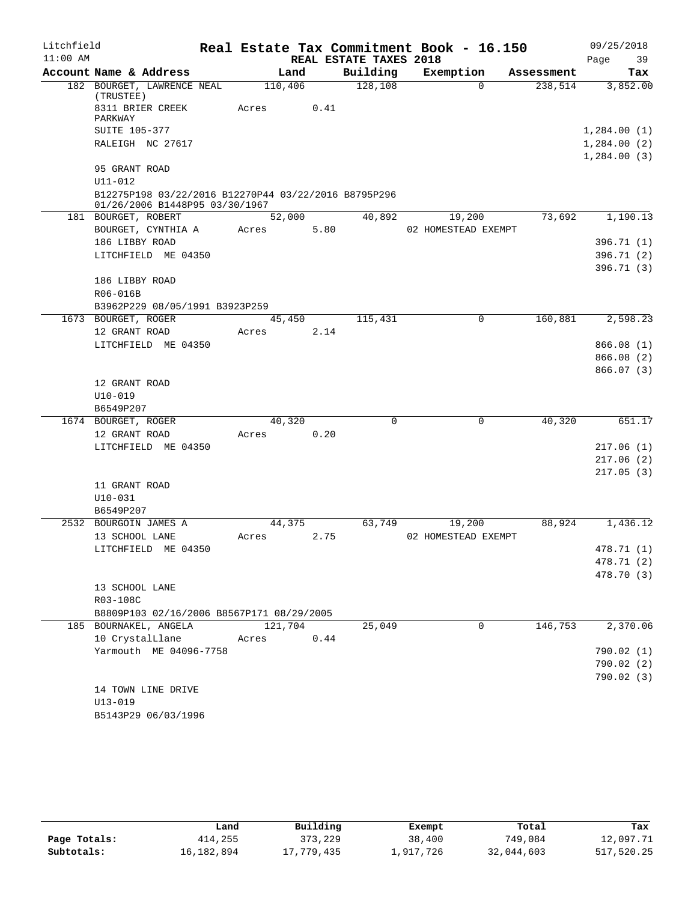Litchfield — Real Estate Tax Commitment Book - 16.150 — 09/25/2018

11:00 AM — REAL ESTATE TAXES 2018

| Account Name & Address | Land | Building | Exemption | Assessment | Tax |
|---|---|---|---|---|---|
| 182 BOURGET, LAWRENCE NEAL (TRUSTEE) | 110,406 | 128,108 | 0 | 238,514 | 3,852.00 |
| 8311 BRIER CREEK PARKWAY | Acres 0.41 | | | | |
| SUITE 105-377 | | | | | 1,284.00 (1) |
| RALEIGH NC 27617 | | | | | 1,284.00 (2) |
| | | | | | 1,284.00 (3) |
| 95 GRANT ROAD | | | | | |
| U11-012 | | | | | |
| B12275P198 03/22/2016 B12270P44 03/22/2016 B8795P296 01/26/2006 B1448P95 03/30/1967 | | | | | |
| 181 BOURGET, ROBERT | 52,000 | 40,892 | 19,200 | 73,692 | 1,190.13 |
| BOURGET, CYNTHIA A | Acres 5.80 | | 02 HOMESTEAD EXEMPT | | |
| 186 LIBBY ROAD | | | | | 396.71 (1) |
| LITCHFIELD ME 04350 | | | | | 396.71 (2) |
| | | | | | 396.71 (3) |
| 186 LIBBY ROAD | | | | | |
| R06-016B | | | | | |
| B3962P229 08/05/1991 B3923P259 | | | | | |
| 1673 BOURGET, ROGER | 45,450 | 115,431 | 0 | 160,881 | 2,598.23 |
| 12 GRANT ROAD | Acres 2.14 | | | | |
| LITCHFIELD ME 04350 | | | | | 866.08 (1) |
| | | | | | 866.08 (2) |
| | | | | | 866.07 (3) |
| 12 GRANT ROAD | | | | | |
| U10-019 | | | | | |
| B6549P207 | | | | | |
| 1674 BOURGET, ROGER | 40,320 | 0 | 0 | 40,320 | 651.17 |
| 12 GRANT ROAD | Acres 0.20 | | | | |
| LITCHFIELD ME 04350 | | | | | 217.06 (1) |
| | | | | | 217.06 (2) |
| | | | | | 217.05 (3) |
| 11 GRANT ROAD | | | | | |
| U10-031 | | | | | |
| B6549P207 | | | | | |
| 2532 BOURGOIN JAMES A | 44,375 | 63,749 | 19,200 | 88,924 | 1,436.12 |
| 13 SCHOOL LANE | Acres 2.75 | | 02 HOMESTEAD EXEMPT | | |
| LITCHFIELD ME 04350 | | | | | 478.71 (1) |
| | | | | | 478.71 (2) |
| | | | | | 478.70 (3) |
| 13 SCHOOL LANE | | | | | |
| R03-108C | | | | | |
| B8809P103 02/16/2006 B8567P171 08/29/2005 | | | | | |
| 185 BOURNAKEL, ANGELA | 121,704 | 25,049 | 0 | 146,753 | 2,370.06 |
| 10 CrystalLlane | Acres 0.44 | | | | |
| Yarmouth ME 04096-7758 | | | | | 790.02 (1) |
| | | | | | 790.02 (2) |
| | | | | | 790.02 (3) |
| 14 TOWN LINE DRIVE | | | | | |
| U13-019 | | | | | |
| B5143P29 06/03/1996 | | | | | |

| | Land | Building | Exempt | Total | Tax |
|---|---|---|---|---|---|
| Page Totals: | 414,255 | 373,229 | 38,400 | 749,084 | 12,097.71 |
| Subtotals: | 16,182,894 | 17,779,435 | 1,917,726 | 32,044,603 | 517,520.25 |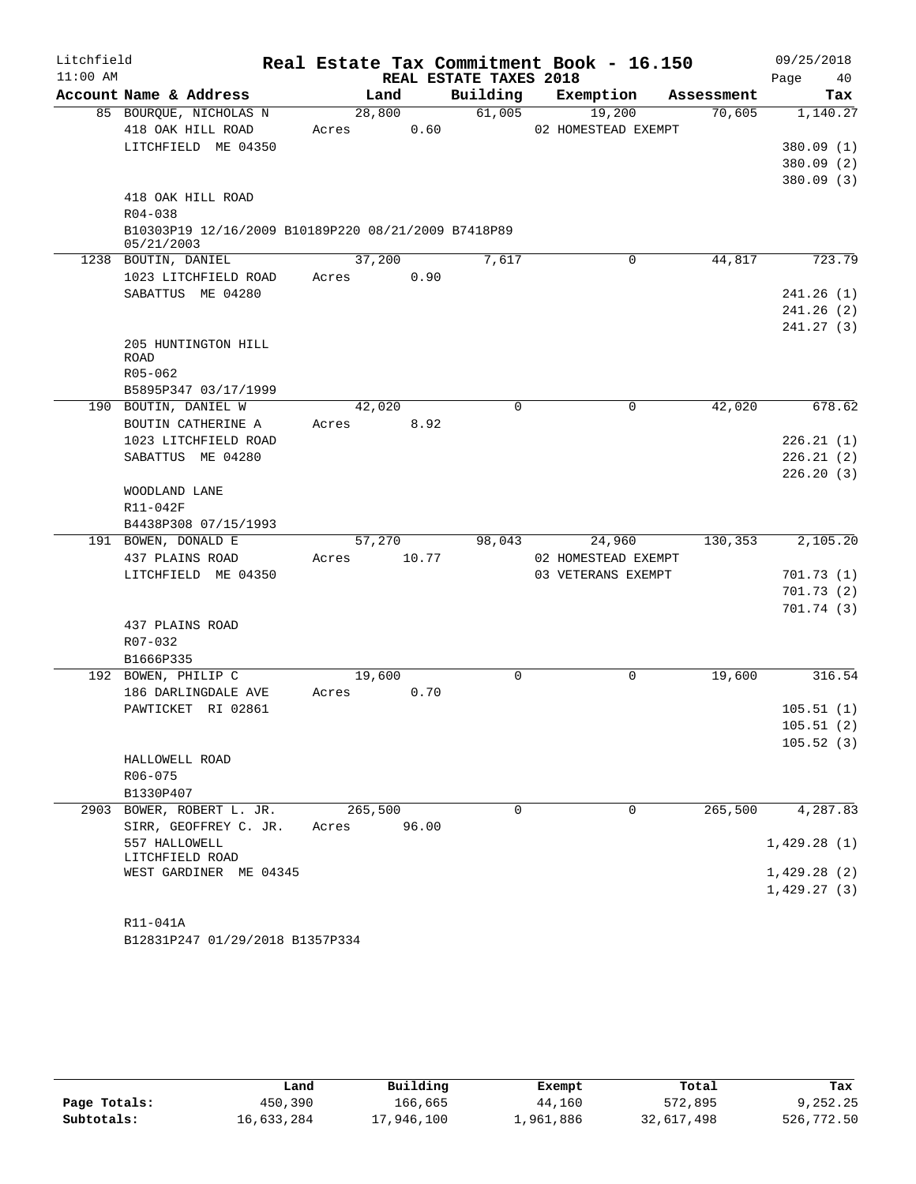Litchfield | Real Estate Tax Commitment Book - 16.150 | 09/25/2018
11:00 AM | REAL ESTATE TAXES 2018 | Page 40

| Account Name & Address | Land | Building | Exemption | Assessment | Tax |
|---|---|---|---|---|---|
| 85 BOURQUE, NICHOLAS N | 28,800 | 61,005 | 19,200 | 70,605 | 1,140.27 |
| 418 OAK HILL ROAD | Acres 0.60 | | 02 HOMESTEAD EXEMPT | | |
| LITCHFIELD ME 04350 | | | | | 380.09 (1) |
| | | | | | 380.09 (2) |
| | | | | | 380.09 (3) |
| 418 OAK HILL ROAD | | | | | |
| R04-038 | | | | | |
| B10303P19 12/16/2009 B10189P220 08/21/2009 B7418P89 05/21/2003 | | | | | |
| 1238 BOUTIN, DANIEL | 37,200 | 7,617 | 0 | 44,817 | 723.79 |
| 1023 LITCHFIELD ROAD | Acres 0.90 | | | | |
| SABATTUS ME 04280 | | | | | 241.26 (1) |
| | | | | | 241.26 (2) |
| | | | | | 241.27 (3) |
| 205 HUNTINGTON HILL ROAD | | | | | |
| R05-062 | | | | | |
| B5895P347 03/17/1999 | | | | | |
| 190 BOUTIN, DANIEL W | 42,020 | 0 | 0 | 42,020 | 678.62 |
| BOUTIN CATHERINE A | Acres 8.92 | | | | |
| 1023 LITCHFIELD ROAD | | | | | 226.21 (1) |
| SABATTUS ME 04280 | | | | | 226.21 (2) |
| | | | | | 226.20 (3) |
| WOODLAND LANE | | | | | |
| R11-042F | | | | | |
| B4438P308 07/15/1993 | | | | | |
| 191 BOWEN, DONALD E | 57,270 | 98,043 | 24,960 | 130,353 | 2,105.20 |
| 437 PLAINS ROAD | Acres 10.77 | | 02 HOMESTEAD EXEMPT | | |
| LITCHFIELD ME 04350 | | | 03 VETERANS EXEMPT | | 701.73 (1) |
| | | | | | 701.73 (2) |
| | | | | | 701.74 (3) |
| 437 PLAINS ROAD | | | | | |
| R07-032 | | | | | |
| B1666P335 | | | | | |
| 192 BOWEN, PHILIP C | 19,600 | 0 | 0 | 19,600 | 316.54 |
| 186 DARLINGDALE AVE | Acres 0.70 | | | | |
| PAWTICKET RI 02861 | | | | | 105.51 (1) |
| | | | | | 105.51 (2) |
| | | | | | 105.52 (3) |
| HALLOWELL ROAD | | | | | |
| R06-075 | | | | | |
| B1330P407 | | | | | |
| 2903 BOWER, ROBERT L. JR. | 265,500 | 0 | 0 | 265,500 | 4,287.83 |
| SIRR, GEOFFREY C. JR. | Acres 96.00 | | | | |
| 557 HALLOWELL LITCHFIELD ROAD | | | | | 1,429.28 (1) |
| WEST GARDINER ME 04345 | | | | | 1,429.28 (2) |
| | | | | | 1,429.27 (3) |
| R11-041A | | | | | |
| B12831P247 01/29/2018 B1357P334 | | | | | |

| | Land | Building | Exempt | Total | Tax |
|---|---|---|---|---|---|
| Page Totals: | 450,390 | 166,665 | 44,160 | 572,895 | 9,252.25 |
| Subtotals: | 16,633,284 | 17,946,100 | 1,961,886 | 32,617,498 | 526,772.50 |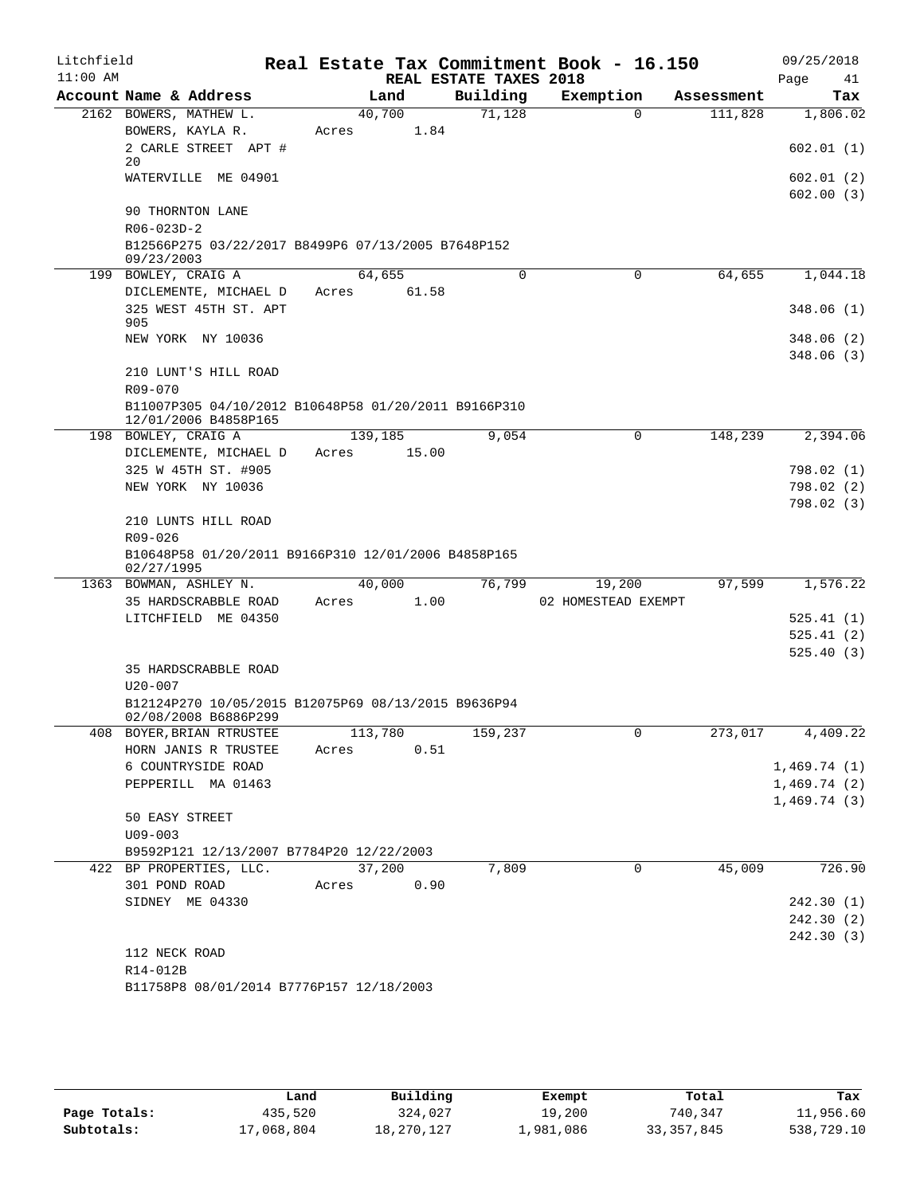Litchfield — Real Estate Tax Commitment Book - 16.150 — 09/25/2018

11:00 AM — REAL ESTATE TAXES 2018 — Page 41

| Account Name & Address | Land | Building | Exemption | Assessment | Tax |
|---|---|---|---|---|---|
| 2162 BOWERS, MATHEW L. | 40,700 | 71,128 | 0 | 111,828 | 1,806.02 |
| BOWERS, KAYLA R. | Acres 1.84 | | | | |
| 2 CARLE STREET APT # 20 | | | | | 602.01 (1) |
| WATERVILLE ME 04901 | | | | | 602.01 (2) |
| | | | | | 602.00 (3) |
| 90 THORNTON LANE | | | | | |
| R06-023D-2 | | | | | |
| B12566P275 03/22/2017 B8499P6 07/13/2005 B7648P152 09/23/2003 | | | | | |
| 199 BOWLEY, CRAIG A | 64,655 | 0 | 0 | 64,655 | 1,044.18 |
| DICLEMENTE, MICHAEL D | Acres 61.58 | | | | |
| 325 WEST 45TH ST. APT 905 | | | | | 348.06 (1) |
| NEW YORK NY 10036 | | | | | 348.06 (2) |
| | | | | | 348.06 (3) |
| 210 LUNT'S HILL ROAD | | | | | |
| R09-070 | | | | | |
| B11007P305 04/10/2012 B10648P58 01/20/2011 B9166P310 12/01/2006 B4858P165 | | | | | |
| 198 BOWLEY, CRAIG A | 139,185 | 9,054 | 0 | 148,239 | 2,394.06 |
| DICLEMENTE, MICHAEL D | Acres 15.00 | | | | |
| 325 W 45TH ST. #905 | | | | | 798.02 (1) |
| NEW YORK NY 10036 | | | | | 798.02 (2) |
| | | | | | 798.02 (3) |
| 210 LUNTS HILL ROAD | | | | | |
| R09-026 | | | | | |
| B10648P58 01/20/2011 B9166P310 12/01/2006 B4858P165 02/27/1995 | | | | | |
| 1363 BOWMAN, ASHLEY N. | 40,000 | 76,799 | 19,200 | 97,599 | 1,576.22 |
| 35 HARDSCRABBLE ROAD | Acres 1.00 | | 02 HOMESTEAD EXEMPT | | |
| LITCHFIELD ME 04350 | | | | | 525.41 (1) |
| | | | | | 525.41 (2) |
| | | | | | 525.40 (3) |
| 35 HARDSCRABBLE ROAD | | | | | |
| U20-007 | | | | | |
| B12124P270 10/05/2015 B12075P69 08/13/2015 B9636P94 02/08/2008 B6886P299 | | | | | |
| 408 BOYER,BRIAN RTRUSTEE | 113,780 | 159,237 | 0 | 273,017 | 4,409.22 |
| HORN JANIS R TRUSTEE | Acres 0.51 | | | | |
| 6 COUNTRYSIDE ROAD | | | | | 1,469.74 (1) |
| PEPPERILL MA 01463 | | | | | 1,469.74 (2) |
| | | | | | 1,469.74 (3) |
| 50 EASY STREET | | | | | |
| U09-003 | | | | | |
| B9592P121 12/13/2007 B7784P20 12/22/2003 | | | | | |
| 422 BP PROPERTIES, LLC. | 37,200 | 7,809 | 0 | 45,009 | 726.90 |
| 301 POND ROAD | Acres 0.90 | | | | |
| SIDNEY ME 04330 | | | | | 242.30 (1) |
| | | | | | 242.30 (2) |
| | | | | | 242.30 (3) |
| 112 NECK ROAD | | | | | |
| R14-012B | | | | | |
| B11758P8 08/01/2014 B7776P157 12/18/2003 | | | | | |

| | Land | Building | Exempt | Total | Tax |
|---|---|---|---|---|---|
| Page Totals: | 435,520 | 324,027 | 19,200 | 740,347 | 11,956.60 |
| Subtotals: | 17,068,804 | 18,270,127 | 1,981,086 | 33,357,845 | 538,729.10 |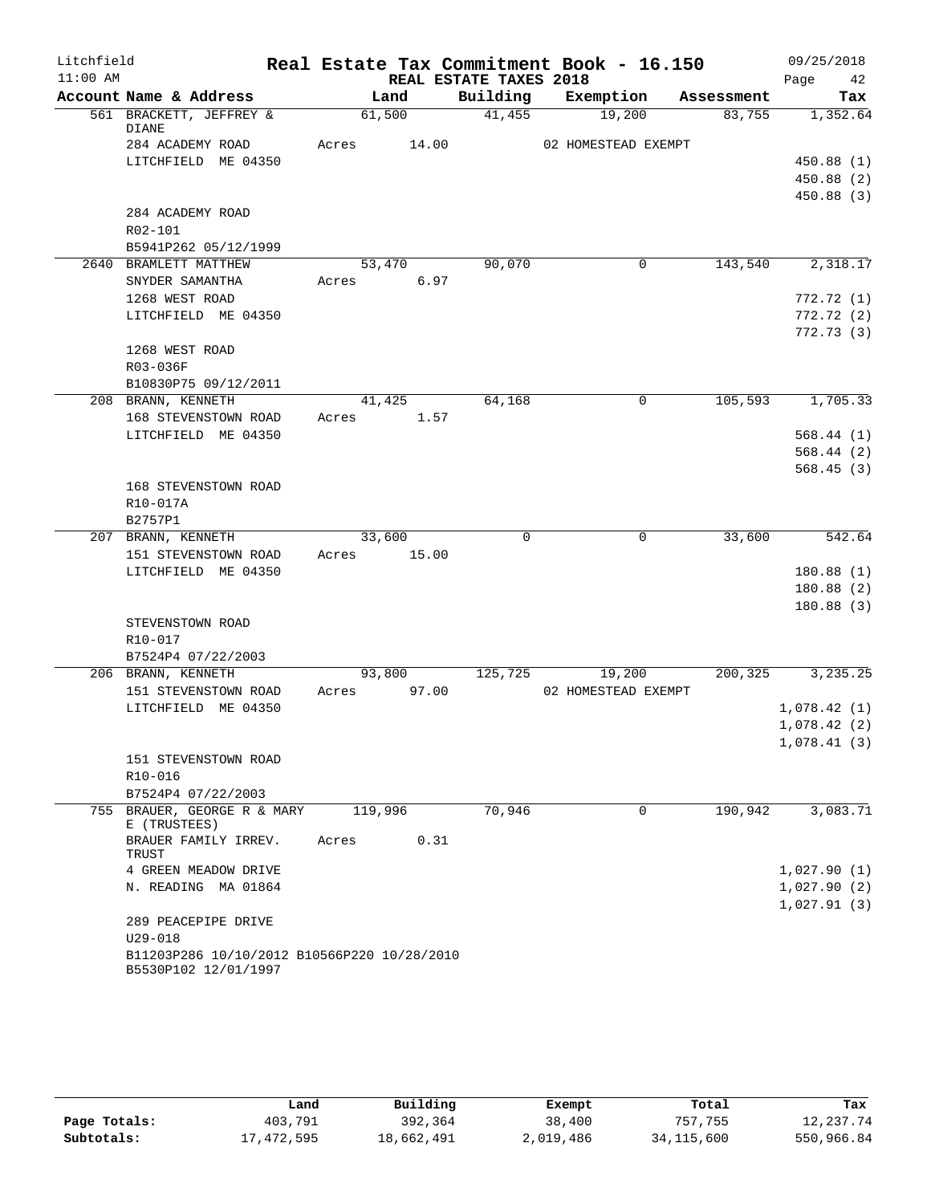Litchfield 11:00 AM

# Real Estate Tax Commitment Book - 16.150

REAL ESTATE TAXES 2018

09/25/2018 Page 42

| Account Name & Address | Land | Building | Exemption | Assessment | Tax |
|---|---|---|---|---|---|
| 561 BRACKETT, JEFFREY & DIANE | 61,500 | 41,455 | 19,200 | 83,755 | 1,352.64 |
| 284 ACADEMY ROAD | Acres 14.00 | | 02 HOMESTEAD EXEMPT | | |
| LITCHFIELD ME 04350 | | | | | 450.88 (1) |
| | | | | | 450.88 (2) |
| | | | | | 450.88 (3) |
| 284 ACADEMY ROAD | | | | | |
| R02-101 | | | | | |
| B5941P262 05/12/1999 | | | | | |
| 2640 BRAMLETT MATTHEW | 53,470 | 90,070 | 0 | 143,540 | 2,318.17 |
| SNYDER SAMANTHA | Acres 6.97 | | | | |
| 1268 WEST ROAD | | | | | 772.72 (1) |
| LITCHFIELD ME 04350 | | | | | 772.72 (2) |
| | | | | | 772.73 (3) |
| 1268 WEST ROAD | | | | | |
| R03-036F | | | | | |
| B10830P75 09/12/2011 | | | | | |
| 208 BRANN, KENNETH | 41,425 | 64,168 | 0 | 105,593 | 1,705.33 |
| 168 STEVENSTOWN ROAD | Acres 1.57 | | | | |
| LITCHFIELD ME 04350 | | | | | 568.44 (1) |
| | | | | | 568.44 (2) |
| | | | | | 568.45 (3) |
| 168 STEVENSTOWN ROAD | | | | | |
| R10-017A | | | | | |
| B2757P1 | | | | | |
| 207 BRANN, KENNETH | 33,600 | 0 | 0 | 33,600 | 542.64 |
| 151 STEVENSTOWN ROAD | Acres 15.00 | | | | |
| LITCHFIELD ME 04350 | | | | | 180.88 (1) |
| | | | | | 180.88 (2) |
| | | | | | 180.88 (3) |
| STEVENSTOWN ROAD | | | | | |
| R10-017 | | | | | |
| B7524P4 07/22/2003 | | | | | |
| 206 BRANN, KENNETH | 93,800 | 125,725 | 19,200 | 200,325 | 3,235.25 |
| 151 STEVENSTOWN ROAD | Acres 97.00 | | 02 HOMESTEAD EXEMPT | | |
| LITCHFIELD ME 04350 | | | | | 1,078.42 (1) |
| | | | | | 1,078.42 (2) |
| | | | | | 1,078.41 (3) |
| 151 STEVENSTOWN ROAD | | | | | |
| R10-016 | | | | | |
| B7524P4 07/22/2003 | | | | | |
| 755 BRAUER, GEORGE R & MARY E (TRUSTEES) | 119,996 | 70,946 | 0 | 190,942 | 3,083.71 |
| BRAUER FAMILY IRREV. TRUST | Acres 0.31 | | | | |
| 4 GREEN MEADOW DRIVE | | | | | 1,027.90 (1) |
| N. READING MA 01864 | | | | | 1,027.90 (2) |
| | | | | | 1,027.91 (3) |
| 289 PEACEPIPE DRIVE | | | | | |
| U29-018 | | | | | |
| B11203P286 10/10/2012 B10566P220 10/28/2010 | | | | | |
| B5530P102 12/01/1997 | | | | | |

| | Land | Building | Exempt | Total | Tax |
|---|---|---|---|---|---|
| Page Totals: | 403,791 | 392,364 | 38,400 | 757,755 | 12,237.74 |
| Subtotals: | 17,472,595 | 18,662,491 | 2,019,486 | 34,115,600 | 550,966.84 |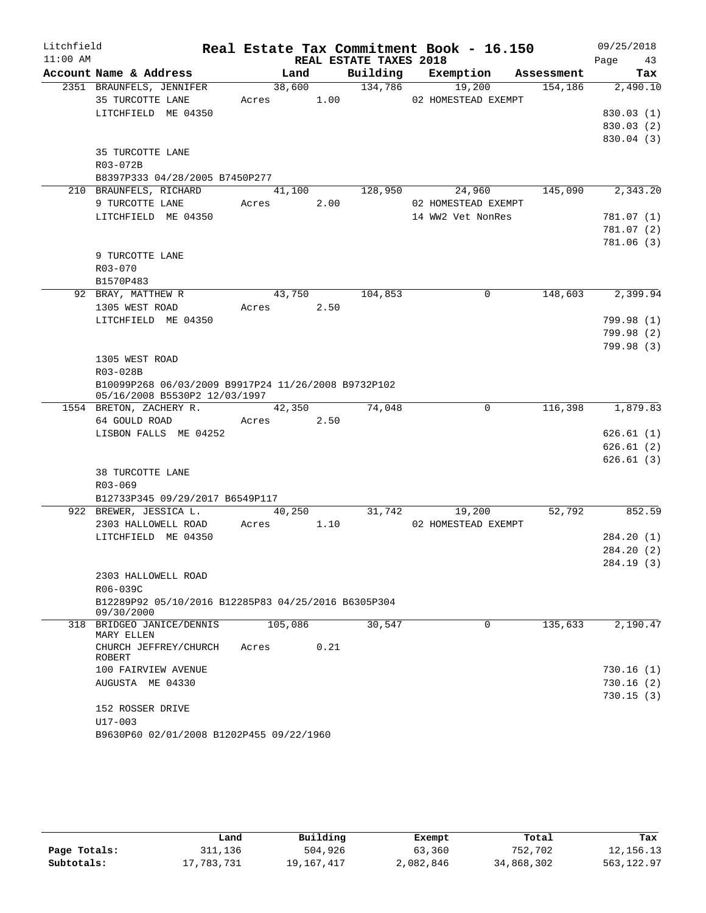Litchfield — Real Estate Tax Commitment Book - 16.150 — 09/25/2018
11:00 AM — REAL ESTATE TAXES 2018

| Account Name & Address | Land | Building | Exemption | Assessment | Tax |
|---|---|---|---|---|---|
| 2351 BRAUNFELS, JENNIFER | 38,600 | 134,786 | 19,200 | 154,186 | 2,490.10 |
| 35 TURCOTTE LANE | Acres 1.00 | | 02 HOMESTEAD EXEMPT | | |
| LITCHFIELD ME 04350 | | | | | 830.03 (1) |
| | | | | | 830.03 (2) |
| | | | | | 830.04 (3) |
| 35 TURCOTTE LANE | | | | | |
| R03-072B | | | | | |
| B8397P333 04/28/2005 B7450P277 | | | | | |
| 210 BRAUNFELS, RICHARD | 41,100 | 128,950 | 24,960 | 145,090 | 2,343.20 |
| 9 TURCOTTE LANE | Acres 2.00 | | 02 HOMESTEAD EXEMPT | | |
| LITCHFIELD ME 04350 | | | 14 WW2 Vet NonRes | | 781.07 (1) |
| | | | | | 781.07 (2) |
| | | | | | 781.06 (3) |
| 9 TURCOTTE LANE | | | | | |
| R03-070 | | | | | |
| B1570P483 | | | | | |
| 92 BRAY, MATTHEW R | 43,750 | 104,853 | 0 | 148,603 | 2,399.94 |
| 1305 WEST ROAD | Acres 2.50 | | | | |
| LITCHFIELD ME 04350 | | | | | 799.98 (1) |
| | | | | | 799.98 (2) |
| | | | | | 799.98 (3) |
| 1305 WEST ROAD | | | | | |
| R03-028B | | | | | |
| B10099P268 06/03/2009 B9917P24 11/26/2008 B9732P102 05/16/2008 B5530P2 12/03/1997 | | | | | |
| 1554 BRETON, ZACHERY R. | 42,350 | 74,048 | 0 | 116,398 | 1,879.83 |
| 64 GOULD ROAD | Acres 2.50 | | | | |
| LISBON FALLS ME 04252 | | | | | 626.61 (1) |
| | | | | | 626.61 (2) |
| | | | | | 626.61 (3) |
| 38 TURCOTTE LANE | | | | | |
| R03-069 | | | | | |
| B12733P345 09/29/2017 B6549P117 | | | | | |
| 922 BREWER, JESSICA L. | 40,250 | 31,742 | 19,200 | 52,792 | 852.59 |
| 2303 HALLOWELL ROAD | Acres 1.10 | | 02 HOMESTEAD EXEMPT | | |
| LITCHFIELD ME 04350 | | | | | 284.20 (1) |
| | | | | | 284.20 (2) |
| | | | | | 284.19 (3) |
| 2303 HALLOWELL ROAD | | | | | |
| R06-039C | | | | | |
| B12289P92 05/10/2016 B12285P83 04/25/2016 B6305P304 09/30/2000 | | | | | |
| 318 BRIDGEO JANICE/DENNIS MARY ELLEN | 105,086 | 30,547 | 0 | 135,633 | 2,190.47 |
| CHURCH JEFFREY/CHURCH ROBERT | Acres 0.21 | | | | |
| 100 FAIRVIEW AVENUE | | | | | 730.16 (1) |
| AUGUSTA ME 04330 | | | | | 730.16 (2) |
| | | | | | 730.15 (3) |
| 152 ROSSER DRIVE | | | | | |
| U17-003 | | | | | |
| B9630P60 02/01/2008 B1202P455 09/22/1960 | | | | | |

| | Land | Building | Exempt | Total | Tax |
|---|---|---|---|---|---|
| Page Totals: | 311,136 | 504,926 | 63,360 | 752,702 | 12,156.13 |
| Subtotals: | 17,783,731 | 19,167,417 | 2,082,846 | 34,868,302 | 563,122.97 |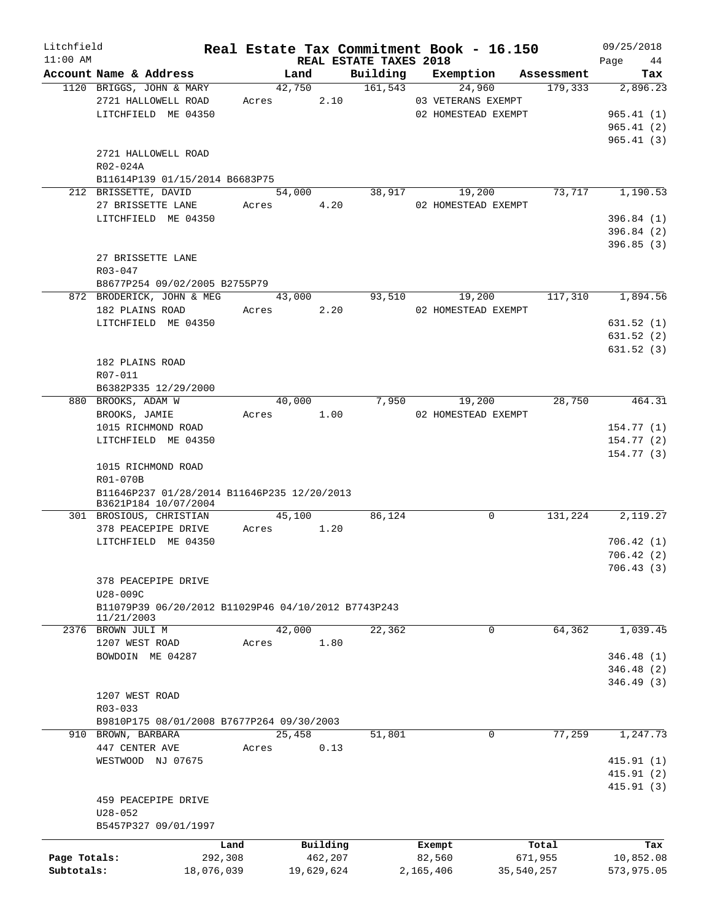Litchfield 11:00 AM

# Real Estate Tax Commitment Book - 16.150

REAL ESTATE TAXES 2018

09/25/2018 Page 44

| Account Name & Address | Land | Building | Exemption | Assessment | Tax |
|---|---|---|---|---|---|
| 1120 BRIGGS, JOHN & MARY | 42,750 | 161,543 | 24,960 | 179,333 | 2,896.23 |
| 2721 HALLOWELL ROAD | Acres 2.10 | | 03 VETERANS EXEMPT | | |
| LITCHFIELD ME 04350 | | | 02 HOMESTEAD EXEMPT | | 965.41 (1) |
| | | | | | 965.41 (2) |
| | | | | | 965.41 (3) |
| 2721 HALLOWELL ROAD | | | | | |
| R02-024A | | | | | |
| B11614P139 01/15/2014 B6683P75 | | | | | |
| 212 BRISSETTE, DAVID | 54,000 | 38,917 | 19,200 | 73,717 | 1,190.53 |
| 27 BRISSETTE LANE | Acres 4.20 | | 02 HOMESTEAD EXEMPT | | |
| LITCHFIELD ME 04350 | | | | | 396.84 (1) |
| | | | | | 396.84 (2) |
| | | | | | 396.85 (3) |
| 27 BRISSETTE LANE | | | | | |
| R03-047 | | | | | |
| B8677P254 09/02/2005 B2755P79 | | | | | |
| 872 BRODERICK, JOHN & MEG | 43,000 | 93,510 | 19,200 | 117,310 | 1,894.56 |
| 182 PLAINS ROAD | Acres 2.20 | | 02 HOMESTEAD EXEMPT | | |
| LITCHFIELD ME 04350 | | | | | 631.52 (1) |
| | | | | | 631.52 (2) |
| | | | | | 631.52 (3) |
| 182 PLAINS ROAD | | | | | |
| R07-011 | | | | | |
| B6382P335 12/29/2000 | | | | | |
| 880 BROOKS, ADAM W | 40,000 | 7,950 | 19,200 | 28,750 | 464.31 |
| BROOKS, JAMIE | Acres 1.00 | | 02 HOMESTEAD EXEMPT | | |
| 1015 RICHMOND ROAD | | | | | 154.77 (1) |
| LITCHFIELD ME 04350 | | | | | 154.77 (2) |
| | | | | | 154.77 (3) |
| 1015 RICHMOND ROAD | | | | | |
| R01-070B | | | | | |
| B11646P237 01/28/2014 B11646P235 12/20/2013 B3621P184 10/07/2004 | | | | | |
| 301 BROSIOUS, CHRISTIAN | 45,100 | 86,124 | 0 | 131,224 | 2,119.27 |
| 378 PEACEPIPE DRIVE | Acres 1.20 | | | | |
| LITCHFIELD ME 04350 | | | | | 706.42 (1) |
| | | | | | 706.42 (2) |
| | | | | | 706.43 (3) |
| 378 PEACEPIPE DRIVE | | | | | |
| U28-009C | | | | | |
| B11079P39 06/20/2012 B11029P46 04/10/2012 B7743P243 11/21/2003 | | | | | |
| 2376 BROWN JULI M | 42,000 | 22,362 | 0 | 64,362 | 1,039.45 |
| 1207 WEST ROAD | Acres 1.80 | | | | |
| BOWDOIN ME 04287 | | | | | 346.48 (1) |
| | | | | | 346.48 (2) |
| | | | | | 346.49 (3) |
| 1207 WEST ROAD | | | | | |
| R03-033 | | | | | |
| B9810P175 08/01/2008 B7677P264 09/30/2003 | | | | | |
| 910 BROWN, BARBARA | 25,458 | 51,801 | 0 | 77,259 | 1,247.73 |
| 447 CENTER AVE | Acres 0.13 | | | | |
| WESTWOOD NJ 07675 | | | | | 415.91 (1) |
| | | | | | 415.91 (2) |
| | | | | | 415.91 (3) |
| 459 PEACEPIPE DRIVE | | | | | |
| U28-052 | | | | | |
| B5457P327 09/01/1997 | | | | | |

| | Land | Building | Exempt | Total | Tax |
|---|---|---|---|---|---|
| Page Totals: | 292,308 | 462,207 | 82,560 | 671,955 | 10,852.08 |
| Subtotals: | 18,076,039 | 19,629,624 | 2,165,406 | 35,540,257 | 573,975.05 |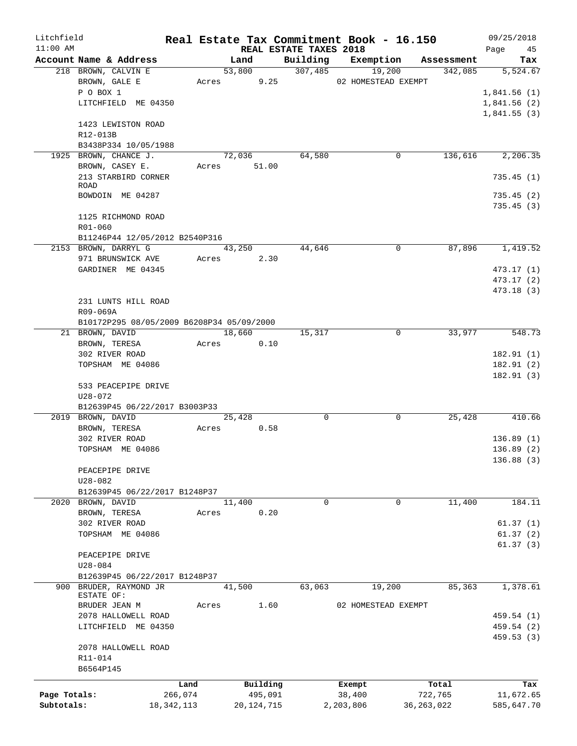Litchfield                Real Estate Tax Commitment Book - 16.150                09/25/2018
11:00 AM                          REAL ESTATE TAXES 2018                          Page 45

| Account Name & Address | Land | Building | Exemption | Assessment | Tax |
|---|---|---|---|---|---|
| 218 BROWN, CALVIN E | 53,800 | 307,485 | 19,200 | 342,085 | 5,524.67 |
| BROWN, GALE E | Acres 9.25 | | 02 HOMESTEAD EXEMPT | | |
| P O BOX 1 | | | | | 1,841.56 (1) |
| LITCHFIELD ME 04350 | | | | | 1,841.56 (2) |
| | | | | | 1,841.55 (3) |
| 1423 LEWISTON ROAD | | | | | |
| R12-013B | | | | | |
| B3438P334 10/05/1988 | | | | | |
| 1925 BROWN, CHANCE J. | 72,036 | 64,580 | 0 | 136,616 | 2,206.35 |
| BROWN, CASEY E. | Acres 51.00 | | | | |
| 213 STARBIRD CORNER ROAD | | | | | 735.45 (1) |
| BOWDOIN ME 04287 | | | | | 735.45 (2) |
| | | | | | 735.45 (3) |
| 1125 RICHMOND ROAD | | | | | |
| R01-060 | | | | | |
| B11246P44 12/05/2012 B2540P316 | | | | | |
| 2153 BROWN, DARRYL G | 43,250 | 44,646 | 0 | 87,896 | 1,419.52 |
| 971 BRUNSWICK AVE | Acres 2.30 | | | | |
| GARDINER ME 04345 | | | | | 473.17 (1) |
| | | | | | 473.17 (2) |
| | | | | | 473.18 (3) |
| 231 LUNTS HILL ROAD | | | | | |
| R09-069A | | | | | |
| B10172P295 08/05/2009 B6208P34 05/09/2000 | | | | | |
| 21 BROWN, DAVID | 18,660 | 15,317 | 0 | 33,977 | 548.73 |
| BROWN, TERESA | Acres 0.10 | | | | |
| 302 RIVER ROAD | | | | | 182.91 (1) |
| TOPSHAM ME 04086 | | | | | 182.91 (2) |
| | | | | | 182.91 (3) |
| 533 PEACEPIPE DRIVE | | | | | |
| U28-072 | | | | | |
| B12639P45 06/22/2017 B3003P33 | | | | | |
| 2019 BROWN, DAVID | 25,428 | 0 | 0 | 25,428 | 410.66 |
| BROWN, TERESA | Acres 0.58 | | | | |
| 302 RIVER ROAD | | | | | 136.89 (1) |
| TOPSHAM ME 04086 | | | | | 136.89 (2) |
| | | | | | 136.88 (3) |
| PEACEPIPE DRIVE | | | | | |
| U28-082 | | | | | |
| B12639P45 06/22/2017 B1248P37 | | | | | |
| 2020 BROWN, DAVID | 11,400 | 0 | 0 | 11,400 | 184.11 |
| BROWN, TERESA | Acres 0.20 | | | | |
| 302 RIVER ROAD | | | | | 61.37 (1) |
| TOPSHAM ME 04086 | | | | | 61.37 (2) |
| | | | | | 61.37 (3) |
| PEACEPIPE DRIVE | | | | | |
| U28-084 | | | | | |
| B12639P45 06/22/2017 B1248P37 | | | | | |
| 900 BRUDER, RAYMOND JR ESTATE OF: | 41,500 | 63,063 | 19,200 | 85,363 | 1,378.61 |
| BRUDER JEAN M | Acres 1.60 | | 02 HOMESTEAD EXEMPT | | |
| 2078 HALLOWELL ROAD | | | | | 459.54 (1) |
| LITCHFIELD ME 04350 | | | | | 459.54 (2) |
| | | | | | 459.53 (3) |
| 2078 HALLOWELL ROAD | | | | | |
| R11-014 | | | | | |
| B6564P145 | | | | | |

| | Land | Building | Exempt | Total | Tax |
|---|---|---|---|---|---|
| Page Totals: | 266,074 | 495,091 | 38,400 | 722,765 | 11,672.65 |
| Subtotals: | 18,342,113 | 20,124,715 | 2,203,806 | 36,263,022 | 585,647.70 |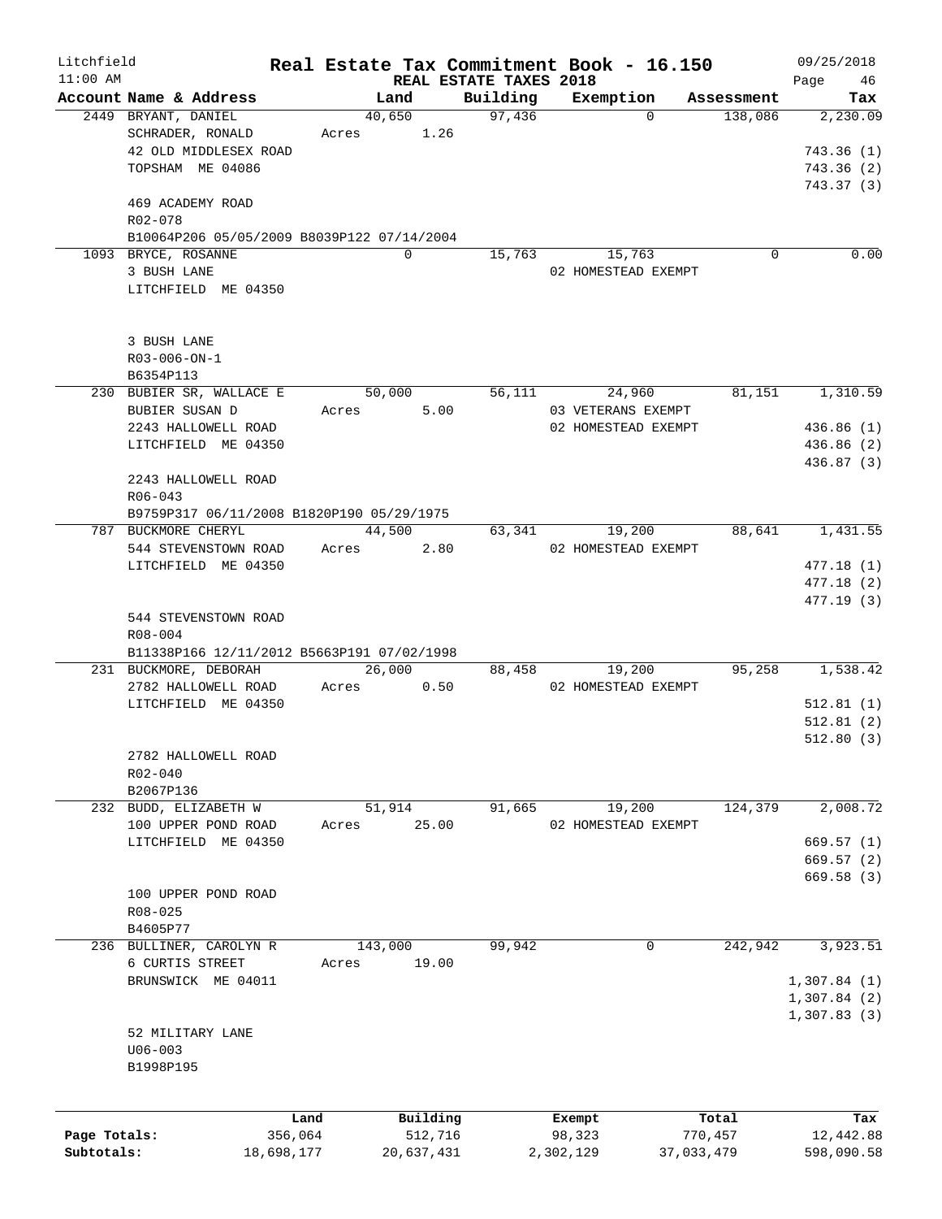Litchfield
11:00 AM

# Real Estate Tax Commitment Book - 16.150

REAL ESTATE TAXES 2018

09/25/2018

| Account Name & Address | Land | Building | Exemption | Assessment | Tax |
|---|---|---|---|---|---|
| 2449 BRYANT, DANIEL | 40,650 | 97,436 | 0 | 138,086 | 2,230.09 |
| SCHRADER, RONALD | Acres 1.26 | | | | |
| 42 OLD MIDDLESEX ROAD | | | | | 743.36 (1) |
| TOPSHAM ME 04086 | | | | | 743.36 (2) |
| | | | | | 743.37 (3) |
| 469 ACADEMY ROAD | | | | | |
| R02-078 | | | | | |
| B10064P206 05/05/2009 B8039P122 07/14/2004 | | | | | |
| 1093 BRYCE, ROSANNE | 0 | 15,763 | 15,763 | 0 | 0.00 |
| 3 BUSH LANE | | | 02 HOMESTEAD EXEMPT | | |
| LITCHFIELD ME 04350 | | | | | |
| 3 BUSH LANE | | | | | |
| R03-006-ON-1 | | | | | |
| B6354P113 | | | | | |
| 230 BUBIER SR, WALLACE E | 50,000 | 56,111 | 24,960 | 81,151 | 1,310.59 |
| BUBIER SUSAN D | Acres 5.00 | | 03 VETERANS EXEMPT | | |
| 2243 HALLOWELL ROAD | | | 02 HOMESTEAD EXEMPT | | 436.86 (1) |
| LITCHFIELD ME 04350 | | | | | 436.86 (2) |
| | | | | | 436.87 (3) |
| 2243 HALLOWELL ROAD | | | | | |
| R06-043 | | | | | |
| B9759P317 06/11/2008 B1820P190 05/29/1975 | | | | | |
| 787 BUCKMORE CHERYL | 44,500 | 63,341 | 19,200 | 88,641 | 1,431.55 |
| 544 STEVENSTOWN ROAD | Acres 2.80 | | 02 HOMESTEAD EXEMPT | | |
| LITCHFIELD ME 04350 | | | | | 477.18 (1) |
| | | | | | 477.18 (2) |
| | | | | | 477.19 (3) |
| 544 STEVENSTOWN ROAD | | | | | |
| R08-004 | | | | | |
| B11338P166 12/11/2012 B5663P191 07/02/1998 | | | | | |
| 231 BUCKMORE, DEBORAH | 26,000 | 88,458 | 19,200 | 95,258 | 1,538.42 |
| 2782 HALLOWELL ROAD | Acres 0.50 | | 02 HOMESTEAD EXEMPT | | |
| LITCHFIELD ME 04350 | | | | | 512.81 (1) |
| | | | | | 512.81 (2) |
| | | | | | 512.80 (3) |
| 2782 HALLOWELL ROAD | | | | | |
| R02-040 | | | | | |
| B2067P136 | | | | | |
| 232 BUDD, ELIZABETH W | 51,914 | 91,665 | 19,200 | 124,379 | 2,008.72 |
| 100 UPPER POND ROAD | Acres 25.00 | | 02 HOMESTEAD EXEMPT | | |
| LITCHFIELD ME 04350 | | | | | 669.57 (1) |
| | | | | | 669.57 (2) |
| | | | | | 669.58 (3) |
| 100 UPPER POND ROAD | | | | | |
| R08-025 | | | | | |
| B4605P77 | | | | | |
| 236 BULLINER, CAROLYN R | 143,000 | 99,942 | 0 | 242,942 | 3,923.51 |
| 6 CURTIS STREET | Acres 19.00 | | | | |
| BRUNSWICK ME 04011 | | | | | 1,307.84 (1) |
| | | | | | 1,307.84 (2) |
| | | | | | 1,307.83 (3) |
| 52 MILITARY LANE | | | | | |
| U06-003 | | | | | |
| B1998P195 | | | | | |

| | Land | Building | Exempt | Total | Tax |
|---|---|---|---|---|---|
| Page Totals: | 356,064 | 512,716 | 98,323 | 770,457 | 12,442.88 |
| Subtotals: | 18,698,177 | 20,637,431 | 2,302,129 | 37,033,479 | 598,090.58 |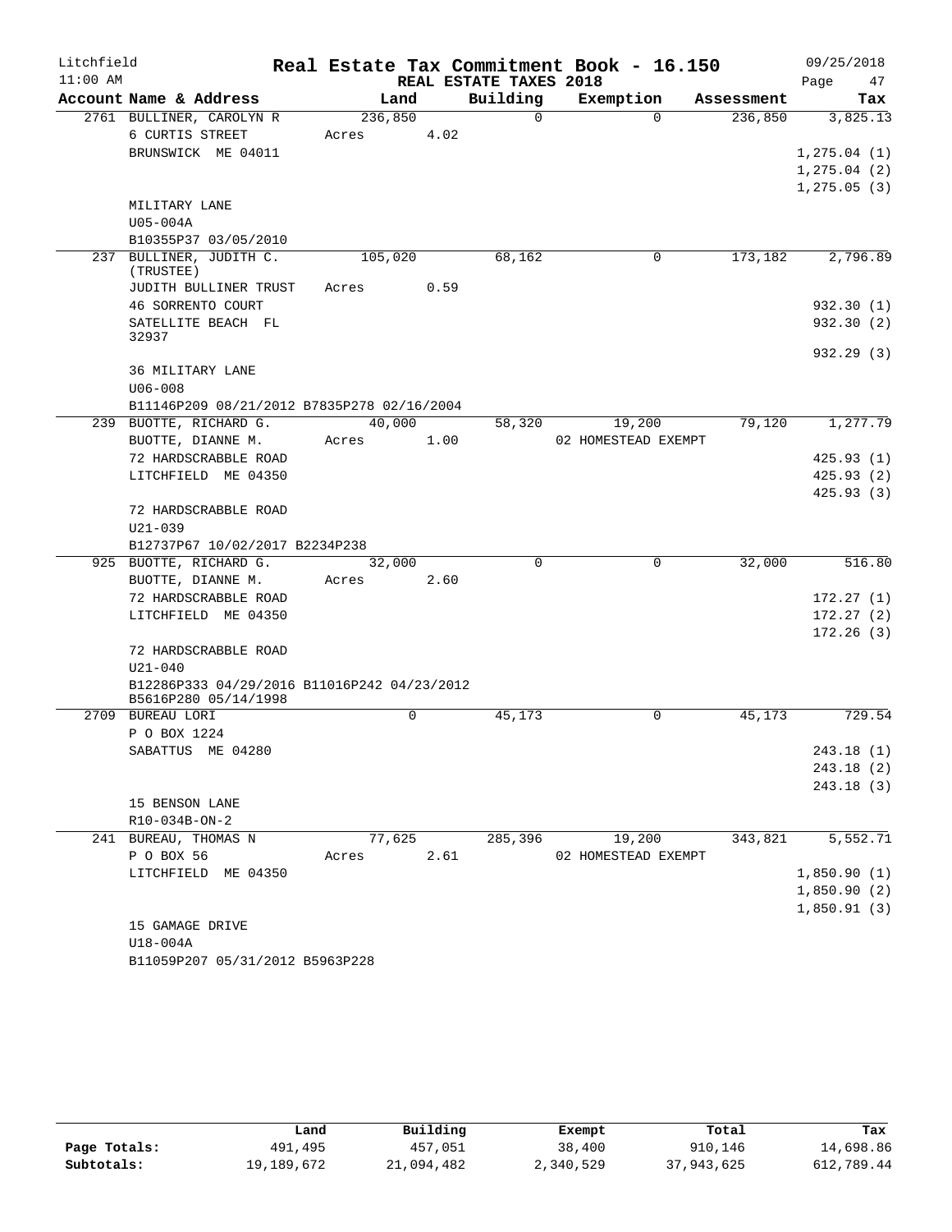Litchfield  Real Estate Tax Commitment Book - 16.150  09/25/2018
11:00 AM  REAL ESTATE TAXES 2018  Page 47

| Account Name & Address | Land | Building | Exemption | Assessment | Tax |
|---|---|---|---|---|---|
| 2761 BULLINER, CAROLYN R | 236,850 | 0 | 0 | 236,850 | 3,825.13 |
| 6 CURTIS STREET | Acres 4.02 | | | | |
| BRUNSWICK ME 04011 | | | | | 1,275.04 (1) |
| | | | | | 1,275.04 (2) |
| | | | | | 1,275.05 (3) |
| MILITARY LANE | | | | | |
| U05-004A | | | | | |
| B10355P37 03/05/2010 | | | | | |
| 237 BULLINER, JUDITH C. (TRUSTEE) | 105,020 | 68,162 | 0 | 173,182 | 2,796.89 |
| JUDITH BULLINER TRUST | Acres 0.59 | | | | |
| 46 SORRENTO COURT | | | | | 932.30 (1) |
| SATELLITE BEACH FL 32937 | | | | | 932.30 (2) |
| | | | | | 932.29 (3) |
| 36 MILITARY LANE | | | | | |
| U06-008 | | | | | |
| B11146P209 08/21/2012 B7835P278 02/16/2004 | | | | | |
| 239 BUOTTE, RICHARD G. | 40,000 | 58,320 | 19,200 | 79,120 | 1,277.79 |
| BUOTTE, DIANNE M. | Acres 1.00 | | 02 HOMESTEAD EXEMPT | | |
| 72 HARDSCRABBLE ROAD | | | | | 425.93 (1) |
| LITCHFIELD ME 04350 | | | | | 425.93 (2) |
| | | | | | 425.93 (3) |
| 72 HARDSCRABBLE ROAD | | | | | |
| U21-039 | | | | | |
| B12737P67 10/02/2017 B2234P238 | | | | | |
| 925 BUOTTE, RICHARD G. | 32,000 | 0 | 0 | 32,000 | 516.80 |
| BUOTTE, DIANNE M. | Acres 2.60 | | | | |
| 72 HARDSCRABBLE ROAD | | | | | 172.27 (1) |
| LITCHFIELD ME 04350 | | | | | 172.27 (2) |
| | | | | | 172.26 (3) |
| 72 HARDSCRABBLE ROAD | | | | | |
| U21-040 | | | | | |
| B12286P333 04/29/2016 B11016P242 04/23/2012 B5616P280 05/14/1998 | | | | | |
| 2709 BUREAU LORI | 0 | 45,173 | 0 | 45,173 | 729.54 |
| P O BOX 1224 | | | | | |
| SABATTUS ME 04280 | | | | | 243.18 (1) |
| | | | | | 243.18 (2) |
| | | | | | 243.18 (3) |
| 15 BENSON LANE | | | | | |
| R10-034B-ON-2 | | | | | |
| 241 BUREAU, THOMAS N | 77,625 | 285,396 | 19,200 | 343,821 | 5,552.71 |
| P O BOX 56 | Acres 2.61 | | 02 HOMESTEAD EXEMPT | | |
| LITCHFIELD ME 04350 | | | | | 1,850.90 (1) |
| | | | | | 1,850.90 (2) |
| | | | | | 1,850.91 (3) |
| 15 GAMAGE DRIVE | | | | | |
| U18-004A | | | | | |
| B11059P207 05/31/2012 B5963P228 | | | | | |

| | Land | Building | Exempt | Total | Tax |
|---|---|---|---|---|---|
| Page Totals: | 491,495 | 457,051 | 38,400 | 910,146 | 14,698.86 |
| Subtotals: | 19,189,672 | 21,094,482 | 2,340,529 | 37,943,625 | 612,789.44 |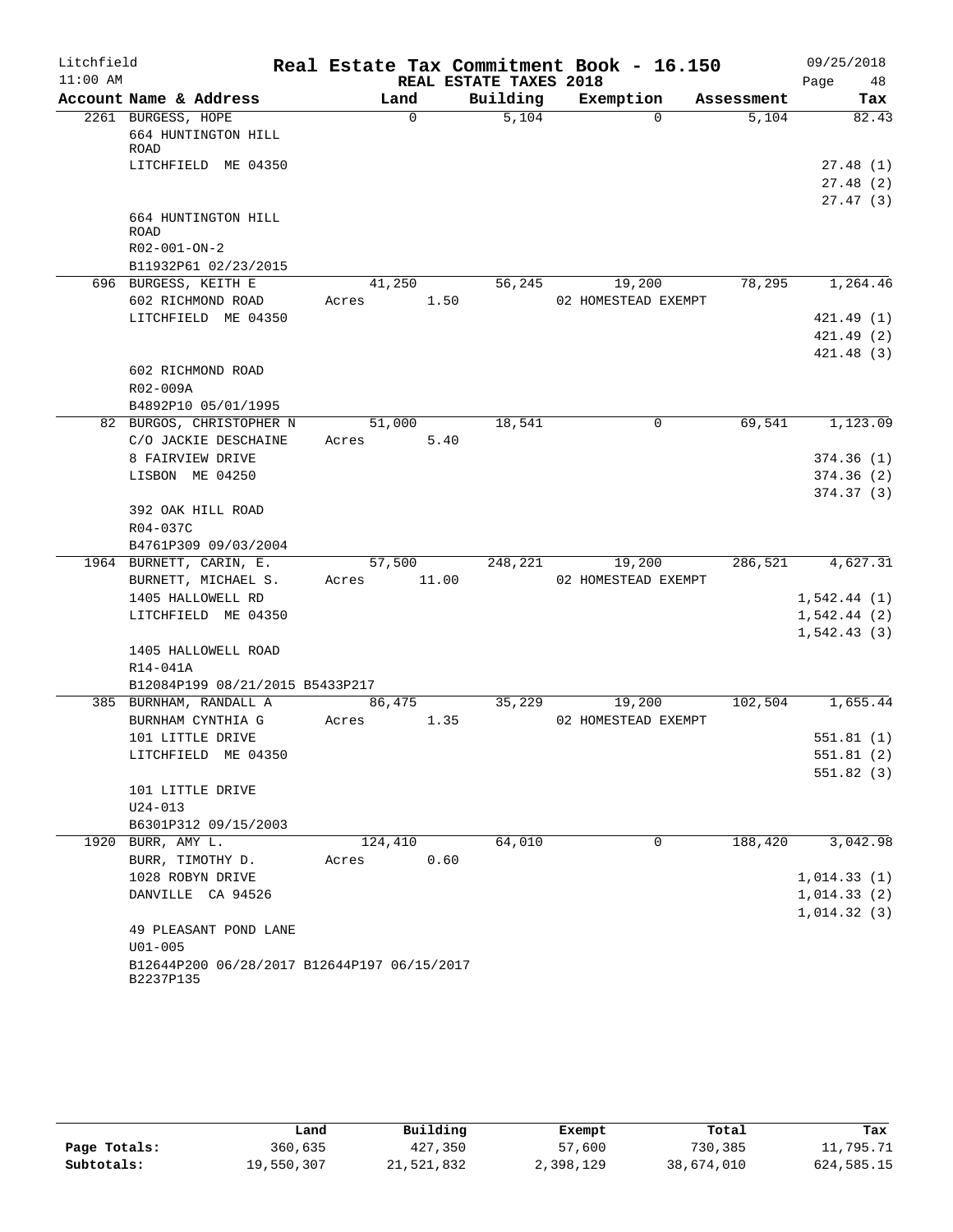# Real Estate Tax Commitment Book - 16.150

Litchfield 11:00 AM — REAL ESTATE TAXES 2018 — 09/25/2018

| Account Name & Address | Land | Building | Exemption | Assessment | Tax |
|---|---|---|---|---|---|
| 2261 BURGESS, HOPE | 0 | 5,104 | 0 | 5,104 | 82.43 |
| 664 HUNTINGTON HILL ROAD | | | | | |
| LITCHFIELD ME 04350 | | | | | 27.48 (1) |
| | | | | | 27.48 (2) |
| | | | | | 27.47 (3) |
| 664 HUNTINGTON HILL ROAD | | | | | |
| R02-001-ON-2 | | | | | |
| B11932P61 02/23/2015 | | | | | |
| 696 BURGESS, KEITH E | 41,250 | 56,245 | 19,200 | 78,295 | 1,264.46 |
| 602 RICHMOND ROAD | Acres 1.50 | | 02 HOMESTEAD EXEMPT | | |
| LITCHFIELD ME 04350 | | | | | 421.49 (1) |
| | | | | | 421.49 (2) |
| | | | | | 421.48 (3) |
| 602 RICHMOND ROAD | | | | | |
| R02-009A | | | | | |
| B4892P10 05/01/1995 | | | | | |
| 82 BURGOS, CHRISTOPHER N | 51,000 | 18,541 | 0 | 69,541 | 1,123.09 |
| C/O JACKIE DESCHAINE | Acres 5.40 | | | | |
| 8 FAIRVIEW DRIVE | | | | | 374.36 (1) |
| LISBON ME 04250 | | | | | 374.36 (2) |
| | | | | | 374.37 (3) |
| 392 OAK HILL ROAD | | | | | |
| R04-037C | | | | | |
| B4761P309 09/03/2004 | | | | | |
| 1964 BURNETT, CARIN, E. | 57,500 | 248,221 | 19,200 | 286,521 | 4,627.31 |
| BURNETT, MICHAEL S. | Acres 11.00 | | 02 HOMESTEAD EXEMPT | | |
| 1405 HALLOWELL RD | | | | | 1,542.44 (1) |
| LITCHFIELD ME 04350 | | | | | 1,542.44 (2) |
| | | | | | 1,542.43 (3) |
| 1405 HALLOWELL ROAD | | | | | |
| R14-041A | | | | | |
| B12084P199 08/21/2015 B5433P217 | | | | | |
| 385 BURNHAM, RANDALL A | 86,475 | 35,229 | 19,200 | 102,504 | 1,655.44 |
| BURNHAM CYNTHIA G | Acres 1.35 | | 02 HOMESTEAD EXEMPT | | |
| 101 LITTLE DRIVE | | | | | 551.81 (1) |
| LITCHFIELD ME 04350 | | | | | 551.81 (2) |
| | | | | | 551.82 (3) |
| 101 LITTLE DRIVE | | | | | |
| U24-013 | | | | | |
| B6301P312 09/15/2003 | | | | | |
| 1920 BURR, AMY L. | 124,410 | 64,010 | 0 | 188,420 | 3,042.98 |
| BURR, TIMOTHY D. | Acres 0.60 | | | | |
| 1028 ROBYN DRIVE | | | | | 1,014.33 (1) |
| DANVILLE CA 94526 | | | | | 1,014.33 (2) |
| | | | | | 1,014.32 (3) |
| 49 PLEASANT POND LANE | | | | | |
| U01-005 | | | | | |
| B12644P200 06/28/2017 B12644P197 06/15/2017 B2237P135 | | | | | |

| | Land | Building | Exempt | Total | Tax |
|---|---|---|---|---|---|
| Page Totals: | 360,635 | 427,350 | 57,600 | 730,385 | 11,795.71 |
| Subtotals: | 19,550,307 | 21,521,832 | 2,398,129 | 38,674,010 | 624,585.15 |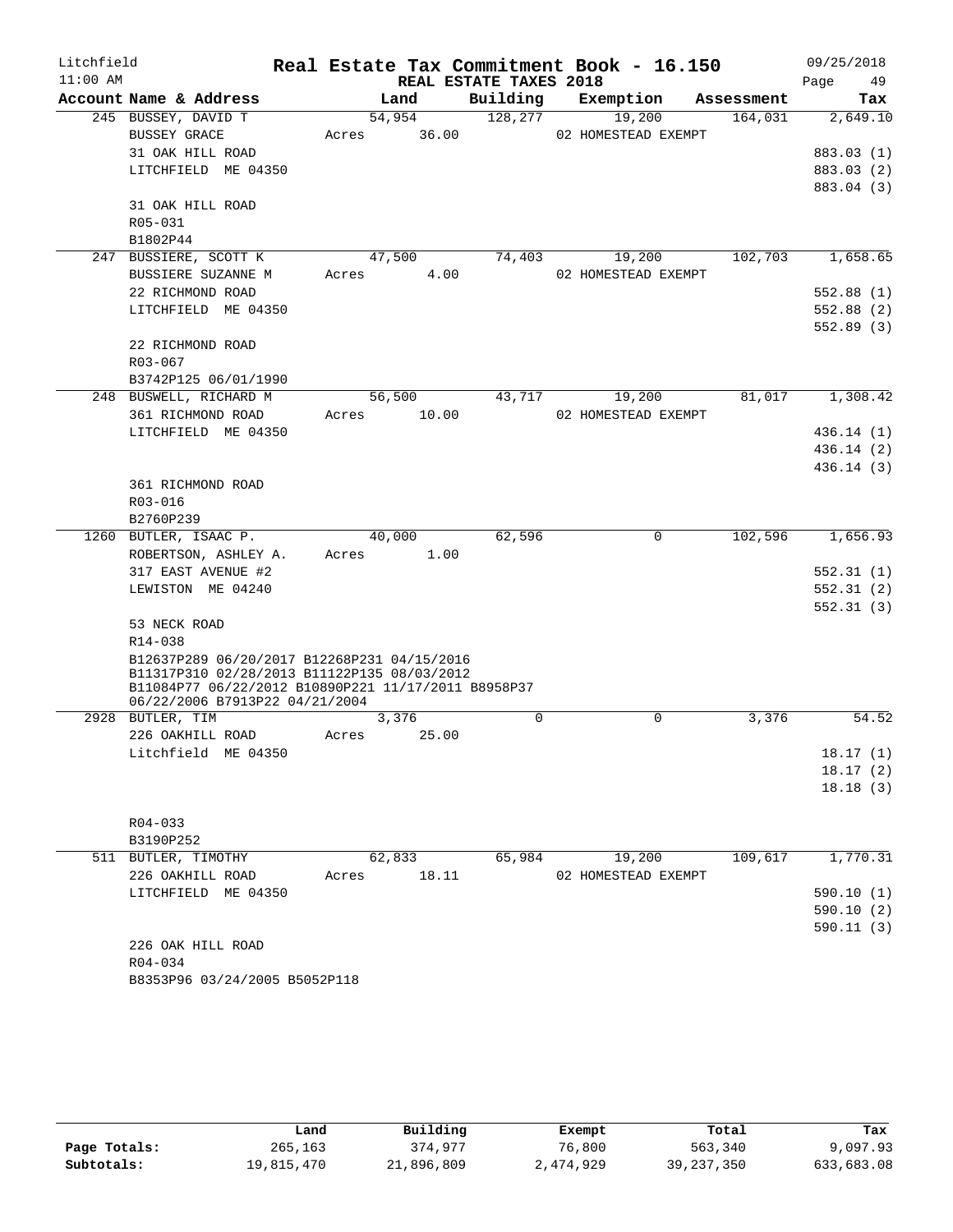Litchfield
11:00 AM

# Real Estate Tax Commitment Book - 16.150

REAL ESTATE TAXES 2018

09/25/2018

| Account Name & Address | Land | Building | Exemption | Assessment | Tax |
|---|---|---|---|---|---|
| 245 BUSSEY, DAVID T | 54,954 | 128,277 | 19,200 | 164,031 | 2,649.10 |
| BUSSEY GRACE | Acres 36.00 | | 02 HOMESTEAD EXEMPT | | |
| 31 OAK HILL ROAD | | | | | 883.03 (1) |
| LITCHFIELD ME 04350 | | | | | 883.03 (2) |
| | | | | | 883.04 (3) |
| 31 OAK HILL ROAD | | | | | |
| R05-031 | | | | | |
| B1802P44 | | | | | |
| 247 BUSSIERE, SCOTT K | 47,500 | 74,403 | 19,200 | 102,703 | 1,658.65 |
| BUSSIERE SUZANNE M | Acres 4.00 | | 02 HOMESTEAD EXEMPT | | |
| 22 RICHMOND ROAD | | | | | 552.88 (1) |
| LITCHFIELD ME 04350 | | | | | 552.88 (2) |
| | | | | | 552.89 (3) |
| 22 RICHMOND ROAD | | | | | |
| R03-067 | | | | | |
| B3742P125 06/01/1990 | | | | | |
| 248 BUSWELL, RICHARD M | 56,500 | 43,717 | 19,200 | 81,017 | 1,308.42 |
| 361 RICHMOND ROAD | Acres 10.00 | | 02 HOMESTEAD EXEMPT | | |
| LITCHFIELD ME 04350 | | | | | 436.14 (1) |
| | | | | | 436.14 (2) |
| | | | | | 436.14 (3) |
| 361 RICHMOND ROAD | | | | | |
| R03-016 | | | | | |
| B2760P239 | | | | | |
| 1260 BUTLER, ISAAC P. | 40,000 | 62,596 | 0 | 102,596 | 1,656.93 |
| ROBERTSON, ASHLEY A. | Acres 1.00 | | | | |
| 317 EAST AVENUE #2 | | | | | 552.31 (1) |
| LEWISTON ME 04240 | | | | | 552.31 (2) |
| | | | | | 552.31 (3) |
| 53 NECK ROAD | | | | | |
| R14-038 | | | | | |
| B12637P289 06/20/2017 B12268P231 04/15/2016 B11317P310 02/28/2013 B11122P135 08/03/2012 B11084P77 06/22/2012 B10890P221 11/17/2011 B8958P37 06/22/2006 B7913P22 04/21/2004 | | | | | |
| 2928 BUTLER, TIM | 3,376 | 0 | 0 | 3,376 | 54.52 |
| 226 OAKHILL ROAD | Acres 25.00 | | | | |
| Litchfield ME 04350 | | | | | 18.17 (1) |
| | | | | | 18.17 (2) |
| | | | | | 18.18 (3) |
| R04-033 | | | | | |
| B3190P252 | | | | | |
| 511 BUTLER, TIMOTHY | 62,833 | 65,984 | 19,200 | 109,617 | 1,770.31 |
| 226 OAKHILL ROAD | Acres 18.11 | | 02 HOMESTEAD EXEMPT | | |
| LITCHFIELD ME 04350 | | | | | 590.10 (1) |
| | | | | | 590.10 (2) |
| | | | | | 590.11 (3) |
| 226 OAK HILL ROAD | | | | | |
| R04-034 | | | | | |
| B8353P96 03/24/2005 B5052P118 | | | | | |

| | Land | Building | Exempt | Total | Tax |
|---|---|---|---|---|---|
| Page Totals: | 265,163 | 374,977 | 76,800 | 563,340 | 9,097.93 |
| Subtotals: | 19,815,470 | 21,896,809 | 2,474,929 | 39,237,350 | 633,683.08 |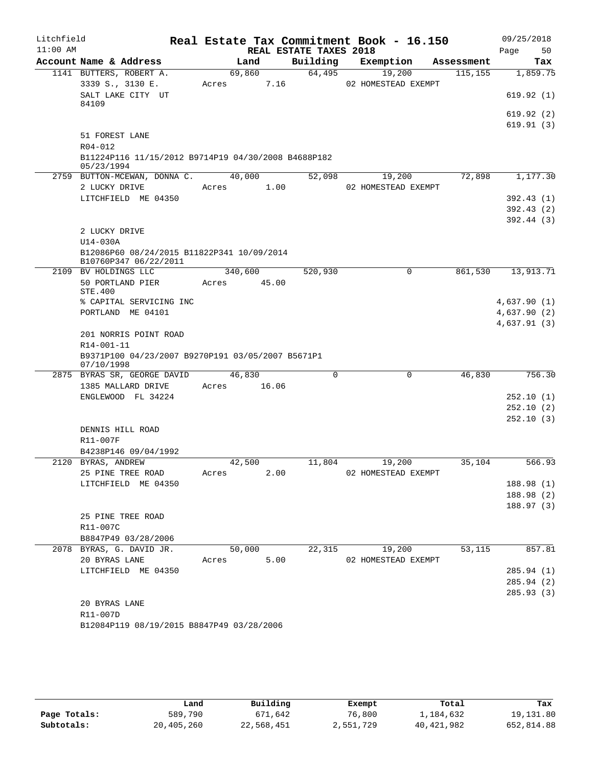Litchfield
11:00 AM

# Real Estate Tax Commitment Book - 16.150

REAL ESTATE TAXES 2018

09/25/2018

| Account Name & Address | Land | Building | Exemption | Assessment | Tax |
|---|---|---|---|---|---|
| 1141 BUTTERS, ROBERT A. | 69,860 | 64,495 | 19,200 | 115,155 | 1,859.75 |
| 3339 S., 3130 E. | Acres 7.16 | | 02 HOMESTEAD EXEMPT | | |
| SALT LAKE CITY UT 84109 | | | | | 619.92 (1) |
| | | | | | 619.92 (2) |
| | | | | | 619.91 (3) |
| 51 FOREST LANE | | | | | |
| R04-012 | | | | | |
| B11224P116 11/15/2012 B9714P19 04/30/2008 B4688P182 05/23/1994 | | | | | |
| 2759 BUTTON-MCEWAN, DONNA C. | 40,000 | 52,098 | 19,200 | 72,898 | 1,177.30 |
| 2 LUCKY DRIVE | Acres 1.00 | | 02 HOMESTEAD EXEMPT | | |
| LITCHFIELD ME 04350 | | | | | 392.43 (1) |
| | | | | | 392.43 (2) |
| | | | | | 392.44 (3) |
| 2 LUCKY DRIVE | | | | | |
| U14-030A | | | | | |
| B12086P60 08/24/2015 B11822P341 10/09/2014 B10760P347 06/22/2011 | | | | | |
| 2109 BV HOLDINGS LLC | 340,600 | 520,930 | 0 | 861,530 | 13,913.71 |
| 50 PORTLAND PIER STE.400 | Acres 45.00 | | | | |
| % CAPITAL SERVICING INC | | | | | 4,637.90 (1) |
| PORTLAND ME 04101 | | | | | 4,637.90 (2) |
| | | | | | 4,637.91 (3) |
| 201 NORRIS POINT ROAD | | | | | |
| R14-001-11 | | | | | |
| B9371P100 04/23/2007 B9270P191 03/05/2007 B5671P1 07/10/1998 | | | | | |
| 2875 BYRAS SR, GEORGE DAVID | 46,830 | 0 | 0 | 46,830 | 756.30 |
| 1385 MALLARD DRIVE | Acres 16.06 | | | | |
| ENGLEWOOD FL 34224 | | | | | 252.10 (1) |
| | | | | | 252.10 (2) |
| | | | | | 252.10 (3) |
| DENNIS HILL ROAD | | | | | |
| R11-007F | | | | | |
| B4238P146 09/04/1992 | | | | | |
| 2120 BYRAS, ANDREW | 42,500 | 11,804 | 19,200 | 35,104 | 566.93 |
| 25 PINE TREE ROAD | Acres 2.00 | | 02 HOMESTEAD EXEMPT | | |
| LITCHFIELD ME 04350 | | | | | 188.98 (1) |
| | | | | | 188.98 (2) |
| | | | | | 188.97 (3) |
| 25 PINE TREE ROAD | | | | | |
| R11-007C | | | | | |
| B8847P49 03/28/2006 | | | | | |
| 2078 BYRAS, G. DAVID JR. | 50,000 | 22,315 | 19,200 | 53,115 | 857.81 |
| 20 BYRAS LANE | Acres 5.00 | | 02 HOMESTEAD EXEMPT | | |
| LITCHFIELD ME 04350 | | | | | 285.94 (1) |
| | | | | | 285.94 (2) |
| | | | | | 285.93 (3) |
| 20 BYRAS LANE | | | | | |
| R11-007D | | | | | |
| B12084P119 08/19/2015 B8847P49 03/28/2006 | | | | | |

| | Land | Building | Exempt | Total | Tax |
|---|---|---|---|---|---|
| Page Totals: | 589,790 | 671,642 | 76,800 | 1,184,632 | 19,131.80 |
| Subtotals: | 20,405,260 | 22,568,451 | 2,551,729 | 40,421,982 | 652,814.88 |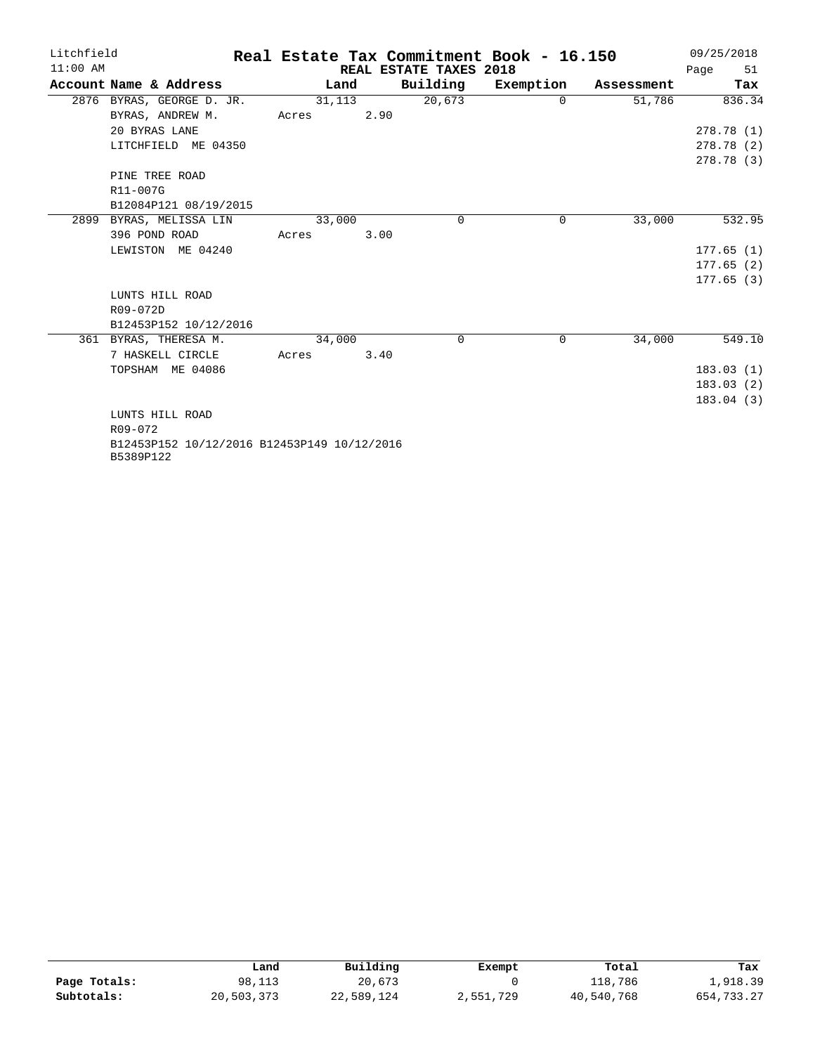# Real Estate Tax Commitment Book - 16.150

Litchfield
11:00 AM

REAL ESTATE TAXES 2018

09/25/2018

| Account Name & Address | Land | Building | Exemption | Assessment | Tax |
|---|---|---|---|---|---|
| 2876 BYRAS, GEORGE D. JR. | 31,113 | 20,673 | 0 | 51,786 | 836.34 |
| BYRAS, ANDREW M. | Acres 2.90 | | | | |
| 20 BYRAS LANE | | | | | 278.78 (1) |
| LITCHFIELD ME 04350 | | | | | 278.78 (2) |
| | | | | | 278.78 (3) |
| PINE TREE ROAD | | | | | |
| R11-007G | | | | | |
| B12084P121 08/19/2015 | | | | | |
| 2899 BYRAS, MELISSA LIN | 33,000 | 0 | 0 | 33,000 | 532.95 |
| 396 POND ROAD | Acres 3.00 | | | | |
| LEWISTON ME 04240 | | | | | 177.65 (1) |
| | | | | | 177.65 (2) |
| | | | | | 177.65 (3) |
| LUNTS HILL ROAD | | | | | |
| R09-072D | | | | | |
| B12453P152 10/12/2016 | | | | | |
| 361 BYRAS, THERESA M. | 34,000 | 0 | 0 | 34,000 | 549.10 |
| 7 HASKELL CIRCLE | Acres 3.40 | | | | |
| TOPSHAM ME 04086 | | | | | 183.03 (1) |
| | | | | | 183.03 (2) |
| | | | | | 183.04 (3) |
| LUNTS HILL ROAD | | | | | |
| R09-072 | | | | | |
| B12453P152 10/12/2016 B12453P149 10/12/2016 B5389P122 | | | | | |

| | Land | Building | Exempt | Total | Tax |
|---|---|---|---|---|---|
| Page Totals: | 98,113 | 20,673 | 0 | 118,786 | 1,918.39 |
| Subtotals: | 20,503,373 | 22,589,124 | 2,551,729 | 40,540,768 | 654,733.27 |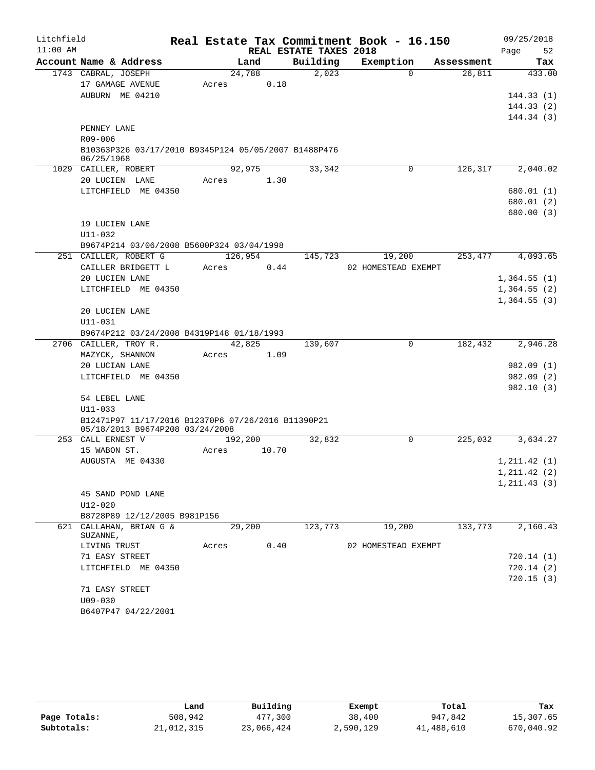Litchfield
11:00 AM

# Real Estate Tax Commitment Book - 16.150

## REAL ESTATE TAXES 2018

09/25/2018

| Account Name & Address | Land | Building | Exemption | Assessment | Tax |
|---|---|---|---|---|---|
| 1743 CABRAL, JOSEPH | 24,788 | 2,023 | 0 | 26,811 | 433.00 |
| 17 GAMAGE AVENUE | Acres 0.18 | | | | |
| AUBURN ME 04210 | | | | | 144.33 (1) |
| | | | | | 144.33 (2) |
| | | | | | 144.34 (3) |
| PENNEY LANE | | | | | |
| R09-006 | | | | | |
| B10363P326 03/17/2010 B9345P124 05/05/2007 B1488P476 06/25/1968 | | | | | |
| 1029 CAILLER, ROBERT | 92,975 | 33,342 | 0 | 126,317 | 2,040.02 |
| 20 LUCIEN LANE | Acres 1.30 | | | | |
| LITCHFIELD ME 04350 | | | | | 680.01 (1) |
| | | | | | 680.01 (2) |
| | | | | | 680.00 (3) |
| 19 LUCIEN LANE | | | | | |
| U11-032 | | | | | |
| B9674P214 03/06/2008 B5600P324 03/04/1998 | | | | | |
| 251 CAILLER, ROBERT G | 126,954 | 145,723 | 19,200 | 253,477 | 4,093.65 |
| CAILLER BRIDGETT L | Acres 0.44 | | 02 HOMESTEAD EXEMPT | | |
| 20 LUCIEN LANE | | | | | 1,364.55 (1) |
| LITCHFIELD ME 04350 | | | | | 1,364.55 (2) |
| | | | | | 1,364.55 (3) |
| 20 LUCIEN LANE | | | | | |
| U11-031 | | | | | |
| B9674P212 03/24/2008 B4319P148 01/18/1993 | | | | | |
| 2706 CAILLER, TROY R. | 42,825 | 139,607 | 0 | 182,432 | 2,946.28 |
| MAZYCK, SHANNON | Acres 1.09 | | | | |
| 20 LUCIAN LANE | | | | | 982.09 (1) |
| LITCHFIELD ME 04350 | | | | | 982.09 (2) |
| | | | | | 982.10 (3) |
| 54 LEBEL LANE | | | | | |
| U11-033 | | | | | |
| B12471P97 11/17/2016 B12370P6 07/26/2016 B11390P21 05/18/2013 B9674P208 03/24/2008 | | | | | |
| 253 CALL ERNEST V | 192,200 | 32,832 | 0 | 225,032 | 3,634.27 |
| 15 WABON ST. | Acres 10.70 | | | | |
| AUGUSTA ME 04330 | | | | | 1,211.42 (1) |
| | | | | | 1,211.42 (2) |
| | | | | | 1,211.43 (3) |
| 45 SAND POND LANE | | | | | |
| U12-020 | | | | | |
| B8728P89 12/12/2005 B981P156 | | | | | |
| 621 CALLAHAN, BRIAN G & SUZANNE, | 29,200 | 123,773 | 19,200 | 133,773 | 2,160.43 |
| LIVING TRUST | Acres 0.40 | | 02 HOMESTEAD EXEMPT | | |
| 71 EASY STREET | | | | | 720.14 (1) |
| LITCHFIELD ME 04350 | | | | | 720.14 (2) |
| | | | | | 720.15 (3) |
| 71 EASY STREET | | | | | |
| U09-030 | | | | | |
| B6407P47 04/22/2001 | | | | | |

| | Land | Building | Exempt | Total | Tax |
|---|---|---|---|---|---|
| Page Totals: | 508,942 | 477,300 | 38,400 | 947,842 | 15,307.65 |
| Subtotals: | 21,012,315 | 23,066,424 | 2,590,129 | 41,488,610 | 670,040.92 |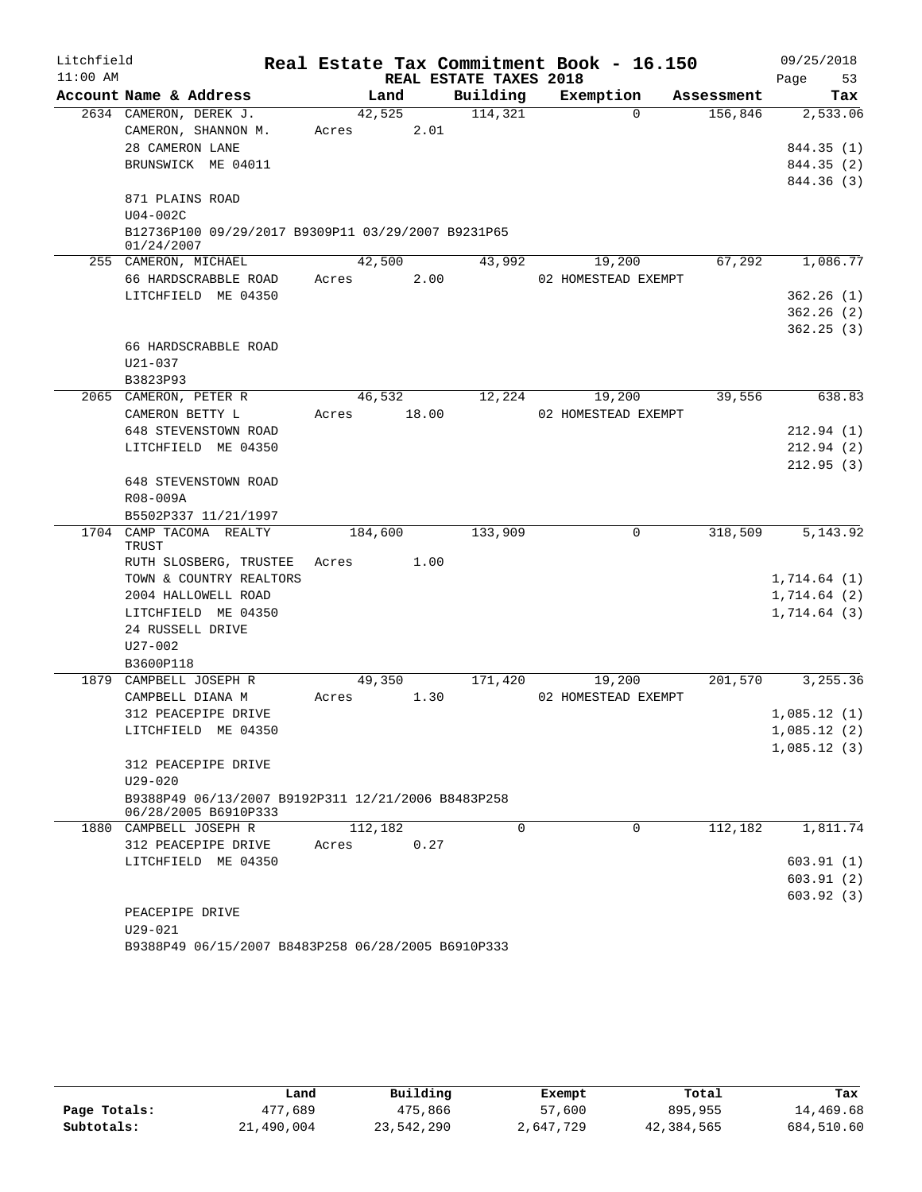# Real Estate Tax Commitment Book - 16.150

Litchfield 11:00 AM — REAL ESTATE TAXES 2018 — 09/25/2018

| Account Name & Address | Land | Building | Exemption | Assessment | Tax |
|---|---|---|---|---|---|
| 2634 CAMERON, DEREK J. | 42,525 | 114,321 | 0 | 156,846 | 2,533.06 |
| CAMERON, SHANNON M. | Acres 2.01 | | | | |
| 28 CAMERON LANE | | | | | 844.35 (1) |
| BRUNSWICK ME 04011 | | | | | 844.35 (2) |
| | | | | | 844.36 (3) |
| 871 PLAINS ROAD | | | | | |
| U04-002C | | | | | |
| B12736P100 09/29/2017 B9309P11 03/29/2007 B9231P65 01/24/2007 | | | | | |
| 255 CAMERON, MICHAEL | 42,500 | 43,992 | 19,200 | 67,292 | 1,086.77 |
| 66 HARDSCRABBLE ROAD | Acres 2.00 | | 02 HOMESTEAD EXEMPT | | |
| LITCHFIELD ME 04350 | | | | | 362.26 (1) |
| | | | | | 362.26 (2) |
| | | | | | 362.25 (3) |
| 66 HARDSCRABBLE ROAD | | | | | |
| U21-037 | | | | | |
| B3823P93 | | | | | |
| 2065 CAMERON, PETER R | 46,532 | 12,224 | 19,200 | 39,556 | 638.83 |
| CAMERON BETTY L | Acres 18.00 | | 02 HOMESTEAD EXEMPT | | |
| 648 STEVENSTOWN ROAD | | | | | 212.94 (1) |
| LITCHFIELD ME 04350 | | | | | 212.94 (2) |
| | | | | | 212.95 (3) |
| 648 STEVENSTOWN ROAD | | | | | |
| R08-009A | | | | | |
| B5502P337 11/21/1997 | | | | | |
| 1704 CAMP TACOMA REALTY TRUST | 184,600 | 133,909 | 0 | 318,509 | 5,143.92 |
| RUTH SLOSBERG, TRUSTEE | Acres 1.00 | | | | |
| TOWN & COUNTRY REALTORS | | | | | 1,714.64 (1) |
| 2004 HALLOWELL ROAD | | | | | 1,714.64 (2) |
| LITCHFIELD ME 04350 | | | | | 1,714.64 (3) |
| 24 RUSSELL DRIVE | | | | | |
| U27-002 | | | | | |
| B3600P118 | | | | | |
| 1879 CAMPBELL JOSEPH R | 49,350 | 171,420 | 19,200 | 201,570 | 3,255.36 |
| CAMPBELL DIANA M | Acres 1.30 | | 02 HOMESTEAD EXEMPT | | |
| 312 PEACEPIPE DRIVE | | | | | 1,085.12 (1) |
| LITCHFIELD ME 04350 | | | | | 1,085.12 (2) |
| | | | | | 1,085.12 (3) |
| 312 PEACEPIPE DRIVE | | | | | |
| U29-020 | | | | | |
| B9388P49 06/13/2007 B9192P311 12/21/2006 B8483P258 06/28/2005 B6910P333 | | | | | |
| 1880 CAMPBELL JOSEPH R | 112,182 | 0 | 0 | 112,182 | 1,811.74 |
| 312 PEACEPIPE DRIVE | Acres 0.27 | | | | |
| LITCHFIELD ME 04350 | | | | | 603.91 (1) |
| | | | | | 603.91 (2) |
| | | | | | 603.92 (3) |
| PEACEPIPE DRIVE | | | | | |
| U29-021 | | | | | |
| B9388P49 06/15/2007 B8483P258 06/28/2005 B6910P333 | | | | | |

| | Land | Building | Exempt | Total | Tax |
|---|---|---|---|---|---|
| Page Totals: | 477,689 | 475,866 | 57,600 | 895,955 | 14,469.68 |
| Subtotals: | 21,490,004 | 23,542,290 | 2,647,729 | 42,384,565 | 684,510.60 |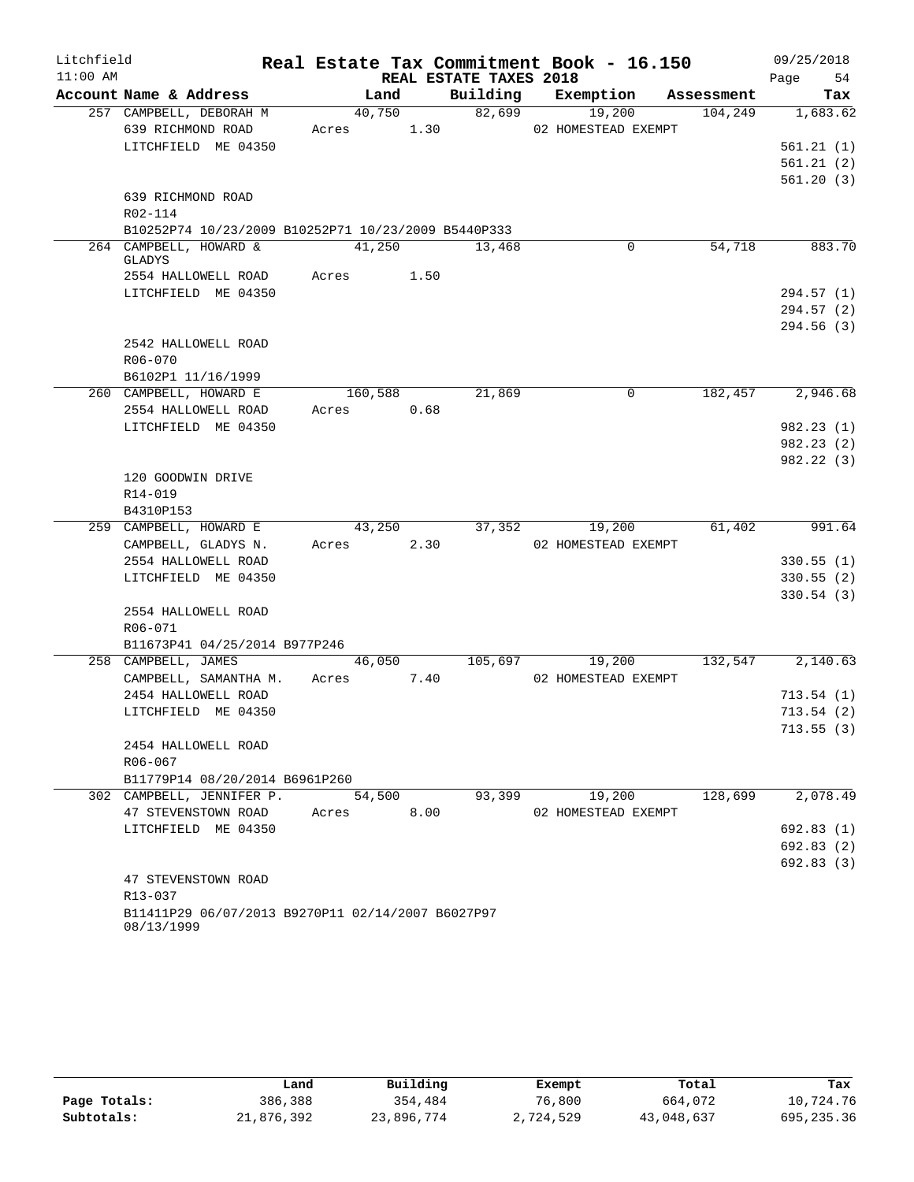Litchfield
11:00 AM

# Real Estate Tax Commitment Book - 16.150

REAL ESTATE TAXES 2018

09/25/2018

| Account Name & Address | Land | Building | Exemption | Assessment | Tax |
|---|---|---|---|---|---|
| 257 CAMPBELL, DEBORAH M | 40,750 | 82,699 | 19,200 | 104,249 | 1,683.62 |
| 639 RICHMOND ROAD | Acres 1.30 | | 02 HOMESTEAD EXEMPT | | |
| LITCHFIELD ME 04350 | | | | | 561.21 (1) |
| | | | | | 561.21 (2) |
| | | | | | 561.20 (3) |
| 639 RICHMOND ROAD | | | | | |
| R02-114 | | | | | |
| B10252P74 10/23/2009 B10252P71 10/23/2009 B5440P333 | | | | | |
| 264 CAMPBELL, HOWARD & GLADYS | 41,250 | 13,468 | 0 | 54,718 | 883.70 |
| 2554 HALLOWELL ROAD | Acres 1.50 | | | | |
| LITCHFIELD ME 04350 | | | | | 294.57 (1) |
| | | | | | 294.57 (2) |
| | | | | | 294.56 (3) |
| 2542 HALLOWELL ROAD | | | | | |
| R06-070 | | | | | |
| B6102P1 11/16/1999 | | | | | |
| 260 CAMPBELL, HOWARD E | 160,588 | 21,869 | 0 | 182,457 | 2,946.68 |
| 2554 HALLOWELL ROAD | Acres 0.68 | | | | |
| LITCHFIELD ME 04350 | | | | | 982.23 (1) |
| | | | | | 982.23 (2) |
| | | | | | 982.22 (3) |
| 120 GOODWIN DRIVE | | | | | |
| R14-019 | | | | | |
| B4310P153 | | | | | |
| 259 CAMPBELL, HOWARD E | 43,250 | 37,352 | 19,200 | 61,402 | 991.64 |
| CAMPBELL, GLADYS N. | Acres 2.30 | | 02 HOMESTEAD EXEMPT | | |
| 2554 HALLOWELL ROAD | | | | | 330.55 (1) |
| LITCHFIELD ME 04350 | | | | | 330.55 (2) |
| | | | | | 330.54 (3) |
| 2554 HALLOWELL ROAD | | | | | |
| R06-071 | | | | | |
| B11673P41 04/25/2014 B977P246 | | | | | |
| 258 CAMPBELL, JAMES | 46,050 | 105,697 | 19,200 | 132,547 | 2,140.63 |
| CAMPBELL, SAMANTHA M. | Acres 7.40 | | 02 HOMESTEAD EXEMPT | | |
| 2454 HALLOWELL ROAD | | | | | 713.54 (1) |
| LITCHFIELD ME 04350 | | | | | 713.54 (2) |
| | | | | | 713.55 (3) |
| 2454 HALLOWELL ROAD | | | | | |
| R06-067 | | | | | |
| B11779P14 08/20/2014 B6961P260 | | | | | |
| 302 CAMPBELL, JENNIFER P. | 54,500 | 93,399 | 19,200 | 128,699 | 2,078.49 |
| 47 STEVENSTOWN ROAD | Acres 8.00 | | 02 HOMESTEAD EXEMPT | | |
| LITCHFIELD ME 04350 | | | | | 692.83 (1) |
| | | | | | 692.83 (2) |
| | | | | | 692.83 (3) |
| 47 STEVENSTOWN ROAD | | | | | |
| R13-037 | | | | | |
| B11411P29 06/07/2013 B9270P11 02/14/2007 B6027P97 08/13/1999 | | | | | |

| | Land | Building | Exempt | Total | Tax |
|---|---|---|---|---|---|
| Page Totals: | 386,388 | 354,484 | 76,800 | 664,072 | 10,724.76 |
| Subtotals: | 21,876,392 | 23,896,774 | 2,724,529 | 43,048,637 | 695,235.36 |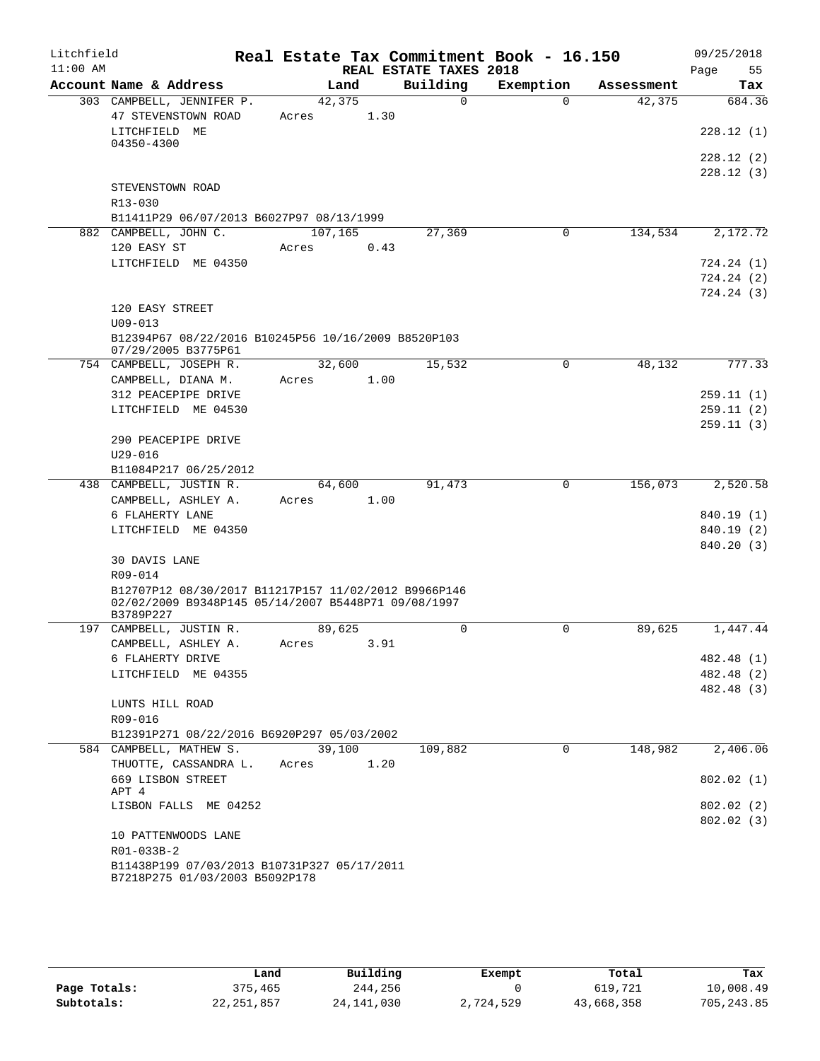Litchfield
11:00 AM

# Real Estate Tax Commitment Book - 16.150

REAL ESTATE TAXES 2018

09/25/2018

| Account Name & Address | Land | Building | Exemption | Assessment | Tax |
|---|---|---|---|---|---|
| 303 CAMPBELL, JENNIFER P. | 42,375 | 0 | 0 | 42,375 | 684.36 |
| 47 STEVENSTOWN ROAD | Acres 1.30 | | | | |
| LITCHFIELD ME 04350-4300 | | | | | 228.12 (1) |
| | | | | | 228.12 (2) |
| | | | | | 228.12 (3) |
| STEVENSTOWN ROAD | | | | | |
| R13-030 | | | | | |
| B11411P29 06/07/2013 B6027P97 08/13/1999 | | | | | |
| 882 CAMPBELL, JOHN C. | 107,165 | 27,369 | 0 | 134,534 | 2,172.72 |
| 120 EASY ST | Acres 0.43 | | | | |
| LITCHFIELD ME 04350 | | | | | 724.24 (1) |
| | | | | | 724.24 (2) |
| | | | | | 724.24 (3) |
| 120 EASY STREET | | | | | |
| U09-013 | | | | | |
| B12394P67 08/22/2016 B10245P56 10/16/2009 B8520P103 07/29/2005 B3775P61 | | | | | |
| 754 CAMPBELL, JOSEPH R. | 32,600 | 15,532 | 0 | 48,132 | 777.33 |
| CAMPBELL, DIANA M. | Acres 1.00 | | | | |
| 312 PEACEPIPE DRIVE | | | | | 259.11 (1) |
| LITCHFIELD ME 04530 | | | | | 259.11 (2) |
| | | | | | 259.11 (3) |
| 290 PEACEPIPE DRIVE | | | | | |
| U29-016 | | | | | |
| B11084P217 06/25/2012 | | | | | |
| 438 CAMPBELL, JUSTIN R. | 64,600 | 91,473 | 0 | 156,073 | 2,520.58 |
| CAMPBELL, ASHLEY A. | Acres 1.00 | | | | |
| 6 FLAHERTY LANE | | | | | 840.19 (1) |
| LITCHFIELD ME 04350 | | | | | 840.19 (2) |
| | | | | | 840.20 (3) |
| 30 DAVIS LANE | | | | | |
| R09-014 | | | | | |
| B12707P12 08/30/2017 B11217P157 11/02/2012 B9966P146 02/02/2009 B9348P145 05/14/2007 B5448P71 09/08/1997 B3789P227 | | | | | |
| 197 CAMPBELL, JUSTIN R. | 89,625 | 0 | 0 | 89,625 | 1,447.44 |
| CAMPBELL, ASHLEY A. | Acres 3.91 | | | | |
| 6 FLAHERTY DRIVE | | | | | 482.48 (1) |
| LITCHFIELD ME 04355 | | | | | 482.48 (2) |
| | | | | | 482.48 (3) |
| LUNTS HILL ROAD | | | | | |
| R09-016 | | | | | |
| B12391P271 08/22/2016 B6920P297 05/03/2002 | | | | | |
| 584 CAMPBELL, MATHEW S. | 39,100 | 109,882 | 0 | 148,982 | 2,406.06 |
| THUOTTE, CASSANDRA L. | Acres 1.20 | | | | |
| 669 LISBON STREET APT 4 | | | | | 802.02 (1) |
| LISBON FALLS ME 04252 | | | | | 802.02 (2) |
| | | | | | 802.02 (3) |
| 10 PATTENWOODS LANE | | | | | |
| R01-033B-2 | | | | | |
| B11438P199 07/03/2013 B10731P327 05/17/2011 B7218P275 01/03/2003 B5092P178 | | | | | |

| | Land | Building | Exempt | Total | Tax |
|---|---|---|---|---|---|
| Page Totals: | 375,465 | 244,256 | 0 | 619,721 | 10,008.49 |
| Subtotals: | 22,251,857 | 24,141,030 | 2,724,529 | 43,668,358 | 705,243.85 |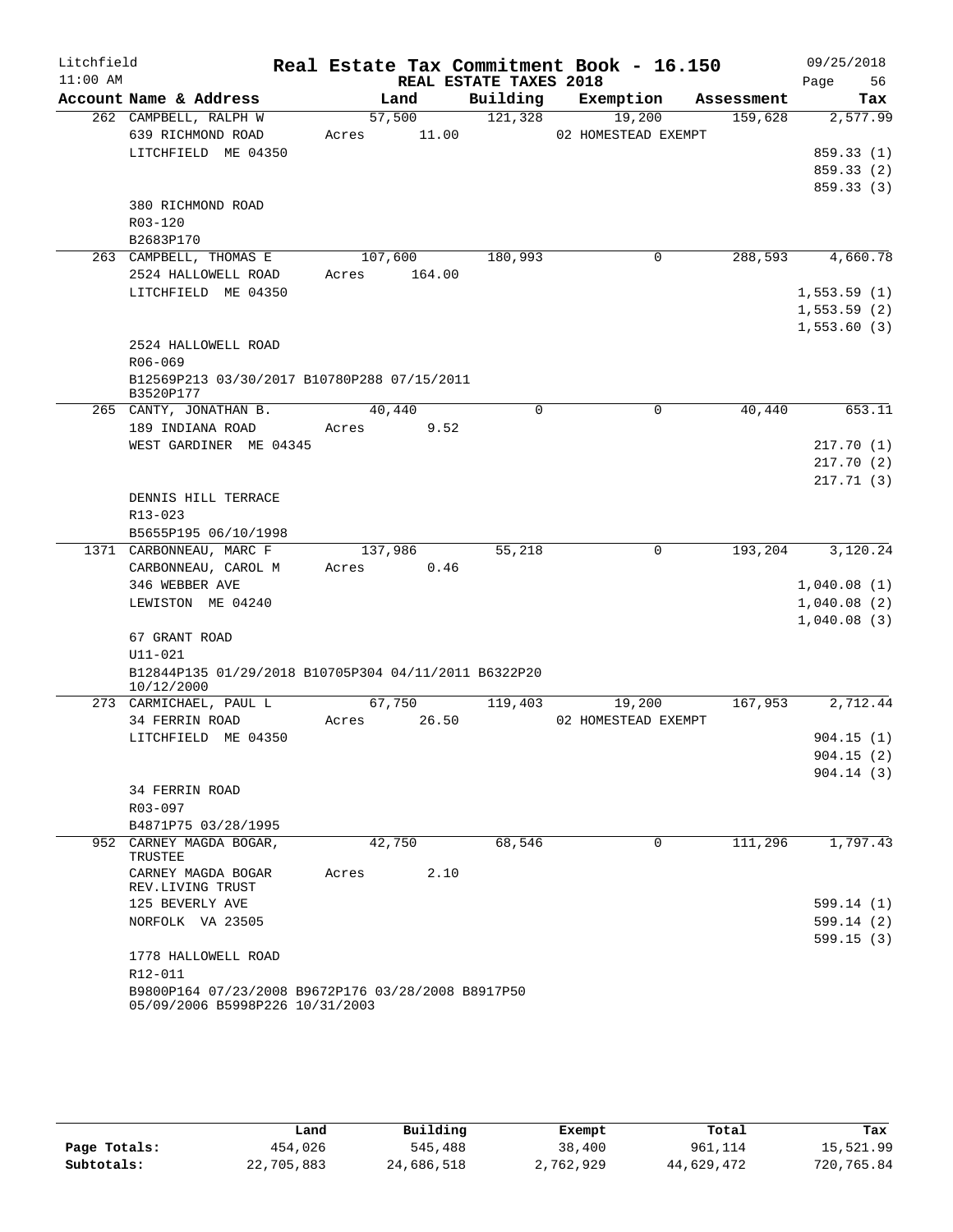Litchfield
11:00 AM

# Real Estate Tax Commitment Book - 16.150

09/25/2018

## REAL ESTATE TAXES 2018

| Account Name & Address | Land | Building | Exemption | Assessment | Tax |
|---|---|---|---|---|---|
| 262 CAMPBELL, RALPH W | 57,500 | 121,328 | 19,200 | 159,628 | 2,577.99 |
| 639 RICHMOND ROAD | Acres 11.00 | | 02 HOMESTEAD EXEMPT | | |
| LITCHFIELD ME 04350 | | | | | 859.33 (1) |
| | | | | | 859.33 (2) |
| | | | | | 859.33 (3) |
| 380 RICHMOND ROAD | | | | | |
| R03-120 | | | | | |
| B2683P170 | | | | | |
| 263 CAMPBELL, THOMAS E | 107,600 | 180,993 | 0 | 288,593 | 4,660.78 |
| 2524 HALLOWELL ROAD | Acres 164.00 | | | | |
| LITCHFIELD ME 04350 | | | | | 1,553.59 (1) |
| | | | | | 1,553.59 (2) |
| | | | | | 1,553.60 (3) |
| 2524 HALLOWELL ROAD | | | | | |
| R06-069 | | | | | |
| B12569P213 03/30/2017 B10780P288 07/15/2011 B3520P177 | | | | | |
| 265 CANTY, JONATHAN B. | 40,440 | 0 | 0 | 40,440 | 653.11 |
| 189 INDIANA ROAD | Acres 9.52 | | | | |
| WEST GARDINER ME 04345 | | | | | 217.70 (1) |
| | | | | | 217.70 (2) |
| | | | | | 217.71 (3) |
| DENNIS HILL TERRACE | | | | | |
| R13-023 | | | | | |
| B5655P195 06/10/1998 | | | | | |
| 1371 CARBONNEAU, MARC F | 137,986 | 55,218 | 0 | 193,204 | 3,120.24 |
| CARBONNEAU, CAROL M | Acres 0.46 | | | | |
| 346 WEBBER AVE | | | | | 1,040.08 (1) |
| LEWISTON ME 04240 | | | | | 1,040.08 (2) |
| | | | | | 1,040.08 (3) |
| 67 GRANT ROAD | | | | | |
| U11-021 | | | | | |
| B12844P135 01/29/2018 B10705P304 04/11/2011 B6322P20 10/12/2000 | | | | | |
| 273 CARMICHAEL, PAUL L | 67,750 | 119,403 | 19,200 | 167,953 | 2,712.44 |
| 34 FERRIN ROAD | Acres 26.50 | | 02 HOMESTEAD EXEMPT | | |
| LITCHFIELD ME 04350 | | | | | 904.15 (1) |
| | | | | | 904.15 (2) |
| | | | | | 904.14 (3) |
| 34 FERRIN ROAD | | | | | |
| R03-097 | | | | | |
| B4871P75 03/28/1995 | | | | | |
| 952 CARNEY MAGDA BOGAR, TRUSTEE | 42,750 | 68,546 | 0 | 111,296 | 1,797.43 |
| CARNEY MAGDA BOGAR REV.LIVING TRUST | Acres 2.10 | | | | |
| 125 BEVERLY AVE | | | | | 599.14 (1) |
| NORFOLK VA 23505 | | | | | 599.14 (2) |
| | | | | | 599.15 (3) |
| 1778 HALLOWELL ROAD | | | | | |
| R12-011 | | | | | |
| B9800P164 07/23/2008 B9672P176 03/28/2008 B8917P50 05/09/2006 B5998P226 10/31/2003 | | | | | |

| | Land | Building | Exempt | Total | Tax |
|---|---|---|---|---|---|
| Page Totals: | 454,026 | 545,488 | 38,400 | 961,114 | 15,521.99 |
| Subtotals: | 22,705,883 | 24,686,518 | 2,762,929 | 44,629,472 | 720,765.84 |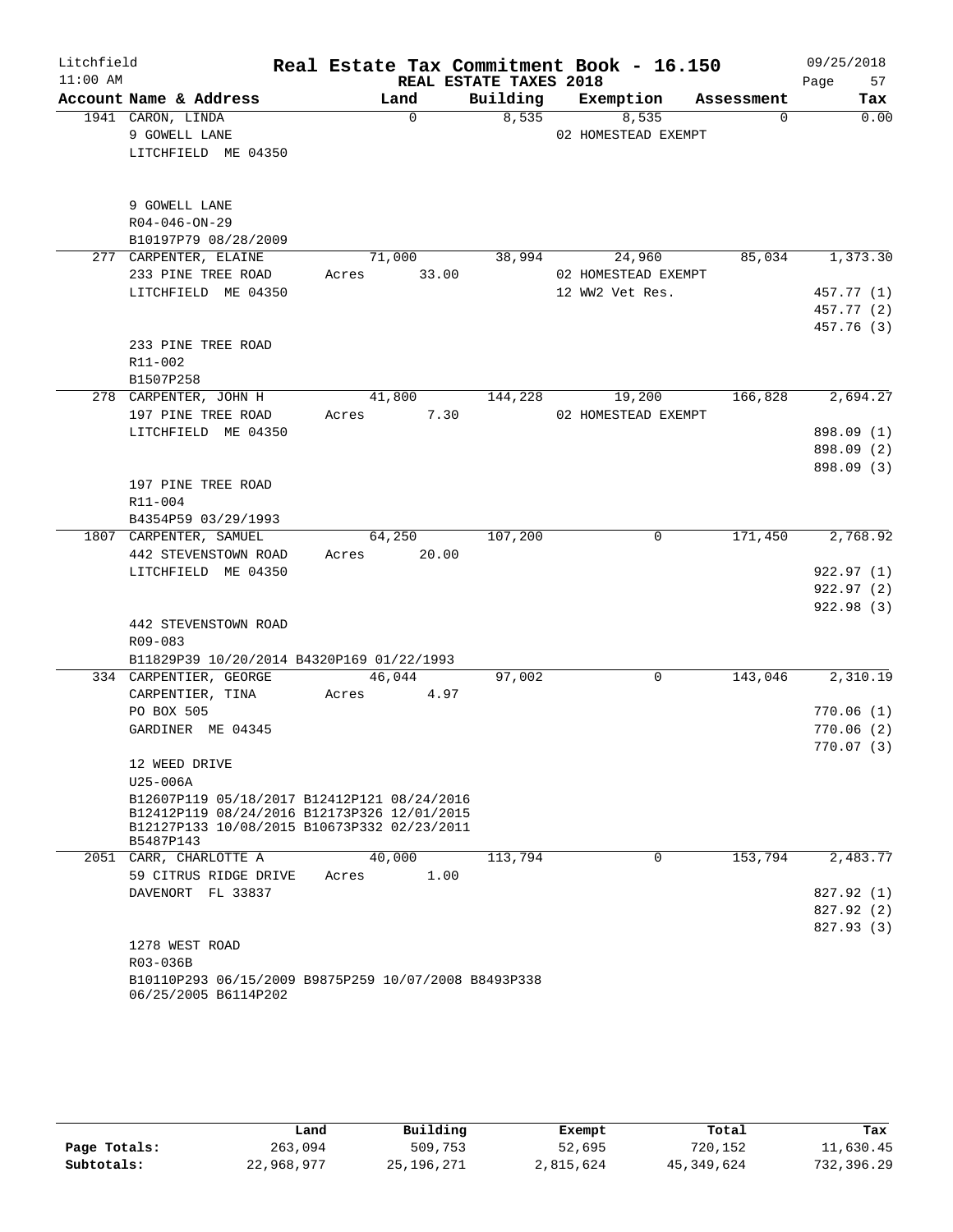Litchfield
11:00 AM

# Real Estate Tax Commitment Book - 16.150

REAL ESTATE TAXES 2018

09/25/2018

| Account Name & Address | Land | Building | Exemption | Assessment | Tax |
|---|---|---|---|---|---|
| 1941 CARON, LINDA | 0 | 8,535 | 8,535 | 0 | 0.00 |
| 9 GOWELL LANE | | | 02 HOMESTEAD EXEMPT | | |
| LITCHFIELD ME 04350 | | | | | |
| 9 GOWELL LANE | | | | | |
| R04-046-ON-29 | | | | | |
| B10197P79 08/28/2009 | | | | | |
| 277 CARPENTER, ELAINE | 71,000 | 38,994 | 24,960 | 85,034 | 1,373.30 |
| 233 PINE TREE ROAD | Acres 33.00 | | 02 HOMESTEAD EXEMPT | | |
| LITCHFIELD ME 04350 | | | 12 WW2 Vet Res. | | 457.77 (1) |
| | | | | | 457.77 (2) |
| | | | | | 457.76 (3) |
| 233 PINE TREE ROAD | | | | | |
| R11-002 | | | | | |
| B1507P258 | | | | | |
| 278 CARPENTER, JOHN H | 41,800 | 144,228 | 19,200 | 166,828 | 2,694.27 |
| 197 PINE TREE ROAD | Acres 7.30 | | 02 HOMESTEAD EXEMPT | | |
| LITCHFIELD ME 04350 | | | | | 898.09 (1) |
| | | | | | 898.09 (2) |
| | | | | | 898.09 (3) |
| 197 PINE TREE ROAD | | | | | |
| R11-004 | | | | | |
| B4354P59 03/29/1993 | | | | | |
| 1807 CARPENTER, SAMUEL | 64,250 | 107,200 | 0 | 171,450 | 2,768.92 |
| 442 STEVENSTOWN ROAD | Acres 20.00 | | | | |
| LITCHFIELD ME 04350 | | | | | 922.97 (1) |
| | | | | | 922.97 (2) |
| | | | | | 922.98 (3) |
| 442 STEVENSTOWN ROAD | | | | | |
| R09-083 | | | | | |
| B11829P39 10/20/2014 B4320P169 01/22/1993 | | | | | |
| 334 CARPENTIER, GEORGE | 46,044 | 97,002 | 0 | 143,046 | 2,310.19 |
| CARPENTIER, TINA | Acres 4.97 | | | | |
| PO BOX 505 | | | | | 770.06 (1) |
| GARDINER ME 04345 | | | | | 770.06 (2) |
| | | | | | 770.07 (3) |
| 12 WEED DRIVE | | | | | |
| U25-006A | | | | | |
| B12607P119 05/18/2017 B12412P121 08/24/2016 B12412P119 08/24/2016 B12173P326 12/01/2015 B12127P133 10/08/2015 B10673P332 02/23/2011 B5487P143 | | | | | |
| 2051 CARR, CHARLOTTE A | 40,000 | 113,794 | 0 | 153,794 | 2,483.77 |
| 59 CITRUS RIDGE DRIVE | Acres 1.00 | | | | |
| DAVENORT FL 33837 | | | | | 827.92 (1) |
| | | | | | 827.92 (2) |
| | | | | | 827.93 (3) |
| 1278 WEST ROAD | | | | | |
| R03-036B | | | | | |
| B10110P293 06/15/2009 B9875P259 10/07/2008 B8493P338 06/25/2005 B6114P202 | | | | | |

| | Land | Building | Exempt | Total | Tax |
|---|---|---|---|---|---|
| Page Totals: | 263,094 | 509,753 | 52,695 | 720,152 | 11,630.45 |
| Subtotals: | 22,968,977 | 25,196,271 | 2,815,624 | 45,349,624 | 732,396.29 |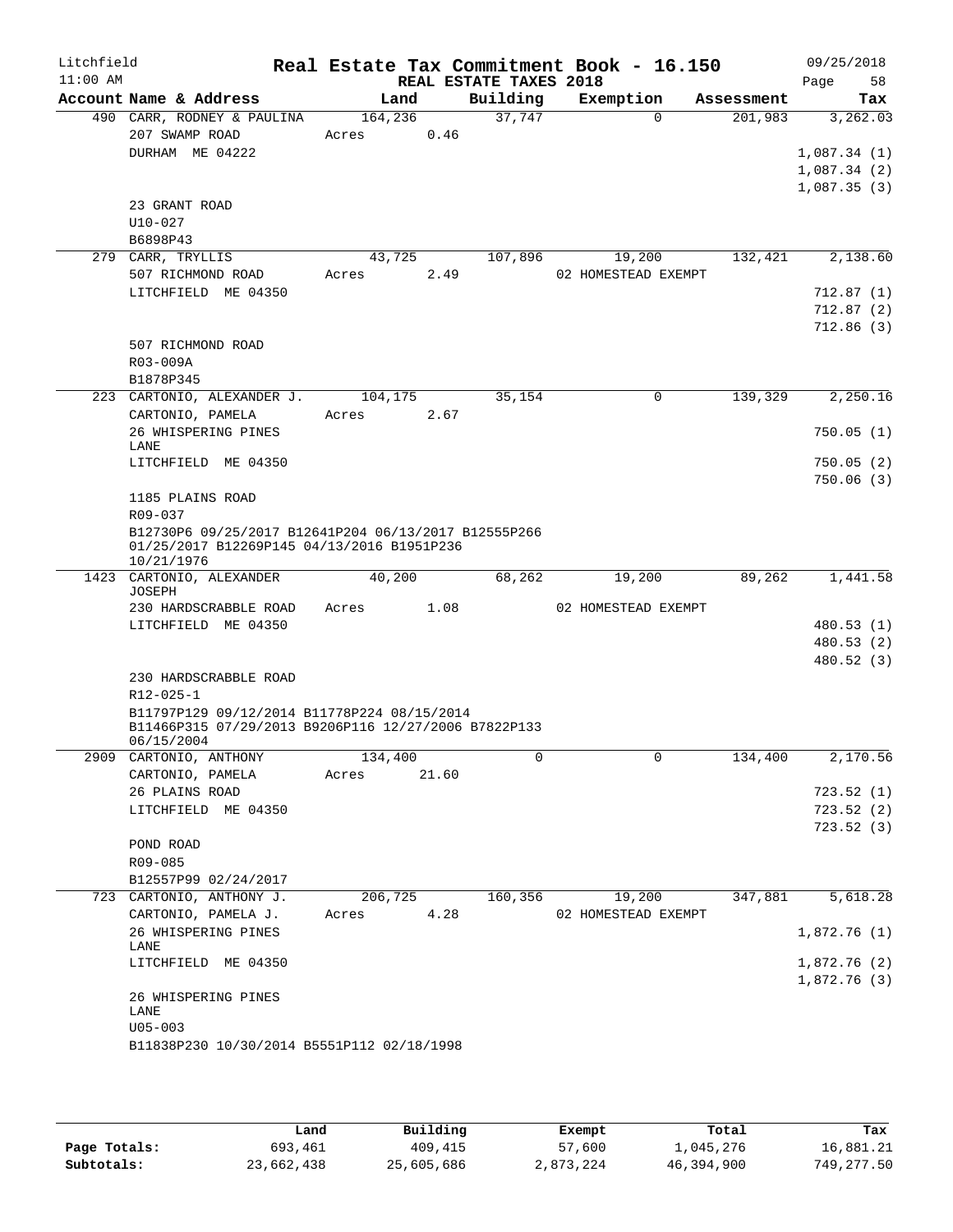Litchfield 11:00 AM

# Real Estate Tax Commitment Book - 16.150

## REAL ESTATE TAXES 2018

09/25/2018

| Account Name & Address | Land | Building | Exemption | Assessment | Tax |
|---|---|---|---|---|---|
| 490 CARR, RODNEY & PAULINA | 164,236 | 37,747 | 0 | 201,983 | 3,262.03 |
| 207 SWAMP ROAD | Acres 0.46 | | | | |
| DURHAM ME 04222 | | | | | 1,087.34 (1) |
| | | | | | 1,087.34 (2) |
| | | | | | 1,087.35 (3) |
| 23 GRANT ROAD | | | | | |
| U10-027 | | | | | |
| B6898P43 | | | | | |
| 279 CARR, TRYLLIS | 43,725 | 107,896 | 19,200 | 132,421 | 2,138.60 |
| 507 RICHMOND ROAD | Acres 2.49 | | 02 HOMESTEAD EXEMPT | | |
| LITCHFIELD ME 04350 | | | | | 712.87 (1) |
| | | | | | 712.87 (2) |
| | | | | | 712.86 (3) |
| 507 RICHMOND ROAD | | | | | |
| R03-009A | | | | | |
| B1878P345 | | | | | |
| 223 CARTONIO, ALEXANDER J. | 104,175 | 35,154 | 0 | 139,329 | 2,250.16 |
| CARTONIO, PAMELA | Acres 2.67 | | | | |
| 26 WHISPERING PINES LANE | | | | | 750.05 (1) |
| LITCHFIELD ME 04350 | | | | | 750.05 (2) |
| | | | | | 750.06 (3) |
| 1185 PLAINS ROAD | | | | | |
| R09-037 | | | | | |
| B12730P6 09/25/2017 B12641P204 06/13/2017 B12555P266 01/25/2017 B12269P145 04/13/2016 B1951P236 10/21/1976 | | | | | |
| 1423 CARTONIO, ALEXANDER JOSEPH | 40,200 | 68,262 | 19,200 | 89,262 | 1,441.58 |
| 230 HARDSCRABBLE ROAD | Acres 1.08 | | 02 HOMESTEAD EXEMPT | | |
| LITCHFIELD ME 04350 | | | | | 480.53 (1) |
| | | | | | 480.53 (2) |
| | | | | | 480.52 (3) |
| 230 HARDSCRABBLE ROAD | | | | | |
| R12-025-1 | | | | | |
| B11797P129 09/12/2014 B11778P224 08/15/2014 B11466P315 07/29/2013 B9206P116 12/27/2006 B7822P133 06/15/2004 | | | | | |
| 2909 CARTONIO, ANTHONY | 134,400 | 0 | 0 | 134,400 | 2,170.56 |
| CARTONIO, PAMELA | Acres 21.60 | | | | |
| 26 PLAINS ROAD | | | | | 723.52 (1) |
| LITCHFIELD ME 04350 | | | | | 723.52 (2) |
| | | | | | 723.52 (3) |
| POND ROAD | | | | | |
| R09-085 | | | | | |
| B12557P99 02/24/2017 | | | | | |
| 723 CARTONIO, ANTHONY J. | 206,725 | 160,356 | 19,200 | 347,881 | 5,618.28 |
| CARTONIO, PAMELA J. | Acres 4.28 | | 02 HOMESTEAD EXEMPT | | |
| 26 WHISPERING PINES LANE | | | | | 1,872.76 (1) |
| LITCHFIELD ME 04350 | | | | | 1,872.76 (2) |
| | | | | | 1,872.76 (3) |
| 26 WHISPERING PINES LANE | | | | | |
| U05-003 | | | | | |
| B11838P230 10/30/2014 B5551P112 02/18/1998 | | | | | |

| | Land | Building | Exempt | Total | Tax |
|---|---|---|---|---|---|
| Page Totals: | 693,461 | 409,415 | 57,600 | 1,045,276 | 16,881.21 |
| Subtotals: | 23,662,438 | 25,605,686 | 2,873,224 | 46,394,900 | 749,277.50 |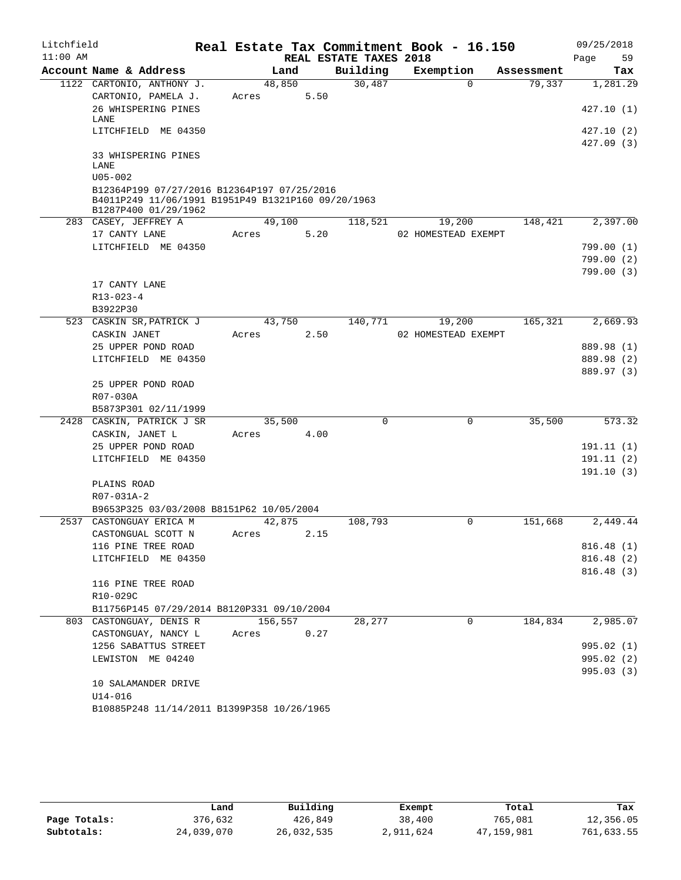Litchfield
11:00 AM

# Real Estate Tax Commitment Book - 16.150

REAL ESTATE TAXES 2018

09/25/2018

| Account Name & Address | Land | Building | Exemption | Assessment | Tax |
|---|---|---|---|---|---|
| 1122 CARTONIO, ANTHONY J. | 48,850 | 30,487 | 0 | 79,337 | 1,281.29 |
| CARTONIO, PAMELA J. | Acres 5.50 | | | | |
| 26 WHISPERING PINES LANE | | | | | 427.10 (1) |
| LITCHFIELD ME 04350 | | | | | 427.10 (2) |
| | | | | | 427.09 (3) |
| 33 WHISPERING PINES LANE | | | | | |
| U05-002 | | | | | |
| B12364P199 07/27/2016 B12364P197 07/25/2016 B4011P249 11/06/1991 B1951P49 B1321P160 09/20/1963 B1287P400 01/29/1962 | | | | | |
| 283 CASEY, JEFFREY A | 49,100 | 118,521 | 19,200 | 148,421 | 2,397.00 |
| 17 CANTY LANE | Acres 5.20 | | 02 HOMESTEAD EXEMPT | | |
| LITCHFIELD ME 04350 | | | | | 799.00 (1) |
| | | | | | 799.00 (2) |
| | | | | | 799.00 (3) |
| 17 CANTY LANE | | | | | |
| R13-023-4 | | | | | |
| B3922P30 | | | | | |
| 523 CASKIN SR,PATRICK J | 43,750 | 140,771 | 19,200 | 165,321 | 2,669.93 |
| CASKIN JANET | Acres 2.50 | | 02 HOMESTEAD EXEMPT | | |
| 25 UPPER POND ROAD | | | | | 889.98 (1) |
| LITCHFIELD ME 04350 | | | | | 889.98 (2) |
| | | | | | 889.97 (3) |
| 25 UPPER POND ROAD | | | | | |
| R07-030A | | | | | |
| B5873P301 02/11/1999 | | | | | |
| 2428 CASKIN, PATRICK J SR | 35,500 | 0 | 0 | 35,500 | 573.32 |
| CASKIN, JANET L | Acres 4.00 | | | | |
| 25 UPPER POND ROAD | | | | | 191.11 (1) |
| LITCHFIELD ME 04350 | | | | | 191.11 (2) |
| | | | | | 191.10 (3) |
| PLAINS ROAD | | | | | |
| R07-031A-2 | | | | | |
| B9653P325 03/03/2008 B8151P62 10/05/2004 | | | | | |
| 2537 CASTONGUAY ERICA M | 42,875 | 108,793 | 0 | 151,668 | 2,449.44 |
| CASTONGUAL SCOTT N | Acres 2.15 | | | | |
| 116 PINE TREE ROAD | | | | | 816.48 (1) |
| LITCHFIELD ME 04350 | | | | | 816.48 (2) |
| | | | | | 816.48 (3) |
| 116 PINE TREE ROAD | | | | | |
| R10-029C | | | | | |
| B11756P145 07/29/2014 B8120P331 09/10/2004 | | | | | |
| 803 CASTONGUAY, DENIS R | 156,557 | 28,277 | 0 | 184,834 | 2,985.07 |
| CASTONGUAY, NANCY L | Acres 0.27 | | | | |
| 1256 SABATTUS STREET | | | | | 995.02 (1) |
| LEWISTON ME 04240 | | | | | 995.02 (2) |
| | | | | | 995.03 (3) |
| 10 SALAMANDER DRIVE | | | | | |
| U14-016 | | | | | |
| B10885P248 11/14/2011 B1399P358 10/26/1965 | | | | | |

| | Land | Building | Exempt | Total | Tax |
|---|---|---|---|---|---|
| Page Totals: | 376,632 | 426,849 | 38,400 | 765,081 | 12,356.05 |
| Subtotals: | 24,039,070 | 26,032,535 | 2,911,624 | 47,159,981 | 761,633.55 |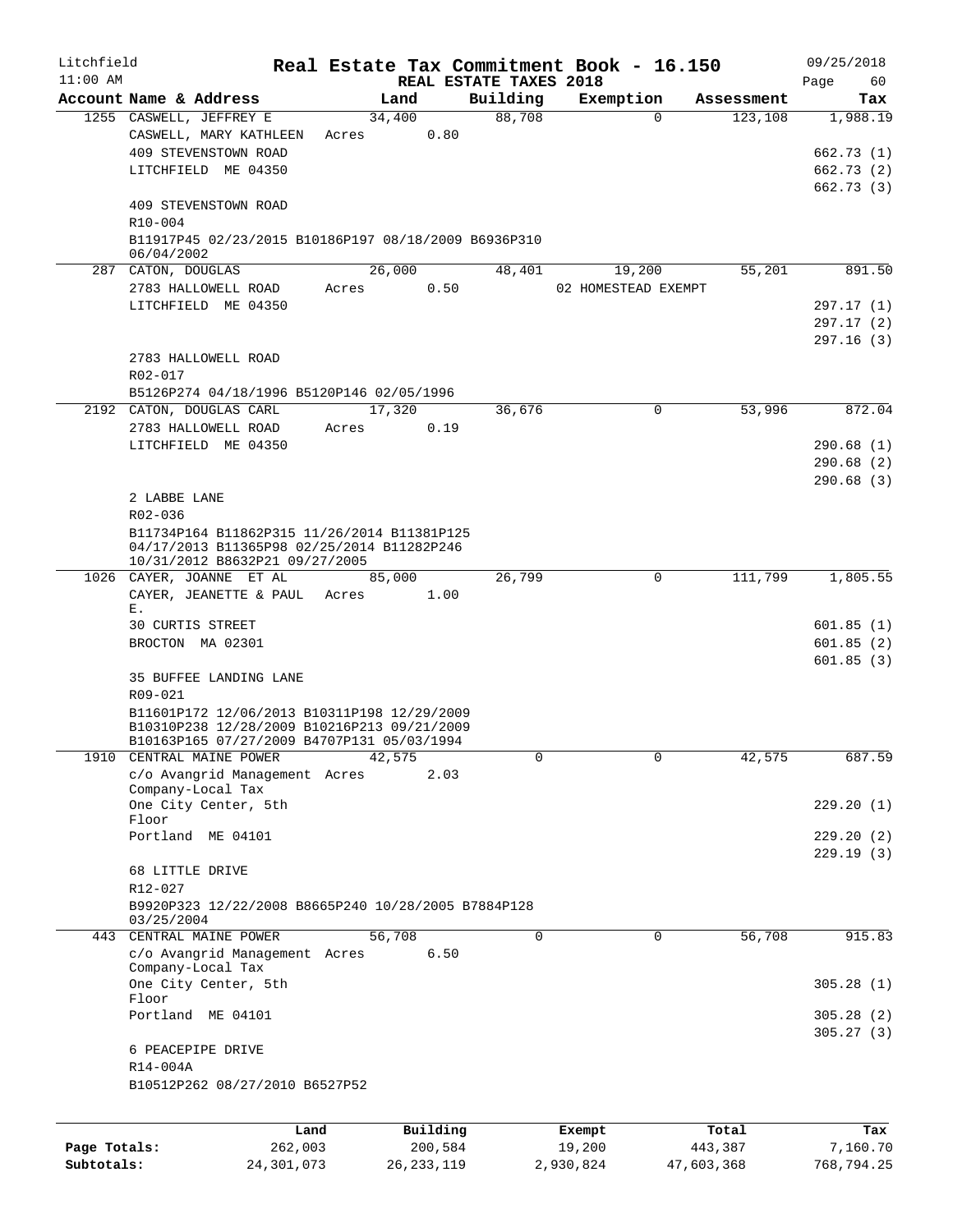Litchfield 11:00 AM

# Real Estate Tax Commitment Book - 16.150

REAL ESTATE TAXES 2018

09/25/2018

| Account Name & Address | Land | Building | Exemption | Assessment | Tax |
|---|---|---|---|---|---|
| 1255 CASWELL, JEFFREY E | 34,400 | 88,708 | 0 | 123,108 | 1,988.19 |
| CASWELL, MARY KATHLEEN | Acres 0.80 | | | | |
| 409 STEVENSTOWN ROAD | | | | | 662.73 (1) |
| LITCHFIELD ME 04350 | | | | | 662.73 (2) |
| | | | | | 662.73 (3) |
| 409 STEVENSTOWN ROAD | | | | | |
| R10-004 | | | | | |
| B11917P45 02/23/2015 B10186P197 08/18/2009 B6936P310 06/04/2002 | | | | | |
| 287 CATON, DOUGLAS | 26,000 | 48,401 | 19,200 | 55,201 | 891.50 |
| 2783 HALLOWELL ROAD | Acres 0.50 | | 02 HOMESTEAD EXEMPT | | |
| LITCHFIELD ME 04350 | | | | | 297.17 (1) |
| | | | | | 297.17 (2) |
| | | | | | 297.16 (3) |
| 2783 HALLOWELL ROAD | | | | | |
| R02-017 | | | | | |
| B5126P274 04/18/1996 B5120P146 02/05/1996 | | | | | |
| 2192 CATON, DOUGLAS CARL | 17,320 | 36,676 | 0 | 53,996 | 872.04 |
| 2783 HALLOWELL ROAD | Acres 0.19 | | | | |
| LITCHFIELD ME 04350 | | | | | 290.68 (1) |
| | | | | | 290.68 (2) |
| | | | | | 290.68 (3) |
| 2 LABBE LANE | | | | | |
| R02-036 | | | | | |
| B11734P164 B11862P315 11/26/2014 B11381P125 04/17/2013 B11365P98 02/25/2014 B11282P246 10/31/2012 B8632P21 09/27/2005 | | | | | |
| 1026 CAYER, JOANNE ET AL | 85,000 | 26,799 | 0 | 111,799 | 1,805.55 |
| CAYER, JEANETTE & PAUL E. | Acres 1.00 | | | | |
| 30 CURTIS STREET | | | | | 601.85 (1) |
| BROCTON MA 02301 | | | | | 601.85 (2) |
| | | | | | 601.85 (3) |
| 35 BUFFEE LANDING LANE | | | | | |
| R09-021 | | | | | |
| B11601P172 12/06/2013 B10311P198 12/29/2009 B10310P238 12/28/2009 B10216P213 09/21/2009 B10163P165 07/27/2009 B4707P131 05/03/1994 | | | | | |
| 1910 CENTRAL MAINE POWER | 42,575 | 0 | 0 | 42,575 | 687.59 |
| c/o Avangrid Management Company-Local Tax | Acres 2.03 | | | | |
| One City Center, 5th Floor | | | | | 229.20 (1) |
| Portland ME 04101 | | | | | 229.20 (2) |
| | | | | | 229.19 (3) |
| 68 LITTLE DRIVE | | | | | |
| R12-027 | | | | | |
| B9920P323 12/22/2008 B8665P240 10/28/2005 B7884P128 03/25/2004 | | | | | |
| 443 CENTRAL MAINE POWER | 56,708 | 0 | 0 | 56,708 | 915.83 |
| c/o Avangrid Management Company-Local Tax | Acres 6.50 | | | | |
| One City Center, 5th Floor | | | | | 305.28 (1) |
| Portland ME 04101 | | | | | 305.28 (2) |
| | | | | | 305.27 (3) |
| 6 PEACEPIPE DRIVE | | | | | |
| R14-004A | | | | | |
| B10512P262 08/27/2010 B6527P52 | | | | | |

| | Land | Building | Exempt | Total | Tax |
|---|---|---|---|---|---|
| Page Totals: | 262,003 | 200,584 | 19,200 | 443,387 | 7,160.70 |
| Subtotals: | 24,301,073 | 26,233,119 | 2,930,824 | 47,603,368 | 768,794.25 |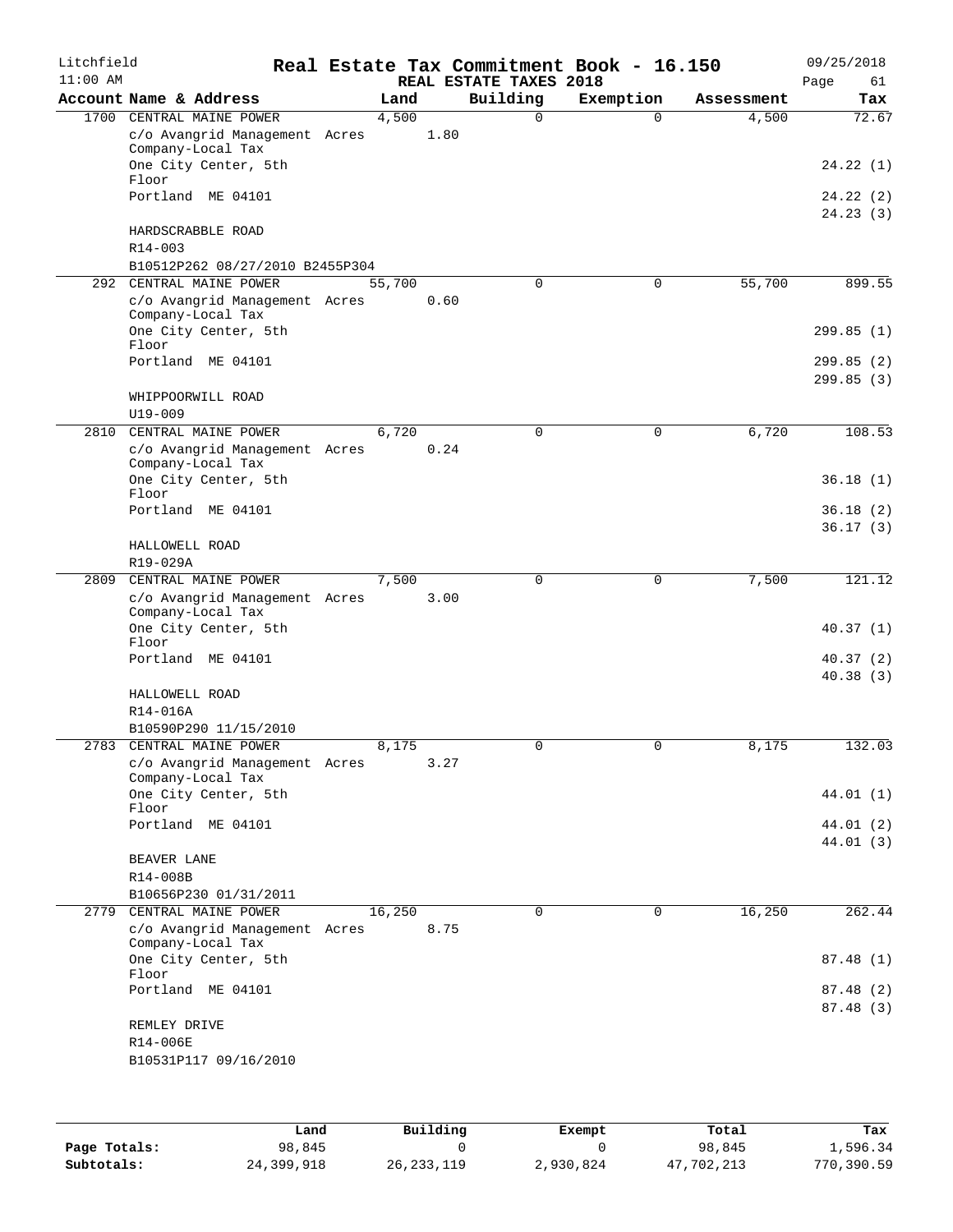# Real Estate Tax Commitment Book - 16.150

Litchfield 11:00 AM — REAL ESTATE TAXES 2018 — 09/25/2018 Page 61

| Account Name & Address | Land | Building | Exemption | Assessment | Tax |
|---|---|---|---|---|---|
| 1700 CENTRAL MAINE POWER | 4,500 | 0 | 0 | 4,500 | 72.67 |
| c/o Avangrid Management Acres 1.80 | | | | | |
| Company-Local Tax | | | | | |
| One City Center, 5th Floor | | | | | 24.22 (1) |
| Portland ME 04101 | | | | | 24.22 (2) |
| | | | | | 24.23 (3) |
| HARDSCRABBLE ROAD | | | | | |
| R14-003 | | | | | |
| B10512P262 08/27/2010 B2455P304 | | | | | |
| 292 CENTRAL MAINE POWER | 55,700 | 0 | 0 | 55,700 | 899.55 |
| c/o Avangrid Management Acres 0.60 | | | | | |
| Company-Local Tax | | | | | |
| One City Center, 5th Floor | | | | | 299.85 (1) |
| Portland ME 04101 | | | | | 299.85 (2) |
| | | | | | 299.85 (3) |
| WHIPPOORWILL ROAD | | | | | |
| U19-009 | | | | | |
| 2810 CENTRAL MAINE POWER | 6,720 | 0 | 0 | 6,720 | 108.53 |
| c/o Avangrid Management Acres 0.24 | | | | | |
| Company-Local Tax | | | | | |
| One City Center, 5th Floor | | | | | 36.18 (1) |
| Portland ME 04101 | | | | | 36.18 (2) |
| | | | | | 36.17 (3) |
| HALLOWELL ROAD | | | | | |
| R19-029A | | | | | |
| 2809 CENTRAL MAINE POWER | 7,500 | 0 | 0 | 7,500 | 121.12 |
| c/o Avangrid Management Acres 3.00 | | | | | |
| Company-Local Tax | | | | | |
| One City Center, 5th Floor | | | | | 40.37 (1) |
| Portland ME 04101 | | | | | 40.37 (2) |
| | | | | | 40.38 (3) |
| HALLOWELL ROAD | | | | | |
| R14-016A | | | | | |
| B10590P290 11/15/2010 | | | | | |
| 2783 CENTRAL MAINE POWER | 8,175 | 0 | 0 | 8,175 | 132.03 |
| c/o Avangrid Management Acres 3.27 | | | | | |
| Company-Local Tax | | | | | |
| One City Center, 5th Floor | | | | | 44.01 (1) |
| Portland ME 04101 | | | | | 44.01 (2) |
| | | | | | 44.01 (3) |
| BEAVER LANE | | | | | |
| R14-008B | | | | | |
| B10656P230 01/31/2011 | | | | | |
| 2779 CENTRAL MAINE POWER | 16,250 | 0 | 0 | 16,250 | 262.44 |
| c/o Avangrid Management Acres 8.75 | | | | | |
| Company-Local Tax | | | | | |
| One City Center, 5th Floor | | | | | 87.48 (1) |
| Portland ME 04101 | | | | | 87.48 (2) |
| | | | | | 87.48 (3) |
| REMLEY DRIVE | | | | | |
| R14-006E | | | | | |
| B10531P117 09/16/2010 | | | | | |

| | Land | Building | Exempt | Total | Tax |
|---|---|---|---|---|---|
| Page Totals: | 98,845 | 0 | 0 | 98,845 | 1,596.34 |
| Subtotals: | 24,399,918 | 26,233,119 | 2,930,824 | 47,702,213 | 770,390.59 |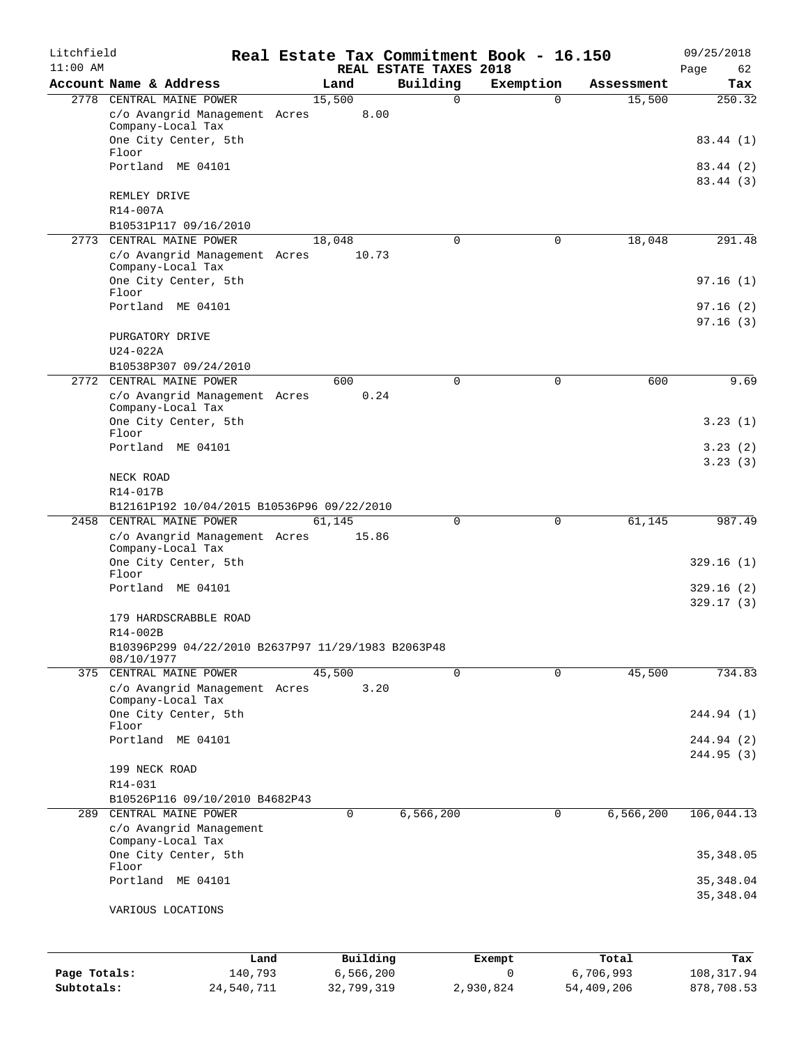Litchfield
11:00 AM

# Real Estate Tax Commitment Book - 16.150

REAL ESTATE TAXES 2018

09/25/2018
Page 62

| Account Name & Address | Land | Building | Exemption | Assessment | Tax |
|---|---|---|---|---|---|
| 2778 CENTRAL MAINE POWER | 15,500 | 0 | 0 | 15,500 | 250.32 |
| c/o Avangrid Management Company-Local Tax | Acres 8.00 | | | | |
| One City Center, 5th Floor | | | | | 83.44 (1) |
| Portland ME 04101 | | | | | 83.44 (2) |
| | | | | | 83.44 (3) |
| REMLEY DRIVE | | | | | |
| R14-007A | | | | | |
| B10531P117 09/16/2010 | | | | | |
| 2773 CENTRAL MAINE POWER | 18,048 | 0 | 0 | 18,048 | 291.48 |
| c/o Avangrid Management Company-Local Tax | Acres 10.73 | | | | |
| One City Center, 5th Floor | | | | | 97.16 (1) |
| Portland ME 04101 | | | | | 97.16 (2) |
| | | | | | 97.16 (3) |
| PURGATORY DRIVE | | | | | |
| U24-022A | | | | | |
| B10538P307 09/24/2010 | | | | | |
| 2772 CENTRAL MAINE POWER | 600 | 0 | 0 | 600 | 9.69 |
| c/o Avangrid Management Company-Local Tax | Acres 0.24 | | | | |
| One City Center, 5th Floor | | | | | 3.23 (1) |
| Portland ME 04101 | | | | | 3.23 (2) |
| | | | | | 3.23 (3) |
| NECK ROAD | | | | | |
| R14-017B | | | | | |
| B12161P192 10/04/2015 B10536P96 09/22/2010 | | | | | |
| 2458 CENTRAL MAINE POWER | 61,145 | 0 | 0 | 61,145 | 987.49 |
| c/o Avangrid Management Company-Local Tax | Acres 15.86 | | | | |
| One City Center, 5th Floor | | | | | 329.16 (1) |
| Portland ME 04101 | | | | | 329.16 (2) |
| | | | | | 329.17 (3) |
| 179 HARDSCRABBLE ROAD | | | | | |
| R14-002B | | | | | |
| B10396P299 04/22/2010 B2637P97 11/29/1983 B2063P48 08/10/1977 | | | | | |
| 375 CENTRAL MAINE POWER | 45,500 | 0 | 0 | 45,500 | 734.83 |
| c/o Avangrid Management Company-Local Tax | Acres 3.20 | | | | |
| One City Center, 5th Floor | | | | | 244.94 (1) |
| Portland ME 04101 | | | | | 244.94 (2) |
| | | | | | 244.95 (3) |
| 199 NECK ROAD | | | | | |
| R14-031 | | | | | |
| B10526P116 09/10/2010 B4682P43 | | | | | |
| 289 CENTRAL MAINE POWER | 0 | 6,566,200 | 0 | 6,566,200 | 106,044.13 |
| c/o Avangrid Management Company-Local Tax | | | | | |
| One City Center, 5th Floor | | | | | 35,348.05 |
| Portland ME 04101 | | | | | 35,348.04 |
| | | | | | 35,348.04 |
| VARIOUS LOCATIONS | | | | | |

| | Land | Building | Exempt | Total | Tax |
|---|---|---|---|---|---|
| Page Totals: | 140,793 | 6,566,200 | 0 | 6,706,993 | 108,317.94 |
| Subtotals: | 24,540,711 | 32,799,319 | 2,930,824 | 54,409,206 | 878,708.53 |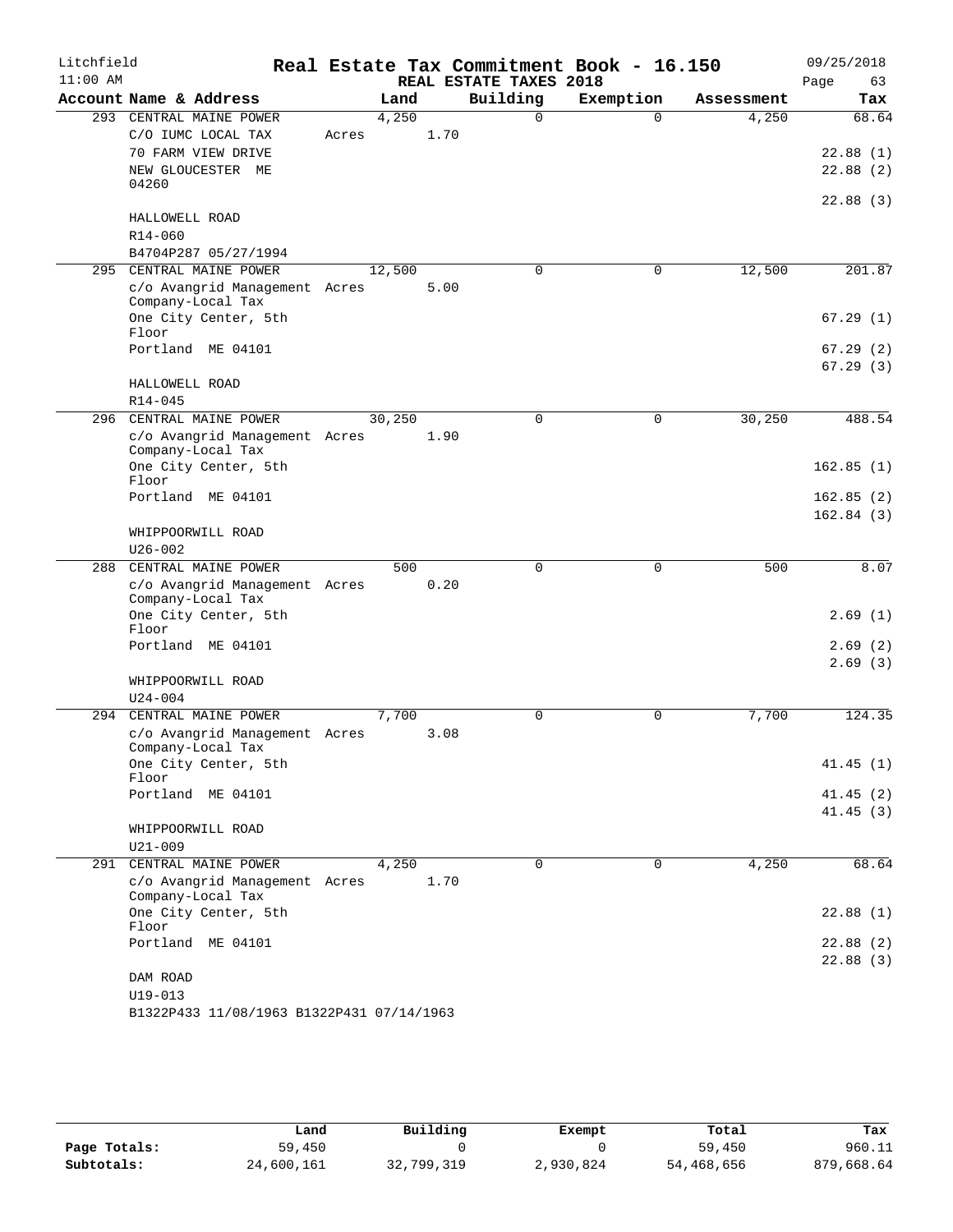# Real Estate Tax Commitment Book - 16.150

Litchfield
11:00 AM

REAL ESTATE TAXES 2018

09/25/2018

| Account Name & Address | Land | Building | Exemption | Assessment | Tax |
|---|---|---|---|---|---|
| 293 CENTRAL MAINE POWER | 4,250 | 0 | 0 | 4,250 | 68.64 |
| C/O IUMC LOCAL TAX | Acres 1.70 | | | | |
| 70 FARM VIEW DRIVE | | | | | 22.88 (1) |
| NEW GLOUCESTER ME 04260 | | | | | 22.88 (2) |
| | | | | | 22.88 (3) |
| HALLOWELL ROAD | | | | | |
| R14-060 | | | | | |
| B4704P287 05/27/1994 | | | | | |
| 295 CENTRAL MAINE POWER | 12,500 | 0 | 0 | 12,500 | 201.87 |
| c/o Avangrid Management Company-Local Tax | Acres 5.00 | | | | |
| One City Center, 5th Floor | | | | | 67.29 (1) |
| Portland ME 04101 | | | | | 67.29 (2) |
| | | | | | 67.29 (3) |
| HALLOWELL ROAD | | | | | |
| R14-045 | | | | | |
| 296 CENTRAL MAINE POWER | 30,250 | 0 | 0 | 30,250 | 488.54 |
| c/o Avangrid Management Company-Local Tax | Acres 1.90 | | | | |
| One City Center, 5th Floor | | | | | 162.85 (1) |
| Portland ME 04101 | | | | | 162.85 (2) |
| | | | | | 162.84 (3) |
| WHIPPOORWILL ROAD | | | | | |
| U26-002 | | | | | |
| 288 CENTRAL MAINE POWER | 500 | 0 | 0 | 500 | 8.07 |
| c/o Avangrid Management Company-Local Tax | Acres 0.20 | | | | |
| One City Center, 5th Floor | | | | | 2.69 (1) |
| Portland ME 04101 | | | | | 2.69 (2) |
| | | | | | 2.69 (3) |
| WHIPPOORWILL ROAD | | | | | |
| U24-004 | | | | | |
| 294 CENTRAL MAINE POWER | 7,700 | 0 | 0 | 7,700 | 124.35 |
| c/o Avangrid Management Company-Local Tax | Acres 3.08 | | | | |
| One City Center, 5th Floor | | | | | 41.45 (1) |
| Portland ME 04101 | | | | | 41.45 (2) |
| | | | | | 41.45 (3) |
| WHIPPOORWILL ROAD | | | | | |
| U21-009 | | | | | |
| 291 CENTRAL MAINE POWER | 4,250 | 0 | 0 | 4,250 | 68.64 |
| c/o Avangrid Management Company-Local Tax | Acres 1.70 | | | | |
| One City Center, 5th Floor | | | | | 22.88 (1) |
| Portland ME 04101 | | | | | 22.88 (2) |
| | | | | | 22.88 (3) |
| DAM ROAD | | | | | |
| U19-013 | | | | | |
| B1322P433 11/08/1963 B1322P431 07/14/1963 | | | | | |

| | Land | Building | Exempt | Total | Tax |
|---|---|---|---|---|---|
| Page Totals: | 59,450 | 0 | 0 | 59,450 | 960.11 |
| Subtotals: | 24,600,161 | 32,799,319 | 2,930,824 | 54,468,656 | 879,668.64 |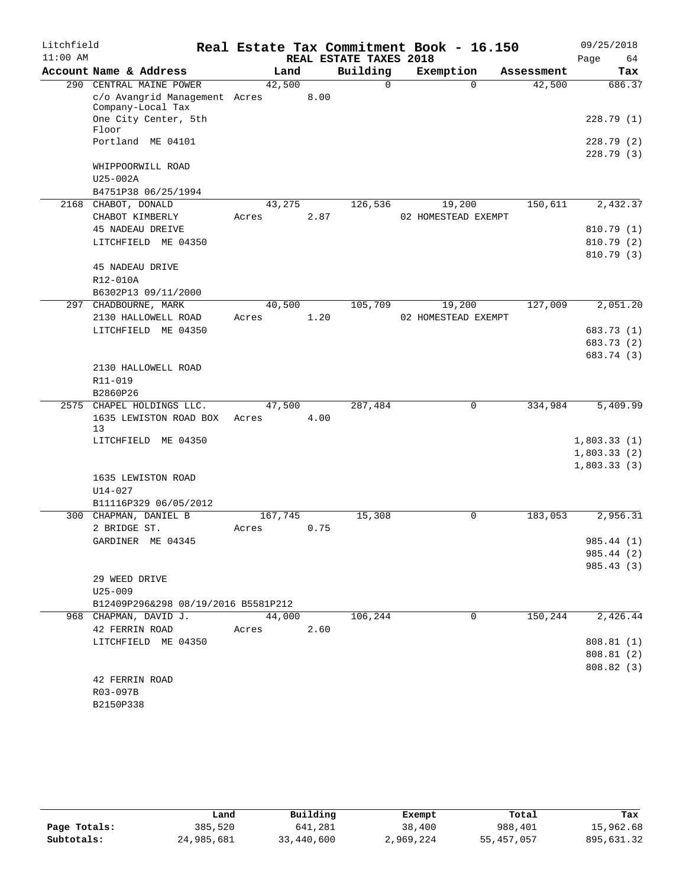Litchfield
11:00 AM

# Real Estate Tax Commitment Book - 16.150

## REAL ESTATE TAXES 2018

09/25/2018
Page 64

| Account Name & Address | Land | Building | Exemption | Assessment | Tax |
|---|---|---|---|---|---|
| 290 CENTRAL MAINE POWER | 42,500 | 0 | 0 | 42,500 | 686.37 |
| c/o Avangrid Management Company-Local Tax | Acres 8.00 | | | | |
| One City Center, 5th Floor | | | | | 228.79 (1) |
| Portland ME 04101 | | | | | 228.79 (2) |
| | | | | | 228.79 (3) |
| WHIPPOORWILL ROAD | | | | | |
| U25-002A | | | | | |
| B4751P38 06/25/1994 | | | | | |
| 2168 CHABOT, DONALD | 43,275 | 126,536 | 19,200 | 150,611 | 2,432.37 |
| CHABOT KIMBERLY | Acres 2.87 | | 02 HOMESTEAD EXEMPT | | |
| 45 NADEAU DREIVE | | | | | 810.79 (1) |
| LITCHFIELD ME 04350 | | | | | 810.79 (2) |
| | | | | | 810.79 (3) |
| 45 NADEAU DRIVE | | | | | |
| R12-010A | | | | | |
| B6302P13 09/11/2000 | | | | | |
| 297 CHADBOURNE, MARK | 40,500 | 105,709 | 19,200 | 127,009 | 2,051.20 |
| 2130 HALLOWELL ROAD | Acres 1.20 | | 02 HOMESTEAD EXEMPT | | |
| LITCHFIELD ME 04350 | | | | | 683.73 (1) |
| | | | | | 683.73 (2) |
| | | | | | 683.74 (3) |
| 2130 HALLOWELL ROAD | | | | | |
| R11-019 | | | | | |
| B2860P26 | | | | | |
| 2575 CHAPEL HOLDINGS LLC. | 47,500 | 287,484 | 0 | 334,984 | 5,409.99 |
| 1635 LEWISTON ROAD BOX 13 | Acres 4.00 | | | | |
| LITCHFIELD ME 04350 | | | | | 1,803.33 (1) |
| | | | | | 1,803.33 (2) |
| | | | | | 1,803.33 (3) |
| 1635 LEWISTON ROAD | | | | | |
| U14-027 | | | | | |
| B11116P329 06/05/2012 | | | | | |
| 300 CHAPMAN, DANIEL B | 167,745 | 15,308 | 0 | 183,053 | 2,956.31 |
| 2 BRIDGE ST. | Acres 0.75 | | | | |
| GARDINER ME 04345 | | | | | 985.44 (1) |
| | | | | | 985.44 (2) |
| | | | | | 985.43 (3) |
| 29 WEED DRIVE | | | | | |
| U25-009 | | | | | |
| B12409P296&298 08/19/2016 B5581P212 | | | | | |
| 968 CHAPMAN, DAVID J. | 44,000 | 106,244 | 0 | 150,244 | 2,426.44 |
| 42 FERRIN ROAD | Acres 2.60 | | | | |
| LITCHFIELD ME 04350 | | | | | 808.81 (1) |
| | | | | | 808.81 (2) |
| | | | | | 808.82 (3) |
| 42 FERRIN ROAD | | | | | |
| R03-097B | | | | | |
| B2150P338 | | | | | |

| | Land | Building | Exempt | Total | Tax |
|---|---|---|---|---|---|
| Page Totals: | 385,520 | 641,281 | 38,400 | 988,401 | 15,962.68 |
| Subtotals: | 24,985,681 | 33,440,600 | 2,969,224 | 55,457,057 | 895,631.32 |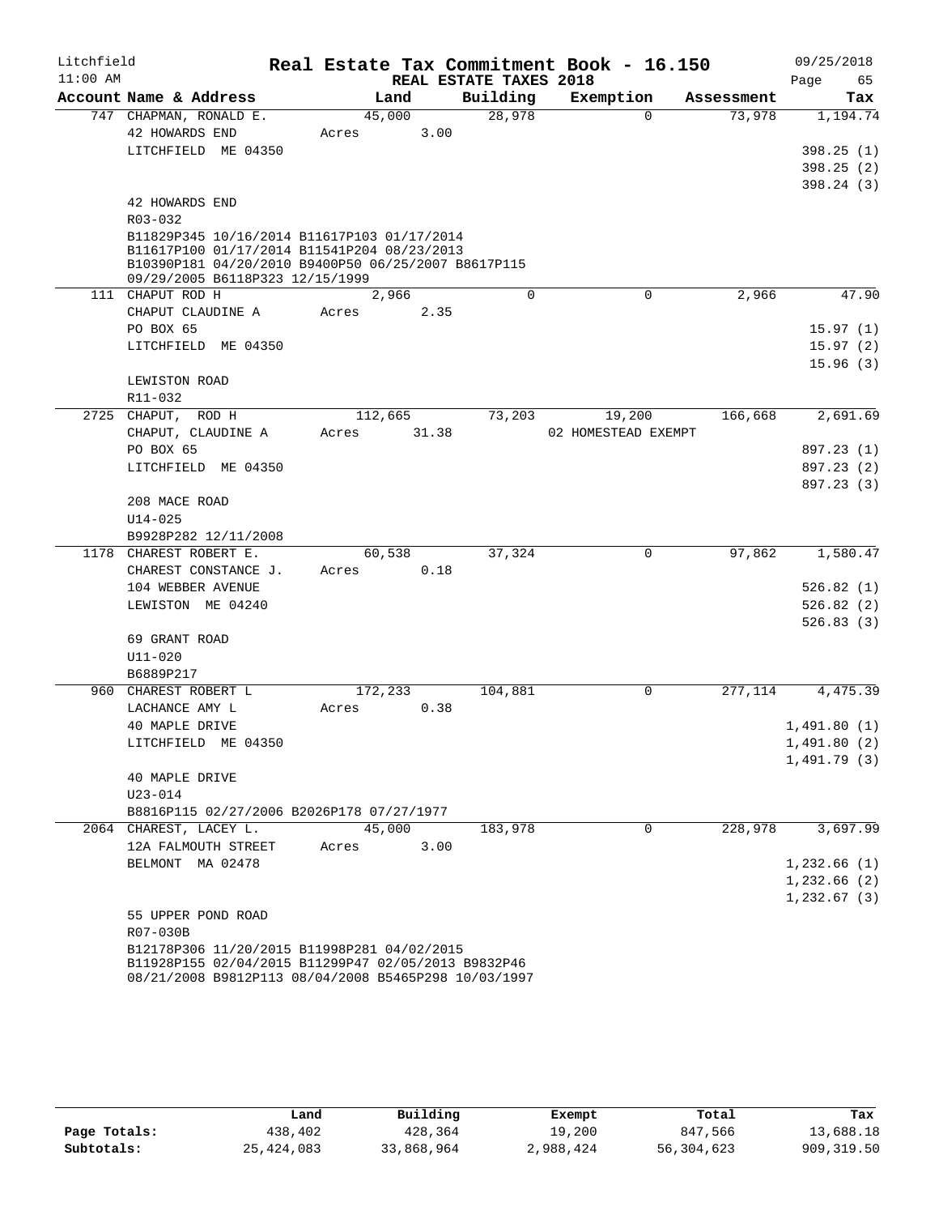Litchfield 11:00 AM

# Real Estate Tax Commitment Book - 16.150

## REAL ESTATE TAXES 2018

09/25/2018

| Account Name & Address | Land | Building | Exemption | Assessment | Tax |
|---|---|---|---|---|---|
| 747 CHAPMAN, RONALD E. | 45,000 | 28,978 | 0 | 73,978 | 1,194.74 |
| 42 HOWARDS END | Acres 3.00 | | | | |
| LITCHFIELD ME 04350 | | | | | 398.25 (1) |
| | | | | | 398.25 (2) |
| | | | | | 398.24 (3) |
| 42 HOWARDS END | | | | | |
| R03-032 | | | | | |
| B11829P345 10/16/2014 B11617P103 01/17/2014 B11617P100 01/17/2014 B11541P204 08/23/2013 B10390P181 04/20/2010 B9400P50 06/25/2007 B8617P115 09/29/2005 B6118P323 12/15/1999 | | | | | |
| 111 CHAPUT ROD H | 2,966 | 0 | 0 | 2,966 | 47.90 |
| CHAPUT CLAUDINE A | Acres 2.35 | | | | |
| PO BOX 65 | | | | | 15.97 (1) |
| LITCHFIELD ME 04350 | | | | | 15.97 (2) |
| | | | | | 15.96 (3) |
| LEWISTON ROAD | | | | | |
| R11-032 | | | | | |
| 2725 CHAPUT, ROD H | 112,665 | 73,203 | 19,200 | 166,668 | 2,691.69 |
| CHAPUT, CLAUDINE A | Acres 31.38 | | 02 HOMESTEAD EXEMPT | | |
| PO BOX 65 | | | | | 897.23 (1) |
| LITCHFIELD ME 04350 | | | | | 897.23 (2) |
| | | | | | 897.23 (3) |
| 208 MACE ROAD | | | | | |
| U14-025 | | | | | |
| B9928P282 12/11/2008 | | | | | |
| 1178 CHAREST ROBERT E. | 60,538 | 37,324 | 0 | 97,862 | 1,580.47 |
| CHAREST CONSTANCE J. | Acres 0.18 | | | | |
| 104 WEBBER AVENUE | | | | | 526.82 (1) |
| LEWISTON ME 04240 | | | | | 526.82 (2) |
| | | | | | 526.83 (3) |
| 69 GRANT ROAD | | | | | |
| U11-020 | | | | | |
| B6889P217 | | | | | |
| 960 CHAREST ROBERT L | 172,233 | 104,881 | 0 | 277,114 | 4,475.39 |
| LACHANCE AMY L | Acres 0.38 | | | | |
| 40 MAPLE DRIVE | | | | | 1,491.80 (1) |
| LITCHFIELD ME 04350 | | | | | 1,491.80 (2) |
| | | | | | 1,491.79 (3) |
| 40 MAPLE DRIVE | | | | | |
| U23-014 | | | | | |
| B8816P115 02/27/2006 B2026P178 07/27/1977 | | | | | |
| 2064 CHAREST, LACEY L. | 45,000 | 183,978 | 0 | 228,978 | 3,697.99 |
| 12A FALMOUTH STREET | Acres 3.00 | | | | |
| BELMONT MA 02478 | | | | | 1,232.66 (1) |
| | | | | | 1,232.66 (2) |
| | | | | | 1,232.67 (3) |
| 55 UPPER POND ROAD | | | | | |
| R07-030B | | | | | |
| B12178P306 11/20/2015 B11998P281 04/02/2015 B11928P155 02/04/2015 B11299P47 02/05/2013 B9832P46 08/21/2008 B9812P113 08/04/2008 B5465P298 10/03/1997 | | | | | |

| | Land | Building | Exempt | Total | Tax |
|---|---|---|---|---|---|
| Page Totals: | 438,402 | 428,364 | 19,200 | 847,566 | 13,688.18 |
| Subtotals: | 25,424,083 | 33,868,964 | 2,988,424 | 56,304,623 | 909,319.50 |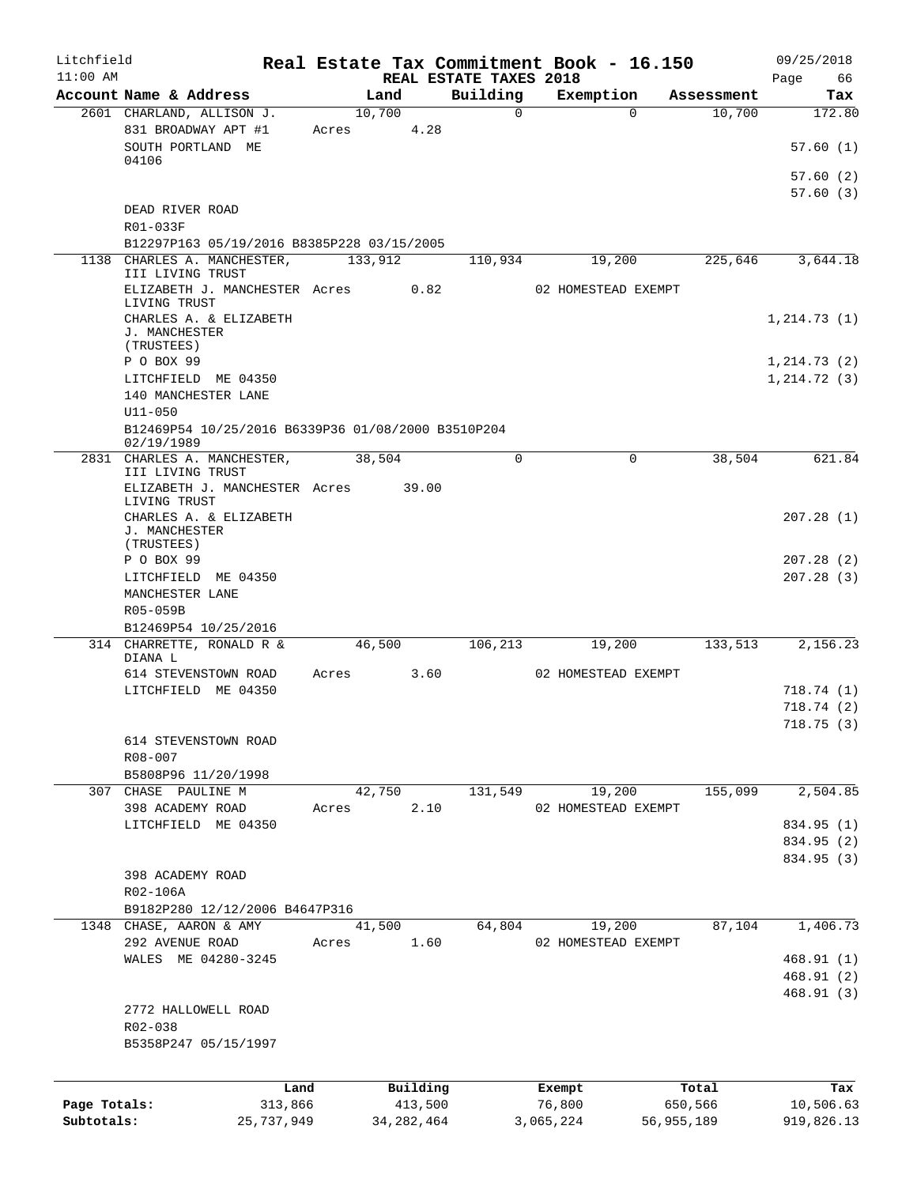# Real Estate Tax Commitment Book - 16.150

Litchfield 11:00 AM — REAL ESTATE TAXES 2018 — 09/25/2018

| Account Name & Address | Land | Building | Exemption | Assessment | Tax |
|---|---|---|---|---|---|
| 2601 CHARLAND, ALLISON J. | 10,700 | 0 | 0 | 10,700 | 172.80 |
| 831 BROADWAY APT #1 | Acres 4.28 | | | | |
| SOUTH PORTLAND ME 04106 | | | | | 57.60 (1) |
| | | | | | 57.60 (2) |
| | | | | | 57.60 (3) |
| DEAD RIVER ROAD | | | | | |
| R01-033F | | | | | |
| B12297P163 05/19/2016 B8385P228 03/15/2005 | | | | | |
| 1138 CHARLES A. MANCHESTER, III LIVING TRUST | 133,912 | 110,934 | 19,200 | 225,646 | 3,644.18 |
| ELIZABETH J. MANCHESTER LIVING TRUST | Acres 0.82 | | 02 HOMESTEAD EXEMPT | | |
| CHARLES A. & ELIZABETH J. MANCHESTER (TRUSTEES) | | | | | 1,214.73 (1) |
| P O BOX 99 | | | | | 1,214.73 (2) |
| LITCHFIELD ME 04350 | | | | | 1,214.72 (3) |
| 140 MANCHESTER LANE | | | | | |
| U11-050 | | | | | |
| B12469P54 10/25/2016 B6339P36 01/08/2000 B3510P204 02/19/1989 | | | | | |
| 2831 CHARLES A. MANCHESTER, III LIVING TRUST | 38,504 | 0 | 0 | 38,504 | 621.84 |
| ELIZABETH J. MANCHESTER LIVING TRUST | Acres 39.00 | | | | |
| CHARLES A. & ELIZABETH J. MANCHESTER (TRUSTEES) | | | | | 207.28 (1) |
| P O BOX 99 | | | | | 207.28 (2) |
| LITCHFIELD ME 04350 | | | | | 207.28 (3) |
| MANCHESTER LANE | | | | | |
| R05-059B | | | | | |
| B12469P54 10/25/2016 | | | | | |
| 314 CHARRETTE, RONALD R & DIANA L | 46,500 | 106,213 | 19,200 | 133,513 | 2,156.23 |
| 614 STEVENSTOWN ROAD | Acres 3.60 | | 02 HOMESTEAD EXEMPT | | |
| LITCHFIELD ME 04350 | | | | | 718.74 (1) |
| | | | | | 718.74 (2) |
| | | | | | 718.75 (3) |
| 614 STEVENSTOWN ROAD | | | | | |
| R08-007 | | | | | |
| B5808P96 11/20/1998 | | | | | |
| 307 CHASE PAULINE M | 42,750 | 131,549 | 19,200 | 155,099 | 2,504.85 |
| 398 ACADEMY ROAD | Acres 2.10 | | 02 HOMESTEAD EXEMPT | | |
| LITCHFIELD ME 04350 | | | | | 834.95 (1) |
| | | | | | 834.95 (2) |
| | | | | | 834.95 (3) |
| 398 ACADEMY ROAD | | | | | |
| R02-106A | | | | | |
| B9182P280 12/12/2006 B4647P316 | | | | | |
| 1348 CHASE, AARON & AMY | 41,500 | 64,804 | 19,200 | 87,104 | 1,406.73 |
| 292 AVENUE ROAD | Acres 1.60 | | 02 HOMESTEAD EXEMPT | | |
| WALES ME 04280-3245 | | | | | 468.91 (1) |
| | | | | | 468.91 (2) |
| | | | | | 468.91 (3) |
| 2772 HALLOWELL ROAD | | | | | |
| R02-038 | | | | | |
| B5358P247 05/15/1997 | | | | | |

| | Land | Building | Exempt | Total | Tax |
|---|---|---|---|---|---|
| Page Totals: | 313,866 | 413,500 | 76,800 | 650,566 | 10,506.63 |
| Subtotals: | 25,737,949 | 34,282,464 | 3,065,224 | 56,955,189 | 919,826.13 |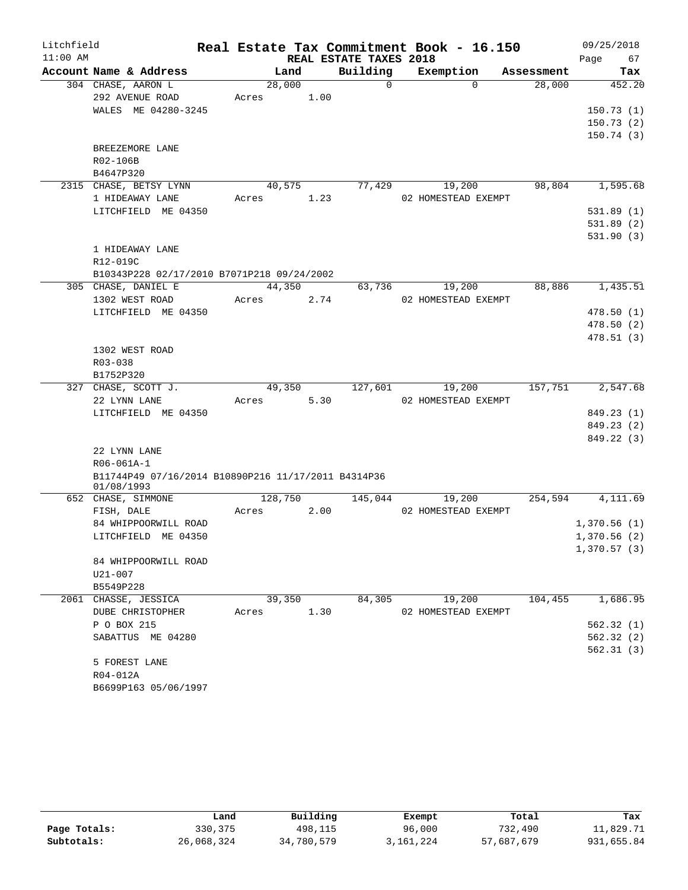Litchfield
11:00 AM

# Real Estate Tax Commitment Book - 16.150

REAL ESTATE TAXES 2018

09/25/2018
Page 67

| Account Name & Address | Land | Building | Exemption | Assessment | Tax |
|---|---|---|---|---|---|
| 304 CHASE, AARON L | 28,000 | 0 | 0 | 28,000 | 452.20 |
| 292 AVENUE ROAD | Acres 1.00 | | | | |
| WALES ME 04280-3245 | | | | | 150.73 (1) |
| | | | | | 150.73 (2) |
| | | | | | 150.74 (3) |
| BREEZEMORE LANE | | | | | |
| R02-106B | | | | | |
| B4647P320 | | | | | |
| 2315 CHASE, BETSY LYNN | 40,575 | 77,429 | 19,200 | 98,804 | 1,595.68 |
| 1 HIDEAWAY LANE | Acres 1.23 | | 02 HOMESTEAD EXEMPT | | |
| LITCHFIELD ME 04350 | | | | | 531.89 (1) |
| | | | | | 531.89 (2) |
| | | | | | 531.90 (3) |
| 1 HIDEAWAY LANE | | | | | |
| R12-019C | | | | | |
| B10343P228 02/17/2010 B7071P218 09/24/2002 | | | | | |
| 305 CHASE, DANIEL E | 44,350 | 63,736 | 19,200 | 88,886 | 1,435.51 |
| 1302 WEST ROAD | Acres 2.74 | | 02 HOMESTEAD EXEMPT | | |
| LITCHFIELD ME 04350 | | | | | 478.50 (1) |
| | | | | | 478.50 (2) |
| | | | | | 478.51 (3) |
| 1302 WEST ROAD | | | | | |
| R03-038 | | | | | |
| B1752P320 | | | | | |
| 327 CHASE, SCOTT J. | 49,350 | 127,601 | 19,200 | 157,751 | 2,547.68 |
| 22 LYNN LANE | Acres 5.30 | | 02 HOMESTEAD EXEMPT | | |
| LITCHFIELD ME 04350 | | | | | 849.23 (1) |
| | | | | | 849.23 (2) |
| | | | | | 849.22 (3) |
| 22 LYNN LANE | | | | | |
| R06-061A-1 | | | | | |
| B11744P49 07/16/2014 B10890P216 11/17/2011 B4314P36 01/08/1993 | | | | | |
| 652 CHASE, SIMMONE | 128,750 | 145,044 | 19,200 | 254,594 | 4,111.69 |
| FISH, DALE | Acres 2.00 | | 02 HOMESTEAD EXEMPT | | |
| 84 WHIPPOORWILL ROAD | | | | | 1,370.56 (1) |
| LITCHFIELD ME 04350 | | | | | 1,370.56 (2) |
| | | | | | 1,370.57 (3) |
| 84 WHIPPOORWILL ROAD | | | | | |
| U21-007 | | | | | |
| B5549P228 | | | | | |
| 2061 CHASSE, JESSICA | 39,350 | 84,305 | 19,200 | 104,455 | 1,686.95 |
| DUBE CHRISTOPHER | Acres 1.30 | | 02 HOMESTEAD EXEMPT | | |
| P O BOX 215 | | | | | 562.32 (1) |
| SABATTUS ME 04280 | | | | | 562.32 (2) |
| | | | | | 562.31 (3) |
| 5 FOREST LANE | | | | | |
| R04-012A | | | | | |
| B6699P163 05/06/1997 | | | | | |

| | Land | Building | Exempt | Total | Tax |
|---|---|---|---|---|---|
| Page Totals: | 330,375 | 498,115 | 96,000 | 732,490 | 11,829.71 |
| Subtotals: | 26,068,324 | 34,780,579 | 3,161,224 | 57,687,679 | 931,655.84 |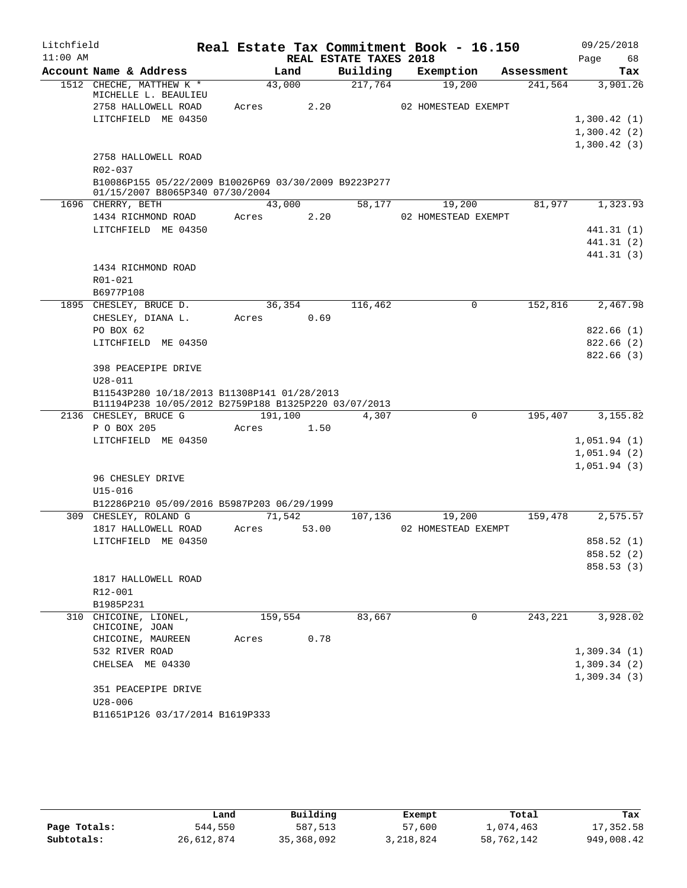Litchfield                    **Real Estate Tax Commitment Book - 16.150**                    09/25/2018
11:00 AM                                    REAL ESTATE TAXES 2018                                    Page 68

| Account Name & Address | Land | Building | Exemption | Assessment | Tax |
|---|---|---|---|---|---|
| 1512 CHECHE, MATTHEW K * | 43,000 | 217,764 | 19,200 | 241,564 | 3,901.26 |
| MICHELLE L. BEAULIEU | | | | | |
| 2758 HALLOWELL ROAD | Acres 2.20 | | 02 HOMESTEAD EXEMPT | | |
| LITCHFIELD ME 04350 | | | | | 1,300.42 (1) |
| | | | | | 1,300.42 (2) |
| | | | | | 1,300.42 (3) |
| 2758 HALLOWELL ROAD | | | | | |
| R02-037 | | | | | |
| B10086P155 05/22/2009 B10026P69 03/30/2009 B9223P277 01/15/2007 B8065P340 07/30/2004 | | | | | |
| 1696 CHERRY, BETH | 43,000 | 58,177 | 19,200 | 81,977 | 1,323.93 |
| 1434 RICHMOND ROAD | Acres 2.20 | | 02 HOMESTEAD EXEMPT | | |
| LITCHFIELD ME 04350 | | | | | 441.31 (1) |
| | | | | | 441.31 (2) |
| | | | | | 441.31 (3) |
| 1434 RICHMOND ROAD | | | | | |
| R01-021 | | | | | |
| B6977P108 | | | | | |
| 1895 CHESLEY, BRUCE D. | 36,354 | 116,462 | 0 | 152,816 | 2,467.98 |
| CHESLEY, DIANA L. | Acres 0.69 | | | | |
| PO BOX 62 | | | | | 822.66 (1) |
| LITCHFIELD ME 04350 | | | | | 822.66 (2) |
| | | | | | 822.66 (3) |
| 398 PEACEPIPE DRIVE | | | | | |
| U28-011 | | | | | |
| B11543P280 10/18/2013 B11308P141 01/28/2013 B11194P238 10/05/2012 B2759P188 B1325P220 03/07/2013 | | | | | |
| 2136 CHESLEY, BRUCE G | 191,100 | 4,307 | 0 | 195,407 | 3,155.82 |
| P O BOX 205 | Acres 1.50 | | | | |
| LITCHFIELD ME 04350 | | | | | 1,051.94 (1) |
| | | | | | 1,051.94 (2) |
| | | | | | 1,051.94 (3) |
| 96 CHESLEY DRIVE | | | | | |
| U15-016 | | | | | |
| B12286P210 05/09/2016 B5987P203 06/29/1999 | | | | | |
| 309 CHESLEY, ROLAND G | 71,542 | 107,136 | 19,200 | 159,478 | 2,575.57 |
| 1817 HALLOWELL ROAD | Acres 53.00 | | 02 HOMESTEAD EXEMPT | | |
| LITCHFIELD ME 04350 | | | | | 858.52 (1) |
| | | | | | 858.52 (2) |
| | | | | | 858.53 (3) |
| 1817 HALLOWELL ROAD | | | | | |
| R12-001 | | | | | |
| B1985P231 | | | | | |
| 310 CHICOINE, LIONEL, | 159,554 | 83,667 | 0 | 243,221 | 3,928.02 |
| CHICOINE, JOAN | | | | | |
| CHICOINE, MAUREEN | Acres 0.78 | | | | |
| 532 RIVER ROAD | | | | | 1,309.34 (1) |
| CHELSEA ME 04330 | | | | | 1,309.34 (2) |
| | | | | | 1,309.34 (3) |
| 351 PEACEPIPE DRIVE | | | | | |
| U28-006 | | | | | |
| B11651P126 03/17/2014 B1619P333 | | | | | |

| | Land | Building | Exempt | Total | Tax |
|---|---|---|---|---|---|
| Page Totals: | 544,550 | 587,513 | 57,600 | 1,074,463 | 17,352.58 |
| Subtotals: | 26,612,874 | 35,368,092 | 3,218,824 | 58,762,142 | 949,008.42 |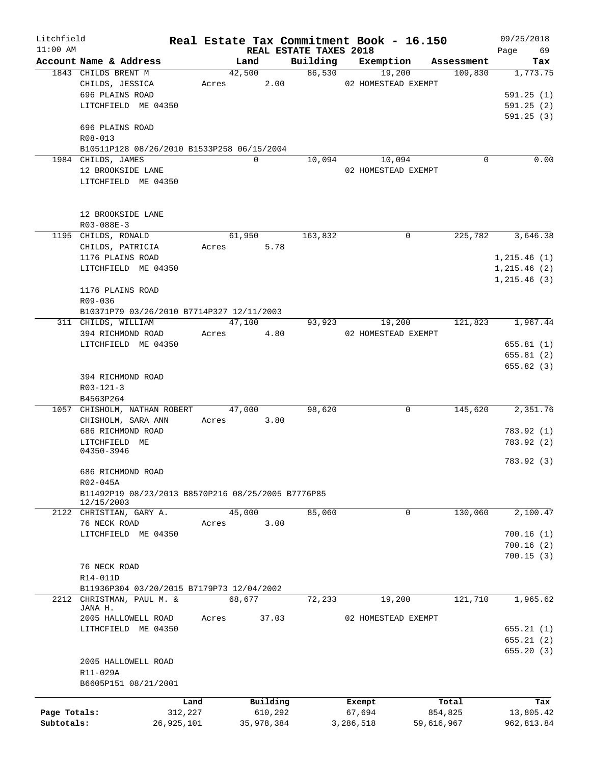Litchfield 11:00 AM

**Real Estate Tax Commitment Book - 16.150**

REAL ESTATE TAXES 2018

09/25/2018 Page 69

| Account Name & Address | Land | Building | Exemption | Assessment | Tax |
|---|---|---|---|---|---|
| 1843 CHILDS BRENT M | 42,500 | 86,530 | 19,200 | 109,830 | 1,773.75 |
| CHILDS, JESSICA | Acres 2.00 | | 02 HOMESTEAD EXEMPT | | |
| 696 PLAINS ROAD | | | | | 591.25 (1) |
| LITCHFIELD ME 04350 | | | | | 591.25 (2) |
| | | | | | 591.25 (3) |
| 696 PLAINS ROAD | | | | | |
| R08-013 | | | | | |
| B10511P128 08/26/2010 B1533P258 06/15/2004 | | | | | |
| 1984 CHILDS, JAMES | 0 | 10,094 | 10,094 | 0 | 0.00 |
| 12 BROOKSIDE LANE | | | 02 HOMESTEAD EXEMPT | | |
| LITCHFIELD ME 04350 | | | | | |
| 12 BROOKSIDE LANE | | | | | |
| R03-088E-3 | | | | | |
| 1195 CHILDS, RONALD | 61,950 | 163,832 | 0 | 225,782 | 3,646.38 |
| CHILDS, PATRICIA | Acres 5.78 | | | | |
| 1176 PLAINS ROAD | | | | | 1,215.46 (1) |
| LITCHFIELD ME 04350 | | | | | 1,215.46 (2) |
| | | | | | 1,215.46 (3) |
| 1176 PLAINS ROAD | | | | | |
| R09-036 | | | | | |
| B10371P79 03/26/2010 B7714P327 12/11/2003 | | | | | |
| 311 CHILDS, WILLIAM | 47,100 | 93,923 | 19,200 | 121,823 | 1,967.44 |
| 394 RICHMOND ROAD | Acres 4.80 | | 02 HOMESTEAD EXEMPT | | |
| LITCHFIELD ME 04350 | | | | | 655.81 (1) |
| | | | | | 655.81 (2) |
| | | | | | 655.82 (3) |
| 394 RICHMOND ROAD | | | | | |
| R03-121-3 | | | | | |
| B4563P264 | | | | | |
| 1057 CHISHOLM, NATHAN ROBERT | 47,000 | 98,620 | 0 | 145,620 | 2,351.76 |
| CHISHOLM, SARA ANN | Acres 3.80 | | | | |
| 686 RICHMOND ROAD | | | | | 783.92 (1) |
| LITCHFIELD ME 04350-3946 | | | | | 783.92 (2) |
| | | | | | 783.92 (3) |
| 686 RICHMOND ROAD | | | | | |
| R02-045A | | | | | |
| B11492P19 08/23/2013 B8570P216 08/25/2005 B7776P85 12/15/2003 | | | | | |
| 2122 CHRISTIAN, GARY A. | 45,000 | 85,060 | 0 | 130,060 | 2,100.47 |
| 76 NECK ROAD | Acres 3.00 | | | | |
| LITCHFIELD ME 04350 | | | | | 700.16 (1) |
| | | | | | 700.16 (2) |
| | | | | | 700.15 (3) |
| 76 NECK ROAD | | | | | |
| R14-011D | | | | | |
| B11936P304 03/20/2015 B7179P73 12/04/2002 | | | | | |
| 2212 CHRISTMAN, PAUL M. & JANA H. | 68,677 | 72,233 | 19,200 | 121,710 | 1,965.62 |
| 2005 HALLOWELL ROAD | Acres 37.03 | | 02 HOMESTEAD EXEMPT | | |
| LITHCFIELD ME 04350 | | | | | 655.21 (1) |
| | | | | | 655.21 (2) |
| | | | | | 655.20 (3) |
| 2005 HALLOWELL ROAD | | | | | |
| R11-029A | | | | | |
| B6605P151 08/21/2001 | | | | | |

| | Land | Building | Exempt | Total | Tax |
|---|---|---|---|---|---|
| Page Totals: | 312,227 | 610,292 | 67,694 | 854,825 | 13,805.42 |
| Subtotals: | 26,925,101 | 35,978,384 | 3,286,518 | 59,616,967 | 962,813.84 |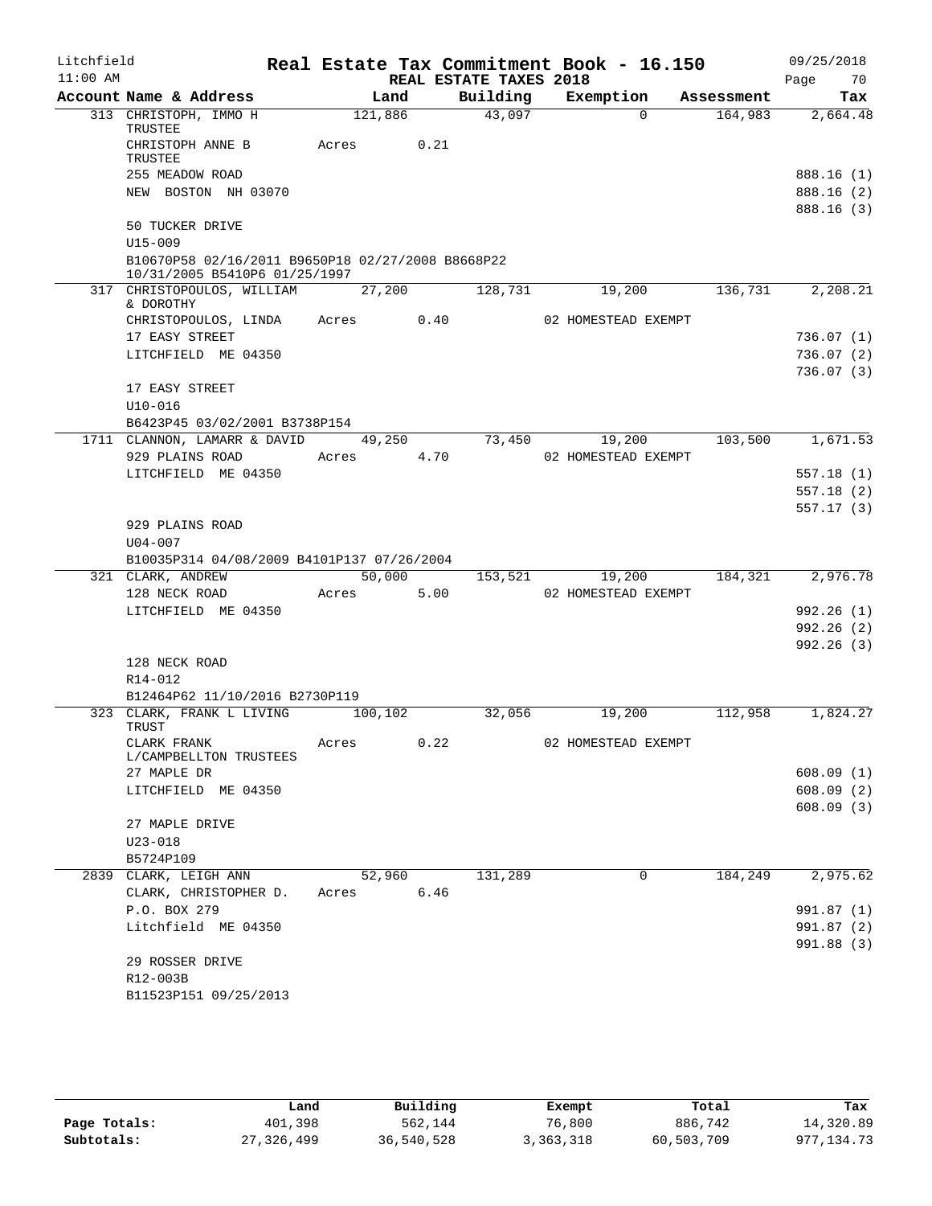Litchfield
11:00 AM

# Real Estate Tax Commitment Book - 16.150

REAL ESTATE TAXES 2018

09/25/2018

| Account Name & Address | Land | Building | Exemption | Assessment | Tax |
|---|---|---|---|---|---|
| 313 CHRISTOPH, IMMO H TRUSTEE | 121,886 | 43,097 | 0 | 164,983 | 2,664.48 |
| CHRISTOPH ANNE B TRUSTEE | Acres 0.21 | | | | |
| 255 MEADOW ROAD | | | | | 888.16 (1) |
| NEW BOSTON NH 03070 | | | | | 888.16 (2) |
| | | | | | 888.16 (3) |
| 50 TUCKER DRIVE | | | | | |
| U15-009 | | | | | |
| B10670P58 02/16/2011 B9650P18 02/27/2008 B8668P22 10/31/2005 B5410P6 01/25/1997 | | | | | |
| 317 CHRISTOPOULOS, WILLIAM & DOROTHY | 27,200 | 128,731 | 19,200 | 136,731 | 2,208.21 |
| CHRISTOPOULOS, LINDA | Acres 0.40 | | 02 HOMESTEAD EXEMPT | | |
| 17 EASY STREET | | | | | 736.07 (1) |
| LITCHFIELD ME 04350 | | | | | 736.07 (2) |
| | | | | | 736.07 (3) |
| 17 EASY STREET | | | | | |
| U10-016 | | | | | |
| B6423P45 03/02/2001 B3738P154 | | | | | |
| 1711 CLANNON, LAMARR & DAVID | 49,250 | 73,450 | 19,200 | 103,500 | 1,671.53 |
| 929 PLAINS ROAD | Acres 4.70 | | 02 HOMESTEAD EXEMPT | | |
| LITCHFIELD ME 04350 | | | | | 557.18 (1) |
| | | | | | 557.18 (2) |
| | | | | | 557.17 (3) |
| 929 PLAINS ROAD | | | | | |
| U04-007 | | | | | |
| B10035P314 04/08/2009 B4101P137 07/26/2004 | | | | | |
| 321 CLARK, ANDREW | 50,000 | 153,521 | 19,200 | 184,321 | 2,976.78 |
| 128 NECK ROAD | Acres 5.00 | | 02 HOMESTEAD EXEMPT | | |
| LITCHFIELD ME 04350 | | | | | 992.26 (1) |
| | | | | | 992.26 (2) |
| | | | | | 992.26 (3) |
| 128 NECK ROAD | | | | | |
| R14-012 | | | | | |
| B12464P62 11/10/2016 B2730P119 | | | | | |
| 323 CLARK, FRANK L LIVING TRUST | 100,102 | 32,056 | 19,200 | 112,958 | 1,824.27 |
| CLARK FRANK L/CAMPBELLTON TRUSTEES | Acres 0.22 | | 02 HOMESTEAD EXEMPT | | |
| 27 MAPLE DR | | | | | 608.09 (1) |
| LITCHFIELD ME 04350 | | | | | 608.09 (2) |
| | | | | | 608.09 (3) |
| 27 MAPLE DRIVE | | | | | |
| U23-018 | | | | | |
| B5724P109 | | | | | |
| 2839 CLARK, LEIGH ANN | 52,960 | 131,289 | 0 | 184,249 | 2,975.62 |
| CLARK, CHRISTOPHER D. | Acres 6.46 | | | | |
| P.O. BOX 279 | | | | | 991.87 (1) |
| Litchfield ME 04350 | | | | | 991.87 (2) |
| | | | | | 991.88 (3) |
| 29 ROSSER DRIVE | | | | | |
| R12-003B | | | | | |
| B11523P151 09/25/2013 | | | | | |

| | Land | Building | Exempt | Total | Tax |
|---|---|---|---|---|---|
| Page Totals: | 401,398 | 562,144 | 76,800 | 886,742 | 14,320.89 |
| Subtotals: | 27,326,499 | 36,540,528 | 3,363,318 | 60,503,709 | 977,134.73 |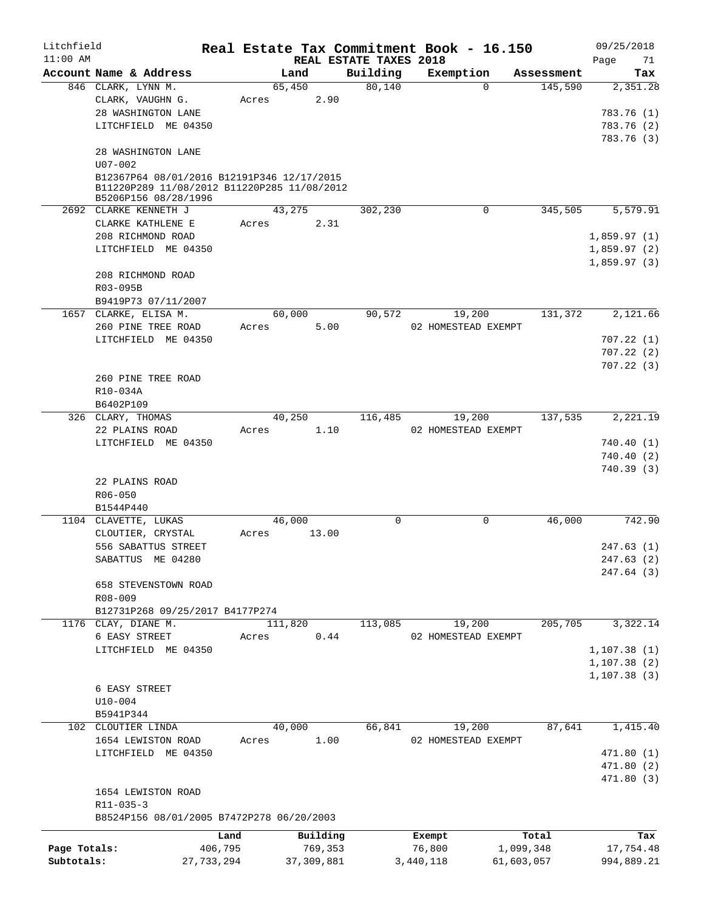Litchfield
11:00 AM

# Real Estate Tax Commitment Book - 16.150

REAL ESTATE TAXES 2018

09/25/2018

| Account Name & Address | Land | Building | Exemption | Assessment | Tax |
|---|---|---|---|---|---|
| 846 CLARK, LYNN M. | 65,450 | 80,140 | 0 | 145,590 | 2,351.28 |
| CLARK, VAUGHN G. | Acres 2.90 | | | | |
| 28 WASHINGTON LANE | | | | | 783.76 (1) |
| LITCHFIELD ME 04350 | | | | | 783.76 (2) |
| | | | | | 783.76 (3) |
| 28 WASHINGTON LANE | | | | | |
| U07-002 | | | | | |
| B12367P64 08/01/2016 B12191P346 12/17/2015 B11220P289 11/08/2012 B11220P285 11/08/2012 B5206P156 08/28/1996 | | | | | |
| 2692 CLARKE KENNETH J | 43,275 | 302,230 | 0 | 345,505 | 5,579.91 |
| CLARKE KATHLENE E | Acres 2.31 | | | | |
| 208 RICHMOND ROAD | | | | | 1,859.97 (1) |
| LITCHFIELD ME 04350 | | | | | 1,859.97 (2) |
| | | | | | 1,859.97 (3) |
| 208 RICHMOND ROAD | | | | | |
| R03-095B | | | | | |
| B9419P73 07/11/2007 | | | | | |
| 1657 CLARKE, ELISA M. | 60,000 | 90,572 | 19,200 | 131,372 | 2,121.66 |
| 260 PINE TREE ROAD | Acres 5.00 | | 02 HOMESTEAD EXEMPT | | |
| LITCHFIELD ME 04350 | | | | | 707.22 (1) |
| | | | | | 707.22 (2) |
| | | | | | 707.22 (3) |
| 260 PINE TREE ROAD | | | | | |
| R10-034A | | | | | |
| B6402P109 | | | | | |
| 326 CLARY, THOMAS | 40,250 | 116,485 | 19,200 | 137,535 | 2,221.19 |
| 22 PLAINS ROAD | Acres 1.10 | | 02 HOMESTEAD EXEMPT | | |
| LITCHFIELD ME 04350 | | | | | 740.40 (1) |
| | | | | | 740.40 (2) |
| | | | | | 740.39 (3) |
| 22 PLAINS ROAD | | | | | |
| R06-050 | | | | | |
| B1544P440 | | | | | |
| 1104 CLAVETTE, LUKAS | 46,000 | 0 | 0 | 46,000 | 742.90 |
| CLOUTIER, CRYSTAL | Acres 13.00 | | | | |
| 556 SABATTUS STREET | | | | | 247.63 (1) |
| SABATTUS ME 04280 | | | | | 247.63 (2) |
| | | | | | 247.64 (3) |
| 658 STEVENSTOWN ROAD | | | | | |
| R08-009 | | | | | |
| B12731P268 09/25/2017 B4177P274 | | | | | |
| 1176 CLAY, DIANE M. | 111,820 | 113,085 | 19,200 | 205,705 | 3,322.14 |
| 6 EASY STREET | Acres 0.44 | | 02 HOMESTEAD EXEMPT | | |
| LITCHFIELD ME 04350 | | | | | 1,107.38 (1) |
| | | | | | 1,107.38 (2) |
| | | | | | 1,107.38 (3) |
| 6 EASY STREET | | | | | |
| U10-004 | | | | | |
| B5941P344 | | | | | |
| 102 CLOUTIER LINDA | 40,000 | 66,841 | 19,200 | 87,641 | 1,415.40 |
| 1654 LEWISTON ROAD | Acres 1.00 | | 02 HOMESTEAD EXEMPT | | |
| LITCHFIELD ME 04350 | | | | | 471.80 (1) |
| | | | | | 471.80 (2) |
| | | | | | 471.80 (3) |
| 1654 LEWISTON ROAD | | | | | |
| R11-035-3 | | | | | |
| B8524P156 08/01/2005 B7472P278 06/20/2003 | | | | | |

| | Land | Building | Exempt | Total | Tax |
|---|---|---|---|---|---|
| Page Totals: | 406,795 | 769,353 | 76,800 | 1,099,348 | 17,754.48 |
| Subtotals: | 27,733,294 | 37,309,881 | 3,440,118 | 61,603,057 | 994,889.21 |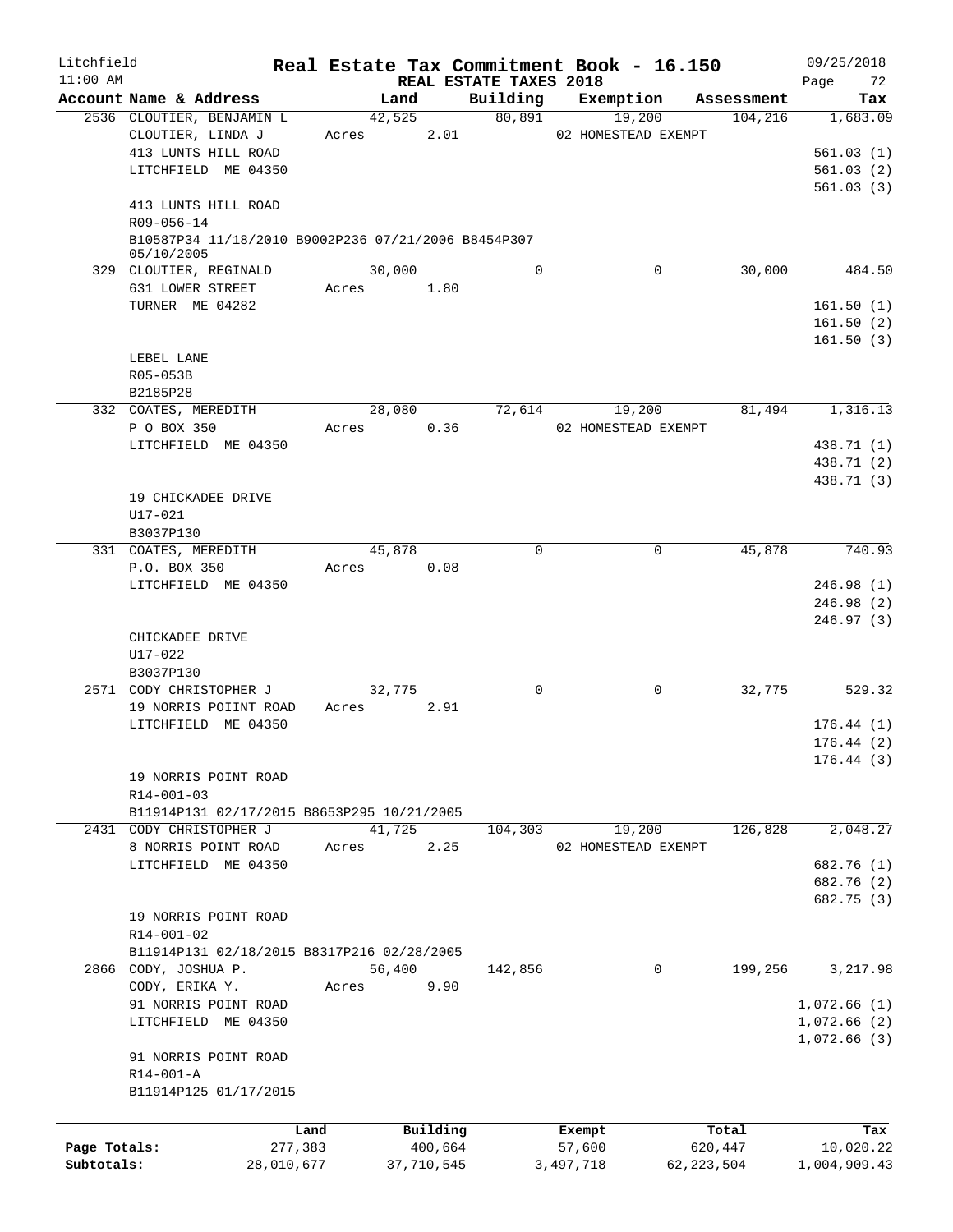Litchfield 11:00 AM — **Real Estate Tax Commitment Book - 16.150** — REAL ESTATE TAXES 2018 — 09/25/2018

| Account Name & Address | Land | Building | Exemption | Assessment | Tax |
|---|---|---|---|---|---|
| 2536 CLOUTIER, BENJAMIN L | 42,525 | 80,891 | 19,200 | 104,216 | 1,683.09 |
| CLOUTIER, LINDA J | Acres 2.01 | | 02 HOMESTEAD EXEMPT | | |
| 413 LUNTS HILL ROAD | | | | | 561.03 (1) |
| LITCHFIELD ME 04350 | | | | | 561.03 (2) |
| | | | | | 561.03 (3) |
| 413 LUNTS HILL ROAD | | | | | |
| R09-056-14 | | | | | |
| B10587P34 11/18/2010 B9002P236 07/21/2006 B8454P307 05/10/2005 | | | | | |
| 329 CLOUTIER, REGINALD | 30,000 | 0 | 0 | 30,000 | 484.50 |
| 631 LOWER STREET | Acres 1.80 | | | | |
| TURNER ME 04282 | | | | | 161.50 (1) |
| | | | | | 161.50 (2) |
| | | | | | 161.50 (3) |
| LEBEL LANE | | | | | |
| R05-053B | | | | | |
| B2185P28 | | | | | |
| 332 COATES, MEREDITH | 28,080 | 72,614 | 19,200 | 81,494 | 1,316.13 |
| P O BOX 350 | Acres 0.36 | | 02 HOMESTEAD EXEMPT | | |
| LITCHFIELD ME 04350 | | | | | 438.71 (1) |
| | | | | | 438.71 (2) |
| | | | | | 438.71 (3) |
| 19 CHICKADEE DRIVE | | | | | |
| U17-021 | | | | | |
| B3037P130 | | | | | |
| 331 COATES, MEREDITH | 45,878 | 0 | 0 | 45,878 | 740.93 |
| P.O. BOX 350 | Acres 0.08 | | | | |
| LITCHFIELD ME 04350 | | | | | 246.98 (1) |
| | | | | | 246.98 (2) |
| | | | | | 246.97 (3) |
| CHICKADEE DRIVE | | | | | |
| U17-022 | | | | | |
| B3037P130 | | | | | |
| 2571 CODY CHRISTOPHER J | 32,775 | 0 | 0 | 32,775 | 529.32 |
| 19 NORRIS POIINT ROAD | Acres 2.91 | | | | |
| LITCHFIELD ME 04350 | | | | | 176.44 (1) |
| | | | | | 176.44 (2) |
| | | | | | 176.44 (3) |
| 19 NORRIS POINT ROAD | | | | | |
| R14-001-03 | | | | | |
| B11914P131 02/17/2015 B8653P295 10/21/2005 | | | | | |
| 2431 CODY CHRISTOPHER J | 41,725 | 104,303 | 19,200 | 126,828 | 2,048.27 |
| 8 NORRIS POINT ROAD | Acres 2.25 | | 02 HOMESTEAD EXEMPT | | |
| LITCHFIELD ME 04350 | | | | | 682.76 (1) |
| | | | | | 682.76 (2) |
| | | | | | 682.75 (3) |
| 19 NORRIS POINT ROAD | | | | | |
| R14-001-02 | | | | | |
| B11914P131 02/18/2015 B8317P216 02/28/2005 | | | | | |
| 2866 CODY, JOSHUA P. | 56,400 | 142,856 | 0 | 199,256 | 3,217.98 |
| CODY, ERIKA Y. | Acres 9.90 | | | | |
| 91 NORRIS POINT ROAD | | | | | 1,072.66 (1) |
| LITCHFIELD ME 04350 | | | | | 1,072.66 (2) |
| | | | | | 1,072.66 (3) |
| 91 NORRIS POINT ROAD | | | | | |
| R14-001-A | | | | | |
| B11914P125 01/17/2015 | | | | | |

| | Land | Building | Exempt | Total | Tax |
|---|---|---|---|---|---|
| Page Totals: | 277,383 | 400,664 | 57,600 | 620,447 | 10,020.22 |
| Subtotals: | 28,010,677 | 37,710,545 | 3,497,718 | 62,223,504 | 1,004,909.43 |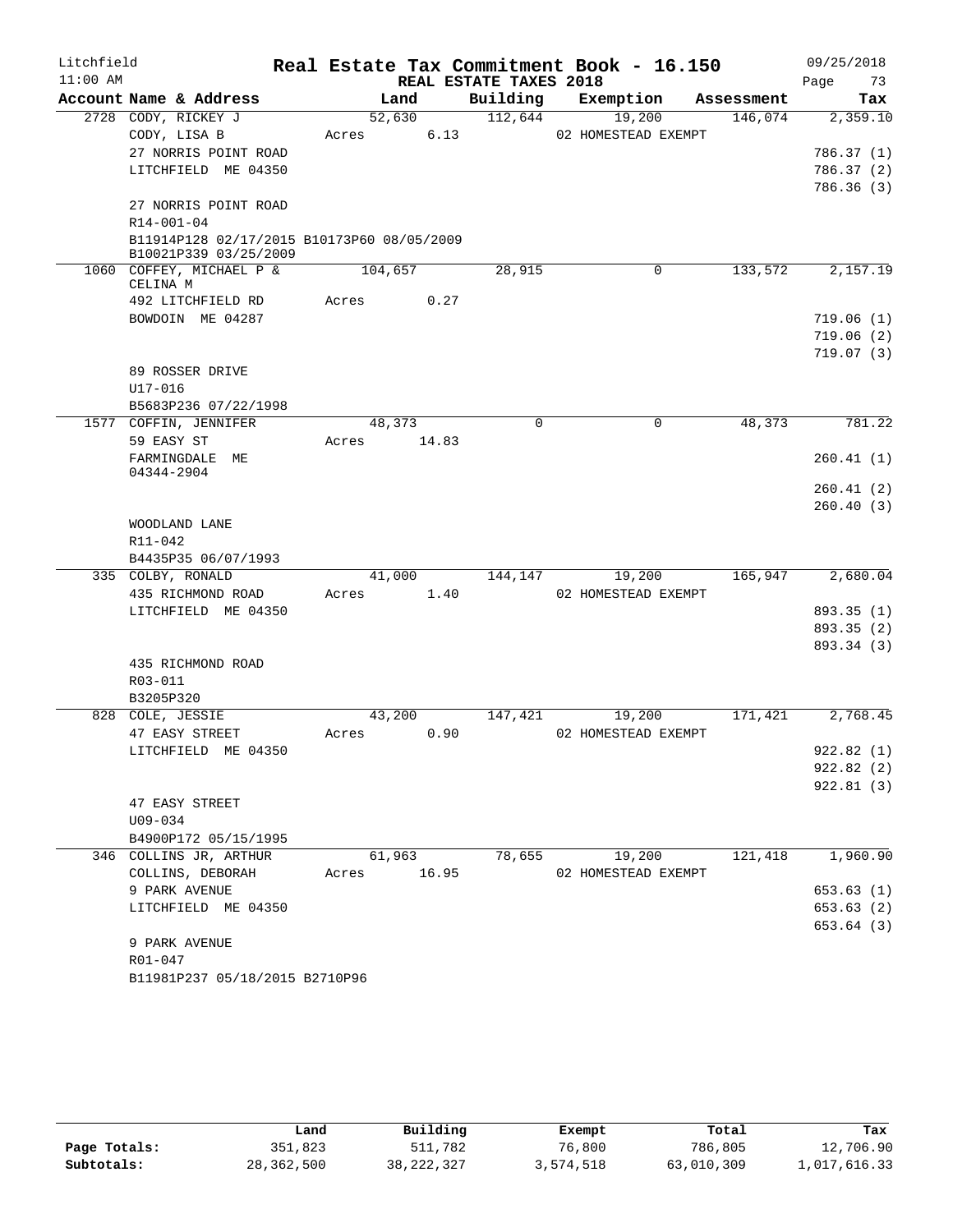Litchfield 11:00 AM

# Real Estate Tax Commitment Book - 16.150

09/25/2018

## REAL ESTATE TAXES 2018

| Account Name & Address | Land | Building | Exemption | Assessment | Tax |
|---|---|---|---|---|---|
| 2728 CODY, RICKEY J | 52,630 | 112,644 | 19,200 | 146,074 | 2,359.10 |
| CODY, LISA B | Acres 6.13 | | 02 HOMESTEAD EXEMPT | | |
| 27 NORRIS POINT ROAD | | | | | 786.37 (1) |
| LITCHFIELD ME 04350 | | | | | 786.37 (2) |
| | | | | | 786.36 (3) |
| 27 NORRIS POINT ROAD | | | | | |
| R14-001-04 | | | | | |
| B11914P128 02/17/2015 B10173P60 08/05/2009 B10021P339 03/25/2009 | | | | | |
| 1060 COFFEY, MICHAEL P & CELINA M | 104,657 | 28,915 | 0 | 133,572 | 2,157.19 |
| 492 LITCHFIELD RD | Acres 0.27 | | | | |
| BOWDOIN ME 04287 | | | | | 719.06 (1) |
| | | | | | 719.06 (2) |
| | | | | | 719.07 (3) |
| 89 ROSSER DRIVE | | | | | |
| U17-016 | | | | | |
| B5683P236 07/22/1998 | | | | | |
| 1577 COFFIN, JENNIFER | 48,373 | 0 | 0 | 48,373 | 781.22 |
| 59 EASY ST | Acres 14.83 | | | | |
| FARMINGDALE ME 04344-2904 | | | | | 260.41 (1) |
| | | | | | 260.41 (2) |
| | | | | | 260.40 (3) |
| WOODLAND LANE | | | | | |
| R11-042 | | | | | |
| B4435P35 06/07/1993 | | | | | |
| 335 COLBY, RONALD | 41,000 | 144,147 | 19,200 | 165,947 | 2,680.04 |
| 435 RICHMOND ROAD | Acres 1.40 | | 02 HOMESTEAD EXEMPT | | |
| LITCHFIELD ME 04350 | | | | | 893.35 (1) |
| | | | | | 893.35 (2) |
| | | | | | 893.34 (3) |
| 435 RICHMOND ROAD | | | | | |
| R03-011 | | | | | |
| B3205P320 | | | | | |
| 828 COLE, JESSIE | 43,200 | 147,421 | 19,200 | 171,421 | 2,768.45 |
| 47 EASY STREET | Acres 0.90 | | 02 HOMESTEAD EXEMPT | | |
| LITCHFIELD ME 04350 | | | | | 922.82 (1) |
| | | | | | 922.82 (2) |
| | | | | | 922.81 (3) |
| 47 EASY STREET | | | | | |
| U09-034 | | | | | |
| B4900P172 05/15/1995 | | | | | |
| 346 COLLINS JR, ARTHUR | 61,963 | 78,655 | 19,200 | 121,418 | 1,960.90 |
| COLLINS, DEBORAH | Acres 16.95 | | 02 HOMESTEAD EXEMPT | | |
| 9 PARK AVENUE | | | | | 653.63 (1) |
| LITCHFIELD ME 04350 | | | | | 653.63 (2) |
| | | | | | 653.64 (3) |
| 9 PARK AVENUE | | | | | |
| R01-047 | | | | | |
| B11981P237 05/18/2015 B2710P96 | | | | | |

| | Land | Building | Exempt | Total | Tax |
|---|---|---|---|---|---|
| Page Totals: | 351,823 | 511,782 | 76,800 | 786,805 | 12,706.90 |
| Subtotals: | 28,362,500 | 38,222,327 | 3,574,518 | 63,010,309 | 1,017,616.33 |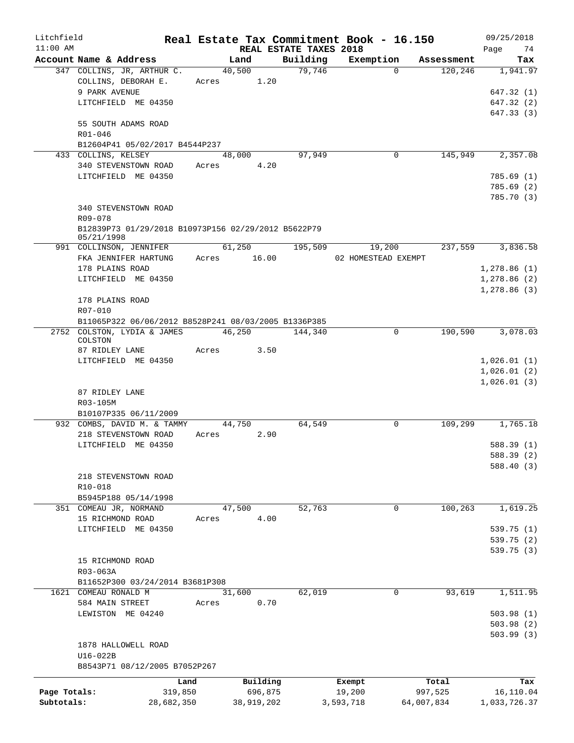Litchfield
11:00 AM

# Real Estate Tax Commitment Book - 16.150

## REAL ESTATE TAXES 2018

09/25/2018
Page 74

| Account Name & Address | Land | Building | Exemption | Assessment | Tax |
|---|---|---|---|---|---|
| 347 COLLINS, JR, ARTHUR C. | 40,500 | 79,746 | 0 | 120,246 | 1,941.97 |
| COLLINS, DEBORAH E. | Acres 1.20 | | | | |
| 9 PARK AVENUE | | | | | 647.32 (1) |
| LITCHFIELD ME 04350 | | | | | 647.32 (2) |
| | | | | | 647.33 (3) |
| 55 SOUTH ADAMS ROAD | | | | | |
| R01-046 | | | | | |
| B12604P41 05/02/2017 B4544P237 | | | | | |
| 433 COLLINS, KELSEY | 48,000 | 97,949 | 0 | 145,949 | 2,357.08 |
| 340 STEVENSTOWN ROAD | Acres 4.20 | | | | |
| LITCHFIELD ME 04350 | | | | | 785.69 (1) |
| | | | | | 785.69 (2) |
| | | | | | 785.70 (3) |
| 340 STEVENSTOWN ROAD | | | | | |
| R09-078 | | | | | |
| B12839P73 01/29/2018 B10973P156 02/29/2012 B5622P79 05/21/1998 | | | | | |
| 991 COLLINSON, JENNIFER | 61,250 | 195,509 | 19,200 | 237,559 | 3,836.58 |
| FKA JENNIFER HARTUNG | Acres 16.00 | | 02 HOMESTEAD EXEMPT | | |
| 178 PLAINS ROAD | | | | | 1,278.86 (1) |
| LITCHFIELD ME 04350 | | | | | 1,278.86 (2) |
| | | | | | 1,278.86 (3) |
| 178 PLAINS ROAD | | | | | |
| R07-010 | | | | | |
| B11065P322 06/06/2012 B8528P241 08/03/2005 B1336P385 | | | | | |
| 2752 COLSTON, LYDIA & JAMES COLSTON | 46,250 | 144,340 | 0 | 190,590 | 3,078.03 |
| 87 RIDLEY LANE | Acres 3.50 | | | | |
| LITCHFIELD ME 04350 | | | | | 1,026.01 (1) |
| | | | | | 1,026.01 (2) |
| | | | | | 1,026.01 (3) |
| 87 RIDLEY LANE | | | | | |
| R03-105M | | | | | |
| B10107P335 06/11/2009 | | | | | |
| 932 COMBS, DAVID M. & TAMMY | 44,750 | 64,549 | 0 | 109,299 | 1,765.18 |
| 218 STEVENSTOWN ROAD | Acres 2.90 | | | | |
| LITCHFIELD ME 04350 | | | | | 588.39 (1) |
| | | | | | 588.39 (2) |
| | | | | | 588.40 (3) |
| 218 STEVENSTOWN ROAD | | | | | |
| R10-018 | | | | | |
| B5945P188 05/14/1998 | | | | | |
| 351 COMEAU JR, NORMAND | 47,500 | 52,763 | 0 | 100,263 | 1,619.25 |
| 15 RICHMOND ROAD | Acres 4.00 | | | | |
| LITCHFIELD ME 04350 | | | | | 539.75 (1) |
| | | | | | 539.75 (2) |
| | | | | | 539.75 (3) |
| 15 RICHMOND ROAD | | | | | |
| R03-063A | | | | | |
| B11652P300 03/24/2014 B3681P308 | | | | | |
| 1621 COMEAU RONALD M | 31,600 | 62,019 | 0 | 93,619 | 1,511.95 |
| 584 MAIN STREET | Acres 0.70 | | | | |
| LEWISTON ME 04240 | | | | | 503.98 (1) |
| | | | | | 503.98 (2) |
| | | | | | 503.99 (3) |
| 1878 HALLOWELL ROAD | | | | | |
| U16-022B | | | | | |
| B8543P71 08/12/2005 B7052P267 | | | | | |

| | Land | Building | Exempt | Total | Tax |
|---|---|---|---|---|---|
| Page Totals: | 319,850 | 696,875 | 19,200 | 997,525 | 16,110.04 |
| Subtotals: | 28,682,350 | 38,919,202 | 3,593,718 | 64,007,834 | 1,033,726.37 |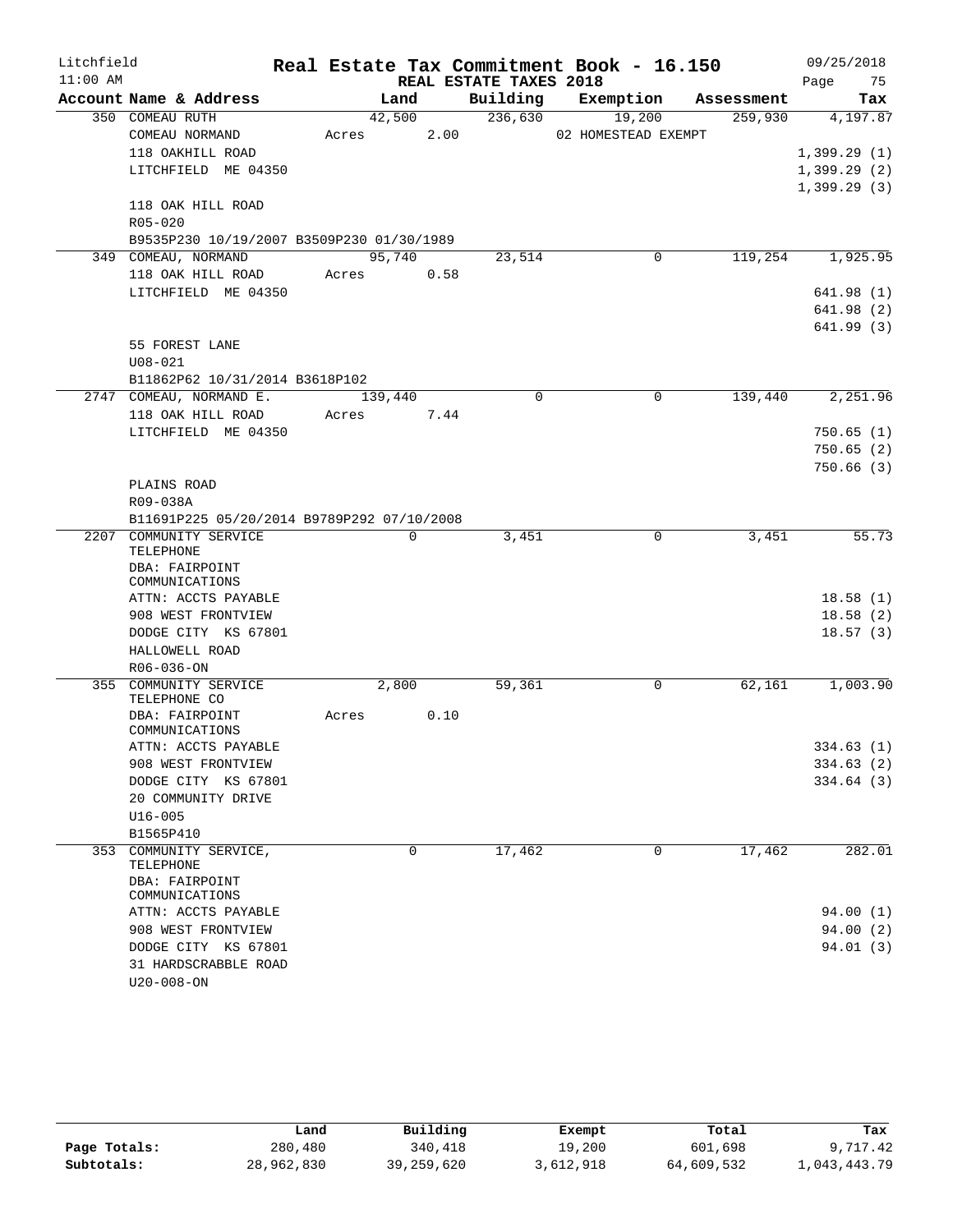Litchfield 11:00 AM

# Real Estate Tax Commitment Book - 16.150
## REAL ESTATE TAXES 2018

09/25/2018

| Account Name & Address | Land | Building | Exemption | Assessment | Tax |
|---|---|---|---|---|---|
| 350 COMEAU RUTH | 42,500 | 236,630 | 19,200 | 259,930 | 4,197.87 |
| COMEAU NORMAND | Acres 2.00 | | 02 HOMESTEAD EXEMPT | | |
| 118 OAKHILL ROAD | | | | | 1,399.29 (1) |
| LITCHFIELD ME 04350 | | | | | 1,399.29 (2) |
| | | | | | 1,399.29 (3) |
| 118 OAK HILL ROAD | | | | | |
| R05-020 | | | | | |
| B9535P230 10/19/2007 B3509P230 01/30/1989 | | | | | |
| 349 COMEAU, NORMAND | 95,740 | 23,514 | 0 | 119,254 | 1,925.95 |
| 118 OAK HILL ROAD | Acres 0.58 | | | | |
| LITCHFIELD ME 04350 | | | | | 641.98 (1) |
| | | | | | 641.98 (2) |
| | | | | | 641.99 (3) |
| 55 FOREST LANE | | | | | |
| U08-021 | | | | | |
| B11862P62 10/31/2014 B3618P102 | | | | | |
| 2747 COMEAU, NORMAND E. | 139,440 | 0 | 0 | 139,440 | 2,251.96 |
| 118 OAK HILL ROAD | Acres 7.44 | | | | |
| LITCHFIELD ME 04350 | | | | | 750.65 (1) |
| | | | | | 750.65 (2) |
| | | | | | 750.66 (3) |
| PLAINS ROAD | | | | | |
| R09-038A | | | | | |
| B11691P225 05/20/2014 B9789P292 07/10/2008 | | | | | |
| 2207 COMMUNITY SERVICE TELEPHONE | 0 | 3,451 | 0 | 3,451 | 55.73 |
| DBA: FAIRPOINT COMMUNICATIONS | | | | | |
| ATTN: ACCTS PAYABLE | | | | | 18.58 (1) |
| 908 WEST FRONTVIEW | | | | | 18.58 (2) |
| DODGE CITY KS 67801 | | | | | 18.57 (3) |
| HALLOWELL ROAD | | | | | |
| R06-036-ON | | | | | |
| 355 COMMUNITY SERVICE TELEPHONE CO | 2,800 | 59,361 | 0 | 62,161 | 1,003.90 |
| DBA: FAIRPOINT COMMUNICATIONS | Acres 0.10 | | | | |
| ATTN: ACCTS PAYABLE | | | | | 334.63 (1) |
| 908 WEST FRONTVIEW | | | | | 334.63 (2) |
| DODGE CITY KS 67801 | | | | | 334.64 (3) |
| 20 COMMUNITY DRIVE | | | | | |
| U16-005 | | | | | |
| B1565P410 | | | | | |
| 353 COMMUNITY SERVICE, TELEPHONE | 0 | 17,462 | 0 | 17,462 | 282.01 |
| DBA: FAIRPOINT COMMUNICATIONS | | | | | |
| ATTN: ACCTS PAYABLE | | | | | 94.00 (1) |
| 908 WEST FRONTVIEW | | | | | 94.00 (2) |
| DODGE CITY KS 67801 | | | | | 94.01 (3) |
| 31 HARDSCRABBLE ROAD | | | | | |
| U20-008-ON | | | | | |

| | Land | Building | Exempt | Total | Tax |
|---|---|---|---|---|---|
| Page Totals: | 280,480 | 340,418 | 19,200 | 601,698 | 9,717.42 |
| Subtotals: | 28,962,830 | 39,259,620 | 3,612,918 | 64,609,532 | 1,043,443.79 |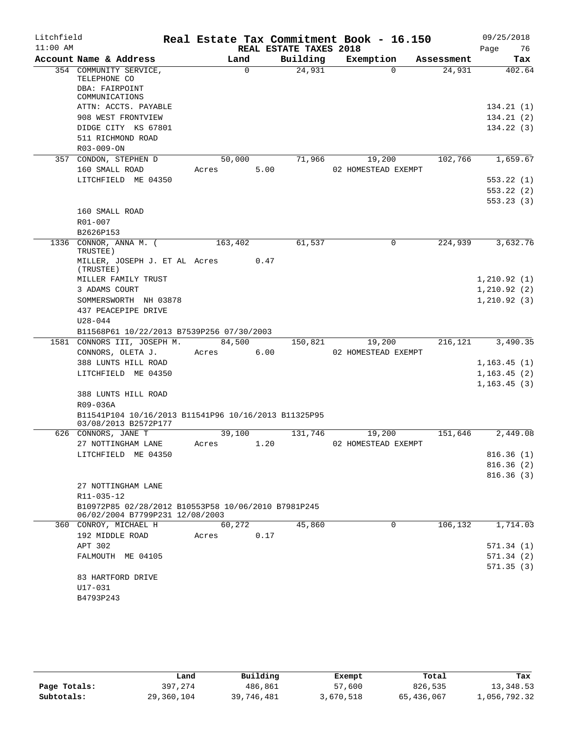Litchfield | Real Estate Tax Commitment Book - 16.150 | 09/25/2018
11:00 AM | REAL ESTATE TAXES 2018

| Account Name & Address | Land | Building | Exemption | Assessment | Tax |
|---|---|---|---|---|---|
| 354 COMMUNITY SERVICE, TELEPHONE CO | 0 | 24,931 | 0 | 24,931 | 402.64 |
| DBA: FAIRPOINT COMMUNICATIONS | | | | | |
| ATTN: ACCTS. PAYABLE | | | | | 134.21 (1) |
| 908 WEST FRONTVIEW | | | | | 134.21 (2) |
| DIDGE CITY KS 67801 | | | | | 134.22 (3) |
| 511 RICHMOND ROAD | | | | | |
| R03-009-ON | | | | | |
| 357 CONDON, STEPHEN D | 50,000 | 71,966 | 19,200 | 102,766 | 1,659.67 |
| 160 SMALL ROAD | Acres 5.00 | | 02 HOMESTEAD EXEMPT | | |
| LITCHFIELD ME 04350 | | | | | 553.22 (1) |
| | | | | | 553.22 (2) |
| | | | | | 553.23 (3) |
| 160 SMALL ROAD | | | | | |
| R01-007 | | | | | |
| B2626P153 | | | | | |
| 1336 CONNOR, ANNA M. ( TRUSTEE) | 163,402 | 61,537 | 0 | 224,939 | 3,632.76 |
| MILLER, JOSEPH J. ET AL (TRUSTEE) | Acres 0.47 | | | | |
| MILLER FAMILY TRUST | | | | | 1,210.92 (1) |
| 3 ADAMS COURT | | | | | 1,210.92 (2) |
| SOMMERSWORTH NH 03878 | | | | | 1,210.92 (3) |
| 437 PEACEPIPE DRIVE | | | | | |
| U28-044 | | | | | |
| B11568P61 10/22/2013 B7539P256 07/30/2003 | | | | | |
| 1581 CONNORS III, JOSEPH M. | 84,500 | 150,821 | 19,200 | 216,121 | 3,490.35 |
| CONNORS, OLETA J. | Acres 6.00 | | 02 HOMESTEAD EXEMPT | | |
| 388 LUNTS HILL ROAD | | | | | 1,163.45 (1) |
| LITCHFIELD ME 04350 | | | | | 1,163.45 (2) |
| | | | | | 1,163.45 (3) |
| 388 LUNTS HILL ROAD | | | | | |
| R09-036A | | | | | |
| B11541P104 10/16/2013 B11541P96 10/16/2013 B11325P95 03/08/2013 B2572P177 | | | | | |
| 626 CONNORS, JANE T | 39,100 | 131,746 | 19,200 | 151,646 | 2,449.08 |
| 27 NOTTINGHAM LANE | Acres 1.20 | | 02 HOMESTEAD EXEMPT | | |
| LITCHFIELD ME 04350 | | | | | 816.36 (1) |
| | | | | | 816.36 (2) |
| | | | | | 816.36 (3) |
| 27 NOTTINGHAM LANE | | | | | |
| R11-035-12 | | | | | |
| B10972P85 02/28/2012 B10553P58 10/06/2010 B7981P245 06/02/2004 B7799P231 12/08/2003 | | | | | |
| 360 CONROY, MICHAEL H | 60,272 | 45,860 | 0 | 106,132 | 1,714.03 |
| 192 MIDDLE ROAD | Acres 0.17 | | | | |
| APT 302 | | | | | 571.34 (1) |
| FALMOUTH ME 04105 | | | | | 571.34 (2) |
| | | | | | 571.35 (3) |
| 83 HARTFORD DRIVE | | | | | |
| U17-031 | | | | | |
| B4793P243 | | | | | |

| | Land | Building | Exempt | Total | Tax |
|---|---|---|---|---|---|
| Page Totals: | 397,274 | 486,861 | 57,600 | 826,535 | 13,348.53 |
| Subtotals: | 29,360,104 | 39,746,481 | 3,670,518 | 65,436,067 | 1,056,792.32 |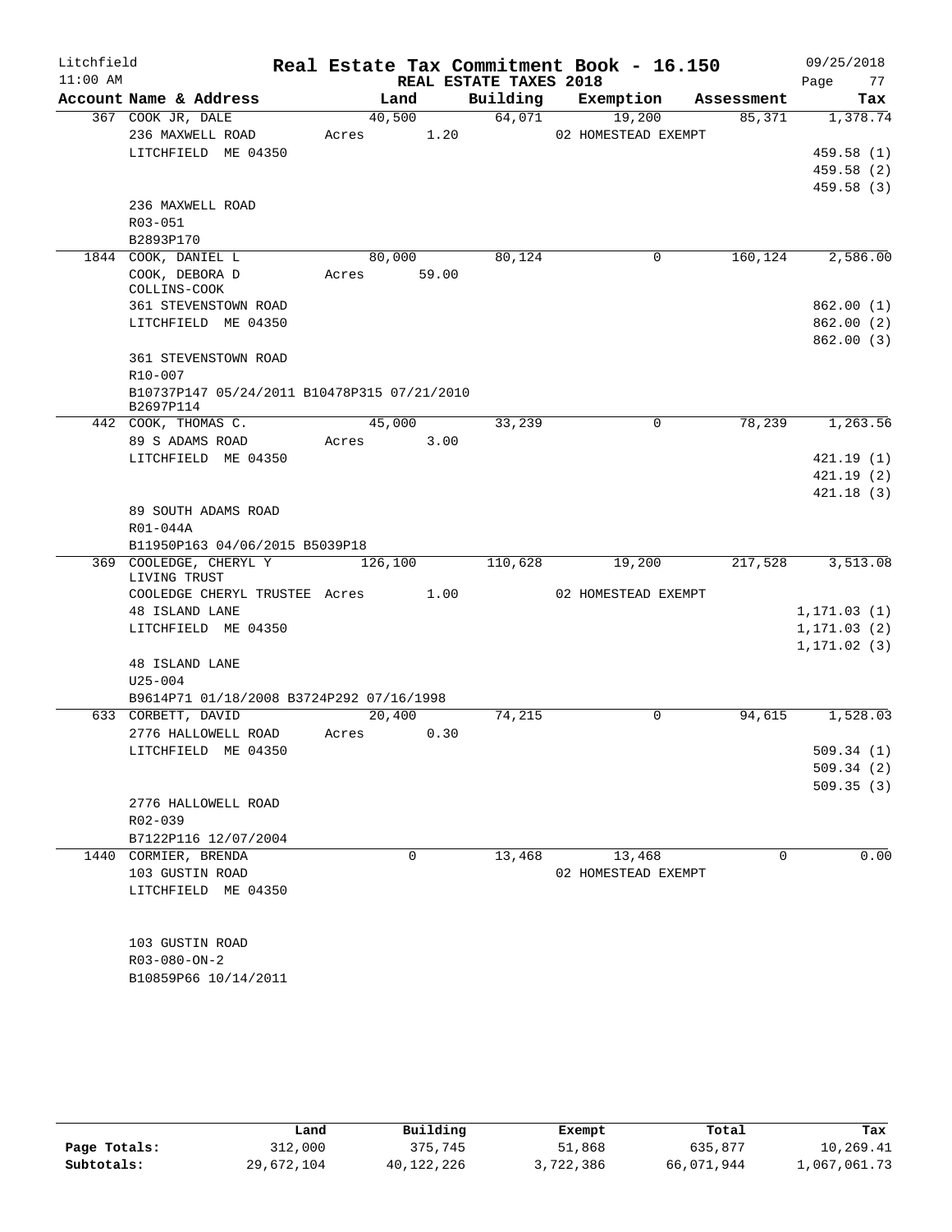Litchfield
11:00 AM

# Real Estate Tax Commitment Book - 16.150

REAL ESTATE TAXES 2018

09/25/2018

| Account Name & Address | Land | Building | Exemption | Assessment | Tax |
|---|---|---|---|---|---|
| 367 COOK JR, DALE | 40,500 | 64,071 | 19,200 | 85,371 | 1,378.74 |
| 236 MAXWELL ROAD | Acres 1.20 | | 02 HOMESTEAD EXEMPT | | |
| LITCHFIELD ME 04350 | | | | | 459.58 (1) |
| | | | | | 459.58 (2) |
| | | | | | 459.58 (3) |
| 236 MAXWELL ROAD | | | | | |
| R03-051 | | | | | |
| B2893P170 | | | | | |
| 1844 COOK, DANIEL L | 80,000 | 80,124 | 0 | 160,124 | 2,586.00 |
| COOK, DEBORA D COLLINS-COOK | Acres 59.00 | | | | |
| 361 STEVENSTOWN ROAD | | | | | 862.00 (1) |
| LITCHFIELD ME 04350 | | | | | 862.00 (2) |
| | | | | | 862.00 (3) |
| 361 STEVENSTOWN ROAD | | | | | |
| R10-007 | | | | | |
| B10737P147 05/24/2011 B10478P315 07/21/2010 B2697P114 | | | | | |
| 442 COOK, THOMAS C. | 45,000 | 33,239 | 0 | 78,239 | 1,263.56 |
| 89 S ADAMS ROAD | Acres 3.00 | | | | |
| LITCHFIELD ME 04350 | | | | | 421.19 (1) |
| | | | | | 421.19 (2) |
| | | | | | 421.18 (3) |
| 89 SOUTH ADAMS ROAD | | | | | |
| R01-044A | | | | | |
| B11950P163 04/06/2015 B5039P18 | | | | | |
| 369 COOLEDGE, CHERYL Y LIVING TRUST | 126,100 | 110,628 | 19,200 | 217,528 | 3,513.08 |
| COOLEDGE CHERYL TRUSTEE | Acres 1.00 | | 02 HOMESTEAD EXEMPT | | |
| 48 ISLAND LANE | | | | | 1,171.03 (1) |
| LITCHFIELD ME 04350 | | | | | 1,171.03 (2) |
| | | | | | 1,171.02 (3) |
| 48 ISLAND LANE | | | | | |
| U25-004 | | | | | |
| B9614P71 01/18/2008 B3724P292 07/16/1998 | | | | | |
| 633 CORBETT, DAVID | 20,400 | 74,215 | 0 | 94,615 | 1,528.03 |
| 2776 HALLOWELL ROAD | Acres 0.30 | | | | |
| LITCHFIELD ME 04350 | | | | | 509.34 (1) |
| | | | | | 509.34 (2) |
| | | | | | 509.35 (3) |
| 2776 HALLOWELL ROAD | | | | | |
| R02-039 | | | | | |
| B7122P116 12/07/2004 | | | | | |
| 1440 CORMIER, BRENDA | 0 | 13,468 | 13,468 | 0 | 0.00 |
| 103 GUSTIN ROAD | | | 02 HOMESTEAD EXEMPT | | |
| LITCHFIELD ME 04350 | | | | | |
| 103 GUSTIN ROAD | | | | | |
| R03-080-ON-2 | | | | | |
| B10859P66 10/14/2011 | | | | | |

| | Land | Building | Exempt | Total | Tax |
|---|---|---|---|---|---|
| Page Totals: | 312,000 | 375,745 | 51,868 | 635,877 | 10,269.41 |
| Subtotals: | 29,672,104 | 40,122,226 | 3,722,386 | 66,071,944 | 1,067,061.73 |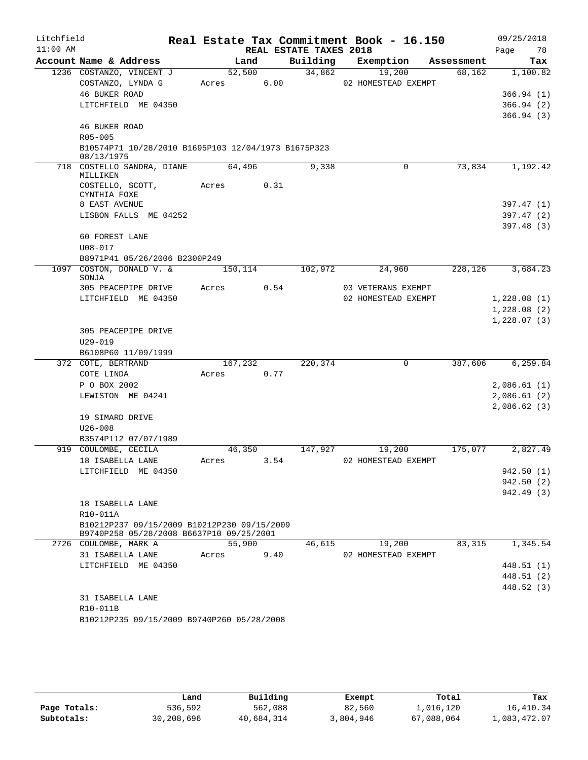Litchfield | Real Estate Tax Commitment Book - 16.150 | 09/25/2018
11:00 AM | REAL ESTATE TAXES 2018 | Page 78

| Account Name & Address | Land | Building | Exemption | Assessment | Tax |
|---|---|---|---|---|---|
| 1236 COSTANZO, VINCENT J | 52,500 | 34,862 | 19,200 | 68,162 | 1,100.82 |
| COSTANZO, LYNDA G | Acres 6.00 | | 02 HOMESTEAD EXEMPT | | |
| 46 BUKER ROAD | | | | | 366.94 (1) |
| LITCHFIELD ME 04350 | | | | | 366.94 (2) |
| | | | | | 366.94 (3) |
| 46 BUKER ROAD | | | | | |
| R05-005 | | | | | |
| B10574P71 10/28/2010 B1695P103 12/04/1973 B1675P323 08/13/1975 | | | | | |
| 718 COSTELLO SANDRA, DIANE MILLIKEN | 64,496 | 9,338 | 0 | 73,834 | 1,192.42 |
| COSTELLO, SCOTT, CYNTHIA FOXE | Acres 0.31 | | | | |
| 8 EAST AVENUE | | | | | 397.47 (1) |
| LISBON FALLS ME 04252 | | | | | 397.47 (2) |
| | | | | | 397.48 (3) |
| 60 FOREST LANE | | | | | |
| U08-017 | | | | | |
| B8971P41 05/26/2006 B2300P249 | | | | | |
| 1097 COSTON, DONALD V. & SONJA | 150,114 | 102,972 | 24,960 | 228,126 | 3,684.23 |
| 305 PEACEPIPE DRIVE | Acres 0.54 | | 03 VETERANS EXEMPT | | |
| LITCHFIELD ME 04350 | | | 02 HOMESTEAD EXEMPT | | 1,228.08 (1) |
| | | | | | 1,228.08 (2) |
| | | | | | 1,228.07 (3) |
| 305 PEACEPIPE DRIVE | | | | | |
| U29-019 | | | | | |
| B6108P60 11/09/1999 | | | | | |
| 372 COTE, BERTRAND | 167,232 | 220,374 | 0 | 387,606 | 6,259.84 |
| COTE LINDA | Acres 0.77 | | | | |
| P O BOX 2002 | | | | | 2,086.61 (1) |
| LEWISTON ME 04241 | | | | | 2,086.61 (2) |
| | | | | | 2,086.62 (3) |
| 19 SIMARD DRIVE | | | | | |
| U26-008 | | | | | |
| B3574P112 07/07/1989 | | | | | |
| 919 COULOMBE, CECILA | 46,350 | 147,927 | 19,200 | 175,077 | 2,827.49 |
| 18 ISABELLA LANE | Acres 3.54 | | 02 HOMESTEAD EXEMPT | | |
| LITCHFIELD ME 04350 | | | | | 942.50 (1) |
| | | | | | 942.50 (2) |
| | | | | | 942.49 (3) |
| 18 ISABELLA LANE | | | | | |
| R10-011A | | | | | |
| B10212P237 09/15/2009 B10212P230 09/15/2009 B9740P258 05/28/2008 B6637P10 09/25/2001 | | | | | |
| 2726 COULOMBE, MARK A | 55,900 | 46,615 | 19,200 | 83,315 | 1,345.54 |
| 31 ISABELLA LANE | Acres 9.40 | | 02 HOMESTEAD EXEMPT | | |
| LITCHFIELD ME 04350 | | | | | 448.51 (1) |
| | | | | | 448.51 (2) |
| | | | | | 448.52 (3) |
| 31 ISABELLA LANE | | | | | |
| R10-011B | | | | | |
| B10212P235 09/15/2009 B9740P260 05/28/2008 | | | | | |

| | Land | Building | Exempt | Total | Tax |
|---|---|---|---|---|---|
| Page Totals: | 536,592 | 562,088 | 82,560 | 1,016,120 | 16,410.34 |
| Subtotals: | 30,208,696 | 40,684,314 | 3,804,946 | 67,088,064 | 1,083,472.07 |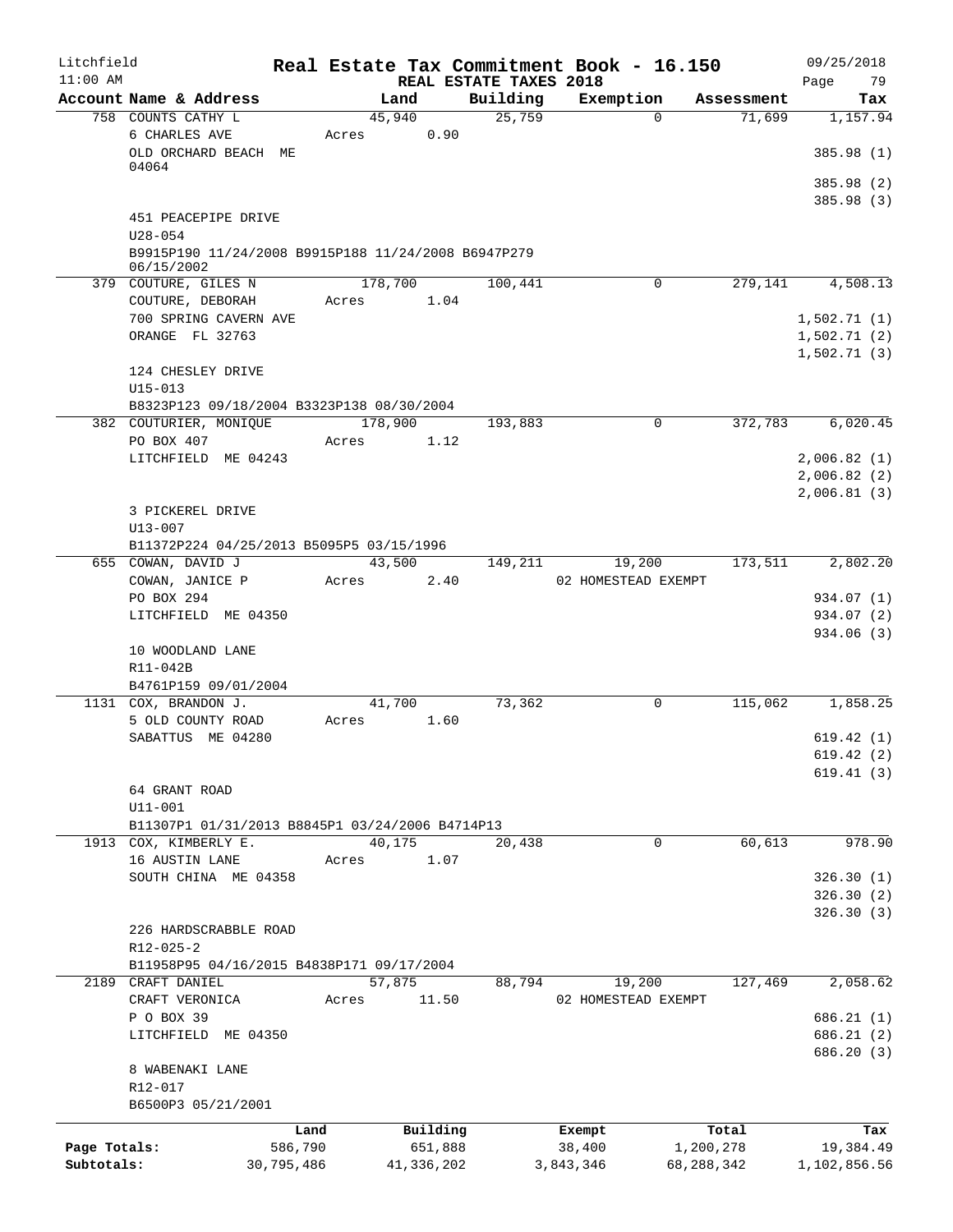# Real Estate Tax Commitment Book - 16.150

Litchfield
11:00 AM

REAL ESTATE TAXES 2018

09/25/2018

| Account Name & Address | Land | Building | Exemption | Assessment | Tax |
|---|---|---|---|---|---|
| 758 COUNTS CATHY L | 45,940 | 25,759 | 0 | 71,699 | 1,157.94 |
| 6 CHARLES AVE | Acres 0.90 | | | | |
| OLD ORCHARD BEACH ME 04064 | | | | | 385.98 (1) |
| | | | | | 385.98 (2) |
| | | | | | 385.98 (3) |
| 451 PEACEPIPE DRIVE | | | | | |
| U28-054 | | | | | |
| B9915P190 11/24/2008 B9915P188 11/24/2008 B6947P279 06/15/2002 | | | | | |
| 379 COUTURE, GILES N | 178,700 | 100,441 | 0 | 279,141 | 4,508.13 |
| COUTURE, DEBORAH | Acres 1.04 | | | | |
| 700 SPRING CAVERN AVE | | | | | 1,502.71 (1) |
| ORANGE FL 32763 | | | | | 1,502.71 (2) |
| | | | | | 1,502.71 (3) |
| 124 CHESLEY DRIVE | | | | | |
| U15-013 | | | | | |
| B8323P123 09/18/2004 B3323P138 08/30/2004 | | | | | |
| 382 COUTURIER, MONIQUE | 178,900 | 193,883 | 0 | 372,783 | 6,020.45 |
| PO BOX 407 | Acres 1.12 | | | | |
| LITCHFIELD ME 04243 | | | | | 2,006.82 (1) |
| | | | | | 2,006.82 (2) |
| | | | | | 2,006.81 (3) |
| 3 PICKEREL DRIVE | | | | | |
| U13-007 | | | | | |
| B11372P224 04/25/2013 B5095P5 03/15/1996 | | | | | |
| 655 COWAN, DAVID J | 43,500 | 149,211 | 19,200 | 173,511 | 2,802.20 |
| COWAN, JANICE P | Acres 2.40 | | 02 HOMESTEAD EXEMPT | | |
| PO BOX 294 | | | | | 934.07 (1) |
| LITCHFIELD ME 04350 | | | | | 934.07 (2) |
| | | | | | 934.06 (3) |
| 10 WOODLAND LANE | | | | | |
| R11-042B | | | | | |
| B4761P159 09/01/2004 | | | | | |
| 1131 COX, BRANDON J. | 41,700 | 73,362 | 0 | 115,062 | 1,858.25 |
| 5 OLD COUNTY ROAD | Acres 1.60 | | | | |
| SABATTUS ME 04280 | | | | | 619.42 (1) |
| | | | | | 619.42 (2) |
| | | | | | 619.41 (3) |
| 64 GRANT ROAD | | | | | |
| U11-001 | | | | | |
| B11307P1 01/31/2013 B8845P1 03/24/2006 B4714P13 | | | | | |
| 1913 COX, KIMBERLY E. | 40,175 | 20,438 | 0 | 60,613 | 978.90 |
| 16 AUSTIN LANE | Acres 1.07 | | | | |
| SOUTH CHINA ME 04358 | | | | | 326.30 (1) |
| | | | | | 326.30 (2) |
| | | | | | 326.30 (3) |
| 226 HARDSCRABBLE ROAD | | | | | |
| R12-025-2 | | | | | |
| B11958P95 04/16/2015 B4838P171 09/17/2004 | | | | | |
| 2189 CRAFT DANIEL | 57,875 | 88,794 | 19,200 | 127,469 | 2,058.62 |
| CRAFT VERONICA | Acres 11.50 | | 02 HOMESTEAD EXEMPT | | |
| P O BOX 39 | | | | | 686.21 (1) |
| LITCHFIELD ME 04350 | | | | | 686.21 (2) |
| | | | | | 686.20 (3) |
| 8 WABENAKI LANE | | | | | |
| R12-017 | | | | | |
| B6500P3 05/21/2001 | | | | | |

| | Land | Building | Exempt | Total | Tax |
|---|---|---|---|---|---|
| Page Totals: | 586,790 | 651,888 | 38,400 | 1,200,278 | 19,384.49 |
| Subtotals: | 30,795,486 | 41,336,202 | 3,843,346 | 68,288,342 | 1,102,856.56 |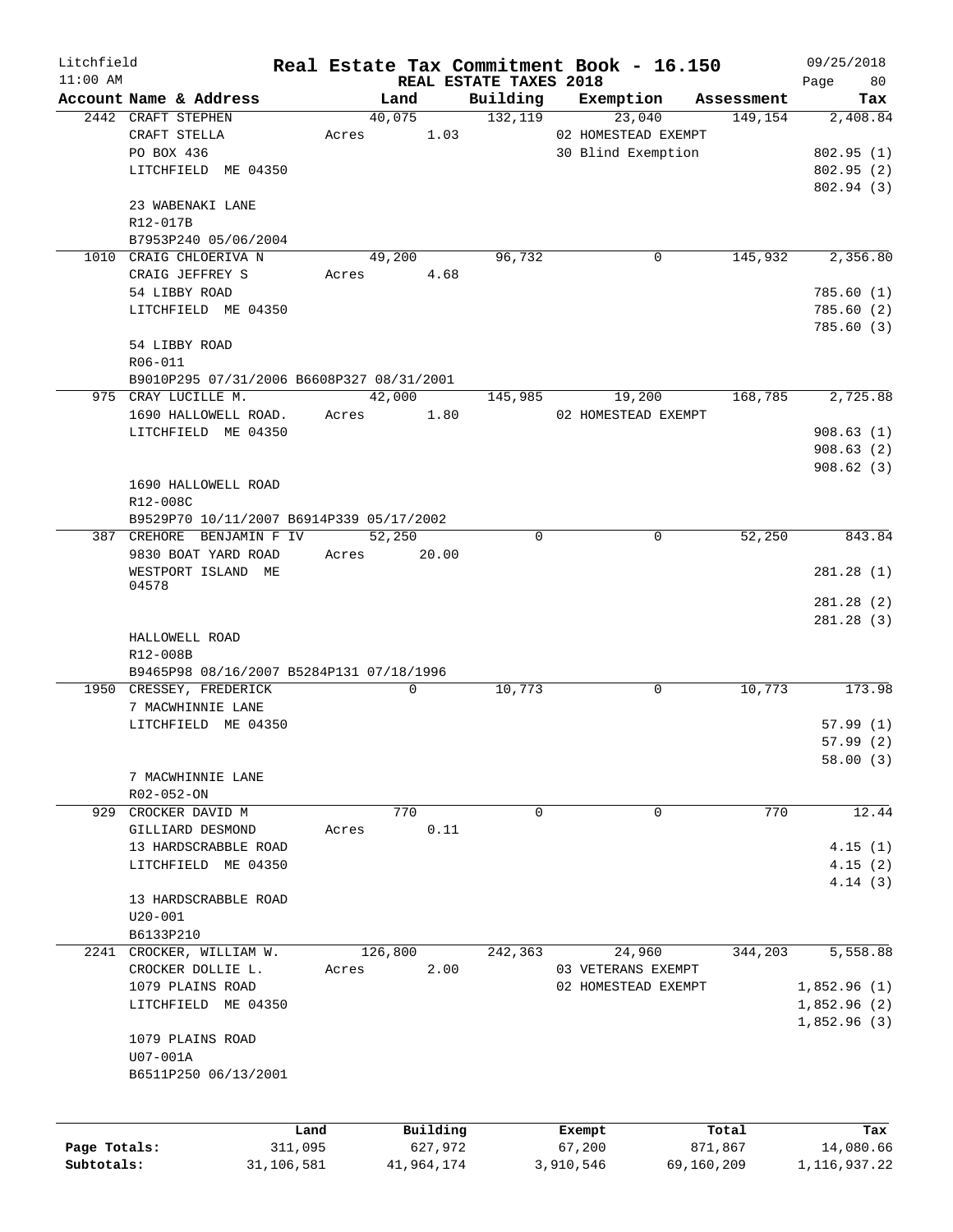# Real Estate Tax Commitment Book - 16.150

Litchfield 11:00 AM — REAL ESTATE TAXES 2018 — 09/25/2018

| Account Name & Address | Land | Building | Exemption | Assessment | Tax |
|---|---|---|---|---|---|
| 2442 CRAFT STEPHEN | 40,075 | 132,119 | 23,040 | 149,154 | 2,408.84 |
| CRAFT STELLA | Acres 1.03 | | 02 HOMESTEAD EXEMPT | | |
| PO BOX 436 | | | 30 Blind Exemption | | 802.95 (1) |
| LITCHFIELD ME 04350 | | | | | 802.95 (2) |
| | | | | | 802.94 (3) |
| 23 WABENAKI LANE | | | | | |
| R12-017B | | | | | |
| B7953P240 05/06/2004 | | | | | |
| 1010 CRAIG CHLOERIVA N | 49,200 | 96,732 | 0 | 145,932 | 2,356.80 |
| CRAIG JEFFREY S | Acres 4.68 | | | | |
| 54 LIBBY ROAD | | | | | 785.60 (1) |
| LITCHFIELD ME 04350 | | | | | 785.60 (2) |
| | | | | | 785.60 (3) |
| 54 LIBBY ROAD | | | | | |
| R06-011 | | | | | |
| B9010P295 07/31/2006 B6608P327 08/31/2001 | | | | | |
| 975 CRAY LUCILLE M. | 42,000 | 145,985 | 19,200 | 168,785 | 2,725.88 |
| 1690 HALLOWELL ROAD. | Acres 1.80 | | 02 HOMESTEAD EXEMPT | | |
| LITCHFIELD ME 04350 | | | | | 908.63 (1) |
| | | | | | 908.63 (2) |
| | | | | | 908.62 (3) |
| 1690 HALLOWELL ROAD | | | | | |
| R12-008C | | | | | |
| B9529P70 10/11/2007 B6914P339 05/17/2002 | | | | | |
| 387 CREHORE BENJAMIN F IV | 52,250 | 0 | 0 | 52,250 | 843.84 |
| 9830 BOAT YARD ROAD | Acres 20.00 | | | | |
| WESTPORT ISLAND ME 04578 | | | | | 281.28 (1) |
| | | | | | 281.28 (2) |
| | | | | | 281.28 (3) |
| HALLOWELL ROAD | | | | | |
| R12-008B | | | | | |
| B9465P98 08/16/2007 B5284P131 07/18/1996 | | | | | |
| 1950 CRESSEY, FREDERICK | 0 | 10,773 | 0 | 10,773 | 173.98 |
| 7 MACWHINNIE LANE | | | | | |
| LITCHFIELD ME 04350 | | | | | 57.99 (1) |
| | | | | | 57.99 (2) |
| | | | | | 58.00 (3) |
| 7 MACWHINNIE LANE | | | | | |
| R02-052-ON | | | | | |
| 929 CROCKER DAVID M | 770 | 0 | 0 | 770 | 12.44 |
| GILLIARD DESMOND | Acres 0.11 | | | | |
| 13 HARDSCRABBLE ROAD | | | | | 4.15 (1) |
| LITCHFIELD ME 04350 | | | | | 4.15 (2) |
| | | | | | 4.14 (3) |
| 13 HARDSCRABBLE ROAD | | | | | |
| U20-001 | | | | | |
| B6133P210 | | | | | |
| 2241 CROCKER, WILLIAM W. | 126,800 | 242,363 | 24,960 | 344,203 | 5,558.88 |
| CROCKER DOLLIE L. | Acres 2.00 | | 03 VETERANS EXEMPT | | |
| 1079 PLAINS ROAD | | | 02 HOMESTEAD EXEMPT | | 1,852.96 (1) |
| LITCHFIELD ME 04350 | | | | | 1,852.96 (2) |
| | | | | | 1,852.96 (3) |
| 1079 PLAINS ROAD | | | | | |
| U07-001A | | | | | |
| B6511P250 06/13/2001 | | | | | |

| | Land | Building | Exempt | Total | Tax |
|---|---|---|---|---|---|
| Page Totals: | 311,095 | 627,972 | 67,200 | 871,867 | 14,080.66 |
| Subtotals: | 31,106,581 | 41,964,174 | 3,910,546 | 69,160,209 | 1,116,937.22 |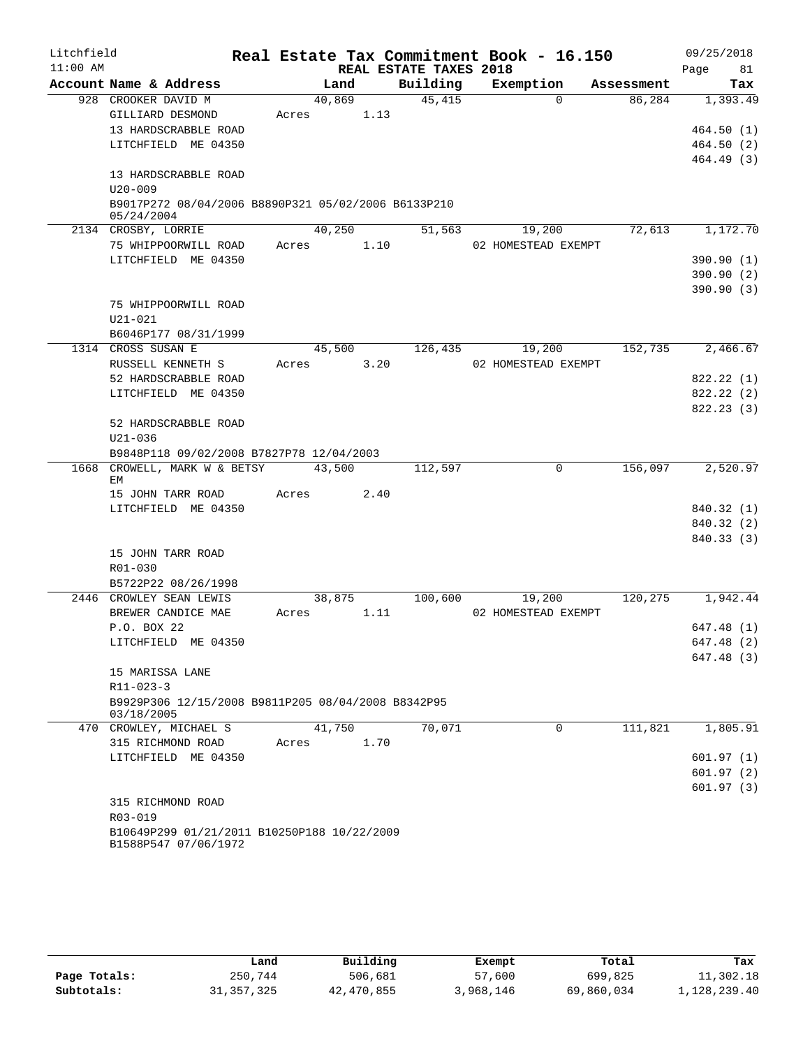Litchfield
11:00 AM

# Real Estate Tax Commitment Book - 16.150

REAL ESTATE TAXES 2018

09/25/2018

| Account Name & Address | Land | Building | Exemption | Assessment | Tax |
|---|---|---|---|---|---|
| 928 CROOKER DAVID M | 40,869 | 45,415 | 0 | 86,284 | 1,393.49 |
| GILLIARD DESMOND | Acres 1.13 | | | | |
| 13 HARDSCRABBLE ROAD | | | | | 464.50 (1) |
| LITCHFIELD ME 04350 | | | | | 464.50 (2) |
| | | | | | 464.49 (3) |
| 13 HARDSCRABBLE ROAD | | | | | |
| U20-009 | | | | | |
| B9017P272 08/04/2006 B8890P321 05/02/2006 B6133P210 05/24/2004 | | | | | |
| 2134 CROSBY, LORRIE | 40,250 | 51,563 | 19,200 | 72,613 | 1,172.70 |
| 75 WHIPPOORWILL ROAD | Acres 1.10 | | 02 HOMESTEAD EXEMPT | | |
| LITCHFIELD ME 04350 | | | | | 390.90 (1) |
| | | | | | 390.90 (2) |
| | | | | | 390.90 (3) |
| 75 WHIPPOORWILL ROAD | | | | | |
| U21-021 | | | | | |
| B6046P177 08/31/1999 | | | | | |
| 1314 CROSS SUSAN E | 45,500 | 126,435 | 19,200 | 152,735 | 2,466.67 |
| RUSSELL KENNETH S | Acres 3.20 | | 02 HOMESTEAD EXEMPT | | |
| 52 HARDSCRABBLE ROAD | | | | | 822.22 (1) |
| LITCHFIELD ME 04350 | | | | | 822.22 (2) |
| | | | | | 822.23 (3) |
| 52 HARDSCRABBLE ROAD | | | | | |
| U21-036 | | | | | |
| B9848P118 09/02/2008 B7827P78 12/04/2003 | | | | | |
| 1668 CROWELL, MARK W & BETSY EM | 43,500 | 112,597 | 0 | 156,097 | 2,520.97 |
| 15 JOHN TARR ROAD | Acres 2.40 | | | | |
| LITCHFIELD ME 04350 | | | | | 840.32 (1) |
| | | | | | 840.32 (2) |
| | | | | | 840.33 (3) |
| 15 JOHN TARR ROAD | | | | | |
| R01-030 | | | | | |
| B5722P22 08/26/1998 | | | | | |
| 2446 CROWLEY SEAN LEWIS | 38,875 | 100,600 | 19,200 | 120,275 | 1,942.44 |
| BREWER CANDICE MAE | Acres 1.11 | | 02 HOMESTEAD EXEMPT | | |
| P.O. BOX 22 | | | | | 647.48 (1) |
| LITCHFIELD ME 04350 | | | | | 647.48 (2) |
| | | | | | 647.48 (3) |
| 15 MARISSA LANE | | | | | |
| R11-023-3 | | | | | |
| B9929P306 12/15/2008 B9811P205 08/04/2008 B8342P95 03/18/2005 | | | | | |
| 470 CROWLEY, MICHAEL S | 41,750 | 70,071 | 0 | 111,821 | 1,805.91 |
| 315 RICHMOND ROAD | Acres 1.70 | | | | |
| LITCHFIELD ME 04350 | | | | | 601.97 (1) |
| | | | | | 601.97 (2) |
| | | | | | 601.97 (3) |
| 315 RICHMOND ROAD | | | | | |
| R03-019 | | | | | |
| B10649P299 01/21/2011 B10250P188 10/22/2009 B1588P547 07/06/1972 | | | | | |

| | Land | Building | Exempt | Total | Tax |
|---|---|---|---|---|---|
| Page Totals: | 250,744 | 506,681 | 57,600 | 699,825 | 11,302.18 |
| Subtotals: | 31,357,325 | 42,470,855 | 3,968,146 | 69,860,034 | 1,128,239.40 |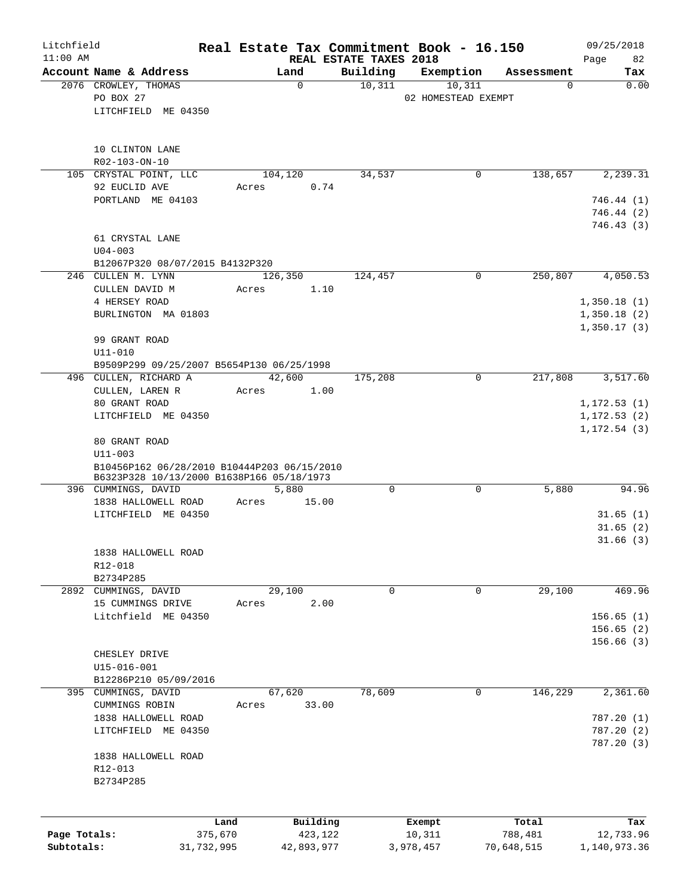Litchfield | Real Estate Tax Commitment Book - 16.150 | 09/25/2018
11:00 AM | REAL ESTATE TAXES 2018 | Page 82

| Account Name & Address | Land | Building | Exemption | Assessment | Tax |
|---|---|---|---|---|---|
| 2076 CROWLEY, THOMAS<br>PO BOX 27<br>LITCHFIELD ME 04350<br><br>10 CLINTON LANE<br>R02-103-ON-10 | 0 | 10,311 | 10,311<br>02 HOMESTEAD EXEMPT | 0 | 0.00 |
| 105 CRYSTAL POINT, LLC<br>92 EUCLID AVE<br>PORTLAND ME 04103<br><br>61 CRYSTAL LANE<br>U04-003<br>B12067P320 08/07/2015 B4132P320 | 104,120<br>Acres 0.74 | 34,537 | 0 | 138,657 | 2,239.31<br><br>746.44 (1)<br>746.44 (2)<br>746.43 (3) |
| 246 CULLEN M. LYNN<br>CULLEN DAVID M<br>4 HERSEY ROAD<br>BURLINGTON MA 01803<br><br>99 GRANT ROAD<br>U11-010<br>B9509P299 09/25/2007 B5654P130 06/25/1998 | 126,350<br>Acres 1.10 | 124,457 | 0 | 250,807 | 4,050.53<br><br>1,350.18 (1)<br>1,350.18 (2)<br>1,350.17 (3) |
| 496 CULLEN, RICHARD A<br>CULLEN, LAREN R<br>80 GRANT ROAD<br>LITCHFIELD ME 04350<br><br>80 GRANT ROAD<br>U11-003<br>B10456P162 06/28/2010 B10444P203 06/15/2010<br>B6323P328 10/13/2000 B1638P166 05/18/1973 | 42,600<br>Acres 1.00 | 175,208 | 0 | 217,808 | 3,517.60<br><br>1,172.53 (1)<br>1,172.53 (2)<br>1,172.54 (3) |
| 396 CUMMINGS, DAVID<br>1838 HALLOWELL ROAD<br>LITCHFIELD ME 04350<br><br>1838 HALLOWELL ROAD<br>R12-018<br>B2734P285 | 5,880<br>Acres 15.00 | 0 | 0 | 5,880 | 94.96<br><br>31.65 (1)<br>31.65 (2)<br>31.66 (3) |
| 2892 CUMMINGS, DAVID<br>15 CUMMINGS DRIVE<br>Litchfield ME 04350<br><br>CHESLEY DRIVE<br>U15-016-001<br>B12286P210 05/09/2016 | 29,100<br>Acres 2.00 | 0 | 0 | 29,100 | 469.96<br><br>156.65 (1)<br>156.65 (2)<br>156.66 (3) |
| 395 CUMMINGS, DAVID<br>CUMMINGS ROBIN<br>1838 HALLOWELL ROAD<br>LITCHFIELD ME 04350<br><br>1838 HALLOWELL ROAD<br>R12-013<br>B2734P285 | 67,620<br>Acres 33.00 | 78,609 | 0 | 146,229 | 2,361.60<br><br>787.20 (1)<br>787.20 (2)<br>787.20 (3) |

| | Land | Building | Exempt | Total | Tax |
|---|---|---|---|---|---|
| Page Totals: | 375,670 | 423,122 | 10,311 | 788,481 | 12,733.96 |
| Subtotals: | 31,732,995 | 42,893,977 | 3,978,457 | 70,648,515 | 1,140,973.36 |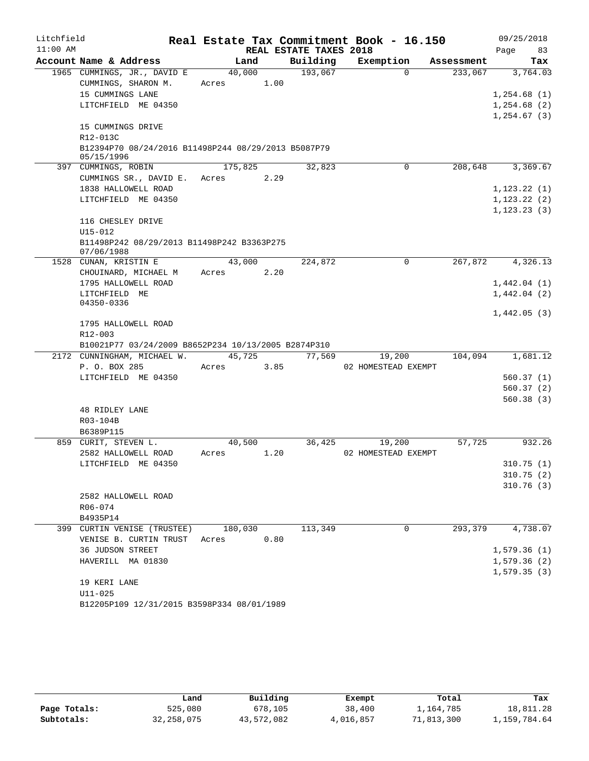Litchfield 11:00 AM

# Real Estate Tax Commitment Book - 16.150

REAL ESTATE TAXES 2018

09/25/2018 Page 83

| Account Name & Address | Land | Building | Exemption | Assessment | Tax |
|---|---|---|---|---|---|
| 1965 CUMMINGS, JR., DAVID E | 40,000 | 193,067 | 0 | 233,067 | 3,764.03 |
| CUMMINGS, SHARON M. | Acres 1.00 | | | | |
| 15 CUMMINGS LANE | | | | | 1,254.68 (1) |
| LITCHFIELD ME 04350 | | | | | 1,254.68 (2) |
| | | | | | 1,254.67 (3) |
| 15 CUMMINGS DRIVE | | | | | |
| R12-013C | | | | | |
| B12394P70 08/24/2016 B11498P244 08/29/2013 B5087P79 05/15/1996 | | | | | |
| 397 CUMMINGS, ROBIN | 175,825 | 32,823 | 0 | 208,648 | 3,369.67 |
| CUMMINGS SR., DAVID E. | Acres 2.29 | | | | |
| 1838 HALLOWELL ROAD | | | | | 1,123.22 (1) |
| LITCHFIELD ME 04350 | | | | | 1,123.22 (2) |
| | | | | | 1,123.23 (3) |
| 116 CHESLEY DRIVE | | | | | |
| U15-012 | | | | | |
| B11498P242 08/29/2013 B11498P242 B3363P275 07/06/1988 | | | | | |
| 1528 CUNAN, KRISTIN E | 43,000 | 224,872 | 0 | 267,872 | 4,326.13 |
| CHOUINARD, MICHAEL M | Acres 2.20 | | | | |
| 1795 HALLOWELL ROAD | | | | | 1,442.04 (1) |
| LITCHFIELD ME 04350-0336 | | | | | 1,442.04 (2) |
| | | | | | 1,442.05 (3) |
| 1795 HALLOWELL ROAD | | | | | |
| R12-003 | | | | | |
| B10021P77 03/24/2009 B8652P234 10/13/2005 B2874P310 | | | | | |
| 2172 CUNNINGHAM, MICHAEL W. | 45,725 | 77,569 | 19,200 | 104,094 | 1,681.12 |
| P. O. BOX 285 | Acres 3.85 | | 02 HOMESTEAD EXEMPT | | |
| LITCHFIELD ME 04350 | | | | | 560.37 (1) |
| | | | | | 560.37 (2) |
| | | | | | 560.38 (3) |
| 48 RIDLEY LANE | | | | | |
| R03-104B | | | | | |
| B6389P115 | | | | | |
| 859 CURIT, STEVEN L. | 40,500 | 36,425 | 19,200 | 57,725 | 932.26 |
| 2582 HALLOWELL ROAD | Acres 1.20 | | 02 HOMESTEAD EXEMPT | | |
| LITCHFIELD ME 04350 | | | | | 310.75 (1) |
| | | | | | 310.75 (2) |
| | | | | | 310.76 (3) |
| 2582 HALLOWELL ROAD | | | | | |
| R06-074 | | | | | |
| B4935P14 | | | | | |
| 399 CURTIN VENISE (TRUSTEE) | 180,030 | 113,349 | 0 | 293,379 | 4,738.07 |
| VENISE B. CURTIN TRUST | Acres 0.80 | | | | |
| 36 JUDSON STREET | | | | | 1,579.36 (1) |
| HAVERILL MA 01830 | | | | | 1,579.36 (2) |
| | | | | | 1,579.35 (3) |
| 19 KERI LANE | | | | | |
| U11-025 | | | | | |
| B12205P109 12/31/2015 B3598P334 08/01/1989 | | | | | |

| | Land | Building | Exempt | Total | Tax |
|---|---|---|---|---|---|
| Page Totals: | 525,080 | 678,105 | 38,400 | 1,164,785 | 18,811.28 |
| Subtotals: | 32,258,075 | 43,572,082 | 4,016,857 | 71,813,300 | 1,159,784.64 |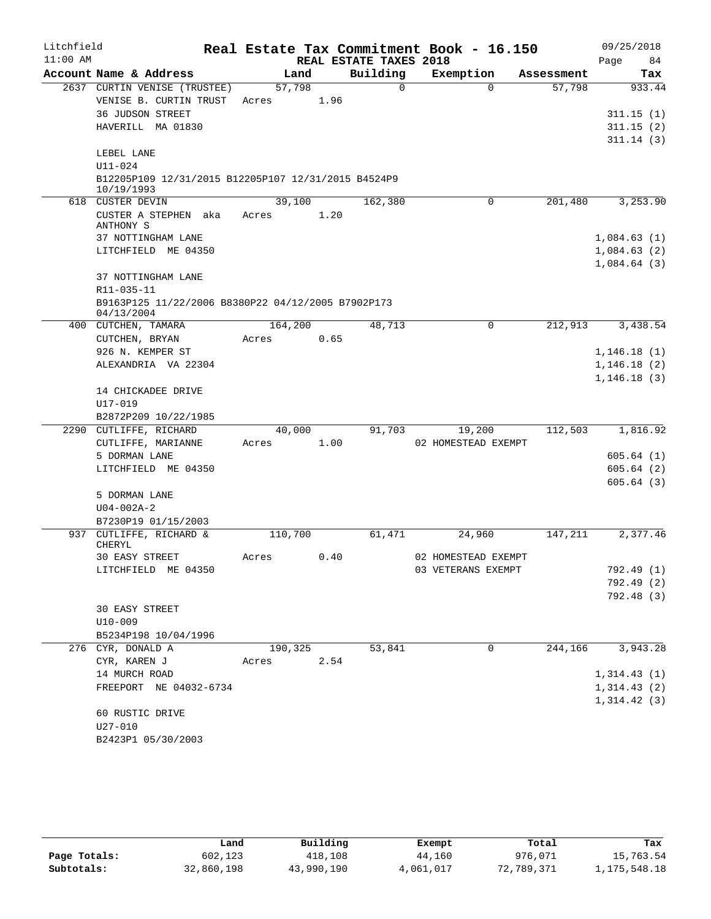# Real Estate Tax Commitment Book - 16.150

REAL ESTATE TAXES 2018

| Account Name & Address | Land | Building | Exemption | Assessment | Tax |
|---|---|---|---|---|---|
| 2637 CURTIN VENISE (TRUSTEE) | 57,798 | 0 | 0 | 57,798 | 933.44 |
| VENISE B. CURTIN TRUST | Acres 1.96 | | | | |
| 36 JUDSON STREET | | | | | 311.15 (1) |
| HAVERILL MA 01830 | | | | | 311.15 (2) |
| | | | | | 311.14 (3) |
| LEBEL LANE | | | | | |
| U11-024 | | | | | |
| B12205P109 12/31/2015 B12205P107 12/31/2015 B4524P9 10/19/1993 | | | | | |
| 618 CUSTER DEVIN | 39,100 | 162,380 | 0 | 201,480 | 3,253.90 |
| CUSTER A STEPHEN aka ANTHONY S | Acres 1.20 | | | | |
| 37 NOTTINGHAM LANE | | | | | 1,084.63 (1) |
| LITCHFIELD ME 04350 | | | | | 1,084.63 (2) |
| | | | | | 1,084.64 (3) |
| 37 NOTTINGHAM LANE | | | | | |
| R11-035-11 | | | | | |
| B9163P125 11/22/2006 B8380P22 04/12/2005 B7902P173 04/13/2004 | | | | | |
| 400 CUTCHEN, TAMARA | 164,200 | 48,713 | 0 | 212,913 | 3,438.54 |
| CUTCHEN, BRYAN | Acres 0.65 | | | | |
| 926 N. KEMPER ST | | | | | 1,146.18 (1) |
| ALEXANDRIA VA 22304 | | | | | 1,146.18 (2) |
| | | | | | 1,146.18 (3) |
| 14 CHICKADEE DRIVE | | | | | |
| U17-019 | | | | | |
| B2872P209 10/22/1985 | | | | | |
| 2290 CUTLIFFE, RICHARD | 40,000 | 91,703 | 19,200 | 112,503 | 1,816.92 |
| CUTLIFFE, MARIANNE | Acres 1.00 | | 02 HOMESTEAD EXEMPT | | |
| 5 DORMAN LANE | | | | | 605.64 (1) |
| LITCHFIELD ME 04350 | | | | | 605.64 (2) |
| | | | | | 605.64 (3) |
| 5 DORMAN LANE | | | | | |
| U04-002A-2 | | | | | |
| B7230P19 01/15/2003 | | | | | |
| 937 CUTLIFFE, RICHARD & CHERYL | 110,700 | 61,471 | 24,960 | 147,211 | 2,377.46 |
| 30 EASY STREET | Acres 0.40 | | 02 HOMESTEAD EXEMPT | | |
| LITCHFIELD ME 04350 | | | 03 VETERANS EXEMPT | | 792.49 (1) |
| | | | | | 792.49 (2) |
| | | | | | 792.48 (3) |
| 30 EASY STREET | | | | | |
| U10-009 | | | | | |
| B5234P198 10/04/1996 | | | | | |
| 276 CYR, DONALD A | 190,325 | 53,841 | 0 | 244,166 | 3,943.28 |
| CYR, KAREN J | Acres 2.54 | | | | |
| 14 MURCH ROAD | | | | | 1,314.43 (1) |
| FREEPORT NE 04032-6734 | | | | | 1,314.43 (2) |
| | | | | | 1,314.42 (3) |
| 60 RUSTIC DRIVE | | | | | |
| U27-010 | | | | | |
| B2423P1 05/30/2003 | | | | | |

| | Land | Building | Exempt | Total | Tax |
|---|---|---|---|---|---|
| Page Totals: | 602,123 | 418,108 | 44,160 | 976,071 | 15,763.54 |
| Subtotals: | 32,860,198 | 43,990,190 | 4,061,017 | 72,789,371 | 1,175,548.18 |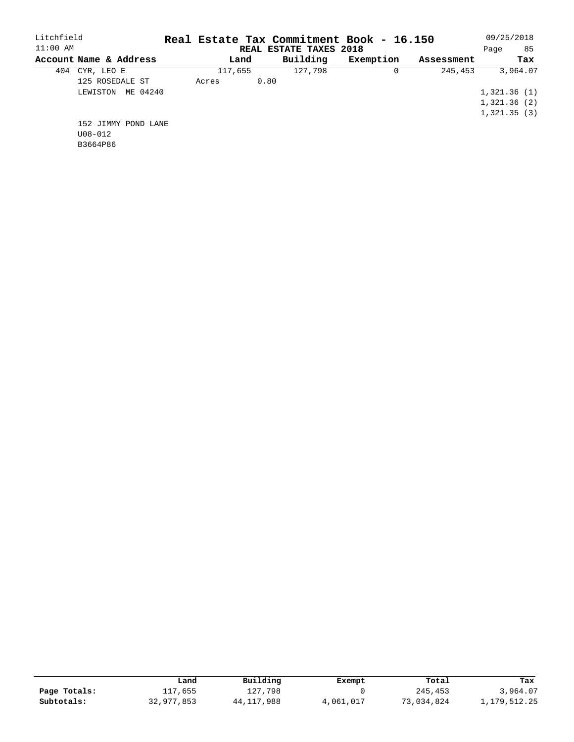Litchfield
11:00 AM

# Real Estate Tax Commitment Book - 16.150

09/25/2018

REAL ESTATE TAXES 2018

| Account Name & Address | Land | Building | Exemption | Assessment | Tax |
|---|---|---|---|---|---|
| 404 CYR, LEO E | 117,655 | 127,798 | 0 | 245,453 | 3,964.07 |
| 125 ROSEDALE ST | Acres 0.80 | | | | |
| LEWISTON ME 04240 | | | | | 1,321.36 (1) |
| | | | | | 1,321.36 (2) |
| | | | | | 1,321.35 (3) |
| 152 JIMMY POND LANE | | | | | |
| U08-012 | | | | | |
| B3664P86 | | | | | |

| | Land | Building | Exempt | Total | Tax |
|---|---|---|---|---|---|
| **Page Totals:** | 117,655 | 127,798 | 0 | 245,453 | 3,964.07 |
| **Subtotals:** | 32,977,853 | 44,117,988 | 4,061,017 | 73,034,824 | 1,179,512.25 |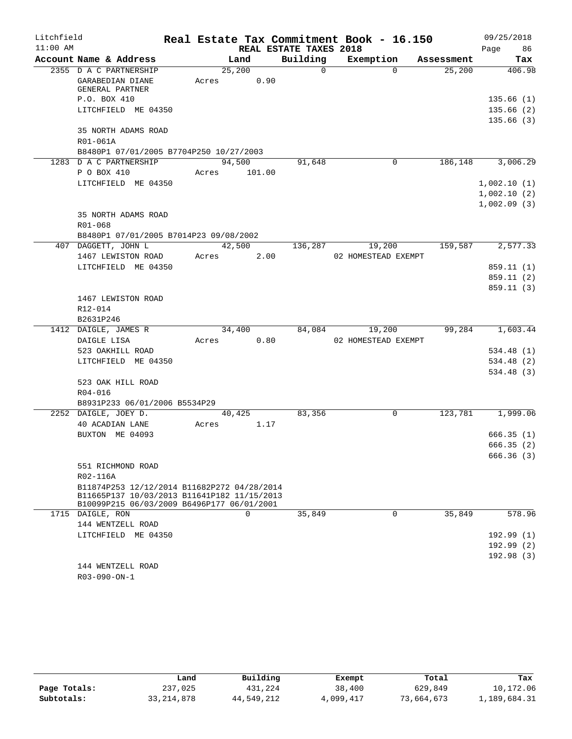# Real Estate Tax Commitment Book - 16.150

Litchfield 11:00 AM — REAL ESTATE TAXES 2018 — 09/25/2018

| Account Name & Address | Land | Building | Exemption | Assessment | Tax |
|---|---|---|---|---|---|
| 2355 D A C PARTNERSHIP | 25,200 | 0 | 0 | 25,200 | 406.98 |
| GARABEDIAN DIANE GENERAL PARTNER | Acres 0.90 | | | | |
| P.O. BOX 410 | | | | | 135.66 (1) |
| LITCHFIELD ME 04350 | | | | | 135.66 (2) |
| | | | | | 135.66 (3) |
| 35 NORTH ADAMS ROAD | | | | | |
| R01-061A | | | | | |
| B8480P1 07/01/2005 B7704P250 10/27/2003 | | | | | |
| 1283 D A C PARTNERSHIP | 94,500 | 91,648 | 0 | 186,148 | 3,006.29 |
| P O BOX 410 | Acres 101.00 | | | | |
| LITCHFIELD ME 04350 | | | | | 1,002.10 (1) |
| | | | | | 1,002.10 (2) |
| | | | | | 1,002.09 (3) |
| 35 NORTH ADAMS ROAD | | | | | |
| R01-068 | | | | | |
| B8480P1 07/01/2005 B7014P23 09/08/2002 | | | | | |
| 407 DAGGETT, JOHN L | 42,500 | 136,287 | 19,200 | 159,587 | 2,577.33 |
| 1467 LEWISTON ROAD | Acres 2.00 | | 02 HOMESTEAD EXEMPT | | |
| LITCHFIELD ME 04350 | | | | | 859.11 (1) |
| | | | | | 859.11 (2) |
| | | | | | 859.11 (3) |
| 1467 LEWISTON ROAD | | | | | |
| R12-014 | | | | | |
| B2631P246 | | | | | |
| 1412 DAIGLE, JAMES R | 34,400 | 84,084 | 19,200 | 99,284 | 1,603.44 |
| DAIGLE LISA | Acres 0.80 | | 02 HOMESTEAD EXEMPT | | |
| 523 OAKHILL ROAD | | | | | 534.48 (1) |
| LITCHFIELD ME 04350 | | | | | 534.48 (2) |
| | | | | | 534.48 (3) |
| 523 OAK HILL ROAD | | | | | |
| R04-016 | | | | | |
| B8931P233 06/01/2006 B5534P29 | | | | | |
| 2252 DAIGLE, JOEY D. | 40,425 | 83,356 | 0 | 123,781 | 1,999.06 |
| 40 ACADIAN LANE | Acres 1.17 | | | | |
| BUXTON ME 04093 | | | | | 666.35 (1) |
| | | | | | 666.35 (2) |
| | | | | | 666.36 (3) |
| 551 RICHMOND ROAD | | | | | |
| R02-116A | | | | | |
| B11874P253 12/12/2014 B11682P272 04/28/2014 B11665P137 10/03/2013 B11641P182 11/15/2013 B10099P215 06/03/2009 B6496P177 06/01/2001 | | | | | |
| 1715 DAIGLE, RON | 0 | 35,849 | 0 | 35,849 | 578.96 |
| 144 WENTZELL ROAD | | | | | |
| LITCHFIELD ME 04350 | | | | | 192.99 (1) |
| | | | | | 192.99 (2) |
| | | | | | 192.98 (3) |
| 144 WENTZELL ROAD | | | | | |
| R03-090-ON-1 | | | | | |

| | Land | Building | Exempt | Total | Tax |
|---|---|---|---|---|---|
| Page Totals: | 237,025 | 431,224 | 38,400 | 629,849 | 10,172.06 |
| Subtotals: | 33,214,878 | 44,549,212 | 4,099,417 | 73,664,673 | 1,189,684.31 |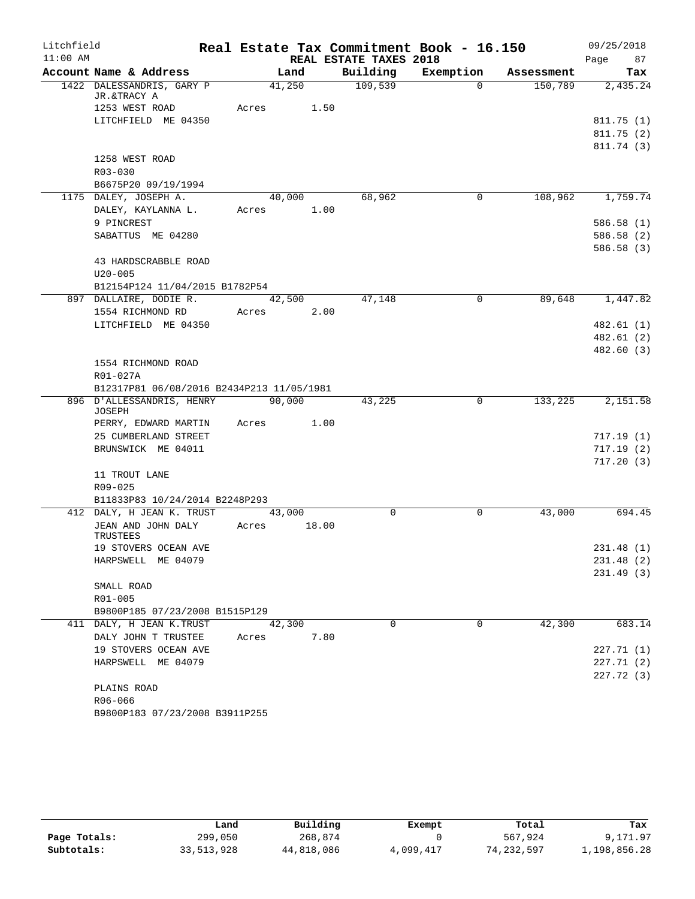Litchfield | Real Estate Tax Commitment Book - 16.150 | 09/25/2018
11:00 AM | REAL ESTATE TAXES 2018 | Page 87

| Account Name & Address | Land | Building | Exemption | Assessment | Tax |
|---|---|---|---|---|---|
| 1422 DALESSANDRIS, GARY P JR.&TRACY A | 41,250 | 109,539 | 0 | 150,789 | 2,435.24 |
| 1253 WEST ROAD | Acres 1.50 | | | | |
| LITCHFIELD ME 04350 | | | | | 811.75 (1) |
| | | | | | 811.75 (2) |
| | | | | | 811.74 (3) |
| 1258 WEST ROAD | | | | | |
| R03-030 | | | | | |
| B6675P20 09/19/1994 | | | | | |
| 1175 DALEY, JOSEPH A. | 40,000 | 68,962 | 0 | 108,962 | 1,759.74 |
| DALEY, KAYLANNA L. | Acres 1.00 | | | | |
| 9 PINCREST | | | | | 586.58 (1) |
| SABATTUS ME 04280 | | | | | 586.58 (2) |
| | | | | | 586.58 (3) |
| 43 HARDSCRABBLE ROAD | | | | | |
| U20-005 | | | | | |
| B12154P124 11/04/2015 B1782P54 | | | | | |
| 897 DALLAIRE, DODIE R. | 42,500 | 47,148 | 0 | 89,648 | 1,447.82 |
| 1554 RICHMOND RD | Acres 2.00 | | | | |
| LITCHFIELD ME 04350 | | | | | 482.61 (1) |
| | | | | | 482.61 (2) |
| | | | | | 482.60 (3) |
| 1554 RICHMOND ROAD | | | | | |
| R01-027A | | | | | |
| B12317P81 06/08/2016 B2434P213 11/05/1981 | | | | | |
| 896 D'ALLESSANDRIS, HENRY JOSEPH | 90,000 | 43,225 | 0 | 133,225 | 2,151.58 |
| PERRY, EDWARD MARTIN | Acres 1.00 | | | | |
| 25 CUMBERLAND STREET | | | | | 717.19 (1) |
| BRUNSWICK ME 04011 | | | | | 717.19 (2) |
| | | | | | 717.20 (3) |
| 11 TROUT LANE | | | | | |
| R09-025 | | | | | |
| B11833P83 10/24/2014 B2248P293 | | | | | |
| 412 DALY, H JEAN K. TRUST | 43,000 | 0 | 0 | 43,000 | 694.45 |
| JEAN AND JOHN DALY TRUSTEES | Acres 18.00 | | | | |
| 19 STOVERS OCEAN AVE | | | | | 231.48 (1) |
| HARPSWELL ME 04079 | | | | | 231.48 (2) |
| | | | | | 231.49 (3) |
| SMALL ROAD | | | | | |
| R01-005 | | | | | |
| B9800P185 07/23/2008 B1515P129 | | | | | |
| 411 DALY, H JEAN K.TRUST | 42,300 | 0 | 0 | 42,300 | 683.14 |
| DALY JOHN T TRUSTEE | Acres 7.80 | | | | |
| 19 STOVERS OCEAN AVE | | | | | 227.71 (1) |
| HARPSWELL ME 04079 | | | | | 227.71 (2) |
| | | | | | 227.72 (3) |
| PLAINS ROAD | | | | | |
| R06-066 | | | | | |
| B9800P183 07/23/2008 B3911P255 | | | | | |

| | Land | Building | Exempt | Total | Tax |
|---|---|---|---|---|---|
| Page Totals: | 299,050 | 268,874 | 0 | 567,924 | 9,171.97 |
| Subtotals: | 33,513,928 | 44,818,086 | 4,099,417 | 74,232,597 | 1,198,856.28 |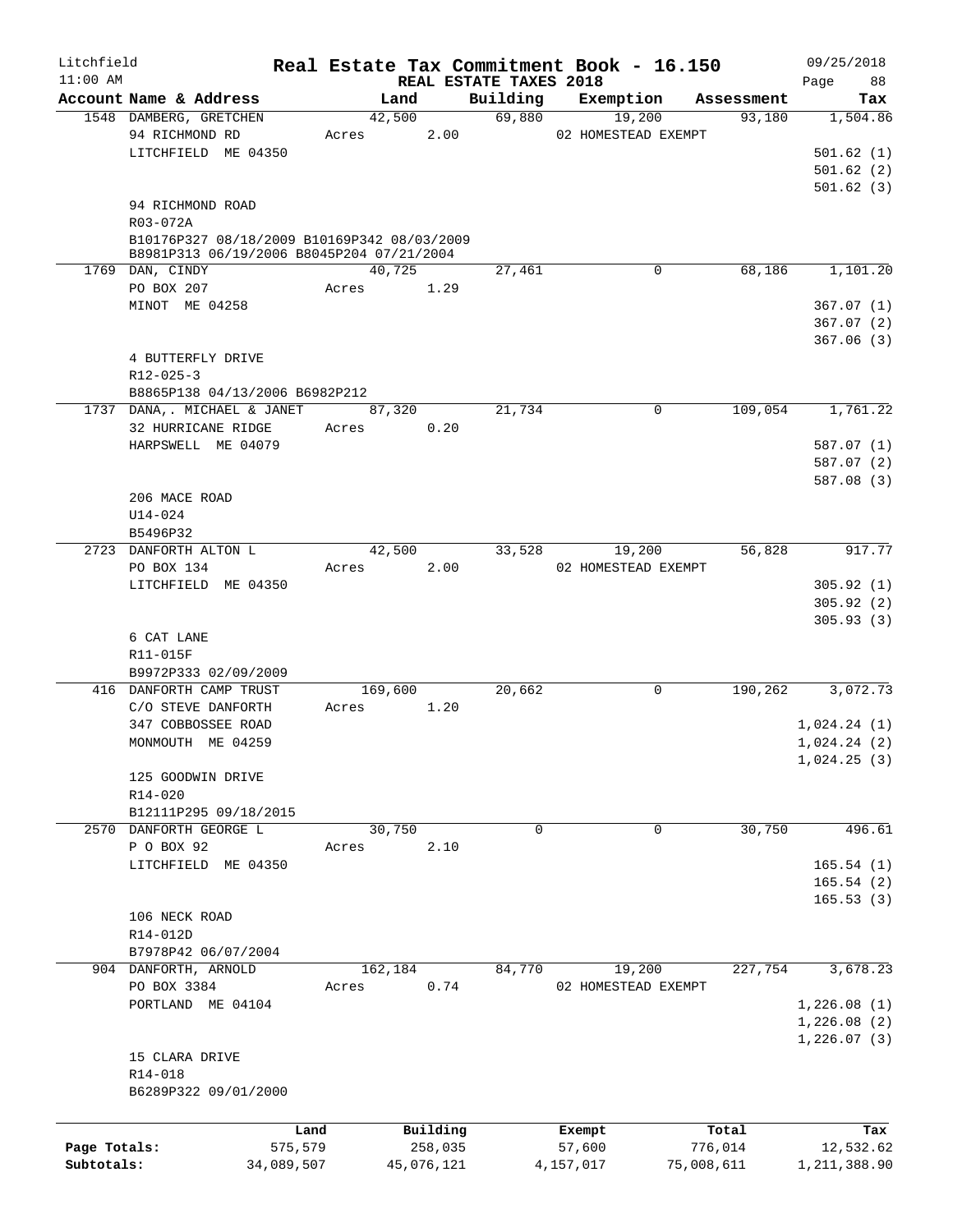Litchfield
11:00 AM

# Real Estate Tax Commitment Book - 16.150

REAL ESTATE TAXES 2018

09/25/2018

| Account Name & Address | Land | Building | Exemption | Assessment | Tax |
|---|---|---|---|---|---|
| 1548 DAMBERG, GRETCHEN | 42,500 | 69,880 | 19,200 | 93,180 | 1,504.86 |
| 94 RICHMOND RD | Acres 2.00 | | 02 HOMESTEAD EXEMPT | | |
| LITCHFIELD ME 04350 | | | | | 501.62 (1) |
| | | | | | 501.62 (2) |
| | | | | | 501.62 (3) |
| 94 RICHMOND ROAD | | | | | |
| R03-072A | | | | | |
| B10176P327 08/18/2009 B10169P342 08/03/2009 | | | | | |
| B8981P313 06/19/2006 B8045P204 07/21/2004 | | | | | |
| 1769 DAN, CINDY | 40,725 | 27,461 | 0 | 68,186 | 1,101.20 |
| PO BOX 207 | Acres 1.29 | | | | |
| MINOT ME 04258 | | | | | 367.07 (1) |
| | | | | | 367.07 (2) |
| | | | | | 367.06 (3) |
| 4 BUTTERFLY DRIVE | | | | | |
| R12-025-3 | | | | | |
| B8865P138 04/13/2006 B6982P212 | | | | | |
| 1737 DANA,. MICHAEL & JANET | 87,320 | 21,734 | 0 | 109,054 | 1,761.22 |
| 32 HURRICANE RIDGE | Acres 0.20 | | | | |
| HARPSWELL ME 04079 | | | | | 587.07 (1) |
| | | | | | 587.07 (2) |
| | | | | | 587.08 (3) |
| 206 MACE ROAD | | | | | |
| U14-024 | | | | | |
| B5496P32 | | | | | |
| 2723 DANFORTH ALTON L | 42,500 | 33,528 | 19,200 | 56,828 | 917.77 |
| PO BOX 134 | Acres 2.00 | | 02 HOMESTEAD EXEMPT | | |
| LITCHFIELD ME 04350 | | | | | 305.92 (1) |
| | | | | | 305.92 (2) |
| | | | | | 305.93 (3) |
| 6 CAT LANE | | | | | |
| R11-015F | | | | | |
| B9972P333 02/09/2009 | | | | | |
| 416 DANFORTH CAMP TRUST | 169,600 | 20,662 | 0 | 190,262 | 3,072.73 |
| C/O STEVE DANFORTH | Acres 1.20 | | | | |
| 347 COBBOSSEE ROAD | | | | | 1,024.24 (1) |
| MONMOUTH ME 04259 | | | | | 1,024.24 (2) |
| | | | | | 1,024.25 (3) |
| 125 GOODWIN DRIVE | | | | | |
| R14-020 | | | | | |
| B12111P295 09/18/2015 | | | | | |
| 2570 DANFORTH GEORGE L | 30,750 | 0 | 0 | 30,750 | 496.61 |
| P O BOX 92 | Acres 2.10 | | | | |
| LITCHFIELD ME 04350 | | | | | 165.54 (1) |
| | | | | | 165.54 (2) |
| | | | | | 165.53 (3) |
| 106 NECK ROAD | | | | | |
| R14-012D | | | | | |
| B7978P42 06/07/2004 | | | | | |
| 904 DANFORTH, ARNOLD | 162,184 | 84,770 | 19,200 | 227,754 | 3,678.23 |
| PO BOX 3384 | Acres 0.74 | | 02 HOMESTEAD EXEMPT | | |
| PORTLAND ME 04104 | | | | | 1,226.08 (1) |
| | | | | | 1,226.08 (2) |
| | | | | | 1,226.07 (3) |
| 15 CLARA DRIVE | | | | | |
| R14-018 | | | | | |
| B6289P322 09/01/2000 | | | | | |

| | Land | Building | Exempt | Total | Tax |
|---|---|---|---|---|---|
| Page Totals: | 575,579 | 258,035 | 57,600 | 776,014 | 12,532.62 |
| Subtotals: | 34,089,507 | 45,076,121 | 4,157,017 | 75,008,611 | 1,211,388.90 |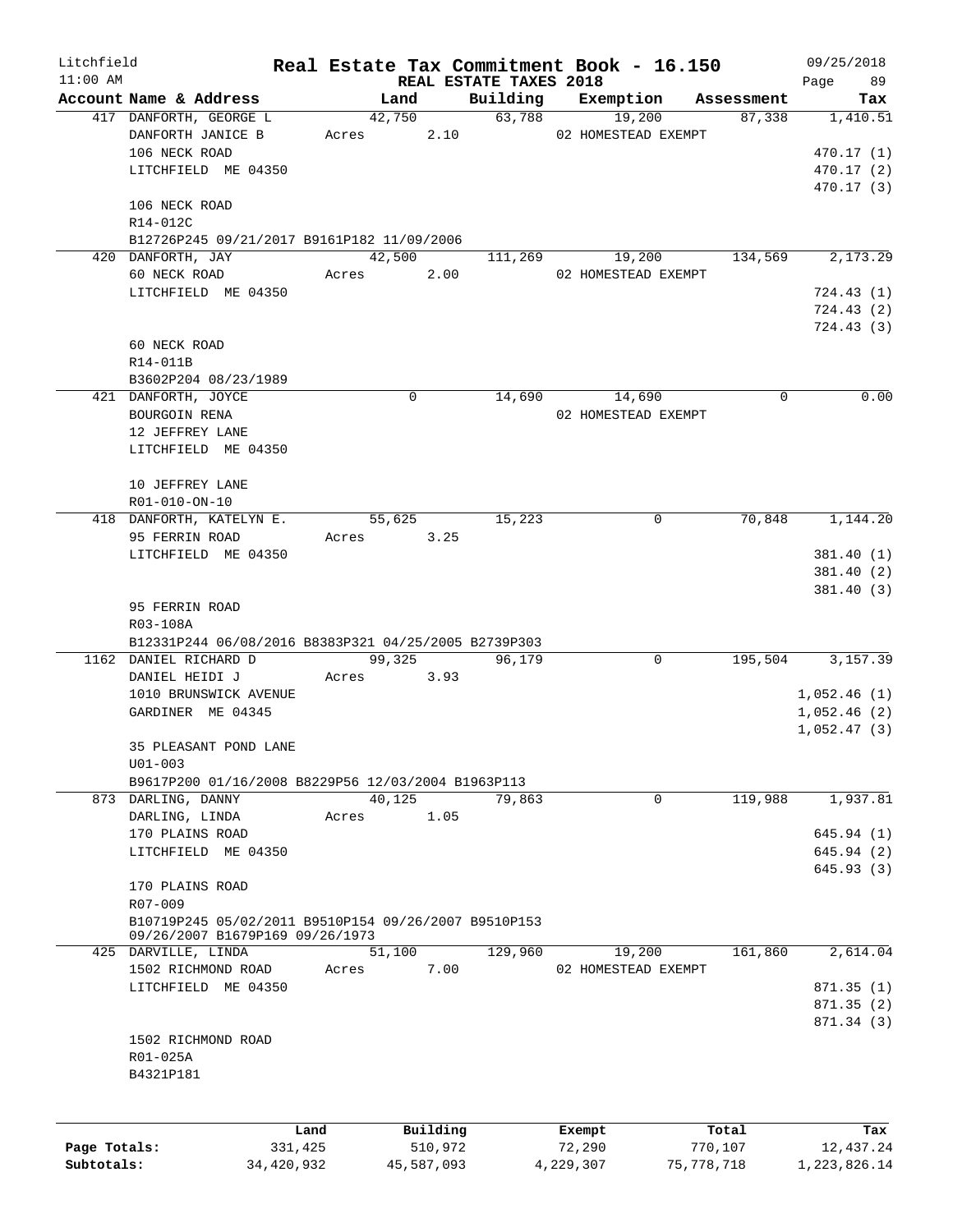Litchfield
11:00 AM

# Real Estate Tax Commitment Book - 16.150

REAL ESTATE TAXES 2018

09/25/2018

| Account Name & Address | Land | Building | Exemption | Assessment | Tax |
|---|---|---|---|---|---|
| 417 DANFORTH, GEORGE L | 42,750 | 63,788 | 19,200 | 87,338 | 1,410.51 |
| DANFORTH JANICE B | Acres 2.10 | | 02 HOMESTEAD EXEMPT | | |
| 106 NECK ROAD | | | | | 470.17 (1) |
| LITCHFIELD ME 04350 | | | | | 470.17 (2) |
| | | | | | 470.17 (3) |
| 106 NECK ROAD | | | | | |
| R14-012C | | | | | |
| B12726P245 09/21/2017 B9161P182 11/09/2006 | | | | | |
| 420 DANFORTH, JAY | 42,500 | 111,269 | 19,200 | 134,569 | 2,173.29 |
| 60 NECK ROAD | Acres 2.00 | | 02 HOMESTEAD EXEMPT | | |
| LITCHFIELD ME 04350 | | | | | 724.43 (1) |
| | | | | | 724.43 (2) |
| | | | | | 724.43 (3) |
| 60 NECK ROAD | | | | | |
| R14-011B | | | | | |
| B3602P204 08/23/1989 | | | | | |
| 421 DANFORTH, JOYCE | 0 | 14,690 | 14,690 | 0 | 0.00 |
| BOURGOIN RENA | | | 02 HOMESTEAD EXEMPT | | |
| 12 JEFFREY LANE | | | | | |
| LITCHFIELD ME 04350 | | | | | |
| 10 JEFFREY LANE | | | | | |
| R01-010-ON-10 | | | | | |
| 418 DANFORTH, KATELYN E. | 55,625 | 15,223 | 0 | 70,848 | 1,144.20 |
| 95 FERRIN ROAD | Acres 3.25 | | | | |
| LITCHFIELD ME 04350 | | | | | 381.40 (1) |
| | | | | | 381.40 (2) |
| | | | | | 381.40 (3) |
| 95 FERRIN ROAD | | | | | |
| R03-108A | | | | | |
| B12331P244 06/08/2016 B8383P321 04/25/2005 B2739P303 | | | | | |
| 1162 DANIEL RICHARD D | 99,325 | 96,179 | 0 | 195,504 | 3,157.39 |
| DANIEL HEIDI J | Acres 3.93 | | | | |
| 1010 BRUNSWICK AVENUE | | | | | 1,052.46 (1) |
| GARDINER ME 04345 | | | | | 1,052.46 (2) |
| | | | | | 1,052.47 (3) |
| 35 PLEASANT POND LANE | | | | | |
| U01-003 | | | | | |
| B9617P200 01/16/2008 B8229P56 12/03/2004 B1963P113 | | | | | |
| 873 DARLING, DANNY | 40,125 | 79,863 | 0 | 119,988 | 1,937.81 |
| DARLING, LINDA | Acres 1.05 | | | | |
| 170 PLAINS ROAD | | | | | 645.94 (1) |
| LITCHFIELD ME 04350 | | | | | 645.94 (2) |
| | | | | | 645.93 (3) |
| 170 PLAINS ROAD | | | | | |
| R07-009 | | | | | |
| B10719P245 05/02/2011 B9510P154 09/26/2007 B9510P153 09/26/2007 B1679P169 09/26/1973 | | | | | |
| 425 DARVILLE, LINDA | 51,100 | 129,960 | 19,200 | 161,860 | 2,614.04 |
| 1502 RICHMOND ROAD | Acres 7.00 | | 02 HOMESTEAD EXEMPT | | |
| LITCHFIELD ME 04350 | | | | | 871.35 (1) |
| | | | | | 871.35 (2) |
| | | | | | 871.34 (3) |
| 1502 RICHMOND ROAD | | | | | |
| R01-025A | | | | | |
| B4321P181 | | | | | |

| | Land | Building | Exempt | Total | Tax |
|---|---|---|---|---|---|
| Page Totals: | 331,425 | 510,972 | 72,290 | 770,107 | 12,437.24 |
| Subtotals: | 34,420,932 | 45,587,093 | 4,229,307 | 75,778,718 | 1,223,826.14 |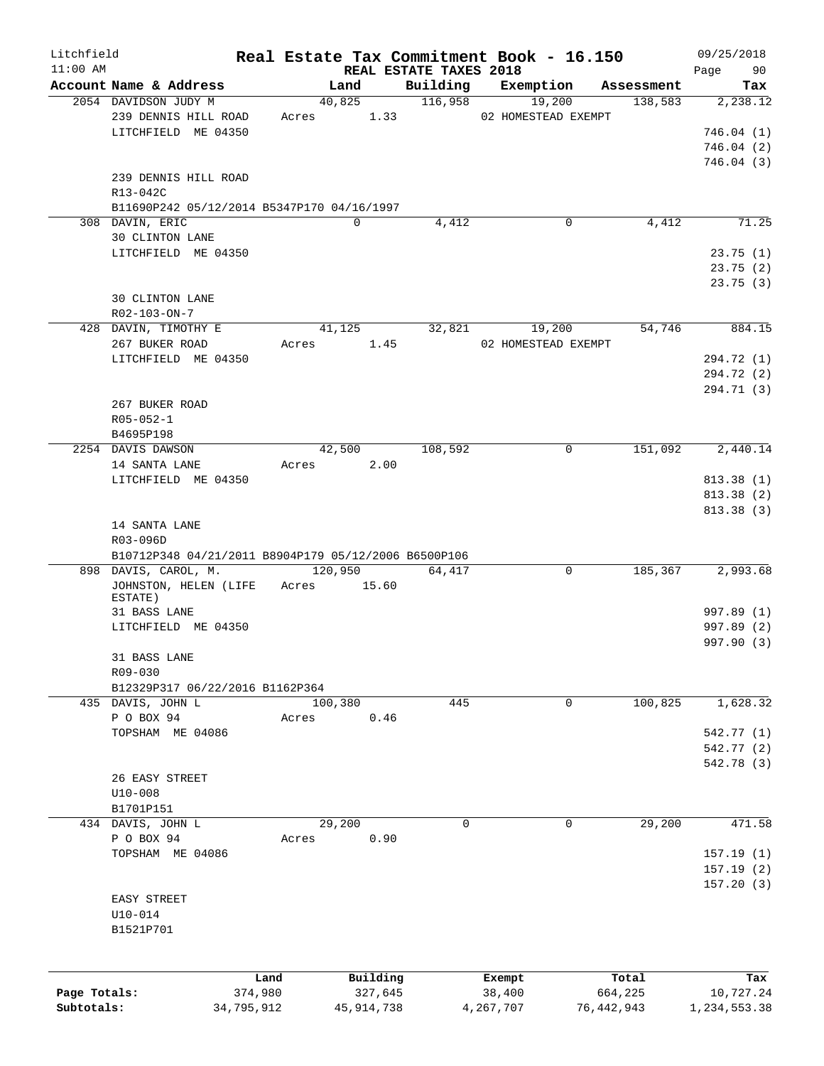Litchfield
11:00 AM

# Real Estate Tax Commitment Book - 16.150

REAL ESTATE TAXES 2018

09/25/2018

| Account Name & Address | Land | Building | Exemption | Assessment | Tax |
|---|---|---|---|---|---|
| 2054 DAVIDSON JUDY M | 40,825 | 116,958 | 19,200 | 138,583 | 2,238.12 |
| 239 DENNIS HILL ROAD | Acres 1.33 | | 02 HOMESTEAD EXEMPT | | |
| LITCHFIELD ME 04350 | | | | | 746.04 (1) |
| | | | | | 746.04 (2) |
| | | | | | 746.04 (3) |
| 239 DENNIS HILL ROAD | | | | | |
| R13-042C | | | | | |
| B11690P242 05/12/2014 B5347P170 04/16/1997 | | | | | |
| 308 DAVIN, ERIC | 0 | 4,412 | 0 | 4,412 | 71.25 |
| 30 CLINTON LANE | | | | | |
| LITCHFIELD ME 04350 | | | | | 23.75 (1) |
| | | | | | 23.75 (2) |
| | | | | | 23.75 (3) |
| 30 CLINTON LANE | | | | | |
| R02-103-ON-7 | | | | | |
| 428 DAVIN, TIMOTHY E | 41,125 | 32,821 | 19,200 | 54,746 | 884.15 |
| 267 BUKER ROAD | Acres 1.45 | | 02 HOMESTEAD EXEMPT | | |
| LITCHFIELD ME 04350 | | | | | 294.72 (1) |
| | | | | | 294.72 (2) |
| | | | | | 294.71 (3) |
| 267 BUKER ROAD | | | | | |
| R05-052-1 | | | | | |
| B4695P198 | | | | | |
| 2254 DAVIS DAWSON | 42,500 | 108,592 | 0 | 151,092 | 2,440.14 |
| 14 SANTA LANE | Acres 2.00 | | | | |
| LITCHFIELD ME 04350 | | | | | 813.38 (1) |
| | | | | | 813.38 (2) |
| | | | | | 813.38 (3) |
| 14 SANTA LANE | | | | | |
| R03-096D | | | | | |
| B10712P348 04/21/2011 B8904P179 05/12/2006 B6500P106 | | | | | |
| 898 DAVIS, CAROL, M. | 120,950 | 64,417 | 0 | 185,367 | 2,993.68 |
| JOHNSTON, HELEN (LIFE ESTATE) | Acres 15.60 | | | | |
| 31 BASS LANE | | | | | 997.89 (1) |
| LITCHFIELD ME 04350 | | | | | 997.89 (2) |
| | | | | | 997.90 (3) |
| 31 BASS LANE | | | | | |
| R09-030 | | | | | |
| B12329P317 06/22/2016 B1162P364 | | | | | |
| 435 DAVIS, JOHN L | 100,380 | 445 | 0 | 100,825 | 1,628.32 |
| P O BOX 94 | Acres 0.46 | | | | |
| TOPSHAM ME 04086 | | | | | 542.77 (1) |
| | | | | | 542.77 (2) |
| | | | | | 542.78 (3) |
| 26 EASY STREET | | | | | |
| U10-008 | | | | | |
| B1701P151 | | | | | |
| 434 DAVIS, JOHN L | 29,200 | 0 | 0 | 29,200 | 471.58 |
| P O BOX 94 | Acres 0.90 | | | | |
| TOPSHAM ME 04086 | | | | | 157.19 (1) |
| | | | | | 157.19 (2) |
| | | | | | 157.20 (3) |
| EASY STREET | | | | | |
| U10-014 | | | | | |
| B1521P701 | | | | | |

| | Land | Building | Exempt | Total | Tax |
|---|---|---|---|---|---|
| Page Totals: | 374,980 | 327,645 | 38,400 | 664,225 | 10,727.24 |
| Subtotals: | 34,795,912 | 45,914,738 | 4,267,707 | 76,442,943 | 1,234,553.38 |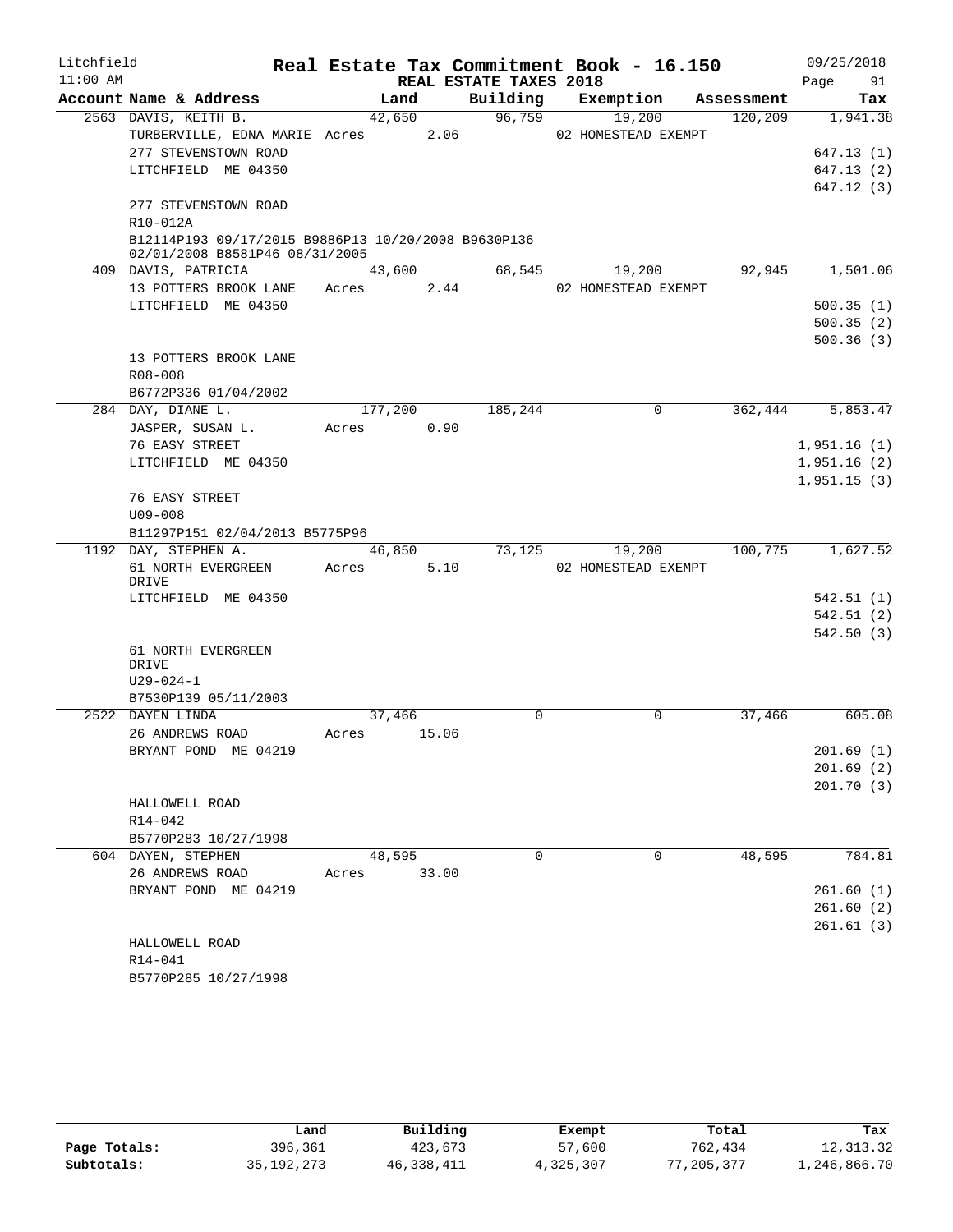# Real Estate Tax Commitment Book - 16.150

Litchfield 11:00 AM — REAL ESTATE TAXES 2018 — 09/25/2018

| Account Name & Address | Land | Building | Exemption | Assessment | Tax |
|---|---|---|---|---|---|
| 2563 DAVIS, KEITH B. | 42,650 | 96,759 | 19,200 | 120,209 | 1,941.38 |
| TURBERVILLE, EDNA MARIE Acres 2.06 | | | 02 HOMESTEAD EXEMPT | | |
| 277 STEVENSTOWN ROAD | | | | | 647.13 (1) |
| LITCHFIELD ME 04350 | | | | | 647.13 (2) |
| | | | | | 647.12 (3) |
| 277 STEVENSTOWN ROAD | | | | | |
| R10-012A | | | | | |
| B12114P193 09/17/2015 B9886P13 10/20/2008 B9630P136 02/01/2008 B8581P46 08/31/2005 | | | | | |
| 409 DAVIS, PATRICIA | 43,600 | 68,545 | 19,200 | 92,945 | 1,501.06 |
| 13 POTTERS BROOK LANE Acres 2.44 | | | 02 HOMESTEAD EXEMPT | | |
| LITCHFIELD ME 04350 | | | | | 500.35 (1) |
| | | | | | 500.35 (2) |
| | | | | | 500.36 (3) |
| 13 POTTERS BROOK LANE | | | | | |
| R08-008 | | | | | |
| B6772P336 01/04/2002 | | | | | |
| 284 DAY, DIANE L. | 177,200 | 185,244 | 0 | 362,444 | 5,853.47 |
| JASPER, SUSAN L. Acres 0.90 | | | | | |
| 76 EASY STREET | | | | | 1,951.16 (1) |
| LITCHFIELD ME 04350 | | | | | 1,951.16 (2) |
| | | | | | 1,951.15 (3) |
| 76 EASY STREET | | | | | |
| U09-008 | | | | | |
| B11297P151 02/04/2013 B5775P96 | | | | | |
| 1192 DAY, STEPHEN A. | 46,850 | 73,125 | 19,200 | 100,775 | 1,627.52 |
| 61 NORTH EVERGREEN DRIVE Acres 5.10 | | | 02 HOMESTEAD EXEMPT | | |
| LITCHFIELD ME 04350 | | | | | 542.51 (1) |
| | | | | | 542.51 (2) |
| | | | | | 542.50 (3) |
| 61 NORTH EVERGREEN DRIVE | | | | | |
| U29-024-1 | | | | | |
| B7530P139 05/11/2003 | | | | | |
| 2522 DAYEN LINDA | 37,466 | 0 | 0 | 37,466 | 605.08 |
| 26 ANDREWS ROAD Acres 15.06 | | | | | |
| BRYANT POND ME 04219 | | | | | 201.69 (1) |
| | | | | | 201.69 (2) |
| | | | | | 201.70 (3) |
| HALLOWELL ROAD | | | | | |
| R14-042 | | | | | |
| B5770P283 10/27/1998 | | | | | |
| 604 DAYEN, STEPHEN | 48,595 | 0 | 0 | 48,595 | 784.81 |
| 26 ANDREWS ROAD Acres 33.00 | | | | | |
| BRYANT POND ME 04219 | | | | | 261.60 (1) |
| | | | | | 261.60 (2) |
| | | | | | 261.61 (3) |
| HALLOWELL ROAD | | | | | |
| R14-041 | | | | | |
| B5770P285 10/27/1998 | | | | | |

| | Land | Building | Exempt | Total | Tax |
|---|---|---|---|---|---|
| Page Totals: | 396,361 | 423,673 | 57,600 | 762,434 | 12,313.32 |
| Subtotals: | 35,192,273 | 46,338,411 | 4,325,307 | 77,205,377 | 1,246,866.70 |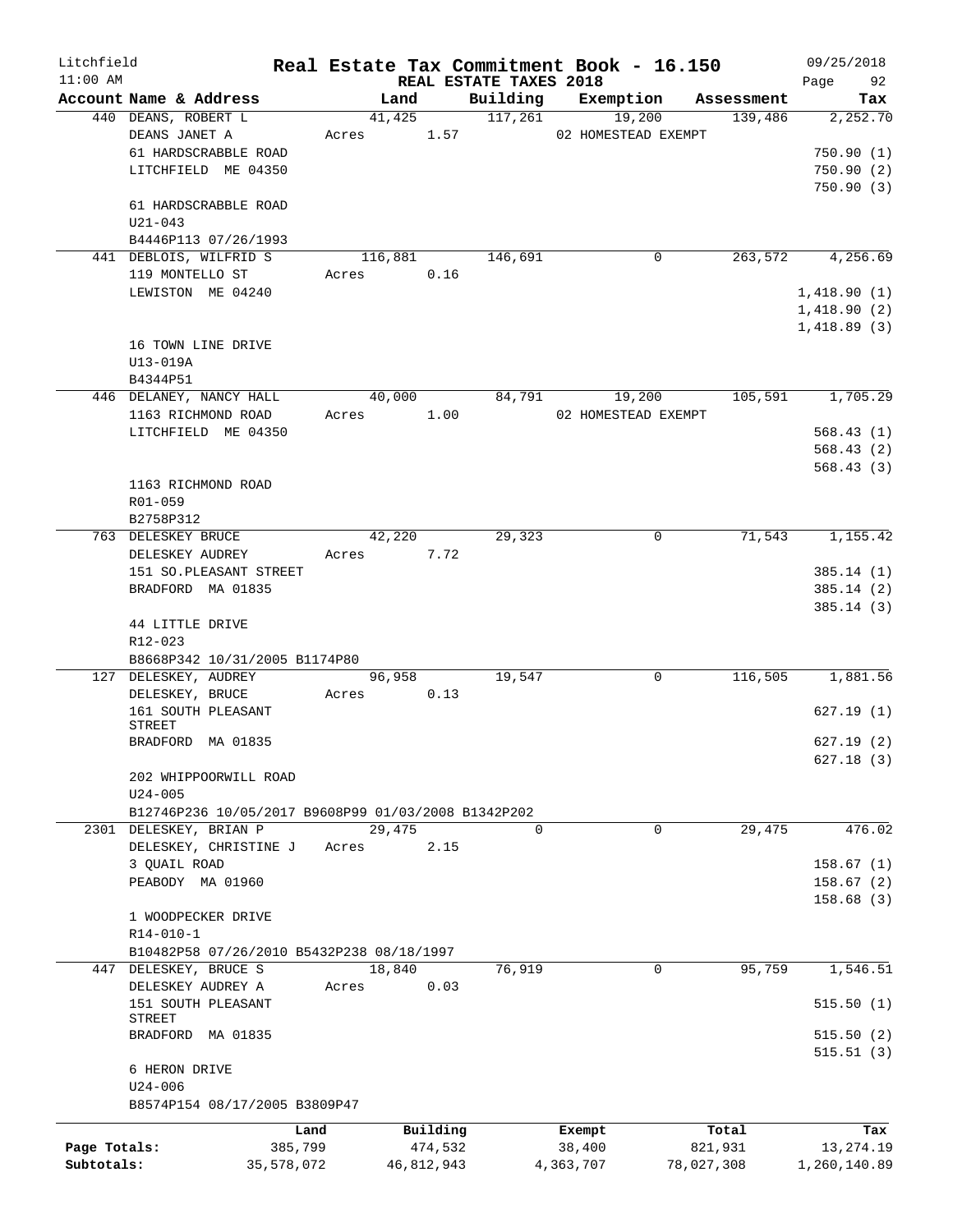Litchfield
11:00 AM

# Real Estate Tax Commitment Book - 16.150

REAL ESTATE TAXES 2018

09/25/2018
Page 92

| Account Name & Address | Land | Building | Exemption | Assessment | Tax |
|---|---|---|---|---|---|
| 440 DEANS, ROBERT L | 41,425 | 117,261 | 19,200 | 139,486 | 2,252.70 |
| DEANS JANET A | Acres 1.57 | | 02 HOMESTEAD EXEMPT | | |
| 61 HARDSCRABBLE ROAD | | | | | 750.90 (1) |
| LITCHFIELD ME 04350 | | | | | 750.90 (2) |
| | | | | | 750.90 (3) |
| 61 HARDSCRABBLE ROAD | | | | | |
| U21-043 | | | | | |
| B4446P113 07/26/1993 | | | | | |
| 441 DEBLOIS, WILFRID S | 116,881 | 146,691 | 0 | 263,572 | 4,256.69 |
| 119 MONTELLO ST | Acres 0.16 | | | | |
| LEWISTON ME 04240 | | | | | 1,418.90 (1) |
| | | | | | 1,418.90 (2) |
| | | | | | 1,418.89 (3) |
| 16 TOWN LINE DRIVE | | | | | |
| U13-019A | | | | | |
| B4344P51 | | | | | |
| 446 DELANEY, NANCY HALL | 40,000 | 84,791 | 19,200 | 105,591 | 1,705.29 |
| 1163 RICHMOND ROAD | Acres 1.00 | | 02 HOMESTEAD EXEMPT | | |
| LITCHFIELD ME 04350 | | | | | 568.43 (1) |
| | | | | | 568.43 (2) |
| | | | | | 568.43 (3) |
| 1163 RICHMOND ROAD | | | | | |
| R01-059 | | | | | |
| B2758P312 | | | | | |
| 763 DELESKEY BRUCE | 42,220 | 29,323 | 0 | 71,543 | 1,155.42 |
| DELESKEY AUDREY | Acres 7.72 | | | | |
| 151 SO.PLEASANT STREET | | | | | 385.14 (1) |
| BRADFORD MA 01835 | | | | | 385.14 (2) |
| | | | | | 385.14 (3) |
| 44 LITTLE DRIVE | | | | | |
| R12-023 | | | | | |
| B8668P342 10/31/2005 B1174P80 | | | | | |
| 127 DELESKEY, AUDREY | 96,958 | 19,547 | 0 | 116,505 | 1,881.56 |
| DELESKEY, BRUCE | Acres 0.13 | | | | |
| 161 SOUTH PLEASANT STREET | | | | | 627.19 (1) |
| BRADFORD MA 01835 | | | | | 627.19 (2) |
| | | | | | 627.18 (3) |
| 202 WHIPPOORWILL ROAD | | | | | |
| U24-005 | | | | | |
| B12746P236 10/05/2017 B9608P99 01/03/2008 B1342P202 | | | | | |
| 2301 DELESKEY, BRIAN P | 29,475 | 0 | 0 | 29,475 | 476.02 |
| DELESKEY, CHRISTINE J | Acres 2.15 | | | | |
| 3 QUAIL ROAD | | | | | 158.67 (1) |
| PEABODY MA 01960 | | | | | 158.67 (2) |
| | | | | | 158.68 (3) |
| 1 WOODPECKER DRIVE | | | | | |
| R14-010-1 | | | | | |
| B10482P58 07/26/2010 B5432P238 08/18/1997 | | | | | |
| 447 DELESKEY, BRUCE S | 18,840 | 76,919 | 0 | 95,759 | 1,546.51 |
| DELESKEY AUDREY A | Acres 0.03 | | | | |
| 151 SOUTH PLEASANT STREET | | | | | 515.50 (1) |
| BRADFORD MA 01835 | | | | | 515.50 (2) |
| | | | | | 515.51 (3) |
| 6 HERON DRIVE | | | | | |
| U24-006 | | | | | |
| B8574P154 08/17/2005 B3809P47 | | | | | |

| | Land | Building | Exempt | Total | Tax |
|---|---|---|---|---|---|
| Page Totals: | 385,799 | 474,532 | 38,400 | 821,931 | 13,274.19 |
| Subtotals: | 35,578,072 | 46,812,943 | 4,363,707 | 78,027,308 | 1,260,140.89 |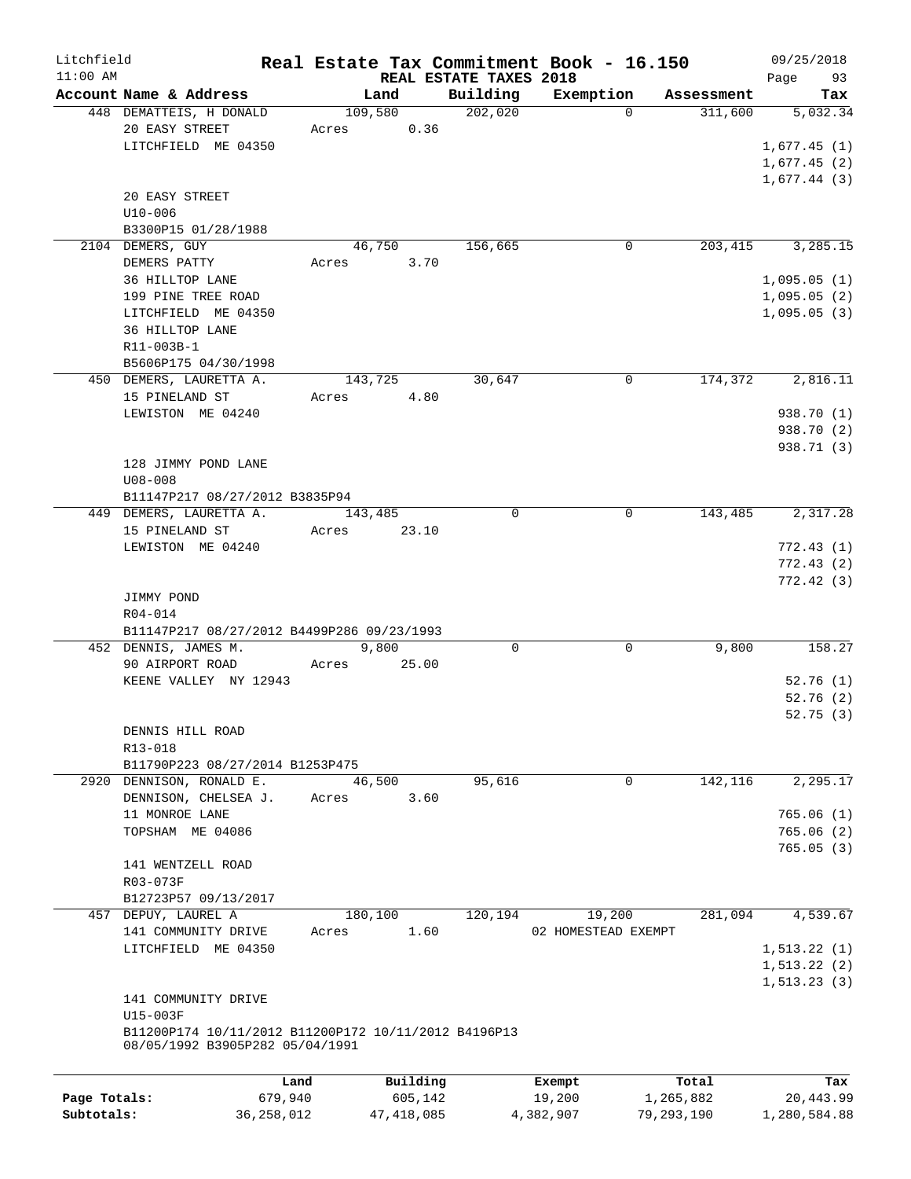Litchfield
11:00 AM

# Real Estate Tax Commitment Book - 16.150

REAL ESTATE TAXES 2018

09/25/2018

| Account Name & Address | Land | Building | Exemption | Assessment | Tax |
|---|---|---|---|---|---|
| 448 DEMATTEIS, H DONALD | 109,580 | 202,020 | 0 | 311,600 | 5,032.34 |
| 20 EASY STREET | Acres 0.36 | | | | |
| LITCHFIELD ME 04350 | | | | | 1,677.45 (1) |
| | | | | | 1,677.45 (2) |
| | | | | | 1,677.44 (3) |
| 20 EASY STREET | | | | | |
| U10-006 | | | | | |
| B3300P15 01/28/1988 | | | | | |
| 2104 DEMERS, GUY | 46,750 | 156,665 | 0 | 203,415 | 3,285.15 |
| DEMERS PATTY | Acres 3.70 | | | | |
| 36 HILLTOP LANE | | | | | 1,095.05 (1) |
| 199 PINE TREE ROAD | | | | | 1,095.05 (2) |
| LITCHFIELD ME 04350 | | | | | 1,095.05 (3) |
| 36 HILLTOP LANE | | | | | |
| R11-003B-1 | | | | | |
| B5606P175 04/30/1998 | | | | | |
| 450 DEMERS, LAURETTA A. | 143,725 | 30,647 | 0 | 174,372 | 2,816.11 |
| 15 PINELAND ST | Acres 4.80 | | | | |
| LEWISTON ME 04240 | | | | | 938.70 (1) |
| | | | | | 938.70 (2) |
| | | | | | 938.71 (3) |
| 128 JIMMY POND LANE | | | | | |
| U08-008 | | | | | |
| B11147P217 08/27/2012 B3835P94 | | | | | |
| 449 DEMERS, LAURETTA A. | 143,485 | 0 | 0 | 143,485 | 2,317.28 |
| 15 PINELAND ST | Acres 23.10 | | | | |
| LEWISTON ME 04240 | | | | | 772.43 (1) |
| | | | | | 772.43 (2) |
| | | | | | 772.42 (3) |
| JIMMY POND | | | | | |
| R04-014 | | | | | |
| B11147P217 08/27/2012 B4499P286 09/23/1993 | | | | | |
| 452 DENNIS, JAMES M. | 9,800 | 0 | 0 | 9,800 | 158.27 |
| 90 AIRPORT ROAD | Acres 25.00 | | | | |
| KEENE VALLEY NY 12943 | | | | | 52.76 (1) |
| | | | | | 52.76 (2) |
| | | | | | 52.75 (3) |
| DENNIS HILL ROAD | | | | | |
| R13-018 | | | | | |
| B11790P223 08/27/2014 B1253P475 | | | | | |
| 2920 DENNISON, RONALD E. | 46,500 | 95,616 | 0 | 142,116 | 2,295.17 |
| DENNISON, CHELSEA J. | Acres 3.60 | | | | |
| 11 MONROE LANE | | | | | 765.06 (1) |
| TOPSHAM ME 04086 | | | | | 765.06 (2) |
| | | | | | 765.05 (3) |
| 141 WENTZELL ROAD | | | | | |
| R03-073F | | | | | |
| B12723P57 09/13/2017 | | | | | |
| 457 DEPUY, LAUREL A | 180,100 | 120,194 | 19,200 | 281,094 | 4,539.67 |
| 141 COMMUNITY DRIVE | Acres 1.60 | | 02 HOMESTEAD EXEMPT | | |
| LITCHFIELD ME 04350 | | | | | 1,513.22 (1) |
| | | | | | 1,513.22 (2) |
| | | | | | 1,513.23 (3) |
| 141 COMMUNITY DRIVE | | | | | |
| U15-003F | | | | | |
| B11200P174 10/11/2012 B11200P172 10/11/2012 B4196P13 08/05/1992 B3905P282 05/04/1991 | | | | | |

| | Land | Building | Exempt | Total | Tax |
|---|---|---|---|---|---|
| Page Totals: | 679,940 | 605,142 | 19,200 | 1,265,882 | 20,443.99 |
| Subtotals: | 36,258,012 | 47,418,085 | 4,382,907 | 79,293,190 | 1,280,584.88 |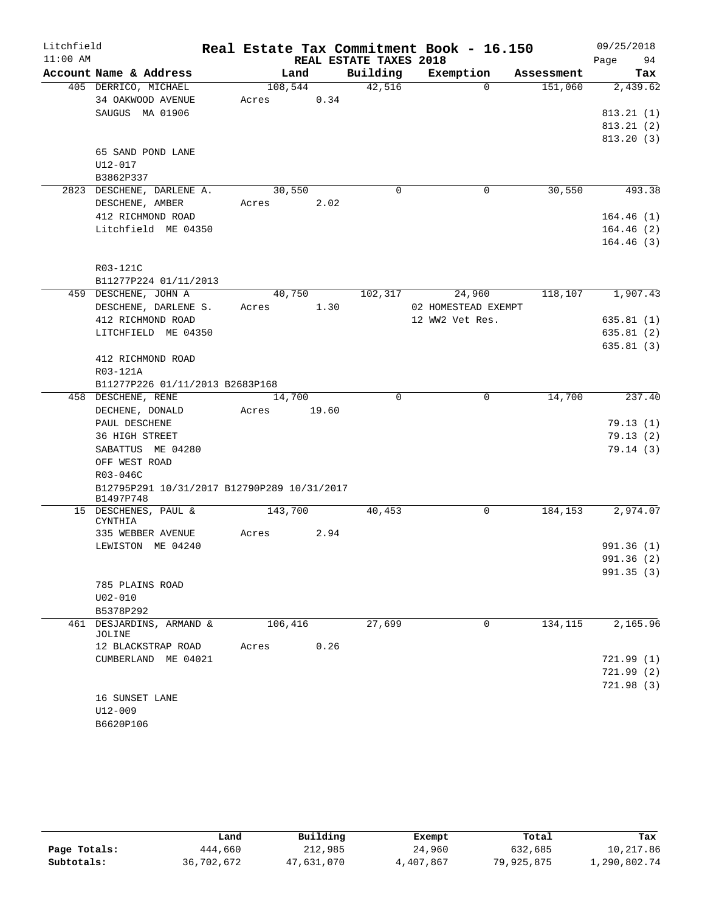Litchfield 11:00 AM

# Real Estate Tax Commitment Book - 16.150

## REAL ESTATE TAXES 2018

09/25/2018

| Account Name & Address | Land | Building | Exemption | Assessment | Tax |
|---|---|---|---|---|---|
| 405 DERRICO, MICHAEL | 108,544 | 42,516 | 0 | 151,060 | 2,439.62 |
| 34 OAKWOOD AVENUE | Acres 0.34 | | | | |
| SAUGUS MA 01906 | | | | | 813.21 (1) |
| | | | | | 813.21 (2) |
| | | | | | 813.20 (3) |
| 65 SAND POND LANE | | | | | |
| U12-017 | | | | | |
| B3862P337 | | | | | |
| 2823 DESCHENE, DARLENE A. | 30,550 | 0 | 0 | 30,550 | 493.38 |
| DESCHENE, AMBER | Acres 2.02 | | | | |
| 412 RICHMOND ROAD | | | | | 164.46 (1) |
| Litchfield ME 04350 | | | | | 164.46 (2) |
| | | | | | 164.46 (3) |
| R03-121C | | | | | |
| B11277P224 01/11/2013 | | | | | |
| 459 DESCHENE, JOHN A | 40,750 | 102,317 | 24,960 | 118,107 | 1,907.43 |
| DESCHENE, DARLENE S. | Acres 1.30 | | 02 HOMESTEAD EXEMPT | | |
| 412 RICHMOND ROAD | | | 12 WW2 Vet Res. | | 635.81 (1) |
| LITCHFIELD ME 04350 | | | | | 635.81 (2) |
| | | | | | 635.81 (3) |
| 412 RICHMOND ROAD | | | | | |
| R03-121A | | | | | |
| B11277P226 01/11/2013 B2683P168 | | | | | |
| 458 DESCHENE, RENE | 14,700 | 0 | 0 | 14,700 | 237.40 |
| DECHENE, DONALD | Acres 19.60 | | | | |
| PAUL DESCHENE | | | | | 79.13 (1) |
| 36 HIGH STREET | | | | | 79.13 (2) |
| SABATTUS ME 04280 | | | | | 79.14 (3) |
| OFF WEST ROAD | | | | | |
| R03-046C | | | | | |
| B12795P291 10/31/2017 B12790P289 10/31/2017 B1497P748 | | | | | |
| 15 DESCHENES, PAUL & CYNTHIA | 143,700 | 40,453 | 0 | 184,153 | 2,974.07 |
| 335 WEBBER AVENUE | Acres 2.94 | | | | |
| LEWISTON ME 04240 | | | | | 991.36 (1) |
| | | | | | 991.36 (2) |
| | | | | | 991.35 (3) |
| 785 PLAINS ROAD | | | | | |
| U02-010 | | | | | |
| B5378P292 | | | | | |
| 461 DESJARDINS, ARMAND & JOLINE | 106,416 | 27,699 | 0 | 134,115 | 2,165.96 |
| 12 BLACKSTRAP ROAD | Acres 0.26 | | | | |
| CUMBERLAND ME 04021 | | | | | 721.99 (1) |
| | | | | | 721.99 (2) |
| | | | | | 721.98 (3) |
| 16 SUNSET LANE | | | | | |
| U12-009 | | | | | |
| B6620P106 | | | | | |

| | Land | Building | Exempt | Total | Tax |
|---|---|---|---|---|---|
| Page Totals: | 444,660 | 212,985 | 24,960 | 632,685 | 10,217.86 |
| Subtotals: | 36,702,672 | 47,631,070 | 4,407,867 | 79,925,875 | 1,290,802.74 |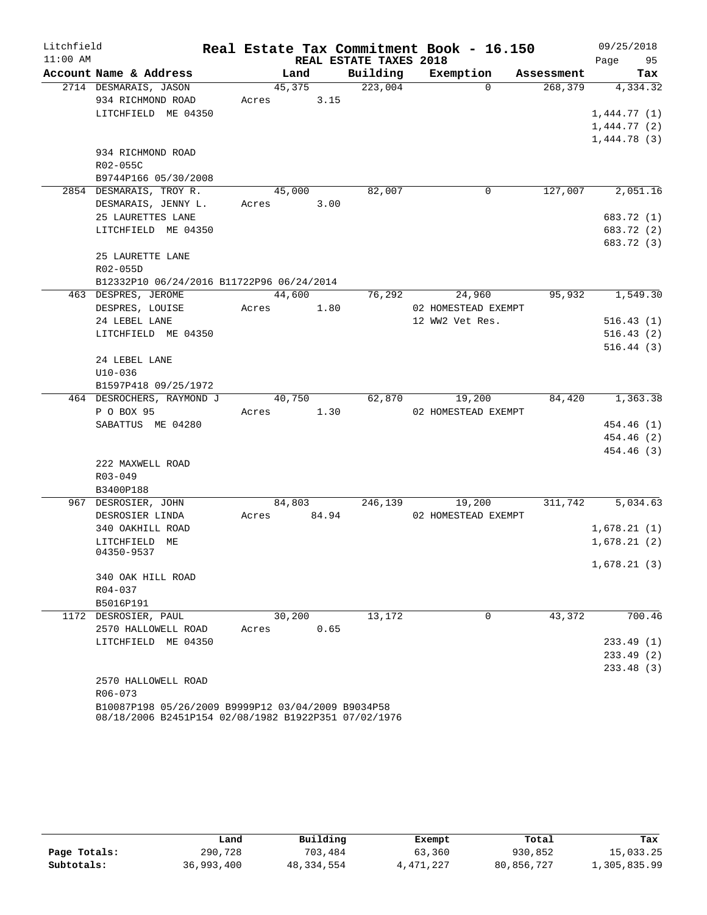Litchfield
11:00 AM

# Real Estate Tax Commitment Book - 16.150

REAL ESTATE TAXES 2018

09/25/2018
Page 95

| Account Name & Address | Land | Building | Exemption | Assessment | Tax |
|---|---|---|---|---|---|
| 2714 DESMARAIS, JASON<br>934 RICHMOND ROAD<br>LITCHFIELD ME 04350<br><br>934 RICHMOND ROAD<br>R02-055C<br>B9744P166 05/30/2008 | 45,375<br>Acres 3.15 | 223,004 | 0 | 268,379 | 4,334.32<br>1,444.77 (1)<br>1,444.77 (2)<br>1,444.78 (3) |
| 2854 DESMARAIS, TROY R.<br>DESMARAIS, JENNY L.<br>25 LAURETTES LANE<br>LITCHFIELD ME 04350<br><br>25 LAURETTE LANE<br>R02-055D<br>B12332P10 06/24/2016 B11722P96 06/24/2014 | 45,000<br>Acres 3.00 | 82,007 | 0 | 127,007 | 2,051.16<br>683.72 (1)<br>683.72 (2)<br>683.72 (3) |
| 463 DESPRES, JEROME<br>DESPRES, LOUISE<br>24 LEBEL LANE<br>LITCHFIELD ME 04350<br><br>24 LEBEL LANE<br>U10-036<br>B1597P418 09/25/1972 | 44,600<br>Acres 1.80 | 76,292 | 24,960<br>02 HOMESTEAD EXEMPT<br>12 WW2 Vet Res. | 95,932 | 1,549.30<br>516.43 (1)<br>516.43 (2)<br>516.44 (3) |
| 464 DESROCHERS, RAYMOND J<br>P O BOX 95<br>SABATTUS ME 04280<br><br>222 MAXWELL ROAD<br>R03-049<br>B3400P188 | 40,750<br>Acres 1.30 | 62,870 | 19,200<br>02 HOMESTEAD EXEMPT | 84,420 | 1,363.38<br>454.46 (1)<br>454.46 (2)<br>454.46 (3) |
| 967 DESROSIER, JOHN<br>DESROSIER LINDA<br>340 OAKHILL ROAD<br>LITCHFIELD ME<br>04350-9537<br><br>340 OAK HILL ROAD<br>R04-037<br>B5016P191 | 84,803<br>Acres 84.94 | 246,139 | 19,200<br>02 HOMESTEAD EXEMPT | 311,742 | 5,034.63<br>1,678.21 (1)<br>1,678.21 (2)<br>1,678.21 (3) |
| 1172 DESROSIER, PAUL<br>2570 HALLOWELL ROAD<br>LITCHFIELD ME 04350<br><br>2570 HALLOWELL ROAD<br>R06-073<br>B10087P198 05/26/2009 B9999P12 03/04/2009 B9034P58 08/18/2006 B2451P154 02/08/1982 B1922P351 07/02/1976 | 30,200<br>Acres 0.65 | 13,172 | 0 | 43,372 | 700.46<br>233.49 (1)<br>233.49 (2)<br>233.48 (3) |

| | Land | Building | Exempt | Total | Tax |
|---|---|---|---|---|---|
| Page Totals: | 290,728 | 703,484 | 63,360 | 930,852 | 15,033.25 |
| Subtotals: | 36,993,400 | 48,334,554 | 4,471,227 | 80,856,727 | 1,305,835.99 |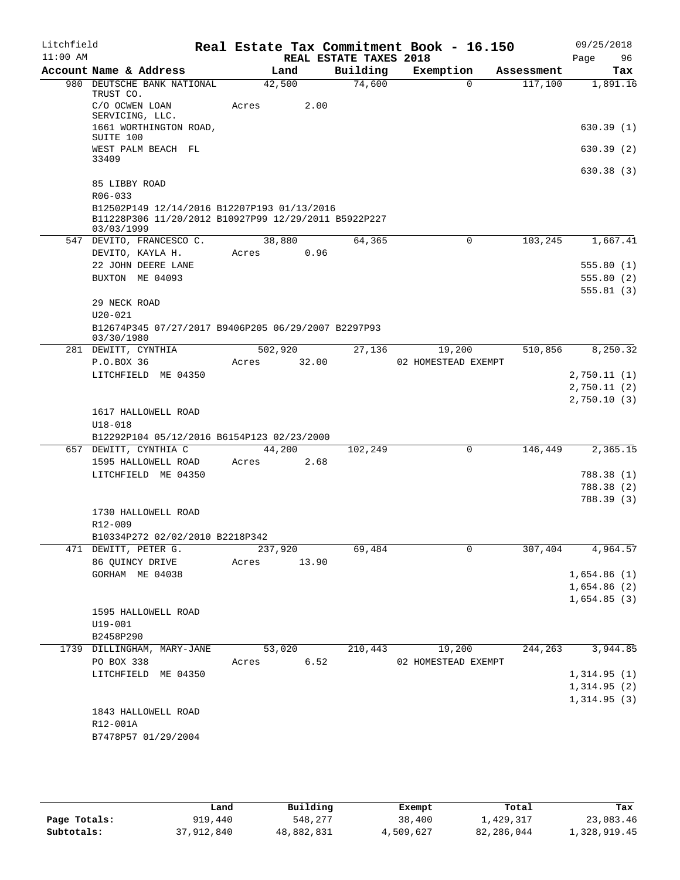Litchfield
11:00 AM

# Real Estate Tax Commitment Book - 16.150

## REAL ESTATE TAXES 2018

09/25/2018

| Account Name & Address | Land | Building | Exemption | Assessment | Tax |
|---|---|---|---|---|---|
| 980 DEUTSCHE BANK NATIONAL TRUST CO. | 42,500 | 74,600 | 0 | 117,100 | 1,891.16 |
| C/O OCWEN LOAN SERVICING, LLC. | Acres 2.00 | | | | |
| 1661 WORTHINGTON ROAD, SUITE 100 | | | | | 630.39 (1) |
| WEST PALM BEACH FL 33409 | | | | | 630.39 (2) |
| | | | | | 630.38 (3) |
| 85 LIBBY ROAD | | | | | |
| R06-033 | | | | | |
| B12502P149 12/14/2016 B12207P193 01/13/2016 B11228P306 11/20/2012 B10927P99 12/29/2011 B5922P227 03/03/1999 | | | | | |
| 547 DEVITO, FRANCESCO C. | 38,880 | 64,365 | 0 | 103,245 | 1,667.41 |
| DEVITO, KAYLA H. | Acres 0.96 | | | | |
| 22 JOHN DEERE LANE | | | | | 555.80 (1) |
| BUXTON ME 04093 | | | | | 555.80 (2) |
| | | | | | 555.81 (3) |
| 29 NECK ROAD | | | | | |
| U20-021 | | | | | |
| B12674P345 07/27/2017 B9406P205 06/29/2007 B2297P93 03/30/1980 | | | | | |
| 281 DEWITT, CYNTHIA | 502,920 | 27,136 | 19,200 | 510,856 | 8,250.32 |
| P.O.BOX 36 | Acres 32.00 | | 02 HOMESTEAD EXEMPT | | |
| LITCHFIELD ME 04350 | | | | | 2,750.11 (1) |
| | | | | | 2,750.11 (2) |
| | | | | | 2,750.10 (3) |
| 1617 HALLOWELL ROAD | | | | | |
| U18-018 | | | | | |
| B12292P104 05/12/2016 B6154P123 02/23/2000 | | | | | |
| 657 DEWITT, CYNTHIA C | 44,200 | 102,249 | 0 | 146,449 | 2,365.15 |
| 1595 HALLOWELL ROAD | Acres 2.68 | | | | |
| LITCHFIELD ME 04350 | | | | | 788.38 (1) |
| | | | | | 788.38 (2) |
| | | | | | 788.39 (3) |
| 1730 HALLOWELL ROAD | | | | | |
| R12-009 | | | | | |
| B10334P272 02/02/2010 B2218P342 | | | | | |
| 471 DEWITT, PETER G. | 237,920 | 69,484 | 0 | 307,404 | 4,964.57 |
| 86 QUINCY DRIVE | Acres 13.90 | | | | |
| GORHAM ME 04038 | | | | | 1,654.86 (1) |
| | | | | | 1,654.86 (2) |
| | | | | | 1,654.85 (3) |
| 1595 HALLOWELL ROAD | | | | | |
| U19-001 | | | | | |
| B2458P290 | | | | | |
| 1739 DILLINGHAM, MARY-JANE | 53,020 | 210,443 | 19,200 | 244,263 | 3,944.85 |
| PO BOX 338 | Acres 6.52 | | 02 HOMESTEAD EXEMPT | | |
| LITCHFIELD ME 04350 | | | | | 1,314.95 (1) |
| | | | | | 1,314.95 (2) |
| | | | | | 1,314.95 (3) |
| 1843 HALLOWELL ROAD | | | | | |
| R12-001A | | | | | |
| B7478P57 01/29/2004 | | | | | |

| | Land | Building | Exempt | Total | Tax |
|---|---|---|---|---|---|
| Page Totals: | 919,440 | 548,277 | 38,400 | 1,429,317 | 23,083.46 |
| Subtotals: | 37,912,840 | 48,882,831 | 4,509,627 | 82,286,044 | 1,328,919.45 |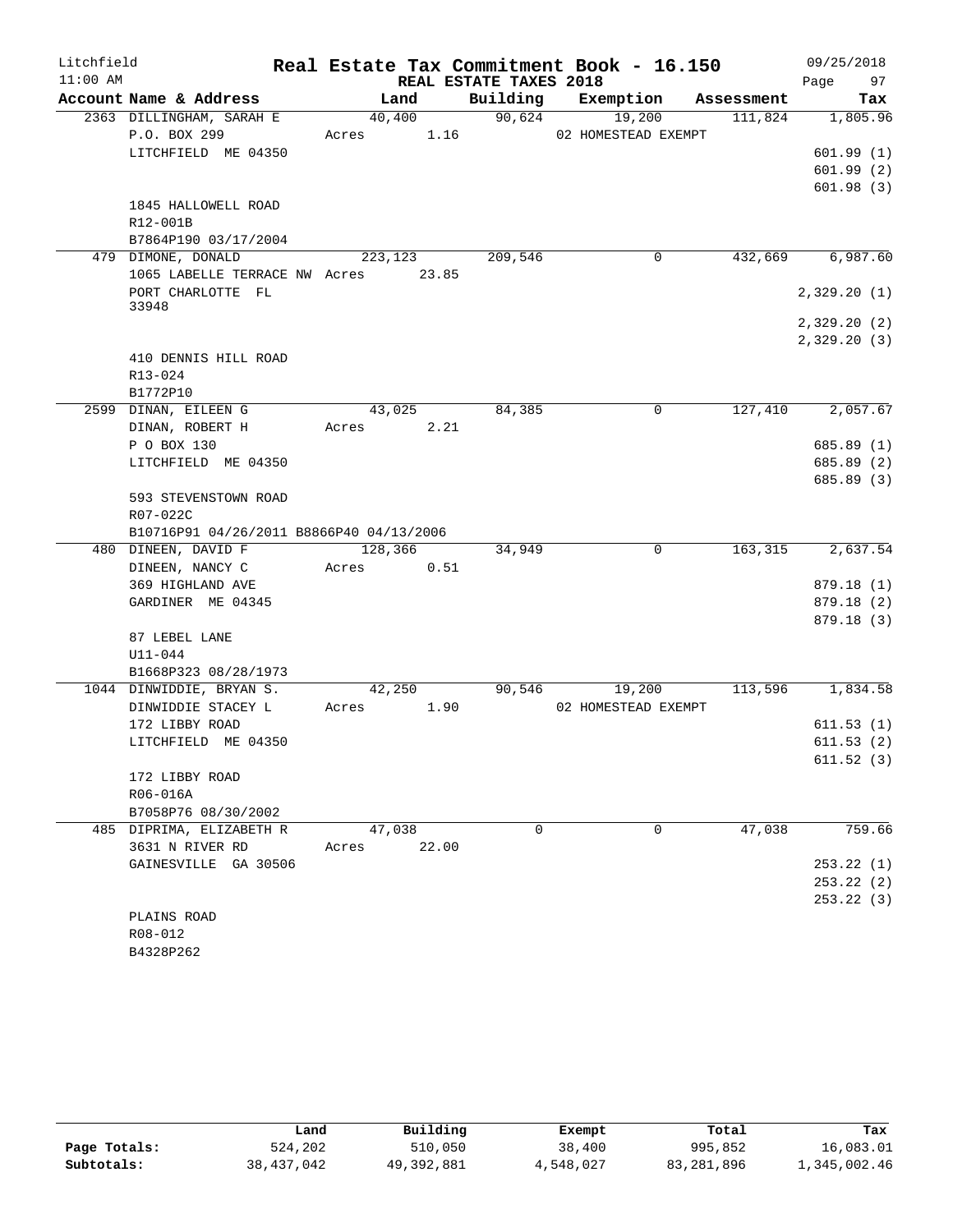# Real Estate Tax Commitment Book - 16.150

Litchfield
11:00 AM

REAL ESTATE TAXES 2018

09/25/2018

| Account Name & Address | Land | Building | Exemption | Assessment | Tax |
|---|---|---|---|---|---|
| 2363 DILLINGHAM, SARAH E | 40,400 | 90,624 | 19,200 | 111,824 | 1,805.96 |
| P.O. BOX 299 | Acres 1.16 | | 02 HOMESTEAD EXEMPT | | |
| LITCHFIELD ME 04350 | | | | | 601.99 (1) |
| | | | | | 601.99 (2) |
| | | | | | 601.98 (3) |
| 1845 HALLOWELL ROAD | | | | | |
| R12-001B | | | | | |
| B7864P190 03/17/2004 | | | | | |
| 479 DIMONE, DONALD | 223,123 | 209,546 | 0 | 432,669 | 6,987.60 |
| 1065 LABELLE TERRACE NW | Acres 23.85 | | | | |
| PORT CHARLOTTE FL 33948 | | | | | 2,329.20 (1) |
| | | | | | 2,329.20 (2) |
| | | | | | 2,329.20 (3) |
| 410 DENNIS HILL ROAD | | | | | |
| R13-024 | | | | | |
| B1772P10 | | | | | |
| 2599 DINAN, EILEEN G | 43,025 | 84,385 | 0 | 127,410 | 2,057.67 |
| DINAN, ROBERT H | Acres 2.21 | | | | |
| P O BOX 130 | | | | | 685.89 (1) |
| LITCHFIELD ME 04350 | | | | | 685.89 (2) |
| | | | | | 685.89 (3) |
| 593 STEVENSTOWN ROAD | | | | | |
| R07-022C | | | | | |
| B10716P91 04/26/2011 B8866P40 04/13/2006 | | | | | |
| 480 DINEEN, DAVID F | 128,366 | 34,949 | 0 | 163,315 | 2,637.54 |
| DINEEN, NANCY C | Acres 0.51 | | | | |
| 369 HIGHLAND AVE | | | | | 879.18 (1) |
| GARDINER ME 04345 | | | | | 879.18 (2) |
| | | | | | 879.18 (3) |
| 87 LEBEL LANE | | | | | |
| U11-044 | | | | | |
| B1668P323 08/28/1973 | | | | | |
| 1044 DINWIDDIE, BRYAN S. | 42,250 | 90,546 | 19,200 | 113,596 | 1,834.58 |
| DINWIDDIE STACEY L | Acres 1.90 | | 02 HOMESTEAD EXEMPT | | |
| 172 LIBBY ROAD | | | | | 611.53 (1) |
| LITCHFIELD ME 04350 | | | | | 611.53 (2) |
| | | | | | 611.52 (3) |
| 172 LIBBY ROAD | | | | | |
| R06-016A | | | | | |
| B7058P76 08/30/2002 | | | | | |
| 485 DIPRIMA, ELIZABETH R | 47,038 | 0 | 0 | 47,038 | 759.66 |
| 3631 N RIVER RD | Acres 22.00 | | | | |
| GAINESVILLE GA 30506 | | | | | 253.22 (1) |
| | | | | | 253.22 (2) |
| | | | | | 253.22 (3) |
| PLAINS ROAD | | | | | |
| R08-012 | | | | | |
| B4328P262 | | | | | |

| | Land | Building | Exempt | Total | Tax |
|---|---|---|---|---|---|
| Page Totals: | 524,202 | 510,050 | 38,400 | 995,852 | 16,083.01 |
| Subtotals: | 38,437,042 | 49,392,881 | 4,548,027 | 83,281,896 | 1,345,002.46 |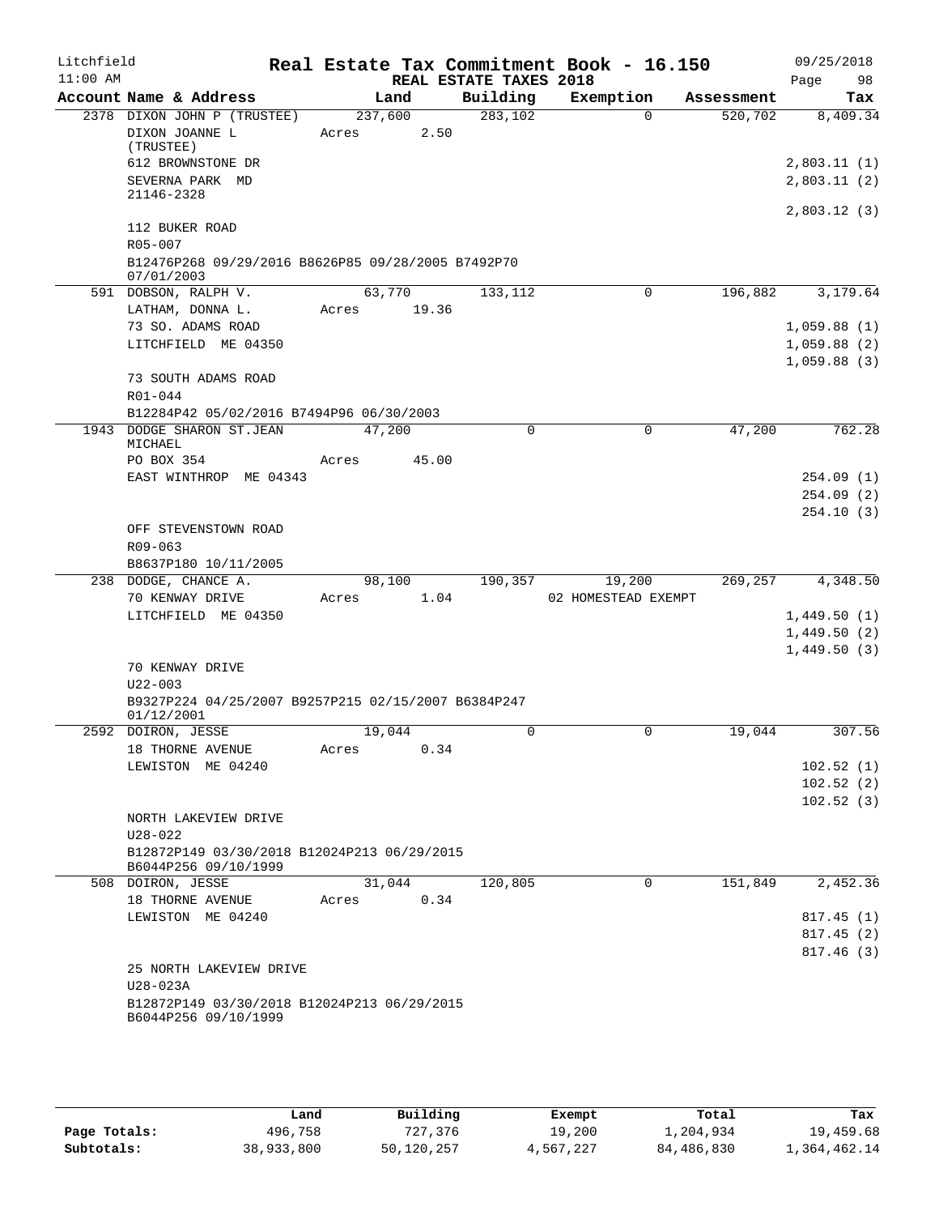Litchfield
11:00 AM

# Real Estate Tax Commitment Book - 16.150

REAL ESTATE TAXES 2018

09/25/2018
Page 98

| Account Name & Address | Land | Building | Exemption | Assessment | Tax |
|---|---|---|---|---|---|
| 2378 DIXON JOHN P (TRUSTEE) | 237,600 | 283,102 | 0 | 520,702 | 8,409.34 |
| DIXON JOANNE L (TRUSTEE) | Acres 2.50 | | | | |
| 612 BROWNSTONE DR | | | | | 2,803.11 (1) |
| SEVERNA PARK MD 21146-2328 | | | | | 2,803.11 (2) |
| | | | | | 2,803.12 (3) |
| 112 BUKER ROAD | | | | | |
| R05-007 | | | | | |
| B12476P268 09/29/2016 B8626P85 09/28/2005 B7492P70 07/01/2003 | | | | | |
| 591 DOBSON, RALPH V. | 63,770 | 133,112 | 0 | 196,882 | 3,179.64 |
| LATHAM, DONNA L. | Acres 19.36 | | | | |
| 73 SO. ADAMS ROAD | | | | | 1,059.88 (1) |
| LITCHFIELD ME 04350 | | | | | 1,059.88 (2) |
| | | | | | 1,059.88 (3) |
| 73 SOUTH ADAMS ROAD | | | | | |
| R01-044 | | | | | |
| B12284P42 05/02/2016 B7494P96 06/30/2003 | | | | | |
| 1943 DODGE SHARON ST.JEAN MICHAEL | 47,200 | 0 | 0 | 47,200 | 762.28 |
| PO BOX 354 | Acres 45.00 | | | | |
| EAST WINTHROP ME 04343 | | | | | 254.09 (1) |
| | | | | | 254.09 (2) |
| | | | | | 254.10 (3) |
| OFF STEVENSTOWN ROAD | | | | | |
| R09-063 | | | | | |
| B8637P180 10/11/2005 | | | | | |
| 238 DODGE, CHANCE A. | 98,100 | 190,357 | 19,200 | 269,257 | 4,348.50 |
| 70 KENWAY DRIVE | Acres 1.04 | | 02 HOMESTEAD EXEMPT | | |
| LITCHFIELD ME 04350 | | | | | 1,449.50 (1) |
| | | | | | 1,449.50 (2) |
| | | | | | 1,449.50 (3) |
| 70 KENWAY DRIVE | | | | | |
| U22-003 | | | | | |
| B9327P224 04/25/2007 B9257P215 02/15/2007 B6384P247 01/12/2001 | | | | | |
| 2592 DOIRON, JESSE | 19,044 | 0 | 0 | 19,044 | 307.56 |
| 18 THORNE AVENUE | Acres 0.34 | | | | |
| LEWISTON ME 04240 | | | | | 102.52 (1) |
| | | | | | 102.52 (2) |
| | | | | | 102.52 (3) |
| NORTH LAKEVIEW DRIVE | | | | | |
| U28-022 | | | | | |
| B12872P149 03/30/2018 B12024P213 06/29/2015 B6044P256 09/10/1999 | | | | | |
| 508 DOIRON, JESSE | 31,044 | 120,805 | 0 | 151,849 | 2,452.36 |
| 18 THORNE AVENUE | Acres 0.34 | | | | |
| LEWISTON ME 04240 | | | | | 817.45 (1) |
| | | | | | 817.45 (2) |
| | | | | | 817.46 (3) |
| 25 NORTH LAKEVIEW DRIVE | | | | | |
| U28-023A | | | | | |
| B12872P149 03/30/2018 B12024P213 06/29/2015 B6044P256 09/10/1999 | | | | | |

| | Land | Building | Exempt | Total | Tax |
|---|---|---|---|---|---|
| Page Totals: | 496,758 | 727,376 | 19,200 | 1,204,934 | 19,459.68 |
| Subtotals: | 38,933,800 | 50,120,257 | 4,567,227 | 84,486,830 | 1,364,462.14 |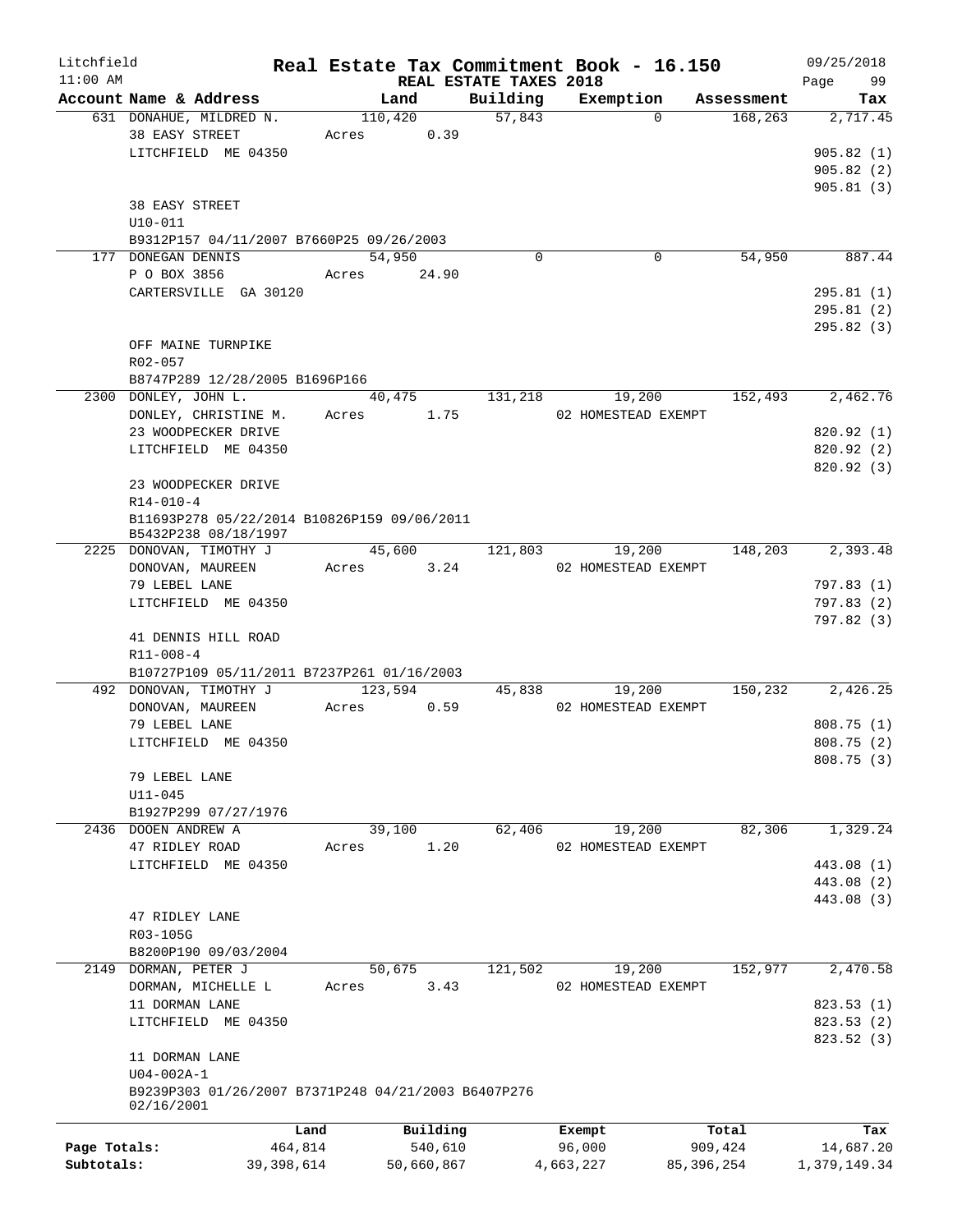Litchfield 11:00 AM

# Real Estate Tax Commitment Book - 16.150

REAL ESTATE TAXES 2018

09/25/2018

| Account Name & Address | Land | Building | Exemption | Assessment | Tax |
|---|---|---|---|---|---|
| 631 DONAHUE, MILDRED N. | 110,420 | 57,843 | 0 | 168,263 | 2,717.45 |
| 38 EASY STREET | Acres 0.39 | | | | |
| LITCHFIELD ME 04350 | | | | | 905.82 (1) |
| | | | | | 905.82 (2) |
| | | | | | 905.81 (3) |
| 38 EASY STREET | | | | | |
| U10-011 | | | | | |
| B9312P157 04/11/2007 B7660P25 09/26/2003 | | | | | |
| 177 DONEGAN DENNIS | 54,950 | 0 | 0 | 54,950 | 887.44 |
| P O BOX 3856 | Acres 24.90 | | | | |
| CARTERSVILLE GA 30120 | | | | | 295.81 (1) |
| | | | | | 295.81 (2) |
| | | | | | 295.82 (3) |
| OFF MAINE TURNPIKE | | | | | |
| R02-057 | | | | | |
| B8747P289 12/28/2005 B1696P166 | | | | | |
| 2300 DONLEY, JOHN L. | 40,475 | 131,218 | 19,200 | 152,493 | 2,462.76 |
| DONLEY, CHRISTINE M. | Acres 1.75 | | 02 HOMESTEAD EXEMPT | | |
| 23 WOODPECKER DRIVE | | | | | 820.92 (1) |
| LITCHFIELD ME 04350 | | | | | 820.92 (2) |
| | | | | | 820.92 (3) |
| 23 WOODPECKER DRIVE | | | | | |
| R14-010-4 | | | | | |
| B11693P278 05/22/2014 B10826P159 09/06/2011 B5432P238 08/18/1997 | | | | | |
| 2225 DONOVAN, TIMOTHY J | 45,600 | 121,803 | 19,200 | 148,203 | 2,393.48 |
| DONOVAN, MAUREEN | Acres 3.24 | | 02 HOMESTEAD EXEMPT | | |
| 79 LEBEL LANE | | | | | 797.83 (1) |
| LITCHFIELD ME 04350 | | | | | 797.83 (2) |
| | | | | | 797.82 (3) |
| 41 DENNIS HILL ROAD | | | | | |
| R11-008-4 | | | | | |
| B10727P109 05/11/2011 B7237P261 01/16/2003 | | | | | |
| 492 DONOVAN, TIMOTHY J | 123,594 | 45,838 | 19,200 | 150,232 | 2,426.25 |
| DONOVAN, MAUREEN | Acres 0.59 | | 02 HOMESTEAD EXEMPT | | |
| 79 LEBEL LANE | | | | | 808.75 (1) |
| LITCHFIELD ME 04350 | | | | | 808.75 (2) |
| | | | | | 808.75 (3) |
| 79 LEBEL LANE | | | | | |
| U11-045 | | | | | |
| B1927P299 07/27/1976 | | | | | |
| 2436 DOOEN ANDREW A | 39,100 | 62,406 | 19,200 | 82,306 | 1,329.24 |
| 47 RIDLEY ROAD | Acres 1.20 | | 02 HOMESTEAD EXEMPT | | |
| LITCHFIELD ME 04350 | | | | | 443.08 (1) |
| | | | | | 443.08 (2) |
| | | | | | 443.08 (3) |
| 47 RIDLEY LANE | | | | | |
| R03-105G | | | | | |
| B8200P190 09/03/2004 | | | | | |
| 2149 DORMAN, PETER J | 50,675 | 121,502 | 19,200 | 152,977 | 2,470.58 |
| DORMAN, MICHELLE L | Acres 3.43 | | 02 HOMESTEAD EXEMPT | | |
| 11 DORMAN LANE | | | | | 823.53 (1) |
| LITCHFIELD ME 04350 | | | | | 823.53 (2) |
| | | | | | 823.52 (3) |
| 11 DORMAN LANE | | | | | |
| U04-002A-1 | | | | | |
| B9239P303 01/26/2007 B7371P248 04/21/2003 B6407P276 02/16/2001 | | | | | |

| | Land | Building | Exempt | Total | Tax |
|---|---|---|---|---|---|
| Page Totals: | 464,814 | 540,610 | 96,000 | 909,424 | 14,687.20 |
| Subtotals: | 39,398,614 | 50,660,867 | 4,663,227 | 85,396,254 | 1,379,149.34 |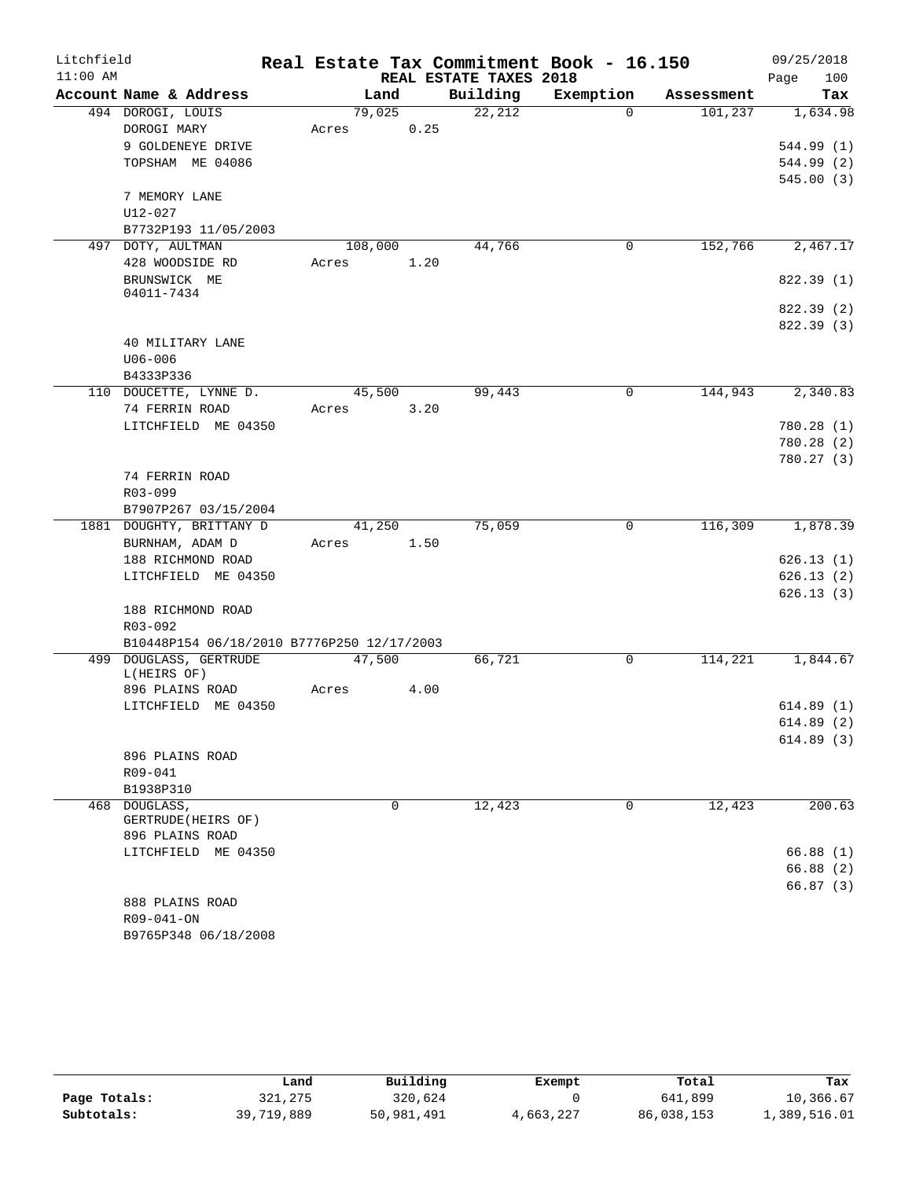Litchfield
11:00 AM

# Real Estate Tax Commitment Book - 16.150

REAL ESTATE TAXES 2018

09/25/2018
Page 100

| Account Name & Address | Land | Building | Exemption | Assessment | Tax |
|---|---|---|---|---|---|
| 494 DOROGI, LOUIS | 79,025 | 22,212 | 0 | 101,237 | 1,634.98 |
| DOROGI MARY | Acres 0.25 | | | | |
| 9 GOLDENEYE DRIVE | | | | | 544.99 (1) |
| TOPSHAM ME 04086 | | | | | 544.99 (2) |
| | | | | | 545.00 (3) |
| 7 MEMORY LANE | | | | | |
| U12-027 | | | | | |
| B7732P193 11/05/2003 | | | | | |
| 497 DOTY, AULTMAN | 108,000 | 44,766 | 0 | 152,766 | 2,467.17 |
| 428 WOODSIDE RD | Acres 1.20 | | | | |
| BRUNSWICK ME 04011-7434 | | | | | 822.39 (1) |
| | | | | | 822.39 (2) |
| | | | | | 822.39 (3) |
| 40 MILITARY LANE | | | | | |
| U06-006 | | | | | |
| B4333P336 | | | | | |
| 110 DOUCETTE, LYNNE D. | 45,500 | 99,443 | 0 | 144,943 | 2,340.83 |
| 74 FERRIN ROAD | Acres 3.20 | | | | |
| LITCHFIELD ME 04350 | | | | | 780.28 (1) |
| | | | | | 780.28 (2) |
| | | | | | 780.27 (3) |
| 74 FERRIN ROAD | | | | | |
| R03-099 | | | | | |
| B7907P267 03/15/2004 | | | | | |
| 1881 DOUGHTY, BRITTANY D | 41,250 | 75,059 | 0 | 116,309 | 1,878.39 |
| BURNHAM, ADAM D | Acres 1.50 | | | | |
| 188 RICHMOND ROAD | | | | | 626.13 (1) |
| LITCHFIELD ME 04350 | | | | | 626.13 (2) |
| | | | | | 626.13 (3) |
| 188 RICHMOND ROAD | | | | | |
| R03-092 | | | | | |
| B10448P154 06/18/2010 B7776P250 12/17/2003 | | | | | |
| 499 DOUGLASS, GERTRUDE L(HEIRS OF) | 47,500 | 66,721 | 0 | 114,221 | 1,844.67 |
| 896 PLAINS ROAD | Acres 4.00 | | | | |
| LITCHFIELD ME 04350 | | | | | 614.89 (1) |
| | | | | | 614.89 (2) |
| | | | | | 614.89 (3) |
| 896 PLAINS ROAD | | | | | |
| R09-041 | | | | | |
| B1938P310 | | | | | |
| 468 DOUGLASS, GERTRUDE(HEIRS OF) | 0 | 12,423 | 0 | 12,423 | 200.63 |
| 896 PLAINS ROAD | | | | | |
| LITCHFIELD ME 04350 | | | | | 66.88 (1) |
| | | | | | 66.88 (2) |
| | | | | | 66.87 (3) |
| 888 PLAINS ROAD | | | | | |
| R09-041-ON | | | | | |
| B9765P348 06/18/2008 | | | | | |

| | Land | Building | Exempt | Total | Tax |
|---|---|---|---|---|---|
| Page Totals: | 321,275 | 320,624 | 0 | 641,899 | 10,366.67 |
| Subtotals: | 39,719,889 | 50,981,491 | 4,663,227 | 86,038,153 | 1,389,516.01 |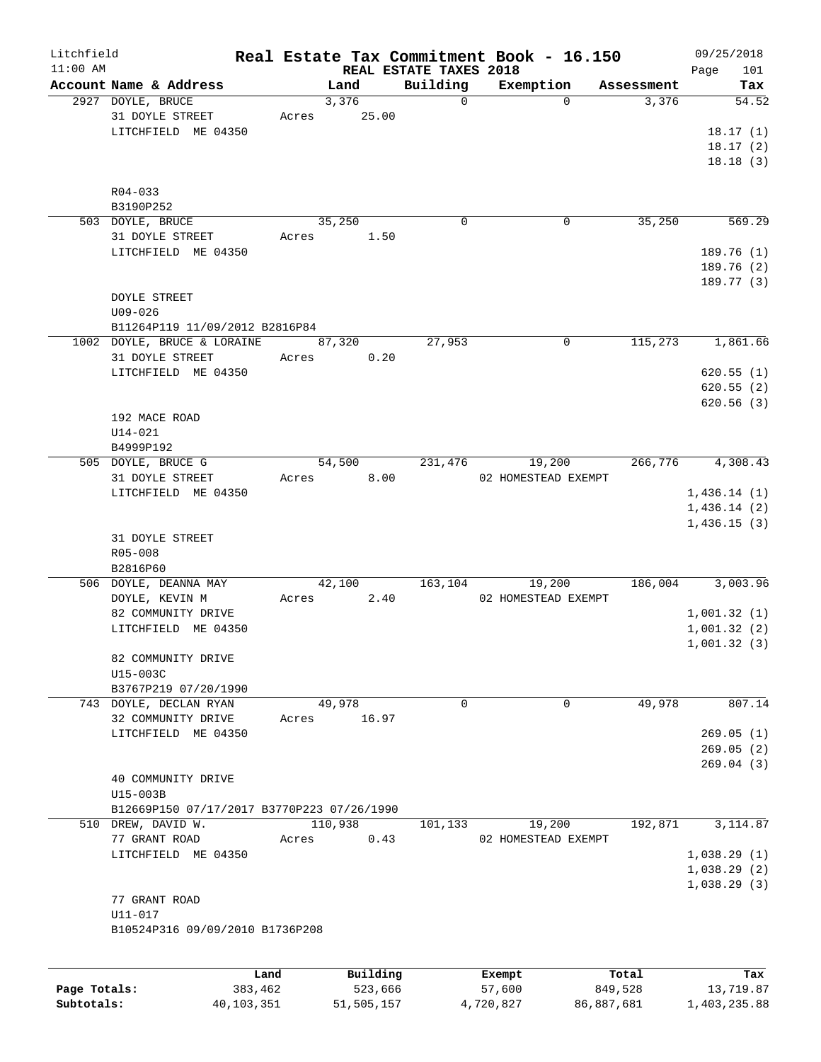Litchfield
11:00 AM

# Real Estate Tax Commitment Book - 16.150

REAL ESTATE TAXES 2018

09/25/2018
Page 101

| Account Name & Address | Land | Building | Exemption | Assessment | Tax |
|---|---|---|---|---|---|
| 2927 DOYLE, BRUCE<br>31 DOYLE STREET<br>LITCHFIELD ME 04350<br><br>R04-033<br>B3190P252 | 3,376<br>Acres 25.00 | 0 | 0 | 3,376 | 54.52<br><br>18.17 (1)<br>18.17 (2)<br>18.18 (3) |
| 503 DOYLE, BRUCE<br>31 DOYLE STREET<br>LITCHFIELD ME 04350<br><br>DOYLE STREET<br>U09-026<br>B11264P119 11/09/2012 B2816P84 | 35,250<br>Acres 1.50 | 0 | 0 | 35,250 | 569.29<br><br>189.76 (1)<br>189.76 (2)<br>189.77 (3) |
| 1002 DOYLE, BRUCE & LORAINE<br>31 DOYLE STREET<br>LITCHFIELD ME 04350<br><br>192 MACE ROAD<br>U14-021<br>B4999P192 | 87,320<br>Acres 0.20 | 27,953 | 0 | 115,273 | 1,861.66<br><br>620.55 (1)<br>620.55 (2)<br>620.56 (3) |
| 505 DOYLE, BRUCE G<br>31 DOYLE STREET<br>LITCHFIELD ME 04350<br><br>31 DOYLE STREET<br>R05-008<br>B2816P60 | 54,500<br>Acres 8.00 | 231,476 | 19,200<br>02 HOMESTEAD EXEMPT | 266,776 | 4,308.43<br><br>1,436.14 (1)<br>1,436.14 (2)<br>1,436.15 (3) |
| 506 DOYLE, DEANNA MAY<br>DOYLE, KEVIN M<br>82 COMMUNITY DRIVE<br>LITCHFIELD ME 04350<br><br>82 COMMUNITY DRIVE<br>U15-003C<br>B3767P219 07/20/1990 | 42,100<br>Acres 2.40 | 163,104 | 19,200<br>02 HOMESTEAD EXEMPT | 186,004 | 3,003.96<br><br>1,001.32 (1)<br>1,001.32 (2)<br>1,001.32 (3) |
| 743 DOYLE, DECLAN RYAN<br>32 COMMUNITY DRIVE<br>LITCHFIELD ME 04350<br><br>40 COMMUNITY DRIVE<br>U15-003B<br>B12669P150 07/17/2017 B3770P223 07/26/1990 | 49,978<br>Acres 16.97 | 0 | 0 | 49,978 | 807.14<br><br>269.05 (1)<br>269.05 (2)<br>269.04 (3) |
| 510 DREW, DAVID W.<br>77 GRANT ROAD<br>LITCHFIELD ME 04350<br><br>77 GRANT ROAD<br>U11-017<br>B10524P316 09/09/2010 B1736P208 | 110,938<br>Acres 0.43 | 101,133 | 19,200<br>02 HOMESTEAD EXEMPT | 192,871 | 3,114.87<br><br>1,038.29 (1)<br>1,038.29 (2)<br>1,038.29 (3) |

| | Land | Building | Exempt | Total | Tax |
|---|---|---|---|---|---|
| Page Totals: | 383,462 | 523,666 | 57,600 | 849,528 | 13,719.87 |
| Subtotals: | 40,103,351 | 51,505,157 | 4,720,827 | 86,887,681 | 1,403,235.88 |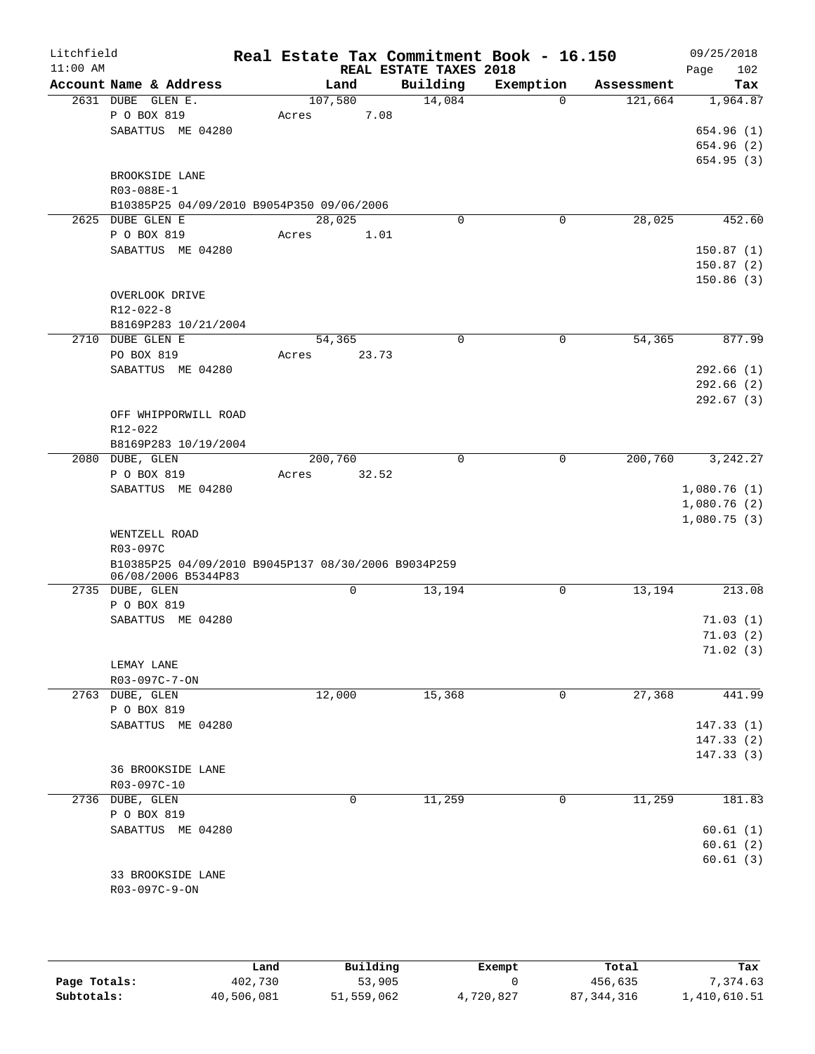Litchfield
11:00 AM

# Real Estate Tax Commitment Book - 16.150

REAL ESTATE TAXES 2018

09/25/2018
Page 102

| Account Name & Address | Land | Building | Exemption | Assessment | Tax |
|---|---|---|---|---|---|
| 2631 DUBE GLEN E. | 107,580 | 14,084 | 0 | 121,664 | 1,964.87 |
| P O BOX 819 | Acres 7.08 | | | | |
| SABATTUS ME 04280 | | | | | 654.96 (1) |
| | | | | | 654.96 (2) |
| | | | | | 654.95 (3) |
| BROOKSIDE LANE | | | | | |
| R03-088E-1 | | | | | |
| B10385P25 04/09/2010 B9054P350 09/06/2006 | | | | | |
| 2625 DUBE GLEN E | 28,025 | 0 | 0 | 28,025 | 452.60 |
| P O BOX 819 | Acres 1.01 | | | | |
| SABATTUS ME 04280 | | | | | 150.87 (1) |
| | | | | | 150.87 (2) |
| | | | | | 150.86 (3) |
| OVERLOOK DRIVE | | | | | |
| R12-022-8 | | | | | |
| B8169P283 10/21/2004 | | | | | |
| 2710 DUBE GLEN E | 54,365 | 0 | 0 | 54,365 | 877.99 |
| PO BOX 819 | Acres 23.73 | | | | |
| SABATTUS ME 04280 | | | | | 292.66 (1) |
| | | | | | 292.66 (2) |
| | | | | | 292.67 (3) |
| OFF WHIPPORWILL ROAD | | | | | |
| R12-022 | | | | | |
| B8169P283 10/19/2004 | | | | | |
| 2080 DUBE, GLEN | 200,760 | 0 | 0 | 200,760 | 3,242.27 |
| P O BOX 819 | Acres 32.52 | | | | |
| SABATTUS ME 04280 | | | | | 1,080.76 (1) |
| | | | | | 1,080.76 (2) |
| | | | | | 1,080.75 (3) |
| WENTZELL ROAD | | | | | |
| R03-097C | | | | | |
| B10385P25 04/09/2010 B9045P137 08/30/2006 B9034P259 06/08/2006 B5344P83 | | | | | |
| 2735 DUBE, GLEN | 0 | 13,194 | 0 | 13,194 | 213.08 |
| P O BOX 819 | | | | | |
| SABATTUS ME 04280 | | | | | 71.03 (1) |
| | | | | | 71.03 (2) |
| | | | | | 71.02 (3) |
| LEMAY LANE | | | | | |
| R03-097C-7-ON | | | | | |
| 2763 DUBE, GLEN | 12,000 | 15,368 | 0 | 27,368 | 441.99 |
| P O BOX 819 | | | | | |
| SABATTUS ME 04280 | | | | | 147.33 (1) |
| | | | | | 147.33 (2) |
| | | | | | 147.33 (3) |
| 36 BROOKSIDE LANE | | | | | |
| R03-097C-10 | | | | | |
| 2736 DUBE, GLEN | 0 | 11,259 | 0 | 11,259 | 181.83 |
| P O BOX 819 | | | | | |
| SABATTUS ME 04280 | | | | | 60.61 (1) |
| | | | | | 60.61 (2) |
| | | | | | 60.61 (3) |
| 33 BROOKSIDE LANE | | | | | |
| R03-097C-9-ON | | | | | |

| | Land | Building | Exempt | Total | Tax |
|---|---|---|---|---|---|
| Page Totals: | 402,730 | 53,905 | 0 | 456,635 | 7,374.63 |
| Subtotals: | 40,506,081 | 51,559,062 | 4,720,827 | 87,344,316 | 1,410,610.51 |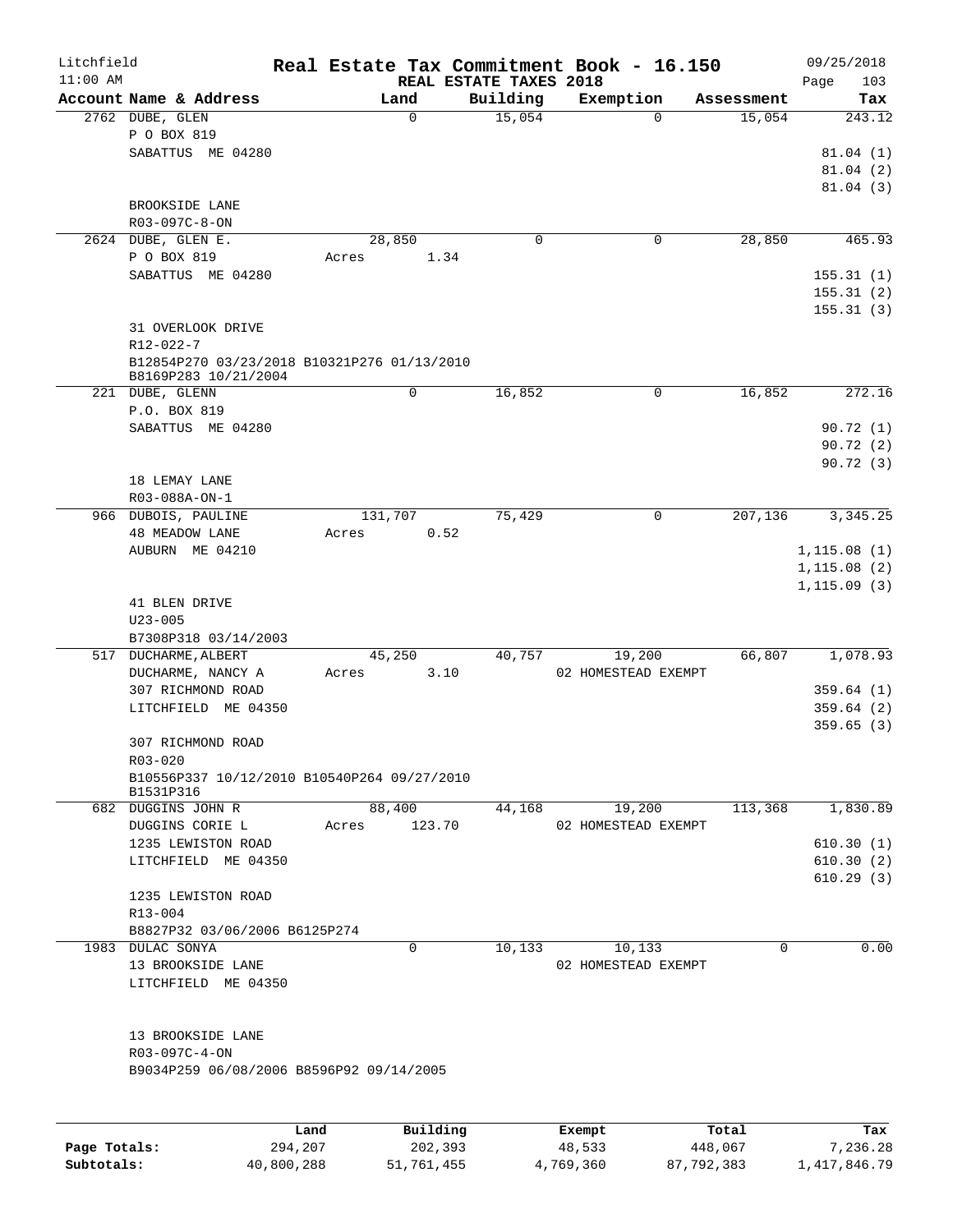Litchfield 11:00 AM

# Real Estate Tax Commitment Book - 16.150

REAL ESTATE TAXES 2018

09/25/2018

| Account Name & Address | Land | Building | Exemption | Assessment | Tax |
|---|---|---|---|---|---|
| 2762 DUBE, GLEN<br>P O BOX 819<br>SABATTUS ME 04280<br><br>BROOKSIDE LANE<br>R03-097C-8-ON | 0 | 15,054 | 0 | 15,054 | 243.12<br>81.04 (1)<br>81.04 (2)<br>81.04 (3) |
| 2624 DUBE, GLEN E.<br>P O BOX 819<br>SABATTUS ME 04280<br><br>31 OVERLOOK DRIVE<br>R12-022-7<br>B12854P270 03/23/2018 B10321P276 01/13/2010<br>B8169P283 10/21/2004 | 28,850<br>Acres 1.34 | 0 | 0 | 28,850 | 465.93<br>155.31 (1)<br>155.31 (2)<br>155.31 (3) |
| 221 DUBE, GLENN<br>P.O. BOX 819<br>SABATTUS ME 04280<br><br>18 LEMAY LANE<br>R03-088A-ON-1 | 0 | 16,852 | 0 | 16,852 | 272.16<br>90.72 (1)<br>90.72 (2)<br>90.72 (3) |
| 966 DUBOIS, PAULINE<br>48 MEADOW LANE<br>AUBURN ME 04210<br><br>41 BLEN DRIVE<br>U23-005<br>B7308P318 03/14/2003 | 131,707<br>Acres 0.52 | 75,429 | 0 | 207,136 | 3,345.25<br>1,115.08 (1)<br>1,115.08 (2)<br>1,115.09 (3) |
| 517 DUCHARME, ALBERT<br>DUCHARME, NANCY A<br>307 RICHMOND ROAD<br>LITCHFIELD ME 04350<br><br>307 RICHMOND ROAD<br>R03-020<br>B10556P337 10/12/2010 B10540P264 09/27/2010<br>B1531P316 | 45,250<br>Acres 3.10 | 40,757 | 19,200<br>02 HOMESTEAD EXEMPT | 66,807 | 1,078.93<br>359.64 (1)<br>359.64 (2)<br>359.65 (3) |
| 682 DUGGINS JOHN R<br>DUGGINS CORIE L<br>1235 LEWISTON ROAD<br>LITCHFIELD ME 04350<br><br>1235 LEWISTON ROAD<br>R13-004<br>B8827P32 03/06/2006 B6125P274 | 88,400<br>Acres 123.70 | 44,168 | 19,200<br>02 HOMESTEAD EXEMPT | 113,368 | 1,830.89<br>610.30 (1)<br>610.30 (2)<br>610.29 (3) |
| 1983 DULAC SONYA<br>13 BROOKSIDE LANE<br>LITCHFIELD ME 04350<br><br>13 BROOKSIDE LANE<br>R03-097C-4-ON<br>B9034P259 06/08/2006 B8596P92 09/14/2005 | 0 | 10,133 | 10,133<br>02 HOMESTEAD EXEMPT | 0 | 0.00 |

| | Land | Building | Exempt | Total | Tax |
|---|---|---|---|---|---|
| Page Totals: | 294,207 | 202,393 | 48,533 | 448,067 | 7,236.28 |
| Subtotals: | 40,800,288 | 51,761,455 | 4,769,360 | 87,792,383 | 1,417,846.79 |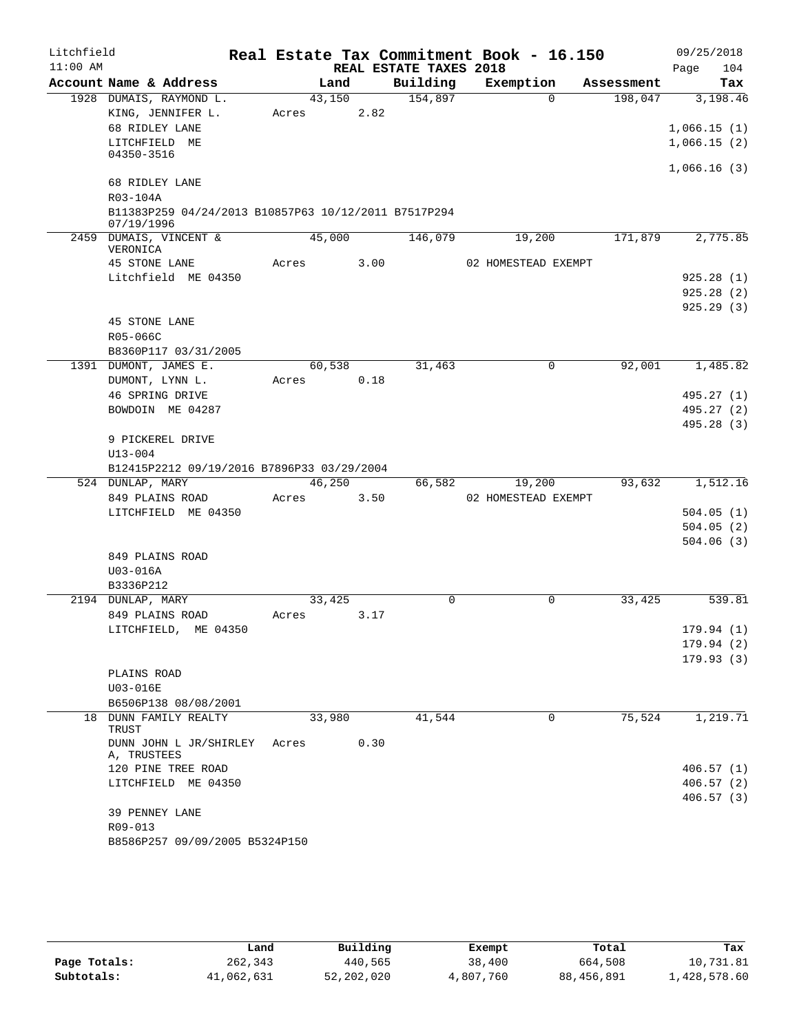Litchfield 11:00 AM

# Real Estate Tax Commitment Book - 16.150

## REAL ESTATE TAXES 2018

09/25/2018 Page 104

| Account Name & Address | Land | Building | Exemption | Assessment | Tax |
|---|---|---|---|---|---|
| 1928 DUMAIS, RAYMOND L. | 43,150 | 154,897 | 0 | 198,047 | 3,198.46 |
| KING, JENNIFER L. | Acres 2.82 | | | | |
| 68 RIDLEY LANE | | | | | 1,066.15 (1) |
| LITCHFIELD ME 04350-3516 | | | | | 1,066.15 (2) |
| | | | | | 1,066.16 (3) |
| 68 RIDLEY LANE | | | | | |
| R03-104A | | | | | |
| B11383P259 04/24/2013 B10857P63 10/12/2011 B7517P294 07/19/1996 | | | | | |
| 2459 DUMAIS, VINCENT & VERONICA | 45,000 | 146,079 | 19,200 | 171,879 | 2,775.85 |
| 45 STONE LANE | Acres 3.00 | | 02 HOMESTEAD EXEMPT | | |
| Litchfield ME 04350 | | | | | 925.28 (1) |
| | | | | | 925.28 (2) |
| | | | | | 925.29 (3) |
| 45 STONE LANE | | | | | |
| R05-066C | | | | | |
| B8360P117 03/31/2005 | | | | | |
| 1391 DUMONT, JAMES E. | 60,538 | 31,463 | 0 | 92,001 | 1,485.82 |
| DUMONT, LYNN L. | Acres 0.18 | | | | |
| 46 SPRING DRIVE | | | | | 495.27 (1) |
| BOWDOIN ME 04287 | | | | | 495.27 (2) |
| | | | | | 495.28 (3) |
| 9 PICKEREL DRIVE | | | | | |
| U13-004 | | | | | |
| B12415P2212 09/19/2016 B7896P33 03/29/2004 | | | | | |
| 524 DUNLAP, MARY | 46,250 | 66,582 | 19,200 | 93,632 | 1,512.16 |
| 849 PLAINS ROAD | Acres 3.50 | | 02 HOMESTEAD EXEMPT | | |
| LITCHFIELD ME 04350 | | | | | 504.05 (1) |
| | | | | | 504.05 (2) |
| | | | | | 504.06 (3) |
| 849 PLAINS ROAD | | | | | |
| U03-016A | | | | | |
| B3336P212 | | | | | |
| 2194 DUNLAP, MARY | 33,425 | 0 | 0 | 33,425 | 539.81 |
| 849 PLAINS ROAD | Acres 3.17 | | | | |
| LITCHFIELD, ME 04350 | | | | | 179.94 (1) |
| | | | | | 179.94 (2) |
| | | | | | 179.93 (3) |
| PLAINS ROAD | | | | | |
| U03-016E | | | | | |
| B6506P138 08/08/2001 | | | | | |
| 18 DUNN FAMILY REALTY TRUST | 33,980 | 41,544 | 0 | 75,524 | 1,219.71 |
| DUNN JOHN L JR/SHIRLEY A, TRUSTEES | Acres 0.30 | | | | |
| 120 PINE TREE ROAD | | | | | 406.57 (1) |
| LITCHFIELD ME 04350 | | | | | 406.57 (2) |
| | | | | | 406.57 (3) |
| 39 PENNEY LANE | | | | | |
| R09-013 | | | | | |
| B8586P257 09/09/2005 B5324P150 | | | | | |

| | Land | Building | Exempt | Total | Tax |
|---|---|---|---|---|---|
| Page Totals: | 262,343 | 440,565 | 38,400 | 664,508 | 10,731.81 |
| Subtotals: | 41,062,631 | 52,202,020 | 4,807,760 | 88,456,891 | 1,428,578.60 |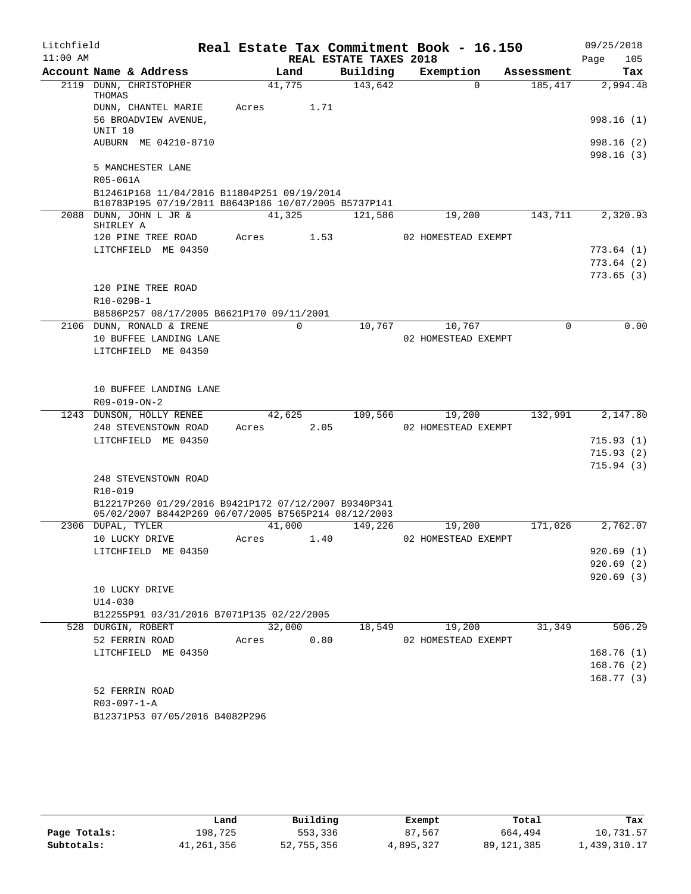Litchfield
11:00 AM

# Real Estate Tax Commitment Book - 16.150

REAL ESTATE TAXES 2018

09/25/2018
Page 105

| Account Name & Address | Land | Building | Exemption | Assessment | Tax |
|---|---|---|---|---|---|
| 2119 DUNN, CHRISTOPHER THOMAS | 41,775 | 143,642 | 0 | 185,417 | 2,994.48 |
| DUNN, CHANTEL MARIE | Acres 1.71 | | | | |
| 56 BROADVIEW AVENUE, UNIT 10 | | | | | 998.16 (1) |
| AUBURN ME 04210-8710 | | | | | 998.16 (2) |
| | | | | | 998.16 (3) |
| 5 MANCHESTER LANE | | | | | |
| R05-061A | | | | | |
| B12461P168 11/04/2016 B11804P251 09/19/2014 B10783P195 07/19/2011 B8643P186 10/07/2005 B5737P141 | | | | | |
| 2088 DUNN, JOHN L JR & SHIRLEY A | 41,325 | 121,586 | 19,200 | 143,711 | 2,320.93 |
| 120 PINE TREE ROAD | Acres 1.53 | | 02 HOMESTEAD EXEMPT | | |
| LITCHFIELD ME 04350 | | | | | 773.64 (1) |
| | | | | | 773.64 (2) |
| | | | | | 773.65 (3) |
| 120 PINE TREE ROAD | | | | | |
| R10-029B-1 | | | | | |
| B8586P257 08/17/2005 B6621P170 09/11/2001 | | | | | |
| 2106 DUNN, RONALD & IRENE | 0 | 10,767 | 10,767 | 0 | 0.00 |
| 10 BUFFEE LANDING LANE | | | 02 HOMESTEAD EXEMPT | | |
| LITCHFIELD ME 04350 | | | | | |
| 10 BUFFEE LANDING LANE | | | | | |
| R09-019-ON-2 | | | | | |
| 1243 DUNSON, HOLLY RENEE | 42,625 | 109,566 | 19,200 | 132,991 | 2,147.80 |
| 248 STEVENSTOWN ROAD | Acres 2.05 | | 02 HOMESTEAD EXEMPT | | |
| LITCHFIELD ME 04350 | | | | | 715.93 (1) |
| | | | | | 715.93 (2) |
| | | | | | 715.94 (3) |
| 248 STEVENSTOWN ROAD | | | | | |
| R10-019 | | | | | |
| B12217P260 01/29/2016 B9421P172 07/12/2007 B9340P341 05/02/2007 B8442P269 06/07/2005 B7565P214 08/12/2003 | | | | | |
| 2306 DUPAL, TYLER | 41,000 | 149,226 | 19,200 | 171,026 | 2,762.07 |
| 10 LUCKY DRIVE | Acres 1.40 | | 02 HOMESTEAD EXEMPT | | |
| LITCHFIELD ME 04350 | | | | | 920.69 (1) |
| | | | | | 920.69 (2) |
| | | | | | 920.69 (3) |
| 10 LUCKY DRIVE | | | | | |
| U14-030 | | | | | |
| B12255P91 03/31/2016 B7071P135 02/22/2005 | | | | | |
| 528 DURGIN, ROBERT | 32,000 | 18,549 | 19,200 | 31,349 | 506.29 |
| 52 FERRIN ROAD | Acres 0.80 | | 02 HOMESTEAD EXEMPT | | |
| LITCHFIELD ME 04350 | | | | | 168.76 (1) |
| | | | | | 168.76 (2) |
| | | | | | 168.77 (3) |
| 52 FERRIN ROAD | | | | | |
| R03-097-1-A | | | | | |
| B12371P53 07/05/2016 B4082P296 | | | | | |

| | Land | Building | Exempt | Total | Tax |
|---|---|---|---|---|---|
| Page Totals: | 198,725 | 553,336 | 87,567 | 664,494 | 10,731.57 |
| Subtotals: | 41,261,356 | 52,755,356 | 4,895,327 | 89,121,385 | 1,439,310.17 |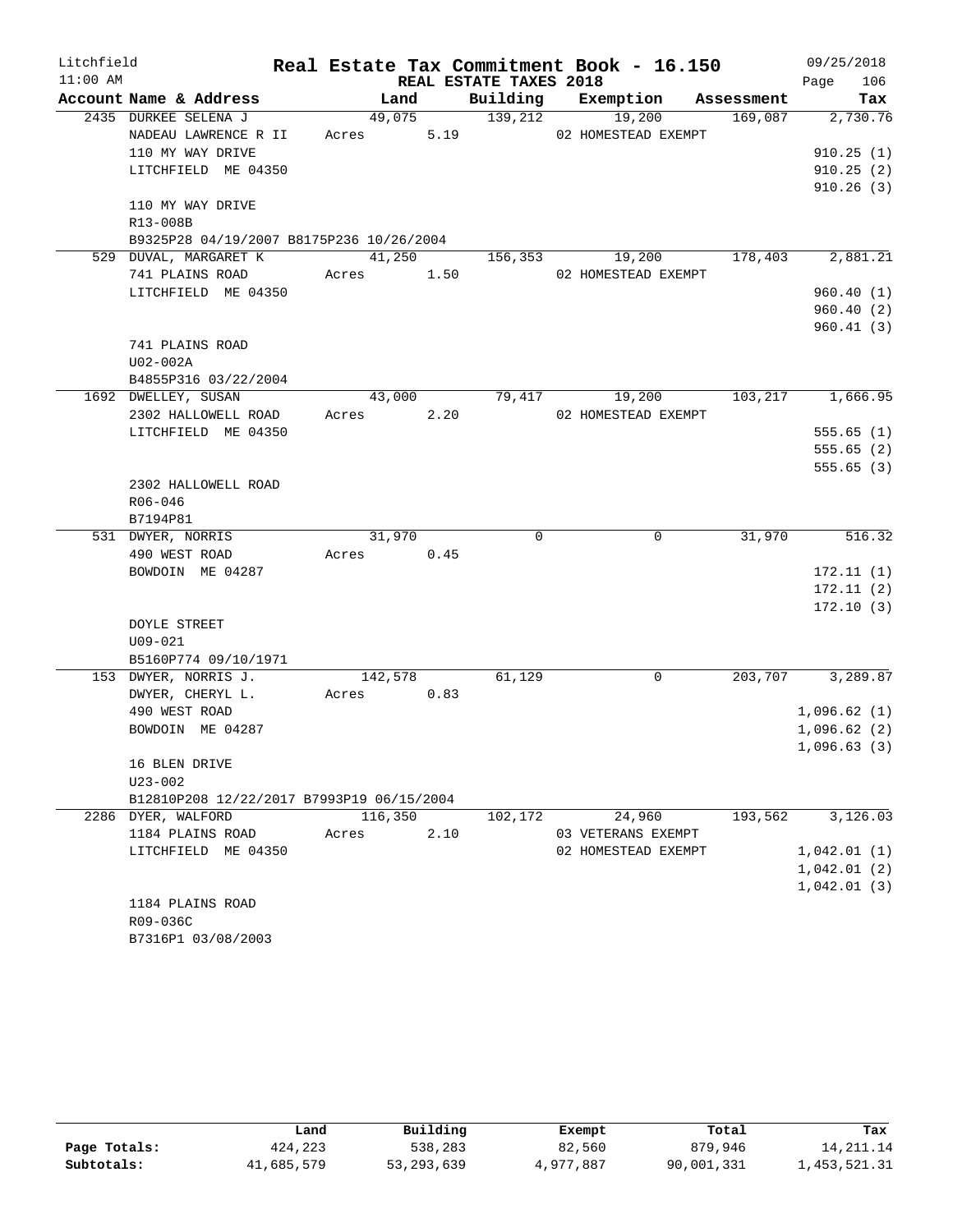Litchfield
11:00 AM

# Real Estate Tax Commitment Book - 16.150

REAL ESTATE TAXES 2018

09/25/2018
Page 106

| Account Name & Address | Land | Building | Exemption | Assessment | Tax |
|---|---|---|---|---|---|
| 2435 DURKEE SELENA J | 49,075 | 139,212 | 19,200 | 169,087 | 2,730.76 |
| NADEAU LAWRENCE R II | Acres 5.19 | | 02 HOMESTEAD EXEMPT | | |
| 110 MY WAY DRIVE | | | | | 910.25 (1) |
| LITCHFIELD ME 04350 | | | | | 910.25 (2) |
| | | | | | 910.26 (3) |
| 110 MY WAY DRIVE | | | | | |
| R13-008B | | | | | |
| B9325P28 04/19/2007 B8175P236 10/26/2004 | | | | | |
| 529 DUVAL, MARGARET K | 41,250 | 156,353 | 19,200 | 178,403 | 2,881.21 |
| 741 PLAINS ROAD | Acres 1.50 | | 02 HOMESTEAD EXEMPT | | |
| LITCHFIELD ME 04350 | | | | | 960.40 (1) |
| | | | | | 960.40 (2) |
| | | | | | 960.41 (3) |
| 741 PLAINS ROAD | | | | | |
| U02-002A | | | | | |
| B4855P316 03/22/2004 | | | | | |
| 1692 DWELLEY, SUSAN | 43,000 | 79,417 | 19,200 | 103,217 | 1,666.95 |
| 2302 HALLOWELL ROAD | Acres 2.20 | | 02 HOMESTEAD EXEMPT | | |
| LITCHFIELD ME 04350 | | | | | 555.65 (1) |
| | | | | | 555.65 (2) |
| | | | | | 555.65 (3) |
| 2302 HALLOWELL ROAD | | | | | |
| R06-046 | | | | | |
| B7194P81 | | | | | |
| 531 DWYER, NORRIS | 31,970 | 0 | 0 | 31,970 | 516.32 |
| 490 WEST ROAD | Acres 0.45 | | | | |
| BOWDOIN ME 04287 | | | | | 172.11 (1) |
| | | | | | 172.11 (2) |
| | | | | | 172.10 (3) |
| DOYLE STREET | | | | | |
| U09-021 | | | | | |
| B5160P774 09/10/1971 | | | | | |
| 153 DWYER, NORRIS J. | 142,578 | 61,129 | 0 | 203,707 | 3,289.87 |
| DWYER, CHERYL L. | Acres 0.83 | | | | |
| 490 WEST ROAD | | | | | 1,096.62 (1) |
| BOWDOIN ME 04287 | | | | | 1,096.62 (2) |
| | | | | | 1,096.63 (3) |
| 16 BLEN DRIVE | | | | | |
| U23-002 | | | | | |
| B12810P208 12/22/2017 B7993P19 06/15/2004 | | | | | |
| 2286 DYER, WALFORD | 116,350 | 102,172 | 24,960 | 193,562 | 3,126.03 |
| 1184 PLAINS ROAD | Acres 2.10 | | 03 VETERANS EXEMPT | | |
| LITCHFIELD ME 04350 | | | 02 HOMESTEAD EXEMPT | | 1,042.01 (1) |
| | | | | | 1,042.01 (2) |
| | | | | | 1,042.01 (3) |
| 1184 PLAINS ROAD | | | | | |
| R09-036C | | | | | |
| B7316P1 03/08/2003 | | | | | |

| | Land | Building | Exempt | Total | Tax |
|---|---|---|---|---|---|
| Page Totals: | 424,223 | 538,283 | 82,560 | 879,946 | 14,211.14 |
| Subtotals: | 41,685,579 | 53,293,639 | 4,977,887 | 90,001,331 | 1,453,521.31 |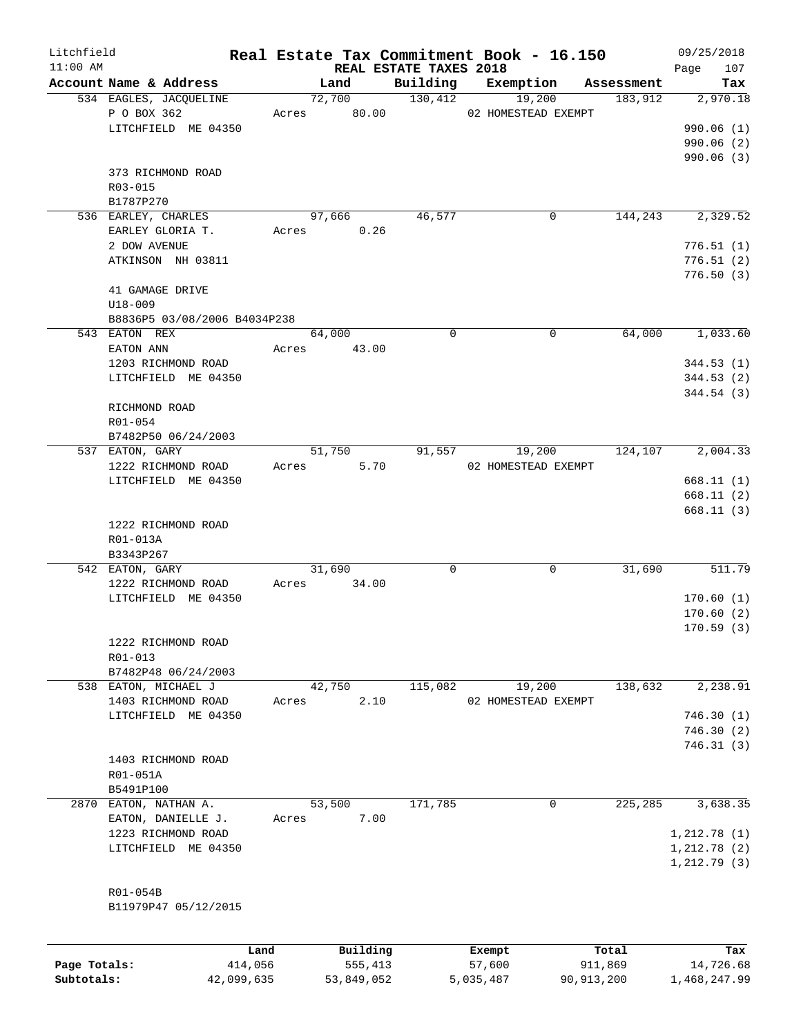Litchfield
11:00 AM

**Real Estate Tax Commitment Book - 16.150**
**REAL ESTATE TAXES 2018**

09/25/2018
Page 107

| Account Name & Address | Land | Building | Exemption | Assessment | Tax |
|---|---|---|---|---|---|
| 534 EAGLES, JACQUELINE | 72,700 | 130,412 | 19,200 | 183,912 | 2,970.18 |
| P O BOX 362 | Acres 80.00 | | 02 HOMESTEAD EXEMPT | | |
| LITCHFIELD ME 04350 | | | | | 990.06 (1) |
| | | | | | 990.06 (2) |
| | | | | | 990.06 (3) |
| 373 RICHMOND ROAD | | | | | |
| R03-015 | | | | | |
| B1787P270 | | | | | |
| 536 EARLEY, CHARLES | 97,666 | 46,577 | 0 | 144,243 | 2,329.52 |
| EARLEY GLORIA T. | Acres 0.26 | | | | |
| 2 DOW AVENUE | | | | | 776.51 (1) |
| ATKINSON NH 03811 | | | | | 776.51 (2) |
| | | | | | 776.50 (3) |
| 41 GAMAGE DRIVE | | | | | |
| U18-009 | | | | | |
| B8836P5 03/08/2006 B4034P238 | | | | | |
| 543 EATON REX | 64,000 | 0 | 0 | 64,000 | 1,033.60 |
| EATON ANN | Acres 43.00 | | | | |
| 1203 RICHMOND ROAD | | | | | 344.53 (1) |
| LITCHFIELD ME 04350 | | | | | 344.53 (2) |
| | | | | | 344.54 (3) |
| RICHMOND ROAD | | | | | |
| R01-054 | | | | | |
| B7482P50 06/24/2003 | | | | | |
| 537 EATON, GARY | 51,750 | 91,557 | 19,200 | 124,107 | 2,004.33 |
| 1222 RICHMOND ROAD | Acres 5.70 | | 02 HOMESTEAD EXEMPT | | |
| LITCHFIELD ME 04350 | | | | | 668.11 (1) |
| | | | | | 668.11 (2) |
| | | | | | 668.11 (3) |
| 1222 RICHMOND ROAD | | | | | |
| R01-013A | | | | | |
| B3343P267 | | | | | |
| 542 EATON, GARY | 31,690 | 0 | 0 | 31,690 | 511.79 |
| 1222 RICHMOND ROAD | Acres 34.00 | | | | |
| LITCHFIELD ME 04350 | | | | | 170.60 (1) |
| | | | | | 170.60 (2) |
| | | | | | 170.59 (3) |
| 1222 RICHMOND ROAD | | | | | |
| R01-013 | | | | | |
| B7482P48 06/24/2003 | | | | | |
| 538 EATON, MICHAEL J | 42,750 | 115,082 | 19,200 | 138,632 | 2,238.91 |
| 1403 RICHMOND ROAD | Acres 2.10 | | 02 HOMESTEAD EXEMPT | | |
| LITCHFIELD ME 04350 | | | | | 746.30 (1) |
| | | | | | 746.30 (2) |
| | | | | | 746.31 (3) |
| 1403 RICHMOND ROAD | | | | | |
| R01-051A | | | | | |
| B5491P100 | | | | | |
| 2870 EATON, NATHAN A. | 53,500 | 171,785 | 0 | 225,285 | 3,638.35 |
| EATON, DANIELLE J. | Acres 7.00 | | | | |
| 1223 RICHMOND ROAD | | | | | 1,212.78 (1) |
| LITCHFIELD ME 04350 | | | | | 1,212.78 (2) |
| | | | | | 1,212.79 (3) |
| R01-054B | | | | | |
| B11979P47 05/12/2015 | | | | | |

| | Land | Building | Exempt | Total | Tax |
|---|---|---|---|---|---|
| Page Totals: | 414,056 | 555,413 | 57,600 | 911,869 | 14,726.68 |
| Subtotals: | 42,099,635 | 53,849,052 | 5,035,487 | 90,913,200 | 1,468,247.99 |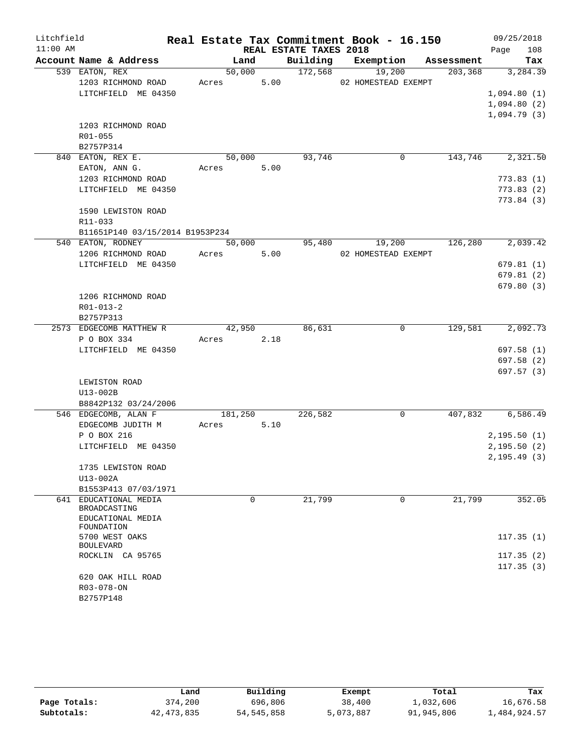Litchfield
11:00 AM

# Real Estate Tax Commitment Book - 16.150

REAL ESTATE TAXES 2018

09/25/2018

| Account Name & Address | Land | Building | Exemption | Assessment | Tax |
|---|---|---|---|---|---|
| 539 EATON, REX<br>1203 RICHMOND ROAD<br>LITCHFIELD ME 04350<br><br>1203 RICHMOND ROAD<br>R01-055<br>B2757P314 | 50,000<br>Acres 5.00 | 172,568 | 19,200<br>02 HOMESTEAD EXEMPT | 203,368 | 3,284.39<br>1,094.80 (1)<br>1,094.80 (2)<br>1,094.79 (3) |
| 840 EATON, REX E.<br>EATON, ANN G.<br>1203 RICHMOND ROAD<br>LITCHFIELD ME 04350<br><br>1590 LEWISTON ROAD<br>R11-033<br>B11651P140 03/15/2014 B1953P234 | 50,000<br>Acres 5.00 | 93,746 | 0 | 143,746 | 2,321.50<br>773.83 (1)<br>773.83 (2)<br>773.84 (3) |
| 540 EATON, RODNEY<br>1206 RICHMOND ROAD<br>LITCHFIELD ME 04350<br><br>1206 RICHMOND ROAD<br>R01-013-2<br>B2757P313 | 50,000<br>Acres 5.00 | 95,480 | 19,200<br>02 HOMESTEAD EXEMPT | 126,280 | 2,039.42<br>679.81 (1)<br>679.81 (2)<br>679.80 (3) |
| 2573 EDGECOMB MATTHEW R<br>P O BOX 334<br>LITCHFIELD ME 04350<br><br>LEWISTON ROAD<br>U13-002B<br>B8842P132 03/24/2006 | 42,950<br>Acres 2.18 | 86,631 | 0 | 129,581 | 2,092.73<br>697.58 (1)<br>697.58 (2)<br>697.57 (3) |
| 546 EDGECOMB, ALAN F<br>EDGECOMB JUDITH M<br>P O BOX 216<br>LITCHFIELD ME 04350<br><br>1735 LEWISTON ROAD<br>U13-002A<br>B1553P413 07/03/1971 | 181,250<br>Acres 5.10 | 226,582 | 0 | 407,832 | 6,586.49<br>2,195.50 (1)<br>2,195.50 (2)<br>2,195.49 (3) |
| 641 EDUCATIONAL MEDIA BROADCASTING<br>EDUCATIONAL MEDIA FOUNDATION<br>5700 WEST OAKS BOULEVARD<br>ROCKLIN CA 95765<br><br>620 OAK HILL ROAD<br>R03-078-ON<br>B2757P148 | 0 | 21,799 | 0 | 21,799 | 352.05<br>117.35 (1)<br>117.35 (2)<br>117.35 (3) |

| | Land | Building | Exempt | Total | Tax |
|---|---|---|---|---|---|
| Page Totals: | 374,200 | 696,806 | 38,400 | 1,032,606 | 16,676.58 |
| Subtotals: | 42,473,835 | 54,545,858 | 5,073,887 | 91,945,806 | 1,484,924.57 |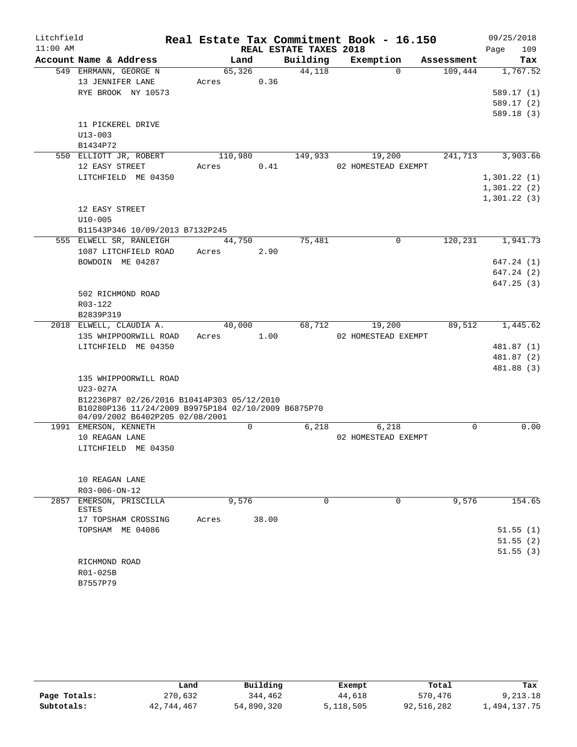Litchfield | Real Estate Tax Commitment Book - 16.150 | 09/25/2018
11:00 AM | REAL ESTATE TAXES 2018 | Page 109

| Account Name & Address | Land | Building | Exemption | Assessment | Tax |
|---|---|---|---|---|---|
| 549 EHRMANN, GEORGE N | 65,326 | 44,118 | 0 | 109,444 | 1,767.52 |
| 13 JENNIFER LANE | Acres 0.36 | | | | |
| RYE BROOK NY 10573 | | | | | 589.17 (1) |
| | | | | | 589.17 (2) |
| | | | | | 589.18 (3) |
| 11 PICKEREL DRIVE | | | | | |
| U13-003 | | | | | |
| B1434P72 | | | | | |
| 550 ELLIOTT JR, ROBERT | 110,980 | 149,933 | 19,200 | 241,713 | 3,903.66 |
| 12 EASY STREET | Acres 0.41 | | 02 HOMESTEAD EXEMPT | | |
| LITCHFIELD ME 04350 | | | | | 1,301.22 (1) |
| | | | | | 1,301.22 (2) |
| | | | | | 1,301.22 (3) |
| 12 EASY STREET | | | | | |
| U10-005 | | | | | |
| B11543P346 10/09/2013 B7132P245 | | | | | |
| 555 ELWELL SR, RANLEIGH | 44,750 | 75,481 | 0 | 120,231 | 1,941.73 |
| 1087 LITCHFIELD ROAD | Acres 2.90 | | | | |
| BOWDOIN ME 04287 | | | | | 647.24 (1) |
| | | | | | 647.24 (2) |
| | | | | | 647.25 (3) |
| 502 RICHMOND ROAD | | | | | |
| R03-122 | | | | | |
| B2839P319 | | | | | |
| 2018 ELWELL, CLAUDIA A. | 40,000 | 68,712 | 19,200 | 89,512 | 1,445.62 |
| 135 WHIPPOORWILL ROAD | Acres 1.00 | | 02 HOMESTEAD EXEMPT | | |
| LITCHFIELD ME 04350 | | | | | 481.87 (1) |
| | | | | | 481.87 (2) |
| | | | | | 481.88 (3) |
| 135 WHIPPOORWILL ROAD | | | | | |
| U23-027A | | | | | |
| B12236P87 02/26/2016 B10414P303 05/12/2010 B10280P136 11/24/2009 B9975P184 02/10/2009 B6875P70 04/09/2002 B6402P205 02/08/2001 | | | | | |
| 1991 EMERSON, KENNETH | 0 | 6,218 | 6,218 | 0 | 0.00 |
| 10 REAGAN LANE | | | 02 HOMESTEAD EXEMPT | | |
| LITCHFIELD ME 04350 | | | | | |
| 10 REAGAN LANE | | | | | |
| R03-006-ON-12 | | | | | |
| 2857 EMERSON, PRISCILLA ESTES | 9,576 | 0 | 0 | 9,576 | 154.65 |
| 17 TOPSHAM CROSSING | Acres 38.00 | | | | |
| TOPSHAM ME 04086 | | | | | 51.55 (1) |
| | | | | | 51.55 (2) |
| | | | | | 51.55 (3) |
| RICHMOND ROAD | | | | | |
| R01-025B | | | | | |
| B7557P79 | | | | | |

| | Land | Building | Exempt | Total | Tax |
|---|---|---|---|---|---|
| Page Totals: | 270,632 | 344,462 | 44,618 | 570,476 | 9,213.18 |
| Subtotals: | 42,744,467 | 54,890,320 | 5,118,505 | 92,516,282 | 1,494,137.75 |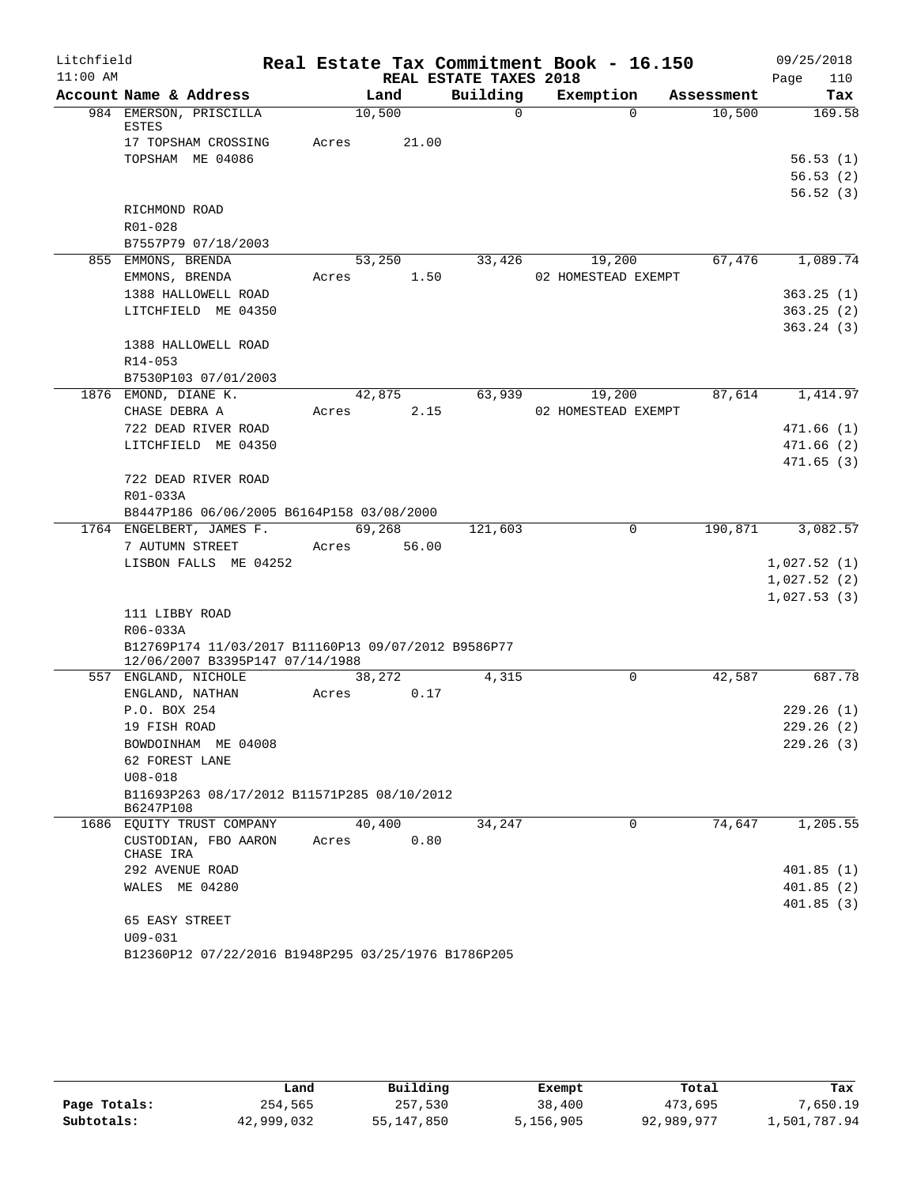Litchfield
11:00 AM

# Real Estate Tax Commitment Book - 16.150

REAL ESTATE TAXES 2018

09/25/2018
Page 110

| Account Name & Address | Land | Building | Exemption | Assessment | Tax |
|---|---|---|---|---|---|
| 984 EMERSON, PRISCILLA ESTES | 10,500 | 0 | 0 | 10,500 | 169.58 |
| 17 TOPSHAM CROSSING | Acres 21.00 | | | | |
| TOPSHAM ME 04086 | | | | | 56.53 (1) |
| | | | | | 56.53 (2) |
| | | | | | 56.52 (3) |
| RICHMOND ROAD | | | | | |
| R01-028 | | | | | |
| B7557P79 07/18/2003 | | | | | |
| 855 EMMONS, BRENDA | 53,250 | 33,426 | 19,200 | 67,476 | 1,089.74 |
| EMMONS, BRENDA | Acres 1.50 | | 02 HOMESTEAD EXEMPT | | |
| 1388 HALLOWELL ROAD | | | | | 363.25 (1) |
| LITCHFIELD ME 04350 | | | | | 363.25 (2) |
| | | | | | 363.24 (3) |
| 1388 HALLOWELL ROAD | | | | | |
| R14-053 | | | | | |
| B7530P103 07/01/2003 | | | | | |
| 1876 EMOND, DIANE K. | 42,875 | 63,939 | 19,200 | 87,614 | 1,414.97 |
| CHASE DEBRA A | Acres 2.15 | | 02 HOMESTEAD EXEMPT | | |
| 722 DEAD RIVER ROAD | | | | | 471.66 (1) |
| LITCHFIELD ME 04350 | | | | | 471.66 (2) |
| | | | | | 471.65 (3) |
| 722 DEAD RIVER ROAD | | | | | |
| R01-033A | | | | | |
| B8447P186 06/06/2005 B6164P158 03/08/2000 | | | | | |
| 1764 ENGELBERT, JAMES F. | 69,268 | 121,603 | 0 | 190,871 | 3,082.57 |
| 7 AUTUMN STREET | Acres 56.00 | | | | |
| LISBON FALLS ME 04252 | | | | | 1,027.52 (1) |
| | | | | | 1,027.52 (2) |
| | | | | | 1,027.53 (3) |
| 111 LIBBY ROAD | | | | | |
| R06-033A | | | | | |
| B12769P174 11/03/2017 B11160P13 09/07/2012 B9586P77 12/06/2007 B3395P147 07/14/1988 | | | | | |
| 557 ENGLAND, NICHOLE | 38,272 | 4,315 | 0 | 42,587 | 687.78 |
| ENGLAND, NATHAN | Acres 0.17 | | | | |
| P.O. BOX 254 | | | | | 229.26 (1) |
| 19 FISH ROAD | | | | | 229.26 (2) |
| BOWDOINHAM ME 04008 | | | | | 229.26 (3) |
| 62 FOREST LANE | | | | | |
| U08-018 | | | | | |
| B11693P263 08/17/2012 B11571P285 08/10/2012 B6247P108 | | | | | |
| 1686 EQUITY TRUST COMPANY | 40,400 | 34,247 | 0 | 74,647 | 1,205.55 |
| CUSTODIAN, FBO AARON CHASE IRA | Acres 0.80 | | | | |
| 292 AVENUE ROAD | | | | | 401.85 (1) |
| WALES ME 04280 | | | | | 401.85 (2) |
| | | | | | 401.85 (3) |
| 65 EASY STREET | | | | | |
| U09-031 | | | | | |
| B12360P12 07/22/2016 B1948P295 03/25/1976 B1786P205 | | | | | |

| | Land | Building | Exempt | Total | Tax |
|---|---|---|---|---|---|
| Page Totals: | 254,565 | 257,530 | 38,400 | 473,695 | 7,650.19 |
| Subtotals: | 42,999,032 | 55,147,850 | 5,156,905 | 92,989,977 | 1,501,787.94 |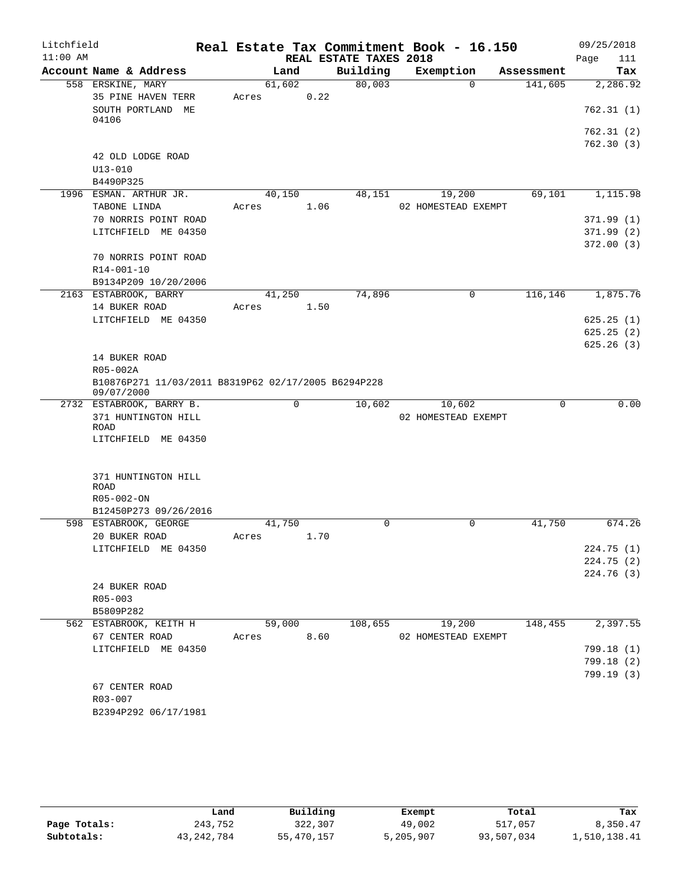# Real Estate Tax Commitment Book - 16.150

Litchfield 11:00 AM — REAL ESTATE TAXES 2018 — 09/25/2018

| Account Name & Address | Land | Building | Exemption | Assessment | Tax |
|---|---|---|---|---|---|
| 558 ERSKINE, MARY | 61,602 | 80,003 | 0 | 141,605 | 2,286.92 |
| 35 PINE HAVEN TERR | Acres 0.22 | | | | |
| SOUTH PORTLAND ME 04106 | | | | | 762.31 (1) |
| | | | | | 762.31 (2) |
| | | | | | 762.30 (3) |
| 42 OLD LODGE ROAD | | | | | |
| U13-010 | | | | | |
| B4490P325 | | | | | |
| 1996 ESMAN. ARTHUR JR. | 40,150 | 48,151 | 19,200 | 69,101 | 1,115.98 |
| TABONE LINDA | Acres 1.06 | | 02 HOMESTEAD EXEMPT | | |
| 70 NORRIS POINT ROAD | | | | | 371.99 (1) |
| LITCHFIELD ME 04350 | | | | | 371.99 (2) |
| | | | | | 372.00 (3) |
| 70 NORRIS POINT ROAD | | | | | |
| R14-001-10 | | | | | |
| B9134P209 10/20/2006 | | | | | |
| 2163 ESTABROOK, BARRY | 41,250 | 74,896 | 0 | 116,146 | 1,875.76 |
| 14 BUKER ROAD | Acres 1.50 | | | | |
| LITCHFIELD ME 04350 | | | | | 625.25 (1) |
| | | | | | 625.25 (2) |
| | | | | | 625.26 (3) |
| 14 BUKER ROAD | | | | | |
| R05-002A | | | | | |
| B10876P271 11/03/2011 B8319P62 02/17/2005 B6294P228 09/07/2000 | | | | | |
| 2732 ESTABROOK, BARRY B. | 0 | 10,602 | 10,602 | 0 | 0.00 |
| 371 HUNTINGTON HILL ROAD | | | 02 HOMESTEAD EXEMPT | | |
| LITCHFIELD ME 04350 | | | | | |
| 371 HUNTINGTON HILL ROAD | | | | | |
| R05-002-ON | | | | | |
| B12450P273 09/26/2016 | | | | | |
| 598 ESTABROOK, GEORGE | 41,750 | 0 | 0 | 41,750 | 674.26 |
| 20 BUKER ROAD | Acres 1.70 | | | | |
| LITCHFIELD ME 04350 | | | | | 224.75 (1) |
| | | | | | 224.75 (2) |
| | | | | | 224.76 (3) |
| 24 BUKER ROAD | | | | | |
| R05-003 | | | | | |
| B5809P282 | | | | | |
| 562 ESTABROOK, KEITH H | 59,000 | 108,655 | 19,200 | 148,455 | 2,397.55 |
| 67 CENTER ROAD | Acres 8.60 | | 02 HOMESTEAD EXEMPT | | |
| LITCHFIELD ME 04350 | | | | | 799.18 (1) |
| | | | | | 799.18 (2) |
| | | | | | 799.19 (3) |
| 67 CENTER ROAD | | | | | |
| R03-007 | | | | | |
| B2394P292 06/17/1981 | | | | | |

| | Land | Building | Exempt | Total | Tax |
|---|---|---|---|---|---|
| Page Totals: | 243,752 | 322,307 | 49,002 | 517,057 | 8,350.47 |
| Subtotals: | 43,242,784 | 55,470,157 | 5,205,907 | 93,507,034 | 1,510,138.41 |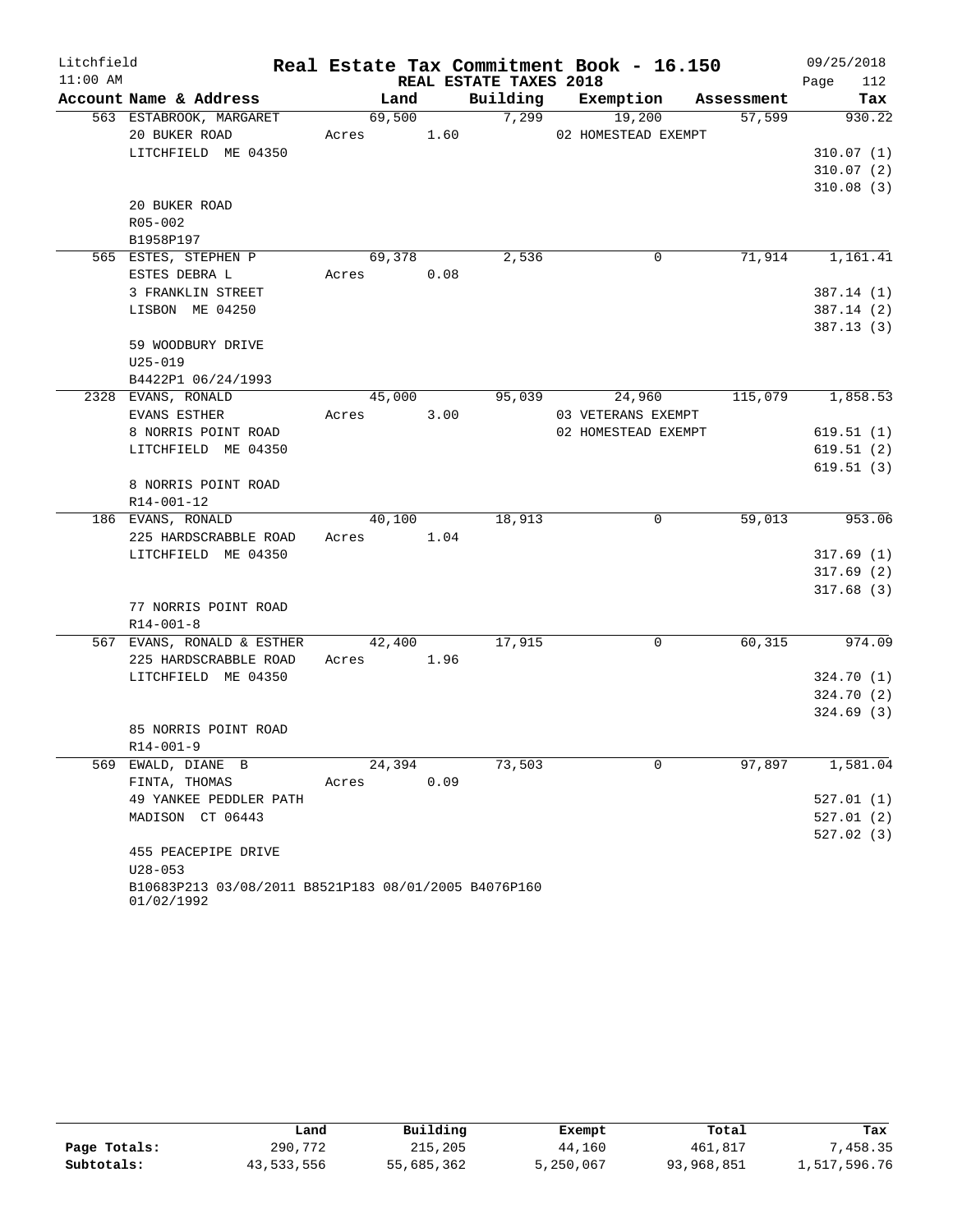# Real Estate Tax Commitment Book - 16.150

Litchfield 11:00 AM — REAL ESTATE TAXES 2018 — 09/25/2018

| Account Name & Address | Land | Building | Exemption | Assessment | Tax |
|---|---|---|---|---|---|
| 563 ESTABROOK, MARGARET | 69,500 | 7,299 | 19,200 | 57,599 | 930.22 |
| 20 BUKER ROAD | Acres 1.60 | | 02 HOMESTEAD EXEMPT | | |
| LITCHFIELD ME 04350 | | | | | 310.07 (1) |
| | | | | | 310.07 (2) |
| | | | | | 310.08 (3) |
| 20 BUKER ROAD | | | | | |
| R05-002 | | | | | |
| B1958P197 | | | | | |
| 565 ESTES, STEPHEN P | 69,378 | 2,536 | 0 | 71,914 | 1,161.41 |
| ESTES DEBRA L | Acres 0.08 | | | | |
| 3 FRANKLIN STREET | | | | | 387.14 (1) |
| LISBON ME 04250 | | | | | 387.14 (2) |
| | | | | | 387.13 (3) |
| 59 WOODBURY DRIVE | | | | | |
| U25-019 | | | | | |
| B4422P1 06/24/1993 | | | | | |
| 2328 EVANS, RONALD | 45,000 | 95,039 | 24,960 | 115,079 | 1,858.53 |
| EVANS ESTHER | Acres 3.00 | | 03 VETERANS EXEMPT | | |
| 8 NORRIS POINT ROAD | | | 02 HOMESTEAD EXEMPT | | 619.51 (1) |
| LITCHFIELD ME 04350 | | | | | 619.51 (2) |
| | | | | | 619.51 (3) |
| 8 NORRIS POINT ROAD | | | | | |
| R14-001-12 | | | | | |
| 186 EVANS, RONALD | 40,100 | 18,913 | 0 | 59,013 | 953.06 |
| 225 HARDSCRABBLE ROAD | Acres 1.04 | | | | |
| LITCHFIELD ME 04350 | | | | | 317.69 (1) |
| | | | | | 317.69 (2) |
| | | | | | 317.68 (3) |
| 77 NORRIS POINT ROAD | | | | | |
| R14-001-8 | | | | | |
| 567 EVANS, RONALD & ESTHER | 42,400 | 17,915 | 0 | 60,315 | 974.09 |
| 225 HARDSCRABBLE ROAD | Acres 1.96 | | | | |
| LITCHFIELD ME 04350 | | | | | 324.70 (1) |
| | | | | | 324.70 (2) |
| | | | | | 324.69 (3) |
| 85 NORRIS POINT ROAD | | | | | |
| R14-001-9 | | | | | |
| 569 EWALD, DIANE B | 24,394 | 73,503 | 0 | 97,897 | 1,581.04 |
| FINTA, THOMAS | Acres 0.09 | | | | |
| 49 YANKEE PEDDLER PATH | | | | | 527.01 (1) |
| MADISON CT 06443 | | | | | 527.01 (2) |
| | | | | | 527.02 (3) |
| 455 PEACEPIPE DRIVE | | | | | |
| U28-053 | | | | | |
| B10683P213 03/08/2011 B8521P183 08/01/2005 B4076P160 01/02/1992 | | | | | |

| | Land | Building | Exempt | Total | Tax |
|---|---|---|---|---|---|
| Page Totals: | 290,772 | 215,205 | 44,160 | 461,817 | 7,458.35 |
| Subtotals: | 43,533,556 | 55,685,362 | 5,250,067 | 93,968,851 | 1,517,596.76 |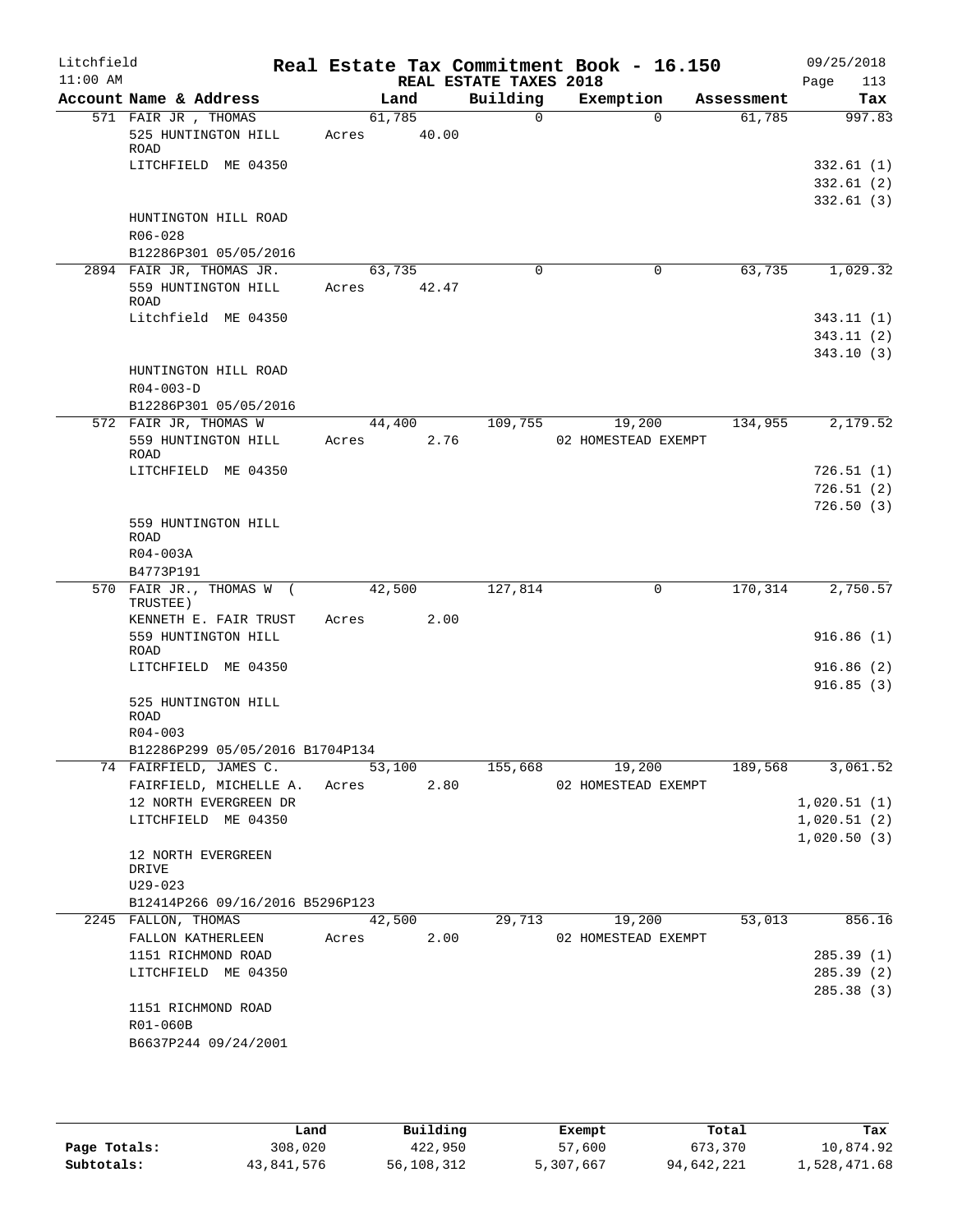Litchfield 11:00 AM

# Real Estate Tax Commitment Book - 16.150

REAL ESTATE TAXES 2018

09/25/2018

| Account Name & Address | Land | Building | Exemption | Assessment | Tax |
|---|---|---|---|---|---|
| 571 FAIR JR , THOMAS | 61,785 | 0 | 0 | 61,785 | 997.83 |
| 525 HUNTINGTON HILL ROAD | Acres 40.00 | | | | |
| LITCHFIELD ME 04350 | | | | | 332.61 (1) |
| | | | | | 332.61 (2) |
| | | | | | 332.61 (3) |
| HUNTINGTON HILL ROAD | | | | | |
| R06-028 | | | | | |
| B12286P301 05/05/2016 | | | | | |
| 2894 FAIR JR, THOMAS JR. | 63,735 | 0 | 0 | 63,735 | 1,029.32 |
| 559 HUNTINGTON HILL ROAD | Acres 42.47 | | | | |
| Litchfield ME 04350 | | | | | 343.11 (1) |
| | | | | | 343.11 (2) |
| | | | | | 343.10 (3) |
| HUNTINGTON HILL ROAD | | | | | |
| R04-003-D | | | | | |
| B12286P301 05/05/2016 | | | | | |
| 572 FAIR JR, THOMAS W | 44,400 | 109,755 | 19,200 | 134,955 | 2,179.52 |
| 559 HUNTINGTON HILL ROAD | Acres 2.76 | | 02 HOMESTEAD EXEMPT | | |
| LITCHFIELD ME 04350 | | | | | 726.51 (1) |
| | | | | | 726.51 (2) |
| | | | | | 726.50 (3) |
| 559 HUNTINGTON HILL ROAD | | | | | |
| R04-003A | | | | | |
| B4773P191 | | | | | |
| 570 FAIR JR., THOMAS W ( TRUSTEE) | 42,500 | 127,814 | 0 | 170,314 | 2,750.57 |
| KENNETH E. FAIR TRUST | Acres 2.00 | | | | |
| 559 HUNTINGTON HILL ROAD | | | | | 916.86 (1) |
| LITCHFIELD ME 04350 | | | | | 916.86 (2) |
| | | | | | 916.85 (3) |
| 525 HUNTINGTON HILL ROAD | | | | | |
| R04-003 | | | | | |
| B12286P299 05/05/2016 B1704P134 | | | | | |
| 74 FAIRFIELD, JAMES C. | 53,100 | 155,668 | 19,200 | 189,568 | 3,061.52 |
| FAIRFIELD, MICHELLE A. | Acres 2.80 | | 02 HOMESTEAD EXEMPT | | |
| 12 NORTH EVERGREEN DR | | | | | 1,020.51 (1) |
| LITCHFIELD ME 04350 | | | | | 1,020.51 (2) |
| | | | | | 1,020.50 (3) |
| 12 NORTH EVERGREEN DRIVE | | | | | |
| U29-023 | | | | | |
| B12414P266 09/16/2016 B5296P123 | | | | | |
| 2245 FALLON, THOMAS | 42,500 | 29,713 | 19,200 | 53,013 | 856.16 |
| FALLON KATHERLEEN | Acres 2.00 | | 02 HOMESTEAD EXEMPT | | |
| 1151 RICHMOND ROAD | | | | | 285.39 (1) |
| LITCHFIELD ME 04350 | | | | | 285.39 (2) |
| | | | | | 285.38 (3) |
| 1151 RICHMOND ROAD | | | | | |
| R01-060B | | | | | |
| B6637P244 09/24/2001 | | | | | |

| | Land | Building | Exempt | Total | Tax |
|---|---|---|---|---|---|
| Page Totals: | 308,020 | 422,950 | 57,600 | 673,370 | 10,874.92 |
| Subtotals: | 43,841,576 | 56,108,312 | 5,307,667 | 94,642,221 | 1,528,471.68 |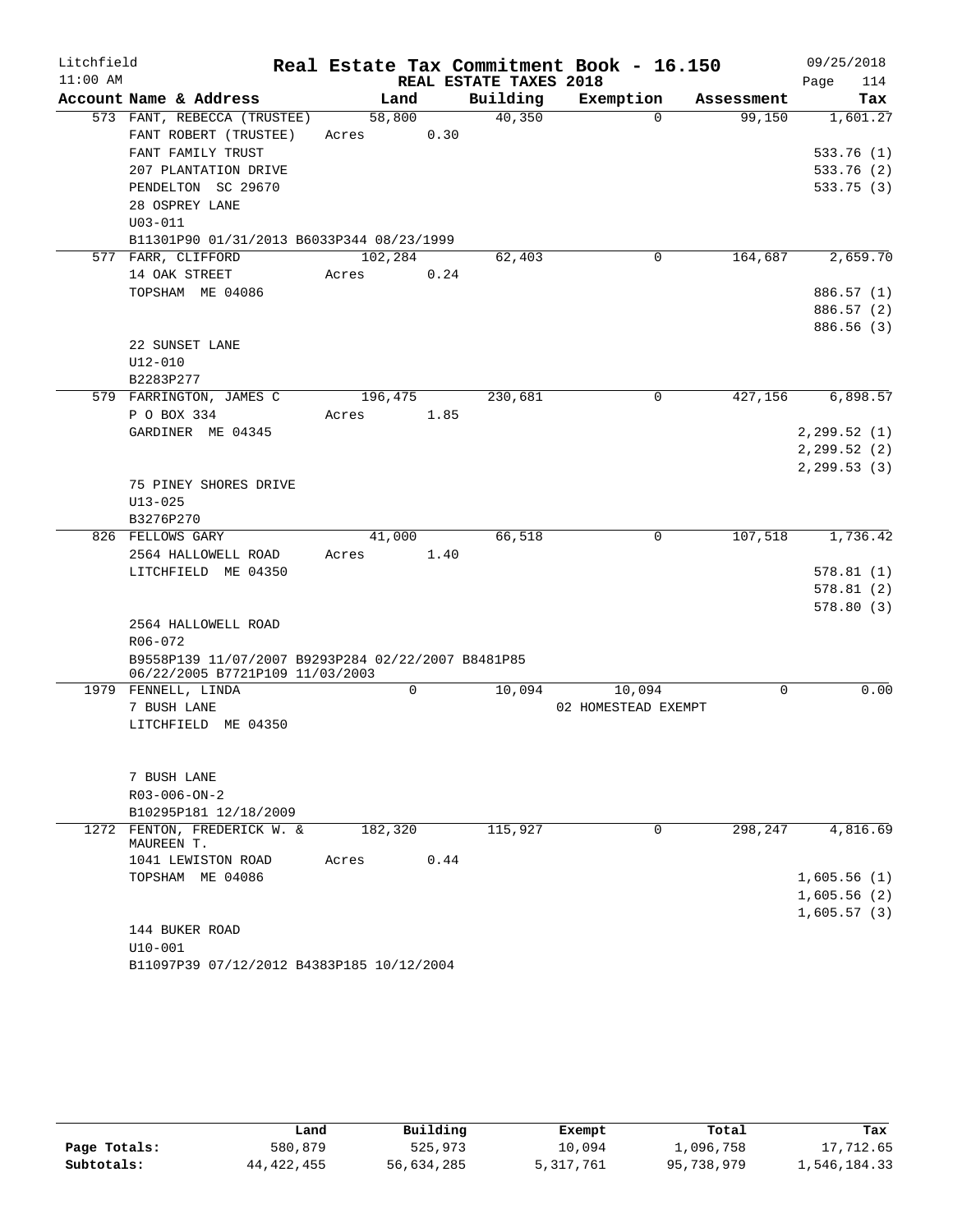Litchfield 11:00 AM

# Real Estate Tax Commitment Book - 16.150

REAL ESTATE TAXES 2018

09/25/2018

| Account Name & Address | Land | Building | Exemption | Assessment | Tax |
|---|---|---|---|---|---|
| 573 FANT, REBECCA (TRUSTEE) | 58,800 | 40,350 | 0 | 99,150 | 1,601.27 |
| FANT ROBERT (TRUSTEE) | Acres 0.30 | | | | |
| FANT FAMILY TRUST | | | | | 533.76 (1) |
| 207 PLANTATION DRIVE | | | | | 533.76 (2) |
| PENDELTON SC 29670 | | | | | 533.75 (3) |
| 28 OSPREY LANE | | | | | |
| U03-011 | | | | | |
| B11301P90 01/31/2013 B6033P344 08/23/1999 | | | | | |
| 577 FARR, CLIFFORD | 102,284 | 62,403 | 0 | 164,687 | 2,659.70 |
| 14 OAK STREET | Acres 0.24 | | | | |
| TOPSHAM ME 04086 | | | | | 886.57 (1) |
| | | | | | 886.57 (2) |
| | | | | | 886.56 (3) |
| 22 SUNSET LANE | | | | | |
| U12-010 | | | | | |
| B2283P277 | | | | | |
| 579 FARRINGTON, JAMES C | 196,475 | 230,681 | 0 | 427,156 | 6,898.57 |
| P O BOX 334 | Acres 1.85 | | | | |
| GARDINER ME 04345 | | | | | 2,299.52 (1) |
| | | | | | 2,299.52 (2) |
| | | | | | 2,299.53 (3) |
| 75 PINEY SHORES DRIVE | | | | | |
| U13-025 | | | | | |
| B3276P270 | | | | | |
| 826 FELLOWS GARY | 41,000 | 66,518 | 0 | 107,518 | 1,736.42 |
| 2564 HALLOWELL ROAD | Acres 1.40 | | | | |
| LITCHFIELD ME 04350 | | | | | 578.81 (1) |
| | | | | | 578.81 (2) |
| | | | | | 578.80 (3) |
| 2564 HALLOWELL ROAD | | | | | |
| R06-072 | | | | | |
| B9558P139 11/07/2007 B9293P284 02/22/2007 B8481P85 06/22/2005 B7721P109 11/03/2003 | | | | | |
| 1979 FENNELL, LINDA | 0 | 10,094 | 10,094 | 0 | 0.00 |
| 7 BUSH LANE | | | 02 HOMESTEAD EXEMPT | | |
| LITCHFIELD ME 04350 | | | | | |
| 7 BUSH LANE | | | | | |
| R03-006-ON-2 | | | | | |
| B10295P181 12/18/2009 | | | | | |
| 1272 FENTON, FREDERICK W. & MAUREEN T. | 182,320 | 115,927 | 0 | 298,247 | 4,816.69 |
| 1041 LEWISTON ROAD | Acres 0.44 | | | | |
| TOPSHAM ME 04086 | | | | | 1,605.56 (1) |
| | | | | | 1,605.56 (2) |
| | | | | | 1,605.57 (3) |
| 144 BUKER ROAD | | | | | |
| U10-001 | | | | | |
| B11097P39 07/12/2012 B4383P185 10/12/2004 | | | | | |

| | Land | Building | Exempt | Total | Tax |
|---|---|---|---|---|---|
| Page Totals: | 580,879 | 525,973 | 10,094 | 1,096,758 | 17,712.65 |
| Subtotals: | 44,422,455 | 56,634,285 | 5,317,761 | 95,738,979 | 1,546,184.33 |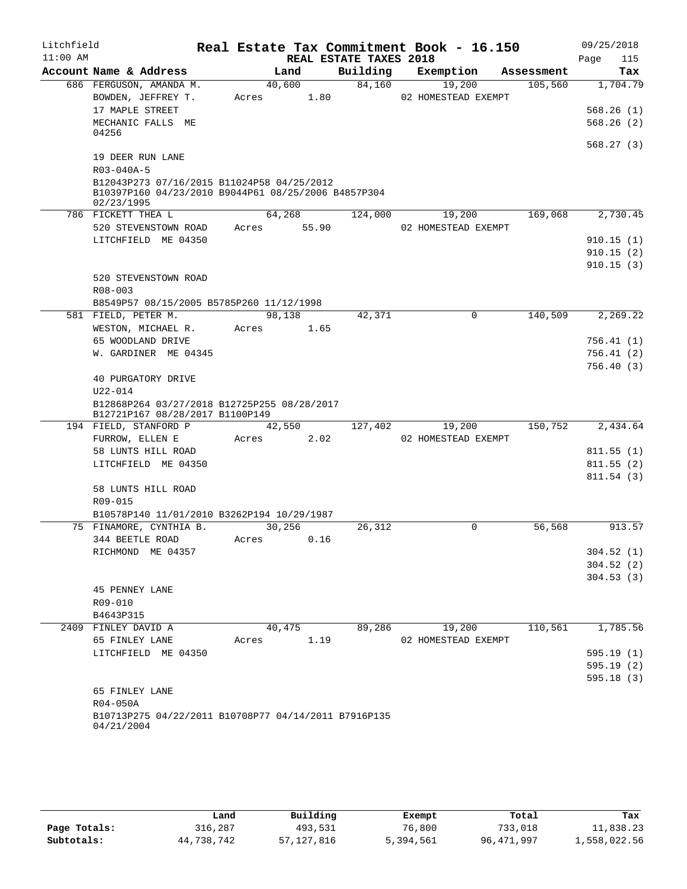Litchfield
11:00 AM

# Real Estate Tax Commitment Book - 16.150

## REAL ESTATE TAXES 2018

09/25/2018

| Account Name & Address | Land | Building | Exemption | Assessment | Tax |
|---|---|---|---|---|---|
| 686 FERGUSON, AMANDA M. | 40,600 | 84,160 | 19,200 | 105,560 | 1,704.79 |
| BOWDEN, JEFFREY T. | Acres 1.80 | | 02 HOMESTEAD EXEMPT | | |
| 17 MAPLE STREET | | | | | 568.26 (1) |
| MECHANIC FALLS ME 04256 | | | | | 568.26 (2) |
| | | | | | 568.27 (3) |
| 19 DEER RUN LANE | | | | | |
| R03-040A-5 | | | | | |
| B12043P273 07/16/2015 B11024P58 04/25/2012 B10397P160 04/23/2010 B9044P61 08/25/2006 B4857P304 02/23/1995 | | | | | |
| 786 FICKETT THEA L | 64,268 | 124,000 | 19,200 | 169,068 | 2,730.45 |
| 520 STEVENSTOWN ROAD | Acres 55.90 | | 02 HOMESTEAD EXEMPT | | |
| LITCHFIELD ME 04350 | | | | | 910.15 (1) |
| | | | | | 910.15 (2) |
| | | | | | 910.15 (3) |
| 520 STEVENSTOWN ROAD | | | | | |
| R08-003 | | | | | |
| B8549P57 08/15/2005 B5785P260 11/12/1998 | | | | | |
| 581 FIELD, PETER M. | 98,138 | 42,371 | 0 | 140,509 | 2,269.22 |
| WESTON, MICHAEL R. | Acres 1.65 | | | | |
| 65 WOODLAND DRIVE | | | | | 756.41 (1) |
| W. GARDINER ME 04345 | | | | | 756.41 (2) |
| | | | | | 756.40 (3) |
| 40 PURGATORY DRIVE | | | | | |
| U22-014 | | | | | |
| B12868P264 03/27/2018 B12725P255 08/28/2017 B12721P167 08/28/2017 B1100P149 | | | | | |
| 194 FIELD, STANFORD P | 42,550 | 127,402 | 19,200 | 150,752 | 2,434.64 |
| FURROW, ELLEN E | Acres 2.02 | | 02 HOMESTEAD EXEMPT | | |
| 58 LUNTS HILL ROAD | | | | | 811.55 (1) |
| LITCHFIELD ME 04350 | | | | | 811.55 (2) |
| | | | | | 811.54 (3) |
| 58 LUNTS HILL ROAD | | | | | |
| R09-015 | | | | | |
| B10578P140 11/01/2010 B3262P194 10/29/1987 | | | | | |
| 75 FINAMORE, CYNTHIA B. | 30,256 | 26,312 | 0 | 56,568 | 913.57 |
| 344 BEETLE ROAD | Acres 0.16 | | | | |
| RICHMOND ME 04357 | | | | | 304.52 (1) |
| | | | | | 304.52 (2) |
| | | | | | 304.53 (3) |
| 45 PENNEY LANE | | | | | |
| R09-010 | | | | | |
| B4643P315 | | | | | |
| 2409 FINLEY DAVID A | 40,475 | 89,286 | 19,200 | 110,561 | 1,785.56 |
| 65 FINLEY LANE | Acres 1.19 | | 02 HOMESTEAD EXEMPT | | |
| LITCHFIELD ME 04350 | | | | | 595.19 (1) |
| | | | | | 595.19 (2) |
| | | | | | 595.18 (3) |
| 65 FINLEY LANE | | | | | |
| R04-050A | | | | | |
| B10713P275 04/22/2011 B10708P77 04/14/2011 B7916P135 04/21/2004 | | | | | |

| | Land | Building | Exempt | Total | Tax |
|---|---|---|---|---|---|
| Page Totals: | 316,287 | 493,531 | 76,800 | 733,018 | 11,838.23 |
| Subtotals: | 44,738,742 | 57,127,816 | 5,394,561 | 96,471,997 | 1,558,022.56 |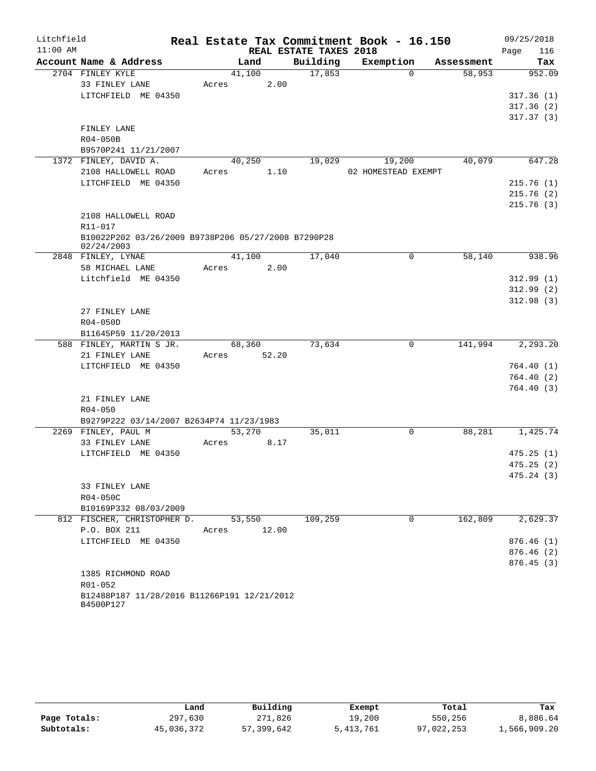Litchfield
11:00 AM

# Real Estate Tax Commitment Book - 16.150

## REAL ESTATE TAXES 2018

09/25/2018
Page 116

| Account Name & Address | Land | Building | Exemption | Assessment | Tax |
|---|---|---|---|---|---|
| 2704 FINLEY KYLE | 41,100 | 17,853 | 0 | 58,953 | 952.09 |
| 33 FINLEY LANE | Acres 2.00 | | | | |
| LITCHFIELD ME 04350 | | | | | 317.36 (1) |
| | | | | | 317.36 (2) |
| | | | | | 317.37 (3) |
| FINLEY LANE | | | | | |
| R04-050B | | | | | |
| B9570P241 11/21/2007 | | | | | |
| 1372 FINLEY, DAVID A. | 40,250 | 19,029 | 19,200 | 40,079 | 647.28 |
| 2108 HALLOWELL ROAD | Acres 1.10 | | 02 HOMESTEAD EXEMPT | | |
| LITCHFIELD ME 04350 | | | | | 215.76 (1) |
| | | | | | 215.76 (2) |
| | | | | | 215.76 (3) |
| 2108 HALLOWELL ROAD | | | | | |
| R11-017 | | | | | |
| B10022P202 03/26/2009 B9738P206 05/27/2008 B7290P28 02/24/2003 | | | | | |
| 2848 FINLEY, LYNAE | 41,100 | 17,040 | 0 | 58,140 | 938.96 |
| 58 MICHAEL LANE | Acres 2.00 | | | | |
| Litchfield ME 04350 | | | | | 312.99 (1) |
| | | | | | 312.99 (2) |
| | | | | | 312.98 (3) |
| 27 FINLEY LANE | | | | | |
| R04-050D | | | | | |
| B11645P59 11/20/2013 | | | | | |
| 588 FINLEY, MARTIN S JR. | 68,360 | 73,634 | 0 | 141,994 | 2,293.20 |
| 21 FINLEY LANE | Acres 52.20 | | | | |
| LITCHFIELD ME 04350 | | | | | 764.40 (1) |
| | | | | | 764.40 (2) |
| | | | | | 764.40 (3) |
| 21 FINLEY LANE | | | | | |
| R04-050 | | | | | |
| B9279P222 03/14/2007 B2634P74 11/23/1983 | | | | | |
| 2269 FINLEY, PAUL M | 53,270 | 35,011 | 0 | 88,281 | 1,425.74 |
| 33 FINLEY LANE | Acres 8.17 | | | | |
| LITCHFIELD ME 04350 | | | | | 475.25 (1) |
| | | | | | 475.25 (2) |
| | | | | | 475.24 (3) |
| 33 FINLEY LANE | | | | | |
| R04-050C | | | | | |
| B10169P332 08/03/2009 | | | | | |
| 812 FISCHER, CHRISTOPHER D. | 53,550 | 109,259 | 0 | 162,809 | 2,629.37 |
| P.O. BOX 211 | Acres 12.00 | | | | |
| LITCHFIELD ME 04350 | | | | | 876.46 (1) |
| | | | | | 876.46 (2) |
| | | | | | 876.45 (3) |
| 1385 RICHMOND ROAD | | | | | |
| R01-052 | | | | | |
| B12488P187 11/28/2016 B11266P191 12/21/2012 B4500P127 | | | | | |

| | Land | Building | Exempt | Total | Tax |
|---|---|---|---|---|---|
| Page Totals: | 297,630 | 271,826 | 19,200 | 550,256 | 8,886.64 |
| Subtotals: | 45,036,372 | 57,399,642 | 5,413,761 | 97,022,253 | 1,566,909.20 |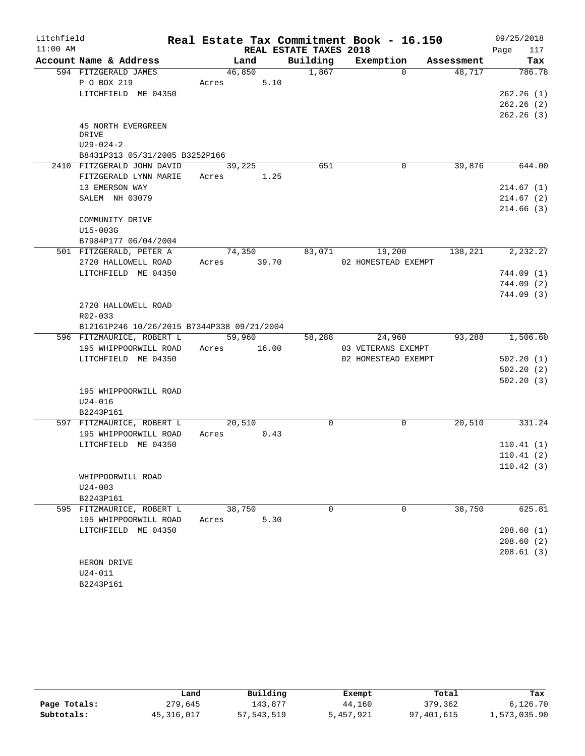Litchfield 11:00 AM

# Real Estate Tax Commitment Book - 16.150

## REAL ESTATE TAXES 2018

09/25/2018 Page 117

| Account Name & Address | Land | Building | Exemption | Assessment | Tax |
|---|---|---|---|---|---|
| 594 FITZGERALD JAMES | 46,850 | 1,867 | 0 | 48,717 | 786.78 |
| P O BOX 219 | Acres 5.10 | | | | |
| LITCHFIELD ME 04350 | | | | | 262.26 (1) |
| | | | | | 262.26 (2) |
| | | | | | 262.26 (3) |
| 45 NORTH EVERGREEN DRIVE | | | | | |
| U29-024-2 | | | | | |
| B8431P313 05/31/2005 B3252P166 | | | | | |
| 2410 FITZGERALD JOHN DAVID | 39,225 | 651 | 0 | 39,876 | 644.00 |
| FITZGERALD LYNN MARIE | Acres 1.25 | | | | |
| 13 EMERSON WAY | | | | | 214.67 (1) |
| SALEM NH 03079 | | | | | 214.67 (2) |
| | | | | | 214.66 (3) |
| COMMUNITY DRIVE | | | | | |
| U15-003G | | | | | |
| B7984P177 06/04/2004 | | | | | |
| 501 FITZGERALD, PETER A | 74,350 | 83,071 | 19,200 | 138,221 | 2,232.27 |
| 2720 HALLOWELL ROAD | Acres 39.70 | | 02 HOMESTEAD EXEMPT | | |
| LITCHFIELD ME 04350 | | | | | 744.09 (1) |
| | | | | | 744.09 (2) |
| | | | | | 744.09 (3) |
| 2720 HALLOWELL ROAD | | | | | |
| R02-033 | | | | | |
| B12161P246 10/26/2015 B7344P338 09/21/2004 | | | | | |
| 596 FITZMAURICE, ROBERT L | 59,960 | 58,288 | 24,960 | 93,288 | 1,506.60 |
| 195 WHIPPOORWILL ROAD | Acres 16.00 | | 03 VETERANS EXEMPT | | |
| LITCHFIELD ME 04350 | | | 02 HOMESTEAD EXEMPT | | 502.20 (1) |
| | | | | | 502.20 (2) |
| | | | | | 502.20 (3) |
| 195 WHIPPOORWILL ROAD | | | | | |
| U24-016 | | | | | |
| B2243P161 | | | | | |
| 597 FITZMAURICE, ROBERT L | 20,510 | 0 | 0 | 20,510 | 331.24 |
| 195 WHIPPOORWILL ROAD | Acres 0.43 | | | | |
| LITCHFIELD ME 04350 | | | | | 110.41 (1) |
| | | | | | 110.41 (2) |
| | | | | | 110.42 (3) |
| WHIPPOORWILL ROAD | | | | | |
| U24-003 | | | | | |
| B2243P161 | | | | | |
| 595 FITZMAURICE, ROBERT L | 38,750 | 0 | 0 | 38,750 | 625.81 |
| 195 WHIPPOORWILL ROAD | Acres 5.30 | | | | |
| LITCHFIELD ME 04350 | | | | | 208.60 (1) |
| | | | | | 208.60 (2) |
| | | | | | 208.61 (3) |
| HERON DRIVE | | | | | |
| U24-011 | | | | | |
| B2243P161 | | | | | |

| | Land | Building | Exempt | Total | Tax |
|---|---|---|---|---|---|
| Page Totals: | 279,645 | 143,877 | 44,160 | 379,362 | 6,126.70 |
| Subtotals: | 45,316,017 | 57,543,519 | 5,457,921 | 97,401,615 | 1,573,035.90 |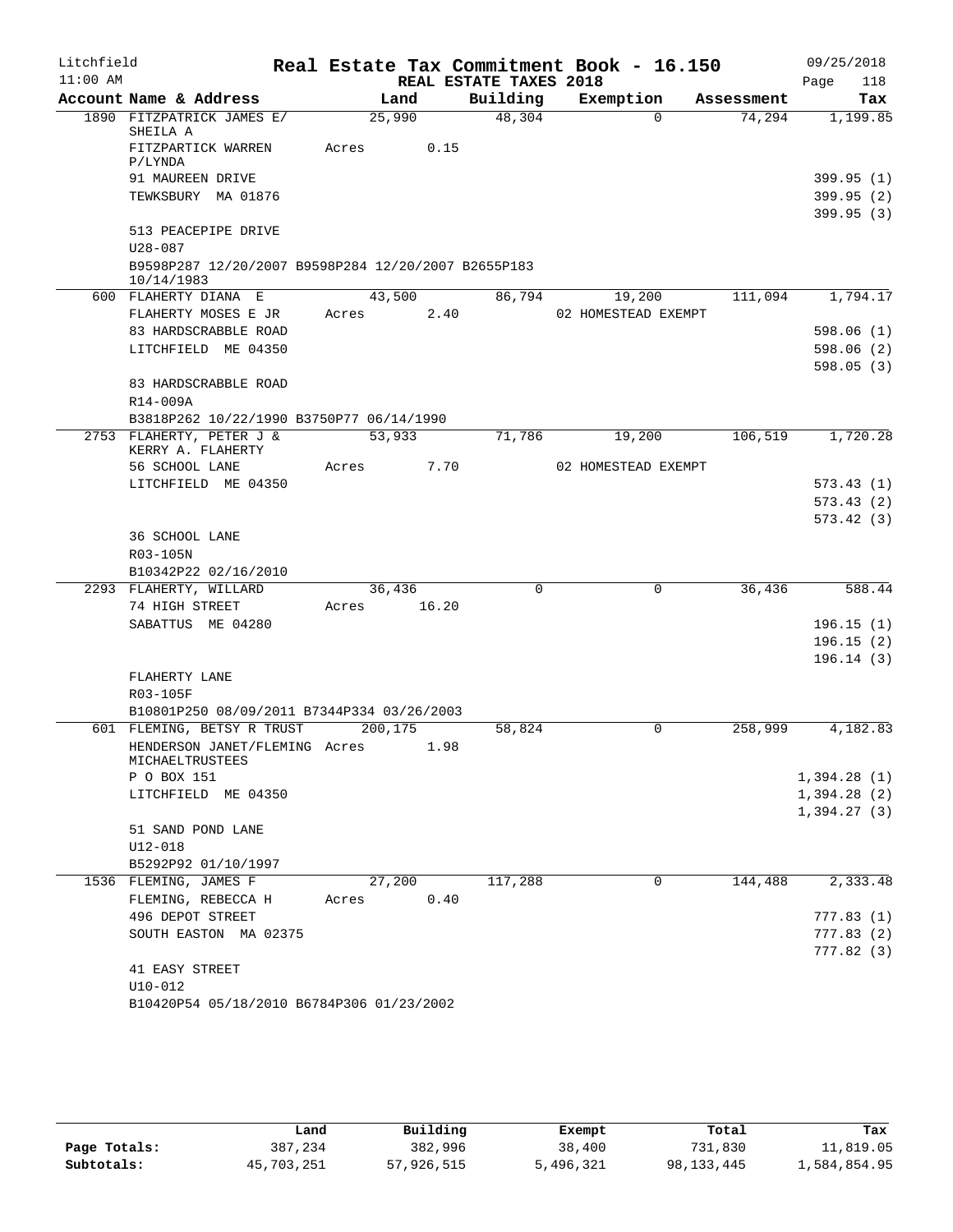Litchfield
11:00 AM

# Real Estate Tax Commitment Book - 16.150

REAL ESTATE TAXES 2018

09/25/2018

| Account Name & Address | Land | Building | Exemption | Assessment | Tax |
|---|---|---|---|---|---|
| 1890 FITZPATRICK JAMES E/ SHEILA A | 25,990 | 48,304 | 0 | 74,294 | 1,199.85 |
| FITZPARTICK WARREN P/LYNDA | Acres 0.15 | | | | |
| 91 MAUREEN DRIVE | | | | | 399.95 (1) |
| TEWKSBURY MA 01876 | | | | | 399.95 (2) |
| | | | | | 399.95 (3) |
| 513 PEACEPIPE DRIVE | | | | | |
| U28-087 | | | | | |
| B9598P287 12/20/2007 B9598P284 12/20/2007 B2655P183 10/14/1983 | | | | | |
| 600 FLAHERTY DIANA E | 43,500 | 86,794 | 19,200 | 111,094 | 1,794.17 |
| FLAHERTY MOSES E JR | Acres 2.40 | | 02 HOMESTEAD EXEMPT | | |
| 83 HARDSCRABBLE ROAD | | | | | 598.06 (1) |
| LITCHFIELD ME 04350 | | | | | 598.06 (2) |
| | | | | | 598.05 (3) |
| 83 HARDSCRABBLE ROAD | | | | | |
| R14-009A | | | | | |
| B3818P262 10/22/1990 B3750P77 06/14/1990 | | | | | |
| 2753 FLAHERTY, PETER J & KERRY A. FLAHERTY | 53,933 | 71,786 | 19,200 | 106,519 | 1,720.28 |
| 56 SCHOOL LANE | Acres 7.70 | | 02 HOMESTEAD EXEMPT | | |
| LITCHFIELD ME 04350 | | | | | 573.43 (1) |
| | | | | | 573.43 (2) |
| | | | | | 573.42 (3) |
| 36 SCHOOL LANE | | | | | |
| R03-105N | | | | | |
| B10342P22 02/16/2010 | | | | | |
| 2293 FLAHERTY, WILLARD | 36,436 | 0 | 0 | 36,436 | 588.44 |
| 74 HIGH STREET | Acres 16.20 | | | | |
| SABATTUS ME 04280 | | | | | 196.15 (1) |
| | | | | | 196.15 (2) |
| | | | | | 196.14 (3) |
| FLAHERTY LANE | | | | | |
| R03-105F | | | | | |
| B10801P250 08/09/2011 B7344P334 03/26/2003 | | | | | |
| 601 FLEMING, BETSY R TRUST | 200,175 | 58,824 | 0 | 258,999 | 4,182.83 |
| HENDERSON JANET/FLEMING MICHAELTRUSTEES | Acres 1.98 | | | | |
| P O BOX 151 | | | | | 1,394.28 (1) |
| LITCHFIELD ME 04350 | | | | | 1,394.28 (2) |
| | | | | | 1,394.27 (3) |
| 51 SAND POND LANE | | | | | |
| U12-018 | | | | | |
| B5292P92 01/10/1997 | | | | | |
| 1536 FLEMING, JAMES F | 27,200 | 117,288 | 0 | 144,488 | 2,333.48 |
| FLEMING, REBECCA H | Acres 0.40 | | | | |
| 496 DEPOT STREET | | | | | 777.83 (1) |
| SOUTH EASTON MA 02375 | | | | | 777.83 (2) |
| | | | | | 777.82 (3) |
| 41 EASY STREET | | | | | |
| U10-012 | | | | | |
| B10420P54 05/18/2010 B6784P306 01/23/2002 | | | | | |

| | Land | Building | Exempt | Total | Tax |
|---|---|---|---|---|---|
| Page Totals: | 387,234 | 382,996 | 38,400 | 731,830 | 11,819.05 |
| Subtotals: | 45,703,251 | 57,926,515 | 5,496,321 | 98,133,445 | 1,584,854.95 |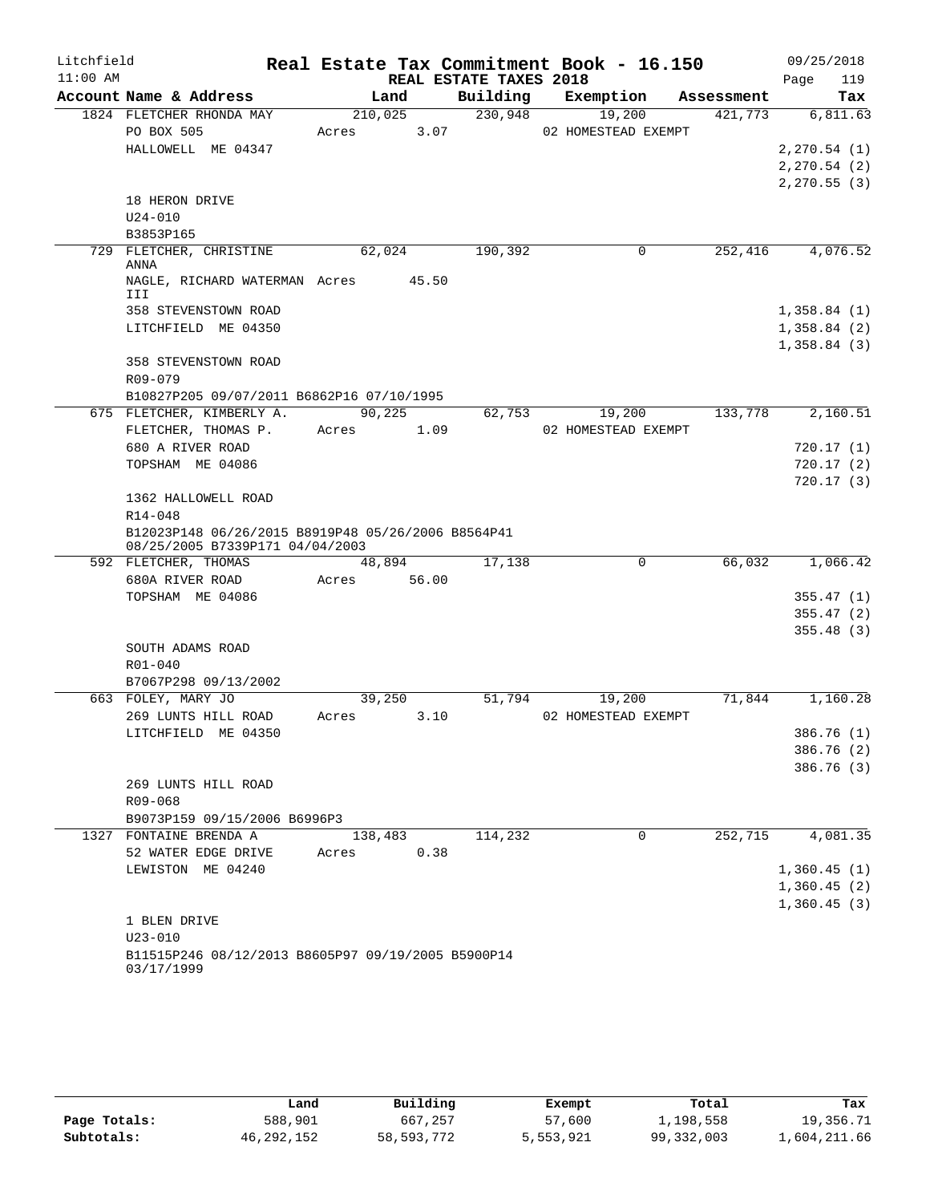Litchfield
11:00 AM

# Real Estate Tax Commitment Book - 16.150

09/25/2018

## REAL ESTATE TAXES 2018

| Account Name & Address | Land | Building | Exemption | Assessment | Tax |
|---|---|---|---|---|---|
| 1824 FLETCHER RHONDA MAY | 210,025 | 230,948 | 19,200 | 421,773 | 6,811.63 |
| PO BOX 505 | Acres 3.07 | | 02 HOMESTEAD EXEMPT | | |
| HALLOWELL ME 04347 | | | | | 2,270.54 (1) |
| | | | | | 2,270.54 (2) |
| | | | | | 2,270.55 (3) |
| 18 HERON DRIVE | | | | | |
| U24-010 | | | | | |
| B3853P165 | | | | | |
| 729 FLETCHER, CHRISTINE ANNA | 62,024 | 190,392 | 0 | 252,416 | 4,076.52 |
| NAGLE, RICHARD WATERMAN III | Acres 45.50 | | | | |
| 358 STEVENSTOWN ROAD | | | | | 1,358.84 (1) |
| LITCHFIELD ME 04350 | | | | | 1,358.84 (2) |
| | | | | | 1,358.84 (3) |
| 358 STEVENSTOWN ROAD | | | | | |
| R09-079 | | | | | |
| B10827P205 09/07/2011 B6862P16 07/10/1995 | | | | | |
| 675 FLETCHER, KIMBERLY A. | 90,225 | 62,753 | 19,200 | 133,778 | 2,160.51 |
| FLETCHER, THOMAS P. | Acres 1.09 | | 02 HOMESTEAD EXEMPT | | |
| 680 A RIVER ROAD | | | | | 720.17 (1) |
| TOPSHAM ME 04086 | | | | | 720.17 (2) |
| | | | | | 720.17 (3) |
| 1362 HALLOWELL ROAD | | | | | |
| R14-048 | | | | | |
| B12023P148 06/26/2015 B8919P48 05/26/2006 B8564P41 08/25/2005 B7339P171 04/04/2003 | | | | | |
| 592 FLETCHER, THOMAS | 48,894 | 17,138 | 0 | 66,032 | 1,066.42 |
| 680A RIVER ROAD | Acres 56.00 | | | | |
| TOPSHAM ME 04086 | | | | | 355.47 (1) |
| | | | | | 355.47 (2) |
| | | | | | 355.48 (3) |
| SOUTH ADAMS ROAD | | | | | |
| R01-040 | | | | | |
| B7067P298 09/13/2002 | | | | | |
| 663 FOLEY, MARY JO | 39,250 | 51,794 | 19,200 | 71,844 | 1,160.28 |
| 269 LUNTS HILL ROAD | Acres 3.10 | | 02 HOMESTEAD EXEMPT | | |
| LITCHFIELD ME 04350 | | | | | 386.76 (1) |
| | | | | | 386.76 (2) |
| | | | | | 386.76 (3) |
| 269 LUNTS HILL ROAD | | | | | |
| R09-068 | | | | | |
| B9073P159 09/15/2006 B6996P3 | | | | | |
| 1327 FONTAINE BRENDA A | 138,483 | 114,232 | 0 | 252,715 | 4,081.35 |
| 52 WATER EDGE DRIVE | Acres 0.38 | | | | |
| LEWISTON ME 04240 | | | | | 1,360.45 (1) |
| | | | | | 1,360.45 (2) |
| | | | | | 1,360.45 (3) |
| 1 BLEN DRIVE | | | | | |
| U23-010 | | | | | |
| B11515P246 08/12/2013 B8605P97 09/19/2005 B5900P14 03/17/1999 | | | | | |

| | Land | Building | Exempt | Total | Tax |
|---|---|---|---|---|---|
| Page Totals: | 588,901 | 667,257 | 57,600 | 1,198,558 | 19,356.71 |
| Subtotals: | 46,292,152 | 58,593,772 | 5,553,921 | 99,332,003 | 1,604,211.66 |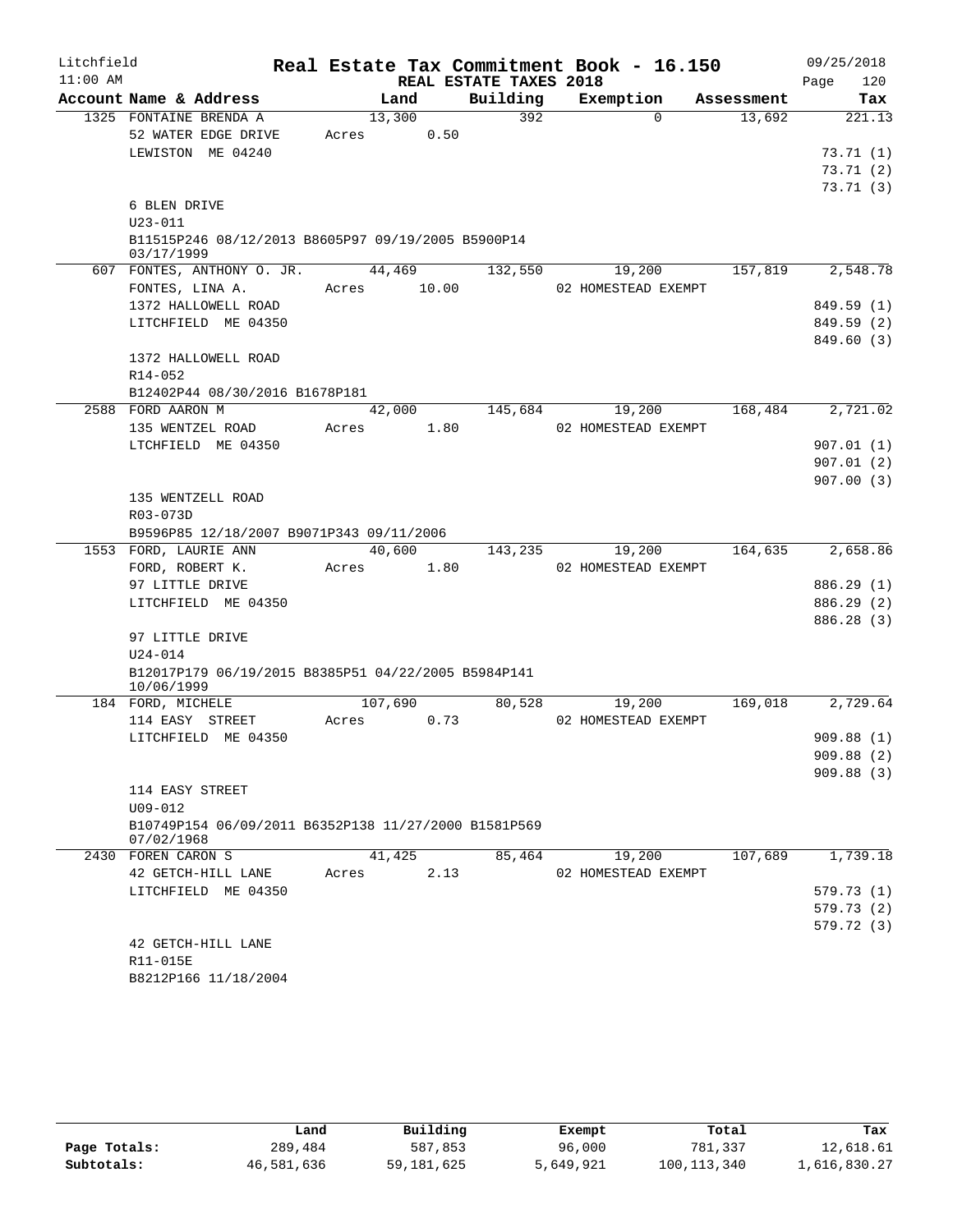Litchfield
11:00 AM

# Real Estate Tax Commitment Book - 16.150

## REAL ESTATE TAXES 2018

09/25/2018

| Account Name & Address | Land | Building | Exemption | Assessment | Tax |
|---|---|---|---|---|---|
| 1325 FONTAINE BRENDA A | 13,300 | 392 | 0 | 13,692 | 221.13 |
| 52 WATER EDGE DRIVE | Acres 0.50 | | | | |
| LEWISTON ME 04240 | | | | | 73.71 (1) |
| | | | | | 73.71 (2) |
| | | | | | 73.71 (3) |
| 6 BLEN DRIVE | | | | | |
| U23-011 | | | | | |
| B11515P246 08/12/2013 B8605P97 09/19/2005 B5900P14 03/17/1999 | | | | | |
| 607 FONTES, ANTHONY O. JR. | 44,469 | 132,550 | 19,200 | 157,819 | 2,548.78 |
| FONTES, LINA A. | Acres 10.00 | | 02 HOMESTEAD EXEMPT | | |
| 1372 HALLOWELL ROAD | | | | | 849.59 (1) |
| LITCHFIELD ME 04350 | | | | | 849.59 (2) |
| | | | | | 849.60 (3) |
| 1372 HALLOWELL ROAD | | | | | |
| R14-052 | | | | | |
| B12402P44 08/30/2016 B1678P181 | | | | | |
| 2588 FORD AARON M | 42,000 | 145,684 | 19,200 | 168,484 | 2,721.02 |
| 135 WENTZEL ROAD | Acres 1.80 | | 02 HOMESTEAD EXEMPT | | |
| LTCHFIELD ME 04350 | | | | | 907.01 (1) |
| | | | | | 907.01 (2) |
| | | | | | 907.00 (3) |
| 135 WENTZELL ROAD | | | | | |
| R03-073D | | | | | |
| B9596P85 12/18/2007 B9071P343 09/11/2006 | | | | | |
| 1553 FORD, LAURIE ANN | 40,600 | 143,235 | 19,200 | 164,635 | 2,658.86 |
| FORD, ROBERT K. | Acres 1.80 | | 02 HOMESTEAD EXEMPT | | |
| 97 LITTLE DRIVE | | | | | 886.29 (1) |
| LITCHFIELD ME 04350 | | | | | 886.29 (2) |
| | | | | | 886.28 (3) |
| 97 LITTLE DRIVE | | | | | |
| U24-014 | | | | | |
| B12017P179 06/19/2015 B8385P51 04/22/2005 B5984P141 10/06/1999 | | | | | |
| 184 FORD, MICHELE | 107,690 | 80,528 | 19,200 | 169,018 | 2,729.64 |
| 114 EASY STREET | Acres 0.73 | | 02 HOMESTEAD EXEMPT | | |
| LITCHFIELD ME 04350 | | | | | 909.88 (1) |
| | | | | | 909.88 (2) |
| | | | | | 909.88 (3) |
| 114 EASY STREET | | | | | |
| U09-012 | | | | | |
| B10749P154 06/09/2011 B6352P138 11/27/2000 B1581P569 07/02/1968 | | | | | |
| 2430 FOREN CARON S | 41,425 | 85,464 | 19,200 | 107,689 | 1,739.18 |
| 42 GETCH-HILL LANE | Acres 2.13 | | 02 HOMESTEAD EXEMPT | | |
| LITCHFIELD ME 04350 | | | | | 579.73 (1) |
| | | | | | 579.73 (2) |
| | | | | | 579.72 (3) |
| 42 GETCH-HILL LANE | | | | | |
| R11-015E | | | | | |
| B8212P166 11/18/2004 | | | | | |

| | Land | Building | Exempt | Total | Tax |
|---|---|---|---|---|---|
| Page Totals: | 289,484 | 587,853 | 96,000 | 781,337 | 12,618.61 |
| Subtotals: | 46,581,636 | 59,181,625 | 5,649,921 | 100,113,340 | 1,616,830.27 |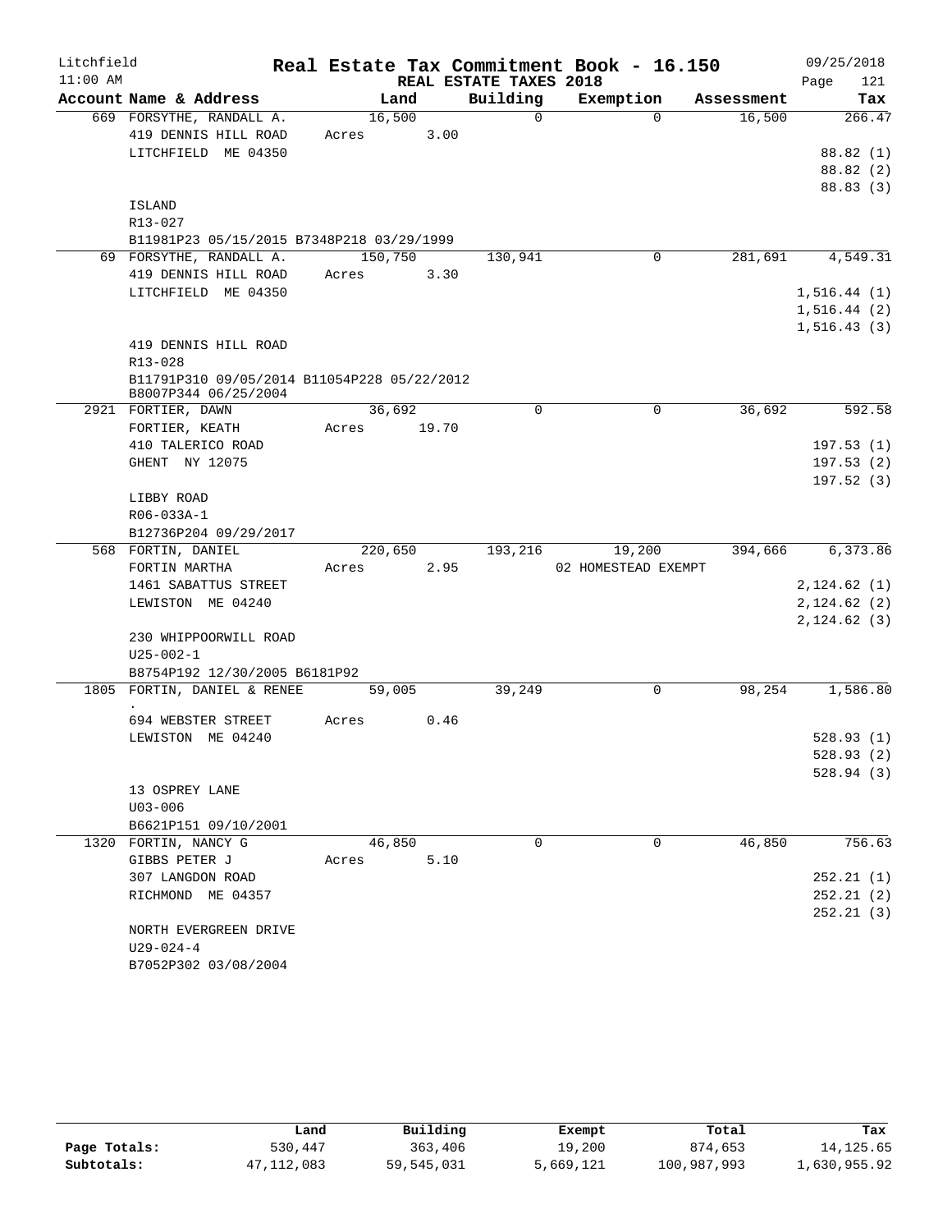Litchfield
11:00 AM

# Real Estate Tax Commitment Book - 16.150

REAL ESTATE TAXES 2018

09/25/2018

| Account Name & Address | Land | Building | Exemption | Assessment | Tax |
|---|---|---|---|---|---|
| 669 FORSYTHE, RANDALL A. | 16,500 | 0 | 0 | 16,500 | 266.47 |
| 419 DENNIS HILL ROAD | Acres 3.00 | | | | |
| LITCHFIELD ME 04350 | | | | | 88.82 (1) |
| | | | | | 88.82 (2) |
| | | | | | 88.83 (3) |
| ISLAND | | | | | |
| R13-027 | | | | | |
| B11981P23 05/15/2015 B7348P218 03/29/1999 | | | | | |
| 69 FORSYTHE, RANDALL A. | 150,750 | 130,941 | 0 | 281,691 | 4,549.31 |
| 419 DENNIS HILL ROAD | Acres 3.30 | | | | |
| LITCHFIELD ME 04350 | | | | | 1,516.44 (1) |
| | | | | | 1,516.44 (2) |
| | | | | | 1,516.43 (3) |
| 419 DENNIS HILL ROAD | | | | | |
| R13-028 | | | | | |
| B11791P310 09/05/2014 B11054P228 05/22/2012 B8007P344 06/25/2004 | | | | | |
| 2921 FORTIER, DAWN | 36,692 | 0 | 0 | 36,692 | 592.58 |
| FORTIER, KEATH | Acres 19.70 | | | | |
| 410 TALERICO ROAD | | | | | 197.53 (1) |
| GHENT NY 12075 | | | | | 197.53 (2) |
| | | | | | 197.52 (3) |
| LIBBY ROAD | | | | | |
| R06-033A-1 | | | | | |
| B12736P204 09/29/2017 | | | | | |
| 568 FORTIN, DANIEL | 220,650 | 193,216 | 19,200 | 394,666 | 6,373.86 |
| FORTIN MARTHA | Acres 2.95 | | 02 HOMESTEAD EXEMPT | | |
| 1461 SABATTUS STREET | | | | | 2,124.62 (1) |
| LEWISTON ME 04240 | | | | | 2,124.62 (2) |
| | | | | | 2,124.62 (3) |
| 230 WHIPPOORWILL ROAD | | | | | |
| U25-002-1 | | | | | |
| B8754P192 12/30/2005 B6181P92 | | | | | |
| 1805 FORTIN, DANIEL & RENEE . | 59,005 | 39,249 | 0 | 98,254 | 1,586.80 |
| 694 WEBSTER STREET | Acres 0.46 | | | | |
| LEWISTON ME 04240 | | | | | 528.93 (1) |
| | | | | | 528.93 (2) |
| | | | | | 528.94 (3) |
| 13 OSPREY LANE | | | | | |
| U03-006 | | | | | |
| B6621P151 09/10/2001 | | | | | |
| 1320 FORTIN, NANCY G | 46,850 | 0 | 0 | 46,850 | 756.63 |
| GIBBS PETER J | Acres 5.10 | | | | |
| 307 LANGDON ROAD | | | | | 252.21 (1) |
| RICHMOND ME 04357 | | | | | 252.21 (2) |
| | | | | | 252.21 (3) |
| NORTH EVERGREEN DRIVE | | | | | |
| U29-024-4 | | | | | |
| B7052P302 03/08/2004 | | | | | |

| | Land | Building | Exempt | Total | Tax |
|---|---|---|---|---|---|
| **Page Totals:** | 530,447 | 363,406 | 19,200 | 874,653 | 14,125.65 |
| **Subtotals:** | 47,112,083 | 59,545,031 | 5,669,121 | 100,987,993 | 1,630,955.92 |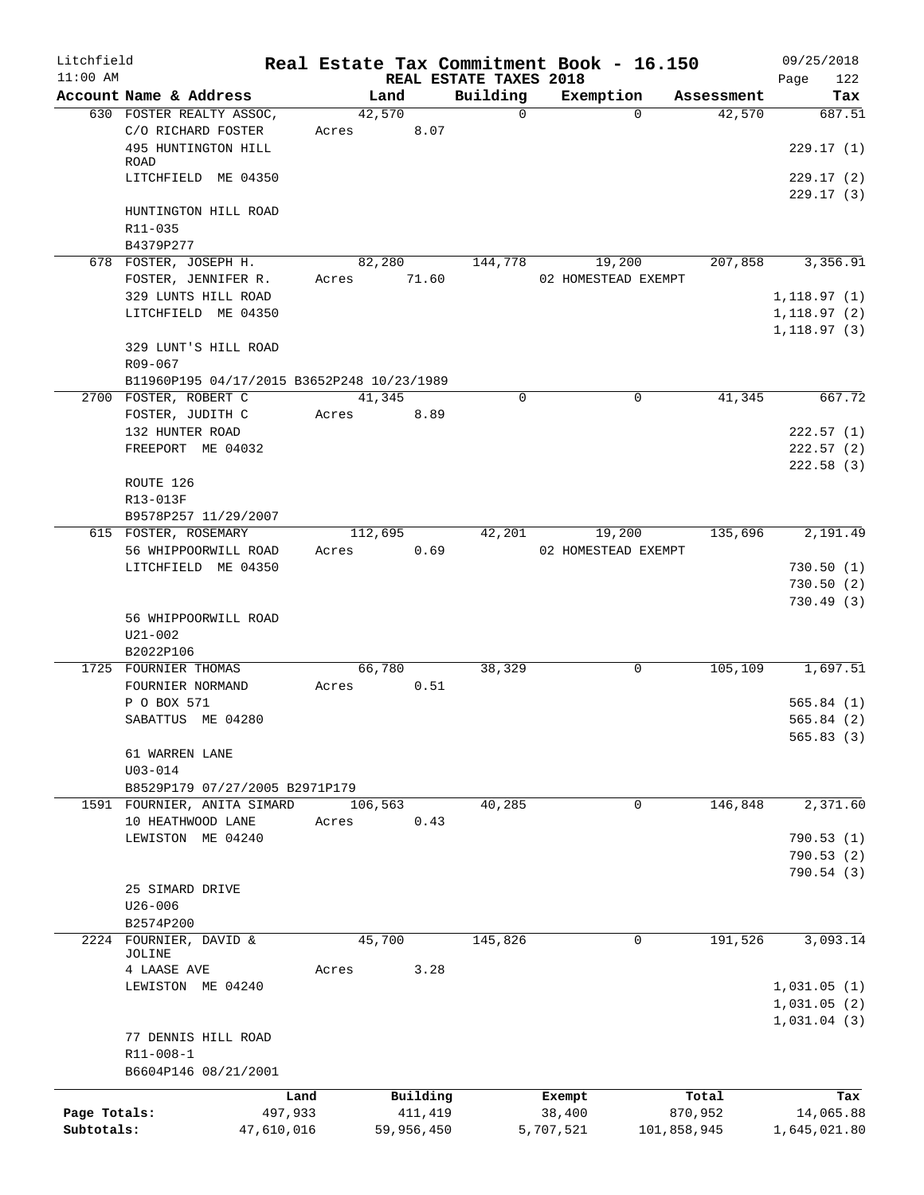Litchfield  
11:00 AM

**Real Estate Tax Commitment Book - 16.150**  
**REAL ESTATE TAXES 2018**

09/25/2018  
Page 122

| Account Name & Address | Land | Building | Exemption | Assessment | Tax |
|---|---|---|---|---|---|
| 630 FOSTER REALTY ASSOC, | 42,570 | 0 | 0 | 42,570 | 687.51 |
| C/O RICHARD FOSTER | Acres 8.07 | | | | |
| 495 HUNTINGTON HILL ROAD | | | | | 229.17 (1) |
| LITCHFIELD ME 04350 | | | | | 229.17 (2) |
| | | | | | 229.17 (3) |
| HUNTINGTON HILL ROAD | | | | | |
| R11-035 | | | | | |
| B4379P277 | | | | | |
| 678 FOSTER, JOSEPH H. | 82,280 | 144,778 | 19,200 | 207,858 | 3,356.91 |
| FOSTER, JENNIFER R. | Acres 71.60 | | 02 HOMESTEAD EXEMPT | | |
| 329 LUNTS HILL ROAD | | | | | 1,118.97 (1) |
| LITCHFIELD ME 04350 | | | | | 1,118.97 (2) |
| | | | | | 1,118.97 (3) |
| 329 LUNT'S HILL ROAD | | | | | |
| R09-067 | | | | | |
| B11960P195 04/17/2015 B3652P248 10/23/1989 | | | | | |
| 2700 FOSTER, ROBERT C | 41,345 | 0 | 0 | 41,345 | 667.72 |
| FOSTER, JUDITH C | Acres 8.89 | | | | |
| 132 HUNTER ROAD | | | | | 222.57 (1) |
| FREEPORT ME 04032 | | | | | 222.57 (2) |
| | | | | | 222.58 (3) |
| ROUTE 126 | | | | | |
| R13-013F | | | | | |
| B9578P257 11/29/2007 | | | | | |
| 615 FOSTER, ROSEMARY | 112,695 | 42,201 | 19,200 | 135,696 | 2,191.49 |
| 56 WHIPPOORWILL ROAD | Acres 0.69 | | 02 HOMESTEAD EXEMPT | | |
| LITCHFIELD ME 04350 | | | | | 730.50 (1) |
| | | | | | 730.50 (2) |
| | | | | | 730.49 (3) |
| 56 WHIPPOORWILL ROAD | | | | | |
| U21-002 | | | | | |
| B2022P106 | | | | | |
| 1725 FOURNIER THOMAS | 66,780 | 38,329 | 0 | 105,109 | 1,697.51 |
| FOURNIER NORMAND | Acres 0.51 | | | | |
| P O BOX 571 | | | | | 565.84 (1) |
| SABATTUS ME 04280 | | | | | 565.84 (2) |
| | | | | | 565.83 (3) |
| 61 WARREN LANE | | | | | |
| U03-014 | | | | | |
| B8529P179 07/27/2005 B2971P179 | | | | | |
| 1591 FOURNIER, ANITA SIMARD | 106,563 | 40,285 | 0 | 146,848 | 2,371.60 |
| 10 HEATHWOOD LANE | Acres 0.43 | | | | |
| LEWISTON ME 04240 | | | | | 790.53 (1) |
| | | | | | 790.53 (2) |
| | | | | | 790.54 (3) |
| 25 SIMARD DRIVE | | | | | |
| U26-006 | | | | | |
| B2574P200 | | | | | |
| 2224 FOURNIER, DAVID & JOLINE | 45,700 | 145,826 | 0 | 191,526 | 3,093.14 |
| 4 LAASE AVE | Acres 3.28 | | | | |
| LEWISTON ME 04240 | | | | | 1,031.05 (1) |
| | | | | | 1,031.05 (2) |
| | | | | | 1,031.04 (3) |
| 77 DENNIS HILL ROAD | | | | | |
| R11-008-1 | | | | | |
| B6604P146 08/21/2001 | | | | | |

| | Land | Building | Exempt | Total | Tax |
|---|---|---|---|---|---|
| Page Totals: | 497,933 | 411,419 | 38,400 | 870,952 | 14,065.88 |
| Subtotals: | 47,610,016 | 59,956,450 | 5,707,521 | 101,858,945 | 1,645,021.80 |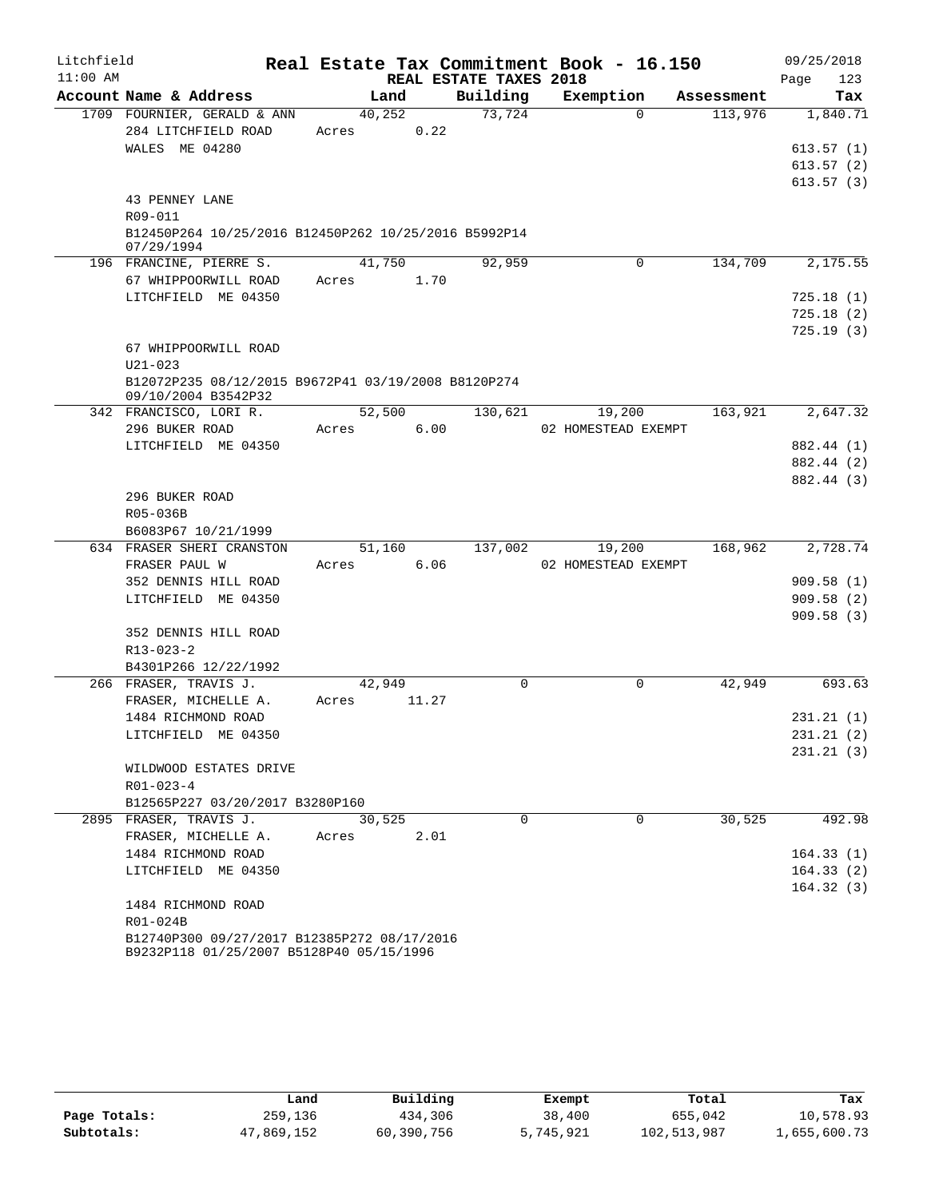Litchfield 11:00 AM

# Real Estate Tax Commitment Book - 16.150

## REAL ESTATE TAXES 2018

09/25/2018

| Account Name & Address | Land | Building | Exemption | Assessment | Tax |
|---|---|---|---|---|---|
| 1709 FOURNIER, GERALD & ANN | 40,252 | 73,724 | 0 | 113,976 | 1,840.71 |
| 284 LITCHFIELD ROAD | Acres 0.22 | | | | |
| WALES ME 04280 | | | | | 613.57 (1) |
| | | | | | 613.57 (2) |
| | | | | | 613.57 (3) |
| 43 PENNEY LANE | | | | | |
| R09-011 | | | | | |
| B12450P264 10/25/2016 B12450P262 10/25/2016 B5992P14 07/29/1994 | | | | | |
| 196 FRANCINE, PIERRE S. | 41,750 | 92,959 | 0 | 134,709 | 2,175.55 |
| 67 WHIPPOORWILL ROAD | Acres 1.70 | | | | |
| LITCHFIELD ME 04350 | | | | | 725.18 (1) |
| | | | | | 725.18 (2) |
| | | | | | 725.19 (3) |
| 67 WHIPPOORWILL ROAD | | | | | |
| U21-023 | | | | | |
| B12072P235 08/12/2015 B9672P41 03/19/2008 B8120P274 09/10/2004 B3542P32 | | | | | |
| 342 FRANCISCO, LORI R. | 52,500 | 130,621 | 19,200 | 163,921 | 2,647.32 |
| 296 BUKER ROAD | Acres 6.00 | | 02 HOMESTEAD EXEMPT | | |
| LITCHFIELD ME 04350 | | | | | 882.44 (1) |
| | | | | | 882.44 (2) |
| | | | | | 882.44 (3) |
| 296 BUKER ROAD | | | | | |
| R05-036B | | | | | |
| B6083P67 10/21/1999 | | | | | |
| 634 FRASER SHERI CRANSTON | 51,160 | 137,002 | 19,200 | 168,962 | 2,728.74 |
| FRASER PAUL W | Acres 6.06 | | 02 HOMESTEAD EXEMPT | | |
| 352 DENNIS HILL ROAD | | | | | 909.58 (1) |
| LITCHFIELD ME 04350 | | | | | 909.58 (2) |
| | | | | | 909.58 (3) |
| 352 DENNIS HILL ROAD | | | | | |
| R13-023-2 | | | | | |
| B4301P266 12/22/1992 | | | | | |
| 266 FRASER, TRAVIS J. | 42,949 | 0 | 0 | 42,949 | 693.63 |
| FRASER, MICHELLE A. | Acres 11.27 | | | | |
| 1484 RICHMOND ROAD | | | | | 231.21 (1) |
| LITCHFIELD ME 04350 | | | | | 231.21 (2) |
| | | | | | 231.21 (3) |
| WILDWOOD ESTATES DRIVE | | | | | |
| R01-023-4 | | | | | |
| B12565P227 03/20/2017 B3280P160 | | | | | |
| 2895 FRASER, TRAVIS J. | 30,525 | 0 | 0 | 30,525 | 492.98 |
| FRASER, MICHELLE A. | Acres 2.01 | | | | |
| 1484 RICHMOND ROAD | | | | | 164.33 (1) |
| LITCHFIELD ME 04350 | | | | | 164.33 (2) |
| | | | | | 164.32 (3) |
| 1484 RICHMOND ROAD | | | | | |
| R01-024B | | | | | |
| B12740P300 09/27/2017 B12385P272 08/17/2016 B9232P118 01/25/2007 B5128P40 05/15/1996 | | | | | |

| | Land | Building | Exempt | Total | Tax |
|---|---|---|---|---|---|
| Page Totals: | 259,136 | 434,306 | 38,400 | 655,042 | 10,578.93 |
| Subtotals: | 47,869,152 | 60,390,756 | 5,745,921 | 102,513,987 | 1,655,600.73 |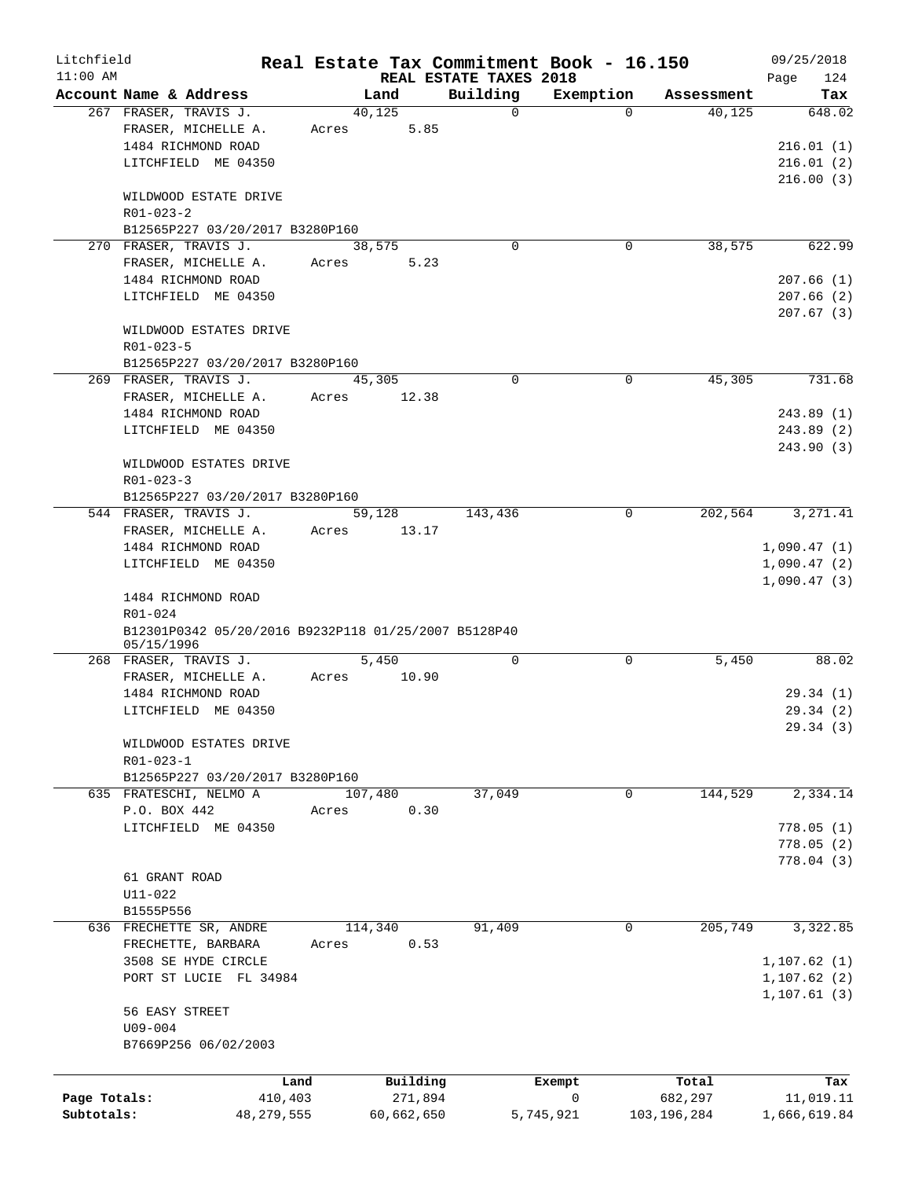Litchfield 11:00 AM

# Real Estate Tax Commitment Book - 16.150

REAL ESTATE TAXES 2018

09/25/2018 Page 124

| Account Name & Address | Land | Building | Exemption | Assessment | Tax |
|---|---|---|---|---|---|
| 267 FRASER, TRAVIS J. | 40,125 | 0 | 0 | 40,125 | 648.02 |
| FRASER, MICHELLE A. | Acres 5.85 | | | | |
| 1484 RICHMOND ROAD | | | | | 216.01 (1) |
| LITCHFIELD ME 04350 | | | | | 216.01 (2) |
| | | | | | 216.00 (3) |
| WILDWOOD ESTATE DRIVE | | | | | |
| R01-023-2 | | | | | |
| B12565P227 03/20/2017 B3280P160 | | | | | |
| 270 FRASER, TRAVIS J. | 38,575 | 0 | 0 | 38,575 | 622.99 |
| FRASER, MICHELLE A. | Acres 5.23 | | | | |
| 1484 RICHMOND ROAD | | | | | 207.66 (1) |
| LITCHFIELD ME 04350 | | | | | 207.66 (2) |
| | | | | | 207.67 (3) |
| WILDWOOD ESTATES DRIVE | | | | | |
| R01-023-5 | | | | | |
| B12565P227 03/20/2017 B3280P160 | | | | | |
| 269 FRASER, TRAVIS J. | 45,305 | 0 | 0 | 45,305 | 731.68 |
| FRASER, MICHELLE A. | Acres 12.38 | | | | |
| 1484 RICHMOND ROAD | | | | | 243.89 (1) |
| LITCHFIELD ME 04350 | | | | | 243.89 (2) |
| | | | | | 243.90 (3) |
| WILDWOOD ESTATES DRIVE | | | | | |
| R01-023-3 | | | | | |
| B12565P227 03/20/2017 B3280P160 | | | | | |
| 544 FRASER, TRAVIS J. | 59,128 | 143,436 | 0 | 202,564 | 3,271.41 |
| FRASER, MICHELLE A. | Acres 13.17 | | | | |
| 1484 RICHMOND ROAD | | | | | 1,090.47 (1) |
| LITCHFIELD ME 04350 | | | | | 1,090.47 (2) |
| | | | | | 1,090.47 (3) |
| 1484 RICHMOND ROAD | | | | | |
| R01-024 | | | | | |
| B12301P0342 05/20/2016 B9232P118 01/25/2007 B5128P40 05/15/1996 | | | | | |
| 268 FRASER, TRAVIS J. | 5,450 | 0 | 0 | 5,450 | 88.02 |
| FRASER, MICHELLE A. | Acres 10.90 | | | | |
| 1484 RICHMOND ROAD | | | | | 29.34 (1) |
| LITCHFIELD ME 04350 | | | | | 29.34 (2) |
| | | | | | 29.34 (3) |
| WILDWOOD ESTATES DRIVE | | | | | |
| R01-023-1 | | | | | |
| B12565P227 03/20/2017 B3280P160 | | | | | |
| 635 FRATESCHI, NELMO A | 107,480 | 37,049 | 0 | 144,529 | 2,334.14 |
| P.O. BOX 442 | Acres 0.30 | | | | |
| LITCHFIELD ME 04350 | | | | | 778.05 (1) |
| | | | | | 778.05 (2) |
| | | | | | 778.04 (3) |
| 61 GRANT ROAD | | | | | |
| U11-022 | | | | | |
| B1555P556 | | | | | |
| 636 FRECHETTE SR, ANDRE | 114,340 | 91,409 | 0 | 205,749 | 3,322.85 |
| FRECHETTE, BARBARA | Acres 0.53 | | | | |
| 3508 SE HYDE CIRCLE | | | | | 1,107.62 (1) |
| PORT ST LUCIE FL 34984 | | | | | 1,107.62 (2) |
| | | | | | 1,107.61 (3) |
| 56 EASY STREET | | | | | |
| U09-004 | | | | | |
| B7669P256 06/02/2003 | | | | | |

| | Land | Building | Exempt | Total | Tax |
|---|---|---|---|---|---|
| Page Totals: | 410,403 | 271,894 | 0 | 682,297 | 11,019.11 |
| Subtotals: | 48,279,555 | 60,662,650 | 5,745,921 | 103,196,284 | 1,666,619.84 |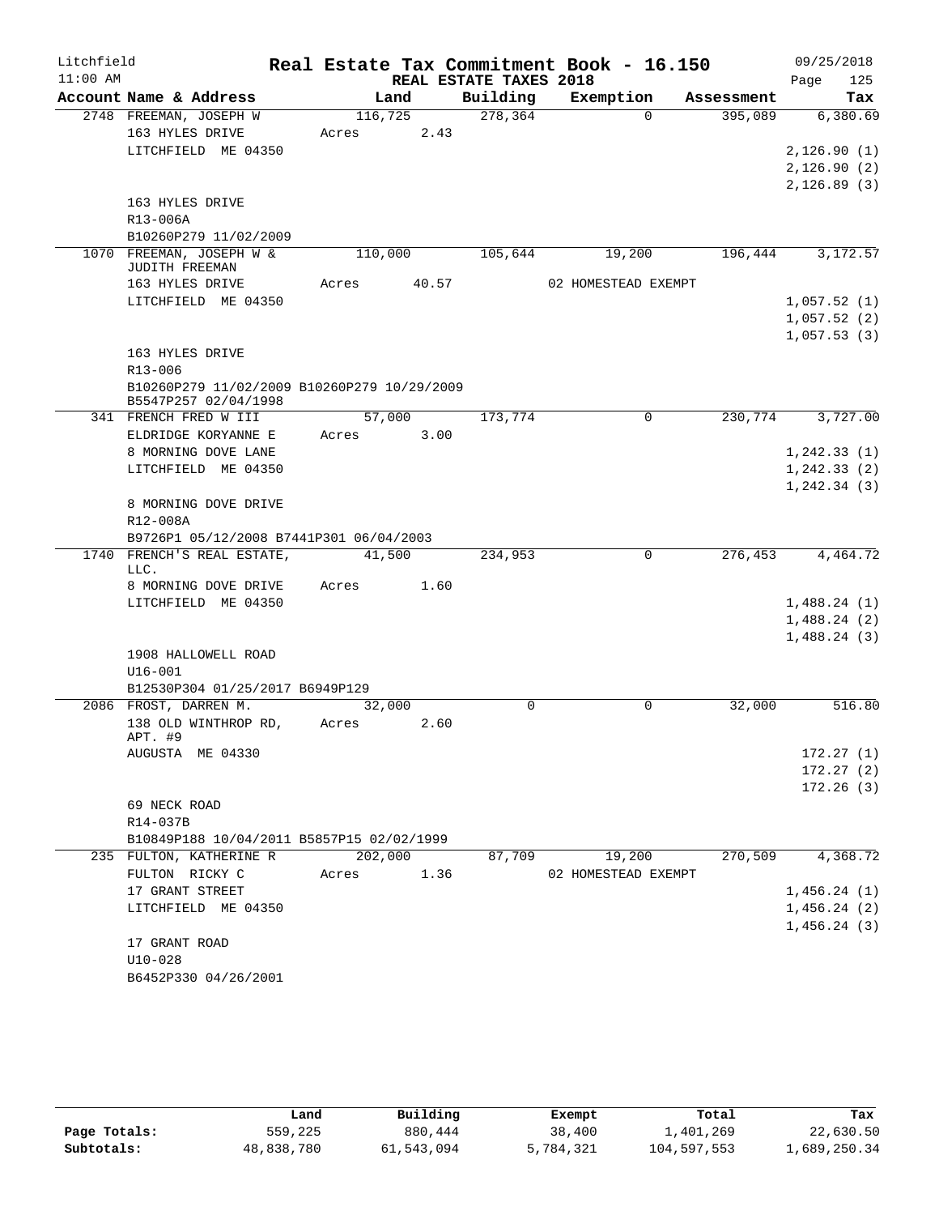Litchfield
11:00 AM

# Real Estate Tax Commitment Book - 16.150

## REAL ESTATE TAXES 2018

09/25/2018

| Account Name & Address | Land | Building | Exemption | Assessment | Tax |
|---|---|---|---|---|---|
| 2748 FREEMAN, JOSEPH W | 116,725 | 278,364 | 0 | 395,089 | 6,380.69 |
| 163 HYLES DRIVE | Acres 2.43 | | | | |
| LITCHFIELD ME 04350 | | | | | 2,126.90 (1) |
| | | | | | 2,126.90 (2) |
| | | | | | 2,126.89 (3) |
| 163 HYLES DRIVE | | | | | |
| R13-006A | | | | | |
| B10260P279 11/02/2009 | | | | | |
| 1070 FREEMAN, JOSEPH W & JUDITH FREEMAN | 110,000 | 105,644 | 19,200 | 196,444 | 3,172.57 |
| 163 HYLES DRIVE | Acres 40.57 | | 02 HOMESTEAD EXEMPT | | |
| LITCHFIELD ME 04350 | | | | | 1,057.52 (1) |
| | | | | | 1,057.52 (2) |
| | | | | | 1,057.53 (3) |
| 163 HYLES DRIVE | | | | | |
| R13-006 | | | | | |
| B10260P279 11/02/2009 B10260P279 10/29/2009 B5547P257 02/04/1998 | | | | | |
| 341 FRENCH FRED W III | 57,000 | 173,774 | 0 | 230,774 | 3,727.00 |
| ELDRIDGE KORYANNE E | Acres 3.00 | | | | |
| 8 MORNING DOVE LANE | | | | | 1,242.33 (1) |
| LITCHFIELD ME 04350 | | | | | 1,242.33 (2) |
| | | | | | 1,242.34 (3) |
| 8 MORNING DOVE DRIVE | | | | | |
| R12-008A | | | | | |
| B9726P1 05/12/2008 B7441P301 06/04/2003 | | | | | |
| 1740 FRENCH'S REAL ESTATE, LLC. | 41,500 | 234,953 | 0 | 276,453 | 4,464.72 |
| 8 MORNING DOVE DRIVE | Acres 1.60 | | | | |
| LITCHFIELD ME 04350 | | | | | 1,488.24 (1) |
| | | | | | 1,488.24 (2) |
| | | | | | 1,488.24 (3) |
| 1908 HALLOWELL ROAD | | | | | |
| U16-001 | | | | | |
| B12530P304 01/25/2017 B6949P129 | | | | | |
| 2086 FROST, DARREN M. | 32,000 | 0 | 0 | 32,000 | 516.80 |
| 138 OLD WINTHROP RD, APT. #9 | Acres 2.60 | | | | |
| AUGUSTA ME 04330 | | | | | 172.27 (1) |
| | | | | | 172.27 (2) |
| | | | | | 172.26 (3) |
| 69 NECK ROAD | | | | | |
| R14-037B | | | | | |
| B10849P188 10/04/2011 B5857P15 02/02/1999 | | | | | |
| 235 FULTON, KATHERINE R | 202,000 | 87,709 | 19,200 | 270,509 | 4,368.72 |
| FULTON RICKY C | Acres 1.36 | | 02 HOMESTEAD EXEMPT | | |
| 17 GRANT STREET | | | | | 1,456.24 (1) |
| LITCHFIELD ME 04350 | | | | | 1,456.24 (2) |
| | | | | | 1,456.24 (3) |
| 17 GRANT ROAD | | | | | |
| U10-028 | | | | | |
| B6452P330 04/26/2001 | | | | | |

| | Land | Building | Exempt | Total | Tax |
|---|---|---|---|---|---|
| Page Totals: | 559,225 | 880,444 | 38,400 | 1,401,269 | 22,630.50 |
| Subtotals: | 48,838,780 | 61,543,094 | 5,784,321 | 104,597,553 | 1,689,250.34 |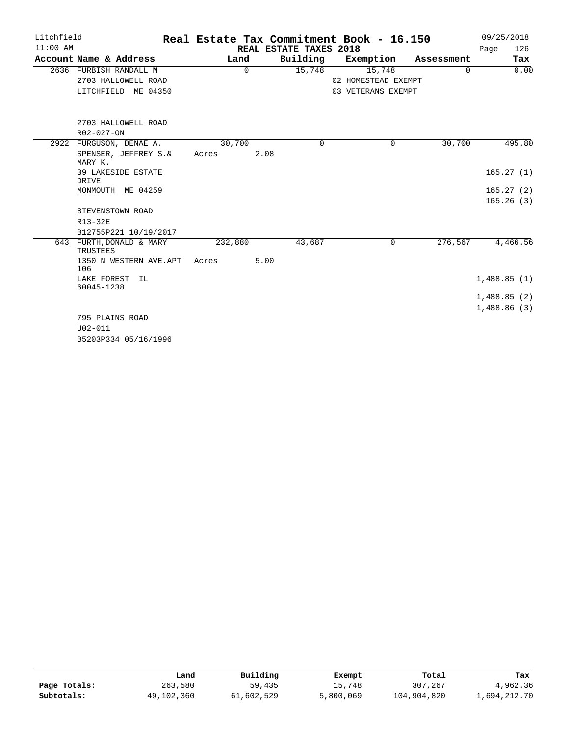# Litchfield — Real Estate Tax Commitment Book - 16.150

11:00 AM — REAL ESTATE TAXES 2018 — 09/25/2018

| Account Name & Address | Land | Building | Exemption | Assessment | Tax |
|---|---|---|---|---|---|
| 2636 FURBISH RANDALL M | 0 | 15,748 | 15,748 | 0 | 0.00 |
| 2703 HALLOWELL ROAD | | | 02 HOMESTEAD EXEMPT | | |
| LITCHFIELD ME 04350 | | | 03 VETERANS EXEMPT | | |
| 2703 HALLOWELL ROAD | | | | | |
| R02-027-ON | | | | | |
| 2922 FURGUSON, DENAE A. | 30,700 | 0 | 0 | 30,700 | 495.80 |
| SPENSER, JEFFREY S.& MARY K. | Acres 2.08 | | | | |
| 39 LAKESIDE ESTATE DRIVE | | | | | 165.27 (1) |
| MONMOUTH ME 04259 | | | | | 165.27 (2) |
| | | | | | 165.26 (3) |
| STEVENSTOWN ROAD | | | | | |
| R13-32E | | | | | |
| B12755P221 10/19/2017 | | | | | |
| 643 FURTH,DONALD & MARY TRUSTEES | 232,880 | 43,687 | 0 | 276,567 | 4,466.56 |
| 1350 N WESTERN AVE.APT 106 | Acres 5.00 | | | | |
| LAKE FOREST IL 60045-1238 | | | | | 1,488.85 (1) |
| | | | | | 1,488.85 (2) |
| | | | | | 1,488.86 (3) |
| 795 PLAINS ROAD | | | | | |
| U02-011 | | | | | |
| B5203P334 05/16/1996 | | | | | |

| | Land | Building | Exempt | Total | Tax |
|---|---|---|---|---|---|
| Page Totals: | 263,580 | 59,435 | 15,748 | 307,267 | 4,962.36 |
| Subtotals: | 49,102,360 | 61,602,529 | 5,800,069 | 104,904,820 | 1,694,212.70 |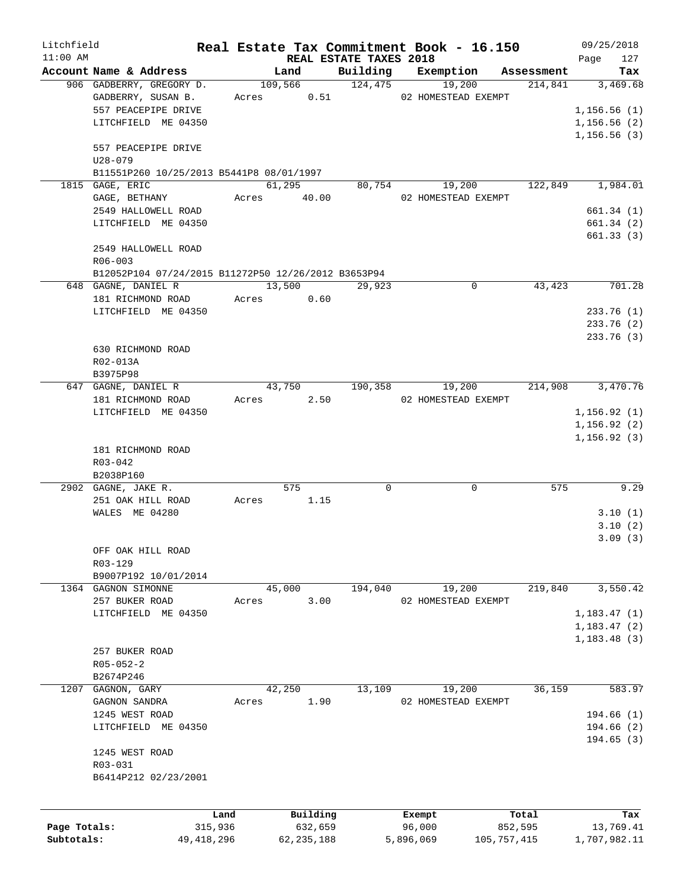# Real Estate Tax Commitment Book - 16.150

Litchfield 11:00 AM — REAL ESTATE TAXES 2018 — 09/25/2018

| Account Name & Address | Land | Building | Exemption | Assessment | Tax |
|---|---|---|---|---|---|
| 906 GADBERRY, GREGORY D. | 109,566 | 124,475 | 19,200 | 214,841 | 3,469.68 |
| GADBERRY, SUSAN B. | Acres 0.51 | | 02 HOMESTEAD EXEMPT | | |
| 557 PEACEPIPE DRIVE | | | | | 1,156.56 (1) |
| LITCHFIELD ME 04350 | | | | | 1,156.56 (2) |
| | | | | | 1,156.56 (3) |
| 557 PEACEPIPE DRIVE | | | | | |
| U28-079 | | | | | |
| B11551P260 10/25/2013 B5441P8 08/01/1997 | | | | | |
| 1815 GAGE, ERIC | 61,295 | 80,754 | 19,200 | 122,849 | 1,984.01 |
| GAGE, BETHANY | Acres 40.00 | | 02 HOMESTEAD EXEMPT | | |
| 2549 HALLOWELL ROAD | | | | | 661.34 (1) |
| LITCHFIELD ME 04350 | | | | | 661.34 (2) |
| | | | | | 661.33 (3) |
| 2549 HALLOWELL ROAD | | | | | |
| R06-003 | | | | | |
| B12052P104 07/24/2015 B11272P50 12/26/2012 B3653P94 | | | | | |
| 648 GAGNE, DANIEL R | 13,500 | 29,923 | 0 | 43,423 | 701.28 |
| 181 RICHMOND ROAD | Acres 0.60 | | | | |
| LITCHFIELD ME 04350 | | | | | 233.76 (1) |
| | | | | | 233.76 (2) |
| | | | | | 233.76 (3) |
| 630 RICHMOND ROAD | | | | | |
| R02-013A | | | | | |
| B3975P98 | | | | | |
| 647 GAGNE, DANIEL R | 43,750 | 190,358 | 19,200 | 214,908 | 3,470.76 |
| 181 RICHMOND ROAD | Acres 2.50 | | 02 HOMESTEAD EXEMPT | | |
| LITCHFIELD ME 04350 | | | | | 1,156.92 (1) |
| | | | | | 1,156.92 (2) |
| | | | | | 1,156.92 (3) |
| 181 RICHMOND ROAD | | | | | |
| R03-042 | | | | | |
| B2038P160 | | | | | |
| 2902 GAGNE, JAKE R. | 575 | 0 | 0 | 575 | 9.29 |
| 251 OAK HILL ROAD | Acres 1.15 | | | | |
| WALES ME 04280 | | | | | 3.10 (1) |
| | | | | | 3.10 (2) |
| | | | | | 3.09 (3) |
| OFF OAK HILL ROAD | | | | | |
| R03-129 | | | | | |
| B9007P192 10/01/2014 | | | | | |
| 1364 GAGNON SIMONNE | 45,000 | 194,040 | 19,200 | 219,840 | 3,550.42 |
| 257 BUKER ROAD | Acres 3.00 | | 02 HOMESTEAD EXEMPT | | |
| LITCHFIELD ME 04350 | | | | | 1,183.47 (1) |
| | | | | | 1,183.47 (2) |
| | | | | | 1,183.48 (3) |
| 257 BUKER ROAD | | | | | |
| R05-052-2 | | | | | |
| B2674P246 | | | | | |
| 1207 GAGNON, GARY | 42,250 | 13,109 | 19,200 | 36,159 | 583.97 |
| GAGNON SANDRA | Acres 1.90 | | 02 HOMESTEAD EXEMPT | | |
| 1245 WEST ROAD | | | | | 194.66 (1) |
| LITCHFIELD ME 04350 | | | | | 194.66 (2) |
| | | | | | 194.65 (3) |
| 1245 WEST ROAD | | | | | |
| R03-031 | | | | | |
| B6414P212 02/23/2001 | | | | | |

| | Land | Building | Exempt | Total | Tax |
|---|---|---|---|---|---|
| Page Totals: | 315,936 | 632,659 | 96,000 | 852,595 | 13,769.41 |
| Subtotals: | 49,418,296 | 62,235,188 | 5,896,069 | 105,757,415 | 1,707,982.11 |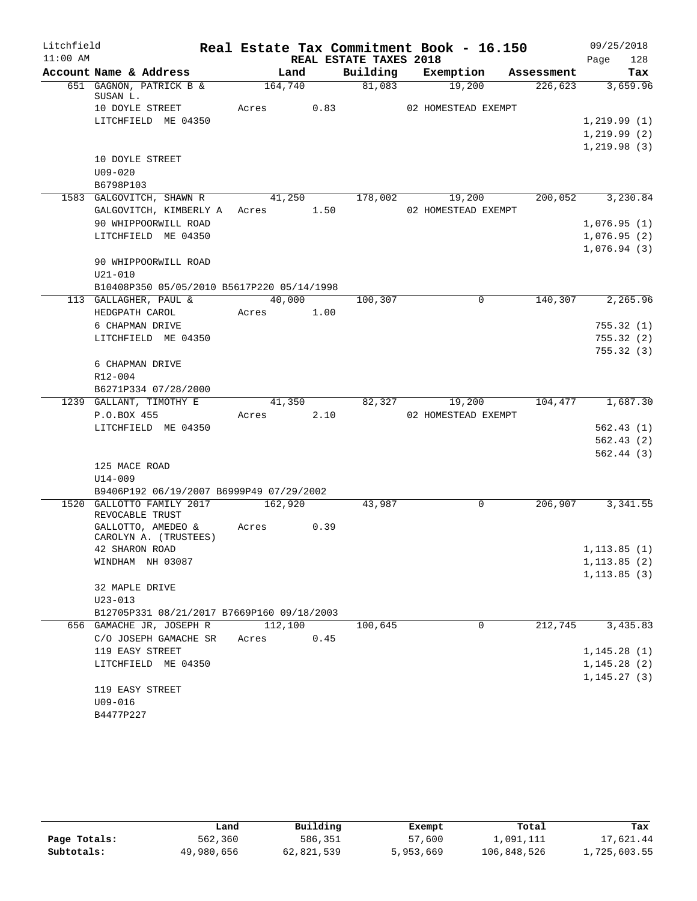# Real Estate Tax Commitment Book - 16.150

Litchfield 11:00 AM — REAL ESTATE TAXES 2018 — 09/25/2018

| Account Name & Address | Land | Building | Exemption | Assessment | Tax |
|---|---|---|---|---|---|
| 651 GAGNON, PATRICK B & SUSAN L. | 164,740 | 81,083 | 19,200 | 226,623 | 3,659.96 |
| 10 DOYLE STREET | Acres 0.83 | | 02 HOMESTEAD EXEMPT | | |
| LITCHFIELD ME 04350 | | | | | 1,219.99 (1) |
| | | | | | 1,219.99 (2) |
| | | | | | 1,219.98 (3) |
| 10 DOYLE STREET | | | | | |
| U09-020 | | | | | |
| B6798P103 | | | | | |
| 1583 GALGOVITCH, SHAWN R | 41,250 | 178,002 | 19,200 | 200,052 | 3,230.84 |
| GALGOVITCH, KIMBERLY A | Acres 1.50 | | 02 HOMESTEAD EXEMPT | | |
| 90 WHIPPOORWILL ROAD | | | | | 1,076.95 (1) |
| LITCHFIELD ME 04350 | | | | | 1,076.95 (2) |
| | | | | | 1,076.94 (3) |
| 90 WHIPPOORWILL ROAD | | | | | |
| U21-010 | | | | | |
| B10408P350 05/05/2010 B5617P220 05/14/1998 | | | | | |
| 113 GALLAGHER, PAUL & | 40,000 | 100,307 | 0 | 140,307 | 2,265.96 |
| HEDGPATH CAROL | Acres 1.00 | | | | |
| 6 CHAPMAN DRIVE | | | | | 755.32 (1) |
| LITCHFIELD ME 04350 | | | | | 755.32 (2) |
| | | | | | 755.32 (3) |
| 6 CHAPMAN DRIVE | | | | | |
| R12-004 | | | | | |
| B6271P334 07/28/2000 | | | | | |
| 1239 GALLANT, TIMOTHY E | 41,350 | 82,327 | 19,200 | 104,477 | 1,687.30 |
| P.O.BOX 455 | Acres 2.10 | | 02 HOMESTEAD EXEMPT | | |
| LITCHFIELD ME 04350 | | | | | 562.43 (1) |
| | | | | | 562.43 (2) |
| | | | | | 562.44 (3) |
| 125 MACE ROAD | | | | | |
| U14-009 | | | | | |
| B9406P192 06/19/2007 B6999P49 07/29/2002 | | | | | |
| 1520 GALLOTTO FAMILY 2017 REVOCABLE TRUST | 162,920 | 43,987 | 0 | 206,907 | 3,341.55 |
| GALLOTTO, AMEDEO & CAROLYN A. (TRUSTEES) | Acres 0.39 | | | | |
| 42 SHARON ROAD | | | | | 1,113.85 (1) |
| WINDHAM NH 03087 | | | | | 1,113.85 (2) |
| | | | | | 1,113.85 (3) |
| 32 MAPLE DRIVE | | | | | |
| U23-013 | | | | | |
| B12705P331 08/21/2017 B7669P160 09/18/2003 | | | | | |
| 656 GAMACHE JR, JOSEPH R | 112,100 | 100,645 | 0 | 212,745 | 3,435.83 |
| C/O JOSEPH GAMACHE SR | Acres 0.45 | | | | |
| 119 EASY STREET | | | | | 1,145.28 (1) |
| LITCHFIELD ME 04350 | | | | | 1,145.28 (2) |
| | | | | | 1,145.27 (3) |
| 119 EASY STREET | | | | | |
| U09-016 | | | | | |
| B4477P227 | | | | | |

| | Land | Building | Exempt | Total | Tax |
|---|---|---|---|---|---|
| Page Totals: | 562,360 | 586,351 | 57,600 | 1,091,111 | 17,621.44 |
| Subtotals: | 49,980,656 | 62,821,539 | 5,953,669 | 106,848,526 | 1,725,603.55 |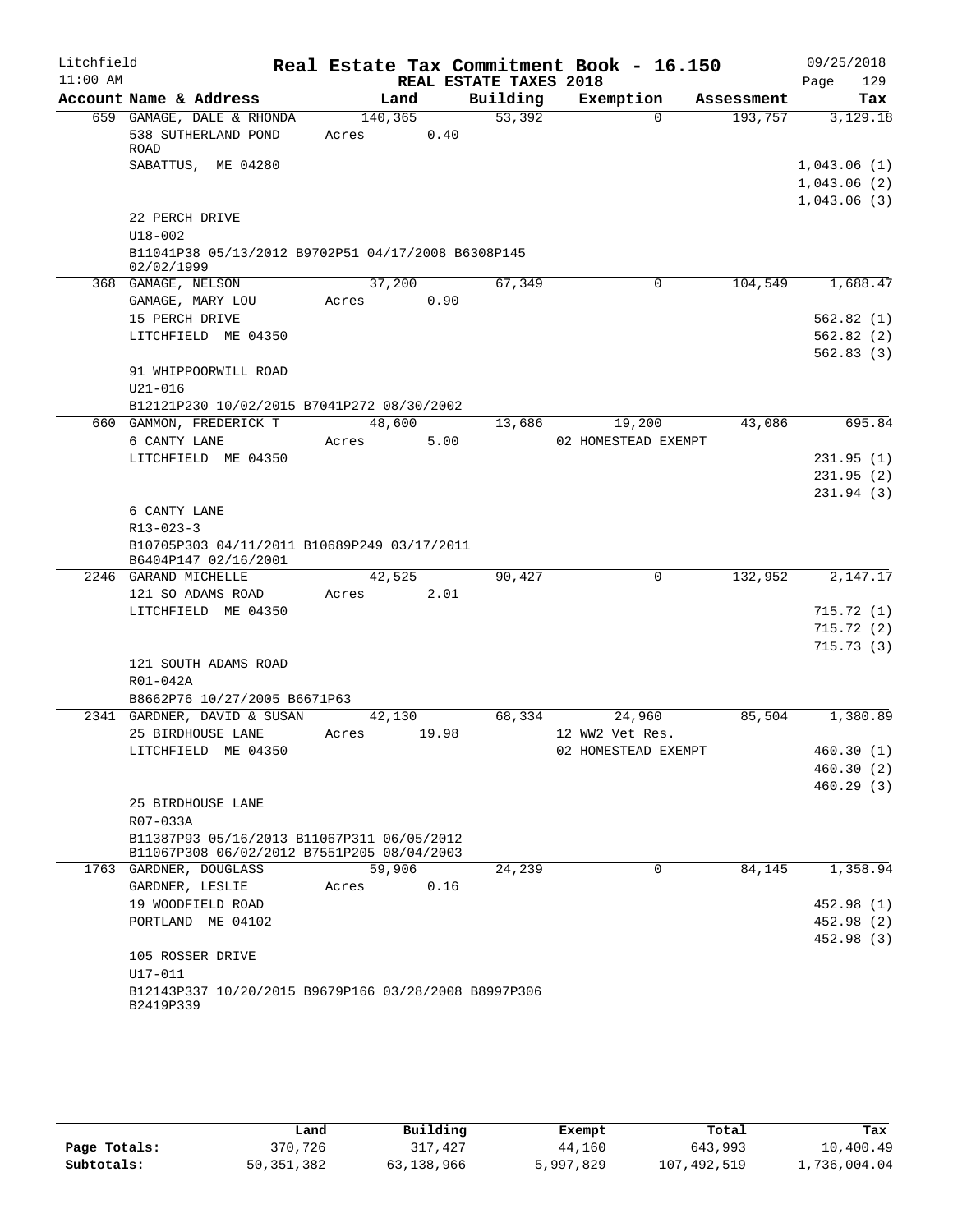Litchfield
11:00 AM

# Real Estate Tax Commitment Book - 16.150

REAL ESTATE TAXES 2018

09/25/2018

| Account Name & Address | Land | Building | Exemption | Assessment | Tax |
|---|---|---|---|---|---|
| 659 GAMAGE, DALE & RHONDA | 140,365 | 53,392 | 0 | 193,757 | 3,129.18 |
| 538 SUTHERLAND POND ROAD | Acres 0.40 | | | | |
| SABATTUS, ME 04280 | | | | | 1,043.06 (1) |
| | | | | | 1,043.06 (2) |
| | | | | | 1,043.06 (3) |
| 22 PERCH DRIVE | | | | | |
| U18-002 | | | | | |
| B11041P38 05/13/2012 B9702P51 04/17/2008 B6308P145 02/02/1999 | | | | | |
| 368 GAMAGE, NELSON | 37,200 | 67,349 | 0 | 104,549 | 1,688.47 |
| GAMAGE, MARY LOU | Acres 0.90 | | | | |
| 15 PERCH DRIVE | | | | | 562.82 (1) |
| LITCHFIELD ME 04350 | | | | | 562.82 (2) |
| | | | | | 562.83 (3) |
| 91 WHIPPOORWILL ROAD | | | | | |
| U21-016 | | | | | |
| B12121P230 10/02/2015 B7041P272 08/30/2002 | | | | | |
| 660 GAMMON, FREDERICK T | 48,600 | 13,686 | 19,200 | 43,086 | 695.84 |
| 6 CANTY LANE | Acres 5.00 | | 02 HOMESTEAD EXEMPT | | |
| LITCHFIELD ME 04350 | | | | | 231.95 (1) |
| | | | | | 231.95 (2) |
| | | | | | 231.94 (3) |
| 6 CANTY LANE | | | | | |
| R13-023-3 | | | | | |
| B10705P303 04/11/2011 B10689P249 03/17/2011 B6404P147 02/16/2001 | | | | | |
| 2246 GARAND MICHELLE | 42,525 | 90,427 | 0 | 132,952 | 2,147.17 |
| 121 SO ADAMS ROAD | Acres 2.01 | | | | |
| LITCHFIELD ME 04350 | | | | | 715.72 (1) |
| | | | | | 715.72 (2) |
| | | | | | 715.73 (3) |
| 121 SOUTH ADAMS ROAD | | | | | |
| R01-042A | | | | | |
| B8662P76 10/27/2005 B6671P63 | | | | | |
| 2341 GARDNER, DAVID & SUSAN | 42,130 | 68,334 | 24,960 | 85,504 | 1,380.89 |
| 25 BIRDHOUSE LANE | Acres 19.98 | | 12 WW2 Vet Res. | | |
| LITCHFIELD ME 04350 | | | 02 HOMESTEAD EXEMPT | | 460.30 (1) |
| | | | | | 460.30 (2) |
| | | | | | 460.29 (3) |
| 25 BIRDHOUSE LANE | | | | | |
| R07-033A | | | | | |
| B11387P93 05/16/2013 B11067P311 06/05/2012 B11067P308 06/02/2012 B7551P205 08/04/2003 | | | | | |
| 1763 GARDNER, DOUGLASS | 59,906 | 24,239 | 0 | 84,145 | 1,358.94 |
| GARDNER, LESLIE | Acres 0.16 | | | | |
| 19 WOODFIELD ROAD | | | | | 452.98 (1) |
| PORTLAND ME 04102 | | | | | 452.98 (2) |
| | | | | | 452.98 (3) |
| 105 ROSSER DRIVE | | | | | |
| U17-011 | | | | | |
| B12143P337 10/20/2015 B9679P166 03/28/2008 B8997P306 B2419P339 | | | | | |

| | Land | Building | Exempt | Total | Tax |
|---|---|---|---|---|---|
| Page Totals: | 370,726 | 317,427 | 44,160 | 643,993 | 10,400.49 |
| Subtotals: | 50,351,382 | 63,138,966 | 5,997,829 | 107,492,519 | 1,736,004.04 |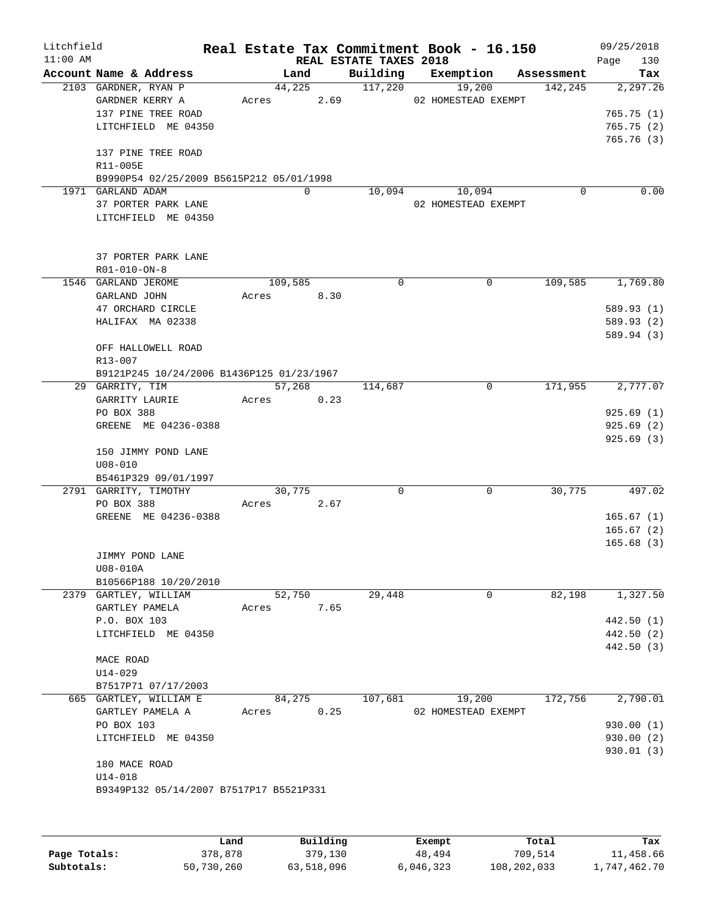# Real Estate Tax Commitment Book - 16.150

Litchfield 11:00 AM — REAL ESTATE TAXES 2018 — 09/25/2018

| Account Name & Address | Land | Building | Exemption | Assessment | Tax |
|---|---|---|---|---|---|
| 2103 GARDNER, RYAN P<br>GARDNER KERRY A<br>137 PINE TREE ROAD<br>LITCHFIELD ME 04350<br><br>137 PINE TREE ROAD<br>R11-005E<br>B9990P54 02/25/2009 B5615P212 05/01/1998 | 44,225<br>Acres 2.69 | 117,220 | 19,200<br>02 HOMESTEAD EXEMPT | 142,245 | 2,297.26<br><br>765.75 (1)<br>765.75 (2)<br>765.76 (3) |
| 1971 GARLAND ADAM<br>37 PORTER PARK LANE<br>LITCHFIELD ME 04350<br><br>37 PORTER PARK LANE<br>R01-010-ON-8 | 0 | 10,094 | 10,094<br>02 HOMESTEAD EXEMPT | 0 | 0.00 |
| 1546 GARLAND JEROME<br>GARLAND JOHN<br>47 ORCHARD CIRCLE<br>HALIFAX MA 02338<br><br>OFF HALLOWELL ROAD<br>R13-007<br>B9121P245 10/24/2006 B1436P125 01/23/1967 | 109,585<br>Acres 8.30 | 0 | 0 | 109,585 | 1,769.80<br><br>589.93 (1)<br>589.93 (2)<br>589.94 (3) |
| 29 GARRITY, TIM<br>GARRITY LAURIE<br>PO BOX 388<br>GREENE ME 04236-0388<br><br>150 JIMMY POND LANE<br>U08-010<br>B5461P329 09/01/1997 | 57,268<br>Acres 0.23 | 114,687 | 0 | 171,955 | 2,777.07<br><br>925.69 (1)<br>925.69 (2)<br>925.69 (3) |
| 2791 GARRITY, TIMOTHY<br>PO BOX 388<br>GREENE ME 04236-0388<br><br>JIMMY POND LANE<br>U08-010A<br>B10566P188 10/20/2010 | 30,775<br>Acres 2.67 | 0 | 0 | 30,775 | 497.02<br><br>165.67 (1)<br>165.67 (2)<br>165.68 (3) |
| 2379 GARTLEY, WILLIAM<br>GARTLEY PAMELA<br>P.O. BOX 103<br>LITCHFIELD ME 04350<br><br>MACE ROAD<br>U14-029<br>B7517P71 07/17/2003 | 52,750<br>Acres 7.65 | 29,448 | 0 | 82,198 | 1,327.50<br><br>442.50 (1)<br>442.50 (2)<br>442.50 (3) |
| 665 GARTLEY, WILLIAM E<br>GARTLEY PAMELA A<br>PO BOX 103<br>LITCHFIELD ME 04350<br><br>180 MACE ROAD<br>U14-018<br>B9349P132 05/14/2007 B7517P17 B5521P331 | 84,275<br>Acres 0.25 | 107,681 | 19,200<br>02 HOMESTEAD EXEMPT | 172,756 | 2,790.01<br><br>930.00 (1)<br>930.00 (2)<br>930.01 (3) |

|  | Land | Building | Exempt | Total | Tax |
|---|---|---|---|---|---|
| Page Totals: | 378,878 | 379,130 | 48,494 | 709,514 | 11,458.66 |
| Subtotals: | 50,730,260 | 63,518,096 | 6,046,323 | 108,202,033 | 1,747,462.70 |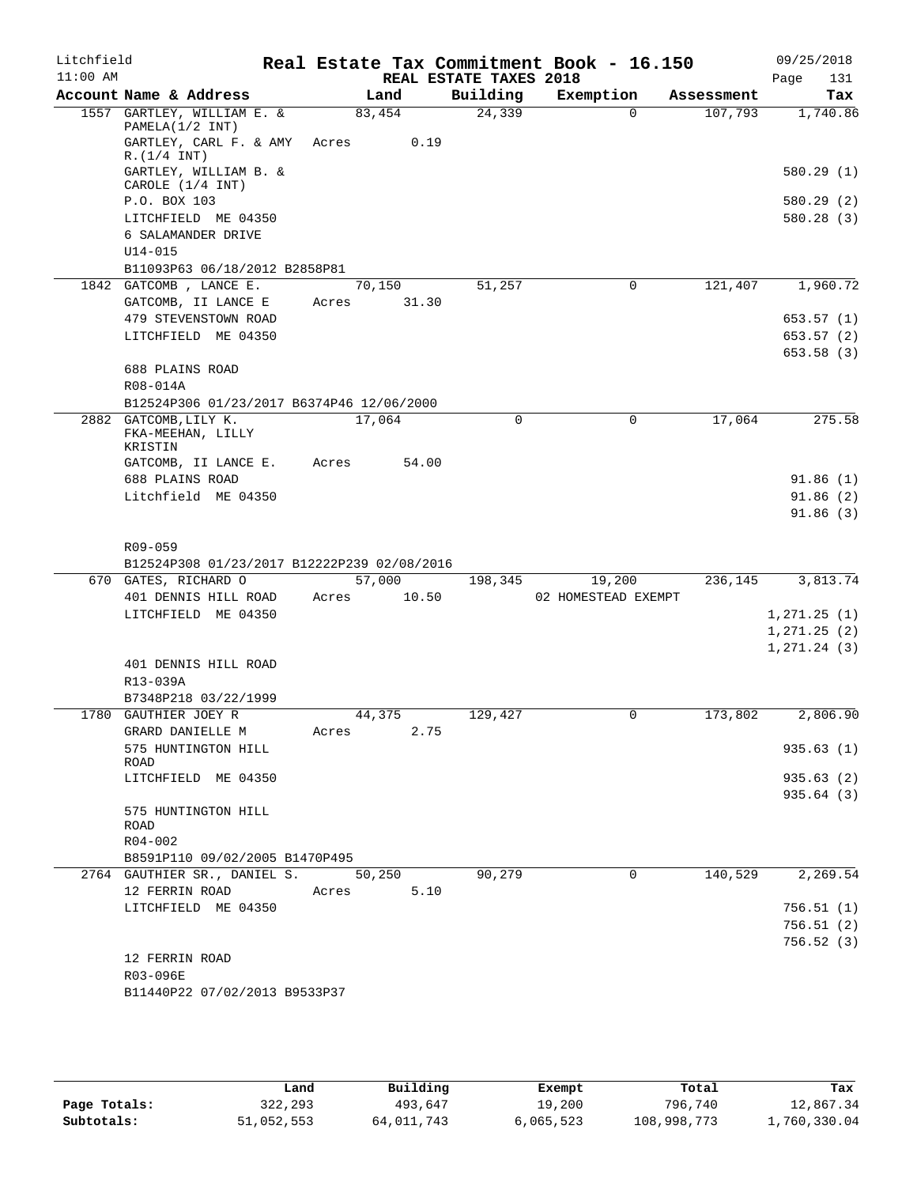Litchfield
11:00 AM

# Real Estate Tax Commitment Book - 16.150

REAL ESTATE TAXES 2018

09/25/2018

| Account Name & Address | Land | Building | Exemption | Assessment | Tax |
|---|---|---|---|---|---|
| 1557 GARTLEY, WILLIAM E. & PAMELA(1/2 INT) | 83,454 | 24,339 | 0 | 107,793 | 1,740.86 |
| GARTLEY, CARL F. & AMY R.(1/4 INT) | Acres 0.19 | | | | |
| GARTLEY, WILLIAM B. & CAROLE (1/4 INT) | | | | | 580.29 (1) |
| P.O. BOX 103 | | | | | 580.29 (2) |
| LITCHFIELD ME 04350 | | | | | 580.28 (3) |
| 6 SALAMANDER DRIVE | | | | | |
| U14-015 | | | | | |
| B11093P63 06/18/2012 B2858P81 | | | | | |
| 1842 GATCOMB , LANCE E. | 70,150 | 51,257 | 0 | 121,407 | 1,960.72 |
| GATCOMB, II LANCE E | Acres 31.30 | | | | |
| 479 STEVENSTOWN ROAD | | | | | 653.57 (1) |
| LITCHFIELD ME 04350 | | | | | 653.57 (2) |
| | | | | | 653.58 (3) |
| 688 PLAINS ROAD | | | | | |
| R08-014A | | | | | |
| B12524P306 01/23/2017 B6374P46 12/06/2000 | | | | | |
| 2882 GATCOMB,LILY K. FKA-MEEHAN, LILLY KRISTIN | 17,064 | 0 | 0 | 17,064 | 275.58 |
| GATCOMB, II LANCE E. | Acres 54.00 | | | | |
| 688 PLAINS ROAD | | | | | 91.86 (1) |
| Litchfield ME 04350 | | | | | 91.86 (2) |
| | | | | | 91.86 (3) |
| R09-059 | | | | | |
| B12524P308 01/23/2017 B12222P239 02/08/2016 | | | | | |
| 670 GATES, RICHARD O | 57,000 | 198,345 | 19,200 | 236,145 | 3,813.74 |
| 401 DENNIS HILL ROAD | Acres 10.50 | | 02 HOMESTEAD EXEMPT | | |
| LITCHFIELD ME 04350 | | | | | 1,271.25 (1) |
| | | | | | 1,271.25 (2) |
| | | | | | 1,271.24 (3) |
| 401 DENNIS HILL ROAD | | | | | |
| R13-039A | | | | | |
| B7348P218 03/22/1999 | | | | | |
| 1780 GAUTHIER JOEY R | 44,375 | 129,427 | 0 | 173,802 | 2,806.90 |
| GRARD DANIELLE M | Acres 2.75 | | | | |
| 575 HUNTINGTON HILL ROAD | | | | | 935.63 (1) |
| LITCHFIELD ME 04350 | | | | | 935.63 (2) |
| | | | | | 935.64 (3) |
| 575 HUNTINGTON HILL ROAD | | | | | |
| R04-002 | | | | | |
| B8591P110 09/02/2005 B1470P495 | | | | | |
| 2764 GAUTHIER SR., DANIEL S. | 50,250 | 90,279 | 0 | 140,529 | 2,269.54 |
| 12 FERRIN ROAD | Acres 5.10 | | | | |
| LITCHFIELD ME 04350 | | | | | 756.51 (1) |
| | | | | | 756.51 (2) |
| | | | | | 756.52 (3) |
| 12 FERRIN ROAD | | | | | |
| R03-096E | | | | | |
| B11440P22 07/02/2013 B9533P37 | | | | | |

| | Land | Building | Exempt | Total | Tax |
|---|---|---|---|---|---|
| Page Totals: | 322,293 | 493,647 | 19,200 | 796,740 | 12,867.34 |
| Subtotals: | 51,052,553 | 64,011,743 | 6,065,523 | 108,998,773 | 1,760,330.04 |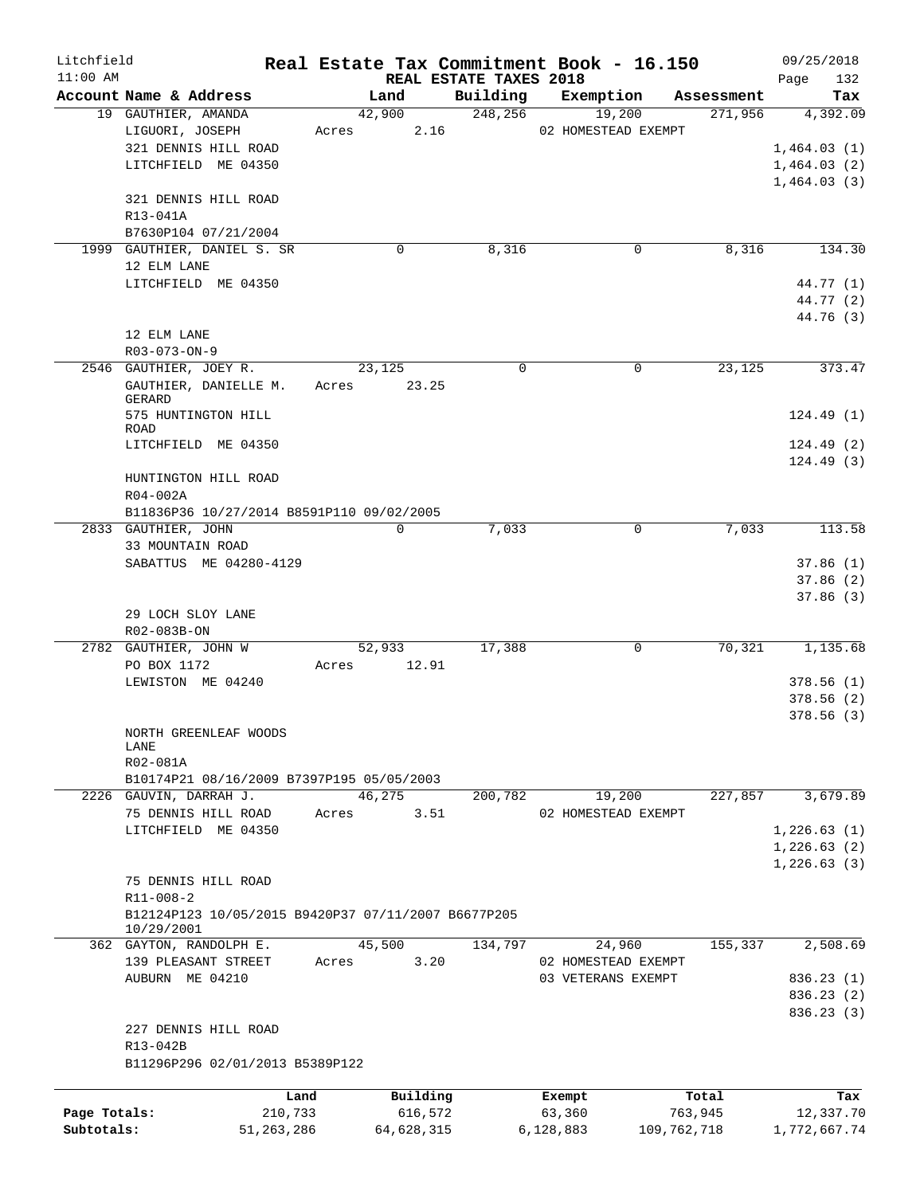Litchfield                    **Real Estate Tax Commitment Book - 16.150**                    09/25/2018
11:00 AM                    REAL ESTATE TAXES 2018                    Page 132

| Account Name & Address | Land | Building | Exemption | Assessment | Tax |
|---|---|---|---|---|---|
| 19 GAUTHIER, AMANDA | 42,900 | 248,256 | 19,200 | 271,956 | 4,392.09 |
| LIGUORI, JOSEPH | Acres 2.16 | | 02 HOMESTEAD EXEMPT | | |
| 321 DENNIS HILL ROAD | | | | | 1,464.03 (1) |
| LITCHFIELD ME 04350 | | | | | 1,464.03 (2) |
| | | | | | 1,464.03 (3) |
| 321 DENNIS HILL ROAD | | | | | |
| R13-041A | | | | | |
| B7630P104 07/21/2004 | | | | | |
| 1999 GAUTHIER, DANIEL S. SR | 0 | 8,316 | 0 | 8,316 | 134.30 |
| 12 ELM LANE | | | | | |
| LITCHFIELD ME 04350 | | | | | 44.77 (1) |
| | | | | | 44.77 (2) |
| | | | | | 44.76 (3) |
| 12 ELM LANE | | | | | |
| R03-073-ON-9 | | | | | |
| 2546 GAUTHIER, JOEY R. | 23,125 | 0 | 0 | 23,125 | 373.47 |
| GAUTHIER, DANIELLE M. GERARD | Acres 23.25 | | | | |
| 575 HUNTINGTON HILL ROAD | | | | | 124.49 (1) |
| LITCHFIELD ME 04350 | | | | | 124.49 (2) |
| | | | | | 124.49 (3) |
| HUNTINGTON HILL ROAD | | | | | |
| R04-002A | | | | | |
| B11836P36 10/27/2014 B8591P110 09/02/2005 | | | | | |
| 2833 GAUTHIER, JOHN | 0 | 7,033 | 0 | 7,033 | 113.58 |
| 33 MOUNTAIN ROAD | | | | | |
| SABATTUS ME 04280-4129 | | | | | 37.86 (1) |
| | | | | | 37.86 (2) |
| | | | | | 37.86 (3) |
| 29 LOCH SLOY LANE | | | | | |
| R02-083B-ON | | | | | |
| 2782 GAUTHIER, JOHN W | 52,933 | 17,388 | 0 | 70,321 | 1,135.68 |
| PO BOX 1172 | Acres 12.91 | | | | |
| LEWISTON ME 04240 | | | | | 378.56 (1) |
| | | | | | 378.56 (2) |
| | | | | | 378.56 (3) |
| NORTH GREENLEAF WOODS LANE | | | | | |
| R02-081A | | | | | |
| B10174P21 08/16/2009 B7397P195 05/05/2003 | | | | | |
| 2226 GAUVIN, DARRAH J. | 46,275 | 200,782 | 19,200 | 227,857 | 3,679.89 |
| 75 DENNIS HILL ROAD | Acres 3.51 | | 02 HOMESTEAD EXEMPT | | |
| LITCHFIELD ME 04350 | | | | | 1,226.63 (1) |
| | | | | | 1,226.63 (2) |
| | | | | | 1,226.63 (3) |
| 75 DENNIS HILL ROAD | | | | | |
| R11-008-2 | | | | | |
| B12124P123 10/05/2015 B9420P37 07/11/2007 B6677P205 10/29/2001 | | | | | |
| 362 GAYTON, RANDOLPH E. | 45,500 | 134,797 | 24,960 | 155,337 | 2,508.69 |
| 139 PLEASANT STREET | Acres 3.20 | | 02 HOMESTEAD EXEMPT | | |
| AUBURN ME 04210 | | | 03 VETERANS EXEMPT | | 836.23 (1) |
| | | | | | 836.23 (2) |
| | | | | | 836.23 (3) |
| 227 DENNIS HILL ROAD | | | | | |
| R13-042B | | | | | |
| B11296P296 02/01/2013 B5389P122 | | | | | |

| | Land | Building | Exempt | Total | Tax |
|---|---|---|---|---|---|
| Page Totals: | 210,733 | 616,572 | 63,360 | 763,945 | 12,337.70 |
| Subtotals: | 51,263,286 | 64,628,315 | 6,128,883 | 109,762,718 | 1,772,667.74 |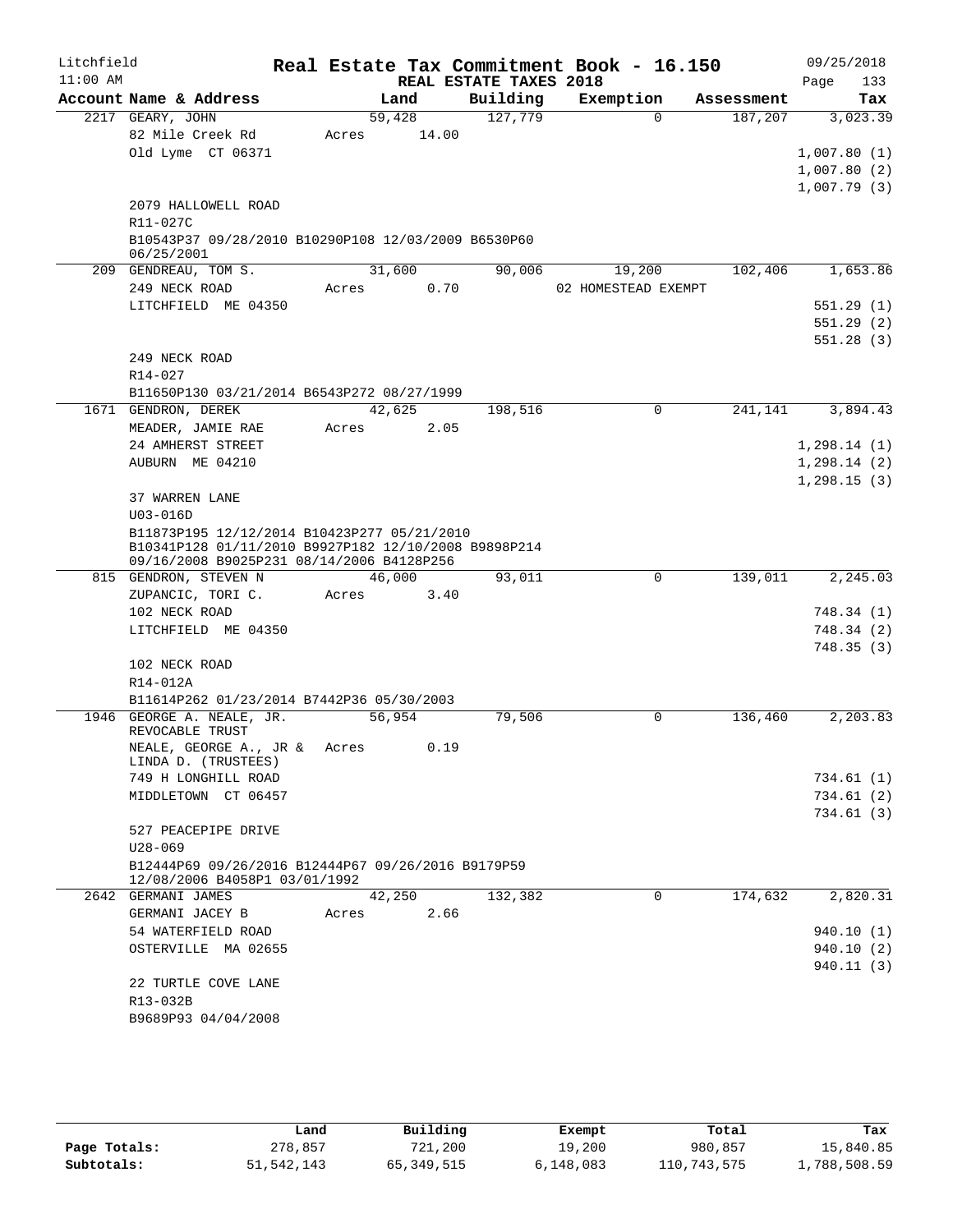Litchfield
11:00 AM

# Real Estate Tax Commitment Book - 16.150

## REAL ESTATE TAXES 2018

09/25/2018

| Account Name & Address | Land | Building | Exemption | Assessment | Tax |
|---|---|---|---|---|---|
| 2217 GEARY, JOHN | 59,428 | 127,779 | 0 | 187,207 | 3,023.39 |
| 82 Mile Creek Rd | Acres 14.00 | | | | |
| Old Lyme CT 06371 | | | | | 1,007.80 (1) |
| | | | | | 1,007.80 (2) |
| | | | | | 1,007.79 (3) |
| 2079 HALLOWELL ROAD | | | | | |
| R11-027C | | | | | |
| B10543P37 09/28/2010 B10290P108 12/03/2009 B6530P60 06/25/2001 | | | | | |
| 209 GENDREAU, TOM S. | 31,600 | 90,006 | 19,200 | 102,406 | 1,653.86 |
| 249 NECK ROAD | Acres 0.70 | | 02 HOMESTEAD EXEMPT | | |
| LITCHFIELD ME 04350 | | | | | 551.29 (1) |
| | | | | | 551.29 (2) |
| | | | | | 551.28 (3) |
| 249 NECK ROAD | | | | | |
| R14-027 | | | | | |
| B11650P130 03/21/2014 B6543P272 08/27/1999 | | | | | |
| 1671 GENDRON, DEREK | 42,625 | 198,516 | 0 | 241,141 | 3,894.43 |
| MEADER, JAMIE RAE | Acres 2.05 | | | | |
| 24 AMHERST STREET | | | | | 1,298.14 (1) |
| AUBURN ME 04210 | | | | | 1,298.14 (2) |
| | | | | | 1,298.15 (3) |
| 37 WARREN LANE | | | | | |
| U03-016D | | | | | |
| B11873P195 12/12/2014 B10423P277 05/21/2010 B10341P128 01/11/2010 B9927P182 12/10/2008 B9898P214 09/16/2008 B9025P231 08/14/2006 B4128P256 | | | | | |
| 815 GENDRON, STEVEN N | 46,000 | 93,011 | 0 | 139,011 | 2,245.03 |
| ZUPANCIC, TORI C. | Acres 3.40 | | | | |
| 102 NECK ROAD | | | | | 748.34 (1) |
| LITCHFIELD ME 04350 | | | | | 748.34 (2) |
| | | | | | 748.35 (3) |
| 102 NECK ROAD | | | | | |
| R14-012A | | | | | |
| B11614P262 01/23/2014 B7442P36 05/30/2003 | | | | | |
| 1946 GEORGE A. NEALE, JR. REVOCABLE TRUST | 56,954 | 79,506 | 0 | 136,460 | 2,203.83 |
| NEALE, GEORGE A., JR & LINDA D. (TRUSTEES) | Acres 0.19 | | | | |
| 749 H LONGHILL ROAD | | | | | 734.61 (1) |
| MIDDLETOWN CT 06457 | | | | | 734.61 (2) |
| | | | | | 734.61 (3) |
| 527 PEACEPIPE DRIVE | | | | | |
| U28-069 | | | | | |
| B12444P69 09/26/2016 B12444P67 09/26/2016 B9179P59 12/08/2006 B4058P1 03/01/1992 | | | | | |
| 2642 GERMANI JAMES | 42,250 | 132,382 | 0 | 174,632 | 2,820.31 |
| GERMANI JACEY B | Acres 2.66 | | | | |
| 54 WATERFIELD ROAD | | | | | 940.10 (1) |
| OSTERVILLE MA 02655 | | | | | 940.10 (2) |
| | | | | | 940.11 (3) |
| 22 TURTLE COVE LANE | | | | | |
| R13-032B | | | | | |
| B9689P93 04/04/2008 | | | | | |

| | Land | Building | Exempt | Total | Tax |
|---|---|---|---|---|---|
| Page Totals: | 278,857 | 721,200 | 19,200 | 980,857 | 15,840.85 |
| Subtotals: | 51,542,143 | 65,349,515 | 6,148,083 | 110,743,575 | 1,788,508.59 |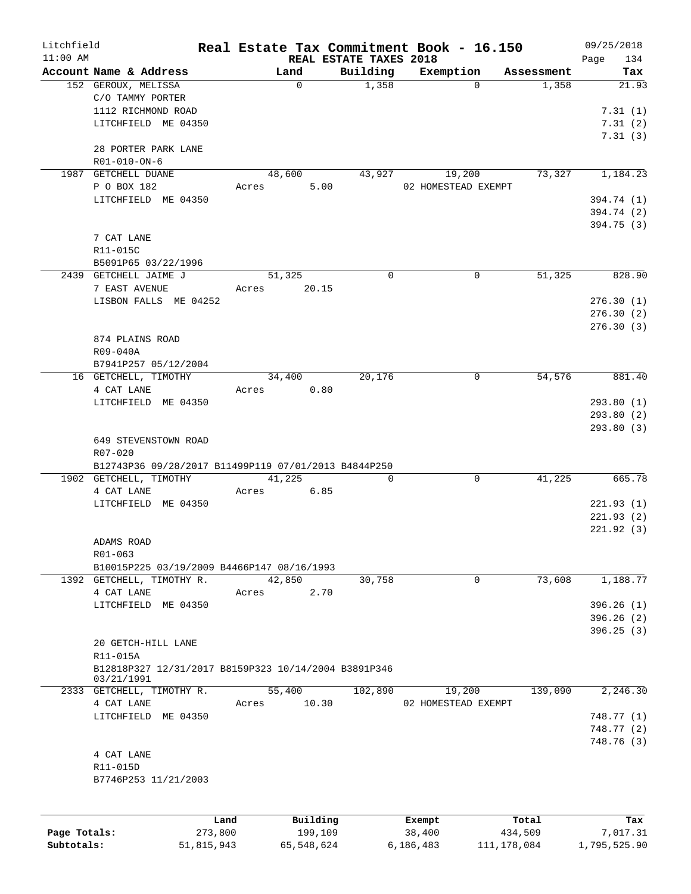Litchfield 11:00 AM

# Real Estate Tax Commitment Book - 16.150

REAL ESTATE TAXES 2018

09/25/2018 Page 134

| Account Name & Address | Land | Building | Exemption | Assessment | Tax |
|---|---|---|---|---|---|
| 152 GEROUX, MELISSA | 0 | 1,358 | 0 | 1,358 | 21.93 |
| C/O TAMMY PORTER | | | | | |
| 1112 RICHMOND ROAD | | | | | 7.31 (1) |
| LITCHFIELD ME 04350 | | | | | 7.31 (2) |
| | | | | | 7.31 (3) |
| 28 PORTER PARK LANE | | | | | |
| R01-010-ON-6 | | | | | |
| 1987 GETCHELL DUANE | 48,600 | 43,927 | 19,200 | 73,327 | 1,184.23 |
| P O BOX 182 | Acres 5.00 | | 02 HOMESTEAD EXEMPT | | |
| LITCHFIELD ME 04350 | | | | | 394.74 (1) |
| | | | | | 394.74 (2) |
| | | | | | 394.75 (3) |
| 7 CAT LANE | | | | | |
| R11-015C | | | | | |
| B5091P65 03/22/1996 | | | | | |
| 2439 GETCHELL JAIME J | 51,325 | 0 | 0 | 51,325 | 828.90 |
| 7 EAST AVENUE | Acres 20.15 | | | | |
| LISBON FALLS ME 04252 | | | | | 276.30 (1) |
| | | | | | 276.30 (2) |
| | | | | | 276.30 (3) |
| 874 PLAINS ROAD | | | | | |
| R09-040A | | | | | |
| B7941P257 05/12/2004 | | | | | |
| 16 GETCHELL, TIMOTHY | 34,400 | 20,176 | 0 | 54,576 | 881.40 |
| 4 CAT LANE | Acres 0.80 | | | | |
| LITCHFIELD ME 04350 | | | | | 293.80 (1) |
| | | | | | 293.80 (2) |
| | | | | | 293.80 (3) |
| 649 STEVENSTOWN ROAD | | | | | |
| R07-020 | | | | | |
| B12743P36 09/28/2017 B11499P119 07/01/2013 B4844P250 | | | | | |
| 1902 GETCHELL, TIMOTHY | 41,225 | 0 | 0 | 41,225 | 665.78 |
| 4 CAT LANE | Acres 6.85 | | | | |
| LITCHFIELD ME 04350 | | | | | 221.93 (1) |
| | | | | | 221.93 (2) |
| | | | | | 221.92 (3) |
| ADAMS ROAD | | | | | |
| R01-063 | | | | | |
| B10015P225 03/19/2009 B4466P147 08/16/1993 | | | | | |
| 1392 GETCHELL, TIMOTHY R. | 42,850 | 30,758 | 0 | 73,608 | 1,188.77 |
| 4 CAT LANE | Acres 2.70 | | | | |
| LITCHFIELD ME 04350 | | | | | 396.26 (1) |
| | | | | | 396.26 (2) |
| | | | | | 396.25 (3) |
| 20 GETCH-HILL LANE | | | | | |
| R11-015A | | | | | |
| B12818P327 12/31/2017 B8159P323 10/14/2004 B3891P346 03/21/1991 | | | | | |
| 2333 GETCHELL, TIMOTHY R. | 55,400 | 102,890 | 19,200 | 139,090 | 2,246.30 |
| 4 CAT LANE | Acres 10.30 | | 02 HOMESTEAD EXEMPT | | |
| LITCHFIELD ME 04350 | | | | | 748.77 (1) |
| | | | | | 748.77 (2) |
| | | | | | 748.76 (3) |
| 4 CAT LANE | | | | | |
| R11-015D | | | | | |
| B7746P253 11/21/2003 | | | | | |

| | Land | Building | Exempt | Total | Tax |
|---|---|---|---|---|---|
| Page Totals: | 273,800 | 199,109 | 38,400 | 434,509 | 7,017.31 |
| Subtotals: | 51,815,943 | 65,548,624 | 6,186,483 | 111,178,084 | 1,795,525.90 |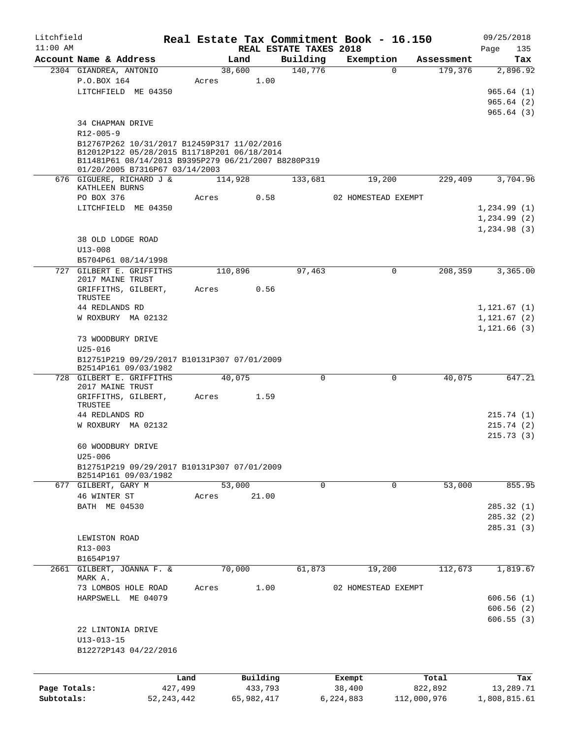Litchfield
11:00 AM

# Real Estate Tax Commitment Book - 16.150

REAL ESTATE TAXES 2018

09/25/2018

| Account Name & Address | Land | Building | Exemption | Assessment | Tax |
|---|---|---|---|---|---|
| 2304 GIANDREA, ANTONIO | 38,600 | 140,776 | 0 | 179,376 | 2,896.92 |
| P.O.BOX 164 | Acres 1.00 | | | | |
| LITCHFIELD ME 04350 | | | | | 965.64 (1) |
| | | | | | 965.64 (2) |
| | | | | | 965.64 (3) |
| 34 CHAPMAN DRIVE | | | | | |
| R12-005-9 | | | | | |
| B12767P262 10/31/2017 B12459P317 11/02/2016 B12012P122 05/28/2015 B11718P201 06/18/2014 B11481P61 08/14/2013 B9395P279 06/21/2007 B8280P319 01/20/2005 B7316P67 03/14/2003 | | | | | |
| 676 GIGUERE, RICHARD J & KATHLEEN BURNS | 114,928 | 133,681 | 19,200 | 229,409 | 3,704.96 |
| PO BOX 376 | Acres 0.58 | | 02 HOMESTEAD EXEMPT | | |
| LITCHFIELD ME 04350 | | | | | 1,234.99 (1) |
| | | | | | 1,234.99 (2) |
| | | | | | 1,234.98 (3) |
| 38 OLD LODGE ROAD | | | | | |
| U13-008 | | | | | |
| B5704P61 08/14/1998 | | | | | |
| 727 GILBERT E. GRIFFITHS 2017 MAINE TRUST | 110,896 | 97,463 | 0 | 208,359 | 3,365.00 |
| GRIFFITHS, GILBERT, TRUSTEE | Acres 0.56 | | | | |
| 44 REDLANDS RD | | | | | 1,121.67 (1) |
| W ROXBURY MA 02132 | | | | | 1,121.67 (2) |
| | | | | | 1,121.66 (3) |
| 73 WOODBURY DRIVE | | | | | |
| U25-016 | | | | | |
| B12751P219 09/29/2017 B10131P307 07/01/2009 B2514P161 09/03/1982 | | | | | |
| 728 GILBERT E. GRIFFITHS 2017 MAINE TRUST | 40,075 | 0 | 0 | 40,075 | 647.21 |
| GRIFFITHS, GILBERT, TRUSTEE | Acres 1.59 | | | | |
| 44 REDLANDS RD | | | | | 215.74 (1) |
| W ROXBURY MA 02132 | | | | | 215.74 (2) |
| | | | | | 215.73 (3) |
| 60 WOODBURY DRIVE | | | | | |
| U25-006 | | | | | |
| B12751P219 09/29/2017 B10131P307 07/01/2009 B2514P161 09/03/1982 | | | | | |
| 677 GILBERT, GARY M | 53,000 | 0 | 0 | 53,000 | 855.95 |
| 46 WINTER ST | Acres 21.00 | | | | |
| BATH ME 04530 | | | | | 285.32 (1) |
| | | | | | 285.32 (2) |
| | | | | | 285.31 (3) |
| LEWISTON ROAD | | | | | |
| R13-003 | | | | | |
| B1654P197 | | | | | |
| 2661 GILBERT, JOANNA F. & MARK A. | 70,000 | 61,873 | 19,200 | 112,673 | 1,819.67 |
| 73 LOMBOS HOLE ROAD | Acres 1.00 | | 02 HOMESTEAD EXEMPT | | |
| HARPSWELL ME 04079 | | | | | 606.56 (1) |
| | | | | | 606.56 (2) |
| | | | | | 606.55 (3) |
| 22 LINTONIA DRIVE | | | | | |
| U13-013-15 | | | | | |
| B12272P143 04/22/2016 | | | | | |

| | Land | Building | Exempt | Total | Tax |
|---|---|---|---|---|---|
| Page Totals: | 427,499 | 433,793 | 38,400 | 822,892 | 13,289.71 |
| Subtotals: | 52,243,442 | 65,982,417 | 6,224,883 | 112,000,976 | 1,808,815.61 |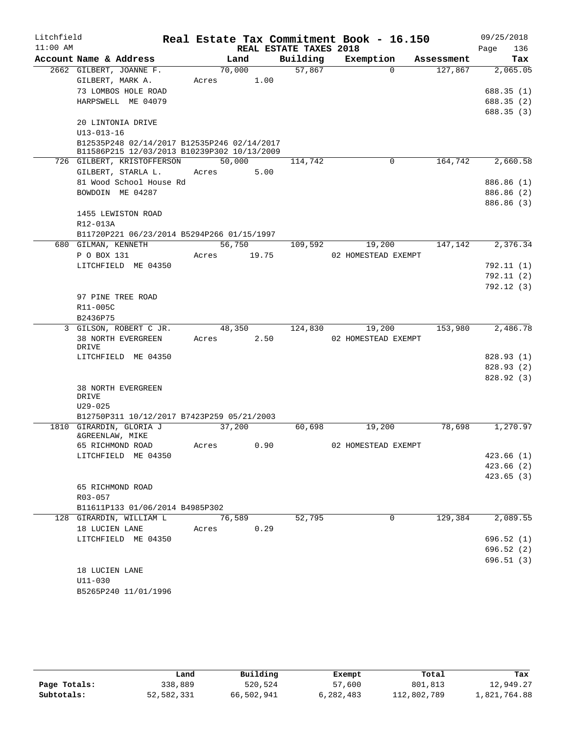Litchfield 11:00 AM

# Real Estate Tax Commitment Book - 16.150

## REAL ESTATE TAXES 2018

09/25/2018

| Account Name & Address | Land | Building | Exemption | Assessment | Tax |
|---|---|---|---|---|---|
| 2662 GILBERT, JOANNE F. | 70,000 | 57,867 | 0 | 127,867 | 2,065.05 |
| GILBERT, MARK A. | Acres 1.00 | | | | |
| 73 LOMBOS HOLE ROAD | | | | | 688.35 (1) |
| HARPSWELL ME 04079 | | | | | 688.35 (2) |
| | | | | | 688.35 (3) |
| 20 LINTONIA DRIVE | | | | | |
| U13-013-16 | | | | | |
| B12535P248 02/14/2017 B12535P246 02/14/2017 | | | | | |
| B11586P215 12/03/2013 B10239P302 10/13/2009 | | | | | |
| 726 GILBERT, KRISTOFFERSON | 50,000 | 114,742 | 0 | 164,742 | 2,660.58 |
| GILBERT, STARLA L. | Acres 5.00 | | | | |
| 81 Wood School House Rd | | | | | 886.86 (1) |
| BOWDOIN ME 04287 | | | | | 886.86 (2) |
| | | | | | 886.86 (3) |
| 1455 LEWISTON ROAD | | | | | |
| R12-013A | | | | | |
| B11720P221 06/23/2014 B5294P266 01/15/1997 | | | | | |
| 680 GILMAN, KENNETH | 56,750 | 109,592 | 19,200 | 147,142 | 2,376.34 |
| P O BOX 131 | Acres 19.75 | | 02 HOMESTEAD EXEMPT | | |
| LITCHFIELD ME 04350 | | | | | 792.11 (1) |
| | | | | | 792.11 (2) |
| | | | | | 792.12 (3) |
| 97 PINE TREE ROAD | | | | | |
| R11-005C | | | | | |
| B2436P75 | | | | | |
| 3 GILSON, ROBERT C JR. | 48,350 | 124,830 | 19,200 | 153,980 | 2,486.78 |
| 38 NORTH EVERGREEN DRIVE | Acres 2.50 | | 02 HOMESTEAD EXEMPT | | |
| LITCHFIELD ME 04350 | | | | | 828.93 (1) |
| | | | | | 828.93 (2) |
| | | | | | 828.92 (3) |
| 38 NORTH EVERGREEN DRIVE | | | | | |
| U29-025 | | | | | |
| B12750P311 10/12/2017 B7423P259 05/21/2003 | | | | | |
| 1810 GIRARDIN, GLORIA J &GREENLAW, MIKE | 37,200 | 60,698 | 19,200 | 78,698 | 1,270.97 |
| 65 RICHMOND ROAD | Acres 0.90 | | 02 HOMESTEAD EXEMPT | | |
| LITCHFIELD ME 04350 | | | | | 423.66 (1) |
| | | | | | 423.66 (2) |
| | | | | | 423.65 (3) |
| 65 RICHMOND ROAD | | | | | |
| R03-057 | | | | | |
| B11611P133 01/06/2014 B4985P302 | | | | | |
| 128 GIRARDIN, WILLIAM L | 76,589 | 52,795 | 0 | 129,384 | 2,089.55 |
| 18 LUCIEN LANE | Acres 0.29 | | | | |
| LITCHFIELD ME 04350 | | | | | 696.52 (1) |
| | | | | | 696.52 (2) |
| | | | | | 696.51 (3) |
| 18 LUCIEN LANE | | | | | |
| U11-030 | | | | | |
| B5265P240 11/01/1996 | | | | | |

| | Land | Building | Exempt | Total | Tax |
|---|---|---|---|---|---|
| Page Totals: | 338,889 | 520,524 | 57,600 | 801,813 | 12,949.27 |
| Subtotals: | 52,582,331 | 66,502,941 | 6,282,483 | 112,802,789 | 1,821,764.88 |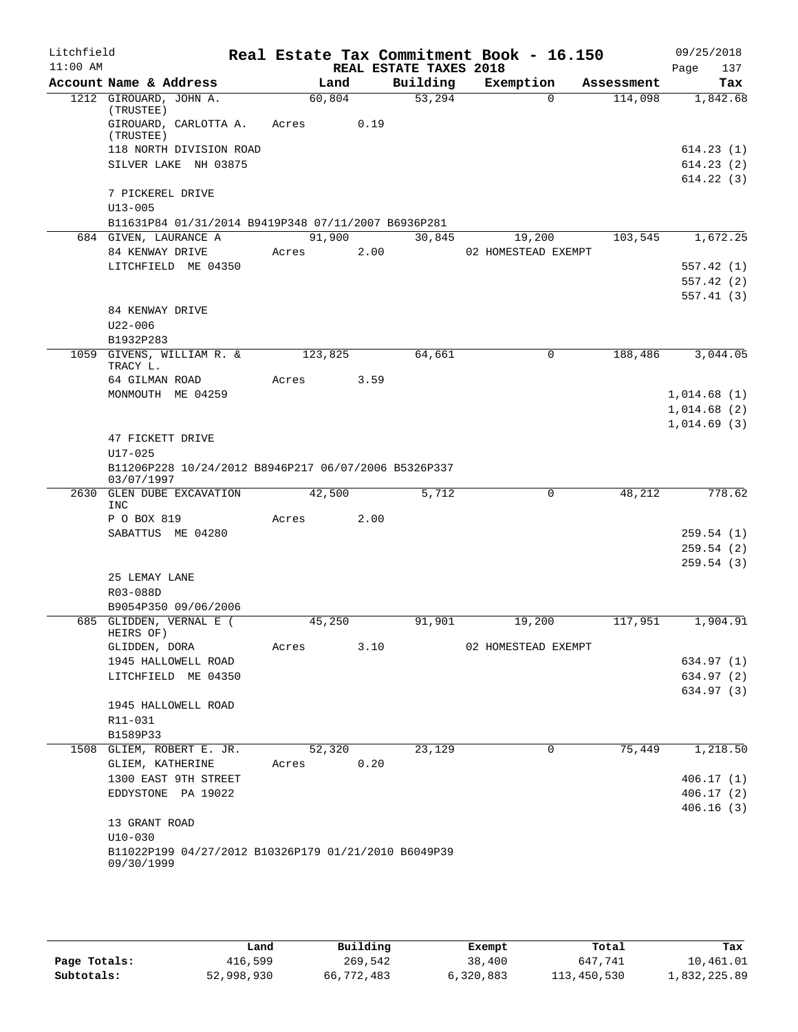Litchfield
11:00 AM

# Real Estate Tax Commitment Book - 16.150

REAL ESTATE TAXES 2018

09/25/2018

| Account Name & Address | Land | Building | Exemption | Assessment | Tax |
|---|---|---|---|---|---|
| 1212 GIROUARD, JOHN A. (TRUSTEE) | 60,804 | 53,294 | 0 | 114,098 | 1,842.68 |
| GIROUARD, CARLOTTA A. (TRUSTEE) | Acres 0.19 | | | | |
| 118 NORTH DIVISION ROAD | | | | | 614.23 (1) |
| SILVER LAKE NH 03875 | | | | | 614.23 (2) |
| | | | | | 614.22 (3) |
| 7 PICKEREL DRIVE | | | | | |
| U13-005 | | | | | |
| B11631P84 01/31/2014 B9419P348 07/11/2007 B6936P281 | | | | | |
| 684 GIVEN, LAURANCE A | 91,900 | 30,845 | 19,200 | 103,545 | 1,672.25 |
| 84 KENWAY DRIVE | Acres 2.00 | | 02 HOMESTEAD EXEMPT | | |
| LITCHFIELD ME 04350 | | | | | 557.42 (1) |
| | | | | | 557.42 (2) |
| | | | | | 557.41 (3) |
| 84 KENWAY DRIVE | | | | | |
| U22-006 | | | | | |
| B1932P283 | | | | | |
| 1059 GIVENS, WILLIAM R. & TRACY L. | 123,825 | 64,661 | 0 | 188,486 | 3,044.05 |
| 64 GILMAN ROAD | Acres 3.59 | | | | |
| MONMOUTH ME 04259 | | | | | 1,014.68 (1) |
| | | | | | 1,014.68 (2) |
| | | | | | 1,014.69 (3) |
| 47 FICKETT DRIVE | | | | | |
| U17-025 | | | | | |
| B11206P228 10/24/2012 B8946P217 06/07/2006 B5326P337 03/07/1997 | | | | | |
| 2630 GLEN DUBE EXCAVATION INC | 42,500 | 5,712 | 0 | 48,212 | 778.62 |
| P O BOX 819 | Acres 2.00 | | | | |
| SABATTUS ME 04280 | | | | | 259.54 (1) |
| | | | | | 259.54 (2) |
| | | | | | 259.54 (3) |
| 25 LEMAY LANE | | | | | |
| R03-088D | | | | | |
| B9054P350 09/06/2006 | | | | | |
| 685 GLIDDEN, VERNAL E ( HEIRS OF) | 45,250 | 91,901 | 19,200 | 117,951 | 1,904.91 |
| GLIDDEN, DORA | Acres 3.10 | | 02 HOMESTEAD EXEMPT | | |
| 1945 HALLOWELL ROAD | | | | | 634.97 (1) |
| LITCHFIELD ME 04350 | | | | | 634.97 (2) |
| | | | | | 634.97 (3) |
| 1945 HALLOWELL ROAD | | | | | |
| R11-031 | | | | | |
| B1589P33 | | | | | |
| 1508 GLIEM, ROBERT E. JR. | 52,320 | 23,129 | 0 | 75,449 | 1,218.50 |
| GLIEM, KATHERINE | Acres 0.20 | | | | |
| 1300 EAST 9TH STREET | | | | | 406.17 (1) |
| EDDYSTONE PA 19022 | | | | | 406.17 (2) |
| | | | | | 406.16 (3) |
| 13 GRANT ROAD | | | | | |
| U10-030 | | | | | |
| B11022P199 04/27/2012 B10326P179 01/21/2010 B6049P39 09/30/1999 | | | | | |

| | Land | Building | Exempt | Total | Tax |
|---|---|---|---|---|---|
| Page Totals: | 416,599 | 269,542 | 38,400 | 647,741 | 10,461.01 |
| Subtotals: | 52,998,930 | 66,772,483 | 6,320,883 | 113,450,530 | 1,832,225.89 |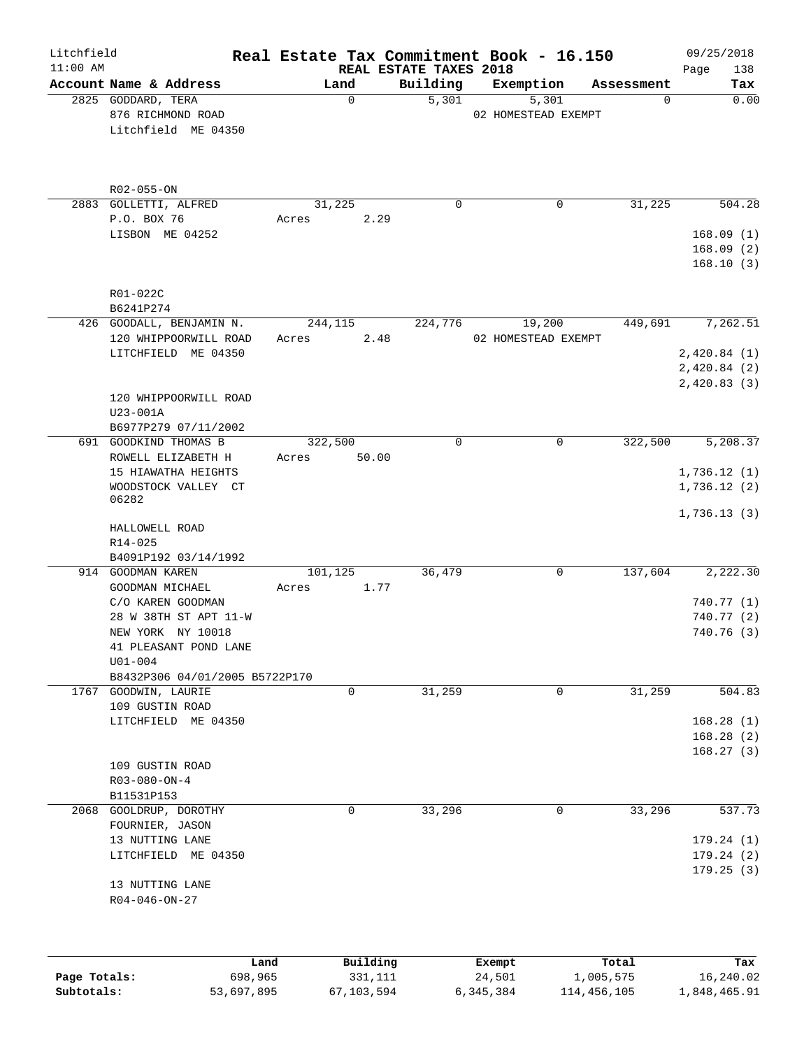Litchfield
11:00 AM

# Real Estate Tax Commitment Book - 16.150

REAL ESTATE TAXES 2018

09/25/2018
Page 138

| Account Name & Address | Land | Building | Exemption | Assessment | Tax |
|---|---|---|---|---|---|
| 2825 GODDARD, TERA<br>876 RICHMOND ROAD<br>Litchfield ME 04350<br><br>R02-055-ON | 0 | 5,301 | 5,301<br>02 HOMESTEAD EXEMPT | 0 | 0.00 |
| 2883 GOLLETTI, ALFRED<br>P.O. BOX 76<br>LISBON ME 04252<br><br>R01-022C<br>B6241P274 | 31,225<br>Acres 2.29 | 0 | 0 | 31,225 | 504.28<br>168.09 (1)<br>168.09 (2)<br>168.10 (3) |
| 426 GOODALL, BENJAMIN N.<br>120 WHIPPOORWILL ROAD<br>LITCHFIELD ME 04350<br><br>120 WHIPPOORWILL ROAD<br>U23-001A<br>B6977P279 07/11/2002 | 244,115<br>Acres 2.48 | 224,776 | 19,200<br>02 HOMESTEAD EXEMPT | 449,691 | 7,262.51<br>2,420.84 (1)<br>2,420.84 (2)<br>2,420.83 (3) |
| 691 GOODKIND THOMAS B<br>ROWELL ELIZABETH H<br>15 HIAWATHA HEIGHTS<br>WOODSTOCK VALLEY CT 06282<br><br>HALLOWELL ROAD<br>R14-025<br>B4091P192 03/14/1992 | 322,500<br>Acres 50.00 | 0 | 0 | 322,500 | 5,208.37<br>1,736.12 (1)<br>1,736.12 (2)<br>1,736.13 (3) |
| 914 GOODMAN KAREN<br>GOODMAN MICHAEL<br>C/O KAREN GOODMAN<br>28 W 38TH ST APT 11-W<br>NEW YORK NY 10018<br>41 PLEASANT POND LANE<br>U01-004<br>B8432P306 04/01/2005 B5722P170 | 101,125<br>Acres 1.77 | 36,479 | 0 | 137,604 | 2,222.30<br>740.77 (1)<br>740.77 (2)<br>740.76 (3) |
| 1767 GOODWIN, LAURIE<br>109 GUSTIN ROAD<br>LITCHFIELD ME 04350<br><br>109 GUSTIN ROAD<br>R03-080-ON-4<br>B11531P153 | 0 | 31,259 | 0 | 31,259 | 504.83<br>168.28 (1)<br>168.28 (2)<br>168.27 (3) |
| 2068 GOOLDRUP, DOROTHY<br>FOURNIER, JASON<br>13 NUTTING LANE<br>LITCHFIELD ME 04350<br><br>13 NUTTING LANE<br>R04-046-ON-27 | 0 | 33,296 | 0 | 33,296 | 537.73<br>179.24 (1)<br>179.24 (2)<br>179.25 (3) |

| | Land | Building | Exempt | Total | Tax |
|---|---|---|---|---|---|
| Page Totals: | 698,965 | 331,111 | 24,501 | 1,005,575 | 16,240.02 |
| Subtotals: | 53,697,895 | 67,103,594 | 6,345,384 | 114,456,105 | 1,848,465.91 |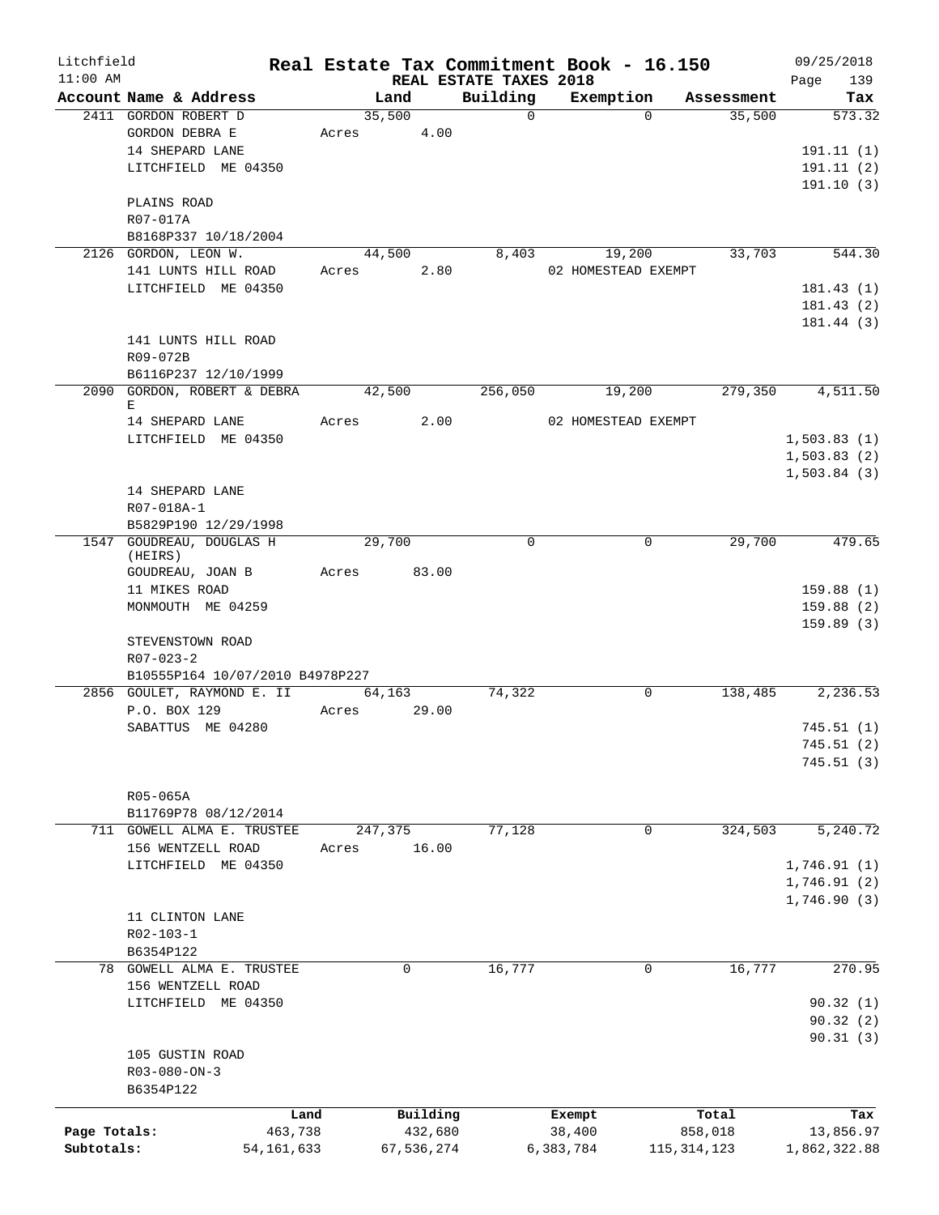Litchfield 11:00 AM

# Real Estate Tax Commitment Book - 16.150

## REAL ESTATE TAXES 2018

09/25/2018 Page 139

| Account Name & Address | Land | Building | Exemption | Assessment | Tax |
|---|---|---|---|---|---|
| 2411 GORDON ROBERT D | 35,500 | 0 | 0 | 35,500 | 573.32 |
| GORDON DEBRA E | Acres 4.00 | | | | |
| 14 SHEPARD LANE | | | | | 191.11 (1) |
| LITCHFIELD ME 04350 | | | | | 191.11 (2) |
| | | | | | 191.10 (3) |
| PLAINS ROAD | | | | | |
| R07-017A | | | | | |
| B8168P337 10/18/2004 | | | | | |
| 2126 GORDON, LEON W. | 44,500 | 8,403 | 19,200 | 33,703 | 544.30 |
| 141 LUNTS HILL ROAD | Acres 2.80 | | 02 HOMESTEAD EXEMPT | | |
| LITCHFIELD ME 04350 | | | | | 181.43 (1) |
| | | | | | 181.43 (2) |
| | | | | | 181.44 (3) |
| 141 LUNTS HILL ROAD | | | | | |
| R09-072B | | | | | |
| B6116P237 12/10/1999 | | | | | |
| 2090 GORDON, ROBERT & DEBRA E | 42,500 | 256,050 | 19,200 | 279,350 | 4,511.50 |
| 14 SHEPARD LANE | Acres 2.00 | | 02 HOMESTEAD EXEMPT | | |
| LITCHFIELD ME 04350 | | | | | 1,503.83 (1) |
| | | | | | 1,503.83 (2) |
| | | | | | 1,503.84 (3) |
| 14 SHEPARD LANE | | | | | |
| R07-018A-1 | | | | | |
| B5829P190 12/29/1998 | | | | | |
| 1547 GOUDREAU, DOUGLAS H (HEIRS) | 29,700 | 0 | 0 | 29,700 | 479.65 |
| GOUDREAU, JOAN B | Acres 83.00 | | | | |
| 11 MIKES ROAD | | | | | 159.88 (1) |
| MONMOUTH ME 04259 | | | | | 159.88 (2) |
| | | | | | 159.89 (3) |
| STEVENSTOWN ROAD | | | | | |
| R07-023-2 | | | | | |
| B10555P164 10/07/2010 B4978P227 | | | | | |
| 2856 GOULET, RAYMOND E. II | 64,163 | 74,322 | 0 | 138,485 | 2,236.53 |
| P.O. BOX 129 | Acres 29.00 | | | | |
| SABATTUS ME 04280 | | | | | 745.51 (1) |
| | | | | | 745.51 (2) |
| | | | | | 745.51 (3) |
| R05-065A | | | | | |
| B11769P78 08/12/2014 | | | | | |
| 711 GOWELL ALMA E. TRUSTEE | 247,375 | 77,128 | 0 | 324,503 | 5,240.72 |
| 156 WENTZELL ROAD | Acres 16.00 | | | | |
| LITCHFIELD ME 04350 | | | | | 1,746.91 (1) |
| | | | | | 1,746.91 (2) |
| | | | | | 1,746.90 (3) |
| 11 CLINTON LANE | | | | | |
| R02-103-1 | | | | | |
| B6354P122 | | | | | |
| 78 GOWELL ALMA E. TRUSTEE | 0 | 16,777 | 0 | 16,777 | 270.95 |
| 156 WENTZELL ROAD | | | | | |
| LITCHFIELD ME 04350 | | | | | 90.32 (1) |
| | | | | | 90.32 (2) |
| | | | | | 90.31 (3) |
| 105 GUSTIN ROAD | | | | | |
| R03-080-ON-3 | | | | | |
| B6354P122 | | | | | |

| | Land | Building | Exempt | Total | Tax |
|---|---|---|---|---|---|
| Page Totals: | 463,738 | 432,680 | 38,400 | 858,018 | 13,856.97 |
| Subtotals: | 54,161,633 | 67,536,274 | 6,383,784 | 115,314,123 | 1,862,322.88 |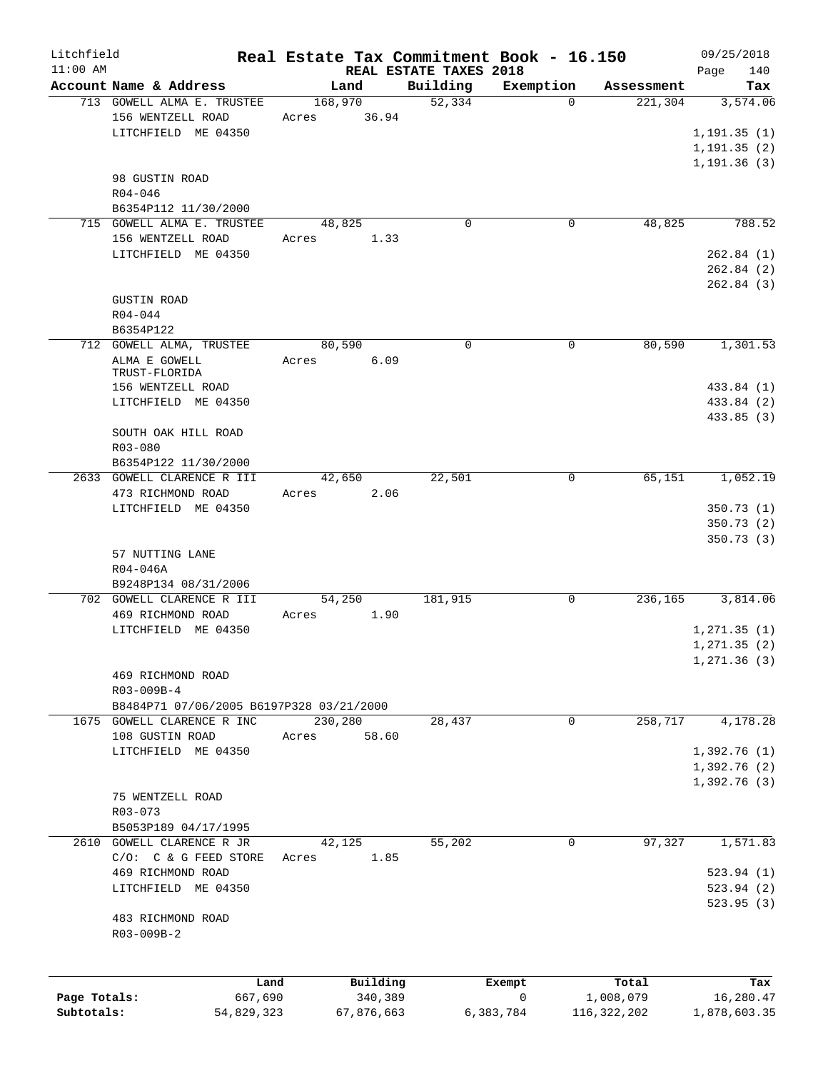# Real Estate Tax Commitment Book - 16.150

Litchfield 11:00 AM — REAL ESTATE TAXES 2018 — 09/25/2018

| Account Name & Address | Land | Building | Exemption | Assessment | Tax |
|---|---|---|---|---|---|
| 713 GOWELL ALMA E. TRUSTEE | 168,970 | 52,334 | 0 | 221,304 | 3,574.06 |
| 156 WENTZELL ROAD | Acres 36.94 | | | | |
| LITCHFIELD ME 04350 | | | | | 1,191.35 (1) |
| | | | | | 1,191.35 (2) |
| | | | | | 1,191.36 (3) |
| 98 GUSTIN ROAD | | | | | |
| R04-046 | | | | | |
| B6354P112 11/30/2000 | | | | | |
| 715 GOWELL ALMA E. TRUSTEE | 48,825 | 0 | 0 | 48,825 | 788.52 |
| 156 WENTZELL ROAD | Acres 1.33 | | | | |
| LITCHFIELD ME 04350 | | | | | 262.84 (1) |
| | | | | | 262.84 (2) |
| | | | | | 262.84 (3) |
| GUSTIN ROAD | | | | | |
| R04-044 | | | | | |
| B6354P122 | | | | | |
| 712 GOWELL ALMA, TRUSTEE | 80,590 | 0 | 0 | 80,590 | 1,301.53 |
| ALMA E GOWELL TRUST-FLORIDA | Acres 6.09 | | | | |
| 156 WENTZELL ROAD | | | | | 433.84 (1) |
| LITCHFIELD ME 04350 | | | | | 433.84 (2) |
| | | | | | 433.85 (3) |
| SOUTH OAK HILL ROAD | | | | | |
| R03-080 | | | | | |
| B6354P122 11/30/2000 | | | | | |
| 2633 GOWELL CLARENCE R III | 42,650 | 22,501 | 0 | 65,151 | 1,052.19 |
| 473 RICHMOND ROAD | Acres 2.06 | | | | |
| LITCHFIELD ME 04350 | | | | | 350.73 (1) |
| | | | | | 350.73 (2) |
| | | | | | 350.73 (3) |
| 57 NUTTING LANE | | | | | |
| R04-046A | | | | | |
| B9248P134 08/31/2006 | | | | | |
| 702 GOWELL CLARENCE R III | 54,250 | 181,915 | 0 | 236,165 | 3,814.06 |
| 469 RICHMOND ROAD | Acres 1.90 | | | | |
| LITCHFIELD ME 04350 | | | | | 1,271.35 (1) |
| | | | | | 1,271.35 (2) |
| | | | | | 1,271.36 (3) |
| 469 RICHMOND ROAD | | | | | |
| R03-009B-4 | | | | | |
| B8484P71 07/06/2005 B6197P328 03/21/2000 | | | | | |
| 1675 GOWELL CLARENCE R INC | 230,280 | 28,437 | 0 | 258,717 | 4,178.28 |
| 108 GUSTIN ROAD | Acres 58.60 | | | | |
| LITCHFIELD ME 04350 | | | | | 1,392.76 (1) |
| | | | | | 1,392.76 (2) |
| | | | | | 1,392.76 (3) |
| 75 WENTZELL ROAD | | | | | |
| R03-073 | | | | | |
| B5053P189 04/17/1995 | | | | | |
| 2610 GOWELL CLARENCE R JR | 42,125 | 55,202 | 0 | 97,327 | 1,571.83 |
| C/O: C & G FEED STORE | Acres 1.85 | | | | |
| 469 RICHMOND ROAD | | | | | 523.94 (1) |
| LITCHFIELD ME 04350 | | | | | 523.94 (2) |
| | | | | | 523.95 (3) |
| 483 RICHMOND ROAD | | | | | |
| R03-009B-2 | | | | | |

| | Land | Building | Exempt | Total | Tax |
|---|---|---|---|---|---|
| Page Totals: | 667,690 | 340,389 | 0 | 1,008,079 | 16,280.47 |
| Subtotals: | 54,829,323 | 67,876,663 | 6,383,784 | 116,322,202 | 1,878,603.35 |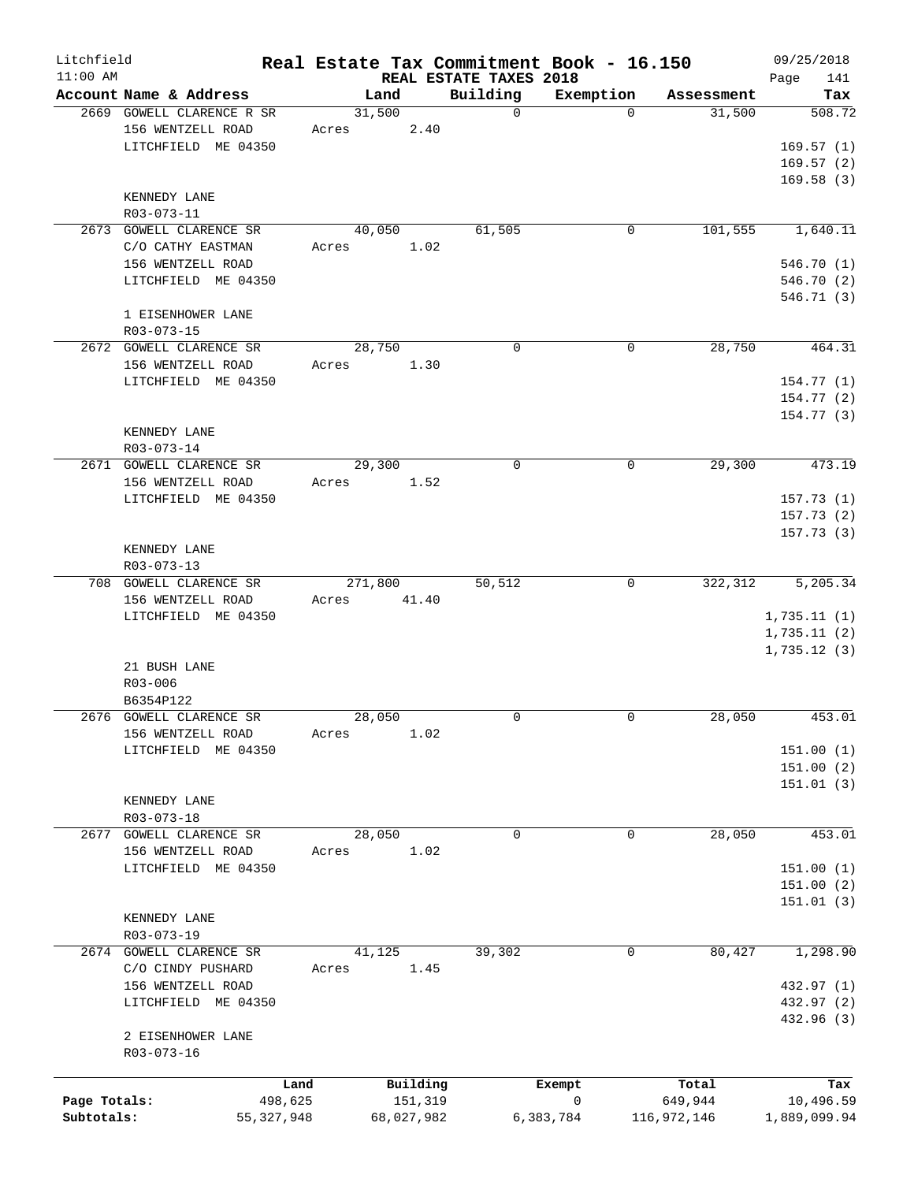Litchfield
11:00 AM

# Real Estate Tax Commitment Book - 16.150
## REAL ESTATE TAXES 2018

09/25/2018
Page 141

| Account Name & Address | Land | Building | Exemption | Assessment | Tax |
|---|---|---|---|---|---|
| 2669 GOWELL CLARENCE R SR<br>156 WENTZELL ROAD<br>LITCHFIELD ME 04350<br><br>KENNEDY LANE<br>R03-073-11 | 31,500<br>Acres 2.40 | 0 | 0 | 31,500 | 508.72<br>169.57 (1)<br>169.57 (2)<br>169.58 (3) |
| 2673 GOWELL CLARENCE SR<br>C/O CATHY EASTMAN<br>156 WENTZELL ROAD<br>LITCHFIELD ME 04350<br><br>1 EISENHOWER LANE<br>R03-073-15 | 40,050<br>Acres 1.02 | 61,505 | 0 | 101,555 | 1,640.11<br>546.70 (1)<br>546.70 (2)<br>546.71 (3) |
| 2672 GOWELL CLARENCE SR<br>156 WENTZELL ROAD<br>LITCHFIELD ME 04350<br><br>KENNEDY LANE<br>R03-073-14 | 28,750<br>Acres 1.30 | 0 | 0 | 28,750 | 464.31<br>154.77 (1)<br>154.77 (2)<br>154.77 (3) |
| 2671 GOWELL CLARENCE SR<br>156 WENTZELL ROAD<br>LITCHFIELD ME 04350<br><br>KENNEDY LANE<br>R03-073-13 | 29,300<br>Acres 1.52 | 0 | 0 | 29,300 | 473.19<br>157.73 (1)<br>157.73 (2)<br>157.73 (3) |
| 708 GOWELL CLARENCE SR<br>156 WENTZELL ROAD<br>LITCHFIELD ME 04350<br><br>21 BUSH LANE<br>R03-006<br>B6354P122 | 271,800<br>Acres 41.40 | 50,512 | 0 | 322,312 | 5,205.34<br>1,735.11 (1)<br>1,735.11 (2)<br>1,735.12 (3) |
| 2676 GOWELL CLARENCE SR<br>156 WENTZELL ROAD<br>LITCHFIELD ME 04350<br><br>KENNEDY LANE<br>R03-073-18 | 28,050<br>Acres 1.02 | 0 | 0 | 28,050 | 453.01<br>151.00 (1)<br>151.00 (2)<br>151.01 (3) |
| 2677 GOWELL CLARENCE SR<br>156 WENTZELL ROAD<br>LITCHFIELD ME 04350<br><br>KENNEDY LANE<br>R03-073-19 | 28,050<br>Acres 1.02 | 0 | 0 | 28,050 | 453.01<br>151.00 (1)<br>151.00 (2)<br>151.01 (3) |
| 2674 GOWELL CLARENCE SR<br>C/O CINDY PUSHARD<br>156 WENTZELL ROAD<br>LITCHFIELD ME 04350<br><br>2 EISENHOWER LANE<br>R03-073-16 | 41,125<br>Acres 1.45 | 39,302 | 0 | 80,427 | 1,298.90<br>432.97 (1)<br>432.97 (2)<br>432.96 (3) |

| | Land | Building | Exempt | Total | Tax |
|---|---|---|---|---|---|
| Page Totals: | 498,625 | 151,319 | 0 | 649,944 | 10,496.59 |
| Subtotals: | 55,327,948 | 68,027,982 | 6,383,784 | 116,972,146 | 1,889,099.94 |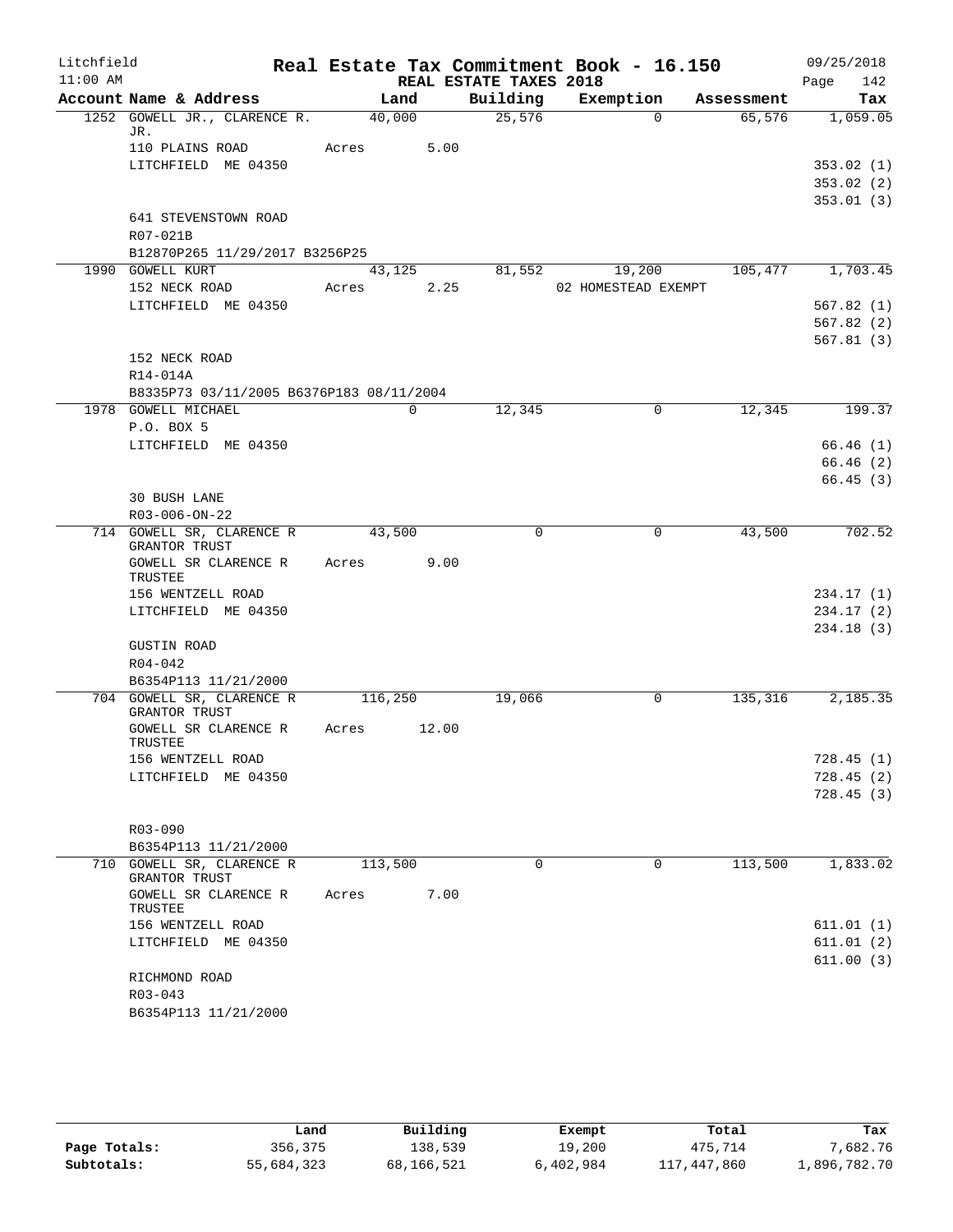# Real Estate Tax Commitment Book - 16.150

Litchfield 11:00 AM — REAL ESTATE TAXES 2018 — 09/25/2018

| Account | Name & Address | Land | Building | Exemption | Assessment | Tax |
|---|---|---|---|---|---|---|
| 1252 | GOWELL JR., CLARENCE R. JR. | 40,000 | 25,576 | 0 | 65,576 | 1,059.05 |
| | 110 PLAINS ROAD | Acres 5.00 | | | | |
| | LITCHFIELD ME 04350 | | | | | 353.02 (1) |
| | | | | | | 353.02 (2) |
| | | | | | | 353.01 (3) |
| | 641 STEVENSTOWN ROAD | | | | | |
| | R07-021B | | | | | |
| | B12870P265 11/29/2017 B3256P25 | | | | | |
| 1990 | GOWELL KURT | 43,125 | 81,552 | 19,200 | 105,477 | 1,703.45 |
| | 152 NECK ROAD | Acres 2.25 | | 02 HOMESTEAD EXEMPT | | |
| | LITCHFIELD ME 04350 | | | | | 567.82 (1) |
| | | | | | | 567.82 (2) |
| | | | | | | 567.81 (3) |
| | 152 NECK ROAD | | | | | |
| | R14-014A | | | | | |
| | B8335P73 03/11/2005 B6376P183 08/11/2004 | | | | | |
| 1978 | GOWELL MICHAEL | 0 | 12,345 | 0 | 12,345 | 199.37 |
| | P.O. BOX 5 | | | | | |
| | LITCHFIELD ME 04350 | | | | | 66.46 (1) |
| | | | | | | 66.46 (2) |
| | | | | | | 66.45 (3) |
| | 30 BUSH LANE | | | | | |
| | R03-006-ON-22 | | | | | |
| 714 | GOWELL SR, CLARENCE R GRANTOR TRUST | 43,500 | 0 | 0 | 43,500 | 702.52 |
| | GOWELL SR CLARENCE R TRUSTEE | Acres 9.00 | | | | |
| | 156 WENTZELL ROAD | | | | | 234.17 (1) |
| | LITCHFIELD ME 04350 | | | | | 234.17 (2) |
| | | | | | | 234.18 (3) |
| | GUSTIN ROAD | | | | | |
| | R04-042 | | | | | |
| | B6354P113 11/21/2000 | | | | | |
| 704 | GOWELL SR, CLARENCE R GRANTOR TRUST | 116,250 | 19,066 | 0 | 135,316 | 2,185.35 |
| | GOWELL SR CLARENCE R TRUSTEE | Acres 12.00 | | | | |
| | 156 WENTZELL ROAD | | | | | 728.45 (1) |
| | LITCHFIELD ME 04350 | | | | | 728.45 (2) |
| | | | | | | 728.45 (3) |
| | R03-090 | | | | | |
| | B6354P113 11/21/2000 | | | | | |
| 710 | GOWELL SR, CLARENCE R GRANTOR TRUST | 113,500 | 0 | 0 | 113,500 | 1,833.02 |
| | GOWELL SR CLARENCE R TRUSTEE | Acres 7.00 | | | | |
| | 156 WENTZELL ROAD | | | | | 611.01 (1) |
| | LITCHFIELD ME 04350 | | | | | 611.01 (2) |
| | | | | | | 611.00 (3) |
| | RICHMOND ROAD | | | | | |
| | R03-043 | | | | | |
| | B6354P113 11/21/2000 | | | | | |

| | Land | Building | Exempt | Total | Tax |
|---|---|---|---|---|---|
| Page Totals: | 356,375 | 138,539 | 19,200 | 475,714 | 7,682.76 |
| Subtotals: | 55,684,323 | 68,166,521 | 6,402,984 | 117,447,860 | 1,896,782.70 |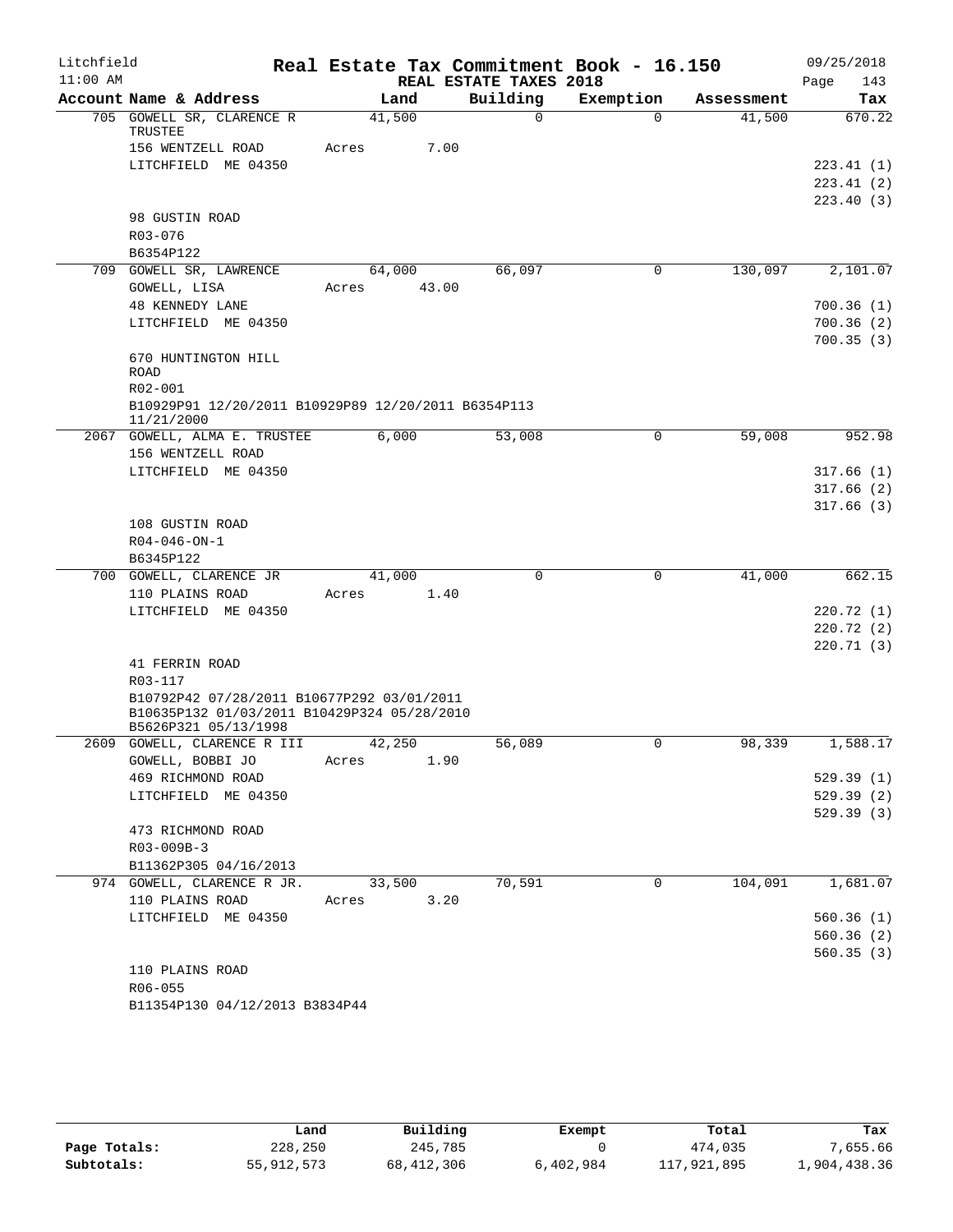# Real Estate Tax Commitment Book - 16.150

Litchfield 11:00 AM — REAL ESTATE TAXES 2018 — 09/25/2018

| Account Name & Address | Land | Building | Exemption | Assessment | Tax |
|---|---|---|---|---|---|
| 705 GOWELL SR, CLARENCE R TRUSTEE | 41,500 | 0 | 0 | 41,500 | 670.22 |
| 156 WENTZELL ROAD | Acres 7.00 | | | | |
| LITCHFIELD ME 04350 | | | | | 223.41 (1) |
| | | | | | 223.41 (2) |
| | | | | | 223.40 (3) |
| 98 GUSTIN ROAD | | | | | |
| R03-076 | | | | | |
| B6354P122 | | | | | |
| 709 GOWELL SR, LAWRENCE | 64,000 | 66,097 | 0 | 130,097 | 2,101.07 |
| GOWELL, LISA | Acres 43.00 | | | | |
| 48 KENNEDY LANE | | | | | 700.36 (1) |
| LITCHFIELD ME 04350 | | | | | 700.36 (2) |
| | | | | | 700.35 (3) |
| 670 HUNTINGTON HILL ROAD | | | | | |
| R02-001 | | | | | |
| B10929P91 12/20/2011 B10929P89 12/20/2011 B6354P113 11/21/2000 | | | | | |
| 2067 GOWELL, ALMA E. TRUSTEE | 6,000 | 53,008 | 0 | 59,008 | 952.98 |
| 156 WENTZELL ROAD | | | | | |
| LITCHFIELD ME 04350 | | | | | 317.66 (1) |
| | | | | | 317.66 (2) |
| | | | | | 317.66 (3) |
| 108 GUSTIN ROAD | | | | | |
| R04-046-ON-1 | | | | | |
| B6345P122 | | | | | |
| 700 GOWELL, CLARENCE JR | 41,000 | 0 | 0 | 41,000 | 662.15 |
| 110 PLAINS ROAD | Acres 1.40 | | | | |
| LITCHFIELD ME 04350 | | | | | 220.72 (1) |
| | | | | | 220.72 (2) |
| | | | | | 220.71 (3) |
| 41 FERRIN ROAD | | | | | |
| R03-117 | | | | | |
| B10792P42 07/28/2011 B10677P292 03/01/2011 B10635P132 01/03/2011 B10429P324 05/28/2010 B5626P321 05/13/1998 | | | | | |
| 2609 GOWELL, CLARENCE R III | 42,250 | 56,089 | 0 | 98,339 | 1,588.17 |
| GOWELL, BOBBI JO | Acres 1.90 | | | | |
| 469 RICHMOND ROAD | | | | | 529.39 (1) |
| LITCHFIELD ME 04350 | | | | | 529.39 (2) |
| | | | | | 529.39 (3) |
| 473 RICHMOND ROAD | | | | | |
| R03-009B-3 | | | | | |
| B11362P305 04/16/2013 | | | | | |
| 974 GOWELL, CLARENCE R JR. | 33,500 | 70,591 | 0 | 104,091 | 1,681.07 |
| 110 PLAINS ROAD | Acres 3.20 | | | | |
| LITCHFIELD ME 04350 | | | | | 560.36 (1) |
| | | | | | 560.36 (2) |
| | | | | | 560.35 (3) |
| 110 PLAINS ROAD | | | | | |
| R06-055 | | | | | |
| B11354P130 04/12/2013 B3834P44 | | | | | |

| | Land | Building | Exempt | Total | Tax |
|---|---|---|---|---|---|
| Page Totals: | 228,250 | 245,785 | 0 | 474,035 | 7,655.66 |
| Subtotals: | 55,912,573 | 68,412,306 | 6,402,984 | 117,921,895 | 1,904,438.36 |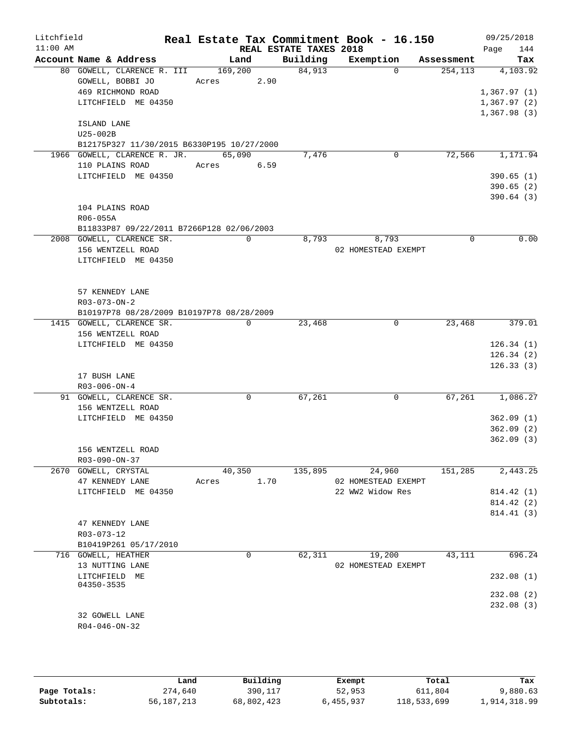# Real Estate Tax Commitment Book - 16.150

Litchfield 11:00 AM — REAL ESTATE TAXES 2018 — 09/25/2018

| Account Name & Address | Land | Building | Exemption | Assessment | Tax |
|---|---|---|---|---|---|
| 80 GOWELL, CLARENCE R. III | 169,200 | 84,913 | 0 | 254,113 | 4,103.92 |
| GOWELL, BOBBI JO | Acres 2.90 | | | | |
| 469 RICHMOND ROAD | | | | | 1,367.97 (1) |
| LITCHFIELD ME 04350 | | | | | 1,367.97 (2) |
| | | | | | 1,367.98 (3) |
| ISLAND LANE | | | | | |
| U25-002B | | | | | |
| B12175P327 11/30/2015 B6330P195 10/27/2000 | | | | | |
| 1966 GOWELL, CLARENCE R. JR. | 65,090 | 7,476 | 0 | 72,566 | 1,171.94 |
| 110 PLAINS ROAD | Acres 6.59 | | | | |
| LITCHFIELD ME 04350 | | | | | 390.65 (1) |
| | | | | | 390.65 (2) |
| | | | | | 390.64 (3) |
| 104 PLAINS ROAD | | | | | |
| R06-055A | | | | | |
| B11833P87 09/22/2011 B7266P128 02/06/2003 | | | | | |
| 2008 GOWELL, CLARENCE SR. | 0 | 8,793 | 8,793 | 0 | 0.00 |
| 156 WENTZELL ROAD | | | 02 HOMESTEAD EXEMPT | | |
| LITCHFIELD ME 04350 | | | | | |
| 57 KENNEDY LANE | | | | | |
| R03-073-ON-2 | | | | | |
| B10197P78 08/28/2009 B10197P78 08/28/2009 | | | | | |
| 1415 GOWELL, CLARENCE SR. | 0 | 23,468 | 0 | 23,468 | 379.01 |
| 156 WENTZELL ROAD | | | | | |
| LITCHFIELD ME 04350 | | | | | 126.34 (1) |
| | | | | | 126.34 (2) |
| | | | | | 126.33 (3) |
| 17 BUSH LANE | | | | | |
| R03-006-ON-4 | | | | | |
| 91 GOWELL, CLARENCE SR. | 0 | 67,261 | 0 | 67,261 | 1,086.27 |
| 156 WENTZELL ROAD | | | | | |
| LITCHFIELD ME 04350 | | | | | 362.09 (1) |
| | | | | | 362.09 (2) |
| | | | | | 362.09 (3) |
| 156 WENTZELL ROAD | | | | | |
| R03-090-ON-37 | | | | | |
| 2670 GOWELL, CRYSTAL | 40,350 | 135,895 | 24,960 | 151,285 | 2,443.25 |
| 47 KENNEDY LANE | Acres 1.70 | | 02 HOMESTEAD EXEMPT | | |
| LITCHFIELD ME 04350 | | | 22 WW2 Widow Res | | 814.42 (1) |
| | | | | | 814.42 (2) |
| | | | | | 814.41 (3) |
| 47 KENNEDY LANE | | | | | |
| R03-073-12 | | | | | |
| B10419P261 05/17/2010 | | | | | |
| 716 GOWELL, HEATHER | 0 | 62,311 | 19,200 | 43,111 | 696.24 |
| 13 NUTTING LANE | | | 02 HOMESTEAD EXEMPT | | |
| LITCHFIELD ME 04350-3535 | | | | | 232.08 (1) |
| | | | | | 232.08 (2) |
| | | | | | 232.08 (3) |
| 32 GOWELL LANE | | | | | |
| R04-046-ON-32 | | | | | |

| | Land | Building | Exempt | Total | Tax |
|---|---|---|---|---|---|
| Page Totals: | 274,640 | 390,117 | 52,953 | 611,804 | 9,880.63 |
| Subtotals: | 56,187,213 | 68,802,423 | 6,455,937 | 118,533,699 | 1,914,318.99 |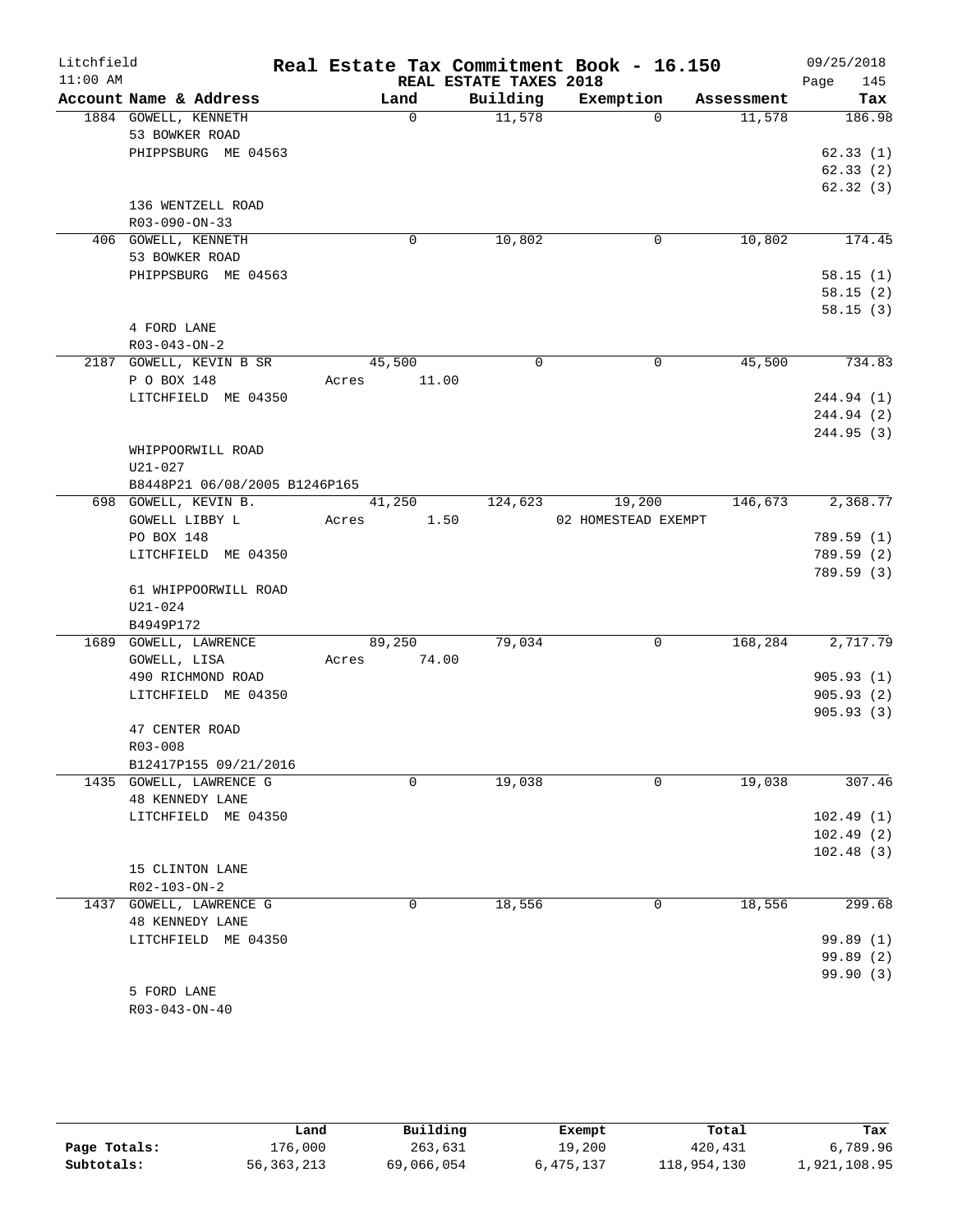Litchfield
11:00 AM

# Real Estate Tax Commitment Book - 16.150

REAL ESTATE TAXES 2018

09/25/2018
Page 145

| Account Name & Address | Land | Building | Exemption | Assessment | Tax |
|---|---|---|---|---|---|
| 1884 GOWELL, KENNETH<br>53 BOWKER ROAD<br>PHIPPSBURG ME 04563<br><br>136 WENTZELL ROAD<br>R03-090-ON-33 | 0 | 11,578 | 0 | 11,578 | 186.98<br>62.33 (1)<br>62.33 (2)<br>62.32 (3) |
| 406 GOWELL, KENNETH<br>53 BOWKER ROAD<br>PHIPPSBURG ME 04563<br><br>4 FORD LANE<br>R03-043-ON-2 | 0 | 10,802 | 0 | 10,802 | 174.45<br>58.15 (1)<br>58.15 (2)<br>58.15 (3) |
| 2187 GOWELL, KEVIN B SR<br>P O BOX 148<br>LITCHFIELD ME 04350<br><br>WHIPPOORWILL ROAD<br>U21-027<br>B8448P21 06/08/2005 B1246P165 | 45,500<br>Acres 11.00 | 0 | 0 | 45,500 | 734.83<br>244.94 (1)<br>244.94 (2)<br>244.95 (3) |
| 698 GOWELL, KEVIN B.<br>GOWELL LIBBY L<br>PO BOX 148<br>LITCHFIELD ME 04350<br><br>61 WHIPPOORWILL ROAD<br>U21-024<br>B4949P172 | 41,250<br>Acres 1.50 | 124,623 | 19,200<br>02 HOMESTEAD EXEMPT | 146,673 | 2,368.77<br>789.59 (1)<br>789.59 (2)<br>789.59 (3) |
| 1689 GOWELL, LAWRENCE<br>GOWELL, LISA<br>490 RICHMOND ROAD<br>LITCHFIELD ME 04350<br><br>47 CENTER ROAD<br>R03-008<br>B12417P155 09/21/2016 | 89,250<br>Acres 74.00 | 79,034 | 0 | 168,284 | 2,717.79<br>905.93 (1)<br>905.93 (2)<br>905.93 (3) |
| 1435 GOWELL, LAWRENCE G<br>48 KENNEDY LANE<br>LITCHFIELD ME 04350<br><br>15 CLINTON LANE<br>R02-103-ON-2 | 0 | 19,038 | 0 | 19,038 | 307.46<br>102.49 (1)<br>102.49 (2)<br>102.48 (3) |
| 1437 GOWELL, LAWRENCE G<br>48 KENNEDY LANE<br>LITCHFIELD ME 04350<br><br>5 FORD LANE<br>R03-043-ON-40 | 0 | 18,556 | 0 | 18,556 | 299.68<br>99.89 (1)<br>99.89 (2)<br>99.90 (3) |

| | Land | Building | Exempt | Total | Tax |
|---|---|---|---|---|---|
| Page Totals: | 176,000 | 263,631 | 19,200 | 420,431 | 6,789.96 |
| Subtotals: | 56,363,213 | 69,066,054 | 6,475,137 | 118,954,130 | 1,921,108.95 |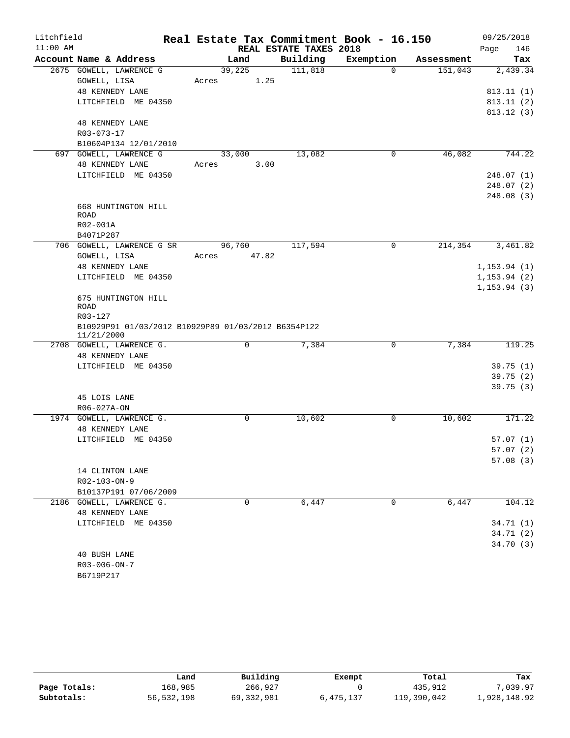Litchfield
11:00 AM

# Real Estate Tax Commitment Book - 16.150

## REAL ESTATE TAXES 2018

09/25/2018

| Account Name & Address | Land | Building | Exemption | Assessment | Tax |
|---|---|---|---|---|---|
| 2675 GOWELL, LAWRENCE G | 39,225 | 111,818 | 0 | 151,043 | 2,439.34 |
| GOWELL, LISA | Acres 1.25 | | | | |
| 48 KENNEDY LANE | | | | | 813.11 (1) |
| LITCHFIELD ME 04350 | | | | | 813.11 (2) |
| | | | | | 813.12 (3) |
| 48 KENNEDY LANE | | | | | |
| R03-073-17 | | | | | |
| B10604P134 12/01/2010 | | | | | |
| 697 GOWELL, LAWRENCE G | 33,000 | 13,082 | 0 | 46,082 | 744.22 |
| 48 KENNEDY LANE | Acres 3.00 | | | | |
| LITCHFIELD ME 04350 | | | | | 248.07 (1) |
| | | | | | 248.07 (2) |
| | | | | | 248.08 (3) |
| 668 HUNTINGTON HILL ROAD | | | | | |
| R02-001A | | | | | |
| B4071P287 | | | | | |
| 706 GOWELL, LAWRENCE G SR | 96,760 | 117,594 | 0 | 214,354 | 3,461.82 |
| GOWELL, LISA | Acres 47.82 | | | | |
| 48 KENNEDY LANE | | | | | 1,153.94 (1) |
| LITCHFIELD ME 04350 | | | | | 1,153.94 (2) |
| | | | | | 1,153.94 (3) |
| 675 HUNTINGTON HILL ROAD | | | | | |
| R03-127 | | | | | |
| B10929P91 01/03/2012 B10929P89 01/03/2012 B6354P122 11/21/2000 | | | | | |
| 2708 GOWELL, LAWRENCE G. | 0 | 7,384 | 0 | 7,384 | 119.25 |
| 48 KENNEDY LANE | | | | | |
| LITCHFIELD ME 04350 | | | | | 39.75 (1) |
| | | | | | 39.75 (2) |
| | | | | | 39.75 (3) |
| 45 LOIS LANE | | | | | |
| R06-027A-ON | | | | | |
| 1974 GOWELL, LAWRENCE G. | 0 | 10,602 | 0 | 10,602 | 171.22 |
| 48 KENNEDY LANE | | | | | |
| LITCHFIELD ME 04350 | | | | | 57.07 (1) |
| | | | | | 57.07 (2) |
| | | | | | 57.08 (3) |
| 14 CLINTON LANE | | | | | |
| R02-103-ON-9 | | | | | |
| B10137P191 07/06/2009 | | | | | |
| 2186 GOWELL, LAWRENCE G. | 0 | 6,447 | 0 | 6,447 | 104.12 |
| 48 KENNEDY LANE | | | | | |
| LITCHFIELD ME 04350 | | | | | 34.71 (1) |
| | | | | | 34.71 (2) |
| | | | | | 34.70 (3) |
| 40 BUSH LANE | | | | | |
| R03-006-ON-7 | | | | | |
| B6719P217 | | | | | |

| | Land | Building | Exempt | Total | Tax |
|---|---|---|---|---|---|
| Page Totals: | 168,985 | 266,927 | 0 | 435,912 | 7,039.97 |
| Subtotals: | 56,532,198 | 69,332,981 | 6,475,137 | 119,390,042 | 1,928,148.92 |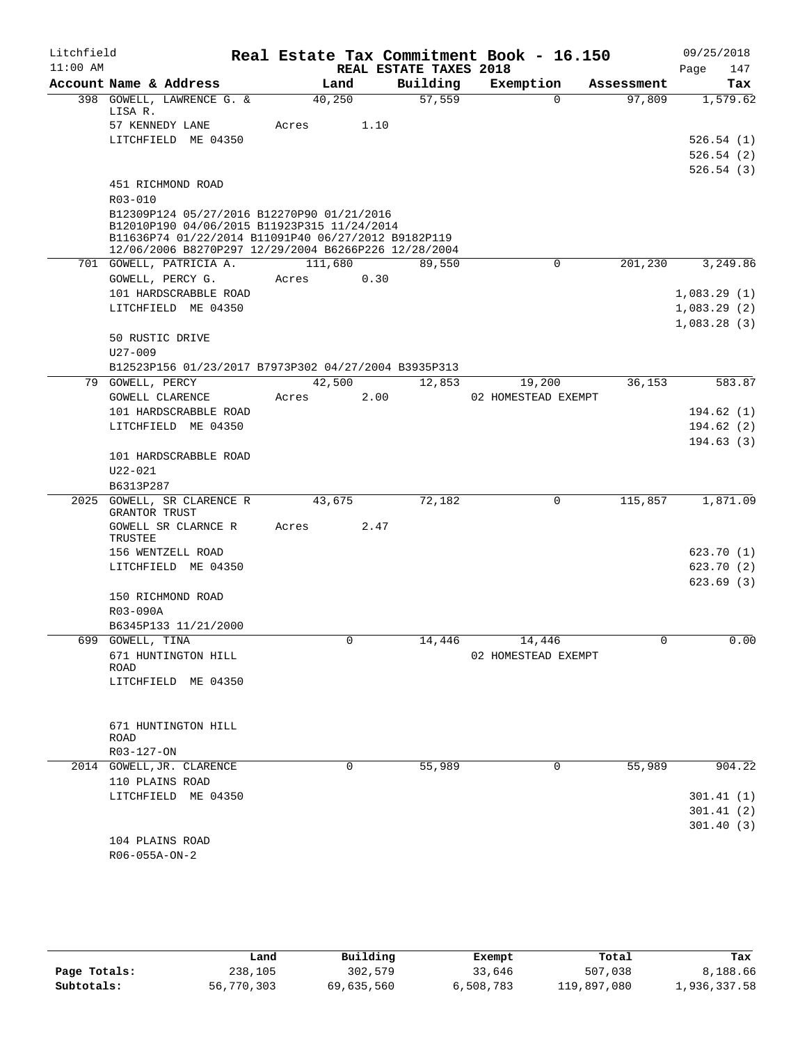Litchfield
11:00 AM

# Real Estate Tax Commitment Book - 16.150

REAL ESTATE TAXES 2018

09/25/2018

| Account Name & Address | Land | Building | Exemption | Assessment | Tax |
|---|---|---|---|---|---|
| 398 GOWELL, LAWRENCE G. & LISA R. | 40,250 | 57,559 | 0 | 97,809 | 1,579.62 |
| 57 KENNEDY LANE | Acres 1.10 | | | | |
| LITCHFIELD ME 04350 | | | | | 526.54 (1) |
| | | | | | 526.54 (2) |
| | | | | | 526.54 (3) |
| 451 RICHMOND ROAD | | | | | |
| R03-010 | | | | | |
| B12309P124 05/27/2016 B12270P90 01/21/2016 B12010P190 04/06/2015 B11923P315 11/24/2014 B11636P74 01/22/2014 B11091P40 06/27/2012 B9182P119 12/06/2006 B8270P297 12/29/2004 B6266P226 12/28/2004 | | | | | |
| 701 GOWELL, PATRICIA A. | 111,680 | 89,550 | 0 | 201,230 | 3,249.86 |
| GOWELL, PERCY G. | Acres 0.30 | | | | |
| 101 HARDSCRABBLE ROAD | | | | | 1,083.29 (1) |
| LITCHFIELD ME 04350 | | | | | 1,083.29 (2) |
| | | | | | 1,083.28 (3) |
| 50 RUSTIC DRIVE | | | | | |
| U27-009 | | | | | |
| B12523P156 01/23/2017 B7973P302 04/27/2004 B3935P313 | | | | | |
| 79 GOWELL, PERCY | 42,500 | 12,853 | 19,200 | 36,153 | 583.87 |
| GOWELL CLARENCE | Acres 2.00 | | 02 HOMESTEAD EXEMPT | | |
| 101 HARDSCRABBLE ROAD | | | | | 194.62 (1) |
| LITCHFIELD ME 04350 | | | | | 194.62 (2) |
| | | | | | 194.63 (3) |
| 101 HARDSCRABBLE ROAD | | | | | |
| U22-021 | | | | | |
| B6313P287 | | | | | |
| 2025 GOWELL, SR CLARENCE R GRANTOR TRUST | 43,675 | 72,182 | 0 | 115,857 | 1,871.09 |
| GOWELL SR CLARNCE R TRUSTEE | Acres 2.47 | | | | |
| 156 WENTZELL ROAD | | | | | 623.70 (1) |
| LITCHFIELD ME 04350 | | | | | 623.70 (2) |
| | | | | | 623.69 (3) |
| 150 RICHMOND ROAD | | | | | |
| R03-090A | | | | | |
| B6345P133 11/21/2000 | | | | | |
| 699 GOWELL, TINA | 0 | 14,446 | 14,446 | 0 | 0.00 |
| 671 HUNTINGTON HILL ROAD | | | 02 HOMESTEAD EXEMPT | | |
| LITCHFIELD ME 04350 | | | | | |
| 671 HUNTINGTON HILL ROAD | | | | | |
| R03-127-ON | | | | | |
| 2014 GOWELL,JR. CLARENCE | 0 | 55,989 | 0 | 55,989 | 904.22 |
| 110 PLAINS ROAD | | | | | |
| LITCHFIELD ME 04350 | | | | | 301.41 (1) |
| | | | | | 301.41 (2) |
| | | | | | 301.40 (3) |
| 104 PLAINS ROAD | | | | | |
| R06-055A-ON-2 | | | | | |

| | Land | Building | Exempt | Total | Tax |
|---|---|---|---|---|---|
| Page Totals: | 238,105 | 302,579 | 33,646 | 507,038 | 8,188.66 |
| Subtotals: | 56,770,303 | 69,635,560 | 6,508,783 | 119,897,080 | 1,936,337.58 |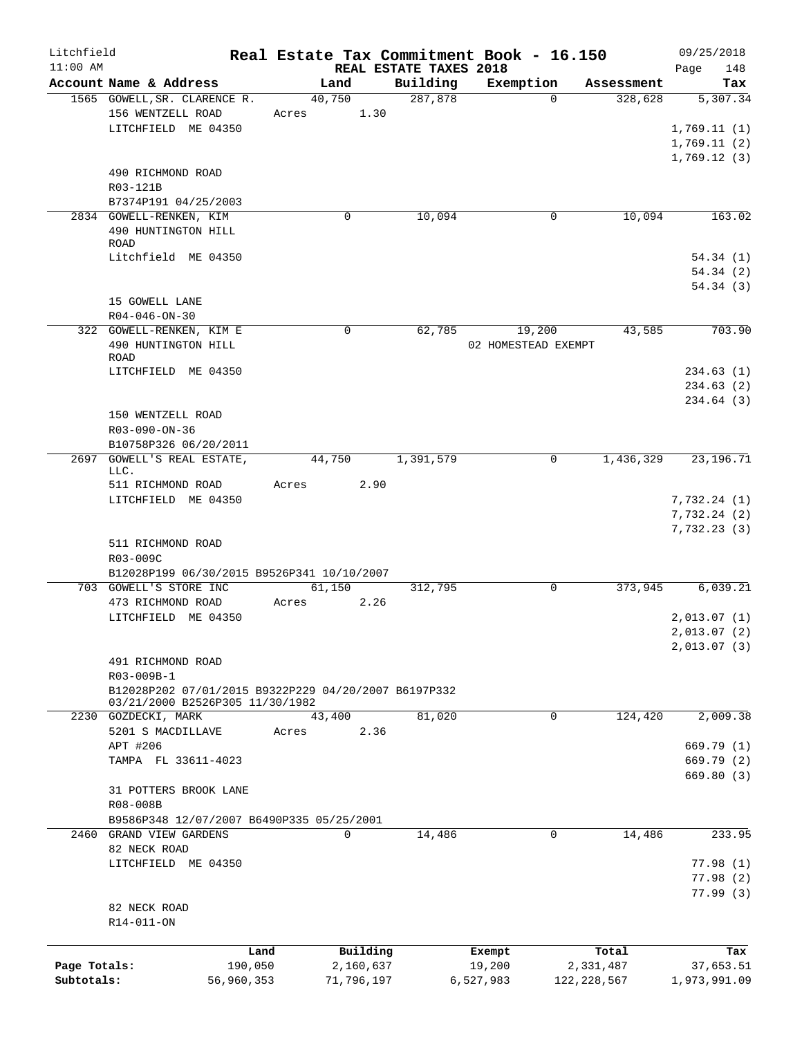Litchfield 11:00 AM

# Real Estate Tax Commitment Book - 16.150

## REAL ESTATE TAXES 2018

09/25/2018

| Account Name & Address | Land | Building | Exemption | Assessment | Tax |
|---|---|---|---|---|---|
| 1565 GOWELL,SR. CLARENCE R. | 40,750 | 287,878 | 0 | 328,628 | 5,307.34 |
| 156 WENTZELL ROAD | Acres 1.30 | | | | |
| LITCHFIELD ME 04350 | | | | | 1,769.11 (1) |
| | | | | | 1,769.11 (2) |
| | | | | | 1,769.12 (3) |
| 490 RICHMOND ROAD | | | | | |
| R03-121B | | | | | |
| B7374P191 04/25/2003 | | | | | |
| 2834 GOWELL-RENKEN, KIM | 0 | 10,094 | 0 | 10,094 | 163.02 |
| 490 HUNTINGTON HILL ROAD | | | | | |
| Litchfield ME 04350 | | | | | 54.34 (1) |
| | | | | | 54.34 (2) |
| | | | | | 54.34 (3) |
| 15 GOWELL LANE | | | | | |
| R04-046-ON-30 | | | | | |
| 322 GOWELL-RENKEN, KIM E | 0 | 62,785 | 19,200 | 43,585 | 703.90 |
| 490 HUNTINGTON HILL ROAD | | | 02 HOMESTEAD EXEMPT | | |
| LITCHFIELD ME 04350 | | | | | 234.63 (1) |
| | | | | | 234.63 (2) |
| | | | | | 234.64 (3) |
| 150 WENTZELL ROAD | | | | | |
| R03-090-ON-36 | | | | | |
| B10758P326 06/20/2011 | | | | | |
| 2697 GOWELL'S REAL ESTATE, LLC. | 44,750 | 1,391,579 | 0 | 1,436,329 | 23,196.71 |
| 511 RICHMOND ROAD | Acres 2.90 | | | | |
| LITCHFIELD ME 04350 | | | | | 7,732.24 (1) |
| | | | | | 7,732.24 (2) |
| | | | | | 7,732.23 (3) |
| 511 RICHMOND ROAD | | | | | |
| R03-009C | | | | | |
| B12028P199 06/30/2015 B9526P341 10/10/2007 | | | | | |
| 703 GOWELL'S STORE INC | 61,150 | 312,795 | 0 | 373,945 | 6,039.21 |
| 473 RICHMOND ROAD | Acres 2.26 | | | | |
| LITCHFIELD ME 04350 | | | | | 2,013.07 (1) |
| | | | | | 2,013.07 (2) |
| | | | | | 2,013.07 (3) |
| 491 RICHMOND ROAD | | | | | |
| R03-009B-1 | | | | | |
| B12028P202 07/01/2015 B9322P229 04/20/2007 B6197P332 03/21/2000 B2526P305 11/30/1982 | | | | | |
| 2230 GOZDECKI, MARK | 43,400 | 81,020 | 0 | 124,420 | 2,009.38 |
| 5201 S MACDILLAVE | Acres 2.36 | | | | |
| APT #206 | | | | | 669.79 (1) |
| TAMPA FL 33611-4023 | | | | | 669.79 (2) |
| | | | | | 669.80 (3) |
| 31 POTTERS BROOK LANE | | | | | |
| R08-008B | | | | | |
| B9586P348 12/07/2007 B6490P335 05/25/2001 | | | | | |
| 2460 GRAND VIEW GARDENS | 0 | 14,486 | 0 | 14,486 | 233.95 |
| 82 NECK ROAD | | | | | |
| LITCHFIELD ME 04350 | | | | | 77.98 (1) |
| | | | | | 77.98 (2) |
| | | | | | 77.99 (3) |
| 82 NECK ROAD | | | | | |
| R14-011-ON | | | | | |

| | Land | Building | Exempt | Total | Tax |
|---|---|---|---|---|---|
| Page Totals: | 190,050 | 2,160,637 | 19,200 | 2,331,487 | 37,653.51 |
| Subtotals: | 56,960,353 | 71,796,197 | 6,527,983 | 122,228,567 | 1,973,991.09 |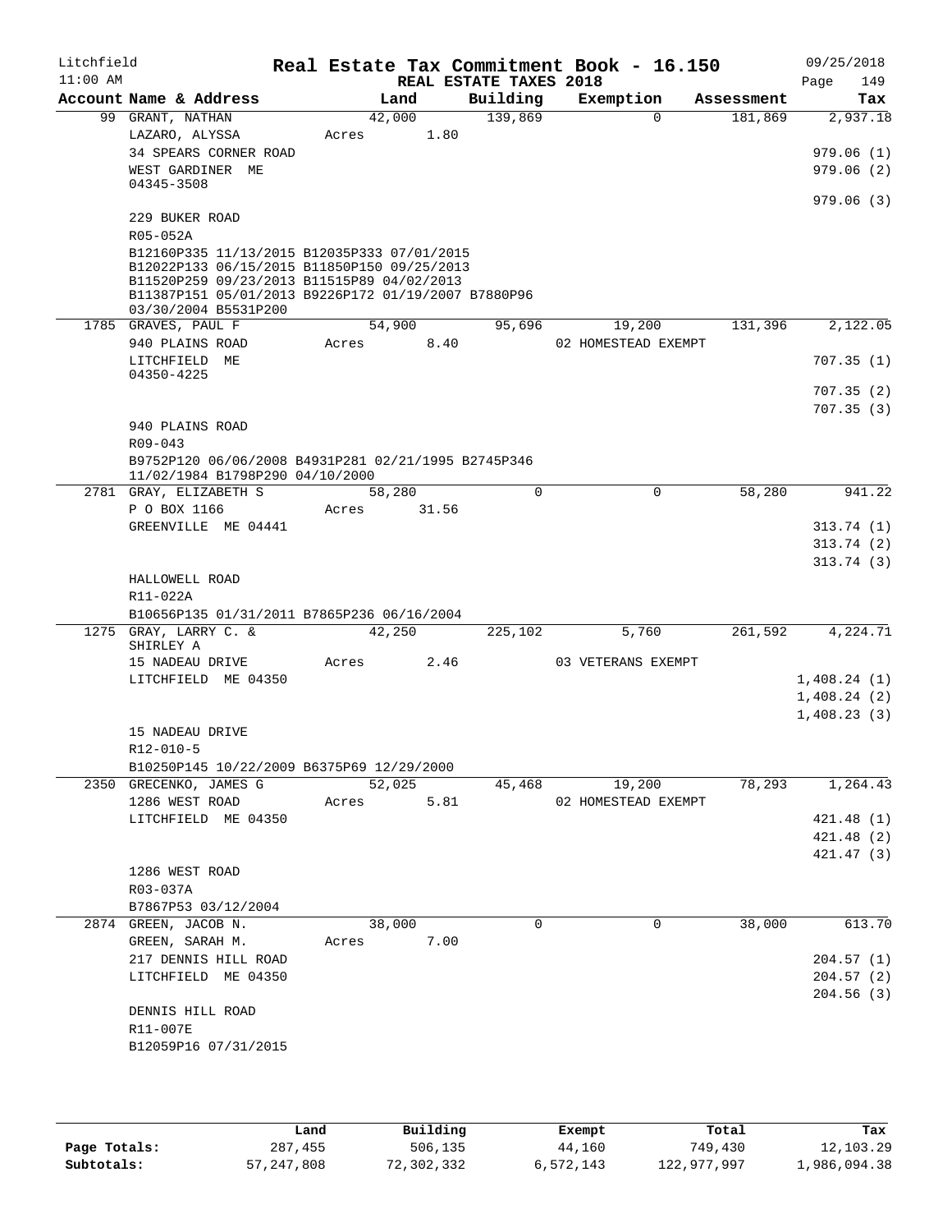Litchfield
11:00 AM

# Real Estate Tax Commitment Book - 16.150

REAL ESTATE TAXES 2018

09/25/2018

| Account Name & Address | Land | Building | Exemption | Assessment | Tax |
|---|---|---|---|---|---|
| 99 GRANT, NATHAN | 42,000 | 139,869 | 0 | 181,869 | 2,937.18 |
| LAZARO, ALYSSA | Acres 1.80 | | | | |
| 34 SPEARS CORNER ROAD | | | | | 979.06 (1) |
| WEST GARDINER ME 04345-3508 | | | | | 979.06 (2) |
| | | | | | 979.06 (3) |
| 229 BUKER ROAD | | | | | |
| R05-052A | | | | | |
| B12160P335 11/13/2015 B12035P333 07/01/2015 B12022P133 06/15/2015 B11850P150 09/25/2013 B11520P259 09/23/2013 B11515P89 04/02/2013 B11387P151 05/01/2013 B9226P172 01/19/2007 B7880P96 03/30/2004 B5531P200 | | | | | |
| 1785 GRAVES, PAUL F | 54,900 | 95,696 | 19,200 | 131,396 | 2,122.05 |
| 940 PLAINS ROAD | Acres 8.40 | | 02 HOMESTEAD EXEMPT | | |
| LITCHFIELD ME 04350-4225 | | | | | 707.35 (1) |
| | | | | | 707.35 (2) |
| | | | | | 707.35 (3) |
| 940 PLAINS ROAD | | | | | |
| R09-043 | | | | | |
| B9752P120 06/06/2008 B4931P281 02/21/1995 B2745P346 11/02/1984 B1798P290 04/10/2000 | | | | | |
| 2781 GRAY, ELIZABETH S | 58,280 | 0 | 0 | 58,280 | 941.22 |
| P O BOX 1166 | Acres 31.56 | | | | |
| GREENVILLE ME 04441 | | | | | 313.74 (1) |
| | | | | | 313.74 (2) |
| | | | | | 313.74 (3) |
| HALLOWELL ROAD | | | | | |
| R11-022A | | | | | |
| B10656P135 01/31/2011 B7865P236 06/16/2004 | | | | | |
| 1275 GRAY, LARRY C. & SHIRLEY A | 42,250 | 225,102 | 5,760 | 261,592 | 4,224.71 |
| 15 NADEAU DRIVE | Acres 2.46 | | 03 VETERANS EXEMPT | | |
| LITCHFIELD ME 04350 | | | | | 1,408.24 (1) |
| | | | | | 1,408.24 (2) |
| | | | | | 1,408.23 (3) |
| 15 NADEAU DRIVE | | | | | |
| R12-010-5 | | | | | |
| B10250P145 10/22/2009 B6375P69 12/29/2000 | | | | | |
| 2350 GRECENKO, JAMES G | 52,025 | 45,468 | 19,200 | 78,293 | 1,264.43 |
| 1286 WEST ROAD | Acres 5.81 | | 02 HOMESTEAD EXEMPT | | |
| LITCHFIELD ME 04350 | | | | | 421.48 (1) |
| | | | | | 421.48 (2) |
| | | | | | 421.47 (3) |
| 1286 WEST ROAD | | | | | |
| R03-037A | | | | | |
| B7867P53 03/12/2004 | | | | | |
| 2874 GREEN, JACOB N. | 38,000 | 0 | 0 | 38,000 | 613.70 |
| GREEN, SARAH M. | Acres 7.00 | | | | |
| 217 DENNIS HILL ROAD | | | | | 204.57 (1) |
| LITCHFIELD ME 04350 | | | | | 204.57 (2) |
| | | | | | 204.56 (3) |
| DENNIS HILL ROAD | | | | | |
| R11-007E | | | | | |
| B12059P16 07/31/2015 | | | | | |

| | Land | Building | Exempt | Total | Tax |
|---|---|---|---|---|---|
| Page Totals: | 287,455 | 506,135 | 44,160 | 749,430 | 12,103.29 |
| Subtotals: | 57,247,808 | 72,302,332 | 6,572,143 | 122,977,997 | 1,986,094.38 |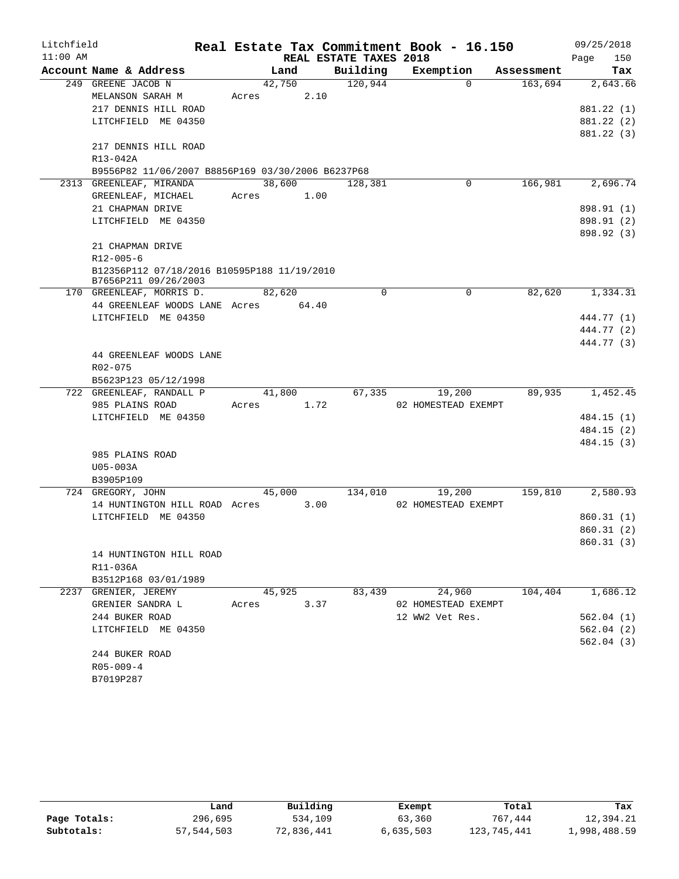Litchfield
11:00 AM

# Real Estate Tax Commitment Book - 16.150

REAL ESTATE TAXES 2018

09/25/2018
Page 150

| Account Name & Address | Land | Building | Exemption | Assessment | Tax |
|---|---|---|---|---|---|
| 249 GREENE JACOB N | 42,750 | 120,944 | 0 | 163,694 | 2,643.66 |
| MELANSON SARAH M | Acres 2.10 | | | | |
| 217 DENNIS HILL ROAD | | | | | 881.22 (1) |
| LITCHFIELD ME 04350 | | | | | 881.22 (2) |
| | | | | | 881.22 (3) |
| 217 DENNIS HILL ROAD | | | | | |
| R13-042A | | | | | |
| B9556P82 11/06/2007 B8856P169 03/30/2006 B6237P68 | | | | | |
| 2313 GREENLEAF, MIRANDA | 38,600 | 128,381 | 0 | 166,981 | 2,696.74 |
| GREENLEAF, MICHAEL | Acres 1.00 | | | | |
| 21 CHAPMAN DRIVE | | | | | 898.91 (1) |
| LITCHFIELD ME 04350 | | | | | 898.91 (2) |
| | | | | | 898.92 (3) |
| 21 CHAPMAN DRIVE | | | | | |
| R12-005-6 | | | | | |
| B12356P112 07/18/2016 B10595P188 11/19/2010 B7656P211 09/26/2003 | | | | | |
| 170 GREENLEAF, MORRIS D. | 82,620 | 0 | 0 | 82,620 | 1,334.31 |
| 44 GREENLEAF WOODS LANE | Acres 64.40 | | | | |
| LITCHFIELD ME 04350 | | | | | 444.77 (1) |
| | | | | | 444.77 (2) |
| | | | | | 444.77 (3) |
| 44 GREENLEAF WOODS LANE | | | | | |
| R02-075 | | | | | |
| B5623P123 05/12/1998 | | | | | |
| 722 GREENLEAF, RANDALL P | 41,800 | 67,335 | 19,200 | 89,935 | 1,452.45 |
| 985 PLAINS ROAD | Acres 1.72 | | 02 HOMESTEAD EXEMPT | | |
| LITCHFIELD ME 04350 | | | | | 484.15 (1) |
| | | | | | 484.15 (2) |
| | | | | | 484.15 (3) |
| 985 PLAINS ROAD | | | | | |
| U05-003A | | | | | |
| B3905P109 | | | | | |
| 724 GREGORY, JOHN | 45,000 | 134,010 | 19,200 | 159,810 | 2,580.93 |
| 14 HUNTINGTON HILL ROAD | Acres 3.00 | | 02 HOMESTEAD EXEMPT | | |
| LITCHFIELD ME 04350 | | | | | 860.31 (1) |
| | | | | | 860.31 (2) |
| | | | | | 860.31 (3) |
| 14 HUNTINGTON HILL ROAD | | | | | |
| R11-036A | | | | | |
| B3512P168 03/01/1989 | | | | | |
| 2237 GRENIER, JEREMY | 45,925 | 83,439 | 24,960 | 104,404 | 1,686.12 |
| GRENIER SANDRA L | Acres 3.37 | | 02 HOMESTEAD EXEMPT | | |
| 244 BUKER ROAD | | | 12 WW2 Vet Res. | | 562.04 (1) |
| LITCHFIELD ME 04350 | | | | | 562.04 (2) |
| | | | | | 562.04 (3) |
| 244 BUKER ROAD | | | | | |
| R05-009-4 | | | | | |
| B7019P287 | | | | | |

| | Land | Building | Exempt | Total | Tax |
|---|---|---|---|---|---|
| Page Totals: | 296,695 | 534,109 | 63,360 | 767,444 | 12,394.21 |
| Subtotals: | 57,544,503 | 72,836,441 | 6,635,503 | 123,745,441 | 1,998,488.59 |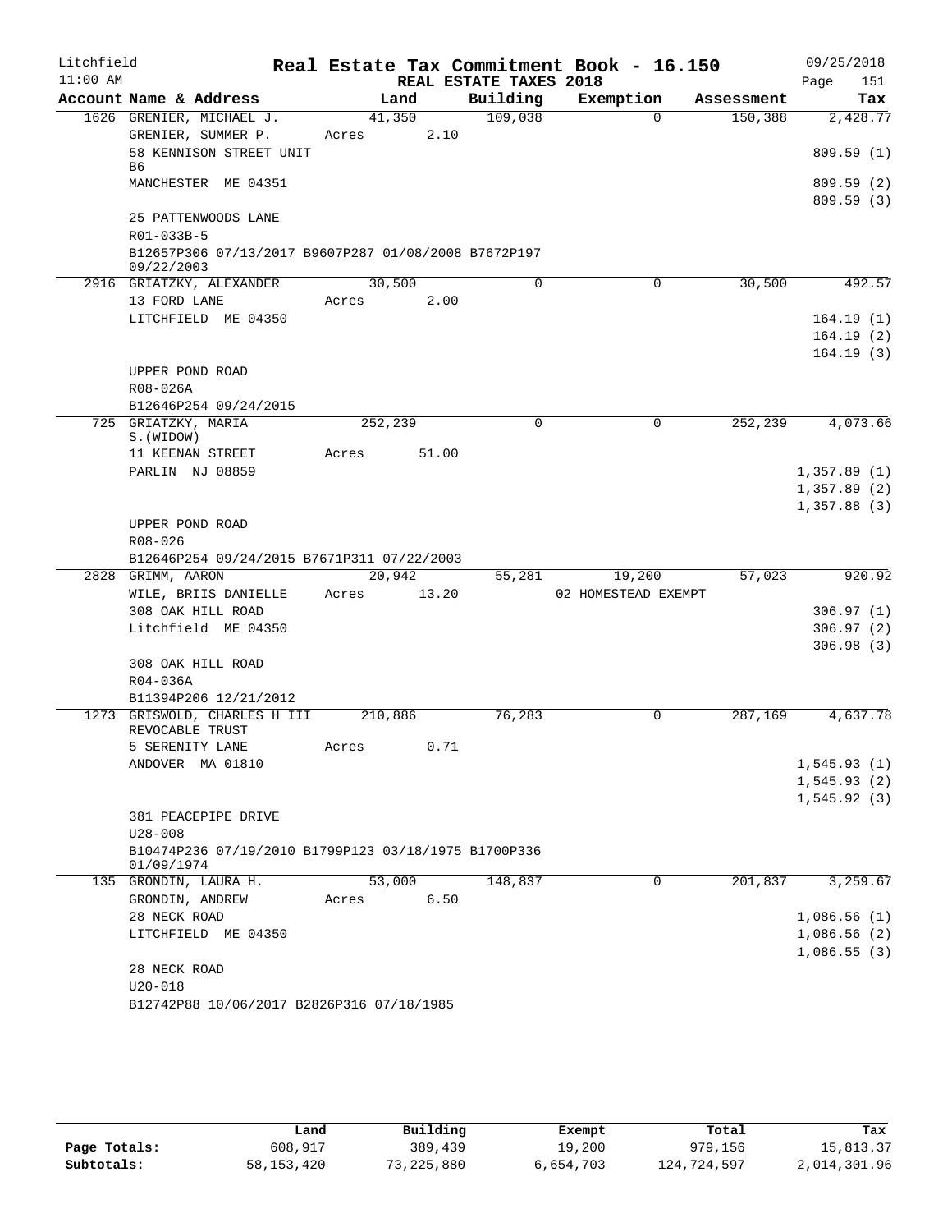Litchfield
11:00 AM

# Real Estate Tax Commitment Book - 16.150

REAL ESTATE TAXES 2018

09/25/2018
Page 151

| Account Name & Address | Land | Building | Exemption | Assessment | Tax |
|---|---|---|---|---|---|
| 1626 GRENIER, MICHAEL J. | 41,350 | 109,038 | 0 | 150,388 | 2,428.77 |
| GRENIER, SUMMER P. | Acres 2.10 | | | | |
| 58 KENNISON STREET UNIT B6 | | | | | 809.59 (1) |
| MANCHESTER ME 04351 | | | | | 809.59 (2) |
| | | | | | 809.59 (3) |
| 25 PATTENWOODS LANE | | | | | |
| R01-033B-5 | | | | | |
| B12657P306 07/13/2017 B9607P287 01/08/2008 B7672P197 09/22/2003 | | | | | |
| 2916 GRIATZKY, ALEXANDER | 30,500 | 0 | 0 | 30,500 | 492.57 |
| 13 FORD LANE | Acres 2.00 | | | | |
| LITCHFIELD ME 04350 | | | | | 164.19 (1) |
| | | | | | 164.19 (2) |
| | | | | | 164.19 (3) |
| UPPER POND ROAD | | | | | |
| R08-026A | | | | | |
| B12646P254 09/24/2015 | | | | | |
| 725 GRIATZKY, MARIA S.(WIDOW) | 252,239 | 0 | 0 | 252,239 | 4,073.66 |
| 11 KEENAN STREET | Acres 51.00 | | | | |
| PARLIN NJ 08859 | | | | | 1,357.89 (1) |
| | | | | | 1,357.89 (2) |
| | | | | | 1,357.88 (3) |
| UPPER POND ROAD | | | | | |
| R08-026 | | | | | |
| B12646P254 09/24/2015 B7671P311 07/22/2003 | | | | | |
| 2828 GRIMM, AARON | 20,942 | 55,281 | 19,200 | 57,023 | 920.92 |
| WILE, BRIIS DANIELLE | Acres 13.20 | | 02 HOMESTEAD EXEMPT | | |
| 308 OAK HILL ROAD | | | | | 306.97 (1) |
| Litchfield ME 04350 | | | | | 306.97 (2) |
| | | | | | 306.98 (3) |
| 308 OAK HILL ROAD | | | | | |
| R04-036A | | | | | |
| B11394P206 12/21/2012 | | | | | |
| 1273 GRISWOLD, CHARLES H III REVOCABLE TRUST | 210,886 | 76,283 | 0 | 287,169 | 4,637.78 |
| 5 SERENITY LANE | Acres 0.71 | | | | |
| ANDOVER MA 01810 | | | | | 1,545.93 (1) |
| | | | | | 1,545.93 (2) |
| | | | | | 1,545.92 (3) |
| 381 PEACEPIPE DRIVE | | | | | |
| U28-008 | | | | | |
| B10474P236 07/19/2010 B1799P123 03/18/1975 B1700P336 01/09/1974 | | | | | |
| 135 GRONDIN, LAURA H. | 53,000 | 148,837 | 0 | 201,837 | 3,259.67 |
| GRONDIN, ANDREW | Acres 6.50 | | | | |
| 28 NECK ROAD | | | | | 1,086.56 (1) |
| LITCHFIELD ME 04350 | | | | | 1,086.56 (2) |
| | | | | | 1,086.55 (3) |
| 28 NECK ROAD | | | | | |
| U20-018 | | | | | |
| B12742P88 10/06/2017 B2826P316 07/18/1985 | | | | | |

| | Land | Building | Exempt | Total | Tax |
|---|---|---|---|---|---|
| Page Totals: | 608,917 | 389,439 | 19,200 | 979,156 | 15,813.37 |
| Subtotals: | 58,153,420 | 73,225,880 | 6,654,703 | 124,724,597 | 2,014,301.96 |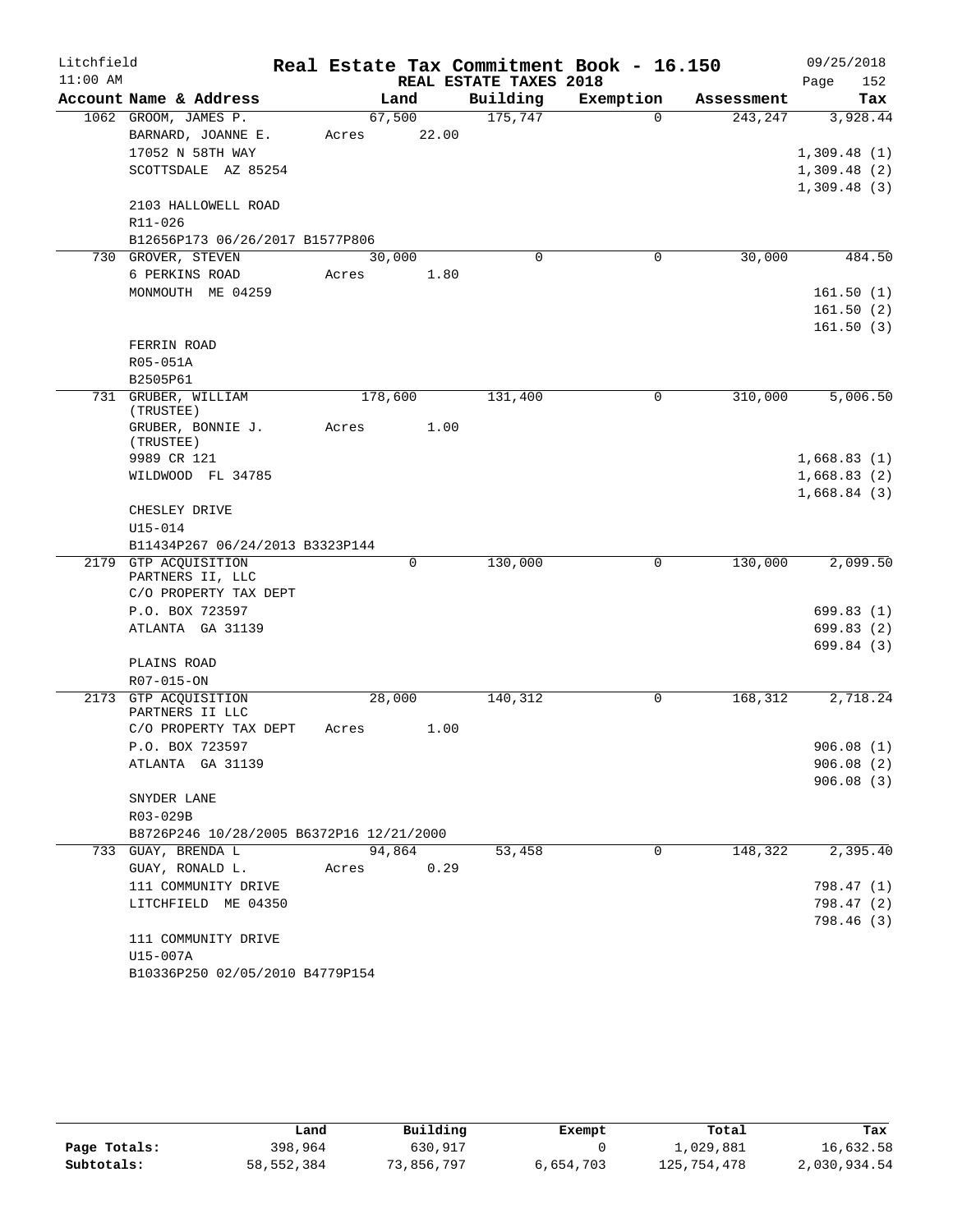Litchfield
11:00 AM

# Real Estate Tax Commitment Book - 16.150

REAL ESTATE TAXES 2018

09/25/2018
Page 152

| Account Name & Address | Land | Building | Exemption | Assessment | Tax |
|---|---|---|---|---|---|
| 1062 GROOM, JAMES P. | 67,500 | 175,747 | 0 | 243,247 | 3,928.44 |
| BARNARD, JOANNE E. | Acres 22.00 | | | | |
| 17052 N 58TH WAY | | | | | 1,309.48 (1) |
| SCOTTSDALE AZ 85254 | | | | | 1,309.48 (2) |
| | | | | | 1,309.48 (3) |
| 2103 HALLOWELL ROAD | | | | | |
| R11-026 | | | | | |
| B12656P173 06/26/2017 B1577P806 | | | | | |
| 730 GROVER, STEVEN | 30,000 | 0 | 0 | 30,000 | 484.50 |
| 6 PERKINS ROAD | Acres 1.80 | | | | |
| MONMOUTH ME 04259 | | | | | 161.50 (1) |
| | | | | | 161.50 (2) |
| | | | | | 161.50 (3) |
| FERRIN ROAD | | | | | |
| R05-051A | | | | | |
| B2505P61 | | | | | |
| 731 GRUBER, WILLIAM (TRUSTEE) | 178,600 | 131,400 | 0 | 310,000 | 5,006.50 |
| GRUBER, BONNIE J. (TRUSTEE) | Acres 1.00 | | | | |
| 9989 CR 121 | | | | | 1,668.83 (1) |
| WILDWOOD FL 34785 | | | | | 1,668.83 (2) |
| | | | | | 1,668.84 (3) |
| CHESLEY DRIVE | | | | | |
| U15-014 | | | | | |
| B11434P267 06/24/2013 B3323P144 | | | | | |
| 2179 GTP ACQUISITION PARTNERS II, LLC | 0 | 130,000 | 0 | 130,000 | 2,099.50 |
| C/O PROPERTY TAX DEPT | | | | | |
| P.O. BOX 723597 | | | | | 699.83 (1) |
| ATLANTA GA 31139 | | | | | 699.83 (2) |
| | | | | | 699.84 (3) |
| PLAINS ROAD | | | | | |
| R07-015-ON | | | | | |
| 2173 GTP ACQUISITION PARTNERS II LLC | 28,000 | 140,312 | 0 | 168,312 | 2,718.24 |
| C/O PROPERTY TAX DEPT | Acres 1.00 | | | | |
| P.O. BOX 723597 | | | | | 906.08 (1) |
| ATLANTA GA 31139 | | | | | 906.08 (2) |
| | | | | | 906.08 (3) |
| SNYDER LANE | | | | | |
| R03-029B | | | | | |
| B8726P246 10/28/2005 B6372P16 12/21/2000 | | | | | |
| 733 GUAY, BRENDA L | 94,864 | 53,458 | 0 | 148,322 | 2,395.40 |
| GUAY, RONALD L. | Acres 0.29 | | | | |
| 111 COMMUNITY DRIVE | | | | | 798.47 (1) |
| LITCHFIELD ME 04350 | | | | | 798.47 (2) |
| | | | | | 798.46 (3) |
| 111 COMMUNITY DRIVE | | | | | |
| U15-007A | | | | | |
| B10336P250 02/05/2010 B4779P154 | | | | | |

| | Land | Building | Exempt | Total | Tax |
|---|---|---|---|---|---|
| Page Totals: | 398,964 | 630,917 | 0 | 1,029,881 | 16,632.58 |
| Subtotals: | 58,552,384 | 73,856,797 | 6,654,703 | 125,754,478 | 2,030,934.54 |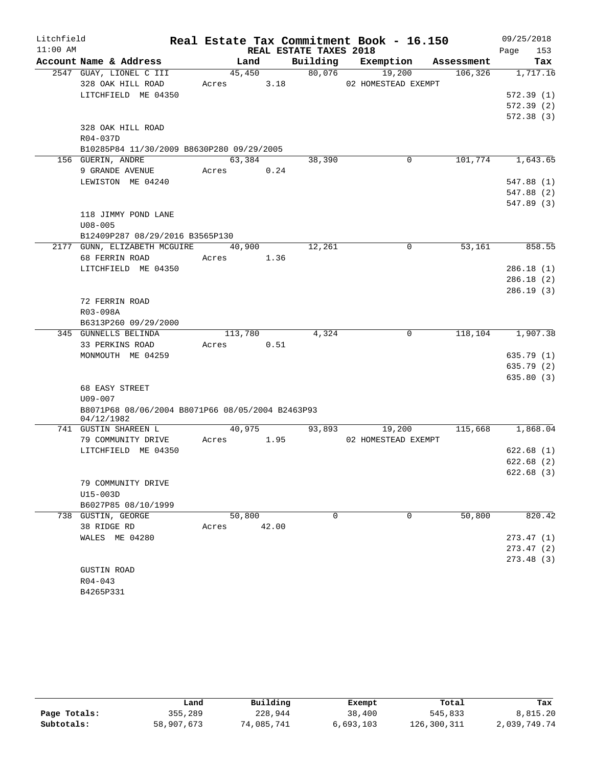Litchfield 11:00 AM

# Real Estate Tax Commitment Book - 16.150

REAL ESTATE TAXES 2018

09/25/2018 Page 153

| Account Name & Address | Land | Building | Exemption | Assessment | Tax |
|---|---|---|---|---|---|
| 2547 GUAY, LIONEL C III | 45,450 | 80,076 | 19,200 | 106,326 | 1,717.16 |
| 328 OAK HILL ROAD | Acres 3.18 | | 02 HOMESTEAD EXEMPT | | |
| LITCHFIELD ME 04350 | | | | | 572.39 (1) |
| | | | | | 572.39 (2) |
| | | | | | 572.38 (3) |
| 328 OAK HILL ROAD | | | | | |
| R04-037D | | | | | |
| B10285P84 11/30/2009 B8630P280 09/29/2005 | | | | | |
| 156 GUERIN, ANDRE | 63,384 | 38,390 | 0 | 101,774 | 1,643.65 |
| 9 GRANDE AVENUE | Acres 0.24 | | | | |
| LEWISTON ME 04240 | | | | | 547.88 (1) |
| | | | | | 547.88 (2) |
| | | | | | 547.89 (3) |
| 118 JIMMY POND LANE | | | | | |
| U08-005 | | | | | |
| B12409P287 08/29/2016 B3565P130 | | | | | |
| 2177 GUNN, ELIZABETH MCGUIRE | 40,900 | 12,261 | 0 | 53,161 | 858.55 |
| 68 FERRIN ROAD | Acres 1.36 | | | | |
| LITCHFIELD ME 04350 | | | | | 286.18 (1) |
| | | | | | 286.18 (2) |
| | | | | | 286.19 (3) |
| 72 FERRIN ROAD | | | | | |
| R03-098A | | | | | |
| B6313P260 09/29/2000 | | | | | |
| 345 GUNNELLS BELINDA | 113,780 | 4,324 | 0 | 118,104 | 1,907.38 |
| 33 PERKINS ROAD | Acres 0.51 | | | | |
| MONMOUTH ME 04259 | | | | | 635.79 (1) |
| | | | | | 635.79 (2) |
| | | | | | 635.80 (3) |
| 68 EASY STREET | | | | | |
| U09-007 | | | | | |
| B8071P68 08/06/2004 B8071P66 08/05/2004 B2463P93 04/12/1982 | | | | | |
| 741 GUSTIN SHAREEN L | 40,975 | 93,893 | 19,200 | 115,668 | 1,868.04 |
| 79 COMMUNITY DRIVE | Acres 1.95 | | 02 HOMESTEAD EXEMPT | | |
| LITCHFIELD ME 04350 | | | | | 622.68 (1) |
| | | | | | 622.68 (2) |
| | | | | | 622.68 (3) |
| 79 COMMUNITY DRIVE | | | | | |
| U15-003D | | | | | |
| B6027P85 08/10/1999 | | | | | |
| 738 GUSTIN, GEORGE | 50,800 | 0 | 0 | 50,800 | 820.42 |
| 38 RIDGE RD | Acres 42.00 | | | | |
| WALES ME 04280 | | | | | 273.47 (1) |
| | | | | | 273.47 (2) |
| | | | | | 273.48 (3) |
| GUSTIN ROAD | | | | | |
| R04-043 | | | | | |
| B4265P331 | | | | | |

| | Land | Building | Exempt | Total | Tax |
|---|---|---|---|---|---|
| Page Totals: | 355,289 | 228,944 | 38,400 | 545,833 | 8,815.20 |
| Subtotals: | 58,907,673 | 74,085,741 | 6,693,103 | 126,300,311 | 2,039,749.74 |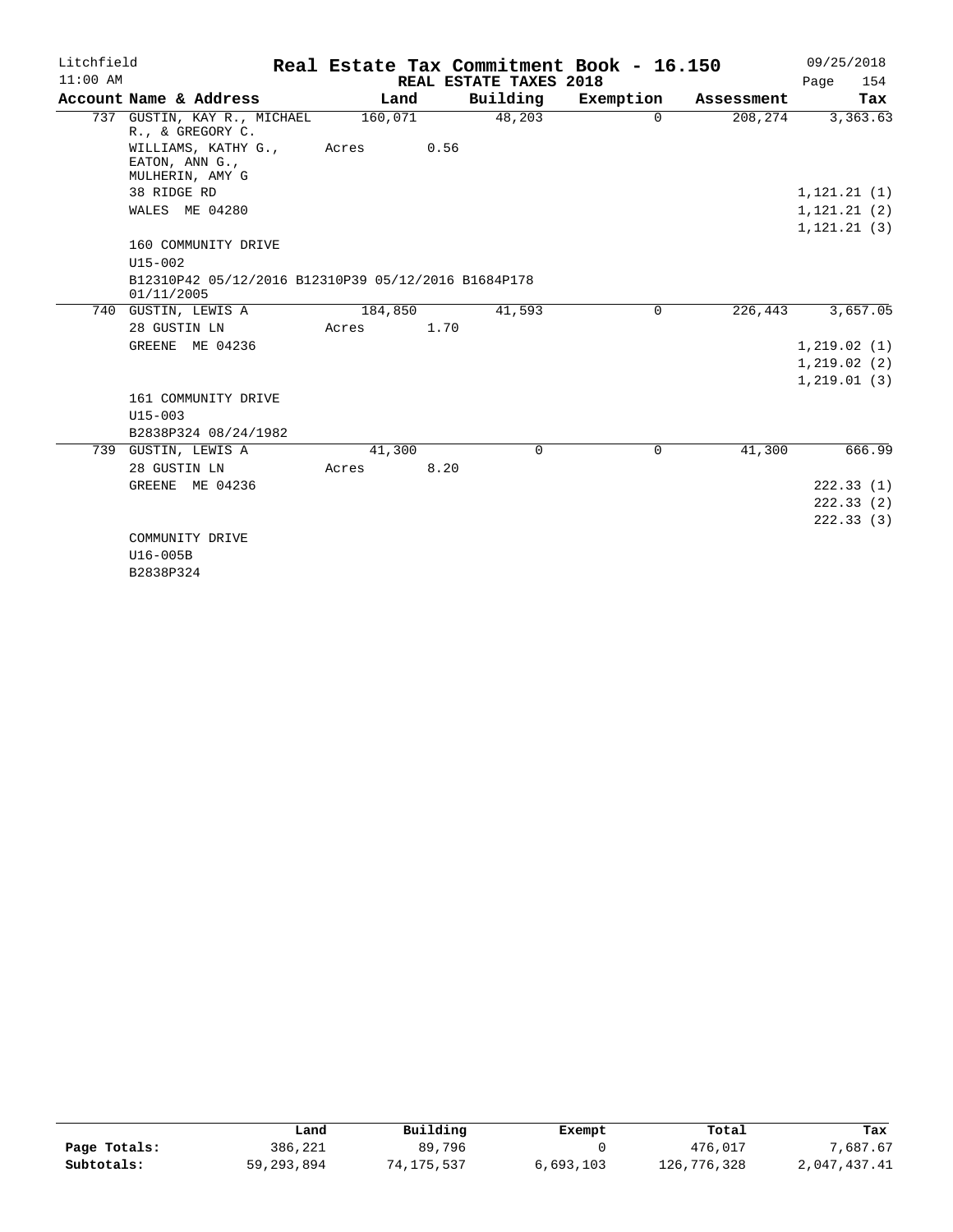# Litchfield — Real Estate Tax Commitment Book - 16.150

11:00 AM — REAL ESTATE TAXES 2018 — 09/25/2018

| Account Name & Address | Land | Building | Exemption | Assessment | Tax |
|---|---|---|---|---|---|
| 737 GUSTIN, KAY R., MICHAEL R., & GREGORY C. | 160,071 | 48,203 | 0 | 208,274 | 3,363.63 |
| WILLIAMS, KATHY G., EATON, ANN G., MULHERIN, AMY G | Acres 0.56 | | | | |
| 38 RIDGE RD | | | | | 1,121.21 (1) |
| WALES ME 04280 | | | | | 1,121.21 (2) |
| | | | | | 1,121.21 (3) |
| 160 COMMUNITY DRIVE | | | | | |
| U15-002 | | | | | |
| B12310P42 05/12/2016 B12310P39 05/12/2016 B1684P178 01/11/2005 | | | | | |
| 740 GUSTIN, LEWIS A | 184,850 | 41,593 | 0 | 226,443 | 3,657.05 |
| 28 GUSTIN LN | Acres 1.70 | | | | |
| GREENE ME 04236 | | | | | 1,219.02 (1) |
| | | | | | 1,219.02 (2) |
| | | | | | 1,219.01 (3) |
| 161 COMMUNITY DRIVE | | | | | |
| U15-003 | | | | | |
| B2838P324 08/24/1982 | | | | | |
| 739 GUSTIN, LEWIS A | 41,300 | 0 | 0 | 41,300 | 666.99 |
| 28 GUSTIN LN | Acres 8.20 | | | | |
| GREENE ME 04236 | | | | | 222.33 (1) |
| | | | | | 222.33 (2) |
| | | | | | 222.33 (3) |
| COMMUNITY DRIVE | | | | | |
| U16-005B | | | | | |
| B2838P324 | | | | | |

| | Land | Building | Exempt | Total | Tax |
|---|---|---|---|---|---|
| Page Totals: | 386,221 | 89,796 | 0 | 476,017 | 7,687.67 |
| Subtotals: | 59,293,894 | 74,175,537 | 6,693,103 | 126,776,328 | 2,047,437.41 |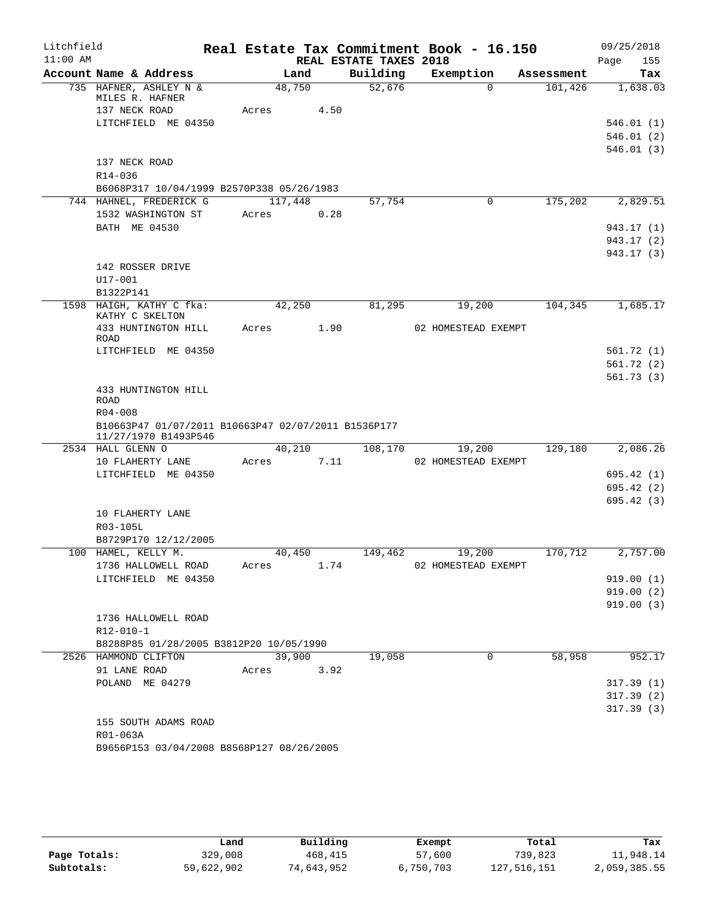Litchfield 11:00 AM

# Real Estate Tax Commitment Book - 16.150

## REAL ESTATE TAXES 2018

09/25/2018

| Account Name & Address | Land | Building | Exemption | Assessment | Tax |
|---|---|---|---|---|---|
| 735 HAFNER, ASHLEY N & MILES R. HAFNER | 48,750 | 52,676 | 0 | 101,426 | 1,638.03 |
| 137 NECK ROAD | Acres 4.50 | | | | |
| LITCHFIELD ME 04350 | | | | | 546.01 (1) |
| | | | | | 546.01 (2) |
| | | | | | 546.01 (3) |
| 137 NECK ROAD | | | | | |
| R14-036 | | | | | |
| B6068P317 10/04/1999 B2570P338 05/26/1983 | | | | | |
| 744 HAHNEL, FREDERICK G | 117,448 | 57,754 | 0 | 175,202 | 2,829.51 |
| 1532 WASHINGTON ST | Acres 0.28 | | | | |
| BATH ME 04530 | | | | | 943.17 (1) |
| | | | | | 943.17 (2) |
| | | | | | 943.17 (3) |
| 142 ROSSER DRIVE | | | | | |
| U17-001 | | | | | |
| B1322P141 | | | | | |
| 1598 HAIGH, KATHY C fka: KATHY C SKELTON | 42,250 | 81,295 | 19,200 | 104,345 | 1,685.17 |
| 433 HUNTINGTON HILL ROAD | Acres 1.90 | | 02 HOMESTEAD EXEMPT | | |
| LITCHFIELD ME 04350 | | | | | 561.72 (1) |
| | | | | | 561.72 (2) |
| | | | | | 561.73 (3) |
| 433 HUNTINGTON HILL ROAD | | | | | |
| R04-008 | | | | | |
| B10663P47 01/07/2011 B10663P47 02/07/2011 B1536P177 11/27/1970 B1493P546 | | | | | |
| 2534 HALL GLENN O | 40,210 | 108,170 | 19,200 | 129,180 | 2,086.26 |
| 10 FLAHERTY LANE | Acres 7.11 | | 02 HOMESTEAD EXEMPT | | |
| LITCHFIELD ME 04350 | | | | | 695.42 (1) |
| | | | | | 695.42 (2) |
| | | | | | 695.42 (3) |
| 10 FLAHERTY LANE | | | | | |
| R03-105L | | | | | |
| B8729P170 12/12/2005 | | | | | |
| 100 HAMEL, KELLY M. | 40,450 | 149,462 | 19,200 | 170,712 | 2,757.00 |
| 1736 HALLOWELL ROAD | Acres 1.74 | | 02 HOMESTEAD EXEMPT | | |
| LITCHFIELD ME 04350 | | | | | 919.00 (1) |
| | | | | | 919.00 (2) |
| | | | | | 919.00 (3) |
| 1736 HALLOWELL ROAD | | | | | |
| R12-010-1 | | | | | |
| B8288P85 01/28/2005 B3812P20 10/05/1990 | | | | | |
| 2526 HAMMOND CLIFTON | 39,900 | 19,058 | 0 | 58,958 | 952.17 |
| 91 LANE ROAD | Acres 3.92 | | | | |
| POLAND ME 04279 | | | | | 317.39 (1) |
| | | | | | 317.39 (2) |
| | | | | | 317.39 (3) |
| 155 SOUTH ADAMS ROAD | | | | | |
| R01-063A | | | | | |
| B9656P153 03/04/2008 B8568P127 08/26/2005 | | | | | |

| | Land | Building | Exempt | Total | Tax |
|---|---|---|---|---|---|
| Page Totals: | 329,008 | 468,415 | 57,600 | 739,823 | 11,948.14 |
| Subtotals: | 59,622,902 | 74,643,952 | 6,750,703 | 127,516,151 | 2,059,385.55 |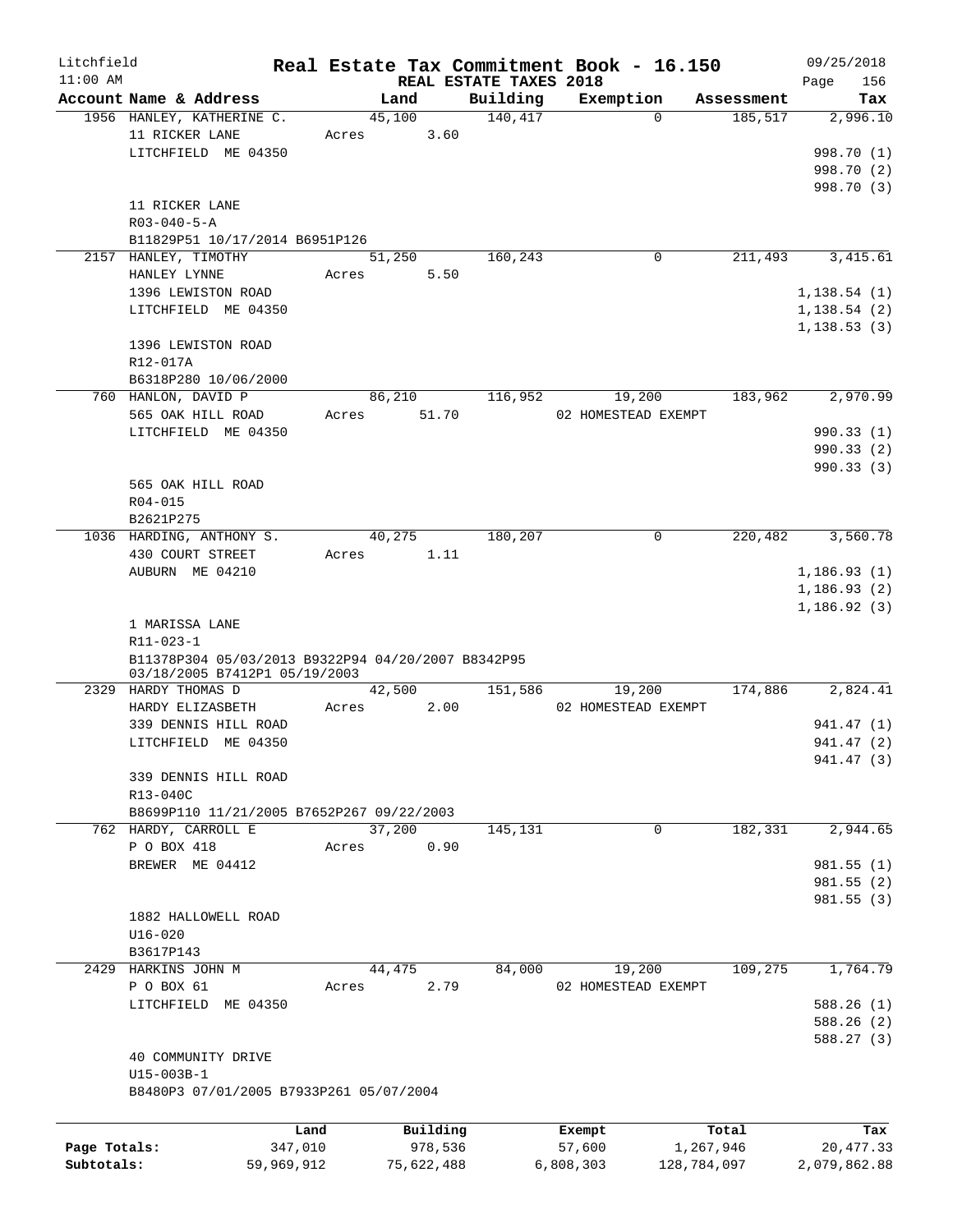Litchfield
11:00 AM

**Real Estate Tax Commitment Book - 16.150**
**REAL ESTATE TAXES 2018**

09/25/2018

| Account Name & Address | Land | Building | Exemption | Assessment | Tax |
|---|---|---|---|---|---|
| 1956 HANLEY, KATHERINE C. | 45,100 | 140,417 | 0 | 185,517 | 2,996.10 |
| 11 RICKER LANE | Acres 3.60 | | | | |
| LITCHFIELD ME 04350 | | | | | 998.70 (1) |
| | | | | | 998.70 (2) |
| | | | | | 998.70 (3) |
| 11 RICKER LANE | | | | | |
| R03-040-5-A | | | | | |
| B11829P51 10/17/2014 B6951P126 | | | | | |
| 2157 HANLEY, TIMOTHY | 51,250 | 160,243 | 0 | 211,493 | 3,415.61 |
| HANLEY LYNNE | Acres 5.50 | | | | |
| 1396 LEWISTON ROAD | | | | | 1,138.54 (1) |
| LITCHFIELD ME 04350 | | | | | 1,138.54 (2) |
| | | | | | 1,138.53 (3) |
| 1396 LEWISTON ROAD | | | | | |
| R12-017A | | | | | |
| B6318P280 10/06/2000 | | | | | |
| 760 HANLON, DAVID P | 86,210 | 116,952 | 19,200 | 183,962 | 2,970.99 |
| 565 OAK HILL ROAD | Acres 51.70 | | 02 HOMESTEAD EXEMPT | | |
| LITCHFIELD ME 04350 | | | | | 990.33 (1) |
| | | | | | 990.33 (2) |
| | | | | | 990.33 (3) |
| 565 OAK HILL ROAD | | | | | |
| R04-015 | | | | | |
| B2621P275 | | | | | |
| 1036 HARDING, ANTHONY S. | 40,275 | 180,207 | 0 | 220,482 | 3,560.78 |
| 430 COURT STREET | Acres 1.11 | | | | |
| AUBURN ME 04210 | | | | | 1,186.93 (1) |
| | | | | | 1,186.93 (2) |
| | | | | | 1,186.92 (3) |
| 1 MARISSA LANE | | | | | |
| R11-023-1 | | | | | |
| B11378P304 05/03/2013 B9322P94 04/20/2007 B8342P95 03/18/2005 B7412P1 05/19/2003 | | | | | |
| 2329 HARDY THOMAS D | 42,500 | 151,586 | 19,200 | 174,886 | 2,824.41 |
| HARDY ELIZASBETH | Acres 2.00 | | 02 HOMESTEAD EXEMPT | | |
| 339 DENNIS HILL ROAD | | | | | 941.47 (1) |
| LITCHFIELD ME 04350 | | | | | 941.47 (2) |
| | | | | | 941.47 (3) |
| 339 DENNIS HILL ROAD | | | | | |
| R13-040C | | | | | |
| B8699P110 11/21/2005 B7652P267 09/22/2003 | | | | | |
| 762 HARDY, CARROLL E | 37,200 | 145,131 | 0 | 182,331 | 2,944.65 |
| P O BOX 418 | Acres 0.90 | | | | |
| BREWER ME 04412 | | | | | 981.55 (1) |
| | | | | | 981.55 (2) |
| | | | | | 981.55 (3) |
| 1882 HALLOWELL ROAD | | | | | |
| U16-020 | | | | | |
| B3617P143 | | | | | |
| 2429 HARKINS JOHN M | 44,475 | 84,000 | 19,200 | 109,275 | 1,764.79 |
| P O BOX 61 | Acres 2.79 | | 02 HOMESTEAD EXEMPT | | |
| LITCHFIELD ME 04350 | | | | | 588.26 (1) |
| | | | | | 588.26 (2) |
| | | | | | 588.27 (3) |
| 40 COMMUNITY DRIVE | | | | | |
| U15-003B-1 | | | | | |
| B8480P3 07/01/2005 B7933P261 05/07/2004 | | | | | |

| | Land | Building | Exempt | Total | Tax |
|---|---|---|---|---|---|
| Page Totals: | 347,010 | 978,536 | 57,600 | 1,267,946 | 20,477.33 |
| Subtotals: | 59,969,912 | 75,622,488 | 6,808,303 | 128,784,097 | 2,079,862.88 |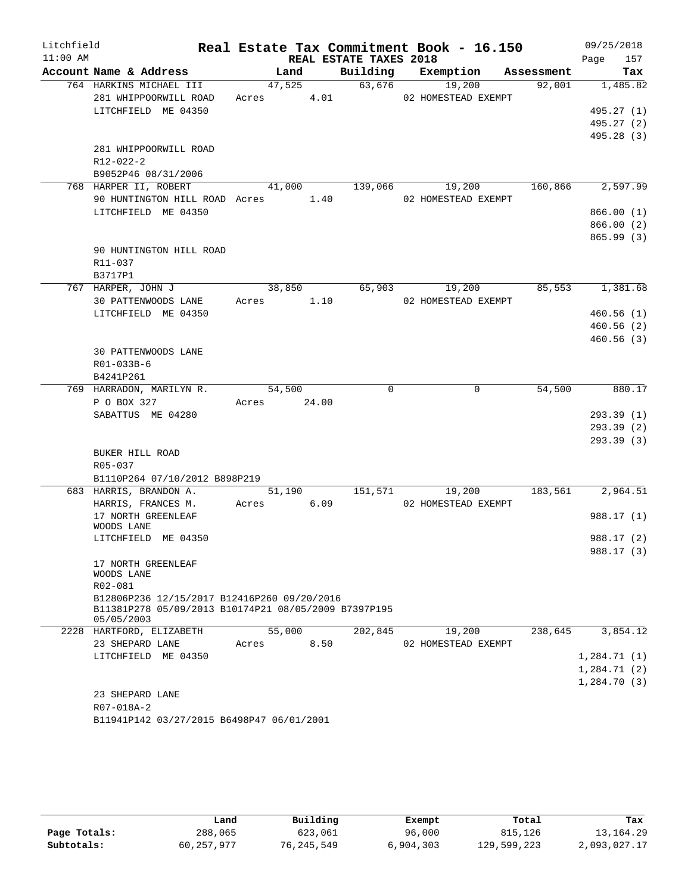Litchfield
11:00 AM

# Real Estate Tax Commitment Book - 16.150

REAL ESTATE TAXES 2018

09/25/2018

| Account Name & Address | Land | Building | Exemption | Assessment | Tax |
|---|---|---|---|---|---|
| 764 HARKINS MICHAEL III | 47,525 | 63,676 | 19,200 | 92,001 | 1,485.82 |
| 281 WHIPPOORWILL ROAD | Acres 4.01 | | 02 HOMESTEAD EXEMPT | | |
| LITCHFIELD ME 04350 | | | | | 495.27 (1) |
| | | | | | 495.27 (2) |
| | | | | | 495.28 (3) |
| 281 WHIPPOORWILL ROAD | | | | | |
| R12-022-2 | | | | | |
| B9052P46 08/31/2006 | | | | | |
| 768 HARPER II, ROBERT | 41,000 | 139,066 | 19,200 | 160,866 | 2,597.99 |
| 90 HUNTINGTON HILL ROAD | Acres 1.40 | | 02 HOMESTEAD EXEMPT | | |
| LITCHFIELD ME 04350 | | | | | 866.00 (1) |
| | | | | | 866.00 (2) |
| | | | | | 865.99 (3) |
| 90 HUNTINGTON HILL ROAD | | | | | |
| R11-037 | | | | | |
| B3717P1 | | | | | |
| 767 HARPER, JOHN J | 38,850 | 65,903 | 19,200 | 85,553 | 1,381.68 |
| 30 PATTENWOODS LANE | Acres 1.10 | | 02 HOMESTEAD EXEMPT | | |
| LITCHFIELD ME 04350 | | | | | 460.56 (1) |
| | | | | | 460.56 (2) |
| | | | | | 460.56 (3) |
| 30 PATTENWOODS LANE | | | | | |
| R01-033B-6 | | | | | |
| B4241P261 | | | | | |
| 769 HARRADON, MARILYN R. | 54,500 | 0 | 0 | 54,500 | 880.17 |
| P O BOX 327 | Acres 24.00 | | | | |
| SABATTUS ME 04280 | | | | | 293.39 (1) |
| | | | | | 293.39 (2) |
| | | | | | 293.39 (3) |
| BUKER HILL ROAD | | | | | |
| R05-037 | | | | | |
| B1110P264 07/10/2012 B898P219 | | | | | |
| 683 HARRIS, BRANDON A. | 51,190 | 151,571 | 19,200 | 183,561 | 2,964.51 |
| HARRIS, FRANCES M. | Acres 6.09 | | 02 HOMESTEAD EXEMPT | | |
| 17 NORTH GREENLEAF WOODS LANE | | | | | 988.17 (1) |
| LITCHFIELD ME 04350 | | | | | 988.17 (2) |
| | | | | | 988.17 (3) |
| 17 NORTH GREENLEAF WOODS LANE | | | | | |
| R02-081 | | | | | |
| B12806P236 12/15/2017 B12416P260 09/20/2016 B11381P278 05/09/2013 B10174P21 08/05/2009 B7397P195 05/05/2003 | | | | | |
| 2228 HARTFORD, ELIZABETH | 55,000 | 202,845 | 19,200 | 238,645 | 3,854.12 |
| 23 SHEPARD LANE | Acres 8.50 | | 02 HOMESTEAD EXEMPT | | |
| LITCHFIELD ME 04350 | | | | | 1,284.71 (1) |
| | | | | | 1,284.71 (2) |
| | | | | | 1,284.70 (3) |
| 23 SHEPARD LANE | | | | | |
| R07-018A-2 | | | | | |
| B11941P142 03/27/2015 B6498P47 06/01/2001 | | | | | |

| | Land | Building | Exempt | Total | Tax |
|---|---|---|---|---|---|
| Page Totals: | 288,065 | 623,061 | 96,000 | 815,126 | 13,164.29 |
| Subtotals: | 60,257,977 | 76,245,549 | 6,904,303 | 129,599,223 | 2,093,027.17 |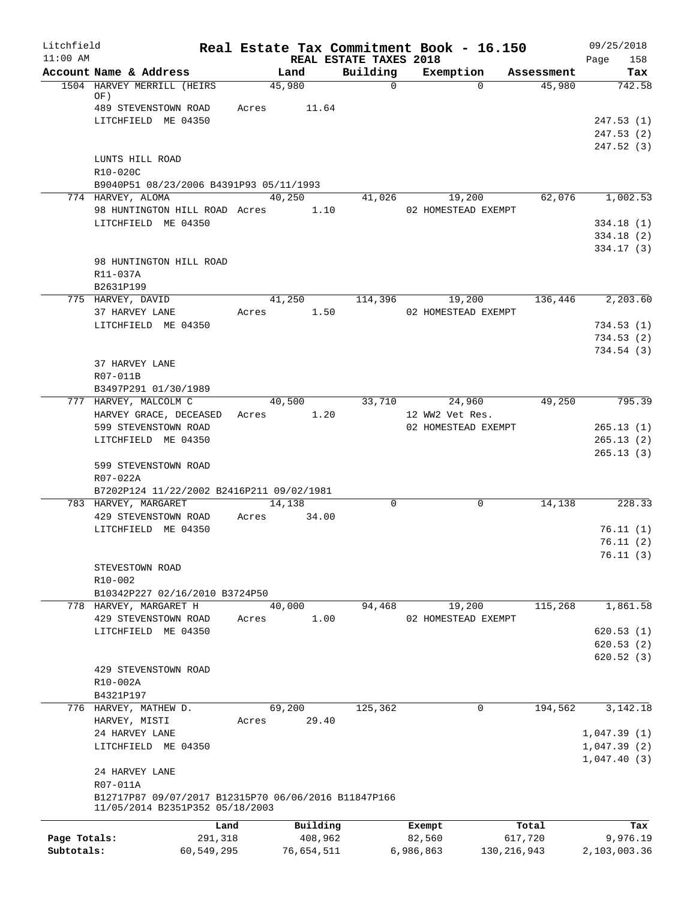Litchfield
11:00 AM

# Real Estate Tax Commitment Book - 16.150

REAL ESTATE TAXES 2018

09/25/2018

| Account Name & Address | Land | Building | Exemption | Assessment | Tax |
|---|---|---|---|---|---|
| 1504 HARVEY MERRILL (HEIRS OF) | 45,980 | 0 | 0 | 45,980 | 742.58 |
| 489 STEVENSTOWN ROAD | Acres 11.64 | | | | |
| LITCHFIELD ME 04350 | | | | | 247.53 (1) |
| | | | | | 247.53 (2) |
| | | | | | 247.52 (3) |
| LUNTS HILL ROAD | | | | | |
| R10-020C | | | | | |
| B9040P51 08/23/2006 B4391P93 05/11/1993 | | | | | |
| 774 HARVEY, ALOMA | 40,250 | 41,026 | 19,200 | 62,076 | 1,002.53 |
| 98 HUNTINGTON HILL ROAD | Acres 1.10 | | 02 HOMESTEAD EXEMPT | | |
| LITCHFIELD ME 04350 | | | | | 334.18 (1) |
| | | | | | 334.18 (2) |
| | | | | | 334.17 (3) |
| 98 HUNTINGTON HILL ROAD | | | | | |
| R11-037A | | | | | |
| B2631P199 | | | | | |
| 775 HARVEY, DAVID | 41,250 | 114,396 | 19,200 | 136,446 | 2,203.60 |
| 37 HARVEY LANE | Acres 1.50 | | 02 HOMESTEAD EXEMPT | | |
| LITCHFIELD ME 04350 | | | | | 734.53 (1) |
| | | | | | 734.53 (2) |
| | | | | | 734.54 (3) |
| 37 HARVEY LANE | | | | | |
| R07-011B | | | | | |
| B3497P291 01/30/1989 | | | | | |
| 777 HARVEY, MALCOLM C | 40,500 | 33,710 | 24,960 | 49,250 | 795.39 |
| HARVEY GRACE, DECEASED | Acres 1.20 | | 12 WW2 Vet Res. | | |
| 599 STEVENSTOWN ROAD | | | 02 HOMESTEAD EXEMPT | | 265.13 (1) |
| LITCHFIELD ME 04350 | | | | | 265.13 (2) |
| | | | | | 265.13 (3) |
| 599 STEVENSTOWN ROAD | | | | | |
| R07-022A | | | | | |
| B7202P124 11/22/2002 B2416P211 09/02/1981 | | | | | |
| 783 HARVEY, MARGARET | 14,138 | 0 | 0 | 14,138 | 228.33 |
| 429 STEVENSTOWN ROAD | Acres 34.00 | | | | |
| LITCHFIELD ME 04350 | | | | | 76.11 (1) |
| | | | | | 76.11 (2) |
| | | | | | 76.11 (3) |
| STEVESTOWN ROAD | | | | | |
| R10-002 | | | | | |
| B10342P227 02/16/2010 B3724P50 | | | | | |
| 778 HARVEY, MARGARET H | 40,000 | 94,468 | 19,200 | 115,268 | 1,861.58 |
| 429 STEVENSTOWN ROAD | Acres 1.00 | | 02 HOMESTEAD EXEMPT | | |
| LITCHFIELD ME 04350 | | | | | 620.53 (1) |
| | | | | | 620.53 (2) |
| | | | | | 620.52 (3) |
| 429 STEVENSTOWN ROAD | | | | | |
| R10-002A | | | | | |
| B4321P197 | | | | | |
| 776 HARVEY, MATHEW D. | 69,200 | 125,362 | 0 | 194,562 | 3,142.18 |
| HARVEY, MISTI | Acres 29.40 | | | | |
| 24 HARVEY LANE | | | | | 1,047.39 (1) |
| LITCHFIELD ME 04350 | | | | | 1,047.39 (2) |
| | | | | | 1,047.40 (3) |
| 24 HARVEY LANE | | | | | |
| R07-011A | | | | | |
| B12717P87 09/07/2017 B12315P70 06/06/2016 B11847P166 11/05/2014 B2351P352 05/18/2003 | | | | | |

| | Land | Building | Exempt | Total | Tax |
|---|---|---|---|---|---|
| Page Totals: | 291,318 | 408,962 | 82,560 | 617,720 | 9,976.19 |
| Subtotals: | 60,549,295 | 76,654,511 | 6,986,863 | 130,216,943 | 2,103,003.36 |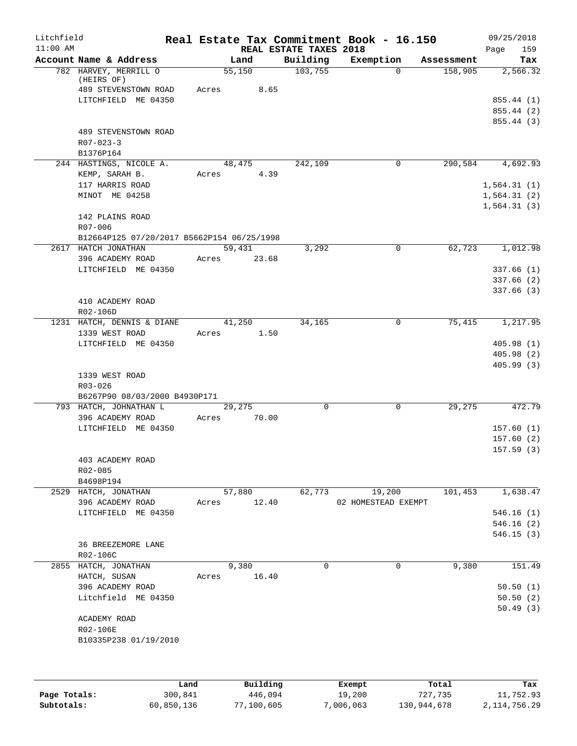Litchfield 11:00 AM

# Real Estate Tax Commitment Book - 16.150

09/25/2018

REAL ESTATE TAXES 2018

| Account Name & Address | Land | Building | Exemption | Assessment | Tax |
|---|---|---|---|---|---|
| 782 HARVEY, MERRILL O (HEIRS OF) | 55,150 | 103,755 | 0 | 158,905 | 2,566.32 |
| 489 STEVENSTOWN ROAD | Acres 8.65 | | | | |
| LITCHFIELD ME 04350 | | | | | 855.44 (1) |
| | | | | | 855.44 (2) |
| | | | | | 855.44 (3) |
| 489 STEVENSTOWN ROAD | | | | | |
| R07-023-3 | | | | | |
| B1376P164 | | | | | |
| 244 HASTINGS, NICOLE A. | 48,475 | 242,109 | 0 | 290,584 | 4,692.93 |
| KEMP, SARAH B. | Acres 4.39 | | | | |
| 117 HARRIS ROAD | | | | | 1,564.31 (1) |
| MINOT ME 04258 | | | | | 1,564.31 (2) |
| | | | | | 1,564.31 (3) |
| 142 PLAINS ROAD | | | | | |
| R07-006 | | | | | |
| B12664P125 07/20/2017 B5662P154 06/25/1998 | | | | | |
| 2617 HATCH JONATHAN | 59,431 | 3,292 | 0 | 62,723 | 1,012.98 |
| 396 ACADEMY ROAD | Acres 23.68 | | | | |
| LITCHFIELD ME 04350 | | | | | 337.66 (1) |
| | | | | | 337.66 (2) |
| | | | | | 337.66 (3) |
| 410 ACADEMY ROAD | | | | | |
| R02-106D | | | | | |
| 1231 HATCH, DENNIS & DIANE | 41,250 | 34,165 | 0 | 75,415 | 1,217.95 |
| 1339 WEST ROAD | Acres 1.50 | | | | |
| LITCHFIELD ME 04350 | | | | | 405.98 (1) |
| | | | | | 405.98 (2) |
| | | | | | 405.99 (3) |
| 1339 WEST ROAD | | | | | |
| R03-026 | | | | | |
| B6267P90 08/03/2000 B4930P171 | | | | | |
| 793 HATCH, JOHNATHAN L | 29,275 | 0 | 0 | 29,275 | 472.79 |
| 396 ACADEMY ROAD | Acres 70.00 | | | | |
| LITCHFIELD ME 04350 | | | | | 157.60 (1) |
| | | | | | 157.60 (2) |
| | | | | | 157.59 (3) |
| 403 ACADEMY ROAD | | | | | |
| R02-085 | | | | | |
| B4698P194 | | | | | |
| 2529 HATCH, JONATHAN | 57,880 | 62,773 | 19,200 | 101,453 | 1,638.47 |
| 396 ACADEMY ROAD | Acres 12.40 | | 02 HOMESTEAD EXEMPT | | |
| LITCHFIELD ME 04350 | | | | | 546.16 (1) |
| | | | | | 546.16 (2) |
| | | | | | 546.15 (3) |
| 36 BREEZEMORE LANE | | | | | |
| R02-106C | | | | | |
| 2855 HATCH, JONATHAN | 9,380 | 0 | 0 | 9,380 | 151.49 |
| HATCH, SUSAN | Acres 16.40 | | | | |
| 396 ACADEMY ROAD | | | | | 50.50 (1) |
| Litchfield ME 04350 | | | | | 50.50 (2) |
| | | | | | 50.49 (3) |
| ACADEMY ROAD | | | | | |
| R02-106E | | | | | |
| B10335P238 01/19/2010 | | | | | |

| | Land | Building | Exempt | Total | Tax |
|---|---|---|---|---|---|
| Page Totals: | 300,841 | 446,094 | 19,200 | 727,735 | 11,752.93 |
| Subtotals: | 60,850,136 | 77,100,605 | 7,006,063 | 130,944,678 | 2,114,756.29 |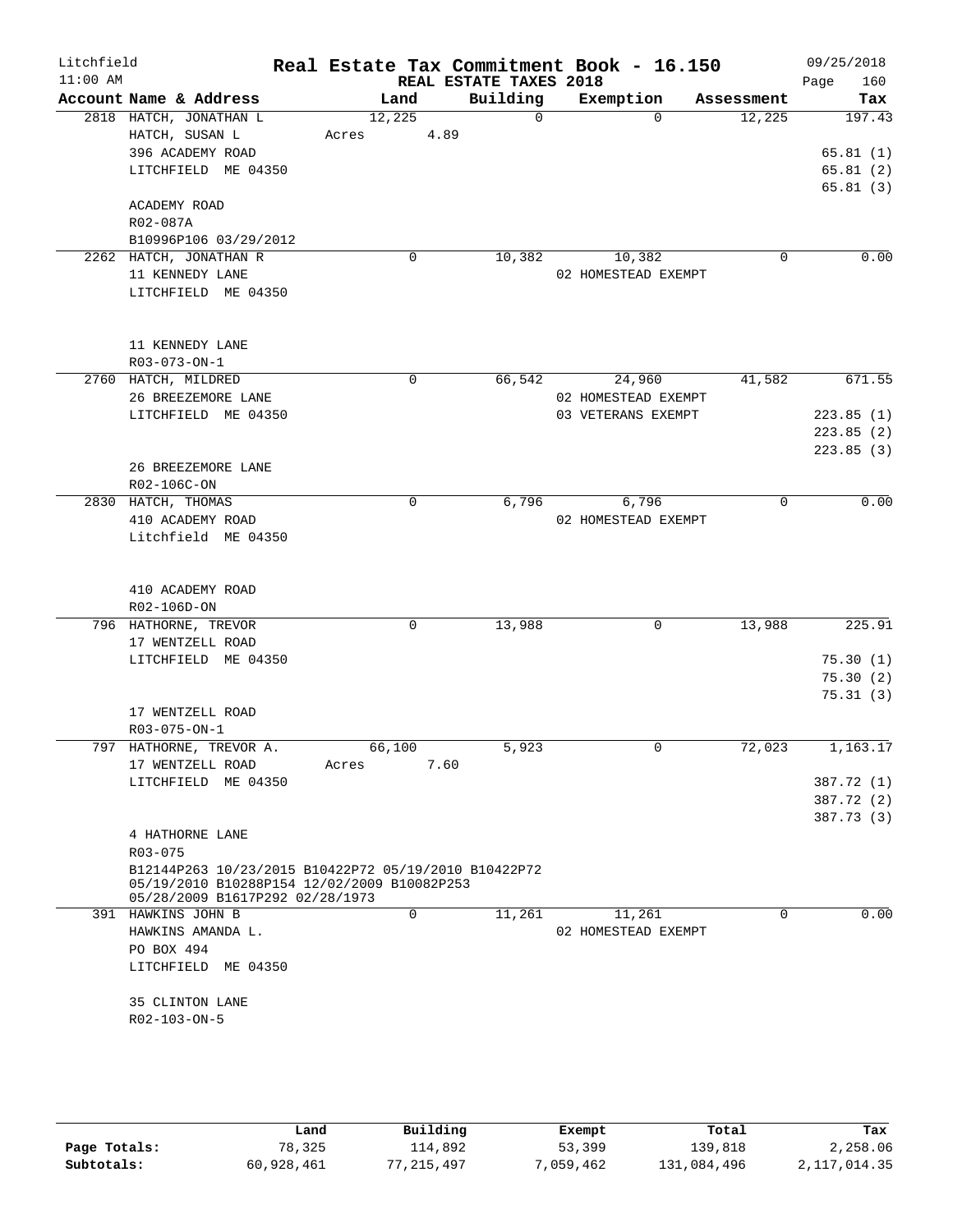Litchfield 11:00 AM

**Real Estate Tax Commitment Book - 16.150**

REAL ESTATE TAXES 2018

09/25/2018

| Account | Name & Address | Land | Building | Exemption | Assessment | Tax |
|---|---|---|---|---|---|---|
| 2818 | HATCH, JONATHAN L<br>HATCH, SUSAN L<br>396 ACADEMY ROAD<br>LITCHFIELD ME 04350<br><br>ACADEMY ROAD<br>R02-087A<br>B10996P106 03/29/2012 | 12,225<br>Acres 4.89 | 0 | 0 | 12,225 | 197.43<br><br>65.81 (1)<br>65.81 (2)<br>65.81 (3) |
| 2262 | HATCH, JONATHAN R<br>11 KENNEDY LANE<br>LITCHFIELD ME 04350<br><br>11 KENNEDY LANE<br>R03-073-ON-1 | 0 | 10,382 | 10,382<br>02 HOMESTEAD EXEMPT | 0 | 0.00 |
| 2760 | HATCH, MILDRED<br>26 BREEZEMORE LANE<br>LITCHFIELD ME 04350<br><br>26 BREEZEMORE LANE<br>R02-106C-ON | 0 | 66,542 | 24,960<br>02 HOMESTEAD EXEMPT<br>03 VETERANS EXEMPT | 41,582 | 671.55<br><br>223.85 (1)<br>223.85 (2)<br>223.85 (3) |
| 2830 | HATCH, THOMAS<br>410 ACADEMY ROAD<br>Litchfield ME 04350<br><br>410 ACADEMY ROAD<br>R02-106D-ON | 0 | 6,796 | 6,796<br>02 HOMESTEAD EXEMPT | 0 | 0.00 |
| 796 | HATHORNE, TREVOR<br>17 WENTZELL ROAD<br>LITCHFIELD ME 04350<br><br>17 WENTZELL ROAD<br>R03-075-ON-1 | 0 | 13,988 | 0 | 13,988 | 225.91<br><br>75.30 (1)<br>75.30 (2)<br>75.31 (3) |
| 797 | HATHORNE, TREVOR A.<br>17 WENTZELL ROAD<br>LITCHFIELD ME 04350<br><br>4 HATHORNE LANE<br>R03-075<br>B12144P263 10/23/2015 B10422P72 05/19/2010 B10422P72 05/19/2010 B10288P154 12/02/2009 B10082P253 05/28/2009 B1617P292 02/28/1973 | 66,100<br>Acres 7.60 | 5,923 | 0 | 72,023 | 1,163.17<br><br>387.72 (1)<br>387.72 (2)<br>387.73 (3) |
| 391 | HAWKINS JOHN B<br>HAWKINS AMANDA L.<br>PO BOX 494<br>LITCHFIELD ME 04350<br><br>35 CLINTON LANE<br>R02-103-ON-5 | 0 | 11,261 | 11,261<br>02 HOMESTEAD EXEMPT | 0 | 0.00 |

| | Land | Building | Exempt | Total | Tax |
|---|---|---|---|---|---|
| Page Totals: | 78,325 | 114,892 | 53,399 | 139,818 | 2,258.06 |
| Subtotals: | 60,928,461 | 77,215,497 | 7,059,462 | 131,084,496 | 2,117,014.35 |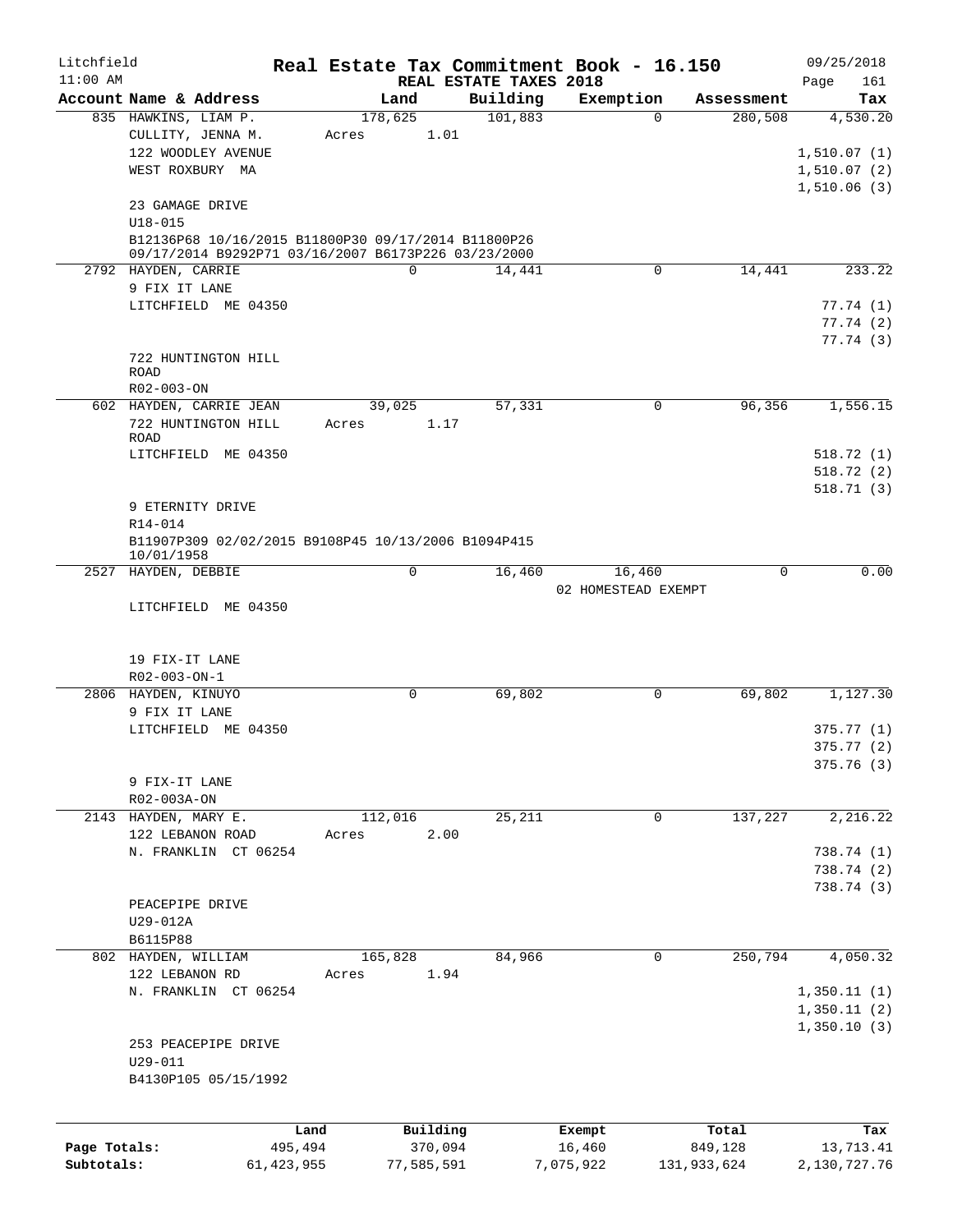Litchfield
11:00 AM

# Real Estate Tax Commitment Book - 16.150

## REAL ESTATE TAXES 2018

09/25/2018

| Account Name & Address | Land | Building | Exemption | Assessment | Tax |
|---|---|---|---|---|---|
| 835 HAWKINS, LIAM P. | 178,625 | 101,883 | 0 | 280,508 | 4,530.20 |
| CULLITY, JENNA M. | Acres 1.01 | | | | |
| 122 WOODLEY AVENUE | | | | | 1,510.07 (1) |
| WEST ROXBURY MA | | | | | 1,510.07 (2) |
| | | | | | 1,510.06 (3) |
| 23 GAMAGE DRIVE | | | | | |
| U18-015 | | | | | |
| B12136P68 10/16/2015 B11800P30 09/17/2014 B11800P26 09/17/2014 B9292P71 03/16/2007 B6173P226 03/23/2000 | | | | | |
| 2792 HAYDEN, CARRIE | 0 | 14,441 | 0 | 14,441 | 233.22 |
| 9 FIX IT LANE | | | | | |
| LITCHFIELD ME 04350 | | | | | 77.74 (1) |
| | | | | | 77.74 (2) |
| | | | | | 77.74 (3) |
| 722 HUNTINGTON HILL ROAD | | | | | |
| R02-003-ON | | | | | |
| 602 HAYDEN, CARRIE JEAN | 39,025 | 57,331 | 0 | 96,356 | 1,556.15 |
| 722 HUNTINGTON HILL ROAD | Acres 1.17 | | | | |
| LITCHFIELD ME 04350 | | | | | 518.72 (1) |
| | | | | | 518.72 (2) |
| | | | | | 518.71 (3) |
| 9 ETERNITY DRIVE | | | | | |
| R14-014 | | | | | |
| B11907P309 02/02/2015 B9108P45 10/13/2006 B1094P415 10/01/1958 | | | | | |
| 2527 HAYDEN, DEBBIE | 0 | 16,460 | 16,460 | 0 | 0.00 |
| | | | 02 HOMESTEAD EXEMPT | | |
| LITCHFIELD ME 04350 | | | | | |
| 19 FIX-IT LANE | | | | | |
| R02-003-ON-1 | | | | | |
| 2806 HAYDEN, KINUYO | 0 | 69,802 | 0 | 69,802 | 1,127.30 |
| 9 FIX IT LANE | | | | | |
| LITCHFIELD ME 04350 | | | | | 375.77 (1) |
| | | | | | 375.77 (2) |
| | | | | | 375.76 (3) |
| 9 FIX-IT LANE | | | | | |
| R02-003A-ON | | | | | |
| 2143 HAYDEN, MARY E. | 112,016 | 25,211 | 0 | 137,227 | 2,216.22 |
| 122 LEBANON ROAD | Acres 2.00 | | | | |
| N. FRANKLIN CT 06254 | | | | | 738.74 (1) |
| | | | | | 738.74 (2) |
| | | | | | 738.74 (3) |
| PEACEPIPE DRIVE | | | | | |
| U29-012A | | | | | |
| B6115P88 | | | | | |
| 802 HAYDEN, WILLIAM | 165,828 | 84,966 | 0 | 250,794 | 4,050.32 |
| 122 LEBANON RD | Acres 1.94 | | | | |
| N. FRANKLIN CT 06254 | | | | | 1,350.11 (1) |
| | | | | | 1,350.11 (2) |
| | | | | | 1,350.10 (3) |
| 253 PEACEPIPE DRIVE | | | | | |
| U29-011 | | | | | |
| B4130P105 05/15/1992 | | | | | |

| | Land | Building | Exempt | Total | Tax |
|---|---|---|---|---|---|
| Page Totals: | 495,494 | 370,094 | 16,460 | 849,128 | 13,713.41 |
| Subtotals: | 61,423,955 | 77,585,591 | 7,075,922 | 131,933,624 | 2,130,727.76 |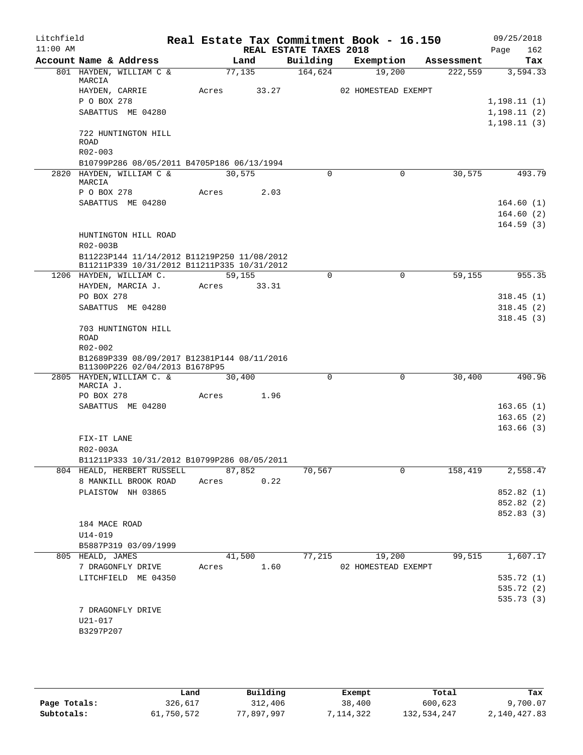Litchfield
11:00 AM

# Real Estate Tax Commitment Book - 16.150

REAL ESTATE TAXES 2018

09/25/2018

| Account Name & Address | Land | Building | Exemption | Assessment | Tax |
|---|---|---|---|---|---|
| 801 HAYDEN, WILLIAM C & MARCIA | 77,135 | 164,624 | 19,200 | 222,559 | 3,594.33 |
| HAYDEN, CARRIE | Acres 33.27 | | 02 HOMESTEAD EXEMPT | | |
| P O BOX 278 | | | | | 1,198.11 (1) |
| SABATTUS ME 04280 | | | | | 1,198.11 (2) |
| | | | | | 1,198.11 (3) |
| 722 HUNTINGTON HILL ROAD | | | | | |
| R02-003 | | | | | |
| B10799P286 08/05/2011 B4705P186 06/13/1994 | | | | | |
| 2820 HAYDEN, WILLIAM C & MARCIA | 30,575 | 0 | 0 | 30,575 | 493.79 |
| P O BOX 278 | Acres 2.03 | | | | |
| SABATTUS ME 04280 | | | | | 164.60 (1) |
| | | | | | 164.60 (2) |
| | | | | | 164.59 (3) |
| HUNTINGTON HILL ROAD | | | | | |
| R02-003B | | | | | |
| B11223P144 11/14/2012 B11219P250 11/08/2012 B11211P339 10/31/2012 B11211P335 10/31/2012 | | | | | |
| 1206 HAYDEN, WILLIAM C. | 59,155 | 0 | 0 | 59,155 | 955.35 |
| HAYDEN, MARCIA J. | Acres 33.31 | | | | |
| PO BOX 278 | | | | | 318.45 (1) |
| SABATTUS ME 04280 | | | | | 318.45 (2) |
| | | | | | 318.45 (3) |
| 703 HUNTINGTON HILL ROAD | | | | | |
| R02-002 | | | | | |
| B12689P339 08/09/2017 B12381P144 08/11/2016 B11300P226 02/04/2013 B1678P95 | | | | | |
| 2805 HAYDEN,WILLIAM C. & MARCIA J. | 30,400 | 0 | 0 | 30,400 | 490.96 |
| PO BOX 278 | Acres 1.96 | | | | |
| SABATTUS ME 04280 | | | | | 163.65 (1) |
| | | | | | 163.65 (2) |
| | | | | | 163.66 (3) |
| FIX-IT LANE | | | | | |
| R02-003A | | | | | |
| B11211P333 10/31/2012 B10799P286 08/05/2011 | | | | | |
| 804 HEALD, HERBERT RUSSELL | 87,852 | 70,567 | 0 | 158,419 | 2,558.47 |
| 8 MANKILL BROOK ROAD | Acres 0.22 | | | | |
| PLAISTOW NH 03865 | | | | | 852.82 (1) |
| | | | | | 852.82 (2) |
| | | | | | 852.83 (3) |
| 184 MACE ROAD | | | | | |
| U14-019 | | | | | |
| B5887P319 03/09/1999 | | | | | |
| 805 HEALD, JAMES | 41,500 | 77,215 | 19,200 | 99,515 | 1,607.17 |
| 7 DRAGONFLY DRIVE | Acres 1.60 | | 02 HOMESTEAD EXEMPT | | |
| LITCHFIELD ME 04350 | | | | | 535.72 (1) |
| | | | | | 535.72 (2) |
| | | | | | 535.73 (3) |
| 7 DRAGONFLY DRIVE | | | | | |
| U21-017 | | | | | |
| B3297P207 | | | | | |

| | Land | Building | Exempt | Total | Tax |
|---|---|---|---|---|---|
| Page Totals: | 326,617 | 312,406 | 38,400 | 600,623 | 9,700.07 |
| Subtotals: | 61,750,572 | 77,897,997 | 7,114,322 | 132,534,247 | 2,140,427.83 |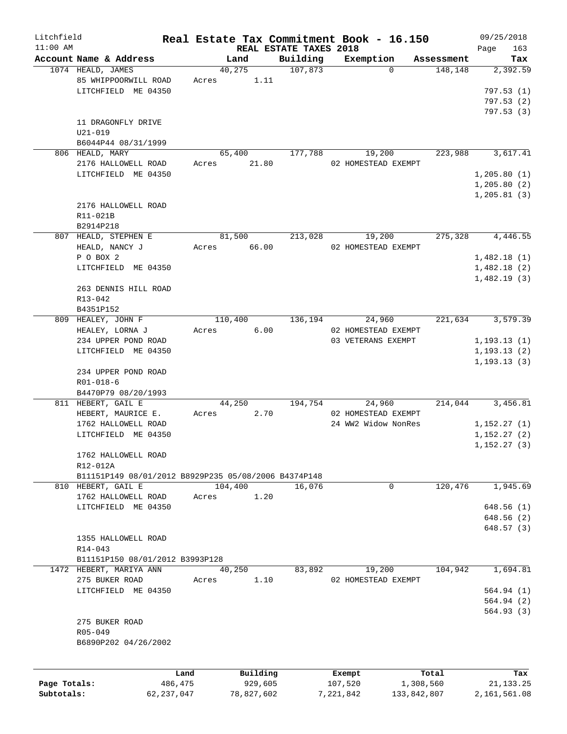Litchfield 11:00 AM

# Real Estate Tax Commitment Book - 16.150

## REAL ESTATE TAXES 2018

09/25/2018 Page 163

| Account Name & Address | Land | Building | Exemption | Assessment | Tax |
|---|---|---|---|---|---|
| 1074 HEALD, JAMES<br>85 WHIPPOORWILL ROAD<br>LITCHFIELD ME 04350<br><br>11 DRAGONFLY DRIVE<br>U21-019<br>B6044P44 08/31/1999 | 40,275<br>Acres 1.11 | 107,873 | 0 | 148,148 | 2,392.59<br>797.53 (1)<br>797.53 (2)<br>797.53 (3) |
| 806 HEALD, MARY<br>2176 HALLOWELL ROAD<br>LITCHFIELD ME 04350<br><br>2176 HALLOWELL ROAD<br>R11-021B<br>B2914P218 | 65,400<br>Acres 21.80 | 177,788 | 19,200<br>02 HOMESTEAD EXEMPT | 223,988 | 3,617.41<br>1,205.80 (1)<br>1,205.80 (2)<br>1,205.81 (3) |
| 807 HEALD, STEPHEN E<br>HEALD, NANCY J<br>P O BOX 2<br>LITCHFIELD ME 04350<br><br>263 DENNIS HILL ROAD<br>R13-042<br>B4351P152 | 81,500<br>Acres 66.00 | 213,028 | 19,200<br>02 HOMESTEAD EXEMPT | 275,328 | 4,446.55<br>1,482.18 (1)<br>1,482.18 (2)<br>1,482.19 (3) |
| 809 HEALEY, JOHN F<br>HEALEY, LORNA J<br>234 UPPER POND ROAD<br>LITCHFIELD ME 04350<br><br>234 UPPER POND ROAD<br>R01-018-6<br>B4470P79 08/20/1993 | 110,400<br>Acres 6.00 | 136,194 | 24,960<br>02 HOMESTEAD EXEMPT<br>03 VETERANS EXEMPT | 221,634 | 3,579.39<br>1,193.13 (1)<br>1,193.13 (2)<br>1,193.13 (3) |
| 811 HEBERT, GAIL E<br>HEBERT, MAURICE E.<br>1762 HALLOWELL ROAD<br>LITCHFIELD ME 04350<br><br>1762 HALLOWELL ROAD<br>R12-012A<br>B11151P149 08/01/2012 B8929P235 05/08/2006 B4374P148 | 44,250<br>Acres 2.70 | 194,754 | 24,960<br>02 HOMESTEAD EXEMPT<br>24 WW2 Widow NonRes | 214,044 | 3,456.81<br>1,152.27 (1)<br>1,152.27 (2)<br>1,152.27 (3) |
| 810 HEBERT, GAIL E<br>1762 HALLOWELL ROAD<br>LITCHFIELD ME 04350<br><br>1355 HALLOWELL ROAD<br>R14-043<br>B11151P150 08/01/2012 B3993P128 | 104,400<br>Acres 1.20 | 16,076 | 0 | 120,476 | 1,945.69<br>648.56 (1)<br>648.56 (2)<br>648.57 (3) |
| 1472 HEBERT, MARIYA ANN<br>275 BUKER ROAD<br>LITCHFIELD ME 04350<br><br>275 BUKER ROAD<br>R05-049<br>B6890P202 04/26/2002 | 40,250<br>Acres 1.10 | 83,892 | 19,200<br>02 HOMESTEAD EXEMPT | 104,942 | 1,694.81<br>564.94 (1)<br>564.94 (2)<br>564.93 (3) |

| | Land | Building | Exempt | Total | Tax |
|---|---|---|---|---|---|
| Page Totals: | 486,475 | 929,605 | 107,520 | 1,308,560 | 21,133.25 |
| Subtotals: | 62,237,047 | 78,827,602 | 7,221,842 | 133,842,807 | 2,161,561.08 |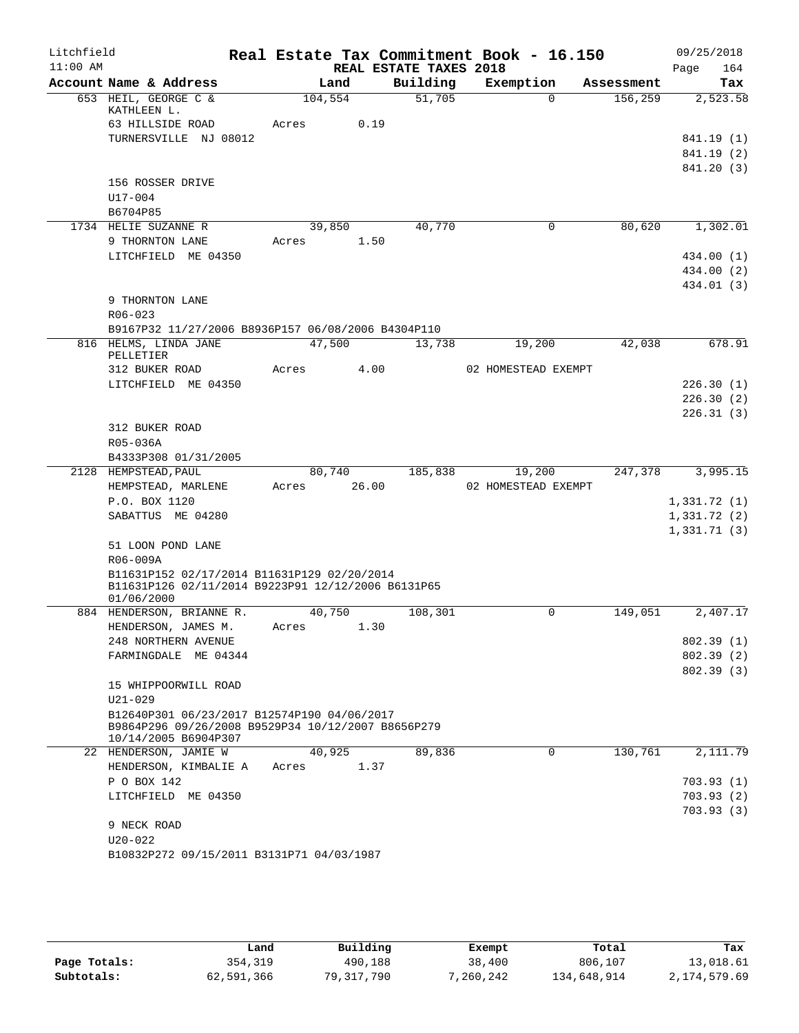Litchfield
11:00 AM

# Real Estate Tax Commitment Book - 16.150

## REAL ESTATE TAXES 2018

09/25/2018
Page 164

| Account Name & Address | Land | Building | Exemption | Assessment | Tax |
|---|---|---|---|---|---|
| 653 HEIL, GEORGE C & KATHLEEN L. | 104,554 | 51,705 | 0 | 156,259 | 2,523.58 |
| 63 HILLSIDE ROAD | Acres 0.19 | | | | |
| TURNERSVILLE NJ 08012 | | | | | 841.19 (1) |
| | | | | | 841.19 (2) |
| | | | | | 841.20 (3) |
| 156 ROSSER DRIVE | | | | | |
| U17-004 | | | | | |
| B6704P85 | | | | | |
| 1734 HELIE SUZANNE R | 39,850 | 40,770 | 0 | 80,620 | 1,302.01 |
| 9 THORNTON LANE | Acres 1.50 | | | | |
| LITCHFIELD ME 04350 | | | | | 434.00 (1) |
| | | | | | 434.00 (2) |
| | | | | | 434.01 (3) |
| 9 THORNTON LANE | | | | | |
| R06-023 | | | | | |
| B9167P32 11/27/2006 B8936P157 06/08/2006 B4304P110 | | | | | |
| 816 HELMS, LINDA JANE PELLETIER | 47,500 | 13,738 | 19,200 | 42,038 | 678.91 |
| 312 BUKER ROAD | Acres 4.00 | | 02 HOMESTEAD EXEMPT | | |
| LITCHFIELD ME 04350 | | | | | 226.30 (1) |
| | | | | | 226.30 (2) |
| | | | | | 226.31 (3) |
| 312 BUKER ROAD | | | | | |
| R05-036A | | | | | |
| B4333P308 01/31/2005 | | | | | |
| 2128 HEMPSTEAD, PAUL | 80,740 | 185,838 | 19,200 | 247,378 | 3,995.15 |
| HEMPSTEAD, MARLENE | Acres 26.00 | | 02 HOMESTEAD EXEMPT | | |
| P.O. BOX 1120 | | | | | 1,331.72 (1) |
| SABATTUS ME 04280 | | | | | 1,331.72 (2) |
| | | | | | 1,331.71 (3) |
| 51 LOON POND LANE | | | | | |
| R06-009A | | | | | |
| B11631P152 02/17/2014 B11631P129 02/20/2014 B11631P126 02/11/2014 B9223P91 12/12/2006 B6131P65 01/06/2000 | | | | | |
| 884 HENDERSON, BRIANNE R. | 40,750 | 108,301 | 0 | 149,051 | 2,407.17 |
| HENDERSON, JAMES M. | Acres 1.30 | | | | |
| 248 NORTHERN AVENUE | | | | | 802.39 (1) |
| FARMINGDALE ME 04344 | | | | | 802.39 (2) |
| | | | | | 802.39 (3) |
| 15 WHIPPOORWILL ROAD | | | | | |
| U21-029 | | | | | |
| B12640P301 06/23/2017 B12574P190 04/06/2017 B9864P296 09/26/2008 B9529P34 10/12/2007 B8656P279 10/14/2005 B6904P307 | | | | | |
| 22 HENDERSON, JAMIE W | 40,925 | 89,836 | 0 | 130,761 | 2,111.79 |
| HENDERSON, KIMBALIE A | Acres 1.37 | | | | |
| P O BOX 142 | | | | | 703.93 (1) |
| LITCHFIELD ME 04350 | | | | | 703.93 (2) |
| | | | | | 703.93 (3) |
| 9 NECK ROAD | | | | | |
| U20-022 | | | | | |
| B10832P272 09/15/2011 B3131P71 04/03/1987 | | | | | |

| | Land | Building | Exempt | Total | Tax |
|---|---|---|---|---|---|
| Page Totals: | 354,319 | 490,188 | 38,400 | 806,107 | 13,018.61 |
| Subtotals: | 62,591,366 | 79,317,790 | 7,260,242 | 134,648,914 | 2,174,579.69 |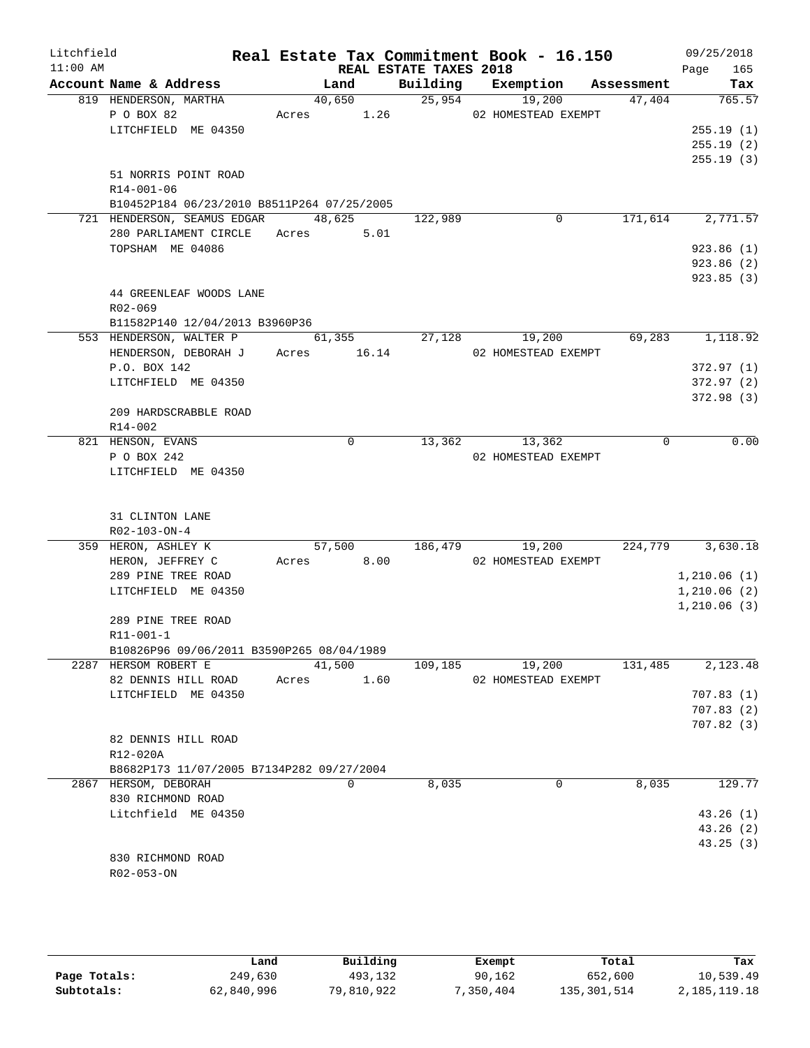Litchfield 11:00 AM

# Real Estate Tax Commitment Book - 16.150

REAL ESTATE TAXES 2018

09/25/2018

| Account Name & Address | Land | Building | Exemption | Assessment | Tax |
|---|---|---|---|---|---|
| 819 HENDERSON, MARTHA | 40,650 | 25,954 | 19,200 | 47,404 | 765.57 |
| P O BOX 82 | Acres 1.26 | | 02 HOMESTEAD EXEMPT | | |
| LITCHFIELD ME 04350 | | | | | 255.19 (1) |
| | | | | | 255.19 (2) |
| | | | | | 255.19 (3) |
| 51 NORRIS POINT ROAD | | | | | |
| R14-001-06 | | | | | |
| B10452P184 06/23/2010 B8511P264 07/25/2005 | | | | | |
| 721 HENDERSON, SEAMUS EDGAR | 48,625 | 122,989 | 0 | 171,614 | 2,771.57 |
| 280 PARLIAMENT CIRCLE | Acres 5.01 | | | | |
| TOPSHAM ME 04086 | | | | | 923.86 (1) |
| | | | | | 923.86 (2) |
| | | | | | 923.85 (3) |
| 44 GREENLEAF WOODS LANE | | | | | |
| R02-069 | | | | | |
| B11582P140 12/04/2013 B3960P36 | | | | | |
| 553 HENDERSON, WALTER P | 61,355 | 27,128 | 19,200 | 69,283 | 1,118.92 |
| HENDERSON, DEBORAH J | Acres 16.14 | | 02 HOMESTEAD EXEMPT | | |
| P.O. BOX 142 | | | | | 372.97 (1) |
| LITCHFIELD ME 04350 | | | | | 372.97 (2) |
| | | | | | 372.98 (3) |
| 209 HARDSCRABBLE ROAD | | | | | |
| R14-002 | | | | | |
| 821 HENSON, EVANS | 0 | 13,362 | 13,362 | 0 | 0.00 |
| P O BOX 242 | | | 02 HOMESTEAD EXEMPT | | |
| LITCHFIELD ME 04350 | | | | | |
| 31 CLINTON LANE | | | | | |
| R02-103-ON-4 | | | | | |
| 359 HERON, ASHLEY K | 57,500 | 186,479 | 19,200 | 224,779 | 3,630.18 |
| HERON, JEFFREY C | Acres 8.00 | | 02 HOMESTEAD EXEMPT | | |
| 289 PINE TREE ROAD | | | | | 1,210.06 (1) |
| LITCHFIELD ME 04350 | | | | | 1,210.06 (2) |
| | | | | | 1,210.06 (3) |
| 289 PINE TREE ROAD | | | | | |
| R11-001-1 | | | | | |
| B10826P96 09/06/2011 B3590P265 08/04/1989 | | | | | |
| 2287 HERSOM ROBERT E | 41,500 | 109,185 | 19,200 | 131,485 | 2,123.48 |
| 82 DENNIS HILL ROAD | Acres 1.60 | | 02 HOMESTEAD EXEMPT | | |
| LITCHFIELD ME 04350 | | | | | 707.83 (1) |
| | | | | | 707.83 (2) |
| | | | | | 707.82 (3) |
| 82 DENNIS HILL ROAD | | | | | |
| R12-020A | | | | | |
| B8682P173 11/07/2005 B7134P282 09/27/2004 | | | | | |
| 2867 HERSOM, DEBORAH | 0 | 8,035 | 0 | 8,035 | 129.77 |
| 830 RICHMOND ROAD | | | | | |
| Litchfield ME 04350 | | | | | 43.26 (1) |
| | | | | | 43.26 (2) |
| | | | | | 43.25 (3) |
| 830 RICHMOND ROAD | | | | | |
| R02-053-ON | | | | | |

| | Land | Building | Exempt | Total | Tax |
|---|---|---|---|---|---|
| Page Totals: | 249,630 | 493,132 | 90,162 | 652,600 | 10,539.49 |
| Subtotals: | 62,840,996 | 79,810,922 | 7,350,404 | 135,301,514 | 2,185,119.18 |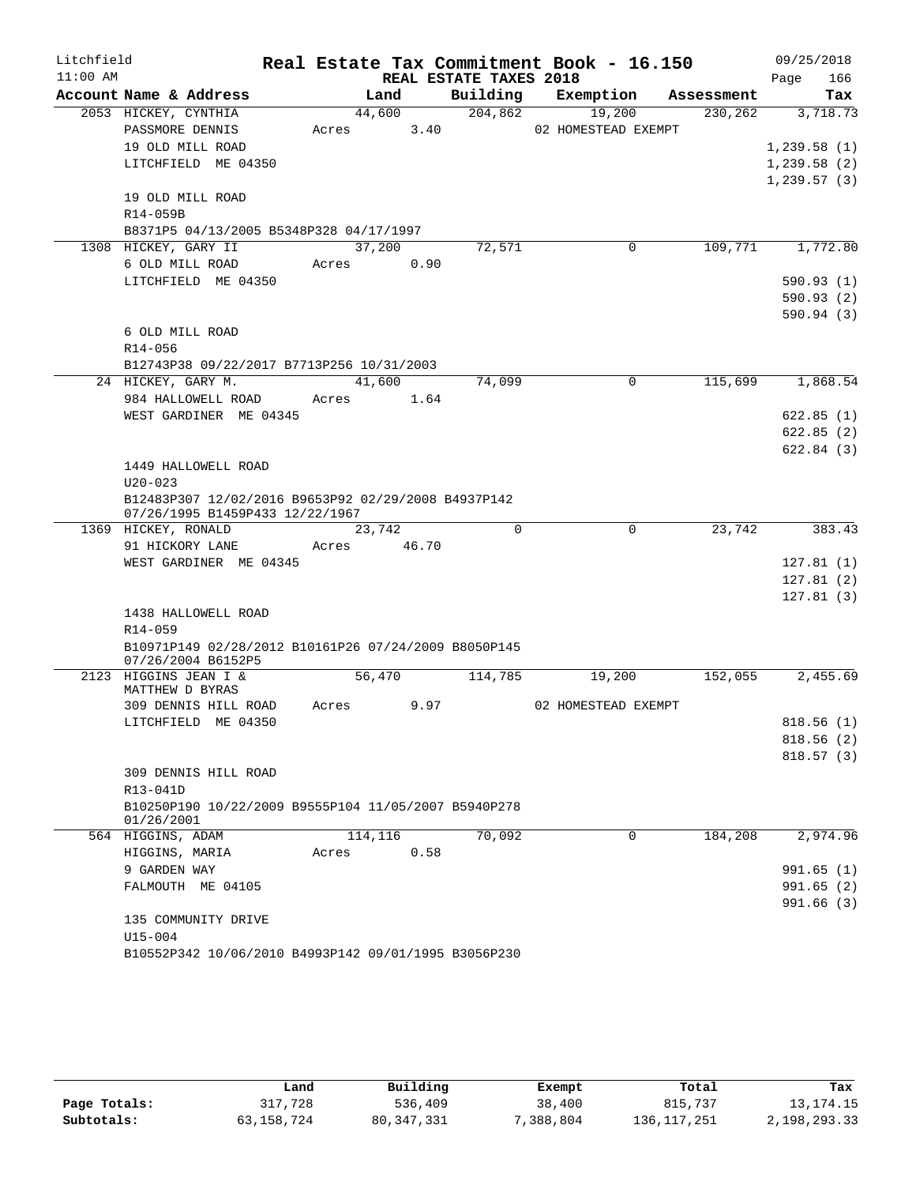Litchfield
11:00 AM

# Real Estate Tax Commitment Book - 16.150

REAL ESTATE TAXES 2018

09/25/2018

| Account Name & Address | Land | Building | Exemption | Assessment | Tax |
|---|---|---|---|---|---|
| 2053 HICKEY, CYNTHIA | 44,600 | 204,862 | 19,200 | 230,262 | 3,718.73 |
| PASSMORE DENNIS | Acres 3.40 | | 02 HOMESTEAD EXEMPT | | |
| 19 OLD MILL ROAD | | | | | 1,239.58 (1) |
| LITCHFIELD ME 04350 | | | | | 1,239.58 (2) |
| | | | | | 1,239.57 (3) |
| 19 OLD MILL ROAD | | | | | |
| R14-059B | | | | | |
| B8371P5 04/13/2005 B5348P328 04/17/1997 | | | | | |
| 1308 HICKEY, GARY II | 37,200 | 72,571 | 0 | 109,771 | 1,772.80 |
| 6 OLD MILL ROAD | Acres 0.90 | | | | |
| LITCHFIELD ME 04350 | | | | | 590.93 (1) |
| | | | | | 590.93 (2) |
| | | | | | 590.94 (3) |
| 6 OLD MILL ROAD | | | | | |
| R14-056 | | | | | |
| B12743P38 09/22/2017 B7713P256 10/31/2003 | | | | | |
| 24 HICKEY, GARY M. | 41,600 | 74,099 | 0 | 115,699 | 1,868.54 |
| 984 HALLOWELL ROAD | Acres 1.64 | | | | |
| WEST GARDINER ME 04345 | | | | | 622.85 (1) |
| | | | | | 622.85 (2) |
| | | | | | 622.84 (3) |
| 1449 HALLOWELL ROAD | | | | | |
| U20-023 | | | | | |
| B12483P307 12/02/2016 B9653P92 02/29/2008 B4937P142 07/26/1995 B1459P433 12/22/1967 | | | | | |
| 1369 HICKEY, RONALD | 23,742 | 0 | 0 | 23,742 | 383.43 |
| 91 HICKORY LANE | Acres 46.70 | | | | |
| WEST GARDINER ME 04345 | | | | | 127.81 (1) |
| | | | | | 127.81 (2) |
| | | | | | 127.81 (3) |
| 1438 HALLOWELL ROAD | | | | | |
| R14-059 | | | | | |
| B10971P149 02/28/2012 B10161P26 07/24/2009 B8050P145 07/26/2004 B6152P5 | | | | | |
| 2123 HIGGINS JEAN I & MATTHEW D BYRAS | 56,470 | 114,785 | 19,200 | 152,055 | 2,455.69 |
| 309 DENNIS HILL ROAD | Acres 9.97 | | 02 HOMESTEAD EXEMPT | | |
| LITCHFIELD ME 04350 | | | | | 818.56 (1) |
| | | | | | 818.56 (2) |
| | | | | | 818.57 (3) |
| 309 DENNIS HILL ROAD | | | | | |
| R13-041D | | | | | |
| B10250P190 10/22/2009 B9555P104 11/05/2007 B5940P278 01/26/2001 | | | | | |
| 564 HIGGINS, ADAM | 114,116 | 70,092 | 0 | 184,208 | 2,974.96 |
| HIGGINS, MARIA | Acres 0.58 | | | | |
| 9 GARDEN WAY | | | | | 991.65 (1) |
| FALMOUTH ME 04105 | | | | | 991.65 (2) |
| | | | | | 991.66 (3) |
| 135 COMMUNITY DRIVE | | | | | |
| U15-004 | | | | | |
| B10552P342 10/06/2010 B4993P142 09/01/1995 B3056P230 | | | | | |

| | Land | Building | Exempt | Total | Tax |
|---|---|---|---|---|---|
| Page Totals: | 317,728 | 536,409 | 38,400 | 815,737 | 13,174.15 |
| Subtotals: | 63,158,724 | 80,347,331 | 7,388,804 | 136,117,251 | 2,198,293.33 |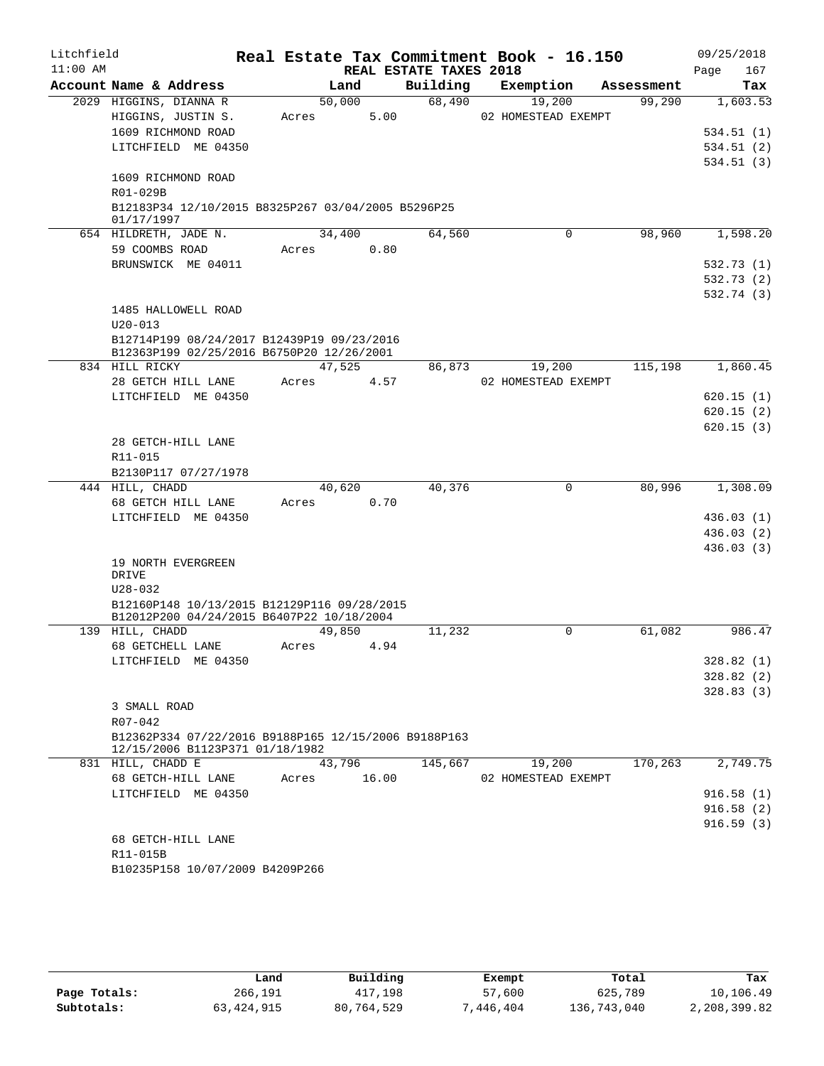Litchfield
11:00 AM

# Real Estate Tax Commitment Book - 16.150

REAL ESTATE TAXES 2018

09/25/2018

| Account Name & Address | Land | Building | Exemption | Assessment | Tax |
|---|---|---|---|---|---|
| 2029 HIGGINS, DIANNA R | 50,000 | 68,490 | 19,200 | 99,290 | 1,603.53 |
| HIGGINS, JUSTIN S. | Acres 5.00 | | 02 HOMESTEAD EXEMPT | | |
| 1609 RICHMOND ROAD | | | | | 534.51 (1) |
| LITCHFIELD ME 04350 | | | | | 534.51 (2) |
| | | | | | 534.51 (3) |
| 1609 RICHMOND ROAD | | | | | |
| R01-029B | | | | | |
| B12183P34 12/10/2015 B8325P267 03/04/2005 B5296P25 01/17/1997 | | | | | |
| 654 HILDRETH, JADE N. | 34,400 | 64,560 | 0 | 98,960 | 1,598.20 |
| 59 COOMBS ROAD | Acres 0.80 | | | | |
| BRUNSWICK ME 04011 | | | | | 532.73 (1) |
| | | | | | 532.73 (2) |
| | | | | | 532.74 (3) |
| 1485 HALLOWELL ROAD | | | | | |
| U20-013 | | | | | |
| B12714P199 08/24/2017 B12439P19 09/23/2016 B12363P199 02/25/2016 B6750P20 12/26/2001 | | | | | |
| 834 HILL RICKY | 47,525 | 86,873 | 19,200 | 115,198 | 1,860.45 |
| 28 GETCH HILL LANE | Acres 4.57 | | 02 HOMESTEAD EXEMPT | | |
| LITCHFIELD ME 04350 | | | | | 620.15 (1) |
| | | | | | 620.15 (2) |
| | | | | | 620.15 (3) |
| 28 GETCH-HILL LANE | | | | | |
| R11-015 | | | | | |
| B2130P117 07/27/1978 | | | | | |
| 444 HILL, CHADD | 40,620 | 40,376 | 0 | 80,996 | 1,308.09 |
| 68 GETCH HILL LANE | Acres 0.70 | | | | |
| LITCHFIELD ME 04350 | | | | | 436.03 (1) |
| | | | | | 436.03 (2) |
| | | | | | 436.03 (3) |
| 19 NORTH EVERGREEN DRIVE | | | | | |
| U28-032 | | | | | |
| B12160P148 10/13/2015 B12129P116 09/28/2015 B12012P200 04/24/2015 B6407P22 10/18/2004 | | | | | |
| 139 HILL, CHADD | 49,850 | 11,232 | 0 | 61,082 | 986.47 |
| 68 GETCHELL LANE | Acres 4.94 | | | | |
| LITCHFIELD ME 04350 | | | | | 328.82 (1) |
| | | | | | 328.82 (2) |
| | | | | | 328.83 (3) |
| 3 SMALL ROAD | | | | | |
| R07-042 | | | | | |
| B12362P334 07/22/2016 B9188P165 12/15/2006 B9188P163 12/15/2006 B1123P371 01/18/1982 | | | | | |
| 831 HILL, CHADD E | 43,796 | 145,667 | 19,200 | 170,263 | 2,749.75 |
| 68 GETCH-HILL LANE | Acres 16.00 | | 02 HOMESTEAD EXEMPT | | |
| LITCHFIELD ME 04350 | | | | | 916.58 (1) |
| | | | | | 916.58 (2) |
| | | | | | 916.59 (3) |
| 68 GETCH-HILL LANE | | | | | |
| R11-015B | | | | | |
| B10235P158 10/07/2009 B4209P266 | | | | | |

| | Land | Building | Exempt | Total | Tax |
|---|---|---|---|---|---|
| Page Totals: | 266,191 | 417,198 | 57,600 | 625,789 | 10,106.49 |
| Subtotals: | 63,424,915 | 80,764,529 | 7,446,404 | 136,743,040 | 2,208,399.82 |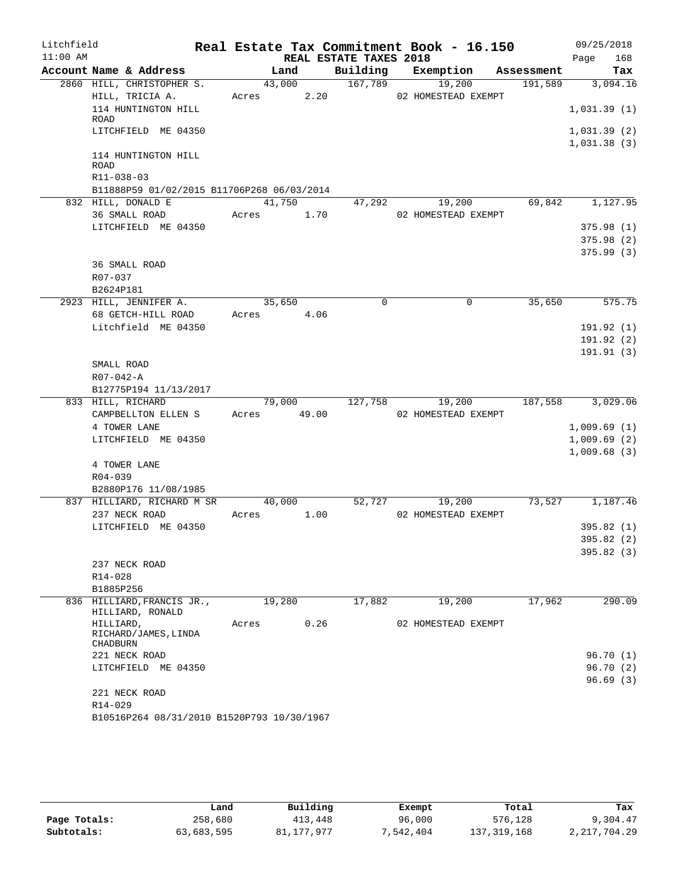# Real Estate Tax Commitment Book - 16.150

Litchfield
11:00 AM

REAL ESTATE TAXES 2018

09/25/2018

| Account Name & Address | Land | Building | Exemption | Assessment | Tax |
|---|---|---|---|---|---|
| 2860 HILL, CHRISTOPHER S. | 43,000 | 167,789 | 19,200 | 191,589 | 3,094.16 |
| HILL, TRICIA A. | Acres 2.20 | | 02 HOMESTEAD EXEMPT | | |
| 114 HUNTINGTON HILL ROAD | | | | | 1,031.39 (1) |
| LITCHFIELD ME 04350 | | | | | 1,031.39 (2) |
| | | | | | 1,031.38 (3) |
| 114 HUNTINGTON HILL ROAD | | | | | |
| R11-038-03 | | | | | |
| B11888P59 01/02/2015 B11706P268 06/03/2014 | | | | | |
| 832 HILL, DONALD E | 41,750 | 47,292 | 19,200 | 69,842 | 1,127.95 |
| 36 SMALL ROAD | Acres 1.70 | | 02 HOMESTEAD EXEMPT | | |
| LITCHFIELD ME 04350 | | | | | 375.98 (1) |
| | | | | | 375.98 (2) |
| | | | | | 375.99 (3) |
| 36 SMALL ROAD | | | | | |
| R07-037 | | | | | |
| B2624P181 | | | | | |
| 2923 HILL, JENNIFER A. | 35,650 | 0 | 0 | 35,650 | 575.75 |
| 68 GETCH-HILL ROAD | Acres 4.06 | | | | |
| Litchfield ME 04350 | | | | | 191.92 (1) |
| | | | | | 191.92 (2) |
| | | | | | 191.91 (3) |
| SMALL ROAD | | | | | |
| R07-042-A | | | | | |
| B12775P194 11/13/2017 | | | | | |
| 833 HILL, RICHARD | 79,000 | 127,758 | 19,200 | 187,558 | 3,029.06 |
| CAMPBELLTON ELLEN S | Acres 49.00 | | 02 HOMESTEAD EXEMPT | | |
| 4 TOWER LANE | | | | | 1,009.69 (1) |
| LITCHFIELD ME 04350 | | | | | 1,009.69 (2) |
| | | | | | 1,009.68 (3) |
| 4 TOWER LANE | | | | | |
| R04-039 | | | | | |
| B2880P176 11/08/1985 | | | | | |
| 837 HILLIARD, RICHARD M SR | 40,000 | 52,727 | 19,200 | 73,527 | 1,187.46 |
| 237 NECK ROAD | Acres 1.00 | | 02 HOMESTEAD EXEMPT | | |
| LITCHFIELD ME 04350 | | | | | 395.82 (1) |
| | | | | | 395.82 (2) |
| | | | | | 395.82 (3) |
| 237 NECK ROAD | | | | | |
| R14-028 | | | | | |
| B1885P256 | | | | | |
| 836 HILLIARD, FRANCIS JR., HILLIARD, RONALD | 19,280 | 17,882 | 19,200 | 17,962 | 290.09 |
| HILLIARD, RICHARD/JAMES, LINDA CHADBURN | Acres 0.26 | | 02 HOMESTEAD EXEMPT | | |
| 221 NECK ROAD | | | | | 96.70 (1) |
| LITCHFIELD ME 04350 | | | | | 96.70 (2) |
| | | | | | 96.69 (3) |
| 221 NECK ROAD | | | | | |
| R14-029 | | | | | |
| B10516P264 08/31/2010 B1520P793 10/30/1967 | | | | | |

| | Land | Building | Exempt | Total | Tax |
|---|---|---|---|---|---|
| Page Totals: | 258,680 | 413,448 | 96,000 | 576,128 | 9,304.47 |
| Subtotals: | 63,683,595 | 81,177,977 | 7,542,404 | 137,319,168 | 2,217,704.29 |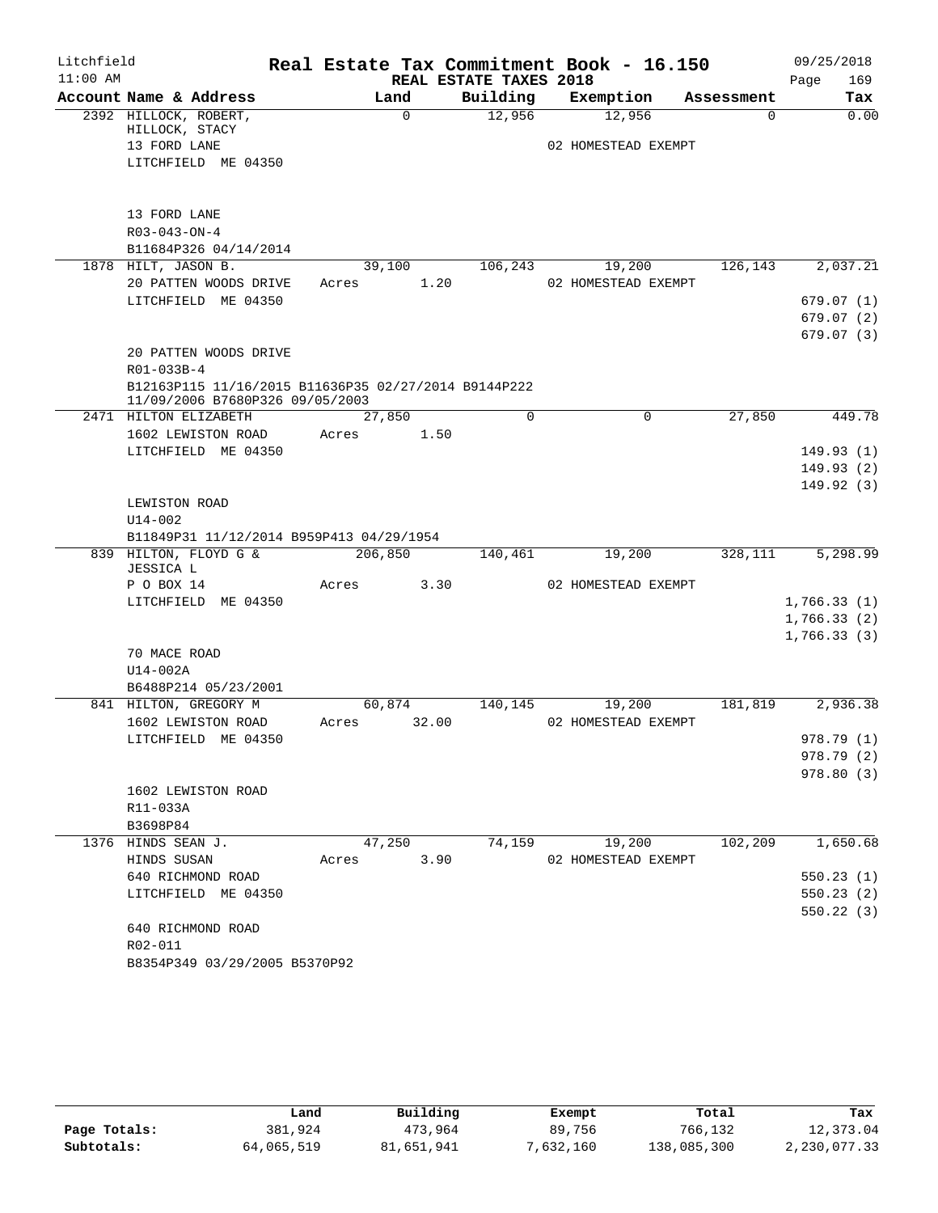Litchfield 11:00 AM

# Real Estate Tax Commitment Book - 16.150

## REAL ESTATE TAXES 2018

09/25/2018 Page 169

| Account Name & Address | Land | Building | Exemption | Assessment | Tax |
|---|---|---|---|---|---|
| 2392 HILLOCK, ROBERT, HILLOCK, STACY 13 FORD LANE LITCHFIELD ME 04350 | 0 | 12,956 | 12,956 / 02 HOMESTEAD EXEMPT | 0 | 0.00 |
| 13 FORD LANE R03-043-ON-4 B11684P326 04/14/2014 | | | | | |
| 1878 HILT, JASON B. 20 PATTEN WOODS DRIVE LITCHFIELD ME 04350 | 39,100 Acres 1.20 | 106,243 | 19,200 / 02 HOMESTEAD EXEMPT | 126,143 | 2,037.21 679.07 (1) 679.07 (2) 679.07 (3) |
| 20 PATTEN WOODS DRIVE R01-033B-4 B12163P115 11/16/2015 B11636P35 02/27/2014 B9144P222 11/09/2006 B7680P326 09/05/2003 | | | | | |
| 2471 HILTON ELIZABETH 1602 LEWISTON ROAD LITCHFIELD ME 04350 | 27,850 Acres 1.50 | 0 | 0 | 27,850 | 449.78 149.93 (1) 149.93 (2) 149.92 (3) |
| LEWISTON ROAD U14-002 B11849P31 11/12/2014 B959P413 04/29/1954 | | | | | |
| 839 HILTON, FLOYD G & JESSICA L P O BOX 14 LITCHFIELD ME 04350 | 206,850 Acres 3.30 | 140,461 | 19,200 / 02 HOMESTEAD EXEMPT | 328,111 | 5,298.99 1,766.33 (1) 1,766.33 (2) 1,766.33 (3) |
| 70 MACE ROAD U14-002A B6488P214 05/23/2001 | | | | | |
| 841 HILTON, GREGORY M 1602 LEWISTON ROAD LITCHFIELD ME 04350 | 60,874 Acres 32.00 | 140,145 | 19,200 / 02 HOMESTEAD EXEMPT | 181,819 | 2,936.38 978.79 (1) 978.79 (2) 978.80 (3) |
| 1602 LEWISTON ROAD R11-033A B3698P84 | | | | | |
| 1376 HINDS SEAN J. HINDS SUSAN 640 RICHMOND ROAD LITCHFIELD ME 04350 | 47,250 Acres 3.90 | 74,159 | 19,200 / 02 HOMESTEAD EXEMPT | 102,209 | 1,650.68 550.23 (1) 550.23 (2) 550.22 (3) |
| 640 RICHMOND ROAD R02-011 B8354P349 03/29/2005 B5370P92 | | | | | |

| | Land | Building | Exempt | Total | Tax |
|---|---|---|---|---|---|
| Page Totals: | 381,924 | 473,964 | 89,756 | 766,132 | 12,373.04 |
| Subtotals: | 64,065,519 | 81,651,941 | 7,632,160 | 138,085,300 | 2,230,077.33 |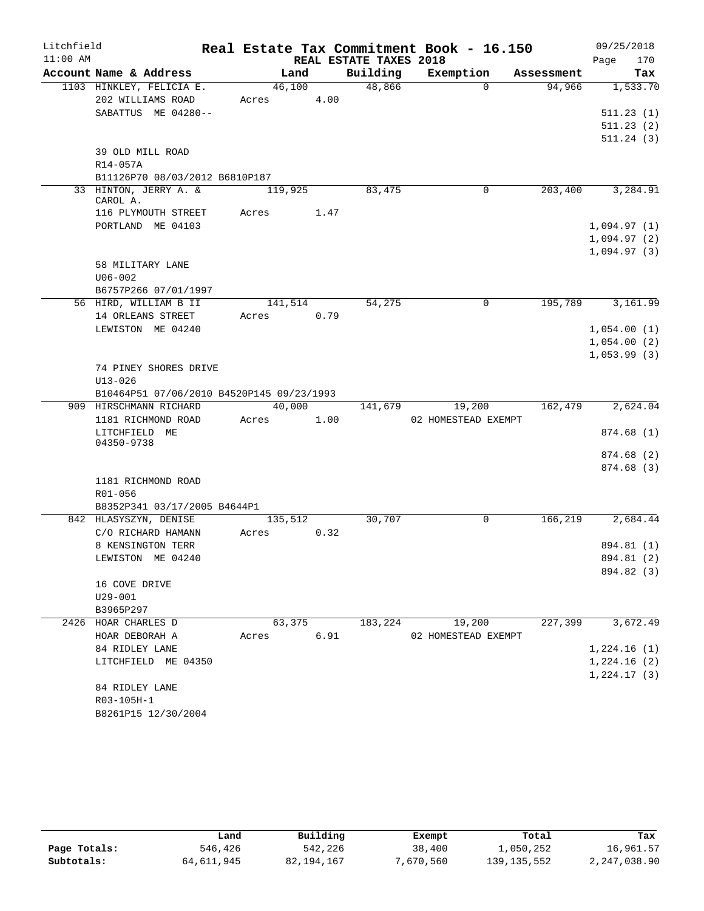Litchfield
11:00 AM

# Real Estate Tax Commitment Book - 16.150

## REAL ESTATE TAXES 2018

09/25/2018
Page 170

| Account Name & Address | Land | Building | Exemption | Assessment | Tax |
|---|---|---|---|---|---|
| 1103 HINKLEY, FELICIA E. | 46,100 | 48,866 | 0 | 94,966 | 1,533.70 |
| 202 WILLIAMS ROAD | Acres 4.00 | | | | |
| SABATTUS ME 04280-- | | | | | 511.23 (1) |
| | | | | | 511.23 (2) |
| | | | | | 511.24 (3) |
| 39 OLD MILL ROAD | | | | | |
| R14-057A | | | | | |
| B11126P70 08/03/2012 B6810P187 | | | | | |
| 33 HINTON, JERRY A. & CAROL A. | 119,925 | 83,475 | 0 | 203,400 | 3,284.91 |
| 116 PLYMOUTH STREET | Acres 1.47 | | | | |
| PORTLAND ME 04103 | | | | | 1,094.97 (1) |
| | | | | | 1,094.97 (2) |
| | | | | | 1,094.97 (3) |
| 58 MILITARY LANE | | | | | |
| U06-002 | | | | | |
| B6757P266 07/01/1997 | | | | | |
| 56 HIRD, WILLIAM B II | 141,514 | 54,275 | 0 | 195,789 | 3,161.99 |
| 14 ORLEANS STREET | Acres 0.79 | | | | |
| LEWISTON ME 04240 | | | | | 1,054.00 (1) |
| | | | | | 1,054.00 (2) |
| | | | | | 1,053.99 (3) |
| 74 PINEY SHORES DRIVE | | | | | |
| U13-026 | | | | | |
| B10464P51 07/06/2010 B4520P145 09/23/1993 | | | | | |
| 909 HIRSCHMANN RICHARD | 40,000 | 141,679 | 19,200 | 162,479 | 2,624.04 |
| 1181 RICHMOND ROAD | Acres 1.00 | | 02 HOMESTEAD EXEMPT | | |
| LITCHFIELD ME 04350-9738 | | | | | 874.68 (1) |
| | | | | | 874.68 (2) |
| | | | | | 874.68 (3) |
| 1181 RICHMOND ROAD | | | | | |
| R01-056 | | | | | |
| B8352P341 03/17/2005 B4644P1 | | | | | |
| 842 HLASYSZYN, DENISE | 135,512 | 30,707 | 0 | 166,219 | 2,684.44 |
| C/O RICHARD HAMANN | Acres 0.32 | | | | |
| 8 KENSINGTON TERR | | | | | 894.81 (1) |
| LEWISTON ME 04240 | | | | | 894.81 (2) |
| | | | | | 894.82 (3) |
| 16 COVE DRIVE | | | | | |
| U29-001 | | | | | |
| B3965P297 | | | | | |
| 2426 HOAR CHARLES D | 63,375 | 183,224 | 19,200 | 227,399 | 3,672.49 |
| HOAR DEBORAH A | Acres 6.91 | | 02 HOMESTEAD EXEMPT | | |
| 84 RIDLEY LANE | | | | | 1,224.16 (1) |
| LITCHFIELD ME 04350 | | | | | 1,224.16 (2) |
| | | | | | 1,224.17 (3) |
| 84 RIDLEY LANE | | | | | |
| R03-105H-1 | | | | | |
| B8261P15 12/30/2004 | | | | | |

| | Land | Building | Exempt | Total | Tax |
|---|---|---|---|---|---|
| Page Totals: | 546,426 | 542,226 | 38,400 | 1,050,252 | 16,961.57 |
| Subtotals: | 64,611,945 | 82,194,167 | 7,670,560 | 139,135,552 | 2,247,038.90 |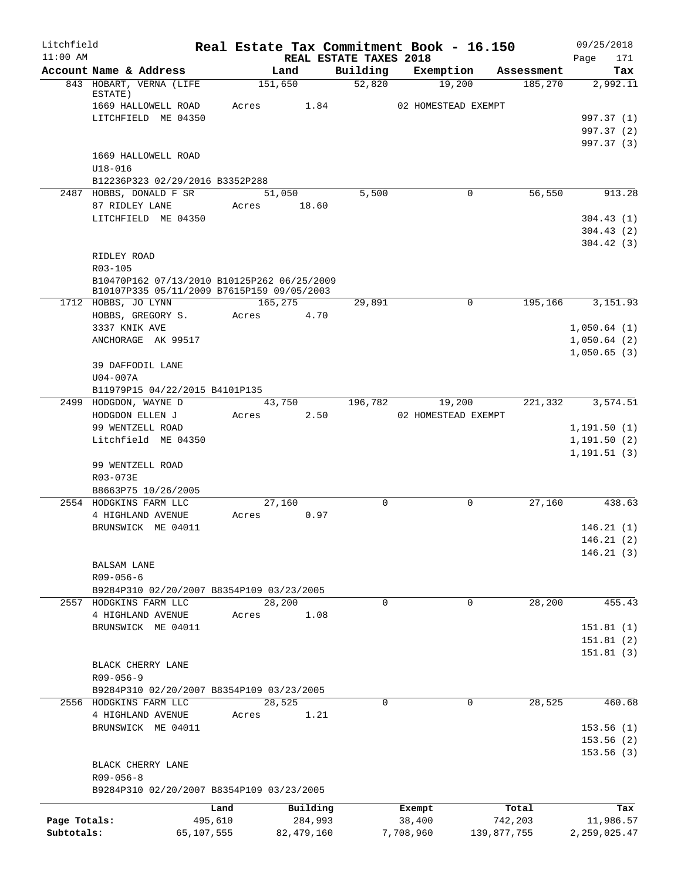Litchfield
11:00 AM

# Real Estate Tax Commitment Book - 16.150

REAL ESTATE TAXES 2018

09/25/2018

| Account Name & Address | Land | Building | Exemption | Assessment | Tax |
|---|---|---|---|---|---|
| 843 HOBART, VERNA (LIFE ESTATE) | 151,650 | 52,820 | 19,200 | 185,270 | 2,992.11 |
| 1669 HALLOWELL ROAD | Acres 1.84 | | 02 HOMESTEAD EXEMPT | | |
| LITCHFIELD ME 04350 | | | | | 997.37 (1) |
| | | | | | 997.37 (2) |
| | | | | | 997.37 (3) |
| 1669 HALLOWELL ROAD | | | | | |
| U18-016 | | | | | |
| B12236P323 02/29/2016 B3352P288 | | | | | |
| 2487 HOBBS, DONALD F SR | 51,050 | 5,500 | 0 | 56,550 | 913.28 |
| 87 RIDLEY LANE | Acres 18.60 | | | | |
| LITCHFIELD ME 04350 | | | | | 304.43 (1) |
| | | | | | 304.43 (2) |
| | | | | | 304.42 (3) |
| RIDLEY ROAD | | | | | |
| R03-105 | | | | | |
| B10470P162 07/13/2010 B10125P262 06/25/2009 B10107P335 05/11/2009 B7615P159 09/05/2003 | | | | | |
| 1712 HOBBS, JO LYNN | 165,275 | 29,891 | 0 | 195,166 | 3,151.93 |
| HOBBS, GREGORY S. | Acres 4.70 | | | | |
| 3337 KNIK AVE | | | | | 1,050.64 (1) |
| ANCHORAGE AK 99517 | | | | | 1,050.64 (2) |
| | | | | | 1,050.65 (3) |
| 39 DAFFODIL LANE | | | | | |
| U04-007A | | | | | |
| B11979P15 04/22/2015 B4101P135 | | | | | |
| 2499 HODGDON, WAYNE D | 43,750 | 196,782 | 19,200 | 221,332 | 3,574.51 |
| HODGDON ELLEN J | Acres 2.50 | | 02 HOMESTEAD EXEMPT | | |
| 99 WENTZELL ROAD | | | | | 1,191.50 (1) |
| Litchfield ME 04350 | | | | | 1,191.50 (2) |
| | | | | | 1,191.51 (3) |
| 99 WENTZELL ROAD | | | | | |
| R03-073E | | | | | |
| B8663P75 10/26/2005 | | | | | |
| 2554 HODGKINS FARM LLC | 27,160 | 0 | 0 | 27,160 | 438.63 |
| 4 HIGHLAND AVENUE | Acres 0.97 | | | | |
| BRUNSWICK ME 04011 | | | | | 146.21 (1) |
| | | | | | 146.21 (2) |
| | | | | | 146.21 (3) |
| BALSAM LANE | | | | | |
| R09-056-6 | | | | | |
| B9284P310 02/20/2007 B8354P109 03/23/2005 | | | | | |
| 2557 HODGKINS FARM LLC | 28,200 | 0 | 0 | 28,200 | 455.43 |
| 4 HIGHLAND AVENUE | Acres 1.08 | | | | |
| BRUNSWICK ME 04011 | | | | | 151.81 (1) |
| | | | | | 151.81 (2) |
| | | | | | 151.81 (3) |
| BLACK CHERRY LANE | | | | | |
| R09-056-9 | | | | | |
| B9284P310 02/20/2007 B8354P109 03/23/2005 | | | | | |
| 2556 HODGKINS FARM LLC | 28,525 | 0 | 0 | 28,525 | 460.68 |
| 4 HIGHLAND AVENUE | Acres 1.21 | | | | |
| BRUNSWICK ME 04011 | | | | | 153.56 (1) |
| | | | | | 153.56 (2) |
| | | | | | 153.56 (3) |
| BLACK CHERRY LANE | | | | | |
| R09-056-8 | | | | | |
| B9284P310 02/20/2007 B8354P109 03/23/2005 | | | | | |

| | Land | Building | Exempt | Total | Tax |
|---|---|---|---|---|---|
| Page Totals: | 495,610 | 284,993 | 38,400 | 742,203 | 11,986.57 |
| Subtotals: | 65,107,555 | 82,479,160 | 7,708,960 | 139,877,755 | 2,259,025.47 |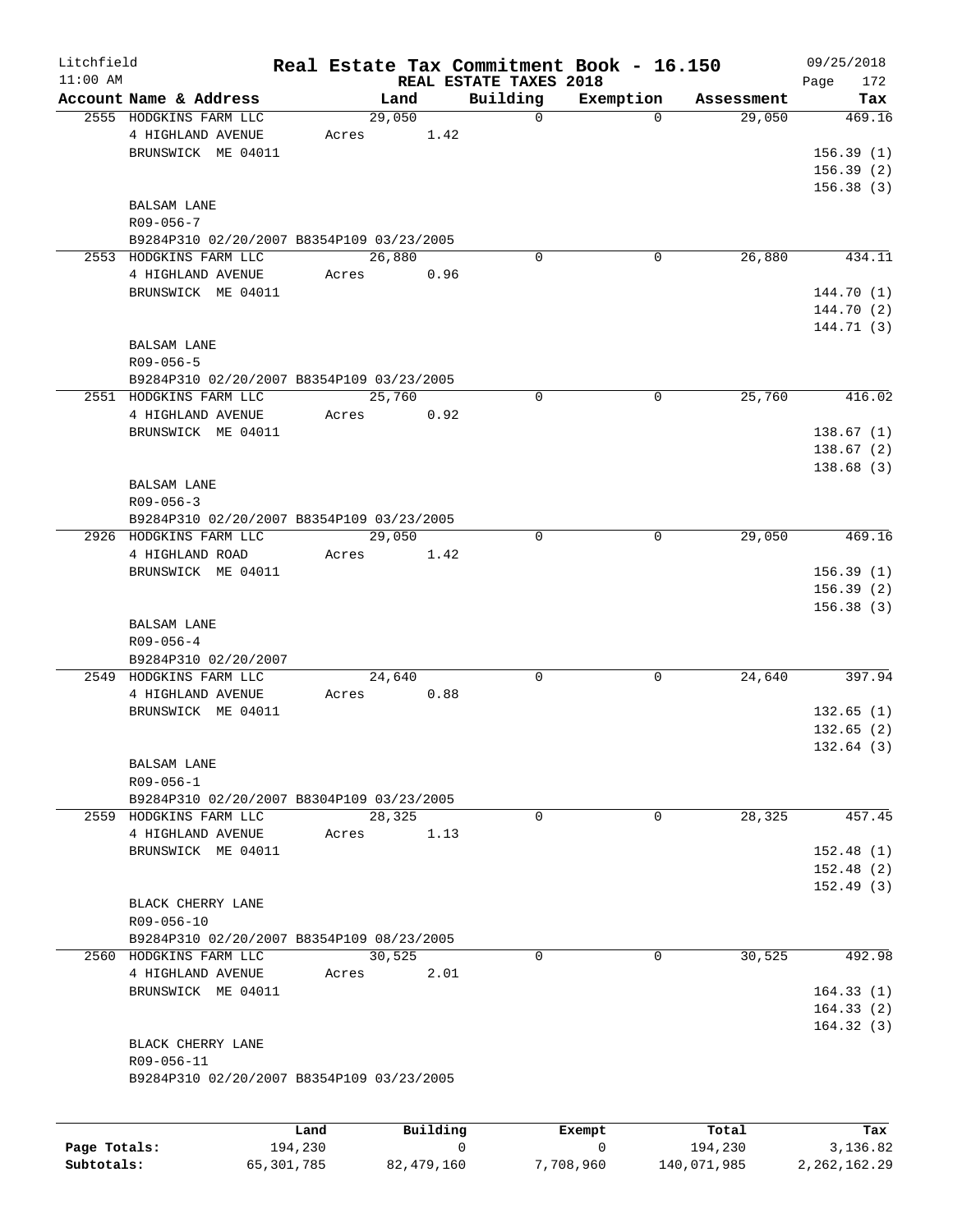Litchfield 11:00 AM

# Real Estate Tax Commitment Book - 16.150

REAL ESTATE TAXES 2018

09/25/2018

| Account Name & Address | Land | Building | Exemption | Assessment | Tax |
|---|---|---|---|---|---|
| 2555 HODGKINS FARM LLC | 29,050 | 0 | 0 | 29,050 | 469.16 |
| 4 HIGHLAND AVENUE | Acres 1.42 | | | | |
| BRUNSWICK ME 04011 | | | | | 156.39 (1) |
| | | | | | 156.39 (2) |
| | | | | | 156.38 (3) |
| BALSAM LANE | | | | | |
| R09-056-7 | | | | | |
| B9284P310 02/20/2007 B8354P109 03/23/2005 | | | | | |
| 2553 HODGKINS FARM LLC | 26,880 | 0 | 0 | 26,880 | 434.11 |
| 4 HIGHLAND AVENUE | Acres 0.96 | | | | |
| BRUNSWICK ME 04011 | | | | | 144.70 (1) |
| | | | | | 144.70 (2) |
| | | | | | 144.71 (3) |
| BALSAM LANE | | | | | |
| R09-056-5 | | | | | |
| B9284P310 02/20/2007 B8354P109 03/23/2005 | | | | | |
| 2551 HODGKINS FARM LLC | 25,760 | 0 | 0 | 25,760 | 416.02 |
| 4 HIGHLAND AVENUE | Acres 0.92 | | | | |
| BRUNSWICK ME 04011 | | | | | 138.67 (1) |
| | | | | | 138.67 (2) |
| | | | | | 138.68 (3) |
| BALSAM LANE | | | | | |
| R09-056-3 | | | | | |
| B9284P310 02/20/2007 B8354P109 03/23/2005 | | | | | |
| 2926 HODGKINS FARM LLC | 29,050 | 0 | 0 | 29,050 | 469.16 |
| 4 HIGHLAND ROAD | Acres 1.42 | | | | |
| BRUNSWICK ME 04011 | | | | | 156.39 (1) |
| | | | | | 156.39 (2) |
| | | | | | 156.38 (3) |
| BALSAM LANE | | | | | |
| R09-056-4 | | | | | |
| B9284P310 02/20/2007 | | | | | |
| 2549 HODGKINS FARM LLC | 24,640 | 0 | 0 | 24,640 | 397.94 |
| 4 HIGHLAND AVENUE | Acres 0.88 | | | | |
| BRUNSWICK ME 04011 | | | | | 132.65 (1) |
| | | | | | 132.65 (2) |
| | | | | | 132.64 (3) |
| BALSAM LANE | | | | | |
| R09-056-1 | | | | | |
| B9284P310 02/20/2007 B8304P109 03/23/2005 | | | | | |
| 2559 HODGKINS FARM LLC | 28,325 | 0 | 0 | 28,325 | 457.45 |
| 4 HIGHLAND AVENUE | Acres 1.13 | | | | |
| BRUNSWICK ME 04011 | | | | | 152.48 (1) |
| | | | | | 152.48 (2) |
| | | | | | 152.49 (3) |
| BLACK CHERRY LANE | | | | | |
| R09-056-10 | | | | | |
| B9284P310 02/20/2007 B8354P109 08/23/2005 | | | | | |
| 2560 HODGKINS FARM LLC | 30,525 | 0 | 0 | 30,525 | 492.98 |
| 4 HIGHLAND AVENUE | Acres 2.01 | | | | |
| BRUNSWICK ME 04011 | | | | | 164.33 (1) |
| | | | | | 164.33 (2) |
| | | | | | 164.32 (3) |
| BLACK CHERRY LANE | | | | | |
| R09-056-11 | | | | | |
| B9284P310 02/20/2007 B8354P109 03/23/2005 | | | | | |

| | Land | Building | Exempt | Total | Tax |
|---|---|---|---|---|---|
| Page Totals: | 194,230 | 0 | 0 | 194,230 | 3,136.82 |
| Subtotals: | 65,301,785 | 82,479,160 | 7,708,960 | 140,071,985 | 2,262,162.29 |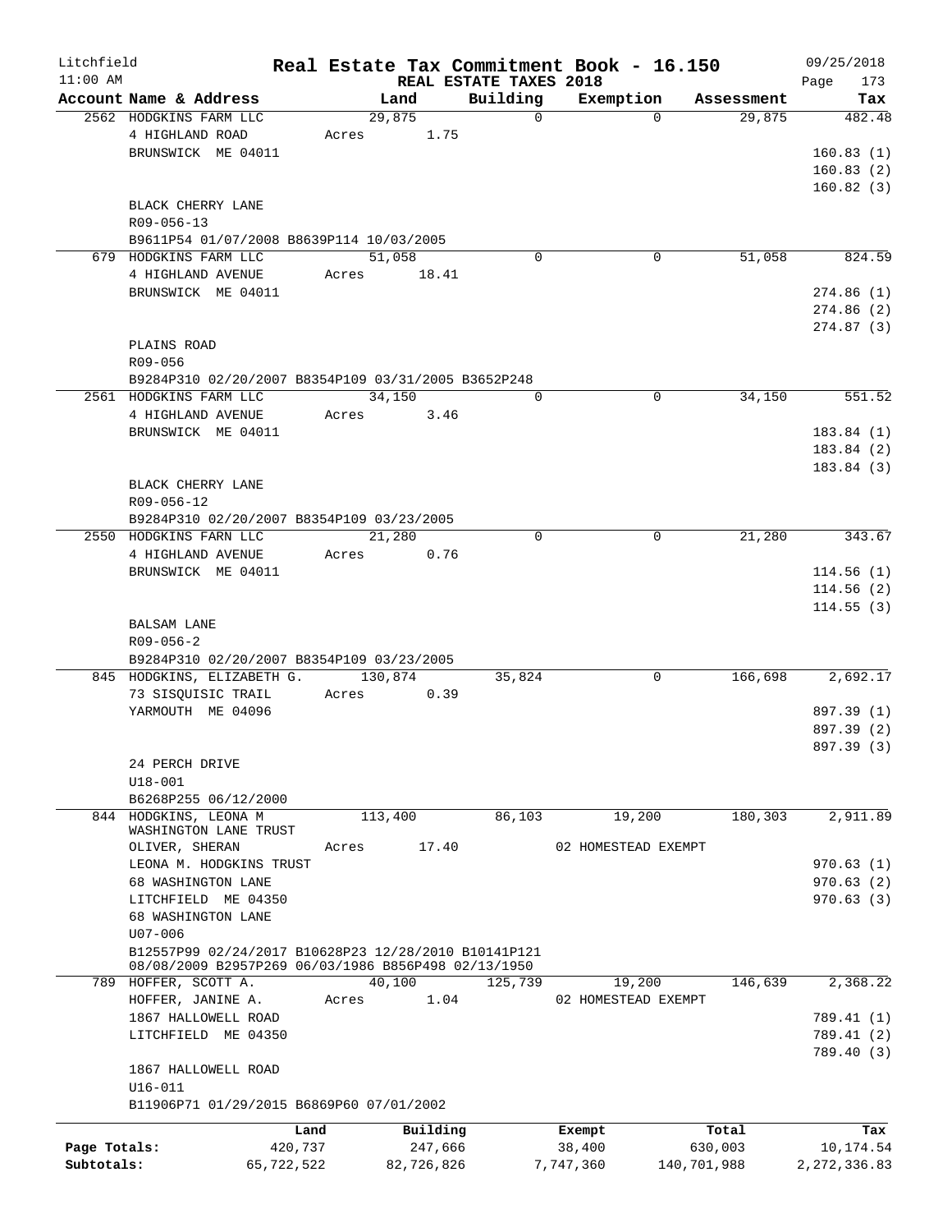Litchfield
11:00 AM

# Real Estate Tax Commitment Book - 16.150

REAL ESTATE TAXES 2018

09/25/2018

| Account Name & Address | Land | Building | Exemption | Assessment | Tax |
|---|---|---|---|---|---|
| 2562 HODGKINS FARM LLC | 29,875 | 0 | 0 | 29,875 | 482.48 |
| 4 HIGHLAND ROAD | Acres 1.75 | | | | |
| BRUNSWICK ME 04011 | | | | | 160.83 (1) |
| | | | | | 160.83 (2) |
| | | | | | 160.82 (3) |
| BLACK CHERRY LANE | | | | | |
| R09-056-13 | | | | | |
| B9611P54 01/07/2008 B8639P114 10/03/2005 | | | | | |
| 679 HODGKINS FARM LLC | 51,058 | 0 | 0 | 51,058 | 824.59 |
| 4 HIGHLAND AVENUE | Acres 18.41 | | | | |
| BRUNSWICK ME 04011 | | | | | 274.86 (1) |
| | | | | | 274.86 (2) |
| | | | | | 274.87 (3) |
| PLAINS ROAD | | | | | |
| R09-056 | | | | | |
| B9284P310 02/20/2007 B8354P109 03/31/2005 B3652P248 | | | | | |
| 2561 HODGKINS FARM LLC | 34,150 | 0 | 0 | 34,150 | 551.52 |
| 4 HIGHLAND AVENUE | Acres 3.46 | | | | |
| BRUNSWICK ME 04011 | | | | | 183.84 (1) |
| | | | | | 183.84 (2) |
| | | | | | 183.84 (3) |
| BLACK CHERRY LANE | | | | | |
| R09-056-12 | | | | | |
| B9284P310 02/20/2007 B8354P109 03/23/2005 | | | | | |
| 2550 HODGKINS FARN LLC | 21,280 | 0 | 0 | 21,280 | 343.67 |
| 4 HIGHLAND AVENUE | Acres 0.76 | | | | |
| BRUNSWICK ME 04011 | | | | | 114.56 (1) |
| | | | | | 114.56 (2) |
| | | | | | 114.55 (3) |
| BALSAM LANE | | | | | |
| R09-056-2 | | | | | |
| B9284P310 02/20/2007 B8354P109 03/23/2005 | | | | | |
| 845 HODGKINS, ELIZABETH G. | 130,874 | 35,824 | 0 | 166,698 | 2,692.17 |
| 73 SISQUISIC TRAIL | Acres 0.39 | | | | |
| YARMOUTH ME 04096 | | | | | 897.39 (1) |
| | | | | | 897.39 (2) |
| | | | | | 897.39 (3) |
| 24 PERCH DRIVE | | | | | |
| U18-001 | | | | | |
| B6268P255 06/12/2000 | | | | | |
| 844 HODGKINS, LEONA M | 113,400 | 86,103 | 19,200 | 180,303 | 2,911.89 |
| WASHINGTON LANE TRUST | | | | | |
| OLIVER, SHERAN | Acres 17.40 | | 02 HOMESTEAD EXEMPT | | |
| LEONA M. HODGKINS TRUST | | | | | 970.63 (1) |
| 68 WASHINGTON LANE | | | | | 970.63 (2) |
| LITCHFIELD ME 04350 | | | | | 970.63 (3) |
| 68 WASHINGTON LANE | | | | | |
| U07-006 | | | | | |
| B12557P99 02/24/2017 B10628P23 12/28/2010 B10141P121 08/08/2009 B2957P269 06/03/1986 B856P498 02/13/1950 | | | | | |
| 789 HOFFER, SCOTT A. | 40,100 | 125,739 | 19,200 | 146,639 | 2,368.22 |
| HOFFER, JANINE A. | Acres 1.04 | | 02 HOMESTEAD EXEMPT | | |
| 1867 HALLOWELL ROAD | | | | | 789.41 (1) |
| LITCHFIELD ME 04350 | | | | | 789.41 (2) |
| | | | | | 789.40 (3) |
| 1867 HALLOWELL ROAD | | | | | |
| U16-011 | | | | | |
| B11906P71 01/29/2015 B6869P60 07/01/2002 | | | | | |

| | Land | Building | Exempt | Total | Tax |
|---|---|---|---|---|---|
| Page Totals: | 420,737 | 247,666 | 38,400 | 630,003 | 10,174.54 |
| Subtotals: | 65,722,522 | 82,726,826 | 7,747,360 | 140,701,988 | 2,272,336.83 |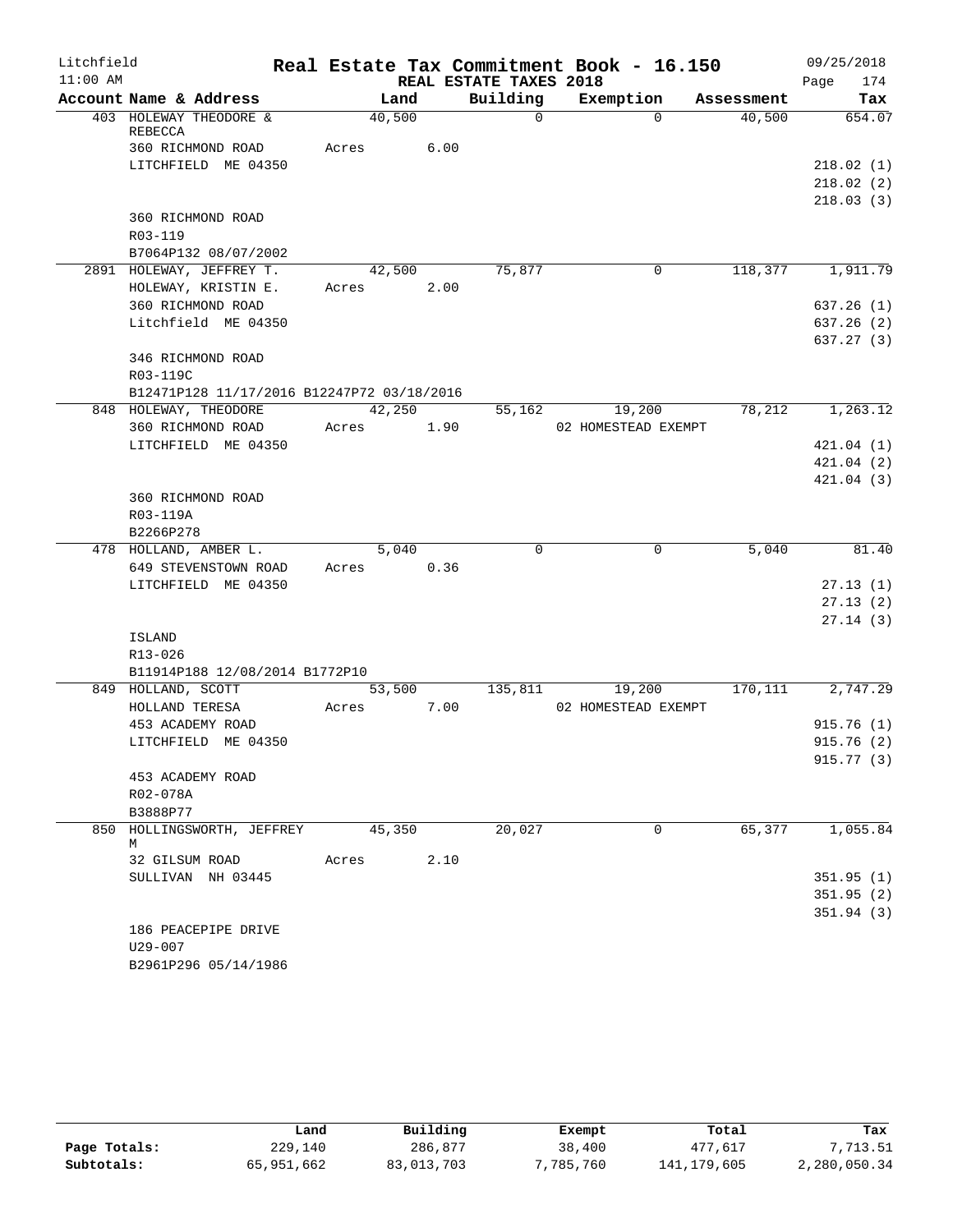Litchfield 11:00 AM

# Real Estate Tax Commitment Book - 16.150

REAL ESTATE TAXES 2018

09/25/2018 Page 174

| Account Name & Address | Land | Building | Exemption | Assessment | Tax |
|---|---|---|---|---|---|
| 403 HOLEWAY THEODORE & REBECCA | 40,500 | 0 | 0 | 40,500 | 654.07 |
| 360 RICHMOND ROAD | Acres 6.00 | | | | |
| LITCHFIELD ME 04350 | | | | | 218.02 (1) |
| | | | | | 218.02 (2) |
| | | | | | 218.03 (3) |
| 360 RICHMOND ROAD | | | | | |
| R03-119 | | | | | |
| B7064P132 08/07/2002 | | | | | |
| 2891 HOLEWAY, JEFFREY T. | 42,500 | 75,877 | 0 | 118,377 | 1,911.79 |
| HOLEWAY, KRISTIN E. | Acres 2.00 | | | | |
| 360 RICHMOND ROAD | | | | | 637.26 (1) |
| Litchfield ME 04350 | | | | | 637.26 (2) |
| | | | | | 637.27 (3) |
| 346 RICHMOND ROAD | | | | | |
| R03-119C | | | | | |
| B12471P128 11/17/2016 B12247P72 03/18/2016 | | | | | |
| 848 HOLEWAY, THEODORE | 42,250 | 55,162 | 19,200 | 78,212 | 1,263.12 |
| 360 RICHMOND ROAD | Acres 1.90 | | 02 HOMESTEAD EXEMPT | | |
| LITCHFIELD ME 04350 | | | | | 421.04 (1) |
| | | | | | 421.04 (2) |
| | | | | | 421.04 (3) |
| 360 RICHMOND ROAD | | | | | |
| R03-119A | | | | | |
| B2266P278 | | | | | |
| 478 HOLLAND, AMBER L. | 5,040 | 0 | 0 | 5,040 | 81.40 |
| 649 STEVENSTOWN ROAD | Acres 0.36 | | | | |
| LITCHFIELD ME 04350 | | | | | 27.13 (1) |
| | | | | | 27.13 (2) |
| | | | | | 27.14 (3) |
| ISLAND | | | | | |
| R13-026 | | | | | |
| B11914P188 12/08/2014 B1772P10 | | | | | |
| 849 HOLLAND, SCOTT | 53,500 | 135,811 | 19,200 | 170,111 | 2,747.29 |
| HOLLAND TERESA | Acres 7.00 | | 02 HOMESTEAD EXEMPT | | |
| 453 ACADEMY ROAD | | | | | 915.76 (1) |
| LITCHFIELD ME 04350 | | | | | 915.76 (2) |
| | | | | | 915.77 (3) |
| 453 ACADEMY ROAD | | | | | |
| R02-078A | | | | | |
| B3888P77 | | | | | |
| 850 HOLLINGSWORTH, JEFFREY M | 45,350 | 20,027 | 0 | 65,377 | 1,055.84 |
| 32 GILSUM ROAD | Acres 2.10 | | | | |
| SULLIVAN NH 03445 | | | | | 351.95 (1) |
| | | | | | 351.95 (2) |
| | | | | | 351.94 (3) |
| 186 PEACEPIPE DRIVE | | | | | |
| U29-007 | | | | | |
| B2961P296 05/14/1986 | | | | | |

| | Land | Building | Exempt | Total | Tax |
|---|---|---|---|---|---|
| Page Totals: | 229,140 | 286,877 | 38,400 | 477,617 | 7,713.51 |
| Subtotals: | 65,951,662 | 83,013,703 | 7,785,760 | 141,179,605 | 2,280,050.34 |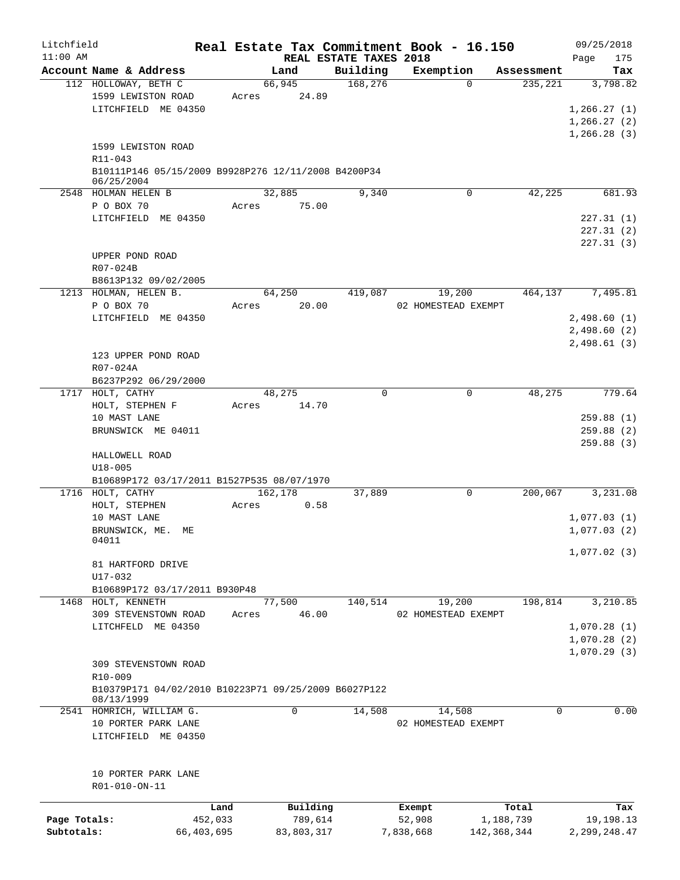Litchfield
11:00 AM

# Real Estate Tax Commitment Book - 16.150

REAL ESTATE TAXES 2018

09/25/2018

| Account Name & Address | Land | Building | Exemption | Assessment | Tax |
|---|---|---|---|---|---|
| 112 HOLLOWAY, BETH C | 66,945 | 168,276 | 0 | 235,221 | 3,798.82 |
| 1599 LEWISTON ROAD | Acres 24.89 | | | | |
| LITCHFIELD ME 04350 | | | | | 1,266.27 (1) |
| | | | | | 1,266.27 (2) |
| | | | | | 1,266.28 (3) |
| 1599 LEWISTON ROAD | | | | | |
| R11-043 | | | | | |
| B10111P146 05/15/2009 B9928P276 12/11/2008 B4200P34 06/25/2004 | | | | | |
| 2548 HOLMAN HELEN B | 32,885 | 9,340 | 0 | 42,225 | 681.93 |
| P O BOX 70 | Acres 75.00 | | | | |
| LITCHFIELD ME 04350 | | | | | 227.31 (1) |
| | | | | | 227.31 (2) |
| | | | | | 227.31 (3) |
| UPPER POND ROAD | | | | | |
| R07-024B | | | | | |
| B8613P132 09/02/2005 | | | | | |
| 1213 HOLMAN, HELEN B. | 64,250 | 419,087 | 19,200 | 464,137 | 7,495.81 |
| P O BOX 70 | Acres 20.00 | | 02 HOMESTEAD EXEMPT | | |
| LITCHFIELD ME 04350 | | | | | 2,498.60 (1) |
| | | | | | 2,498.60 (2) |
| | | | | | 2,498.61 (3) |
| 123 UPPER POND ROAD | | | | | |
| R07-024A | | | | | |
| B6237P292 06/29/2000 | | | | | |
| 1717 HOLT, CATHY | 48,275 | 0 | 0 | 48,275 | 779.64 |
| HOLT, STEPHEN F | Acres 14.70 | | | | |
| 10 MAST LANE | | | | | 259.88 (1) |
| BRUNSWICK ME 04011 | | | | | 259.88 (2) |
| | | | | | 259.88 (3) |
| HALLOWELL ROAD | | | | | |
| U18-005 | | | | | |
| B10689P172 03/17/2011 B1527P535 08/07/1970 | | | | | |
| 1716 HOLT, CATHY | 162,178 | 37,889 | 0 | 200,067 | 3,231.08 |
| HOLT, STEPHEN | Acres 0.58 | | | | |
| 10 MAST LANE | | | | | 1,077.03 (1) |
| BRUNSWICK, ME. ME 04011 | | | | | 1,077.03 (2) |
| | | | | | 1,077.02 (3) |
| 81 HARTFORD DRIVE | | | | | |
| U17-032 | | | | | |
| B10689P172 03/17/2011 B930P48 | | | | | |
| 1468 HOLT, KENNETH | 77,500 | 140,514 | 19,200 | 198,814 | 3,210.85 |
| 309 STEVENSTOWN ROAD | Acres 46.00 | | 02 HOMESTEAD EXEMPT | | |
| LITCHFELD ME 04350 | | | | | 1,070.28 (1) |
| | | | | | 1,070.28 (2) |
| | | | | | 1,070.29 (3) |
| 309 STEVENSTOWN ROAD | | | | | |
| R10-009 | | | | | |
| B10379P171 04/02/2010 B10223P71 09/25/2009 B6027P122 08/13/1999 | | | | | |
| 2541 HOMRICH, WILLIAM G. | 0 | 14,508 | 14,508 | 0 | 0.00 |
| 10 PORTER PARK LANE | | | 02 HOMESTEAD EXEMPT | | |
| LITCHFIELD ME 04350 | | | | | |
| 10 PORTER PARK LANE | | | | | |
| R01-010-ON-11 | | | | | |

| | Land | Building | Exempt | Total | Tax |
|---|---|---|---|---|---|
| Page Totals: | 452,033 | 789,614 | 52,908 | 1,188,739 | 19,198.13 |
| Subtotals: | 66,403,695 | 83,803,317 | 7,838,668 | 142,368,344 | 2,299,248.47 |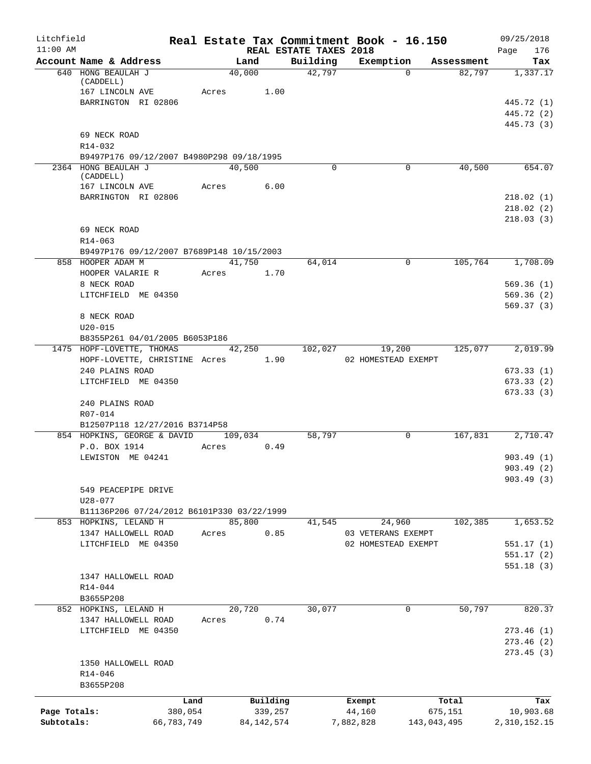Litchfield 11:00 AM

# Real Estate Tax Commitment Book - 16.150

REAL ESTATE TAXES 2018

09/25/2018

| Account Name & Address | Land | Building | Exemption | Assessment | Tax |
|---|---|---|---|---|---|
| 640 HONG BEAULAH J (CADDELL) | 40,000 | 42,797 | 0 | 82,797 | 1,337.17 |
| 167 LINCOLN AVE | Acres 1.00 | | | | |
| BARRINGTON RI 02806 | | | | | 445.72 (1) |
| | | | | | 445.72 (2) |
| | | | | | 445.73 (3) |
| 69 NECK ROAD | | | | | |
| R14-032 | | | | | |
| B9497P176 09/12/2007 B4980P298 09/18/1995 | | | | | |
| 2364 HONG BEAULAH J (CADDELL) | 40,500 | 0 | 0 | 40,500 | 654.07 |
| 167 LINCOLN AVE | Acres 6.00 | | | | |
| BARRINGTON RI 02806 | | | | | 218.02 (1) |
| | | | | | 218.02 (2) |
| | | | | | 218.03 (3) |
| 69 NECK ROAD | | | | | |
| R14-063 | | | | | |
| B9497P176 09/12/2007 B7689P148 10/15/2003 | | | | | |
| 858 HOOPER ADAM M | 41,750 | 64,014 | 0 | 105,764 | 1,708.09 |
| HOOPER VALARIE R | Acres 1.70 | | | | |
| 8 NECK ROAD | | | | | 569.36 (1) |
| LITCHFIELD ME 04350 | | | | | 569.36 (2) |
| | | | | | 569.37 (3) |
| 8 NECK ROAD | | | | | |
| U20-015 | | | | | |
| B8355P261 04/01/2005 B6053P186 | | | | | |
| 1475 HOPF-LOVETTE, THOMAS | 42,250 | 102,027 | 19,200 | 125,077 | 2,019.99 |
| HOPF-LOVETTE, CHRISTINE | Acres 1.90 | | 02 HOMESTEAD EXEMPT | | |
| 240 PLAINS ROAD | | | | | 673.33 (1) |
| LITCHFIELD ME 04350 | | | | | 673.33 (2) |
| | | | | | 673.33 (3) |
| 240 PLAINS ROAD | | | | | |
| R07-014 | | | | | |
| B12507P118 12/27/2016 B3714P58 | | | | | |
| 854 HOPKINS, GEORGE & DAVID | 109,034 | 58,797 | 0 | 167,831 | 2,710.47 |
| P.O. BOX 1914 | Acres 0.49 | | | | |
| LEWISTON ME 04241 | | | | | 903.49 (1) |
| | | | | | 903.49 (2) |
| | | | | | 903.49 (3) |
| 549 PEACEPIPE DRIVE | | | | | |
| U28-077 | | | | | |
| B11136P206 07/24/2012 B6101P330 03/22/1999 | | | | | |
| 853 HOPKINS, LELAND H | 85,800 | 41,545 | 24,960 | 102,385 | 1,653.52 |
| 1347 HALLOWELL ROAD | Acres 0.85 | | 03 VETERANS EXEMPT | | |
| LITCHFIELD ME 04350 | | | 02 HOMESTEAD EXEMPT | | 551.17 (1) |
| | | | | | 551.17 (2) |
| | | | | | 551.18 (3) |
| 1347 HALLOWELL ROAD | | | | | |
| R14-044 | | | | | |
| B3655P208 | | | | | |
| 852 HOPKINS, LELAND H | 20,720 | 30,077 | 0 | 50,797 | 820.37 |
| 1347 HALLOWELL ROAD | Acres 0.74 | | | | |
| LITCHFIELD ME 04350 | | | | | 273.46 (1) |
| | | | | | 273.46 (2) |
| | | | | | 273.45 (3) |
| 1350 HALLOWELL ROAD | | | | | |
| R14-046 | | | | | |
| B3655P208 | | | | | |

| | Land | Building | Exempt | Total | Tax |
|---|---|---|---|---|---|
| Page Totals: | 380,054 | 339,257 | 44,160 | 675,151 | 10,903.68 |
| Subtotals: | 66,783,749 | 84,142,574 | 7,882,828 | 143,043,495 | 2,310,152.15 |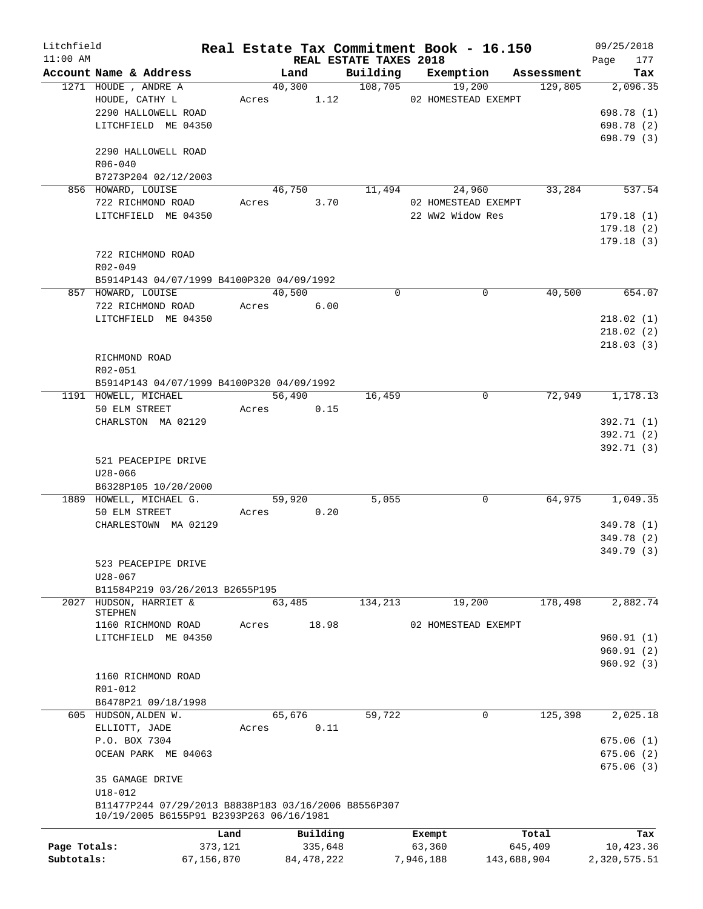Litchfield
11:00 AM

# Real Estate Tax Commitment Book - 16.150

REAL ESTATE TAXES 2018

09/25/2018
Page 177

| Account Name & Address | Land | Building | Exemption | Assessment | Tax |
|---|---|---|---|---|---|
| 1271 HOUDE , ANDRE A | 40,300 | 108,705 | 19,200 | 129,805 | 2,096.35 |
| HOUDE, CATHY L | Acres 1.12 | | 02 HOMESTEAD EXEMPT | | |
| 2290 HALLOWELL ROAD | | | | | 698.78 (1) |
| LITCHFIELD ME 04350 | | | | | 698.78 (2) |
| | | | | | 698.79 (3) |
| 2290 HALLOWELL ROAD | | | | | |
| R06-040 | | | | | |
| B7273P204 02/12/2003 | | | | | |
| 856 HOWARD, LOUISE | 46,750 | 11,494 | 24,960 | 33,284 | 537.54 |
| 722 RICHMOND ROAD | Acres 3.70 | | 02 HOMESTEAD EXEMPT | | |
| LITCHFIELD ME 04350 | | | 22 WW2 Widow Res | | 179.18 (1) |
| | | | | | 179.18 (2) |
| | | | | | 179.18 (3) |
| 722 RICHMOND ROAD | | | | | |
| R02-049 | | | | | |
| B5914P143 04/07/1999 B4100P320 04/09/1992 | | | | | |
| 857 HOWARD, LOUISE | 40,500 | 0 | 0 | 40,500 | 654.07 |
| 722 RICHMOND ROAD | Acres 6.00 | | | | |
| LITCHFIELD ME 04350 | | | | | 218.02 (1) |
| | | | | | 218.02 (2) |
| | | | | | 218.03 (3) |
| RICHMOND ROAD | | | | | |
| R02-051 | | | | | |
| B5914P143 04/07/1999 B4100P320 04/09/1992 | | | | | |
| 1191 HOWELL, MICHAEL | 56,490 | 16,459 | 0 | 72,949 | 1,178.13 |
| 50 ELM STREET | Acres 0.15 | | | | |
| CHARLSTON MA 02129 | | | | | 392.71 (1) |
| | | | | | 392.71 (2) |
| | | | | | 392.71 (3) |
| 521 PEACEPIPE DRIVE | | | | | |
| U28-066 | | | | | |
| B6328P105 10/20/2000 | | | | | |
| 1889 HOWELL, MICHAEL G. | 59,920 | 5,055 | 0 | 64,975 | 1,049.35 |
| 50 ELM STREET | Acres 0.20 | | | | |
| CHARLESTOWN MA 02129 | | | | | 349.78 (1) |
| | | | | | 349.78 (2) |
| | | | | | 349.79 (3) |
| 523 PEACEPIPE DRIVE | | | | | |
| U28-067 | | | | | |
| B11584P219 03/26/2013 B2655P195 | | | | | |
| 2027 HUDSON, HARRIET & STEPHEN | 63,485 | 134,213 | 19,200 | 178,498 | 2,882.74 |
| 1160 RICHMOND ROAD | Acres 18.98 | | 02 HOMESTEAD EXEMPT | | |
| LITCHFIELD ME 04350 | | | | | 960.91 (1) |
| | | | | | 960.91 (2) |
| | | | | | 960.92 (3) |
| 1160 RICHMOND ROAD | | | | | |
| R01-012 | | | | | |
| B6478P21 09/18/1998 | | | | | |
| 605 HUDSON,ALDEN W. | 65,676 | 59,722 | 0 | 125,398 | 2,025.18 |
| ELLIOTT, JADE | Acres 0.11 | | | | |
| P.O. BOX 7304 | | | | | 675.06 (1) |
| OCEAN PARK ME 04063 | | | | | 675.06 (2) |
| | | | | | 675.06 (3) |
| 35 GAMAGE DRIVE | | | | | |
| U18-012 | | | | | |
| B11477P244 07/29/2013 B8838P183 03/16/2006 B8556P307 10/19/2005 B6155P91 B2393P263 06/16/1981 | | | | | |

| | Land | Building | Exempt | Total | Tax |
|---|---|---|---|---|---|
| Page Totals: | 373,121 | 335,648 | 63,360 | 645,409 | 10,423.36 |
| Subtotals: | 67,156,870 | 84,478,222 | 7,946,188 | 143,688,904 | 2,320,575.51 |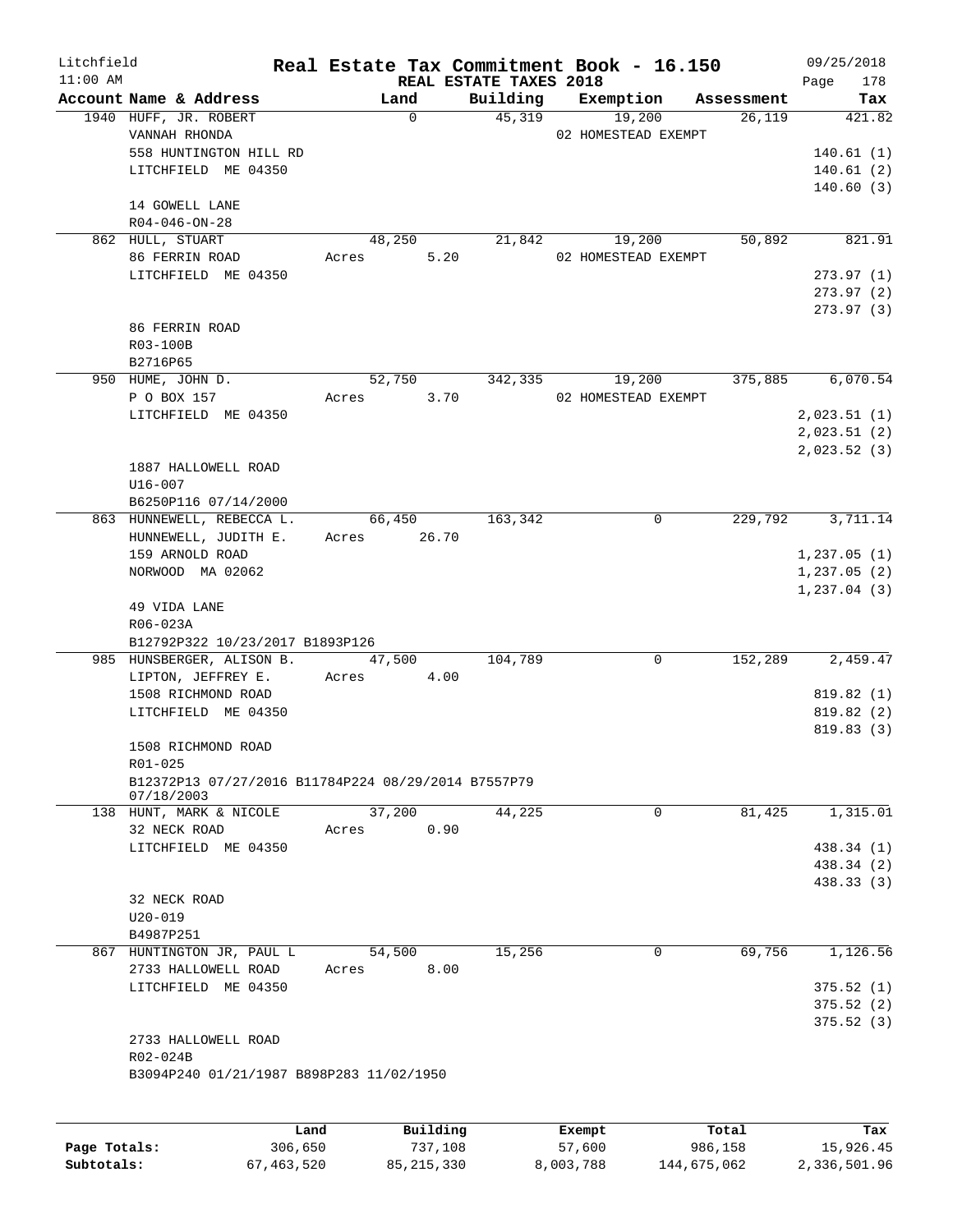Litchfield 11:00 AM

# Real Estate Tax Commitment Book - 16.150

REAL ESTATE TAXES 2018

09/25/2018

| Account Name & Address | Land | Building | Exemption | Assessment | Tax |
|---|---|---|---|---|---|
| 1940 HUFF, JR. ROBERT | 0 | 45,319 | 19,200 | 26,119 | 421.82 |
| VANNAH RHONDA | | | 02 HOMESTEAD EXEMPT | | |
| 558 HUNTINGTON HILL RD | | | | | 140.61 (1) |
| LITCHFIELD ME 04350 | | | | | 140.61 (2) |
| | | | | | 140.60 (3) |
| 14 GOWELL LANE | | | | | |
| R04-046-ON-28 | | | | | |
| 862 HULL, STUART | 48,250 | 21,842 | 19,200 | 50,892 | 821.91 |
| 86 FERRIN ROAD | Acres 5.20 | | 02 HOMESTEAD EXEMPT | | |
| LITCHFIELD ME 04350 | | | | | 273.97 (1) |
| | | | | | 273.97 (2) |
| | | | | | 273.97 (3) |
| 86 FERRIN ROAD | | | | | |
| R03-100B | | | | | |
| B2716P65 | | | | | |
| 950 HUME, JOHN D. | 52,750 | 342,335 | 19,200 | 375,885 | 6,070.54 |
| P O BOX 157 | Acres 3.70 | | 02 HOMESTEAD EXEMPT | | |
| LITCHFIELD ME 04350 | | | | | 2,023.51 (1) |
| | | | | | 2,023.51 (2) |
| | | | | | 2,023.52 (3) |
| 1887 HALLOWELL ROAD | | | | | |
| U16-007 | | | | | |
| B6250P116 07/14/2000 | | | | | |
| 863 HUNNEWELL, REBECCA L. | 66,450 | 163,342 | 0 | 229,792 | 3,711.14 |
| HUNNEWELL, JUDITH E. | Acres 26.70 | | | | |
| 159 ARNOLD ROAD | | | | | 1,237.05 (1) |
| NORWOOD MA 02062 | | | | | 1,237.05 (2) |
| | | | | | 1,237.04 (3) |
| 49 VIDA LANE | | | | | |
| R06-023A | | | | | |
| B12792P322 10/23/2017 B1893P126 | | | | | |
| 985 HUNSBERGER, ALISON B. | 47,500 | 104,789 | 0 | 152,289 | 2,459.47 |
| LIPTON, JEFFREY E. | Acres 4.00 | | | | |
| 1508 RICHMOND ROAD | | | | | 819.82 (1) |
| LITCHFIELD ME 04350 | | | | | 819.82 (2) |
| | | | | | 819.83 (3) |
| 1508 RICHMOND ROAD | | | | | |
| R01-025 | | | | | |
| B12372P13 07/27/2016 B11784P224 08/29/2014 B7557P79 07/18/2003 | | | | | |
| 138 HUNT, MARK & NICOLE | 37,200 | 44,225 | 0 | 81,425 | 1,315.01 |
| 32 NECK ROAD | Acres 0.90 | | | | |
| LITCHFIELD ME 04350 | | | | | 438.34 (1) |
| | | | | | 438.34 (2) |
| | | | | | 438.33 (3) |
| 32 NECK ROAD | | | | | |
| U20-019 | | | | | |
| B4987P251 | | | | | |
| 867 HUNTINGTON JR, PAUL L | 54,500 | 15,256 | 0 | 69,756 | 1,126.56 |
| 2733 HALLOWELL ROAD | Acres 8.00 | | | | |
| LITCHFIELD ME 04350 | | | | | 375.52 (1) |
| | | | | | 375.52 (2) |
| | | | | | 375.52 (3) |
| 2733 HALLOWELL ROAD | | | | | |
| R02-024B | | | | | |
| B3094P240 01/21/1987 B898P283 11/02/1950 | | | | | |

| | Land | Building | Exempt | Total | Tax |
|---|---|---|---|---|---|
| Page Totals: | 306,650 | 737,108 | 57,600 | 986,158 | 15,926.45 |
| Subtotals: | 67,463,520 | 85,215,330 | 8,003,788 | 144,675,062 | 2,336,501.96 |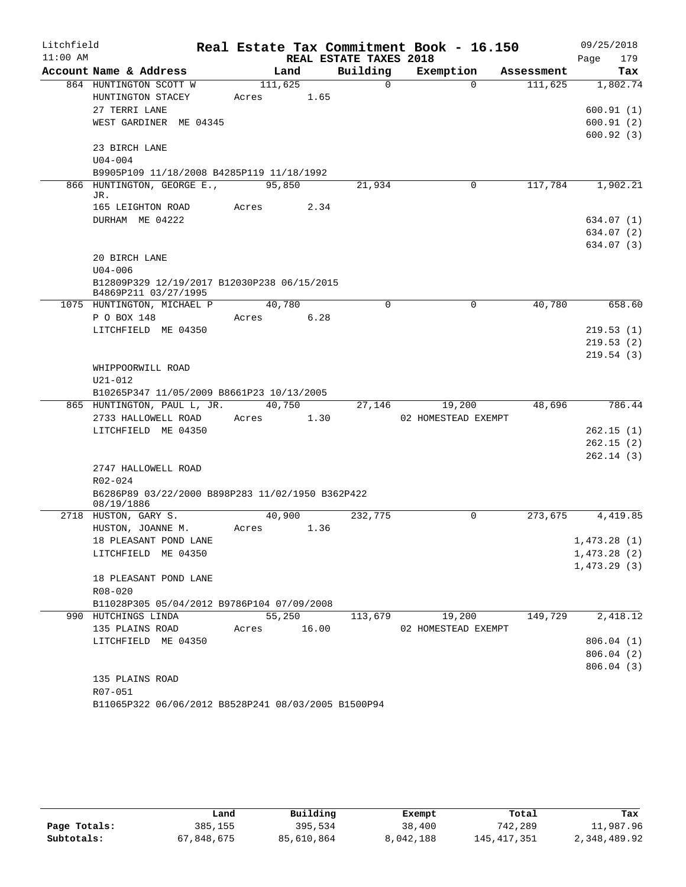Litchfield 11:00 AM

# Real Estate Tax Commitment Book - 16.150

## REAL ESTATE TAXES 2018

09/25/2018 Page 179

| Account Name & Address | Land | Building | Exemption | Assessment | Tax |
|---|---|---|---|---|---|
| 864 HUNTINGTON SCOTT W | 111,625 | 0 | 0 | 111,625 | 1,802.74 |
| HUNTINGTON STACEY | Acres 1.65 | | | | |
| 27 TERRI LANE | | | | | 600.91 (1) |
| WEST GARDINER ME 04345 | | | | | 600.91 (2) |
| | | | | | 600.92 (3) |
| 23 BIRCH LANE | | | | | |
| U04-004 | | | | | |
| B9905P109 11/18/2008 B4285P119 11/18/1992 | | | | | |
| 866 HUNTINGTON, GEORGE E., JR. | 95,850 | 21,934 | 0 | 117,784 | 1,902.21 |
| 165 LEIGHTON ROAD | Acres 2.34 | | | | |
| DURHAM ME 04222 | | | | | 634.07 (1) |
| | | | | | 634.07 (2) |
| | | | | | 634.07 (3) |
| 20 BIRCH LANE | | | | | |
| U04-006 | | | | | |
| B12809P329 12/19/2017 B12030P238 06/15/2015 B4869P211 03/27/1995 | | | | | |
| 1075 HUNTINGTON, MICHAEL P | 40,780 | 0 | 0 | 40,780 | 658.60 |
| P O BOX 148 | Acres 6.28 | | | | |
| LITCHFIELD ME 04350 | | | | | 219.53 (1) |
| | | | | | 219.53 (2) |
| | | | | | 219.54 (3) |
| WHIPPOORWILL ROAD | | | | | |
| U21-012 | | | | | |
| B10265P347 11/05/2009 B8661P23 10/13/2005 | | | | | |
| 865 HUNTINGTON, PAUL L, JR. | 40,750 | 27,146 | 19,200 | 48,696 | 786.44 |
| 2733 HALLOWELL ROAD | Acres 1.30 | | 02 HOMESTEAD EXEMPT | | |
| LITCHFIELD ME 04350 | | | | | 262.15 (1) |
| | | | | | 262.15 (2) |
| | | | | | 262.14 (3) |
| 2747 HALLOWELL ROAD | | | | | |
| R02-024 | | | | | |
| B6286P89 03/22/2000 B898P283 11/02/1950 B362P422 08/19/1886 | | | | | |
| 2718 HUSTON, GARY S. | 40,900 | 232,775 | 0 | 273,675 | 4,419.85 |
| HUSTON, JOANNE M. | Acres 1.36 | | | | |
| 18 PLEASANT POND LANE | | | | | 1,473.28 (1) |
| LITCHFIELD ME 04350 | | | | | 1,473.28 (2) |
| | | | | | 1,473.29 (3) |
| 18 PLEASANT POND LANE | | | | | |
| R08-020 | | | | | |
| B11028P305 05/04/2012 B9786P104 07/09/2008 | | | | | |
| 990 HUTCHINGS LINDA | 55,250 | 113,679 | 19,200 | 149,729 | 2,418.12 |
| 135 PLAINS ROAD | Acres 16.00 | | 02 HOMESTEAD EXEMPT | | |
| LITCHFIELD ME 04350 | | | | | 806.04 (1) |
| | | | | | 806.04 (2) |
| | | | | | 806.04 (3) |
| 135 PLAINS ROAD | | | | | |
| R07-051 | | | | | |
| B11065P322 06/06/2012 B8528P241 08/03/2005 B1500P94 | | | | | |

| | Land | Building | Exempt | Total | Tax |
|---|---|---|---|---|---|
| Page Totals: | 385,155 | 395,534 | 38,400 | 742,289 | 11,987.96 |
| Subtotals: | 67,848,675 | 85,610,864 | 8,042,188 | 145,417,351 | 2,348,489.92 |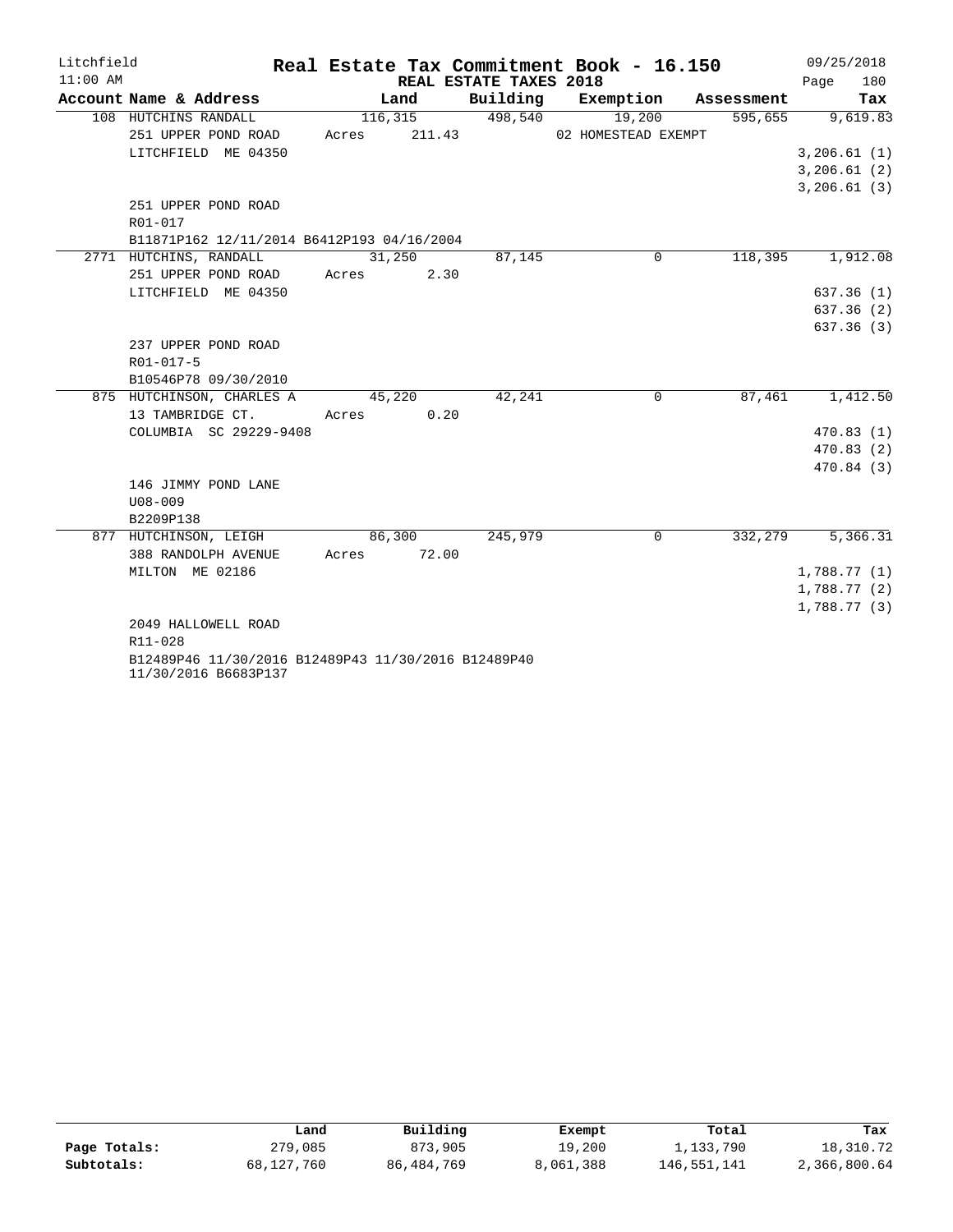Litchfield
11:00 AM

# Real Estate Tax Commitment Book - 16.150

REAL ESTATE TAXES 2018

09/25/2018

| Account Name & Address | Land | Building | Exemption | Assessment | Tax |
|---|---|---|---|---|---|
| 108 HUTCHINS RANDALL | 116,315 | 498,540 | 19,200 | 595,655 | 9,619.83 |
| 251 UPPER POND ROAD | Acres 211.43 | | 02 HOMESTEAD EXEMPT | | |
| LITCHFIELD ME 04350 | | | | | 3,206.61 (1) |
| | | | | | 3,206.61 (2) |
| | | | | | 3,206.61 (3) |
| 251 UPPER POND ROAD | | | | | |
| R01-017 | | | | | |
| B11871P162 12/11/2014 B6412P193 04/16/2004 | | | | | |
| 2771 HUTCHINS, RANDALL | 31,250 | 87,145 | 0 | 118,395 | 1,912.08 |
| 251 UPPER POND ROAD | Acres 2.30 | | | | |
| LITCHFIELD ME 04350 | | | | | 637.36 (1) |
| | | | | | 637.36 (2) |
| | | | | | 637.36 (3) |
| 237 UPPER POND ROAD | | | | | |
| R01-017-5 | | | | | |
| B10546P78 09/30/2010 | | | | | |
| 875 HUTCHINSON, CHARLES A | 45,220 | 42,241 | 0 | 87,461 | 1,412.50 |
| 13 TAMBRIDGE CT. | Acres 0.20 | | | | |
| COLUMBIA SC 29229-9408 | | | | | 470.83 (1) |
| | | | | | 470.83 (2) |
| | | | | | 470.84 (3) |
| 146 JIMMY POND LANE | | | | | |
| U08-009 | | | | | |
| B2209P138 | | | | | |
| 877 HUTCHINSON, LEIGH | 86,300 | 245,979 | 0 | 332,279 | 5,366.31 |
| 388 RANDOLPH AVENUE | Acres 72.00 | | | | |
| MILTON ME 02186 | | | | | 1,788.77 (1) |
| | | | | | 1,788.77 (2) |
| | | | | | 1,788.77 (3) |
| 2049 HALLOWELL ROAD | | | | | |
| R11-028 | | | | | |
| B12489P46 11/30/2016 B12489P43 11/30/2016 B12489P40 11/30/2016 B6683P137 | | | | | |

| | Land | Building | Exempt | Total | Tax |
|---|---|---|---|---|---|
| Page Totals: | 279,085 | 873,905 | 19,200 | 1,133,790 | 18,310.72 |
| Subtotals: | 68,127,760 | 86,484,769 | 8,061,388 | 146,551,141 | 2,366,800.64 |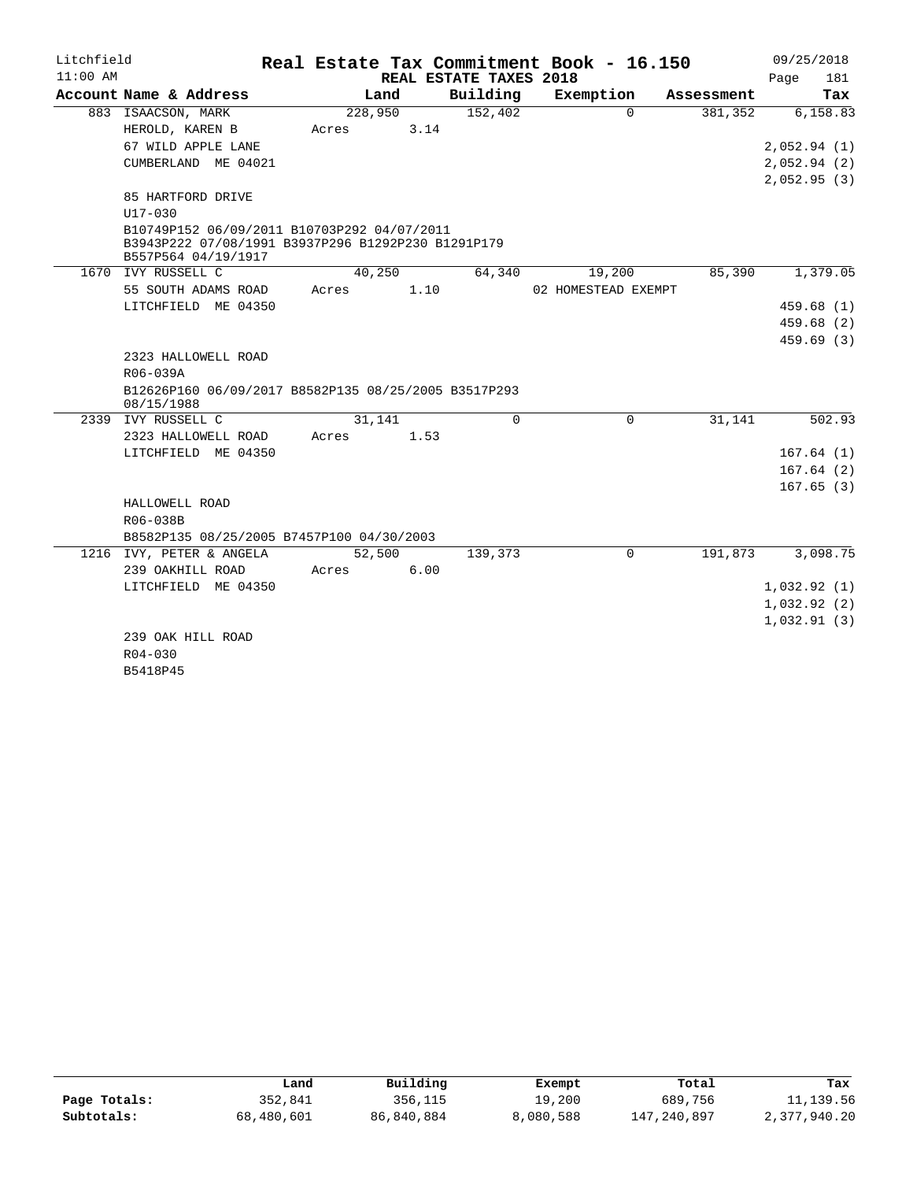Litchfield — Real Estate Tax Commitment Book - 16.150 — 09/25/2018

11:00 AM — REAL ESTATE TAXES 2018

| Account | Name & Address | Land | Building | Exemption | Assessment | Tax |
|---|---|---|---|---|---|---|
| 883 | ISAACSON, MARK | 228,950 | 152,402 | 0 | 381,352 | 6,158.83 |
| | HEROLD, KAREN B | Acres 3.14 | | | | |
| | 67 WILD APPLE LANE | | | | | 2,052.94 (1) |
| | CUMBERLAND ME 04021 | | | | | 2,052.94 (2) |
| | | | | | | 2,052.95 (3) |
| | 85 HARTFORD DRIVE | | | | | |
| | U17-030 | | | | | |
| | B10749P152 06/09/2011 B10703P292 04/07/2011 B3943P222 07/08/1991 B3937P296 B1292P230 B1291P179 B557P564 04/19/1917 | | | | | |
| 1670 | IVY RUSSELL C | 40,250 | 64,340 | 19,200 | 85,390 | 1,379.05 |
| | 55 SOUTH ADAMS ROAD | Acres 1.10 | | 02 HOMESTEAD EXEMPT | | |
| | LITCHFIELD ME 04350 | | | | | 459.68 (1) |
| | | | | | | 459.68 (2) |
| | | | | | | 459.69 (3) |
| | 2323 HALLOWELL ROAD | | | | | |
| | R06-039A | | | | | |
| | B12626P160 06/09/2017 B8582P135 08/25/2005 B3517P293 08/15/1988 | | | | | |
| 2339 | IVY RUSSELL C | 31,141 | 0 | 0 | 31,141 | 502.93 |
| | 2323 HALLOWELL ROAD | Acres 1.53 | | | | |
| | LITCHFIELD ME 04350 | | | | | 167.64 (1) |
| | | | | | | 167.64 (2) |
| | | | | | | 167.65 (3) |
| | HALLOWELL ROAD | | | | | |
| | R06-038B | | | | | |
| | B8582P135 08/25/2005 B7457P100 04/30/2003 | | | | | |
| 1216 | IVY, PETER & ANGELA | 52,500 | 139,373 | 0 | 191,873 | 3,098.75 |
| | 239 OAKHILL ROAD | Acres 6.00 | | | | |
| | LITCHFIELD ME 04350 | | | | | 1,032.92 (1) |
| | | | | | | 1,032.92 (2) |
| | | | | | | 1,032.91 (3) |
| | 239 OAK HILL ROAD | | | | | |
| | R04-030 | | | | | |
| | B5418P45 | | | | | |

| | Land | Building | Exempt | Total | Tax |
|---|---|---|---|---|---|
| Page Totals: | 352,841 | 356,115 | 19,200 | 689,756 | 11,139.56 |
| Subtotals: | 68,480,601 | 86,840,884 | 8,080,588 | 147,240,897 | 2,377,940.20 |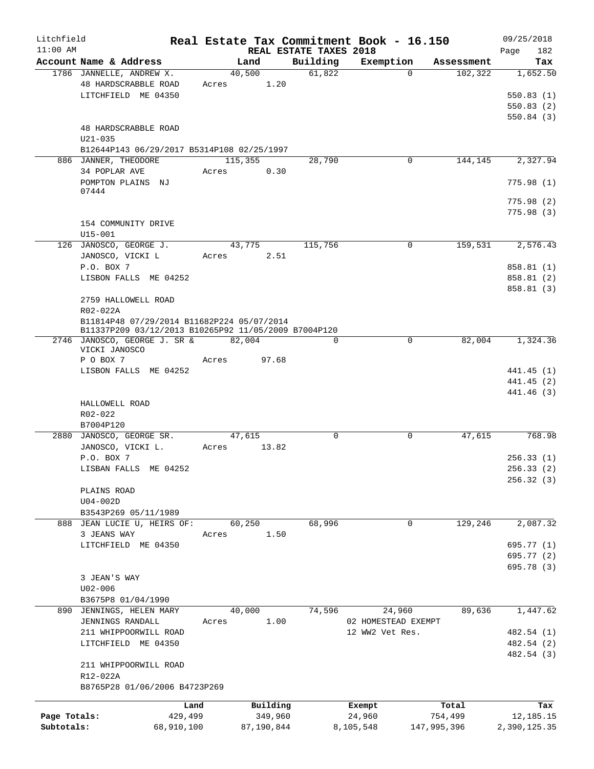Litchfield
11:00 AM

# Real Estate Tax Commitment Book - 16.150

## REAL ESTATE TAXES 2018

09/25/2018
Page 182

| Account Name & Address | Land | Building | Exemption | Assessment | Tax |
|---|---|---|---|---|---|
| 1786 JANNELLE, ANDREW X. | 40,500 | 61,822 | 0 | 102,322 | 1,652.50 |
| 48 HARDSCRABBLE ROAD | Acres 1.20 | | | | |
| LITCHFIELD ME 04350 | | | | | 550.83 (1) |
| | | | | | 550.83 (2) |
| | | | | | 550.84 (3) |
| 48 HARDSCRABBLE ROAD | | | | | |
| U21-035 | | | | | |
| B12644P143 06/29/2017 B5314P108 02/25/1997 | | | | | |
| 886 JANNER, THEODORE | 115,355 | 28,790 | 0 | 144,145 | 2,327.94 |
| 34 POPLAR AVE | Acres 0.30 | | | | |
| POMPTON PLAINS NJ 07444 | | | | | 775.98 (1) |
| | | | | | 775.98 (2) |
| | | | | | 775.98 (3) |
| 154 COMMUNITY DRIVE | | | | | |
| U15-001 | | | | | |
| 126 JANOSCO, GEORGE J. | 43,775 | 115,756 | 0 | 159,531 | 2,576.43 |
| JANOSCO, VICKI L | Acres 2.51 | | | | |
| P.O. BOX 7 | | | | | 858.81 (1) |
| LISBON FALLS ME 04252 | | | | | 858.81 (2) |
| | | | | | 858.81 (3) |
| 2759 HALLOWELL ROAD | | | | | |
| R02-022A | | | | | |
| B11814P48 07/29/2014 B11682P224 05/07/2014 | | | | | |
| B11337P209 03/12/2013 B10265P92 11/05/2009 B7004P120 | | | | | |
| 2746 JANOSCO, GEORGE J. SR & VICKI JANOSCO | 82,004 | 0 | 0 | 82,004 | 1,324.36 |
| P O BOX 7 | Acres 97.68 | | | | |
| LISBON FALLS ME 04252 | | | | | 441.45 (1) |
| | | | | | 441.45 (2) |
| | | | | | 441.46 (3) |
| HALLOWELL ROAD | | | | | |
| R02-022 | | | | | |
| B7004P120 | | | | | |
| 2880 JANOSCO, GEORGE SR. | 47,615 | 0 | 0 | 47,615 | 768.98 |
| JANOSCO, VICKI L. | Acres 13.82 | | | | |
| P.O. BOX 7 | | | | | 256.33 (1) |
| LISBAN FALLS ME 04252 | | | | | 256.33 (2) |
| | | | | | 256.32 (3) |
| PLAINS ROAD | | | | | |
| U04-002D | | | | | |
| B3543P269 05/11/1989 | | | | | |
| 888 JEAN LUCIE U, HEIRS OF: | 60,250 | 68,996 | 0 | 129,246 | 2,087.32 |
| 3 JEANS WAY | Acres 1.50 | | | | |
| LITCHFIELD ME 04350 | | | | | 695.77 (1) |
| | | | | | 695.77 (2) |
| | | | | | 695.78 (3) |
| 3 JEAN'S WAY | | | | | |
| U02-006 | | | | | |
| B3675P8 01/04/1990 | | | | | |
| 890 JENNINGS, HELEN MARY | 40,000 | 74,596 | 24,960 | 89,636 | 1,447.62 |
| JENNINGS RANDALL | Acres 1.00 | | 02 HOMESTEAD EXEMPT | | |
| 211 WHIPPOORWILL ROAD | | | 12 WW2 Vet Res. | | 482.54 (1) |
| LITCHFIELD ME 04350 | | | | | 482.54 (2) |
| | | | | | 482.54 (3) |
| 211 WHIPPOORWILL ROAD | | | | | |
| R12-022A | | | | | |
| B8765P28 01/06/2006 B4723P269 | | | | | |

| | Land | Building | Exempt | Total | Tax |
|---|---|---|---|---|---|
| Page Totals: | 429,499 | 349,960 | 24,960 | 754,499 | 12,185.15 |
| Subtotals: | 68,910,100 | 87,190,844 | 8,105,548 | 147,995,396 | 2,390,125.35 |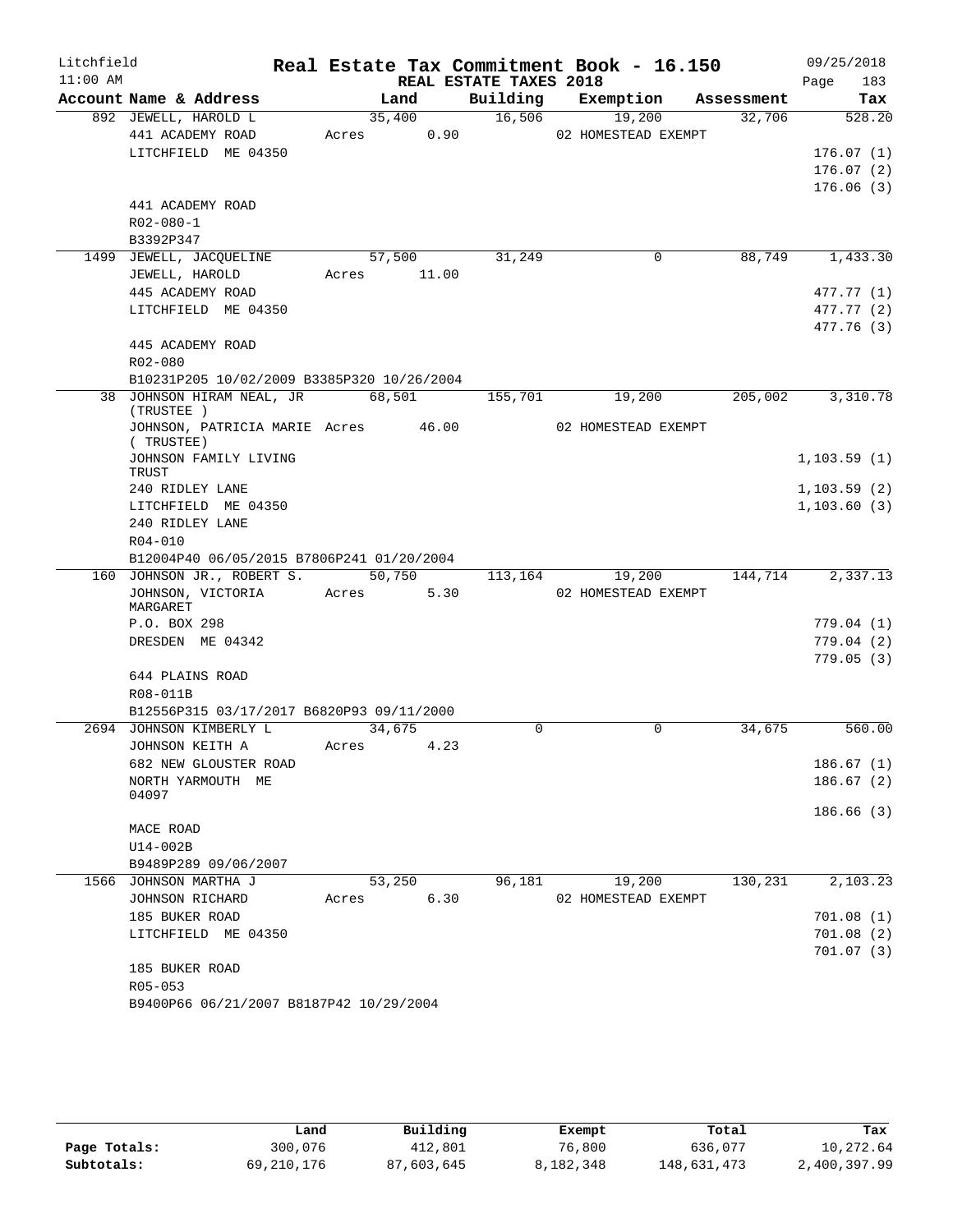Litchfield 11:00 AM

# Real Estate Tax Commitment Book - 16.150

REAL ESTATE TAXES 2018

09/25/2018 Page 183

| Account Name & Address | Land | Building | Exemption | Assessment | Tax |
|---|---|---|---|---|---|
| 892 JEWELL, HAROLD L | 35,400 | 16,506 | 19,200 | 32,706 | 528.20 |
| 441 ACADEMY ROAD | Acres 0.90 | | 02 HOMESTEAD EXEMPT | | |
| LITCHFIELD ME 04350 | | | | | 176.07 (1) |
| | | | | | 176.07 (2) |
| | | | | | 176.06 (3) |
| 441 ACADEMY ROAD | | | | | |
| R02-080-1 | | | | | |
| B3392P347 | | | | | |
| 1499 JEWELL, JACQUELINE | 57,500 | 31,249 | 0 | 88,749 | 1,433.30 |
| JEWELL, HAROLD | Acres 11.00 | | | | |
| 445 ACADEMY ROAD | | | | | 477.77 (1) |
| LITCHFIELD ME 04350 | | | | | 477.77 (2) |
| | | | | | 477.76 (3) |
| 445 ACADEMY ROAD | | | | | |
| R02-080 | | | | | |
| B10231P205 10/02/2009 B3385P320 10/26/2004 | | | | | |
| 38 JOHNSON HIRAM NEAL, JR (TRUSTEE ) | 68,501 | 155,701 | 19,200 | 205,002 | 3,310.78 |
| JOHNSON, PATRICIA MARIE ( TRUSTEE) | Acres 46.00 | | 02 HOMESTEAD EXEMPT | | |
| JOHNSON FAMILY LIVING TRUST | | | | | 1,103.59 (1) |
| 240 RIDLEY LANE | | | | | 1,103.59 (2) |
| LITCHFIELD ME 04350 | | | | | 1,103.60 (3) |
| 240 RIDLEY LANE | | | | | |
| R04-010 | | | | | |
| B12004P40 06/05/2015 B7806P241 01/20/2004 | | | | | |
| 160 JOHNSON JR., ROBERT S. | 50,750 | 113,164 | 19,200 | 144,714 | 2,337.13 |
| JOHNSON, VICTORIA MARGARET | Acres 5.30 | | 02 HOMESTEAD EXEMPT | | |
| P.O. BOX 298 | | | | | 779.04 (1) |
| DRESDEN ME 04342 | | | | | 779.04 (2) |
| | | | | | 779.05 (3) |
| 644 PLAINS ROAD | | | | | |
| R08-011B | | | | | |
| B12556P315 03/17/2017 B6820P93 09/11/2000 | | | | | |
| 2694 JOHNSON KIMBERLY L | 34,675 | 0 | 0 | 34,675 | 560.00 |
| JOHNSON KEITH A | Acres 4.23 | | | | |
| 682 NEW GLOUSTER ROAD | | | | | 186.67 (1) |
| NORTH YARMOUTH ME 04097 | | | | | 186.67 (2) |
| | | | | | 186.66 (3) |
| MACE ROAD | | | | | |
| U14-002B | | | | | |
| B9489P289 09/06/2007 | | | | | |
| 1566 JOHNSON MARTHA J | 53,250 | 96,181 | 19,200 | 130,231 | 2,103.23 |
| JOHNSON RICHARD | Acres 6.30 | | 02 HOMESTEAD EXEMPT | | |
| 185 BUKER ROAD | | | | | 701.08 (1) |
| LITCHFIELD ME 04350 | | | | | 701.08 (2) |
| | | | | | 701.07 (3) |
| 185 BUKER ROAD | | | | | |
| R05-053 | | | | | |
| B9400P66 06/21/2007 B8187P42 10/29/2004 | | | | | |

| | Land | Building | Exempt | Total | Tax |
|---|---|---|---|---|---|
| Page Totals: | 300,076 | 412,801 | 76,800 | 636,077 | 10,272.64 |
| Subtotals: | 69,210,176 | 87,603,645 | 8,182,348 | 148,631,473 | 2,400,397.99 |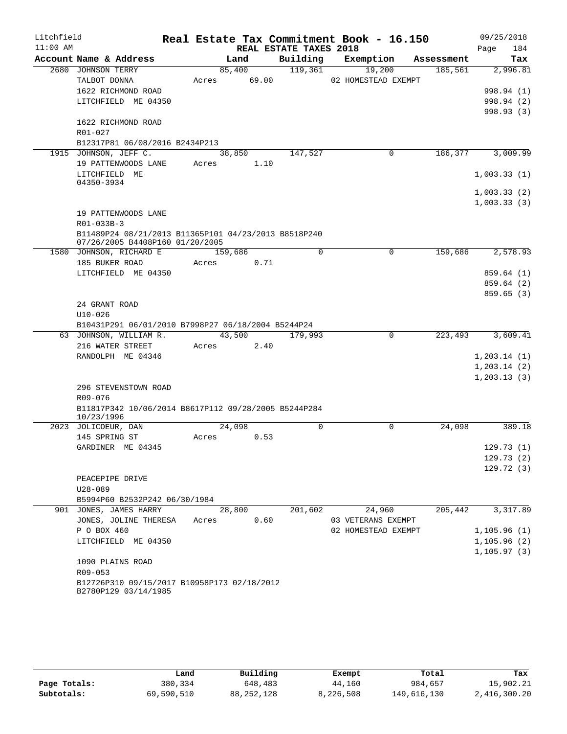# Real Estate Tax Commitment Book - 16.150

Litchfield 11:00 AM — REAL ESTATE TAXES 2018 — 09/25/2018

| Account Name & Address | Land | Building | Exemption | Assessment | Tax |
|---|---|---|---|---|---|
| 2680 JOHNSON TERRY | 85,400 | 119,361 | 19,200 | 185,561 | 2,996.81 |
| TALBOT DONNA | Acres 69.00 | | 02 HOMESTEAD EXEMPT | | |
| 1622 RICHMOND ROAD | | | | | 998.94 (1) |
| LITCHFIELD ME 04350 | | | | | 998.94 (2) |
| | | | | | 998.93 (3) |
| 1622 RICHMOND ROAD | | | | | |
| R01-027 | | | | | |
| B12317P81 06/08/2016 B2434P213 | | | | | |
| 1915 JOHNSON, JEFF C. | 38,850 | 147,527 | 0 | 186,377 | 3,009.99 |
| 19 PATTENWOODS LANE | Acres 1.10 | | | | |
| LITCHFIELD ME 04350-3934 | | | | | 1,003.33 (1) |
| | | | | | 1,003.33 (2) |
| | | | | | 1,003.33 (3) |
| 19 PATTENWOODS LANE | | | | | |
| R01-033B-3 | | | | | |
| B11489P24 08/21/2013 B11365P101 04/23/2013 B8518P240 07/26/2005 B4408P160 01/20/2005 | | | | | |
| 1580 JOHNSON, RICHARD E | 159,686 | 0 | 0 | 159,686 | 2,578.93 |
| 185 BUKER ROAD | Acres 0.71 | | | | |
| LITCHFIELD ME 04350 | | | | | 859.64 (1) |
| | | | | | 859.64 (2) |
| | | | | | 859.65 (3) |
| 24 GRANT ROAD | | | | | |
| U10-026 | | | | | |
| B10431P291 06/01/2010 B7998P27 06/18/2004 B5244P24 | | | | | |
| 63 JOHNSON, WILLIAM R. | 43,500 | 179,993 | 0 | 223,493 | 3,609.41 |
| 216 WATER STREET | Acres 2.40 | | | | |
| RANDOLPH ME 04346 | | | | | 1,203.14 (1) |
| | | | | | 1,203.14 (2) |
| | | | | | 1,203.13 (3) |
| 296 STEVENSTOWN ROAD | | | | | |
| R09-076 | | | | | |
| B11817P342 10/06/2014 B8617P112 09/28/2005 B5244P284 10/23/1996 | | | | | |
| 2023 JOLICOEUR, DAN | 24,098 | 0 | 0 | 24,098 | 389.18 |
| 145 SPRING ST | Acres 0.53 | | | | |
| GARDINER ME 04345 | | | | | 129.73 (1) |
| | | | | | 129.73 (2) |
| | | | | | 129.72 (3) |
| PEACEPIPE DRIVE | | | | | |
| U28-089 | | | | | |
| B5994P60 B2532P242 06/30/1984 | | | | | |
| 901 JONES, JAMES HARRY | 28,800 | 201,602 | 24,960 | 205,442 | 3,317.89 |
| JONES, JOLINE THERESA | Acres 0.60 | | 03 VETERANS EXEMPT | | |
| P O BOX 460 | | | 02 HOMESTEAD EXEMPT | | 1,105.96 (1) |
| LITCHFIELD ME 04350 | | | | | 1,105.96 (2) |
| | | | | | 1,105.97 (3) |
| 1090 PLAINS ROAD | | | | | |
| R09-053 | | | | | |
| B12726P310 09/15/2017 B10958P173 02/18/2012 B2780P129 03/14/1985 | | | | | |

| | Land | Building | Exempt | Total | Tax |
|---|---|---|---|---|---|
| Page Totals: | 380,334 | 648,483 | 44,160 | 984,657 | 15,902.21 |
| Subtotals: | 69,590,510 | 88,252,128 | 8,226,508 | 149,616,130 | 2,416,300.20 |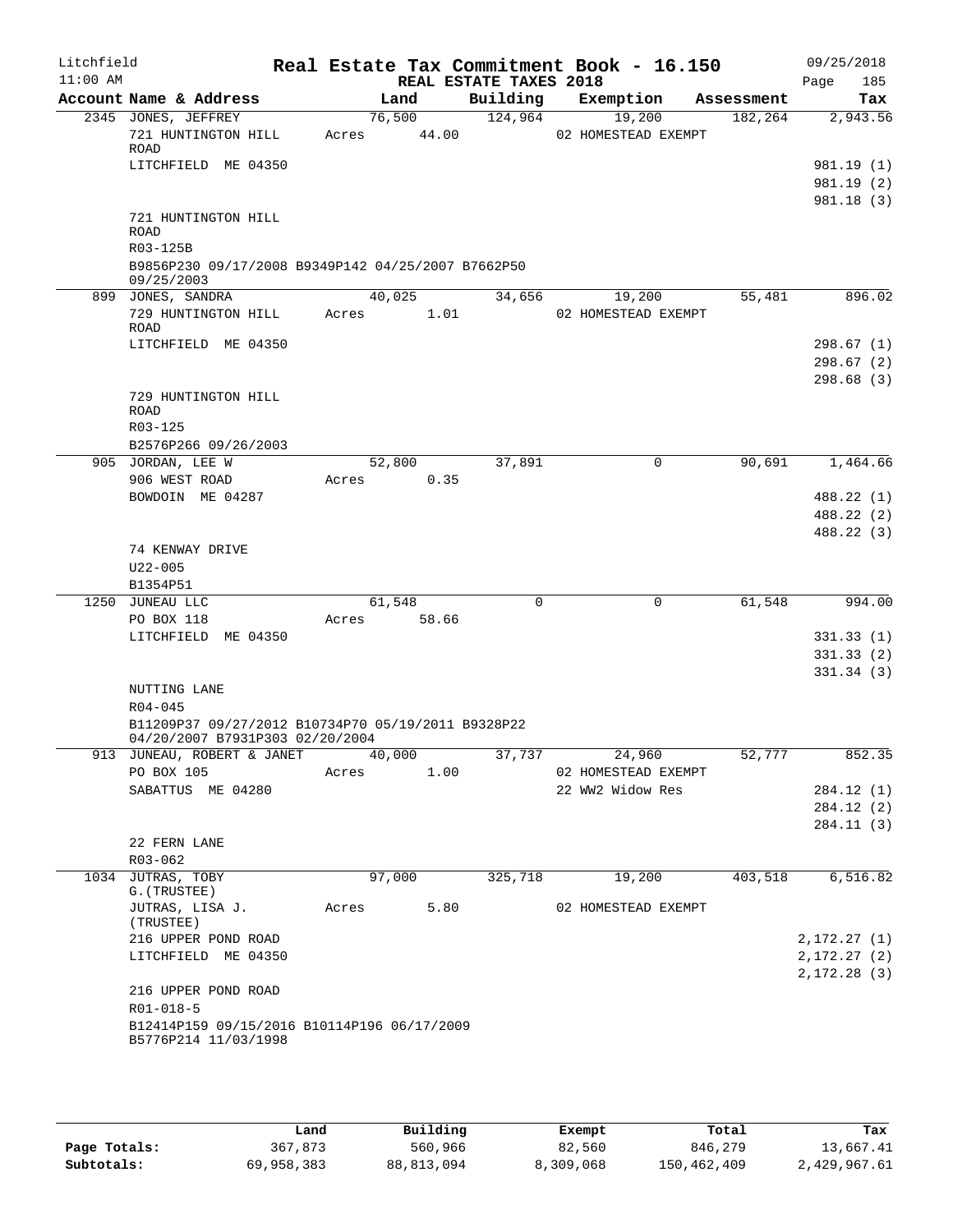Litchfield
11:00 AM

**Real Estate Tax Commitment Book - 16.150**
**REAL ESTATE TAXES 2018**

09/25/2018

| Account Name & Address | Land | Building | Exemption | Assessment | Tax |
|---|---|---|---|---|---|
| 2345 JONES, JEFFREY | 76,500 | 124,964 | 19,200 | 182,264 | 2,943.56 |
| 721 HUNTINGTON HILL ROAD | Acres 44.00 | | 02 HOMESTEAD EXEMPT | | |
| LITCHFIELD ME 04350 | | | | | 981.19 (1) |
| | | | | | 981.19 (2) |
| | | | | | 981.18 (3) |
| 721 HUNTINGTON HILL ROAD | | | | | |
| R03-125B | | | | | |
| B9856P230 09/17/2008 B9349P142 04/25/2007 B7662P50 09/25/2003 | | | | | |
| 899 JONES, SANDRA | 40,025 | 34,656 | 19,200 | 55,481 | 896.02 |
| 729 HUNTINGTON HILL ROAD | Acres 1.01 | | 02 HOMESTEAD EXEMPT | | |
| LITCHFIELD ME 04350 | | | | | 298.67 (1) |
| | | | | | 298.67 (2) |
| | | | | | 298.68 (3) |
| 729 HUNTINGTON HILL ROAD | | | | | |
| R03-125 | | | | | |
| B2576P266 09/26/2003 | | | | | |
| 905 JORDAN, LEE W | 52,800 | 37,891 | 0 | 90,691 | 1,464.66 |
| 906 WEST ROAD | Acres 0.35 | | | | |
| BOWDOIN ME 04287 | | | | | 488.22 (1) |
| | | | | | 488.22 (2) |
| | | | | | 488.22 (3) |
| 74 KENWAY DRIVE | | | | | |
| U22-005 | | | | | |
| B1354P51 | | | | | |
| 1250 JUNEAU LLC | 61,548 | 0 | 0 | 61,548 | 994.00 |
| PO BOX 118 | Acres 58.66 | | | | |
| LITCHFIELD ME 04350 | | | | | 331.33 (1) |
| | | | | | 331.33 (2) |
| | | | | | 331.34 (3) |
| NUTTING LANE | | | | | |
| R04-045 | | | | | |
| B11209P37 09/27/2012 B10734P70 05/19/2011 B9328P22 04/20/2007 B7931P303 02/20/2004 | | | | | |
| 913 JUNEAU, ROBERT & JANET | 40,000 | 37,737 | 24,960 | 52,777 | 852.35 |
| PO BOX 105 | Acres 1.00 | | 02 HOMESTEAD EXEMPT | | |
| SABATTUS ME 04280 | | | 22 WW2 Widow Res | | 284.12 (1) |
| | | | | | 284.12 (2) |
| | | | | | 284.11 (3) |
| 22 FERN LANE | | | | | |
| R03-062 | | | | | |
| 1034 JUTRAS, TOBY G.(TRUSTEE) | 97,000 | 325,718 | 19,200 | 403,518 | 6,516.82 |
| JUTRAS, LISA J. (TRUSTEE) | Acres 5.80 | | 02 HOMESTEAD EXEMPT | | |
| 216 UPPER POND ROAD | | | | | 2,172.27 (1) |
| LITCHFIELD ME 04350 | | | | | 2,172.27 (2) |
| | | | | | 2,172.28 (3) |
| 216 UPPER POND ROAD | | | | | |
| R01-018-5 | | | | | |
| B12414P159 09/15/2016 B10114P196 06/17/2009 B5776P214 11/03/1998 | | | | | |

| | Land | Building | Exempt | Total | Tax |
|---|---|---|---|---|---|
| Page Totals: | 367,873 | 560,966 | 82,560 | 846,279 | 13,667.41 |
| Subtotals: | 69,958,383 | 88,813,094 | 8,309,068 | 150,462,409 | 2,429,967.61 |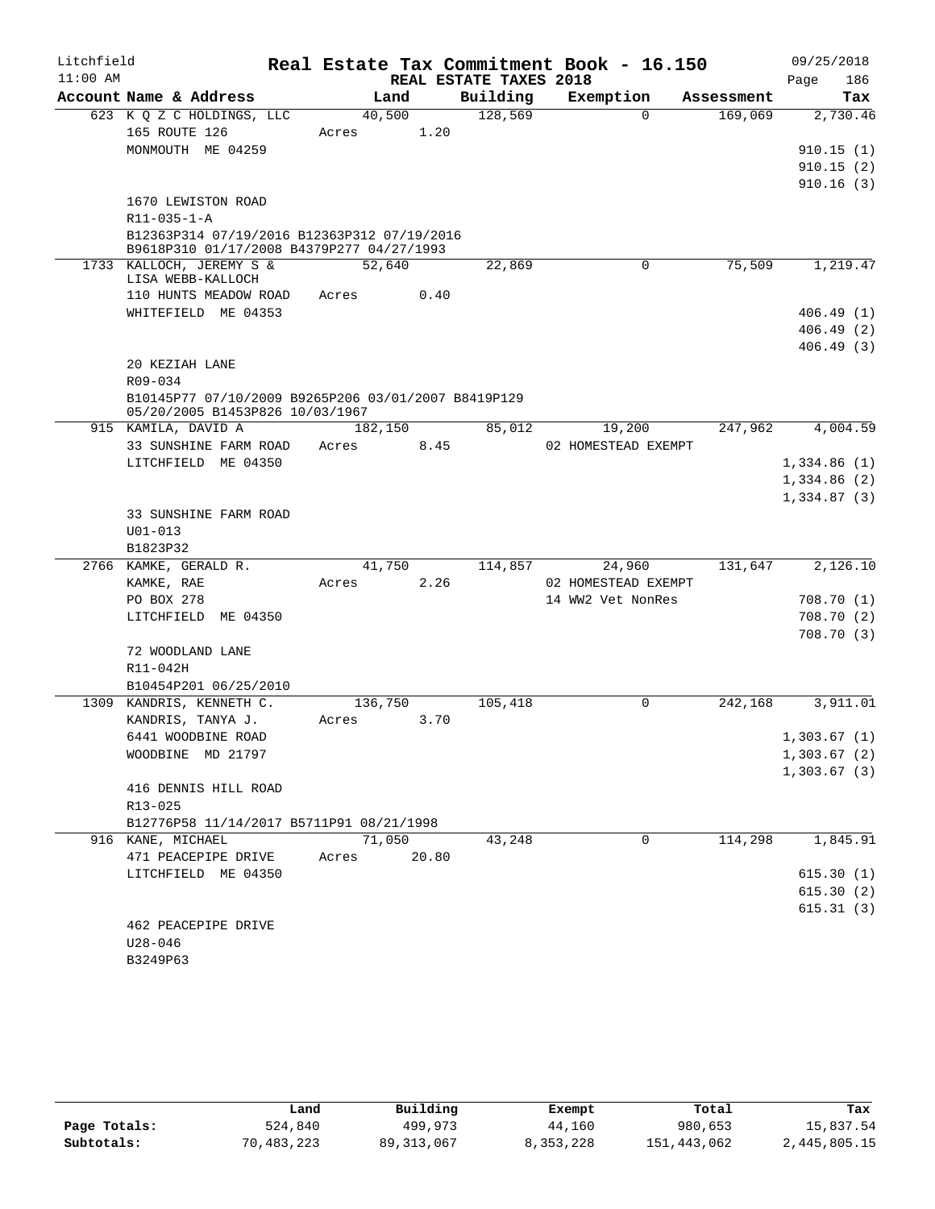Litchfield 11:00 AM

# Real Estate Tax Commitment Book - 16.150

REAL ESTATE TAXES 2018

09/25/2018

| Account Name & Address | Land | Building | Exemption | Assessment | Tax |
|---|---|---|---|---|---|
| 623 K Q Z C HOLDINGS, LLC | 40,500 | 128,569 | 0 | 169,069 | 2,730.46 |
| 165 ROUTE 126 | Acres 1.20 | | | | |
| MONMOUTH ME 04259 | | | | | 910.15 (1) |
| | | | | | 910.15 (2) |
| | | | | | 910.16 (3) |
| 1670 LEWISTON ROAD | | | | | |
| R11-035-1-A | | | | | |
| B12363P314 07/19/2016 B12363P312 07/19/2016 B9618P310 01/17/2008 B4379P277 04/27/1993 | | | | | |
| 1733 KALLOCH, JEREMY S & LISA WEBB-KALLOCH | 52,640 | 22,869 | 0 | 75,509 | 1,219.47 |
| 110 HUNTS MEADOW ROAD | Acres 0.40 | | | | |
| WHITEFIELD ME 04353 | | | | | 406.49 (1) |
| | | | | | 406.49 (2) |
| | | | | | 406.49 (3) |
| 20 KEZIAH LANE | | | | | |
| R09-034 | | | | | |
| B10145P77 07/10/2009 B9265P206 03/01/2007 B8419P129 05/20/2005 B1453P826 10/03/1967 | | | | | |
| 915 KAMILA, DAVID A | 182,150 | 85,012 | 19,200 | 247,962 | 4,004.59 |
| 33 SUNSHINE FARM ROAD | Acres 8.45 | | 02 HOMESTEAD EXEMPT | | |
| LITCHFIELD ME 04350 | | | | | 1,334.86 (1) |
| | | | | | 1,334.86 (2) |
| | | | | | 1,334.87 (3) |
| 33 SUNSHINE FARM ROAD | | | | | |
| U01-013 | | | | | |
| B1823P32 | | | | | |
| 2766 KAMKE, GERALD R. | 41,750 | 114,857 | 24,960 | 131,647 | 2,126.10 |
| KAMKE, RAE | Acres 2.26 | | 02 HOMESTEAD EXEMPT | | |
| PO BOX 278 | | | 14 WW2 Vet NonRes | | 708.70 (1) |
| LITCHFIELD ME 04350 | | | | | 708.70 (2) |
| | | | | | 708.70 (3) |
| 72 WOODLAND LANE | | | | | |
| R11-042H | | | | | |
| B10454P201 06/25/2010 | | | | | |
| 1309 KANDRIS, KENNETH C. | 136,750 | 105,418 | 0 | 242,168 | 3,911.01 |
| KANDRIS, TANYA J. | Acres 3.70 | | | | |
| 6441 WOODBINE ROAD | | | | | 1,303.67 (1) |
| WOODBINE MD 21797 | | | | | 1,303.67 (2) |
| | | | | | 1,303.67 (3) |
| 416 DENNIS HILL ROAD | | | | | |
| R13-025 | | | | | |
| B12776P58 11/14/2017 B5711P91 08/21/1998 | | | | | |
| 916 KANE, MICHAEL | 71,050 | 43,248 | 0 | 114,298 | 1,845.91 |
| 471 PEACEPIPE DRIVE | Acres 20.80 | | | | |
| LITCHFIELD ME 04350 | | | | | 615.30 (1) |
| | | | | | 615.30 (2) |
| | | | | | 615.31 (3) |
| 462 PEACEPIPE DRIVE | | | | | |
| U28-046 | | | | | |
| B3249P63 | | | | | |

| | Land | Building | Exempt | Total | Tax |
|---|---|---|---|---|---|
| Page Totals: | 524,840 | 499,973 | 44,160 | 980,653 | 15,837.54 |
| Subtotals: | 70,483,223 | 89,313,067 | 8,353,228 | 151,443,062 | 2,445,805.15 |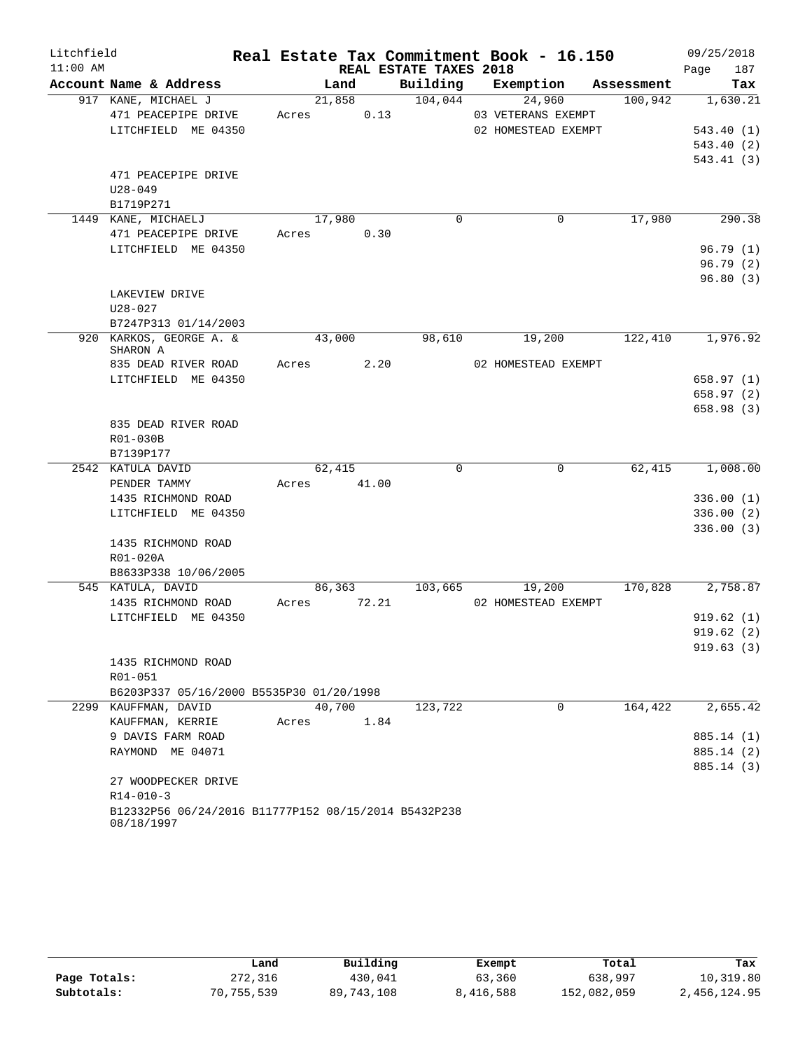Litchfield
11:00 AM

# Real Estate Tax Commitment Book - 16.150

REAL ESTATE TAXES 2018

09/25/2018
Page 187

| Account Name & Address | Land | Building | Exemption | Assessment | Tax |
|---|---|---|---|---|---|
| 917 KANE, MICHAEL J | 21,858 | 104,044 | 24,960 | 100,942 | 1,630.21 |
| 471 PEACEPIPE DRIVE | Acres 0.13 | | 03 VETERANS EXEMPT | | |
| LITCHFIELD ME 04350 | | | 02 HOMESTEAD EXEMPT | | 543.40 (1) |
| | | | | | 543.40 (2) |
| | | | | | 543.41 (3) |
| 471 PEACEPIPE DRIVE | | | | | |
| U28-049 | | | | | |
| B1719P271 | | | | | |
| 1449 KANE, MICHAELJ | 17,980 | 0 | 0 | 17,980 | 290.38 |
| 471 PEACEPIPE DRIVE | Acres 0.30 | | | | |
| LITCHFIELD ME 04350 | | | | | 96.79 (1) |
| | | | | | 96.79 (2) |
| | | | | | 96.80 (3) |
| LAKEVIEW DRIVE | | | | | |
| U28-027 | | | | | |
| B7247P313 01/14/2003 | | | | | |
| 920 KARKOS, GEORGE A. & SHARON A | 43,000 | 98,610 | 19,200 | 122,410 | 1,976.92 |
| 835 DEAD RIVER ROAD | Acres 2.20 | | 02 HOMESTEAD EXEMPT | | |
| LITCHFIELD ME 04350 | | | | | 658.97 (1) |
| | | | | | 658.97 (2) |
| | | | | | 658.98 (3) |
| 835 DEAD RIVER ROAD | | | | | |
| R01-030B | | | | | |
| B7139P177 | | | | | |
| 2542 KATULA DAVID | 62,415 | 0 | 0 | 62,415 | 1,008.00 |
| PENDER TAMMY | Acres 41.00 | | | | |
| 1435 RICHMOND ROAD | | | | | 336.00 (1) |
| LITCHFIELD ME 04350 | | | | | 336.00 (2) |
| | | | | | 336.00 (3) |
| 1435 RICHMOND ROAD | | | | | |
| R01-020A | | | | | |
| B8633P338 10/06/2005 | | | | | |
| 545 KATULA, DAVID | 86,363 | 103,665 | 19,200 | 170,828 | 2,758.87 |
| 1435 RICHMOND ROAD | Acres 72.21 | | 02 HOMESTEAD EXEMPT | | |
| LITCHFIELD ME 04350 | | | | | 919.62 (1) |
| | | | | | 919.62 (2) |
| | | | | | 919.63 (3) |
| 1435 RICHMOND ROAD | | | | | |
| R01-051 | | | | | |
| B6203P337 05/16/2000 B5535P30 01/20/1998 | | | | | |
| 2299 KAUFFMAN, DAVID | 40,700 | 123,722 | 0 | 164,422 | 2,655.42 |
| KAUFFMAN, KERRIE | Acres 1.84 | | | | |
| 9 DAVIS FARM ROAD | | | | | 885.14 (1) |
| RAYMOND ME 04071 | | | | | 885.14 (2) |
| | | | | | 885.14 (3) |
| 27 WOODPECKER DRIVE | | | | | |
| R14-010-3 | | | | | |
| B12332P56 06/24/2016 B11777P152 08/15/2014 B5432P238 08/18/1997 | | | | | |

| | Land | Building | Exempt | Total | Tax |
|---|---|---|---|---|---|
| Page Totals: | 272,316 | 430,041 | 63,360 | 638,997 | 10,319.80 |
| Subtotals: | 70,755,539 | 89,743,108 | 8,416,588 | 152,082,059 | 2,456,124.95 |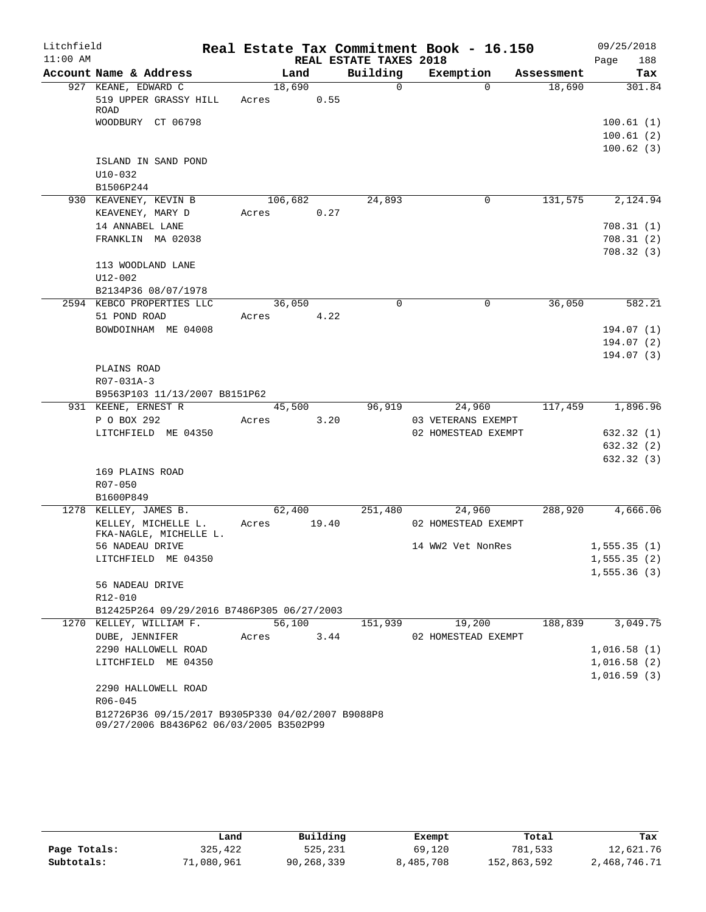Litchfield 11:00 AM

# Real Estate Tax Commitment Book - 16.150

REAL ESTATE TAXES 2018

09/25/2018

| Account Name & Address | Land | Building | Exemption | Assessment | Tax |
|---|---|---|---|---|---|
| 927 KEANE, EDWARD C | 18,690 | 0 | 0 | 18,690 | 301.84 |
| 519 UPPER GRASSY HILL ROAD | Acres 0.55 | | | | |
| WOODBURY CT 06798 | | | | | 100.61 (1) |
| | | | | | 100.61 (2) |
| | | | | | 100.62 (3) |
| ISLAND IN SAND POND | | | | | |
| U10-032 | | | | | |
| B1506P244 | | | | | |
| 930 KEAVENEY, KEVIN B | 106,682 | 24,893 | 0 | 131,575 | 2,124.94 |
| KEAVENEY, MARY D | Acres 0.27 | | | | |
| 14 ANNABEL LANE | | | | | 708.31 (1) |
| FRANKLIN MA 02038 | | | | | 708.31 (2) |
| | | | | | 708.32 (3) |
| 113 WOODLAND LANE | | | | | |
| U12-002 | | | | | |
| B2134P36 08/07/1978 | | | | | |
| 2594 KEBCO PROPERTIES LLC | 36,050 | 0 | 0 | 36,050 | 582.21 |
| 51 POND ROAD | Acres 4.22 | | | | |
| BOWDOINHAM ME 04008 | | | | | 194.07 (1) |
| | | | | | 194.07 (2) |
| | | | | | 194.07 (3) |
| PLAINS ROAD | | | | | |
| R07-031A-3 | | | | | |
| B9563P103 11/13/2007 B8151P62 | | | | | |
| 931 KEENE, ERNEST R | 45,500 | 96,919 | 24,960 | 117,459 | 1,896.96 |
| P O BOX 292 | Acres 3.20 | | 03 VETERANS EXEMPT | | |
| LITCHFIELD ME 04350 | | | 02 HOMESTEAD EXEMPT | | 632.32 (1) |
| | | | | | 632.32 (2) |
| | | | | | 632.32 (3) |
| 169 PLAINS ROAD | | | | | |
| R07-050 | | | | | |
| B1600P849 | | | | | |
| 1278 KELLEY, JAMES B. | 62,400 | 251,480 | 24,960 | 288,920 | 4,666.06 |
| KELLEY, MICHELLE L. | Acres 19.40 | | 02 HOMESTEAD EXEMPT | | |
| FKA-NAGLE, MICHELLE L. | | | | | |
| 56 NADEAU DRIVE | | | 14 WW2 Vet NonRes | | 1,555.35 (1) |
| LITCHFIELD ME 04350 | | | | | 1,555.35 (2) |
| | | | | | 1,555.36 (3) |
| 56 NADEAU DRIVE | | | | | |
| R12-010 | | | | | |
| B12425P264 09/29/2016 B7486P305 06/27/2003 | | | | | |
| 1270 KELLEY, WILLIAM F. | 56,100 | 151,939 | 19,200 | 188,839 | 3,049.75 |
| DUBE, JENNIFER | Acres 3.44 | | 02 HOMESTEAD EXEMPT | | |
| 2290 HALLOWELL ROAD | | | | | 1,016.58 (1) |
| LITCHFIELD ME 04350 | | | | | 1,016.58 (2) |
| | | | | | 1,016.59 (3) |
| 2290 HALLOWELL ROAD | | | | | |
| R06-045 | | | | | |
| B12726P36 09/15/2017 B9305P330 04/02/2007 B9088P8 09/27/2006 B8436P62 06/03/2005 B3502P99 | | | | | |

| | Land | Building | Exempt | Total | Tax |
|---|---|---|---|---|---|
| Page Totals: | 325,422 | 525,231 | 69,120 | 781,533 | 12,621.76 |
| Subtotals: | 71,080,961 | 90,268,339 | 8,485,708 | 152,863,592 | 2,468,746.71 |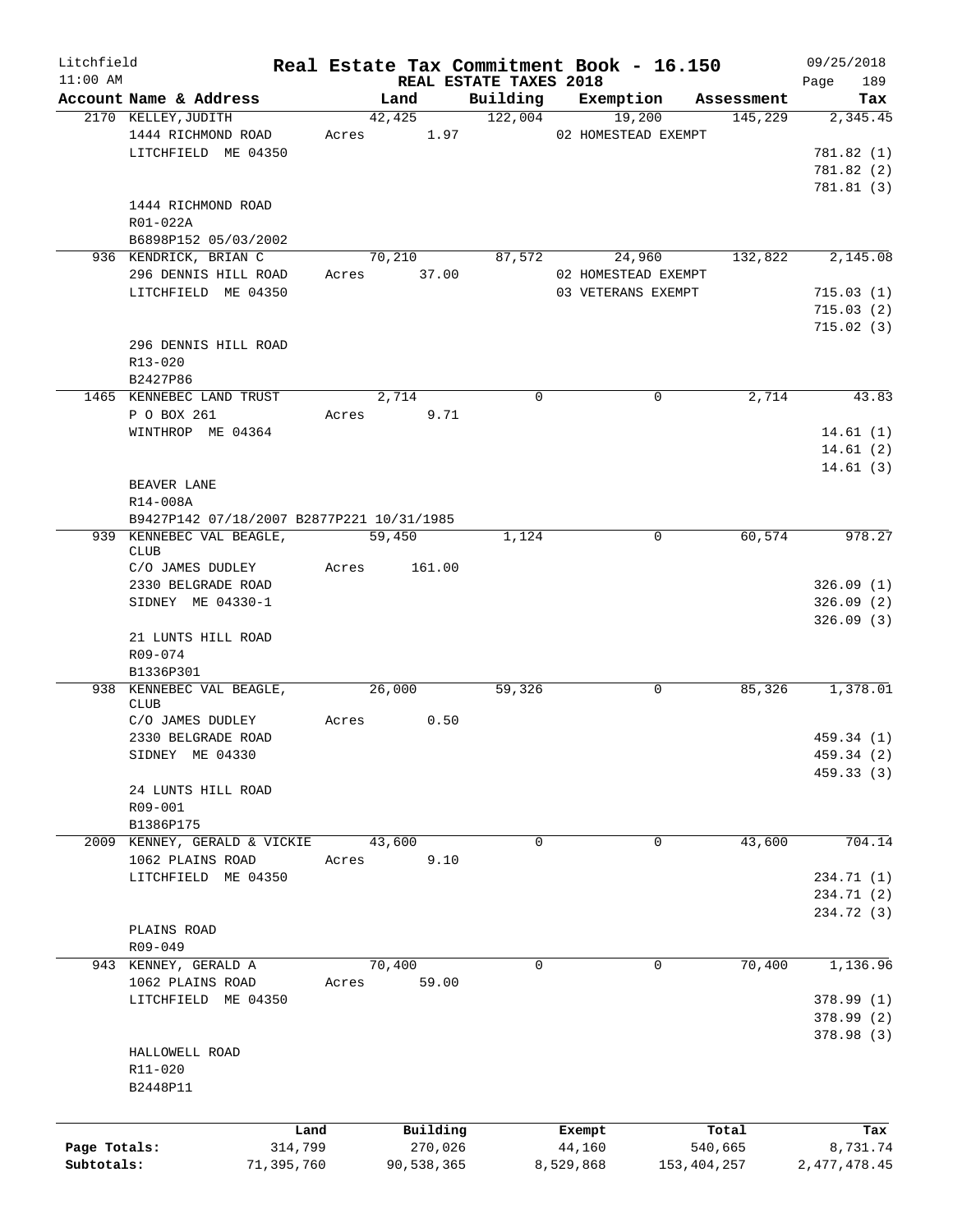Litchfield
11:00 AM

# Real Estate Tax Commitment Book - 16.150

REAL ESTATE TAXES 2018

09/25/2018

| Account Name & Address | Land | Building | Exemption | Assessment | Tax |
|---|---|---|---|---|---|
| 2170 KELLEY, JUDITH<br>1444 RICHMOND ROAD<br>LITCHFIELD ME 04350<br><br>1444 RICHMOND ROAD<br>R01-022A<br>B6898P152 05/03/2002 | 42,425<br>Acres 1.97 | 122,004 | 19,200<br>02 HOMESTEAD EXEMPT | 145,229 | 2,345.45<br>781.82 (1)<br>781.82 (2)<br>781.81 (3) |
| 936 KENDRICK, BRIAN C<br>296 DENNIS HILL ROAD<br>LITCHFIELD ME 04350<br><br>296 DENNIS HILL ROAD<br>R13-020<br>B2427P86 | 70,210<br>Acres 37.00 | 87,572 | 24,960<br>02 HOMESTEAD EXEMPT<br>03 VETERANS EXEMPT | 132,822 | 2,145.08<br>715.03 (1)<br>715.03 (2)<br>715.02 (3) |
| 1465 KENNEBEC LAND TRUST<br>P O BOX 261<br>WINTHROP ME 04364<br><br>BEAVER LANE<br>R14-008A<br>B9427P142 07/18/2007 B2877P221 10/31/1985 | 2,714<br>Acres 9.71 | 0 | 0 | 2,714 | 43.83<br>14.61 (1)<br>14.61 (2)<br>14.61 (3) |
| 939 KENNEBEC VAL BEAGLE, CLUB<br>C/O JAMES DUDLEY<br>2330 BELGRADE ROAD<br>SIDNEY ME 04330-1<br><br>21 LUNTS HILL ROAD<br>R09-074<br>B1336P301 | 59,450<br>Acres 161.00 | 1,124 | 0 | 60,574 | 978.27<br>326.09 (1)<br>326.09 (2)<br>326.09 (3) |
| 938 KENNEBEC VAL BEAGLE, CLUB<br>C/O JAMES DUDLEY<br>2330 BELGRADE ROAD<br>SIDNEY ME 04330<br><br>24 LUNTS HILL ROAD<br>R09-001<br>B1386P175 | 26,000<br>Acres 0.50 | 59,326 | 0 | 85,326 | 1,378.01<br>459.34 (1)<br>459.34 (2)<br>459.33 (3) |
| 2009 KENNEY, GERALD & VICKIE<br>1062 PLAINS ROAD<br>LITCHFIELD ME 04350<br><br>PLAINS ROAD<br>R09-049 | 43,600<br>Acres 9.10 | 0 | 0 | 43,600 | 704.14<br>234.71 (1)<br>234.71 (2)<br>234.72 (3) |
| 943 KENNEY, GERALD A<br>1062 PLAINS ROAD<br>LITCHFIELD ME 04350<br><br>HALLOWELL ROAD<br>R11-020<br>B2448P11 | 70,400<br>Acres 59.00 | 0 | 0 | 70,400 | 1,136.96<br>378.99 (1)<br>378.99 (2)<br>378.98 (3) |

| | Land | Building | Exempt | Total | Tax |
|---|---|---|---|---|---|
| Page Totals: | 314,799 | 270,026 | 44,160 | 540,665 | 8,731.74 |
| Subtotals: | 71,395,760 | 90,538,365 | 8,529,868 | 153,404,257 | 2,477,478.45 |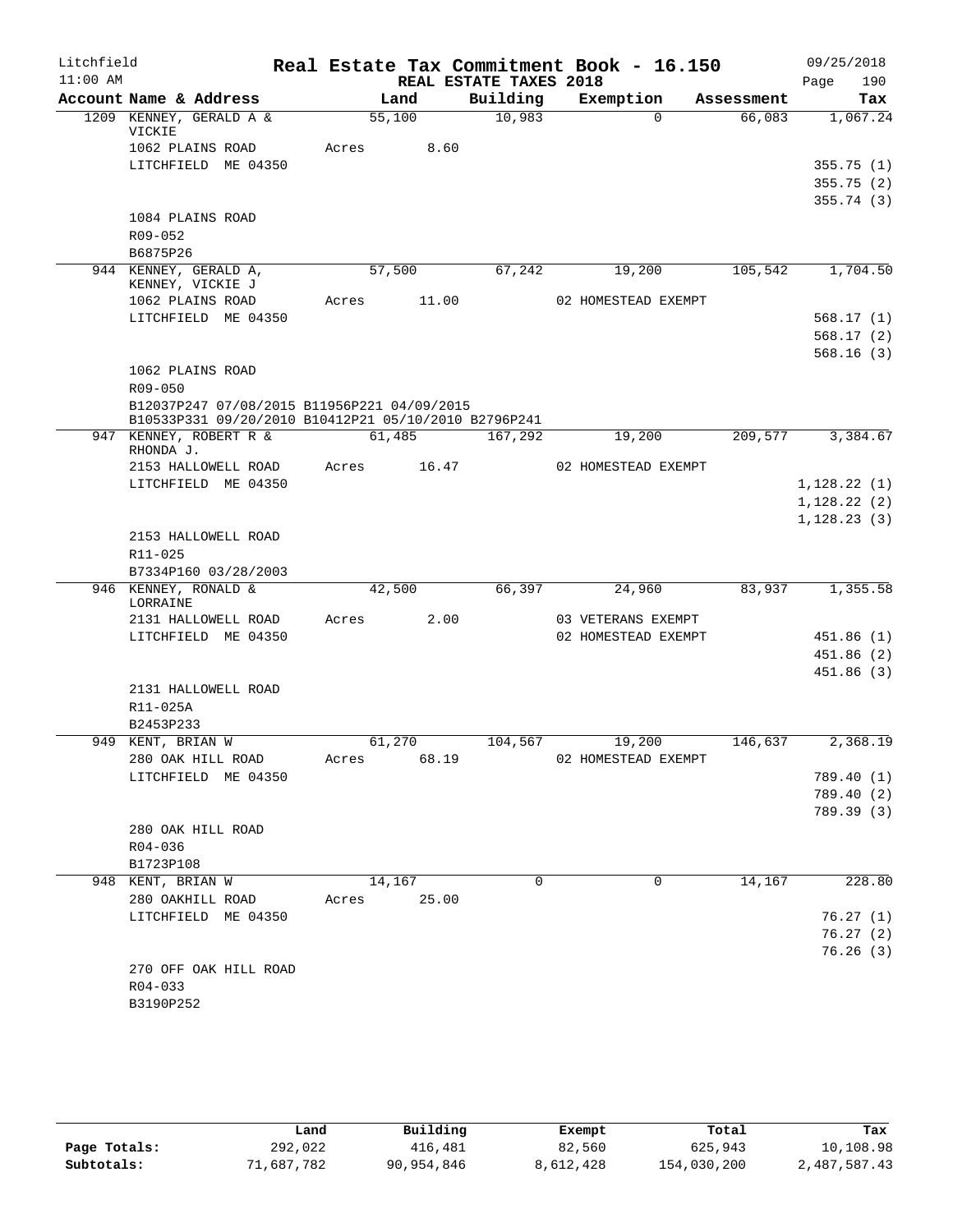Litchfield 11:00 AM

# Real Estate Tax Commitment Book - 16.150

## REAL ESTATE TAXES 2018

09/25/2018 Page 190

| Account Name & Address | Land | Building | Exemption | Assessment | Tax |
|---|---|---|---|---|---|
| 1209 KENNEY, GERALD A & VICKIE | 55,100 | 10,983 | 0 | 66,083 | 1,067.24 |
| 1062 PLAINS ROAD | Acres 8.60 | | | | |
| LITCHFIELD ME 04350 | | | | | 355.75 (1) |
| | | | | | 355.75 (2) |
| | | | | | 355.74 (3) |
| 1084 PLAINS ROAD | | | | | |
| R09-052 | | | | | |
| B6875P26 | | | | | |
| 944 KENNEY, GERALD A, KENNEY, VICKIE J | 57,500 | 67,242 | 19,200 | 105,542 | 1,704.50 |
| 1062 PLAINS ROAD | Acres 11.00 | | 02 HOMESTEAD EXEMPT | | |
| LITCHFIELD ME 04350 | | | | | 568.17 (1) |
| | | | | | 568.17 (2) |
| | | | | | 568.16 (3) |
| 1062 PLAINS ROAD | | | | | |
| R09-050 | | | | | |
| B12037P247 07/08/2015 B11956P221 04/09/2015 B10533P331 09/20/2010 B10412P21 05/10/2010 B2796P241 | | | | | |
| 947 KENNEY, ROBERT R & RHONDA J. | 61,485 | 167,292 | 19,200 | 209,577 | 3,384.67 |
| 2153 HALLOWELL ROAD | Acres 16.47 | | 02 HOMESTEAD EXEMPT | | |
| LITCHFIELD ME 04350 | | | | | 1,128.22 (1) |
| | | | | | 1,128.22 (2) |
| | | | | | 1,128.23 (3) |
| 2153 HALLOWELL ROAD | | | | | |
| R11-025 | | | | | |
| B7334P160 03/28/2003 | | | | | |
| 946 KENNEY, RONALD & LORRAINE | 42,500 | 66,397 | 24,960 | 83,937 | 1,355.58 |
| 2131 HALLOWELL ROAD | Acres 2.00 | | 03 VETERANS EXEMPT | | |
| LITCHFIELD ME 04350 | | | 02 HOMESTEAD EXEMPT | | 451.86 (1) |
| | | | | | 451.86 (2) |
| | | | | | 451.86 (3) |
| 2131 HALLOWELL ROAD | | | | | |
| R11-025A | | | | | |
| B2453P233 | | | | | |
| 949 KENT, BRIAN W | 61,270 | 104,567 | 19,200 | 146,637 | 2,368.19 |
| 280 OAK HILL ROAD | Acres 68.19 | | 02 HOMESTEAD EXEMPT | | |
| LITCHFIELD ME 04350 | | | | | 789.40 (1) |
| | | | | | 789.40 (2) |
| | | | | | 789.39 (3) |
| 280 OAK HILL ROAD | | | | | |
| R04-036 | | | | | |
| B1723P108 | | | | | |
| 948 KENT, BRIAN W | 14,167 | 0 | 0 | 14,167 | 228.80 |
| 280 OAKHILL ROAD | Acres 25.00 | | | | |
| LITCHFIELD ME 04350 | | | | | 76.27 (1) |
| | | | | | 76.27 (2) |
| | | | | | 76.26 (3) |
| 270 OFF OAK HILL ROAD | | | | | |
| R04-033 | | | | | |
| B3190P252 | | | | | |

| | Land | Building | Exempt | Total | Tax |
|---|---|---|---|---|---|
| Page Totals: | 292,022 | 416,481 | 82,560 | 625,943 | 10,108.98 |
| Subtotals: | 71,687,782 | 90,954,846 | 8,612,428 | 154,030,200 | 2,487,587.43 |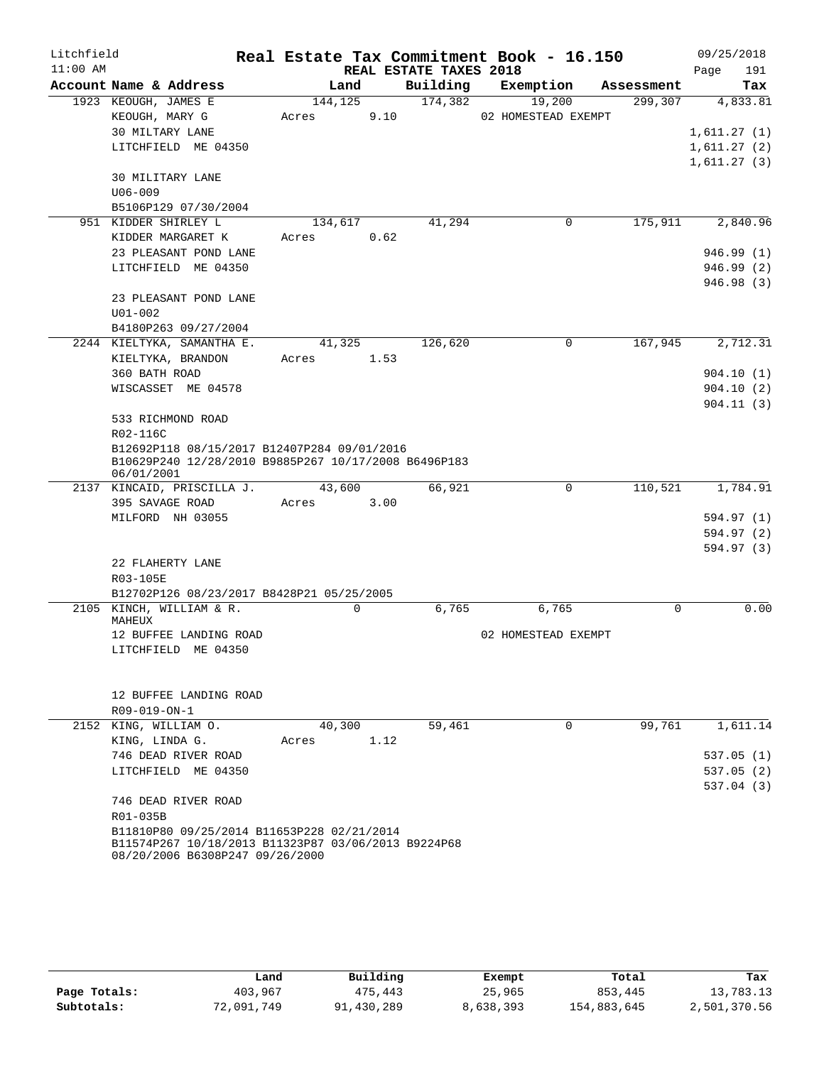Litchfield — Real Estate Tax Commitment Book - 16.150 — 09/25/2018

11:00 AM — REAL ESTATE TAXES 2018 — Page 191

| Account Name & Address | Land | Building | Exemption | Assessment | Tax |
|---|---|---|---|---|---|
| 1923 KEOUGH, JAMES E | 144,125 | 174,382 | 19,200 | 299,307 | 4,833.81 |
| KEOUGH, MARY G | Acres 9.10 | | 02 HOMESTEAD EXEMPT | | |
| 30 MILTARY LANE | | | | | 1,611.27 (1) |
| LITCHFIELD ME 04350 | | | | | 1,611.27 (2) |
| | | | | | 1,611.27 (3) |
| 30 MILITARY LANE | | | | | |
| U06-009 | | | | | |
| B5106P129 07/30/2004 | | | | | |
| 951 KIDDER SHIRLEY L | 134,617 | 41,294 | 0 | 175,911 | 2,840.96 |
| KIDDER MARGARET K | Acres 0.62 | | | | |
| 23 PLEASANT POND LANE | | | | | 946.99 (1) |
| LITCHFIELD ME 04350 | | | | | 946.99 (2) |
| | | | | | 946.98 (3) |
| 23 PLEASANT POND LANE | | | | | |
| U01-002 | | | | | |
| B4180P263 09/27/2004 | | | | | |
| 2244 KIELTYKA, SAMANTHA E. | 41,325 | 126,620 | 0 | 167,945 | 2,712.31 |
| KIELTYKA, BRANDON | Acres 1.53 | | | | |
| 360 BATH ROAD | | | | | 904.10 (1) |
| WISCASSET ME 04578 | | | | | 904.10 (2) |
| | | | | | 904.11 (3) |
| 533 RICHMOND ROAD | | | | | |
| R02-116C | | | | | |
| B12692P118 08/15/2017 B12407P284 09/01/2016 B10629P240 12/28/2010 B9885P267 10/17/2008 B6496P183 06/01/2001 | | | | | |
| 2137 KINCAID, PRISCILLA J. | 43,600 | 66,921 | 0 | 110,521 | 1,784.91 |
| 395 SAVAGE ROAD | Acres 3.00 | | | | |
| MILFORD NH 03055 | | | | | 594.97 (1) |
| | | | | | 594.97 (2) |
| | | | | | 594.97 (3) |
| 22 FLAHERTY LANE | | | | | |
| R03-105E | | | | | |
| B12702P126 08/23/2017 B8428P21 05/25/2005 | | | | | |
| 2105 KINCH, WILLIAM & R. MAHEUX | 0 | 6,765 | 6,765 | 0 | 0.00 |
| 12 BUFFEE LANDING ROAD | | | 02 HOMESTEAD EXEMPT | | |
| LITCHFIELD ME 04350 | | | | | |
| 12 BUFFEE LANDING ROAD | | | | | |
| R09-019-ON-1 | | | | | |
| 2152 KING, WILLIAM O. | 40,300 | 59,461 | 0 | 99,761 | 1,611.14 |
| KING, LINDA G. | Acres 1.12 | | | | |
| 746 DEAD RIVER ROAD | | | | | 537.05 (1) |
| LITCHFIELD ME 04350 | | | | | 537.05 (2) |
| | | | | | 537.04 (3) |
| 746 DEAD RIVER ROAD | | | | | |
| R01-035B | | | | | |
| B11810P80 09/25/2014 B11653P228 02/21/2014 B11574P267 10/18/2013 B11323P87 03/06/2013 B9224P68 08/20/2006 B6308P247 09/26/2000 | | | | | |

| | Land | Building | Exempt | Total | Tax |
|---|---|---|---|---|---|
| Page Totals: | 403,967 | 475,443 | 25,965 | 853,445 | 13,783.13 |
| Subtotals: | 72,091,749 | 91,430,289 | 8,638,393 | 154,883,645 | 2,501,370.56 |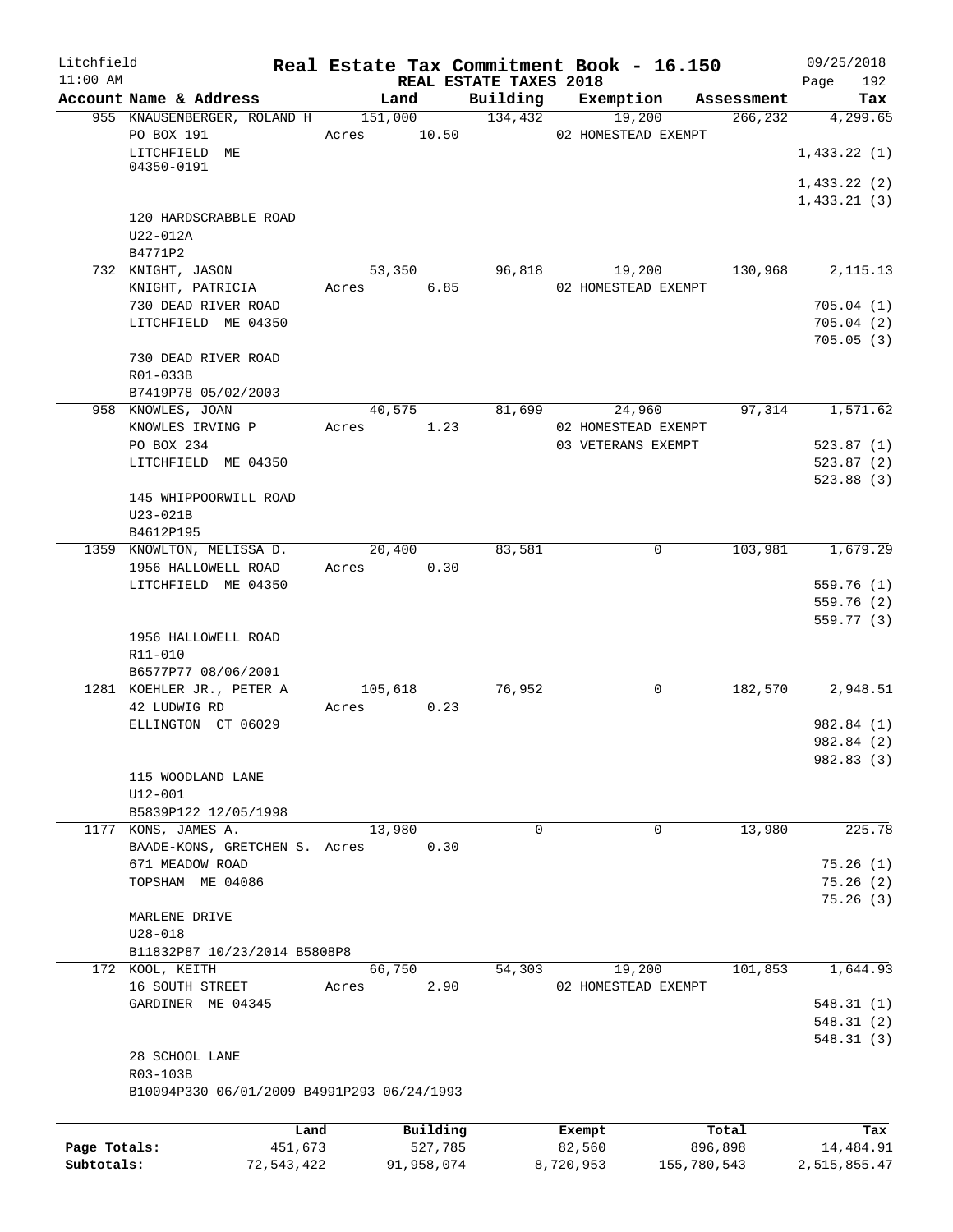Litchfield Real Estate Tax Commitment Book - 16.150 09/25/2018

11:00 AM REAL ESTATE TAXES 2018

| Account Name & Address | Land | Building | Exemption | Assessment | Tax |
|---|---|---|---|---|---|
| 955 KNAUSENBERGER, ROLAND H | 151,000 | 134,432 | 19,200 | 266,232 | 4,299.65 |
| PO BOX 191 | Acres 10.50 | | 02 HOMESTEAD EXEMPT | | |
| LITCHFIELD ME 04350-0191 | | | | | 1,433.22 (1) |
| | | | | | 1,433.22 (2) |
| | | | | | 1,433.21 (3) |
| 120 HARDSCRABBLE ROAD | | | | | |
| U22-012A | | | | | |
| B4771P2 | | | | | |
| 732 KNIGHT, JASON | 53,350 | 96,818 | 19,200 | 130,968 | 2,115.13 |
| KNIGHT, PATRICIA | Acres 6.85 | | 02 HOMESTEAD EXEMPT | | |
| 730 DEAD RIVER ROAD | | | | | 705.04 (1) |
| LITCHFIELD ME 04350 | | | | | 705.04 (2) |
| | | | | | 705.05 (3) |
| 730 DEAD RIVER ROAD | | | | | |
| R01-033B | | | | | |
| B7419P78 05/02/2003 | | | | | |
| 958 KNOWLES, JOAN | 40,575 | 81,699 | 24,960 | 97,314 | 1,571.62 |
| KNOWLES IRVING P | Acres 1.23 | | 02 HOMESTEAD EXEMPT | | |
| PO BOX 234 | | | 03 VETERANS EXEMPT | | 523.87 (1) |
| LITCHFIELD ME 04350 | | | | | 523.87 (2) |
| | | | | | 523.88 (3) |
| 145 WHIPPOORWILL ROAD | | | | | |
| U23-021B | | | | | |
| B4612P195 | | | | | |
| 1359 KNOWLTON, MELISSA D. | 20,400 | 83,581 | 0 | 103,981 | 1,679.29 |
| 1956 HALLOWELL ROAD | Acres 0.30 | | | | |
| LITCHFIELD ME 04350 | | | | | 559.76 (1) |
| | | | | | 559.76 (2) |
| | | | | | 559.77 (3) |
| 1956 HALLOWELL ROAD | | | | | |
| R11-010 | | | | | |
| B6577P77 08/06/2001 | | | | | |
| 1281 KOEHLER JR., PETER A | 105,618 | 76,952 | 0 | 182,570 | 2,948.51 |
| 42 LUDWIG RD | Acres 0.23 | | | | |
| ELLINGTON CT 06029 | | | | | 982.84 (1) |
| | | | | | 982.84 (2) |
| | | | | | 982.83 (3) |
| 115 WOODLAND LANE | | | | | |
| U12-001 | | | | | |
| B5839P122 12/05/1998 | | | | | |
| 1177 KONS, JAMES A. | 13,980 | 0 | 0 | 13,980 | 225.78 |
| BAADE-KONS, GRETCHEN S. | Acres 0.30 | | | | |
| 671 MEADOW ROAD | | | | | 75.26 (1) |
| TOPSHAM ME 04086 | | | | | 75.26 (2) |
| | | | | | 75.26 (3) |
| MARLENE DRIVE | | | | | |
| U28-018 | | | | | |
| B11832P87 10/23/2014 B5808P8 | | | | | |
| 172 KOOL, KEITH | 66,750 | 54,303 | 19,200 | 101,853 | 1,644.93 |
| 16 SOUTH STREET | Acres 2.90 | | 02 HOMESTEAD EXEMPT | | |
| GARDINER ME 04345 | | | | | 548.31 (1) |
| | | | | | 548.31 (2) |
| | | | | | 548.31 (3) |
| 28 SCHOOL LANE | | | | | |
| R03-103B | | | | | |
| B10094P330 06/01/2009 B4991P293 06/24/1993 | | | | | |

| | Land | Building | Exempt | Total | Tax |
|---|---|---|---|---|---|
| Page Totals: | 451,673 | 527,785 | 82,560 | 896,898 | 14,484.91 |
| Subtotals: | 72,543,422 | 91,958,074 | 8,720,953 | 155,780,543 | 2,515,855.47 |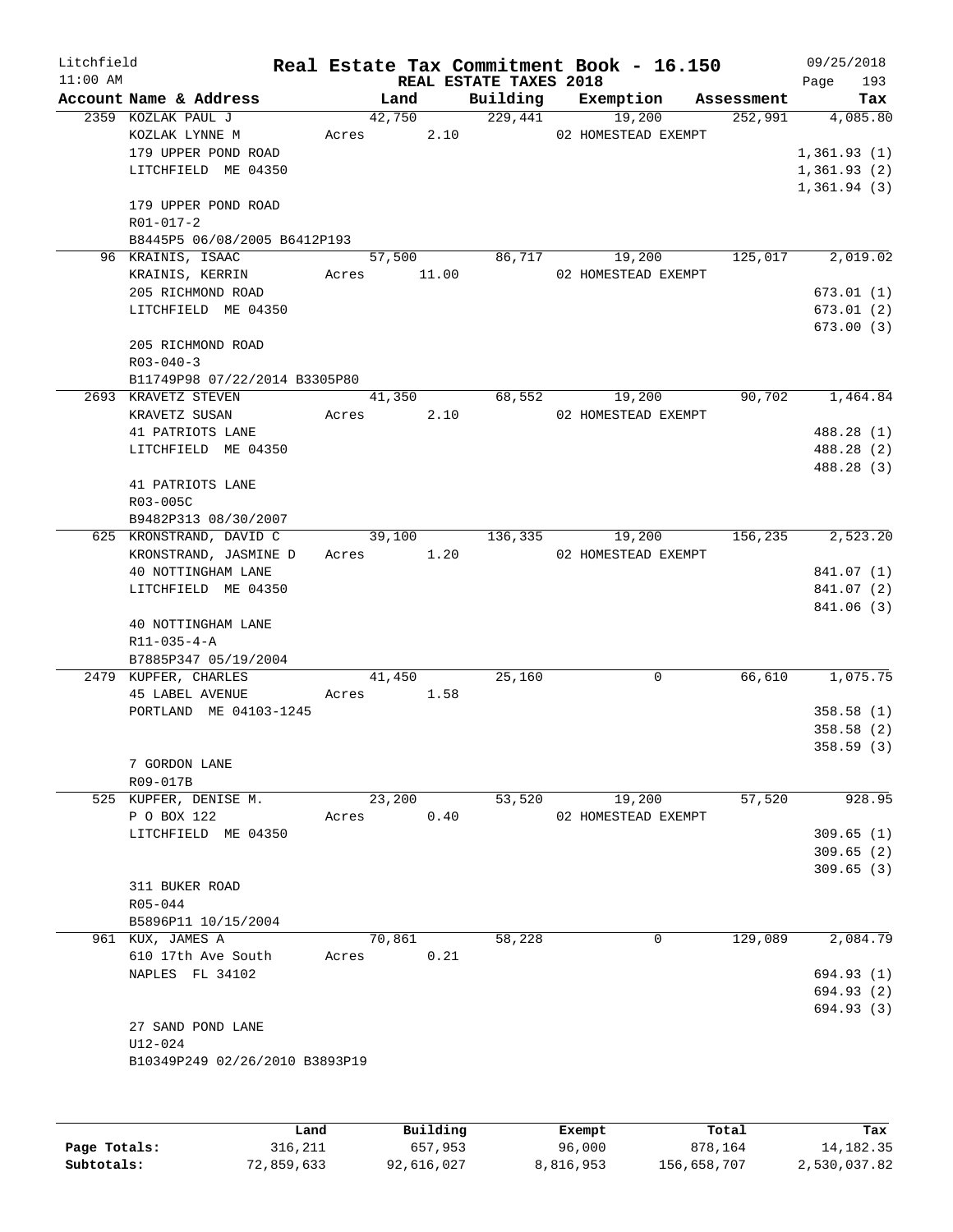# Real Estate Tax Commitment Book - 16.150

Litchfield 11:00 AM — REAL ESTATE TAXES 2018 — 09/25/2018

| Account Name & Address | Land | Building | Exemption | Assessment | Tax |
|---|---|---|---|---|---|
| 2359 KOZLAK PAUL J | 42,750 | 229,441 | 19,200 | 252,991 | 4,085.80 |
| KOZLAK LYNNE M | Acres 2.10 | | 02 HOMESTEAD EXEMPT | | |
| 179 UPPER POND ROAD | | | | | 1,361.93 (1) |
| LITCHFIELD ME 04350 | | | | | 1,361.93 (2) |
| | | | | | 1,361.94 (3) |
| 179 UPPER POND ROAD | | | | | |
| R01-017-2 | | | | | |
| B8445P5 06/08/2005 B6412P193 | | | | | |
| 96 KRAINIS, ISAAC | 57,500 | 86,717 | 19,200 | 125,017 | 2,019.02 |
| KRAINIS, KERRIN | Acres 11.00 | | 02 HOMESTEAD EXEMPT | | |
| 205 RICHMOND ROAD | | | | | 673.01 (1) |
| LITCHFIELD ME 04350 | | | | | 673.01 (2) |
| | | | | | 673.00 (3) |
| 205 RICHMOND ROAD | | | | | |
| R03-040-3 | | | | | |
| B11749P98 07/22/2014 B3305P80 | | | | | |
| 2693 KRAVETZ STEVEN | 41,350 | 68,552 | 19,200 | 90,702 | 1,464.84 |
| KRAVETZ SUSAN | Acres 2.10 | | 02 HOMESTEAD EXEMPT | | |
| 41 PATRIOTS LANE | | | | | 488.28 (1) |
| LITCHFIELD ME 04350 | | | | | 488.28 (2) |
| | | | | | 488.28 (3) |
| 41 PATRIOTS LANE | | | | | |
| R03-005C | | | | | |
| B9482P313 08/30/2007 | | | | | |
| 625 KRONSTRAND, DAVID C | 39,100 | 136,335 | 19,200 | 156,235 | 2,523.20 |
| KRONSTRAND, JASMINE D | Acres 1.20 | | 02 HOMESTEAD EXEMPT | | |
| 40 NOTTINGHAM LANE | | | | | 841.07 (1) |
| LITCHFIELD ME 04350 | | | | | 841.07 (2) |
| | | | | | 841.06 (3) |
| 40 NOTTINGHAM LANE | | | | | |
| R11-035-4-A | | | | | |
| B7885P347 05/19/2004 | | | | | |
| 2479 KUPFER, CHARLES | 41,450 | 25,160 | 0 | 66,610 | 1,075.75 |
| 45 LABEL AVENUE | Acres 1.58 | | | | |
| PORTLAND ME 04103-1245 | | | | | 358.58 (1) |
| | | | | | 358.58 (2) |
| | | | | | 358.59 (3) |
| 7 GORDON LANE | | | | | |
| R09-017B | | | | | |
| 525 KUPFER, DENISE M. | 23,200 | 53,520 | 19,200 | 57,520 | 928.95 |
| P O BOX 122 | Acres 0.40 | | 02 HOMESTEAD EXEMPT | | |
| LITCHFIELD ME 04350 | | | | | 309.65 (1) |
| | | | | | 309.65 (2) |
| | | | | | 309.65 (3) |
| 311 BUKER ROAD | | | | | |
| R05-044 | | | | | |
| B5896P11 10/15/2004 | | | | | |
| 961 KUX, JAMES A | 70,861 | 58,228 | 0 | 129,089 | 2,084.79 |
| 610 17th Ave South | Acres 0.21 | | | | |
| NAPLES FL 34102 | | | | | 694.93 (1) |
| | | | | | 694.93 (2) |
| | | | | | 694.93 (3) |
| 27 SAND POND LANE | | | | | |
| U12-024 | | | | | |
| B10349P249 02/26/2010 B3893P19 | | | | | |

| | Land | Building | Exempt | Total | Tax |
|---|---|---|---|---|---|
| Page Totals: | 316,211 | 657,953 | 96,000 | 878,164 | 14,182.35 |
| Subtotals: | 72,859,633 | 92,616,027 | 8,816,953 | 156,658,707 | 2,530,037.82 |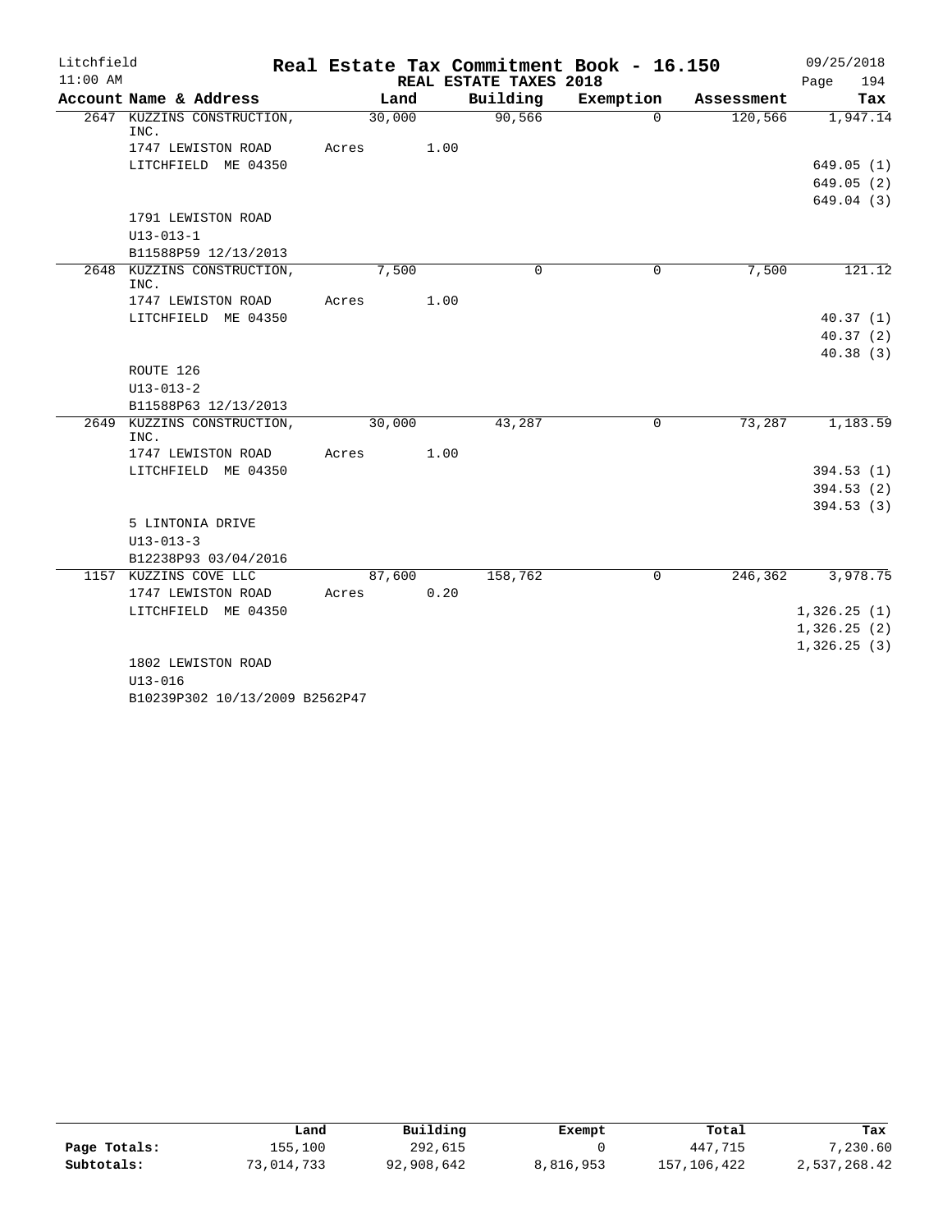Litchfield
11:00 AM

**Real Estate Tax Commitment Book - 16.150**
**REAL ESTATE TAXES 2018**

09/25/2018

| Account Name & Address | Land | Building | Exemption | Assessment | Tax |
|---|---|---|---|---|---|
| 2647 KUZZINS CONSTRUCTION, INC. | 30,000 | 90,566 | 0 | 120,566 | 1,947.14 |
| 1747 LEWISTON ROAD | Acres 1.00 | | | | |
| LITCHFIELD ME 04350 | | | | | 649.05 (1) |
| | | | | | 649.05 (2) |
| | | | | | 649.04 (3) |
| 1791 LEWISTON ROAD | | | | | |
| U13-013-1 | | | | | |
| B11588P59 12/13/2013 | | | | | |
| 2648 KUZZINS CONSTRUCTION, INC. | 7,500 | 0 | 0 | 7,500 | 121.12 |
| 1747 LEWISTON ROAD | Acres 1.00 | | | | |
| LITCHFIELD ME 04350 | | | | | 40.37 (1) |
| | | | | | 40.37 (2) |
| | | | | | 40.38 (3) |
| ROUTE 126 | | | | | |
| U13-013-2 | | | | | |
| B11588P63 12/13/2013 | | | | | |
| 2649 KUZZINS CONSTRUCTION, INC. | 30,000 | 43,287 | 0 | 73,287 | 1,183.59 |
| 1747 LEWISTON ROAD | Acres 1.00 | | | | |
| LITCHFIELD ME 04350 | | | | | 394.53 (1) |
| | | | | | 394.53 (2) |
| | | | | | 394.53 (3) |
| 5 LINTONIA DRIVE | | | | | |
| U13-013-3 | | | | | |
| B12238P93 03/04/2016 | | | | | |
| 1157 KUZZINS COVE LLC | 87,600 | 158,762 | 0 | 246,362 | 3,978.75 |
| 1747 LEWISTON ROAD | Acres 0.20 | | | | |
| LITCHFIELD ME 04350 | | | | | 1,326.25 (1) |
| | | | | | 1,326.25 (2) |
| | | | | | 1,326.25 (3) |
| 1802 LEWISTON ROAD | | | | | |
| U13-016 | | | | | |
| B10239P302 10/13/2009 B2562P47 | | | | | |

| | Land | Building | Exempt | Total | Tax |
|---|---|---|---|---|---|
| **Page Totals:** | 155,100 | 292,615 | 0 | 447,715 | 7,230.60 |
| **Subtotals:** | 73,014,733 | 92,908,642 | 8,816,953 | 157,106,422 | 2,537,268.42 |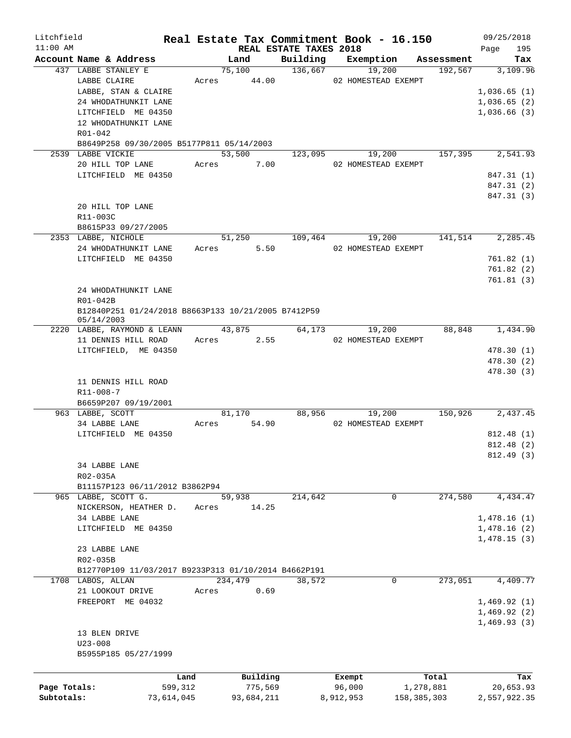Litchfield
11:00 AM

# Real Estate Tax Commitment Book - 16.150

REAL ESTATE TAXES 2018

09/25/2018

| Account Name & Address | Land | Building | Exemption | Assessment | Tax |
|---|---|---|---|---|---|
| 437 LABBE STANLEY E | 75,100 | 136,667 | 19,200 | 192,567 | 3,109.96 |
| LABBE CLAIRE | Acres 44.00 | | 02 HOMESTEAD EXEMPT | | |
| LABBE, STAN & CLAIRE | | | | | 1,036.65 (1) |
| 24 WHODATHUNKIT LANE | | | | | 1,036.65 (2) |
| LITCHFIELD ME 04350 | | | | | 1,036.66 (3) |
| 12 WHODATHUNKIT LANE | | | | | |
| R01-042 | | | | | |
| B8649P258 09/30/2005 B5177P811 05/14/2003 | | | | | |
| 2539 LABBE VICKIE | 53,500 | 123,095 | 19,200 | 157,395 | 2,541.93 |
| 20 HILL TOP LANE | Acres 7.00 | | 02 HOMESTEAD EXEMPT | | |
| LITCHFIELD ME 04350 | | | | | 847.31 (1) |
| | | | | | 847.31 (2) |
| | | | | | 847.31 (3) |
| 20 HILL TOP LANE | | | | | |
| R11-003C | | | | | |
| B8615P33 09/27/2005 | | | | | |
| 2353 LABBE, NICHOLE | 51,250 | 109,464 | 19,200 | 141,514 | 2,285.45 |
| 24 WHODATHUNKIT LANE | Acres 5.50 | | 02 HOMESTEAD EXEMPT | | |
| LITCHFIELD ME 04350 | | | | | 761.82 (1) |
| | | | | | 761.82 (2) |
| | | | | | 761.81 (3) |
| 24 WHODATHUNKIT LANE | | | | | |
| R01-042B | | | | | |
| B12840P251 01/24/2018 B8663P133 10/21/2005 B7412P59 05/14/2003 | | | | | |
| 2220 LABBE, RAYMOND & LEANN | 43,875 | 64,173 | 19,200 | 88,848 | 1,434.90 |
| 11 DENNIS HILL ROAD | Acres 2.55 | | 02 HOMESTEAD EXEMPT | | |
| LITCHFIELD, ME 04350 | | | | | 478.30 (1) |
| | | | | | 478.30 (2) |
| | | | | | 478.30 (3) |
| 11 DENNIS HILL ROAD | | | | | |
| R11-008-7 | | | | | |
| B6659P207 09/19/2001 | | | | | |
| 963 LABBE, SCOTT | 81,170 | 88,956 | 19,200 | 150,926 | 2,437.45 |
| 34 LABBE LANE | Acres 54.90 | | 02 HOMESTEAD EXEMPT | | |
| LITCHFIELD ME 04350 | | | | | 812.48 (1) |
| | | | | | 812.48 (2) |
| | | | | | 812.49 (3) |
| 34 LABBE LANE | | | | | |
| R02-035A | | | | | |
| B11157P123 06/11/2012 B3862P94 | | | | | |
| 965 LABBE, SCOTT G. | 59,938 | 214,642 | 0 | 274,580 | 4,434.47 |
| NICKERSON, HEATHER D. | Acres 14.25 | | | | |
| 34 LABBE LANE | | | | | 1,478.16 (1) |
| LITCHFIELD ME 04350 | | | | | 1,478.16 (2) |
| | | | | | 1,478.15 (3) |
| 23 LABBE LANE | | | | | |
| R02-035B | | | | | |
| B12770P109 11/03/2017 B9233P313 01/10/2014 B4662P191 | | | | | |
| 1708 LABOS, ALLAN | 234,479 | 38,572 | 0 | 273,051 | 4,409.77 |
| 21 LOOKOUT DRIVE | Acres 0.69 | | | | |
| FREEPORT ME 04032 | | | | | 1,469.92 (1) |
| | | | | | 1,469.92 (2) |
| | | | | | 1,469.93 (3) |
| 13 BLEN DRIVE | | | | | |
| U23-008 | | | | | |
| B5955P185 05/27/1999 | | | | | |

| | Land | Building | Exempt | Total | Tax |
|---|---|---|---|---|---|
| Page Totals: | 599,312 | 775,569 | 96,000 | 1,278,881 | 20,653.93 |
| Subtotals: | 73,614,045 | 93,684,211 | 8,912,953 | 158,385,303 | 2,557,922.35 |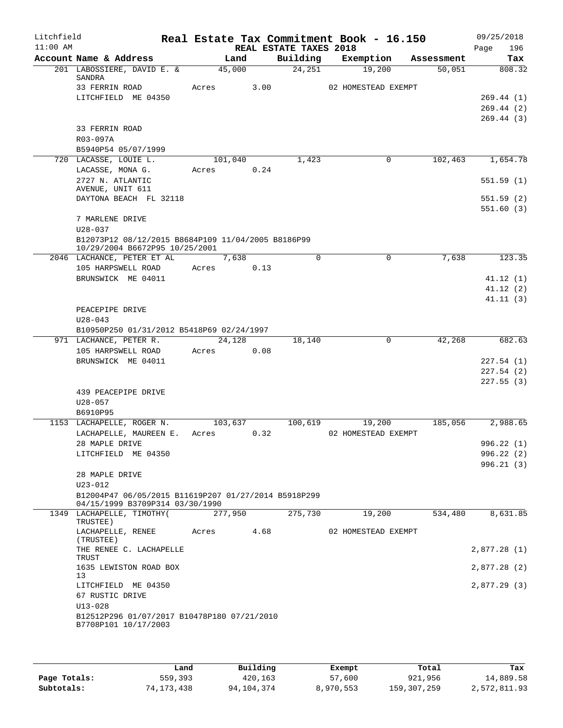Litchfield
11:00 AM

# Real Estate Tax Commitment Book - 16.150

REAL ESTATE TAXES 2018

09/25/2018

| Account Name & Address | Land | Building | Exemption | Assessment | Tax |
|---|---|---|---|---|---|
| 201 LABOSSIERE, DAVID E. & SANDRA | 45,000 | 24,251 | 19,200 | 50,051 | 808.32 |
| 33 FERRIN ROAD | Acres 3.00 | | 02 HOMESTEAD EXEMPT | | |
| LITCHFIELD ME 04350 | | | | | 269.44 (1) |
| | | | | | 269.44 (2) |
| | | | | | 269.44 (3) |
| 33 FERRIN ROAD | | | | | |
| R03-097A | | | | | |
| B5940P54 05/07/1999 | | | | | |
| 720 LACASSE, LOUIE L. | 101,040 | 1,423 | 0 | 102,463 | 1,654.78 |
| LACASSE, MONA G. | Acres 0.24 | | | | |
| 2727 N. ATLANTIC AVENUE, UNIT 611 | | | | | 551.59 (1) |
| DAYTONA BEACH FL 32118 | | | | | 551.59 (2) |
| | | | | | 551.60 (3) |
| 7 MARLENE DRIVE | | | | | |
| U28-037 | | | | | |
| B12073P12 08/12/2015 B8684P109 11/04/2005 B8186P99 10/29/2004 B6672P95 10/25/2001 | | | | | |
| 2046 LACHANCE, PETER ET AL | 7,638 | 0 | 0 | 7,638 | 123.35 |
| 105 HARPSWELL ROAD | Acres 0.13 | | | | |
| BRUNSWICK ME 04011 | | | | | 41.12 (1) |
| | | | | | 41.12 (2) |
| | | | | | 41.11 (3) |
| PEACEPIPE DRIVE | | | | | |
| U28-043 | | | | | |
| B10950P250 01/31/2012 B5418P69 02/24/1997 | | | | | |
| 971 LACHANCE, PETER R. | 24,128 | 18,140 | 0 | 42,268 | 682.63 |
| 105 HARPSWELL ROAD | Acres 0.08 | | | | |
| BRUNSWICK ME 04011 | | | | | 227.54 (1) |
| | | | | | 227.54 (2) |
| | | | | | 227.55 (3) |
| 439 PEACEPIPE DRIVE | | | | | |
| U28-057 | | | | | |
| B6910P95 | | | | | |
| 1153 LACHAPELLE, ROGER N. | 103,637 | 100,619 | 19,200 | 185,056 | 2,988.65 |
| LACHAPELLE, MAUREEN E. | Acres 0.32 | | 02 HOMESTEAD EXEMPT | | |
| 28 MAPLE DRIVE | | | | | 996.22 (1) |
| LITCHFIELD ME 04350 | | | | | 996.22 (2) |
| | | | | | 996.21 (3) |
| 28 MAPLE DRIVE | | | | | |
| U23-012 | | | | | |
| B12004P47 06/05/2015 B11619P207 01/27/2014 B5918P299 04/15/1999 B3709P314 03/30/1990 | | | | | |
| 1349 LACHAPELLE, TIMOTHY( TRUSTEE) | 277,950 | 275,730 | 19,200 | 534,480 | 8,631.85 |
| LACHAPELLE, RENEE (TRUSTEE) | Acres 4.68 | | 02 HOMESTEAD EXEMPT | | |
| THE RENEE C. LACHAPELLE TRUST | | | | | 2,877.28 (1) |
| 1635 LEWISTON ROAD BOX 13 | | | | | 2,877.28 (2) |
| LITCHFIELD ME 04350 | | | | | 2,877.29 (3) |
| 67 RUSTIC DRIVE | | | | | |
| U13-028 | | | | | |
| B12512P296 01/07/2017 B10478P180 07/21/2010 B7708P101 10/17/2003 | | | | | |

| | Land | Building | Exempt | Total | Tax |
|---|---|---|---|---|---|
| Page Totals: | 559,393 | 420,163 | 57,600 | 921,956 | 14,889.58 |
| Subtotals: | 74,173,438 | 94,104,374 | 8,970,553 | 159,307,259 | 2,572,811.93 |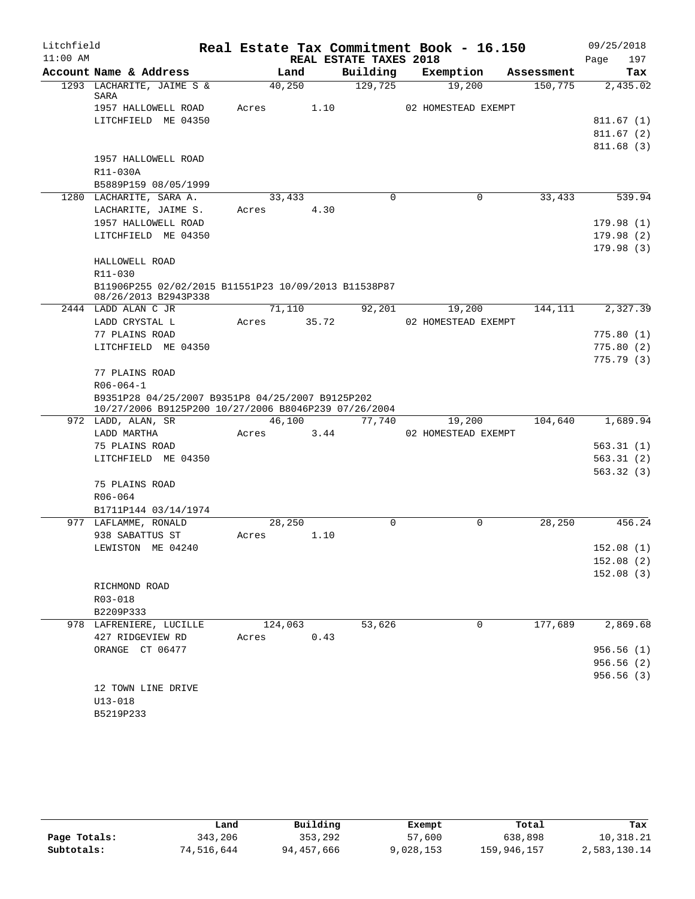Litchfield
11:00 AM

# Real Estate Tax Commitment Book - 16.150

REAL ESTATE TAXES 2018

09/25/2018

| Account Name & Address | Land | Building | Exemption | Assessment | Tax |
|---|---|---|---|---|---|
| 1293 LACHARITE, JAIME S & SARA | 40,250 | 129,725 | 19,200 | 150,775 | 2,435.02 |
| 1957 HALLOWELL ROAD | Acres 1.10 | | 02 HOMESTEAD EXEMPT | | |
| LITCHFIELD ME 04350 | | | | | 811.67 (1) |
| | | | | | 811.67 (2) |
| | | | | | 811.68 (3) |
| 1957 HALLOWELL ROAD | | | | | |
| R11-030A | | | | | |
| B5889P159 08/05/1999 | | | | | |
| 1280 LACHARITE, SARA A. | 33,433 | 0 | 0 | 33,433 | 539.94 |
| LACHARITE, JAIME S. | Acres 4.30 | | | | |
| 1957 HALLOWELL ROAD | | | | | 179.98 (1) |
| LITCHFIELD ME 04350 | | | | | 179.98 (2) |
| | | | | | 179.98 (3) |
| HALLOWELL ROAD | | | | | |
| R11-030 | | | | | |
| B11906P255 02/02/2015 B11551P23 10/09/2013 B11538P87 08/26/2013 B2943P338 | | | | | |
| 2444 LADD ALAN C JR | 71,110 | 92,201 | 19,200 | 144,111 | 2,327.39 |
| LADD CRYSTAL L | Acres 35.72 | | 02 HOMESTEAD EXEMPT | | |
| 77 PLAINS ROAD | | | | | 775.80 (1) |
| LITCHFIELD ME 04350 | | | | | 775.80 (2) |
| | | | | | 775.79 (3) |
| 77 PLAINS ROAD | | | | | |
| R06-064-1 | | | | | |
| B9351P28 04/25/2007 B9351P8 04/25/2007 B9125P202 10/27/2006 B9125P200 10/27/2006 B8046P239 07/26/2004 | | | | | |
| 972 LADD, ALAN, SR | 46,100 | 77,740 | 19,200 | 104,640 | 1,689.94 |
| LADD MARTHA | Acres 3.44 | | 02 HOMESTEAD EXEMPT | | |
| 75 PLAINS ROAD | | | | | 563.31 (1) |
| LITCHFIELD ME 04350 | | | | | 563.31 (2) |
| | | | | | 563.32 (3) |
| 75 PLAINS ROAD | | | | | |
| R06-064 | | | | | |
| B1711P144 03/14/1974 | | | | | |
| 977 LAFLAMME, RONALD | 28,250 | 0 | 0 | 28,250 | 456.24 |
| 938 SABATTUS ST | Acres 1.10 | | | | |
| LEWISTON ME 04240 | | | | | 152.08 (1) |
| | | | | | 152.08 (2) |
| | | | | | 152.08 (3) |
| RICHMOND ROAD | | | | | |
| R03-018 | | | | | |
| B2209P333 | | | | | |
| 978 LAFRENIERE, LUCILLE | 124,063 | 53,626 | 0 | 177,689 | 2,869.68 |
| 427 RIDGEVIEW RD | Acres 0.43 | | | | |
| ORANGE CT 06477 | | | | | 956.56 (1) |
| | | | | | 956.56 (2) |
| | | | | | 956.56 (3) |
| 12 TOWN LINE DRIVE | | | | | |
| U13-018 | | | | | |
| B5219P233 | | | | | |

| | Land | Building | Exempt | Total | Tax |
|---|---|---|---|---|---|
| Page Totals: | 343,206 | 353,292 | 57,600 | 638,898 | 10,318.21 |
| Subtotals: | 74,516,644 | 94,457,666 | 9,028,153 | 159,946,157 | 2,583,130.14 |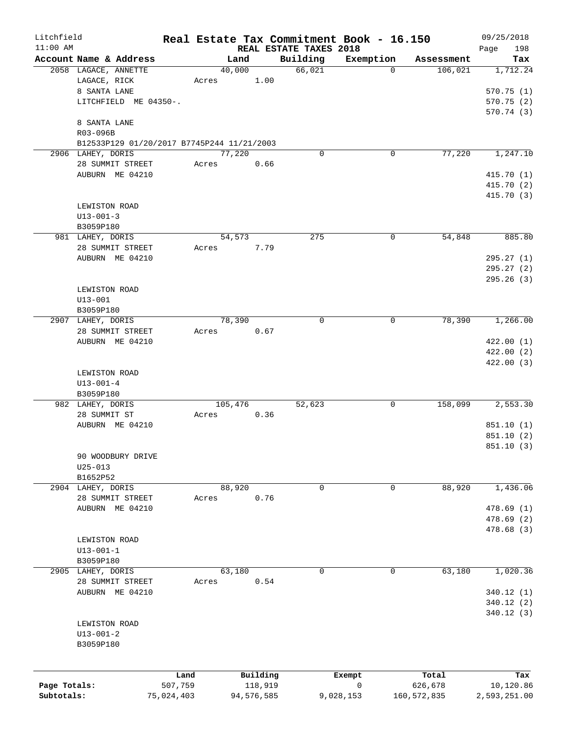Litchfield
11:00 AM

# Real Estate Tax Commitment Book - 16.150

REAL ESTATE TAXES 2018

09/25/2018
Page 198

| Account Name & Address | Land | Building | Exemption | Assessment | Tax |
|---|---|---|---|---|---|
| 2058 LAGACE, ANNETTE | 40,000 | 66,021 | 0 | 106,021 | 1,712.24 |
| LAGACE, RICK | Acres 1.00 | | | | |
| 8 SANTA LANE | | | | | 570.75 (1) |
| LITCHFIELD ME 04350-. | | | | | 570.75 (2) |
| | | | | | 570.74 (3) |
| 8 SANTA LANE | | | | | |
| R03-096B | | | | | |
| B12533P129 01/20/2017 B7745P244 11/21/2003 | | | | | |
| 2906 LAHEY, DORIS | 77,220 | 0 | 0 | 77,220 | 1,247.10 |
| 28 SUMMIT STREET | Acres 0.66 | | | | |
| AUBURN ME 04210 | | | | | 415.70 (1) |
| | | | | | 415.70 (2) |
| | | | | | 415.70 (3) |
| LEWISTON ROAD | | | | | |
| U13-001-3 | | | | | |
| B3059P180 | | | | | |
| 981 LAHEY, DORIS | 54,573 | 275 | 0 | 54,848 | 885.80 |
| 28 SUMMIT STREET | Acres 7.79 | | | | |
| AUBURN ME 04210 | | | | | 295.27 (1) |
| | | | | | 295.27 (2) |
| | | | | | 295.26 (3) |
| LEWISTON ROAD | | | | | |
| U13-001 | | | | | |
| B3059P180 | | | | | |
| 2907 LAHEY, DORIS | 78,390 | 0 | 0 | 78,390 | 1,266.00 |
| 28 SUMMIT STREET | Acres 0.67 | | | | |
| AUBURN ME 04210 | | | | | 422.00 (1) |
| | | | | | 422.00 (2) |
| | | | | | 422.00 (3) |
| LEWISTON ROAD | | | | | |
| U13-001-4 | | | | | |
| B3059P180 | | | | | |
| 982 LAHEY, DORIS | 105,476 | 52,623 | 0 | 158,099 | 2,553.30 |
| 28 SUMMIT ST | Acres 0.36 | | | | |
| AUBURN ME 04210 | | | | | 851.10 (1) |
| | | | | | 851.10 (2) |
| | | | | | 851.10 (3) |
| 90 WOODBURY DRIVE | | | | | |
| U25-013 | | | | | |
| B1652P52 | | | | | |
| 2904 LAHEY, DORIS | 88,920 | 0 | 0 | 88,920 | 1,436.06 |
| 28 SUMMIT STREET | Acres 0.76 | | | | |
| AUBURN ME 04210 | | | | | 478.69 (1) |
| | | | | | 478.69 (2) |
| | | | | | 478.68 (3) |
| LEWISTON ROAD | | | | | |
| U13-001-1 | | | | | |
| B3059P180 | | | | | |
| 2905 LAHEY, DORIS | 63,180 | 0 | 0 | 63,180 | 1,020.36 |
| 28 SUMMIT STREET | Acres 0.54 | | | | |
| AUBURN ME 04210 | | | | | 340.12 (1) |
| | | | | | 340.12 (2) |
| | | | | | 340.12 (3) |
| LEWISTON ROAD | | | | | |
| U13-001-2 | | | | | |
| B3059P180 | | | | | |

| | Land | Building | Exempt | Total | Tax |
|---|---|---|---|---|---|
| Page Totals: | 507,759 | 118,919 | 0 | 626,678 | 10,120.86 |
| Subtotals: | 75,024,403 | 94,576,585 | 9,028,153 | 160,572,835 | 2,593,251.00 |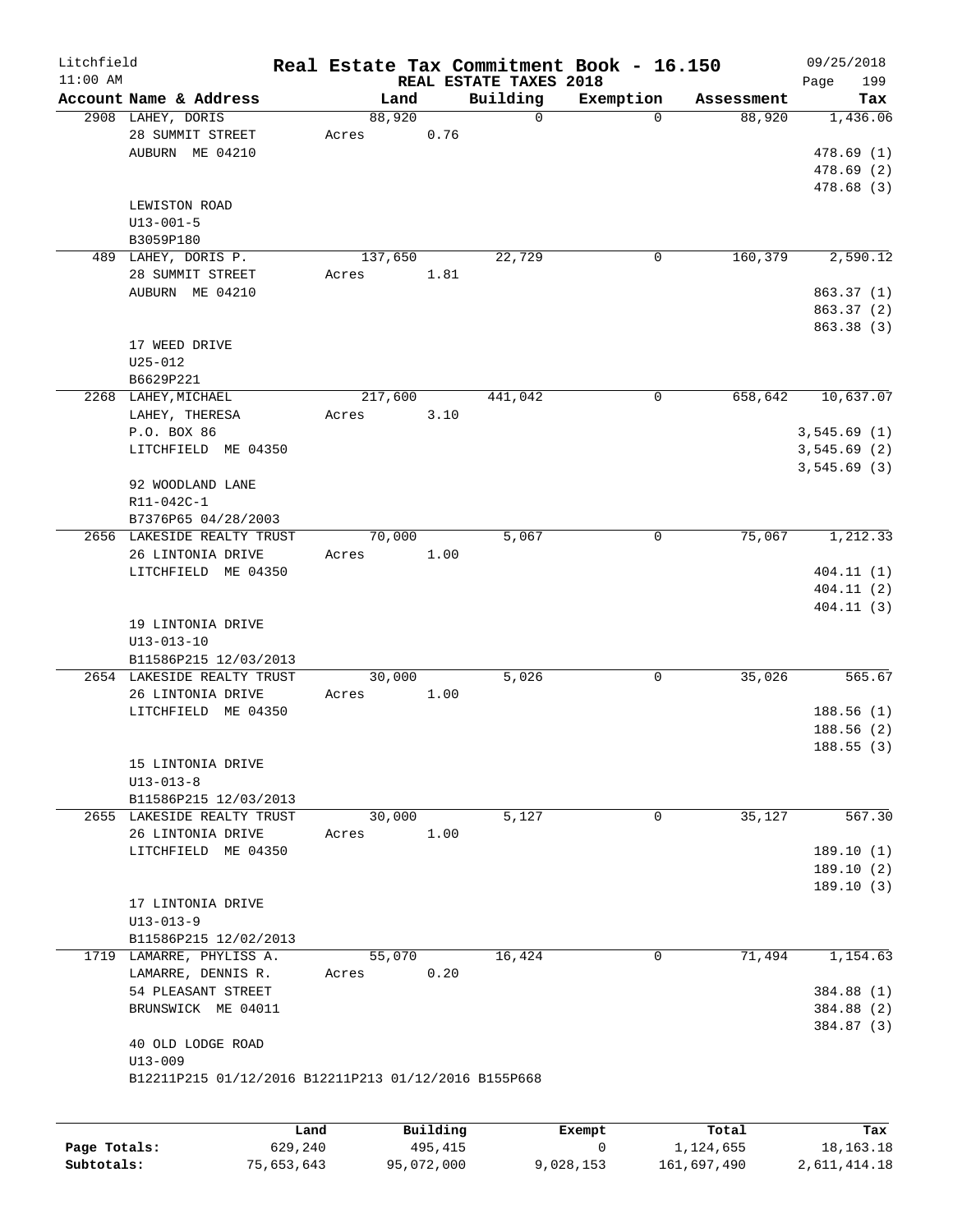Litchfield
11:00 AM

# Real Estate Tax Commitment Book - 16.150

REAL ESTATE TAXES 2018

09/25/2018

| Account | Name & Address | Land | Building | Exemption | Assessment | Tax |
|---|---|---|---|---|---|---|
| 2908 | LAHEY, DORIS<br>28 SUMMIT STREET<br>AUBURN ME 04210<br><br>LEWISTON ROAD<br>U13-001-5<br>B3059P180 | 88,920<br>Acres 0.76 | 0 | 0 | 88,920 | 1,436.06<br>478.69 (1)<br>478.69 (2)<br>478.68 (3) |
| 489 | LAHEY, DORIS P.<br>28 SUMMIT STREET<br>AUBURN ME 04210<br><br>17 WEED DRIVE<br>U25-012<br>B6629P221 | 137,650<br>Acres 1.81 | 22,729 | 0 | 160,379 | 2,590.12<br>863.37 (1)<br>863.37 (2)<br>863.38 (3) |
| 2268 | LAHEY, MICHAEL<br>LAHEY, THERESA<br>P.O. BOX 86<br>LITCHFIELD ME 04350<br><br>92 WOODLAND LANE<br>R11-042C-1<br>B7376P65 04/28/2003 | 217,600<br>Acres 3.10 | 441,042 | 0 | 658,642 | 10,637.07<br>3,545.69 (1)<br>3,545.69 (2)<br>3,545.69 (3) |
| 2656 | LAKESIDE REALTY TRUST<br>26 LINTONIA DRIVE<br>LITCHFIELD ME 04350<br><br>19 LINTONIA DRIVE<br>U13-013-10<br>B11586P215 12/03/2013 | 70,000<br>Acres 1.00 | 5,067 | 0 | 75,067 | 1,212.33<br>404.11 (1)<br>404.11 (2)<br>404.11 (3) |
| 2654 | LAKESIDE REALTY TRUST<br>26 LINTONIA DRIVE<br>LITCHFIELD ME 04350<br><br>15 LINTONIA DRIVE<br>U13-013-8<br>B11586P215 12/03/2013 | 30,000<br>Acres 1.00 | 5,026 | 0 | 35,026 | 565.67<br>188.56 (1)<br>188.56 (2)<br>188.55 (3) |
| 2655 | LAKESIDE REALTY TRUST<br>26 LINTONIA DRIVE<br>LITCHFIELD ME 04350<br><br>17 LINTONIA DRIVE<br>U13-013-9<br>B11586P215 12/02/2013 | 30,000<br>Acres 1.00 | 5,127 | 0 | 35,127 | 567.30<br>189.10 (1)<br>189.10 (2)<br>189.10 (3) |
| 1719 | LAMARRE, PHYLISS A.<br>LAMARRE, DENNIS R.<br>54 PLEASANT STREET<br>BRUNSWICK ME 04011<br><br>40 OLD LODGE ROAD<br>U13-009<br>B12211P215 01/12/2016 B12211P213 01/12/2016 B155P668 | 55,070<br>Acres 0.20 | 16,424 | 0 | 71,494 | 1,154.63<br>384.88 (1)<br>384.88 (2)<br>384.87 (3) |

| | Land | Building | Exempt | Total | Tax |
|---|---|---|---|---|---|
| Page Totals: | 629,240 | 495,415 | 0 | 1,124,655 | 18,163.18 |
| Subtotals: | 75,653,643 | 95,072,000 | 9,028,153 | 161,697,490 | 2,611,414.18 |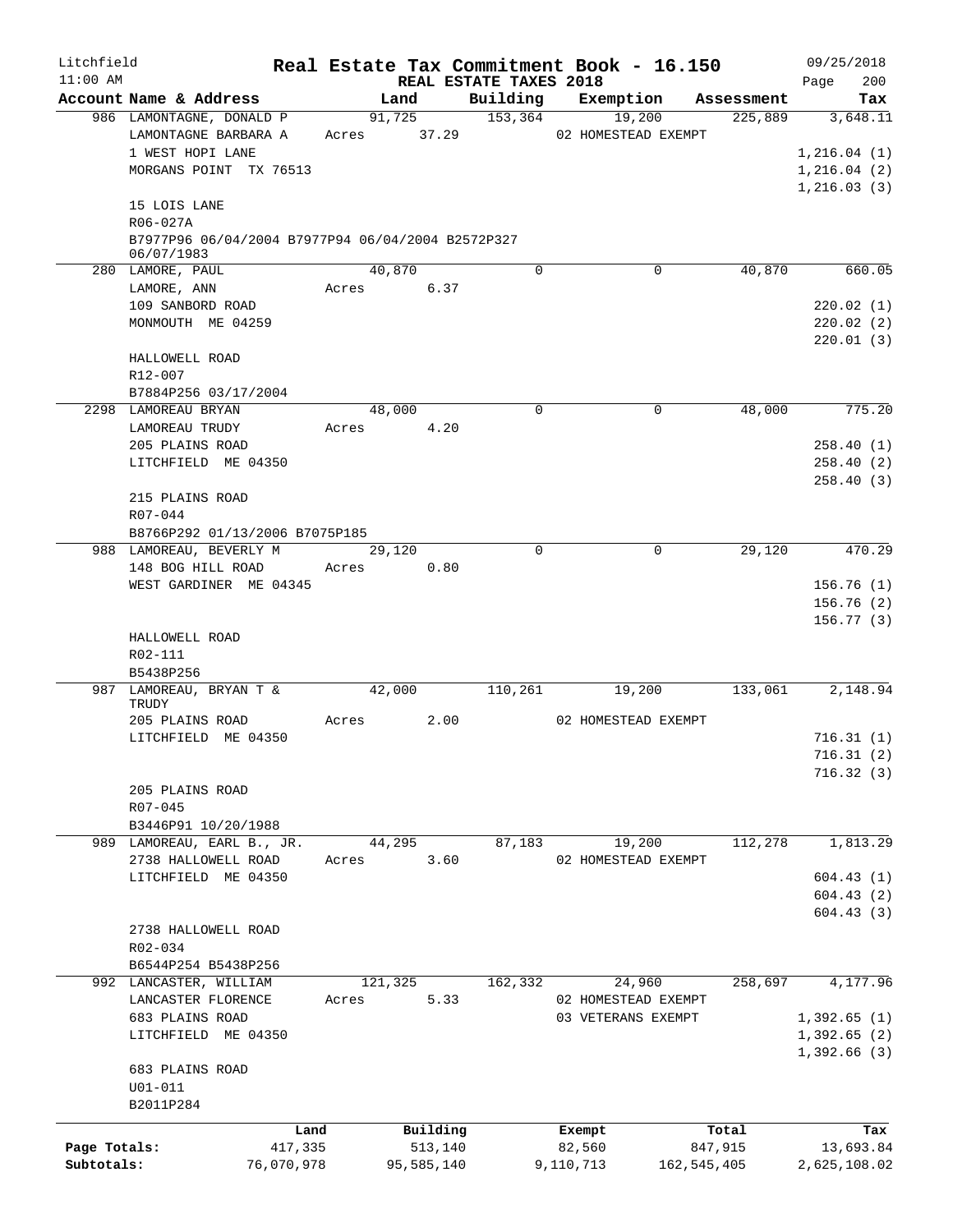Litchfield 11:00 AM

# Real Estate Tax Commitment Book - 16.150

REAL ESTATE TAXES 2018

09/25/2018 Page 200

| Account Name & Address | Land | Building | Exemption | Assessment | Tax |
|---|---|---|---|---|---|
| 986 LAMONTAGNE, DONALD P | 91,725 | 153,364 | 19,200 | 225,889 | 3,648.11 |
| LAMONTAGNE BARBARA A | Acres 37.29 | | 02 HOMESTEAD EXEMPT | | |
| 1 WEST HOPI LANE | | | | | 1,216.04 (1) |
| MORGANS POINT TX 76513 | | | | | 1,216.04 (2) |
| | | | | | 1,216.03 (3) |
| 15 LOIS LANE | | | | | |
| R06-027A | | | | | |
| B7977P96 06/04/2004 B7977P94 06/04/2004 B2572P327 06/07/1983 | | | | | |
| 280 LAMORE, PAUL | 40,870 | 0 | 0 | 40,870 | 660.05 |
| LAMORE, ANN | Acres 6.37 | | | | |
| 109 SANBORD ROAD | | | | | 220.02 (1) |
| MONMOUTH ME 04259 | | | | | 220.02 (2) |
| | | | | | 220.01 (3) |
| HALLOWELL ROAD | | | | | |
| R12-007 | | | | | |
| B7884P256 03/17/2004 | | | | | |
| 2298 LAMOREAU BRYAN | 48,000 | 0 | 0 | 48,000 | 775.20 |
| LAMOREAU TRUDY | Acres 4.20 | | | | |
| 205 PLAINS ROAD | | | | | 258.40 (1) |
| LITCHFIELD ME 04350 | | | | | 258.40 (2) |
| | | | | | 258.40 (3) |
| 215 PLAINS ROAD | | | | | |
| R07-044 | | | | | |
| B8766P292 01/13/2006 B7075P185 | | | | | |
| 988 LAMOREAU, BEVERLY M | 29,120 | 0 | 0 | 29,120 | 470.29 |
| 148 BOG HILL ROAD | Acres 0.80 | | | | |
| WEST GARDINER ME 04345 | | | | | 156.76 (1) |
| | | | | | 156.76 (2) |
| | | | | | 156.77 (3) |
| HALLOWELL ROAD | | | | | |
| R02-111 | | | | | |
| B5438P256 | | | | | |
| 987 LAMOREAU, BRYAN T & TRUDY | 42,000 | 110,261 | 19,200 | 133,061 | 2,148.94 |
| 205 PLAINS ROAD | Acres 2.00 | | 02 HOMESTEAD EXEMPT | | |
| LITCHFIELD ME 04350 | | | | | 716.31 (1) |
| | | | | | 716.31 (2) |
| | | | | | 716.32 (3) |
| 205 PLAINS ROAD | | | | | |
| R07-045 | | | | | |
| B3446P91 10/20/1988 | | | | | |
| 989 LAMOREAU, EARL B., JR. | 44,295 | 87,183 | 19,200 | 112,278 | 1,813.29 |
| 2738 HALLOWELL ROAD | Acres 3.60 | | 02 HOMESTEAD EXEMPT | | |
| LITCHFIELD ME 04350 | | | | | 604.43 (1) |
| | | | | | 604.43 (2) |
| | | | | | 604.43 (3) |
| 2738 HALLOWELL ROAD | | | | | |
| R02-034 | | | | | |
| B6544P254 B5438P256 | | | | | |
| 992 LANCASTER, WILLIAM | 121,325 | 162,332 | 24,960 | 258,697 | 4,177.96 |
| LANCASTER FLORENCE | Acres 5.33 | | 02 HOMESTEAD EXEMPT | | |
| 683 PLAINS ROAD | | | 03 VETERANS EXEMPT | | 1,392.65 (1) |
| LITCHFIELD ME 04350 | | | | | 1,392.65 (2) |
| | | | | | 1,392.66 (3) |
| 683 PLAINS ROAD | | | | | |
| U01-011 | | | | | |
| B2011P284 | | | | | |

| | Land | Building | Exempt | Total | Tax |
|---|---|---|---|---|---|
| Page Totals: | 417,335 | 513,140 | 82,560 | 847,915 | 13,693.84 |
| Subtotals: | 76,070,978 | 95,585,140 | 9,110,713 | 162,545,405 | 2,625,108.02 |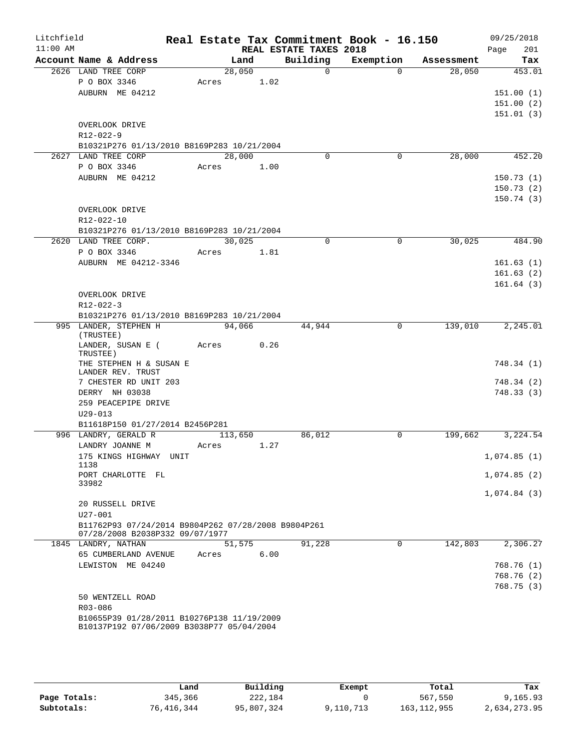Litchfield
11:00 AM

# Real Estate Tax Commitment Book - 16.150

REAL ESTATE TAXES 2018

09/25/2018

| Account Name & Address | Land | Building | Exemption | Assessment | Tax |
|---|---|---|---|---|---|
| 2626 LAND TREE CORP | 28,050 | 0 | 0 | 28,050 | 453.01 |
| P O BOX 3346 | Acres 1.02 | | | | |
| AUBURN ME 04212 | | | | | 151.00 (1) |
| | | | | | 151.00 (2) |
| | | | | | 151.01 (3) |
| OVERLOOK DRIVE | | | | | |
| R12-022-9 | | | | | |
| B10321P276 01/13/2010 B8169P283 10/21/2004 | | | | | |
| 2627 LAND TREE CORP | 28,000 | 0 | 0 | 28,000 | 452.20 |
| P O BOX 3346 | Acres 1.00 | | | | |
| AUBURN ME 04212 | | | | | 150.73 (1) |
| | | | | | 150.73 (2) |
| | | | | | 150.74 (3) |
| OVERLOOK DRIVE | | | | | |
| R12-022-10 | | | | | |
| B10321P276 01/13/2010 B8169P283 10/21/2004 | | | | | |
| 2620 LAND TREE CORP. | 30,025 | 0 | 0 | 30,025 | 484.90 |
| P O BOX 3346 | Acres 1.81 | | | | |
| AUBURN ME 04212-3346 | | | | | 161.63 (1) |
| | | | | | 161.63 (2) |
| | | | | | 161.64 (3) |
| OVERLOOK DRIVE | | | | | |
| R12-022-3 | | | | | |
| B10321P276 01/13/2010 B8169P283 10/21/2004 | | | | | |
| 995 LANDER, STEPHEN H (TRUSTEE) | 94,066 | 44,944 | 0 | 139,010 | 2,245.01 |
| LANDER, SUSAN E ( TRUSTEE) | Acres 0.26 | | | | |
| THE STEPHEN H & SUSAN E LANDER REV. TRUST | | | | | 748.34 (1) |
| 7 CHESTER RD UNIT 203 | | | | | 748.34 (2) |
| DERRY NH 03038 | | | | | 748.33 (3) |
| 259 PEACEPIPE DRIVE | | | | | |
| U29-013 | | | | | |
| B11618P150 01/27/2014 B2456P281 | | | | | |
| 996 LANDRY, GERALD R | 113,650 | 86,012 | 0 | 199,662 | 3,224.54 |
| LANDRY JOANNE M | Acres 1.27 | | | | |
| 175 KINGS HIGHWAY UNIT 1138 | | | | | 1,074.85 (1) |
| PORT CHARLOTTE FL 33982 | | | | | 1,074.85 (2) |
| | | | | | 1,074.84 (3) |
| 20 RUSSELL DRIVE | | | | | |
| U27-001 | | | | | |
| B11762P93 07/24/2014 B9804P262 07/28/2008 B9804P261 07/28/2008 B2038P332 09/07/1977 | | | | | |
| 1845 LANDRY, NATHAN | 51,575 | 91,228 | 0 | 142,803 | 2,306.27 |
| 65 CUMBERLAND AVENUE | Acres 6.00 | | | | |
| LEWISTON ME 04240 | | | | | 768.76 (1) |
| | | | | | 768.76 (2) |
| | | | | | 768.75 (3) |
| 50 WENTZELL ROAD | | | | | |
| R03-086 | | | | | |
| B10655P39 01/28/2011 B10276P138 11/19/2009 B10137P192 07/06/2009 B3038P77 05/04/2004 | | | | | |

| | Land | Building | Exempt | Total | Tax |
|---|---|---|---|---|---|
| Page Totals: | 345,366 | 222,184 | 0 | 567,550 | 9,165.93 |
| Subtotals: | 76,416,344 | 95,807,324 | 9,110,713 | 163,112,955 | 2,634,273.95 |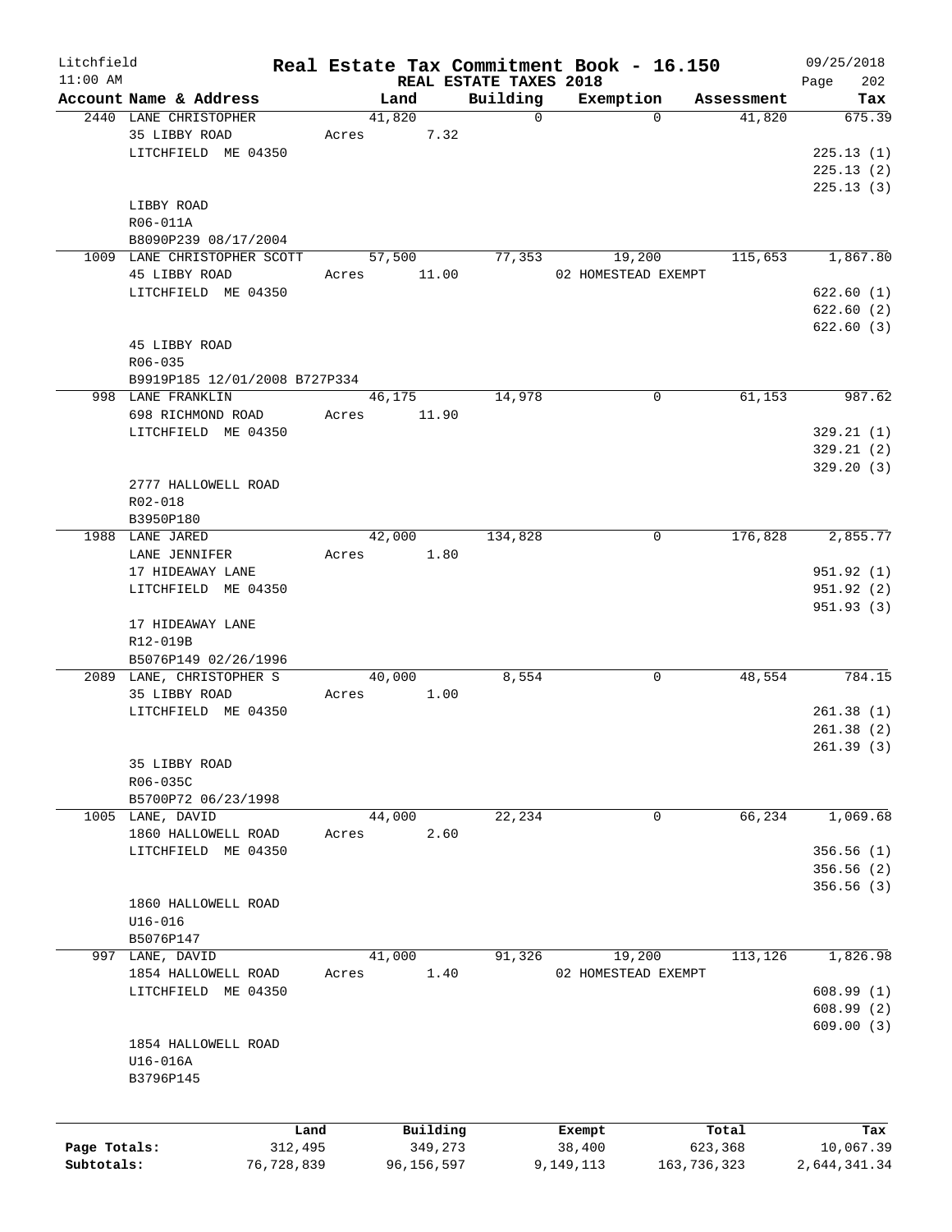Litchfield
11:00 AM

**Real Estate Tax Commitment Book - 16.150**
**REAL ESTATE TAXES 2018**

09/25/2018
Page 202

| Account Name & Address | Land | Building | Exemption | Assessment | Tax |
|---|---|---|---|---|---|
| 2440 LANE CHRISTOPHER | 41,820 | 0 | 0 | 41,820 | 675.39 |
| 35 LIBBY ROAD | Acres 7.32 | | | | |
| LITCHFIELD ME 04350 | | | | | 225.13 (1) |
| | | | | | 225.13 (2) |
| | | | | | 225.13 (3) |
| LIBBY ROAD | | | | | |
| R06-011A | | | | | |
| B8090P239 08/17/2004 | | | | | |
| 1009 LANE CHRISTOPHER SCOTT | 57,500 | 77,353 | 19,200 | 115,653 | 1,867.80 |
| 45 LIBBY ROAD | Acres 11.00 | | 02 HOMESTEAD EXEMPT | | |
| LITCHFIELD ME 04350 | | | | | 622.60 (1) |
| | | | | | 622.60 (2) |
| | | | | | 622.60 (3) |
| 45 LIBBY ROAD | | | | | |
| R06-035 | | | | | |
| B9919P185 12/01/2008 B727P334 | | | | | |
| 998 LANE FRANKLIN | 46,175 | 14,978 | 0 | 61,153 | 987.62 |
| 698 RICHMOND ROAD | Acres 11.90 | | | | |
| LITCHFIELD ME 04350 | | | | | 329.21 (1) |
| | | | | | 329.21 (2) |
| | | | | | 329.20 (3) |
| 2777 HALLOWELL ROAD | | | | | |
| R02-018 | | | | | |
| B3950P180 | | | | | |
| 1988 LANE JARED | 42,000 | 134,828 | 0 | 176,828 | 2,855.77 |
| LANE JENNIFER | Acres 1.80 | | | | |
| 17 HIDEAWAY LANE | | | | | 951.92 (1) |
| LITCHFIELD ME 04350 | | | | | 951.92 (2) |
| | | | | | 951.93 (3) |
| 17 HIDEAWAY LANE | | | | | |
| R12-019B | | | | | |
| B5076P149 02/26/1996 | | | | | |
| 2089 LANE, CHRISTOPHER S | 40,000 | 8,554 | 0 | 48,554 | 784.15 |
| 35 LIBBY ROAD | Acres 1.00 | | | | |
| LITCHFIELD ME 04350 | | | | | 261.38 (1) |
| | | | | | 261.38 (2) |
| | | | | | 261.39 (3) |
| 35 LIBBY ROAD | | | | | |
| R06-035C | | | | | |
| B5700P72 06/23/1998 | | | | | |
| 1005 LANE, DAVID | 44,000 | 22,234 | 0 | 66,234 | 1,069.68 |
| 1860 HALLOWELL ROAD | Acres 2.60 | | | | |
| LITCHFIELD ME 04350 | | | | | 356.56 (1) |
| | | | | | 356.56 (2) |
| | | | | | 356.56 (3) |
| 1860 HALLOWELL ROAD | | | | | |
| U16-016 | | | | | |
| B5076P147 | | | | | |
| 997 LANE, DAVID | 41,000 | 91,326 | 19,200 | 113,126 | 1,826.98 |
| 1854 HALLOWELL ROAD | Acres 1.40 | | 02 HOMESTEAD EXEMPT | | |
| LITCHFIELD ME 04350 | | | | | 608.99 (1) |
| | | | | | 608.99 (2) |
| | | | | | 609.00 (3) |
| 1854 HALLOWELL ROAD | | | | | |
| U16-016A | | | | | |
| B3796P145 | | | | | |

| | Land | Building | Exempt | Total | Tax |
|---|---|---|---|---|---|
| Page Totals: | 312,495 | 349,273 | 38,400 | 623,368 | 10,067.39 |
| Subtotals: | 76,728,839 | 96,156,597 | 9,149,113 | 163,736,323 | 2,644,341.34 |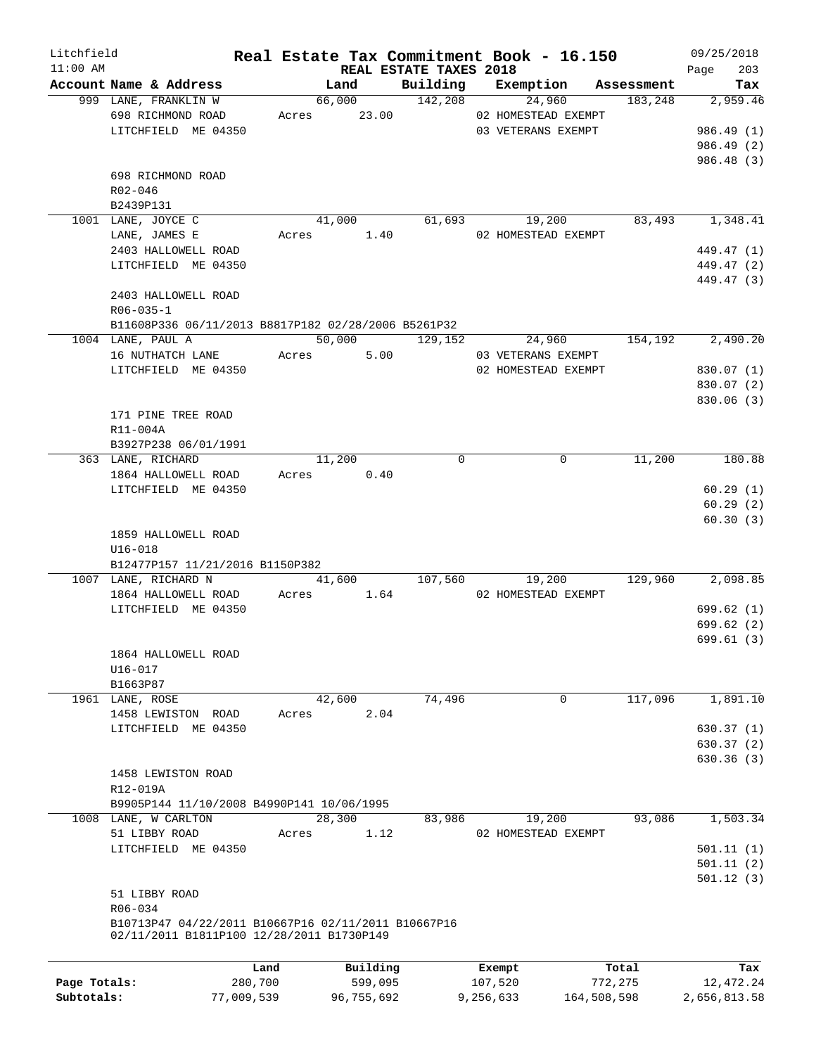# Real Estate Tax Commitment Book - 16.150

Litchfield 11:00 AM — REAL ESTATE TAXES 2018 — 09/25/2018

| Account Name & Address | Land | Building | Exemption | Assessment | Tax |
|---|---|---|---|---|---|
| 999 LANE, FRANKLIN W | 66,000 | 142,208 | 24,960 | 183,248 | 2,959.46 |
| 698 RICHMOND ROAD | Acres 23.00 | | 02 HOMESTEAD EXEMPT | | |
| LITCHFIELD ME 04350 | | | 03 VETERANS EXEMPT | | 986.49 (1) |
| | | | | | 986.49 (2) |
| | | | | | 986.48 (3) |
| 698 RICHMOND ROAD | | | | | |
| R02-046 | | | | | |
| B2439P131 | | | | | |
| 1001 LANE, JOYCE C | 41,000 | 61,693 | 19,200 | 83,493 | 1,348.41 |
| LANE, JAMES E | Acres 1.40 | | 02 HOMESTEAD EXEMPT | | |
| 2403 HALLOWELL ROAD | | | | | 449.47 (1) |
| LITCHFIELD ME 04350 | | | | | 449.47 (2) |
| | | | | | 449.47 (3) |
| 2403 HALLOWELL ROAD | | | | | |
| R06-035-1 | | | | | |
| B11608P336 06/11/2013 B8817P182 02/28/2006 B5261P32 | | | | | |
| 1004 LANE, PAUL A | 50,000 | 129,152 | 24,960 | 154,192 | 2,490.20 |
| 16 NUTHATCH LANE | Acres 5.00 | | 03 VETERANS EXEMPT | | |
| LITCHFIELD ME 04350 | | | 02 HOMESTEAD EXEMPT | | 830.07 (1) |
| | | | | | 830.07 (2) |
| | | | | | 830.06 (3) |
| 171 PINE TREE ROAD | | | | | |
| R11-004A | | | | | |
| B3927P238 06/01/1991 | | | | | |
| 363 LANE, RICHARD | 11,200 | 0 | 0 | 11,200 | 180.88 |
| 1864 HALLOWELL ROAD | Acres 0.40 | | | | |
| LITCHFIELD ME 04350 | | | | | 60.29 (1) |
| | | | | | 60.29 (2) |
| | | | | | 60.30 (3) |
| 1859 HALLOWELL ROAD | | | | | |
| U16-018 | | | | | |
| B12477P157 11/21/2016 B1150P382 | | | | | |
| 1007 LANE, RICHARD N | 41,600 | 107,560 | 19,200 | 129,960 | 2,098.85 |
| 1864 HALLOWELL ROAD | Acres 1.64 | | 02 HOMESTEAD EXEMPT | | |
| LITCHFIELD ME 04350 | | | | | 699.62 (1) |
| | | | | | 699.62 (2) |
| | | | | | 699.61 (3) |
| 1864 HALLOWELL ROAD | | | | | |
| U16-017 | | | | | |
| B1663P87 | | | | | |
| 1961 LANE, ROSE | 42,600 | 74,496 | 0 | 117,096 | 1,891.10 |
| 1458 LEWISTON ROAD | Acres 2.04 | | | | |
| LITCHFIELD ME 04350 | | | | | 630.37 (1) |
| | | | | | 630.37 (2) |
| | | | | | 630.36 (3) |
| 1458 LEWISTON ROAD | | | | | |
| R12-019A | | | | | |
| B9905P144 11/10/2008 B4990P141 10/06/1995 | | | | | |
| 1008 LANE, W CARLTON | 28,300 | 83,986 | 19,200 | 93,086 | 1,503.34 |
| 51 LIBBY ROAD | Acres 1.12 | | 02 HOMESTEAD EXEMPT | | |
| LITCHFIELD ME 04350 | | | | | 501.11 (1) |
| | | | | | 501.11 (2) |
| | | | | | 501.12 (3) |
| 51 LIBBY ROAD | | | | | |
| R06-034 | | | | | |
| B10713P47 04/22/2011 B10667P16 02/11/2011 B10667P16 02/11/2011 B1811P100 12/28/2011 B1730P149 | | | | | |

| | Land | Building | Exempt | Total | Tax |
|---|---|---|---|---|---|
| Page Totals: | 280,700 | 599,095 | 107,520 | 772,275 | 12,472.24 |
| Subtotals: | 77,009,539 | 96,755,692 | 9,256,633 | 164,508,598 | 2,656,813.58 |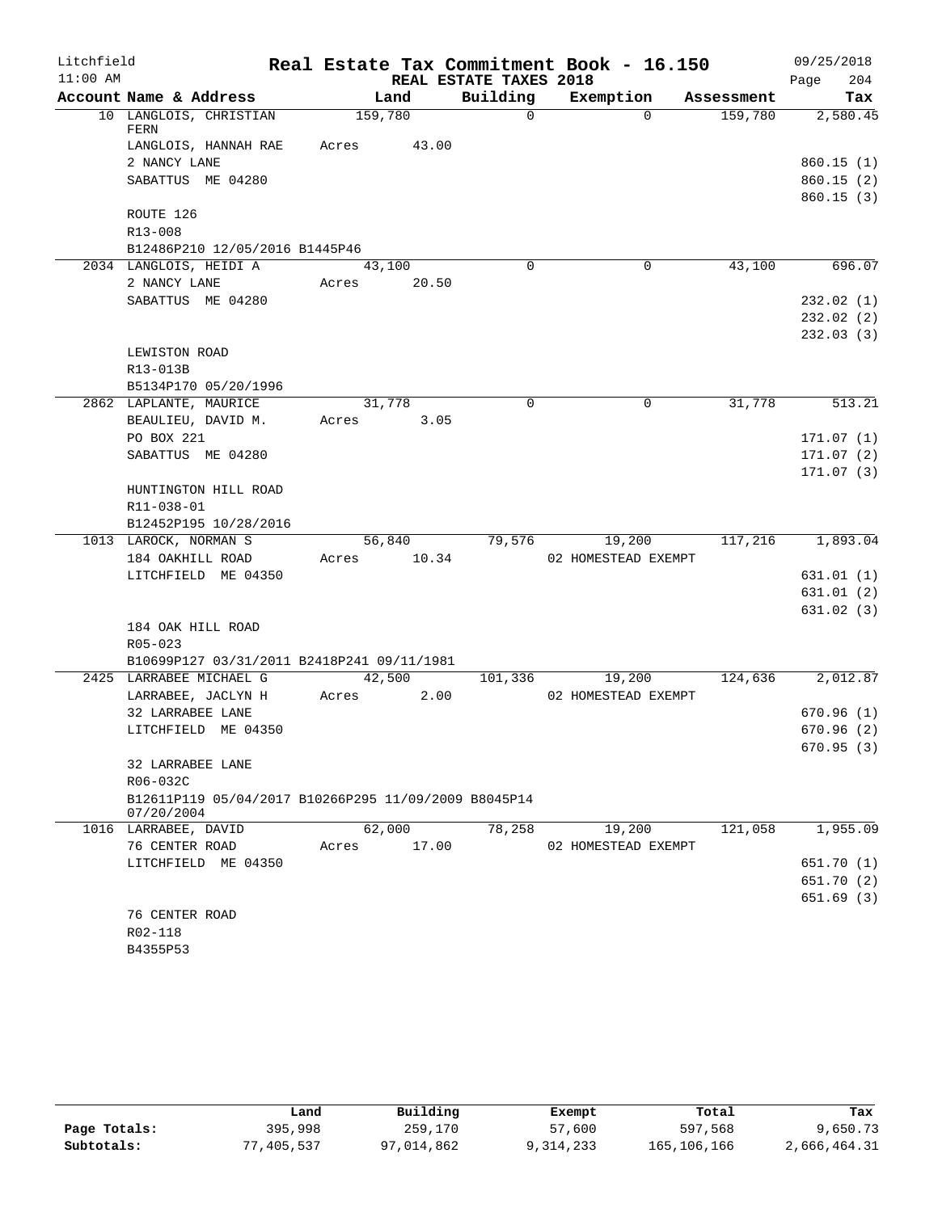Litchfield
11:00 AM

# Real Estate Tax Commitment Book - 16.150

REAL ESTATE TAXES 2018

09/25/2018
Page 204

| Account Name & Address | Land | Building | Exemption | Assessment | Tax |
|---|---|---|---|---|---|
| 10 LANGLOIS, CHRISTIAN FERN | 159,780 | 0 | 0 | 159,780 | 2,580.45 |
| LANGLOIS, HANNAH RAE | Acres 43.00 | | | | |
| 2 NANCY LANE | | | | | 860.15 (1) |
| SABATTUS ME 04280 | | | | | 860.15 (2) |
| | | | | | 860.15 (3) |
| ROUTE 126 | | | | | |
| R13-008 | | | | | |
| B12486P210 12/05/2016 B1445P46 | | | | | |
| 2034 LANGLOIS, HEIDI A | 43,100 | 0 | 0 | 43,100 | 696.07 |
| 2 NANCY LANE | Acres 20.50 | | | | |
| SABATTUS ME 04280 | | | | | 232.02 (1) |
| | | | | | 232.02 (2) |
| | | | | | 232.03 (3) |
| LEWISTON ROAD | | | | | |
| R13-013B | | | | | |
| B5134P170 05/20/1996 | | | | | |
| 2862 LAPLANTE, MAURICE | 31,778 | 0 | 0 | 31,778 | 513.21 |
| BEAULIEU, DAVID M. | Acres 3.05 | | | | |
| PO BOX 221 | | | | | 171.07 (1) |
| SABATTUS ME 04280 | | | | | 171.07 (2) |
| | | | | | 171.07 (3) |
| HUNTINGTON HILL ROAD | | | | | |
| R11-038-01 | | | | | |
| B12452P195 10/28/2016 | | | | | |
| 1013 LAROCK, NORMAN S | 56,840 | 79,576 | 19,200 | 117,216 | 1,893.04 |
| 184 OAKHILL ROAD | Acres 10.34 | | 02 HOMESTEAD EXEMPT | | |
| LITCHFIELD ME 04350 | | | | | 631.01 (1) |
| | | | | | 631.01 (2) |
| | | | | | 631.02 (3) |
| 184 OAK HILL ROAD | | | | | |
| R05-023 | | | | | |
| B10699P127 03/31/2011 B2418P241 09/11/1981 | | | | | |
| 2425 LARRABEE MICHAEL G | 42,500 | 101,336 | 19,200 | 124,636 | 2,012.87 |
| LARRABEE, JACLYN H | Acres 2.00 | | 02 HOMESTEAD EXEMPT | | |
| 32 LARRABEE LANE | | | | | 670.96 (1) |
| LITCHFIELD ME 04350 | | | | | 670.96 (2) |
| | | | | | 670.95 (3) |
| 32 LARRABEE LANE | | | | | |
| R06-032C | | | | | |
| B12611P119 05/04/2017 B10266P295 11/09/2009 B8045P14 07/20/2004 | | | | | |
| 1016 LARRABEE, DAVID | 62,000 | 78,258 | 19,200 | 121,058 | 1,955.09 |
| 76 CENTER ROAD | Acres 17.00 | | 02 HOMESTEAD EXEMPT | | |
| LITCHFIELD ME 04350 | | | | | 651.70 (1) |
| | | | | | 651.70 (2) |
| | | | | | 651.69 (3) |
| 76 CENTER ROAD | | | | | |
| R02-118 | | | | | |
| B4355P53 | | | | | |

| | Land | Building | Exempt | Total | Tax |
|---|---|---|---|---|---|
| Page Totals: | 395,998 | 259,170 | 57,600 | 597,568 | 9,650.73 |
| Subtotals: | 77,405,537 | 97,014,862 | 9,314,233 | 165,106,166 | 2,666,464.31 |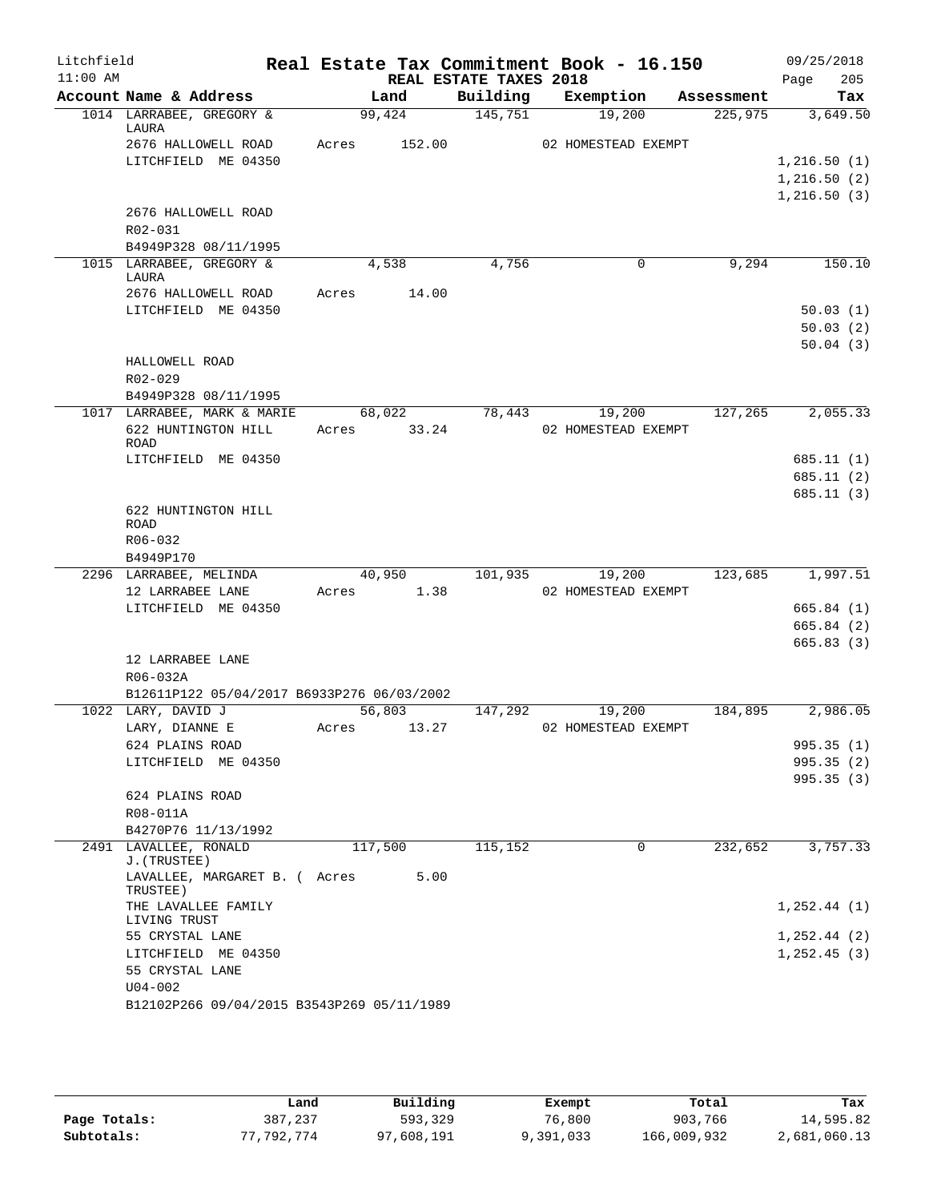# Real Estate Tax Commitment Book - 16.150

Litchfield 11:00 AM — REAL ESTATE TAXES 2018 — 09/25/2018

| Account Name & Address | Land | Building | Exemption | Assessment | Tax |
|---|---|---|---|---|---|
| 1014 LARRABEE, GREGORY & LAURA | 99,424 | 145,751 | 19,200 | 225,975 | 3,649.50 |
| 2676 HALLOWELL ROAD | Acres 152.00 | | 02 HOMESTEAD EXEMPT | | |
| LITCHFIELD ME 04350 | | | | | 1,216.50 (1) |
| | | | | | 1,216.50 (2) |
| | | | | | 1,216.50 (3) |
| 2676 HALLOWELL ROAD | | | | | |
| R02-031 | | | | | |
| B4949P328 08/11/1995 | | | | | |
| 1015 LARRABEE, GREGORY & LAURA | 4,538 | 4,756 | 0 | 9,294 | 150.10 |
| 2676 HALLOWELL ROAD | Acres 14.00 | | | | |
| LITCHFIELD ME 04350 | | | | | 50.03 (1) |
| | | | | | 50.03 (2) |
| | | | | | 50.04 (3) |
| HALLOWELL ROAD | | | | | |
| R02-029 | | | | | |
| B4949P328 08/11/1995 | | | | | |
| 1017 LARRABEE, MARK & MARIE | 68,022 | 78,443 | 19,200 | 127,265 | 2,055.33 |
| 622 HUNTINGTON HILL ROAD | Acres 33.24 | | 02 HOMESTEAD EXEMPT | | |
| LITCHFIELD ME 04350 | | | | | 685.11 (1) |
| | | | | | 685.11 (2) |
| | | | | | 685.11 (3) |
| 622 HUNTINGTON HILL ROAD | | | | | |
| R06-032 | | | | | |
| B4949P170 | | | | | |
| 2296 LARRABEE, MELINDA | 40,950 | 101,935 | 19,200 | 123,685 | 1,997.51 |
| 12 LARRABEE LANE | Acres 1.38 | | 02 HOMESTEAD EXEMPT | | |
| LITCHFIELD ME 04350 | | | | | 665.84 (1) |
| | | | | | 665.84 (2) |
| | | | | | 665.83 (3) |
| 12 LARRABEE LANE | | | | | |
| R06-032A | | | | | |
| B12611P122 05/04/2017 B6933P276 06/03/2002 | | | | | |
| 1022 LARY, DAVID J | 56,803 | 147,292 | 19,200 | 184,895 | 2,986.05 |
| LARY, DIANNE E | Acres 13.27 | | 02 HOMESTEAD EXEMPT | | |
| 624 PLAINS ROAD | | | | | 995.35 (1) |
| LITCHFIELD ME 04350 | | | | | 995.35 (2) |
| | | | | | 995.35 (3) |
| 624 PLAINS ROAD | | | | | |
| R08-011A | | | | | |
| B4270P76 11/13/1992 | | | | | |
| 2491 LAVALLEE, RONALD J.(TRUSTEE) | 117,500 | 115,152 | 0 | 232,652 | 3,757.33 |
| LAVALLEE, MARGARET B. ( TRUSTEE) | Acres 5.00 | | | | |
| THE LAVALLEE FAMILY LIVING TRUST | | | | | 1,252.44 (1) |
| 55 CRYSTAL LANE | | | | | 1,252.44 (2) |
| LITCHFIELD ME 04350 | | | | | 1,252.45 (3) |
| 55 CRYSTAL LANE | | | | | |
| U04-002 | | | | | |
| B12102P266 09/04/2015 B3543P269 05/11/1989 | | | | | |

| | Land | Building | Exempt | Total | Tax |
|---|---|---|---|---|---|
| Page Totals: | 387,237 | 593,329 | 76,800 | 903,766 | 14,595.82 |
| Subtotals: | 77,792,774 | 97,608,191 | 9,391,033 | 166,009,932 | 2,681,060.13 |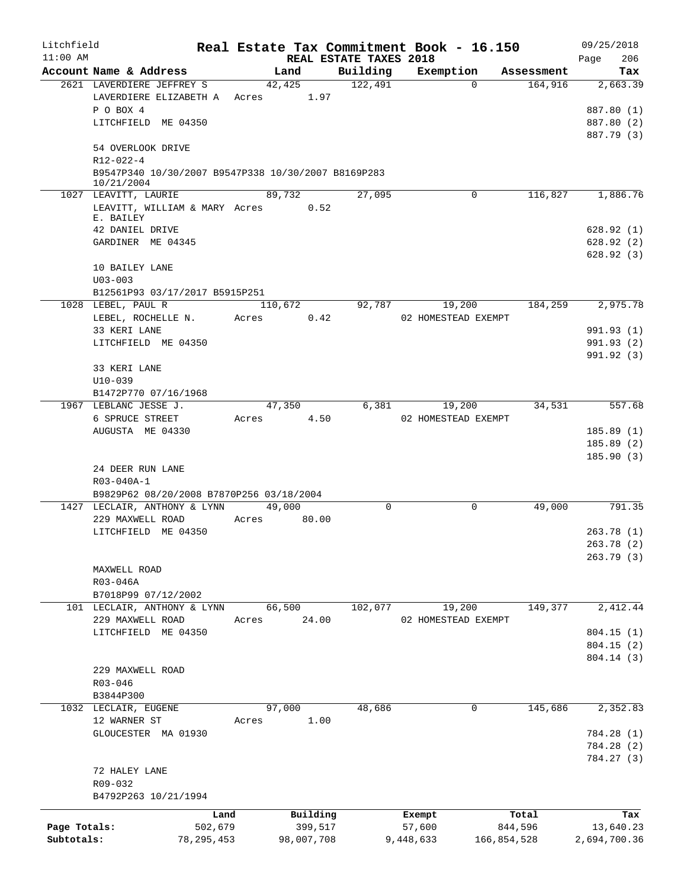# Real Estate Tax Commitment Book - 16.150

Litchfield 11:00 AM — REAL ESTATE TAXES 2018 — 09/25/2018 Page 206

| Account Name & Address | Land | Building | Exemption | Assessment | Tax |
|---|---|---|---|---|---|
| 2621 LAVERDIERE JEFFREY S | 42,425 | 122,491 | 0 | 164,916 | 2,663.39 |
| LAVERDIERE ELIZABETH A | Acres 1.97 | | | | |
| P O BOX 4 | | | | | 887.80 (1) |
| LITCHFIELD ME 04350 | | | | | 887.80 (2) |
| | | | | | 887.79 (3) |
| 54 OVERLOOK DRIVE | | | | | |
| R12-022-4 | | | | | |
| B9547P340 10/30/2007 B9547P338 10/30/2007 B8169P283 10/21/2004 | | | | | |
| 1027 LEAVITT, LAURIE | 89,732 | 27,095 | 0 | 116,827 | 1,886.76 |
| LEAVITT, WILLIAM & MARY E. BAILEY | Acres 0.52 | | | | |
| 42 DANIEL DRIVE | | | | | 628.92 (1) |
| GARDINER ME 04345 | | | | | 628.92 (2) |
| | | | | | 628.92 (3) |
| 10 BAILEY LANE | | | | | |
| U03-003 | | | | | |
| B12561P93 03/17/2017 B5915P251 | | | | | |
| 1028 LEBEL, PAUL R | 110,672 | 92,787 | 19,200 | 184,259 | 2,975.78 |
| LEBEL, ROCHELLE N. | Acres 0.42 | | 02 HOMESTEAD EXEMPT | | |
| 33 KERI LANE | | | | | 991.93 (1) |
| LITCHFIELD ME 04350 | | | | | 991.93 (2) |
| | | | | | 991.92 (3) |
| 33 KERI LANE | | | | | |
| U10-039 | | | | | |
| B1472P770 07/16/1968 | | | | | |
| 1967 LEBLANC JESSE J. | 47,350 | 6,381 | 19,200 | 34,531 | 557.68 |
| 6 SPRUCE STREET | Acres 4.50 | | 02 HOMESTEAD EXEMPT | | |
| AUGUSTA ME 04330 | | | | | 185.89 (1) |
| | | | | | 185.89 (2) |
| | | | | | 185.90 (3) |
| 24 DEER RUN LANE | | | | | |
| R03-040A-1 | | | | | |
| B9829P62 08/20/2008 B7870P256 03/18/2004 | | | | | |
| 1427 LECLAIR, ANTHONY & LYNN | 49,000 | 0 | 0 | 49,000 | 791.35 |
| 229 MAXWELL ROAD | Acres 80.00 | | | | |
| LITCHFIELD ME 04350 | | | | | 263.78 (1) |
| | | | | | 263.78 (2) |
| | | | | | 263.79 (3) |
| MAXWELL ROAD | | | | | |
| R03-046A | | | | | |
| B7018P99 07/12/2002 | | | | | |
| 101 LECLAIR, ANTHONY & LYNN | 66,500 | 102,077 | 19,200 | 149,377 | 2,412.44 |
| 229 MAXWELL ROAD | Acres 24.00 | | 02 HOMESTEAD EXEMPT | | |
| LITCHFIELD ME 04350 | | | | | 804.15 (1) |
| | | | | | 804.15 (2) |
| | | | | | 804.14 (3) |
| 229 MAXWELL ROAD | | | | | |
| R03-046 | | | | | |
| B3844P300 | | | | | |
| 1032 LECLAIR, EUGENE | 97,000 | 48,686 | 0 | 145,686 | 2,352.83 |
| 12 WARNER ST | Acres 1.00 | | | | |
| GLOUCESTER MA 01930 | | | | | 784.28 (1) |
| | | | | | 784.28 (2) |
| | | | | | 784.27 (3) |
| 72 HALEY LANE | | | | | |
| R09-032 | | | | | |
| B4792P263 10/21/1994 | | | | | |

| | Land | Building | Exempt | Total | Tax |
|---|---|---|---|---|---|
| Page Totals: | 502,679 | 399,517 | 57,600 | 844,596 | 13,640.23 |
| Subtotals: | 78,295,453 | 98,007,708 | 9,448,633 | 166,854,528 | 2,694,700.36 |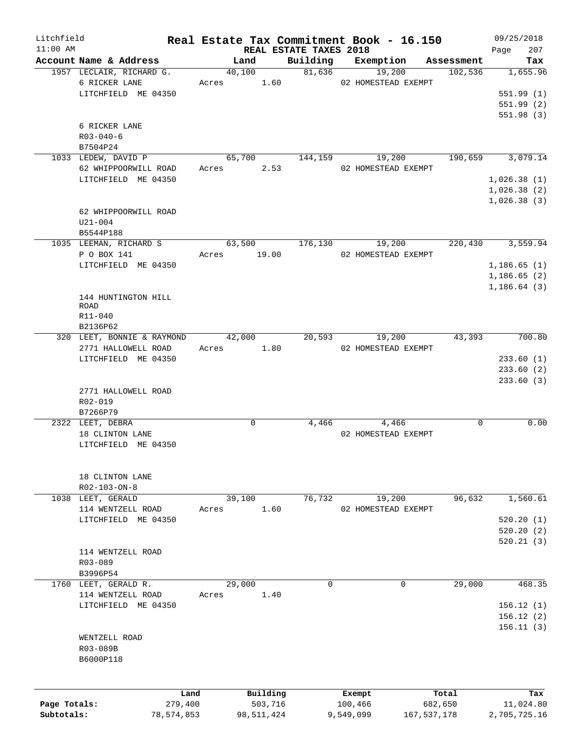Litchfield
11:00 AM

# Real Estate Tax Commitment Book - 16.150

REAL ESTATE TAXES 2018

09/25/2018

| Account Name & Address | Land | Building | Exemption | Assessment | Tax |
|---|---|---|---|---|---|
| 1957 LECLAIR, RICHARD G. | 40,100 | 81,636 | 19,200 | 102,536 | 1,655.96 |
| 6 RICKER LANE | Acres 1.60 | | 02 HOMESTEAD EXEMPT | | |
| LITCHFIELD ME 04350 | | | | | 551.99 (1) |
| | | | | | 551.99 (2) |
| | | | | | 551.98 (3) |
| 6 RICKER LANE | | | | | |
| R03-040-6 | | | | | |
| B7504P24 | | | | | |
| 1033 LEDEW, DAVID P | 65,700 | 144,159 | 19,200 | 190,659 | 3,079.14 |
| 62 WHIPPOORWILL ROAD | Acres 2.53 | | 02 HOMESTEAD EXEMPT | | |
| LITCHFIELD ME 04350 | | | | | 1,026.38 (1) |
| | | | | | 1,026.38 (2) |
| | | | | | 1,026.38 (3) |
| 62 WHIPPOORWILL ROAD | | | | | |
| U21-004 | | | | | |
| B5544P188 | | | | | |
| 1035 LEEMAN, RICHARD S | 63,500 | 176,130 | 19,200 | 220,430 | 3,559.94 |
| P O BOX 141 | Acres 19.00 | | 02 HOMESTEAD EXEMPT | | |
| LITCHFIELD ME 04350 | | | | | 1,186.65 (1) |
| | | | | | 1,186.65 (2) |
| | | | | | 1,186.64 (3) |
| 144 HUNTINGTON HILL ROAD | | | | | |
| R11-040 | | | | | |
| B2136P62 | | | | | |
| 320 LEET, BONNIE & RAYMOND | 42,000 | 20,593 | 19,200 | 43,393 | 700.80 |
| 2771 HALLOWELL ROAD | Acres 1.80 | | 02 HOMESTEAD EXEMPT | | |
| LITCHFIELD ME 04350 | | | | | 233.60 (1) |
| | | | | | 233.60 (2) |
| | | | | | 233.60 (3) |
| 2771 HALLOWELL ROAD | | | | | |
| R02-019 | | | | | |
| B7266P79 | | | | | |
| 2322 LEET, DEBRA | 0 | 4,466 | 4,466 | 0 | 0.00 |
| 18 CLINTON LANE | | | 02 HOMESTEAD EXEMPT | | |
| LITCHFIELD ME 04350 | | | | | |
| 18 CLINTON LANE | | | | | |
| R02-103-ON-8 | | | | | |
| 1038 LEET, GERALD | 39,100 | 76,732 | 19,200 | 96,632 | 1,560.61 |
| 114 WENTZELL ROAD | Acres 1.60 | | 02 HOMESTEAD EXEMPT | | |
| LITCHFIELD ME 04350 | | | | | 520.20 (1) |
| | | | | | 520.20 (2) |
| | | | | | 520.21 (3) |
| 114 WENTZELL ROAD | | | | | |
| R03-089 | | | | | |
| B3996P54 | | | | | |
| 1760 LEET, GERALD R. | 29,000 | 0 | 0 | 29,000 | 468.35 |
| 114 WENTZELL ROAD | Acres 1.40 | | | | |
| LITCHFIELD ME 04350 | | | | | 156.12 (1) |
| | | | | | 156.12 (2) |
| | | | | | 156.11 (3) |
| WENTZELL ROAD | | | | | |
| R03-089B | | | | | |
| B6000P118 | | | | | |

| | Land | Building | Exempt | Total | Tax |
|---|---|---|---|---|---|
| Page Totals: | 279,400 | 503,716 | 100,466 | 682,650 | 11,024.80 |
| Subtotals: | 78,574,853 | 98,511,424 | 9,549,099 | 167,537,178 | 2,705,725.16 |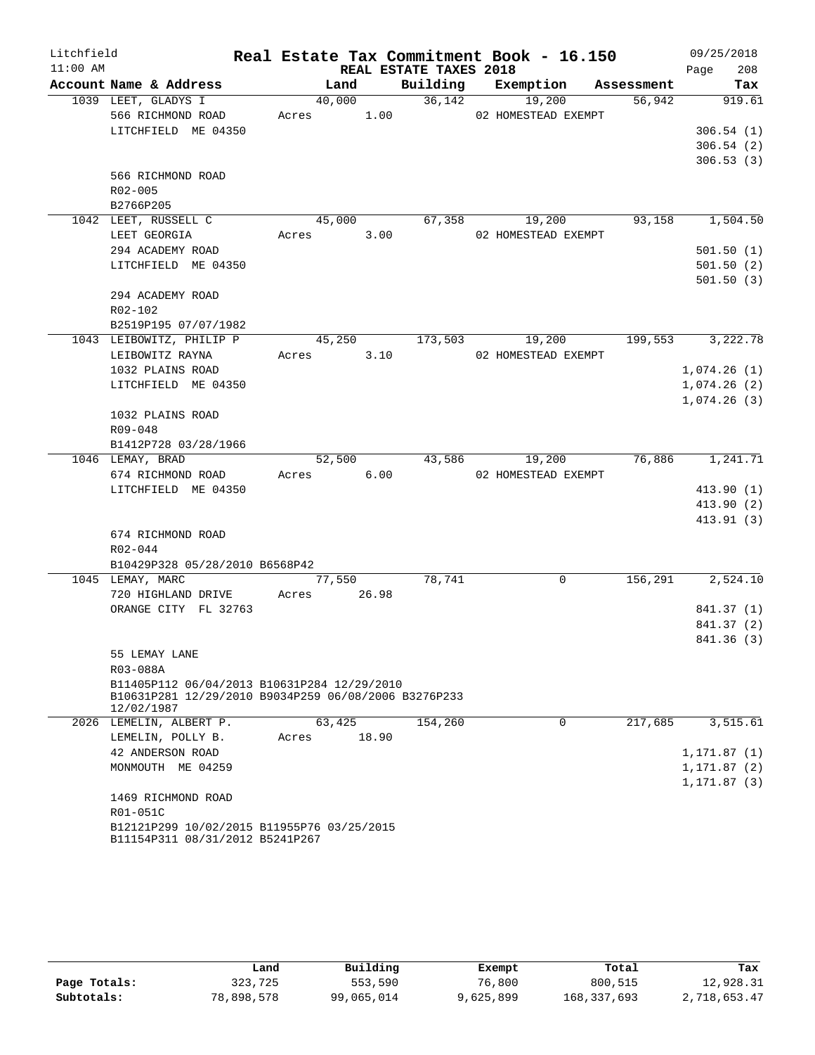Litchfield
11:00 AM

# Real Estate Tax Commitment Book - 16.150

09/25/2018

## REAL ESTATE TAXES 2018

| Account Name & Address | Land | Building | Exemption | Assessment | Tax |
|---|---|---|---|---|---|
| 1039 LEET, GLADYS I | 40,000 | 36,142 | 19,200 | 56,942 | 919.61 |
| 566 RICHMOND ROAD | Acres 1.00 | | 02 HOMESTEAD EXEMPT | | |
| LITCHFIELD ME 04350 | | | | | 306.54 (1) |
| | | | | | 306.54 (2) |
| | | | | | 306.53 (3) |
| 566 RICHMOND ROAD | | | | | |
| R02-005 | | | | | |
| B2766P205 | | | | | |
| 1042 LEET, RUSSELL C | 45,000 | 67,358 | 19,200 | 93,158 | 1,504.50 |
| LEET GEORGIA | Acres 3.00 | | 02 HOMESTEAD EXEMPT | | |
| 294 ACADEMY ROAD | | | | | 501.50 (1) |
| LITCHFIELD ME 04350 | | | | | 501.50 (2) |
| | | | | | 501.50 (3) |
| 294 ACADEMY ROAD | | | | | |
| R02-102 | | | | | |
| B2519P195 07/07/1982 | | | | | |
| 1043 LEIBOWITZ, PHILIP P | 45,250 | 173,503 | 19,200 | 199,553 | 3,222.78 |
| LEIBOWITZ RAYNA | Acres 3.10 | | 02 HOMESTEAD EXEMPT | | |
| 1032 PLAINS ROAD | | | | | 1,074.26 (1) |
| LITCHFIELD ME 04350 | | | | | 1,074.26 (2) |
| | | | | | 1,074.26 (3) |
| 1032 PLAINS ROAD | | | | | |
| R09-048 | | | | | |
| B1412P728 03/28/1966 | | | | | |
| 1046 LEMAY, BRAD | 52,500 | 43,586 | 19,200 | 76,886 | 1,241.71 |
| 674 RICHMOND ROAD | Acres 6.00 | | 02 HOMESTEAD EXEMPT | | |
| LITCHFIELD ME 04350 | | | | | 413.90 (1) |
| | | | | | 413.90 (2) |
| | | | | | 413.91 (3) |
| 674 RICHMOND ROAD | | | | | |
| R02-044 | | | | | |
| B10429P328 05/28/2010 B6568P42 | | | | | |
| 1045 LEMAY, MARC | 77,550 | 78,741 | 0 | 156,291 | 2,524.10 |
| 720 HIGHLAND DRIVE | Acres 26.98 | | | | |
| ORANGE CITY FL 32763 | | | | | 841.37 (1) |
| | | | | | 841.37 (2) |
| | | | | | 841.36 (3) |
| 55 LEMAY LANE | | | | | |
| R03-088A | | | | | |
| B11405P112 06/04/2013 B10631P284 12/29/2010 B10631P281 12/29/2010 B9034P259 06/08/2006 B3276P233 12/02/1987 | | | | | |
| 2026 LEMELIN, ALBERT P. | 63,425 | 154,260 | 0 | 217,685 | 3,515.61 |
| LEMELIN, POLLY B. | Acres 18.90 | | | | |
| 42 ANDERSON ROAD | | | | | 1,171.87 (1) |
| MONMOUTH ME 04259 | | | | | 1,171.87 (2) |
| | | | | | 1,171.87 (3) |
| 1469 RICHMOND ROAD | | | | | |
| R01-051C | | | | | |
| B12121P299 10/02/2015 B11955P76 03/25/2015 B11154P311 08/31/2012 B5241P267 | | | | | |

| | Land | Building | Exempt | Total | Tax |
|---|---|---|---|---|---|
| Page Totals: | 323,725 | 553,590 | 76,800 | 800,515 | 12,928.31 |
| Subtotals: | 78,898,578 | 99,065,014 | 9,625,899 | 168,337,693 | 2,718,653.47 |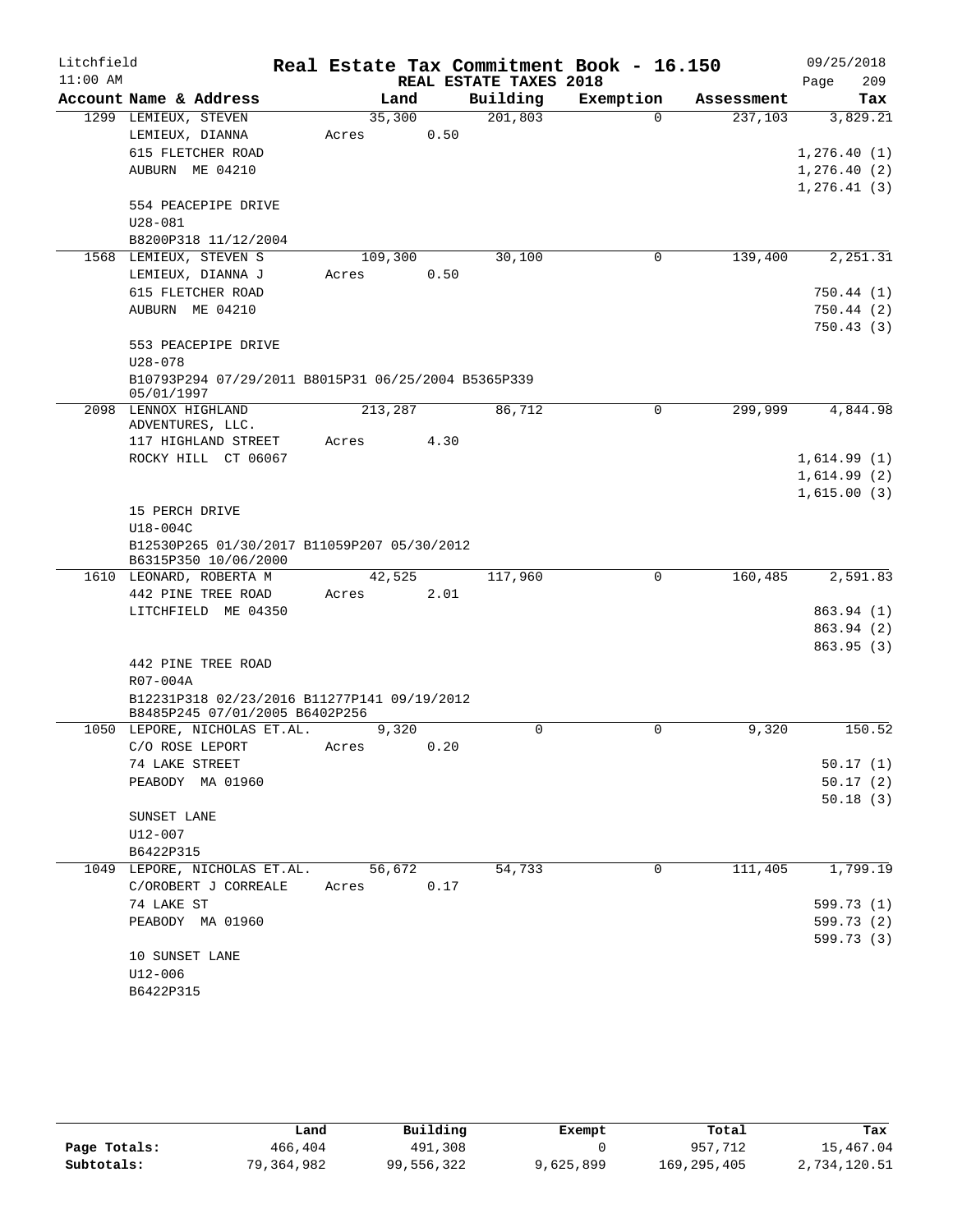Litchfield
11:00 AM

# Real Estate Tax Commitment Book - 16.150

REAL ESTATE TAXES 2018

09/25/2018

| Account Name & Address | Land | Building | Exemption | Assessment | Tax |
|---|---|---|---|---|---|
| 1299 LEMIEUX, STEVEN | 35,300 | 201,803 | 0 | 237,103 | 3,829.21 |
| LEMIEUX, DIANNA | Acres 0.50 | | | | |
| 615 FLETCHER ROAD | | | | | 1,276.40 (1) |
| AUBURN ME 04210 | | | | | 1,276.40 (2) |
| | | | | | 1,276.41 (3) |
| 554 PEACEPIPE DRIVE | | | | | |
| U28-081 | | | | | |
| B8200P318 11/12/2004 | | | | | |
| 1568 LEMIEUX, STEVEN S | 109,300 | 30,100 | 0 | 139,400 | 2,251.31 |
| LEMIEUX, DIANNA J | Acres 0.50 | | | | |
| 615 FLETCHER ROAD | | | | | 750.44 (1) |
| AUBURN ME 04210 | | | | | 750.44 (2) |
| | | | | | 750.43 (3) |
| 553 PEACEPIPE DRIVE | | | | | |
| U28-078 | | | | | |
| B10793P294 07/29/2011 B8015P31 06/25/2004 B5365P339 05/01/1997 | | | | | |
| 2098 LENNOX HIGHLAND ADVENTURES, LLC. | 213,287 | 86,712 | 0 | 299,999 | 4,844.98 |
| 117 HIGHLAND STREET | Acres 4.30 | | | | |
| ROCKY HILL CT 06067 | | | | | 1,614.99 (1) |
| | | | | | 1,614.99 (2) |
| | | | | | 1,615.00 (3) |
| 15 PERCH DRIVE | | | | | |
| U18-004C | | | | | |
| B12530P265 01/30/2017 B11059P207 05/30/2012 B6315P350 10/06/2000 | | | | | |
| 1610 LEONARD, ROBERTA M | 42,525 | 117,960 | 0 | 160,485 | 2,591.83 |
| 442 PINE TREE ROAD | Acres 2.01 | | | | |
| LITCHFIELD ME 04350 | | | | | 863.94 (1) |
| | | | | | 863.94 (2) |
| | | | | | 863.95 (3) |
| 442 PINE TREE ROAD | | | | | |
| R07-004A | | | | | |
| B12231P318 02/23/2016 B11277P141 09/19/2012 B8485P245 07/01/2005 B6402P256 | | | | | |
| 1050 LEPORE, NICHOLAS ET.AL. | 9,320 | 0 | 0 | 9,320 | 150.52 |
| C/O ROSE LEPORT | Acres 0.20 | | | | |
| 74 LAKE STREET | | | | | 50.17 (1) |
| PEABODY MA 01960 | | | | | 50.17 (2) |
| | | | | | 50.18 (3) |
| SUNSET LANE | | | | | |
| U12-007 | | | | | |
| B6422P315 | | | | | |
| 1049 LEPORE, NICHOLAS ET.AL. | 56,672 | 54,733 | 0 | 111,405 | 1,799.19 |
| C/OROBERT J CORREALE | Acres 0.17 | | | | |
| 74 LAKE ST | | | | | 599.73 (1) |
| PEABODY MA 01960 | | | | | 599.73 (2) |
| | | | | | 599.73 (3) |
| 10 SUNSET LANE | | | | | |
| U12-006 | | | | | |
| B6422P315 | | | | | |

| | Land | Building | Exempt | Total | Tax |
|---|---|---|---|---|---|
| Page Totals: | 466,404 | 491,308 | 0 | 957,712 | 15,467.04 |
| Subtotals: | 79,364,982 | 99,556,322 | 9,625,899 | 169,295,405 | 2,734,120.51 |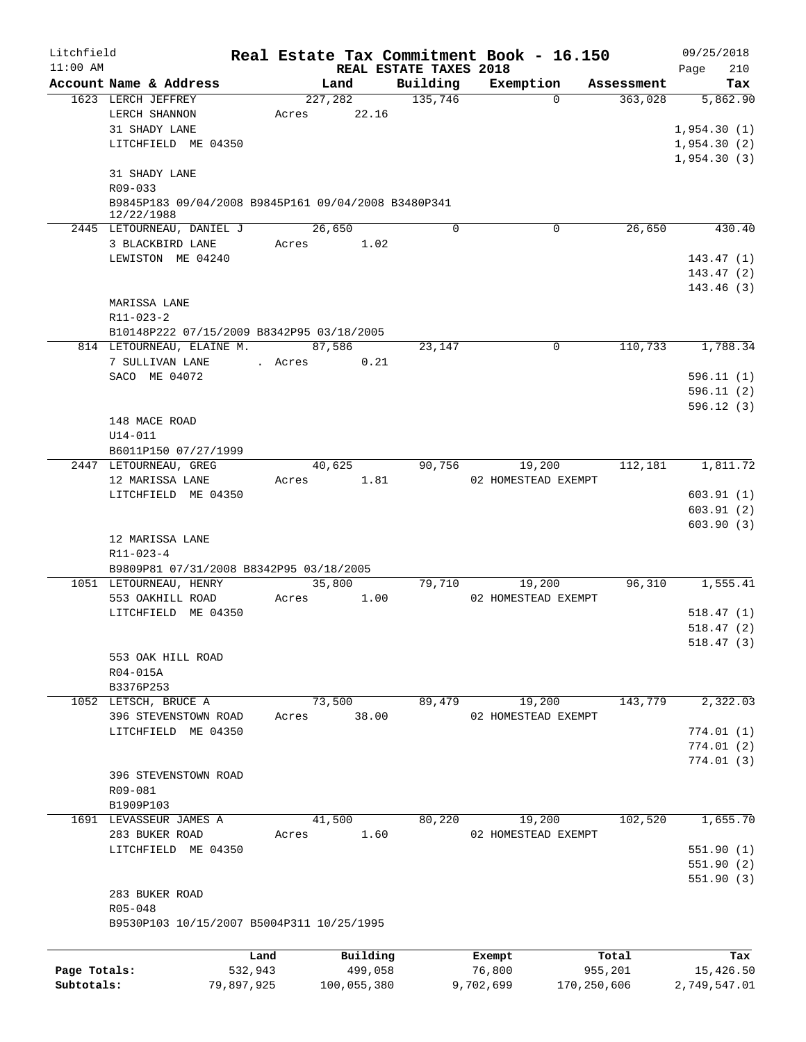Litchfield
11:00 AM

**Real Estate Tax Commitment Book - 16.150**
**REAL ESTATE TAXES 2018**

09/25/2018

| Account Name & Address | Land | Building | Exemption | Assessment | Tax |
|---|---|---|---|---|---|
| 1623 LERCH JEFFREY | 227,282 | 135,746 | 0 | 363,028 | 5,862.90 |
| LERCH SHANNON | Acres 22.16 | | | | |
| 31 SHADY LANE | | | | | 1,954.30 (1) |
| LITCHFIELD ME 04350 | | | | | 1,954.30 (2) |
| | | | | | 1,954.30 (3) |
| 31 SHADY LANE | | | | | |
| R09-033 | | | | | |
| B9845P183 09/04/2008 B9845P161 09/04/2008 B3480P341 12/22/1988 | | | | | |
| 2445 LETOURNEAU, DANIEL J | 26,650 | 0 | 0 | 26,650 | 430.40 |
| 3 BLACKBIRD LANE | Acres 1.02 | | | | |
| LEWISTON ME 04240 | | | | | 143.47 (1) |
| | | | | | 143.47 (2) |
| | | | | | 143.46 (3) |
| MARISSA LANE | | | | | |
| R11-023-2 | | | | | |
| B10148P222 07/15/2009 B8342P95 03/18/2005 | | | | | |
| 814 LETOURNEAU, ELAINE M. | 87,586 | 23,147 | 0 | 110,733 | 1,788.34 |
| 7 SULLIVAN LANE | . Acres 0.21 | | | | |
| SACO ME 04072 | | | | | 596.11 (1) |
| | | | | | 596.11 (2) |
| | | | | | 596.12 (3) |
| 148 MACE ROAD | | | | | |
| U14-011 | | | | | |
| B6011P150 07/27/1999 | | | | | |
| 2447 LETOURNEAU, GREG | 40,625 | 90,756 | 19,200 | 112,181 | 1,811.72 |
| 12 MARISSA LANE | Acres 1.81 | | 02 HOMESTEAD EXEMPT | | |
| LITCHFIELD ME 04350 | | | | | 603.91 (1) |
| | | | | | 603.91 (2) |
| | | | | | 603.90 (3) |
| 12 MARISSA LANE | | | | | |
| R11-023-4 | | | | | |
| B9809P81 07/31/2008 B8342P95 03/18/2005 | | | | | |
| 1051 LETOURNEAU, HENRY | 35,800 | 79,710 | 19,200 | 96,310 | 1,555.41 |
| 553 OAKHILL ROAD | Acres 1.00 | | 02 HOMESTEAD EXEMPT | | |
| LITCHFIELD ME 04350 | | | | | 518.47 (1) |
| | | | | | 518.47 (2) |
| | | | | | 518.47 (3) |
| 553 OAK HILL ROAD | | | | | |
| R04-015A | | | | | |
| B3376P253 | | | | | |
| 1052 LETSCH, BRUCE A | 73,500 | 89,479 | 19,200 | 143,779 | 2,322.03 |
| 396 STEVENSTOWN ROAD | Acres 38.00 | | 02 HOMESTEAD EXEMPT | | |
| LITCHFIELD ME 04350 | | | | | 774.01 (1) |
| | | | | | 774.01 (2) |
| | | | | | 774.01 (3) |
| 396 STEVENSTOWN ROAD | | | | | |
| R09-081 | | | | | |
| B1909P103 | | | | | |
| 1691 LEVASSEUR JAMES A | 41,500 | 80,220 | 19,200 | 102,520 | 1,655.70 |
| 283 BUKER ROAD | Acres 1.60 | | 02 HOMESTEAD EXEMPT | | |
| LITCHFIELD ME 04350 | | | | | 551.90 (1) |
| | | | | | 551.90 (2) |
| | | | | | 551.90 (3) |
| 283 BUKER ROAD | | | | | |
| R05-048 | | | | | |
| B9530P103 10/15/2007 B5004P311 10/25/1995 | | | | | |

| | Land | Building | Exempt | Total | Tax |
|---|---|---|---|---|---|
| Page Totals: | 532,943 | 499,058 | 76,800 | 955,201 | 15,426.50 |
| Subtotals: | 79,897,925 | 100,055,380 | 9,702,699 | 170,250,606 | 2,749,547.01 |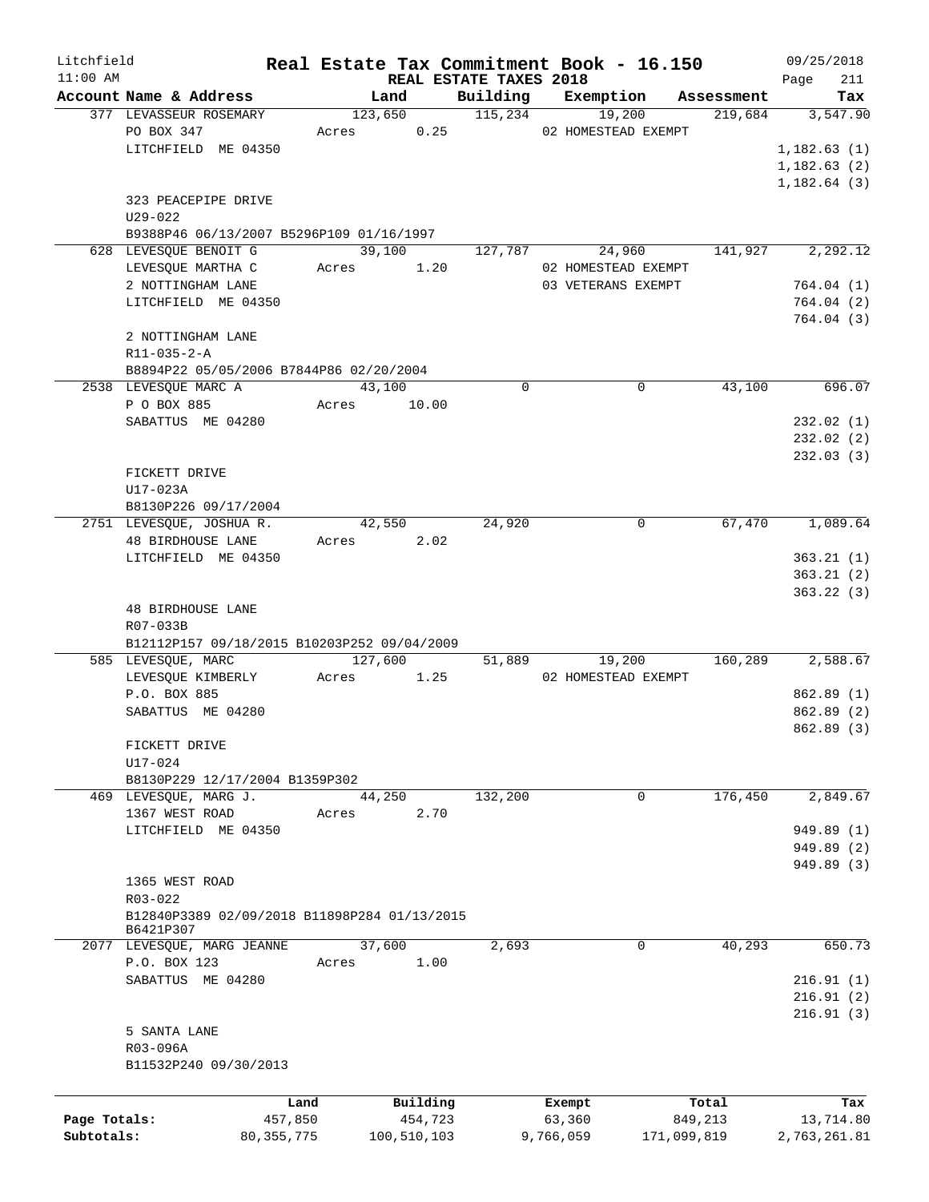Litchfield 11:00 AM

# Real Estate Tax Commitment Book - 16.150

REAL ESTATE TAXES 2018

09/25/2018 Page 211

| Account Name & Address | Land | Building | Exemption | Assessment | Tax |
|---|---|---|---|---|---|
| 377 LEVASSEUR ROSEMARY | 123,650 | 115,234 | 19,200 | 219,684 | 3,547.90 |
| PO BOX 347 | Acres 0.25 | | 02 HOMESTEAD EXEMPT | | |
| LITCHFIELD ME 04350 | | | | | 1,182.63 (1) |
| | | | | | 1,182.63 (2) |
| | | | | | 1,182.64 (3) |
| 323 PEACEPIPE DRIVE | | | | | |
| U29-022 | | | | | |
| B9388P46 06/13/2007 B5296P109 01/16/1997 | | | | | |
| 628 LEVESQUE BENOIT G | 39,100 | 127,787 | 24,960 | 141,927 | 2,292.12 |
| LEVESQUE MARTHA C | Acres 1.20 | | 02 HOMESTEAD EXEMPT | | |
| 2 NOTTINGHAM LANE | | | 03 VETERANS EXEMPT | | 764.04 (1) |
| LITCHFIELD ME 04350 | | | | | 764.04 (2) |
| | | | | | 764.04 (3) |
| 2 NOTTINGHAM LANE | | | | | |
| R11-035-2-A | | | | | |
| B8894P22 05/05/2006 B7844P86 02/20/2004 | | | | | |
| 2538 LEVESQUE MARC A | 43,100 | 0 | 0 | 43,100 | 696.07 |
| P O BOX 885 | Acres 10.00 | | | | |
| SABATTUS ME 04280 | | | | | 232.02 (1) |
| | | | | | 232.02 (2) |
| | | | | | 232.03 (3) |
| FICKETT DRIVE | | | | | |
| U17-023A | | | | | |
| B8130P226 09/17/2004 | | | | | |
| 2751 LEVESQUE, JOSHUA R. | 42,550 | 24,920 | 0 | 67,470 | 1,089.64 |
| 48 BIRDHOUSE LANE | Acres 2.02 | | | | |
| LITCHFIELD ME 04350 | | | | | 363.21 (1) |
| | | | | | 363.21 (2) |
| | | | | | 363.22 (3) |
| 48 BIRDHOUSE LANE | | | | | |
| R07-033B | | | | | |
| B12112P157 09/18/2015 B10203P252 09/04/2009 | | | | | |
| 585 LEVESQUE, MARC | 127,600 | 51,889 | 19,200 | 160,289 | 2,588.67 |
| LEVESQUE KIMBERLY | Acres 1.25 | | 02 HOMESTEAD EXEMPT | | |
| P.O. BOX 885 | | | | | 862.89 (1) |
| SABATTUS ME 04280 | | | | | 862.89 (2) |
| | | | | | 862.89 (3) |
| FICKETT DRIVE | | | | | |
| U17-024 | | | | | |
| B8130P229 12/17/2004 B1359P302 | | | | | |
| 469 LEVESQUE, MARG J. | 44,250 | 132,200 | 0 | 176,450 | 2,849.67 |
| 1367 WEST ROAD | Acres 2.70 | | | | |
| LITCHFIELD ME 04350 | | | | | 949.89 (1) |
| | | | | | 949.89 (2) |
| | | | | | 949.89 (3) |
| 1365 WEST ROAD | | | | | |
| R03-022 | | | | | |
| B12840P3389 02/09/2018 B11898P284 01/13/2015 B6421P307 | | | | | |
| 2077 LEVESQUE, MARG JEANNE | 37,600 | 2,693 | 0 | 40,293 | 650.73 |
| P.O. BOX 123 | Acres 1.00 | | | | |
| SABATTUS ME 04280 | | | | | 216.91 (1) |
| | | | | | 216.91 (2) |
| | | | | | 216.91 (3) |
| 5 SANTA LANE | | | | | |
| R03-096A | | | | | |
| B11532P240 09/30/2013 | | | | | |

| | Land | Building | Exempt | Total | Tax |
|---|---|---|---|---|---|
| Page Totals: | 457,850 | 454,723 | 63,360 | 849,213 | 13,714.80 |
| Subtotals: | 80,355,775 | 100,510,103 | 9,766,059 | 171,099,819 | 2,763,261.81 |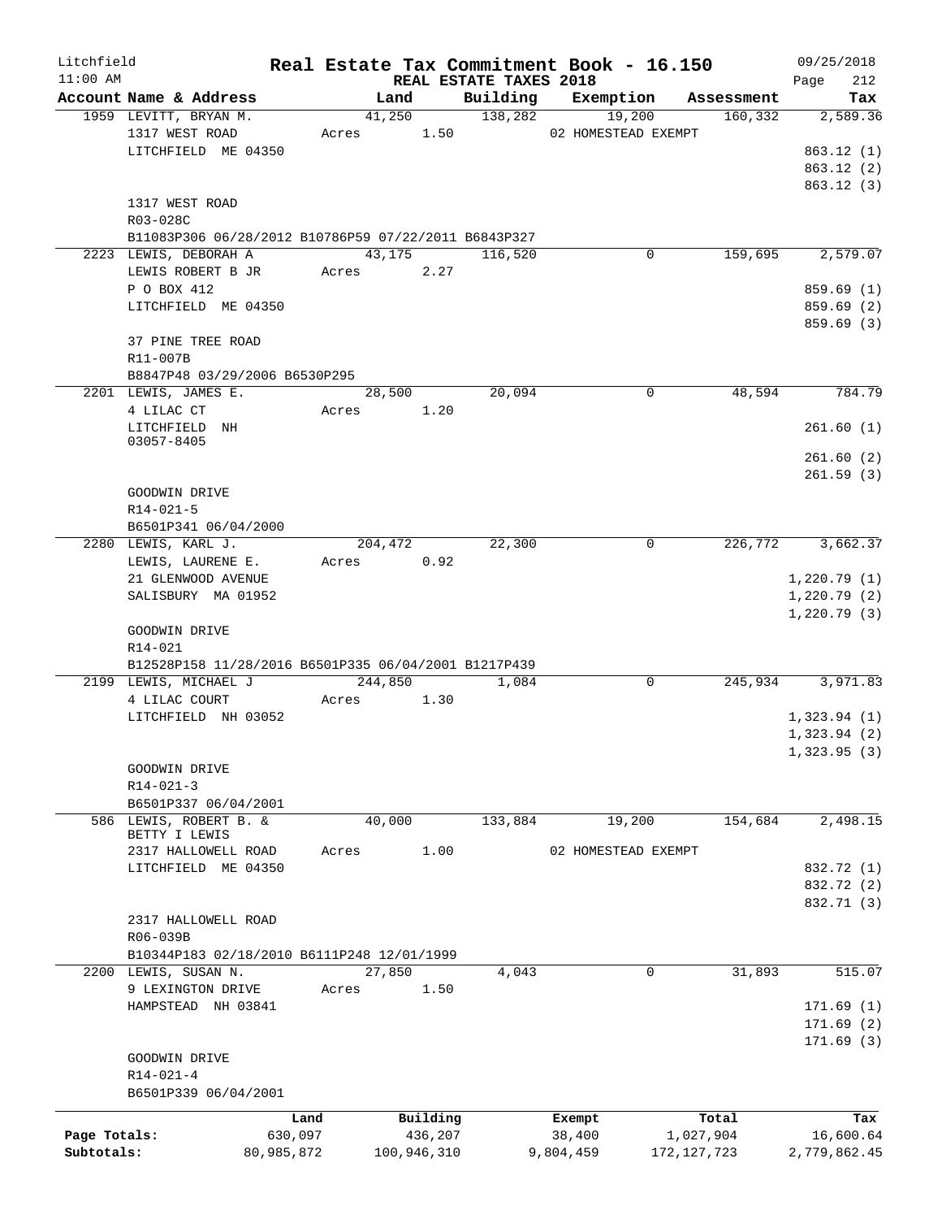Litchfield | Real Estate Tax Commitment Book - 16.150 | 09/25/2018
11:00 AM | REAL ESTATE TAXES 2018 | Page 212

| Account Name & Address | Land | Building | Exemption | Assessment | Tax |
|---|---|---|---|---|---|
| 1959 LEVITT, BRYAN M. | 41,250 | 138,282 | 19,200 | 160,332 | 2,589.36 |
| 1317 WEST ROAD | Acres 1.50 | | 02 HOMESTEAD EXEMPT | | |
| LITCHFIELD ME 04350 | | | | | 863.12 (1) |
| | | | | | 863.12 (2) |
| | | | | | 863.12 (3) |
| 1317 WEST ROAD | | | | | |
| R03-028C | | | | | |
| B11083P306 06/28/2012 B10786P59 07/22/2011 B6843P327 | | | | | |
| 2223 LEWIS, DEBORAH A | 43,175 | 116,520 | 0 | 159,695 | 2,579.07 |
| LEWIS ROBERT B JR | Acres 2.27 | | | | |
| P O BOX 412 | | | | | 859.69 (1) |
| LITCHFIELD ME 04350 | | | | | 859.69 (2) |
| | | | | | 859.69 (3) |
| 37 PINE TREE ROAD | | | | | |
| R11-007B | | | | | |
| B8847P48 03/29/2006 B6530P295 | | | | | |
| 2201 LEWIS, JAMES E. | 28,500 | 20,094 | 0 | 48,594 | 784.79 |
| 4 LILAC CT | Acres 1.20 | | | | |
| LITCHFIELD NH 03057-8405 | | | | | 261.60 (1) |
| | | | | | 261.60 (2) |
| | | | | | 261.59 (3) |
| GOODWIN DRIVE | | | | | |
| R14-021-5 | | | | | |
| B6501P341 06/04/2000 | | | | | |
| 2280 LEWIS, KARL J. | 204,472 | 22,300 | 0 | 226,772 | 3,662.37 |
| LEWIS, LAURENE E. | Acres 0.92 | | | | |
| 21 GLENWOOD AVENUE | | | | | 1,220.79 (1) |
| SALISBURY MA 01952 | | | | | 1,220.79 (2) |
| | | | | | 1,220.79 (3) |
| GOODWIN DRIVE | | | | | |
| R14-021 | | | | | |
| B12528P158 11/28/2016 B6501P335 06/04/2001 B1217P439 | | | | | |
| 2199 LEWIS, MICHAEL J | 244,850 | 1,084 | 0 | 245,934 | 3,971.83 |
| 4 LILAC COURT | Acres 1.30 | | | | |
| LITCHFIELD NH 03052 | | | | | 1,323.94 (1) |
| | | | | | 1,323.94 (2) |
| | | | | | 1,323.95 (3) |
| GOODWIN DRIVE | | | | | |
| R14-021-3 | | | | | |
| B6501P337 06/04/2001 | | | | | |
| 586 LEWIS, ROBERT B. & BETTY I LEWIS | 40,000 | 133,884 | 19,200 | 154,684 | 2,498.15 |
| 2317 HALLOWELL ROAD | Acres 1.00 | | 02 HOMESTEAD EXEMPT | | |
| LITCHFIELD ME 04350 | | | | | 832.72 (1) |
| | | | | | 832.72 (2) |
| | | | | | 832.71 (3) |
| 2317 HALLOWELL ROAD | | | | | |
| R06-039B | | | | | |
| B10344P183 02/18/2010 B6111P248 12/01/1999 | | | | | |
| 2200 LEWIS, SUSAN N. | 27,850 | 4,043 | 0 | 31,893 | 515.07 |
| 9 LEXINGTON DRIVE | Acres 1.50 | | | | |
| HAMPSTEAD NH 03841 | | | | | 171.69 (1) |
| | | | | | 171.69 (2) |
| | | | | | 171.69 (3) |
| GOODWIN DRIVE | | | | | |
| R14-021-4 | | | | | |
| B6501P339 06/04/2001 | | | | | |

| | Land | Building | Exempt | Total | Tax |
|---|---|---|---|---|---|
| Page Totals: | 630,097 | 436,207 | 38,400 | 1,027,904 | 16,600.64 |
| Subtotals: | 80,985,872 | 100,946,310 | 9,804,459 | 172,127,723 | 2,779,862.45 |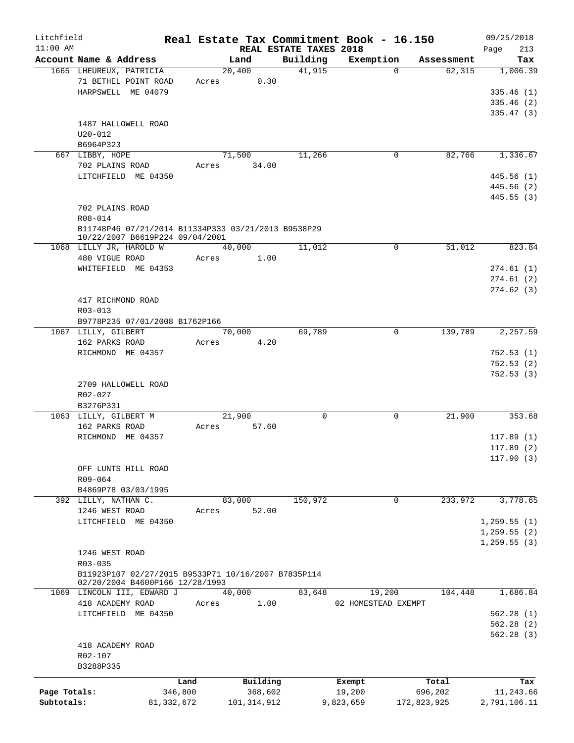# Litchfield — Real Estate Tax Commitment Book - 16.150

11:00 AM — REAL ESTATE TAXES 2018 — 09/25/2018

| Account Name & Address | Land | Building | Exemption | Assessment | Tax |
|---|---|---|---|---|---|
| 1665 LHEUREUX, PATRICIA | 20,400 | 41,915 | 0 | 62,315 | 1,006.39 |
| 71 BETHEL POINT ROAD | Acres 0.30 | | | | |
| HARPSWELL ME 04079 | | | | | 335.46 (1) |
| | | | | | 335.46 (2) |
| | | | | | 335.47 (3) |
| 1487 HALLOWELL ROAD | | | | | |
| U20-012 | | | | | |
| B6964P323 | | | | | |
| 667 LIBBY, HOPE | 71,500 | 11,266 | 0 | 82,766 | 1,336.67 |
| 702 PLAINS ROAD | Acres 34.00 | | | | |
| LITCHFIELD ME 04350 | | | | | 445.56 (1) |
| | | | | | 445.56 (2) |
| | | | | | 445.55 (3) |
| 702 PLAINS ROAD | | | | | |
| R08-014 | | | | | |
| B11748P46 07/21/2014 B11334P333 03/21/2013 B9538P29 10/22/2007 B6619P224 09/04/2001 | | | | | |
| 1068 LILLY JR, HAROLD W | 40,000 | 11,012 | 0 | 51,012 | 823.84 |
| 480 VIGUE ROAD | Acres 1.00 | | | | |
| WHITEFIELD ME 04353 | | | | | 274.61 (1) |
| | | | | | 274.61 (2) |
| | | | | | 274.62 (3) |
| 417 RICHMOND ROAD | | | | | |
| R03-013 | | | | | |
| B9778P235 07/01/2008 B1762P166 | | | | | |
| 1067 LILLY, GILBERT | 70,000 | 69,789 | 0 | 139,789 | 2,257.59 |
| 162 PARKS ROAD | Acres 4.20 | | | | |
| RICHMOND ME 04357 | | | | | 752.53 (1) |
| | | | | | 752.53 (2) |
| | | | | | 752.53 (3) |
| 2709 HALLOWELL ROAD | | | | | |
| R02-027 | | | | | |
| B3276P331 | | | | | |
| 1063 LILLY, GILBERT M | 21,900 | 0 | 0 | 21,900 | 353.68 |
| 162 PARKS ROAD | Acres 57.60 | | | | |
| RICHMOND ME 04357 | | | | | 117.89 (1) |
| | | | | | 117.89 (2) |
| | | | | | 117.90 (3) |
| OFF LUNTS HILL ROAD | | | | | |
| R09-064 | | | | | |
| B4869P78 03/03/1995 | | | | | |
| 392 LILLY, NATHAN C. | 83,000 | 150,972 | 0 | 233,972 | 3,778.65 |
| 1246 WEST ROAD | Acres 52.00 | | | | |
| LITCHFIELD ME 04350 | | | | | 1,259.55 (1) |
| | | | | | 1,259.55 (2) |
| | | | | | 1,259.55 (3) |
| 1246 WEST ROAD | | | | | |
| R03-035 | | | | | |
| B11923P107 02/27/2015 B9533P71 10/16/2007 B7835P114 02/20/2004 B4600P166 12/28/1993 | | | | | |
| 1069 LINCOLN III, EDWARD J | 40,000 | 83,648 | 19,200 | 104,448 | 1,686.84 |
| 418 ACADEMY ROAD | Acres 1.00 | | 02 HOMESTEAD EXEMPT | | |
| LITCHFIELD ME 04350 | | | | | 562.28 (1) |
| | | | | | 562.28 (2) |
| | | | | | 562.28 (3) |
| 418 ACADEMY ROAD | | | | | |
| R02-107 | | | | | |
| B3288P335 | | | | | |

| | Land | Building | Exempt | Total | Tax |
|---|---|---|---|---|---|
| Page Totals: | 346,800 | 368,602 | 19,200 | 696,202 | 11,243.66 |
| Subtotals: | 81,332,672 | 101,314,912 | 9,823,659 | 172,823,925 | 2,791,106.11 |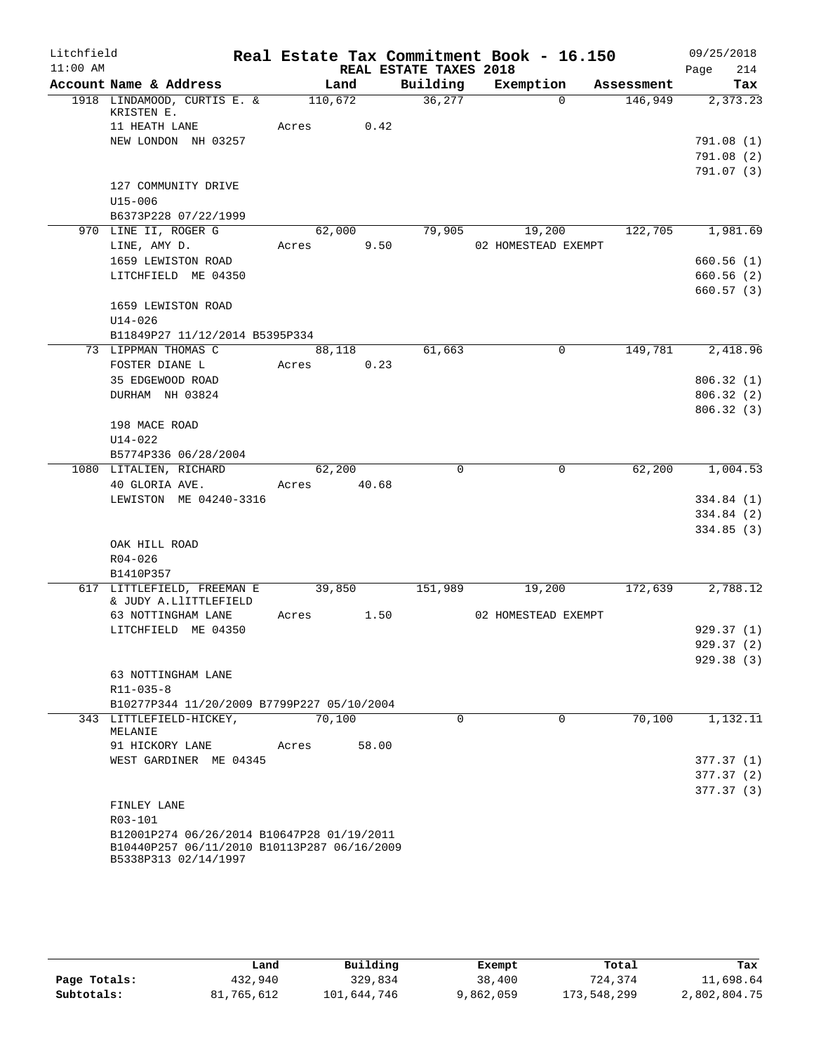Litchfield
11:00 AM

# Real Estate Tax Commitment Book - 16.150

REAL ESTATE TAXES 2018

09/25/2018

| Account Name & Address | Land | Building | Exemption | Assessment | Tax |
|---|---|---|---|---|---|
| 1918 LINDAMOOD, CURTIS E. & KRISTEN E. | 110,672 | 36,277 | 0 | 146,949 | 2,373.23 |
| 11 HEATH LANE | Acres 0.42 | | | | |
| NEW LONDON NH 03257 | | | | | 791.08 (1) |
| | | | | | 791.08 (2) |
| | | | | | 791.07 (3) |
| 127 COMMUNITY DRIVE | | | | | |
| U15-006 | | | | | |
| B6373P228 07/22/1999 | | | | | |
| 970 LINE II, ROGER G | 62,000 | 79,905 | 19,200 | 122,705 | 1,981.69 |
| LINE, AMY D. | Acres 9.50 | | 02 HOMESTEAD EXEMPT | | |
| 1659 LEWISTON ROAD | | | | | 660.56 (1) |
| LITCHFIELD ME 04350 | | | | | 660.56 (2) |
| | | | | | 660.57 (3) |
| 1659 LEWISTON ROAD | | | | | |
| U14-026 | | | | | |
| B11849P27 11/12/2014 B5395P334 | | | | | |
| 73 LIPPMAN THOMAS C | 88,118 | 61,663 | 0 | 149,781 | 2,418.96 |
| FOSTER DIANE L | Acres 0.23 | | | | |
| 35 EDGEWOOD ROAD | | | | | 806.32 (1) |
| DURHAM NH 03824 | | | | | 806.32 (2) |
| | | | | | 806.32 (3) |
| 198 MACE ROAD | | | | | |
| U14-022 | | | | | |
| B5774P336 06/28/2004 | | | | | |
| 1080 LITALIEN, RICHARD | 62,200 | 0 | 0 | 62,200 | 1,004.53 |
| 40 GLORIA AVE. | Acres 40.68 | | | | |
| LEWISTON ME 04240-3316 | | | | | 334.84 (1) |
| | | | | | 334.84 (2) |
| | | | | | 334.85 (3) |
| OAK HILL ROAD | | | | | |
| R04-026 | | | | | |
| B1410P357 | | | | | |
| 617 LITTLEFIELD, FREEMAN E & JUDY A.LlITTLEFIELD | 39,850 | 151,989 | 19,200 | 172,639 | 2,788.12 |
| 63 NOTTINGHAM LANE | Acres 1.50 | | 02 HOMESTEAD EXEMPT | | |
| LITCHFIELD ME 04350 | | | | | 929.37 (1) |
| | | | | | 929.37 (2) |
| | | | | | 929.38 (3) |
| 63 NOTTINGHAM LANE | | | | | |
| R11-035-8 | | | | | |
| B10277P344 11/20/2009 B7799P227 05/10/2004 | | | | | |
| 343 LITTLEFIELD-HICKEY, MELANIE | 70,100 | 0 | 0 | 70,100 | 1,132.11 |
| 91 HICKORY LANE | Acres 58.00 | | | | |
| WEST GARDINER ME 04345 | | | | | 377.37 (1) |
| | | | | | 377.37 (2) |
| | | | | | 377.37 (3) |
| FINLEY LANE | | | | | |
| R03-101 | | | | | |
| B12001P274 06/26/2014 B10647P28 01/19/2011 B10440P257 06/11/2010 B10113P287 06/16/2009 B5338P313 02/14/1997 | | | | | |

| | Land | Building | Exempt | Total | Tax |
|---|---|---|---|---|---|
| Page Totals: | 432,940 | 329,834 | 38,400 | 724,374 | 11,698.64 |
| Subtotals: | 81,765,612 | 101,644,746 | 9,862,059 | 173,548,299 | 2,802,804.75 |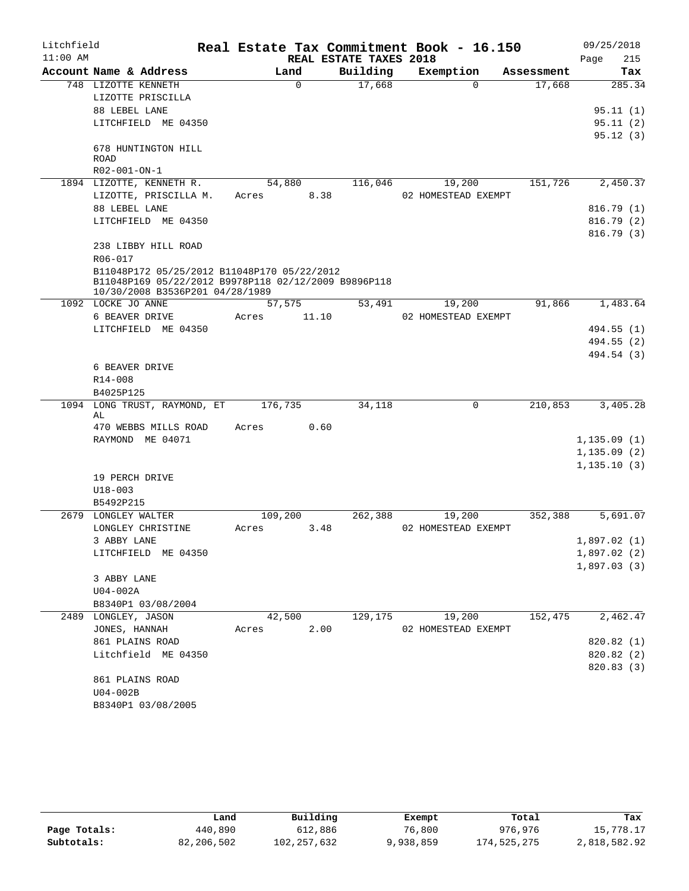Litchfield 11:00 AM

# Real Estate Tax Commitment Book - 16.150

REAL ESTATE TAXES 2018

09/25/2018 Page 215

| Account Name & Address | Land | Building | Exemption | Assessment | Tax |
|---|---|---|---|---|---|
| 748 LIZOTTE KENNETH | 0 | 17,668 | 0 | 17,668 | 285.34 |
| LIZOTTE PRISCILLA | | | | | |
| 88 LEBEL LANE | | | | | 95.11 (1) |
| LITCHFIELD ME 04350 | | | | | 95.11 (2) |
| | | | | | 95.12 (3) |
| 678 HUNTINGTON HILL ROAD | | | | | |
| R02-001-ON-1 | | | | | |
| 1894 LIZOTTE, KENNETH R. | 54,880 | 116,046 | 19,200 | 151,726 | 2,450.37 |
| LIZOTTE, PRISCILLA M. | Acres 8.38 | | 02 HOMESTEAD EXEMPT | | |
| 88 LEBEL LANE | | | | | 816.79 (1) |
| LITCHFIELD ME 04350 | | | | | 816.79 (2) |
| | | | | | 816.79 (3) |
| 238 LIBBY HILL ROAD | | | | | |
| R06-017 | | | | | |
| B11048P172 05/25/2012 B11048P170 05/22/2012 B11048P169 05/22/2012 B9978P118 02/12/2009 B9896P118 10/30/2008 B3536P201 04/28/1989 | | | | | |
| 1092 LOCKE JO ANNE | 57,575 | 53,491 | 19,200 | 91,866 | 1,483.64 |
| 6 BEAVER DRIVE | Acres 11.10 | | 02 HOMESTEAD EXEMPT | | |
| LITCHFIELD ME 04350 | | | | | 494.55 (1) |
| | | | | | 494.55 (2) |
| | | | | | 494.54 (3) |
| 6 BEAVER DRIVE | | | | | |
| R14-008 | | | | | |
| B4025P125 | | | | | |
| 1094 LONG TRUST, RAYMOND, ET AL | 176,735 | 34,118 | 0 | 210,853 | 3,405.28 |
| 470 WEBBS MILLS ROAD | Acres 0.60 | | | | |
| RAYMOND ME 04071 | | | | | 1,135.09 (1) |
| | | | | | 1,135.09 (2) |
| | | | | | 1,135.10 (3) |
| 19 PERCH DRIVE | | | | | |
| U18-003 | | | | | |
| B5492P215 | | | | | |
| 2679 LONGLEY WALTER | 109,200 | 262,388 | 19,200 | 352,388 | 5,691.07 |
| LONGLEY CHRISTINE | Acres 3.48 | | 02 HOMESTEAD EXEMPT | | |
| 3 ABBY LANE | | | | | 1,897.02 (1) |
| LITCHFIELD ME 04350 | | | | | 1,897.02 (2) |
| | | | | | 1,897.03 (3) |
| 3 ABBY LANE | | | | | |
| U04-002A | | | | | |
| B8340P1 03/08/2004 | | | | | |
| 2489 LONGLEY, JASON | 42,500 | 129,175 | 19,200 | 152,475 | 2,462.47 |
| JONES, HANNAH | Acres 2.00 | | 02 HOMESTEAD EXEMPT | | |
| 861 PLAINS ROAD | | | | | 820.82 (1) |
| Litchfield ME 04350 | | | | | 820.82 (2) |
| | | | | | 820.83 (3) |
| 861 PLAINS ROAD | | | | | |
| U04-002B | | | | | |
| B8340P1 03/08/2005 | | | | | |

| | Land | Building | Exempt | Total | Tax |
|---|---|---|---|---|---|
| Page Totals: | 440,890 | 612,886 | 76,800 | 976,976 | 15,778.17 |
| Subtotals: | 82,206,502 | 102,257,632 | 9,938,859 | 174,525,275 | 2,818,582.92 |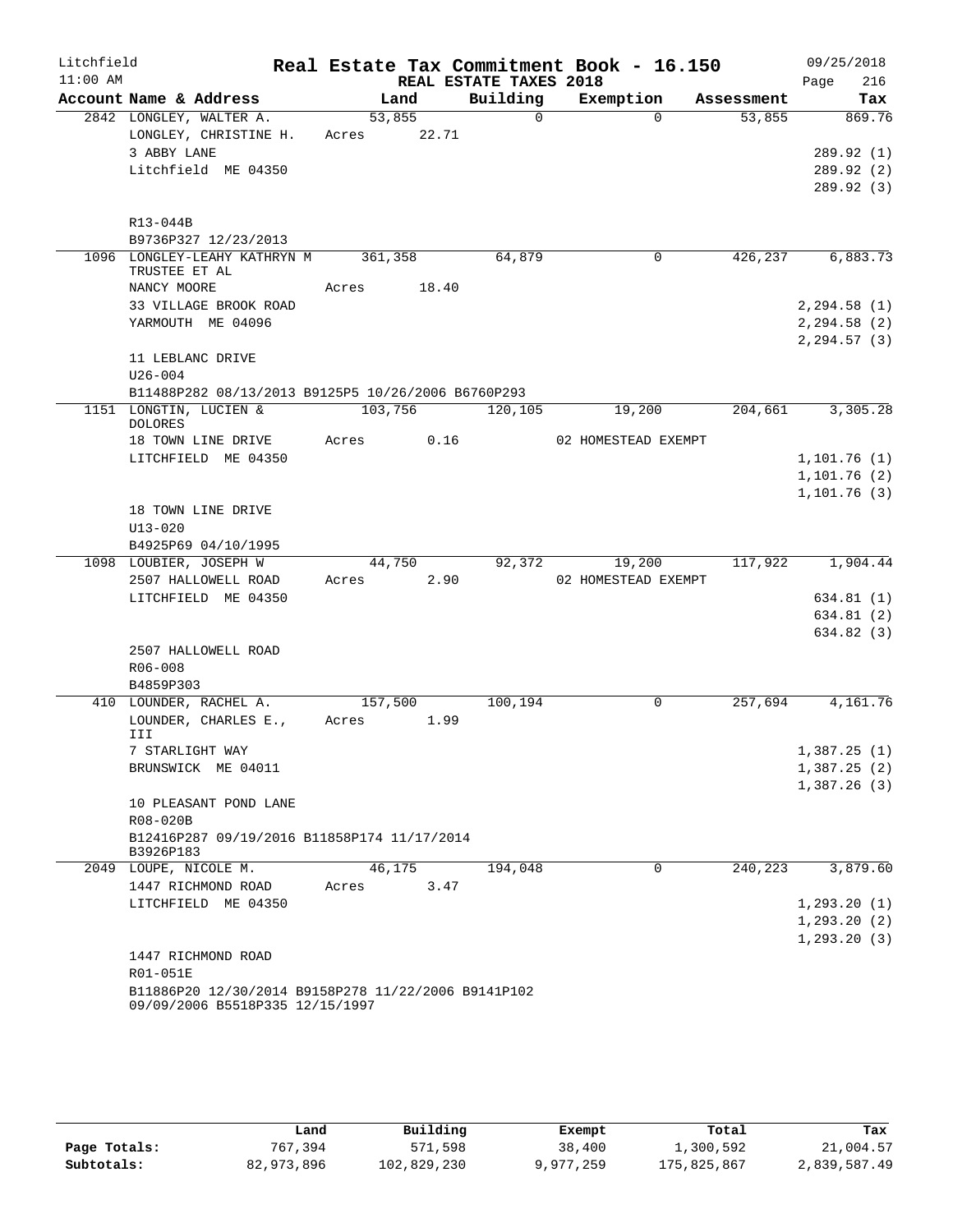Litchfield
11:00 AM

# Real Estate Tax Commitment Book - 16.150

REAL ESTATE TAXES 2018

09/25/2018

| Account Name & Address | Land | Building | Exemption | Assessment | Tax |
|---|---|---|---|---|---|
| 2842 LONGLEY, WALTER A.<br>LONGLEY, CHRISTINE H.<br>3 ABBY LANE<br>Litchfield ME 04350<br><br>R13-044B<br>B9736P327 12/23/2013 | 53,855<br>Acres 22.71 | 0 | 0 | 53,855 | 869.76<br><br>289.92 (1)<br>289.92 (2)<br>289.92 (3) |
| 1096 LONGLEY-LEAHY KATHRYN M TRUSTEE ET AL<br>NANCY MOORE<br>33 VILLAGE BROOK ROAD<br>YARMOUTH ME 04096<br><br>11 LEBLANC DRIVE<br>U26-004<br>B11488P282 08/13/2013 B9125P5 10/26/2006 B6760P293 | 361,358<br>Acres 18.40 | 64,879 | 0 | 426,237 | 6,883.73<br><br>2,294.58 (1)<br>2,294.58 (2)<br>2,294.57 (3) |
| 1151 LONGTIN, LUCIEN & DOLORES<br>18 TOWN LINE DRIVE<br>LITCHFIELD ME 04350<br><br>18 TOWN LINE DRIVE<br>U13-020<br>B4925P69 04/10/1995 | 103,756<br>Acres 0.16 | 120,105 | 19,200<br>02 HOMESTEAD EXEMPT | 204,661 | 3,305.28<br><br>1,101.76 (1)<br>1,101.76 (2)<br>1,101.76 (3) |
| 1098 LOUBIER, JOSEPH W<br>2507 HALLOWELL ROAD<br>LITCHFIELD ME 04350<br><br>2507 HALLOWELL ROAD<br>R06-008<br>B4859P303 | 44,750<br>Acres 2.90 | 92,372 | 19,200<br>02 HOMESTEAD EXEMPT | 117,922 | 1,904.44<br><br>634.81 (1)<br>634.81 (2)<br>634.82 (3) |
| 410 LOUNDER, RACHEL A.<br>LOUNDER, CHARLES E., III<br>7 STARLIGHT WAY<br>BRUNSWICK ME 04011<br><br>10 PLEASANT POND LANE<br>R08-020B<br>B12416P287 09/19/2016 B11858P174 11/17/2014 B3926P183 | 157,500<br>Acres 1.99 | 100,194 | 0 | 257,694 | 4,161.76<br><br>1,387.25 (1)<br>1,387.25 (2)<br>1,387.26 (3) |
| 2049 LOUPE, NICOLE M.<br>1447 RICHMOND ROAD<br>LITCHFIELD ME 04350<br><br>1447 RICHMOND ROAD<br>R01-051E<br>B11886P20 12/30/2014 B9158P278 11/22/2006 B9141P102 09/09/2006 B5518P335 12/15/1997 | 46,175<br>Acres 3.47 | 194,048 | 0 | 240,223 | 3,879.60<br><br>1,293.20 (1)<br>1,293.20 (2)<br>1,293.20 (3) |

| | Land | Building | Exempt | Total | Tax |
|---|---|---|---|---|---|
| Page Totals: | 767,394 | 571,598 | 38,400 | 1,300,592 | 21,004.57 |
| Subtotals: | 82,973,896 | 102,829,230 | 9,977,259 | 175,825,867 | 2,839,587.49 |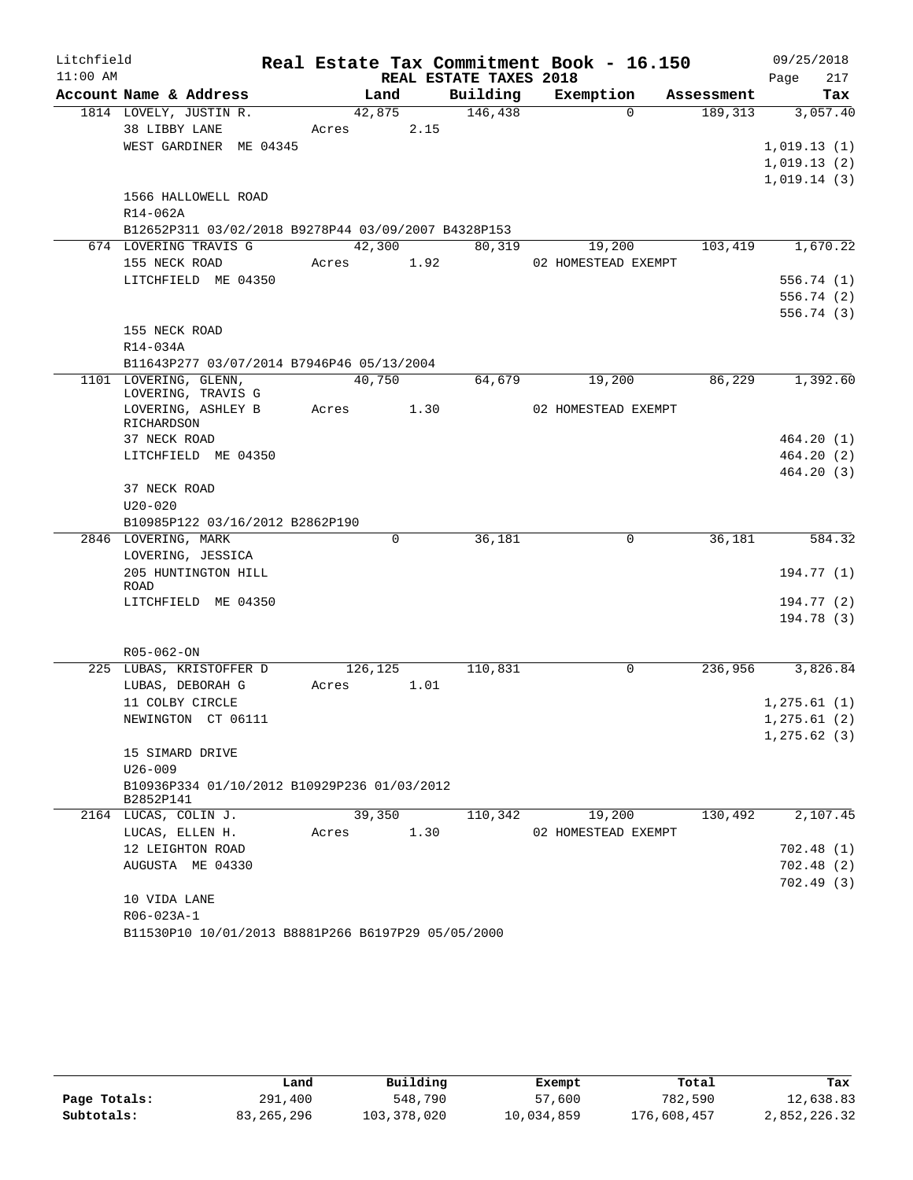Litchfield
11:00 AM

# Real Estate Tax Commitment Book - 16.150

REAL ESTATE TAXES 2018

09/25/2018
Page 217

| Account Name & Address | Land | Building | Exemption | Assessment | Tax |
|---|---|---|---|---|---|
| 1814 LOVELY, JUSTIN R. | 42,875 | 146,438 | 0 | 189,313 | 3,057.40 |
| 38 LIBBY LANE | Acres 2.15 | | | | |
| WEST GARDINER ME 04345 | | | | | 1,019.13 (1) |
| | | | | | 1,019.13 (2) |
| | | | | | 1,019.14 (3) |
| 1566 HALLOWELL ROAD | | | | | |
| R14-062A | | | | | |
| B12652P311 03/02/2018 B9278P44 03/09/2007 B4328P153 | | | | | |
| 674 LOVERING TRAVIS G | 42,300 | 80,319 | 19,200 | 103,419 | 1,670.22 |
| 155 NECK ROAD | Acres 1.92 | | 02 HOMESTEAD EXEMPT | | |
| LITCHFIELD ME 04350 | | | | | 556.74 (1) |
| | | | | | 556.74 (2) |
| | | | | | 556.74 (3) |
| 155 NECK ROAD | | | | | |
| R14-034A | | | | | |
| B11643P277 03/07/2014 B7946P46 05/13/2004 | | | | | |
| 1101 LOVERING, GLENN, LOVERING, TRAVIS G | 40,750 | 64,679 | 19,200 | 86,229 | 1,392.60 |
| LOVERING, ASHLEY B RICHARDSON | Acres 1.30 | | 02 HOMESTEAD EXEMPT | | |
| 37 NECK ROAD | | | | | 464.20 (1) |
| LITCHFIELD ME 04350 | | | | | 464.20 (2) |
| | | | | | 464.20 (3) |
| 37 NECK ROAD | | | | | |
| U20-020 | | | | | |
| B10985P122 03/16/2012 B2862P190 | | | | | |
| 2846 LOVERING, MARK | 0 | 36,181 | 0 | 36,181 | 584.32 |
| LOVERING, JESSICA | | | | | |
| 205 HUNTINGTON HILL ROAD | | | | | 194.77 (1) |
| LITCHFIELD ME 04350 | | | | | 194.77 (2) |
| | | | | | 194.78 (3) |
| R05-062-ON | | | | | |
| 225 LUBAS, KRISTOFFER D | 126,125 | 110,831 | 0 | 236,956 | 3,826.84 |
| LUBAS, DEBORAH G | Acres 1.01 | | | | |
| 11 COLBY CIRCLE | | | | | 1,275.61 (1) |
| NEWINGTON CT 06111 | | | | | 1,275.61 (2) |
| | | | | | 1,275.62 (3) |
| 15 SIMARD DRIVE | | | | | |
| U26-009 | | | | | |
| B10936P334 01/10/2012 B10929P236 01/03/2012 B2852P141 | | | | | |
| 2164 LUCAS, COLIN J. | 39,350 | 110,342 | 19,200 | 130,492 | 2,107.45 |
| LUCAS, ELLEN H. | Acres 1.30 | | 02 HOMESTEAD EXEMPT | | |
| 12 LEIGHTON ROAD | | | | | 702.48 (1) |
| AUGUSTA ME 04330 | | | | | 702.48 (2) |
| | | | | | 702.49 (3) |
| 10 VIDA LANE | | | | | |
| R06-023A-1 | | | | | |
| B11530P10 10/01/2013 B8881P266 B6197P29 05/05/2000 | | | | | |

| | Land | Building | Exempt | Total | Tax |
|---|---|---|---|---|---|
| Page Totals: | 291,400 | 548,790 | 57,600 | 782,590 | 12,638.83 |
| Subtotals: | 83,265,296 | 103,378,020 | 10,034,859 | 176,608,457 | 2,852,226.32 |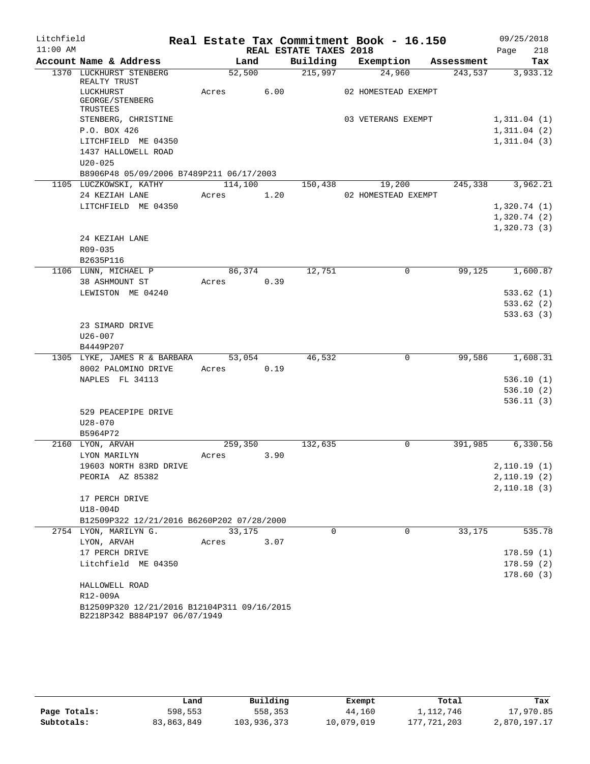Litchfield
11:00 AM

# Real Estate Tax Commitment Book - 16.150

## REAL ESTATE TAXES 2018

09/25/2018
Page 218

| Account Name & Address | Land | Building | Exemption | Assessment | Tax |
|---|---|---|---|---|---|
| 1370 LUCKHURST STENBERG REALTY TRUST | 52,500 | 215,997 | 24,960 | 243,537 | 3,933.12 |
| LUCKHURST GEORGE/STENBERG TRUSTEES | Acres 6.00 | | 02 HOMESTEAD EXEMPT | | |
| STENBERG, CHRISTINE | | | 03 VETERANS EXEMPT | | 1,311.04 (1) |
| P.O. BOX 426 | | | | | 1,311.04 (2) |
| LITCHFIELD ME 04350 | | | | | 1,311.04 (3) |
| 1437 HALLOWELL ROAD | | | | | |
| U20-025 | | | | | |
| B8906P48 05/09/2006 B7489P211 06/17/2003 | | | | | |
| 1105 LUCZKOWSKI, KATHY | 114,100 | 150,438 | 19,200 | 245,338 | 3,962.21 |
| 24 KEZIAH LANE | Acres 1.20 | | 02 HOMESTEAD EXEMPT | | |
| LITCHFIELD ME 04350 | | | | | 1,320.74 (1) |
| | | | | | 1,320.74 (2) |
| | | | | | 1,320.73 (3) |
| 24 KEZIAH LANE | | | | | |
| R09-035 | | | | | |
| B2635P116 | | | | | |
| 1106 LUNN, MICHAEL P | 86,374 | 12,751 | 0 | 99,125 | 1,600.87 |
| 38 ASHMOUNT ST | Acres 0.39 | | | | |
| LEWISTON ME 04240 | | | | | 533.62 (1) |
| | | | | | 533.62 (2) |
| | | | | | 533.63 (3) |
| 23 SIMARD DRIVE | | | | | |
| U26-007 | | | | | |
| B4449P207 | | | | | |
| 1305 LYKE, JAMES R & BARBARA | 53,054 | 46,532 | 0 | 99,586 | 1,608.31 |
| 8002 PALOMINO DRIVE | Acres 0.19 | | | | |
| NAPLES FL 34113 | | | | | 536.10 (1) |
| | | | | | 536.10 (2) |
| | | | | | 536.11 (3) |
| 529 PEACEPIPE DRIVE | | | | | |
| U28-070 | | | | | |
| B5964P72 | | | | | |
| 2160 LYON, ARVAH | 259,350 | 132,635 | 0 | 391,985 | 6,330.56 |
| LYON MARILYN | Acres 3.90 | | | | |
| 19603 NORTH 83RD DRIVE | | | | | 2,110.19 (1) |
| PEORIA AZ 85382 | | | | | 2,110.19 (2) |
| | | | | | 2,110.18 (3) |
| 17 PERCH DRIVE | | | | | |
| U18-004D | | | | | |
| B12509P322 12/21/2016 B6260P202 07/28/2000 | | | | | |
| 2754 LYON, MARILYN G. | 33,175 | 0 | 0 | 33,175 | 535.78 |
| LYON, ARVAH | Acres 3.07 | | | | |
| 17 PERCH DRIVE | | | | | 178.59 (1) |
| Litchfield ME 04350 | | | | | 178.59 (2) |
| | | | | | 178.60 (3) |
| HALLOWELL ROAD | | | | | |
| R12-009A | | | | | |
| B12509P320 12/21/2016 B12104P311 09/16/2015 B2218P342 B884P197 06/07/1949 | | | | | |

| | Land | Building | Exempt | Total | Tax |
|---|---|---|---|---|---|
| Page Totals: | 598,553 | 558,353 | 44,160 | 1,112,746 | 17,970.85 |
| Subtotals: | 83,863,849 | 103,936,373 | 10,079,019 | 177,721,203 | 2,870,197.17 |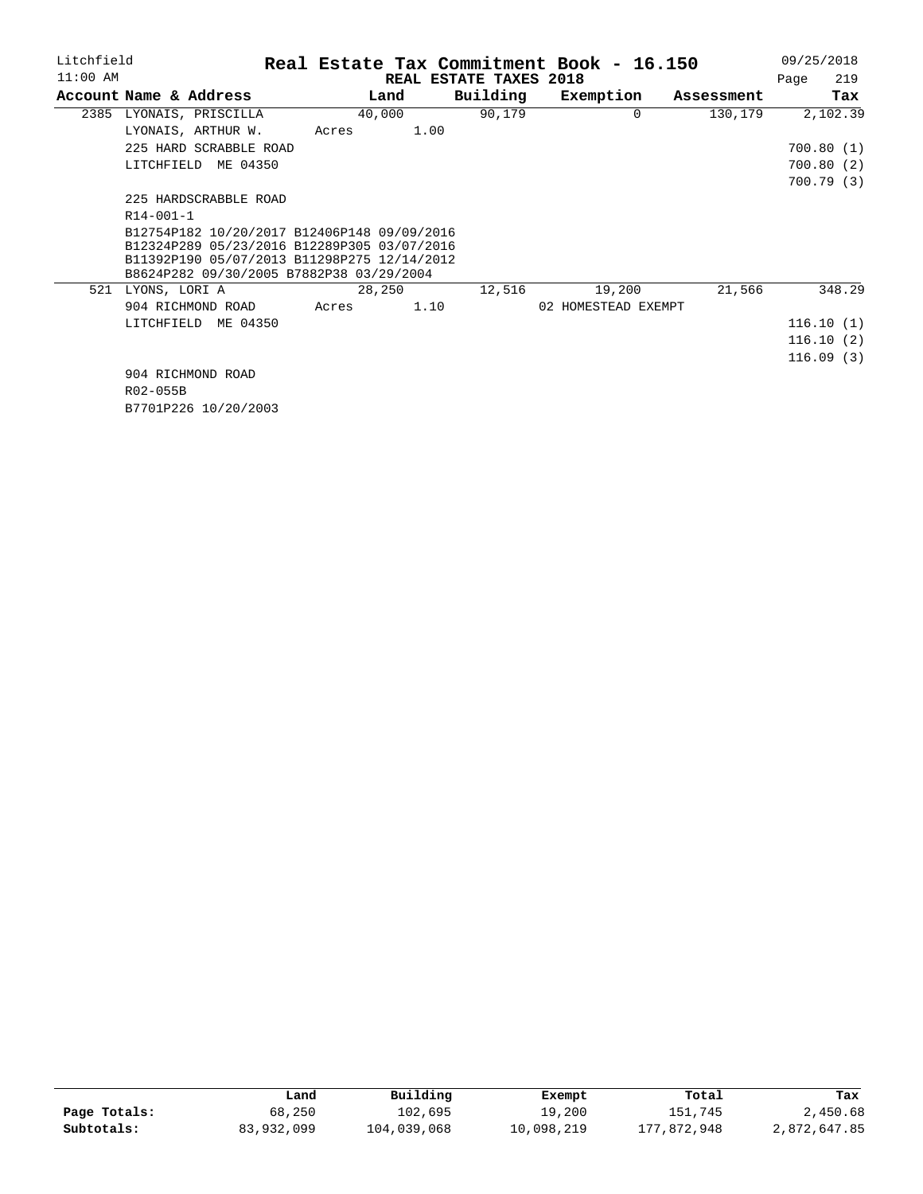# Real Estate Tax Commitment Book - 16.150

Litchfield
11:00 AM

REAL ESTATE TAXES 2018

09/25/2018

| Account | Name & Address | Land | Building | Exemption | Assessment | Tax |
|---|---|---|---|---|---|---|
| 2385 | LYONAIS, PRISCILLA | 40,000 | 90,179 | 0 | 130,179 | 2,102.39 |
| | LYONAIS, ARTHUR W. | Acres 1.00 | | | | |
| | 225 HARD SCRABBLE ROAD | | | | | 700.80 (1) |
| | LITCHFIELD ME 04350 | | | | | 700.80 (2) |
| | | | | | | 700.79 (3) |
| | 225 HARDSCRABBLE ROAD | | | | | |
| | R14-001-1 | | | | | |
| | B12754P182 10/20/2017 B12406P148 09/09/2016 | | | | | |
| | B12324P289 05/23/2016 B12289P305 03/07/2016 | | | | | |
| | B11392P190 05/07/2013 B11298P275 12/14/2012 | | | | | |
| | B8624P282 09/30/2005 B7882P38 03/29/2004 | | | | | |
| 521 | LYONS, LORI A | 28,250 | 12,516 | 19,200 | 21,566 | 348.29 |
| | 904 RICHMOND ROAD | Acres 1.10 | | 02 HOMESTEAD EXEMPT | | |
| | LITCHFIELD ME 04350 | | | | | 116.10 (1) |
| | | | | | | 116.10 (2) |
| | | | | | | 116.09 (3) |
| | 904 RICHMOND ROAD | | | | | |
| | R02-055B | | | | | |
| | B7701P226 10/20/2003 | | | | | |

| | Land | Building | Exempt | Total | Tax |
|---|---|---|---|---|---|
| Page Totals: | 68,250 | 102,695 | 19,200 | 151,745 | 2,450.68 |
| Subtotals: | 83,932,099 | 104,039,068 | 10,098,219 | 177,872,948 | 2,872,647.85 |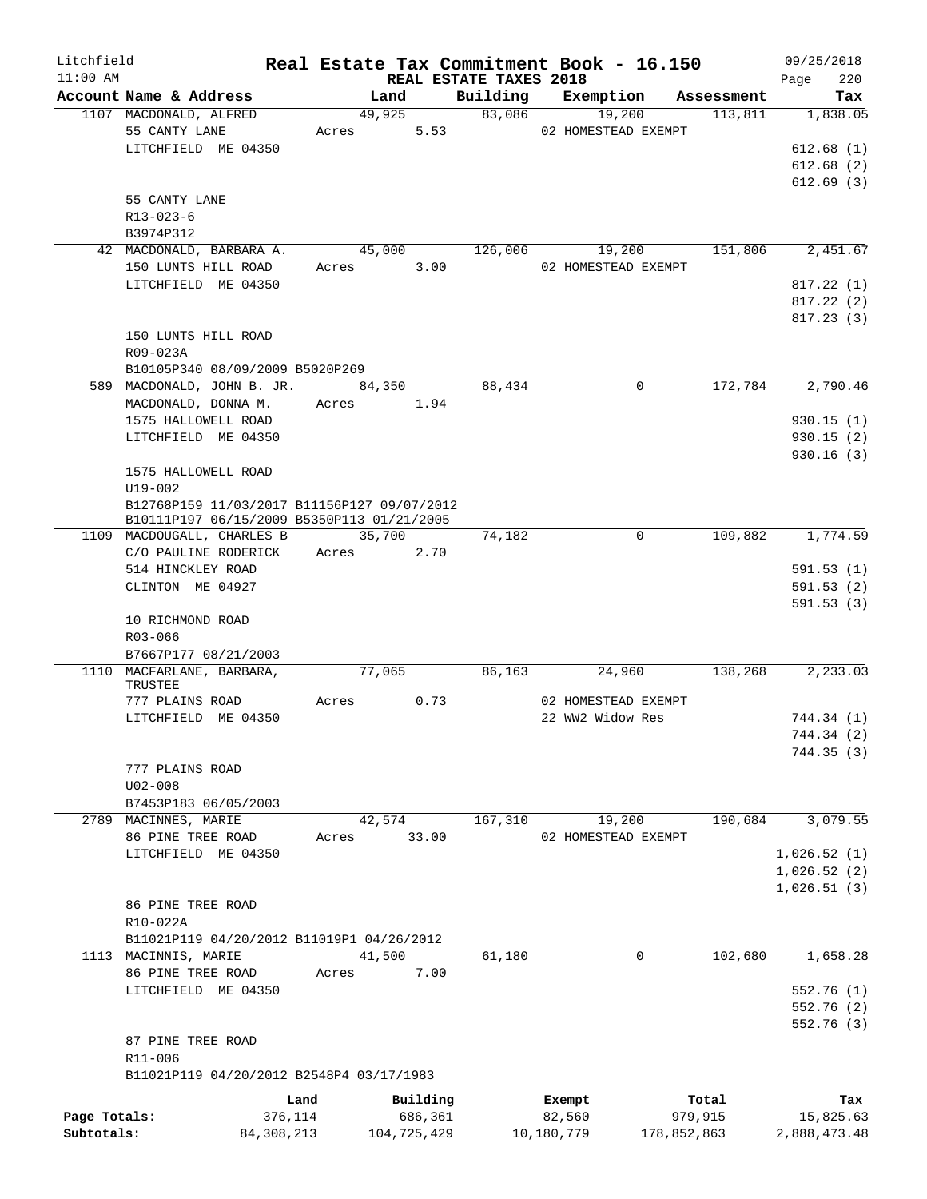Litchfield
11:00 AM

# Real Estate Tax Commitment Book - 16.150

REAL ESTATE TAXES 2018

09/25/2018

| Account Name & Address | Land | Building | Exemption | Assessment | Tax |
|---|---|---|---|---|---|
| 1107 MACDONALD, ALFRED | 49,925 | 83,086 | 19,200 | 113,811 | 1,838.05 |
| 55 CANTY LANE | Acres 5.53 | | 02 HOMESTEAD EXEMPT | | |
| LITCHFIELD ME 04350 | | | | | 612.68 (1) |
| | | | | | 612.68 (2) |
| | | | | | 612.69 (3) |
| 55 CANTY LANE | | | | | |
| R13-023-6 | | | | | |
| B3974P312 | | | | | |
| 42 MACDONALD, BARBARA A. | 45,000 | 126,006 | 19,200 | 151,806 | 2,451.67 |
| 150 LUNTS HILL ROAD | Acres 3.00 | | 02 HOMESTEAD EXEMPT | | |
| LITCHFIELD ME 04350 | | | | | 817.22 (1) |
| | | | | | 817.22 (2) |
| | | | | | 817.23 (3) |
| 150 LUNTS HILL ROAD | | | | | |
| R09-023A | | | | | |
| B10105P340 08/09/2009 B5020P269 | | | | | |
| 589 MACDONALD, JOHN B. JR. | 84,350 | 88,434 | 0 | 172,784 | 2,790.46 |
| MACDONALD, DONNA M. | Acres 1.94 | | | | |
| 1575 HALLOWELL ROAD | | | | | 930.15 (1) |
| LITCHFIELD ME 04350 | | | | | 930.15 (2) |
| | | | | | 930.16 (3) |
| 1575 HALLOWELL ROAD | | | | | |
| U19-002 | | | | | |
| B12768P159 11/03/2017 B11156P127 09/07/2012 | | | | | |
| B10111P197 06/15/2009 B5350P113 01/21/2005 | | | | | |
| 1109 MACDOUGALL, CHARLES B | 35,700 | 74,182 | 0 | 109,882 | 1,774.59 |
| C/O PAULINE RODERICK | Acres 2.70 | | | | |
| 514 HINCKLEY ROAD | | | | | 591.53 (1) |
| CLINTON ME 04927 | | | | | 591.53 (2) |
| | | | | | 591.53 (3) |
| 10 RICHMOND ROAD | | | | | |
| R03-066 | | | | | |
| B7667P177 08/21/2003 | | | | | |
| 1110 MACFARLANE, BARBARA, TRUSTEE | 77,065 | 86,163 | 24,960 | 138,268 | 2,233.03 |
| 777 PLAINS ROAD | Acres 0.73 | | 02 HOMESTEAD EXEMPT | | |
| LITCHFIELD ME 04350 | | | 22 WW2 Widow Res | | 744.34 (1) |
| | | | | | 744.34 (2) |
| | | | | | 744.35 (3) |
| 777 PLAINS ROAD | | | | | |
| U02-008 | | | | | |
| B7453P183 06/05/2003 | | | | | |
| 2789 MACINNES, MARIE | 42,574 | 167,310 | 19,200 | 190,684 | 3,079.55 |
| 86 PINE TREE ROAD | Acres 33.00 | | 02 HOMESTEAD EXEMPT | | |
| LITCHFIELD ME 04350 | | | | | 1,026.52 (1) |
| | | | | | 1,026.52 (2) |
| | | | | | 1,026.51 (3) |
| 86 PINE TREE ROAD | | | | | |
| R10-022A | | | | | |
| B11021P119 04/20/2012 B11019P1 04/26/2012 | | | | | |
| 1113 MACINNIS, MARIE | 41,500 | 61,180 | 0 | 102,680 | 1,658.28 |
| 86 PINE TREE ROAD | Acres 7.00 | | | | |
| LITCHFIELD ME 04350 | | | | | 552.76 (1) |
| | | | | | 552.76 (2) |
| | | | | | 552.76 (3) |
| 87 PINE TREE ROAD | | | | | |
| R11-006 | | | | | |
| B11021P119 04/20/2012 B2548P4 03/17/1983 | | | | | |

| | Land | Building | Exempt | Total | Tax |
|---|---|---|---|---|---|
| Page Totals: | 376,114 | 686,361 | 82,560 | 979,915 | 15,825.63 |
| Subtotals: | 84,308,213 | 104,725,429 | 10,180,779 | 178,852,863 | 2,888,473.48 |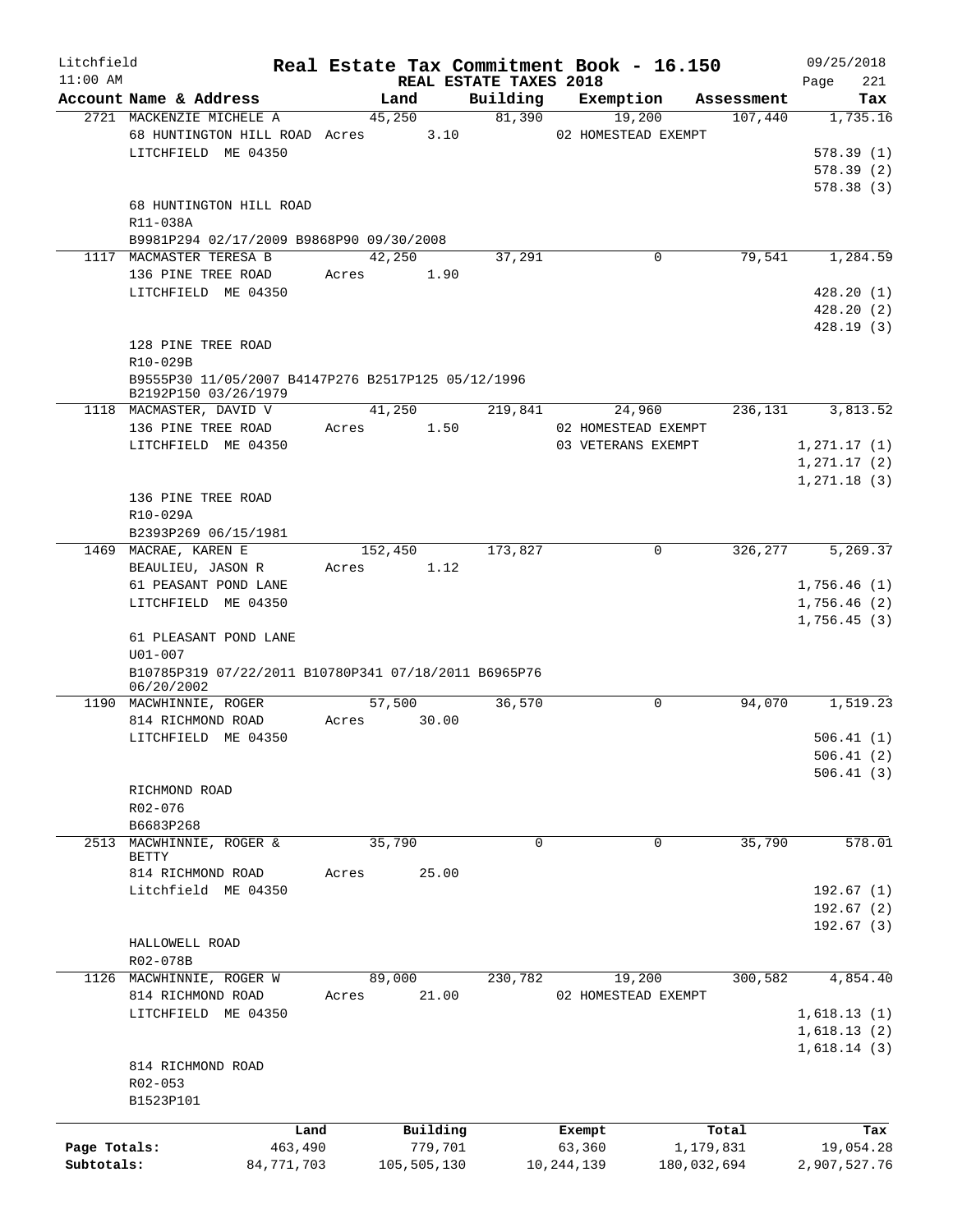# Real Estate Tax Commitment Book - 16.150

Litchfield 11:00 AM — REAL ESTATE TAXES 2018 — 09/25/2018

| Account Name & Address | Land | Building | Exemption | Assessment | Tax |
|---|---|---|---|---|---|
| 2721 MACKENZIE MICHELE A | 45,250 | 81,390 | 19,200 | 107,440 | 1,735.16 |
| 68 HUNTINGTON HILL ROAD Acres 3.10 | | | 02 HOMESTEAD EXEMPT | | |
| LITCHFIELD ME 04350 | | | | | 578.39 (1) |
| | | | | | 578.39 (2) |
| | | | | | 578.38 (3) |
| 68 HUNTINGTON HILL ROAD | | | | | |
| R11-038A | | | | | |
| B9981P294 02/17/2009 B9868P90 09/30/2008 | | | | | |
| 1117 MACMASTER TERESA B | 42,250 | 37,291 | 0 | 79,541 | 1,284.59 |
| 136 PINE TREE ROAD Acres 1.90 | | | | | |
| LITCHFIELD ME 04350 | | | | | 428.20 (1) |
| | | | | | 428.20 (2) |
| | | | | | 428.19 (3) |
| 128 PINE TREE ROAD | | | | | |
| R10-029B | | | | | |
| B9555P30 11/05/2007 B4147P276 B2517P125 05/12/1996 B2192P150 03/26/1979 | | | | | |
| 1118 MACMASTER, DAVID V | 41,250 | 219,841 | 24,960 | 236,131 | 3,813.52 |
| 136 PINE TREE ROAD Acres 1.50 | | | 02 HOMESTEAD EXEMPT | | |
| LITCHFIELD ME 04350 | | | 03 VETERANS EXEMPT | | 1,271.17 (1) |
| | | | | | 1,271.17 (2) |
| | | | | | 1,271.18 (3) |
| 136 PINE TREE ROAD | | | | | |
| R10-029A | | | | | |
| B2393P269 06/15/1981 | | | | | |
| 1469 MACRAE, KAREN E | 152,450 | 173,827 | 0 | 326,277 | 5,269.37 |
| BEAULIEU, JASON R Acres 1.12 | | | | | |
| 61 PEASANT POND LANE | | | | | 1,756.46 (1) |
| LITCHFIELD ME 04350 | | | | | 1,756.46 (2) |
| | | | | | 1,756.45 (3) |
| 61 PLEASANT POND LANE | | | | | |
| U01-007 | | | | | |
| B10785P319 07/22/2011 B10780P341 07/18/2011 B6965P76 06/20/2002 | | | | | |
| 1190 MACWHINNIE, ROGER | 57,500 | 36,570 | 0 | 94,070 | 1,519.23 |
| 814 RICHMOND ROAD Acres 30.00 | | | | | |
| LITCHFIELD ME 04350 | | | | | 506.41 (1) |
| | | | | | 506.41 (2) |
| | | | | | 506.41 (3) |
| RICHMOND ROAD | | | | | |
| R02-076 | | | | | |
| B6683P268 | | | | | |
| 2513 MACWHINNIE, ROGER & BETTY | 35,790 | 0 | 0 | 35,790 | 578.01 |
| 814 RICHMOND ROAD Acres 25.00 | | | | | |
| Litchfield ME 04350 | | | | | 192.67 (1) |
| | | | | | 192.67 (2) |
| | | | | | 192.67 (3) |
| HALLOWELL ROAD | | | | | |
| R02-078B | | | | | |
| 1126 MACWHINNIE, ROGER W | 89,000 | 230,782 | 19,200 | 300,582 | 4,854.40 |
| 814 RICHMOND ROAD Acres 21.00 | | | 02 HOMESTEAD EXEMPT | | |
| LITCHFIELD ME 04350 | | | | | 1,618.13 (1) |
| | | | | | 1,618.13 (2) |
| | | | | | 1,618.14 (3) |
| 814 RICHMOND ROAD | | | | | |
| R02-053 | | | | | |
| B1523P101 | | | | | |

| | Land | Building | Exempt | Total | Tax |
|---|---|---|---|---|---|
| Page Totals: | 463,490 | 779,701 | 63,360 | 1,179,831 | 19,054.28 |
| Subtotals: | 84,771,703 | 105,505,130 | 10,244,139 | 180,032,694 | 2,907,527.76 |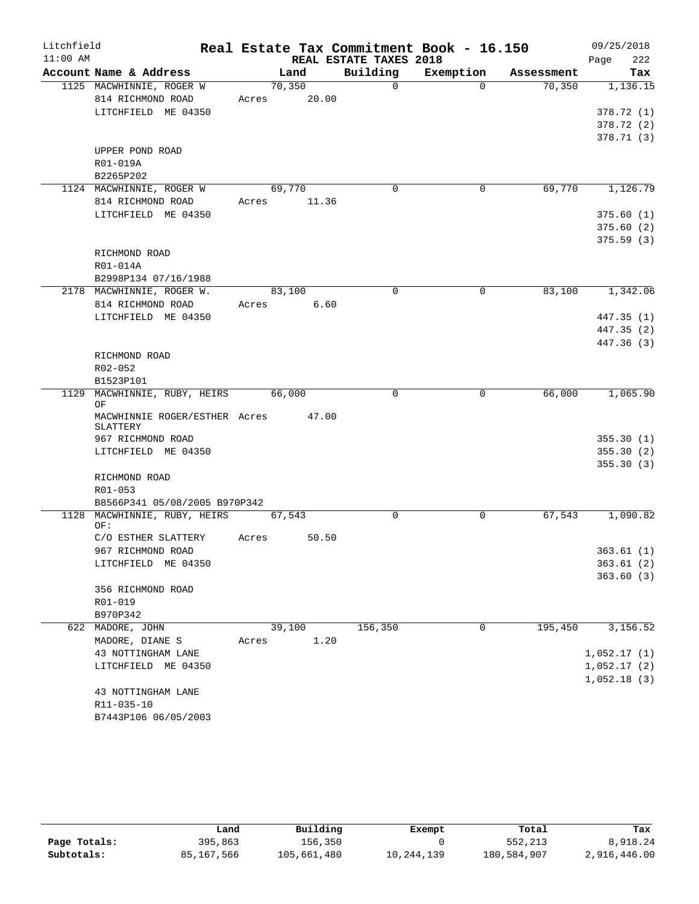Litchfield
11:00 AM

# Real Estate Tax Commitment Book - 16.150

REAL ESTATE TAXES 2018

09/25/2018
Page 222

| Account Name & Address | Land | Building | Exemption | Assessment | Tax |
|---|---|---|---|---|---|
| 1125 MACWHINNIE, ROGER W | 70,350 | 0 | 0 | 70,350 | 1,136.15 |
| 814 RICHMOND ROAD | Acres 20.00 | | | | |
| LITCHFIELD ME 04350 | | | | | 378.72 (1) |
| | | | | | 378.72 (2) |
| | | | | | 378.71 (3) |
| UPPER POND ROAD | | | | | |
| R01-019A | | | | | |
| B2265P202 | | | | | |
| 1124 MACWHINNIE, ROGER W | 69,770 | 0 | 0 | 69,770 | 1,126.79 |
| 814 RICHMOND ROAD | Acres 11.36 | | | | |
| LITCHFIELD ME 04350 | | | | | 375.60 (1) |
| | | | | | 375.60 (2) |
| | | | | | 375.59 (3) |
| RICHMOND ROAD | | | | | |
| R01-014A | | | | | |
| B2998P134 07/16/1988 | | | | | |
| 2178 MACWHINNIE, ROGER W. | 83,100 | 0 | 0 | 83,100 | 1,342.06 |
| 814 RICHMOND ROAD | Acres 6.60 | | | | |
| LITCHFIELD ME 04350 | | | | | 447.35 (1) |
| | | | | | 447.35 (2) |
| | | | | | 447.36 (3) |
| RICHMOND ROAD | | | | | |
| R02-052 | | | | | |
| B1523P101 | | | | | |
| 1129 MACWHINNIE, RUBY, HEIRS OF | 66,000 | 0 | 0 | 66,000 | 1,065.90 |
| MACWHINNIE ROGER/ESTHER SLATTERY | Acres 47.00 | | | | |
| 967 RICHMOND ROAD | | | | | 355.30 (1) |
| LITCHFIELD ME 04350 | | | | | 355.30 (2) |
| | | | | | 355.30 (3) |
| RICHMOND ROAD | | | | | |
| R01-053 | | | | | |
| B8566P341 05/08/2005 B970P342 | | | | | |
| 1128 MACWHINNIE, RUBY, HEIRS OF: | 67,543 | 0 | 0 | 67,543 | 1,090.82 |
| C/O ESTHER SLATTERY | Acres 50.50 | | | | |
| 967 RICHMOND ROAD | | | | | 363.61 (1) |
| LITCHFIELD ME 04350 | | | | | 363.61 (2) |
| | | | | | 363.60 (3) |
| 356 RICHMOND ROAD | | | | | |
| R01-019 | | | | | |
| B970P342 | | | | | |
| 622 MADORE, JOHN | 39,100 | 156,350 | 0 | 195,450 | 3,156.52 |
| MADORE, DIANE S | Acres 1.20 | | | | |
| 43 NOTTINGHAM LANE | | | | | 1,052.17 (1) |
| LITCHFIELD ME 04350 | | | | | 1,052.17 (2) |
| | | | | | 1,052.18 (3) |
| 43 NOTTINGHAM LANE | | | | | |
| R11-035-10 | | | | | |
| B7443P106 06/05/2003 | | | | | |

| | Land | Building | Exempt | Total | Tax |
|---|---|---|---|---|---|
| Page Totals: | 395,863 | 156,350 | 0 | 552,213 | 8,918.24 |
| Subtotals: | 85,167,566 | 105,661,480 | 10,244,139 | 180,584,907 | 2,916,446.00 |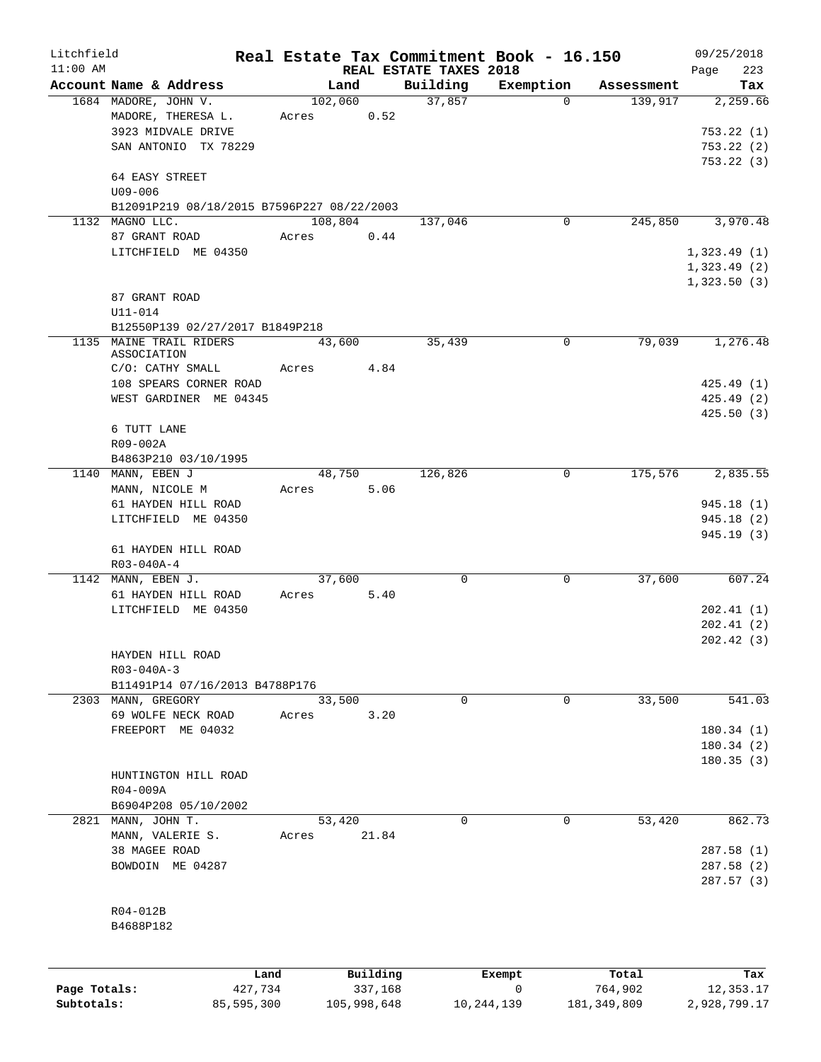Litchfield
11:00 AM

# Real Estate Tax Commitment Book - 16.150

## REAL ESTATE TAXES 2018

09/25/2018
Page 223

| Account Name & Address | Land | Building | Exemption | Assessment | Tax |
|---|---|---|---|---|---|
| 1684 MADORE, JOHN V. | 102,060 | 37,857 | 0 | 139,917 | 2,259.66 |
| MADORE, THERESA L. | Acres 0.52 | | | | |
| 3923 MIDVALE DRIVE | | | | | 753.22 (1) |
| SAN ANTONIO TX 78229 | | | | | 753.22 (2) |
| | | | | | 753.22 (3) |
| 64 EASY STREET | | | | | |
| U09-006 | | | | | |
| B12091P219 08/18/2015 B7596P227 08/22/2003 | | | | | |
| 1132 MAGNO LLC. | 108,804 | 137,046 | 0 | 245,850 | 3,970.48 |
| 87 GRANT ROAD | Acres 0.44 | | | | |
| LITCHFIELD ME 04350 | | | | | 1,323.49 (1) |
| | | | | | 1,323.49 (2) |
| | | | | | 1,323.50 (3) |
| 87 GRANT ROAD | | | | | |
| U11-014 | | | | | |
| B12550P139 02/27/2017 B1849P218 | | | | | |
| 1135 MAINE TRAIL RIDERS ASSOCIATION | 43,600 | 35,439 | 0 | 79,039 | 1,276.48 |
| C/O: CATHY SMALL | Acres 4.84 | | | | |
| 108 SPEARS CORNER ROAD | | | | | 425.49 (1) |
| WEST GARDINER ME 04345 | | | | | 425.49 (2) |
| | | | | | 425.50 (3) |
| 6 TUTT LANE | | | | | |
| R09-002A | | | | | |
| B4863P210 03/10/1995 | | | | | |
| 1140 MANN, EBEN J | 48,750 | 126,826 | 0 | 175,576 | 2,835.55 |
| MANN, NICOLE M | Acres 5.06 | | | | |
| 61 HAYDEN HILL ROAD | | | | | 945.18 (1) |
| LITCHFIELD ME 04350 | | | | | 945.18 (2) |
| | | | | | 945.19 (3) |
| 61 HAYDEN HILL ROAD | | | | | |
| R03-040A-4 | | | | | |
| 1142 MANN, EBEN J. | 37,600 | 0 | 0 | 37,600 | 607.24 |
| 61 HAYDEN HILL ROAD | Acres 5.40 | | | | |
| LITCHFIELD ME 04350 | | | | | 202.41 (1) |
| | | | | | 202.41 (2) |
| | | | | | 202.42 (3) |
| HAYDEN HILL ROAD | | | | | |
| R03-040A-3 | | | | | |
| B11491P14 07/16/2013 B4788P176 | | | | | |
| 2303 MANN, GREGORY | 33,500 | 0 | 0 | 33,500 | 541.03 |
| 69 WOLFE NECK ROAD | Acres 3.20 | | | | |
| FREEPORT ME 04032 | | | | | 180.34 (1) |
| | | | | | 180.34 (2) |
| | | | | | 180.35 (3) |
| HUNTINGTON HILL ROAD | | | | | |
| R04-009A | | | | | |
| B6904P208 05/10/2002 | | | | | |
| 2821 MANN, JOHN T. | 53,420 | 0 | 0 | 53,420 | 862.73 |
| MANN, VALERIE S. | Acres 21.84 | | | | |
| 38 MAGEE ROAD | | | | | 287.58 (1) |
| BOWDOIN ME 04287 | | | | | 287.58 (2) |
| | | | | | 287.57 (3) |
| R04-012B | | | | | |
| B4688P182 | | | | | |

| | Land | Building | Exempt | Total | Tax |
|---|---|---|---|---|---|
| Page Totals: | 427,734 | 337,168 | 0 | 764,902 | 12,353.17 |
| Subtotals: | 85,595,300 | 105,998,648 | 10,244,139 | 181,349,809 | 2,928,799.17 |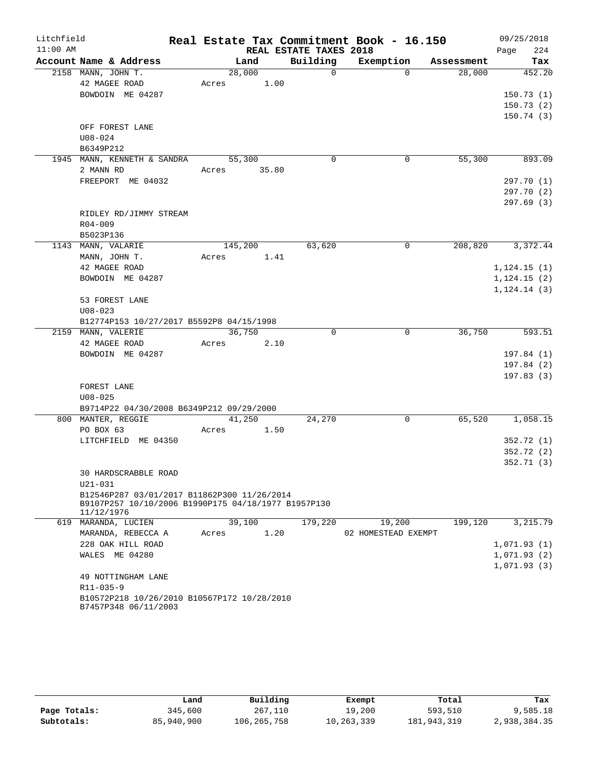# Real Estate Tax Commitment Book - 16.150

Litchfield 11:00 AM — REAL ESTATE TAXES 2018 — 09/25/2018

| Account Name & Address | Land | Building | Exemption | Assessment | Tax |
|---|---|---|---|---|---|
| 2158 MANN, JOHN T. | 28,000 | 0 | 0 | 28,000 | 452.20 |
| 42 MAGEE ROAD | Acres 1.00 | | | | |
| BOWDOIN ME 04287 | | | | | 150.73 (1) |
| | | | | | 150.73 (2) |
| | | | | | 150.74 (3) |
| OFF FOREST LANE | | | | | |
| U08-024 | | | | | |
| B6349P212 | | | | | |
| 1945 MANN, KENNETH & SANDRA | 55,300 | 0 | 0 | 55,300 | 893.09 |
| 2 MANN RD | Acres 35.80 | | | | |
| FREEPORT ME 04032 | | | | | 297.70 (1) |
| | | | | | 297.70 (2) |
| | | | | | 297.69 (3) |
| RIDLEY RD/JIMMY STREAM | | | | | |
| R04-009 | | | | | |
| B5023P136 | | | | | |
| 1143 MANN, VALARIE | 145,200 | 63,620 | 0 | 208,820 | 3,372.44 |
| MANN, JOHN T. | Acres 1.41 | | | | |
| 42 MAGEE ROAD | | | | | 1,124.15 (1) |
| BOWDOIN ME 04287 | | | | | 1,124.15 (2) |
| | | | | | 1,124.14 (3) |
| 53 FOREST LANE | | | | | |
| U08-023 | | | | | |
| B12774P153 10/27/2017 B5592P8 04/15/1998 | | | | | |
| 2159 MANN, VALERIE | 36,750 | 0 | 0 | 36,750 | 593.51 |
| 42 MAGEE ROAD | Acres 2.10 | | | | |
| BOWDOIN ME 04287 | | | | | 197.84 (1) |
| | | | | | 197.84 (2) |
| | | | | | 197.83 (3) |
| FOREST LANE | | | | | |
| U08-025 | | | | | |
| B9714P22 04/30/2008 B6349P212 09/29/2000 | | | | | |
| 800 MANTER, REGGIE | 41,250 | 24,270 | 0 | 65,520 | 1,058.15 |
| PO BOX 63 | Acres 1.50 | | | | |
| LITCHFIELD ME 04350 | | | | | 352.72 (1) |
| | | | | | 352.72 (2) |
| | | | | | 352.71 (3) |
| 30 HARDSCRABBLE ROAD | | | | | |
| U21-031 | | | | | |
| B12546P287 03/01/2017 B11862P300 11/26/2014 B9107P257 10/10/2006 B1990P175 04/18/1977 B1957P130 11/12/1976 | | | | | |
| 619 MARANDA, LUCIEN | 39,100 | 179,220 | 19,200 | 199,120 | 3,215.79 |
| MARANDA, REBECCA A | Acres 1.20 | | 02 HOMESTEAD EXEMPT | | |
| 228 OAK HILL ROAD | | | | | 1,071.93 (1) |
| WALES ME 04280 | | | | | 1,071.93 (2) |
| | | | | | 1,071.93 (3) |
| 49 NOTTINGHAM LANE | | | | | |
| R11-035-9 | | | | | |
| B10572P218 10/26/2010 B10567P172 10/28/2010 B7457P348 06/11/2003 | | | | | |

| | Land | Building | Exempt | Total | Tax |
|---|---|---|---|---|---|
| Page Totals: | 345,600 | 267,110 | 19,200 | 593,510 | 9,585.18 |
| Subtotals: | 85,940,900 | 106,265,758 | 10,263,339 | 181,943,319 | 2,938,384.35 |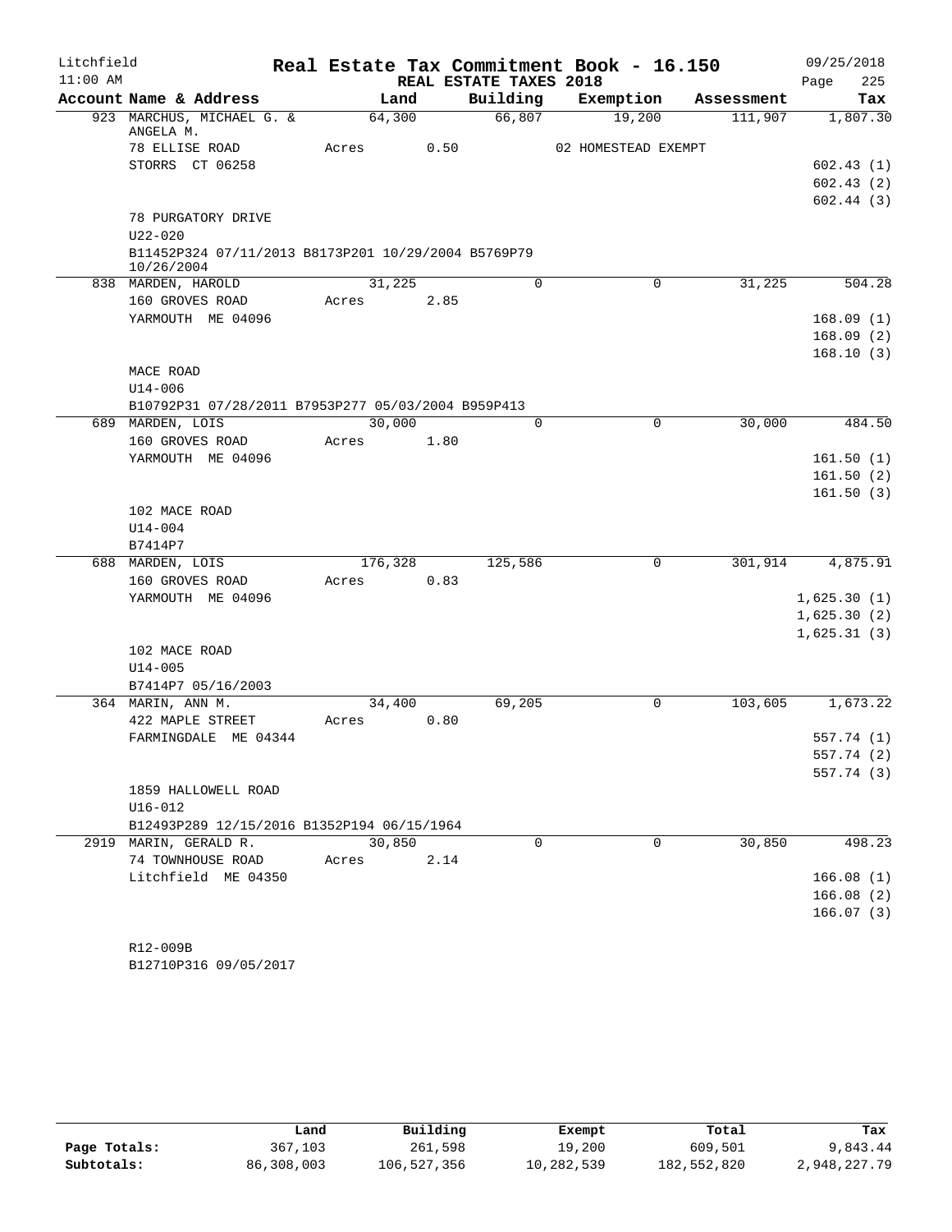Litchfield
11:00 AM

# Real Estate Tax Commitment Book - 16.150

REAL ESTATE TAXES 2018

09/25/2018
Page 225

| Account Name & Address | Land | Building | Exemption | Assessment | Tax |
|---|---|---|---|---|---|
| 923 MARCHUS, MICHAEL G. & ANGELA M. | 64,300 | 66,807 | 19,200 | 111,907 | 1,807.30 |
| 78 ELLISE ROAD | Acres 0.50 | | 02 HOMESTEAD EXEMPT | | |
| STORRS CT 06258 | | | | | 602.43 (1) |
| | | | | | 602.43 (2) |
| | | | | | 602.44 (3) |
| 78 PURGATORY DRIVE | | | | | |
| U22-020 | | | | | |
| B11452P324 07/11/2013 B8173P201 10/29/2004 B5769P79 10/26/2004 | | | | | |
| 838 MARDEN, HAROLD | 31,225 | 0 | 0 | 31,225 | 504.28 |
| 160 GROVES ROAD | Acres 2.85 | | | | |
| YARMOUTH ME 04096 | | | | | 168.09 (1) |
| | | | | | 168.09 (2) |
| | | | | | 168.10 (3) |
| MACE ROAD | | | | | |
| U14-006 | | | | | |
| B10792P31 07/28/2011 B7953P277 05/03/2004 B959P413 | | | | | |
| 689 MARDEN, LOIS | 30,000 | 0 | 0 | 30,000 | 484.50 |
| 160 GROVES ROAD | Acres 1.80 | | | | |
| YARMOUTH ME 04096 | | | | | 161.50 (1) |
| | | | | | 161.50 (2) |
| | | | | | 161.50 (3) |
| 102 MACE ROAD | | | | | |
| U14-004 | | | | | |
| B7414P7 | | | | | |
| 688 MARDEN, LOIS | 176,328 | 125,586 | 0 | 301,914 | 4,875.91 |
| 160 GROVES ROAD | Acres 0.83 | | | | |
| YARMOUTH ME 04096 | | | | | 1,625.30 (1) |
| | | | | | 1,625.30 (2) |
| | | | | | 1,625.31 (3) |
| 102 MACE ROAD | | | | | |
| U14-005 | | | | | |
| B7414P7 05/16/2003 | | | | | |
| 364 MARIN, ANN M. | 34,400 | 69,205 | 0 | 103,605 | 1,673.22 |
| 422 MAPLE STREET | Acres 0.80 | | | | |
| FARMINGDALE ME 04344 | | | | | 557.74 (1) |
| | | | | | 557.74 (2) |
| | | | | | 557.74 (3) |
| 1859 HALLOWELL ROAD | | | | | |
| U16-012 | | | | | |
| B12493P289 12/15/2016 B1352P194 06/15/1964 | | | | | |
| 2919 MARIN, GERALD R. | 30,850 | 0 | 0 | 30,850 | 498.23 |
| 74 TOWNHOUSE ROAD | Acres 2.14 | | | | |
| Litchfield ME 04350 | | | | | 166.08 (1) |
| | | | | | 166.08 (2) |
| | | | | | 166.07 (3) |
| R12-009B | | | | | |
| B12710P316 09/05/2017 | | | | | |

| | Land | Building | Exempt | Total | Tax |
|---|---|---|---|---|---|
| Page Totals: | 367,103 | 261,598 | 19,200 | 609,501 | 9,843.44 |
| Subtotals: | 86,308,003 | 106,527,356 | 10,282,539 | 182,552,820 | 2,948,227.79 |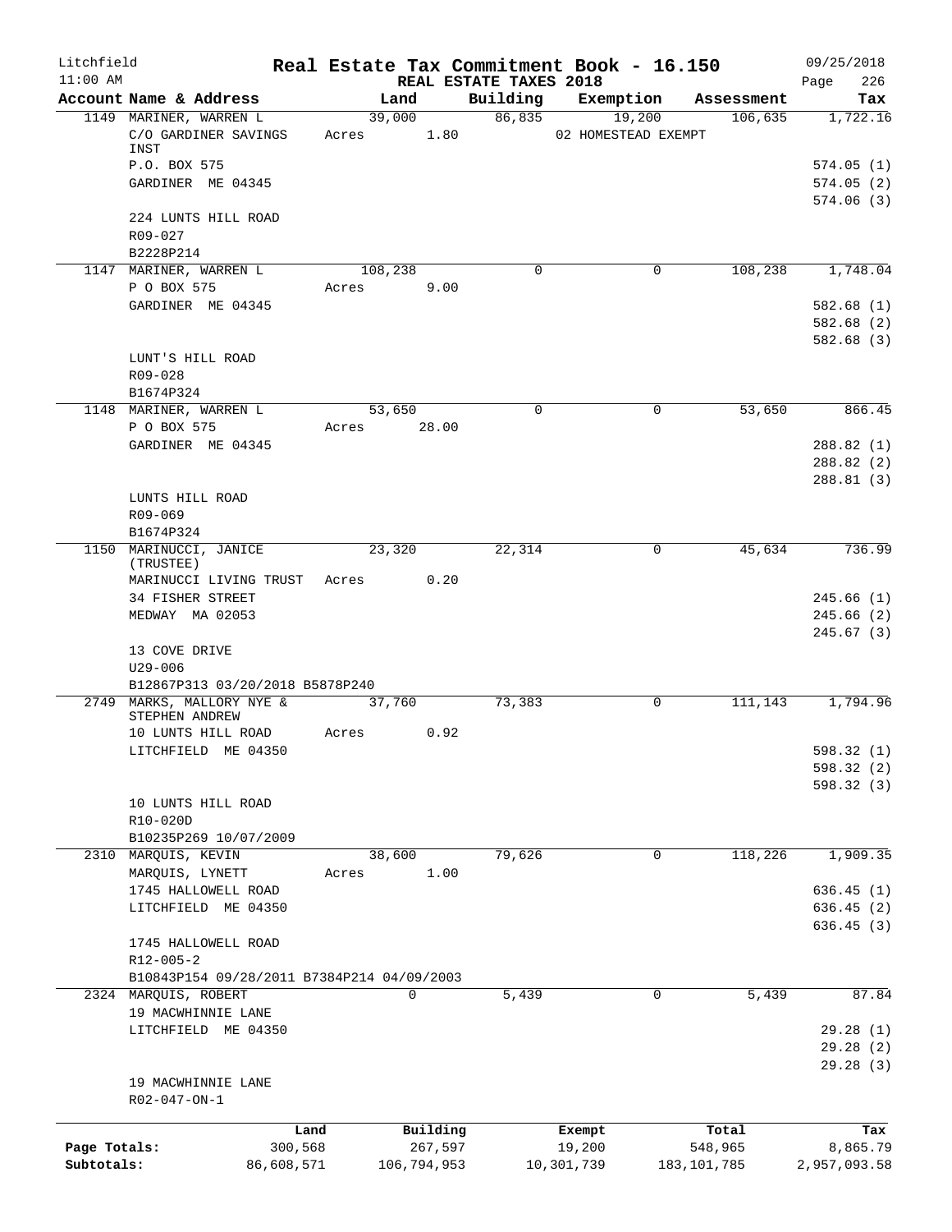Litchfield
11:00 AM

**Real Estate Tax Commitment Book - 16.150**
**REAL ESTATE TAXES 2018**

09/25/2018

| Account Name & Address | Land | Building | Exemption | Assessment | Tax |
|---|---|---|---|---|---|
| 1149 MARINER, WARREN L | 39,000 | 86,835 | 19,200 | 106,635 | 1,722.16 |
| C/O GARDINER SAVINGS INST | Acres 1.80 | | 02 HOMESTEAD EXEMPT | | |
| P.O. BOX 575 | | | | | 574.05 (1) |
| GARDINER ME 04345 | | | | | 574.05 (2) |
| | | | | | 574.06 (3) |
| 224 LUNTS HILL ROAD | | | | | |
| R09-027 | | | | | |
| B2228P214 | | | | | |
| 1147 MARINER, WARREN L | 108,238 | 0 | 0 | 108,238 | 1,748.04 |
| P O BOX 575 | Acres 9.00 | | | | |
| GARDINER ME 04345 | | | | | 582.68 (1) |
| | | | | | 582.68 (2) |
| | | | | | 582.68 (3) |
| LUNT'S HILL ROAD | | | | | |
| R09-028 | | | | | |
| B1674P324 | | | | | |
| 1148 MARINER, WARREN L | 53,650 | 0 | 0 | 53,650 | 866.45 |
| P O BOX 575 | Acres 28.00 | | | | |
| GARDINER ME 04345 | | | | | 288.82 (1) |
| | | | | | 288.82 (2) |
| | | | | | 288.81 (3) |
| LUNTS HILL ROAD | | | | | |
| R09-069 | | | | | |
| B1674P324 | | | | | |
| 1150 MARINUCCI, JANICE (TRUSTEE) | 23,320 | 22,314 | 0 | 45,634 | 736.99 |
| MARINUCCI LIVING TRUST | Acres 0.20 | | | | |
| 34 FISHER STREET | | | | | 245.66 (1) |
| MEDWAY MA 02053 | | | | | 245.66 (2) |
| | | | | | 245.67 (3) |
| 13 COVE DRIVE | | | | | |
| U29-006 | | | | | |
| B12867P313 03/20/2018 B5878P240 | | | | | |
| 2749 MARKS, MALLORY NYE & STEPHEN ANDREW | 37,760 | 73,383 | 0 | 111,143 | 1,794.96 |
| 10 LUNTS HILL ROAD | Acres 0.92 | | | | |
| LITCHFIELD ME 04350 | | | | | 598.32 (1) |
| | | | | | 598.32 (2) |
| | | | | | 598.32 (3) |
| 10 LUNTS HILL ROAD | | | | | |
| R10-020D | | | | | |
| B10235P269 10/07/2009 | | | | | |
| 2310 MARQUIS, KEVIN | 38,600 | 79,626 | 0 | 118,226 | 1,909.35 |
| MARQUIS, LYNETT | Acres 1.00 | | | | |
| 1745 HALLOWELL ROAD | | | | | 636.45 (1) |
| LITCHFIELD ME 04350 | | | | | 636.45 (2) |
| | | | | | 636.45 (3) |
| 1745 HALLOWELL ROAD | | | | | |
| R12-005-2 | | | | | |
| B10843P154 09/28/2011 B7384P214 04/09/2003 | | | | | |
| 2324 MARQUIS, ROBERT | 0 | 5,439 | 0 | 5,439 | 87.84 |
| 19 MACWHINNIE LANE | | | | | |
| LITCHFIELD ME 04350 | | | | | 29.28 (1) |
| | | | | | 29.28 (2) |
| | | | | | 29.28 (3) |
| 19 MACWHINNIE LANE | | | | | |
| R02-047-ON-1 | | | | | |

| | Land | Building | Exempt | Total | Tax |
|---|---|---|---|---|---|
| Page Totals: | 300,568 | 267,597 | 19,200 | 548,965 | 8,865.79 |
| Subtotals: | 86,608,571 | 106,794,953 | 10,301,739 | 183,101,785 | 2,957,093.58 |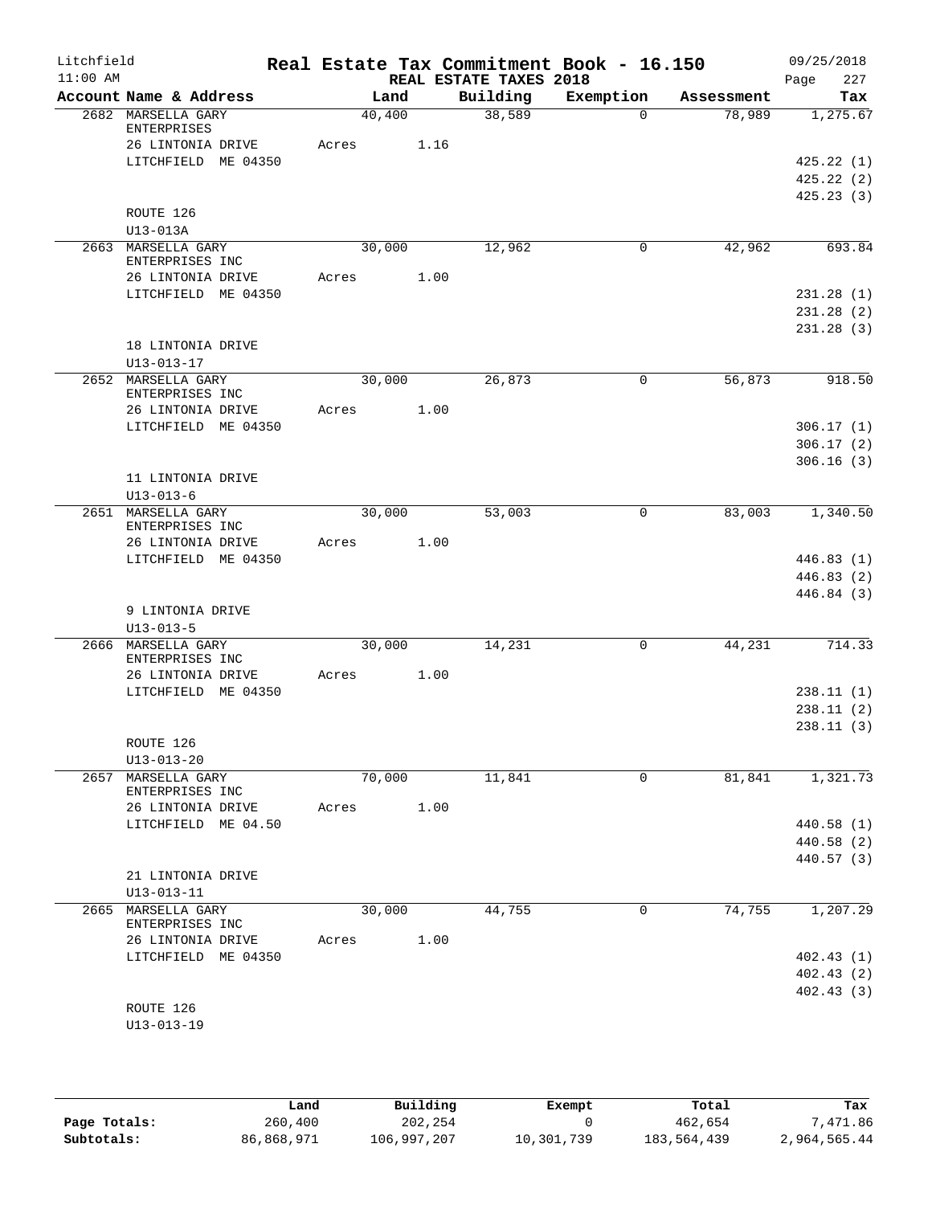Litchfield
11:00 AM

**Real Estate Tax Commitment Book - 16.150**
**REAL ESTATE TAXES 2018**

09/25/2018
Page 227

| Account Name & Address | Land | Building | Exemption | Assessment | Tax |
|---|---|---|---|---|---|
| 2682 MARSELLA GARY ENTERPRISES | 40,400 | 38,589 | 0 | 78,989 | 1,275.67 |
| 26 LINTONIA DRIVE | Acres 1.16 | | | | |
| LITCHFIELD ME 04350 | | | | | 425.22 (1) |
| | | | | | 425.22 (2) |
| | | | | | 425.23 (3) |
| ROUTE 126 | | | | | |
| U13-013A | | | | | |
| 2663 MARSELLA GARY ENTERPRISES INC | 30,000 | 12,962 | 0 | 42,962 | 693.84 |
| 26 LINTONIA DRIVE | Acres 1.00 | | | | |
| LITCHFIELD ME 04350 | | | | | 231.28 (1) |
| | | | | | 231.28 (2) |
| | | | | | 231.28 (3) |
| 18 LINTONIA DRIVE | | | | | |
| U13-013-17 | | | | | |
| 2652 MARSELLA GARY ENTERPRISES INC | 30,000 | 26,873 | 0 | 56,873 | 918.50 |
| 26 LINTONIA DRIVE | Acres 1.00 | | | | |
| LITCHFIELD ME 04350 | | | | | 306.17 (1) |
| | | | | | 306.17 (2) |
| | | | | | 306.16 (3) |
| 11 LINTONIA DRIVE | | | | | |
| U13-013-6 | | | | | |
| 2651 MARSELLA GARY ENTERPRISES INC | 30,000 | 53,003 | 0 | 83,003 | 1,340.50 |
| 26 LINTONIA DRIVE | Acres 1.00 | | | | |
| LITCHFIELD ME 04350 | | | | | 446.83 (1) |
| | | | | | 446.83 (2) |
| | | | | | 446.84 (3) |
| 9 LINTONIA DRIVE | | | | | |
| U13-013-5 | | | | | |
| 2666 MARSELLA GARY ENTERPRISES INC | 30,000 | 14,231 | 0 | 44,231 | 714.33 |
| 26 LINTONIA DRIVE | Acres 1.00 | | | | |
| LITCHFIELD ME 04350 | | | | | 238.11 (1) |
| | | | | | 238.11 (2) |
| | | | | | 238.11 (3) |
| ROUTE 126 | | | | | |
| U13-013-20 | | | | | |
| 2657 MARSELLA GARY ENTERPRISES INC | 70,000 | 11,841 | 0 | 81,841 | 1,321.73 |
| 26 LINTONIA DRIVE | Acres 1.00 | | | | |
| LITCHFIELD ME 04.50 | | | | | 440.58 (1) |
| | | | | | 440.58 (2) |
| | | | | | 440.57 (3) |
| 21 LINTONIA DRIVE | | | | | |
| U13-013-11 | | | | | |
| 2665 MARSELLA GARY ENTERPRISES INC | 30,000 | 44,755 | 0 | 74,755 | 1,207.29 |
| 26 LINTONIA DRIVE | Acres 1.00 | | | | |
| LITCHFIELD ME 04350 | | | | | 402.43 (1) |
| | | | | | 402.43 (2) |
| | | | | | 402.43 (3) |
| ROUTE 126 | | | | | |
| U13-013-19 | | | | | |

| | Land | Building | Exempt | Total | Tax |
|---|---|---|---|---|---|
| **Page Totals:** | 260,400 | 202,254 | 0 | 462,654 | 7,471.86 |
| **Subtotals:** | 86,868,971 | 106,997,207 | 10,301,739 | 183,564,439 | 2,964,565.44 |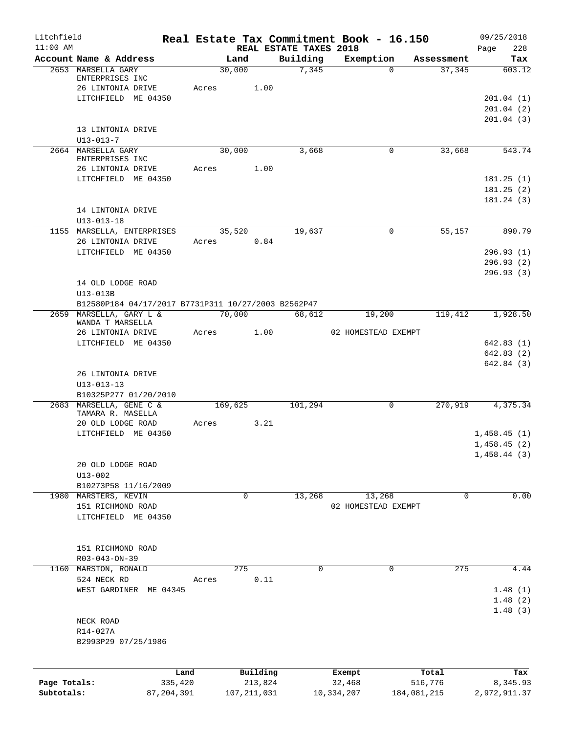Litchfield
11:00 AM

# Real Estate Tax Commitment Book - 16.150

REAL ESTATE TAXES 2018

09/25/2018

| Account Name & Address | Land | Building | Exemption | Assessment | Tax |
|---|---|---|---|---|---|
| 2653 MARSELLA GARY ENTERPRISES INC | 30,000 | 7,345 | 0 | 37,345 | 603.12 |
| 26 LINTONIA DRIVE | Acres 1.00 | | | | |
| LITCHFIELD ME 04350 | | | | | 201.04 (1) |
| | | | | | 201.04 (2) |
| | | | | | 201.04 (3) |
| 13 LINTONIA DRIVE | | | | | |
| U13-013-7 | | | | | |
| 2664 MARSELLA GARY ENTERPRISES INC | 30,000 | 3,668 | 0 | 33,668 | 543.74 |
| 26 LINTONIA DRIVE | Acres 1.00 | | | | |
| LITCHFIELD ME 04350 | | | | | 181.25 (1) |
| | | | | | 181.25 (2) |
| | | | | | 181.24 (3) |
| 14 LINTONIA DRIVE | | | | | |
| U13-013-18 | | | | | |
| 1155 MARSELLA, ENTERPRISES | 35,520 | 19,637 | 0 | 55,157 | 890.79 |
| 26 LINTONIA DRIVE | Acres 0.84 | | | | |
| LITCHFIELD ME 04350 | | | | | 296.93 (1) |
| | | | | | 296.93 (2) |
| | | | | | 296.93 (3) |
| 14 OLD LODGE ROAD | | | | | |
| U13-013B | | | | | |
| B12580P184 04/17/2017 B7731P311 10/27/2003 B2562P47 | | | | | |
| 2659 MARSELLA, GARY L & WANDA T MARSELLA | 70,000 | 68,612 | 19,200 | 119,412 | 1,928.50 |
| 26 LINTONIA DRIVE | Acres 1.00 | | 02 HOMESTEAD EXEMPT | | |
| LITCHFIELD ME 04350 | | | | | 642.83 (1) |
| | | | | | 642.83 (2) |
| | | | | | 642.84 (3) |
| 26 LINTONIA DRIVE | | | | | |
| U13-013-13 | | | | | |
| B10325P277 01/20/2010 | | | | | |
| 2683 MARSELLA, GENE C & TAMARA R. MASELLA | 169,625 | 101,294 | 0 | 270,919 | 4,375.34 |
| 20 OLD LODGE ROAD | Acres 3.21 | | | | |
| LITCHFIELD ME 04350 | | | | | 1,458.45 (1) |
| | | | | | 1,458.45 (2) |
| | | | | | 1,458.44 (3) |
| 20 OLD LODGE ROAD | | | | | |
| U13-002 | | | | | |
| B10273P58 11/16/2009 | | | | | |
| 1980 MARSTERS, KEVIN | 0 | 13,268 | 13,268 | 0 | 0.00 |
| 151 RICHMOND ROAD | | | 02 HOMESTEAD EXEMPT | | |
| LITCHFIELD ME 04350 | | | | | |
| 151 RICHMOND ROAD | | | | | |
| R03-043-ON-39 | | | | | |
| 1160 MARSTON, RONALD | 275 | 0 | 0 | 275 | 4.44 |
| 524 NECK RD | Acres 0.11 | | | | |
| WEST GARDINER ME 04345 | | | | | 1.48 (1) |
| | | | | | 1.48 (2) |
| | | | | | 1.48 (3) |
| NECK ROAD | | | | | |
| R14-027A | | | | | |
| B2993P29 07/25/1986 | | | | | |

| | Land | Building | Exempt | Total | Tax |
|---|---|---|---|---|---|
| Page Totals: | 335,420 | 213,824 | 32,468 | 516,776 | 8,345.93 |
| Subtotals: | 87,204,391 | 107,211,031 | 10,334,207 | 184,081,215 | 2,972,911.37 |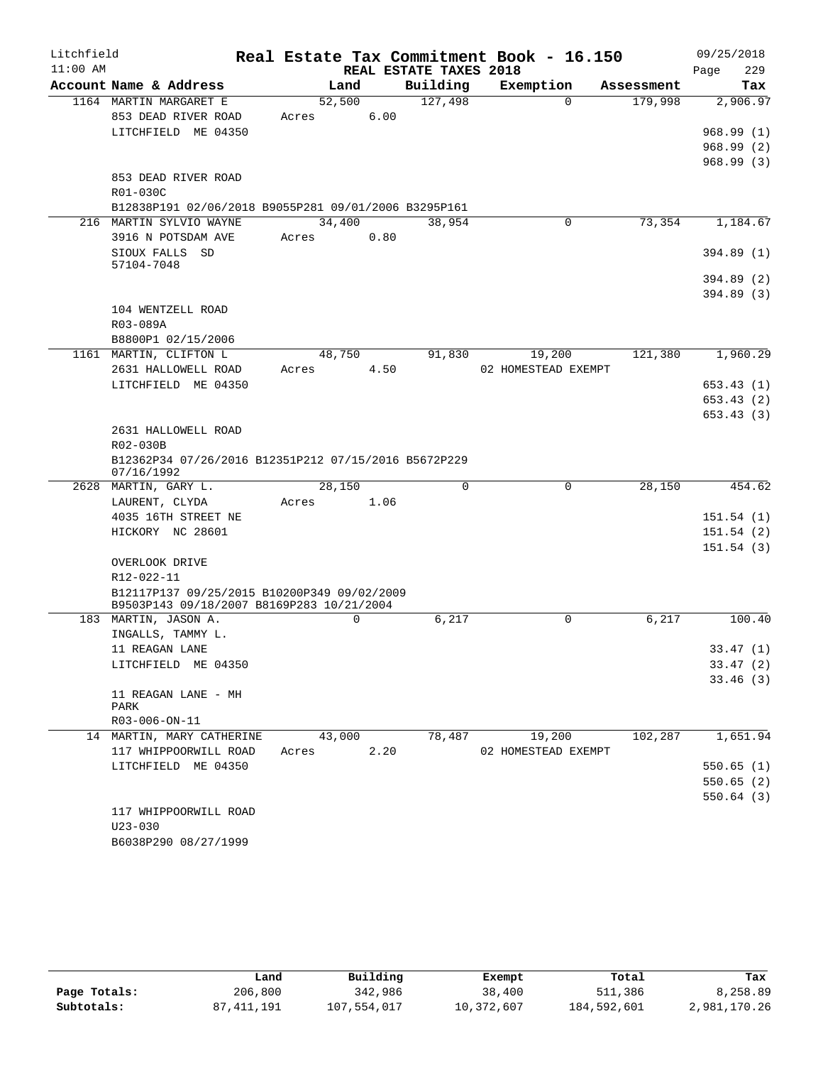# Real Estate Tax Commitment Book - 16.150

Litchfield 11:00 AM — REAL ESTATE TAXES 2018 — 09/25/2018

| Account Name & Address | Land | Building | Exemption | Assessment | Tax |
|---|---|---|---|---|---|
| 1164 MARTIN MARGARET E | 52,500 | 127,498 | 0 | 179,998 | 2,906.97 |
| 853 DEAD RIVER ROAD | Acres 6.00 | | | | |
| LITCHFIELD ME 04350 | | | | | 968.99 (1) |
| | | | | | 968.99 (2) |
| | | | | | 968.99 (3) |
| 853 DEAD RIVER ROAD | | | | | |
| R01-030C | | | | | |
| B12838P191 02/06/2018 B9055P281 09/01/2006 B3295P161 | | | | | |
| 216 MARTIN SYLVIO WAYNE | 34,400 | 38,954 | 0 | 73,354 | 1,184.67 |
| 3916 N POTSDAM AVE | Acres 0.80 | | | | |
| SIOUX FALLS SD 57104-7048 | | | | | 394.89 (1) |
| | | | | | 394.89 (2) |
| | | | | | 394.89 (3) |
| 104 WENTZELL ROAD | | | | | |
| R03-089A | | | | | |
| B8800P1 02/15/2006 | | | | | |
| 1161 MARTIN, CLIFTON L | 48,750 | 91,830 | 19,200 | 121,380 | 1,960.29 |
| 2631 HALLOWELL ROAD | Acres 4.50 | | 02 HOMESTEAD EXEMPT | | |
| LITCHFIELD ME 04350 | | | | | 653.43 (1) |
| | | | | | 653.43 (2) |
| | | | | | 653.43 (3) |
| 2631 HALLOWELL ROAD | | | | | |
| R02-030B | | | | | |
| B12362P34 07/26/2016 B12351P212 07/15/2016 B5672P229 07/16/1992 | | | | | |
| 2628 MARTIN, GARY L. | 28,150 | 0 | 0 | 28,150 | 454.62 |
| LAURENT, CLYDA | Acres 1.06 | | | | |
| 4035 16TH STREET NE | | | | | 151.54 (1) |
| HICKORY NC 28601 | | | | | 151.54 (2) |
| | | | | | 151.54 (3) |
| OVERLOOK DRIVE | | | | | |
| R12-022-11 | | | | | |
| B12117P137 09/25/2015 B10200P349 09/02/2009 B9503P143 09/18/2007 B8169P283 10/21/2004 | | | | | |
| 183 MARTIN, JASON A. | 0 | 6,217 | 0 | 6,217 | 100.40 |
| INGALLS, TAMMY L. | | | | | |
| 11 REAGAN LANE | | | | | 33.47 (1) |
| LITCHFIELD ME 04350 | | | | | 33.47 (2) |
| | | | | | 33.46 (3) |
| 11 REAGAN LANE - MH PARK | | | | | |
| R03-006-ON-11 | | | | | |
| 14 MARTIN, MARY CATHERINE | 43,000 | 78,487 | 19,200 | 102,287 | 1,651.94 |
| 117 WHIPPOORWILL ROAD | Acres 2.20 | | 02 HOMESTEAD EXEMPT | | |
| LITCHFIELD ME 04350 | | | | | 550.65 (1) |
| | | | | | 550.65 (2) |
| | | | | | 550.64 (3) |
| 117 WHIPPOORWILL ROAD | | | | | |
| U23-030 | | | | | |
| B6038P290 08/27/1999 | | | | | |

| | Land | Building | Exempt | Total | Tax |
|---|---|---|---|---|---|
| Page Totals: | 206,800 | 342,986 | 38,400 | 511,386 | 8,258.89 |
| Subtotals: | 87,411,191 | 107,554,017 | 10,372,607 | 184,592,601 | 2,981,170.26 |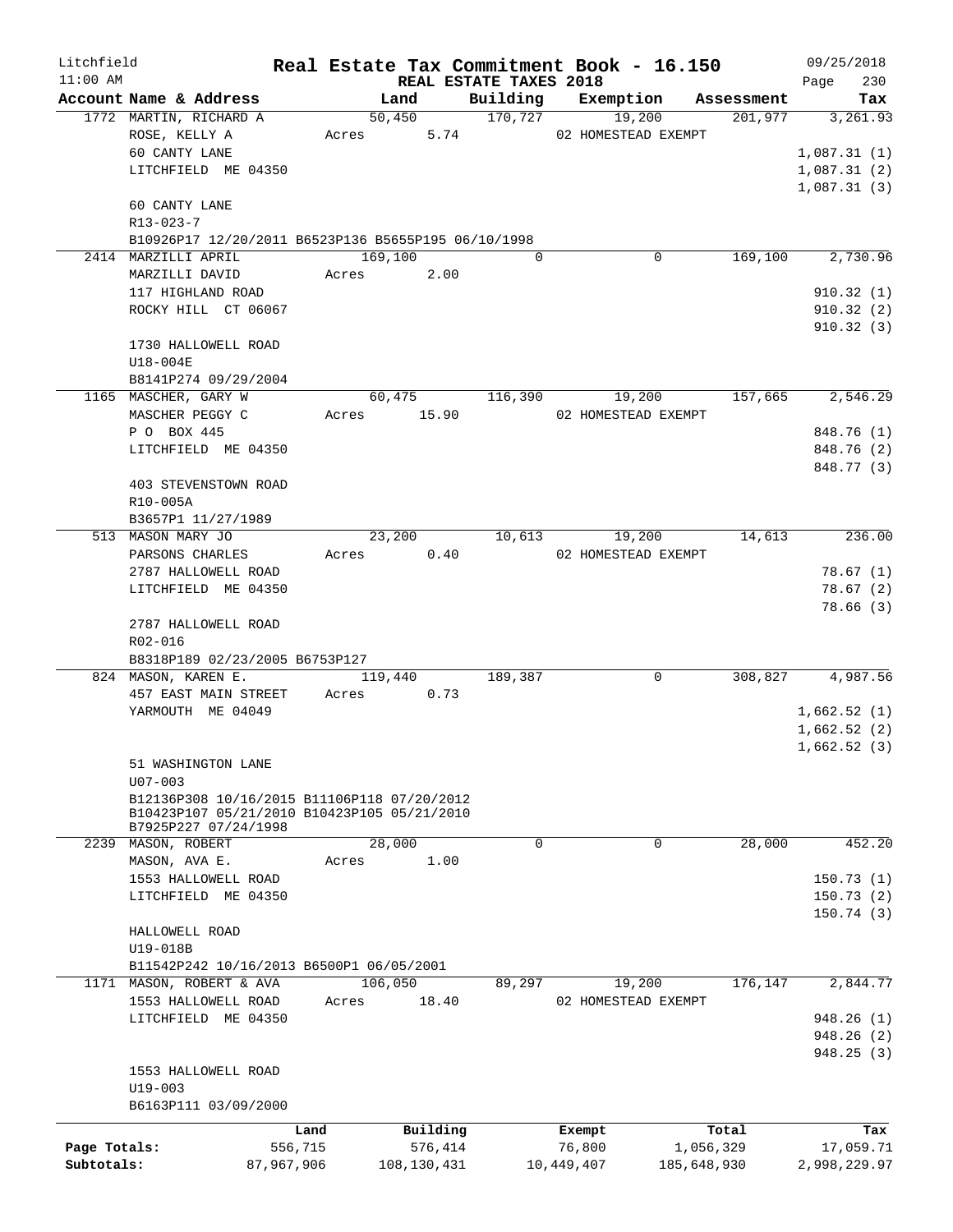Litchfield | Real Estate Tax Commitment Book - 16.150 | 09/25/2018
11:00 AM | REAL ESTATE TAXES 2018 | Page 230

| Account Name & Address | Land | Building | Exemption | Assessment | Tax |
|---|---|---|---|---|---|
| 1772 MARTIN, RICHARD A | 50,450 | 170,727 | 19,200 | 201,977 | 3,261.93 |
| ROSE, KELLY A | Acres 5.74 | | 02 HOMESTEAD EXEMPT | | |
| 60 CANTY LANE | | | | | 1,087.31 (1) |
| LITCHFIELD ME 04350 | | | | | 1,087.31 (2) |
| | | | | | 1,087.31 (3) |
| 60 CANTY LANE | | | | | |
| R13-023-7 | | | | | |
| B10926P17 12/20/2011 B6523P136 B5655P195 06/10/1998 | | | | | |
| 2414 MARZILLI APRIL | 169,100 | 0 | 0 | 169,100 | 2,730.96 |
| MARZILLI DAVID | Acres 2.00 | | | | |
| 117 HIGHLAND ROAD | | | | | 910.32 (1) |
| ROCKY HILL CT 06067 | | | | | 910.32 (2) |
| | | | | | 910.32 (3) |
| 1730 HALLOWELL ROAD | | | | | |
| U18-004E | | | | | |
| B8141P274 09/29/2004 | | | | | |
| 1165 MASCHER, GARY W | 60,475 | 116,390 | 19,200 | 157,665 | 2,546.29 |
| MASCHER PEGGY C | Acres 15.90 | | 02 HOMESTEAD EXEMPT | | |
| P O BOX 445 | | | | | 848.76 (1) |
| LITCHFIELD ME 04350 | | | | | 848.76 (2) |
| | | | | | 848.77 (3) |
| 403 STEVENSTOWN ROAD | | | | | |
| R10-005A | | | | | |
| B3657P1 11/27/1989 | | | | | |
| 513 MASON MARY JO | 23,200 | 10,613 | 19,200 | 14,613 | 236.00 |
| PARSONS CHARLES | Acres 0.40 | | 02 HOMESTEAD EXEMPT | | |
| 2787 HALLOWELL ROAD | | | | | 78.67 (1) |
| LITCHFIELD ME 04350 | | | | | 78.67 (2) |
| | | | | | 78.66 (3) |
| 2787 HALLOWELL ROAD | | | | | |
| R02-016 | | | | | |
| B8318P189 02/23/2005 B6753P127 | | | | | |
| 824 MASON, KAREN E. | 119,440 | 189,387 | 0 | 308,827 | 4,987.56 |
| 457 EAST MAIN STREET | Acres 0.73 | | | | |
| YARMOUTH ME 04049 | | | | | 1,662.52 (1) |
| | | | | | 1,662.52 (2) |
| | | | | | 1,662.52 (3) |
| 51 WASHINGTON LANE | | | | | |
| U07-003 | | | | | |
| B12136P308 10/16/2015 B11106P118 07/20/2012 | | | | | |
| B10423P107 05/21/2010 B10423P105 05/21/2010 | | | | | |
| B7925P227 07/24/1998 | | | | | |
| 2239 MASON, ROBERT | 28,000 | 0 | 0 | 28,000 | 452.20 |
| MASON, AVA E. | Acres 1.00 | | | | |
| 1553 HALLOWELL ROAD | | | | | 150.73 (1) |
| LITCHFIELD ME 04350 | | | | | 150.73 (2) |
| | | | | | 150.74 (3) |
| HALLOWELL ROAD | | | | | |
| U19-018B | | | | | |
| B11542P242 10/16/2013 B6500P1 06/05/2001 | | | | | |
| 1171 MASON, ROBERT & AVA | 106,050 | 89,297 | 19,200 | 176,147 | 2,844.77 |
| 1553 HALLOWELL ROAD | Acres 18.40 | | 02 HOMESTEAD EXEMPT | | |
| LITCHFIELD ME 04350 | | | | | 948.26 (1) |
| | | | | | 948.26 (2) |
| | | | | | 948.25 (3) |
| 1553 HALLOWELL ROAD | | | | | |
| U19-003 | | | | | |
| B6163P111 03/09/2000 | | | | | |

| | Land | Building | Exempt | Total | Tax |
|---|---|---|---|---|---|
| Page Totals: | 556,715 | 576,414 | 76,800 | 1,056,329 | 17,059.71 |
| Subtotals: | 87,967,906 | 108,130,431 | 10,449,407 | 185,648,930 | 2,998,229.97 |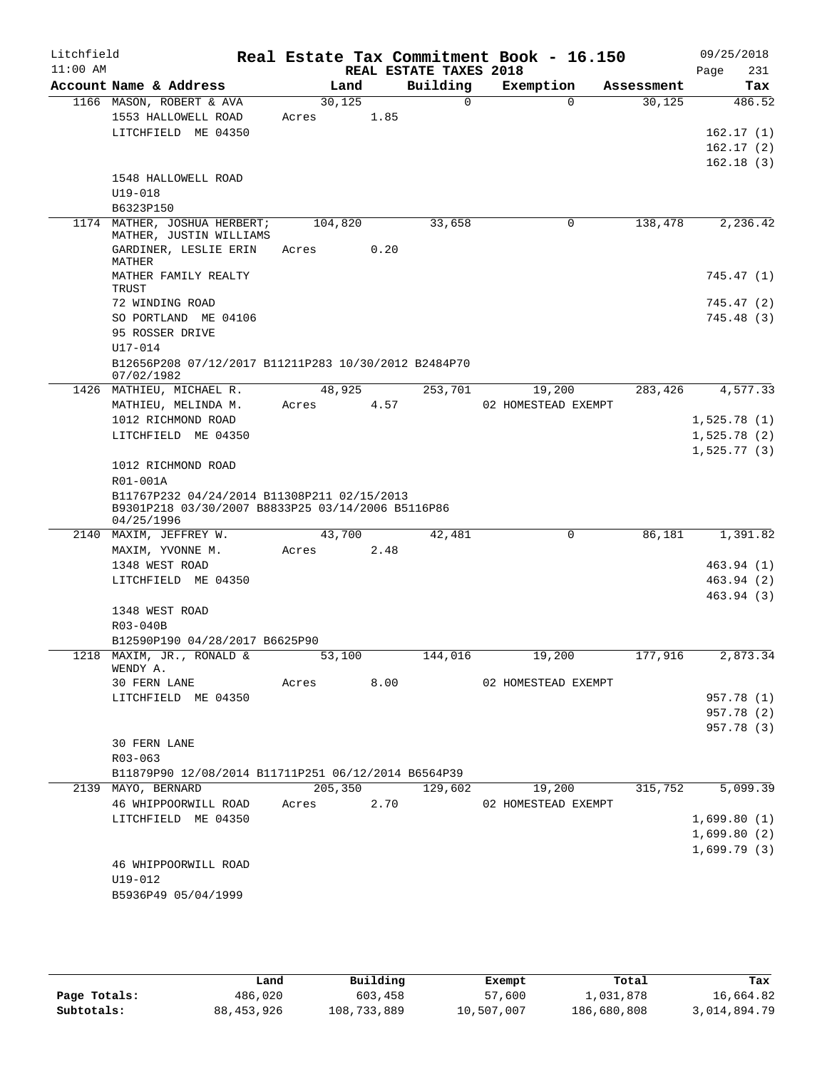Litchfield
11:00 AM

# Real Estate Tax Commitment Book - 16.150

REAL ESTATE TAXES 2018

09/25/2018

| Account Name & Address | Land | Building | Exemption | Assessment | Tax |
|---|---|---|---|---|---|
| 1166 MASON, ROBERT & AVA | 30,125 | 0 | 0 | 30,125 | 486.52 |
| 1553 HALLOWELL ROAD | Acres 1.85 | | | | |
| LITCHFIELD ME 04350 | | | | | 162.17 (1) |
| | | | | | 162.17 (2) |
| | | | | | 162.18 (3) |
| 1548 HALLOWELL ROAD | | | | | |
| U19-018 | | | | | |
| B6323P150 | | | | | |
| 1174 MATHER, JOSHUA HERBERT; MATHER, JUSTIN WILLIAMS | 104,820 | 33,658 | 0 | 138,478 | 2,236.42 |
| GARDINER, LESLIE ERIN MATHER | Acres 0.20 | | | | |
| MATHER FAMILY REALTY TRUST | | | | | 745.47 (1) |
| 72 WINDING ROAD | | | | | 745.47 (2) |
| SO PORTLAND ME 04106 | | | | | 745.48 (3) |
| 95 ROSSER DRIVE | | | | | |
| U17-014 | | | | | |
| B12656P208 07/12/2017 B11211P283 10/30/2012 B2484P70 07/02/1982 | | | | | |
| 1426 MATHIEU, MICHAEL R. | 48,925 | 253,701 | 19,200 | 283,426 | 4,577.33 |
| MATHIEU, MELINDA M. | Acres 4.57 | | 02 HOMESTEAD EXEMPT | | |
| 1012 RICHMOND ROAD | | | | | 1,525.78 (1) |
| LITCHFIELD ME 04350 | | | | | 1,525.78 (2) |
| | | | | | 1,525.77 (3) |
| 1012 RICHMOND ROAD | | | | | |
| R01-001A | | | | | |
| B11767P232 04/24/2014 B11308P211 02/15/2013 B9301P218 03/30/2007 B8833P25 03/14/2006 B5116P86 04/25/1996 | | | | | |
| 2140 MAXIM, JEFFREY W. | 43,700 | 42,481 | 0 | 86,181 | 1,391.82 |
| MAXIM, YVONNE M. | Acres 2.48 | | | | |
| 1348 WEST ROAD | | | | | 463.94 (1) |
| LITCHFIELD ME 04350 | | | | | 463.94 (2) |
| | | | | | 463.94 (3) |
| 1348 WEST ROAD | | | | | |
| R03-040B | | | | | |
| B12590P190 04/28/2017 B6625P90 | | | | | |
| 1218 MAXIM, JR., RONALD & WENDY A. | 53,100 | 144,016 | 19,200 | 177,916 | 2,873.34 |
| 30 FERN LANE | Acres 8.00 | | 02 HOMESTEAD EXEMPT | | |
| LITCHFIELD ME 04350 | | | | | 957.78 (1) |
| | | | | | 957.78 (2) |
| | | | | | 957.78 (3) |
| 30 FERN LANE | | | | | |
| R03-063 | | | | | |
| B11879P90 12/08/2014 B11711P251 06/12/2014 B6564P39 | | | | | |
| 2139 MAYO, BERNARD | 205,350 | 129,602 | 19,200 | 315,752 | 5,099.39 |
| 46 WHIPPOORWILL ROAD | Acres 2.70 | | 02 HOMESTEAD EXEMPT | | |
| LITCHFIELD ME 04350 | | | | | 1,699.80 (1) |
| | | | | | 1,699.80 (2) |
| | | | | | 1,699.79 (3) |
| 46 WHIPPOORWILL ROAD | | | | | |
| U19-012 | | | | | |
| B5936P49 05/04/1999 | | | | | |

| | Land | Building | Exempt | Total | Tax |
|---|---|---|---|---|---|
| Page Totals: | 486,020 | 603,458 | 57,600 | 1,031,878 | 16,664.82 |
| Subtotals: | 88,453,926 | 108,733,889 | 10,507,007 | 186,680,808 | 3,014,894.79 |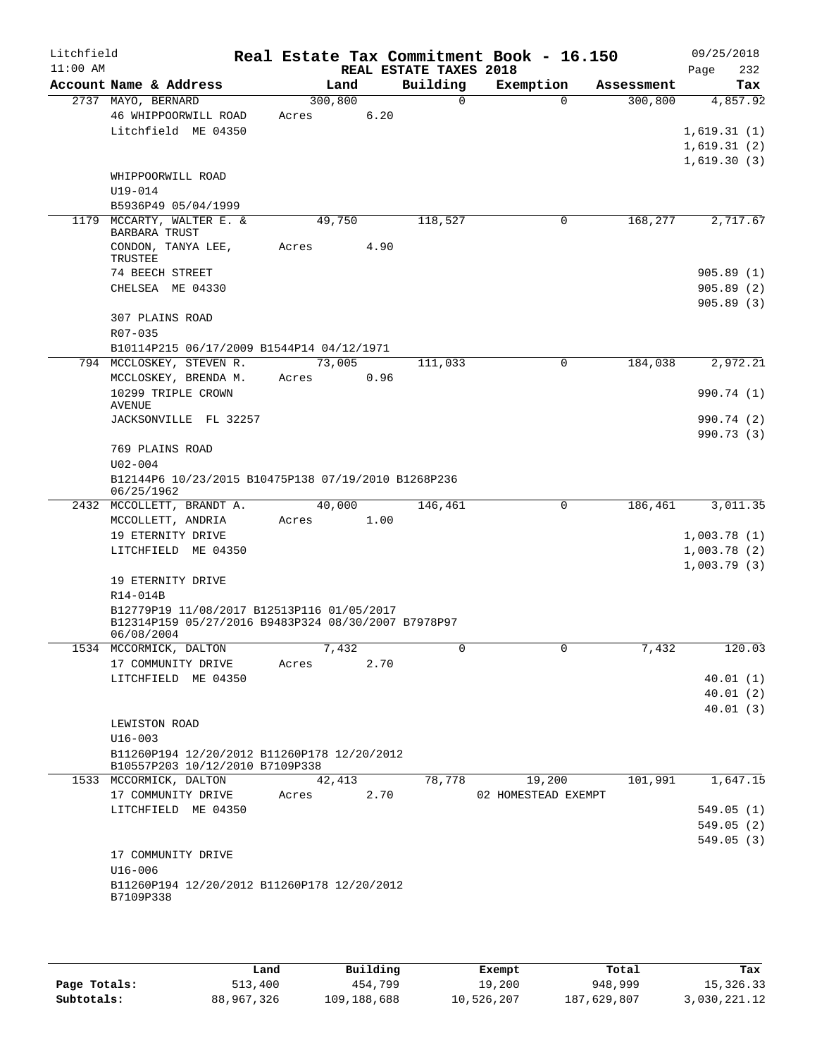Litchfield 11:00 AM

**Real Estate Tax Commitment Book - 16.150**
**REAL ESTATE TAXES 2018**

09/25/2018

| Account Name & Address | Land | Building | Exemption | Assessment | Tax |
|---|---|---|---|---|---|
| 2737 MAYO, BERNARD | 300,800 | 0 | 0 | 300,800 | 4,857.92 |
| 46 WHIPPOORWILL ROAD | Acres 6.20 | | | | |
| Litchfield ME 04350 | | | | | 1,619.31 (1) |
| | | | | | 1,619.31 (2) |
| | | | | | 1,619.30 (3) |
| WHIPPOORWILL ROAD | | | | | |
| U19-014 | | | | | |
| B5936P49 05/04/1999 | | | | | |
| 1179 MCCARTY, WALTER E. & BARBARA TRUST | 49,750 | 118,527 | 0 | 168,277 | 2,717.67 |
| CONDON, TANYA LEE, TRUSTEE | Acres 4.90 | | | | |
| 74 BEECH STREET | | | | | 905.89 (1) |
| CHELSEA ME 04330 | | | | | 905.89 (2) |
| | | | | | 905.89 (3) |
| 307 PLAINS ROAD | | | | | |
| R07-035 | | | | | |
| B10114P215 06/17/2009 B1544P14 04/12/1971 | | | | | |
| 794 MCCLOSKEY, STEVEN R. | 73,005 | 111,033 | 0 | 184,038 | 2,972.21 |
| MCCLOSKEY, BRENDA M. | Acres 0.96 | | | | |
| 10299 TRIPLE CROWN AVENUE | | | | | 990.74 (1) |
| JACKSONVILLE FL 32257 | | | | | 990.74 (2) |
| | | | | | 990.73 (3) |
| 769 PLAINS ROAD | | | | | |
| U02-004 | | | | | |
| B12144P6 10/23/2015 B10475P138 07/19/2010 B1268P236 06/25/1962 | | | | | |
| 2432 MCCOLLETT, BRANDT A. | 40,000 | 146,461 | 0 | 186,461 | 3,011.35 |
| MCCOLLETT, ANDRIA | Acres 1.00 | | | | |
| 19 ETERNITY DRIVE | | | | | 1,003.78 (1) |
| LITCHFIELD ME 04350 | | | | | 1,003.78 (2) |
| | | | | | 1,003.79 (3) |
| 19 ETERNITY DRIVE | | | | | |
| R14-014B | | | | | |
| B12779P19 11/08/2017 B12513P116 01/05/2017 B12314P159 05/27/2016 B9483P324 08/30/2007 B7978P97 06/08/2004 | | | | | |
| 1534 MCCORMICK, DALTON | 7,432 | 0 | 0 | 7,432 | 120.03 |
| 17 COMMUNITY DRIVE | Acres 2.70 | | | | |
| LITCHFIELD ME 04350 | | | | | 40.01 (1) |
| | | | | | 40.01 (2) |
| | | | | | 40.01 (3) |
| LEWISTON ROAD | | | | | |
| U16-003 | | | | | |
| B11260P194 12/20/2012 B11260P178 12/20/2012 B10557P203 10/12/2010 B7109P338 | | | | | |
| 1533 MCCORMICK, DALTON | 42,413 | 78,778 | 19,200 | 101,991 | 1,647.15 |
| 17 COMMUNITY DRIVE | Acres 2.70 | | 02 HOMESTEAD EXEMPT | | |
| LITCHFIELD ME 04350 | | | | | 549.05 (1) |
| | | | | | 549.05 (2) |
| | | | | | 549.05 (3) |
| 17 COMMUNITY DRIVE | | | | | |
| U16-006 | | | | | |
| B11260P194 12/20/2012 B11260P178 12/20/2012 B7109P338 | | | | | |

| | Land | Building | Exempt | Total | Tax |
|---|---|---|---|---|---|
| Page Totals: | 513,400 | 454,799 | 19,200 | 948,999 | 15,326.33 |
| Subtotals: | 88,967,326 | 109,188,688 | 10,526,207 | 187,629,807 | 3,030,221.12 |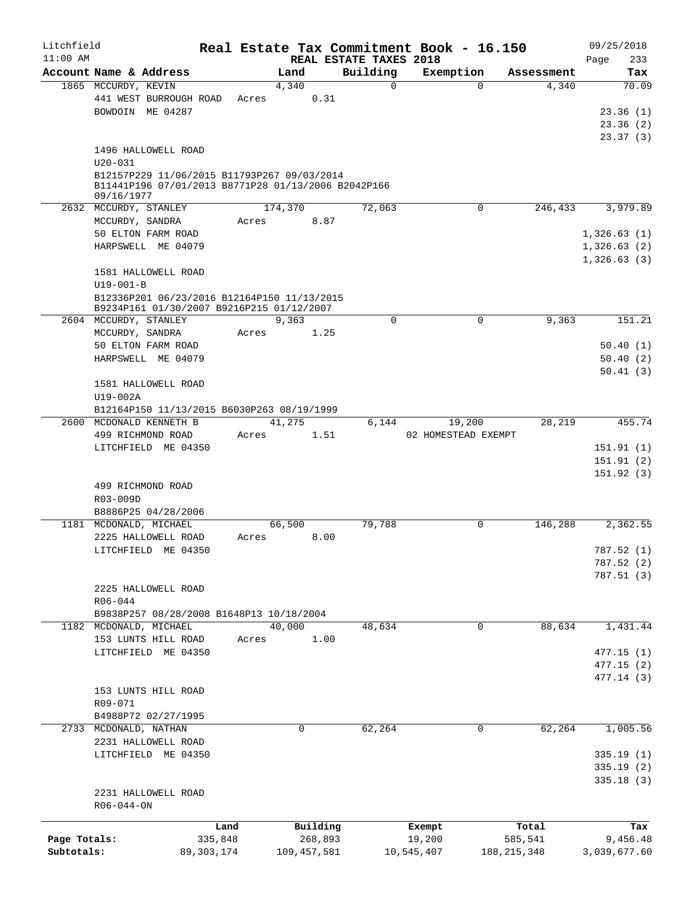# Real Estate Tax Commitment Book - 16.150

Litchfield 11:00 AM — REAL ESTATE TAXES 2018 — 09/25/2018

| Account Name & Address | Land | Building | Exemption | Assessment | Tax |
|---|---|---|---|---|---|
| 1865 MCCURDY, KEVIN | 4,340 | 0 | 0 | 4,340 | 70.09 |
| 441 WEST BURROUGH ROAD | Acres 0.31 | | | | |
| BOWDOIN ME 04287 | | | | | 23.36 (1) |
| | | | | | 23.36 (2) |
| | | | | | 23.37 (3) |
| 1496 HALLOWELL ROAD | | | | | |
| U20-031 | | | | | |
| B12157P229 11/06/2015 B11793P267 09/03/2014 B11441P196 07/01/2013 B8771P28 01/13/2006 B2042P166 09/16/1977 | | | | | |
| 2632 MCCURDY, STANLEY | 174,370 | 72,063 | 0 | 246,433 | 3,979.89 |
| MCCURDY, SANDRA | Acres 8.87 | | | | |
| 50 ELTON FARM ROAD | | | | | 1,326.63 (1) |
| HARPSWELL ME 04079 | | | | | 1,326.63 (2) |
| | | | | | 1,326.63 (3) |
| 1581 HALLOWELL ROAD | | | | | |
| U19-001-B | | | | | |
| B12336P201 06/23/2016 B12164P150 11/13/2015 B9234P161 01/30/2007 B9216P215 01/12/2007 | | | | | |
| 2604 MCCURDY, STANLEY | 9,363 | 0 | 0 | 9,363 | 151.21 |
| MCCURDY, SANDRA | Acres 1.25 | | | | |
| 50 ELTON FARM ROAD | | | | | 50.40 (1) |
| HARPSWELL ME 04079 | | | | | 50.40 (2) |
| | | | | | 50.41 (3) |
| 1581 HALLOWELL ROAD | | | | | |
| U19-002A | | | | | |
| B12164P150 11/13/2015 B6030P263 08/19/1999 | | | | | |
| 2600 MCDONALD KENNETH B | 41,275 | 6,144 | 19,200 | 28,219 | 455.74 |
| 499 RICHMOND ROAD | Acres 1.51 | | 02 HOMESTEAD EXEMPT | | |
| LITCHFIELD ME 04350 | | | | | 151.91 (1) |
| | | | | | 151.91 (2) |
| | | | | | 151.92 (3) |
| 499 RICHMOND ROAD | | | | | |
| R03-009D | | | | | |
| B8886P25 04/28/2006 | | | | | |
| 1181 MCDONALD, MICHAEL | 66,500 | 79,788 | 0 | 146,288 | 2,362.55 |
| 2225 HALLOWELL ROAD | Acres 8.00 | | | | |
| LITCHFIELD ME 04350 | | | | | 787.52 (1) |
| | | | | | 787.52 (2) |
| | | | | | 787.51 (3) |
| 2225 HALLOWELL ROAD | | | | | |
| R06-044 | | | | | |
| B9838P257 08/28/2008 B1648P13 10/18/2004 | | | | | |
| 1182 MCDONALD, MICHAEL | 40,000 | 48,634 | 0 | 88,634 | 1,431.44 |
| 153 LUNTS HILL ROAD | Acres 1.00 | | | | |
| LITCHFIELD ME 04350 | | | | | 477.15 (1) |
| | | | | | 477.15 (2) |
| | | | | | 477.14 (3) |
| 153 LUNTS HILL ROAD | | | | | |
| R09-071 | | | | | |
| B4988P72 02/27/1995 | | | | | |
| 2733 MCDONALD, NATHAN | 0 | 62,264 | 0 | 62,264 | 1,005.56 |
| 2231 HALLOWELL ROAD | | | | | |
| LITCHFIELD ME 04350 | | | | | 335.19 (1) |
| | | | | | 335.19 (2) |
| | | | | | 335.18 (3) |
| 2231 HALLOWELL ROAD | | | | | |
| R06-044-ON | | | | | |

| | Land | Building | Exempt | Total | Tax |
|---|---|---|---|---|---|
| Page Totals: | 335,848 | 268,893 | 19,200 | 585,541 | 9,456.48 |
| Subtotals: | 89,303,174 | 109,457,581 | 10,545,407 | 188,215,348 | 3,039,677.60 |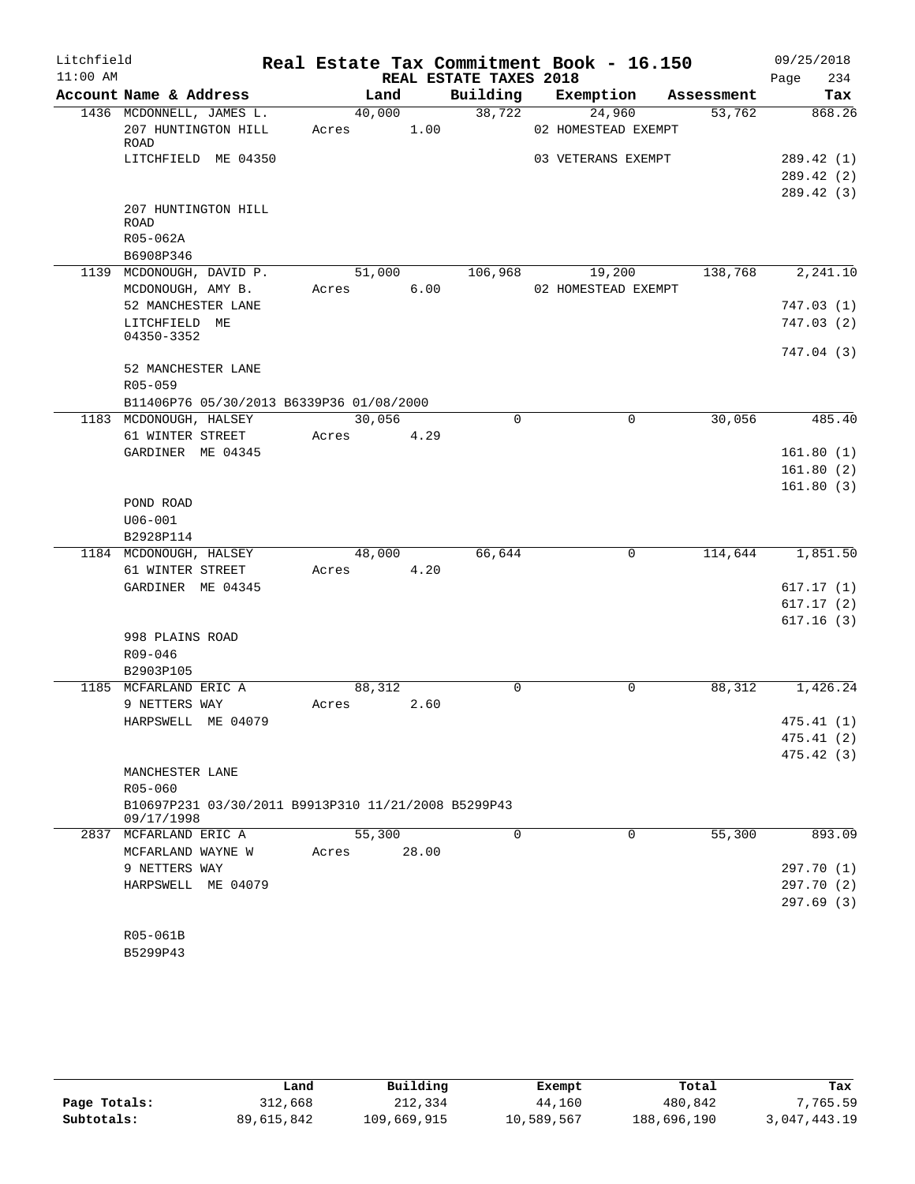Litchfield 11:00 AM

# Real Estate Tax Commitment Book - 16.150

## REAL ESTATE TAXES 2018

09/25/2018

| Account Name & Address | Land | Building | Exemption | Assessment | Tax |
|---|---|---|---|---|---|
| 1436 MCDONNELL, JAMES L. | 40,000 | 38,722 | 24,960 | 53,762 | 868.26 |
| 207 HUNTINGTON HILL ROAD | Acres 1.00 | | 02 HOMESTEAD EXEMPT | | |
| LITCHFIELD ME 04350 | | | 03 VETERANS EXEMPT | | 289.42 (1) |
| | | | | | 289.42 (2) |
| | | | | | 289.42 (3) |
| 207 HUNTINGTON HILL ROAD | | | | | |
| R05-062A | | | | | |
| B6908P346 | | | | | |
| 1139 MCDONOUGH, DAVID P. | 51,000 | 106,968 | 19,200 | 138,768 | 2,241.10 |
| MCDONOUGH, AMY B. | Acres 6.00 | | 02 HOMESTEAD EXEMPT | | |
| 52 MANCHESTER LANE | | | | | 747.03 (1) |
| LITCHFIELD ME 04350-3352 | | | | | 747.03 (2) |
| | | | | | 747.04 (3) |
| 52 MANCHESTER LANE | | | | | |
| R05-059 | | | | | |
| B11406P76 05/30/2013 B6339P36 01/08/2000 | | | | | |
| 1183 MCDONOUGH, HALSEY | 30,056 | 0 | 0 | 30,056 | 485.40 |
| 61 WINTER STREET | Acres 4.29 | | | | |
| GARDINER ME 04345 | | | | | 161.80 (1) |
| | | | | | 161.80 (2) |
| | | | | | 161.80 (3) |
| POND ROAD | | | | | |
| U06-001 | | | | | |
| B2928P114 | | | | | |
| 1184 MCDONOUGH, HALSEY | 48,000 | 66,644 | 0 | 114,644 | 1,851.50 |
| 61 WINTER STREET | Acres 4.20 | | | | |
| GARDINER ME 04345 | | | | | 617.17 (1) |
| | | | | | 617.17 (2) |
| | | | | | 617.16 (3) |
| 998 PLAINS ROAD | | | | | |
| R09-046 | | | | | |
| B2903P105 | | | | | |
| 1185 MCFARLAND ERIC A | 88,312 | 0 | 0 | 88,312 | 1,426.24 |
| 9 NETTERS WAY | Acres 2.60 | | | | |
| HARPSWELL ME 04079 | | | | | 475.41 (1) |
| | | | | | 475.41 (2) |
| | | | | | 475.42 (3) |
| MANCHESTER LANE | | | | | |
| R05-060 | | | | | |
| B10697P231 03/30/2011 B9913P310 11/21/2008 B5299P43 09/17/1998 | | | | | |
| 2837 MCFARLAND ERIC A | 55,300 | 0 | 0 | 55,300 | 893.09 |
| MCFARLAND WAYNE W | Acres 28.00 | | | | |
| 9 NETTERS WAY | | | | | 297.70 (1) |
| HARPSWELL ME 04079 | | | | | 297.70 (2) |
| | | | | | 297.69 (3) |
| R05-061B | | | | | |
| B5299P43 | | | | | |

| | Land | Building | Exempt | Total | Tax |
|---|---|---|---|---|---|
| Page Totals: | 312,668 | 212,334 | 44,160 | 480,842 | 7,765.59 |
| Subtotals: | 89,615,842 | 109,669,915 | 10,589,567 | 188,696,190 | 3,047,443.19 |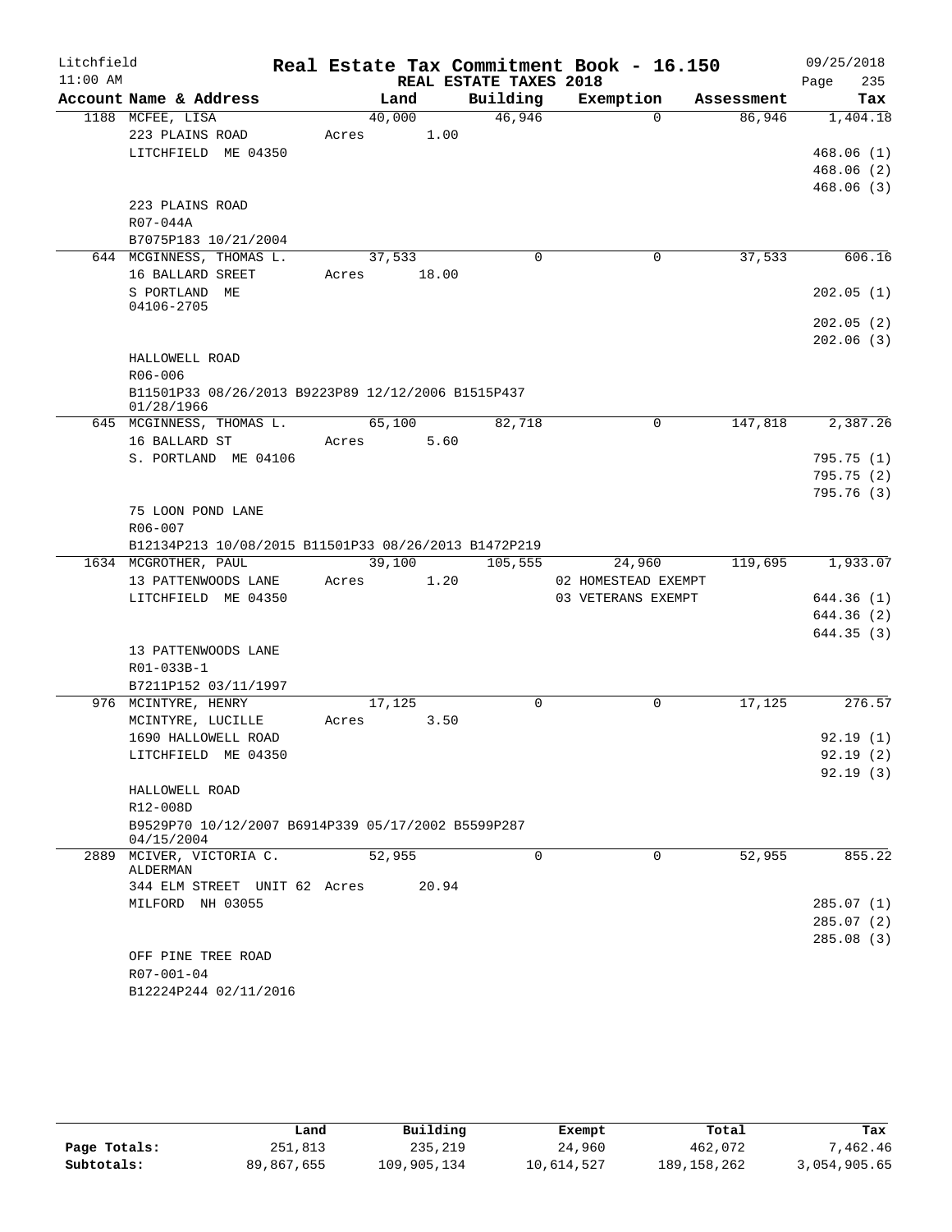# Real Estate Tax Commitment Book - 16.150

Litchfield 11:00 AM — REAL ESTATE TAXES 2018 — 09/25/2018

| Account Name & Address | Land | Building | Exemption | Assessment | Tax |
|---|---|---|---|---|---|
| 1188 MCFEE, LISA | 40,000 | 46,946 | 0 | 86,946 | 1,404.18 |
| 223 PLAINS ROAD | Acres 1.00 | | | | |
| LITCHFIELD ME 04350 | | | | | 468.06 (1) |
| | | | | | 468.06 (2) |
| | | | | | 468.06 (3) |
| 223 PLAINS ROAD | | | | | |
| R07-044A | | | | | |
| B7075P183 10/21/2004 | | | | | |
| 644 MCGINNESS, THOMAS L. | 37,533 | 0 | 0 | 37,533 | 606.16 |
| 16 BALLARD SREET | Acres 18.00 | | | | |
| S PORTLAND ME 04106-2705 | | | | | 202.05 (1) |
| | | | | | 202.05 (2) |
| | | | | | 202.06 (3) |
| HALLOWELL ROAD | | | | | |
| R06-006 | | | | | |
| B11501P33 08/26/2013 B9223P89 12/12/2006 B1515P437 01/28/1966 | | | | | |
| 645 MCGINNESS, THOMAS L. | 65,100 | 82,718 | 0 | 147,818 | 2,387.26 |
| 16 BALLARD ST | Acres 5.60 | | | | |
| S. PORTLAND ME 04106 | | | | | 795.75 (1) |
| | | | | | 795.75 (2) |
| | | | | | 795.76 (3) |
| 75 LOON POND LANE | | | | | |
| R06-007 | | | | | |
| B12134P213 10/08/2015 B11501P33 08/26/2013 B1472P219 | | | | | |
| 1634 MCGROTHER, PAUL | 39,100 | 105,555 | 24,960 | 119,695 | 1,933.07 |
| 13 PATTENWOODS LANE | Acres 1.20 | | 02 HOMESTEAD EXEMPT | | |
| LITCHFIELD ME 04350 | | | 03 VETERANS EXEMPT | | 644.36 (1) |
| | | | | | 644.36 (2) |
| | | | | | 644.35 (3) |
| 13 PATTENWOODS LANE | | | | | |
| R01-033B-1 | | | | | |
| B7211P152 03/11/1997 | | | | | |
| 976 MCINTYRE, HENRY | 17,125 | 0 | 0 | 17,125 | 276.57 |
| MCINTYRE, LUCILLE | Acres 3.50 | | | | |
| 1690 HALLOWELL ROAD | | | | | 92.19 (1) |
| LITCHFIELD ME 04350 | | | | | 92.19 (2) |
| | | | | | 92.19 (3) |
| HALLOWELL ROAD | | | | | |
| R12-008D | | | | | |
| B9529P70 10/12/2007 B6914P339 05/17/2002 B5599P287 04/15/2004 | | | | | |
| 2889 MCIVER, VICTORIA C. ALDERMAN | 52,955 | 0 | 0 | 52,955 | 855.22 |
| 344 ELM STREET UNIT 62 | Acres 20.94 | | | | |
| MILFORD NH 03055 | | | | | 285.07 (1) |
| | | | | | 285.07 (2) |
| | | | | | 285.08 (3) |
| OFF PINE TREE ROAD | | | | | |
| R07-001-04 | | | | | |
| B12224P244 02/11/2016 | | | | | |

| | Land | Building | Exempt | Total | Tax |
|---|---|---|---|---|---|
| Page Totals: | 251,813 | 235,219 | 24,960 | 462,072 | 7,462.46 |
| Subtotals: | 89,867,655 | 109,905,134 | 10,614,527 | 189,158,262 | 3,054,905.65 |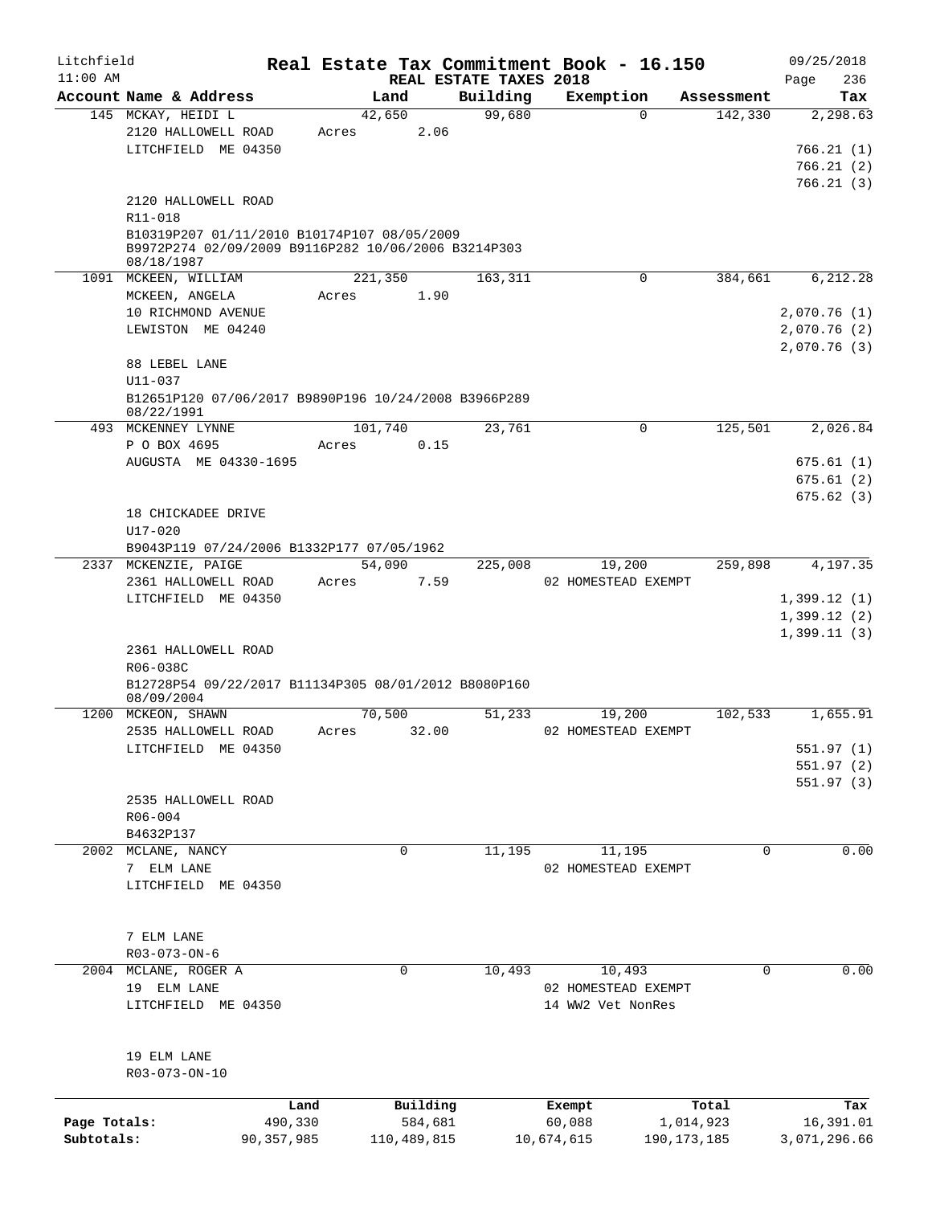Litchfield 11:00 AM

# Real Estate Tax Commitment Book - 16.150

REAL ESTATE TAXES 2018

09/25/2018 Page 236

| Account Name & Address | Land | Building | Exemption | Assessment | Tax |
|---|---|---|---|---|---|
| 145 MCKAY, HEIDI L<br>2120 HALLOWELL ROAD<br>LITCHFIELD ME 04350<br><br>2120 HALLOWELL ROAD<br>R11-018<br>B10319P207 01/11/2010 B10174P107 08/05/2009 B9972P274 02/09/2009 B9116P282 10/06/2006 B3214P303 08/18/1987 | 42,650<br>Acres 2.06 | 99,680 | 0 | 142,330 | 2,298.63<br><br>766.21 (1)<br>766.21 (2)<br>766.21 (3) |
| 1091 MCKEEN, WILLIAM<br>MCKEEN, ANGELA<br>10 RICHMOND AVENUE<br>LEWISTON ME 04240<br><br>88 LEBEL LANE<br>U11-037<br>B12651P120 07/06/2017 B9890P196 10/24/2008 B3966P289 08/22/1991 | 221,350<br>Acres 1.90 | 163,311 | 0 | 384,661 | 6,212.28<br><br>2,070.76 (1)<br>2,070.76 (2)<br>2,070.76 (3) |
| 493 MCKENNEY LYNNE<br>P O BOX 4695<br>AUGUSTA ME 04330-1695<br><br>18 CHICKADEE DRIVE<br>U17-020<br>B9043P119 07/24/2006 B1332P177 07/05/1962 | 101,740<br>Acres 0.15 | 23,761 | 0 | 125,501 | 2,026.84<br><br>675.61 (1)<br>675.61 (2)<br>675.62 (3) |
| 2337 MCKENZIE, PAIGE<br>2361 HALLOWELL ROAD<br>LITCHFIELD ME 04350<br><br>2361 HALLOWELL ROAD<br>R06-038C<br>B12728P54 09/22/2017 B11134P305 08/01/2012 B8080P160 08/09/2004 | 54,090<br>Acres 7.59 | 225,008 | 19,200<br>02 HOMESTEAD EXEMPT | 259,898 | 4,197.35<br><br>1,399.12 (1)<br>1,399.12 (2)<br>1,399.11 (3) |
| 1200 MCKEON, SHAWN<br>2535 HALLOWELL ROAD<br>LITCHFIELD ME 04350<br><br>2535 HALLOWELL ROAD<br>R06-004<br>B4632P137 | 70,500<br>Acres 32.00 | 51,233 | 19,200<br>02 HOMESTEAD EXEMPT | 102,533 | 1,655.91<br><br>551.97 (1)<br>551.97 (2)<br>551.97 (3) |
| 2002 MCLANE, NANCY<br>7 ELM LANE<br>LITCHFIELD ME 04350<br><br>7 ELM LANE<br>R03-073-ON-6 | 0 | 11,195 | 11,195<br>02 HOMESTEAD EXEMPT | 0 | 0.00 |
| 2004 MCLANE, ROGER A<br>19 ELM LANE<br>LITCHFIELD ME 04350<br><br>19 ELM LANE<br>R03-073-ON-10 | 0 | 10,493 | 10,493<br>02 HOMESTEAD EXEMPT<br>14 WW2 Vet NonRes | 0 | 0.00 |

| | Land | Building | Exempt | Total | Tax |
|---|---|---|---|---|---|
| Page Totals: | 490,330 | 584,681 | 60,088 | 1,014,923 | 16,391.01 |
| Subtotals: | 90,357,985 | 110,489,815 | 10,674,615 | 190,173,185 | 3,071,296.66 |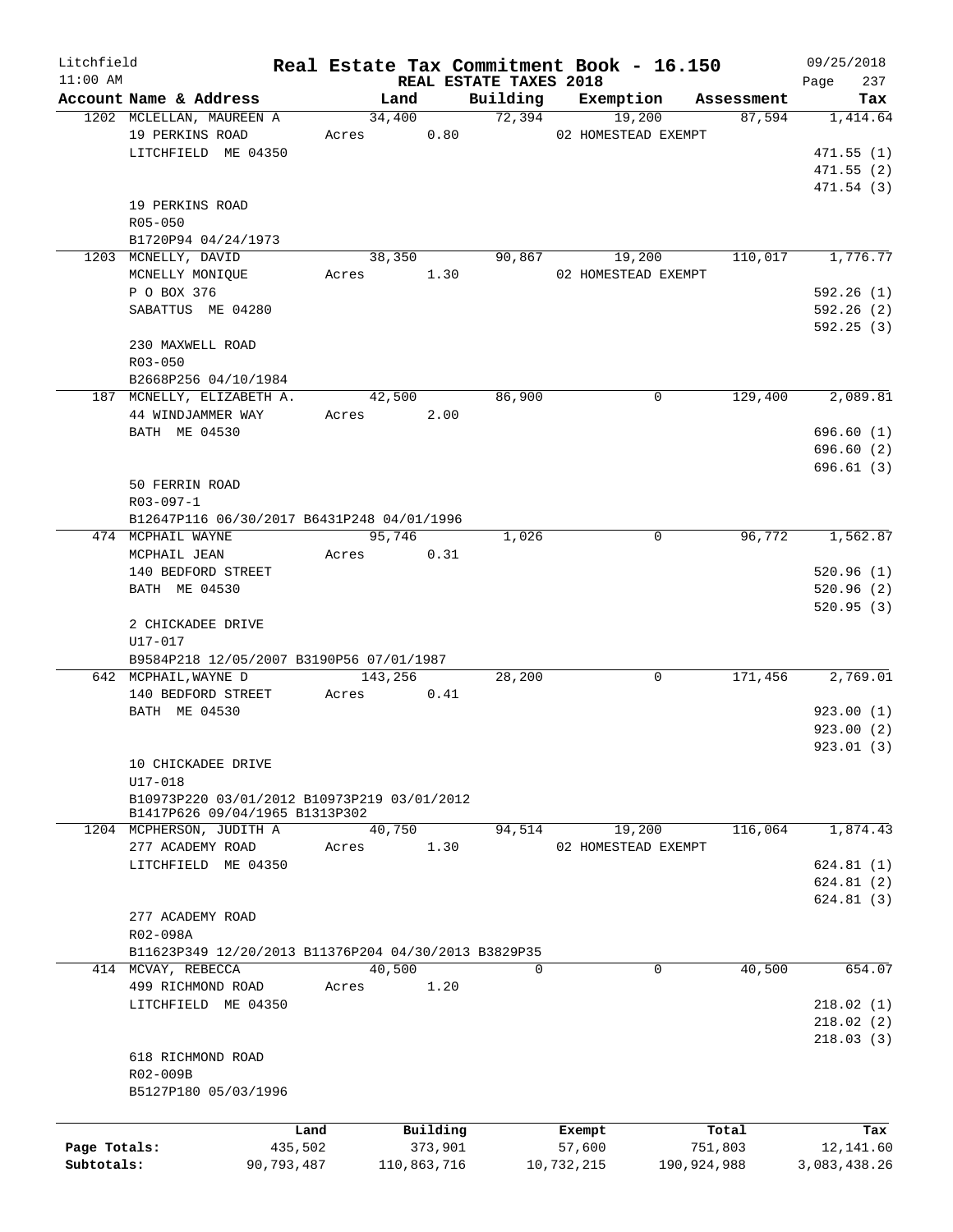Litchfield
11:00 AM

# Real Estate Tax Commitment Book - 16.150

REAL ESTATE TAXES 2018

09/25/2018
Page 237

| Account Name & Address | Land | Building | Exemption | Assessment | Tax |
|---|---|---|---|---|---|
| 1202 MCLELLAN, MAUREEN A | 34,400 | 72,394 | 19,200 | 87,594 | 1,414.64 |
| 19 PERKINS ROAD | Acres 0.80 | | 02 HOMESTEAD EXEMPT | | |
| LITCHFIELD ME 04350 | | | | | 471.55 (1) |
| | | | | | 471.55 (2) |
| | | | | | 471.54 (3) |
| 19 PERKINS ROAD | | | | | |
| R05-050 | | | | | |
| B1720P94 04/24/1973 | | | | | |
| 1203 MCNELLY, DAVID | 38,350 | 90,867 | 19,200 | 110,017 | 1,776.77 |
| MCNELLY MONIQUE | Acres 1.30 | | 02 HOMESTEAD EXEMPT | | |
| P O BOX 376 | | | | | 592.26 (1) |
| SABATTUS ME 04280 | | | | | 592.26 (2) |
| | | | | | 592.25 (3) |
| 230 MAXWELL ROAD | | | | | |
| R03-050 | | | | | |
| B2668P256 04/10/1984 | | | | | |
| 187 MCNELLY, ELIZABETH A. | 42,500 | 86,900 | 0 | 129,400 | 2,089.81 |
| 44 WINDJAMMER WAY | Acres 2.00 | | | | |
| BATH ME 04530 | | | | | 696.60 (1) |
| | | | | | 696.60 (2) |
| | | | | | 696.61 (3) |
| 50 FERRIN ROAD | | | | | |
| R03-097-1 | | | | | |
| B12647P116 06/30/2017 B6431P248 04/01/1996 | | | | | |
| 474 MCPHAIL WAYNE | 95,746 | 1,026 | 0 | 96,772 | 1,562.87 |
| MCPHAIL JEAN | Acres 0.31 | | | | |
| 140 BEDFORD STREET | | | | | 520.96 (1) |
| BATH ME 04530 | | | | | 520.96 (2) |
| | | | | | 520.95 (3) |
| 2 CHICKADEE DRIVE | | | | | |
| U17-017 | | | | | |
| B9584P218 12/05/2007 B3190P56 07/01/1987 | | | | | |
| 642 MCPHAIL,WAYNE D | 143,256 | 28,200 | 0 | 171,456 | 2,769.01 |
| 140 BEDFORD STREET | Acres 0.41 | | | | |
| BATH ME 04530 | | | | | 923.00 (1) |
| | | | | | 923.00 (2) |
| | | | | | 923.01 (3) |
| 10 CHICKADEE DRIVE | | | | | |
| U17-018 | | | | | |
| B10973P220 03/01/2012 B10973P219 03/01/2012 B1417P626 09/04/1965 B1313P302 | | | | | |
| 1204 MCPHERSON, JUDITH A | 40,750 | 94,514 | 19,200 | 116,064 | 1,874.43 |
| 277 ACADEMY ROAD | Acres 1.30 | | 02 HOMESTEAD EXEMPT | | |
| LITCHFIELD ME 04350 | | | | | 624.81 (1) |
| | | | | | 624.81 (2) |
| | | | | | 624.81 (3) |
| 277 ACADEMY ROAD | | | | | |
| R02-098A | | | | | |
| B11623P349 12/20/2013 B11376P204 04/30/2013 B3829P35 | | | | | |
| 414 MCVAY, REBECCA | 40,500 | 0 | 0 | 40,500 | 654.07 |
| 499 RICHMOND ROAD | Acres 1.20 | | | | |
| LITCHFIELD ME 04350 | | | | | 218.02 (1) |
| | | | | | 218.02 (2) |
| | | | | | 218.03 (3) |
| 618 RICHMOND ROAD | | | | | |
| R02-009B | | | | | |
| B5127P180 05/03/1996 | | | | | |

| | Land | Building | Exempt | Total | Tax |
|---|---|---|---|---|---|
| Page Totals: | 435,502 | 373,901 | 57,600 | 751,803 | 12,141.60 |
| Subtotals: | 90,793,487 | 110,863,716 | 10,732,215 | 190,924,988 | 3,083,438.26 |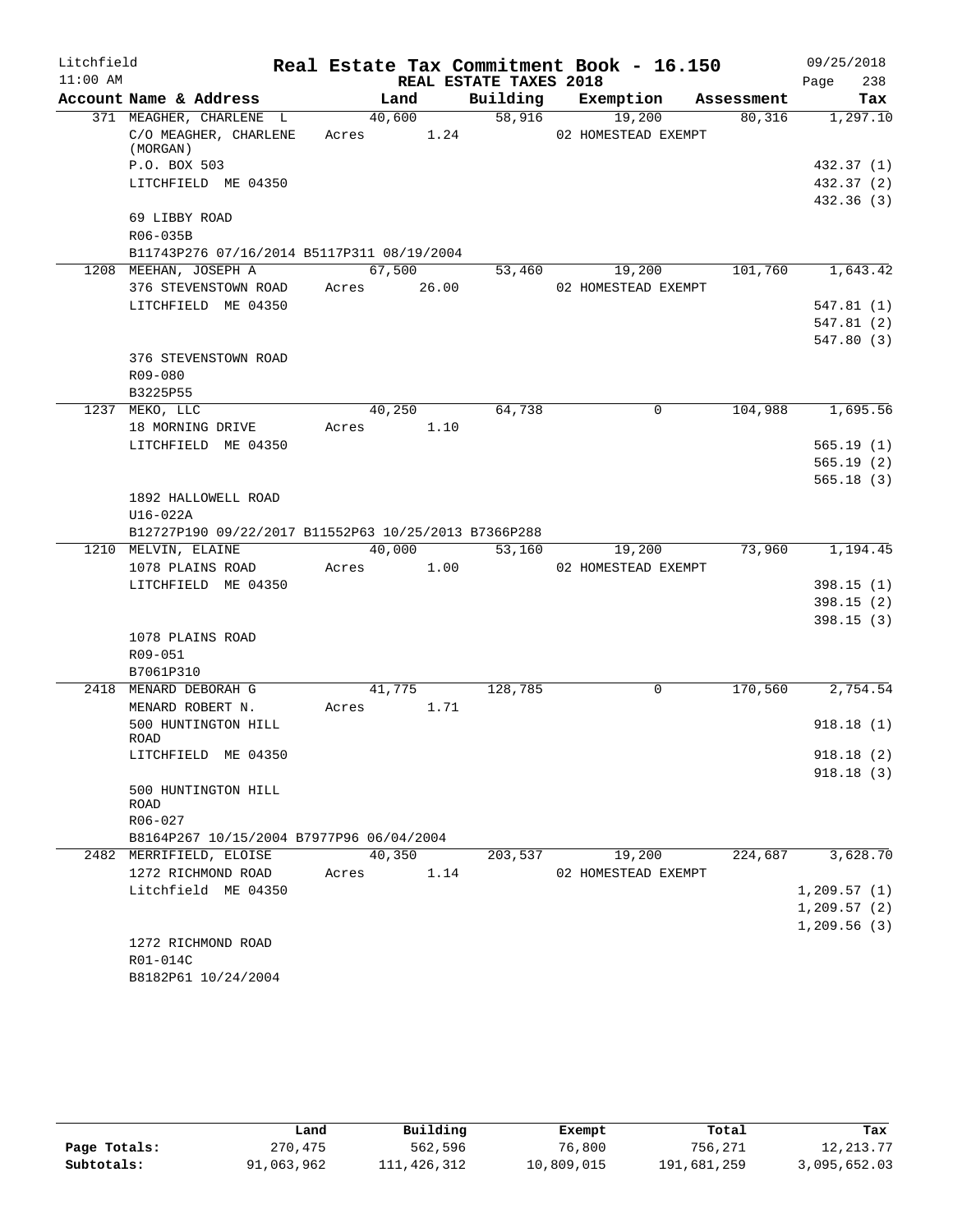Litchfield 11:00 AM

# Real Estate Tax Commitment Book - 16.150

REAL ESTATE TAXES 2018

09/25/2018

| Account Name & Address | Land | Building | Exemption | Assessment | Tax |
|---|---|---|---|---|---|
| 371 MEAGHER, CHARLENE L | 40,600 | 58,916 | 19,200 | 80,316 | 1,297.10 |
| C/O MEAGHER, CHARLENE (MORGAN) | Acres 1.24 | | 02 HOMESTEAD EXEMPT | | |
| P.O. BOX 503 | | | | | 432.37 (1) |
| LITCHFIELD ME 04350 | | | | | 432.37 (2) |
| | | | | | 432.36 (3) |
| 69 LIBBY ROAD | | | | | |
| R06-035B | | | | | |
| B11743P276 07/16/2014 B5117P311 08/19/2004 | | | | | |
| 1208 MEEHAN, JOSEPH A | 67,500 | 53,460 | 19,200 | 101,760 | 1,643.42 |
| 376 STEVENSTOWN ROAD | Acres 26.00 | | 02 HOMESTEAD EXEMPT | | |
| LITCHFIELD ME 04350 | | | | | 547.81 (1) |
| | | | | | 547.81 (2) |
| | | | | | 547.80 (3) |
| 376 STEVENSTOWN ROAD | | | | | |
| R09-080 | | | | | |
| B3225P55 | | | | | |
| 1237 MEKO, LLC | 40,250 | 64,738 | 0 | 104,988 | 1,695.56 |
| 18 MORNING DRIVE | Acres 1.10 | | | | |
| LITCHFIELD ME 04350 | | | | | 565.19 (1) |
| | | | | | 565.19 (2) |
| | | | | | 565.18 (3) |
| 1892 HALLOWELL ROAD | | | | | |
| U16-022A | | | | | |
| B12727P190 09/22/2017 B11552P63 10/25/2013 B7366P288 | | | | | |
| 1210 MELVIN, ELAINE | 40,000 | 53,160 | 19,200 | 73,960 | 1,194.45 |
| 1078 PLAINS ROAD | Acres 1.00 | | 02 HOMESTEAD EXEMPT | | |
| LITCHFIELD ME 04350 | | | | | 398.15 (1) |
| | | | | | 398.15 (2) |
| | | | | | 398.15 (3) |
| 1078 PLAINS ROAD | | | | | |
| R09-051 | | | | | |
| B7061P310 | | | | | |
| 2418 MENARD DEBORAH G | 41,775 | 128,785 | 0 | 170,560 | 2,754.54 |
| MENARD ROBERT N. | Acres 1.71 | | | | |
| 500 HUNTINGTON HILL ROAD | | | | | 918.18 (1) |
| LITCHFIELD ME 04350 | | | | | 918.18 (2) |
| | | | | | 918.18 (3) |
| 500 HUNTINGTON HILL ROAD | | | | | |
| R06-027 | | | | | |
| B8164P267 10/15/2004 B7977P96 06/04/2004 | | | | | |
| 2482 MERRIFIELD, ELOISE | 40,350 | 203,537 | 19,200 | 224,687 | 3,628.70 |
| 1272 RICHMOND ROAD | Acres 1.14 | | 02 HOMESTEAD EXEMPT | | |
| Litchfield ME 04350 | | | | | 1,209.57 (1) |
| | | | | | 1,209.57 (2) |
| | | | | | 1,209.56 (3) |
| 1272 RICHMOND ROAD | | | | | |
| R01-014C | | | | | |
| B8182P61 10/24/2004 | | | | | |

| | Land | Building | Exempt | Total | Tax |
|---|---|---|---|---|---|
| Page Totals: | 270,475 | 562,596 | 76,800 | 756,271 | 12,213.77 |
| Subtotals: | 91,063,962 | 111,426,312 | 10,809,015 | 191,681,259 | 3,095,652.03 |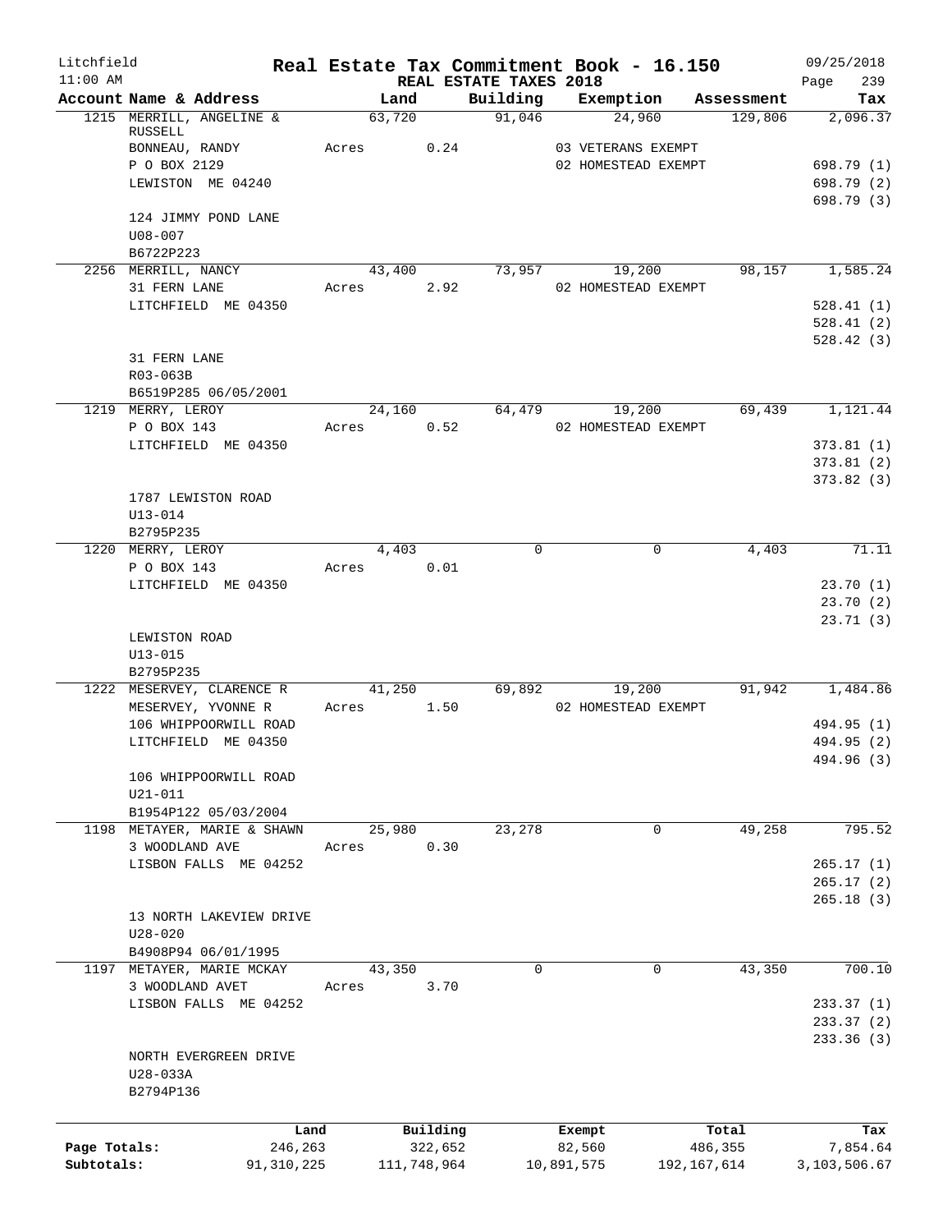Litchfield
11:00 AM

# Real Estate Tax Commitment Book - 16.150

09/25/2018

REAL ESTATE TAXES 2018

| Account Name & Address | Land | Building | Exemption | Assessment | Tax |
|---|---|---|---|---|---|
| 1215 MERRILL, ANGELINE & RUSSELL | 63,720 | 91,046 | 24,960 | 129,806 | 2,096.37 |
| BONNEAU, RANDY | Acres 0.24 | | 03 VETERANS EXEMPT | | |
| P O BOX 2129 | | | 02 HOMESTEAD EXEMPT | | 698.79 (1) |
| LEWISTON ME 04240 | | | | | 698.79 (2) |
| | | | | | 698.79 (3) |
| 124 JIMMY POND LANE | | | | | |
| U08-007 | | | | | |
| B6722P223 | | | | | |
| 2256 MERRILL, NANCY | 43,400 | 73,957 | 19,200 | 98,157 | 1,585.24 |
| 31 FERN LANE | Acres 2.92 | | 02 HOMESTEAD EXEMPT | | |
| LITCHFIELD ME 04350 | | | | | 528.41 (1) |
| | | | | | 528.41 (2) |
| | | | | | 528.42 (3) |
| 31 FERN LANE | | | | | |
| R03-063B | | | | | |
| B6519P285 06/05/2001 | | | | | |
| 1219 MERRY, LEROY | 24,160 | 64,479 | 19,200 | 69,439 | 1,121.44 |
| P O BOX 143 | Acres 0.52 | | 02 HOMESTEAD EXEMPT | | |
| LITCHFIELD ME 04350 | | | | | 373.81 (1) |
| | | | | | 373.81 (2) |
| | | | | | 373.82 (3) |
| 1787 LEWISTON ROAD | | | | | |
| U13-014 | | | | | |
| B2795P235 | | | | | |
| 1220 MERRY, LEROY | 4,403 | 0 | 0 | 4,403 | 71.11 |
| P O BOX 143 | Acres 0.01 | | | | |
| LITCHFIELD ME 04350 | | | | | 23.70 (1) |
| | | | | | 23.70 (2) |
| | | | | | 23.71 (3) |
| LEWISTON ROAD | | | | | |
| U13-015 | | | | | |
| B2795P235 | | | | | |
| 1222 MESERVEY, CLARENCE R | 41,250 | 69,892 | 19,200 | 91,942 | 1,484.86 |
| MESERVEY, YVONNE R | Acres 1.50 | | 02 HOMESTEAD EXEMPT | | |
| 106 WHIPPOORWILL ROAD | | | | | 494.95 (1) |
| LITCHFIELD ME 04350 | | | | | 494.95 (2) |
| | | | | | 494.96 (3) |
| 106 WHIPPOORWILL ROAD | | | | | |
| U21-011 | | | | | |
| B1954P122 05/03/2004 | | | | | |
| 1198 METAYER, MARIE & SHAWN | 25,980 | 23,278 | 0 | 49,258 | 795.52 |
| 3 WOODLAND AVE | Acres 0.30 | | | | |
| LISBON FALLS ME 04252 | | | | | 265.17 (1) |
| | | | | | 265.17 (2) |
| | | | | | 265.18 (3) |
| 13 NORTH LAKEVIEW DRIVE | | | | | |
| U28-020 | | | | | |
| B4908P94 06/01/1995 | | | | | |
| 1197 METAYER, MARIE MCKAY | 43,350 | 0 | 0 | 43,350 | 700.10 |
| 3 WOODLAND AVET | Acres 3.70 | | | | |
| LISBON FALLS ME 04252 | | | | | 233.37 (1) |
| | | | | | 233.37 (2) |
| | | | | | 233.36 (3) |
| NORTH EVERGREEN DRIVE | | | | | |
| U28-033A | | | | | |
| B2794P136 | | | | | |

| | Land | Building | Exempt | Total | Tax |
|---|---|---|---|---|---|
| Page Totals: | 246,263 | 322,652 | 82,560 | 486,355 | 7,854.64 |
| Subtotals: | 91,310,225 | 111,748,964 | 10,891,575 | 192,167,614 | 3,103,506.67 |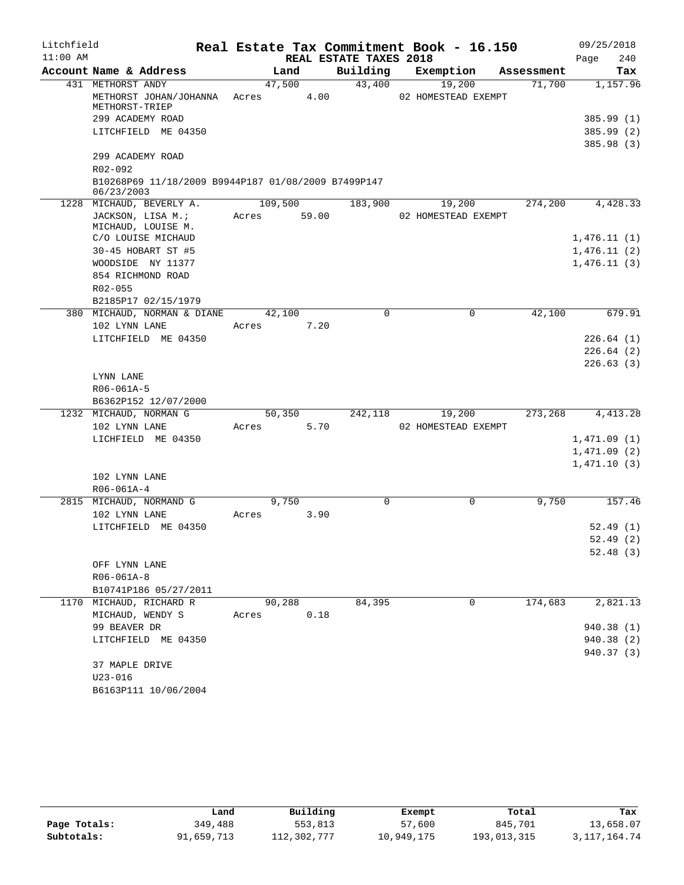Litchfield 11:00 AM

# Real Estate Tax Commitment Book - 16.150

## REAL ESTATE TAXES 2018

09/25/2018 Page 240

| Account Name & Address | Land | Building | Exemption | Assessment | Tax |
|---|---|---|---|---|---|
| 431 METHORST ANDY | 47,500 | 43,400 | 19,200 | 71,700 | 1,157.96 |
| METHORST JOHAN/JOHANNA METHORST-TRIEP | Acres 4.00 | | 02 HOMESTEAD EXEMPT | | |
| 299 ACADEMY ROAD | | | | | 385.99 (1) |
| LITCHFIELD ME 04350 | | | | | 385.99 (2) |
| | | | | | 385.98 (3) |
| 299 ACADEMY ROAD | | | | | |
| R02-092 | | | | | |
| B10268P69 11/18/2009 B9944P187 01/08/2009 B7499P147 06/23/2003 | | | | | |
| 1228 MICHAUD, BEVERLY A. | 109,500 | 183,900 | 19,200 | 274,200 | 4,428.33 |
| JACKSON, LISA M.; MICHAUD, LOUISE M. | Acres 59.00 | | 02 HOMESTEAD EXEMPT | | |
| C/O LOUISE MICHAUD | | | | | 1,476.11 (1) |
| 30-45 HOBART ST #5 | | | | | 1,476.11 (2) |
| WOODSIDE NY 11377 | | | | | 1,476.11 (3) |
| 854 RICHMOND ROAD | | | | | |
| R02-055 | | | | | |
| B2185P17 02/15/1979 | | | | | |
| 380 MICHAUD, NORMAN & DIANE | 42,100 | 0 | 0 | 42,100 | 679.91 |
| 102 LYNN LANE | Acres 7.20 | | | | |
| LITCHFIELD ME 04350 | | | | | 226.64 (1) |
| | | | | | 226.64 (2) |
| | | | | | 226.63 (3) |
| LYNN LANE | | | | | |
| R06-061A-5 | | | | | |
| B6362P152 12/07/2000 | | | | | |
| 1232 MICHAUD, NORMAN G | 50,350 | 242,118 | 19,200 | 273,268 | 4,413.28 |
| 102 LYNN LANE | Acres 5.70 | | 02 HOMESTEAD EXEMPT | | |
| LICHFIELD ME 04350 | | | | | 1,471.09 (1) |
| | | | | | 1,471.09 (2) |
| | | | | | 1,471.10 (3) |
| 102 LYNN LANE | | | | | |
| R06-061A-4 | | | | | |
| 2815 MICHAUD, NORMAND G | 9,750 | 0 | 0 | 9,750 | 157.46 |
| 102 LYNN LANE | Acres 3.90 | | | | |
| LITCHFIELD ME 04350 | | | | | 52.49 (1) |
| | | | | | 52.49 (2) |
| | | | | | 52.48 (3) |
| OFF LYNN LANE | | | | | |
| R06-061A-8 | | | | | |
| B10741P186 05/27/2011 | | | | | |
| 1170 MICHAUD, RICHARD R | 90,288 | 84,395 | 0 | 174,683 | 2,821.13 |
| MICHAUD, WENDY S | Acres 0.18 | | | | |
| 99 BEAVER DR | | | | | 940.38 (1) |
| LITCHFIELD ME 04350 | | | | | 940.38 (2) |
| | | | | | 940.37 (3) |
| 37 MAPLE DRIVE | | | | | |
| U23-016 | | | | | |
| B6163P111 10/06/2004 | | | | | |

| | Land | Building | Exempt | Total | Tax |
|---|---|---|---|---|---|
| Page Totals: | 349,488 | 553,813 | 57,600 | 845,701 | 13,658.07 |
| Subtotals: | 91,659,713 | 112,302,777 | 10,949,175 | 193,013,315 | 3,117,164.74 |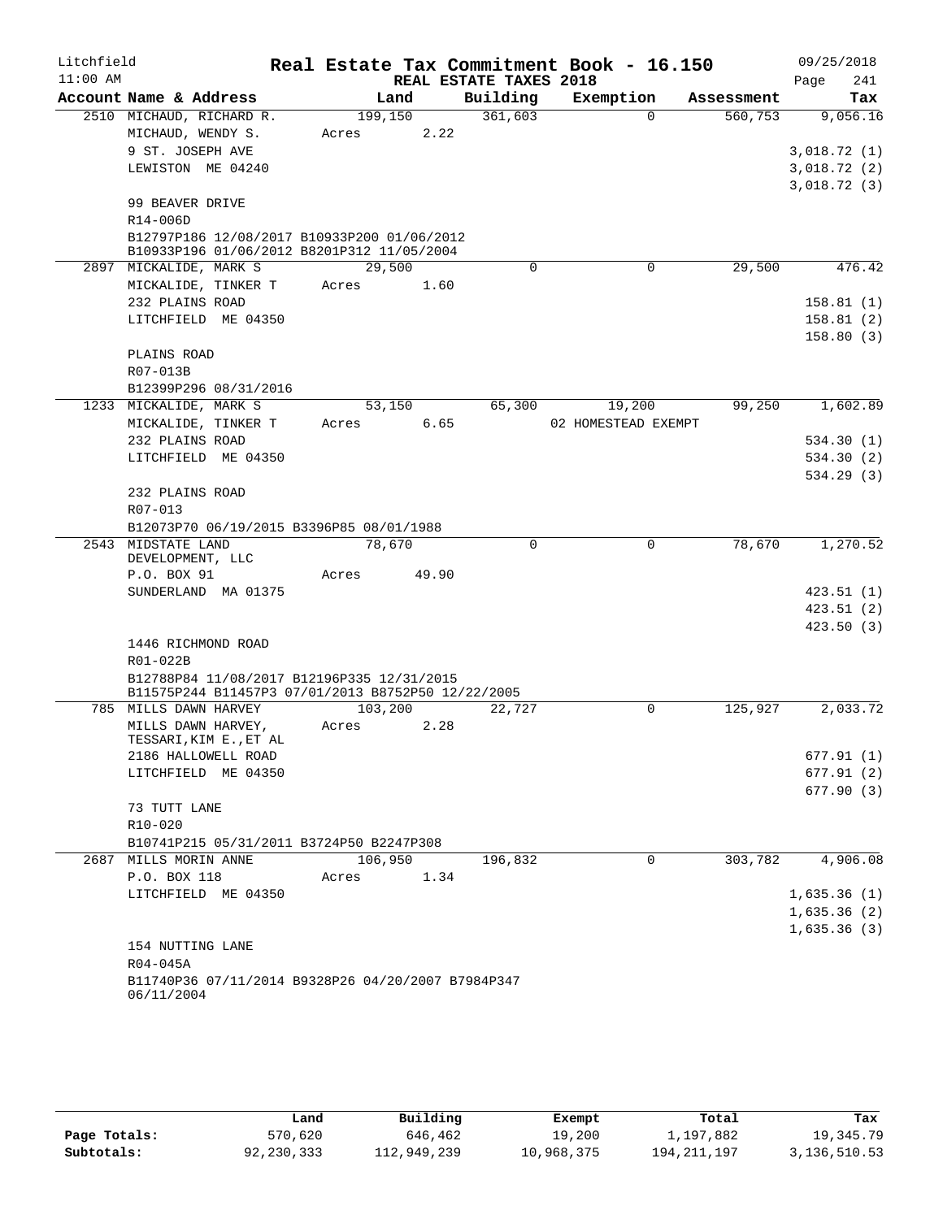Litchfield
11:00 AM

# Real Estate Tax Commitment Book - 16.150

REAL ESTATE TAXES 2018

09/25/2018

| Account Name & Address | Land | Building | Exemption | Assessment | Tax |
|---|---|---|---|---|---|
| 2510 MICHAUD, RICHARD R. | 199,150 | 361,603 | 0 | 560,753 | 9,056.16 |
| MICHAUD, WENDY S. | Acres 2.22 | | | | |
| 9 ST. JOSEPH AVE | | | | | 3,018.72 (1) |
| LEWISTON ME 04240 | | | | | 3,018.72 (2) |
| | | | | | 3,018.72 (3) |
| 99 BEAVER DRIVE | | | | | |
| R14-006D | | | | | |
| B12797P186 12/08/2017 B10933P200 01/06/2012 B10933P196 01/06/2012 B8201P312 11/05/2004 | | | | | |
| 2897 MICKALIDE, MARK S | 29,500 | 0 | 0 | 29,500 | 476.42 |
| MICKALIDE, TINKER T | Acres 1.60 | | | | |
| 232 PLAINS ROAD | | | | | 158.81 (1) |
| LITCHFIELD ME 04350 | | | | | 158.81 (2) |
| | | | | | 158.80 (3) |
| PLAINS ROAD | | | | | |
| R07-013B | | | | | |
| B12399P296 08/31/2016 | | | | | |
| 1233 MICKALIDE, MARK S | 53,150 | 65,300 | 19,200 | 99,250 | 1,602.89 |
| MICKALIDE, TINKER T | Acres 6.65 | | 02 HOMESTEAD EXEMPT | | |
| 232 PLAINS ROAD | | | | | 534.30 (1) |
| LITCHFIELD ME 04350 | | | | | 534.30 (2) |
| | | | | | 534.29 (3) |
| 232 PLAINS ROAD | | | | | |
| R07-013 | | | | | |
| B12073P70 06/19/2015 B3396P85 08/01/1988 | | | | | |
| 2543 MIDSTATE LAND DEVELOPMENT, LLC | 78,670 | 0 | 0 | 78,670 | 1,270.52 |
| P.O. BOX 91 | Acres 49.90 | | | | |
| SUNDERLAND MA 01375 | | | | | 423.51 (1) |
| | | | | | 423.51 (2) |
| | | | | | 423.50 (3) |
| 1446 RICHMOND ROAD | | | | | |
| R01-022B | | | | | |
| B12788P84 11/08/2017 B12196P335 12/31/2015 B11575P244 B11457P3 07/01/2013 B8752P50 12/22/2005 | | | | | |
| 785 MILLS DAWN HARVEY | 103,200 | 22,727 | 0 | 125,927 | 2,033.72 |
| MILLS DAWN HARVEY, TESSARI,KIM E.,ET AL | Acres 2.28 | | | | |
| 2186 HALLOWELL ROAD | | | | | 677.91 (1) |
| LITCHFIELD ME 04350 | | | | | 677.91 (2) |
| | | | | | 677.90 (3) |
| 73 TUTT LANE | | | | | |
| R10-020 | | | | | |
| B10741P215 05/31/2011 B3724P50 B2247P308 | | | | | |
| 2687 MILLS MORIN ANNE | 106,950 | 196,832 | 0 | 303,782 | 4,906.08 |
| P.O. BOX 118 | Acres 1.34 | | | | |
| LITCHFIELD ME 04350 | | | | | 1,635.36 (1) |
| | | | | | 1,635.36 (2) |
| | | | | | 1,635.36 (3) |
| 154 NUTTING LANE | | | | | |
| R04-045A | | | | | |
| B11740P36 07/11/2014 B9328P26 04/20/2007 B7984P347 06/11/2004 | | | | | |

| | Land | Building | Exempt | Total | Tax |
|---|---|---|---|---|---|
| Page Totals: | 570,620 | 646,462 | 19,200 | 1,197,882 | 19,345.79 |
| Subtotals: | 92,230,333 | 112,949,239 | 10,968,375 | 194,211,197 | 3,136,510.53 |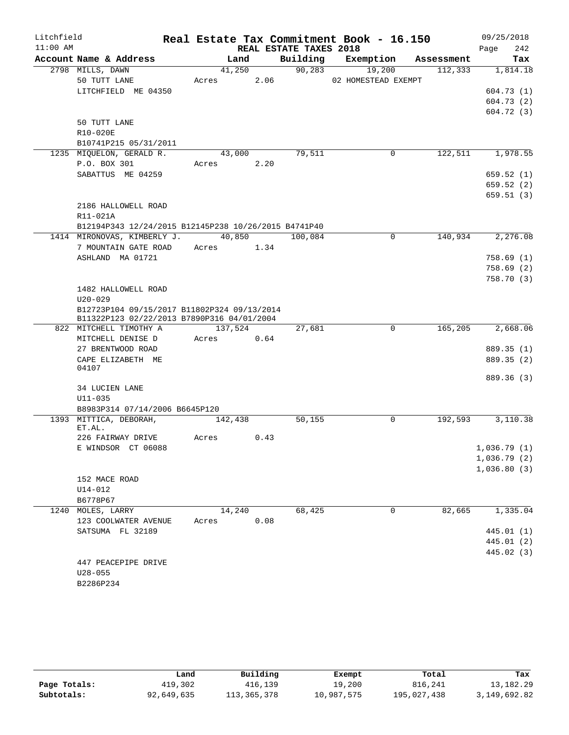Litchfield

11:00 AM

# Real Estate Tax Commitment Book - 16.150

## REAL ESTATE TAXES 2018

09/25/2018

| Account Name & Address | Land | Building | Exemption | Assessment | Tax |
|---|---|---|---|---|---|
| 2798 MILLS, DAWN | 41,250 | 90,283 | 19,200 | 112,333 | 1,814.18 |
| 50 TUTT LANE | Acres 2.06 | | 02 HOMESTEAD EXEMPT | | |
| LITCHFIELD ME 04350 | | | | | 604.73 (1) |
| | | | | | 604.73 (2) |
| | | | | | 604.72 (3) |
| 50 TUTT LANE | | | | | |
| R10-020E | | | | | |
| B10741P215 05/31/2011 | | | | | |
| 1235 MIQUELON, GERALD R. | 43,000 | 79,511 | 0 | 122,511 | 1,978.55 |
| P.O. BOX 301 | Acres 2.20 | | | | |
| SABATTUS ME 04259 | | | | | 659.52 (1) |
| | | | | | 659.52 (2) |
| | | | | | 659.51 (3) |
| 2186 HALLOWELL ROAD | | | | | |
| R11-021A | | | | | |
| B12194P343 12/24/2015 B12145P238 10/26/2015 B4741P40 | | | | | |
| 1414 MIRONOVAS, KIMBERLY J. | 40,850 | 100,084 | 0 | 140,934 | 2,276.08 |
| 7 MOUNTAIN GATE ROAD | Acres 1.34 | | | | |
| ASHLAND MA 01721 | | | | | 758.69 (1) |
| | | | | | 758.69 (2) |
| | | | | | 758.70 (3) |
| 1482 HALLOWELL ROAD | | | | | |
| U20-029 | | | | | |
| B12723P104 09/15/2017 B11802P324 09/13/2014 | | | | | |
| B11322P123 02/22/2013 B7890P316 04/01/2004 | | | | | |
| 822 MITCHELL TIMOTHY A | 137,524 | 27,681 | 0 | 165,205 | 2,668.06 |
| MITCHELL DENISE D | Acres 0.64 | | | | |
| 27 BRENTWOOD ROAD | | | | | 889.35 (1) |
| CAPE ELIZABETH ME 04107 | | | | | 889.35 (2) |
| | | | | | 889.36 (3) |
| 34 LUCIEN LANE | | | | | |
| U11-035 | | | | | |
| B8983P314 07/14/2006 B6645P120 | | | | | |
| 1393 MITTICA, DEBORAH, ET.AL. | 142,438 | 50,155 | 0 | 192,593 | 3,110.38 |
| 226 FAIRWAY DRIVE | Acres 0.43 | | | | |
| E WINDSOR CT 06088 | | | | | 1,036.79 (1) |
| | | | | | 1,036.79 (2) |
| | | | | | 1,036.80 (3) |
| 152 MACE ROAD | | | | | |
| U14-012 | | | | | |
| B6778P67 | | | | | |
| 1240 MOLES, LARRY | 14,240 | 68,425 | 0 | 82,665 | 1,335.04 |
| 123 COOLWATER AVENUE | Acres 0.08 | | | | |
| SATSUMA FL 32189 | | | | | 445.01 (1) |
| | | | | | 445.01 (2) |
| | | | | | 445.02 (3) |
| 447 PEACEPIPE DRIVE | | | | | |
| U28-055 | | | | | |
| B2286P234 | | | | | |

| | Land | Building | Exempt | Total | Tax |
|---|---|---|---|---|---|
| Page Totals: | 419,302 | 416,139 | 19,200 | 816,241 | 13,182.29 |
| Subtotals: | 92,649,635 | 113,365,378 | 10,987,575 | 195,027,438 | 3,149,692.82 |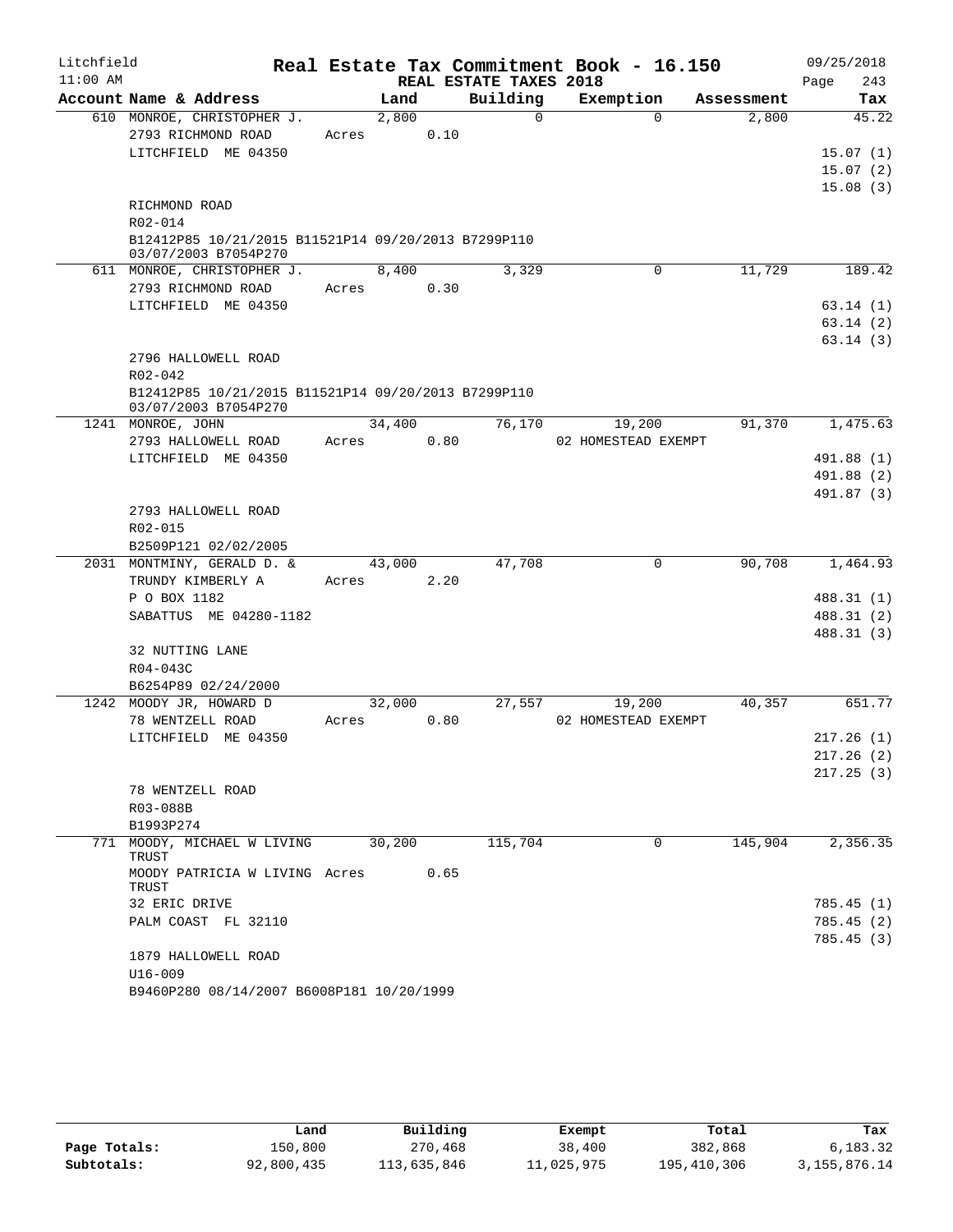Litchfield
11:00 AM

# Real Estate Tax Commitment Book - 16.150

REAL ESTATE TAXES 2018

09/25/2018
Page 243

| Account Name & Address | Land | Building | Exemption | Assessment | Tax |
|---|---|---|---|---|---|
| 610 MONROE, CHRISTOPHER J. | 2,800 | 0 | 0 | 2,800 | 45.22 |
| 2793 RICHMOND ROAD | Acres 0.10 | | | | |
| LITCHFIELD ME 04350 | | | | | 15.07 (1) |
| | | | | | 15.07 (2) |
| | | | | | 15.08 (3) |
| RICHMOND ROAD | | | | | |
| R02-014 | | | | | |
| B12412P85 10/21/2015 B11521P14 09/20/2013 B7299P110 03/07/2003 B7054P270 | | | | | |
| 611 MONROE, CHRISTOPHER J. | 8,400 | 3,329 | 0 | 11,729 | 189.42 |
| 2793 RICHMOND ROAD | Acres 0.30 | | | | |
| LITCHFIELD ME 04350 | | | | | 63.14 (1) |
| | | | | | 63.14 (2) |
| | | | | | 63.14 (3) |
| 2796 HALLOWELL ROAD | | | | | |
| R02-042 | | | | | |
| B12412P85 10/21/2015 B11521P14 09/20/2013 B7299P110 03/07/2003 B7054P270 | | | | | |
| 1241 MONROE, JOHN | 34,400 | 76,170 | 19,200 | 91,370 | 1,475.63 |
| 2793 HALLOWELL ROAD | Acres 0.80 | | 02 HOMESTEAD EXEMPT | | |
| LITCHFIELD ME 04350 | | | | | 491.88 (1) |
| | | | | | 491.88 (2) |
| | | | | | 491.87 (3) |
| 2793 HALLOWELL ROAD | | | | | |
| R02-015 | | | | | |
| B2509P121 02/02/2005 | | | | | |
| 2031 MONTMINY, GERALD D. & | 43,000 | 47,708 | 0 | 90,708 | 1,464.93 |
| TRUNDY KIMBERLY A | Acres 2.20 | | | | |
| P O BOX 1182 | | | | | 488.31 (1) |
| SABATTUS ME 04280-1182 | | | | | 488.31 (2) |
| | | | | | 488.31 (3) |
| 32 NUTTING LANE | | | | | |
| R04-043C | | | | | |
| B6254P89 02/24/2000 | | | | | |
| 1242 MOODY JR, HOWARD D | 32,000 | 27,557 | 19,200 | 40,357 | 651.77 |
| 78 WENTZELL ROAD | Acres 0.80 | | 02 HOMESTEAD EXEMPT | | |
| LITCHFIELD ME 04350 | | | | | 217.26 (1) |
| | | | | | 217.26 (2) |
| | | | | | 217.25 (3) |
| 78 WENTZELL ROAD | | | | | |
| R03-088B | | | | | |
| B1993P274 | | | | | |
| 771 MOODY, MICHAEL W LIVING TRUST | 30,200 | 115,704 | 0 | 145,904 | 2,356.35 |
| MOODY PATRICIA W LIVING TRUST | Acres 0.65 | | | | |
| 32 ERIC DRIVE | | | | | 785.45 (1) |
| PALM COAST FL 32110 | | | | | 785.45 (2) |
| | | | | | 785.45 (3) |
| 1879 HALLOWELL ROAD | | | | | |
| U16-009 | | | | | |
| B9460P280 08/14/2007 B6008P181 10/20/1999 | | | | | |

| | Land | Building | Exempt | Total | Tax |
|---|---|---|---|---|---|
| Page Totals: | 150,800 | 270,468 | 38,400 | 382,868 | 6,183.32 |
| Subtotals: | 92,800,435 | 113,635,846 | 11,025,975 | 195,410,306 | 3,155,876.14 |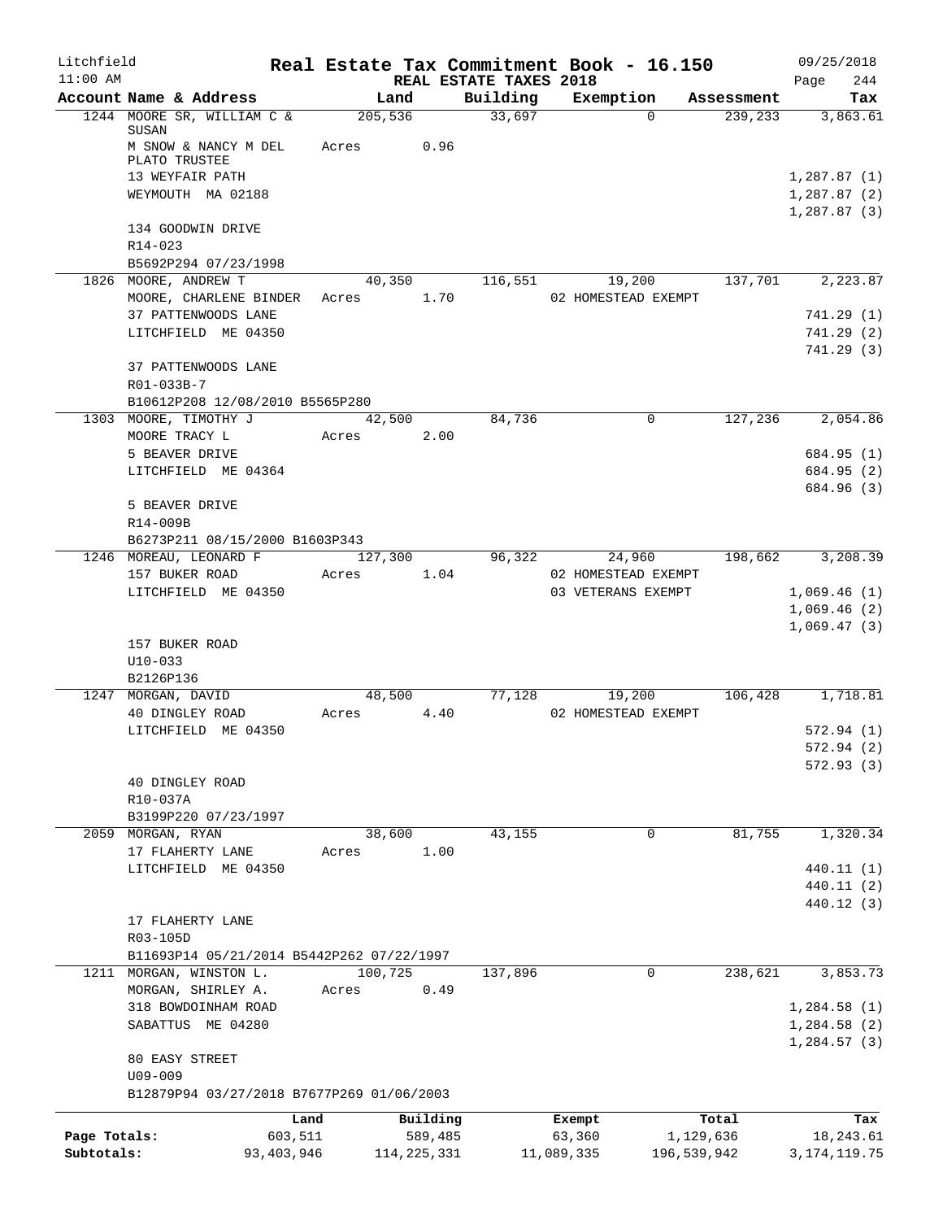Litchfield 11:00 AM

# Real Estate Tax Commitment Book - 16.150

REAL ESTATE TAXES 2018

09/25/2018 Page 244

| Account Name & Address | Land | Building | Exemption | Assessment | Tax |
|---|---|---|---|---|---|
| 1244 MOORE SR, WILLIAM C & SUSAN | 205,536 | 33,697 | 0 | 239,233 | 3,863.61 |
| M SNOW & NANCY M DEL PLATO TRUSTEE | Acres 0.96 | | | | |
| 13 WEYFAIR PATH | | | | | 1,287.87 (1) |
| WEYMOUTH MA 02188 | | | | | 1,287.87 (2) |
| | | | | | 1,287.87 (3) |
| 134 GOODWIN DRIVE | | | | | |
| R14-023 | | | | | |
| B5692P294 07/23/1998 | | | | | |
| 1826 MOORE, ANDREW T | 40,350 | 116,551 | 19,200 | 137,701 | 2,223.87 |
| MOORE, CHARLENE BINDER | Acres 1.70 | | 02 HOMESTEAD EXEMPT | | |
| 37 PATTENWOODS LANE | | | | | 741.29 (1) |
| LITCHFIELD ME 04350 | | | | | 741.29 (2) |
| | | | | | 741.29 (3) |
| 37 PATTENWOODS LANE | | | | | |
| R01-033B-7 | | | | | |
| B10612P208 12/08/2010 B5565P280 | | | | | |
| 1303 MOORE, TIMOTHY J | 42,500 | 84,736 | 0 | 127,236 | 2,054.86 |
| MOORE TRACY L | Acres 2.00 | | | | |
| 5 BEAVER DRIVE | | | | | 684.95 (1) |
| LITCHFIELD ME 04364 | | | | | 684.95 (2) |
| | | | | | 684.96 (3) |
| 5 BEAVER DRIVE | | | | | |
| R14-009B | | | | | |
| B6273P211 08/15/2000 B1603P343 | | | | | |
| 1246 MOREAU, LEONARD F | 127,300 | 96,322 | 24,960 | 198,662 | 3,208.39 |
| 157 BUKER ROAD | Acres 1.04 | | 02 HOMESTEAD EXEMPT | | |
| LITCHFIELD ME 04350 | | | 03 VETERANS EXEMPT | | 1,069.46 (1) |
| | | | | | 1,069.46 (2) |
| | | | | | 1,069.47 (3) |
| 157 BUKER ROAD | | | | | |
| U10-033 | | | | | |
| B2126P136 | | | | | |
| 1247 MORGAN, DAVID | 48,500 | 77,128 | 19,200 | 106,428 | 1,718.81 |
| 40 DINGLEY ROAD | Acres 4.40 | | 02 HOMESTEAD EXEMPT | | |
| LITCHFIELD ME 04350 | | | | | 572.94 (1) |
| | | | | | 572.94 (2) |
| | | | | | 572.93 (3) |
| 40 DINGLEY ROAD | | | | | |
| R10-037A | | | | | |
| B3199P220 07/23/1997 | | | | | |
| 2059 MORGAN, RYAN | 38,600 | 43,155 | 0 | 81,755 | 1,320.34 |
| 17 FLAHERTY LANE | Acres 1.00 | | | | |
| LITCHFIELD ME 04350 | | | | | 440.11 (1) |
| | | | | | 440.11 (2) |
| | | | | | 440.12 (3) |
| 17 FLAHERTY LANE | | | | | |
| R03-105D | | | | | |
| B11693P14 05/21/2014 B5442P262 07/22/1997 | | | | | |
| 1211 MORGAN, WINSTON L. | 100,725 | 137,896 | 0 | 238,621 | 3,853.73 |
| MORGAN, SHIRLEY A. | Acres 0.49 | | | | |
| 318 BOWDOINHAM ROAD | | | | | 1,284.58 (1) |
| SABATTUS ME 04280 | | | | | 1,284.58 (2) |
| | | | | | 1,284.57 (3) |
| 80 EASY STREET | | | | | |
| U09-009 | | | | | |
| B12879P94 03/27/2018 B7677P269 01/06/2003 | | | | | |

| | Land | Building | Exempt | Total | Tax |
|---|---|---|---|---|---|
| Page Totals: | 603,511 | 589,485 | 63,360 | 1,129,636 | 18,243.61 |
| Subtotals: | 93,403,946 | 114,225,331 | 11,089,335 | 196,539,942 | 3,174,119.75 |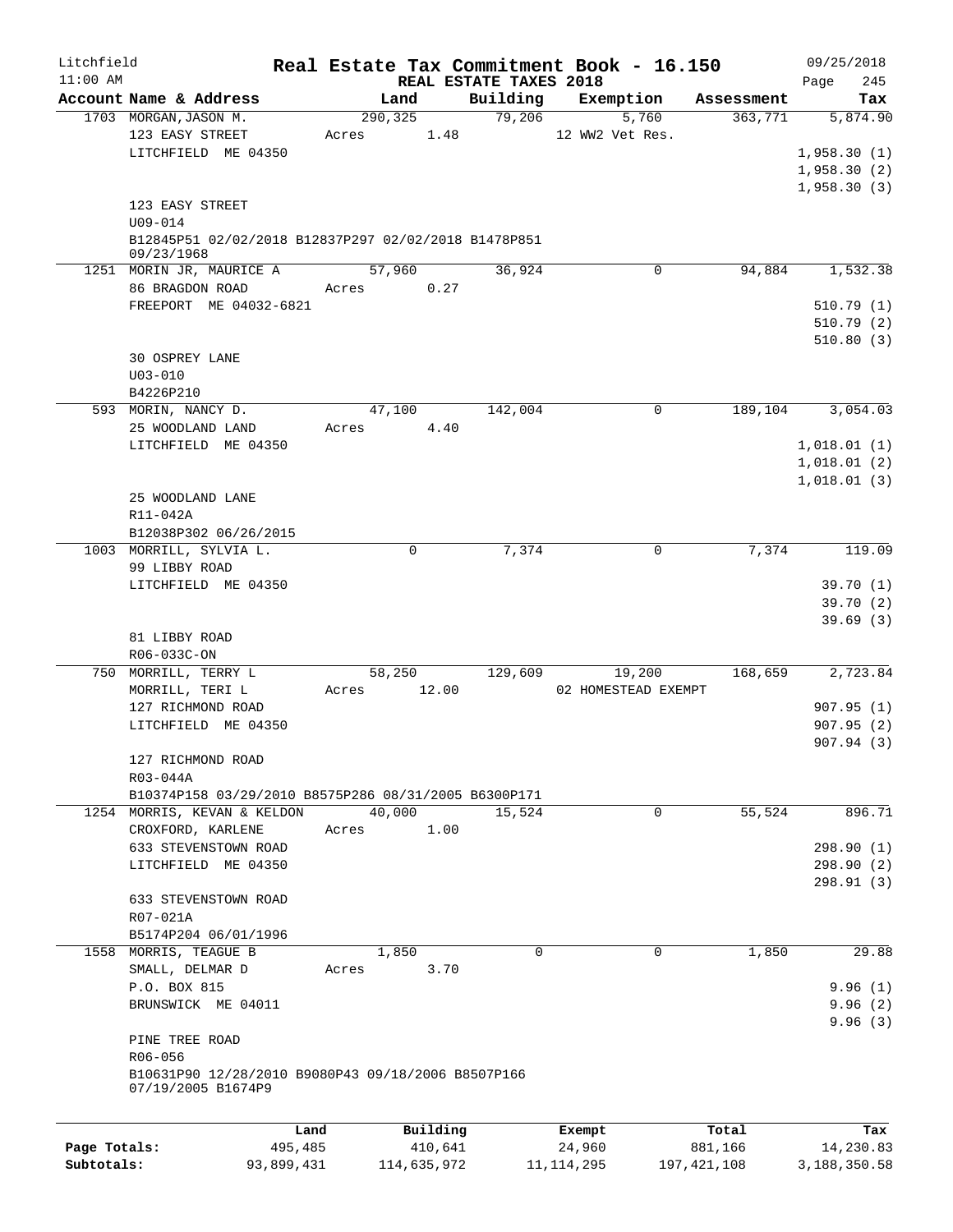# Real Estate Tax Commitment Book - 16.150

Litchfield 11:00 AM — REAL ESTATE TAXES 2018 — 09/25/2018

| Account Name & Address | Land | Building | Exemption | Assessment | Tax |
|---|---|---|---|---|---|
| 1703 MORGAN, JASON M.<br>123 EASY STREET<br>LITCHFIELD ME 04350<br><br>123 EASY STREET<br>U09-014<br>B12845P51 02/02/2018 B12837P297 02/02/2018 B1478P851 09/23/1968 | 290,325<br>Acres 1.48 | 79,206 | 5,760<br>12 WW2 Vet Res. | 363,771 | 5,874.90<br>1,958.30 (1)<br>1,958.30 (2)<br>1,958.30 (3) |
| 1251 MORIN JR, MAURICE A<br>86 BRAGDON ROAD<br>FREEPORT ME 04032-6821<br><br>30 OSPREY LANE<br>U03-010<br>B4226P210 | 57,960<br>Acres 0.27 | 36,924 | 0 | 94,884 | 1,532.38<br>510.79 (1)<br>510.79 (2)<br>510.80 (3) |
| 593 MORIN, NANCY D.<br>25 WOODLAND LAND<br>LITCHFIELD ME 04350<br><br>25 WOODLAND LANE<br>R11-042A<br>B12038P302 06/26/2015 | 47,100<br>Acres 4.40 | 142,004 | 0 | 189,104 | 3,054.03<br>1,018.01 (1)<br>1,018.01 (2)<br>1,018.01 (3) |
| 1003 MORRILL, SYLVIA L.<br>99 LIBBY ROAD<br>LITCHFIELD ME 04350<br><br>81 LIBBY ROAD<br>R06-033C-ON | 0 | 7,374 | 0 | 7,374 | 119.09<br>39.70 (1)<br>39.70 (2)<br>39.69 (3) |
| 750 MORRILL, TERRY L<br>MORRILL, TERI L<br>127 RICHMOND ROAD<br>LITCHFIELD ME 04350<br><br>127 RICHMOND ROAD<br>R03-044A<br>B10374P158 03/29/2010 B8575P286 08/31/2005 B6300P171 | 58,250<br>Acres 12.00 | 129,609 | 19,200<br>02 HOMESTEAD EXEMPT | 168,659 | 2,723.84<br>907.95 (1)<br>907.95 (2)<br>907.94 (3) |
| 1254 MORRIS, KEVAN & KELDON<br>CROXFORD, KARLENE<br>633 STEVENSTOWN ROAD<br>LITCHFIELD ME 04350<br><br>633 STEVENSTOWN ROAD<br>R07-021A<br>B5174P204 06/01/1996 | 40,000<br>Acres 1.00 | 15,524 | 0 | 55,524 | 896.71<br>298.90 (1)<br>298.90 (2)<br>298.91 (3) |
| 1558 MORRIS, TEAGUE B<br>SMALL, DELMAR D<br>P.O. BOX 815<br>BRUNSWICK ME 04011<br><br>PINE TREE ROAD<br>R06-056<br>B10631P90 12/28/2010 B9080P43 09/18/2006 B8507P166 07/19/2005 B1674P9 | 1,850<br>Acres 3.70 | 0 | 0 | 1,850 | 29.88<br>9.96 (1)<br>9.96 (2)<br>9.96 (3) |

| | Land | Building | Exempt | Total | Tax |
|---|---|---|---|---|---|
| Page Totals: | 495,485 | 410,641 | 24,960 | 881,166 | 14,230.83 |
| Subtotals: | 93,899,431 | 114,635,972 | 11,114,295 | 197,421,108 | 3,188,350.58 |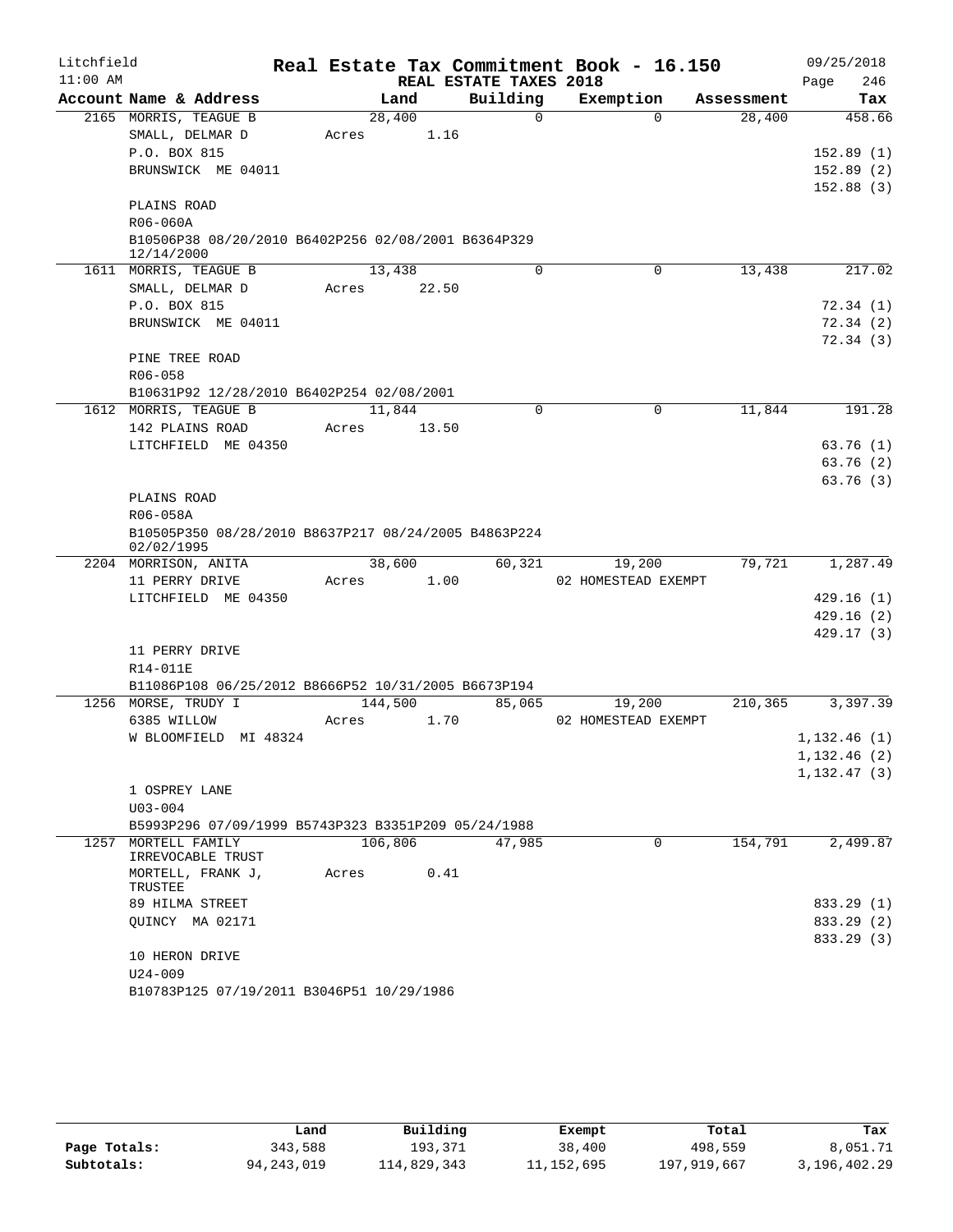Litchfield
11:00 AM

**Real Estate Tax Commitment Book - 16.150**
**REAL ESTATE TAXES 2018**

09/25/2018
Page 246

| Account Name & Address | Land | Building | Exemption | Assessment | Tax |
|---|---|---|---|---|---|
| 2165 MORRIS, TEAGUE B | 28,400 | 0 | 0 | 28,400 | 458.66 |
| SMALL, DELMAR D | Acres 1.16 | | | | |
| P.O. BOX 815 | | | | | 152.89 (1) |
| BRUNSWICK ME 04011 | | | | | 152.89 (2) |
| | | | | | 152.88 (3) |
| PLAINS ROAD | | | | | |
| R06-060A | | | | | |
| B10506P38 08/20/2010 B6402P256 02/08/2001 B6364P329 12/14/2000 | | | | | |
| 1611 MORRIS, TEAGUE B | 13,438 | 0 | 0 | 13,438 | 217.02 |
| SMALL, DELMAR D | Acres 22.50 | | | | |
| P.O. BOX 815 | | | | | 72.34 (1) |
| BRUNSWICK ME 04011 | | | | | 72.34 (2) |
| | | | | | 72.34 (3) |
| PINE TREE ROAD | | | | | |
| R06-058 | | | | | |
| B10631P92 12/28/2010 B6402P254 02/08/2001 | | | | | |
| 1612 MORRIS, TEAGUE B | 11,844 | 0 | 0 | 11,844 | 191.28 |
| 142 PLAINS ROAD | Acres 13.50 | | | | |
| LITCHFIELD ME 04350 | | | | | 63.76 (1) |
| | | | | | 63.76 (2) |
| | | | | | 63.76 (3) |
| PLAINS ROAD | | | | | |
| R06-058A | | | | | |
| B10505P350 08/28/2010 B8637P217 08/24/2005 B4863P224 02/02/1995 | | | | | |
| 2204 MORRISON, ANITA | 38,600 | 60,321 | 19,200 | 79,721 | 1,287.49 |
| 11 PERRY DRIVE | Acres 1.00 | | 02 HOMESTEAD EXEMPT | | |
| LITCHFIELD ME 04350 | | | | | 429.16 (1) |
| | | | | | 429.16 (2) |
| | | | | | 429.17 (3) |
| 11 PERRY DRIVE | | | | | |
| R14-011E | | | | | |
| B11086P108 06/25/2012 B8666P52 10/31/2005 B6673P194 | | | | | |
| 1256 MORSE, TRUDY I | 144,500 | 85,065 | 19,200 | 210,365 | 3,397.39 |
| 6385 WILLOW | Acres 1.70 | | 02 HOMESTEAD EXEMPT | | |
| W BLOOMFIELD MI 48324 | | | | | 1,132.46 (1) |
| | | | | | 1,132.46 (2) |
| | | | | | 1,132.47 (3) |
| 1 OSPREY LANE | | | | | |
| U03-004 | | | | | |
| B5993P296 07/09/1999 B5743P323 B3351P209 05/24/1988 | | | | | |
| 1257 MORTELL FAMILY IRREVOCABLE TRUST | 106,806 | 47,985 | 0 | 154,791 | 2,499.87 |
| MORTELL, FRANK J, TRUSTEE | Acres 0.41 | | | | |
| 89 HILMA STREET | | | | | 833.29 (1) |
| QUINCY MA 02171 | | | | | 833.29 (2) |
| | | | | | 833.29 (3) |
| 10 HERON DRIVE | | | | | |
| U24-009 | | | | | |
| B10783P125 07/19/2011 B3046P51 10/29/1986 | | | | | |

| | Land | Building | Exempt | Total | Tax |
|---|---|---|---|---|---|
| Page Totals: | 343,588 | 193,371 | 38,400 | 498,559 | 8,051.71 |
| Subtotals: | 94,243,019 | 114,829,343 | 11,152,695 | 197,919,667 | 3,196,402.29 |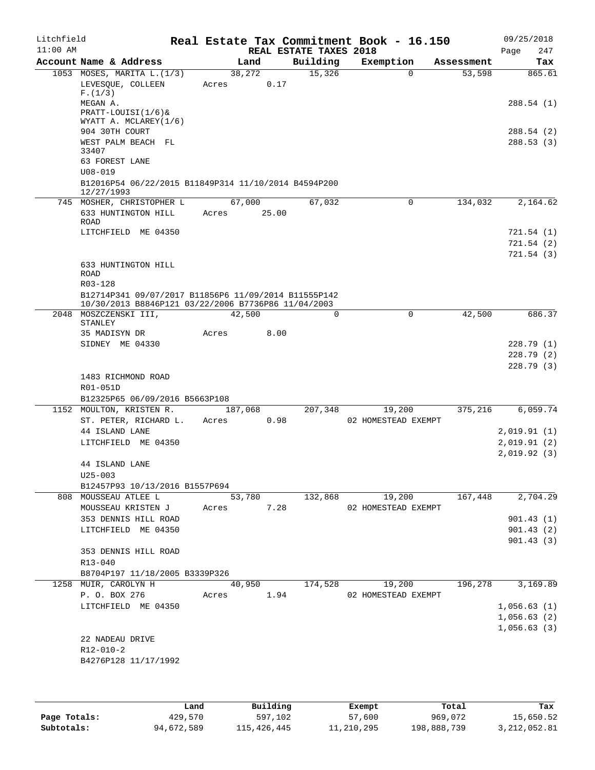Litchfield 11:00 AM

# Real Estate Tax Commitment Book - 16.150

REAL ESTATE TAXES 2018

09/25/2018 Page 247

| Account Name & Address | Land | Building | Exemption | Assessment | Tax |
|---|---|---|---|---|---|
| 1053 MOSES, MARITA L.(1/3) | 38,272 | 15,326 | 0 | 53,598 | 865.61 |
| LEVESQUE, COLLEEN F.(1/3) | Acres 0.17 | | | | |
| MEGAN A. PRATT-LOUISI(1/6)& WYATT A. MCLAREY(1/6) | | | | | 288.54 (1) |
| 904 30TH COURT | | | | | 288.54 (2) |
| WEST PALM BEACH FL 33407 | | | | | 288.53 (3) |
| 63 FOREST LANE | | | | | |
| U08-019 | | | | | |
| B12016P54 06/22/2015 B11849P314 11/10/2014 B4594P200 12/27/1993 | | | | | |
| 745 MOSHER, CHRISTOPHER L | 67,000 | 67,032 | 0 | 134,032 | 2,164.62 |
| 633 HUNTINGTON HILL ROAD | Acres 25.00 | | | | |
| LITCHFIELD ME 04350 | | | | | 721.54 (1) |
| | | | | | 721.54 (2) |
| | | | | | 721.54 (3) |
| 633 HUNTINGTON HILL ROAD | | | | | |
| R03-128 | | | | | |
| B12714P341 09/07/2017 B11856P6 11/09/2014 B11555P142 10/30/2013 B8846P121 03/22/2006 B7736P86 11/04/2003 | | | | | |
| 2048 MOSZCZENSKI III, STANLEY | 42,500 | 0 | 0 | 42,500 | 686.37 |
| 35 MADISYN DR | Acres 8.00 | | | | |
| SIDNEY ME 04330 | | | | | 228.79 (1) |
| | | | | | 228.79 (2) |
| | | | | | 228.79 (3) |
| 1483 RICHMOND ROAD | | | | | |
| R01-051D | | | | | |
| B12325P65 06/09/2016 B5663P108 | | | | | |
| 1152 MOULTON, KRISTEN R. | 187,068 | 207,348 | 19,200 | 375,216 | 6,059.74 |
| ST. PETER, RICHARD L. | Acres 0.98 | | 02 HOMESTEAD EXEMPT | | |
| 44 ISLAND LANE | | | | | 2,019.91 (1) |
| LITCHFIELD ME 04350 | | | | | 2,019.91 (2) |
| | | | | | 2,019.92 (3) |
| 44 ISLAND LANE | | | | | |
| U25-003 | | | | | |
| B12457P93 10/13/2016 B1557P694 | | | | | |
| 808 MOUSSEAU ATLEE L | 53,780 | 132,868 | 19,200 | 167,448 | 2,704.29 |
| MOUSSEAU KRISTEN J | Acres 7.28 | | 02 HOMESTEAD EXEMPT | | |
| 353 DENNIS HILL ROAD | | | | | 901.43 (1) |
| LITCHFIELD ME 04350 | | | | | 901.43 (2) |
| | | | | | 901.43 (3) |
| 353 DENNIS HILL ROAD | | | | | |
| R13-040 | | | | | |
| B8704P197 11/18/2005 B3339P326 | | | | | |
| 1258 MUIR, CAROLYN H | 40,950 | 174,528 | 19,200 | 196,278 | 3,169.89 |
| P. O. BOX 276 | Acres 1.94 | | 02 HOMESTEAD EXEMPT | | |
| LITCHFIELD ME 04350 | | | | | 1,056.63 (1) |
| | | | | | 1,056.63 (2) |
| | | | | | 1,056.63 (3) |
| 22 NADEAU DRIVE | | | | | |
| R12-010-2 | | | | | |
| B4276P128 11/17/1992 | | | | | |

| | Land | Building | Exempt | Total | Tax |
|---|---|---|---|---|---|
| Page Totals: | 429,570 | 597,102 | 57,600 | 969,072 | 15,650.52 |
| Subtotals: | 94,672,589 | 115,426,445 | 11,210,295 | 198,888,739 | 3,212,052.81 |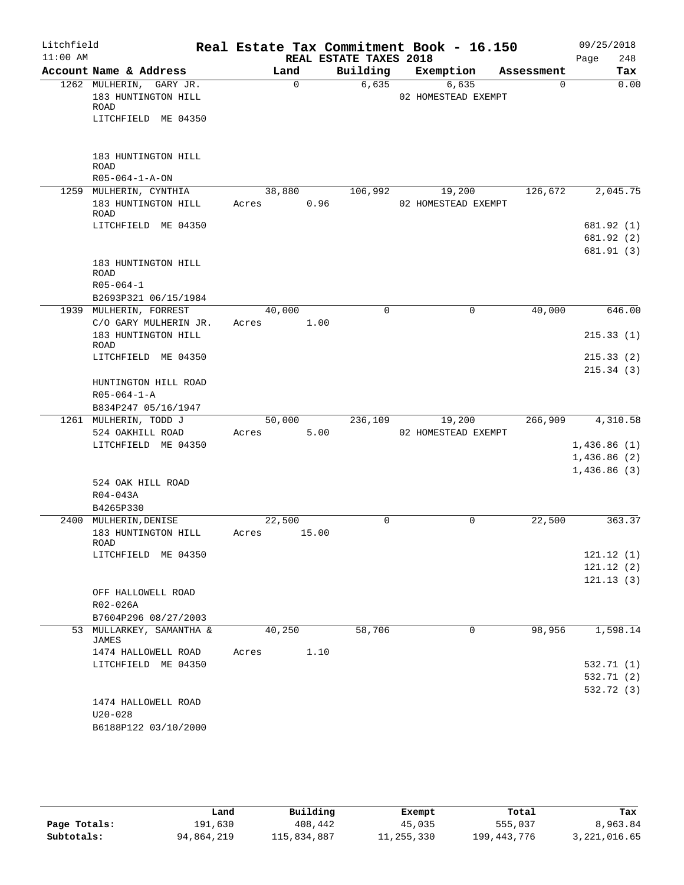Litchfield 11:00 AM

# Real Estate Tax Commitment Book - 16.150

## REAL ESTATE TAXES 2018

09/25/2018 Page 248

| Account Name & Address | Land | Building | Exemption | Assessment | Tax |
|---|---|---|---|---|---|
| 1262 MULHERIN, GARY JR. | 0 | 6,635 | 6,635 | 0 | 0.00 |
| 183 HUNTINGTON HILL ROAD | | | 02 HOMESTEAD EXEMPT | | |
| LITCHFIELD ME 04350 | | | | | |
| 183 HUNTINGTON HILL ROAD | | | | | |
| R05-064-1-A-ON | | | | | |
| 1259 MULHERIN, CYNTHIA | 38,880 | 106,992 | 19,200 | 126,672 | 2,045.75 |
| 183 HUNTINGTON HILL ROAD | Acres 0.96 | | 02 HOMESTEAD EXEMPT | | |
| LITCHFIELD ME 04350 | | | | | 681.92 (1) |
| | | | | | 681.92 (2) |
| | | | | | 681.91 (3) |
| 183 HUNTINGTON HILL ROAD | | | | | |
| R05-064-1 | | | | | |
| B2693P321 06/15/1984 | | | | | |
| 1939 MULHERIN, FORREST | 40,000 | 0 | 0 | 40,000 | 646.00 |
| C/O GARY MULHERIN JR. | Acres 1.00 | | | | |
| 183 HUNTINGTON HILL ROAD | | | | | 215.33 (1) |
| LITCHFIELD ME 04350 | | | | | 215.33 (2) |
| | | | | | 215.34 (3) |
| HUNTINGTON HILL ROAD | | | | | |
| R05-064-1-A | | | | | |
| B834P247 05/16/1947 | | | | | |
| 1261 MULHERIN, TODD J | 50,000 | 236,109 | 19,200 | 266,909 | 4,310.58 |
| 524 OAKHILL ROAD | Acres 5.00 | | 02 HOMESTEAD EXEMPT | | |
| LITCHFIELD ME 04350 | | | | | 1,436.86 (1) |
| | | | | | 1,436.86 (2) |
| | | | | | 1,436.86 (3) |
| 524 OAK HILL ROAD | | | | | |
| R04-043A | | | | | |
| B4265P330 | | | | | |
| 2400 MULHERIN, DENISE | 22,500 | 0 | 0 | 22,500 | 363.37 |
| 183 HUNTINGTON HILL ROAD | Acres 15.00 | | | | |
| LITCHFIELD ME 04350 | | | | | 121.12 (1) |
| | | | | | 121.12 (2) |
| | | | | | 121.13 (3) |
| OFF HALLOWELL ROAD | | | | | |
| R02-026A | | | | | |
| B7604P296 08/27/2003 | | | | | |
| 53 MULLARKEY, SAMANTHA & JAMES | 40,250 | 58,706 | 0 | 98,956 | 1,598.14 |
| 1474 HALLOWELL ROAD | Acres 1.10 | | | | |
| LITCHFIELD ME 04350 | | | | | 532.71 (1) |
| | | | | | 532.71 (2) |
| | | | | | 532.72 (3) |
| 1474 HALLOWELL ROAD | | | | | |
| U20-028 | | | | | |
| B6188P122 03/10/2000 | | | | | |

| | Land | Building | Exempt | Total | Tax |
|---|---|---|---|---|---|
| Page Totals: | 191,630 | 408,442 | 45,035 | 555,037 | 8,963.84 |
| Subtotals: | 94,864,219 | 115,834,887 | 11,255,330 | 199,443,776 | 3,221,016.65 |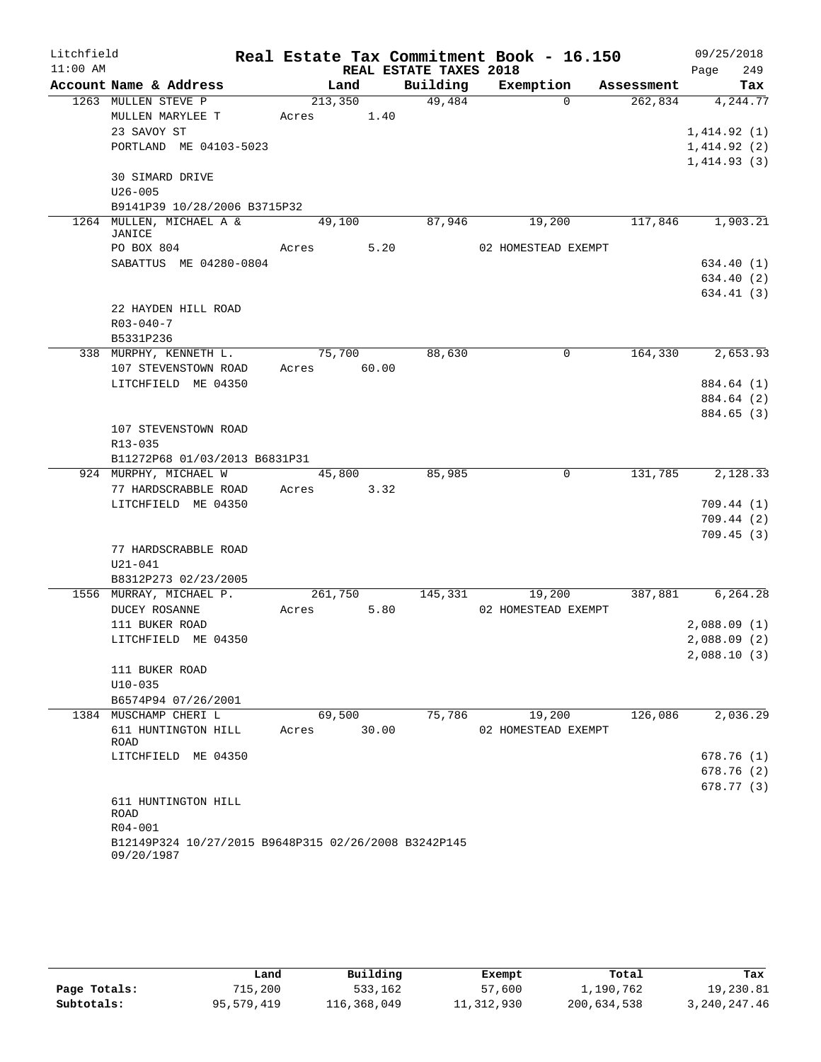Litchfield 11:00 AM

# Real Estate Tax Commitment Book - 16.150

REAL ESTATE TAXES 2018

09/25/2018

| Account Name & Address | Land | Building | Exemption | Assessment | Tax |
|---|---|---|---|---|---|
| 1263 MULLEN STEVE P | 213,350 | 49,484 | 0 | 262,834 | 4,244.77 |
| MULLEN MARYLEE T | Acres 1.40 | | | | |
| 23 SAVOY ST | | | | | 1,414.92 (1) |
| PORTLAND ME 04103-5023 | | | | | 1,414.92 (2) |
| | | | | | 1,414.93 (3) |
| 30 SIMARD DRIVE | | | | | |
| U26-005 | | | | | |
| B9141P39 10/28/2006 B3715P32 | | | | | |
| 1264 MULLEN, MICHAEL A & JANICE | 49,100 | 87,946 | 19,200 | 117,846 | 1,903.21 |
| PO BOX 804 | Acres 5.20 | | 02 HOMESTEAD EXEMPT | | |
| SABATTUS ME 04280-0804 | | | | | 634.40 (1) |
| | | | | | 634.40 (2) |
| | | | | | 634.41 (3) |
| 22 HAYDEN HILL ROAD | | | | | |
| R03-040-7 | | | | | |
| B5331P236 | | | | | |
| 338 MURPHY, KENNETH L. | 75,700 | 88,630 | 0 | 164,330 | 2,653.93 |
| 107 STEVENSTOWN ROAD | Acres 60.00 | | | | |
| LITCHFIELD ME 04350 | | | | | 884.64 (1) |
| | | | | | 884.64 (2) |
| | | | | | 884.65 (3) |
| 107 STEVENSTOWN ROAD | | | | | |
| R13-035 | | | | | |
| B11272P68 01/03/2013 B6831P31 | | | | | |
| 924 MURPHY, MICHAEL W | 45,800 | 85,985 | 0 | 131,785 | 2,128.33 |
| 77 HARDSCRABBLE ROAD | Acres 3.32 | | | | |
| LITCHFIELD ME 04350 | | | | | 709.44 (1) |
| | | | | | 709.44 (2) |
| | | | | | 709.45 (3) |
| 77 HARDSCRABBLE ROAD | | | | | |
| U21-041 | | | | | |
| B8312P273 02/23/2005 | | | | | |
| 1556 MURRAY, MICHAEL P. | 261,750 | 145,331 | 19,200 | 387,881 | 6,264.28 |
| DUCEY ROSANNE | Acres 5.80 | | 02 HOMESTEAD EXEMPT | | |
| 111 BUKER ROAD | | | | | 2,088.09 (1) |
| LITCHFIELD ME 04350 | | | | | 2,088.09 (2) |
| | | | | | 2,088.10 (3) |
| 111 BUKER ROAD | | | | | |
| U10-035 | | | | | |
| B6574P94 07/26/2001 | | | | | |
| 1384 MUSCHAMP CHERI L | 69,500 | 75,786 | 19,200 | 126,086 | 2,036.29 |
| 611 HUNTINGTON HILL ROAD | Acres 30.00 | | 02 HOMESTEAD EXEMPT | | |
| LITCHFIELD ME 04350 | | | | | 678.76 (1) |
| | | | | | 678.76 (2) |
| | | | | | 678.77 (3) |
| 611 HUNTINGTON HILL ROAD | | | | | |
| R04-001 | | | | | |
| B12149P324 10/27/2015 B9648P315 02/26/2008 B3242P145 09/20/1987 | | | | | |

| | Land | Building | Exempt | Total | Tax |
|---|---|---|---|---|---|
| Page Totals: | 715,200 | 533,162 | 57,600 | 1,190,762 | 19,230.81 |
| Subtotals: | 95,579,419 | 116,368,049 | 11,312,930 | 200,634,538 | 3,240,247.46 |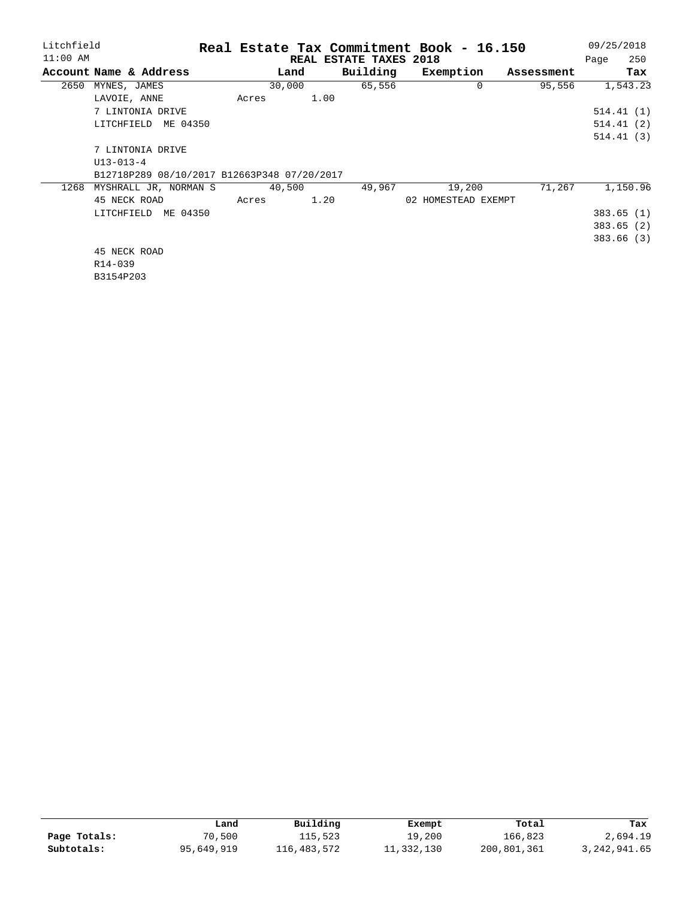Litchfield
11:00 AM

# Real Estate Tax Commitment Book - 16.150

REAL ESTATE TAXES 2018

09/25/2018

| Account Name & Address | Land | Building | Exemption | Assessment | Tax |
|---|---|---|---|---|---|
| 2650 MYNES, JAMES | 30,000 | 65,556 | 0 | 95,556 | 1,543.23 |
| LAVOIE, ANNE | Acres 1.00 | | | | |
| 7 LINTONIA DRIVE | | | | | 514.41 (1) |
| LITCHFIELD ME 04350 | | | | | 514.41 (2) |
| | | | | | 514.41 (3) |
| 7 LINTONIA DRIVE | | | | | |
| U13-013-4 | | | | | |
| B12718P289 08/10/2017 B12663P348 07/20/2017 | | | | | |
| 1268 MYSHRALL JR, NORMAN S | 40,500 | 49,967 | 19,200 | 71,267 | 1,150.96 |
| 45 NECK ROAD | Acres 1.20 | | 02 HOMESTEAD EXEMPT | | |
| LITCHFIELD ME 04350 | | | | | 383.65 (1) |
| | | | | | 383.65 (2) |
| | | | | | 383.66 (3) |
| 45 NECK ROAD | | | | | |
| R14-039 | | | | | |
| B3154P203 | | | | | |

| | Land | Building | Exempt | Total | Tax |
|---|---|---|---|---|---|
| **Page Totals:** | 70,500 | 115,523 | 19,200 | 166,823 | 2,694.19 |
| **Subtotals:** | 95,649,919 | 116,483,572 | 11,332,130 | 200,801,361 | 3,242,941.65 |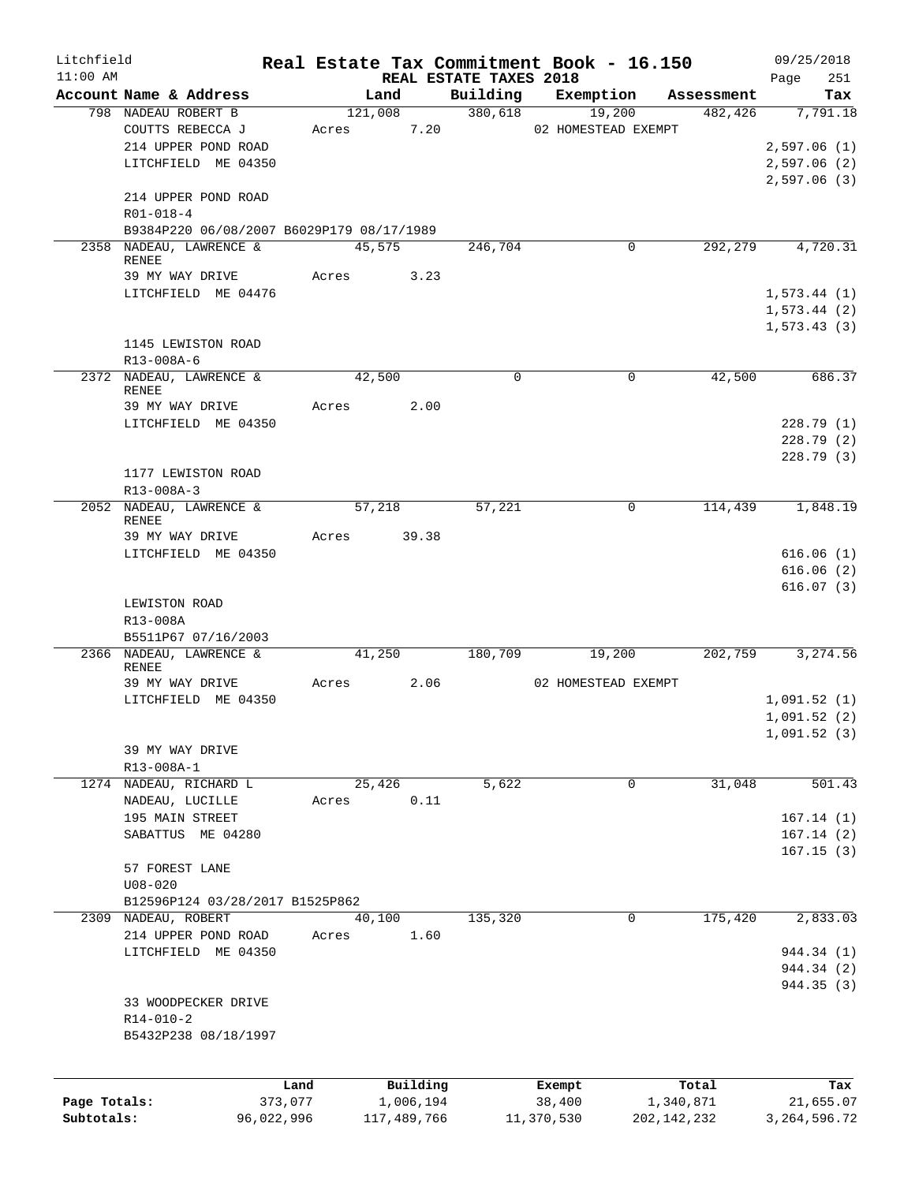Litchfield
11:00 AM

**Real Estate Tax Commitment Book - 16.150**

**REAL ESTATE TAXES 2018**

09/25/2018

| Account Name & Address | Land | Building | Exemption | Assessment | Tax |
|---|---|---|---|---|---|
| 798 NADEAU ROBERT B | 121,008 | 380,618 | 19,200 | 482,426 | 7,791.18 |
| COUTTS REBECCA J | Acres 7.20 | | 02 HOMESTEAD EXEMPT | | |
| 214 UPPER POND ROAD | | | | | 2,597.06 (1) |
| LITCHFIELD ME 04350 | | | | | 2,597.06 (2) |
| | | | | | 2,597.06 (3) |
| 214 UPPER POND ROAD | | | | | |
| R01-018-4 | | | | | |
| B9384P220 06/08/2007 B6029P179 08/17/1989 | | | | | |
| 2358 NADEAU, LAWRENCE & RENEE | 45,575 | 246,704 | 0 | 292,279 | 4,720.31 |
| 39 MY WAY DRIVE | Acres 3.23 | | | | |
| LITCHFIELD ME 04476 | | | | | 1,573.44 (1) |
| | | | | | 1,573.44 (2) |
| | | | | | 1,573.43 (3) |
| 1145 LEWISTON ROAD | | | | | |
| R13-008A-6 | | | | | |
| 2372 NADEAU, LAWRENCE & RENEE | 42,500 | 0 | 0 | 42,500 | 686.37 |
| 39 MY WAY DRIVE | Acres 2.00 | | | | |
| LITCHFIELD ME 04350 | | | | | 228.79 (1) |
| | | | | | 228.79 (2) |
| | | | | | 228.79 (3) |
| 1177 LEWISTON ROAD | | | | | |
| R13-008A-3 | | | | | |
| 2052 NADEAU, LAWRENCE & RENEE | 57,218 | 57,221 | 0 | 114,439 | 1,848.19 |
| 39 MY WAY DRIVE | Acres 39.38 | | | | |
| LITCHFIELD ME 04350 | | | | | 616.06 (1) |
| | | | | | 616.06 (2) |
| | | | | | 616.07 (3) |
| LEWISTON ROAD | | | | | |
| R13-008A | | | | | |
| B5511P67 07/16/2003 | | | | | |
| 2366 NADEAU, LAWRENCE & RENEE | 41,250 | 180,709 | 19,200 | 202,759 | 3,274.56 |
| 39 MY WAY DRIVE | Acres 2.06 | | 02 HOMESTEAD EXEMPT | | |
| LITCHFIELD ME 04350 | | | | | 1,091.52 (1) |
| | | | | | 1,091.52 (2) |
| | | | | | 1,091.52 (3) |
| 39 MY WAY DRIVE | | | | | |
| R13-008A-1 | | | | | |
| 1274 NADEAU, RICHARD L | 25,426 | 5,622 | 0 | 31,048 | 501.43 |
| NADEAU, LUCILLE | Acres 0.11 | | | | |
| 195 MAIN STREET | | | | | 167.14 (1) |
| SABATTUS ME 04280 | | | | | 167.14 (2) |
| | | | | | 167.15 (3) |
| 57 FOREST LANE | | | | | |
| U08-020 | | | | | |
| B12596P124 03/28/2017 B1525P862 | | | | | |
| 2309 NADEAU, ROBERT | 40,100 | 135,320 | 0 | 175,420 | 2,833.03 |
| 214 UPPER POND ROAD | Acres 1.60 | | | | |
| LITCHFIELD ME 04350 | | | | | 944.34 (1) |
| | | | | | 944.34 (2) |
| | | | | | 944.35 (3) |
| 33 WOODPECKER DRIVE | | | | | |
| R14-010-2 | | | | | |
| B5432P238 08/18/1997 | | | | | |

| | Land | Building | Exempt | Total | Tax |
|---|---|---|---|---|---|
| Page Totals: | 373,077 | 1,006,194 | 38,400 | 1,340,871 | 21,655.07 |
| Subtotals: | 96,022,996 | 117,489,766 | 11,370,530 | 202,142,232 | 3,264,596.72 |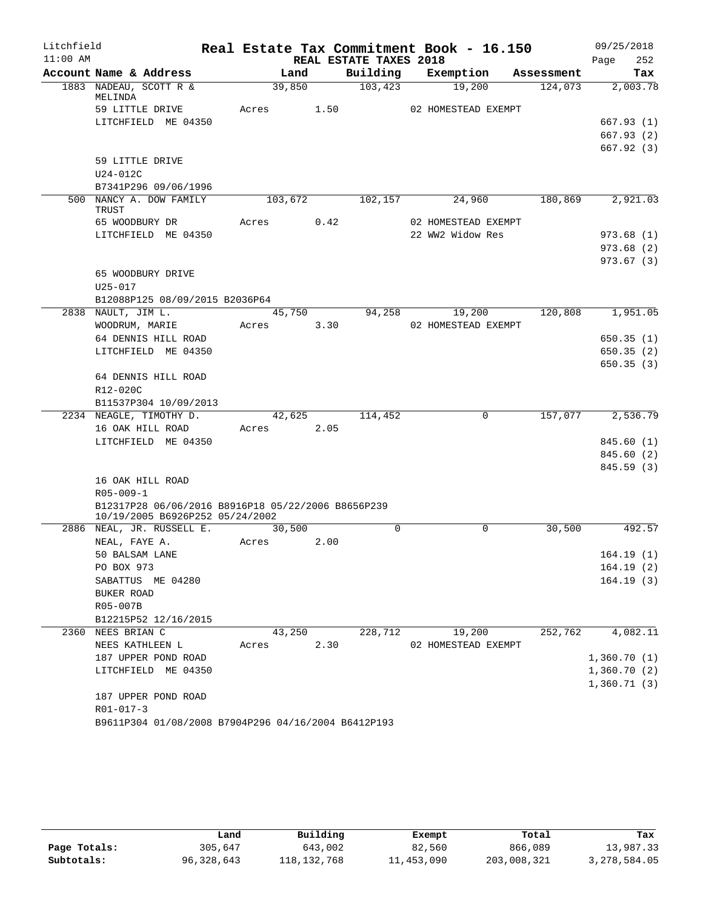Litchfield
11:00 AM

**Real Estate Tax Commitment Book - 16.150**
**REAL ESTATE TAXES 2018**

09/25/2018
Page 252

| Account Name & Address | Land | Building | Exemption | Assessment | Tax |
|---|---|---|---|---|---|
| 1883 NADEAU, SCOTT R & MELINDA | 39,850 | 103,423 | 19,200 | 124,073 | 2,003.78 |
| 59 LITTLE DRIVE | Acres 1.50 | | 02 HOMESTEAD EXEMPT | | |
| LITCHFIELD ME 04350 | | | | | 667.93 (1) |
| | | | | | 667.93 (2) |
| | | | | | 667.92 (3) |
| 59 LITTLE DRIVE | | | | | |
| U24-012C | | | | | |
| B7341P296 09/06/1996 | | | | | |
| 500 NANCY A. DOW FAMILY TRUST | 103,672 | 102,157 | 24,960 | 180,869 | 2,921.03 |
| 65 WOODBURY DR | Acres 0.42 | | 02 HOMESTEAD EXEMPT | | |
| LITCHFIELD ME 04350 | | | 22 WW2 Widow Res | | 973.68 (1) |
| | | | | | 973.68 (2) |
| | | | | | 973.67 (3) |
| 65 WOODBURY DRIVE | | | | | |
| U25-017 | | | | | |
| B12088P125 08/09/2015 B2036P64 | | | | | |
| 2838 NAULT, JIM L. | 45,750 | 94,258 | 19,200 | 120,808 | 1,951.05 |
| WOODRUM, MARIE | Acres 3.30 | | 02 HOMESTEAD EXEMPT | | |
| 64 DENNIS HILL ROAD | | | | | 650.35 (1) |
| LITCHFIELD ME 04350 | | | | | 650.35 (2) |
| | | | | | 650.35 (3) |
| 64 DENNIS HILL ROAD | | | | | |
| R12-020C | | | | | |
| B11537P304 10/09/2013 | | | | | |
| 2234 NEAGLE, TIMOTHY D. | 42,625 | 114,452 | 0 | 157,077 | 2,536.79 |
| 16 OAK HILL ROAD | Acres 2.05 | | | | |
| LITCHFIELD ME 04350 | | | | | 845.60 (1) |
| | | | | | 845.60 (2) |
| | | | | | 845.59 (3) |
| 16 OAK HILL ROAD | | | | | |
| R05-009-1 | | | | | |
| B12317P28 06/06/2016 B8916P18 05/22/2006 B8656P239 10/19/2005 B6926P252 05/24/2002 | | | | | |
| 2886 NEAL, JR. RUSSELL E. | 30,500 | 0 | 0 | 30,500 | 492.57 |
| NEAL, FAYE A. | Acres 2.00 | | | | |
| 50 BALSAM LANE | | | | | 164.19 (1) |
| PO BOX 973 | | | | | 164.19 (2) |
| SABATTUS ME 04280 | | | | | 164.19 (3) |
| BUKER ROAD | | | | | |
| R05-007B | | | | | |
| B12215P52 12/16/2015 | | | | | |
| 2360 NEES BRIAN C | 43,250 | 228,712 | 19,200 | 252,762 | 4,082.11 |
| NEES KATHLEEN L | Acres 2.30 | | 02 HOMESTEAD EXEMPT | | |
| 187 UPPER POND ROAD | | | | | 1,360.70 (1) |
| LITCHFIELD ME 04350 | | | | | 1,360.70 (2) |
| | | | | | 1,360.71 (3) |
| 187 UPPER POND ROAD | | | | | |
| R01-017-3 | | | | | |
| B9611P304 01/08/2008 B7904P296 04/16/2004 B6412P193 | | | | | |

| | Land | Building | Exempt | Total | Tax |
|---|---|---|---|---|---|
| Page Totals: | 305,647 | 643,002 | 82,560 | 866,089 | 13,987.33 |
| Subtotals: | 96,328,643 | 118,132,768 | 11,453,090 | 203,008,321 | 3,278,584.05 |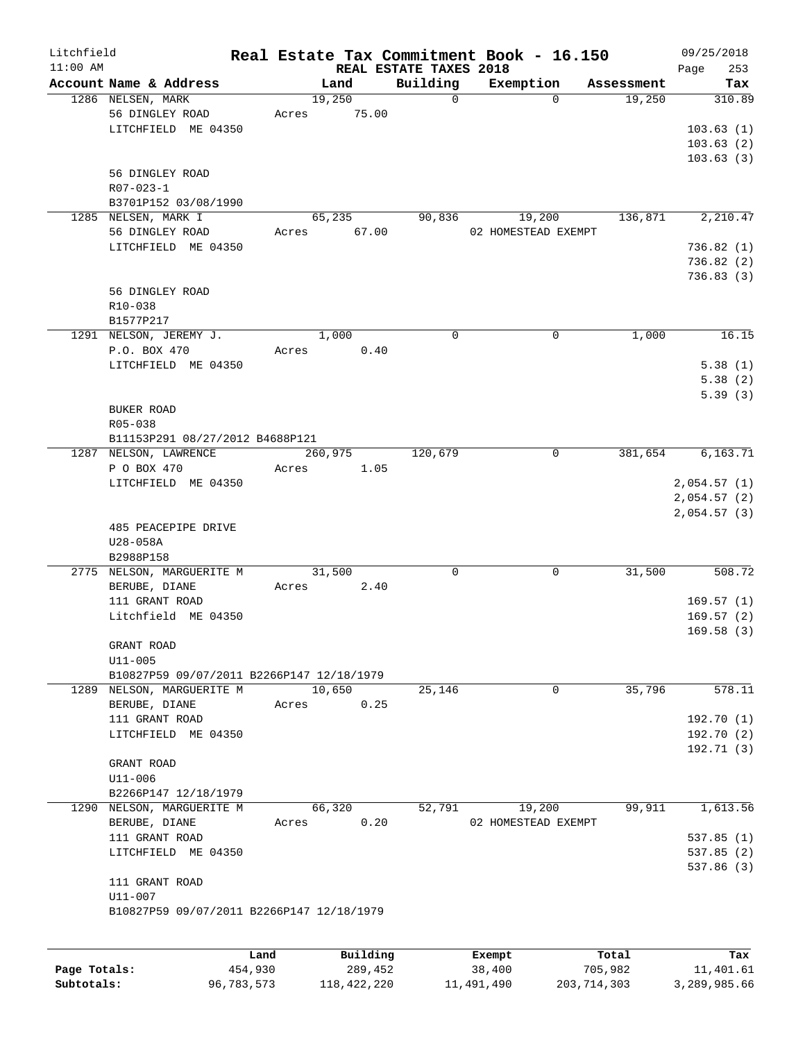Litchfield | Real Estate Tax Commitment Book - 16.150 | 09/25/2018
11:00 AM | REAL ESTATE TAXES 2018

| Account Name & Address | Land | Building | Exemption | Assessment | Tax |
|---|---|---|---|---|---|
| 1286 NELSEN, MARK<br>56 DINGLEY ROAD<br>LITCHFIELD ME 04350<br><br>56 DINGLEY ROAD<br>R07-023-1<br>B3701P152 03/08/1990 | 19,250<br>Acres 75.00 | 0 | 0 | 19,250 | 310.89<br><br>103.63 (1)<br>103.63 (2)<br>103.63 (3) |
| 1285 NELSEN, MARK I<br>56 DINGLEY ROAD<br>LITCHFIELD ME 04350<br><br>56 DINGLEY ROAD<br>R10-038<br>B1577P217 | 65,235<br>Acres 67.00 | 90,836 | 19,200<br>02 HOMESTEAD EXEMPT | 136,871 | 2,210.47<br><br>736.82 (1)<br>736.82 (2)<br>736.83 (3) |
| 1291 NELSON, JEREMY J.<br>P.O. BOX 470<br>LITCHFIELD ME 04350<br><br>BUKER ROAD<br>R05-038<br>B11153P291 08/27/2012 B4688P121 | 1,000<br>Acres 0.40 | 0 | 0 | 1,000 | 16.15<br><br>5.38 (1)<br>5.38 (2)<br>5.39 (3) |
| 1287 NELSON, LAWRENCE<br>P O BOX 470<br>LITCHFIELD ME 04350<br><br>485 PEACEPIPE DRIVE<br>U28-058A<br>B2988P158 | 260,975<br>Acres 1.05 | 120,679 | 0 | 381,654 | 6,163.71<br><br>2,054.57 (1)<br>2,054.57 (2)<br>2,054.57 (3) |
| 2775 NELSON, MARGUERITE M<br>BERUBE, DIANE<br>111 GRANT ROAD<br>Litchfield ME 04350<br><br>GRANT ROAD<br>U11-005<br>B10827P59 09/07/2011 B2266P147 12/18/1979 | 31,500<br>Acres 2.40 | 0 | 0 | 31,500 | 508.72<br><br>169.57 (1)<br>169.57 (2)<br>169.58 (3) |
| 1289 NELSON, MARGUERITE M<br>BERUBE, DIANE<br>111 GRANT ROAD<br>LITCHFIELD ME 04350<br><br>GRANT ROAD<br>U11-006<br>B2266P147 12/18/1979 | 10,650<br>Acres 0.25 | 25,146 | 0 | 35,796 | 578.11<br><br>192.70 (1)<br>192.70 (2)<br>192.71 (3) |
| 1290 NELSON, MARGUERITE M<br>BERUBE, DIANE<br>111 GRANT ROAD<br>LITCHFIELD ME 04350<br><br>111 GRANT ROAD<br>U11-007<br>B10827P59 09/07/2011 B2266P147 12/18/1979 | 66,320<br>Acres 0.20 | 52,791 | 19,200<br>02 HOMESTEAD EXEMPT | 99,911 | 1,613.56<br><br>537.85 (1)<br>537.85 (2)<br>537.86 (3) |

| | Land | Building | Exempt | Total | Tax |
|---|---|---|---|---|---|
| Page Totals: | 454,930 | 289,452 | 38,400 | 705,982 | 11,401.61 |
| Subtotals: | 96,783,573 | 118,422,220 | 11,491,490 | 203,714,303 | 3,289,985.66 |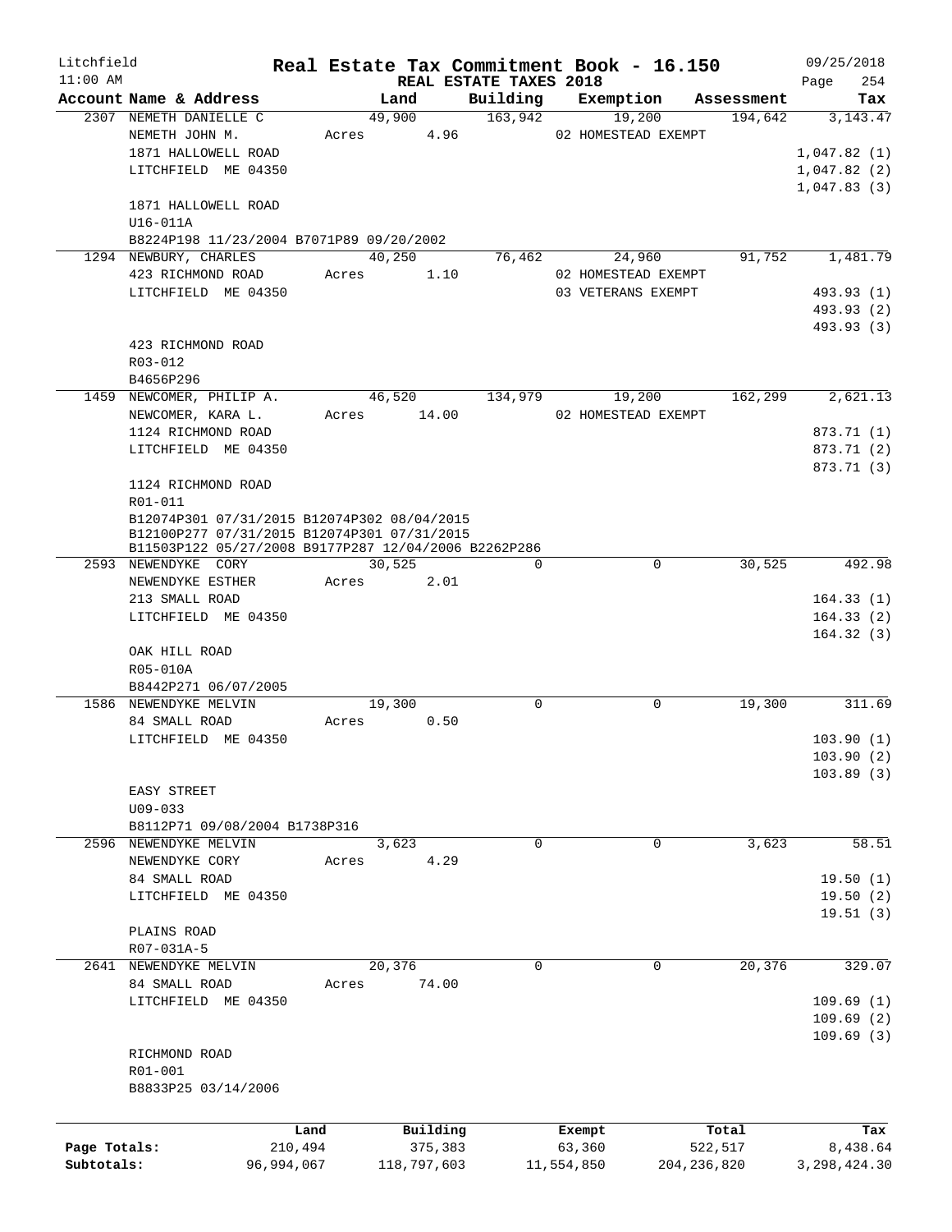Litchfield
11:00 AM

# Real Estate Tax Commitment Book - 16.150

## REAL ESTATE TAXES 2018

09/25/2018
Page 254

| Account Name & Address | Land | Building | Exemption | Assessment | Tax |
|---|---|---|---|---|---|
| 2307 NEMETH DANIELLE C | 49,900 | 163,942 | 19,200 | 194,642 | 3,143.47 |
| NEMETH JOHN M. | Acres 4.96 | | 02 HOMESTEAD EXEMPT | | |
| 1871 HALLOWELL ROAD | | | | | 1,047.82 (1) |
| LITCHFIELD ME 04350 | | | | | 1,047.82 (2) |
| | | | | | 1,047.83 (3) |
| 1871 HALLOWELL ROAD | | | | | |
| U16-011A | | | | | |
| B8224P198 11/23/2004 B7071P89 09/20/2002 | | | | | |
| 1294 NEWBURY, CHARLES | 40,250 | 76,462 | 24,960 | 91,752 | 1,481.79 |
| 423 RICHMOND ROAD | Acres 1.10 | | 02 HOMESTEAD EXEMPT | | |
| LITCHFIELD ME 04350 | | | 03 VETERANS EXEMPT | | 493.93 (1) |
| | | | | | 493.93 (2) |
| | | | | | 493.93 (3) |
| 423 RICHMOND ROAD | | | | | |
| R03-012 | | | | | |
| B4656P296 | | | | | |
| 1459 NEWCOMER, PHILIP A. | 46,520 | 134,979 | 19,200 | 162,299 | 2,621.13 |
| NEWCOMER, KARA L. | Acres 14.00 | | 02 HOMESTEAD EXEMPT | | |
| 1124 RICHMOND ROAD | | | | | 873.71 (1) |
| LITCHFIELD ME 04350 | | | | | 873.71 (2) |
| | | | | | 873.71 (3) |
| 1124 RICHMOND ROAD | | | | | |
| R01-011 | | | | | |
| B12074P301 07/31/2015 B12074P302 08/04/2015 | | | | | |
| B12100P277 07/31/2015 B12074P301 07/31/2015 | | | | | |
| B11503P122 05/27/2008 B9177P287 12/04/2006 B2262P286 | | | | | |
| 2593 NEWENDYKE CORY | 30,525 | 0 | 0 | 30,525 | 492.98 |
| NEWENDYKE ESTHER | Acres 2.01 | | | | |
| 213 SMALL ROAD | | | | | 164.33 (1) |
| LITCHFIELD ME 04350 | | | | | 164.33 (2) |
| | | | | | 164.32 (3) |
| OAK HILL ROAD | | | | | |
| R05-010A | | | | | |
| B8442P271 06/07/2005 | | | | | |
| 1586 NEWENDYKE MELVIN | 19,300 | 0 | 0 | 19,300 | 311.69 |
| 84 SMALL ROAD | Acres 0.50 | | | | |
| LITCHFIELD ME 04350 | | | | | 103.90 (1) |
| | | | | | 103.90 (2) |
| | | | | | 103.89 (3) |
| EASY STREET | | | | | |
| U09-033 | | | | | |
| B8112P71 09/08/2004 B1738P316 | | | | | |
| 2596 NEWENDYKE MELVIN | 3,623 | 0 | 0 | 3,623 | 58.51 |
| NEWENDYKE CORY | Acres 4.29 | | | | |
| 84 SMALL ROAD | | | | | 19.50 (1) |
| LITCHFIELD ME 04350 | | | | | 19.50 (2) |
| | | | | | 19.51 (3) |
| PLAINS ROAD | | | | | |
| R07-031A-5 | | | | | |
| 2641 NEWENDYKE MELVIN | 20,376 | 0 | 0 | 20,376 | 329.07 |
| 84 SMALL ROAD | Acres 74.00 | | | | |
| LITCHFIELD ME 04350 | | | | | 109.69 (1) |
| | | | | | 109.69 (2) |
| | | | | | 109.69 (3) |
| RICHMOND ROAD | | | | | |
| R01-001 | | | | | |
| B8833P25 03/14/2006 | | | | | |

| | Land | Building | Exempt | Total | Tax |
|---|---|---|---|---|---|
| Page Totals: | 210,494 | 375,383 | 63,360 | 522,517 | 8,438.64 |
| Subtotals: | 96,994,067 | 118,797,603 | 11,554,850 | 204,236,820 | 3,298,424.30 |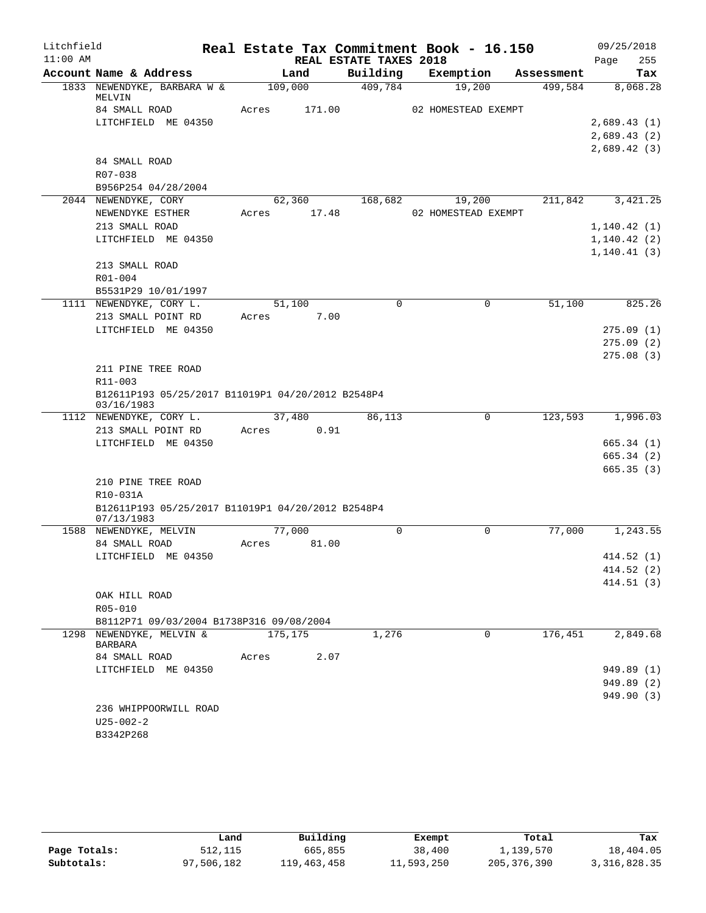Litchfield 11:00 AM

# Real Estate Tax Commitment Book - 16.150

REAL ESTATE TAXES 2018

09/25/2018 Page 255

| Account Name & Address | Land | Building | Exemption | Assessment | Tax |
|---|---|---|---|---|---|
| 1833 NEWENDYKE, BARBARA W & MELVIN | 109,000 | 409,784 | 19,200 | 499,584 | 8,068.28 |
| 84 SMALL ROAD | Acres 171.00 | | 02 HOMESTEAD EXEMPT | | |
| LITCHFIELD ME 04350 | | | | | 2,689.43 (1) |
| | | | | | 2,689.43 (2) |
| | | | | | 2,689.42 (3) |
| 84 SMALL ROAD | | | | | |
| R07-038 | | | | | |
| B956P254 04/28/2004 | | | | | |
| 2044 NEWENDYKE, CORY | 62,360 | 168,682 | 19,200 | 211,842 | 3,421.25 |
| NEWENDYKE ESTHER | Acres 17.48 | | 02 HOMESTEAD EXEMPT | | |
| 213 SMALL ROAD | | | | | 1,140.42 (1) |
| LITCHFIELD ME 04350 | | | | | 1,140.42 (2) |
| | | | | | 1,140.41 (3) |
| 213 SMALL ROAD | | | | | |
| R01-004 | | | | | |
| B5531P29 10/01/1997 | | | | | |
| 1111 NEWENDYKE, CORY L. | 51,100 | 0 | 0 | 51,100 | 825.26 |
| 213 SMALL POINT RD | Acres 7.00 | | | | |
| LITCHFIELD ME 04350 | | | | | 275.09 (1) |
| | | | | | 275.09 (2) |
| | | | | | 275.08 (3) |
| 211 PINE TREE ROAD | | | | | |
| R11-003 | | | | | |
| B12611P193 05/25/2017 B11019P1 04/20/2012 B2548P4 03/16/1983 | | | | | |
| 1112 NEWENDYKE, CORY L. | 37,480 | 86,113 | 0 | 123,593 | 1,996.03 |
| 213 SMALL POINT RD | Acres 0.91 | | | | |
| LITCHFIELD ME 04350 | | | | | 665.34 (1) |
| | | | | | 665.34 (2) |
| | | | | | 665.35 (3) |
| 210 PINE TREE ROAD | | | | | |
| R10-031A | | | | | |
| B12611P193 05/25/2017 B11019P1 04/20/2012 B2548P4 07/13/1983 | | | | | |
| 1588 NEWENDYKE, MELVIN | 77,000 | 0 | 0 | 77,000 | 1,243.55 |
| 84 SMALL ROAD | Acres 81.00 | | | | |
| LITCHFIELD ME 04350 | | | | | 414.52 (1) |
| | | | | | 414.52 (2) |
| | | | | | 414.51 (3) |
| OAK HILL ROAD | | | | | |
| R05-010 | | | | | |
| B8112P71 09/03/2004 B1738P316 09/08/2004 | | | | | |
| 1298 NEWENDYKE, MELVIN & BARBARA | 175,175 | 1,276 | 0 | 176,451 | 2,849.68 |
| 84 SMALL ROAD | Acres 2.07 | | | | |
| LITCHFIELD ME 04350 | | | | | 949.89 (1) |
| | | | | | 949.89 (2) |
| | | | | | 949.90 (3) |
| 236 WHIPPOORWILL ROAD | | | | | |
| U25-002-2 | | | | | |
| B3342P268 | | | | | |

| | Land | Building | Exempt | Total | Tax |
|---|---|---|---|---|---|
| Page Totals: | 512,115 | 665,855 | 38,400 | 1,139,570 | 18,404.05 |
| Subtotals: | 97,506,182 | 119,463,458 | 11,593,250 | 205,376,390 | 3,316,828.35 |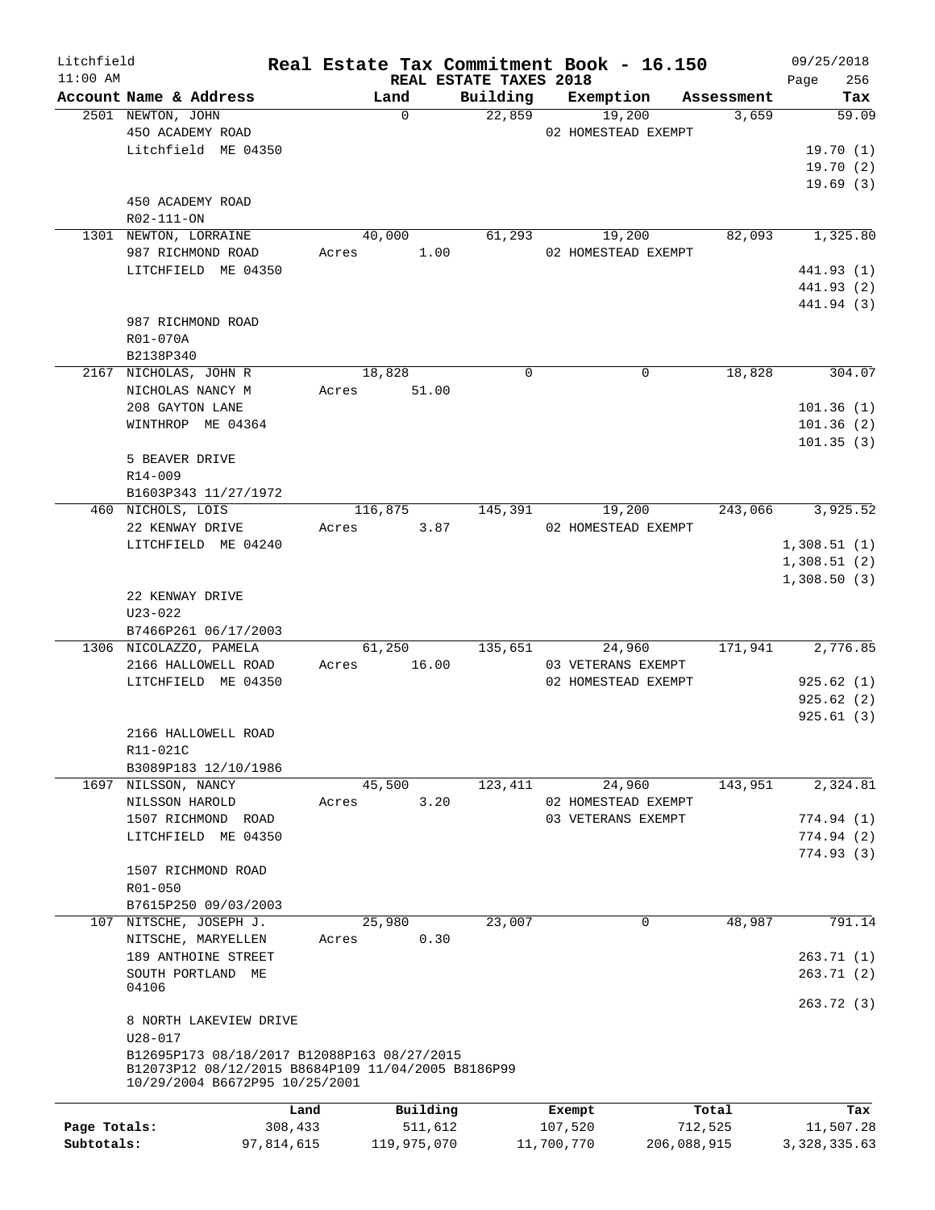Litchfield
11:00 AM

# Real Estate Tax Commitment Book - 16.150

REAL ESTATE TAXES 2018

09/25/2018
Page 256

| Account Name & Address | Land | Building | Exemption | Assessment | Tax |
|---|---|---|---|---|---|
| 2501 NEWTON, JOHN | 0 | 22,859 | 19,200 | 3,659 | 59.09 |
| 450 ACADEMY ROAD | | | 02 HOMESTEAD EXEMPT | | |
| Litchfield ME 04350 | | | | | 19.70 (1) |
| | | | | | 19.70 (2) |
| | | | | | 19.69 (3) |
| 450 ACADEMY ROAD | | | | | |
| R02-111-ON | | | | | |
| 1301 NEWTON, LORRAINE | 40,000 | 61,293 | 19,200 | 82,093 | 1,325.80 |
| 987 RICHMOND ROAD | Acres 1.00 | | 02 HOMESTEAD EXEMPT | | |
| LITCHFIELD ME 04350 | | | | | 441.93 (1) |
| | | | | | 441.93 (2) |
| | | | | | 441.94 (3) |
| 987 RICHMOND ROAD | | | | | |
| R01-070A | | | | | |
| B2138P340 | | | | | |
| 2167 NICHOLAS, JOHN R | 18,828 | 0 | 0 | 18,828 | 304.07 |
| NICHOLAS NANCY M | Acres 51.00 | | | | |
| 208 GAYTON LANE | | | | | 101.36 (1) |
| WINTHROP ME 04364 | | | | | 101.36 (2) |
| | | | | | 101.35 (3) |
| 5 BEAVER DRIVE | | | | | |
| R14-009 | | | | | |
| B1603P343 11/27/1972 | | | | | |
| 460 NICHOLS, LOIS | 116,875 | 145,391 | 19,200 | 243,066 | 3,925.52 |
| 22 KENWAY DRIVE | Acres 3.87 | | 02 HOMESTEAD EXEMPT | | |
| LITCHFIELD ME 04240 | | | | | 1,308.51 (1) |
| | | | | | 1,308.51 (2) |
| | | | | | 1,308.50 (3) |
| 22 KENWAY DRIVE | | | | | |
| U23-022 | | | | | |
| B7466P261 06/17/2003 | | | | | |
| 1306 NICOLAZZO, PAMELA | 61,250 | 135,651 | 24,960 | 171,941 | 2,776.85 |
| 2166 HALLOWELL ROAD | Acres 16.00 | | 03 VETERANS EXEMPT | | |
| LITCHFIELD ME 04350 | | | 02 HOMESTEAD EXEMPT | | 925.62 (1) |
| | | | | | 925.62 (2) |
| | | | | | 925.61 (3) |
| 2166 HALLOWELL ROAD | | | | | |
| R11-021C | | | | | |
| B3089P183 12/10/1986 | | | | | |
| 1697 NILSSON, NANCY | 45,500 | 123,411 | 24,960 | 143,951 | 2,324.81 |
| NILSSON HAROLD | Acres 3.20 | | 02 HOMESTEAD EXEMPT | | |
| 1507 RICHMOND ROAD | | | 03 VETERANS EXEMPT | | 774.94 (1) |
| LITCHFIELD ME 04350 | | | | | 774.94 (2) |
| | | | | | 774.93 (3) |
| 1507 RICHMOND ROAD | | | | | |
| R01-050 | | | | | |
| B7615P250 09/03/2003 | | | | | |
| 107 NITSCHE, JOSEPH J. | 25,980 | 23,007 | 0 | 48,987 | 791.14 |
| NITSCHE, MARYELLEN | Acres 0.30 | | | | |
| 189 ANTHOINE STREET | | | | | 263.71 (1) |
| SOUTH PORTLAND ME 04106 | | | | | 263.71 (2) |
| | | | | | 263.72 (3) |
| 8 NORTH LAKEVIEW DRIVE | | | | | |
| U28-017 | | | | | |
| B12695P173 08/18/2017 B12088P163 08/27/2015 B12073P12 08/12/2015 B8684P109 11/04/2005 B8186P99 10/29/2004 B6672P95 10/25/2001 | | | | | |

| | Land | Building | Exempt | Total | Tax |
|---|---|---|---|---|---|
| Page Totals: | 308,433 | 511,612 | 107,520 | 712,525 | 11,507.28 |
| Subtotals: | 97,814,615 | 119,975,070 | 11,700,770 | 206,088,915 | 3,328,335.63 |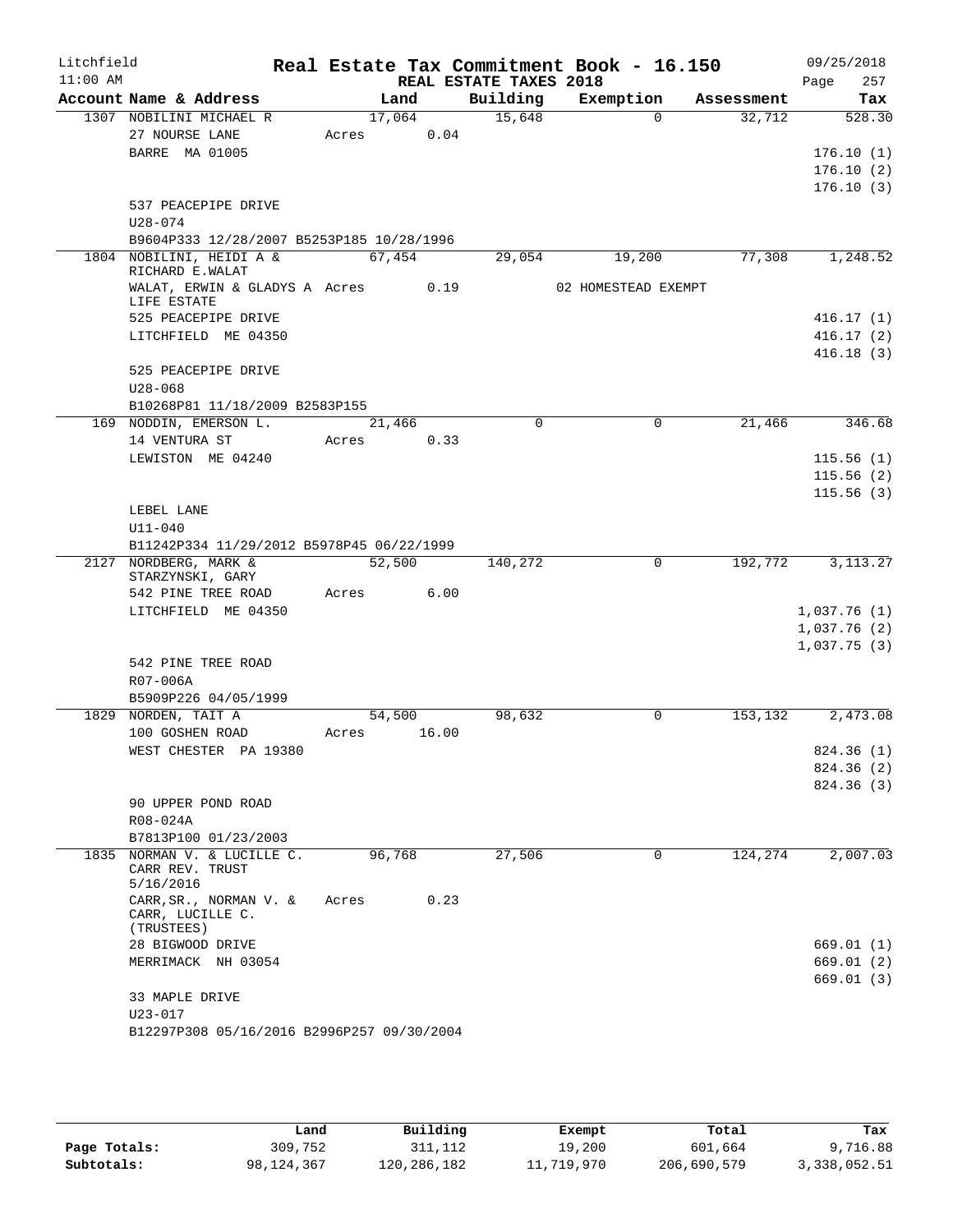# Real Estate Tax Commitment Book - 16.150

Litchfield 11:00 AM — REAL ESTATE TAXES 2018 — 09/25/2018

| Account Name & Address | Land | Building | Exemption | Assessment | Tax |
|---|---|---|---|---|---|
| 1307 NOBILINI MICHAEL R | 17,064 | 15,648 | 0 | 32,712 | 528.30 |
| 27 NOURSE LANE | Acres 0.04 | | | | |
| BARRE MA 01005 | | | | | 176.10 (1) |
| | | | | | 176.10 (2) |
| | | | | | 176.10 (3) |
| 537 PEACEPIPE DRIVE | | | | | |
| U28-074 | | | | | |
| B9604P333 12/28/2007 B5253P185 10/28/1996 | | | | | |
| 1804 NOBILINI, HEIDI A & RICHARD E.WALAT | 67,454 | 29,054 | 19,200 | 77,308 | 1,248.52 |
| WALAT, ERWIN & GLADYS A LIFE ESTATE | Acres 0.19 | | 02 HOMESTEAD EXEMPT | | |
| 525 PEACEPIPE DRIVE | | | | | 416.17 (1) |
| LITCHFIELD ME 04350 | | | | | 416.17 (2) |
| | | | | | 416.18 (3) |
| 525 PEACEPIPE DRIVE | | | | | |
| U28-068 | | | | | |
| B10268P81 11/18/2009 B2583P155 | | | | | |
| 169 NODDIN, EMERSON L. | 21,466 | 0 | 0 | 21,466 | 346.68 |
| 14 VENTURA ST | Acres 0.33 | | | | |
| LEWISTON ME 04240 | | | | | 115.56 (1) |
| | | | | | 115.56 (2) |
| | | | | | 115.56 (3) |
| LEBEL LANE | | | | | |
| U11-040 | | | | | |
| B11242P334 11/29/2012 B5978P45 06/22/1999 | | | | | |
| 2127 NORDBERG, MARK & STARZYNSKI, GARY | 52,500 | 140,272 | 0 | 192,772 | 3,113.27 |
| 542 PINE TREE ROAD | Acres 6.00 | | | | |
| LITCHFIELD ME 04350 | | | | | 1,037.76 (1) |
| | | | | | 1,037.76 (2) |
| | | | | | 1,037.75 (3) |
| 542 PINE TREE ROAD | | | | | |
| R07-006A | | | | | |
| B5909P226 04/05/1999 | | | | | |
| 1829 NORDEN, TAIT A | 54,500 | 98,632 | 0 | 153,132 | 2,473.08 |
| 100 GOSHEN ROAD | Acres 16.00 | | | | |
| WEST CHESTER PA 19380 | | | | | 824.36 (1) |
| | | | | | 824.36 (2) |
| | | | | | 824.36 (3) |
| 90 UPPER POND ROAD | | | | | |
| R08-024A | | | | | |
| B7813P100 01/23/2003 | | | | | |
| 1835 NORMAN V. & LUCILLE C. CARR REV. TRUST 5/16/2016 | 96,768 | 27,506 | 0 | 124,274 | 2,007.03 |
| CARR,SR., NORMAN V. & CARR, LUCILLE C. (TRUSTEES) | Acres 0.23 | | | | |
| 28 BIGWOOD DRIVE | | | | | 669.01 (1) |
| MERRIMACK NH 03054 | | | | | 669.01 (2) |
| | | | | | 669.01 (3) |
| 33 MAPLE DRIVE | | | | | |
| U23-017 | | | | | |
| B12297P308 05/16/2016 B2996P257 09/30/2004 | | | | | |

| | Land | Building | Exempt | Total | Tax |
|---|---|---|---|---|---|
| Page Totals: | 309,752 | 311,112 | 19,200 | 601,664 | 9,716.88 |
| Subtotals: | 98,124,367 | 120,286,182 | 11,719,970 | 206,690,579 | 3,338,052.51 |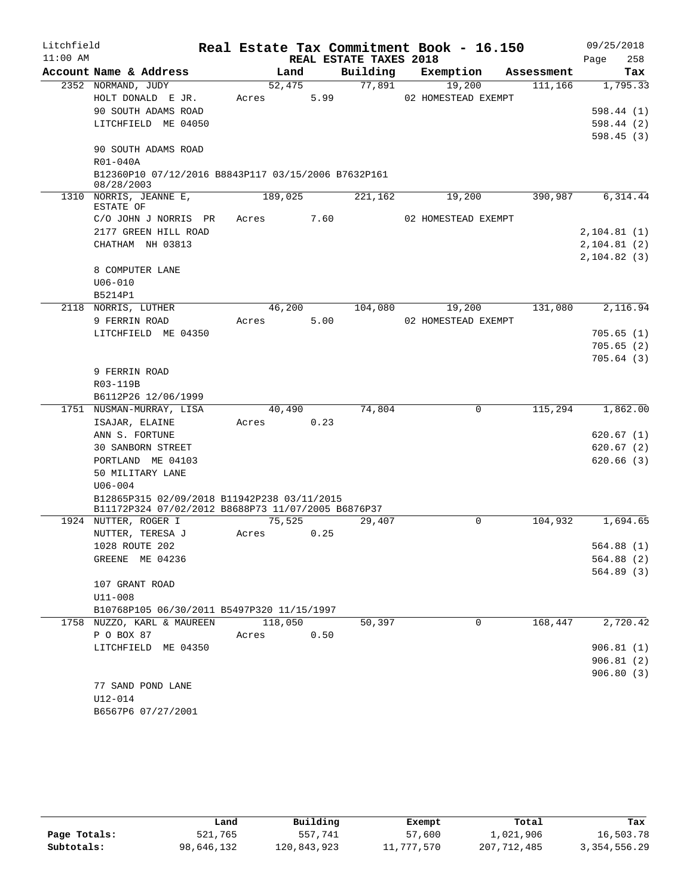Litchfield Real Estate Tax Commitment Book - 16.150 09/25/2018
11:00 AM REAL ESTATE TAXES 2018

| Account Name & Address | Land | Building | Exemption | Assessment | Tax |
|---|---|---|---|---|---|
| 2352 NORMAND, JUDY | 52,475 | 77,891 | 19,200 | 111,166 | 1,795.33 |
| HOLT DONALD E JR. | Acres 5.99 | | 02 HOMESTEAD EXEMPT | | |
| 90 SOUTH ADAMS ROAD | | | | | 598.44 (1) |
| LITCHFIELD ME 04050 | | | | | 598.44 (2) |
| | | | | | 598.45 (3) |
| 90 SOUTH ADAMS ROAD | | | | | |
| R01-040A | | | | | |
| B12360P10 07/12/2016 B8843P117 03/15/2006 B7632P161 08/28/2003 | | | | | |
| 1310 NORRIS, JEANNE E, ESTATE OF | 189,025 | 221,162 | 19,200 | 390,987 | 6,314.44 |
| C/O JOHN J NORRIS PR | Acres 7.60 | | 02 HOMESTEAD EXEMPT | | |
| 2177 GREEN HILL ROAD | | | | | 2,104.81 (1) |
| CHATHAM NH 03813 | | | | | 2,104.81 (2) |
| | | | | | 2,104.82 (3) |
| 8 COMPUTER LANE | | | | | |
| U06-010 | | | | | |
| B5214P1 | | | | | |
| 2118 NORRIS, LUTHER | 46,200 | 104,080 | 19,200 | 131,080 | 2,116.94 |
| 9 FERRIN ROAD | Acres 5.00 | | 02 HOMESTEAD EXEMPT | | |
| LITCHFIELD ME 04350 | | | | | 705.65 (1) |
| | | | | | 705.65 (2) |
| | | | | | 705.64 (3) |
| 9 FERRIN ROAD | | | | | |
| R03-119B | | | | | |
| B6112P26 12/06/1999 | | | | | |
| 1751 NUSMAN-MURRAY, LISA | 40,490 | 74,804 | 0 | 115,294 | 1,862.00 |
| ISAJAR, ELAINE | Acres 0.23 | | | | |
| ANN S. FORTUNE | | | | | 620.67 (1) |
| 30 SANBORN STREET | | | | | 620.67 (2) |
| PORTLAND ME 04103 | | | | | 620.66 (3) |
| 50 MILITARY LANE | | | | | |
| U06-004 | | | | | |
| B12865P315 02/09/2018 B11942P238 03/11/2015 B11172P324 07/02/2012 B8688P73 11/07/2005 B6876P37 | | | | | |
| 1924 NUTTER, ROGER I | 75,525 | 29,407 | 0 | 104,932 | 1,694.65 |
| NUTTER, TERESA J | Acres 0.25 | | | | |
| 1028 ROUTE 202 | | | | | 564.88 (1) |
| GREENE ME 04236 | | | | | 564.88 (2) |
| | | | | | 564.89 (3) |
| 107 GRANT ROAD | | | | | |
| U11-008 | | | | | |
| B10768P105 06/30/2011 B5497P320 11/15/1997 | | | | | |
| 1758 NUZZO, KARL & MAUREEN | 118,050 | 50,397 | 0 | 168,447 | 2,720.42 |
| P O BOX 87 | Acres 0.50 | | | | |
| LITCHFIELD ME 04350 | | | | | 906.81 (1) |
| | | | | | 906.81 (2) |
| | | | | | 906.80 (3) |
| 77 SAND POND LANE | | | | | |
| U12-014 | | | | | |
| B6567P6 07/27/2001 | | | | | |

| | Land | Building | Exempt | Total | Tax |
|---|---|---|---|---|---|
| Page Totals: | 521,765 | 557,741 | 57,600 | 1,021,906 | 16,503.78 |
| Subtotals: | 98,646,132 | 120,843,923 | 11,777,570 | 207,712,485 | 3,354,556.29 |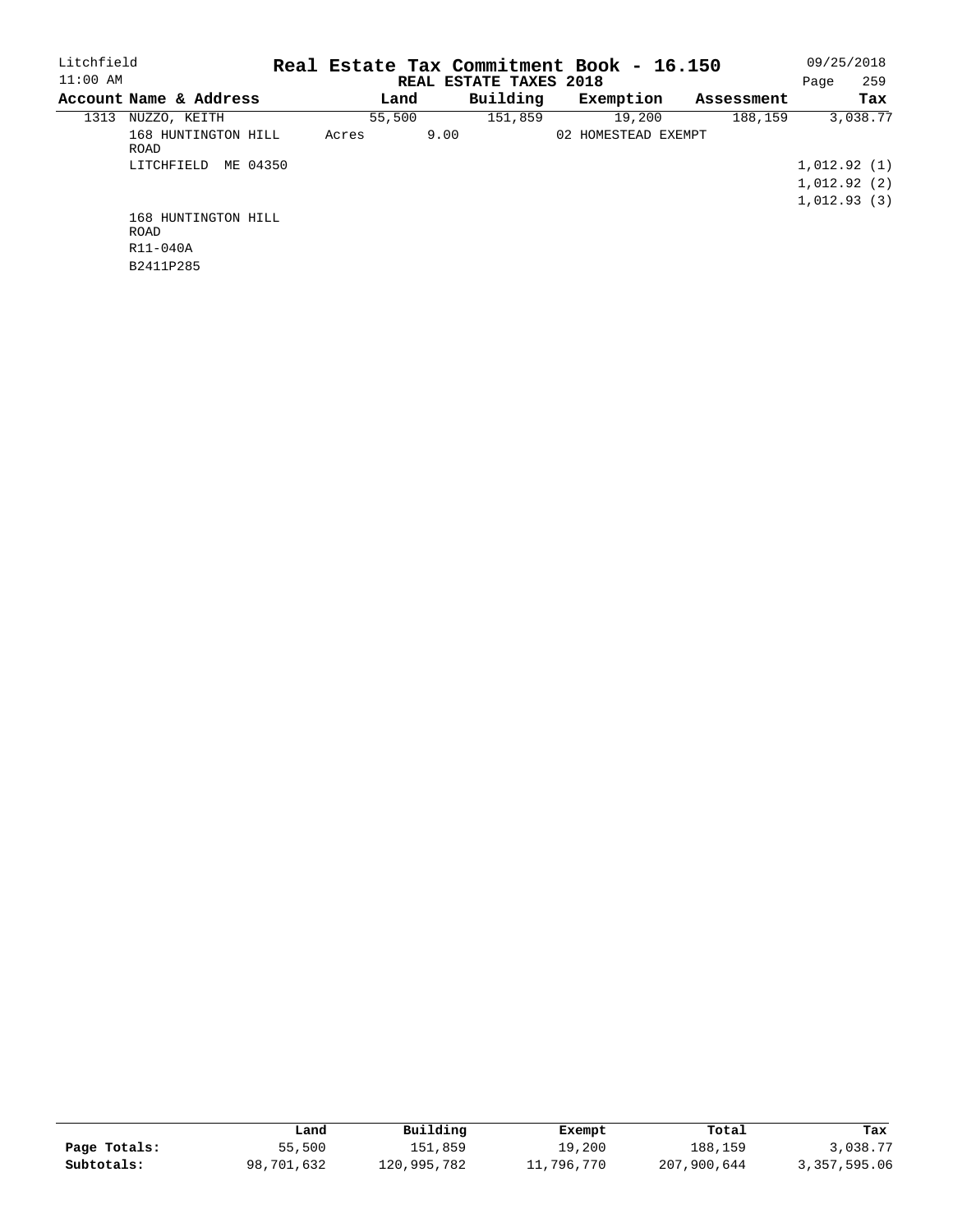Litchfield
11:00 AM

# Real Estate Tax Commitment Book - 16.150

REAL ESTATE TAXES 2018

09/25/2018

| Account Name & Address | Land | Building | Exemption | Assessment | Tax |
|---|---|---|---|---|---|
| 1313 NUZZO, KEITH | 55,500 | 151,859 | 19,200 | 188,159 | 3,038.77 |
| 168 HUNTINGTON HILL ROAD | Acres 9.00 | | 02 HOMESTEAD EXEMPT | | |
| LITCHFIELD ME 04350 | | | | | 1,012.92 (1) |
| | | | | | 1,012.92 (2) |
| | | | | | 1,012.93 (3) |
| 168 HUNTINGTON HILL ROAD | | | | | |
| R11-040A | | | | | |
| B2411P285 | | | | | |

| | Land | Building | Exempt | Total | Tax |
|---|---|---|---|---|---|
| **Page Totals:** | 55,500 | 151,859 | 19,200 | 188,159 | 3,038.77 |
| **Subtotals:** | 98,701,632 | 120,995,782 | 11,796,770 | 207,900,644 | 3,357,595.06 |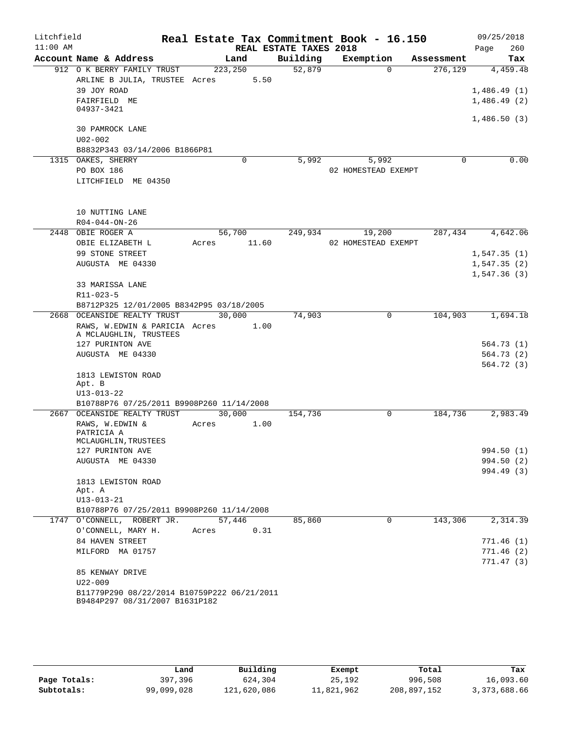Litchfield Real Estate Tax Commitment Book - 16.150 09/25/2018
11:00 AM REAL ESTATE TAXES 2018

| Account Name & Address | Land | Building | Exemption | Assessment | Tax |
|---|---|---|---|---|---|
| 912 O K BERRY FAMILY TRUST | 223,250 | 52,879 | 0 | 276,129 | 4,459.48 |
| ARLINE B JULIA, TRUSTEE Acres 5.50 | | | | | |
| 39 JOY ROAD | | | | | 1,486.49 (1) |
| FAIRFIELD ME 04937-3421 | | | | | 1,486.49 (2) |
| | | | | | 1,486.50 (3) |
| 30 PAMROCK LANE | | | | | |
| U02-002 | | | | | |
| B8832P343 03/14/2006 B1866P81 | | | | | |
| 1315 OAKES, SHERRY | 0 | 5,992 | 5,992 | 0 | 0.00 |
| PO BOX 186 | | | 02 HOMESTEAD EXEMPT | | |
| LITCHFIELD ME 04350 | | | | | |
| 10 NUTTING LANE | | | | | |
| R04-044-ON-26 | | | | | |
| 2448 OBIE ROGER A | 56,700 | 249,934 | 19,200 | 287,434 | 4,642.06 |
| OBIE ELIZABETH L Acres 11.60 | | | 02 HOMESTEAD EXEMPT | | |
| 99 STONE STREET | | | | | 1,547.35 (1) |
| AUGUSTA ME 04330 | | | | | 1,547.35 (2) |
| | | | | | 1,547.36 (3) |
| 33 MARISSA LANE | | | | | |
| R11-023-5 | | | | | |
| B8712P325 12/01/2005 B8342P95 03/18/2005 | | | | | |
| 2668 OCEANSIDE REALTY TRUST | 30,000 | 74,903 | 0 | 104,903 | 1,694.18 |
| RAWS, W.EDWIN & PARICIA Acres 1.00 A MCLAUGHLIN, TRUSTEES | | | | | |
| 127 PURINTON AVE | | | | | 564.73 (1) |
| AUGUSTA ME 04330 | | | | | 564.73 (2) |
| | | | | | 564.72 (3) |
| 1813 LEWISTON ROAD Apt. B | | | | | |
| U13-013-22 | | | | | |
| B10788P76 07/25/2011 B9908P260 11/14/2008 | | | | | |
| 2667 OCEANSIDE REALTY TRUST | 30,000 | 154,736 | 0 | 184,736 | 2,983.49 |
| RAWS, W.EDWIN & PATRICIA A MCLAUGHLIN,TRUSTEES Acres 1.00 | | | | | |
| 127 PURINTON AVE | | | | | 994.50 (1) |
| AUGUSTA ME 04330 | | | | | 994.50 (2) |
| | | | | | 994.49 (3) |
| 1813 LEWISTON ROAD Apt. A | | | | | |
| U13-013-21 | | | | | |
| B10788P76 07/25/2011 B9908P260 11/14/2008 | | | | | |
| 1747 O'CONNELL, ROBERT JR. | 57,446 | 85,860 | 0 | 143,306 | 2,314.39 |
| O'CONNELL, MARY H. Acres 0.31 | | | | | |
| 84 HAVEN STREET | | | | | 771.46 (1) |
| MILFORD MA 01757 | | | | | 771.46 (2) |
| | | | | | 771.47 (3) |
| 85 KENWAY DRIVE | | | | | |
| U22-009 | | | | | |
| B11779P290 08/22/2014 B10759P222 06/21/2011 B9484P297 08/31/2007 B1631P182 | | | | | |

| | Land | Building | Exempt | Total | Tax |
|---|---|---|---|---|---|
| Page Totals: | 397,396 | 624,304 | 25,192 | 996,508 | 16,093.60 |
| Subtotals: | 99,099,028 | 121,620,086 | 11,821,962 | 208,897,152 | 3,373,688.66 |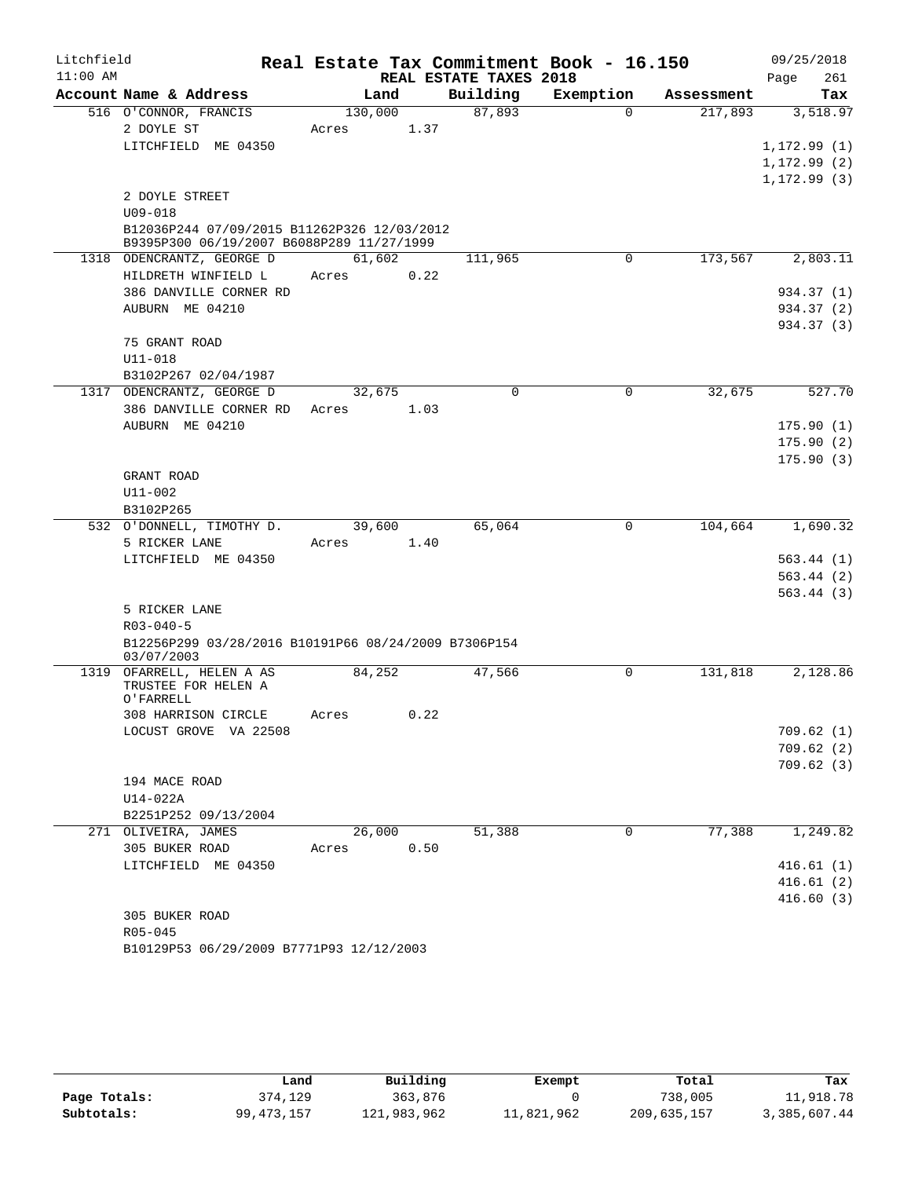# Real Estate Tax Commitment Book - 16.150

Litchfield
11:00 AM

REAL ESTATE TAXES 2018

09/25/2018

| Account Name & Address | Land | Building | Exemption | Assessment | Tax |
|---|---|---|---|---|---|
| 516 O'CONNOR, FRANCIS | 130,000 | 87,893 | 0 | 217,893 | 3,518.97 |
| 2 DOYLE ST | Acres 1.37 | | | | |
| LITCHFIELD ME 04350 | | | | | 1,172.99 (1) |
| | | | | | 1,172.99 (2) |
| | | | | | 1,172.99 (3) |
| 2 DOYLE STREET | | | | | |
| U09-018 | | | | | |
| B12036P244 07/09/2015 B11262P326 12/03/2012 B9395P300 06/19/2007 B6088P289 11/27/1999 | | | | | |
| 1318 ODENCRANTZ, GEORGE D | 61,602 | 111,965 | 0 | 173,567 | 2,803.11 |
| HILDRETH WINFIELD L | Acres 0.22 | | | | |
| 386 DANVILLE CORNER RD | | | | | 934.37 (1) |
| AUBURN ME 04210 | | | | | 934.37 (2) |
| | | | | | 934.37 (3) |
| 75 GRANT ROAD | | | | | |
| U11-018 | | | | | |
| B3102P267 02/04/1987 | | | | | |
| 1317 ODENCRANTZ, GEORGE D | 32,675 | 0 | 0 | 32,675 | 527.70 |
| 386 DANVILLE CORNER RD | Acres 1.03 | | | | |
| AUBURN ME 04210 | | | | | 175.90 (1) |
| | | | | | 175.90 (2) |
| | | | | | 175.90 (3) |
| GRANT ROAD | | | | | |
| U11-002 | | | | | |
| B3102P265 | | | | | |
| 532 O'DONNELL, TIMOTHY D. | 39,600 | 65,064 | 0 | 104,664 | 1,690.32 |
| 5 RICKER LANE | Acres 1.40 | | | | |
| LITCHFIELD ME 04350 | | | | | 563.44 (1) |
| | | | | | 563.44 (2) |
| | | | | | 563.44 (3) |
| 5 RICKER LANE | | | | | |
| R03-040-5 | | | | | |
| B12256P299 03/28/2016 B10191P66 08/24/2009 B7306P154 03/07/2003 | | | | | |
| 1319 OFARRELL, HELEN A AS TRUSTEE FOR HELEN A O'FARRELL | 84,252 | 47,566 | 0 | 131,818 | 2,128.86 |
| 308 HARRISON CIRCLE | Acres 0.22 | | | | |
| LOCUST GROVE VA 22508 | | | | | 709.62 (1) |
| | | | | | 709.62 (2) |
| | | | | | 709.62 (3) |
| 194 MACE ROAD | | | | | |
| U14-022A | | | | | |
| B2251P252 09/13/2004 | | | | | |
| 271 OLIVEIRA, JAMES | 26,000 | 51,388 | 0 | 77,388 | 1,249.82 |
| 305 BUKER ROAD | Acres 0.50 | | | | |
| LITCHFIELD ME 04350 | | | | | 416.61 (1) |
| | | | | | 416.61 (2) |
| | | | | | 416.60 (3) |
| 305 BUKER ROAD | | | | | |
| R05-045 | | | | | |
| B10129P53 06/29/2009 B7771P93 12/12/2003 | | | | | |

| | Land | Building | Exempt | Total | Tax |
|---|---|---|---|---|---|
| Page Totals: | 374,129 | 363,876 | 0 | 738,005 | 11,918.78 |
| Subtotals: | 99,473,157 | 121,983,962 | 11,821,962 | 209,635,157 | 3,385,607.44 |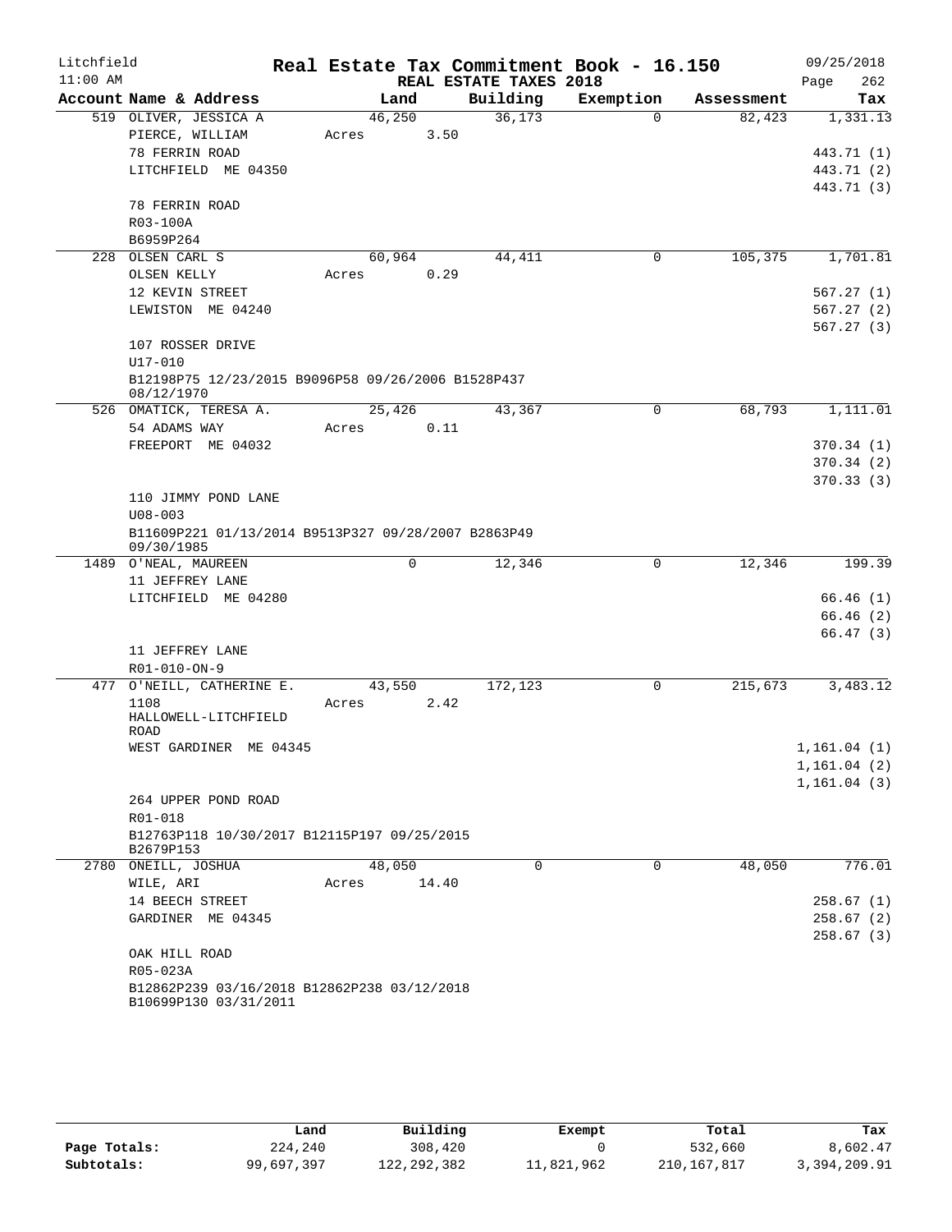Litchfield
11:00 AM

# Real Estate Tax Commitment Book - 16.150

09/25/2018

REAL ESTATE TAXES 2018

| Account Name & Address | Land | Building | Exemption | Assessment | Tax |
|---|---|---|---|---|---|
| 519 OLIVER, JESSICA A | 46,250 | 36,173 | 0 | 82,423 | 1,331.13 |
| PIERCE, WILLIAM | Acres 3.50 | | | | |
| 78 FERRIN ROAD | | | | | 443.71 (1) |
| LITCHFIELD ME 04350 | | | | | 443.71 (2) |
| | | | | | 443.71 (3) |
| 78 FERRIN ROAD | | | | | |
| R03-100A | | | | | |
| B6959P264 | | | | | |
| 228 OLSEN CARL S | 60,964 | 44,411 | 0 | 105,375 | 1,701.81 |
| OLSEN KELLY | Acres 0.29 | | | | |
| 12 KEVIN STREET | | | | | 567.27 (1) |
| LEWISTON ME 04240 | | | | | 567.27 (2) |
| | | | | | 567.27 (3) |
| 107 ROSSER DRIVE | | | | | |
| U17-010 | | | | | |
| B12198P75 12/23/2015 B9096P58 09/26/2006 B1528P437 08/12/1970 | | | | | |
| 526 OMATICK, TERESA A. | 25,426 | 43,367 | 0 | 68,793 | 1,111.01 |
| 54 ADAMS WAY | Acres 0.11 | | | | |
| FREEPORT ME 04032 | | | | | 370.34 (1) |
| | | | | | 370.34 (2) |
| | | | | | 370.33 (3) |
| 110 JIMMY POND LANE | | | | | |
| U08-003 | | | | | |
| B11609P221 01/13/2014 B9513P327 09/28/2007 B2863P49 09/30/1985 | | | | | |
| 1489 O'NEAL, MAUREEN | 0 | 12,346 | 0 | 12,346 | 199.39 |
| 11 JEFFREY LANE | | | | | |
| LITCHFIELD ME 04280 | | | | | 66.46 (1) |
| | | | | | 66.46 (2) |
| | | | | | 66.47 (3) |
| 11 JEFFREY LANE | | | | | |
| R01-010-ON-9 | | | | | |
| 477 O'NEILL, CATHERINE E. | 43,550 | 172,123 | 0 | 215,673 | 3,483.12 |
| 1108 HALLOWELL-LITCHFIELD ROAD | Acres 2.42 | | | | |
| WEST GARDINER ME 04345 | | | | | 1,161.04 (1) |
| | | | | | 1,161.04 (2) |
| | | | | | 1,161.04 (3) |
| 264 UPPER POND ROAD | | | | | |
| R01-018 | | | | | |
| B12763P118 10/30/2017 B12115P197 09/25/2015 B2679P153 | | | | | |
| 2780 ONEILL, JOSHUA | 48,050 | 0 | 0 | 48,050 | 776.01 |
| WILE, ARI | Acres 14.40 | | | | |
| 14 BEECH STREET | | | | | 258.67 (1) |
| GARDINER ME 04345 | | | | | 258.67 (2) |
| | | | | | 258.67 (3) |
| OAK HILL ROAD | | | | | |
| R05-023A | | | | | |
| B12862P239 03/16/2018 B12862P238 03/12/2018 B10699P130 03/31/2011 | | | | | |

| | Land | Building | Exempt | Total | Tax |
|---|---|---|---|---|---|
| Page Totals: | 224,240 | 308,420 | 0 | 532,660 | 8,602.47 |
| Subtotals: | 99,697,397 | 122,292,382 | 11,821,962 | 210,167,817 | 3,394,209.91 |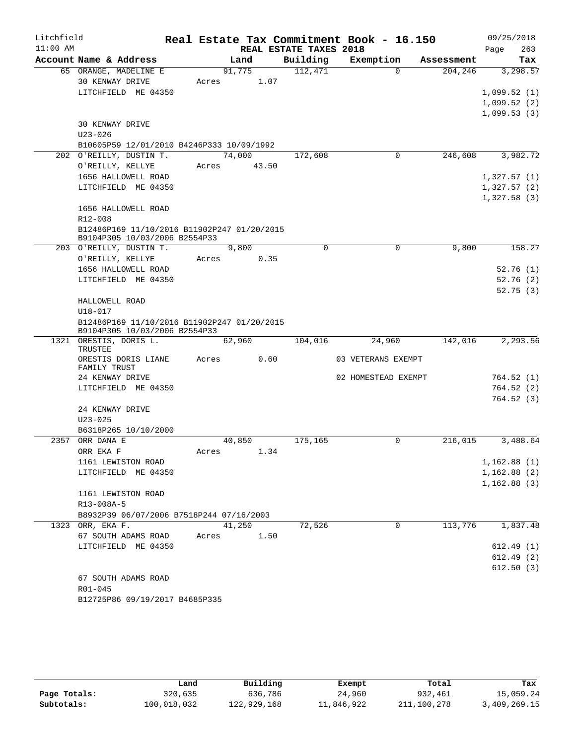Litchfield 11:00 AM

# Real Estate Tax Commitment Book - 16.150

## REAL ESTATE TAXES 2018

09/25/2018 Page 263

| Account Name & Address | Land | Building | Exemption | Assessment | Tax |
|---|---|---|---|---|---|
| 65 ORANGE, MADELINE E | 91,775 | 112,471 | 0 | 204,246 | 3,298.57 |
| 30 KENWAY DRIVE | Acres 1.07 | | | | |
| LITCHFIELD ME 04350 | | | | | 1,099.52 (1) |
| | | | | | 1,099.52 (2) |
| | | | | | 1,099.53 (3) |
| 30 KENWAY DRIVE | | | | | |
| U23-026 | | | | | |
| B10605P59 12/01/2010 B4246P333 10/09/1992 | | | | | |
| 202 O'REILLY, DUSTIN T. | 74,000 | 172,608 | 0 | 246,608 | 3,982.72 |
| O'REILLY, KELLYE | Acres 43.50 | | | | |
| 1656 HALLOWELL ROAD | | | | | 1,327.57 (1) |
| LITCHFIELD ME 04350 | | | | | 1,327.57 (2) |
| | | | | | 1,327.58 (3) |
| 1656 HALLOWELL ROAD | | | | | |
| R12-008 | | | | | |
| B12486P169 11/10/2016 B11902P247 01/20/2015 B9104P305 10/03/2006 B2554P33 | | | | | |
| 203 O'REILLY, DUSTIN T. | 9,800 | 0 | 0 | 9,800 | 158.27 |
| O'REILLY, KELLYE | Acres 0.35 | | | | |
| 1656 HALLOWELL ROAD | | | | | 52.76 (1) |
| LITCHFIELD ME 04350 | | | | | 52.76 (2) |
| | | | | | 52.75 (3) |
| HALLOWELL ROAD | | | | | |
| U18-017 | | | | | |
| B12486P169 11/10/2016 B11902P247 01/20/2015 B9104P305 10/03/2006 B2554P33 | | | | | |
| 1321 ORESTIS, DORIS L. TRUSTEE | 62,960 | 104,016 | 24,960 | 142,016 | 2,293.56 |
| ORESTIS DORIS LIANE FAMILY TRUST | Acres 0.60 | | 03 VETERANS EXEMPT | | |
| 24 KENWAY DRIVE | | | 02 HOMESTEAD EXEMPT | | 764.52 (1) |
| LITCHFIELD ME 04350 | | | | | 764.52 (2) |
| | | | | | 764.52 (3) |
| 24 KENWAY DRIVE | | | | | |
| U23-025 | | | | | |
| B6318P265 10/10/2000 | | | | | |
| 2357 ORR DANA E | 40,850 | 175,165 | 0 | 216,015 | 3,488.64 |
| ORR EKA F | Acres 1.34 | | | | |
| 1161 LEWISTON ROAD | | | | | 1,162.88 (1) |
| LITCHFIELD ME 04350 | | | | | 1,162.88 (2) |
| | | | | | 1,162.88 (3) |
| 1161 LEWISTON ROAD | | | | | |
| R13-008A-5 | | | | | |
| B8932P39 06/07/2006 B7518P244 07/16/2003 | | | | | |
| 1323 ORR, EKA F. | 41,250 | 72,526 | 0 | 113,776 | 1,837.48 |
| 67 SOUTH ADAMS ROAD | Acres 1.50 | | | | |
| LITCHFIELD ME 04350 | | | | | 612.49 (1) |
| | | | | | 612.49 (2) |
| | | | | | 612.50 (3) |
| 67 SOUTH ADAMS ROAD | | | | | |
| R01-045 | | | | | |
| B12725P86 09/19/2017 B4685P335 | | | | | |

| | Land | Building | Exempt | Total | Tax |
|---|---|---|---|---|---|
| Page Totals: | 320,635 | 636,786 | 24,960 | 932,461 | 15,059.24 |
| Subtotals: | 100,018,032 | 122,929,168 | 11,846,922 | 211,100,278 | 3,409,269.15 |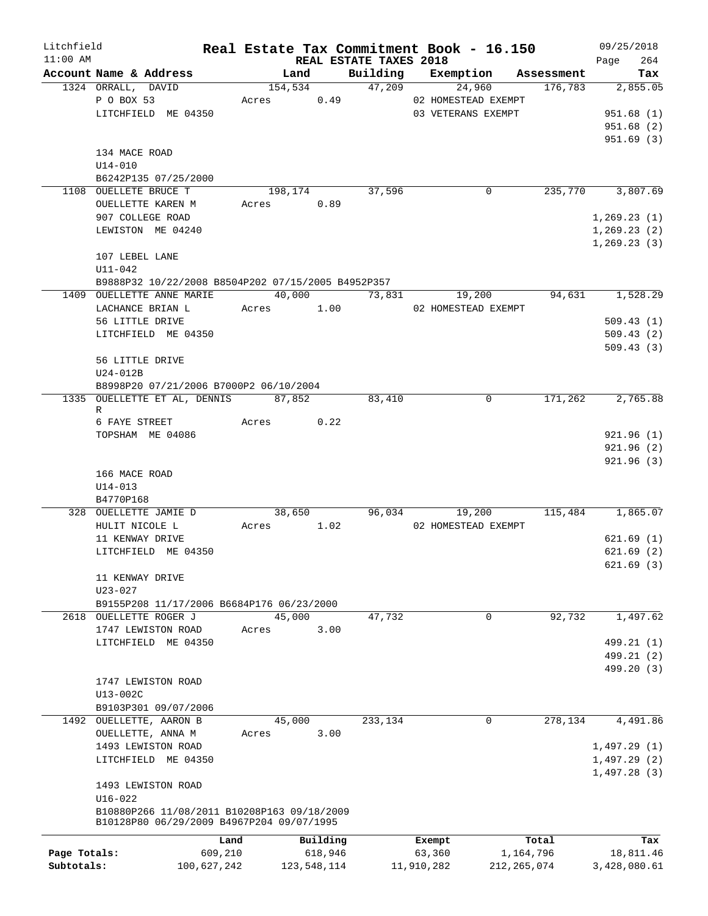# Real Estate Tax Commitment Book - 16.150

Litchfield 11:00 AM — REAL ESTATE TAXES 2018 — 09/25/2018

| Account Name & Address | Land | Building | Exemption | Assessment | Tax |
|---|---|---|---|---|---|
| 1324 ORRALL, DAVID | 154,534 | 47,209 | 24,960 | 176,783 | 2,855.05 |
| P O BOX 53 | Acres 0.49 | | 02 HOMESTEAD EXEMPT | | |
| LITCHFIELD ME 04350 | | | 03 VETERANS EXEMPT | | 951.68 (1) |
| | | | | | 951.68 (2) |
| | | | | | 951.69 (3) |
| 134 MACE ROAD | | | | | |
| U14-010 | | | | | |
| B6242P135 07/25/2000 | | | | | |
| 1108 OUELLETE BRUCE T | 198,174 | 37,596 | 0 | 235,770 | 3,807.69 |
| OUELLETTE KAREN M | Acres 0.89 | | | | |
| 907 COLLEGE ROAD | | | | | 1,269.23 (1) |
| LEWISTON ME 04240 | | | | | 1,269.23 (2) |
| | | | | | 1,269.23 (3) |
| 107 LEBEL LANE | | | | | |
| U11-042 | | | | | |
| B9888P32 10/22/2008 B8504P202 07/15/2005 B4952P357 | | | | | |
| 1409 OUELLETTE ANNE MARIE | 40,000 | 73,831 | 19,200 | 94,631 | 1,528.29 |
| LACHANCE BRIAN L | Acres 1.00 | | 02 HOMESTEAD EXEMPT | | |
| 56 LITTLE DRIVE | | | | | 509.43 (1) |
| LITCHFIELD ME 04350 | | | | | 509.43 (2) |
| | | | | | 509.43 (3) |
| 56 LITTLE DRIVE | | | | | |
| U24-012B | | | | | |
| B8998P20 07/21/2006 B7000P2 06/10/2004 | | | | | |
| 1335 OUELLETTE ET AL, DENNIS R | 87,852 | 83,410 | 0 | 171,262 | 2,765.88 |
| 6 FAYE STREET | Acres 0.22 | | | | |
| TOPSHAM ME 04086 | | | | | 921.96 (1) |
| | | | | | 921.96 (2) |
| | | | | | 921.96 (3) |
| 166 MACE ROAD | | | | | |
| U14-013 | | | | | |
| B4770P168 | | | | | |
| 328 OUELLETTE JAMIE D | 38,650 | 96,034 | 19,200 | 115,484 | 1,865.07 |
| HULIT NICOLE L | Acres 1.02 | | 02 HOMESTEAD EXEMPT | | |
| 11 KENWAY DRIVE | | | | | 621.69 (1) |
| LITCHFIELD ME 04350 | | | | | 621.69 (2) |
| | | | | | 621.69 (3) |
| 11 KENWAY DRIVE | | | | | |
| U23-027 | | | | | |
| B9155P208 11/17/2006 B6684P176 06/23/2000 | | | | | |
| 2618 OUELLETTE ROGER J | 45,000 | 47,732 | 0 | 92,732 | 1,497.62 |
| 1747 LEWISTON ROAD | Acres 3.00 | | | | |
| LITCHFIELD ME 04350 | | | | | 499.21 (1) |
| | | | | | 499.21 (2) |
| | | | | | 499.20 (3) |
| 1747 LEWISTON ROAD | | | | | |
| U13-002C | | | | | |
| B9103P301 09/07/2006 | | | | | |
| 1492 OUELLETTE, AARON B | 45,000 | 233,134 | 0 | 278,134 | 4,491.86 |
| OUELLETTE, ANNA M | Acres 3.00 | | | | |
| 1493 LEWISTON ROAD | | | | | 1,497.29 (1) |
| LITCHFIELD ME 04350 | | | | | 1,497.29 (2) |
| | | | | | 1,497.28 (3) |
| 1493 LEWISTON ROAD | | | | | |
| U16-022 | | | | | |
| B10880P266 11/08/2011 B10208P163 09/18/2009 B10128P80 06/29/2009 B4967P204 09/07/1995 | | | | | |

| | Land | Building | Exempt | Total | Tax |
|---|---|---|---|---|---|
| Page Totals: | 609,210 | 618,946 | 63,360 | 1,164,796 | 18,811.46 |
| Subtotals: | 100,627,242 | 123,548,114 | 11,910,282 | 212,265,074 | 3,428,080.61 |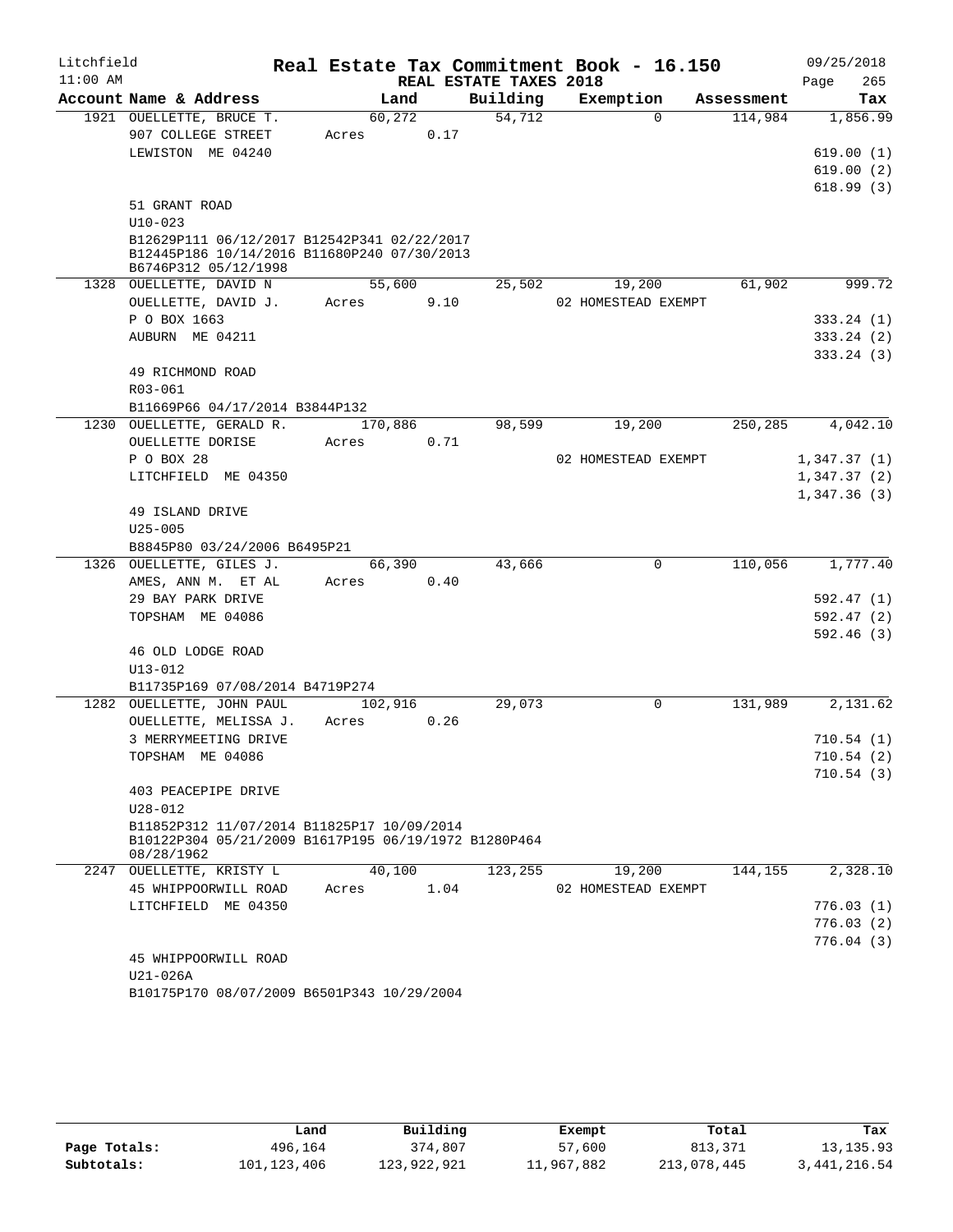Litchfield 11:00 AM

**Real Estate Tax Commitment Book - 16.150**
**REAL ESTATE TAXES 2018**

09/25/2018

| Account Name & Address | Land | Building | Exemption | Assessment | Tax |
|---|---|---|---|---|---|
| 1921 OUELLETTE, BRUCE T. | 60,272 | 54,712 | 0 | 114,984 | 1,856.99 |
| 907 COLLEGE STREET | Acres 0.17 | | | | |
| LEWISTON ME 04240 | | | | | 619.00 (1) |
| | | | | | 619.00 (2) |
| | | | | | 618.99 (3) |
| 51 GRANT ROAD | | | | | |
| U10-023 | | | | | |
| B12629P111 06/12/2017 B12542P341 02/22/2017 B12445P186 10/14/2016 B11680P240 07/30/2013 B6746P312 05/12/1998 | | | | | |
| 1328 OUELLETTE, DAVID N | 55,600 | 25,502 | 19,200 | 61,902 | 999.72 |
| OUELLETTE, DAVID J. | Acres 9.10 | | 02 HOMESTEAD EXEMPT | | |
| P O BOX 1663 | | | | | 333.24 (1) |
| AUBURN ME 04211 | | | | | 333.24 (2) |
| | | | | | 333.24 (3) |
| 49 RICHMOND ROAD | | | | | |
| R03-061 | | | | | |
| B11669P66 04/17/2014 B3844P132 | | | | | |
| 1230 OUELLETTE, GERALD R. | 170,886 | 98,599 | 19,200 | 250,285 | 4,042.10 |
| OUELLETTE DORISE | Acres 0.71 | | | | |
| P O BOX 28 | | | 02 HOMESTEAD EXEMPT | | 1,347.37 (1) |
| LITCHFIELD ME 04350 | | | | | 1,347.37 (2) |
| | | | | | 1,347.36 (3) |
| 49 ISLAND DRIVE | | | | | |
| U25-005 | | | | | |
| B8845P80 03/24/2006 B6495P21 | | | | | |
| 1326 OUELLETTE, GILES J. | 66,390 | 43,666 | 0 | 110,056 | 1,777.40 |
| AMES, ANN M. ET AL | Acres 0.40 | | | | |
| 29 BAY PARK DRIVE | | | | | 592.47 (1) |
| TOPSHAM ME 04086 | | | | | 592.47 (2) |
| | | | | | 592.46 (3) |
| 46 OLD LODGE ROAD | | | | | |
| U13-012 | | | | | |
| B11735P169 07/08/2014 B4719P274 | | | | | |
| 1282 OUELLETTE, JOHN PAUL | 102,916 | 29,073 | 0 | 131,989 | 2,131.62 |
| OUELLETTE, MELISSA J. | Acres 0.26 | | | | |
| 3 MERRYMEETING DRIVE | | | | | 710.54 (1) |
| TOPSHAM ME 04086 | | | | | 710.54 (2) |
| | | | | | 710.54 (3) |
| 403 PEACEPIPE DRIVE | | | | | |
| U28-012 | | | | | |
| B11852P312 11/07/2014 B11825P17 10/09/2014 B10122P304 05/21/2009 B1617P195 06/19/1972 B1280P464 08/28/1962 | | | | | |
| 2247 OUELLETTE, KRISTY L | 40,100 | 123,255 | 19,200 | 144,155 | 2,328.10 |
| 45 WHIPPOORWILL ROAD | Acres 1.04 | | 02 HOMESTEAD EXEMPT | | |
| LITCHFIELD ME 04350 | | | | | 776.03 (1) |
| | | | | | 776.03 (2) |
| | | | | | 776.04 (3) |
| 45 WHIPPOORWILL ROAD | | | | | |
| U21-026A | | | | | |
| B10175P170 08/07/2009 B6501P343 10/29/2004 | | | | | |

| | Land | Building | Exempt | Total | Tax |
|---|---|---|---|---|---|
| Page Totals: | 496,164 | 374,807 | 57,600 | 813,371 | 13,135.93 |
| Subtotals: | 101,123,406 | 123,922,921 | 11,967,882 | 213,078,445 | 3,441,216.54 |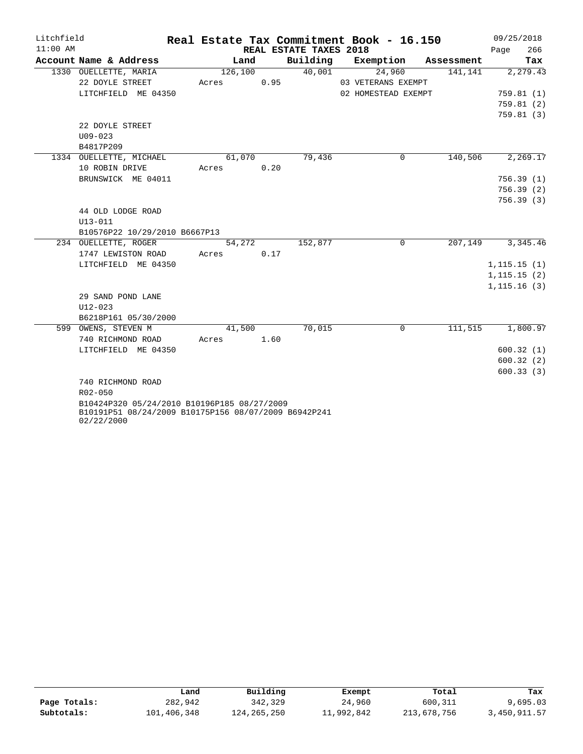Litchfield  
11:00 AM

# Real Estate Tax Commitment Book - 16.150

REAL ESTATE TAXES 2018

09/25/2018  
Page 266

| Account Name & Address | Land | Building | Exemption | Assessment | Tax |
|---|---|---|---|---|---|
| 1330 OUELLETTE, MARIA | 126,100 | 40,001 | 24,960 | 141,141 | 2,279.43 |
| 22 DOYLE STREET | Acres 0.95 | | 03 VETERANS EXEMPT | | |
| LITCHFIELD ME 04350 | | | 02 HOMESTEAD EXEMPT | | 759.81 (1) |
| | | | | | 759.81 (2) |
| | | | | | 759.81 (3) |
| 22 DOYLE STREET | | | | | |
| U09-023 | | | | | |
| B4817P209 | | | | | |
| 1334 OUELLETTE, MICHAEL | 61,070 | 79,436 | 0 | 140,506 | 2,269.17 |
| 10 ROBIN DRIVE | Acres 0.20 | | | | |
| BRUNSWICK ME 04011 | | | | | 756.39 (1) |
| | | | | | 756.39 (2) |
| | | | | | 756.39 (3) |
| 44 OLD LODGE ROAD | | | | | |
| U13-011 | | | | | |
| B10576P22 10/29/2010 B6667P13 | | | | | |
| 234 OUELLETTE, ROGER | 54,272 | 152,877 | 0 | 207,149 | 3,345.46 |
| 1747 LEWISTON ROAD | Acres 0.17 | | | | |
| LITCHFIELD ME 04350 | | | | | 1,115.15 (1) |
| | | | | | 1,115.15 (2) |
| | | | | | 1,115.16 (3) |
| 29 SAND POND LANE | | | | | |
| U12-023 | | | | | |
| B6218P161 05/30/2000 | | | | | |
| 599 OWENS, STEVEN M | 41,500 | 70,015 | 0 | 111,515 | 1,800.97 |
| 740 RICHMOND ROAD | Acres 1.60 | | | | |
| LITCHFIELD ME 04350 | | | | | 600.32 (1) |
| | | | | | 600.32 (2) |
| | | | | | 600.33 (3) |
| 740 RICHMOND ROAD | | | | | |
| R02-050 | | | | | |
| B10424P320 05/24/2010 B10196P185 08/27/2009 B10191P51 08/24/2009 B10175P156 08/07/2009 B6942P241 02/22/2000 | | | | | |

| | Land | Building | Exempt | Total | Tax |
|---|---|---|---|---|---|
| Page Totals: | 282,942 | 342,329 | 24,960 | 600,311 | 9,695.03 |
| Subtotals: | 101,406,348 | 124,265,250 | 11,992,842 | 213,678,756 | 3,450,911.57 |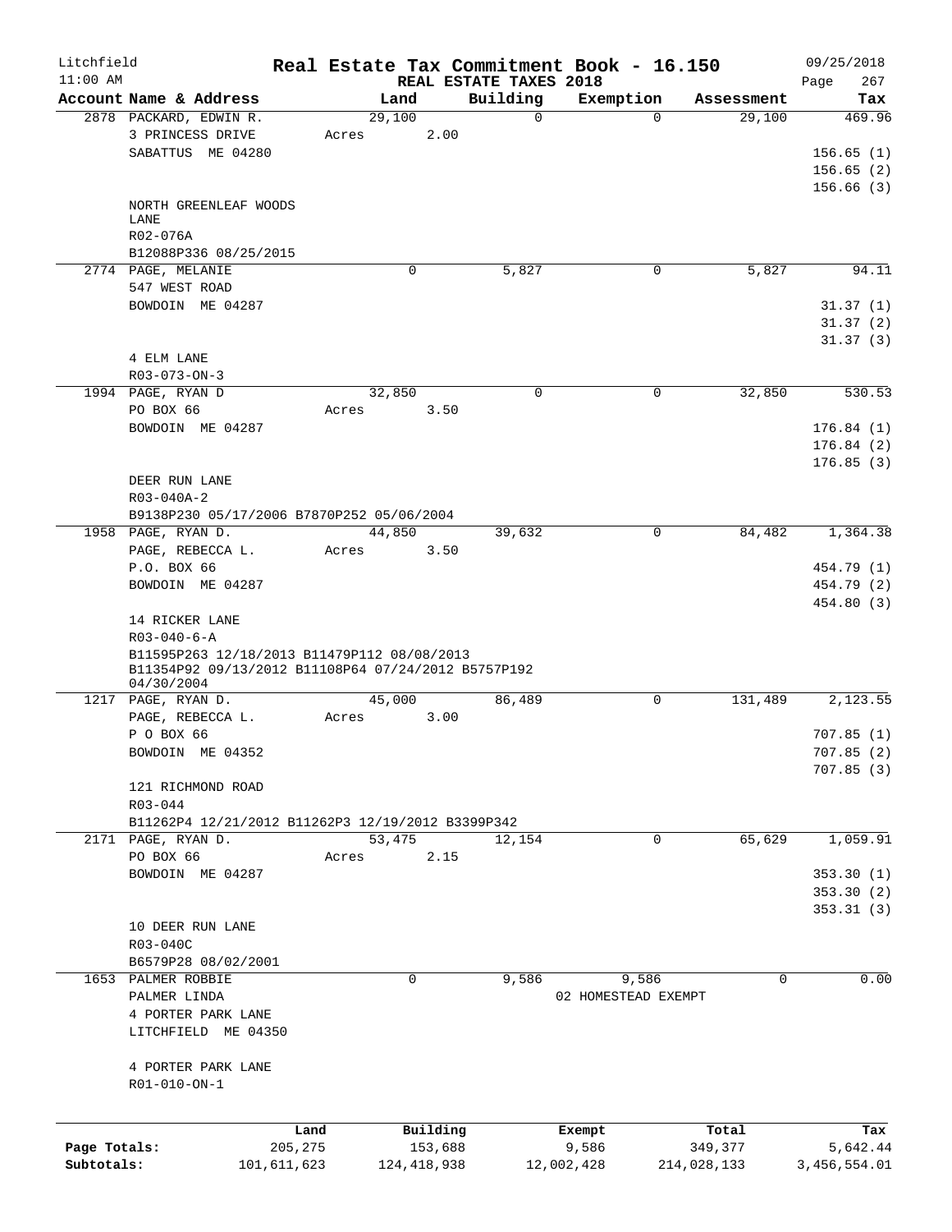Litchfield
11:00 AM

# Real Estate Tax Commitment Book - 16.150

REAL ESTATE TAXES 2018

09/25/2018

| Account Name & Address | Land | Building | Exemption | Assessment | Tax |
|---|---|---|---|---|---|
| 2878 PACKARD, EDWIN R.<br>3 PRINCESS DRIVE<br>SABATTUS ME 04280<br><br>NORTH GREENLEAF WOODS LANE<br>R02-076A<br>B12088P336 08/25/2015 | 29,100<br>Acres 2.00 | 0 | 0 | 29,100 | 469.96<br><br>156.65 (1)<br>156.65 (2)<br>156.66 (3) |
| 2774 PAGE, MELANIE<br>547 WEST ROAD<br>BOWDOIN ME 04287<br><br>4 ELM LANE<br>R03-073-ON-3 | 0 | 5,827 | 0 | 5,827 | 94.11<br><br>31.37 (1)<br>31.37 (2)<br>31.37 (3) |
| 1994 PAGE, RYAN D<br>PO BOX 66<br>BOWDOIN ME 04287<br><br>DEER RUN LANE<br>R03-040A-2<br>B9138P230 05/17/2006 B7870P252 05/06/2004 | 32,850<br>Acres 3.50 | 0 | 0 | 32,850 | 530.53<br><br>176.84 (1)<br>176.84 (2)<br>176.85 (3) |
| 1958 PAGE, RYAN D.<br>PAGE, REBECCA L.<br>P.O. BOX 66<br>BOWDOIN ME 04287<br><br>14 RICKER LANE<br>R03-040-6-A<br>B11595P263 12/18/2013 B11479P112 08/08/2013<br>B11354P92 09/13/2012 B11108P64 07/24/2012 B5757P192 04/30/2004 | 44,850<br>Acres 3.50 | 39,632 | 0 | 84,482 | 1,364.38<br><br>454.79 (1)<br>454.79 (2)<br>454.80 (3) |
| 1217 PAGE, RYAN D.<br>PAGE, REBECCA L.<br>P O BOX 66<br>BOWDOIN ME 04352<br><br>121 RICHMOND ROAD<br>R03-044<br>B11262P4 12/21/2012 B11262P3 12/19/2012 B3399P342 | 45,000<br>Acres 3.00 | 86,489 | 0 | 131,489 | 2,123.55<br><br>707.85 (1)<br>707.85 (2)<br>707.85 (3) |
| 2171 PAGE, RYAN D.<br>PO BOX 66<br>BOWDOIN ME 04287<br><br>10 DEER RUN LANE<br>R03-040C<br>B6579P28 08/02/2001 | 53,475<br>Acres 2.15 | 12,154 | 0 | 65,629 | 1,059.91<br><br>353.30 (1)<br>353.30 (2)<br>353.31 (3) |
| 1653 PALMER ROBBIE<br>PALMER LINDA<br>4 PORTER PARK LANE<br>LITCHFIELD ME 04350<br><br>4 PORTER PARK LANE<br>R01-010-ON-1 | 0 | 9,586 | 9,586<br>02 HOMESTEAD EXEMPT | 0 | 0.00 |

| | Land | Building | Exempt | Total | Tax |
|---|---|---|---|---|---|
| Page Totals: | 205,275 | 153,688 | 9,586 | 349,377 | 5,642.44 |
| Subtotals: | 101,611,623 | 124,418,938 | 12,002,428 | 214,028,133 | 3,456,554.01 |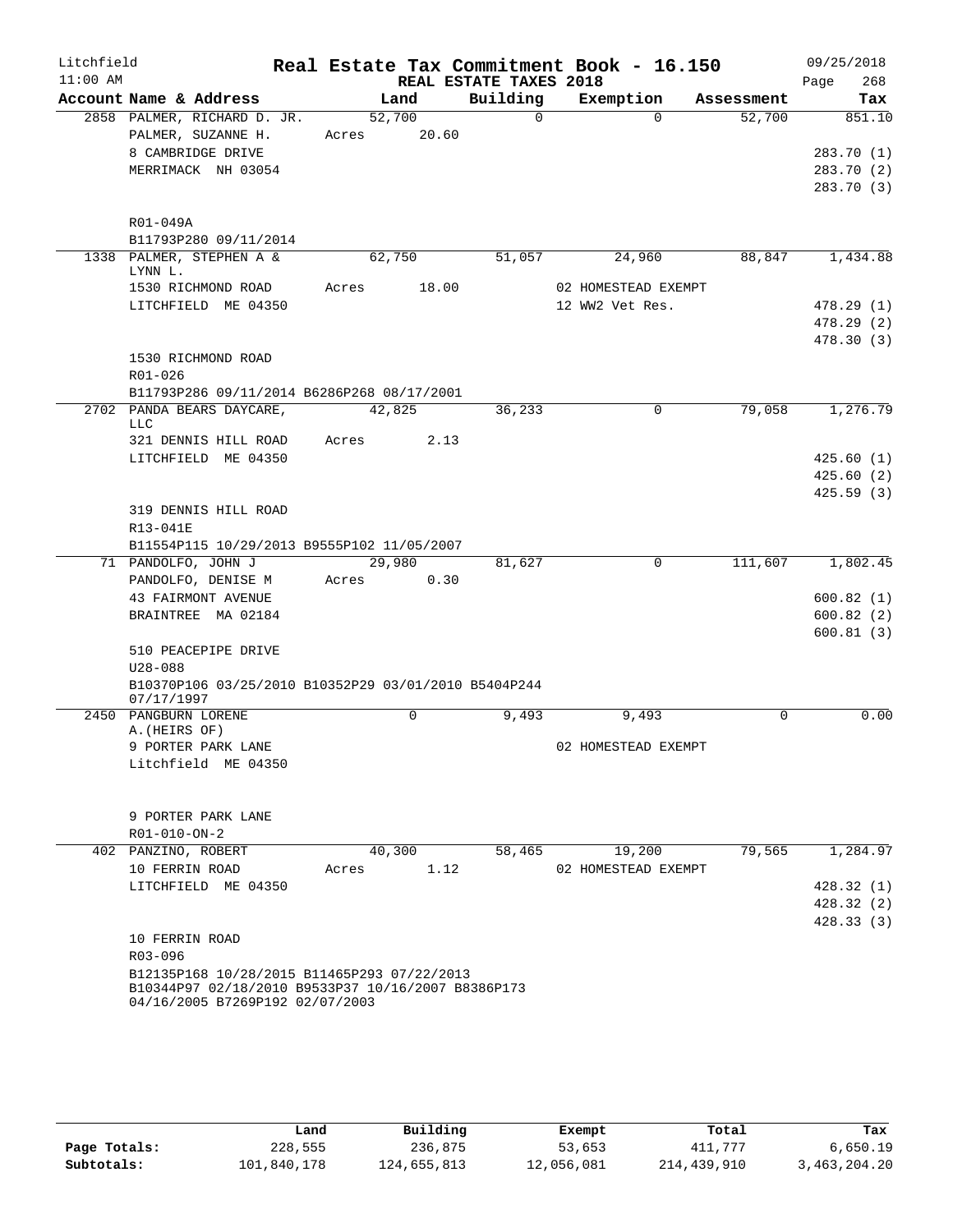Litchfield
11:00 AM

**Real Estate Tax Commitment Book - 16.150**
**REAL ESTATE TAXES 2018**

09/25/2018
Page 268

| Account Name & Address | Land | Building | Exemption | Assessment | Tax |
|---|---|---|---|---|---|
| 2858 PALMER, RICHARD D. JR. | 52,700 | 0 | 0 | 52,700 | 851.10 |
| PALMER, SUZANNE H. | Acres 20.60 | | | | |
| 8 CAMBRIDGE DRIVE | | | | | 283.70 (1) |
| MERRIMACK NH 03054 | | | | | 283.70 (2) |
| | | | | | 283.70 (3) |
| R01-049A | | | | | |
| B11793P280 09/11/2014 | | | | | |
| 1338 PALMER, STEPHEN A & LYNN L. | 62,750 | 51,057 | 24,960 | 88,847 | 1,434.88 |
| 1530 RICHMOND ROAD | Acres 18.00 | | 02 HOMESTEAD EXEMPT | | |
| LITCHFIELD ME 04350 | | | 12 WW2 Vet Res. | | 478.29 (1) |
| | | | | | 478.29 (2) |
| | | | | | 478.30 (3) |
| 1530 RICHMOND ROAD | | | | | |
| R01-026 | | | | | |
| B11793P286 09/11/2014 B6286P268 08/17/2001 | | | | | |
| 2702 PANDA BEARS DAYCARE, LLC | 42,825 | 36,233 | 0 | 79,058 | 1,276.79 |
| 321 DENNIS HILL ROAD | Acres 2.13 | | | | |
| LITCHFIELD ME 04350 | | | | | 425.60 (1) |
| | | | | | 425.60 (2) |
| | | | | | 425.59 (3) |
| 319 DENNIS HILL ROAD | | | | | |
| R13-041E | | | | | |
| B11554P115 10/29/2013 B9555P102 11/05/2007 | | | | | |
| 71 PANDOLFO, JOHN J | 29,980 | 81,627 | 0 | 111,607 | 1,802.45 |
| PANDOLFO, DENISE M | Acres 0.30 | | | | |
| 43 FAIRMONT AVENUE | | | | | 600.82 (1) |
| BRAINTREE MA 02184 | | | | | 600.82 (2) |
| | | | | | 600.81 (3) |
| 510 PEACEPIPE DRIVE | | | | | |
| U28-088 | | | | | |
| B10370P106 03/25/2010 B10352P29 03/01/2010 B5404P244 07/17/1997 | | | | | |
| 2450 PANGBURN LORENE A.(HEIRS OF) | 0 | 9,493 | 9,493 | 0 | 0.00 |
| 9 PORTER PARK LANE | | | 02 HOMESTEAD EXEMPT | | |
| Litchfield ME 04350 | | | | | |
| 9 PORTER PARK LANE | | | | | |
| R01-010-ON-2 | | | | | |
| 402 PANZINO, ROBERT | 40,300 | 58,465 | 19,200 | 79,565 | 1,284.97 |
| 10 FERRIN ROAD | Acres 1.12 | | 02 HOMESTEAD EXEMPT | | |
| LITCHFIELD ME 04350 | | | | | 428.32 (1) |
| | | | | | 428.32 (2) |
| | | | | | 428.33 (3) |
| 10 FERRIN ROAD | | | | | |
| R03-096 | | | | | |
| B12135P168 10/28/2015 B11465P293 07/22/2013 B10344P97 02/18/2010 B9533P37 10/16/2007 B8386P173 04/16/2005 B7269P192 02/07/2003 | | | | | |

| | Land | Building | Exempt | Total | Tax |
|---|---|---|---|---|---|
| Page Totals: | 228,555 | 236,875 | 53,653 | 411,777 | 6,650.19 |
| Subtotals: | 101,840,178 | 124,655,813 | 12,056,081 | 214,439,910 | 3,463,204.20 |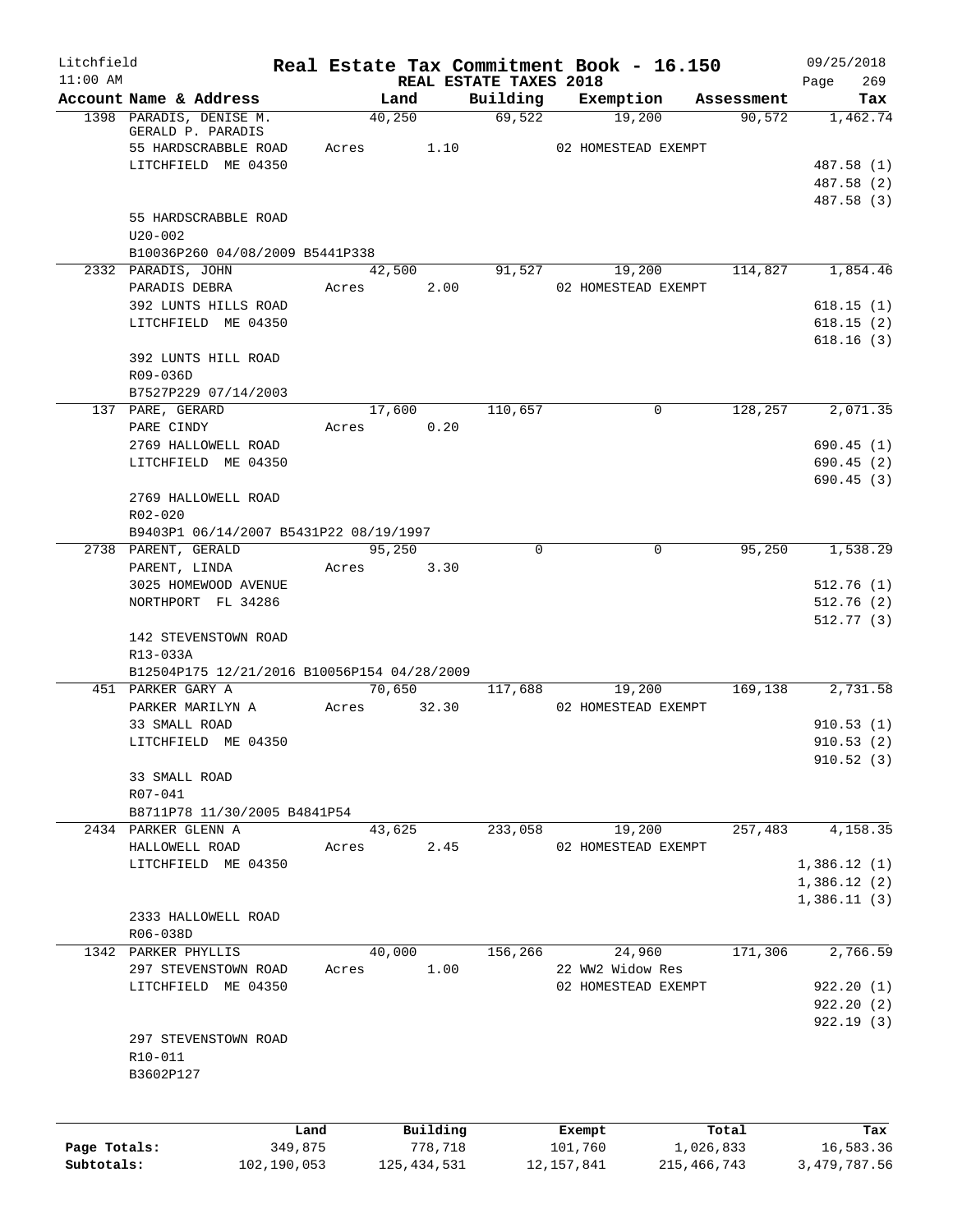Litchfield
11:00 AM

# Real Estate Tax Commitment Book - 16.150

REAL ESTATE TAXES 2018

09/25/2018
Page 269

| Account Name & Address | Land | Building | Exemption | Assessment | Tax |
|---|---|---|---|---|---|
| 1398 PARADIS, DENISE M. | 40,250 | 69,522 | 19,200 | 90,572 | 1,462.74 |
| GERALD P. PARADIS | | | | | |
| 55 HARDSCRABBLE ROAD | Acres 1.10 | | 02 HOMESTEAD EXEMPT | | |
| LITCHFIELD ME 04350 | | | | | 487.58 (1) |
| | | | | | 487.58 (2) |
| | | | | | 487.58 (3) |
| 55 HARDSCRABBLE ROAD | | | | | |
| U20-002 | | | | | |
| B10036P260 04/08/2009 B5441P338 | | | | | |
| 2332 PARADIS, JOHN | 42,500 | 91,527 | 19,200 | 114,827 | 1,854.46 |
| PARADIS DEBRA | Acres 2.00 | | 02 HOMESTEAD EXEMPT | | |
| 392 LUNTS HILLS ROAD | | | | | 618.15 (1) |
| LITCHFIELD ME 04350 | | | | | 618.15 (2) |
| | | | | | 618.16 (3) |
| 392 LUNTS HILL ROAD | | | | | |
| R09-036D | | | | | |
| B7527P229 07/14/2003 | | | | | |
| 137 PARE, GERARD | 17,600 | 110,657 | 0 | 128,257 | 2,071.35 |
| PARE CINDY | Acres 0.20 | | | | |
| 2769 HALLOWELL ROAD | | | | | 690.45 (1) |
| LITCHFIELD ME 04350 | | | | | 690.45 (2) |
| | | | | | 690.45 (3) |
| 2769 HALLOWELL ROAD | | | | | |
| R02-020 | | | | | |
| B9403P1 06/14/2007 B5431P22 08/19/1997 | | | | | |
| 2738 PARENT, GERALD | 95,250 | 0 | 0 | 95,250 | 1,538.29 |
| PARENT, LINDA | Acres 3.30 | | | | |
| 3025 HOMEWOOD AVENUE | | | | | 512.76 (1) |
| NORTHPORT FL 34286 | | | | | 512.76 (2) |
| | | | | | 512.77 (3) |
| 142 STEVENSTOWN ROAD | | | | | |
| R13-033A | | | | | |
| B12504P175 12/21/2016 B10056P154 04/28/2009 | | | | | |
| 451 PARKER GARY A | 70,650 | 117,688 | 19,200 | 169,138 | 2,731.58 |
| PARKER MARILYN A | Acres 32.30 | | 02 HOMESTEAD EXEMPT | | |
| 33 SMALL ROAD | | | | | 910.53 (1) |
| LITCHFIELD ME 04350 | | | | | 910.53 (2) |
| | | | | | 910.52 (3) |
| 33 SMALL ROAD | | | | | |
| R07-041 | | | | | |
| B8711P78 11/30/2005 B4841P54 | | | | | |
| 2434 PARKER GLENN A | 43,625 | 233,058 | 19,200 | 257,483 | 4,158.35 |
| HALLOWELL ROAD | Acres 2.45 | | 02 HOMESTEAD EXEMPT | | |
| LITCHFIELD ME 04350 | | | | | 1,386.12 (1) |
| | | | | | 1,386.12 (2) |
| | | | | | 1,386.11 (3) |
| 2333 HALLOWELL ROAD | | | | | |
| R06-038D | | | | | |
| 1342 PARKER PHYLLIS | 40,000 | 156,266 | 24,960 | 171,306 | 2,766.59 |
| 297 STEVENSTOWN ROAD | Acres 1.00 | | 22 WW2 Widow Res | | |
| LITCHFIELD ME 04350 | | | 02 HOMESTEAD EXEMPT | | 922.20 (1) |
| | | | | | 922.20 (2) |
| | | | | | 922.19 (3) |
| 297 STEVENSTOWN ROAD | | | | | |
| R10-011 | | | | | |
| B3602P127 | | | | | |

| | Land | Building | Exempt | Total | Tax |
|---|---|---|---|---|---|
| Page Totals: | 349,875 | 778,718 | 101,760 | 1,026,833 | 16,583.36 |
| Subtotals: | 102,190,053 | 125,434,531 | 12,157,841 | 215,466,743 | 3,479,787.56 |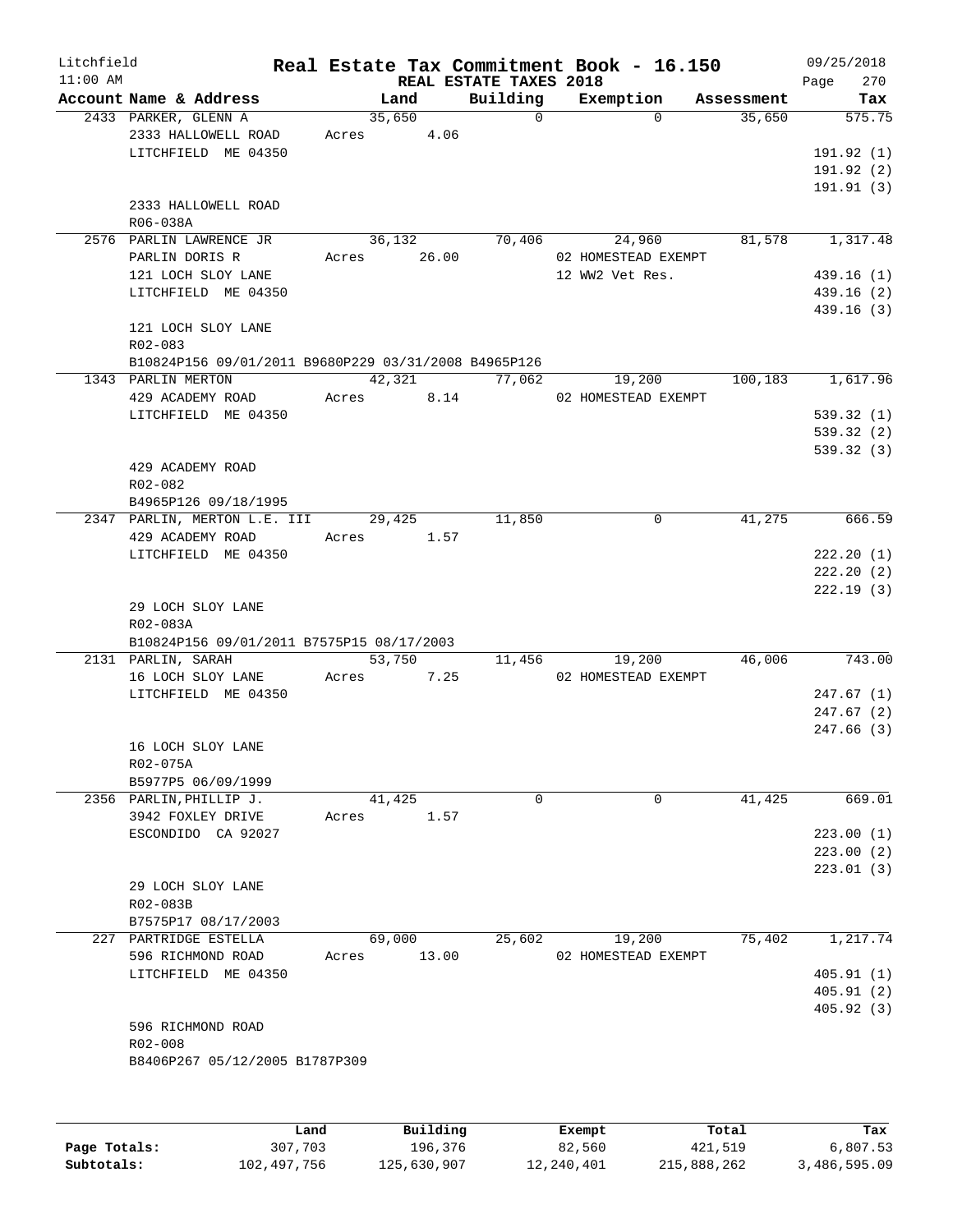Litchfield
11:00 AM

# Real Estate Tax Commitment Book - 16.150

REAL ESTATE TAXES 2018

09/25/2018
Page 270

| Account Name & Address | Land | Building | Exemption | Assessment | Tax |
|---|---|---|---|---|---|
| 2433 PARKER, GLENN A | 35,650 | 0 | 0 | 35,650 | 575.75 |
| 2333 HALLOWELL ROAD | Acres 4.06 | | | | |
| LITCHFIELD ME 04350 | | | | | 191.92 (1) |
| | | | | | 191.92 (2) |
| | | | | | 191.91 (3) |
| 2333 HALLOWELL ROAD | | | | | |
| R06-038A | | | | | |
| 2576 PARLIN LAWRENCE JR | 36,132 | 70,406 | 24,960 | 81,578 | 1,317.48 |
| PARLIN DORIS R | Acres 26.00 | | 02 HOMESTEAD EXEMPT | | |
| 121 LOCH SLOY LANE | | | 12 WW2 Vet Res. | | 439.16 (1) |
| LITCHFIELD ME 04350 | | | | | 439.16 (2) |
| | | | | | 439.16 (3) |
| 121 LOCH SLOY LANE | | | | | |
| R02-083 | | | | | |
| B10824P156 09/01/2011 B9680P229 03/31/2008 B4965P126 | | | | | |
| 1343 PARLIN MERTON | 42,321 | 77,062 | 19,200 | 100,183 | 1,617.96 |
| 429 ACADEMY ROAD | Acres 8.14 | | 02 HOMESTEAD EXEMPT | | |
| LITCHFIELD ME 04350 | | | | | 539.32 (1) |
| | | | | | 539.32 (2) |
| | | | | | 539.32 (3) |
| 429 ACADEMY ROAD | | | | | |
| R02-082 | | | | | |
| B4965P126 09/18/1995 | | | | | |
| 2347 PARLIN, MERTON L.E. III | 29,425 | 11,850 | 0 | 41,275 | 666.59 |
| 429 ACADEMY ROAD | Acres 1.57 | | | | |
| LITCHFIELD ME 04350 | | | | | 222.20 (1) |
| | | | | | 222.20 (2) |
| | | | | | 222.19 (3) |
| 29 LOCH SLOY LANE | | | | | |
| R02-083A | | | | | |
| B10824P156 09/01/2011 B7575P15 08/17/2003 | | | | | |
| 2131 PARLIN, SARAH | 53,750 | 11,456 | 19,200 | 46,006 | 743.00 |
| 16 LOCH SLOY LANE | Acres 7.25 | | 02 HOMESTEAD EXEMPT | | |
| LITCHFIELD ME 04350 | | | | | 247.67 (1) |
| | | | | | 247.67 (2) |
| | | | | | 247.66 (3) |
| 16 LOCH SLOY LANE | | | | | |
| R02-075A | | | | | |
| B5977P5 06/09/1999 | | | | | |
| 2356 PARLIN,PHILLIP J. | 41,425 | 0 | 0 | 41,425 | 669.01 |
| 3942 FOXLEY DRIVE | Acres 1.57 | | | | |
| ESCONDIDO CA 92027 | | | | | 223.00 (1) |
| | | | | | 223.00 (2) |
| | | | | | 223.01 (3) |
| 29 LOCH SLOY LANE | | | | | |
| R02-083B | | | | | |
| B7575P17 08/17/2003 | | | | | |
| 227 PARTRIDGE ESTELLA | 69,000 | 25,602 | 19,200 | 75,402 | 1,217.74 |
| 596 RICHMOND ROAD | Acres 13.00 | | 02 HOMESTEAD EXEMPT | | |
| LITCHFIELD ME 04350 | | | | | 405.91 (1) |
| | | | | | 405.91 (2) |
| | | | | | 405.92 (3) |
| 596 RICHMOND ROAD | | | | | |
| R02-008 | | | | | |
| B8406P267 05/12/2005 B1787P309 | | | | | |

| | Land | Building | Exempt | Total | Tax |
|---|---|---|---|---|---|
| Page Totals: | 307,703 | 196,376 | 82,560 | 421,519 | 6,807.53 |
| Subtotals: | 102,497,756 | 125,630,907 | 12,240,401 | 215,888,262 | 3,486,595.09 |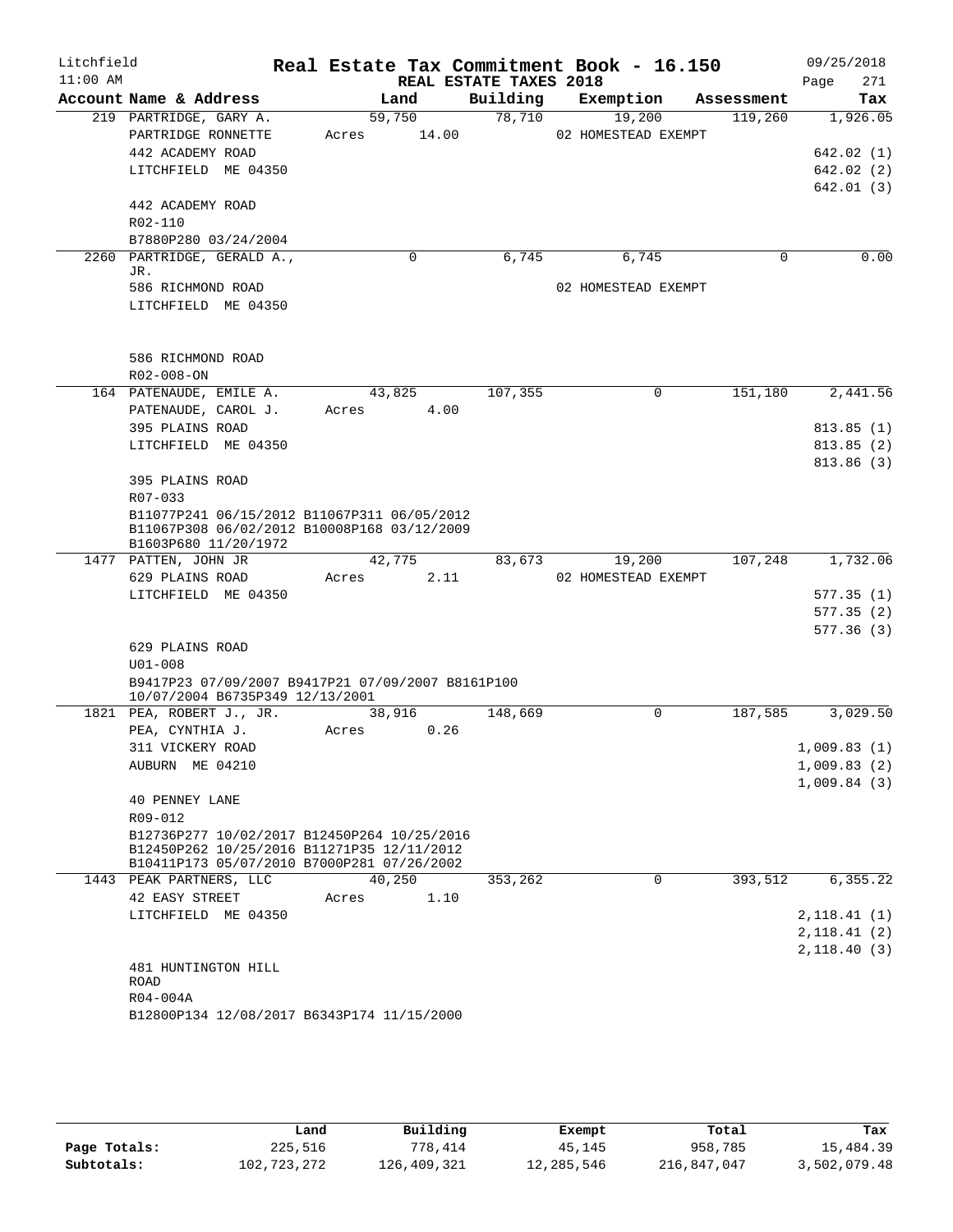Litchfield
11:00 AM

# Real Estate Tax Commitment Book - 16.150

REAL ESTATE TAXES 2018

09/25/2018
Page 271

| Account Name & Address | Land | Building | Exemption | Assessment | Tax |
|---|---|---|---|---|---|
| 219 PARTRIDGE, GARY A. | 59,750 | 78,710 | 19,200 | 119,260 | 1,926.05 |
| PARTRIDGE RONNETTE | Acres 14.00 | | 02 HOMESTEAD EXEMPT | | |
| 442 ACADEMY ROAD | | | | | 642.02 (1) |
| LITCHFIELD ME 04350 | | | | | 642.02 (2) |
| | | | | | 642.01 (3) |
| 442 ACADEMY ROAD | | | | | |
| R02-110 | | | | | |
| B7880P280 03/24/2004 | | | | | |
| 2260 PARTRIDGE, GERALD A., JR. | 0 | 6,745 | 6,745 | 0 | 0.00 |
| 586 RICHMOND ROAD | | | 02 HOMESTEAD EXEMPT | | |
| LITCHFIELD ME 04350 | | | | | |
| 586 RICHMOND ROAD | | | | | |
| R02-008-ON | | | | | |
| 164 PATENAUDE, EMILE A. | 43,825 | 107,355 | 0 | 151,180 | 2,441.56 |
| PATENAUDE, CAROL J. | Acres 4.00 | | | | |
| 395 PLAINS ROAD | | | | | 813.85 (1) |
| LITCHFIELD ME 04350 | | | | | 813.85 (2) |
| | | | | | 813.86 (3) |
| 395 PLAINS ROAD | | | | | |
| R07-033 | | | | | |
| B11077P241 06/15/2012 B11067P311 06/05/2012 B11067P308 06/02/2012 B10008P168 03/12/2009 B1603P680 11/20/1972 | | | | | |
| 1477 PATTEN, JOHN JR | 42,775 | 83,673 | 19,200 | 107,248 | 1,732.06 |
| 629 PLAINS ROAD | Acres 2.11 | | 02 HOMESTEAD EXEMPT | | |
| LITCHFIELD ME 04350 | | | | | 577.35 (1) |
| | | | | | 577.35 (2) |
| | | | | | 577.36 (3) |
| 629 PLAINS ROAD | | | | | |
| U01-008 | | | | | |
| B9417P23 07/09/2007 B9417P21 07/09/2007 B8161P100 10/07/2004 B6735P349 12/13/2001 | | | | | |
| 1821 PEA, ROBERT J., JR. | 38,916 | 148,669 | 0 | 187,585 | 3,029.50 |
| PEA, CYNTHIA J. | Acres 0.26 | | | | |
| 311 VICKERY ROAD | | | | | 1,009.83 (1) |
| AUBURN ME 04210 | | | | | 1,009.83 (2) |
| | | | | | 1,009.84 (3) |
| 40 PENNEY LANE | | | | | |
| R09-012 | | | | | |
| B12736P277 10/02/2017 B12450P264 10/25/2016 B12450P262 10/25/2016 B11271P35 12/11/2012 B10411P173 05/07/2010 B7000P281 07/26/2002 | | | | | |
| 1443 PEAK PARTNERS, LLC | 40,250 | 353,262 | 0 | 393,512 | 6,355.22 |
| 42 EASY STREET | Acres 1.10 | | | | |
| LITCHFIELD ME 04350 | | | | | 2,118.41 (1) |
| | | | | | 2,118.41 (2) |
| | | | | | 2,118.40 (3) |
| 481 HUNTINGTON HILL ROAD | | | | | |
| R04-004A | | | | | |
| B12800P134 12/08/2017 B6343P174 11/15/2000 | | | | | |

| | Land | Building | Exempt | Total | Tax |
|---|---|---|---|---|---|
| Page Totals: | 225,516 | 778,414 | 45,145 | 958,785 | 15,484.39 |
| Subtotals: | 102,723,272 | 126,409,321 | 12,285,546 | 216,847,047 | 3,502,079.48 |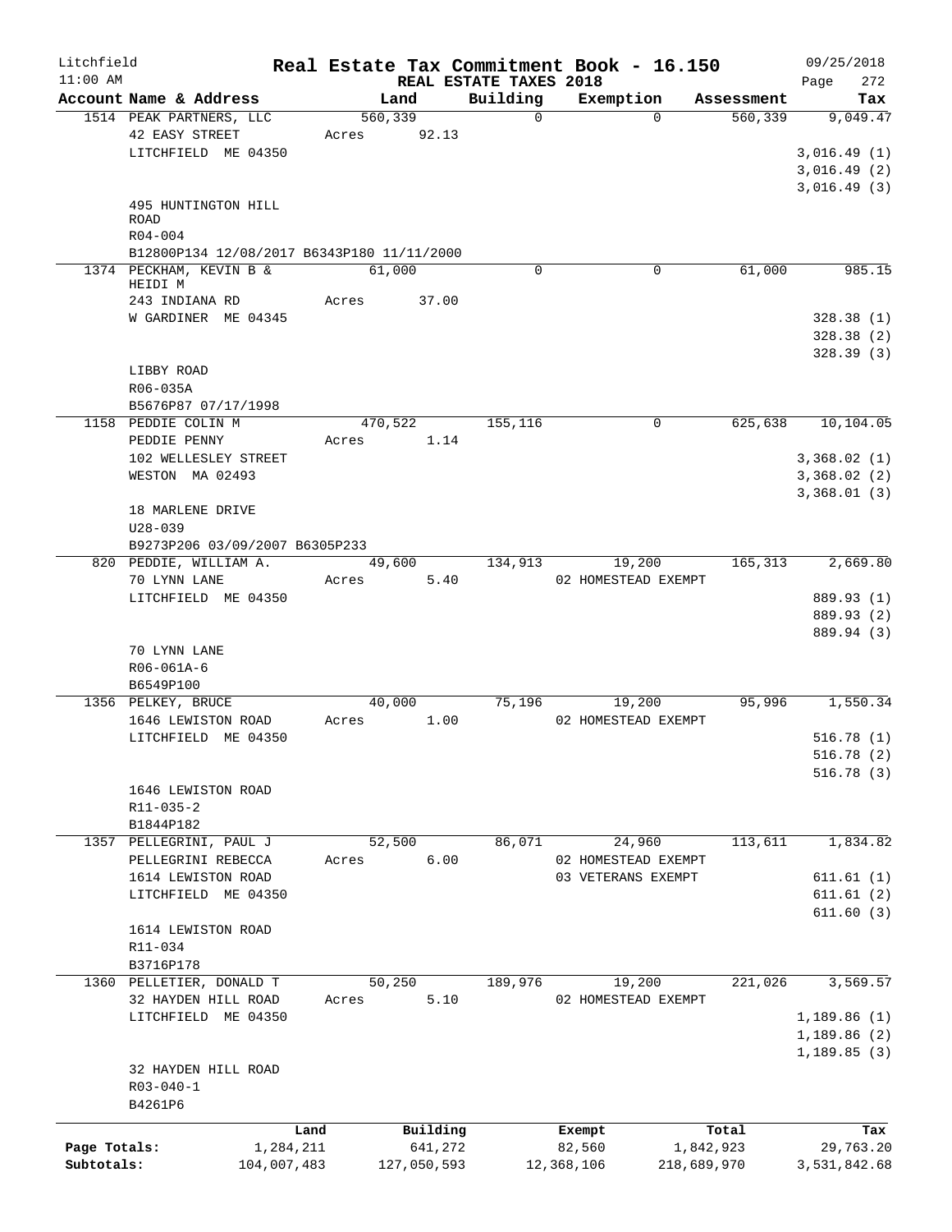Litchfield
11:00 AM

# Real Estate Tax Commitment Book - 16.150

REAL ESTATE TAXES 2018

09/25/2018

| Account Name & Address | Land | Building | Exemption | Assessment | Tax |
|---|---|---|---|---|---|
| 1514 PEAK PARTNERS, LLC | 560,339 | 0 | 0 | 560,339 | 9,049.47 |
| 42 EASY STREET | Acres 92.13 | | | | |
| LITCHFIELD ME 04350 | | | | | 3,016.49 (1) |
| | | | | | 3,016.49 (2) |
| | | | | | 3,016.49 (3) |
| 495 HUNTINGTON HILL ROAD | | | | | |
| R04-004 | | | | | |
| B12800P134 12/08/2017 B6343P180 11/11/2000 | | | | | |
| 1374 PECKHAM, KEVIN B & HEIDI M | 61,000 | 0 | 0 | 61,000 | 985.15 |
| 243 INDIANA RD | Acres 37.00 | | | | |
| W GARDINER ME 04345 | | | | | 328.38 (1) |
| | | | | | 328.38 (2) |
| | | | | | 328.39 (3) |
| LIBBY ROAD | | | | | |
| R06-035A | | | | | |
| B5676P87 07/17/1998 | | | | | |
| 1158 PEDDIE COLIN M | 470,522 | 155,116 | 0 | 625,638 | 10,104.05 |
| PEDDIE PENNY | Acres 1.14 | | | | |
| 102 WELLESLEY STREET | | | | | 3,368.02 (1) |
| WESTON MA 02493 | | | | | 3,368.02 (2) |
| | | | | | 3,368.01 (3) |
| 18 MARLENE DRIVE | | | | | |
| U28-039 | | | | | |
| B9273P206 03/09/2007 B6305P233 | | | | | |
| 820 PEDDIE, WILLIAM A. | 49,600 | 134,913 | 19,200 | 165,313 | 2,669.80 |
| 70 LYNN LANE | Acres 5.40 | | 02 HOMESTEAD EXEMPT | | |
| LITCHFIELD ME 04350 | | | | | 889.93 (1) |
| | | | | | 889.93 (2) |
| | | | | | 889.94 (3) |
| 70 LYNN LANE | | | | | |
| R06-061A-6 | | | | | |
| B6549P100 | | | | | |
| 1356 PELKEY, BRUCE | 40,000 | 75,196 | 19,200 | 95,996 | 1,550.34 |
| 1646 LEWISTON ROAD | Acres 1.00 | | 02 HOMESTEAD EXEMPT | | |
| LITCHFIELD ME 04350 | | | | | 516.78 (1) |
| | | | | | 516.78 (2) |
| | | | | | 516.78 (3) |
| 1646 LEWISTON ROAD | | | | | |
| R11-035-2 | | | | | |
| B1844P182 | | | | | |
| 1357 PELLEGRINI, PAUL J | 52,500 | 86,071 | 24,960 | 113,611 | 1,834.82 |
| PELLEGRINI REBECCA | Acres 6.00 | | 02 HOMESTEAD EXEMPT | | |
| 1614 LEWISTON ROAD | | | 03 VETERANS EXEMPT | | 611.61 (1) |
| LITCHFIELD ME 04350 | | | | | 611.61 (2) |
| | | | | | 611.60 (3) |
| 1614 LEWISTON ROAD | | | | | |
| R11-034 | | | | | |
| B3716P178 | | | | | |
| 1360 PELLETIER, DONALD T | 50,250 | 189,976 | 19,200 | 221,026 | 3,569.57 |
| 32 HAYDEN HILL ROAD | Acres 5.10 | | 02 HOMESTEAD EXEMPT | | |
| LITCHFIELD ME 04350 | | | | | 1,189.86 (1) |
| | | | | | 1,189.86 (2) |
| | | | | | 1,189.85 (3) |
| 32 HAYDEN HILL ROAD | | | | | |
| R03-040-1 | | | | | |
| B4261P6 | | | | | |

| | Land | Building | Exempt | Total | Tax |
|---|---|---|---|---|---|
| Page Totals: | 1,284,211 | 641,272 | 82,560 | 1,842,923 | 29,763.20 |
| Subtotals: | 104,007,483 | 127,050,593 | 12,368,106 | 218,689,970 | 3,531,842.68 |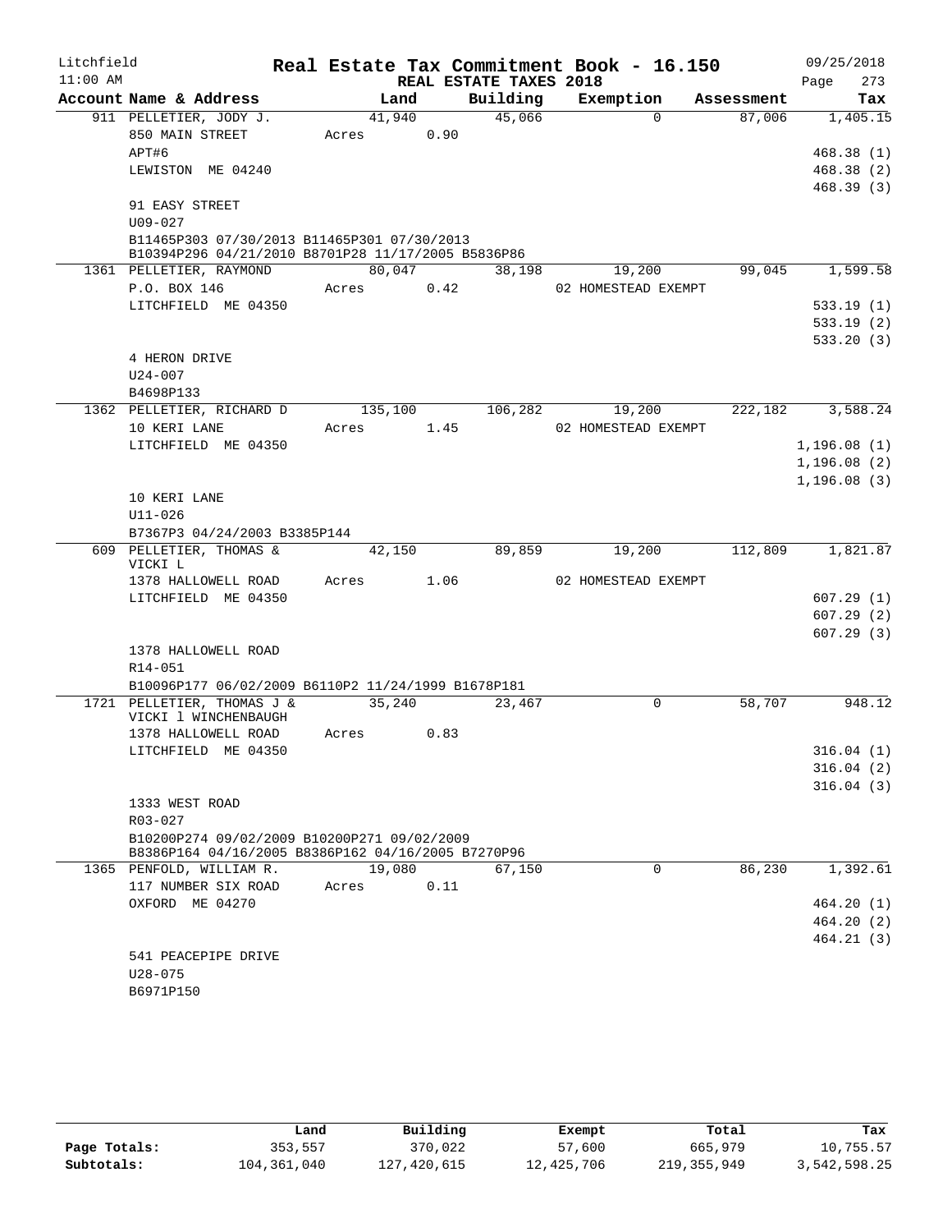Litchfield 11:00 AM

# Real Estate Tax Commitment Book - 16.150

REAL ESTATE TAXES 2018

09/25/2018

| Account Name & Address | Land | Building | Exemption | Assessment | Tax |
|---|---|---|---|---|---|
| 911 PELLETIER, JODY J. | 41,940 | 45,066 | 0 | 87,006 | 1,405.15 |
| 850 MAIN STREET | Acres 0.90 | | | | |
| APT#6 | | | | | 468.38 (1) |
| LEWISTON ME 04240 | | | | | 468.38 (2) |
| | | | | | 468.39 (3) |
| 91 EASY STREET | | | | | |
| U09-027 | | | | | |
| B11465P303 07/30/2013 B11465P301 07/30/2013 B10394P296 04/21/2010 B8701P28 11/17/2005 B5836P86 | | | | | |
| 1361 PELLETIER, RAYMOND | 80,047 | 38,198 | 19,200 | 99,045 | 1,599.58 |
| P.O. BOX 146 | Acres 0.42 | | 02 HOMESTEAD EXEMPT | | |
| LITCHFIELD ME 04350 | | | | | 533.19 (1) |
| | | | | | 533.19 (2) |
| | | | | | 533.20 (3) |
| 4 HERON DRIVE | | | | | |
| U24-007 | | | | | |
| B4698P133 | | | | | |
| 1362 PELLETIER, RICHARD D | 135,100 | 106,282 | 19,200 | 222,182 | 3,588.24 |
| 10 KERI LANE | Acres 1.45 | | 02 HOMESTEAD EXEMPT | | |
| LITCHFIELD ME 04350 | | | | | 1,196.08 (1) |
| | | | | | 1,196.08 (2) |
| | | | | | 1,196.08 (3) |
| 10 KERI LANE | | | | | |
| U11-026 | | | | | |
| B7367P3 04/24/2003 B3385P144 | | | | | |
| 609 PELLETIER, THOMAS & VICKI L | 42,150 | 89,859 | 19,200 | 112,809 | 1,821.87 |
| 1378 HALLOWELL ROAD | Acres 1.06 | | 02 HOMESTEAD EXEMPT | | |
| LITCHFIELD ME 04350 | | | | | 607.29 (1) |
| | | | | | 607.29 (2) |
| | | | | | 607.29 (3) |
| 1378 HALLOWELL ROAD | | | | | |
| R14-051 | | | | | |
| B10096P177 06/02/2009 B6110P2 11/24/1999 B1678P181 | | | | | |
| 1721 PELLETIER, THOMAS J & VICKI l WINCHENBAUGH | 35,240 | 23,467 | 0 | 58,707 | 948.12 |
| 1378 HALLOWELL ROAD | Acres 0.83 | | | | |
| LITCHFIELD ME 04350 | | | | | 316.04 (1) |
| | | | | | 316.04 (2) |
| | | | | | 316.04 (3) |
| 1333 WEST ROAD | | | | | |
| R03-027 | | | | | |
| B10200P274 09/02/2009 B10200P271 09/02/2009 B8386P164 04/16/2005 B8386P162 04/16/2005 B7270P96 | | | | | |
| 1365 PENFOLD, WILLIAM R. | 19,080 | 67,150 | 0 | 86,230 | 1,392.61 |
| 117 NUMBER SIX ROAD | Acres 0.11 | | | | |
| OXFORD ME 04270 | | | | | 464.20 (1) |
| | | | | | 464.20 (2) |
| | | | | | 464.21 (3) |
| 541 PEACEPIPE DRIVE | | | | | |
| U28-075 | | | | | |
| B6971P150 | | | | | |

| | Land | Building | Exempt | Total | Tax |
|---|---|---|---|---|---|
| Page Totals: | 353,557 | 370,022 | 57,600 | 665,979 | 10,755.57 |
| Subtotals: | 104,361,040 | 127,420,615 | 12,425,706 | 219,355,949 | 3,542,598.25 |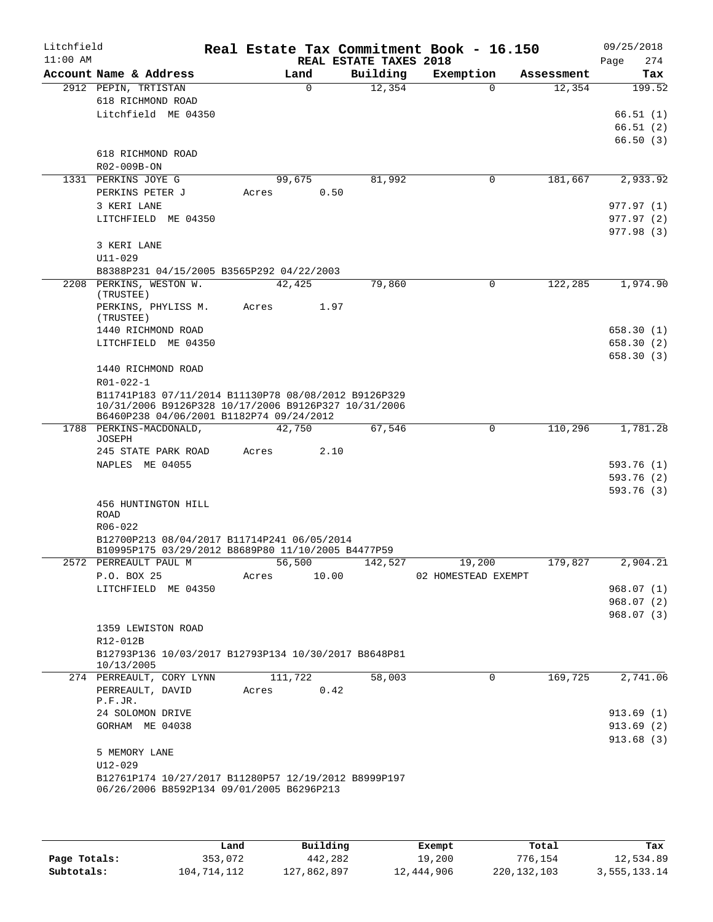Litchfield
11:00 AM

# Real Estate Tax Commitment Book - 16.150

REAL ESTATE TAXES 2018

09/25/2018

| Account Name & Address | Land | Building | Exemption | Assessment | Tax |
|---|---|---|---|---|---|
| 2912 PEPIN, TRTISTAN | 0 | 12,354 | 0 | 12,354 | 199.52 |
| 618 RICHMOND ROAD | | | | | |
| Litchfield ME 04350 | | | | | 66.51 (1) |
| | | | | | 66.51 (2) |
| | | | | | 66.50 (3) |
| 618 RICHMOND ROAD | | | | | |
| R02-009B-ON | | | | | |
| 1331 PERKINS JOYE G | 99,675 | 81,992 | 0 | 181,667 | 2,933.92 |
| PERKINS PETER J | Acres 0.50 | | | | |
| 3 KERI LANE | | | | | 977.97 (1) |
| LITCHFIELD ME 04350 | | | | | 977.97 (2) |
| | | | | | 977.98 (3) |
| 3 KERI LANE | | | | | |
| U11-029 | | | | | |
| B8388P231 04/15/2005 B3565P292 04/22/2003 | | | | | |
| 2208 PERKINS, WESTON W. (TRUSTEE) | 42,425 | 79,860 | 0 | 122,285 | 1,974.90 |
| PERKINS, PHYLISS M. (TRUSTEE) | Acres 1.97 | | | | |
| 1440 RICHMOND ROAD | | | | | 658.30 (1) |
| LITCHFIELD ME 04350 | | | | | 658.30 (2) |
| | | | | | 658.30 (3) |
| 1440 RICHMOND ROAD | | | | | |
| R01-022-1 | | | | | |
| B11741P183 07/11/2014 B11130P78 08/08/2012 B9126P329 10/31/2006 B9126P328 10/17/2006 B9126P327 10/31/2006 B6460P238 04/06/2001 B1182P74 09/24/2012 | | | | | |
| 1788 PERKINS-MACDONALD, JOSEPH | 42,750 | 67,546 | 0 | 110,296 | 1,781.28 |
| 245 STATE PARK ROAD | Acres 2.10 | | | | |
| NAPLES ME 04055 | | | | | 593.76 (1) |
| | | | | | 593.76 (2) |
| | | | | | 593.76 (3) |
| 456 HUNTINGTON HILL ROAD | | | | | |
| R06-022 | | | | | |
| B12700P213 08/04/2017 B11714P241 06/05/2014 B10995P175 03/29/2012 B8689P80 11/10/2005 B4477P59 | | | | | |
| 2572 PERREAULT PAUL M | 56,500 | 142,527 | 19,200 | 179,827 | 2,904.21 |
| P.O. BOX 25 | Acres 10.00 | | 02 HOMESTEAD EXEMPT | | |
| LITCHFIELD ME 04350 | | | | | 968.07 (1) |
| | | | | | 968.07 (2) |
| | | | | | 968.07 (3) |
| 1359 LEWISTON ROAD | | | | | |
| R12-012B | | | | | |
| B12793P136 10/03/2017 B12793P134 10/30/2017 B8648P81 10/13/2005 | | | | | |
| 274 PERREAULT, CORY LYNN | 111,722 | 58,003 | 0 | 169,725 | 2,741.06 |
| PERREAULT, DAVID P.F.JR. | Acres 0.42 | | | | |
| 24 SOLOMON DRIVE | | | | | 913.69 (1) |
| GORHAM ME 04038 | | | | | 913.69 (2) |
| | | | | | 913.68 (3) |
| 5 MEMORY LANE | | | | | |
| U12-029 | | | | | |
| B12761P174 10/27/2017 B11280P57 12/19/2012 B8999P197 06/26/2006 B8592P134 09/01/2005 B6296P213 | | | | | |

| | Land | Building | Exempt | Total | Tax |
|---|---|---|---|---|---|
| Page Totals: | 353,072 | 442,282 | 19,200 | 776,154 | 12,534.89 |
| Subtotals: | 104,714,112 | 127,862,897 | 12,444,906 | 220,132,103 | 3,555,133.14 |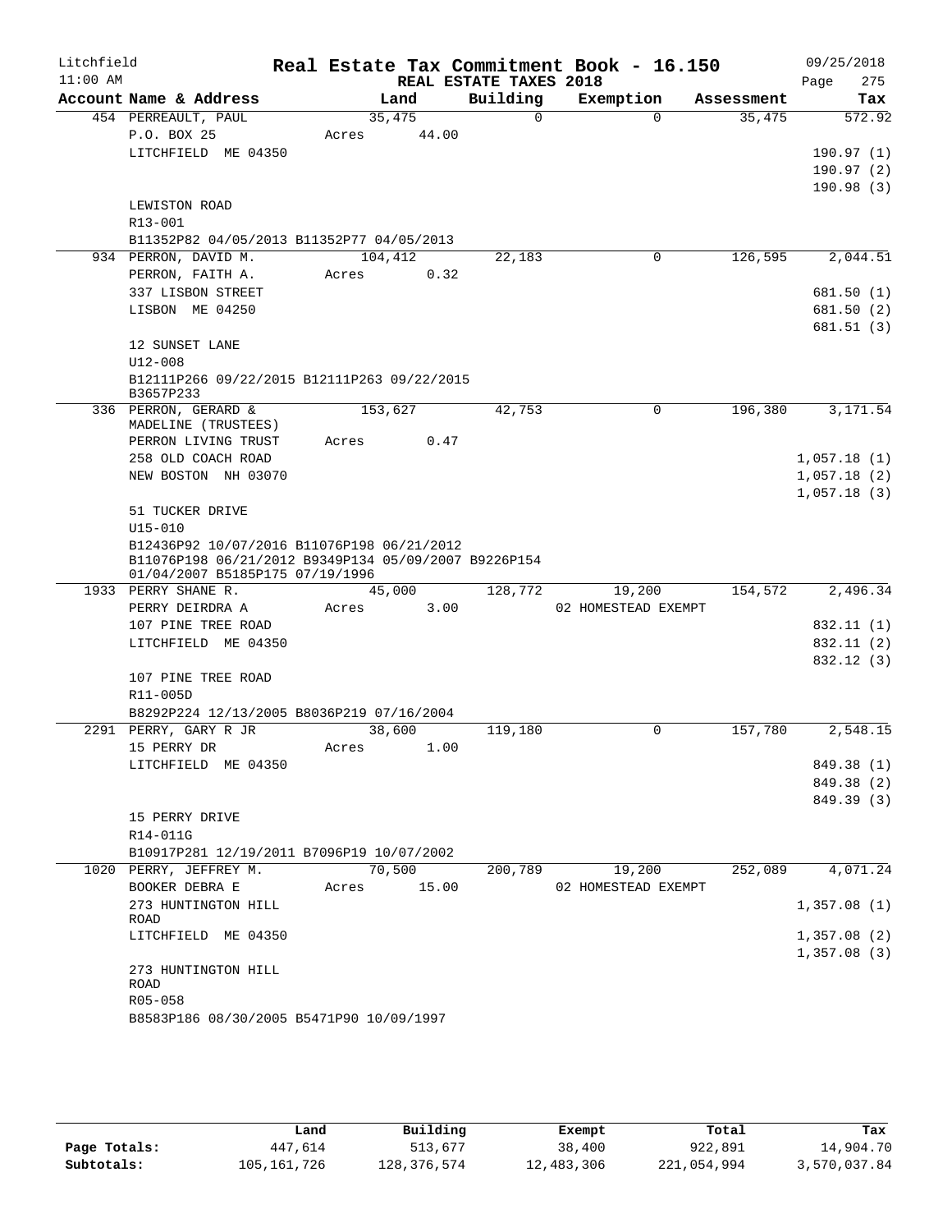Litchfield 11:00 AM

# Real Estate Tax Commitment Book - 16.150

REAL ESTATE TAXES 2018

09/25/2018 Page 275

| Account Name & Address | Land | Building | Exemption | Assessment | Tax |
|---|---|---|---|---|---|
| 454 PERREAULT, PAUL | 35,475 | 0 | 0 | 35,475 | 572.92 |
| P.O. BOX 25 | Acres 44.00 | | | | |
| LITCHFIELD ME 04350 | | | | | 190.97 (1) |
| | | | | | 190.97 (2) |
| | | | | | 190.98 (3) |
| LEWISTON ROAD | | | | | |
| R13-001 | | | | | |
| B11352P82 04/05/2013 B11352P77 04/05/2013 | | | | | |
| 934 PERRON, DAVID M. | 104,412 | 22,183 | 0 | 126,595 | 2,044.51 |
| PERRON, FAITH A. | Acres 0.32 | | | | |
| 337 LISBON STREET | | | | | 681.50 (1) |
| LISBON ME 04250 | | | | | 681.50 (2) |
| | | | | | 681.51 (3) |
| 12 SUNSET LANE | | | | | |
| U12-008 | | | | | |
| B12111P266 09/22/2015 B12111P263 09/22/2015 B3657P233 | | | | | |
| 336 PERRON, GERARD & MADELINE (TRUSTEES) | 153,627 | 42,753 | 0 | 196,380 | 3,171.54 |
| PERRON LIVING TRUST | Acres 0.47 | | | | |
| 258 OLD COACH ROAD | | | | | 1,057.18 (1) |
| NEW BOSTON NH 03070 | | | | | 1,057.18 (2) |
| | | | | | 1,057.18 (3) |
| 51 TUCKER DRIVE | | | | | |
| U15-010 | | | | | |
| B12436P92 10/07/2016 B11076P198 06/21/2012 B11076P198 06/21/2012 B9349P134 05/09/2007 B9226P154 01/04/2007 B5185P175 07/19/1996 | | | | | |
| 1933 PERRY SHANE R. | 45,000 | 128,772 | 19,200 | 154,572 | 2,496.34 |
| PERRY DEIRDRA A | Acres 3.00 | | 02 HOMESTEAD EXEMPT | | |
| 107 PINE TREE ROAD | | | | | 832.11 (1) |
| LITCHFIELD ME 04350 | | | | | 832.11 (2) |
| | | | | | 832.12 (3) |
| 107 PINE TREE ROAD | | | | | |
| R11-005D | | | | | |
| B8292P224 12/13/2005 B8036P219 07/16/2004 | | | | | |
| 2291 PERRY, GARY R JR | 38,600 | 119,180 | 0 | 157,780 | 2,548.15 |
| 15 PERRY DR | Acres 1.00 | | | | |
| LITCHFIELD ME 04350 | | | | | 849.38 (1) |
| | | | | | 849.38 (2) |
| | | | | | 849.39 (3) |
| 15 PERRY DRIVE | | | | | |
| R14-011G | | | | | |
| B10917P281 12/19/2011 B7096P19 10/07/2002 | | | | | |
| 1020 PERRY, JEFFREY M. | 70,500 | 200,789 | 19,200 | 252,089 | 4,071.24 |
| BOOKER DEBRA E | Acres 15.00 | | 02 HOMESTEAD EXEMPT | | |
| 273 HUNTINGTON HILL ROAD | | | | | 1,357.08 (1) |
| LITCHFIELD ME 04350 | | | | | 1,357.08 (2) |
| | | | | | 1,357.08 (3) |
| 273 HUNTINGTON HILL ROAD | | | | | |
| R05-058 | | | | | |
| B8583P186 08/30/2005 B5471P90 10/09/1997 | | | | | |

| | Land | Building | Exempt | Total | Tax |
|---|---|---|---|---|---|
| Page Totals: | 447,614 | 513,677 | 38,400 | 922,891 | 14,904.70 |
| Subtotals: | 105,161,726 | 128,376,574 | 12,483,306 | 221,054,994 | 3,570,037.84 |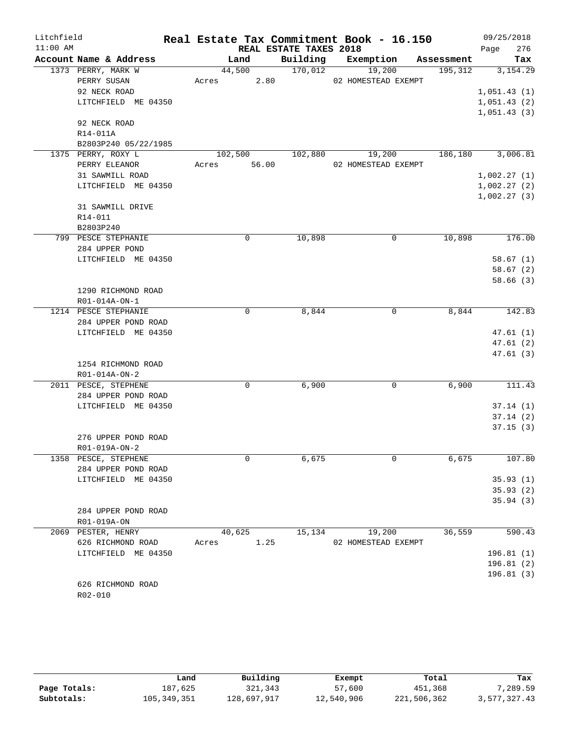Litchfield
11:00 AM

# Real Estate Tax Commitment Book - 16.150

REAL ESTATE TAXES 2018

09/25/2018
Page 276

| Account Name & Address | Land | Building | Exemption | Assessment | Tax |
|---|---|---|---|---|---|
| 1373 PERRY, MARK W | 44,500 | 170,012 | 19,200 | 195,312 | 3,154.29 |
| PERRY SUSAN | Acres 2.80 | | 02 HOMESTEAD EXEMPT | | |
| 92 NECK ROAD | | | | | 1,051.43 (1) |
| LITCHFIELD ME 04350 | | | | | 1,051.43 (2) |
| | | | | | 1,051.43 (3) |
| 92 NECK ROAD | | | | | |
| R14-011A | | | | | |
| B2803P240 05/22/1985 | | | | | |
| 1375 PERRY, ROXY L | 102,500 | 102,880 | 19,200 | 186,180 | 3,006.81 |
| PERRY ELEANOR | Acres 56.00 | | 02 HOMESTEAD EXEMPT | | |
| 31 SAWMILL ROAD | | | | | 1,002.27 (1) |
| LITCHFIELD ME 04350 | | | | | 1,002.27 (2) |
| | | | | | 1,002.27 (3) |
| 31 SAWMILL DRIVE | | | | | |
| R14-011 | | | | | |
| B2803P240 | | | | | |
| 799 PESCE STEPHANIE | 0 | 10,898 | 0 | 10,898 | 176.00 |
| 284 UPPER POND | | | | | |
| LITCHFIELD ME 04350 | | | | | 58.67 (1) |
| | | | | | 58.67 (2) |
| | | | | | 58.66 (3) |
| 1290 RICHMOND ROAD | | | | | |
| R01-014A-ON-1 | | | | | |
| 1214 PESCE STEPHANIE | 0 | 8,844 | 0 | 8,844 | 142.83 |
| 284 UPPER POND ROAD | | | | | |
| LITCHFIELD ME 04350 | | | | | 47.61 (1) |
| | | | | | 47.61 (2) |
| | | | | | 47.61 (3) |
| 1254 RICHMOND ROAD | | | | | |
| R01-014A-ON-2 | | | | | |
| 2011 PESCE, STEPHENE | 0 | 6,900 | 0 | 6,900 | 111.43 |
| 284 UPPER POND ROAD | | | | | |
| LITCHFIELD ME 04350 | | | | | 37.14 (1) |
| | | | | | 37.14 (2) |
| | | | | | 37.15 (3) |
| 276 UPPER POND ROAD | | | | | |
| R01-019A-ON-2 | | | | | |
| 1358 PESCE, STEPHENE | 0 | 6,675 | 0 | 6,675 | 107.80 |
| 284 UPPER POND ROAD | | | | | |
| LITCHFIELD ME 04350 | | | | | 35.93 (1) |
| | | | | | 35.93 (2) |
| | | | | | 35.94 (3) |
| 284 UPPER POND ROAD | | | | | |
| R01-019A-ON | | | | | |
| 2069 PESTER, HENRY | 40,625 | 15,134 | 19,200 | 36,559 | 590.43 |
| 626 RICHMOND ROAD | Acres 1.25 | | 02 HOMESTEAD EXEMPT | | |
| LITCHFIELD ME 04350 | | | | | 196.81 (1) |
| | | | | | 196.81 (2) |
| | | | | | 196.81 (3) |
| 626 RICHMOND ROAD | | | | | |
| R02-010 | | | | | |

| | Land | Building | Exempt | Total | Tax |
|---|---|---|---|---|---|
| Page Totals: | 187,625 | 321,343 | 57,600 | 451,368 | 7,289.59 |
| Subtotals: | 105,349,351 | 128,697,917 | 12,540,906 | 221,506,362 | 3,577,327.43 |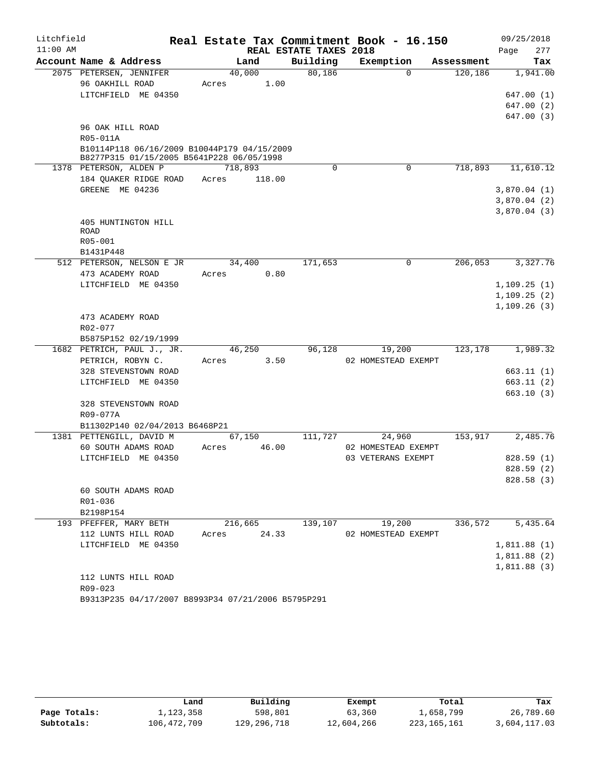Litchfield
11:00 AM

# Real Estate Tax Commitment Book - 16.150

REAL ESTATE TAXES 2018

09/25/2018

| Account Name & Address | Land | Building | Exemption | Assessment | Tax |
|---|---|---|---|---|---|
| 2075 PETERSEN, JENNIFER | 40,000 | 80,186 | 0 | 120,186 | 1,941.00 |
| 96 OAKHILL ROAD | Acres 1.00 | | | | |
| LITCHFIELD ME 04350 | | | | | 647.00 (1) |
| | | | | | 647.00 (2) |
| | | | | | 647.00 (3) |
| 96 OAK HILL ROAD | | | | | |
| R05-011A | | | | | |
| B10114P118 06/16/2009 B10044P179 04/15/2009 | | | | | |
| B8277P315 01/15/2005 B5641P228 06/05/1998 | | | | | |
| 1378 PETERSON, ALDEN P | 718,893 | 0 | 0 | 718,893 | 11,610.12 |
| 184 QUAKER RIDGE ROAD | Acres 118.00 | | | | |
| GREENE ME 04236 | | | | | 3,870.04 (1) |
| | | | | | 3,870.04 (2) |
| | | | | | 3,870.04 (3) |
| 405 HUNTINGTON HILL ROAD | | | | | |
| R05-001 | | | | | |
| B1431P448 | | | | | |
| 512 PETERSON, NELSON E JR | 34,400 | 171,653 | 0 | 206,053 | 3,327.76 |
| 473 ACADEMY ROAD | Acres 0.80 | | | | |
| LITCHFIELD ME 04350 | | | | | 1,109.25 (1) |
| | | | | | 1,109.25 (2) |
| | | | | | 1,109.26 (3) |
| 473 ACADEMY ROAD | | | | | |
| R02-077 | | | | | |
| B5875P152 02/19/1999 | | | | | |
| 1682 PETRICH, PAUL J., JR. | 46,250 | 96,128 | 19,200 | 123,178 | 1,989.32 |
| PETRICH, ROBYN C. | Acres 3.50 | | 02 HOMESTEAD EXEMPT | | |
| 328 STEVENSTOWN ROAD | | | | | 663.11 (1) |
| LITCHFIELD ME 04350 | | | | | 663.11 (2) |
| | | | | | 663.10 (3) |
| 328 STEVENSTOWN ROAD | | | | | |
| R09-077A | | | | | |
| B11302P140 02/04/2013 B6468P21 | | | | | |
| 1381 PETTENGILL, DAVID M | 67,150 | 111,727 | 24,960 | 153,917 | 2,485.76 |
| 60 SOUTH ADAMS ROAD | Acres 46.00 | | 02 HOMESTEAD EXEMPT | | |
| LITCHFIELD ME 04350 | | | 03 VETERANS EXEMPT | | 828.59 (1) |
| | | | | | 828.59 (2) |
| | | | | | 828.58 (3) |
| 60 SOUTH ADAMS ROAD | | | | | |
| R01-036 | | | | | |
| B2198P154 | | | | | |
| 193 PFEFFER, MARY BETH | 216,665 | 139,107 | 19,200 | 336,572 | 5,435.64 |
| 112 LUNTS HILL ROAD | Acres 24.33 | | 02 HOMESTEAD EXEMPT | | |
| LITCHFIELD ME 04350 | | | | | 1,811.88 (1) |
| | | | | | 1,811.88 (2) |
| | | | | | 1,811.88 (3) |
| 112 LUNTS HILL ROAD | | | | | |
| R09-023 | | | | | |
| B9313P235 04/17/2007 B8993P34 07/21/2006 B5795P291 | | | | | |

| | Land | Building | Exempt | Total | Tax |
|---|---|---|---|---|---|
| Page Totals: | 1,123,358 | 598,801 | 63,360 | 1,658,799 | 26,789.60 |
| Subtotals: | 106,472,709 | 129,296,718 | 12,604,266 | 223,165,161 | 3,604,117.03 |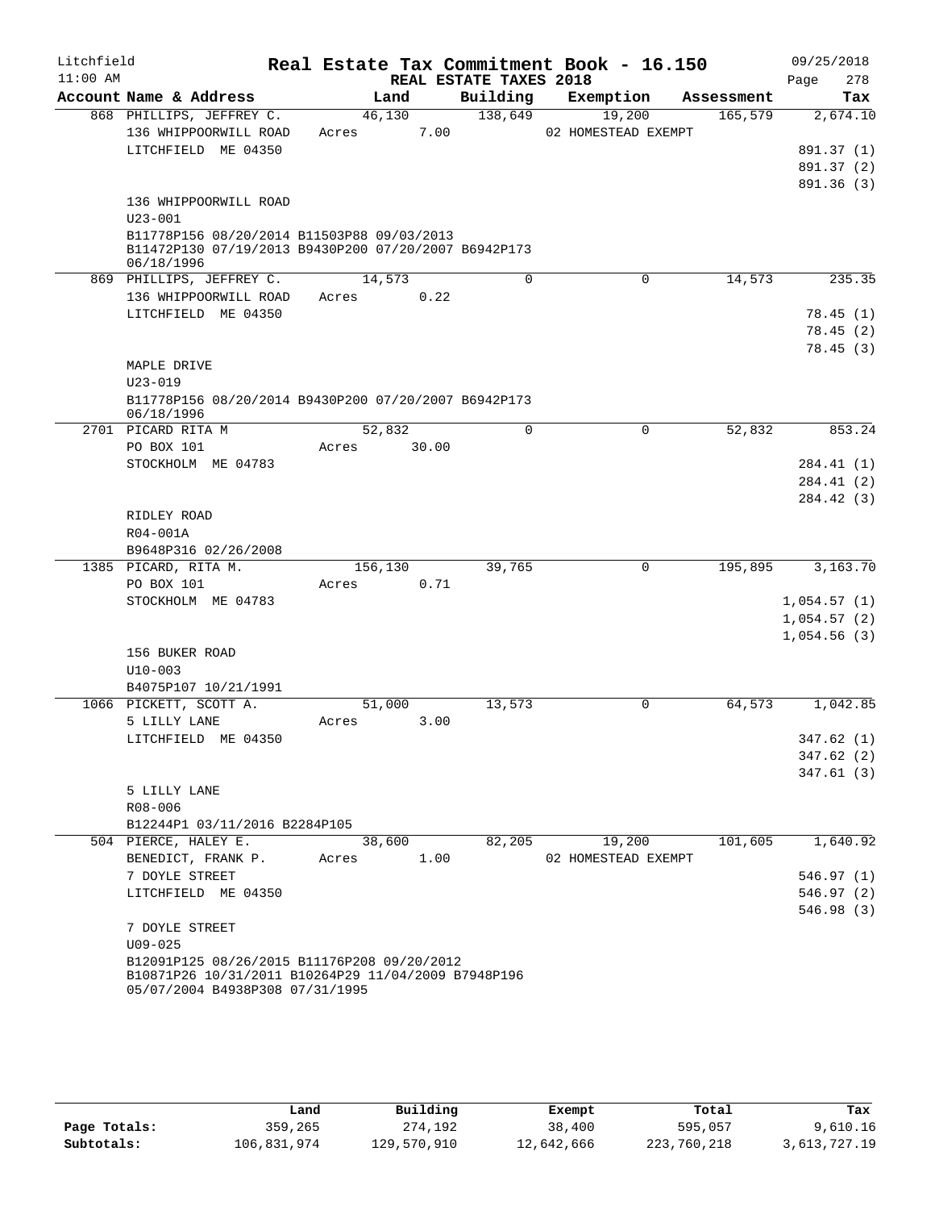Litchfield
11:00 AM

**Real Estate Tax Commitment Book - 16.150**
**REAL ESTATE TAXES 2018**

09/25/2018
Page 278

| Account Name & Address | Land | Building | Exemption | Assessment | Tax |
|---|---|---|---|---|---|
| 868 PHILLIPS, JEFFREY C. | 46,130 | 138,649 | 19,200 | 165,579 | 2,674.10 |
| 136 WHIPPOORWILL ROAD | Acres 7.00 | | 02 HOMESTEAD EXEMPT | | |
| LITCHFIELD ME 04350 | | | | | 891.37 (1) |
| | | | | | 891.37 (2) |
| | | | | | 891.36 (3) |
| 136 WHIPPOORWILL ROAD | | | | | |
| U23-001 | | | | | |
| B11778P156 08/20/2014 B11503P88 09/03/2013 B11472P130 07/19/2013 B9430P200 07/20/2007 B6942P173 06/18/1996 | | | | | |
| 869 PHILLIPS, JEFFREY C. | 14,573 | 0 | 0 | 14,573 | 235.35 |
| 136 WHIPPOORWILL ROAD | Acres 0.22 | | | | |
| LITCHFIELD ME 04350 | | | | | 78.45 (1) |
| | | | | | 78.45 (2) |
| | | | | | 78.45 (3) |
| MAPLE DRIVE | | | | | |
| U23-019 | | | | | |
| B11778P156 08/20/2014 B9430P200 07/20/2007 B6942P173 06/18/1996 | | | | | |
| 2701 PICARD RITA M | 52,832 | 0 | 0 | 52,832 | 853.24 |
| PO BOX 101 | Acres 30.00 | | | | |
| STOCKHOLM ME 04783 | | | | | 284.41 (1) |
| | | | | | 284.41 (2) |
| | | | | | 284.42 (3) |
| RIDLEY ROAD | | | | | |
| R04-001A | | | | | |
| B9648P316 02/26/2008 | | | | | |
| 1385 PICARD, RITA M. | 156,130 | 39,765 | 0 | 195,895 | 3,163.70 |
| PO BOX 101 | Acres 0.71 | | | | |
| STOCKHOLM ME 04783 | | | | | 1,054.57 (1) |
| | | | | | 1,054.57 (2) |
| | | | | | 1,054.56 (3) |
| 156 BUKER ROAD | | | | | |
| U10-003 | | | | | |
| B4075P107 10/21/1991 | | | | | |
| 1066 PICKETT, SCOTT A. | 51,000 | 13,573 | 0 | 64,573 | 1,042.85 |
| 5 LILLY LANE | Acres 3.00 | | | | |
| LITCHFIELD ME 04350 | | | | | 347.62 (1) |
| | | | | | 347.62 (2) |
| | | | | | 347.61 (3) |
| 5 LILLY LANE | | | | | |
| R08-006 | | | | | |
| B12244P1 03/11/2016 B2284P105 | | | | | |
| 504 PIERCE, HALEY E. | 38,600 | 82,205 | 19,200 | 101,605 | 1,640.92 |
| BENEDICT, FRANK P. | Acres 1.00 | | 02 HOMESTEAD EXEMPT | | |
| 7 DOYLE STREET | | | | | 546.97 (1) |
| LITCHFIELD ME 04350 | | | | | 546.97 (2) |
| | | | | | 546.98 (3) |
| 7 DOYLE STREET | | | | | |
| U09-025 | | | | | |
| B12091P125 08/26/2015 B11176P208 09/20/2012 B10871P26 10/31/2011 B10264P29 11/04/2009 B7948P196 05/07/2004 B4938P308 07/31/1995 | | | | | |

| | Land | Building | Exempt | Total | Tax |
|---|---|---|---|---|---|
| Page Totals: | 359,265 | 274,192 | 38,400 | 595,057 | 9,610.16 |
| Subtotals: | 106,831,974 | 129,570,910 | 12,642,666 | 223,760,218 | 3,613,727.19 |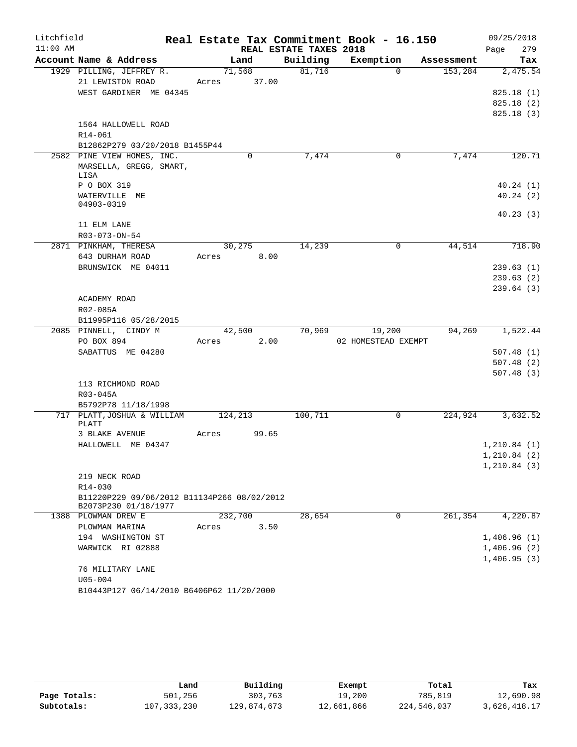# Real Estate Tax Commitment Book - 16.150

Litchfield
11:00 AM

REAL ESTATE TAXES 2018

09/25/2018

| Account Name & Address | Land | Building | Exemption | Assessment | Tax |
|---|---|---|---|---|---|
| 1929 PILLING, JEFFREY R. | 71,568 | 81,716 | 0 | 153,284 | 2,475.54 |
| 21 LEWISTON ROAD | Acres 37.00 | | | | |
| WEST GARDINER ME 04345 | | | | | 825.18 (1) |
| | | | | | 825.18 (2) |
| | | | | | 825.18 (3) |
| 1564 HALLOWELL ROAD | | | | | |
| R14-061 | | | | | |
| B12862P279 03/20/2018 B1455P44 | | | | | |
| 2582 PINE VIEW HOMES, INC. | 0 | 7,474 | 0 | 7,474 | 120.71 |
| MARSELLA, GREGG, SMART, LISA | | | | | |
| P O BOX 319 | | | | | 40.24 (1) |
| WATERVILLE ME 04903-0319 | | | | | 40.24 (2) |
| | | | | | 40.23 (3) |
| 11 ELM LANE | | | | | |
| R03-073-ON-54 | | | | | |
| 2871 PINKHAM, THERESA | 30,275 | 14,239 | 0 | 44,514 | 718.90 |
| 643 DURHAM ROAD | Acres 8.00 | | | | |
| BRUNSWICK ME 04011 | | | | | 239.63 (1) |
| | | | | | 239.63 (2) |
| | | | | | 239.64 (3) |
| ACADEMY ROAD | | | | | |
| R02-085A | | | | | |
| B11995P116 05/28/2015 | | | | | |
| 2085 PINNELL, CINDY M | 42,500 | 70,969 | 19,200 | 94,269 | 1,522.44 |
| PO BOX 894 | Acres 2.00 | | 02 HOMESTEAD EXEMPT | | |
| SABATTUS ME 04280 | | | | | 507.48 (1) |
| | | | | | 507.48 (2) |
| | | | | | 507.48 (3) |
| 113 RICHMOND ROAD | | | | | |
| R03-045A | | | | | |
| B5792P78 11/18/1998 | | | | | |
| 717 PLATT, JOSHUA & WILLIAM PLATT | 124,213 | 100,711 | 0 | 224,924 | 3,632.52 |
| 3 BLAKE AVENUE | Acres 99.65 | | | | |
| HALLOWELL ME 04347 | | | | | 1,210.84 (1) |
| | | | | | 1,210.84 (2) |
| | | | | | 1,210.84 (3) |
| 219 NECK ROAD | | | | | |
| R14-030 | | | | | |
| B11220P229 09/06/2012 B11134P266 08/02/2012 B2073P230 01/18/1977 | | | | | |
| 1388 PLOWMAN DREW E | 232,700 | 28,654 | 0 | 261,354 | 4,220.87 |
| PLOWMAN MARINA | Acres 3.50 | | | | |
| 194 WASHINGTON ST | | | | | 1,406.96 (1) |
| WARWICK RI 02888 | | | | | 1,406.96 (2) |
| | | | | | 1,406.95 (3) |
| 76 MILITARY LANE | | | | | |
| U05-004 | | | | | |
| B10443P127 06/14/2010 B6406P62 11/20/2000 | | | | | |

| | Land | Building | Exempt | Total | Tax |
|---|---|---|---|---|---|
| Page Totals: | 501,256 | 303,763 | 19,200 | 785,819 | 12,690.98 |
| Subtotals: | 107,333,230 | 129,874,673 | 12,661,866 | 224,546,037 | 3,626,418.17 |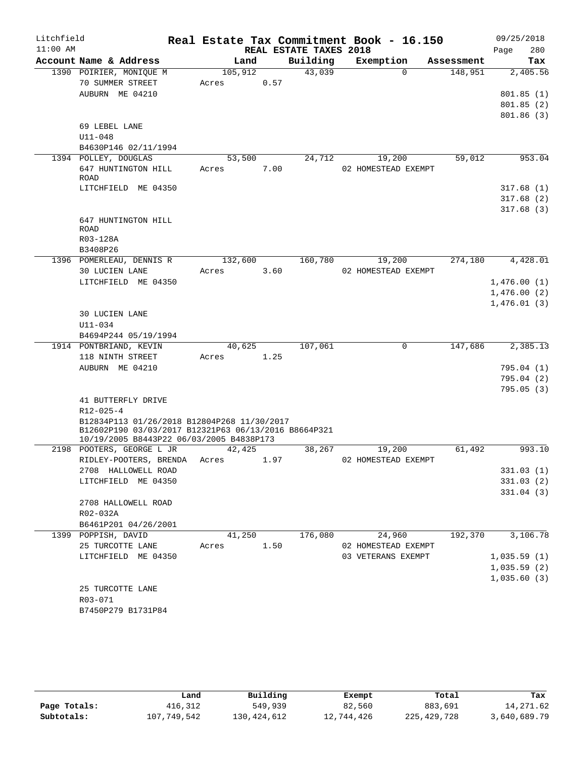Litchfield
11:00 AM

# Real Estate Tax Commitment Book - 16.150

REAL ESTATE TAXES 2018

09/25/2018
Page 280

| Account Name & Address | Land | Building | Exemption | Assessment | Tax |
|---|---|---|---|---|---|
| 1390 POIRIER, MONIQUE M | 105,912 | 43,039 | 0 | 148,951 | 2,405.56 |
| 70 SUMMER STREET | Acres 0.57 | | | | |
| AUBURN ME 04210 | | | | | 801.85 (1) |
| | | | | | 801.85 (2) |
| | | | | | 801.86 (3) |
| 69 LEBEL LANE | | | | | |
| U11-048 | | | | | |
| B4630P146 02/11/1994 | | | | | |
| 1394 POLLEY, DOUGLAS | 53,500 | 24,712 | 19,200 | 59,012 | 953.04 |
| 647 HUNTINGTON HILL ROAD | Acres 7.00 | | 02 HOMESTEAD EXEMPT | | |
| LITCHFIELD ME 04350 | | | | | 317.68 (1) |
| | | | | | 317.68 (2) |
| | | | | | 317.68 (3) |
| 647 HUNTINGTON HILL ROAD | | | | | |
| R03-128A | | | | | |
| B3408P26 | | | | | |
| 1396 POMERLEAU, DENNIS R | 132,600 | 160,780 | 19,200 | 274,180 | 4,428.01 |
| 30 LUCIEN LANE | Acres 3.60 | | 02 HOMESTEAD EXEMPT | | |
| LITCHFIELD ME 04350 | | | | | 1,476.00 (1) |
| | | | | | 1,476.00 (2) |
| | | | | | 1,476.01 (3) |
| 30 LUCIEN LANE | | | | | |
| U11-034 | | | | | |
| B4694P244 05/19/1994 | | | | | |
| 1914 PONTBRIAND, KEVIN | 40,625 | 107,061 | 0 | 147,686 | 2,385.13 |
| 118 NINTH STREET | Acres 1.25 | | | | |
| AUBURN ME 04210 | | | | | 795.04 (1) |
| | | | | | 795.04 (2) |
| | | | | | 795.05 (3) |
| 41 BUTTERFLY DRIVE | | | | | |
| R12-025-4 | | | | | |
| B12834P113 01/26/2018 B12804P268 11/30/2017 B12602P190 03/03/2017 B12321P63 06/13/2016 B8664P321 10/19/2005 B8443P22 06/03/2005 B4838P173 | | | | | |
| 2198 POOTERS, GEORGE L JR | 42,425 | 38,267 | 19,200 | 61,492 | 993.10 |
| RIDLEY-POOTERS, BRENDA | Acres 1.97 | | 02 HOMESTEAD EXEMPT | | |
| 2708 HALLOWELL ROAD | | | | | 331.03 (1) |
| LITCHFIELD ME 04350 | | | | | 331.03 (2) |
| | | | | | 331.04 (3) |
| 2708 HALLOWELL ROAD | | | | | |
| R02-032A | | | | | |
| B6461P201 04/26/2001 | | | | | |
| 1399 POPPISH, DAVID | 41,250 | 176,080 | 24,960 | 192,370 | 3,106.78 |
| 25 TURCOTTE LANE | Acres 1.50 | | 02 HOMESTEAD EXEMPT | | |
| LITCHFIELD ME 04350 | | | 03 VETERANS EXEMPT | | 1,035.59 (1) |
| | | | | | 1,035.59 (2) |
| | | | | | 1,035.60 (3) |
| 25 TURCOTTE LANE | | | | | |
| R03-071 | | | | | |
| B7450P279 B1731P84 | | | | | |

| | Land | Building | Exempt | Total | Tax |
|---|---|---|---|---|---|
| Page Totals: | 416,312 | 549,939 | 82,560 | 883,691 | 14,271.62 |
| Subtotals: | 107,749,542 | 130,424,612 | 12,744,426 | 225,429,728 | 3,640,689.79 |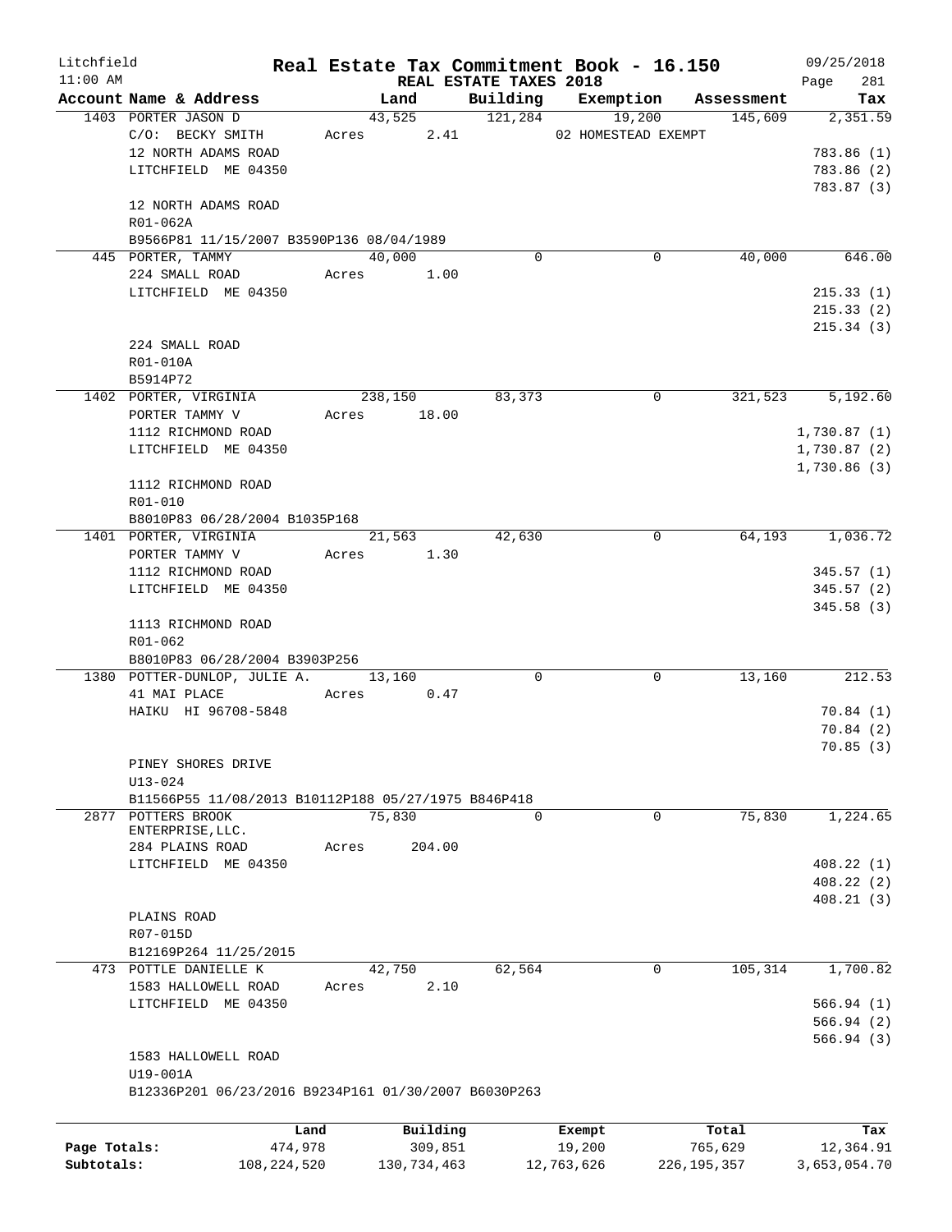Litchfield
11:00 AM

# Real Estate Tax Commitment Book - 16.150

REAL ESTATE TAXES 2018

09/25/2018
Page 281

| Account Name & Address | Land | Building | Exemption | Assessment | Tax |
|---|---|---|---|---|---|
| 1403 PORTER JASON D | 43,525 | 121,284 | 19,200 | 145,609 | 2,351.59 |
| C/O: BECKY SMITH | Acres 2.41 | | 02 HOMESTEAD EXEMPT | | |
| 12 NORTH ADAMS ROAD | | | | | 783.86 (1) |
| LITCHFIELD ME 04350 | | | | | 783.86 (2) |
| | | | | | 783.87 (3) |
| 12 NORTH ADAMS ROAD | | | | | |
| R01-062A | | | | | |
| B9566P81 11/15/2007 B3590P136 08/04/1989 | | | | | |
| 445 PORTER, TAMMY | 40,000 | 0 | 0 | 40,000 | 646.00 |
| 224 SMALL ROAD | Acres 1.00 | | | | |
| LITCHFIELD ME 04350 | | | | | 215.33 (1) |
| | | | | | 215.33 (2) |
| | | | | | 215.34 (3) |
| 224 SMALL ROAD | | | | | |
| R01-010A | | | | | |
| B5914P72 | | | | | |
| 1402 PORTER, VIRGINIA | 238,150 | 83,373 | 0 | 321,523 | 5,192.60 |
| PORTER TAMMY V | Acres 18.00 | | | | |
| 1112 RICHMOND ROAD | | | | | 1,730.87 (1) |
| LITCHFIELD ME 04350 | | | | | 1,730.87 (2) |
| | | | | | 1,730.86 (3) |
| 1112 RICHMOND ROAD | | | | | |
| R01-010 | | | | | |
| B8010P83 06/28/2004 B1035P168 | | | | | |
| 1401 PORTER, VIRGINIA | 21,563 | 42,630 | 0 | 64,193 | 1,036.72 |
| PORTER TAMMY V | Acres 1.30 | | | | |
| 1112 RICHMOND ROAD | | | | | 345.57 (1) |
| LITCHFIELD ME 04350 | | | | | 345.57 (2) |
| | | | | | 345.58 (3) |
| 1113 RICHMOND ROAD | | | | | |
| R01-062 | | | | | |
| B8010P83 06/28/2004 B3903P256 | | | | | |
| 1380 POTTER-DUNLOP, JULIE A. | 13,160 | 0 | 0 | 13,160 | 212.53 |
| 41 MAI PLACE | Acres 0.47 | | | | |
| HAIKU HI 96708-5848 | | | | | 70.84 (1) |
| | | | | | 70.84 (2) |
| | | | | | 70.85 (3) |
| PINEY SHORES DRIVE | | | | | |
| U13-024 | | | | | |
| B11566P55 11/08/2013 B10112P188 05/27/1975 B846P418 | | | | | |
| 2877 POTTERS BROOK ENTERPRISE,LLC. | 75,830 | 0 | 0 | 75,830 | 1,224.65 |
| 284 PLAINS ROAD | Acres 204.00 | | | | |
| LITCHFIELD ME 04350 | | | | | 408.22 (1) |
| | | | | | 408.22 (2) |
| | | | | | 408.21 (3) |
| PLAINS ROAD | | | | | |
| R07-015D | | | | | |
| B12169P264 11/25/2015 | | | | | |
| 473 POTTLE DANIELLE K | 42,750 | 62,564 | 0 | 105,314 | 1,700.82 |
| 1583 HALLOWELL ROAD | Acres 2.10 | | | | |
| LITCHFIELD ME 04350 | | | | | 566.94 (1) |
| | | | | | 566.94 (2) |
| | | | | | 566.94 (3) |
| 1583 HALLOWELL ROAD | | | | | |
| U19-001A | | | | | |
| B12336P201 06/23/2016 B9234P161 01/30/2007 B6030P263 | | | | | |

| | Land | Building | Exempt | Total | Tax |
|---|---|---|---|---|---|
| Page Totals: | 474,978 | 309,851 | 19,200 | 765,629 | 12,364.91 |
| Subtotals: | 108,224,520 | 130,734,463 | 12,763,626 | 226,195,357 | 3,653,054.70 |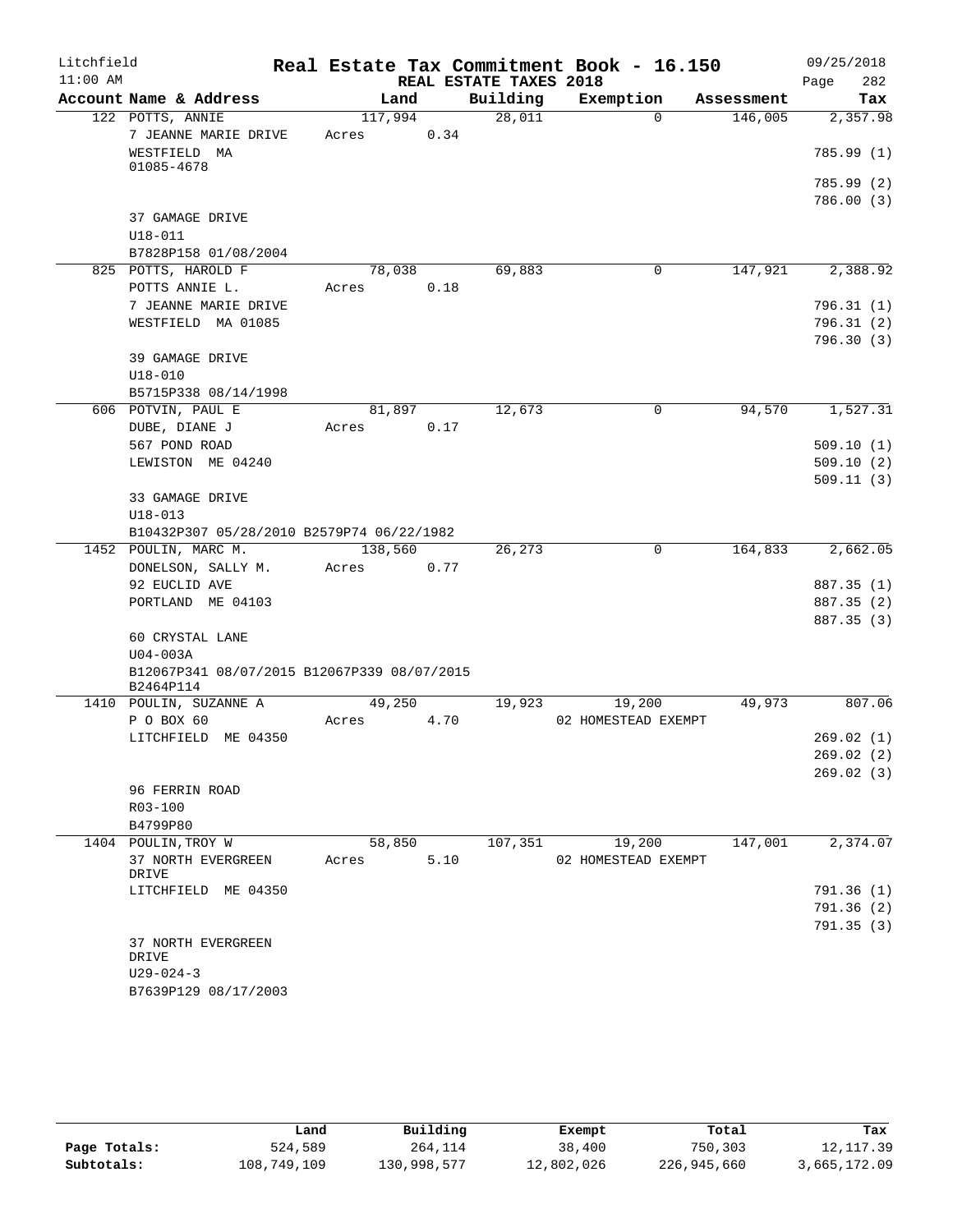Litchfield
11:00 AM

# Real Estate Tax Commitment Book - 16.150

REAL ESTATE TAXES 2018

09/25/2018
Page 282

| Account | Name & Address | Land | Building | Exemption | Assessment | Tax |
|---|---|---|---|---|---|---|
| 122 | POTTS, ANNIE<br>7 JEANNE MARIE DRIVE<br>WESTFIELD MA<br>01085-4678<br><br>37 GAMAGE DRIVE<br>U18-011<br>B7828P158 01/08/2004 | 117,994<br>Acres 0.34 | 28,011 | 0 | 146,005 | 2,357.98<br><br>785.99 (1)<br>785.99 (2)<br>786.00 (3) |
| 825 | POTTS, HAROLD F<br>POTTS ANNIE L.<br>7 JEANNE MARIE DRIVE<br>WESTFIELD MA 01085<br><br>39 GAMAGE DRIVE<br>U18-010<br>B5715P338 08/14/1998 | 78,038<br>Acres 0.18 | 69,883 | 0 | 147,921 | 2,388.92<br><br>796.31 (1)<br>796.31 (2)<br>796.30 (3) |
| 606 | POTVIN, PAUL E<br>DUBE, DIANE J<br>567 POND ROAD<br>LEWISTON ME 04240<br><br>33 GAMAGE DRIVE<br>U18-013<br>B10432P307 05/28/2010 B2579P74 06/22/1982 | 81,897<br>Acres 0.17 | 12,673 | 0 | 94,570 | 1,527.31<br><br>509.10 (1)<br>509.10 (2)<br>509.11 (3) |
| 1452 | POULIN, MARC M.<br>DONELSON, SALLY M.<br>92 EUCLID AVE<br>PORTLAND ME 04103<br><br>60 CRYSTAL LANE<br>U04-003A<br>B12067P341 08/07/2015 B12067P339 08/07/2015<br>B2464P114 | 138,560<br>Acres 0.77 | 26,273 | 0 | 164,833 | 2,662.05<br><br>887.35 (1)<br>887.35 (2)<br>887.35 (3) |
| 1410 | POULIN, SUZANNE A<br>P O BOX 60<br>LITCHFIELD ME 04350<br><br>96 FERRIN ROAD<br>R03-100<br>B4799P80 | 49,250<br>Acres 4.70 | 19,923 | 19,200<br>02 HOMESTEAD EXEMPT | 49,973 | 807.06<br><br>269.02 (1)<br>269.02 (2)<br>269.02 (3) |
| 1404 | POULIN, TROY W<br>37 NORTH EVERGREEN DRIVE<br>LITCHFIELD ME 04350<br><br>37 NORTH EVERGREEN DRIVE<br>U29-024-3<br>B7639P129 08/17/2003 | 58,850<br>Acres 5.10 | 107,351 | 19,200<br>02 HOMESTEAD EXEMPT | 147,001 | 2,374.07<br><br>791.36 (1)<br>791.36 (2)<br>791.35 (3) |

| | Land | Building | Exempt | Total | Tax |
|---|---|---|---|---|---|
| Page Totals: | 524,589 | 264,114 | 38,400 | 750,303 | 12,117.39 |
| Subtotals: | 108,749,109 | 130,998,577 | 12,802,026 | 226,945,660 | 3,665,172.09 |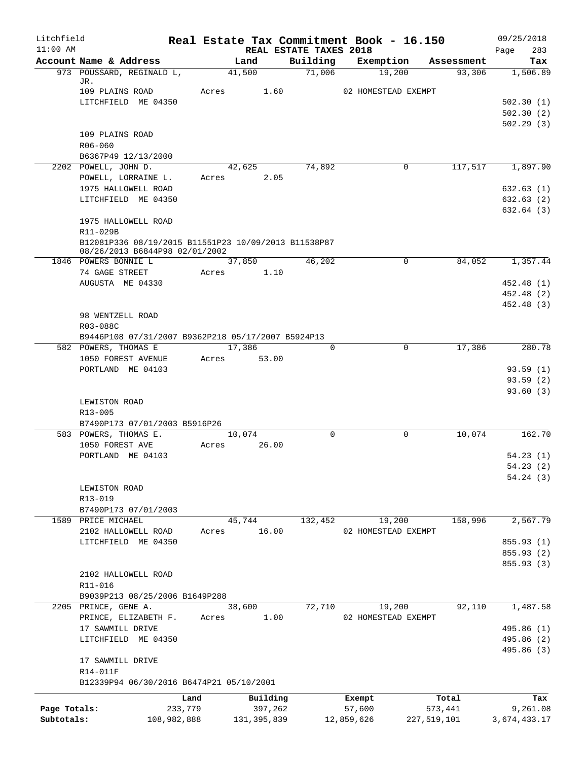Litchfield
11:00 AM

# Real Estate Tax Commitment Book - 16.150

REAL ESTATE TAXES 2018

09/25/2018
Page 283

| Account Name & Address | Land | Building | Exemption | Assessment | Tax |
|---|---|---|---|---|---|
| 973 POUSSARD, REGINALD L, JR. | 41,500 | 71,006 | 19,200 | 93,306 | 1,506.89 |
| 109 PLAINS ROAD | Acres 1.60 | | 02 HOMESTEAD EXEMPT | | |
| LITCHFIELD ME 04350 | | | | | 502.30 (1) |
| | | | | | 502.30 (2) |
| | | | | | 502.29 (3) |
| 109 PLAINS ROAD | | | | | |
| R06-060 | | | | | |
| B6367P49 12/13/2000 | | | | | |
| 2202 POWELL, JOHN D. | 42,625 | 74,892 | 0 | 117,517 | 1,897.90 |
| POWELL, LORRAINE L. | Acres 2.05 | | | | |
| 1975 HALLOWELL ROAD | | | | | 632.63 (1) |
| LITCHFIELD ME 04350 | | | | | 632.63 (2) |
| | | | | | 632.64 (3) |
| 1975 HALLOWELL ROAD | | | | | |
| R11-029B | | | | | |
| B12081P336 08/19/2015 B11551P23 10/09/2013 B11538P87 08/26/2013 B6844P98 02/01/2002 | | | | | |
| 1846 POWERS BONNIE L | 37,850 | 46,202 | 0 | 84,052 | 1,357.44 |
| 74 GAGE STREET | Acres 1.10 | | | | |
| AUGUSTA ME 04330 | | | | | 452.48 (1) |
| | | | | | 452.48 (2) |
| | | | | | 452.48 (3) |
| 98 WENTZELL ROAD | | | | | |
| R03-088C | | | | | |
| B9446P108 07/31/2007 B9362P218 05/17/2007 B5924P13 | | | | | |
| 582 POWERS, THOMAS E | 17,386 | 0 | 0 | 17,386 | 280.78 |
| 1050 FOREST AVENUE | Acres 53.00 | | | | |
| PORTLAND ME 04103 | | | | | 93.59 (1) |
| | | | | | 93.59 (2) |
| | | | | | 93.60 (3) |
| LEWISTON ROAD | | | | | |
| R13-005 | | | | | |
| B7490P173 07/01/2003 B5916P26 | | | | | |
| 583 POWERS, THOMAS E. | 10,074 | 0 | 0 | 10,074 | 162.70 |
| 1050 FOREST AVE | Acres 26.00 | | | | |
| PORTLAND ME 04103 | | | | | 54.23 (1) |
| | | | | | 54.23 (2) |
| | | | | | 54.24 (3) |
| LEWISTON ROAD | | | | | |
| R13-019 | | | | | |
| B7490P173 07/01/2003 | | | | | |
| 1589 PRICE MICHAEL | 45,744 | 132,452 | 19,200 | 158,996 | 2,567.79 |
| 2102 HALLOWELL ROAD | Acres 16.00 | | 02 HOMESTEAD EXEMPT | | |
| LITCHFIELD ME 04350 | | | | | 855.93 (1) |
| | | | | | 855.93 (2) |
| | | | | | 855.93 (3) |
| 2102 HALLOWELL ROAD | | | | | |
| R11-016 | | | | | |
| B9039P213 08/25/2006 B1649P288 | | | | | |
| 2205 PRINCE, GENE A. | 38,600 | 72,710 | 19,200 | 92,110 | 1,487.58 |
| PRINCE, ELIZABETH F. | Acres 1.00 | | 02 HOMESTEAD EXEMPT | | |
| 17 SAWMILL DRIVE | | | | | 495.86 (1) |
| LITCHFIELD ME 04350 | | | | | 495.86 (2) |
| | | | | | 495.86 (3) |
| 17 SAWMILL DRIVE | | | | | |
| R14-011F | | | | | |
| B12339P94 06/30/2016 B6474P21 05/10/2001 | | | | | |

| | Land | Building | Exempt | Total | Tax |
|---|---|---|---|---|---|
| Page Totals: | 233,779 | 397,262 | 57,600 | 573,441 | 9,261.08 |
| Subtotals: | 108,982,888 | 131,395,839 | 12,859,626 | 227,519,101 | 3,674,433.17 |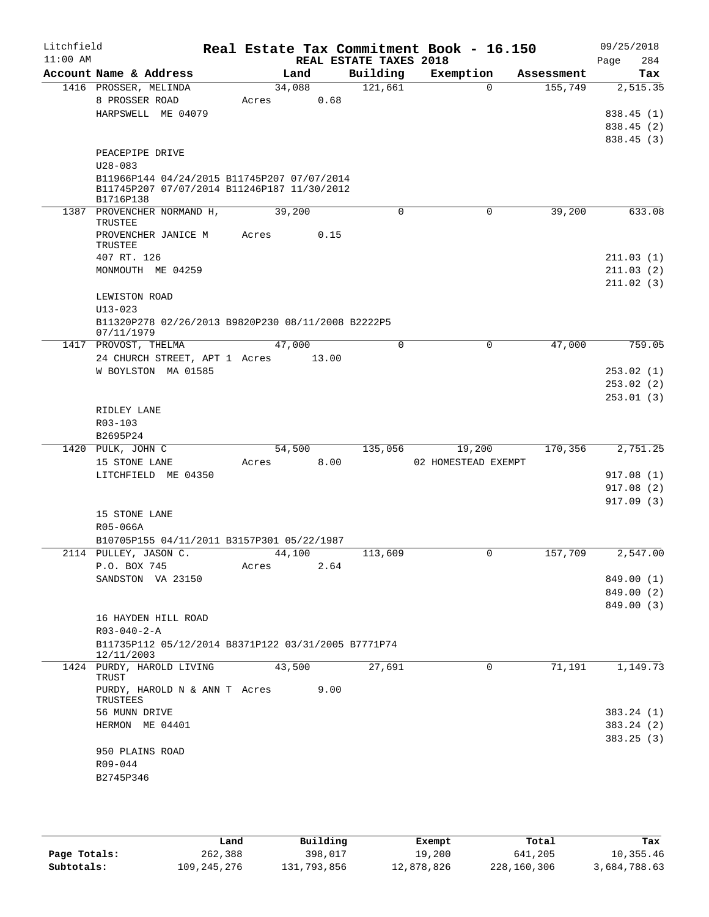Litchfield 11:00 AM

# Real Estate Tax Commitment Book - 16.150

REAL ESTATE TAXES 2018

09/25/2018 Page 284

| Account Name & Address | Land | Building | Exemption | Assessment | Tax |
|---|---|---|---|---|---|
| 1416 PROSSER, MELINDA | 34,088 | 121,661 | 0 | 155,749 | 2,515.35 |
| 8 PROSSER ROAD | Acres 0.68 | | | | |
| HARPSWELL ME 04079 | | | | | 838.45 (1) |
| | | | | | 838.45 (2) |
| | | | | | 838.45 (3) |
| PEACEPIPE DRIVE | | | | | |
| U28-083 | | | | | |
| B11966P144 04/24/2015 B11745P207 07/07/2014 B11745P207 07/07/2014 B11246P187 11/30/2012 B1716P138 | | | | | |
| 1387 PROVENCHER NORMAND H, TRUSTEE | 39,200 | 0 | 0 | 39,200 | 633.08 |
| PROVENCHER JANICE M TRUSTEE | Acres 0.15 | | | | |
| 407 RT. 126 | | | | | 211.03 (1) |
| MONMOUTH ME 04259 | | | | | 211.03 (2) |
| | | | | | 211.02 (3) |
| LEWISTON ROAD | | | | | |
| U13-023 | | | | | |
| B11320P278 02/26/2013 B9820P230 08/11/2008 B2222P5 07/11/1979 | | | | | |
| 1417 PROVOST, THELMA | 47,000 | 0 | 0 | 47,000 | 759.05 |
| 24 CHURCH STREET, APT 1 | Acres 13.00 | | | | |
| W BOYLSTON MA 01585 | | | | | 253.02 (1) |
| | | | | | 253.02 (2) |
| | | | | | 253.01 (3) |
| RIDLEY LANE | | | | | |
| R03-103 | | | | | |
| B2695P24 | | | | | |
| 1420 PULK, JOHN C | 54,500 | 135,056 | 19,200 | 170,356 | 2,751.25 |
| 15 STONE LANE | Acres 8.00 | | 02 HOMESTEAD EXEMPT | | |
| LITCHFIELD ME 04350 | | | | | 917.08 (1) |
| | | | | | 917.08 (2) |
| | | | | | 917.09 (3) |
| 15 STONE LANE | | | | | |
| R05-066A | | | | | |
| B10705P155 04/11/2011 B3157P301 05/22/1987 | | | | | |
| 2114 PULLEY, JASON C. | 44,100 | 113,609 | 0 | 157,709 | 2,547.00 |
| P.O. BOX 745 | Acres 2.64 | | | | |
| SANDSTON VA 23150 | | | | | 849.00 (1) |
| | | | | | 849.00 (2) |
| | | | | | 849.00 (3) |
| 16 HAYDEN HILL ROAD | | | | | |
| R03-040-2-A | | | | | |
| B11735P112 05/12/2014 B8371P122 03/31/2005 B7771P74 12/11/2003 | | | | | |
| 1424 PURDY, HAROLD LIVING TRUST | 43,500 | 27,691 | 0 | 71,191 | 1,149.73 |
| PURDY, HAROLD N & ANN T TRUSTEES | Acres 9.00 | | | | |
| 56 MUNN DRIVE | | | | | 383.24 (1) |
| HERMON ME 04401 | | | | | 383.24 (2) |
| | | | | | 383.25 (3) |
| 950 PLAINS ROAD | | | | | |
| R09-044 | | | | | |
| B2745P346 | | | | | |

| | Land | Building | Exempt | Total | Tax |
|---|---|---|---|---|---|
| Page Totals: | 262,388 | 398,017 | 19,200 | 641,205 | 10,355.46 |
| Subtotals: | 109,245,276 | 131,793,856 | 12,878,826 | 228,160,306 | 3,684,788.63 |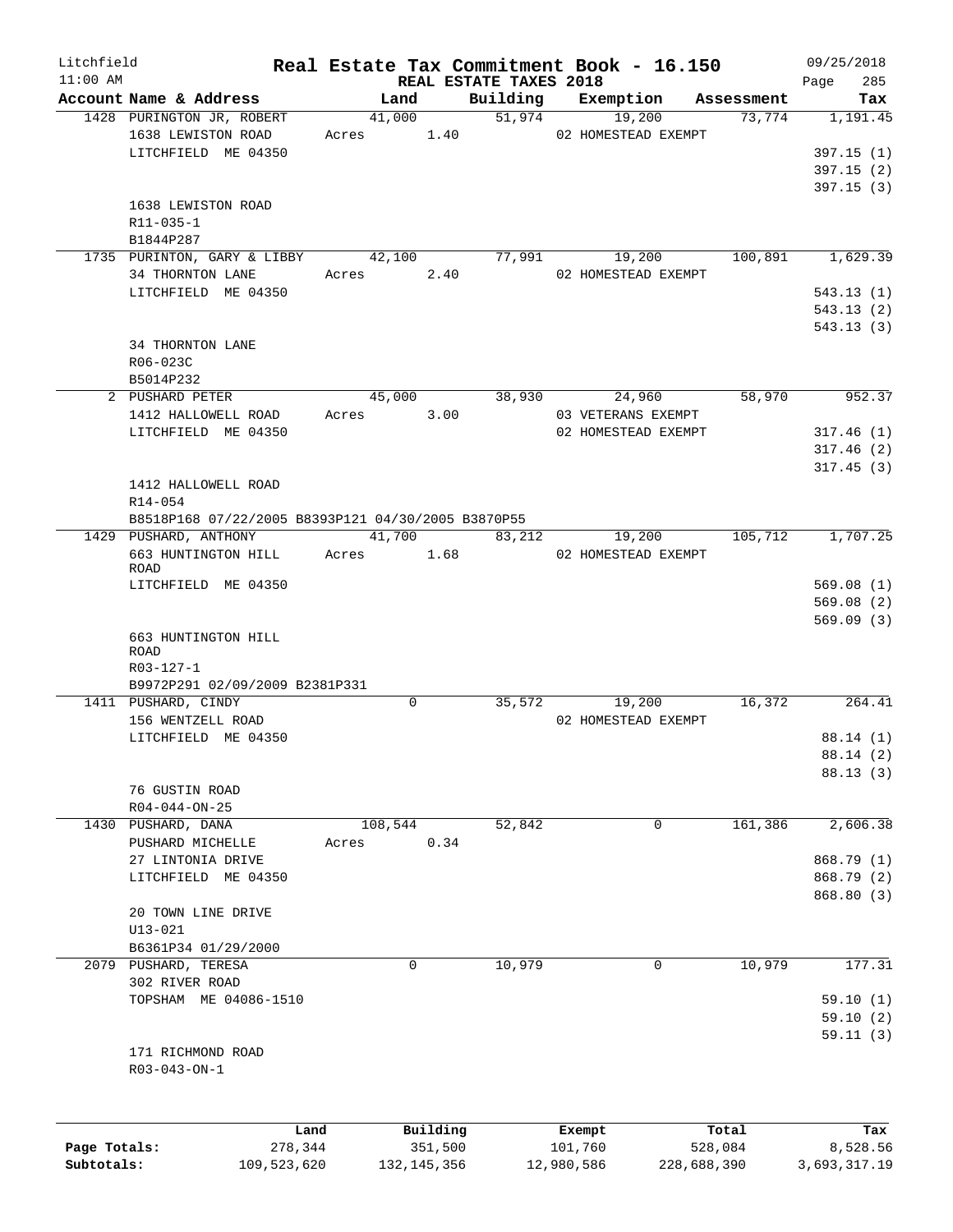# Real Estate Tax Commitment Book - 16.150

Litchfield
11:00 AM

REAL ESTATE TAXES 2018

09/25/2018

| Account Name & Address | Land | Building | Exemption | Assessment | Tax |
|---|---|---|---|---|---|
| 1428 PURINGTON JR, ROBERT | 41,000 | 51,974 | 19,200 | 73,774 | 1,191.45 |
| 1638 LEWISTON ROAD | Acres 1.40 | | 02 HOMESTEAD EXEMPT | | |
| LITCHFIELD ME 04350 | | | | | 397.15 (1) |
| | | | | | 397.15 (2) |
| | | | | | 397.15 (3) |
| 1638 LEWISTON ROAD | | | | | |
| R11-035-1 | | | | | |
| B1844P287 | | | | | |
| 1735 PURINTON, GARY & LIBBY | 42,100 | 77,991 | 19,200 | 100,891 | 1,629.39 |
| 34 THORNTON LANE | Acres 2.40 | | 02 HOMESTEAD EXEMPT | | |
| LITCHFIELD ME 04350 | | | | | 543.13 (1) |
| | | | | | 543.13 (2) |
| | | | | | 543.13 (3) |
| 34 THORNTON LANE | | | | | |
| R06-023C | | | | | |
| B5014P232 | | | | | |
| 2 PUSHARD PETER | 45,000 | 38,930 | 24,960 | 58,970 | 952.37 |
| 1412 HALLOWELL ROAD | Acres 3.00 | | 03 VETERANS EXEMPT | | |
| LITCHFIELD ME 04350 | | | 02 HOMESTEAD EXEMPT | | 317.46 (1) |
| | | | | | 317.46 (2) |
| | | | | | 317.45 (3) |
| 1412 HALLOWELL ROAD | | | | | |
| R14-054 | | | | | |
| B8518P168 07/22/2005 B8393P121 04/30/2005 B3870P55 | | | | | |
| 1429 PUSHARD, ANTHONY | 41,700 | 83,212 | 19,200 | 105,712 | 1,707.25 |
| 663 HUNTINGTON HILL ROAD | Acres 1.68 | | 02 HOMESTEAD EXEMPT | | |
| LITCHFIELD ME 04350 | | | | | 569.08 (1) |
| | | | | | 569.08 (2) |
| | | | | | 569.09 (3) |
| 663 HUNTINGTON HILL ROAD | | | | | |
| R03-127-1 | | | | | |
| B9972P291 02/09/2009 B2381P331 | | | | | |
| 1411 PUSHARD, CINDY | 0 | 35,572 | 19,200 | 16,372 | 264.41 |
| 156 WENTZELL ROAD | | | 02 HOMESTEAD EXEMPT | | |
| LITCHFIELD ME 04350 | | | | | 88.14 (1) |
| | | | | | 88.14 (2) |
| | | | | | 88.13 (3) |
| 76 GUSTIN ROAD | | | | | |
| R04-044-ON-25 | | | | | |
| 1430 PUSHARD, DANA | 108,544 | 52,842 | 0 | 161,386 | 2,606.38 |
| PUSHARD MICHELLE | Acres 0.34 | | | | |
| 27 LINTONIA DRIVE | | | | | 868.79 (1) |
| LITCHFIELD ME 04350 | | | | | 868.79 (2) |
| | | | | | 868.80 (3) |
| 20 TOWN LINE DRIVE | | | | | |
| U13-021 | | | | | |
| B6361P34 01/29/2000 | | | | | |
| 2079 PUSHARD, TERESA | 0 | 10,979 | 0 | 10,979 | 177.31 |
| 302 RIVER ROAD | | | | | |
| TOPSHAM ME 04086-1510 | | | | | 59.10 (1) |
| | | | | | 59.10 (2) |
| | | | | | 59.11 (3) |
| 171 RICHMOND ROAD | | | | | |
| R03-043-ON-1 | | | | | |

| | Land | Building | Exempt | Total | Tax |
|---|---|---|---|---|---|
| Page Totals: | 278,344 | 351,500 | 101,760 | 528,084 | 8,528.56 |
| Subtotals: | 109,523,620 | 132,145,356 | 12,980,586 | 228,688,390 | 3,693,317.19 |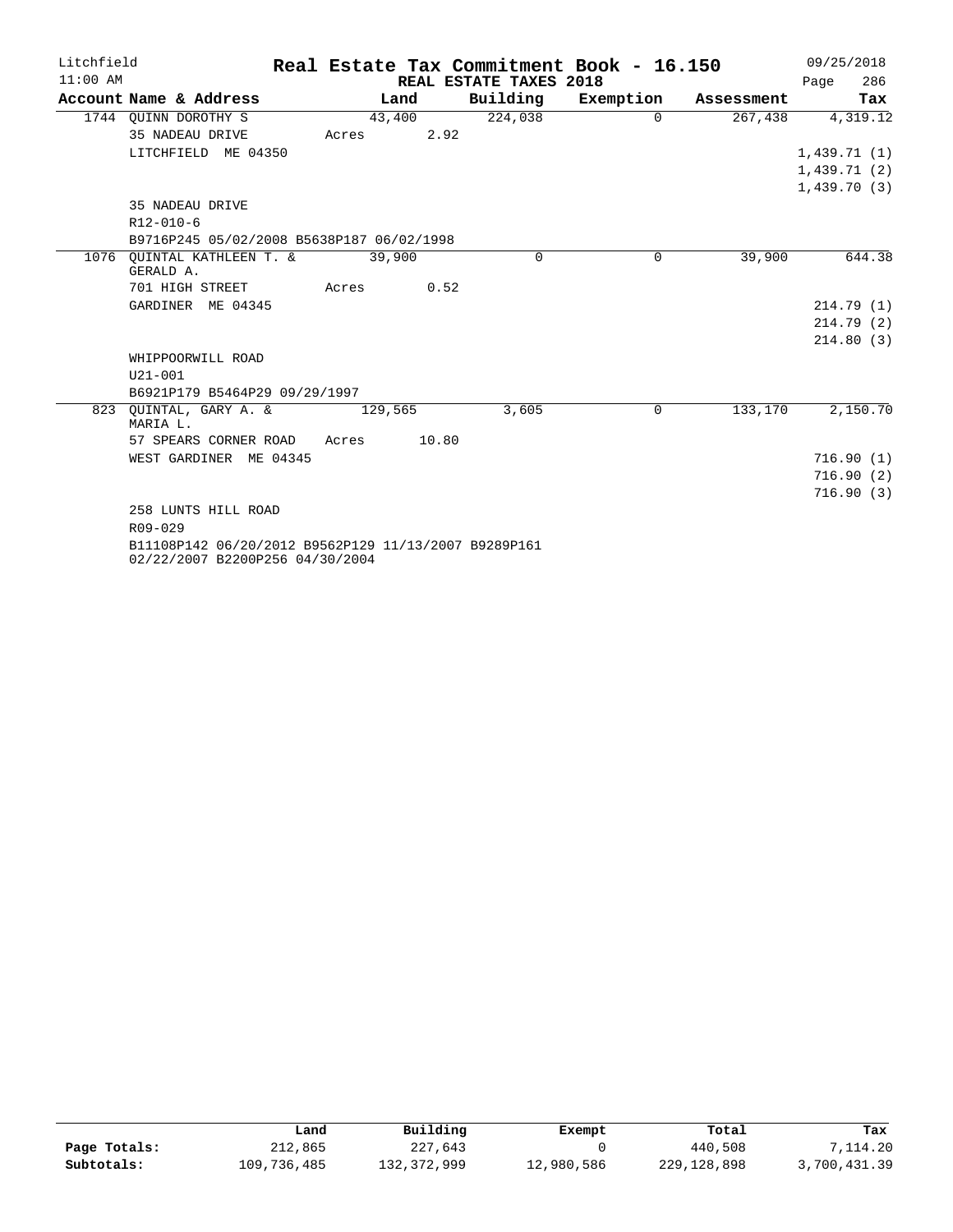Litchfield 11:00 AM

# Real Estate Tax Commitment Book - 16.150

## REAL ESTATE TAXES 2018

09/25/2018 Page 286

| Account | Name & Address | Land | Building | Exemption | Assessment | Tax |
|---|---|---|---|---|---|---|
| 1744 | QUINN DOROTHY S | 43,400 | 224,038 | 0 | 267,438 | 4,319.12 |
| | 35 NADEAU DRIVE | Acres 2.92 | | | | |
| | LITCHFIELD ME 04350 | | | | | 1,439.71 (1) |
| | | | | | | 1,439.71 (2) |
| | | | | | | 1,439.70 (3) |
| | 35 NADEAU DRIVE | | | | | |
| | R12-010-6 | | | | | |
| | B9716P245 05/02/2008 B5638P187 06/02/1998 | | | | | |
| 1076 | QUINTAL KATHLEEN T. & GERALD A. | 39,900 | 0 | 0 | 39,900 | 644.38 |
| | 701 HIGH STREET | Acres 0.52 | | | | |
| | GARDINER ME 04345 | | | | | 214.79 (1) |
| | | | | | | 214.79 (2) |
| | | | | | | 214.80 (3) |
| | WHIPPOORWILL ROAD | | | | | |
| | U21-001 | | | | | |
| | B6921P179 B5464P29 09/29/1997 | | | | | |
| 823 | QUINTAL, GARY A. & MARIA L. | 129,565 | 3,605 | 0 | 133,170 | 2,150.70 |
| | 57 SPEARS CORNER ROAD | Acres 10.80 | | | | |
| | WEST GARDINER ME 04345 | | | | | 716.90 (1) |
| | | | | | | 716.90 (2) |
| | | | | | | 716.90 (3) |
| | 258 LUNTS HILL ROAD | | | | | |
| | R09-029 | | | | | |
| | B11108P142 06/20/2012 B9562P129 11/13/2007 B9289P161 02/22/2007 B2200P256 04/30/2004 | | | | | |

| | Land | Building | Exempt | Total | Tax |
|---|---|---|---|---|---|
| **Page Totals:** | 212,865 | 227,643 | 0 | 440,508 | 7,114.20 |
| **Subtotals:** | 109,736,485 | 132,372,999 | 12,980,586 | 229,128,898 | 3,700,431.39 |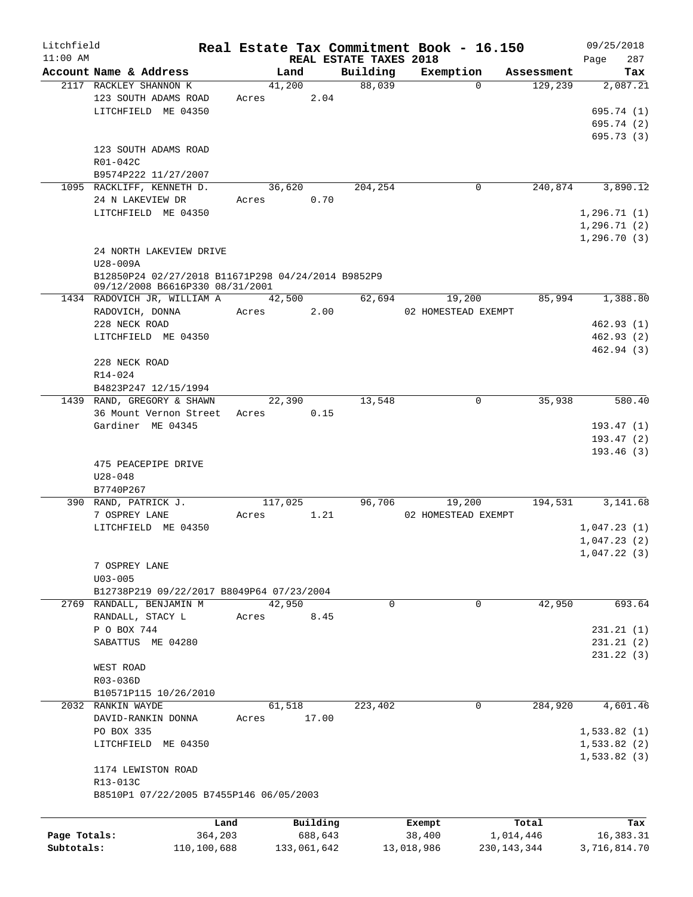# Real Estate Tax Commitment Book - 16.150

Litchfield 11:00 AM — REAL ESTATE TAXES 2018 — 09/25/2018

| Account Name & Address | Land | Building | Exemption | Assessment | Tax |
|---|---|---|---|---|---|
| 2117 RACKLEY SHANNON K<br>123 SOUTH ADAMS ROAD<br>LITCHFIELD ME 04350<br><br>123 SOUTH ADAMS ROAD<br>R01-042C<br>B9574P222 11/27/2007 | 41,200<br>Acres 2.04 | 88,039 | 0 | 129,239 | 2,087.21<br>695.74 (1)<br>695.74 (2)<br>695.73 (3) |
| 1095 RACKLIFF, KENNETH D.<br>24 N LAKEVIEW DR<br>LITCHFIELD ME 04350<br><br>24 NORTH LAKEVIEW DRIVE<br>U28-009A<br>B12850P24 02/27/2018 B11671P298 04/24/2014 B9852P9 09/12/2008 B6616P330 08/31/2001 | 36,620<br>Acres 0.70 | 204,254 | 0 | 240,874 | 3,890.12<br>1,296.71 (1)<br>1,296.71 (2)<br>1,296.70 (3) |
| 1434 RADOVICH JR, WILLIAM A<br>RADOVICH, DONNA<br>228 NECK ROAD<br>LITCHFIELD ME 04350<br><br>228 NECK ROAD<br>R14-024<br>B4823P247 12/15/1994 | 42,500<br>Acres 2.00 | 62,694 | 19,200<br>02 HOMESTEAD EXEMPT | 85,994 | 1,388.80<br>462.93 (1)<br>462.93 (2)<br>462.94 (3) |
| 1439 RAND, GREGORY & SHAWN<br>36 Mount Vernon Street<br>Gardiner ME 04345<br><br>475 PEACEPIPE DRIVE<br>U28-048<br>B7740P267 | 22,390<br>Acres 0.15 | 13,548 | 0 | 35,938 | 580.40<br>193.47 (1)<br>193.47 (2)<br>193.46 (3) |
| 390 RAND, PATRICK J.<br>7 OSPREY LANE<br>LITCHFIELD ME 04350<br><br>7 OSPREY LANE<br>U03-005<br>B12738P219 09/22/2017 B8049P64 07/23/2004 | 117,025<br>Acres 1.21 | 96,706 | 19,200<br>02 HOMESTEAD EXEMPT | 194,531 | 3,141.68<br>1,047.23 (1)<br>1,047.23 (2)<br>1,047.22 (3) |
| 2769 RANDALL, BENJAMIN M<br>RANDALL, STACY L<br>P O BOX 744<br>SABATTUS ME 04280<br><br>WEST ROAD<br>R03-036D<br>B10571P115 10/26/2010 | 42,950<br>Acres 8.45 | 0 | 0 | 42,950 | 693.64<br>231.21 (1)<br>231.21 (2)<br>231.22 (3) |
| 2032 RANKIN WAYDE<br>DAVID-RANKIN DONNA<br>PO BOX 335<br>LITCHFIELD ME 04350<br><br>1174 LEWISTON ROAD<br>R13-013C<br>B8510P1 07/22/2005 B7455P146 06/05/2003 | 61,518<br>Acres 17.00 | 223,402 | 0 | 284,920 | 4,601.46<br>1,533.82 (1)<br>1,533.82 (2)<br>1,533.82 (3) |

| | Land | Building | Exempt | Total | Tax |
|---|---|---|---|---|---|
| Page Totals: | 364,203 | 688,643 | 38,400 | 1,014,446 | 16,383.31 |
| Subtotals: | 110,100,688 | 133,061,642 | 13,018,986 | 230,143,344 | 3,716,814.70 |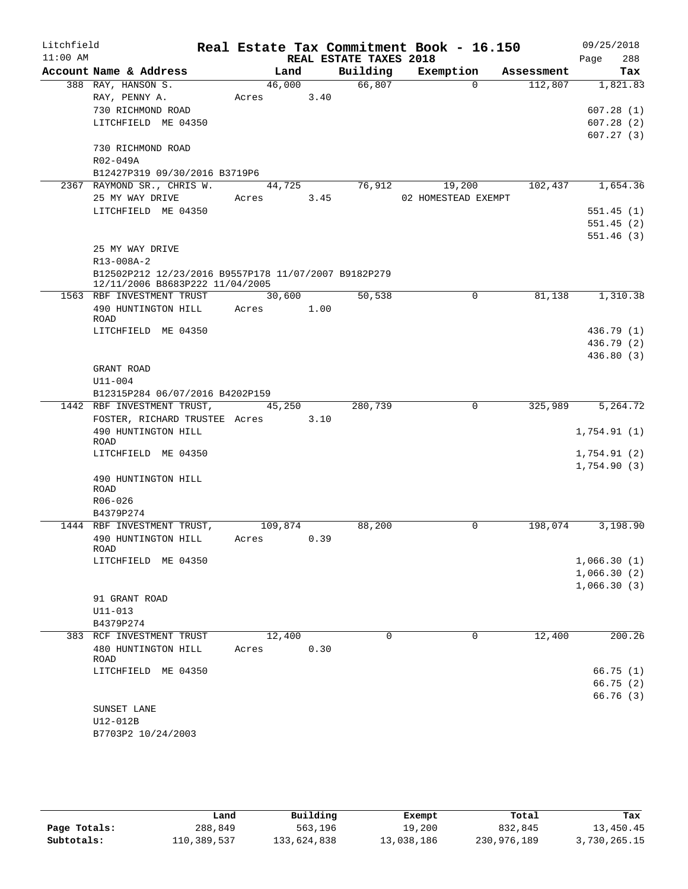# Real Estate Tax Commitment Book - 16.150

Litchfield
11:00 AM

REAL ESTATE TAXES 2018

09/25/2018

| Account Name & Address | Land | Building | Exemption | Assessment | Tax |
|---|---|---|---|---|---|
| 388 RAY, HANSON S. | 46,000 | 66,807 | 0 | 112,807 | 1,821.83 |
| RAY, PENNY A. | Acres 3.40 | | | | |
| 730 RICHMOND ROAD | | | | | 607.28 (1) |
| LITCHFIELD ME 04350 | | | | | 607.28 (2) |
| | | | | | 607.27 (3) |
| 730 RICHMOND ROAD | | | | | |
| R02-049A | | | | | |
| B12427P319 09/30/2016 B3719P6 | | | | | |
| 2367 RAYMOND SR., CHRIS W. | 44,725 | 76,912 | 19,200 | 102,437 | 1,654.36 |
| 25 MY WAY DRIVE | Acres 3.45 | | 02 HOMESTEAD EXEMPT | | |
| LITCHFIELD ME 04350 | | | | | 551.45 (1) |
| | | | | | 551.45 (2) |
| | | | | | 551.46 (3) |
| 25 MY WAY DRIVE | | | | | |
| R13-008A-2 | | | | | |
| B12502P212 12/23/2016 B9557P178 11/07/2007 B9182P279 12/11/2006 B8683P222 11/04/2005 | | | | | |
| 1563 RBF INVESTMENT TRUST | 30,600 | 50,538 | 0 | 81,138 | 1,310.38 |
| 490 HUNTINGTON HILL ROAD | Acres 1.00 | | | | |
| LITCHFIELD ME 04350 | | | | | 436.79 (1) |
| | | | | | 436.79 (2) |
| | | | | | 436.80 (3) |
| GRANT ROAD | | | | | |
| U11-004 | | | | | |
| B12315P284 06/07/2016 B4202P159 | | | | | |
| 1442 RBF INVESTMENT TRUST, | 45,250 | 280,739 | 0 | 325,989 | 5,264.72 |
| FOSTER, RICHARD TRUSTEE | Acres 3.10 | | | | |
| 490 HUNTINGTON HILL ROAD | | | | | 1,754.91 (1) |
| LITCHFIELD ME 04350 | | | | | 1,754.91 (2) |
| | | | | | 1,754.90 (3) |
| 490 HUNTINGTON HILL ROAD | | | | | |
| R06-026 | | | | | |
| B4379P274 | | | | | |
| 1444 RBF INVESTMENT TRUST, | 109,874 | 88,200 | 0 | 198,074 | 3,198.90 |
| 490 HUNTINGTON HILL ROAD | Acres 0.39 | | | | |
| LITCHFIELD ME 04350 | | | | | 1,066.30 (1) |
| | | | | | 1,066.30 (2) |
| | | | | | 1,066.30 (3) |
| 91 GRANT ROAD | | | | | |
| U11-013 | | | | | |
| B4379P274 | | | | | |
| 383 RCF INVESTMENT TRUST | 12,400 | 0 | 0 | 12,400 | 200.26 |
| 480 HUNTINGTON HILL ROAD | Acres 0.30 | | | | |
| LITCHFIELD ME 04350 | | | | | 66.75 (1) |
| | | | | | 66.75 (2) |
| | | | | | 66.76 (3) |
| SUNSET LANE | | | | | |
| U12-012B | | | | | |
| B7703P2 10/24/2003 | | | | | |

| | Land | Building | Exempt | Total | Tax |
|---|---|---|---|---|---|
| Page Totals: | 288,849 | 563,196 | 19,200 | 832,845 | 13,450.45 |
| Subtotals: | 110,389,537 | 133,624,838 | 13,038,186 | 230,976,189 | 3,730,265.15 |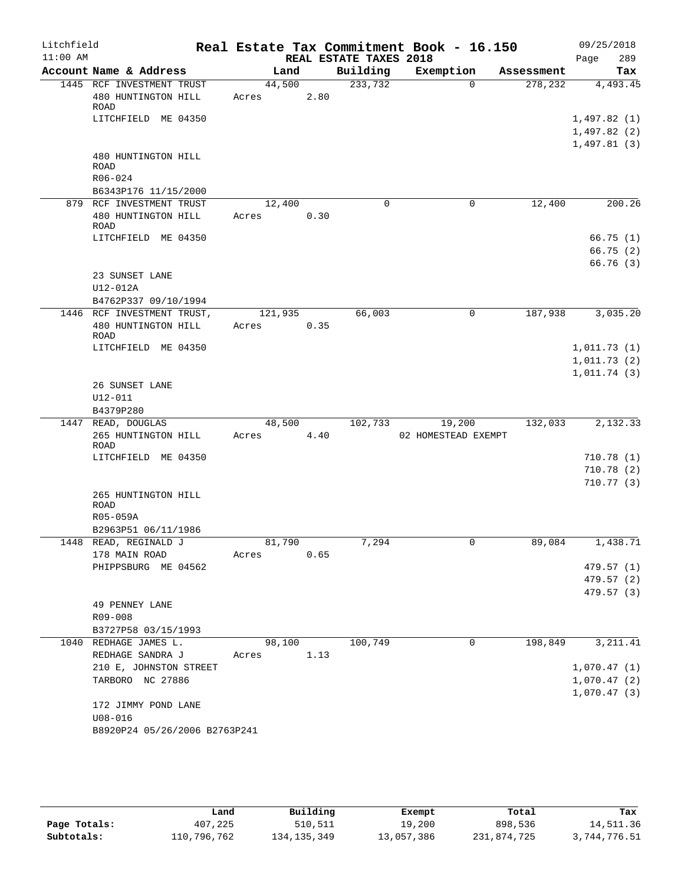Litchfield
11:00 AM

# Real Estate Tax Commitment Book - 16.150

REAL ESTATE TAXES 2018

09/25/2018
Page 289

| Account Name & Address | Land | Building | Exemption | Assessment | Tax |
|---|---|---|---|---|---|
| 1445 RCF INVESTMENT TRUST<br>480 HUNTINGTON HILL ROAD<br>LITCHFIELD ME 04350<br><br>480 HUNTINGTON HILL ROAD<br>R06-024<br>B6343P176 11/15/2000 | 44,500<br>Acres 2.80 | 233,732 | 0 | 278,232 | 4,493.45<br><br>1,497.82 (1)<br>1,497.82 (2)<br>1,497.81 (3) |
| 879 RCF INVESTMENT TRUST<br>480 HUNTINGTON HILL ROAD<br>LITCHFIELD ME 04350<br><br>23 SUNSET LANE<br>U12-012A<br>B4762P337 09/10/1994 | 12,400<br>Acres 0.30 | 0 | 0 | 12,400 | 200.26<br><br>66.75 (1)<br>66.75 (2)<br>66.76 (3) |
| 1446 RCF INVESTMENT TRUST,<br>480 HUNTINGTON HILL ROAD<br>LITCHFIELD ME 04350<br><br>26 SUNSET LANE<br>U12-011<br>B4379P280 | 121,935<br>Acres 0.35 | 66,003 | 0 | 187,938 | 3,035.20<br><br>1,011.73 (1)<br>1,011.73 (2)<br>1,011.74 (3) |
| 1447 READ, DOUGLAS<br>265 HUNTINGTON HILL ROAD<br>LITCHFIELD ME 04350<br><br>265 HUNTINGTON HILL ROAD<br>R05-059A<br>B2963P51 06/11/1986 | 48,500<br>Acres 4.40 | 102,733 | 19,200<br>02 HOMESTEAD EXEMPT | 132,033 | 2,132.33<br><br>710.78 (1)<br>710.78 (2)<br>710.77 (3) |
| 1448 READ, REGINALD J<br>178 MAIN ROAD<br>PHIPPSBURG ME 04562<br><br>49 PENNEY LANE<br>R09-008<br>B3727P58 03/15/1993 | 81,790<br>Acres 0.65 | 7,294 | 0 | 89,084 | 1,438.71<br><br>479.57 (1)<br>479.57 (2)<br>479.57 (3) |
| 1040 REDHAGE JAMES L.<br>REDHAGE SANDRA J<br>210 E, JOHNSTON STREET<br>TARBORO NC 27886<br><br>172 JIMMY POND LANE<br>U08-016<br>B8920P24 05/26/2006 B2763P241 | 98,100<br>Acres 1.13 | 100,749 | 0 | 198,849 | 3,211.41<br><br>1,070.47 (1)<br>1,070.47 (2)<br>1,070.47 (3) |

| | Land | Building | Exempt | Total | Tax |
|---|---|---|---|---|---|
| Page Totals: | 407,225 | 510,511 | 19,200 | 898,536 | 14,511.36 |
| Subtotals: | 110,796,762 | 134,135,349 | 13,057,386 | 231,874,725 | 3,744,776.51 |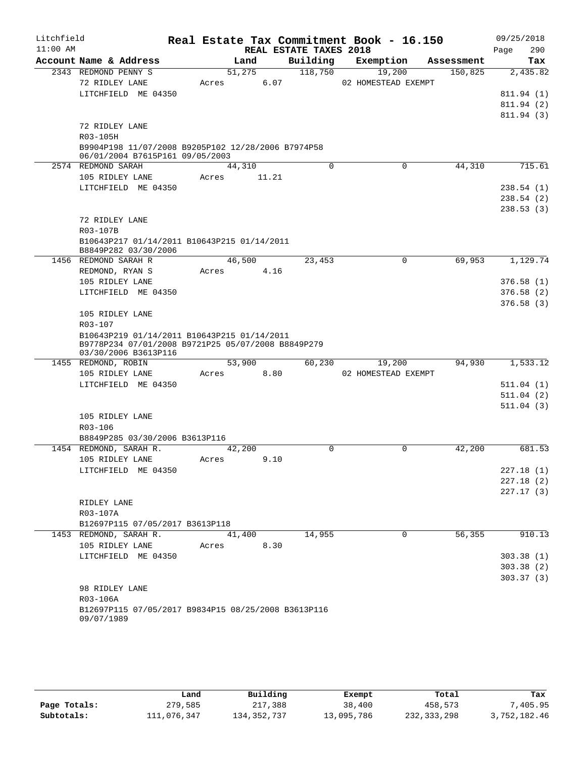Litchfield

11:00 AM

# Real Estate Tax Commitment Book - 16.150

REAL ESTATE TAXES 2018

09/25/2018

| Account Name & Address | Land | Building | Exemption | Assessment | Tax |
|---|---|---|---|---|---|
| 2343 REDMOND PENNY S | 51,275 | 118,750 | 19,200 | 150,825 | 2,435.82 |
| 72 RIDLEY LANE | Acres 6.07 | | 02 HOMESTEAD EXEMPT | | |
| LITCHFIELD ME 04350 | | | | | 811.94 (1) |
| | | | | | 811.94 (2) |
| | | | | | 811.94 (3) |
| 72 RIDLEY LANE | | | | | |
| R03-105H | | | | | |
| B9904P198 11/07/2008 B9205P102 12/28/2006 B7974P58 06/01/2004 B7615P161 09/05/2003 | | | | | |
| 2574 REDMOND SARAH | 44,310 | 0 | 0 | 44,310 | 715.61 |
| 105 RIDLEY LANE | Acres 11.21 | | | | |
| LITCHFIELD ME 04350 | | | | | 238.54 (1) |
| | | | | | 238.54 (2) |
| | | | | | 238.53 (3) |
| 72 RIDLEY LANE | | | | | |
| R03-107B | | | | | |
| B10643P217 01/14/2011 B10643P215 01/14/2011 B8849P282 03/30/2006 | | | | | |
| 1456 REDMOND SARAH R | 46,500 | 23,453 | 0 | 69,953 | 1,129.74 |
| REDMOND, RYAN S | Acres 4.16 | | | | |
| 105 RIDLEY LANE | | | | | 376.58 (1) |
| LITCHFIELD ME 04350 | | | | | 376.58 (2) |
| | | | | | 376.58 (3) |
| 105 RIDLEY LANE | | | | | |
| R03-107 | | | | | |
| B10643P219 01/14/2011 B10643P215 01/14/2011 B9778P234 07/01/2008 B9721P25 05/07/2008 B8849P279 03/30/2006 B3613P116 | | | | | |
| 1455 REDMOND, ROBIN | 53,900 | 60,230 | 19,200 | 94,930 | 1,533.12 |
| 105 RIDLEY LANE | Acres 8.80 | | 02 HOMESTEAD EXEMPT | | |
| LITCHFIELD ME 04350 | | | | | 511.04 (1) |
| | | | | | 511.04 (2) |
| | | | | | 511.04 (3) |
| 105 RIDLEY LANE | | | | | |
| R03-106 | | | | | |
| B8849P285 03/30/2006 B3613P116 | | | | | |
| 1454 REDMOND, SARAH R. | 42,200 | 0 | 0 | 42,200 | 681.53 |
| 105 RIDLEY LANE | Acres 9.10 | | | | |
| LITCHFIELD ME 04350 | | | | | 227.18 (1) |
| | | | | | 227.18 (2) |
| | | | | | 227.17 (3) |
| RIDLEY LANE | | | | | |
| R03-107A | | | | | |
| B12697P115 07/05/2017 B3613P118 | | | | | |
| 1453 REDMOND, SARAH R. | 41,400 | 14,955 | 0 | 56,355 | 910.13 |
| 105 RIDLEY LANE | Acres 8.30 | | | | |
| LITCHFIELD ME 04350 | | | | | 303.38 (1) |
| | | | | | 303.38 (2) |
| | | | | | 303.37 (3) |
| 98 RIDLEY LANE | | | | | |
| R03-106A | | | | | |
| B12697P115 07/05/2017 B9834P15 08/25/2008 B3613P116 09/07/1989 | | | | | |

| | Land | Building | Exempt | Total | Tax |
|---|---|---|---|---|---|
| Page Totals: | 279,585 | 217,388 | 38,400 | 458,573 | 7,405.95 |
| Subtotals: | 111,076,347 | 134,352,737 | 13,095,786 | 232,333,298 | 3,752,182.46 |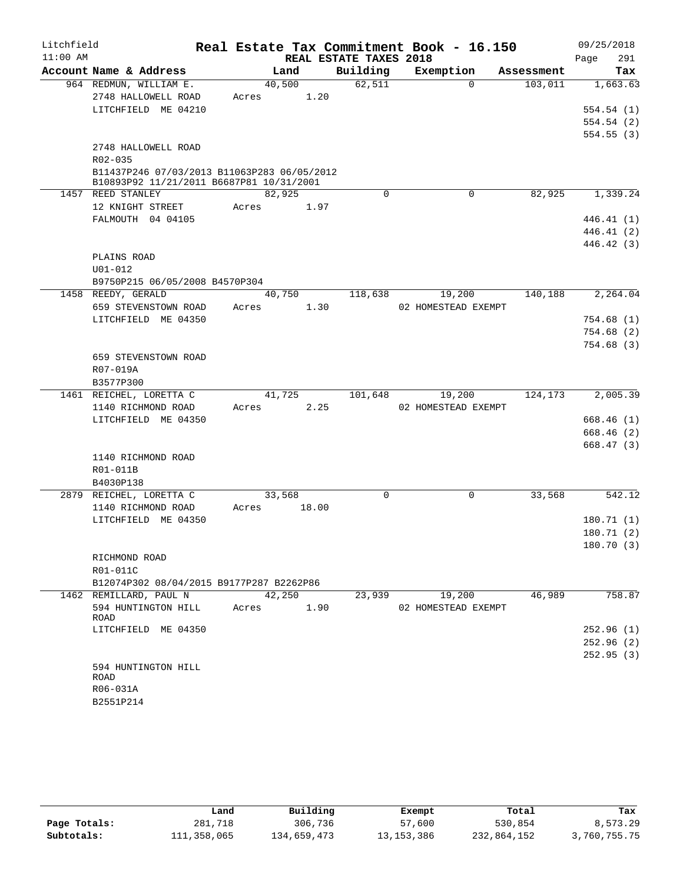Litchfield
11:00 AM

# Real Estate Tax Commitment Book - 16.150

REAL ESTATE TAXES 2018

09/25/2018

| Account | Name & Address | Land | Building | Exemption | Assessment | Tax |
|---|---|---|---|---|---|---|
| 964 | REDMUN, WILLIAM E. | 40,500 | 62,511 | 0 | 103,011 | 1,663.63 |
| | 2748 HALLOWELL ROAD | Acres 1.20 | | | | |
| | LITCHFIELD ME 04210 | | | | | 554.54 (1) |
| | | | | | | 554.54 (2) |
| | | | | | | 554.55 (3) |
| | 2748 HALLOWELL ROAD | | | | | |
| | R02-035 | | | | | |
| | B11437P246 07/03/2013 B11063P283 06/05/2012 | | | | | |
| | B10893P92 11/21/2011 B6687P81 10/31/2001 | | | | | |
| 1457 | REED STANLEY | 82,925 | 0 | 0 | 82,925 | 1,339.24 |
| | 12 KNIGHT STREET | Acres 1.97 | | | | |
| | FALMOUTH 04 04105 | | | | | 446.41 (1) |
| | | | | | | 446.41 (2) |
| | | | | | | 446.42 (3) |
| | PLAINS ROAD | | | | | |
| | U01-012 | | | | | |
| | B9750P215 06/05/2008 B4570P304 | | | | | |
| 1458 | REEDY, GERALD | 40,750 | 118,638 | 19,200 | 140,188 | 2,264.04 |
| | 659 STEVENSTOWN ROAD | Acres 1.30 | | 02 HOMESTEAD EXEMPT | | |
| | LITCHFIELD ME 04350 | | | | | 754.68 (1) |
| | | | | | | 754.68 (2) |
| | | | | | | 754.68 (3) |
| | 659 STEVENSTOWN ROAD | | | | | |
| | R07-019A | | | | | |
| | B3577P300 | | | | | |
| 1461 | REICHEL, LORETTA C | 41,725 | 101,648 | 19,200 | 124,173 | 2,005.39 |
| | 1140 RICHMOND ROAD | Acres 2.25 | | 02 HOMESTEAD EXEMPT | | |
| | LITCHFIELD ME 04350 | | | | | 668.46 (1) |
| | | | | | | 668.46 (2) |
| | | | | | | 668.47 (3) |
| | 1140 RICHMOND ROAD | | | | | |
| | R01-011B | | | | | |
| | B4030P138 | | | | | |
| 2879 | REICHEL, LORETTA C | 33,568 | 0 | 0 | 33,568 | 542.12 |
| | 1140 RICHMOND ROAD | Acres 18.00 | | | | |
| | LITCHFIELD ME 04350 | | | | | 180.71 (1) |
| | | | | | | 180.71 (2) |
| | | | | | | 180.70 (3) |
| | RICHMOND ROAD | | | | | |
| | R01-011C | | | | | |
| | B12074P302 08/04/2015 B9177P287 B2262P86 | | | | | |
| 1462 | REMILLARD, PAUL N | 42,250 | 23,939 | 19,200 | 46,989 | 758.87 |
| | 594 HUNTINGTON HILL ROAD | Acres 1.90 | | 02 HOMESTEAD EXEMPT | | |
| | LITCHFIELD ME 04350 | | | | | 252.96 (1) |
| | | | | | | 252.96 (2) |
| | | | | | | 252.95 (3) |
| | 594 HUNTINGTON HILL ROAD | | | | | |
| | R06-031A | | | | | |
| | B2551P214 | | | | | |

| | Land | Building | Exempt | Total | Tax |
|---|---|---|---|---|---|
| Page Totals: | 281,718 | 306,736 | 57,600 | 530,854 | 8,573.29 |
| Subtotals: | 111,358,065 | 134,659,473 | 13,153,386 | 232,864,152 | 3,760,755.75 |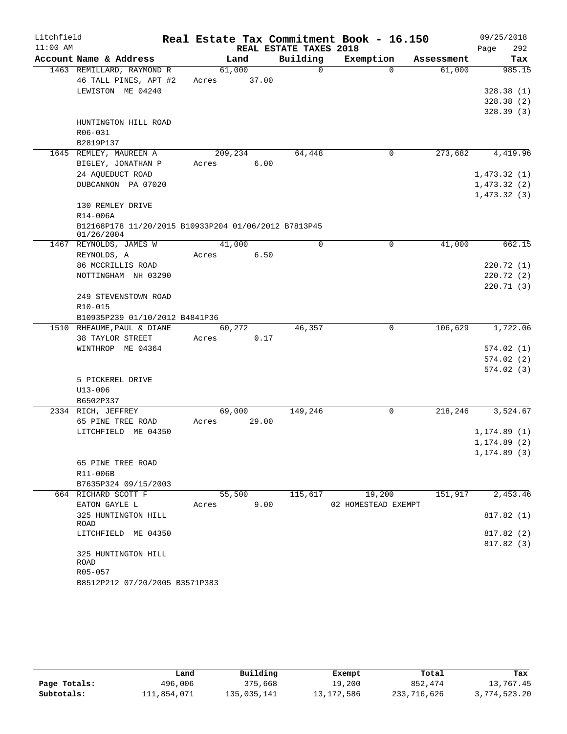Litchfield
11:00 AM

# Real Estate Tax Commitment Book - 16.150
## REAL ESTATE TAXES 2018

09/25/2018
Page 292

| Account Name & Address | Land | Building | Exemption | Assessment | Tax |
|---|---|---|---|---|---|
| 1463 REMILLARD, RAYMOND R | 61,000 | 0 | 0 | 61,000 | 985.15 |
| 46 TALL PINES, APT #2 | Acres 37.00 | | | | |
| LEWISTON ME 04240 | | | | | 328.38 (1) |
| | | | | | 328.38 (2) |
| | | | | | 328.39 (3) |
| HUNTINGTON HILL ROAD | | | | | |
| R06-031 | | | | | |
| B2819P137 | | | | | |
| 1645 REMLEY, MAUREEN A | 209,234 | 64,448 | 0 | 273,682 | 4,419.96 |
| BIGLEY, JONATHAN P | Acres 6.00 | | | | |
| 24 AQUEDUCT ROAD | | | | | 1,473.32 (1) |
| DUBCANNON PA 07020 | | | | | 1,473.32 (2) |
| | | | | | 1,473.32 (3) |
| 130 REMLEY DRIVE | | | | | |
| R14-006A | | | | | |
| B12168P178 11/20/2015 B10933P204 01/06/2012 B7813P45 01/26/2004 | | | | | |
| 1467 REYNOLDS, JAMES W | 41,000 | 0 | 0 | 41,000 | 662.15 |
| REYNOLDS, A | Acres 6.50 | | | | |
| 86 MCCRILLIS ROAD | | | | | 220.72 (1) |
| NOTTINGHAM NH 03290 | | | | | 220.72 (2) |
| | | | | | 220.71 (3) |
| 249 STEVENSTOWN ROAD | | | | | |
| R10-015 | | | | | |
| B10935P239 01/10/2012 B4841P36 | | | | | |
| 1510 RHEAUME, PAUL & DIANE | 60,272 | 46,357 | 0 | 106,629 | 1,722.06 |
| 38 TAYLOR STREET | Acres 0.17 | | | | |
| WINTHROP ME 04364 | | | | | 574.02 (1) |
| | | | | | 574.02 (2) |
| | | | | | 574.02 (3) |
| 5 PICKEREL DRIVE | | | | | |
| U13-006 | | | | | |
| B6502P337 | | | | | |
| 2334 RICH, JEFFREY | 69,000 | 149,246 | 0 | 218,246 | 3,524.67 |
| 65 PINE TREE ROAD | Acres 29.00 | | | | |
| LITCHFIELD ME 04350 | | | | | 1,174.89 (1) |
| | | | | | 1,174.89 (2) |
| | | | | | 1,174.89 (3) |
| 65 PINE TREE ROAD | | | | | |
| R11-006B | | | | | |
| B7635P324 09/15/2003 | | | | | |
| 664 RICHARD SCOTT F | 55,500 | 115,617 | 19,200 | 151,917 | 2,453.46 |
| EATON GAYLE L | Acres 9.00 | | 02 HOMESTEAD EXEMPT | | |
| 325 HUNTINGTON HILL ROAD | | | | | 817.82 (1) |
| LITCHFIELD ME 04350 | | | | | 817.82 (2) |
| | | | | | 817.82 (3) |
| 325 HUNTINGTON HILL ROAD | | | | | |
| R05-057 | | | | | |
| B8512P212 07/20/2005 B3571P383 | | | | | |

| | Land | Building | Exempt | Total | Tax |
|---|---|---|---|---|---|
| Page Totals: | 496,006 | 375,668 | 19,200 | 852,474 | 13,767.45 |
| Subtotals: | 111,854,071 | 135,035,141 | 13,172,586 | 233,716,626 | 3,774,523.20 |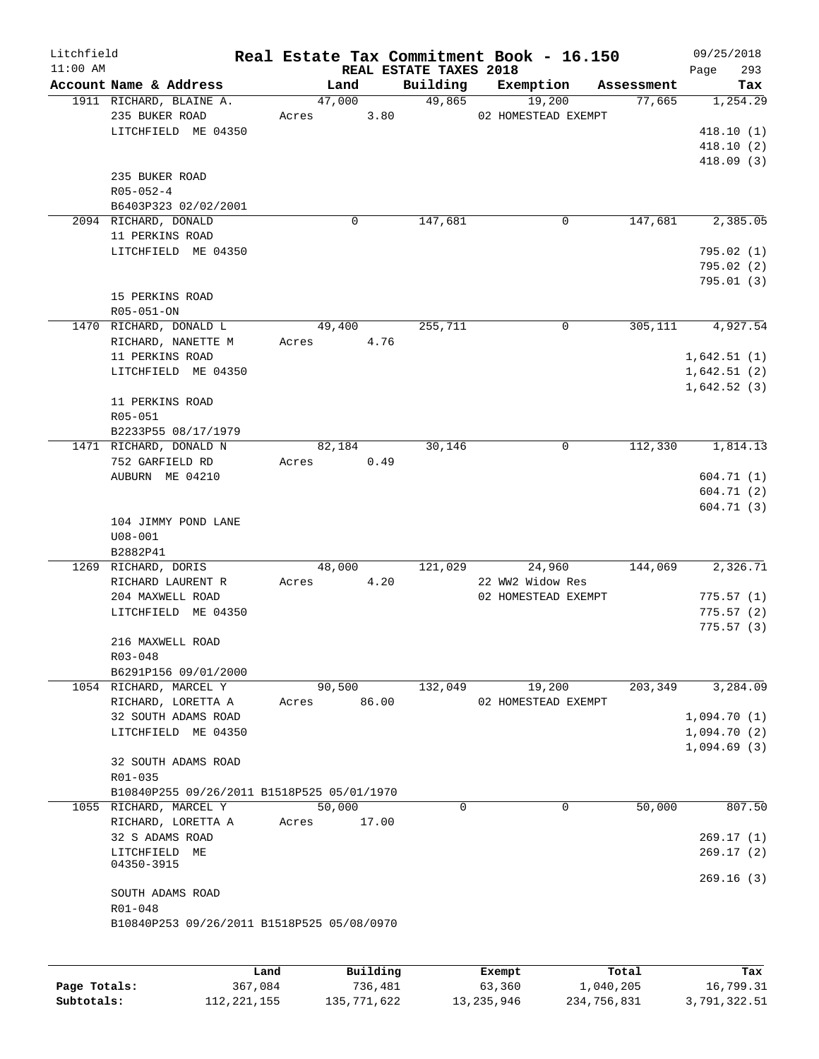Litchfield
11:00 AM

# Real Estate Tax Commitment Book - 16.150

REAL ESTATE TAXES 2018

09/25/2018
Page 293

| Account Name & Address | Land | Building | Exemption | Assessment | Tax |
|---|---|---|---|---|---|
| 1911 RICHARD, BLAINE A. | 47,000 | 49,865 | 19,200 | 77,665 | 1,254.29 |
| 235 BUKER ROAD | Acres 3.80 | | 02 HOMESTEAD EXEMPT | | |
| LITCHFIELD ME 04350 | | | | | 418.10 (1) |
| | | | | | 418.10 (2) |
| | | | | | 418.09 (3) |
| 235 BUKER ROAD | | | | | |
| R05-052-4 | | | | | |
| B6403P323 02/02/2001 | | | | | |
| 2094 RICHARD, DONALD | 0 | 147,681 | 0 | 147,681 | 2,385.05 |
| 11 PERKINS ROAD | | | | | |
| LITCHFIELD ME 04350 | | | | | 795.02 (1) |
| | | | | | 795.02 (2) |
| | | | | | 795.01 (3) |
| 15 PERKINS ROAD | | | | | |
| R05-051-ON | | | | | |
| 1470 RICHARD, DONALD L | 49,400 | 255,711 | 0 | 305,111 | 4,927.54 |
| RICHARD, NANETTE M | Acres 4.76 | | | | |
| 11 PERKINS ROAD | | | | | 1,642.51 (1) |
| LITCHFIELD ME 04350 | | | | | 1,642.51 (2) |
| | | | | | 1,642.52 (3) |
| 11 PERKINS ROAD | | | | | |
| R05-051 | | | | | |
| B2233P55 08/17/1979 | | | | | |
| 1471 RICHARD, DONALD N | 82,184 | 30,146 | 0 | 112,330 | 1,814.13 |
| 752 GARFIELD RD | Acres 0.49 | | | | |
| AUBURN ME 04210 | | | | | 604.71 (1) |
| | | | | | 604.71 (2) |
| | | | | | 604.71 (3) |
| 104 JIMMY POND LANE | | | | | |
| U08-001 | | | | | |
| B2882P41 | | | | | |
| 1269 RICHARD, DORIS | 48,000 | 121,029 | 24,960 | 144,069 | 2,326.71 |
| RICHARD LAURENT R | Acres 4.20 | | 22 WW2 Widow Res | | |
| 204 MAXWELL ROAD | | | 02 HOMESTEAD EXEMPT | | 775.57 (1) |
| LITCHFIELD ME 04350 | | | | | 775.57 (2) |
| | | | | | 775.57 (3) |
| 216 MAXWELL ROAD | | | | | |
| R03-048 | | | | | |
| B6291P156 09/01/2000 | | | | | |
| 1054 RICHARD, MARCEL Y | 90,500 | 132,049 | 19,200 | 203,349 | 3,284.09 |
| RICHARD, LORETTA A | Acres 86.00 | | 02 HOMESTEAD EXEMPT | | |
| 32 SOUTH ADAMS ROAD | | | | | 1,094.70 (1) |
| LITCHFIELD ME 04350 | | | | | 1,094.70 (2) |
| | | | | | 1,094.69 (3) |
| 32 SOUTH ADAMS ROAD | | | | | |
| R01-035 | | | | | |
| B10840P255 09/26/2011 B1518P525 05/01/1970 | | | | | |
| 1055 RICHARD, MARCEL Y | 50,000 | 0 | 0 | 50,000 | 807.50 |
| RICHARD, LORETTA A | Acres 17.00 | | | | |
| 32 S ADAMS ROAD | | | | | 269.17 (1) |
| LITCHFIELD ME 04350-3915 | | | | | 269.17 (2) |
| | | | | | 269.16 (3) |
| SOUTH ADAMS ROAD | | | | | |
| R01-048 | | | | | |
| B10840P253 09/26/2011 B1518P525 05/08/0970 | | | | | |

| | Land | Building | Exempt | Total | Tax |
|---|---|---|---|---|---|
| Page Totals: | 367,084 | 736,481 | 63,360 | 1,040,205 | 16,799.31 |
| Subtotals: | 112,221,155 | 135,771,622 | 13,235,946 | 234,756,831 | 3,791,322.51 |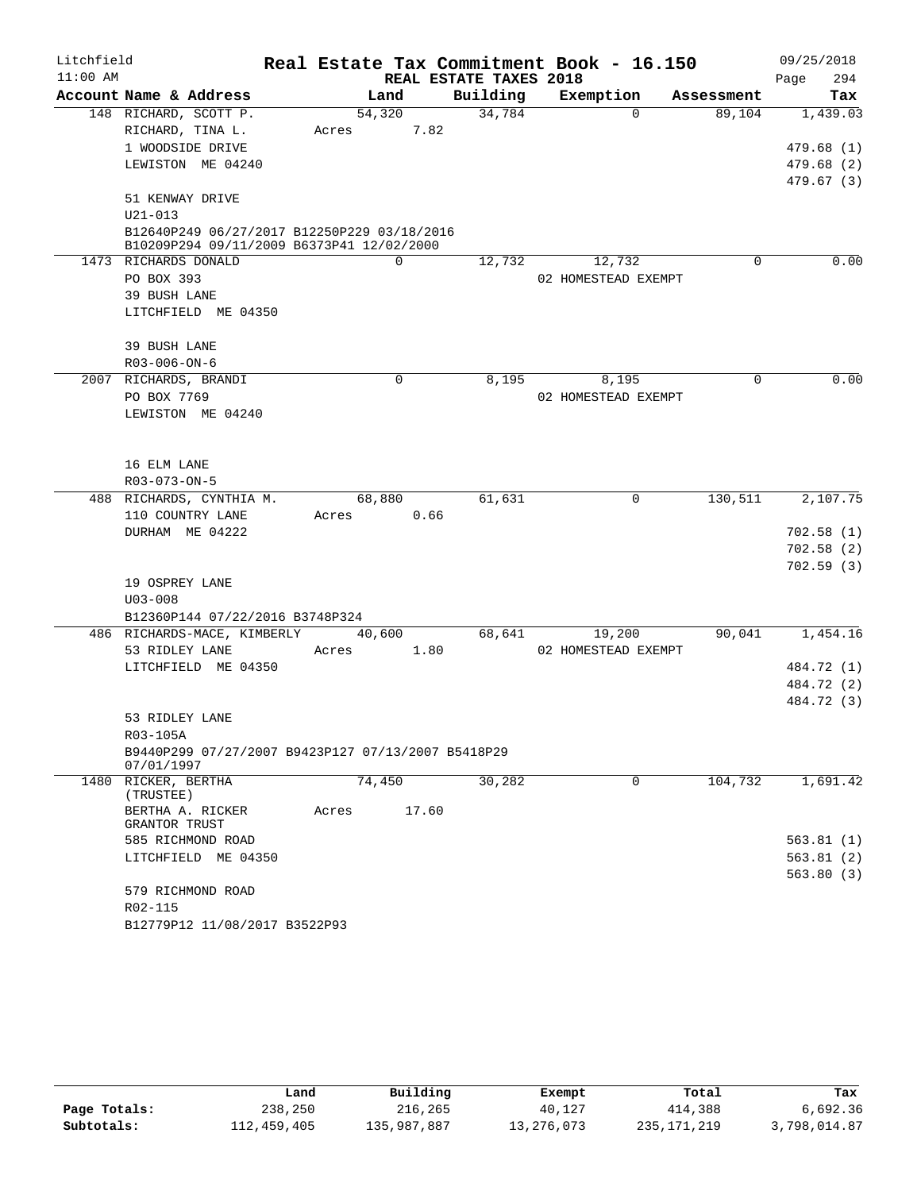Litchfield
11:00 AM

# Real Estate Tax Commitment Book - 16.150

REAL ESTATE TAXES 2018

09/25/2018

| Account Name & Address | Land | Building | Exemption | Assessment | Tax |
|---|---|---|---|---|---|
| 148 RICHARD, SCOTT P. | 54,320 | 34,784 | 0 | 89,104 | 1,439.03 |
| RICHARD, TINA L. | Acres 7.82 | | | | |
| 1 WOODSIDE DRIVE | | | | | 479.68 (1) |
| LEWISTON ME 04240 | | | | | 479.68 (2) |
| | | | | | 479.67 (3) |
| 51 KENWAY DRIVE | | | | | |
| U21-013 | | | | | |
| B12640P249 06/27/2017 B12250P229 03/18/2016 B10209P294 09/11/2009 B6373P41 12/02/2000 | | | | | |
| 1473 RICHARDS DONALD | 0 | 12,732 | 12,732 | 0 | 0.00 |
| PO BOX 393 | | | 02 HOMESTEAD EXEMPT | | |
| 39 BUSH LANE | | | | | |
| LITCHFIELD ME 04350 | | | | | |
| 39 BUSH LANE | | | | | |
| R03-006-ON-6 | | | | | |
| 2007 RICHARDS, BRANDI | 0 | 8,195 | 8,195 | 0 | 0.00 |
| PO BOX 7769 | | | 02 HOMESTEAD EXEMPT | | |
| LEWISTON ME 04240 | | | | | |
| 16 ELM LANE | | | | | |
| R03-073-ON-5 | | | | | |
| 488 RICHARDS, CYNTHIA M. | 68,880 | 61,631 | 0 | 130,511 | 2,107.75 |
| 110 COUNTRY LANE | Acres 0.66 | | | | |
| DURHAM ME 04222 | | | | | 702.58 (1) |
| | | | | | 702.58 (2) |
| | | | | | 702.59 (3) |
| 19 OSPREY LANE | | | | | |
| U03-008 | | | | | |
| B12360P144 07/22/2016 B3748P324 | | | | | |
| 486 RICHARDS-MACE, KIMBERLY | 40,600 | 68,641 | 19,200 | 90,041 | 1,454.16 |
| 53 RIDLEY LANE | Acres 1.80 | | 02 HOMESTEAD EXEMPT | | |
| LITCHFIELD ME 04350 | | | | | 484.72 (1) |
| | | | | | 484.72 (2) |
| | | | | | 484.72 (3) |
| 53 RIDLEY LANE | | | | | |
| R03-105A | | | | | |
| B9440P299 07/27/2007 B9423P127 07/13/2007 B5418P29 07/01/1997 | | | | | |
| 1480 RICKER, BERTHA (TRUSTEE) | 74,450 | 30,282 | 0 | 104,732 | 1,691.42 |
| BERTHA A. RICKER GRANTOR TRUST | Acres 17.60 | | | | |
| 585 RICHMOND ROAD | | | | | 563.81 (1) |
| LITCHFIELD ME 04350 | | | | | 563.81 (2) |
| | | | | | 563.80 (3) |
| 579 RICHMOND ROAD | | | | | |
| R02-115 | | | | | |
| B12779P12 11/08/2017 B3522P93 | | | | | |

| | Land | Building | Exempt | Total | Tax |
|---|---|---|---|---|---|
| Page Totals: | 238,250 | 216,265 | 40,127 | 414,388 | 6,692.36 |
| Subtotals: | 112,459,405 | 135,987,887 | 13,276,073 | 235,171,219 | 3,798,014.87 |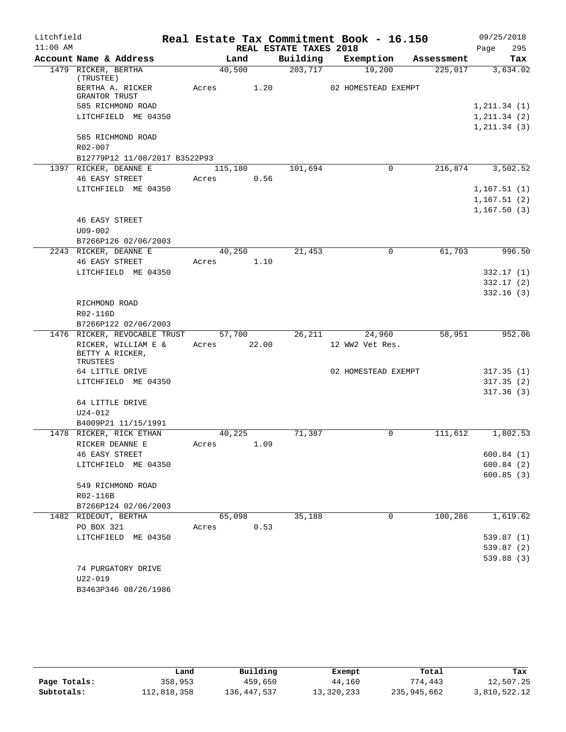# Real Estate Tax Commitment Book - 16.150

Litchfield 11:00 AM — REAL ESTATE TAXES 2018 — 09/25/2018

| Account Name & Address | Land | Building | Exemption | Assessment | Tax |
|---|---|---|---|---|---|
| 1479 RICKER, BERTHA (TRUSTEE) | 40,500 | 203,717 | 19,200 | 225,017 | 3,634.02 |
| BERTHA A. RICKER GRANTOR TRUST | Acres 1.20 | | 02 HOMESTEAD EXEMPT | | |
| 585 RICHMOND ROAD | | | | | 1,211.34 (1) |
| LITCHFIELD ME 04350 | | | | | 1,211.34 (2) |
| | | | | | 1,211.34 (3) |
| 585 RICHMOND ROAD | | | | | |
| R02-007 | | | | | |
| B12779P12 11/08/2017 B3522P93 | | | | | |
| 1397 RICKER, DEANNE E | 115,180 | 101,694 | 0 | 216,874 | 3,502.52 |
| 46 EASY STREET | Acres 0.56 | | | | |
| LITCHFIELD ME 04350 | | | | | 1,167.51 (1) |
| | | | | | 1,167.51 (2) |
| | | | | | 1,167.50 (3) |
| 46 EASY STREET | | | | | |
| U09-002 | | | | | |
| B7266P126 02/06/2003 | | | | | |
| 2243 RICKER, DEANNE E | 40,250 | 21,453 | 0 | 61,703 | 996.50 |
| 46 EASY STREET | Acres 1.10 | | | | |
| LITCHFIELD ME 04350 | | | | | 332.17 (1) |
| | | | | | 332.17 (2) |
| | | | | | 332.16 (3) |
| RICHMOND ROAD | | | | | |
| R02-116D | | | | | |
| B7266P122 02/06/2003 | | | | | |
| 1476 RICKER, REVOCABLE TRUST | 57,700 | 26,211 | 24,960 | 58,951 | 952.06 |
| RICKER, WILLIAM E & BETTY A RICKER, TRUSTEES | Acres 22.00 | | 12 WW2 Vet Res. | | |
| 64 LITTLE DRIVE | | | 02 HOMESTEAD EXEMPT | | 317.35 (1) |
| LITCHFIELD ME 04350 | | | | | 317.35 (2) |
| | | | | | 317.36 (3) |
| 64 LITTLE DRIVE | | | | | |
| U24-012 | | | | | |
| B4009P21 11/15/1991 | | | | | |
| 1478 RICKER, RICK ETHAN | 40,225 | 71,387 | 0 | 111,612 | 1,802.53 |
| RICKER DEANNE E | Acres 1.09 | | | | |
| 46 EASY STREET | | | | | 600.84 (1) |
| LITCHFIELD ME 04350 | | | | | 600.84 (2) |
| | | | | | 600.85 (3) |
| 549 RICHMOND ROAD | | | | | |
| R02-116B | | | | | |
| B7266P124 02/06/2003 | | | | | |
| 1482 RIDEOUT, BERTHA | 65,098 | 35,188 | 0 | 100,286 | 1,619.62 |
| PO BOX 321 | Acres 0.53 | | | | |
| LITCHFIELD ME 04350 | | | | | 539.87 (1) |
| | | | | | 539.87 (2) |
| | | | | | 539.88 (3) |
| 74 PURGATORY DRIVE | | | | | |
| U22-019 | | | | | |
| B3463P346 08/26/1986 | | | | | |

| | Land | Building | Exempt | Total | Tax |
|---|---|---|---|---|---|
| Page Totals: | 358,953 | 459,650 | 44,160 | 774,443 | 12,507.25 |
| Subtotals: | 112,818,358 | 136,447,537 | 13,320,233 | 235,945,662 | 3,810,522.12 |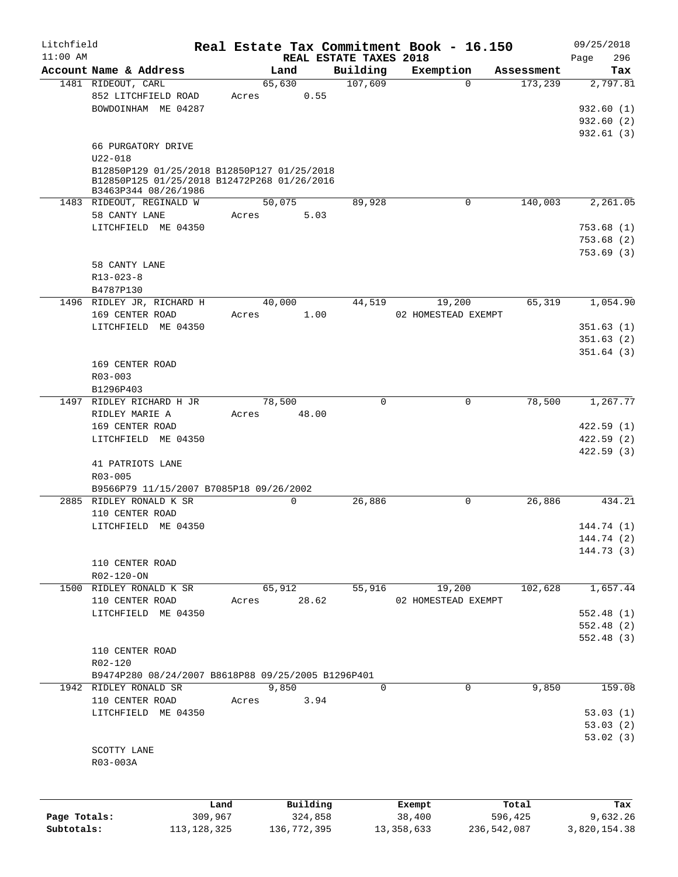Litchfield
11:00 AM

# Real Estate Tax Commitment Book - 16.150

REAL ESTATE TAXES 2018

09/25/2018

| Account Name & Address | Land | Building | Exemption | Assessment | Tax |
|---|---|---|---|---|---|
| 1481 RIDEOUT, CARL<br>852 LITCHFIELD ROAD<br>BOWDOINHAM ME 04287<br><br>66 PURGATORY DRIVE<br>U22-018<br>B12850P129 01/25/2018 B12850P127 01/25/2018<br>B12850P125 01/25/2018 B12472P268 01/26/2016<br>B3463P344 08/26/1986 | 65,630<br>Acres 0.55 | 107,609 | 0 | 173,239 | 2,797.81<br><br>932.60 (1)<br>932.60 (2)<br>932.61 (3) |
| 1483 RIDEOUT, REGINALD W<br>58 CANTY LANE<br>LITCHFIELD ME 04350<br><br>58 CANTY LANE<br>R13-023-8<br>B4787P130 | 50,075<br>Acres 5.03 | 89,928 | 0 | 140,003 | 2,261.05<br><br>753.68 (1)<br>753.68 (2)<br>753.69 (3) |
| 1496 RIDLEY JR, RICHARD H<br>169 CENTER ROAD<br>LITCHFIELD ME 04350<br><br>169 CENTER ROAD<br>R03-003<br>B1296P403 | 40,000<br>Acres 1.00 | 44,519 | 19,200<br>02 HOMESTEAD EXEMPT | 65,319 | 1,054.90<br><br>351.63 (1)<br>351.63 (2)<br>351.64 (3) |
| 1497 RIDLEY RICHARD H JR<br>RIDLEY MARIE A<br>169 CENTER ROAD<br>LITCHFIELD ME 04350<br><br>41 PATRIOTS LANE<br>R03-005<br>B9566P79 11/15/2007 B7085P18 09/26/2002 | 78,500<br>Acres 48.00 | 0 | 0 | 78,500 | 1,267.77<br><br>422.59 (1)<br>422.59 (2)<br>422.59 (3) |
| 2885 RIDLEY RONALD K SR<br>110 CENTER ROAD<br>LITCHFIELD ME 04350<br><br>110 CENTER ROAD<br>R02-120-ON | 0 | 26,886 | 0 | 26,886 | 434.21<br><br>144.74 (1)<br>144.74 (2)<br>144.73 (3) |
| 1500 RIDLEY RONALD K SR<br>110 CENTER ROAD<br>LITCHFIELD ME 04350<br><br>110 CENTER ROAD<br>R02-120<br>B9474P280 08/24/2007 B8618P88 09/25/2005 B1296P401 | 65,912<br>Acres 28.62 | 55,916 | 19,200<br>02 HOMESTEAD EXEMPT | 102,628 | 1,657.44<br><br>552.48 (1)<br>552.48 (2)<br>552.48 (3) |
| 1942 RIDLEY RONALD SR<br>110 CENTER ROAD<br>LITCHFIELD ME 04350<br><br>SCOTTY LANE<br>R03-003A | 9,850<br>Acres 3.94 | 0 | 0 | 9,850 | 159.08<br><br>53.03 (1)<br>53.03 (2)<br>53.02 (3) |

| | Land | Building | Exempt | Total | Tax |
|---|---|---|---|---|---|
| Page Totals: | 309,967 | 324,858 | 38,400 | 596,425 | 9,632.26 |
| Subtotals: | 113,128,325 | 136,772,395 | 13,358,633 | 236,542,087 | 3,820,154.38 |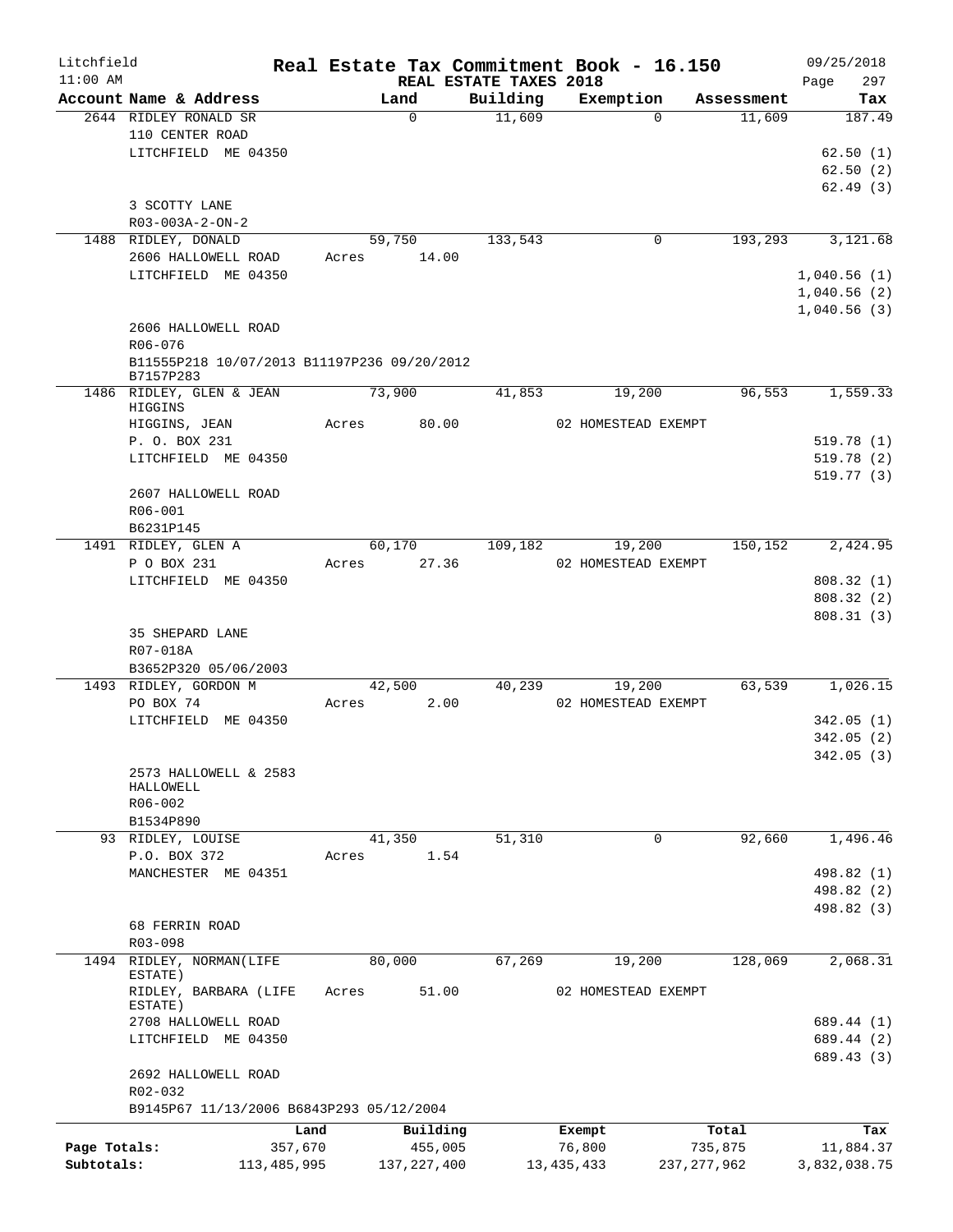Litchfield
11:00 AM

# Real Estate Tax Commitment Book - 16.150

REAL ESTATE TAXES 2018

09/25/2018
Page 297

| Account Name & Address | Land | Building | Exemption | Assessment | Tax |
|---|---|---|---|---|---|
| 2644 RIDLEY RONALD SR<br>110 CENTER ROAD<br>LITCHFIELD ME 04350<br><br>3 SCOTTY LANE<br>R03-003A-2-ON-2 | 0 | 11,609 | 0 | 11,609 | 187.49<br>62.50 (1)<br>62.50 (2)<br>62.49 (3) |
| 1488 RIDLEY, DONALD<br>2606 HALLOWELL ROAD<br>LITCHFIELD ME 04350<br><br>2606 HALLOWELL ROAD<br>R06-076<br>B11555P218 10/07/2013 B11197P236 09/20/2012<br>B7157P283 | 59,750<br>Acres 14.00 | 133,543 | 0 | 193,293 | 3,121.68<br>1,040.56 (1)<br>1,040.56 (2)<br>1,040.56 (3) |
| 1486 RIDLEY, GLEN & JEAN HIGGINS<br>HIGGINS, JEAN<br>P. O. BOX 231<br>LITCHFIELD ME 04350<br><br>2607 HALLOWELL ROAD<br>R06-001<br>B6231P145 | 73,900<br>Acres 80.00 | 41,853 | 19,200<br>02 HOMESTEAD EXEMPT | 96,553 | 1,559.33<br>519.78 (1)<br>519.78 (2)<br>519.77 (3) |
| 1491 RIDLEY, GLEN A<br>P O BOX 231<br>LITCHFIELD ME 04350<br><br>35 SHEPARD LANE<br>R07-018A<br>B3652P320 05/06/2003 | 60,170<br>Acres 27.36 | 109,182 | 19,200<br>02 HOMESTEAD EXEMPT | 150,152 | 2,424.95<br>808.32 (1)<br>808.32 (2)<br>808.31 (3) |
| 1493 RIDLEY, GORDON M<br>PO BOX 74<br>LITCHFIELD ME 04350<br><br>2573 HALLOWELL & 2583 HALLOWELL<br>R06-002<br>B1534P890 | 42,500<br>Acres 2.00 | 40,239 | 19,200<br>02 HOMESTEAD EXEMPT | 63,539 | 1,026.15<br>342.05 (1)<br>342.05 (2)<br>342.05 (3) |
| 93 RIDLEY, LOUISE<br>P.O. BOX 372<br>MANCHESTER ME 04351<br><br>68 FERRIN ROAD<br>R03-098 | 41,350<br>Acres 1.54 | 51,310 | 0 | 92,660 | 1,496.46<br>498.82 (1)<br>498.82 (2)<br>498.82 (3) |
| 1494 RIDLEY, NORMAN(LIFE ESTATE)<br>RIDLEY, BARBARA (LIFE ESTATE)<br>2708 HALLOWELL ROAD<br>LITCHFIELD ME 04350<br><br>2692 HALLOWELL ROAD<br>R02-032<br>B9145P67 11/13/2006 B6843P293 05/12/2004 | 80,000<br>Acres 51.00 | 67,269 | 19,200<br>02 HOMESTEAD EXEMPT | 128,069 | 2,068.31<br>689.44 (1)<br>689.44 (2)<br>689.43 (3) |

| | Land | Building | Exempt | Total | Tax |
|---|---|---|---|---|---|
| Page Totals: | 357,670 | 455,005 | 76,800 | 735,875 | 11,884.37 |
| Subtotals: | 113,485,995 | 137,227,400 | 13,435,433 | 237,277,962 | 3,832,038.75 |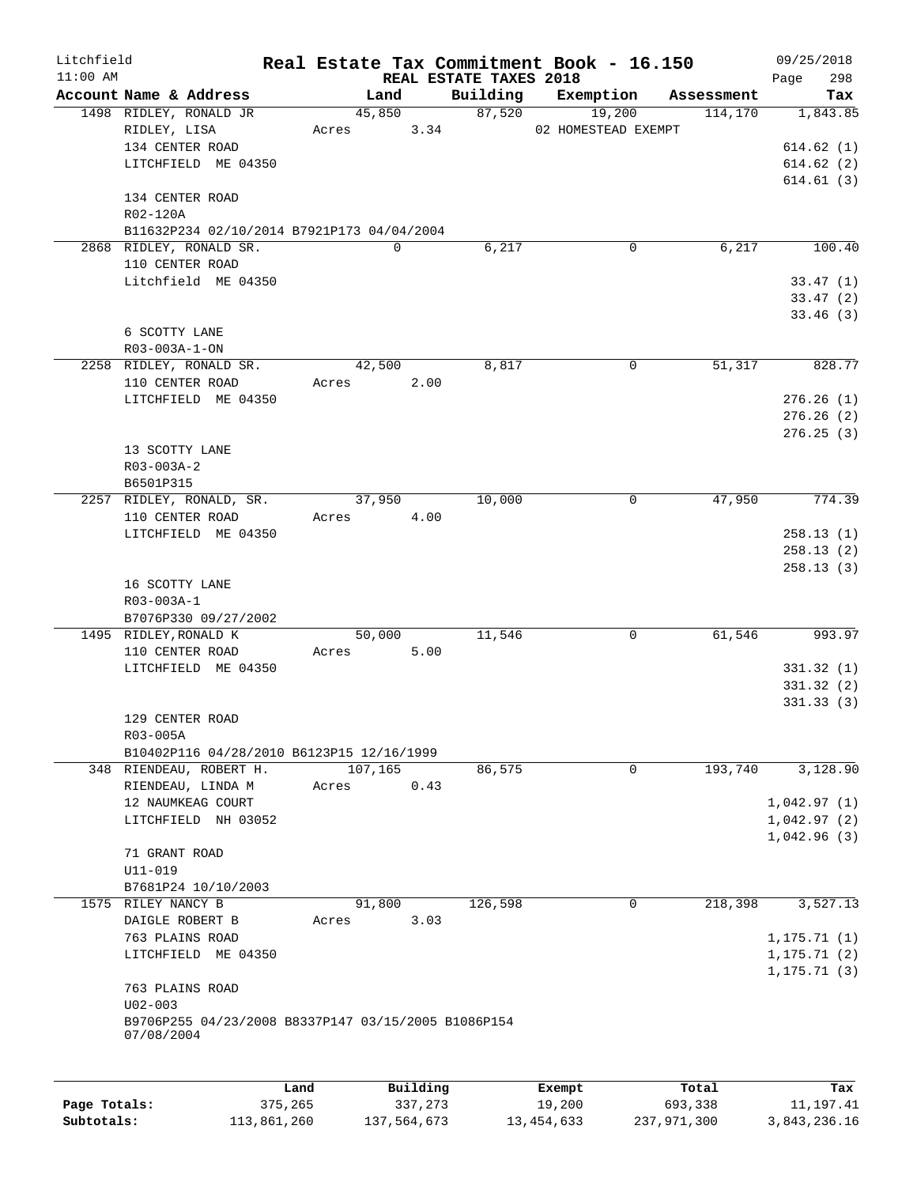Litchfield 11:00 AM

# Real Estate Tax Commitment Book - 16.150

## REAL ESTATE TAXES 2018

09/25/2018

| Account | Name & Address | Land | Building | Exemption | Assessment | Tax |
|---|---|---|---|---|---|---|
| 1498 | RIDLEY, RONALD JR<br>RIDLEY, LISA<br>134 CENTER ROAD<br>LITCHFIELD ME 04350<br><br>134 CENTER ROAD<br>R02-120A<br>B11632P234 02/10/2014 B7921P173 04/04/2004 | 45,850<br>Acres 3.34 | 87,520 | 19,200<br>02 HOMESTEAD EXEMPT | 114,170 | 1,843.85<br><br>614.62 (1)<br>614.62 (2)<br>614.61 (3) |
| 2868 | RIDLEY, RONALD SR.<br>110 CENTER ROAD<br>Litchfield ME 04350<br><br>6 SCOTTY LANE<br>R03-003A-1-ON | 0 | 6,217 | 0 | 6,217 | 100.40<br><br>33.47 (1)<br>33.47 (2)<br>33.46 (3) |
| 2258 | RIDLEY, RONALD SR.<br>110 CENTER ROAD<br>LITCHFIELD ME 04350<br><br>13 SCOTTY LANE<br>R03-003A-2<br>B6501P315 | 42,500<br>Acres 2.00 | 8,817 | 0 | 51,317 | 828.77<br><br>276.26 (1)<br>276.26 (2)<br>276.25 (3) |
| 2257 | RIDLEY, RONALD, SR.<br>110 CENTER ROAD<br>LITCHFIELD ME 04350<br><br>16 SCOTTY LANE<br>R03-003A-1<br>B7076P330 09/27/2002 | 37,950<br>Acres 4.00 | 10,000 | 0 | 47,950 | 774.39<br><br>258.13 (1)<br>258.13 (2)<br>258.13 (3) |
| 1495 | RIDLEY,RONALD K<br>110 CENTER ROAD<br>LITCHFIELD ME 04350<br><br>129 CENTER ROAD<br>R03-005A<br>B10402P116 04/28/2010 B6123P15 12/16/1999 | 50,000<br>Acres 5.00 | 11,546 | 0 | 61,546 | 993.97<br><br>331.32 (1)<br>331.32 (2)<br>331.33 (3) |
| 348 | RIENDEAU, ROBERT H.<br>RIENDEAU, LINDA M<br>12 NAUMKEAG COURT<br>LITCHFIELD NH 03052<br><br>71 GRANT ROAD<br>U11-019<br>B7681P24 10/10/2003 | 107,165<br>Acres 0.43 | 86,575 | 0 | 193,740 | 3,128.90<br><br>1,042.97 (1)<br>1,042.97 (2)<br>1,042.96 (3) |
| 1575 | RILEY NANCY B<br>DAIGLE ROBERT B<br>763 PLAINS ROAD<br>LITCHFIELD ME 04350<br><br>763 PLAINS ROAD<br>U02-003<br>B9706P255 04/23/2008 B8337P147 03/15/2005 B1086P154 07/08/2004 | 91,800<br>Acres 3.03 | 126,598 | 0 | 218,398 | 3,527.13<br><br>1,175.71 (1)<br>1,175.71 (2)<br>1,175.71 (3) |

| | Land | Building | Exempt | Total | Tax |
|---|---|---|---|---|---|
| Page Totals: | 375,265 | 337,273 | 19,200 | 693,338 | 11,197.41 |
| Subtotals: | 113,861,260 | 137,564,673 | 13,454,633 | 237,971,300 | 3,843,236.16 |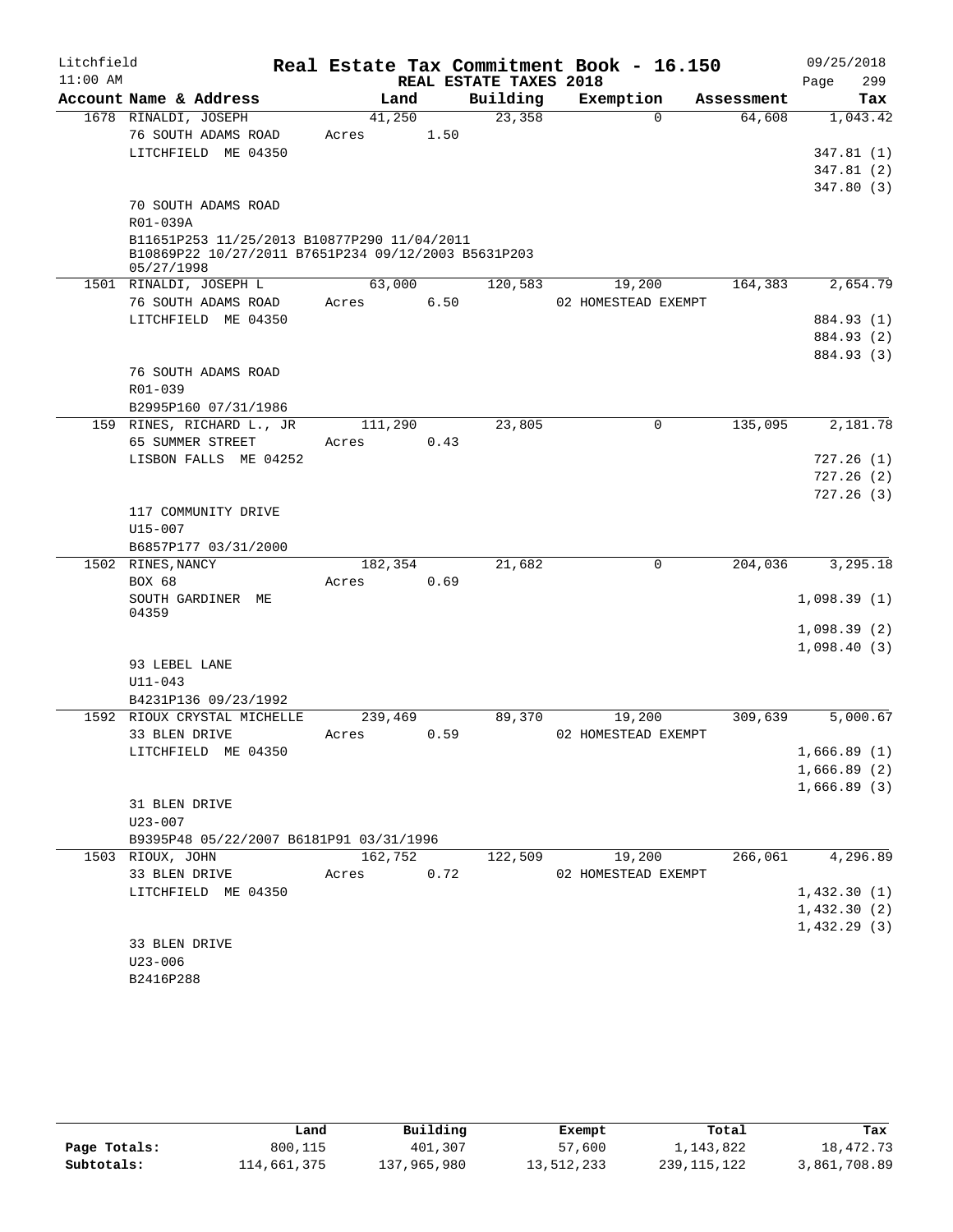Litchfield 11:00 AM

# Real Estate Tax Commitment Book - 16.150

REAL ESTATE TAXES 2018

09/25/2018

| Account | Name & Address | Land | Building | Exemption | Assessment | Tax |
|---|---|---|---|---|---|---|
| 1678 | RINALDI, JOSEPH<br>76 SOUTH ADAMS ROAD<br>LITCHFIELD ME 04350<br><br>70 SOUTH ADAMS ROAD<br>R01-039A<br>B11651P253 11/25/2013 B10877P290 11/04/2011 B10869P22 10/27/2011 B7651P234 09/12/2003 B5631P203 05/27/1998 | 41,250<br>Acres 1.50 | 23,358 | 0 | 64,608 | 1,043.42<br>347.81 (1)<br>347.81 (2)<br>347.80 (3) |
| 1501 | RINALDI, JOSEPH L<br>76 SOUTH ADAMS ROAD<br>LITCHFIELD ME 04350<br><br>76 SOUTH ADAMS ROAD<br>R01-039<br>B2995P160 07/31/1986 | 63,000<br>Acres 6.50 | 120,583 | 19,200<br>02 HOMESTEAD EXEMPT | 164,383 | 2,654.79<br>884.93 (1)<br>884.93 (2)<br>884.93 (3) |
| 159 | RINES, RICHARD L., JR<br>65 SUMMER STREET<br>LISBON FALLS ME 04252<br><br>117 COMMUNITY DRIVE<br>U15-007<br>B6857P177 03/31/2000 | 111,290<br>Acres 0.43 | 23,805 | 0 | 135,095 | 2,181.78<br>727.26 (1)<br>727.26 (2)<br>727.26 (3) |
| 1502 | RINES,NANCY<br>BOX 68<br>SOUTH GARDINER ME 04359<br><br>93 LEBEL LANE<br>U11-043<br>B4231P136 09/23/1992 | 182,354<br>Acres 0.69 | 21,682 | 0 | 204,036 | 3,295.18<br>1,098.39 (1)<br>1,098.39 (2)<br>1,098.40 (3) |
| 1592 | RIOUX CRYSTAL MICHELLE<br>33 BLEN DRIVE<br>LITCHFIELD ME 04350<br><br>31 BLEN DRIVE<br>U23-007<br>B9395P48 05/22/2007 B6181P91 03/31/1996 | 239,469<br>Acres 0.59 | 89,370 | 19,200<br>02 HOMESTEAD EXEMPT | 309,639 | 5,000.67<br>1,666.89 (1)<br>1,666.89 (2)<br>1,666.89 (3) |
| 1503 | RIOUX, JOHN<br>33 BLEN DRIVE<br>LITCHFIELD ME 04350<br><br>33 BLEN DRIVE<br>U23-006<br>B2416P288 | 162,752<br>Acres 0.72 | 122,509 | 19,200<br>02 HOMESTEAD EXEMPT | 266,061 | 4,296.89<br>1,432.30 (1)<br>1,432.30 (2)<br>1,432.29 (3) |

| | Land | Building | Exempt | Total | Tax |
|---|---|---|---|---|---|
| Page Totals: | 800,115 | 401,307 | 57,600 | 1,143,822 | 18,472.73 |
| Subtotals: | 114,661,375 | 137,965,980 | 13,512,233 | 239,115,122 | 3,861,708.89 |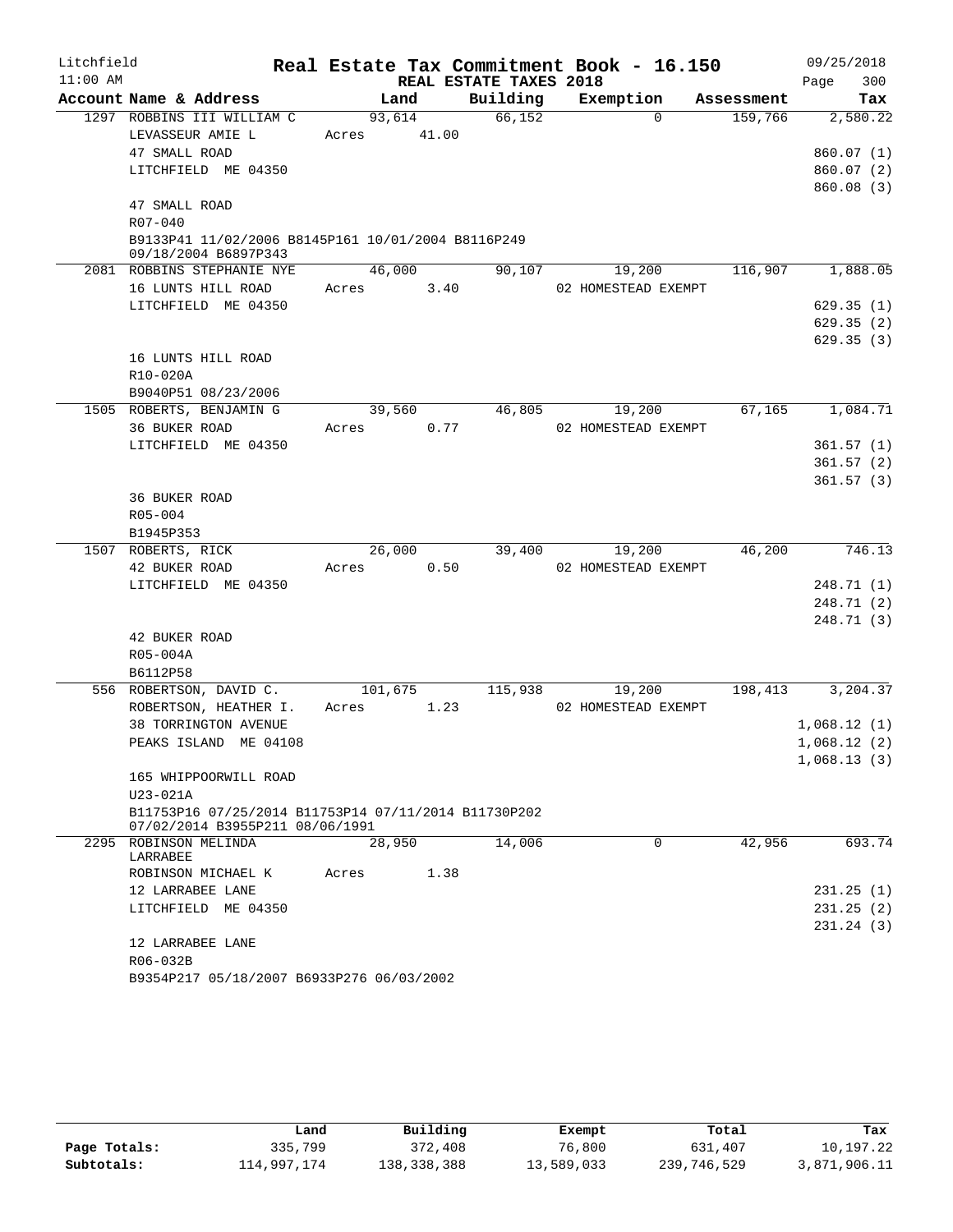Litchfield

11:00 AM

# Real Estate Tax Commitment Book - 16.150

## REAL ESTATE TAXES 2018

09/25/2018

Page 300

| Account Name & Address | Land | Building | Exemption | Assessment | Tax |
|---|---|---|---|---|---|
| 1297 ROBBINS III WILLIAM C | 93,614 | 66,152 | 0 | 159,766 | 2,580.22 |
| LEVASSEUR AMIE L | Acres 41.00 | | | | |
| 47 SMALL ROAD | | | | | 860.07 (1) |
| LITCHFIELD ME 04350 | | | | | 860.07 (2) |
| | | | | | 860.08 (3) |
| 47 SMALL ROAD | | | | | |
| R07-040 | | | | | |
| B9133P41 11/02/2006 B8145P161 10/01/2004 B8116P249 09/18/2004 B6897P343 | | | | | |
| 2081 ROBBINS STEPHANIE NYE | 46,000 | 90,107 | 19,200 | 116,907 | 1,888.05 |
| 16 LUNTS HILL ROAD | Acres 3.40 | | 02 HOMESTEAD EXEMPT | | |
| LITCHFIELD ME 04350 | | | | | 629.35 (1) |
| | | | | | 629.35 (2) |
| | | | | | 629.35 (3) |
| 16 LUNTS HILL ROAD | | | | | |
| R10-020A | | | | | |
| B9040P51 08/23/2006 | | | | | |
| 1505 ROBERTS, BENJAMIN G | 39,560 | 46,805 | 19,200 | 67,165 | 1,084.71 |
| 36 BUKER ROAD | Acres 0.77 | | 02 HOMESTEAD EXEMPT | | |
| LITCHFIELD ME 04350 | | | | | 361.57 (1) |
| | | | | | 361.57 (2) |
| | | | | | 361.57 (3) |
| 36 BUKER ROAD | | | | | |
| R05-004 | | | | | |
| B1945P353 | | | | | |
| 1507 ROBERTS, RICK | 26,000 | 39,400 | 19,200 | 46,200 | 746.13 |
| 42 BUKER ROAD | Acres 0.50 | | 02 HOMESTEAD EXEMPT | | |
| LITCHFIELD ME 04350 | | | | | 248.71 (1) |
| | | | | | 248.71 (2) |
| | | | | | 248.71 (3) |
| 42 BUKER ROAD | | | | | |
| R05-004A | | | | | |
| B6112P58 | | | | | |
| 556 ROBERTSON, DAVID C. | 101,675 | 115,938 | 19,200 | 198,413 | 3,204.37 |
| ROBERTSON, HEATHER I. | Acres 1.23 | | 02 HOMESTEAD EXEMPT | | |
| 38 TORRINGTON AVENUE | | | | | 1,068.12 (1) |
| PEAKS ISLAND ME 04108 | | | | | 1,068.12 (2) |
| | | | | | 1,068.13 (3) |
| 165 WHIPPOORWILL ROAD | | | | | |
| U23-021A | | | | | |
| B11753P16 07/25/2014 B11753P14 07/11/2014 B11730P202 07/02/2014 B3955P211 08/06/1991 | | | | | |
| 2295 ROBINSON MELINDA LARRABEE | 28,950 | 14,006 | 0 | 42,956 | 693.74 |
| ROBINSON MICHAEL K | Acres 1.38 | | | | |
| 12 LARRABEE LANE | | | | | 231.25 (1) |
| LITCHFIELD ME 04350 | | | | | 231.25 (2) |
| | | | | | 231.24 (3) |
| 12 LARRABEE LANE | | | | | |
| R06-032B | | | | | |
| B9354P217 05/18/2007 B6933P276 06/03/2002 | | | | | |

| | Land | Building | Exempt | Total | Tax |
|---|---|---|---|---|---|
| Page Totals: | 335,799 | 372,408 | 76,800 | 631,407 | 10,197.22 |
| Subtotals: | 114,997,174 | 138,338,388 | 13,589,033 | 239,746,529 | 3,871,906.11 |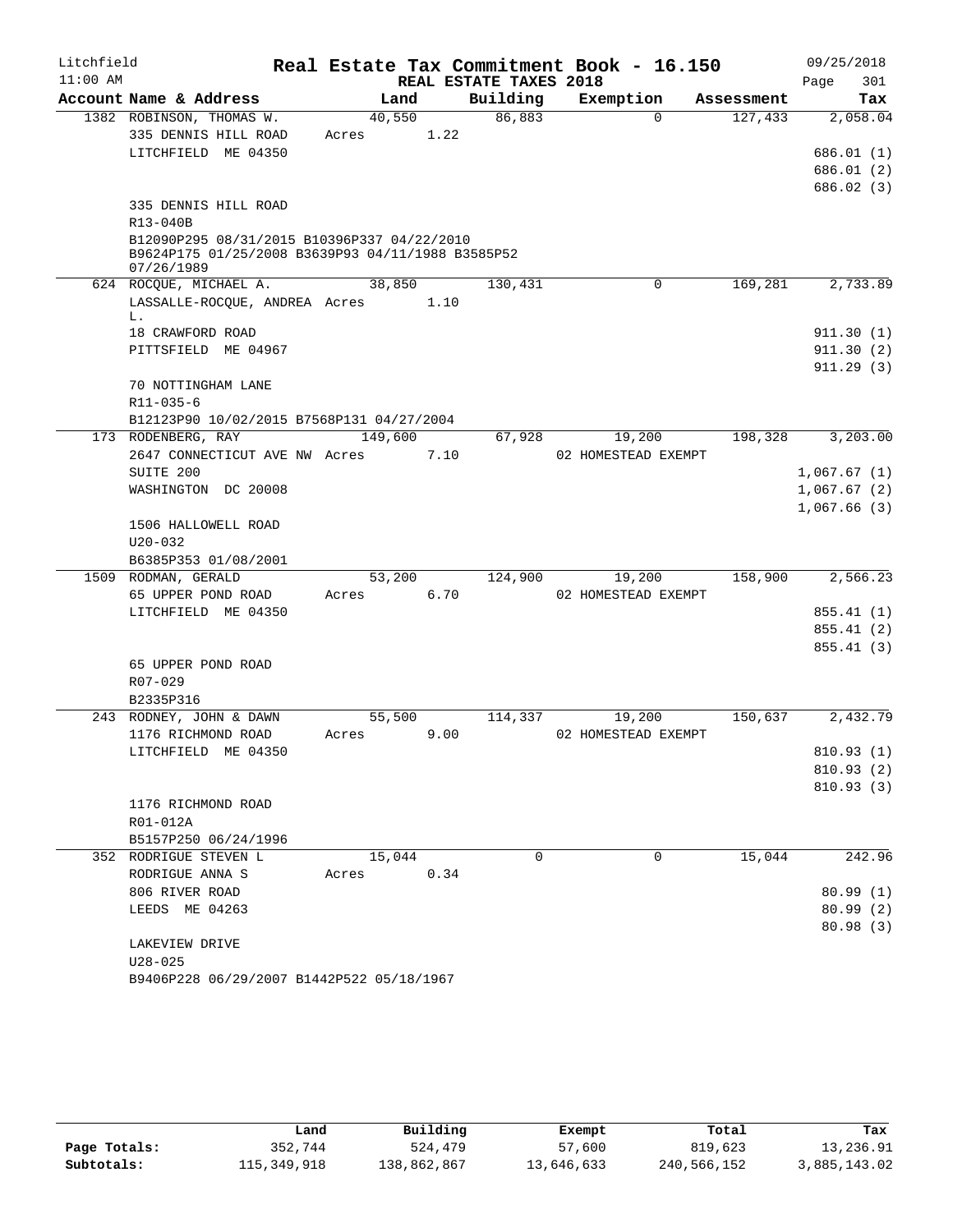Litchfield 11:00 AM

# Real Estate Tax Commitment Book - 16.150

## REAL ESTATE TAXES 2018

09/25/2018 Page 301

| Account Name & Address | Land | Building | Exemption | Assessment | Tax |
|---|---|---|---|---|---|
| 1382 ROBINSON, THOMAS W. | 40,550 | 86,883 | 0 | 127,433 | 2,058.04 |
| 335 DENNIS HILL ROAD | Acres 1.22 | | | | |
| LITCHFIELD ME 04350 | | | | | 686.01 (1) |
| | | | | | 686.01 (2) |
| | | | | | 686.02 (3) |
| 335 DENNIS HILL ROAD | | | | | |
| R13-040B | | | | | |
| B12090P295 08/31/2015 B10396P337 04/22/2010 B9624P175 01/25/2008 B3639P93 04/11/1988 B3585P52 07/26/1989 | | | | | |
| 624 ROCQUE, MICHAEL A. | 38,850 | 130,431 | 0 | 169,281 | 2,733.89 |
| LASSALLE-ROCQUE, ANDREA L. | Acres 1.10 | | | | |
| 18 CRAWFORD ROAD | | | | | 911.30 (1) |
| PITTSFIELD ME 04967 | | | | | 911.30 (2) |
| | | | | | 911.29 (3) |
| 70 NOTTINGHAM LANE | | | | | |
| R11-035-6 | | | | | |
| B12123P90 10/02/2015 B7568P131 04/27/2004 | | | | | |
| 173 RODENBERG, RAY | 149,600 | 67,928 | 19,200 | 198,328 | 3,203.00 |
| 2647 CONNECTICUT AVE NW | Acres 7.10 | | 02 HOMESTEAD EXEMPT | | |
| SUITE 200 | | | | | 1,067.67 (1) |
| WASHINGTON DC 20008 | | | | | 1,067.67 (2) |
| | | | | | 1,067.66 (3) |
| 1506 HALLOWELL ROAD | | | | | |
| U20-032 | | | | | |
| B6385P353 01/08/2001 | | | | | |
| 1509 RODMAN, GERALD | 53,200 | 124,900 | 19,200 | 158,900 | 2,566.23 |
| 65 UPPER POND ROAD | Acres 6.70 | | 02 HOMESTEAD EXEMPT | | |
| LITCHFIELD ME 04350 | | | | | 855.41 (1) |
| | | | | | 855.41 (2) |
| | | | | | 855.41 (3) |
| 65 UPPER POND ROAD | | | | | |
| R07-029 | | | | | |
| B2335P316 | | | | | |
| 243 RODNEY, JOHN & DAWN | 55,500 | 114,337 | 19,200 | 150,637 | 2,432.79 |
| 1176 RICHMOND ROAD | Acres 9.00 | | 02 HOMESTEAD EXEMPT | | |
| LITCHFIELD ME 04350 | | | | | 810.93 (1) |
| | | | | | 810.93 (2) |
| | | | | | 810.93 (3) |
| 1176 RICHMOND ROAD | | | | | |
| R01-012A | | | | | |
| B5157P250 06/24/1996 | | | | | |
| 352 RODRIGUE STEVEN L | 15,044 | 0 | 0 | 15,044 | 242.96 |
| RODRIGUE ANNA S | Acres 0.34 | | | | |
| 806 RIVER ROAD | | | | | 80.99 (1) |
| LEEDS ME 04263 | | | | | 80.99 (2) |
| | | | | | 80.98 (3) |
| LAKEVIEW DRIVE | | | | | |
| U28-025 | | | | | |
| B9406P228 06/29/2007 B1442P522 05/18/1967 | | | | | |

| | Land | Building | Exempt | Total | Tax |
|---|---|---|---|---|---|
| Page Totals: | 352,744 | 524,479 | 57,600 | 819,623 | 13,236.91 |
| Subtotals: | 115,349,918 | 138,862,867 | 13,646,633 | 240,566,152 | 3,885,143.02 |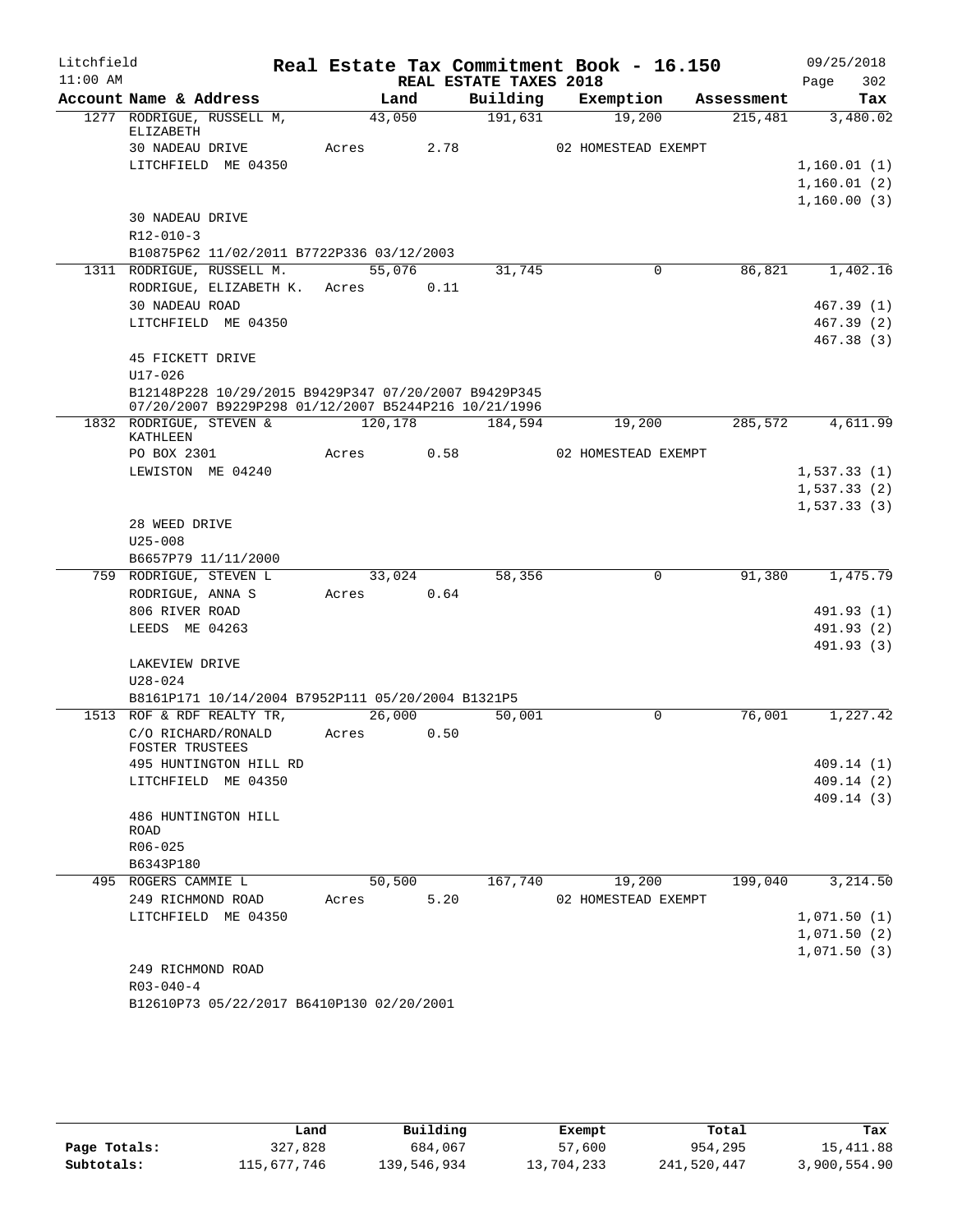Litchfield 11:00 AM

# Real Estate Tax Commitment Book - 16.150

REAL ESTATE TAXES 2018

09/25/2018 Page 302

| Account Name & Address | Land | Building | Exemption | Assessment | Tax |
|---|---|---|---|---|---|
| 1277 RODRIGUE, RUSSELL M, ELIZABETH | 43,050 | 191,631 | 19,200 | 215,481 | 3,480.02 |
| 30 NADEAU DRIVE | Acres 2.78 | | 02 HOMESTEAD EXEMPT | | |
| LITCHFIELD ME 04350 | | | | | 1,160.01 (1) |
| | | | | | 1,160.01 (2) |
| | | | | | 1,160.00 (3) |
| 30 NADEAU DRIVE | | | | | |
| R12-010-3 | | | | | |
| B10875P62 11/02/2011 B7722P336 03/12/2003 | | | | | |
| 1311 RODRIGUE, RUSSELL M. | 55,076 | 31,745 | 0 | 86,821 | 1,402.16 |
| RODRIGUE, ELIZABETH K. | Acres 0.11 | | | | |
| 30 NADEAU ROAD | | | | | 467.39 (1) |
| LITCHFIELD ME 04350 | | | | | 467.39 (2) |
| | | | | | 467.38 (3) |
| 45 FICKETT DRIVE | | | | | |
| U17-026 | | | | | |
| B12148P228 10/29/2015 B9429P347 07/20/2007 B9429P345 07/20/2007 B9229P298 01/12/2007 B5244P216 10/21/1996 | | | | | |
| 1832 RODRIGUE, STEVEN & KATHLEEN | 120,178 | 184,594 | 19,200 | 285,572 | 4,611.99 |
| PO BOX 2301 | Acres 0.58 | | 02 HOMESTEAD EXEMPT | | |
| LEWISTON ME 04240 | | | | | 1,537.33 (1) |
| | | | | | 1,537.33 (2) |
| | | | | | 1,537.33 (3) |
| 28 WEED DRIVE | | | | | |
| U25-008 | | | | | |
| B6657P79 11/11/2000 | | | | | |
| 759 RODRIGUE, STEVEN L | 33,024 | 58,356 | 0 | 91,380 | 1,475.79 |
| RODRIGUE, ANNA S | Acres 0.64 | | | | |
| 806 RIVER ROAD | | | | | 491.93 (1) |
| LEEDS ME 04263 | | | | | 491.93 (2) |
| | | | | | 491.93 (3) |
| LAKEVIEW DRIVE | | | | | |
| U28-024 | | | | | |
| B8161P171 10/14/2004 B7952P111 05/20/2004 B1321P5 | | | | | |
| 1513 ROF & RDF REALTY TR, | 26,000 | 50,001 | 0 | 76,001 | 1,227.42 |
| C/O RICHARD/RONALD FOSTER TRUSTEES | Acres 0.50 | | | | |
| 495 HUNTINGTON HILL RD | | | | | 409.14 (1) |
| LITCHFIELD ME 04350 | | | | | 409.14 (2) |
| | | | | | 409.14 (3) |
| 486 HUNTINGTON HILL ROAD | | | | | |
| R06-025 | | | | | |
| B6343P180 | | | | | |
| 495 ROGERS CAMMIE L | 50,500 | 167,740 | 19,200 | 199,040 | 3,214.50 |
| 249 RICHMOND ROAD | Acres 5.20 | | 02 HOMESTEAD EXEMPT | | |
| LITCHFIELD ME 04350 | | | | | 1,071.50 (1) |
| | | | | | 1,071.50 (2) |
| | | | | | 1,071.50 (3) |
| 249 RICHMOND ROAD | | | | | |
| R03-040-4 | | | | | |
| B12610P73 05/22/2017 B6410P130 02/20/2001 | | | | | |

| | Land | Building | Exempt | Total | Tax |
|---|---|---|---|---|---|
| Page Totals: | 327,828 | 684,067 | 57,600 | 954,295 | 15,411.88 |
| Subtotals: | 115,677,746 | 139,546,934 | 13,704,233 | 241,520,447 | 3,900,554.90 |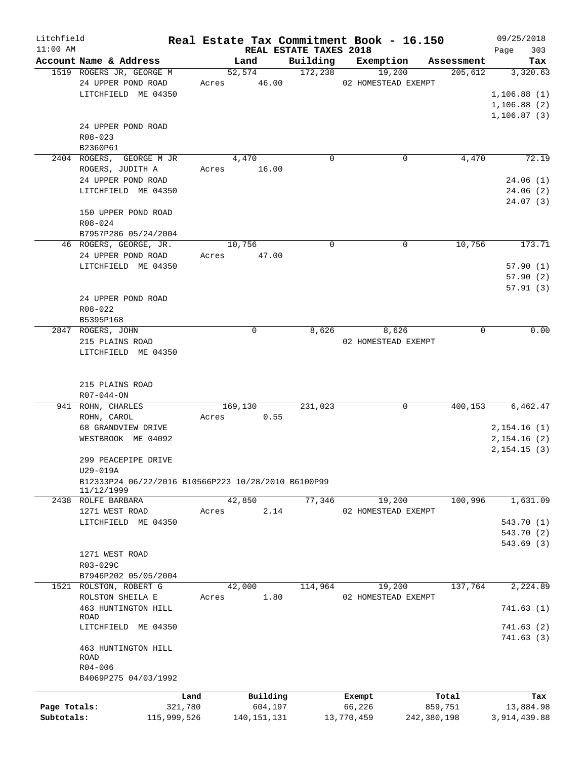Litchfield
11:00 AM

# Real Estate Tax Commitment Book - 16.150

REAL ESTATE TAXES 2018

09/25/2018

| Account Name & Address | Land | Building | Exemption | Assessment | Tax |
|---|---|---|---|---|---|
| 1519 ROGERS JR, GEORGE M | 52,574 | 172,238 | 19,200 | 205,612 | 3,320.63 |
| 24 UPPER POND ROAD | Acres 46.00 | | 02 HOMESTEAD EXEMPT | | |
| LITCHFIELD ME 04350 | | | | | 1,106.88 (1) |
| | | | | | 1,106.88 (2) |
| | | | | | 1,106.87 (3) |
| 24 UPPER POND ROAD | | | | | |
| R08-023 | | | | | |
| B2360P61 | | | | | |
| 2404 ROGERS, GEORGE M JR | 4,470 | 0 | 0 | 4,470 | 72.19 |
| ROGERS, JUDITH A | Acres 16.00 | | | | |
| 24 UPPER POND ROAD | | | | | 24.06 (1) |
| LITCHFIELD ME 04350 | | | | | 24.06 (2) |
| | | | | | 24.07 (3) |
| 150 UPPER POND ROAD | | | | | |
| R08-024 | | | | | |
| B7957P286 05/24/2004 | | | | | |
| 46 ROGERS, GEORGE, JR. | 10,756 | 0 | 0 | 10,756 | 173.71 |
| 24 UPPER POND ROAD | Acres 47.00 | | | | |
| LITCHFIELD ME 04350 | | | | | 57.90 (1) |
| | | | | | 57.90 (2) |
| | | | | | 57.91 (3) |
| 24 UPPER POND ROAD | | | | | |
| R08-022 | | | | | |
| B5395P168 | | | | | |
| 2847 ROGERS, JOHN | 0 | 8,626 | 8,626 | 0 | 0.00 |
| 215 PLAINS ROAD | | | 02 HOMESTEAD EXEMPT | | |
| LITCHFIELD ME 04350 | | | | | |
| 215 PLAINS ROAD | | | | | |
| R07-044-ON | | | | | |
| 941 ROHN, CHARLES | 169,130 | 231,023 | 0 | 400,153 | 6,462.47 |
| ROHN, CAROL | Acres 0.55 | | | | |
| 68 GRANDVIEW DRIVE | | | | | 2,154.16 (1) |
| WESTBROOK ME 04092 | | | | | 2,154.16 (2) |
| | | | | | 2,154.15 (3) |
| 299 PEACEPIPE DRIVE | | | | | |
| U29-019A | | | | | |
| B12333P24 06/22/2016 B10566P223 10/28/2010 B6100P99 11/12/1999 | | | | | |
| 2438 ROLFE BARBARA | 42,850 | 77,346 | 19,200 | 100,996 | 1,631.09 |
| 1271 WEST ROAD | Acres 2.14 | | 02 HOMESTEAD EXEMPT | | |
| LITCHFIELD ME 04350 | | | | | 543.70 (1) |
| | | | | | 543.70 (2) |
| | | | | | 543.69 (3) |
| 1271 WEST ROAD | | | | | |
| R03-029C | | | | | |
| B7946P202 05/05/2004 | | | | | |
| 1521 ROLSTON, ROBERT G | 42,000 | 114,964 | 19,200 | 137,764 | 2,224.89 |
| ROLSTON SHEILA E | Acres 1.80 | | 02 HOMESTEAD EXEMPT | | |
| 463 HUNTINGTON HILL ROAD | | | | | 741.63 (1) |
| LITCHFIELD ME 04350 | | | | | 741.63 (2) |
| | | | | | 741.63 (3) |
| 463 HUNTINGTON HILL ROAD | | | | | |
| R04-006 | | | | | |
| B4069P275 04/03/1992 | | | | | |

| | Land | Building | Exempt | Total | Tax |
|---|---|---|---|---|---|
| Page Totals: | 321,780 | 604,197 | 66,226 | 859,751 | 13,884.98 |
| Subtotals: | 115,999,526 | 140,151,131 | 13,770,459 | 242,380,198 | 3,914,439.88 |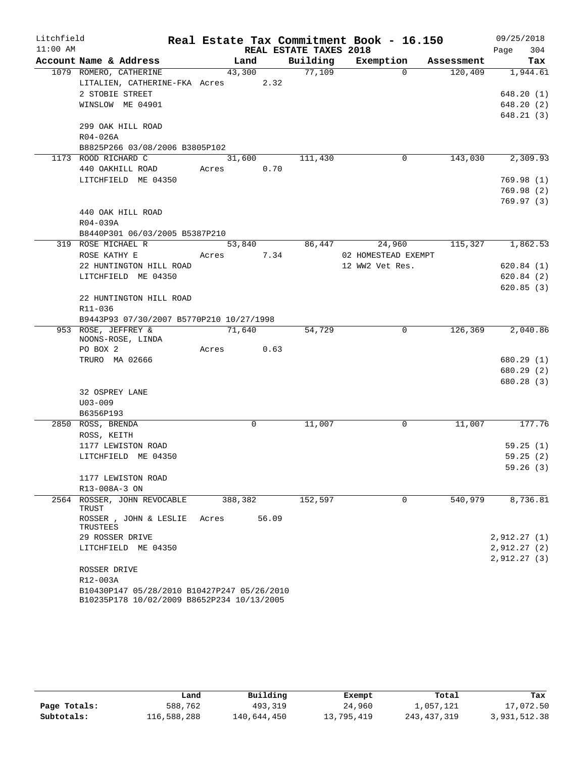Litchfield 11:00 AM

# Real Estate Tax Commitment Book - 16.150

REAL ESTATE TAXES 2018

09/25/2018

| Account Name & Address | Land | Building | Exemption | Assessment | Tax |
|---|---|---|---|---|---|
| 1079 ROMERO, CATHERINE | 43,300 | 77,109 | 0 | 120,409 | 1,944.61 |
| LITALIEN, CATHERINE-FKA | Acres 2.32 | | | | |
| 2 STOBIE STREET | | | | | 648.20 (1) |
| WINSLOW ME 04901 | | | | | 648.20 (2) |
| | | | | | 648.21 (3) |
| 299 OAK HILL ROAD | | | | | |
| R04-026A | | | | | |
| B8825P266 03/08/2006 B3805P102 | | | | | |
| 1173 ROOD RICHARD C | 31,600 | 111,430 | 0 | 143,030 | 2,309.93 |
| 440 OAKHILL ROAD | Acres 0.70 | | | | |
| LITCHFIELD ME 04350 | | | | | 769.98 (1) |
| | | | | | 769.98 (2) |
| | | | | | 769.97 (3) |
| 440 OAK HILL ROAD | | | | | |
| R04-039A | | | | | |
| B8440P301 06/03/2005 B5387P210 | | | | | |
| 319 ROSE MICHAEL R | 53,840 | 86,447 | 24,960 | 115,327 | 1,862.53 |
| ROSE KATHY E | Acres 7.34 | | 02 HOMESTEAD EXEMPT | | |
| 22 HUNTINGTON HILL ROAD | | | 12 WW2 Vet Res. | | 620.84 (1) |
| LITCHFIELD ME 04350 | | | | | 620.84 (2) |
| | | | | | 620.85 (3) |
| 22 HUNTINGTON HILL ROAD | | | | | |
| R11-036 | | | | | |
| B9443P93 07/30/2007 B5770P210 10/27/1998 | | | | | |
| 953 ROSE, JEFFREY & | 71,640 | 54,729 | 0 | 126,369 | 2,040.86 |
| NOONS-ROSE, LINDA | | | | | |
| PO BOX 2 | Acres 0.63 | | | | |
| TRURO MA 02666 | | | | | 680.29 (1) |
| | | | | | 680.29 (2) |
| | | | | | 680.28 (3) |
| 32 OSPREY LANE | | | | | |
| U03-009 | | | | | |
| B6356P193 | | | | | |
| 2850 ROSS, BRENDA | 0 | 11,007 | 0 | 11,007 | 177.76 |
| ROSS, KEITH | | | | | |
| 1177 LEWISTON ROAD | | | | | 59.25 (1) |
| LITCHFIELD ME 04350 | | | | | 59.25 (2) |
| | | | | | 59.26 (3) |
| 1177 LEWISTON ROAD | | | | | |
| R13-008A-3 ON | | | | | |
| 2564 ROSSER, JOHN REVOCABLE TRUST | 388,382 | 152,597 | 0 | 540,979 | 8,736.81 |
| ROSSER , JOHN & LESLIE TRUSTEES | Acres 56.09 | | | | |
| 29 ROSSER DRIVE | | | | | 2,912.27 (1) |
| LITCHFIELD ME 04350 | | | | | 2,912.27 (2) |
| | | | | | 2,912.27 (3) |
| ROSSER DRIVE | | | | | |
| R12-003A | | | | | |
| B10430P147 05/28/2010 B10427P247 05/26/2010 | | | | | |
| B10235P178 10/02/2009 B8652P234 10/13/2005 | | | | | |

| | Land | Building | Exempt | Total | Tax |
|---|---|---|---|---|---|
| Page Totals: | 588,762 | 493,319 | 24,960 | 1,057,121 | 17,072.50 |
| Subtotals: | 116,588,288 | 140,644,450 | 13,795,419 | 243,437,319 | 3,931,512.38 |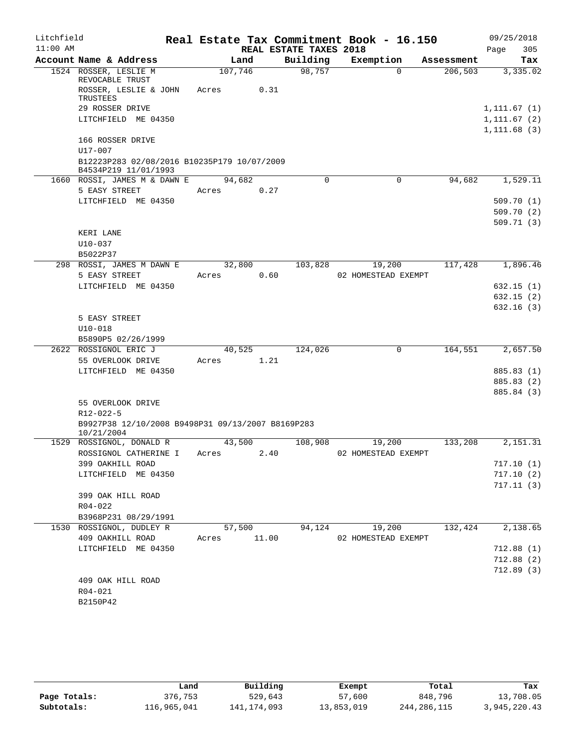Litchfield 11:00 AM

# Real Estate Tax Commitment Book - 16.150

REAL ESTATE TAXES 2018

09/25/2018 Page 305

| Account | Name & Address | Land | Building | Exemption | Assessment | Tax |
|---|---|---|---|---|---|---|
| 1524 | ROSSER, LESLIE M REVOCABLE TRUST | 107,746 | 98,757 | 0 | 206,503 | 3,335.02 |
| | ROSSER, LESLIE & JOHN TRUSTEES | Acres 0.31 | | | | |
| | 29 ROSSER DRIVE | | | | | 1,111.67 (1) |
| | LITCHFIELD ME 04350 | | | | | 1,111.67 (2) |
| | | | | | | 1,111.68 (3) |
| | 166 ROSSER DRIVE | | | | | |
| | U17-007 | | | | | |
| | B12223P283 02/08/2016 B10235P179 10/07/2009 B4534P219 11/01/1993 | | | | | |
| 1660 | ROSSI, JAMES M & DAWN E | 94,682 | 0 | 0 | 94,682 | 1,529.11 |
| | 5 EASY STREET | Acres 0.27 | | | | |
| | LITCHFIELD ME 04350 | | | | | 509.70 (1) |
| | | | | | | 509.70 (2) |
| | | | | | | 509.71 (3) |
| | KERI LANE | | | | | |
| | U10-037 | | | | | |
| | B5022P37 | | | | | |
| 298 | ROSSI, JAMES M DAWN E | 32,800 | 103,828 | 19,200 | 117,428 | 1,896.46 |
| | 5 EASY STREET | Acres 0.60 | | 02 HOMESTEAD EXEMPT | | |
| | LITCHFIELD ME 04350 | | | | | 632.15 (1) |
| | | | | | | 632.15 (2) |
| | | | | | | 632.16 (3) |
| | 5 EASY STREET | | | | | |
| | U10-018 | | | | | |
| | B5890P5 02/26/1999 | | | | | |
| 2622 | ROSSIGNOL ERIC J | 40,525 | 124,026 | 0 | 164,551 | 2,657.50 |
| | 55 OVERLOOK DRIVE | Acres 1.21 | | | | |
| | LITCHFIELD ME 04350 | | | | | 885.83 (1) |
| | | | | | | 885.83 (2) |
| | | | | | | 885.84 (3) |
| | 55 OVERLOOK DRIVE | | | | | |
| | R12-022-5 | | | | | |
| | B9927P38 12/10/2008 B9498P31 09/13/2007 B8169P283 10/21/2004 | | | | | |
| 1529 | ROSSIGNOL, DONALD R | 43,500 | 108,908 | 19,200 | 133,208 | 2,151.31 |
| | ROSSIGNOL CATHERINE I | Acres 2.40 | | 02 HOMESTEAD EXEMPT | | |
| | 399 OAKHILL ROAD | | | | | 717.10 (1) |
| | LITCHFIELD ME 04350 | | | | | 717.10 (2) |
| | | | | | | 717.11 (3) |
| | 399 OAK HILL ROAD | | | | | |
| | R04-022 | | | | | |
| | B3968P231 08/29/1991 | | | | | |
| 1530 | ROSSIGNOL, DUDLEY R | 57,500 | 94,124 | 19,200 | 132,424 | 2,138.65 |
| | 409 OAKHILL ROAD | Acres 11.00 | | 02 HOMESTEAD EXEMPT | | |
| | LITCHFIELD ME 04350 | | | | | 712.88 (1) |
| | | | | | | 712.88 (2) |
| | | | | | | 712.89 (3) |
| | 409 OAK HILL ROAD | | | | | |
| | R04-021 | | | | | |
| | B2150P42 | | | | | |

| | Land | Building | Exempt | Total | Tax |
|---|---|---|---|---|---|
| Page Totals: | 376,753 | 529,643 | 57,600 | 848,796 | 13,708.05 |
| Subtotals: | 116,965,041 | 141,174,093 | 13,853,019 | 244,286,115 | 3,945,220.43 |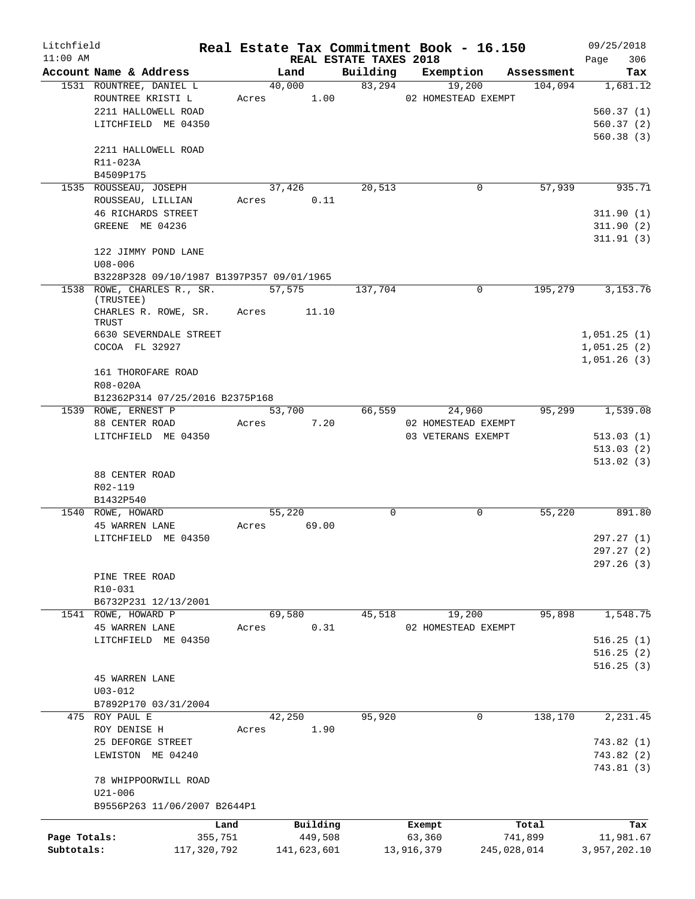Litchfield | Real Estate Tax Commitment Book - 16.150 | 09/25/2018
11:00 AM | REAL ESTATE TAXES 2018 | Page 306

| Account Name & Address | Land | Building | Exemption | Assessment | Tax |
|---|---|---|---|---|---|
| 1531 ROUNTREE, DANIEL L | 40,000 | 83,294 | 19,200 | 104,094 | 1,681.12 |
| ROUNTREE KRISTI L | Acres 1.00 | | 02 HOMESTEAD EXEMPT | | |
| 2211 HALLOWELL ROAD | | | | | 560.37 (1) |
| LITCHFIELD ME 04350 | | | | | 560.37 (2) |
| | | | | | 560.38 (3) |
| 2211 HALLOWELL ROAD | | | | | |
| R11-023A | | | | | |
| B4509P175 | | | | | |
| 1535 ROUSSEAU, JOSEPH | 37,426 | 20,513 | 0 | 57,939 | 935.71 |
| ROUSSEAU, LILLIAN | Acres 0.11 | | | | |
| 46 RICHARDS STREET | | | | | 311.90 (1) |
| GREENE ME 04236 | | | | | 311.90 (2) |
| | | | | | 311.91 (3) |
| 122 JIMMY POND LANE | | | | | |
| U08-006 | | | | | |
| B3228P328 09/10/1987 B1397P357 09/01/1965 | | | | | |
| 1538 ROWE, CHARLES R., SR. (TRUSTEE) | 57,575 | 137,704 | 0 | 195,279 | 3,153.76 |
| CHARLES R. ROWE, SR. TRUST | Acres 11.10 | | | | |
| 6630 SEVERNDALE STREET | | | | | 1,051.25 (1) |
| COCOA FL 32927 | | | | | 1,051.25 (2) |
| | | | | | 1,051.26 (3) |
| 161 THOROFARE ROAD | | | | | |
| R08-020A | | | | | |
| B12362P314 07/25/2016 B2375P168 | | | | | |
| 1539 ROWE, ERNEST P | 53,700 | 66,559 | 24,960 | 95,299 | 1,539.08 |
| 88 CENTER ROAD | Acres 7.20 | | 02 HOMESTEAD EXEMPT | | |
| LITCHFIELD ME 04350 | | | 03 VETERANS EXEMPT | | 513.03 (1) |
| | | | | | 513.03 (2) |
| | | | | | 513.02 (3) |
| 88 CENTER ROAD | | | | | |
| R02-119 | | | | | |
| B1432P540 | | | | | |
| 1540 ROWE, HOWARD | 55,220 | 0 | 0 | 55,220 | 891.80 |
| 45 WARREN LANE | Acres 69.00 | | | | |
| LITCHFIELD ME 04350 | | | | | 297.27 (1) |
| | | | | | 297.27 (2) |
| | | | | | 297.26 (3) |
| PINE TREE ROAD | | | | | |
| R10-031 | | | | | |
| B6732P231 12/13/2001 | | | | | |
| 1541 ROWE, HOWARD P | 69,580 | 45,518 | 19,200 | 95,898 | 1,548.75 |
| 45 WARREN LANE | Acres 0.31 | | 02 HOMESTEAD EXEMPT | | |
| LITCHFIELD ME 04350 | | | | | 516.25 (1) |
| | | | | | 516.25 (2) |
| | | | | | 516.25 (3) |
| 45 WARREN LANE | | | | | |
| U03-012 | | | | | |
| B7892P170 03/31/2004 | | | | | |
| 475 ROY PAUL E | 42,250 | 95,920 | 0 | 138,170 | 2,231.45 |
| ROY DENISE H | Acres 1.90 | | | | |
| 25 DEFORGE STREET | | | | | 743.82 (1) |
| LEWISTON ME 04240 | | | | | 743.82 (2) |
| | | | | | 743.81 (3) |
| 78 WHIPPOORWILL ROAD | | | | | |
| U21-006 | | | | | |
| B9556P263 11/06/2007 B2644P1 | | | | | |

| | Land | Building | Exempt | Total | Tax |
|---|---|---|---|---|---|
| Page Totals: | 355,751 | 449,508 | 63,360 | 741,899 | 11,981.67 |
| Subtotals: | 117,320,792 | 141,623,601 | 13,916,379 | 245,028,014 | 3,957,202.10 |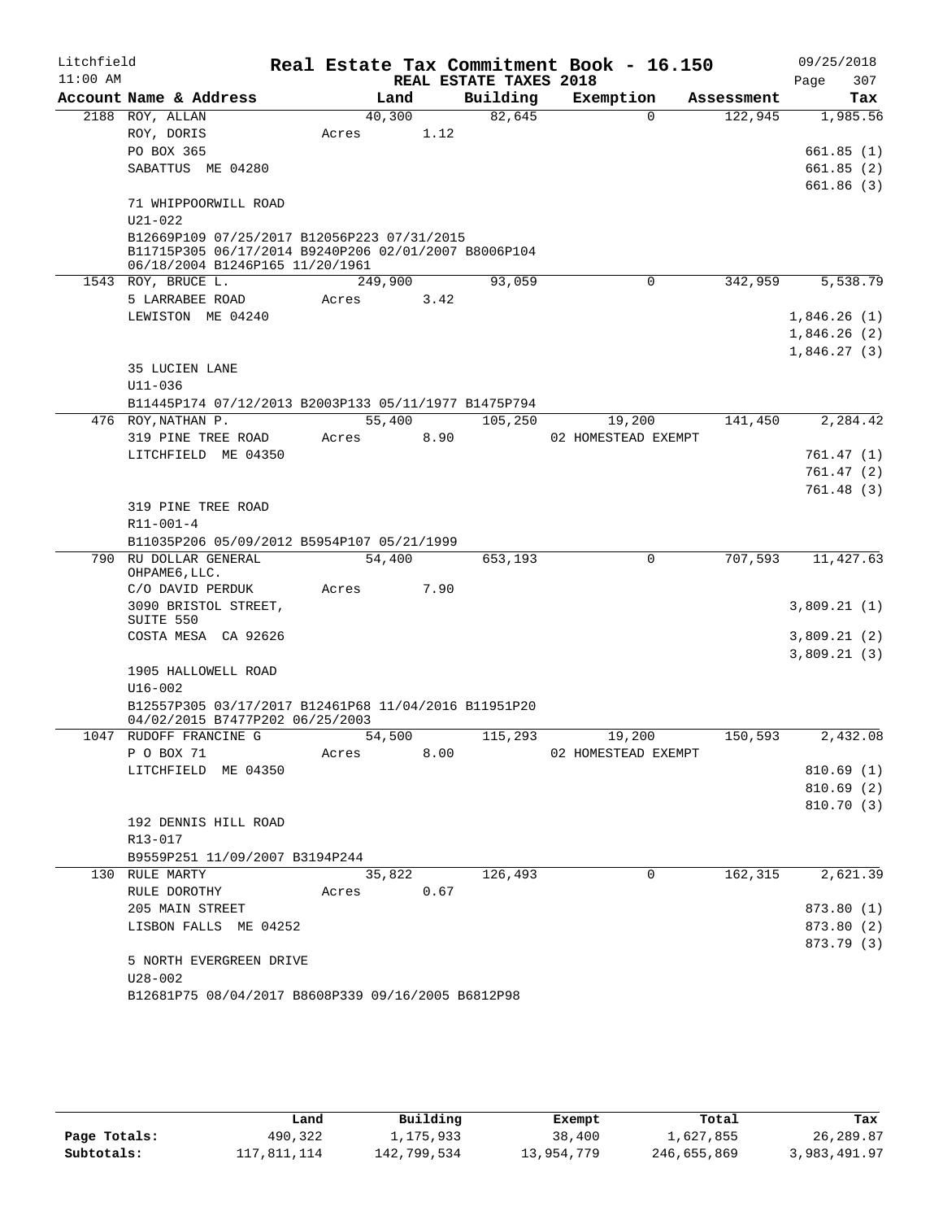Litchfield 11:00 AM

# Real Estate Tax Commitment Book - 16.150

## REAL ESTATE TAXES 2018

09/25/2018

| Account Name & Address | Land | Building | Exemption | Assessment | Tax |
|---|---|---|---|---|---|
| 2188 ROY, ALLAN | 40,300 | 82,645 | 0 | 122,945 | 1,985.56 |
| ROY, DORIS | Acres 1.12 | | | | |
| PO BOX 365 | | | | | 661.85 (1) |
| SABATTUS ME 04280 | | | | | 661.85 (2) |
| | | | | | 661.86 (3) |
| 71 WHIPPOORWILL ROAD | | | | | |
| U21-022 | | | | | |
| B12669P109 07/25/2017 B12056P223 07/31/2015 B11715P305 06/17/2014 B9240P206 02/01/2007 B8006P104 06/18/2004 B1246P165 11/20/1961 | | | | | |
| 1543 ROY, BRUCE L. | 249,900 | 93,059 | 0 | 342,959 | 5,538.79 |
| 5 LARRABEE ROAD | Acres 3.42 | | | | |
| LEWISTON ME 04240 | | | | | 1,846.26 (1) |
| | | | | | 1,846.26 (2) |
| | | | | | 1,846.27 (3) |
| 35 LUCIEN LANE | | | | | |
| U11-036 | | | | | |
| B11445P174 07/12/2013 B2003P133 05/11/1977 B1475P794 | | | | | |
| 476 ROY,NATHAN P. | 55,400 | 105,250 | 19,200 | 141,450 | 2,284.42 |
| 319 PINE TREE ROAD | Acres 8.90 | | 02 HOMESTEAD EXEMPT | | |
| LITCHFIELD ME 04350 | | | | | 761.47 (1) |
| | | | | | 761.47 (2) |
| | | | | | 761.48 (3) |
| 319 PINE TREE ROAD | | | | | |
| R11-001-4 | | | | | |
| B11035P206 05/09/2012 B5954P107 05/21/1999 | | | | | |
| 790 RU DOLLAR GENERAL OHPAME6,LLC. | 54,400 | 653,193 | 0 | 707,593 | 11,427.63 |
| C/O DAVID PERDUK | Acres 7.90 | | | | |
| 3090 BRISTOL STREET, SUITE 550 | | | | | 3,809.21 (1) |
| COSTA MESA CA 92626 | | | | | 3,809.21 (2) |
| | | | | | 3,809.21 (3) |
| 1905 HALLOWELL ROAD | | | | | |
| U16-002 | | | | | |
| B12557P305 03/17/2017 B12461P68 11/04/2016 B11951P20 04/02/2015 B7477P202 06/25/2003 | | | | | |
| 1047 RUDOFF FRANCINE G | 54,500 | 115,293 | 19,200 | 150,593 | 2,432.08 |
| P O BOX 71 | Acres 8.00 | | 02 HOMESTEAD EXEMPT | | |
| LITCHFIELD ME 04350 | | | | | 810.69 (1) |
| | | | | | 810.69 (2) |
| | | | | | 810.70 (3) |
| 192 DENNIS HILL ROAD | | | | | |
| R13-017 | | | | | |
| B9559P251 11/09/2007 B3194P244 | | | | | |
| 130 RULE MARTY | 35,822 | 126,493 | 0 | 162,315 | 2,621.39 |
| RULE DOROTHY | Acres 0.67 | | | | |
| 205 MAIN STREET | | | | | 873.80 (1) |
| LISBON FALLS ME 04252 | | | | | 873.80 (2) |
| | | | | | 873.79 (3) |
| 5 NORTH EVERGREEN DRIVE | | | | | |
| U28-002 | | | | | |
| B12681P75 08/04/2017 B8608P339 09/16/2005 B6812P98 | | | | | |

| | Land | Building | Exempt | Total | Tax |
|---|---|---|---|---|---|
| Page Totals: | 490,322 | 1,175,933 | 38,400 | 1,627,855 | 26,289.87 |
| Subtotals: | 117,811,114 | 142,799,534 | 13,954,779 | 246,655,869 | 3,983,491.97 |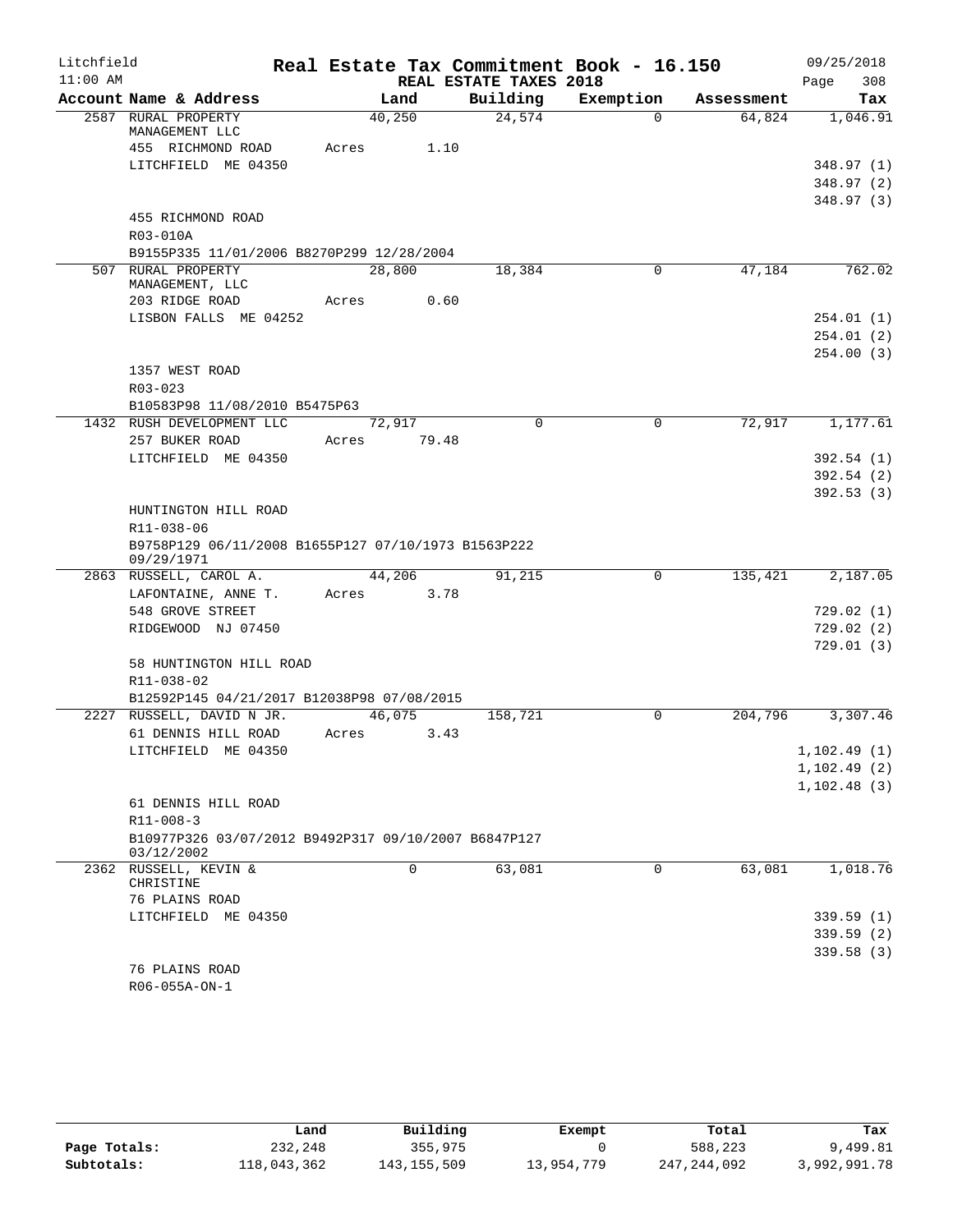Litchfield
11:00 AM

# Real Estate Tax Commitment Book - 16.150

REAL ESTATE TAXES 2018

09/25/2018

| Account Name & Address | Land | Building | Exemption | Assessment | Tax |
|---|---|---|---|---|---|
| 2587 RURAL PROPERTY MANAGEMENT LLC | 40,250 | 24,574 | 0 | 64,824 | 1,046.91 |
| 455 RICHMOND ROAD | Acres 1.10 | | | | |
| LITCHFIELD ME 04350 | | | | | 348.97 (1) |
| | | | | | 348.97 (2) |
| | | | | | 348.97 (3) |
| 455 RICHMOND ROAD | | | | | |
| R03-010A | | | | | |
| B9155P335 11/01/2006 B8270P299 12/28/2004 | | | | | |
| 507 RURAL PROPERTY MANAGEMENT, LLC | 28,800 | 18,384 | 0 | 47,184 | 762.02 |
| 203 RIDGE ROAD | Acres 0.60 | | | | |
| LISBON FALLS ME 04252 | | | | | 254.01 (1) |
| | | | | | 254.01 (2) |
| | | | | | 254.00 (3) |
| 1357 WEST ROAD | | | | | |
| R03-023 | | | | | |
| B10583P98 11/08/2010 B5475P63 | | | | | |
| 1432 RUSH DEVELOPMENT LLC | 72,917 | 0 | 0 | 72,917 | 1,177.61 |
| 257 BUKER ROAD | Acres 79.48 | | | | |
| LITCHFIELD ME 04350 | | | | | 392.54 (1) |
| | | | | | 392.54 (2) |
| | | | | | 392.53 (3) |
| HUNTINGTON HILL ROAD | | | | | |
| R11-038-06 | | | | | |
| B9758P129 06/11/2008 B1655P127 07/10/1973 B1563P222 09/29/1971 | | | | | |
| 2863 RUSSELL, CAROL A. | 44,206 | 91,215 | 0 | 135,421 | 2,187.05 |
| LAFONTAINE, ANNE T. | Acres 3.78 | | | | |
| 548 GROVE STREET | | | | | 729.02 (1) |
| RIDGEWOOD NJ 07450 | | | | | 729.02 (2) |
| | | | | | 729.01 (3) |
| 58 HUNTINGTON HILL ROAD | | | | | |
| R11-038-02 | | | | | |
| B12592P145 04/21/2017 B12038P98 07/08/2015 | | | | | |
| 2227 RUSSELL, DAVID N JR. | 46,075 | 158,721 | 0 | 204,796 | 3,307.46 |
| 61 DENNIS HILL ROAD | Acres 3.43 | | | | |
| LITCHFIELD ME 04350 | | | | | 1,102.49 (1) |
| | | | | | 1,102.49 (2) |
| | | | | | 1,102.48 (3) |
| 61 DENNIS HILL ROAD | | | | | |
| R11-008-3 | | | | | |
| B10977P326 03/07/2012 B9492P317 09/10/2007 B6847P127 03/12/2002 | | | | | |
| 2362 RUSSELL, KEVIN & CHRISTINE | 0 | 63,081 | 0 | 63,081 | 1,018.76 |
| 76 PLAINS ROAD | | | | | |
| LITCHFIELD ME 04350 | | | | | 339.59 (1) |
| | | | | | 339.59 (2) |
| | | | | | 339.58 (3) |
| 76 PLAINS ROAD | | | | | |
| R06-055A-ON-1 | | | | | |

| | Land | Building | Exempt | Total | Tax |
|---|---|---|---|---|---|
| Page Totals: | 232,248 | 355,975 | 0 | 588,223 | 9,499.81 |
| Subtotals: | 118,043,362 | 143,155,509 | 13,954,779 | 247,244,092 | 3,992,991.78 |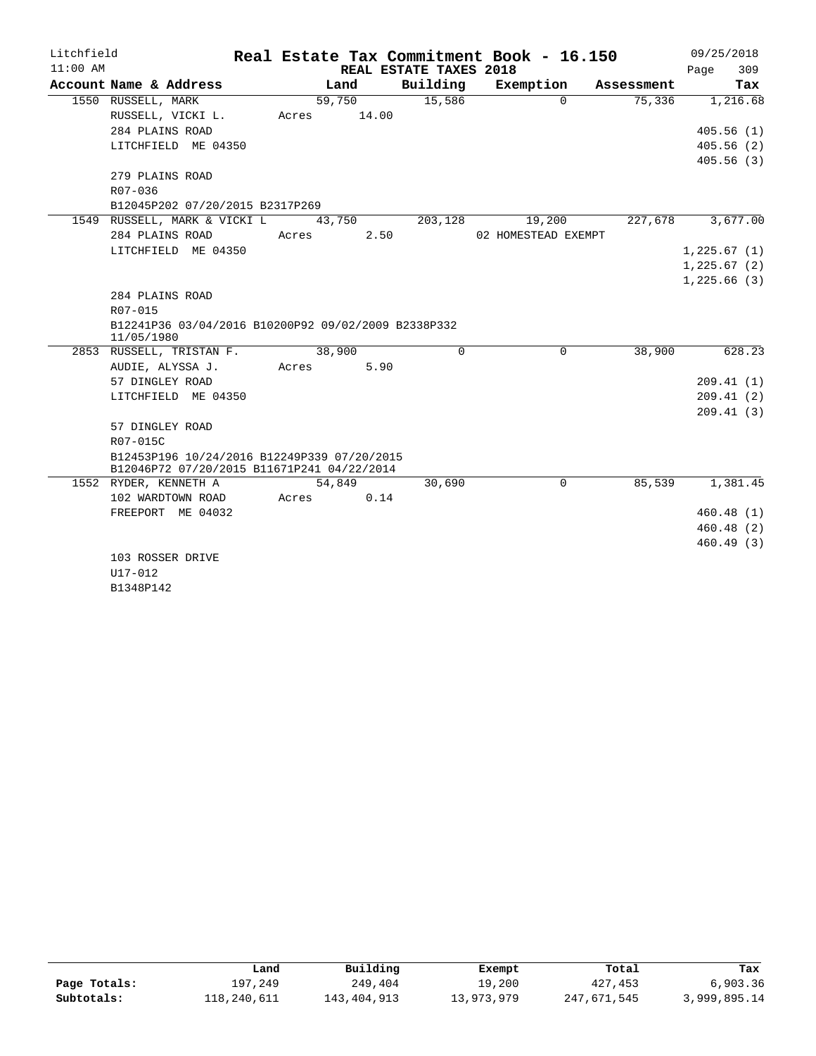Litchfield
11:00 AM

# Real Estate Tax Commitment Book - 16.150

## REAL ESTATE TAXES 2018

09/25/2018

| Account Name & Address | Land | Building | Exemption | Assessment | Tax |
|---|---|---|---|---|---|
| 1550 RUSSELL, MARK | 59,750 | 15,586 | 0 | 75,336 | 1,216.68 |
| RUSSELL, VICKI L. | Acres 14.00 | | | | |
| 284 PLAINS ROAD | | | | | 405.56 (1) |
| LITCHFIELD ME 04350 | | | | | 405.56 (2) |
| | | | | | 405.56 (3) |
| 279 PLAINS ROAD | | | | | |
| R07-036 | | | | | |
| B12045P202 07/20/2015 B2317P269 | | | | | |
| 1549 RUSSELL, MARK & VICKI L | 43,750 | 203,128 | 19,200 | 227,678 | 3,677.00 |
| 284 PLAINS ROAD | Acres 2.50 | | 02 HOMESTEAD EXEMPT | | |
| LITCHFIELD ME 04350 | | | | | 1,225.67 (1) |
| | | | | | 1,225.67 (2) |
| | | | | | 1,225.66 (3) |
| 284 PLAINS ROAD | | | | | |
| R07-015 | | | | | |
| B12241P36 03/04/2016 B10200P92 09/02/2009 B2338P332 11/05/1980 | | | | | |
| 2853 RUSSELL, TRISTAN F. | 38,900 | 0 | 0 | 38,900 | 628.23 |
| AUDIE, ALYSSA J. | Acres 5.90 | | | | |
| 57 DINGLEY ROAD | | | | | 209.41 (1) |
| LITCHFIELD ME 04350 | | | | | 209.41 (2) |
| | | | | | 209.41 (3) |
| 57 DINGLEY ROAD | | | | | |
| R07-015C | | | | | |
| B12453P196 10/24/2016 B12249P339 07/20/2015 B12046P72 07/20/2015 B11671P241 04/22/2014 | | | | | |
| 1552 RYDER, KENNETH A | 54,849 | 30,690 | 0 | 85,539 | 1,381.45 |
| 102 WARDTOWN ROAD | Acres 0.14 | | | | |
| FREEPORT ME 04032 | | | | | 460.48 (1) |
| | | | | | 460.48 (2) |
| | | | | | 460.49 (3) |
| 103 ROSSER DRIVE | | | | | |
| U17-012 | | | | | |
| B1348P142 | | | | | |

| | Land | Building | Exempt | Total | Tax |
|---|---|---|---|---|---|
| Page Totals: | 197,249 | 249,404 | 19,200 | 427,453 | 6,903.36 |
| Subtotals: | 118,240,611 | 143,404,913 | 13,973,979 | 247,671,545 | 3,999,895.14 |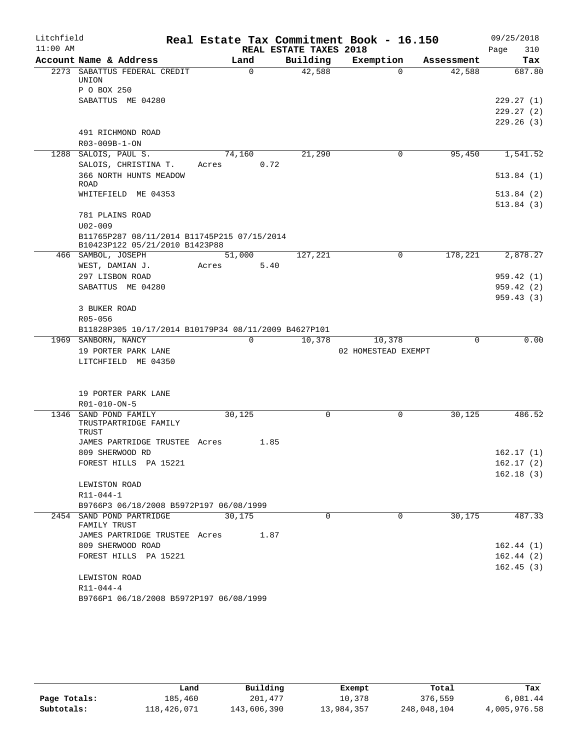# Real Estate Tax Commitment Book - 16.150

Litchfield 11:00 AM — REAL ESTATE TAXES 2018 — 09/25/2018

| Account Name & Address | Land | Building | Exemption | Assessment | Tax |
|---|---|---|---|---|---|
| 2273 SABATTUS FEDERAL CREDIT UNION | 0 | 42,588 | 0 | 42,588 | 687.80 |
| P O BOX 250 | | | | | |
| SABATTUS ME 04280 | | | | | 229.27 (1) |
| | | | | | 229.27 (2) |
| | | | | | 229.26 (3) |
| 491 RICHMOND ROAD | | | | | |
| R03-009B-1-ON | | | | | |
| 1288 SALOIS, PAUL S. | 74,160 | 21,290 | 0 | 95,450 | 1,541.52 |
| SALOIS, CHRISTINA T. | Acres 0.72 | | | | |
| 366 NORTH HUNTS MEADOW ROAD | | | | | 513.84 (1) |
| WHITEFIELD ME 04353 | | | | | 513.84 (2) |
| | | | | | 513.84 (3) |
| 781 PLAINS ROAD | | | | | |
| U02-009 | | | | | |
| B11765P287 08/11/2014 B11745P215 07/15/2014 B10423P122 05/21/2010 B1423P88 | | | | | |
| 466 SAMBOL, JOSEPH | 51,000 | 127,221 | 0 | 178,221 | 2,878.27 |
| WEST, DAMIAN J. | Acres 5.40 | | | | |
| 297 LISBON ROAD | | | | | 959.42 (1) |
| SABATTUS ME 04280 | | | | | 959.42 (2) |
| | | | | | 959.43 (3) |
| 3 BUKER ROAD | | | | | |
| R05-056 | | | | | |
| B11828P305 10/17/2014 B10179P34 08/11/2009 B4627P101 | | | | | |
| 1969 SANBORN, NANCY | 0 | 10,378 | 10,378 | 0 | 0.00 |
| 19 PORTER PARK LANE | | | 02 HOMESTEAD EXEMPT | | |
| LITCHFIELD ME 04350 | | | | | |
| 19 PORTER PARK LANE | | | | | |
| R01-010-ON-5 | | | | | |
| 1346 SAND POND FAMILY TRUSTPARTRIDGE FAMILY TRUST | 30,125 | 0 | 0 | 30,125 | 486.52 |
| JAMES PARTRIDGE TRUSTEE | Acres 1.85 | | | | |
| 809 SHERWOOD RD | | | | | 162.17 (1) |
| FOREST HILLS PA 15221 | | | | | 162.17 (2) |
| | | | | | 162.18 (3) |
| LEWISTON ROAD | | | | | |
| R11-044-1 | | | | | |
| B9766P3 06/18/2008 B5972P197 06/08/1999 | | | | | |
| 2454 SAND POND PARTRIDGE FAMILY TRUST | 30,175 | 0 | 0 | 30,175 | 487.33 |
| JAMES PARTRIDGE TRUSTEE | Acres 1.87 | | | | |
| 809 SHERWOOD ROAD | | | | | 162.44 (1) |
| FOREST HILLS PA 15221 | | | | | 162.44 (2) |
| | | | | | 162.45 (3) |
| LEWISTON ROAD | | | | | |
| R11-044-4 | | | | | |
| B9766P1 06/18/2008 B5972P197 06/08/1999 | | | | | |

| | Land | Building | Exempt | Total | Tax |
|---|---|---|---|---|---|
| Page Totals: | 185,460 | 201,477 | 10,378 | 376,559 | 6,081.44 |
| Subtotals: | 118,426,071 | 143,606,390 | 13,984,357 | 248,048,104 | 4,005,976.58 |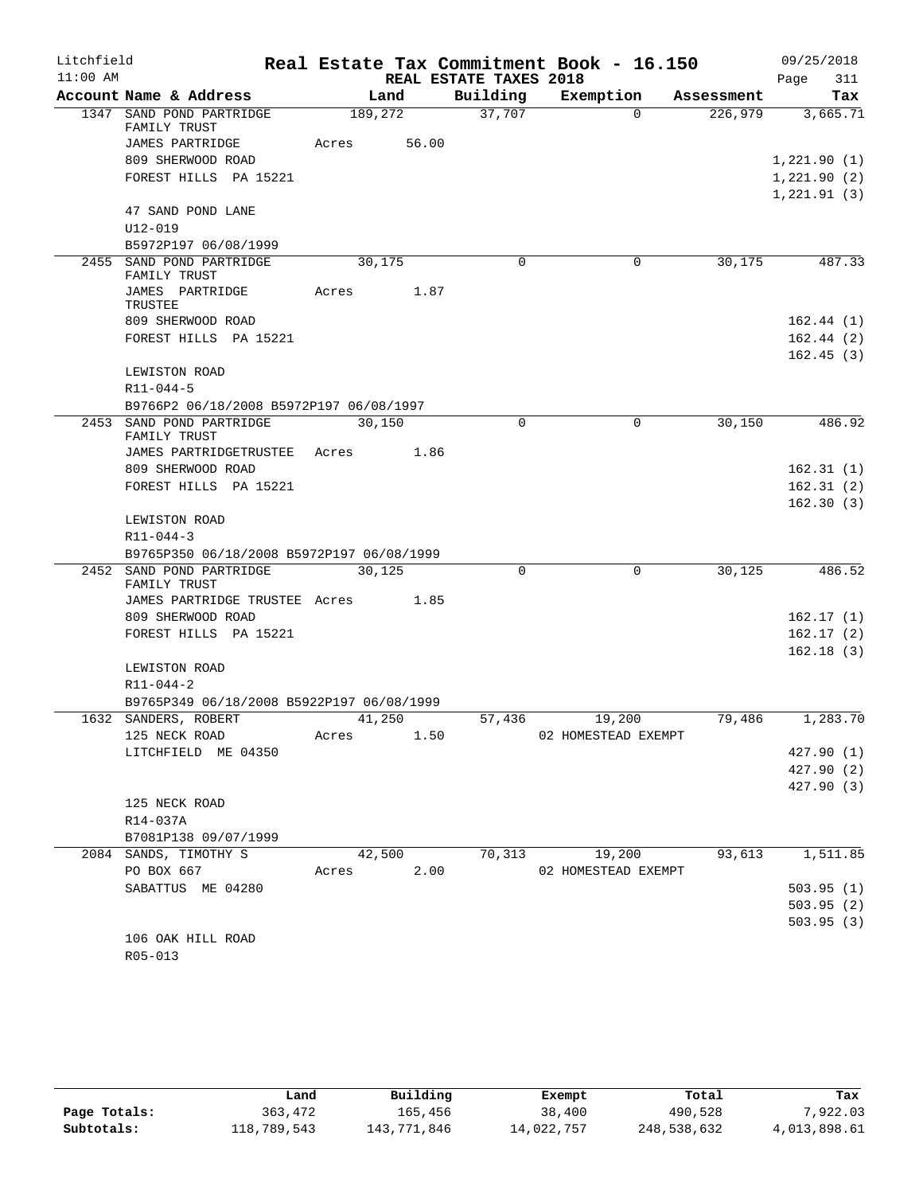# Litchfield — Real Estate Tax Commitment Book - 16.150

11:00 AM — REAL ESTATE TAXES 2018 — 09/25/2018

| Account | Name & Address | Land | Building | Exemption | Assessment | Tax |
|---|---|---|---|---|---|---|
| 1347 | SAND POND PARTRIDGE FAMILY TRUST | 189,272 | 37,707 | 0 | 226,979 | 3,665.71 |
| | JAMES PARTRIDGE | Acres 56.00 | | | | |
| | 809 SHERWOOD ROAD | | | | | 1,221.90 (1) |
| | FOREST HILLS PA 15221 | | | | | 1,221.90 (2) |
| | | | | | | 1,221.91 (3) |
| | 47 SAND POND LANE | | | | | |
| | U12-019 | | | | | |
| | B5972P197 06/08/1999 | | | | | |
| 2455 | SAND POND PARTRIDGE FAMILY TRUST | 30,175 | 0 | 0 | 30,175 | 487.33 |
| | JAMES PARTRIDGE TRUSTEE | Acres 1.87 | | | | |
| | 809 SHERWOOD ROAD | | | | | 162.44 (1) |
| | FOREST HILLS PA 15221 | | | | | 162.44 (2) |
| | | | | | | 162.45 (3) |
| | LEWISTON ROAD | | | | | |
| | R11-044-5 | | | | | |
| | B9766P2 06/18/2008 B5972P197 06/08/1997 | | | | | |
| 2453 | SAND POND PARTRIDGE FAMILY TRUST | 30,150 | 0 | 0 | 30,150 | 486.92 |
| | JAMES PARTRIDGETRUSTEE | Acres 1.86 | | | | |
| | 809 SHERWOOD ROAD | | | | | 162.31 (1) |
| | FOREST HILLS PA 15221 | | | | | 162.31 (2) |
| | | | | | | 162.30 (3) |
| | LEWISTON ROAD | | | | | |
| | R11-044-3 | | | | | |
| | B9765P350 06/18/2008 B5972P197 06/08/1999 | | | | | |
| 2452 | SAND POND PARTRIDGE FAMILY TRUST | 30,125 | 0 | 0 | 30,125 | 486.52 |
| | JAMES PARTRIDGE TRUSTEE | Acres 1.85 | | | | |
| | 809 SHERWOOD ROAD | | | | | 162.17 (1) |
| | FOREST HILLS PA 15221 | | | | | 162.17 (2) |
| | | | | | | 162.18 (3) |
| | LEWISTON ROAD | | | | | |
| | R11-044-2 | | | | | |
| | B9765P349 06/18/2008 B5922P197 06/08/1999 | | | | | |
| 1632 | SANDERS, ROBERT | 41,250 | 57,436 | 19,200 | 79,486 | 1,283.70 |
| | 125 NECK ROAD | Acres 1.50 | | 02 HOMESTEAD EXEMPT | | |
| | LITCHFIELD ME 04350 | | | | | 427.90 (1) |
| | | | | | | 427.90 (2) |
| | | | | | | 427.90 (3) |
| | 125 NECK ROAD | | | | | |
| | R14-037A | | | | | |
| | B7081P138 09/07/1999 | | | | | |
| 2084 | SANDS, TIMOTHY S | 42,500 | 70,313 | 19,200 | 93,613 | 1,511.85 |
| | PO BOX 667 | Acres 2.00 | | 02 HOMESTEAD EXEMPT | | |
| | SABATTUS ME 04280 | | | | | 503.95 (1) |
| | | | | | | 503.95 (2) |
| | | | | | | 503.95 (3) |
| | 106 OAK HILL ROAD | | | | | |
| | R05-013 | | | | | |

| | Land | Building | Exempt | Total | Tax |
|---|---|---|---|---|---|
| Page Totals: | 363,472 | 165,456 | 38,400 | 490,528 | 7,922.03 |
| Subtotals: | 118,789,543 | 143,771,846 | 14,022,757 | 248,538,632 | 4,013,898.61 |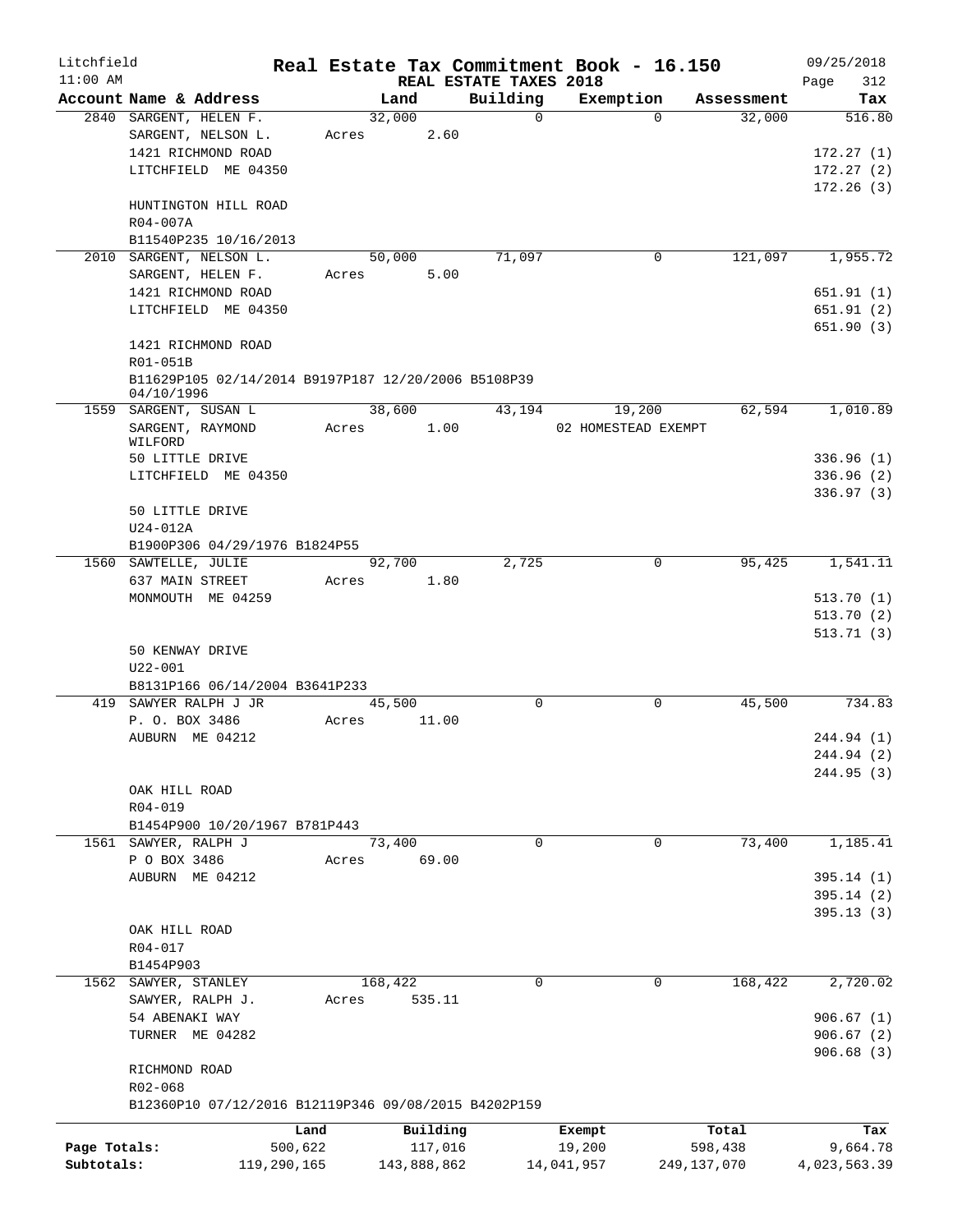Litchfield 11:00 AM

# Real Estate Tax Commitment Book - 16.150

REAL ESTATE TAXES 2018

09/25/2018 Page 312

| Account | Name & Address | Land | Building | Exemption | Assessment | Tax |
|---|---|---|---|---|---|---|
| 2840 | SARGENT, HELEN F. | 32,000 | 0 | 0 | 32,000 | 516.80 |
| | SARGENT, NELSON L. | Acres 2.60 | | | | |
| | 1421 RICHMOND ROAD | | | | | 172.27 (1) |
| | LITCHFIELD ME 04350 | | | | | 172.27 (2) |
| | | | | | | 172.26 (3) |
| | HUNTINGTON HILL ROAD | | | | | |
| | R04-007A | | | | | |
| | B11540P235 10/16/2013 | | | | | |
| 2010 | SARGENT, NELSON L. | 50,000 | 71,097 | 0 | 121,097 | 1,955.72 |
| | SARGENT, HELEN F. | Acres 5.00 | | | | |
| | 1421 RICHMOND ROAD | | | | | 651.91 (1) |
| | LITCHFIELD ME 04350 | | | | | 651.91 (2) |
| | | | | | | 651.90 (3) |
| | 1421 RICHMOND ROAD | | | | | |
| | R01-051B | | | | | |
| | B11629P105 02/14/2014 B9197P187 12/20/2006 B5108P39 04/10/1996 | | | | | |
| 1559 | SARGENT, SUSAN L | 38,600 | 43,194 | 19,200 | 62,594 | 1,010.89 |
| | SARGENT, RAYMOND WILFORD | Acres 1.00 | | 02 HOMESTEAD EXEMPT | | |
| | 50 LITTLE DRIVE | | | | | 336.96 (1) |
| | LITCHFIELD ME 04350 | | | | | 336.96 (2) |
| | | | | | | 336.97 (3) |
| | 50 LITTLE DRIVE | | | | | |
| | U24-012A | | | | | |
| | B1900P306 04/29/1976 B1824P55 | | | | | |
| 1560 | SAWTELLE, JULIE | 92,700 | 2,725 | 0 | 95,425 | 1,541.11 |
| | 637 MAIN STREET | Acres 1.80 | | | | |
| | MONMOUTH ME 04259 | | | | | 513.70 (1) |
| | | | | | | 513.70 (2) |
| | | | | | | 513.71 (3) |
| | 50 KENWAY DRIVE | | | | | |
| | U22-001 | | | | | |
| | B8131P166 06/14/2004 B3641P233 | | | | | |
| 419 | SAWYER RALPH J JR | 45,500 | 0 | 0 | 45,500 | 734.83 |
| | P. O. BOX 3486 | Acres 11.00 | | | | |
| | AUBURN ME 04212 | | | | | 244.94 (1) |
| | | | | | | 244.94 (2) |
| | | | | | | 244.95 (3) |
| | OAK HILL ROAD | | | | | |
| | R04-019 | | | | | |
| | B1454P900 10/20/1967 B781P443 | | | | | |
| 1561 | SAWYER, RALPH J | 73,400 | 0 | 0 | 73,400 | 1,185.41 |
| | P O BOX 3486 | Acres 69.00 | | | | |
| | AUBURN ME 04212 | | | | | 395.14 (1) |
| | | | | | | 395.14 (2) |
| | | | | | | 395.13 (3) |
| | OAK HILL ROAD | | | | | |
| | R04-017 | | | | | |
| | B1454P903 | | | | | |
| 1562 | SAWYER, STANLEY | 168,422 | 0 | 0 | 168,422 | 2,720.02 |
| | SAWYER, RALPH J. | Acres 535.11 | | | | |
| | 54 ABENAKI WAY | | | | | 906.67 (1) |
| | TURNER ME 04282 | | | | | 906.67 (2) |
| | | | | | | 906.68 (3) |
| | RICHMOND ROAD | | | | | |
| | R02-068 | | | | | |
| | B12360P10 07/12/2016 B12119P346 09/08/2015 B4202P159 | | | | | |

| | Land | Building | Exempt | Total | Tax |
|---|---|---|---|---|---|
| Page Totals: | 500,622 | 117,016 | 19,200 | 598,438 | 9,664.78 |
| Subtotals: | 119,290,165 | 143,888,862 | 14,041,957 | 249,137,070 | 4,023,563.39 |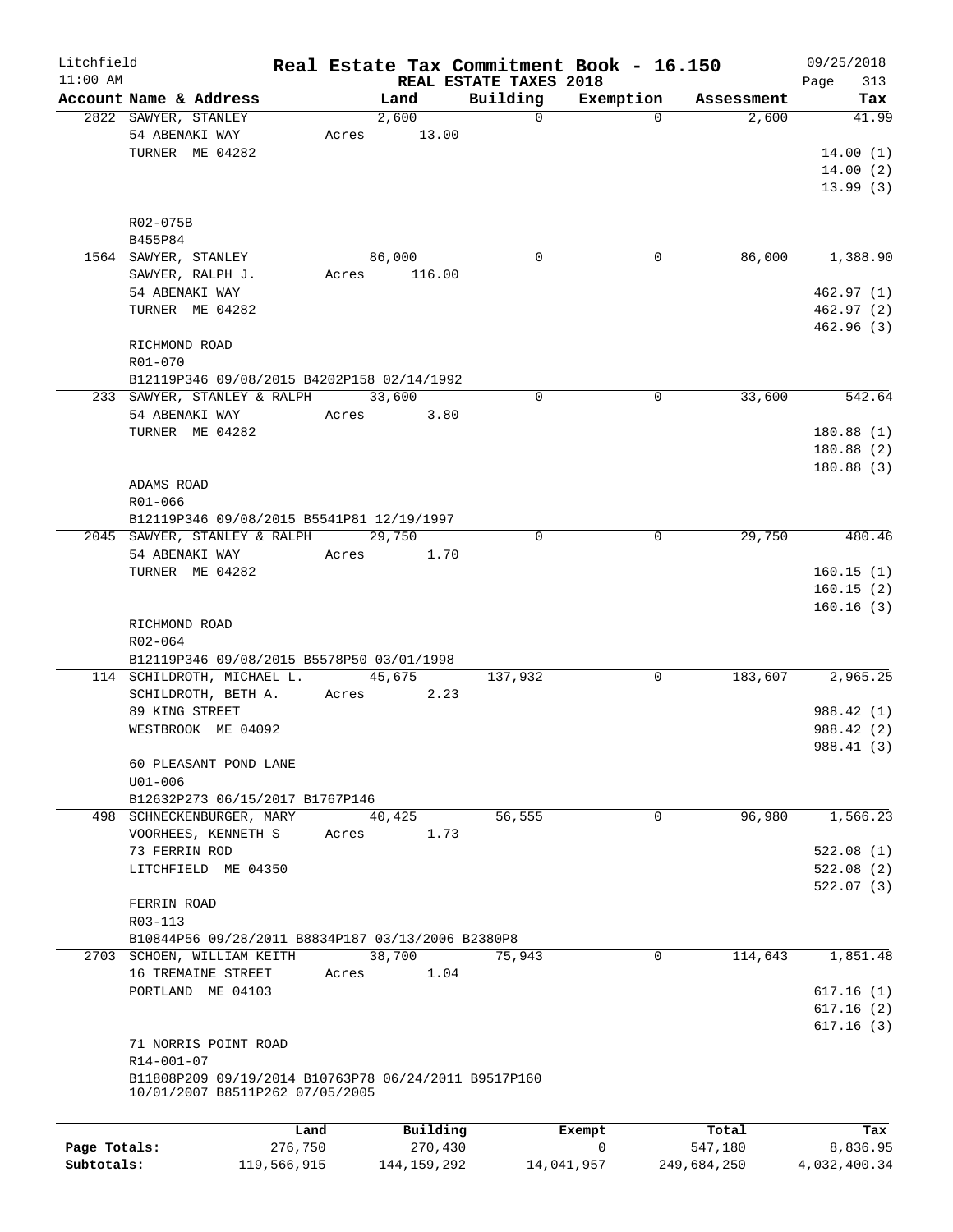Litchfield 11:00 AM

# Real Estate Tax Commitment Book - 16.150

REAL ESTATE TAXES 2018

09/25/2018

| Account Name & Address | Land | Building | Exemption | Assessment | Tax |
|---|---|---|---|---|---|
| 2822 SAWYER, STANLEY<br>54 ABENAKI WAY<br>TURNER ME 04282<br><br>R02-075B<br>B455P84 | 2,600<br>Acres 13.00 | 0 | 0 | 2,600 | 41.99<br><br>14.00 (1)<br>14.00 (2)<br>13.99 (3) |
| 1564 SAWYER, STANLEY<br>SAWYER, RALPH J.<br>54 ABENAKI WAY<br>TURNER ME 04282<br><br>RICHMOND ROAD<br>R01-070<br>B12119P346 09/08/2015 B4202P158 02/14/1992 | 86,000<br>Acres 116.00 | 0 | 0 | 86,000 | 1,388.90<br><br>462.97 (1)<br>462.97 (2)<br>462.96 (3) |
| 233 SAWYER, STANLEY & RALPH<br>54 ABENAKI WAY<br>TURNER ME 04282<br><br>ADAMS ROAD<br>R01-066<br>B12119P346 09/08/2015 B5541P81 12/19/1997 | 33,600<br>Acres 3.80 | 0 | 0 | 33,600 | 542.64<br><br>180.88 (1)<br>180.88 (2)<br>180.88 (3) |
| 2045 SAWYER, STANLEY & RALPH<br>54 ABENAKI WAY<br>TURNER ME 04282<br><br>RICHMOND ROAD<br>R02-064<br>B12119P346 09/08/2015 B5578P50 03/01/1998 | 29,750<br>Acres 1.70 | 0 | 0 | 29,750 | 480.46<br><br>160.15 (1)<br>160.15 (2)<br>160.16 (3) |
| 114 SCHILDROTH, MICHAEL L.<br>SCHILDROTH, BETH A.<br>89 KING STREET<br>WESTBROOK ME 04092<br><br>60 PLEASANT POND LANE<br>U01-006<br>B12632P273 06/15/2017 B1767P146 | 45,675<br>Acres 2.23 | 137,932 | 0 | 183,607 | 2,965.25<br><br>988.42 (1)<br>988.42 (2)<br>988.41 (3) |
| 498 SCHNECKENBURGER, MARY<br>VOORHEES, KENNETH S<br>73 FERRIN ROD<br>LITCHFIELD ME 04350<br><br>FERRIN ROAD<br>R03-113<br>B10844P56 09/28/2011 B8834P187 03/13/2006 B2380P8 | 40,425<br>Acres 1.73 | 56,555 | 0 | 96,980 | 1,566.23<br><br>522.08 (1)<br>522.08 (2)<br>522.07 (3) |
| 2703 SCHOEN, WILLIAM KEITH<br>16 TREMAINE STREET<br>PORTLAND ME 04103<br><br>71 NORRIS POINT ROAD<br>R14-001-07<br>B11808P209 09/19/2014 B10763P78 06/24/2011 B9517P160 10/01/2007 B8511P262 07/05/2005 | 38,700<br>Acres 1.04 | 75,943 | 0 | 114,643 | 1,851.48<br><br>617.16 (1)<br>617.16 (2)<br>617.16 (3) |

| | Land | Building | Exempt | Total | Tax |
|---|---|---|---|---|---|
| Page Totals: | 276,750 | 270,430 | 0 | 547,180 | 8,836.95 |
| Subtotals: | 119,566,915 | 144,159,292 | 14,041,957 | 249,684,250 | 4,032,400.34 |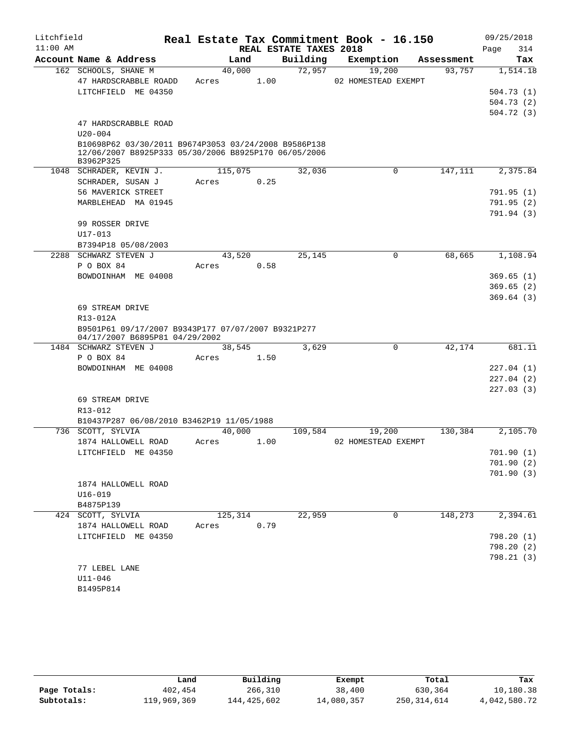Litchfield
11:00 AM

# Real Estate Tax Commitment Book - 16.150

09/25/2018

REAL ESTATE TAXES 2018

| Account Name & Address | Land | Building | Exemption | Assessment | Tax |
|---|---|---|---|---|---|
| 162 SCHOOLS, SHANE M | 40,000 | 72,957 | 19,200 | 93,757 | 1,514.18 |
| 47 HARDSCRABBLE ROADD | Acres 1.00 | | 02 HOMESTEAD EXEMPT | | |
| LITCHFIELD ME 04350 | | | | | 504.73 (1) |
| | | | | | 504.73 (2) |
| | | | | | 504.72 (3) |
| 47 HARDSCRABBLE ROAD | | | | | |
| U20-004 | | | | | |
| B10698P62 03/30/2011 B9674P3053 03/24/2008 B9586P138 12/06/2007 B8925P333 05/30/2006 B8925P170 06/05/2006 B3962P325 | | | | | |
| 1048 SCHRADER, KEVIN J. | 115,075 | 32,036 | 0 | 147,111 | 2,375.84 |
| SCHRADER, SUSAN J | Acres 0.25 | | | | |
| 56 MAVERICK STREET | | | | | 791.95 (1) |
| MARBLEHEAD MA 01945 | | | | | 791.95 (2) |
| | | | | | 791.94 (3) |
| 99 ROSSER DRIVE | | | | | |
| U17-013 | | | | | |
| B7394P18 05/08/2003 | | | | | |
| 2288 SCHWARZ STEVEN J | 43,520 | 25,145 | 0 | 68,665 | 1,108.94 |
| P O BOX 84 | Acres 0.58 | | | | |
| BOWDOINHAM ME 04008 | | | | | 369.65 (1) |
| | | | | | 369.65 (2) |
| | | | | | 369.64 (3) |
| 69 STREAM DRIVE | | | | | |
| R13-012A | | | | | |
| B9501P61 09/17/2007 B9343P177 07/07/2007 B9321P277 04/17/2007 B6895P81 04/29/2002 | | | | | |
| 1484 SCHWARZ STEVEN J | 38,545 | 3,629 | 0 | 42,174 | 681.11 |
| P O BOX 84 | Acres 1.50 | | | | |
| BOWDOINHAM ME 04008 | | | | | 227.04 (1) |
| | | | | | 227.04 (2) |
| | | | | | 227.03 (3) |
| 69 STREAM DRIVE | | | | | |
| R13-012 | | | | | |
| B10437P287 06/08/2010 B3462P19 11/05/1988 | | | | | |
| 736 SCOTT, SYLVIA | 40,000 | 109,584 | 19,200 | 130,384 | 2,105.70 |
| 1874 HALLOWELL ROAD | Acres 1.00 | | 02 HOMESTEAD EXEMPT | | |
| LITCHFIELD ME 04350 | | | | | 701.90 (1) |
| | | | | | 701.90 (2) |
| | | | | | 701.90 (3) |
| 1874 HALLOWELL ROAD | | | | | |
| U16-019 | | | | | |
| B4875P139 | | | | | |
| 424 SCOTT, SYLVIA | 125,314 | 22,959 | 0 | 148,273 | 2,394.61 |
| 1874 HALLOWELL ROAD | Acres 0.79 | | | | |
| LITCHFIELD ME 04350 | | | | | 798.20 (1) |
| | | | | | 798.20 (2) |
| | | | | | 798.21 (3) |
| 77 LEBEL LANE | | | | | |
| U11-046 | | | | | |
| B1495P814 | | | | | |

| | Land | Building | Exempt | Total | Tax |
|---|---|---|---|---|---|
| Page Totals: | 402,454 | 266,310 | 38,400 | 630,364 | 10,180.38 |
| Subtotals: | 119,969,369 | 144,425,602 | 14,080,357 | 250,314,614 | 4,042,580.72 |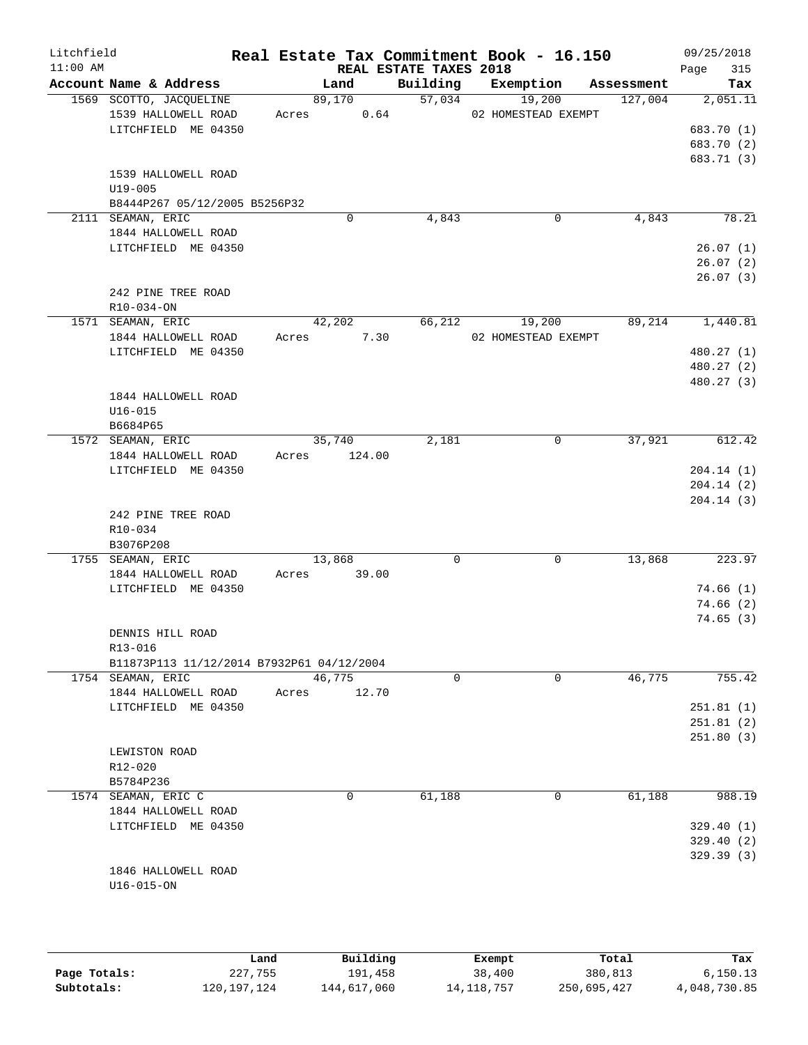Litchfield
11:00 AM

# Real Estate Tax Commitment Book - 16.150

REAL ESTATE TAXES 2018

09/25/2018

| Account Name & Address | Land | Building | Exemption | Assessment | Tax |
|---|---|---|---|---|---|
| 1569 SCOTTO, JACQUELINE | 89,170 | 57,034 | 19,200 | 127,004 | 2,051.11 |
| 1539 HALLOWELL ROAD | Acres 0.64 | | 02 HOMESTEAD EXEMPT | | |
| LITCHFIELD ME 04350 | | | | | 683.70 (1) |
| | | | | | 683.70 (2) |
| | | | | | 683.71 (3) |
| 1539 HALLOWELL ROAD | | | | | |
| U19-005 | | | | | |
| B8444P267 05/12/2005 B5256P32 | | | | | |
| 2111 SEAMAN, ERIC | 0 | 4,843 | 0 | 4,843 | 78.21 |
| 1844 HALLOWELL ROAD | | | | | |
| LITCHFIELD ME 04350 | | | | | 26.07 (1) |
| | | | | | 26.07 (2) |
| | | | | | 26.07 (3) |
| 242 PINE TREE ROAD | | | | | |
| R10-034-ON | | | | | |
| 1571 SEAMAN, ERIC | 42,202 | 66,212 | 19,200 | 89,214 | 1,440.81 |
| 1844 HALLOWELL ROAD | Acres 7.30 | | 02 HOMESTEAD EXEMPT | | |
| LITCHFIELD ME 04350 | | | | | 480.27 (1) |
| | | | | | 480.27 (2) |
| | | | | | 480.27 (3) |
| 1844 HALLOWELL ROAD | | | | | |
| U16-015 | | | | | |
| B6684P65 | | | | | |
| 1572 SEAMAN, ERIC | 35,740 | 2,181 | 0 | 37,921 | 612.42 |
| 1844 HALLOWELL ROAD | Acres 124.00 | | | | |
| LITCHFIELD ME 04350 | | | | | 204.14 (1) |
| | | | | | 204.14 (2) |
| | | | | | 204.14 (3) |
| 242 PINE TREE ROAD | | | | | |
| R10-034 | | | | | |
| B3076P208 | | | | | |
| 1755 SEAMAN, ERIC | 13,868 | 0 | 0 | 13,868 | 223.97 |
| 1844 HALLOWELL ROAD | Acres 39.00 | | | | |
| LITCHFIELD ME 04350 | | | | | 74.66 (1) |
| | | | | | 74.66 (2) |
| | | | | | 74.65 (3) |
| DENNIS HILL ROAD | | | | | |
| R13-016 | | | | | |
| B11873P113 11/12/2014 B7932P61 04/12/2004 | | | | | |
| 1754 SEAMAN, ERIC | 46,775 | 0 | 0 | 46,775 | 755.42 |
| 1844 HALLOWELL ROAD | Acres 12.70 | | | | |
| LITCHFIELD ME 04350 | | | | | 251.81 (1) |
| | | | | | 251.81 (2) |
| | | | | | 251.80 (3) |
| LEWISTON ROAD | | | | | |
| R12-020 | | | | | |
| B5784P236 | | | | | |
| 1574 SEAMAN, ERIC C | 0 | 61,188 | 0 | 61,188 | 988.19 |
| 1844 HALLOWELL ROAD | | | | | |
| LITCHFIELD ME 04350 | | | | | 329.40 (1) |
| | | | | | 329.40 (2) |
| | | | | | 329.39 (3) |
| 1846 HALLOWELL ROAD | | | | | |
| U16-015-ON | | | | | |

| | Land | Building | Exempt | Total | Tax |
|---|---|---|---|---|---|
| Page Totals: | 227,755 | 191,458 | 38,400 | 380,813 | 6,150.13 |
| Subtotals: | 120,197,124 | 144,617,060 | 14,118,757 | 250,695,427 | 4,048,730.85 |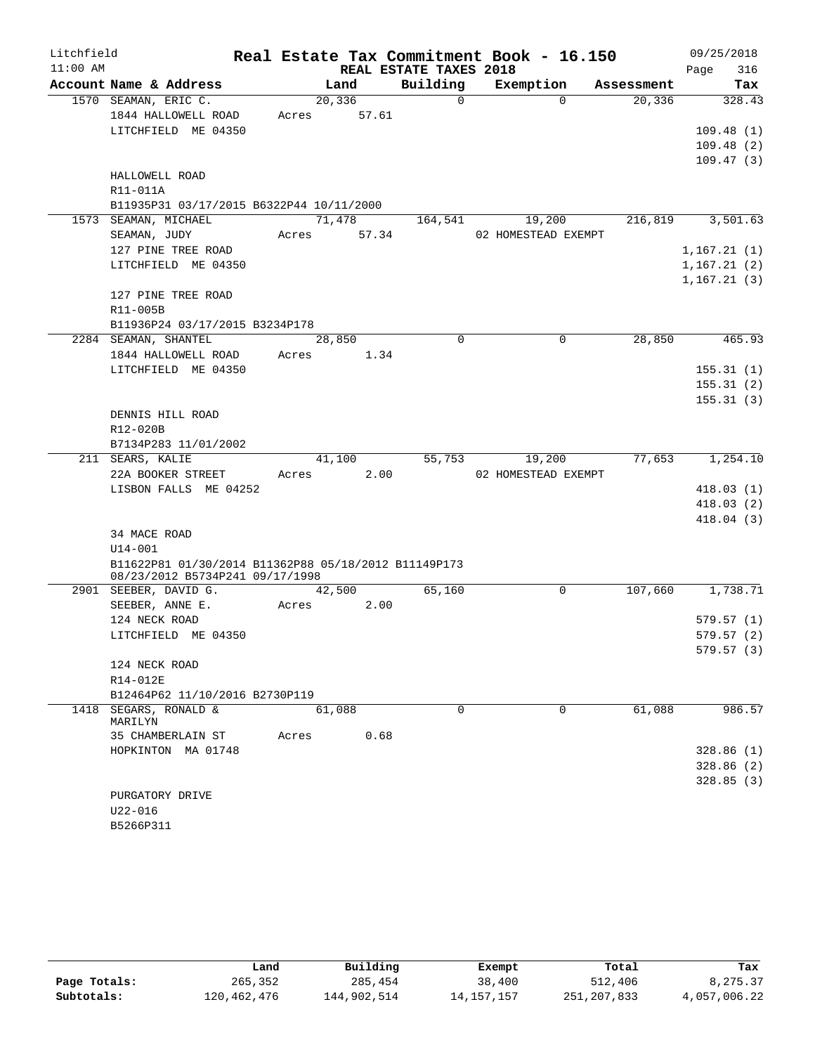Litchfield 11:00 AM

# Real Estate Tax Commitment Book - 16.150

REAL ESTATE TAXES 2018

09/25/2018 Page 316

| Account Name & Address | Land | Building | Exemption | Assessment | Tax |
|---|---|---|---|---|---|
| 1570 SEAMAN, ERIC C. | 20,336 | 0 | 0 | 20,336 | 328.43 |
| 1844 HALLOWELL ROAD | Acres 57.61 | | | | |
| LITCHFIELD ME 04350 | | | | | 109.48 (1) |
| | | | | | 109.48 (2) |
| | | | | | 109.47 (3) |
| HALLOWELL ROAD | | | | | |
| R11-011A | | | | | |
| B11935P31 03/17/2015 B6322P44 10/11/2000 | | | | | |
| 1573 SEAMAN, MICHAEL | 71,478 | 164,541 | 19,200 | 216,819 | 3,501.63 |
| SEAMAN, JUDY | Acres 57.34 | | 02 HOMESTEAD EXEMPT | | |
| 127 PINE TREE ROAD | | | | | 1,167.21 (1) |
| LITCHFIELD ME 04350 | | | | | 1,167.21 (2) |
| | | | | | 1,167.21 (3) |
| 127 PINE TREE ROAD | | | | | |
| R11-005B | | | | | |
| B11936P24 03/17/2015 B3234P178 | | | | | |
| 2284 SEAMAN, SHANTEL | 28,850 | 0 | 0 | 28,850 | 465.93 |
| 1844 HALLOWELL ROAD | Acres 1.34 | | | | |
| LITCHFIELD ME 04350 | | | | | 155.31 (1) |
| | | | | | 155.31 (2) |
| | | | | | 155.31 (3) |
| DENNIS HILL ROAD | | | | | |
| R12-020B | | | | | |
| B7134P283 11/01/2002 | | | | | |
| 211 SEARS, KALIE | 41,100 | 55,753 | 19,200 | 77,653 | 1,254.10 |
| 22A BOOKER STREET | Acres 2.00 | | 02 HOMESTEAD EXEMPT | | |
| LISBON FALLS ME 04252 | | | | | 418.03 (1) |
| | | | | | 418.03 (2) |
| | | | | | 418.04 (3) |
| 34 MACE ROAD | | | | | |
| U14-001 | | | | | |
| B11622P81 01/30/2014 B11362P88 05/18/2012 B11149P173 08/23/2012 B5734P241 09/17/1998 | | | | | |
| 2901 SEEBER, DAVID G. | 42,500 | 65,160 | 0 | 107,660 | 1,738.71 |
| SEEBER, ANNE E. | Acres 2.00 | | | | |
| 124 NECK ROAD | | | | | 579.57 (1) |
| LITCHFIELD ME 04350 | | | | | 579.57 (2) |
| | | | | | 579.57 (3) |
| 124 NECK ROAD | | | | | |
| R14-012E | | | | | |
| B12464P62 11/10/2016 B2730P119 | | | | | |
| 1418 SEGARS, RONALD & MARILYN | 61,088 | 0 | 0 | 61,088 | 986.57 |
| 35 CHAMBERLAIN ST | Acres 0.68 | | | | |
| HOPKINTON MA 01748 | | | | | 328.86 (1) |
| | | | | | 328.86 (2) |
| | | | | | 328.85 (3) |
| PURGATORY DRIVE | | | | | |
| U22-016 | | | | | |
| B5266P311 | | | | | |

| | Land | Building | Exempt | Total | Tax |
|---|---|---|---|---|---|
| Page Totals: | 265,352 | 285,454 | 38,400 | 512,406 | 8,275.37 |
| Subtotals: | 120,462,476 | 144,902,514 | 14,157,157 | 251,207,833 | 4,057,006.22 |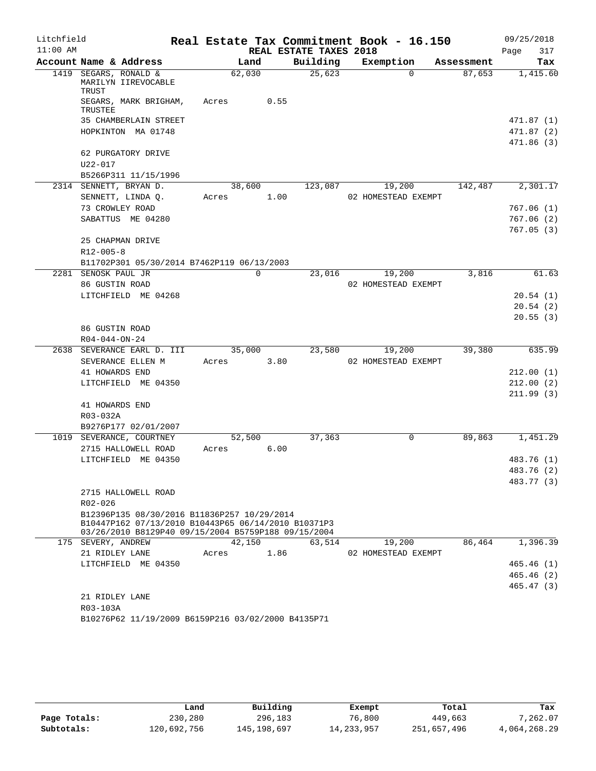Litchfield
11:00 AM

**Real Estate Tax Commitment Book - 16.150**
**REAL ESTATE TAXES 2018**

09/25/2018

| Account Name & Address | Land | Building | Exemption | Assessment | Tax |
|---|---|---|---|---|---|
| 1419 SEGARS, RONALD & MARILYN IIREVOCABLE TRUST | 62,030 | 25,623 | 0 | 87,653 | 1,415.60 |
| SEGARS, MARK BRIGHAM, TRUSTEE | Acres 0.55 | | | | |
| 35 CHAMBERLAIN STREET | | | | | 471.87 (1) |
| HOPKINTON MA 01748 | | | | | 471.87 (2) |
| | | | | | 471.86 (3) |
| 62 PURGATORY DRIVE | | | | | |
| U22-017 | | | | | |
| B5266P311 11/15/1996 | | | | | |
| 2314 SENNETT, BRYAN D. | 38,600 | 123,087 | 19,200 | 142,487 | 2,301.17 |
| SENNETT, LINDA Q. | Acres 1.00 | | 02 HOMESTEAD EXEMPT | | |
| 73 CROWLEY ROAD | | | | | 767.06 (1) |
| SABATTUS ME 04280 | | | | | 767.06 (2) |
| | | | | | 767.05 (3) |
| 25 CHAPMAN DRIVE | | | | | |
| R12-005-8 | | | | | |
| B11702P301 05/30/2014 B7462P119 06/13/2003 | | | | | |
| 2281 SENOSK PAUL JR | 0 | 23,016 | 19,200 | 3,816 | 61.63 |
| 86 GUSTIN ROAD | | | 02 HOMESTEAD EXEMPT | | |
| LITCHFIELD ME 04268 | | | | | 20.54 (1) |
| | | | | | 20.54 (2) |
| | | | | | 20.55 (3) |
| 86 GUSTIN ROAD | | | | | |
| R04-044-ON-24 | | | | | |
| 2638 SEVERANCE EARL D. III | 35,000 | 23,580 | 19,200 | 39,380 | 635.99 |
| SEVERANCE ELLEN M | Acres 3.80 | | 02 HOMESTEAD EXEMPT | | |
| 41 HOWARDS END | | | | | 212.00 (1) |
| LITCHFIELD ME 04350 | | | | | 212.00 (2) |
| | | | | | 211.99 (3) |
| 41 HOWARDS END | | | | | |
| R03-032A | | | | | |
| B9276P177 02/01/2007 | | | | | |
| 1019 SEVERANCE, COURTNEY | 52,500 | 37,363 | 0 | 89,863 | 1,451.29 |
| 2715 HALLOWELL ROAD | Acres 6.00 | | | | |
| LITCHFIELD ME 04350 | | | | | 483.76 (1) |
| | | | | | 483.76 (2) |
| | | | | | 483.77 (3) |
| 2715 HALLOWELL ROAD | | | | | |
| R02-026 | | | | | |
| B12396P135 08/30/2016 B11836P257 10/29/2014 B10447P162 07/13/2010 B10443P65 06/14/2010 B10371P3 03/26/2010 B8129P40 09/15/2004 B5759P188 09/15/2004 | | | | | |
| 175 SEVERY, ANDREW | 42,150 | 63,514 | 19,200 | 86,464 | 1,396.39 |
| 21 RIDLEY LANE | Acres 1.86 | | 02 HOMESTEAD EXEMPT | | |
| LITCHFIELD ME 04350 | | | | | 465.46 (1) |
| | | | | | 465.46 (2) |
| | | | | | 465.47 (3) |
| 21 RIDLEY LANE | | | | | |
| R03-103A | | | | | |
| B10276P62 11/19/2009 B6159P216 03/02/2000 B4135P71 | | | | | |

| | Land | Building | Exempt | Total | Tax |
|---|---|---|---|---|---|
| Page Totals: | 230,280 | 296,183 | 76,800 | 449,663 | 7,262.07 |
| Subtotals: | 120,692,756 | 145,198,697 | 14,233,957 | 251,657,496 | 4,064,268.29 |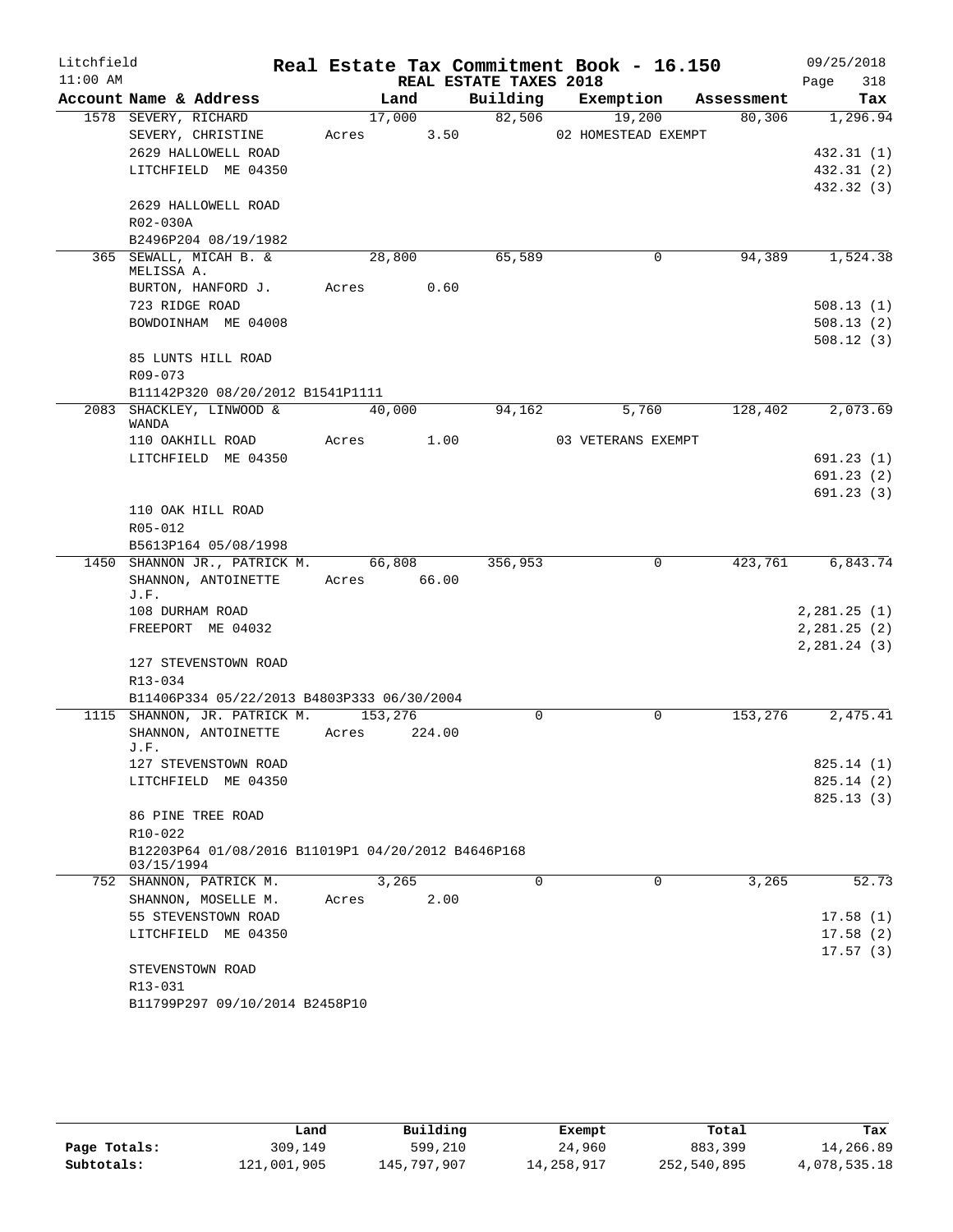Litchfield 11:00 AM

# Real Estate Tax Commitment Book - 16.150

REAL ESTATE TAXES 2018

09/25/2018 Page 318

| Account Name & Address | Land | Building | Exemption | Assessment | Tax |
|---|---|---|---|---|---|
| 1578 SEVERY, RICHARD | 17,000 | 82,506 | 19,200 | 80,306 | 1,296.94 |
| SEVERY, CHRISTINE | Acres 3.50 | | 02 HOMESTEAD EXEMPT | | |
| 2629 HALLOWELL ROAD | | | | | 432.31 (1) |
| LITCHFIELD ME 04350 | | | | | 432.31 (2) |
| | | | | | 432.32 (3) |
| 2629 HALLOWELL ROAD | | | | | |
| R02-030A | | | | | |
| B2496P204 08/19/1982 | | | | | |
| 365 SEWALL, MICAH B. & MELISSA A. | 28,800 | 65,589 | 0 | 94,389 | 1,524.38 |
| BURTON, HANFORD J. | Acres 0.60 | | | | |
| 723 RIDGE ROAD | | | | | 508.13 (1) |
| BOWDOINHAM ME 04008 | | | | | 508.13 (2) |
| | | | | | 508.12 (3) |
| 85 LUNTS HILL ROAD | | | | | |
| R09-073 | | | | | |
| B11142P320 08/20/2012 B1541P1111 | | | | | |
| 2083 SHACKLEY, LINWOOD & WANDA | 40,000 | 94,162 | 5,760 | 128,402 | 2,073.69 |
| 110 OAKHILL ROAD | Acres 1.00 | | 03 VETERANS EXEMPT | | |
| LITCHFIELD ME 04350 | | | | | 691.23 (1) |
| | | | | | 691.23 (2) |
| | | | | | 691.23 (3) |
| 110 OAK HILL ROAD | | | | | |
| R05-012 | | | | | |
| B5613P164 05/08/1998 | | | | | |
| 1450 SHANNON JR., PATRICK M. | 66,808 | 356,953 | 0 | 423,761 | 6,843.74 |
| SHANNON, ANTOINETTE J.F. | Acres 66.00 | | | | |
| 108 DURHAM ROAD | | | | | 2,281.25 (1) |
| FREEPORT ME 04032 | | | | | 2,281.25 (2) |
| | | | | | 2,281.24 (3) |
| 127 STEVENSTOWN ROAD | | | | | |
| R13-034 | | | | | |
| B11406P334 05/22/2013 B4803P333 06/30/2004 | | | | | |
| 1115 SHANNON, JR. PATRICK M. | 153,276 | 0 | 0 | 153,276 | 2,475.41 |
| SHANNON, ANTOINETTE J.F. | Acres 224.00 | | | | |
| 127 STEVENSTOWN ROAD | | | | | 825.14 (1) |
| LITCHFIELD ME 04350 | | | | | 825.14 (2) |
| | | | | | 825.13 (3) |
| 86 PINE TREE ROAD | | | | | |
| R10-022 | | | | | |
| B12203P64 01/08/2016 B11019P1 04/20/2012 B4646P168 03/15/1994 | | | | | |
| 752 SHANNON, PATRICK M. | 3,265 | 0 | 0 | 3,265 | 52.73 |
| SHANNON, MOSELLE M. | Acres 2.00 | | | | |
| 55 STEVENSTOWN ROAD | | | | | 17.58 (1) |
| LITCHFIELD ME 04350 | | | | | 17.58 (2) |
| | | | | | 17.57 (3) |
| STEVENSTOWN ROAD | | | | | |
| R13-031 | | | | | |
| B11799P297 09/10/2014 B2458P10 | | | | | |

| | Land | Building | Exempt | Total | Tax |
|---|---|---|---|---|---|
| Page Totals: | 309,149 | 599,210 | 24,960 | 883,399 | 14,266.89 |
| Subtotals: | 121,001,905 | 145,797,907 | 14,258,917 | 252,540,895 | 4,078,535.18 |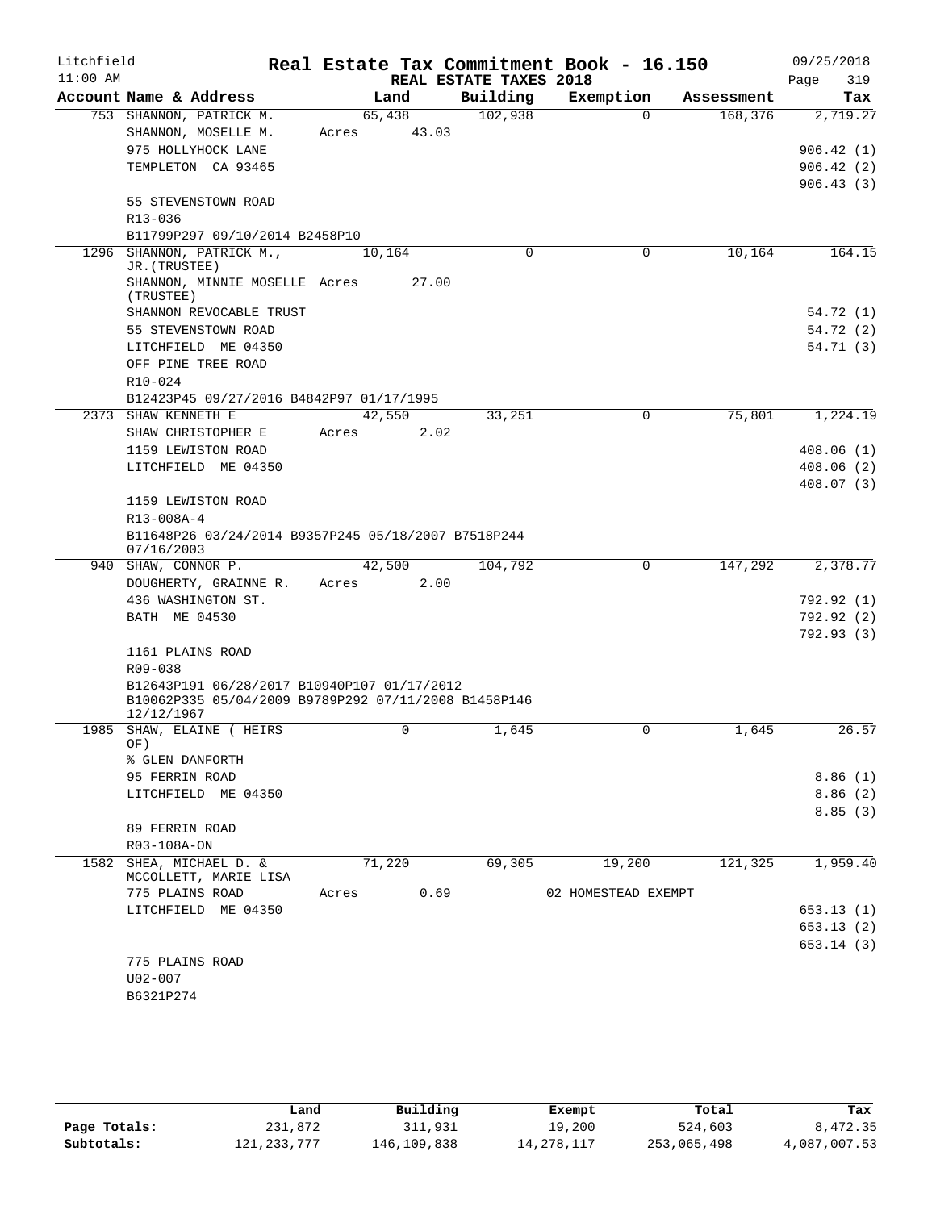Litchfield
11:00 AM

# Real Estate Tax Commitment Book - 16.150

REAL ESTATE TAXES 2018

09/25/2018

| Account Name & Address | Land | Building | Exemption | Assessment | Tax |
|---|---|---|---|---|---|
| 753 SHANNON, PATRICK M. | 65,438 | 102,938 | 0 | 168,376 | 2,719.27 |
| SHANNON, MOSELLE M. | Acres 43.03 | | | | |
| 975 HOLLYHOCK LANE | | | | | 906.42 (1) |
| TEMPLETON CA 93465 | | | | | 906.42 (2) |
| | | | | | 906.43 (3) |
| 55 STEVENSTOWN ROAD | | | | | |
| R13-036 | | | | | |
| B11799P297 09/10/2014 B2458P10 | | | | | |
| 1296 SHANNON, PATRICK M., JR.(TRUSTEE) | 10,164 | 0 | 0 | 10,164 | 164.15 |
| SHANNON, MINNIE MOSELLE (TRUSTEE) | Acres 27.00 | | | | |
| SHANNON REVOCABLE TRUST | | | | | 54.72 (1) |
| 55 STEVENSTOWN ROAD | | | | | 54.72 (2) |
| LITCHFIELD ME 04350 | | | | | 54.71 (3) |
| OFF PINE TREE ROAD | | | | | |
| R10-024 | | | | | |
| B12423P45 09/27/2016 B4842P97 01/17/1995 | | | | | |
| 2373 SHAW KENNETH E | 42,550 | 33,251 | 0 | 75,801 | 1,224.19 |
| SHAW CHRISTOPHER E | Acres 2.02 | | | | |
| 1159 LEWISTON ROAD | | | | | 408.06 (1) |
| LITCHFIELD ME 04350 | | | | | 408.06 (2) |
| | | | | | 408.07 (3) |
| 1159 LEWISTON ROAD | | | | | |
| R13-008A-4 | | | | | |
| B11648P26 03/24/2014 B9357P245 05/18/2007 B7518P244 07/16/2003 | | | | | |
| 940 SHAW, CONNOR P. | 42,500 | 104,792 | 0 | 147,292 | 2,378.77 |
| DOUGHERTY, GRAINNE R. | Acres 2.00 | | | | |
| 436 WASHINGTON ST. | | | | | 792.92 (1) |
| BATH ME 04530 | | | | | 792.92 (2) |
| | | | | | 792.93 (3) |
| 1161 PLAINS ROAD | | | | | |
| R09-038 | | | | | |
| B12643P191 06/28/2017 B10940P107 01/17/2012 B10062P335 05/04/2009 B9789P292 07/11/2008 B1458P146 12/12/1967 | | | | | |
| 1985 SHAW, ELAINE ( HEIRS OF) | 0 | 1,645 | 0 | 1,645 | 26.57 |
| % GLEN DANFORTH | | | | | |
| 95 FERRIN ROAD | | | | | 8.86 (1) |
| LITCHFIELD ME 04350 | | | | | 8.86 (2) |
| | | | | | 8.85 (3) |
| 89 FERRIN ROAD | | | | | |
| R03-108A-ON | | | | | |
| 1582 SHEA, MICHAEL D. & MCCOLLETT, MARIE LISA | 71,220 | 69,305 | 19,200 | 121,325 | 1,959.40 |
| 775 PLAINS ROAD | Acres 0.69 | | 02 HOMESTEAD EXEMPT | | |
| LITCHFIELD ME 04350 | | | | | 653.13 (1) |
| | | | | | 653.13 (2) |
| | | | | | 653.14 (3) |
| 775 PLAINS ROAD | | | | | |
| U02-007 | | | | | |
| B6321P274 | | | | | |

| | Land | Building | Exempt | Total | Tax |
|---|---|---|---|---|---|
| Page Totals: | 231,872 | 311,931 | 19,200 | 524,603 | 8,472.35 |
| Subtotals: | 121,233,777 | 146,109,838 | 14,278,117 | 253,065,498 | 4,087,007.53 |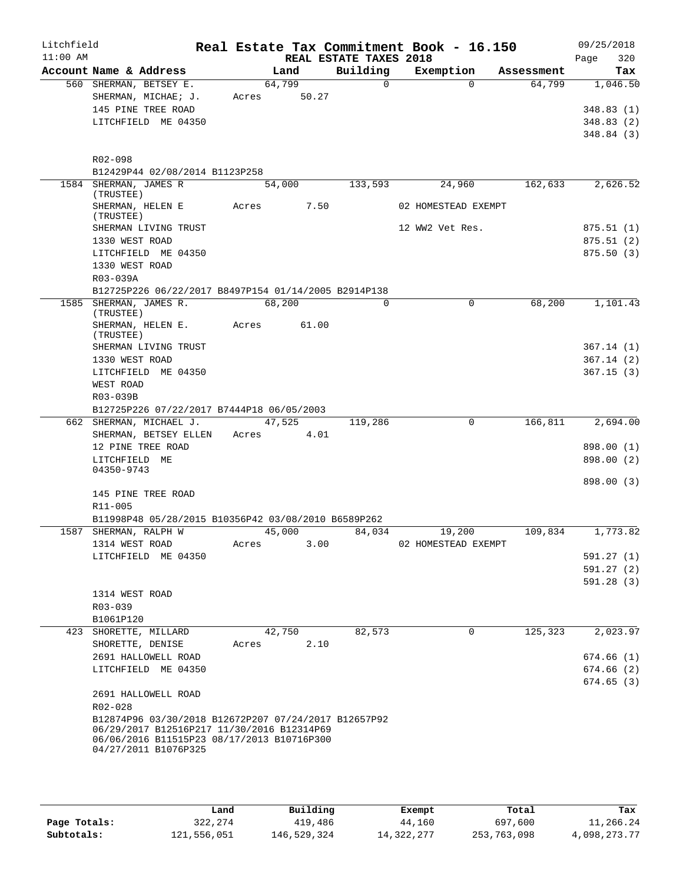Litchfield
11:00 AM

# Real Estate Tax Commitment Book - 16.150

REAL ESTATE TAXES 2018

09/25/2018

| Account Name & Address | Land | Building | Exemption | Assessment | Tax |
|---|---|---|---|---|---|
| 560 SHERMAN, BETSEY E. | 64,799 | 0 | 0 | 64,799 | 1,046.50 |
| SHERMAN, MICHAE; J. | Acres 50.27 | | | | |
| 145 PINE TREE ROAD | | | | | 348.83 (1) |
| LITCHFIELD ME 04350 | | | | | 348.83 (2) |
| | | | | | 348.84 (3) |
| R02-098 | | | | | |
| B12429P44 02/08/2014 B1123P258 | | | | | |
| 1584 SHERMAN, JAMES R (TRUSTEE) | 54,000 | 133,593 | 24,960 | 162,633 | 2,626.52 |
| SHERMAN, HELEN E (TRUSTEE) | Acres 7.50 | | 02 HOMESTEAD EXEMPT | | |
| SHERMAN LIVING TRUST | | | 12 WW2 Vet Res. | | 875.51 (1) |
| 1330 WEST ROAD | | | | | 875.51 (2) |
| LITCHFIELD ME 04350 | | | | | 875.50 (3) |
| 1330 WEST ROAD | | | | | |
| R03-039A | | | | | |
| B12725P226 06/22/2017 B8497P154 01/14/2005 B2914P138 | | | | | |
| 1585 SHERMAN, JAMES R. (TRUSTEE) | 68,200 | 0 | 0 | 68,200 | 1,101.43 |
| SHERMAN, HELEN E. (TRUSTEE) | Acres 61.00 | | | | |
| SHERMAN LIVING TRUST | | | | | 367.14 (1) |
| 1330 WEST ROAD | | | | | 367.14 (2) |
| LITCHFIELD ME 04350 | | | | | 367.15 (3) |
| WEST ROAD | | | | | |
| R03-039B | | | | | |
| B12725P226 07/22/2017 B7444P18 06/05/2003 | | | | | |
| 662 SHERMAN, MICHAEL J. | 47,525 | 119,286 | 0 | 166,811 | 2,694.00 |
| SHERMAN, BETSEY ELLEN | Acres 4.01 | | | | |
| 12 PINE TREE ROAD | | | | | 898.00 (1) |
| LITCHFIELD ME 04350-9743 | | | | | 898.00 (2) |
| | | | | | 898.00 (3) |
| 145 PINE TREE ROAD | | | | | |
| R11-005 | | | | | |
| B11998P48 05/28/2015 B10356P42 03/08/2010 B6589P262 | | | | | |
| 1587 SHERMAN, RALPH W | 45,000 | 84,034 | 19,200 | 109,834 | 1,773.82 |
| 1314 WEST ROAD | Acres 3.00 | | 02 HOMESTEAD EXEMPT | | |
| LITCHFIELD ME 04350 | | | | | 591.27 (1) |
| | | | | | 591.27 (2) |
| | | | | | 591.28 (3) |
| 1314 WEST ROAD | | | | | |
| R03-039 | | | | | |
| B1061P120 | | | | | |
| 423 SHORETTE, MILLARD | 42,750 | 82,573 | 0 | 125,323 | 2,023.97 |
| SHORETTE, DENISE | Acres 2.10 | | | | |
| 2691 HALLOWELL ROAD | | | | | 674.66 (1) |
| LITCHFIELD ME 04350 | | | | | 674.66 (2) |
| | | | | | 674.65 (3) |
| 2691 HALLOWELL ROAD | | | | | |
| R02-028 | | | | | |
| B12874P96 03/30/2018 B12672P207 07/24/2017 B12657P92 06/29/2017 B12516P217 11/30/2016 B12314P69 06/06/2016 B11515P23 08/17/2013 B10716P300 04/27/2011 B1076P325 | | | | | |

| | Land | Building | Exempt | Total | Tax |
|---|---|---|---|---|---|
| Page Totals: | 322,274 | 419,486 | 44,160 | 697,600 | 11,266.24 |
| Subtotals: | 121,556,051 | 146,529,324 | 14,322,277 | 253,763,098 | 4,098,273.77 |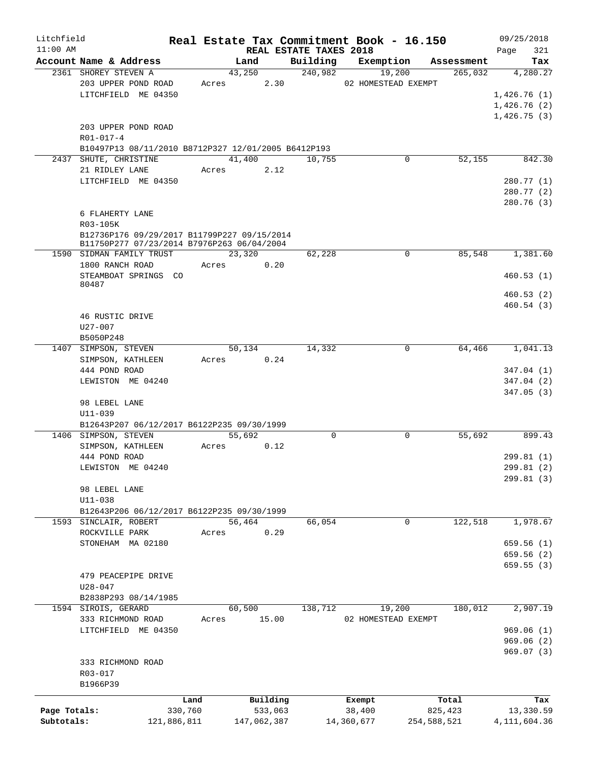Litchfield
11:00 AM

# Real Estate Tax Commitment Book - 16.150

09/25/2018

REAL ESTATE TAXES 2018

| Account Name & Address | Land | Building | Exemption | Assessment | Tax |
|---|---|---|---|---|---|
| 2361 SHOREY STEVEN A | 43,250 | 240,982 | 19,200 | 265,032 | 4,280.27 |
| 203 UPPER POND ROAD | Acres 2.30 | | 02 HOMESTEAD EXEMPT | | |
| LITCHFIELD ME 04350 | | | | | 1,426.76 (1) |
| | | | | | 1,426.76 (2) |
| | | | | | 1,426.75 (3) |
| 203 UPPER POND ROAD | | | | | |
| R01-017-4 | | | | | |
| B10497P13 08/11/2010 B8712P327 12/01/2005 B6412P193 | | | | | |
| 2437 SHUTE, CHRISTINE | 41,400 | 10,755 | 0 | 52,155 | 842.30 |
| 21 RIDLEY LANE | Acres 2.12 | | | | |
| LITCHFIELD ME 04350 | | | | | 280.77 (1) |
| | | | | | 280.77 (2) |
| | | | | | 280.76 (3) |
| 6 FLAHERTY LANE | | | | | |
| R03-105K | | | | | |
| B12736P176 09/29/2017 B11799P227 09/15/2014 B11750P277 07/23/2014 B7976P263 06/04/2004 | | | | | |
| 1590 SIDMAN FAMILY TRUST | 23,320 | 62,228 | 0 | 85,548 | 1,381.60 |
| 1800 RANCH ROAD | Acres 0.20 | | | | |
| STEAMBOAT SPRINGS CO 80487 | | | | | 460.53 (1) |
| | | | | | 460.53 (2) |
| | | | | | 460.54 (3) |
| 46 RUSTIC DRIVE | | | | | |
| U27-007 | | | | | |
| B5050P248 | | | | | |
| 1407 SIMPSON, STEVEN | 50,134 | 14,332 | 0 | 64,466 | 1,041.13 |
| SIMPSON, KATHLEEN | Acres 0.24 | | | | |
| 444 POND ROAD | | | | | 347.04 (1) |
| LEWISTON ME 04240 | | | | | 347.04 (2) |
| | | | | | 347.05 (3) |
| 98 LEBEL LANE | | | | | |
| U11-039 | | | | | |
| B12643P207 06/12/2017 B6122P235 09/30/1999 | | | | | |
| 1406 SIMPSON, STEVEN | 55,692 | 0 | 0 | 55,692 | 899.43 |
| SIMPSON, KATHLEEN | Acres 0.12 | | | | |
| 444 POND ROAD | | | | | 299.81 (1) |
| LEWISTON ME 04240 | | | | | 299.81 (2) |
| | | | | | 299.81 (3) |
| 98 LEBEL LANE | | | | | |
| U11-038 | | | | | |
| B12643P206 06/12/2017 B6122P235 09/30/1999 | | | | | |
| 1593 SINCLAIR, ROBERT | 56,464 | 66,054 | 0 | 122,518 | 1,978.67 |
| ROCKVILLE PARK | Acres 0.29 | | | | |
| STONEHAM MA 02180 | | | | | 659.56 (1) |
| | | | | | 659.56 (2) |
| | | | | | 659.55 (3) |
| 479 PEACEPIPE DRIVE | | | | | |
| U28-047 | | | | | |
| B2838P293 08/14/1985 | | | | | |
| 1594 SIROIS, GERARD | 60,500 | 138,712 | 19,200 | 180,012 | 2,907.19 |
| 333 RICHMOND ROAD | Acres 15.00 | | 02 HOMESTEAD EXEMPT | | |
| LITCHFIELD ME 04350 | | | | | 969.06 (1) |
| | | | | | 969.06 (2) |
| | | | | | 969.07 (3) |
| 333 RICHMOND ROAD | | | | | |
| R03-017 | | | | | |
| B1966P39 | | | | | |

| | Land | Building | Exempt | Total | Tax |
|---|---|---|---|---|---|
| Page Totals: | 330,760 | 533,063 | 38,400 | 825,423 | 13,330.59 |
| Subtotals: | 121,886,811 | 147,062,387 | 14,360,677 | 254,588,521 | 4,111,604.36 |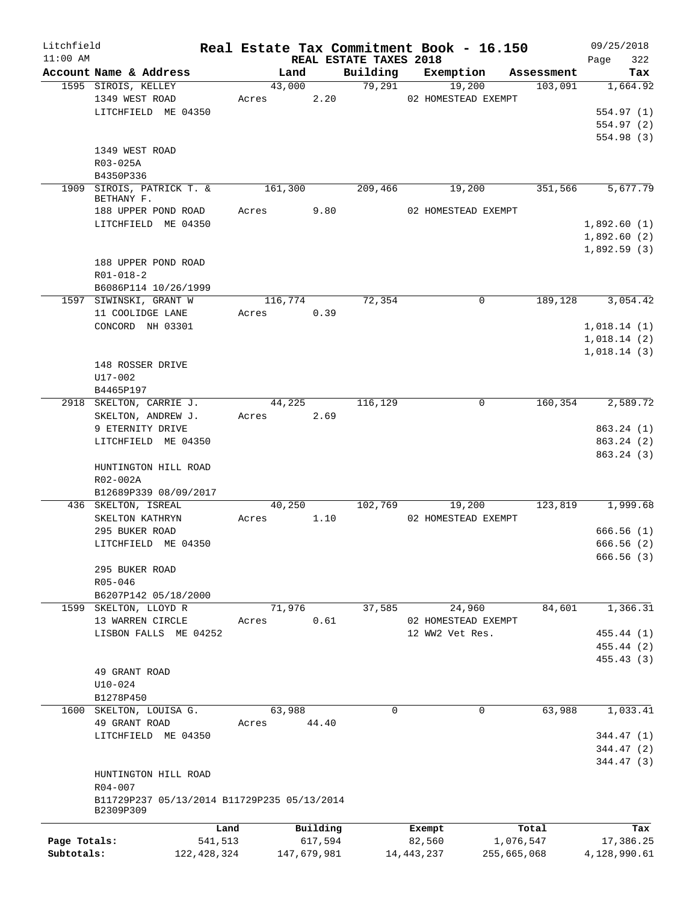Litchfield 11:00 AM

# Real Estate Tax Commitment Book - 16.150

REAL ESTATE TAXES 2018

09/25/2018 Page 322

| Account Name & Address | Land | Building | Exemption | Assessment | Tax |
|---|---|---|---|---|---|
| 1595 SIROIS, KELLEY<br>1349 WEST ROAD<br>LITCHFIELD ME 04350<br><br>1349 WEST ROAD<br>R03-025A<br>B4350P336 | 43,000<br>Acres 2.20 | 79,291 | 19,200<br>02 HOMESTEAD EXEMPT | 103,091 | 1,664.92<br>554.97 (1)<br>554.97 (2)<br>554.98 (3) |
| 1909 SIROIS, PATRICK T. & BETHANY F.<br>188 UPPER POND ROAD<br>LITCHFIELD ME 04350<br><br>188 UPPER POND ROAD<br>R01-018-2<br>B6086P114 10/26/1999 | 161,300<br>Acres 9.80 | 209,466 | 19,200<br>02 HOMESTEAD EXEMPT | 351,566 | 5,677.79<br>1,892.60 (1)<br>1,892.60 (2)<br>1,892.59 (3) |
| 1597 SIWINSKI, GRANT W<br>11 COOLIDGE LANE<br>CONCORD NH 03301<br><br>148 ROSSER DRIVE<br>U17-002<br>B4465P197 | 116,774<br>Acres 0.39 | 72,354 | 0 | 189,128 | 3,054.42<br>1,018.14 (1)<br>1,018.14 (2)<br>1,018.14 (3) |
| 2918 SKELTON, CARRIE J.<br>SKELTON, ANDREW J.<br>9 ETERNITY DRIVE<br>LITCHFIELD ME 04350<br><br>HUNTINGTON HILL ROAD<br>R02-002A<br>B12689P339 08/09/2017 | 44,225<br>Acres 2.69 | 116,129 | 0 | 160,354 | 2,589.72<br>863.24 (1)<br>863.24 (2)<br>863.24 (3) |
| 436 SKELTON, ISREAL<br>SKELTON KATHRYN<br>295 BUKER ROAD<br>LITCHFIELD ME 04350<br><br>295 BUKER ROAD<br>R05-046<br>B6207P142 05/18/2000 | 40,250<br>Acres 1.10 | 102,769 | 19,200<br>02 HOMESTEAD EXEMPT | 123,819 | 1,999.68<br>666.56 (1)<br>666.56 (2)<br>666.56 (3) |
| 1599 SKELTON, LLOYD R<br>13 WARREN CIRCLE<br>LISBON FALLS ME 04252<br><br>49 GRANT ROAD<br>U10-024<br>B1278P450 | 71,976<br>Acres 0.61 | 37,585 | 24,960<br>02 HOMESTEAD EXEMPT<br>12 WW2 Vet Res. | 84,601 | 1,366.31<br>455.44 (1)<br>455.44 (2)<br>455.43 (3) |
| 1600 SKELTON, LOUISA G.<br>49 GRANT ROAD<br>LITCHFIELD ME 04350<br><br>HUNTINGTON HILL ROAD<br>R04-007<br>B11729P237 05/13/2014 B11729P235 05/13/2014<br>B2309P309 | 63,988<br>Acres 44.40 | 0 | 0 | 63,988 | 1,033.41<br>344.47 (1)<br>344.47 (2)<br>344.47 (3) |

| | Land | Building | Exempt | Total | Tax |
|---|---|---|---|---|---|
| Page Totals: | 541,513 | 617,594 | 82,560 | 1,076,547 | 17,386.25 |
| Subtotals: | 122,428,324 | 147,679,981 | 14,443,237 | 255,665,068 | 4,128,990.61 |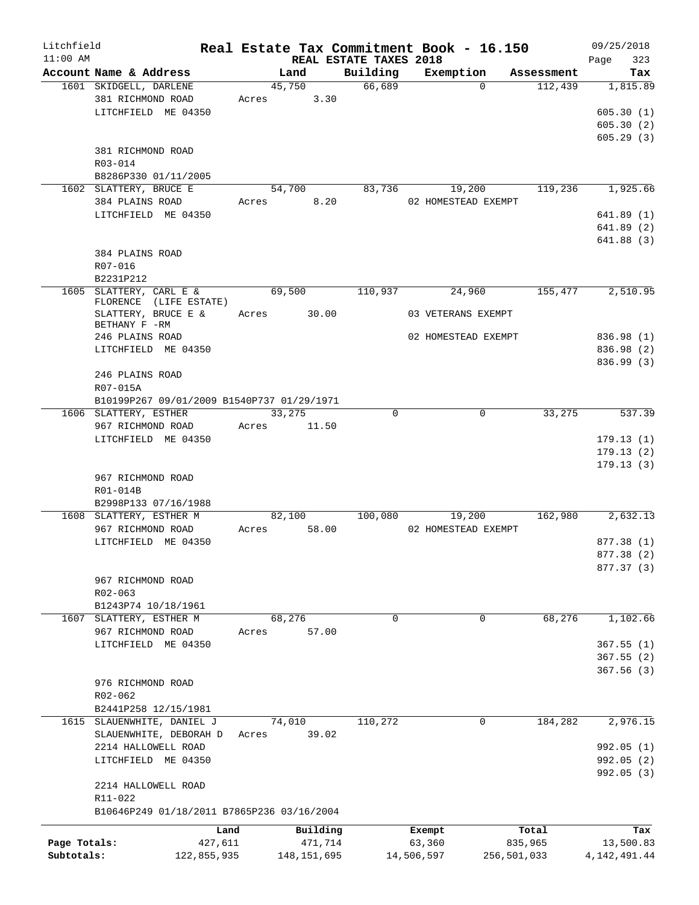# Litchfield — Real Estate Tax Commitment Book - 16.150

11:00 AM — REAL ESTATE TAXES 2018 — 09/25/2018 — Page 323

| Account Name & Address | Land | Building | Exemption | Assessment | Tax |
|---|---|---|---|---|---|
| 1601 SKIDGELL, DARLENE | 45,750 | 66,689 | 0 | 112,439 | 1,815.89 |
| 381 RICHMOND ROAD | Acres 3.30 | | | | |
| LITCHFIELD ME 04350 | | | | | 605.30 (1) |
| | | | | | 605.30 (2) |
| | | | | | 605.29 (3) |
| 381 RICHMOND ROAD | | | | | |
| R03-014 | | | | | |
| B8286P330 01/11/2005 | | | | | |
| 1602 SLATTERY, BRUCE E | 54,700 | 83,736 | 19,200 | 119,236 | 1,925.66 |
| 384 PLAINS ROAD | Acres 8.20 | | 02 HOMESTEAD EXEMPT | | |
| LITCHFIELD ME 04350 | | | | | 641.89 (1) |
| | | | | | 641.89 (2) |
| | | | | | 641.88 (3) |
| 384 PLAINS ROAD | | | | | |
| R07-016 | | | | | |
| B2231P212 | | | | | |
| 1605 SLATTERY, CARL E & FLORENCE (LIFE ESTATE) | 69,500 | 110,937 | 24,960 | 155,477 | 2,510.95 |
| SLATTERY, BRUCE E & BETHANY F -RM | Acres 30.00 | | 03 VETERANS EXEMPT | | |
| 246 PLAINS ROAD | | | 02 HOMESTEAD EXEMPT | | 836.98 (1) |
| LITCHFIELD ME 04350 | | | | | 836.98 (2) |
| | | | | | 836.99 (3) |
| 246 PLAINS ROAD | | | | | |
| R07-015A | | | | | |
| B10199P267 09/01/2009 B1540P737 01/29/1971 | | | | | |
| 1606 SLATTERY, ESTHER | 33,275 | 0 | 0 | 33,275 | 537.39 |
| 967 RICHMOND ROAD | Acres 11.50 | | | | |
| LITCHFIELD ME 04350 | | | | | 179.13 (1) |
| | | | | | 179.13 (2) |
| | | | | | 179.13 (3) |
| 967 RICHMOND ROAD | | | | | |
| R01-014B | | | | | |
| B2998P133 07/16/1988 | | | | | |
| 1608 SLATTERY, ESTHER M | 82,100 | 100,080 | 19,200 | 162,980 | 2,632.13 |
| 967 RICHMOND ROAD | Acres 58.00 | | 02 HOMESTEAD EXEMPT | | |
| LITCHFIELD ME 04350 | | | | | 877.38 (1) |
| | | | | | 877.38 (2) |
| | | | | | 877.37 (3) |
| 967 RICHMOND ROAD | | | | | |
| R02-063 | | | | | |
| B1243P74 10/18/1961 | | | | | |
| 1607 SLATTERY, ESTHER M | 68,276 | 0 | 0 | 68,276 | 1,102.66 |
| 967 RICHMOND ROAD | Acres 57.00 | | | | |
| LITCHFIELD ME 04350 | | | | | 367.55 (1) |
| | | | | | 367.55 (2) |
| | | | | | 367.56 (3) |
| 976 RICHMOND ROAD | | | | | |
| R02-062 | | | | | |
| B2441P258 12/15/1981 | | | | | |
| 1615 SLAUENWHITE, DANIEL J | 74,010 | 110,272 | 0 | 184,282 | 2,976.15 |
| SLAUENWHITE, DEBORAH D | Acres 39.02 | | | | |
| 2214 HALLOWELL ROAD | | | | | 992.05 (1) |
| LITCHFIELD ME 04350 | | | | | 992.05 (2) |
| | | | | | 992.05 (3) |
| 2214 HALLOWELL ROAD | | | | | |
| R11-022 | | | | | |
| B10646P249 01/18/2011 B7865P236 03/16/2004 | | | | | |

| | Land | Building | Exempt | Total | Tax |
|---|---|---|---|---|---|
| Page Totals: | 427,611 | 471,714 | 63,360 | 835,965 | 13,500.83 |
| Subtotals: | 122,855,935 | 148,151,695 | 14,506,597 | 256,501,033 | 4,142,491.44 |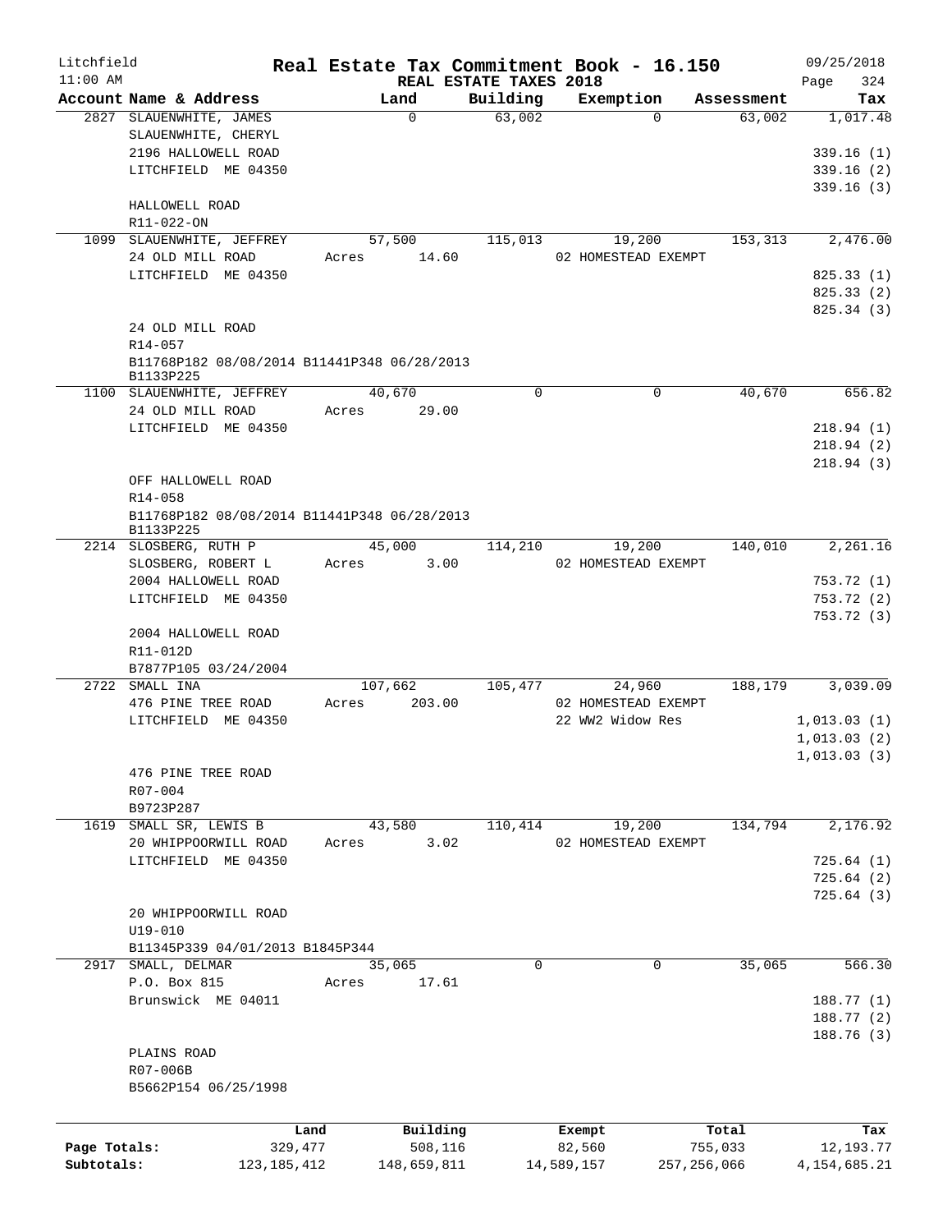Litchfield
11:00 AM

# Real Estate Tax Commitment Book - 16.150

REAL ESTATE TAXES 2018

09/25/2018
Page 324

| Account Name & Address | Land | Building | Exemption | Assessment | Tax |
|---|---|---|---|---|---|
| 2827 SLAUENWHITE, JAMES<br>SLAUENWHITE, CHERYL<br>2196 HALLOWELL ROAD<br>LITCHFIELD ME 04350<br><br>HALLOWELL ROAD<br>R11-022-ON | 0 | 63,002 | 0 | 63,002 | 1,017.48<br><br>339.16 (1)<br>339.16 (2)<br>339.16 (3) |
| 1099 SLAUENWHITE, JEFFREY<br>24 OLD MILL ROAD<br>LITCHFIELD ME 04350<br><br>24 OLD MILL ROAD<br>R14-057<br>B11768P182 08/08/2014 B11441P348 06/28/2013<br>B1133P225 | 57,500<br>Acres 14.60 | 115,013 | 19,200<br>02 HOMESTEAD EXEMPT | 153,313 | 2,476.00<br><br>825.33 (1)<br>825.33 (2)<br>825.34 (3) |
| 1100 SLAUENWHITE, JEFFREY<br>24 OLD MILL ROAD<br>LITCHFIELD ME 04350<br><br>OFF HALLOWELL ROAD<br>R14-058<br>B11768P182 08/08/2014 B11441P348 06/28/2013<br>B1133P225 | 40,670<br>Acres 29.00 | 0 | 0 | 40,670 | 656.82<br><br>218.94 (1)<br>218.94 (2)<br>218.94 (3) |
| 2214 SLOSBERG, RUTH P<br>SLOSBERG, ROBERT L<br>2004 HALLOWELL ROAD<br>LITCHFIELD ME 04350<br><br>2004 HALLOWELL ROAD<br>R11-012D<br>B7877P105 03/24/2004 | 45,000<br>Acres 3.00 | 114,210 | 19,200<br>02 HOMESTEAD EXEMPT | 140,010 | 2,261.16<br><br>753.72 (1)<br>753.72 (2)<br>753.72 (3) |
| 2722 SMALL INA<br>476 PINE TREE ROAD<br>LITCHFIELD ME 04350<br><br>476 PINE TREE ROAD<br>R07-004<br>B9723P287 | 107,662<br>Acres 203.00 | 105,477 | 24,960<br>02 HOMESTEAD EXEMPT<br>22 WW2 Widow Res | 188,179 | 3,039.09<br><br>1,013.03 (1)<br>1,013.03 (2)<br>1,013.03 (3) |
| 1619 SMALL SR, LEWIS B<br>20 WHIPPOORWILL ROAD<br>LITCHFIELD ME 04350<br><br>20 WHIPPOORWILL ROAD<br>U19-010<br>B11345P339 04/01/2013 B1845P344 | 43,580<br>Acres 3.02 | 110,414 | 19,200<br>02 HOMESTEAD EXEMPT | 134,794 | 2,176.92<br><br>725.64 (1)<br>725.64 (2)<br>725.64 (3) |
| 2917 SMALL, DELMAR<br>P.O. Box 815<br>Brunswick ME 04011<br><br>PLAINS ROAD<br>R07-006B<br>B5662P154 06/25/1998 | 35,065<br>Acres 17.61 | 0 | 0 | 35,065 | 566.30<br><br>188.77 (1)<br>188.77 (2)<br>188.76 (3) |

| | Land | Building | Exempt | Total | Tax |
|---|---|---|---|---|---|
| Page Totals: | 329,477 | 508,116 | 82,560 | 755,033 | 12,193.77 |
| Subtotals: | 123,185,412 | 148,659,811 | 14,589,157 | 257,256,066 | 4,154,685.21 |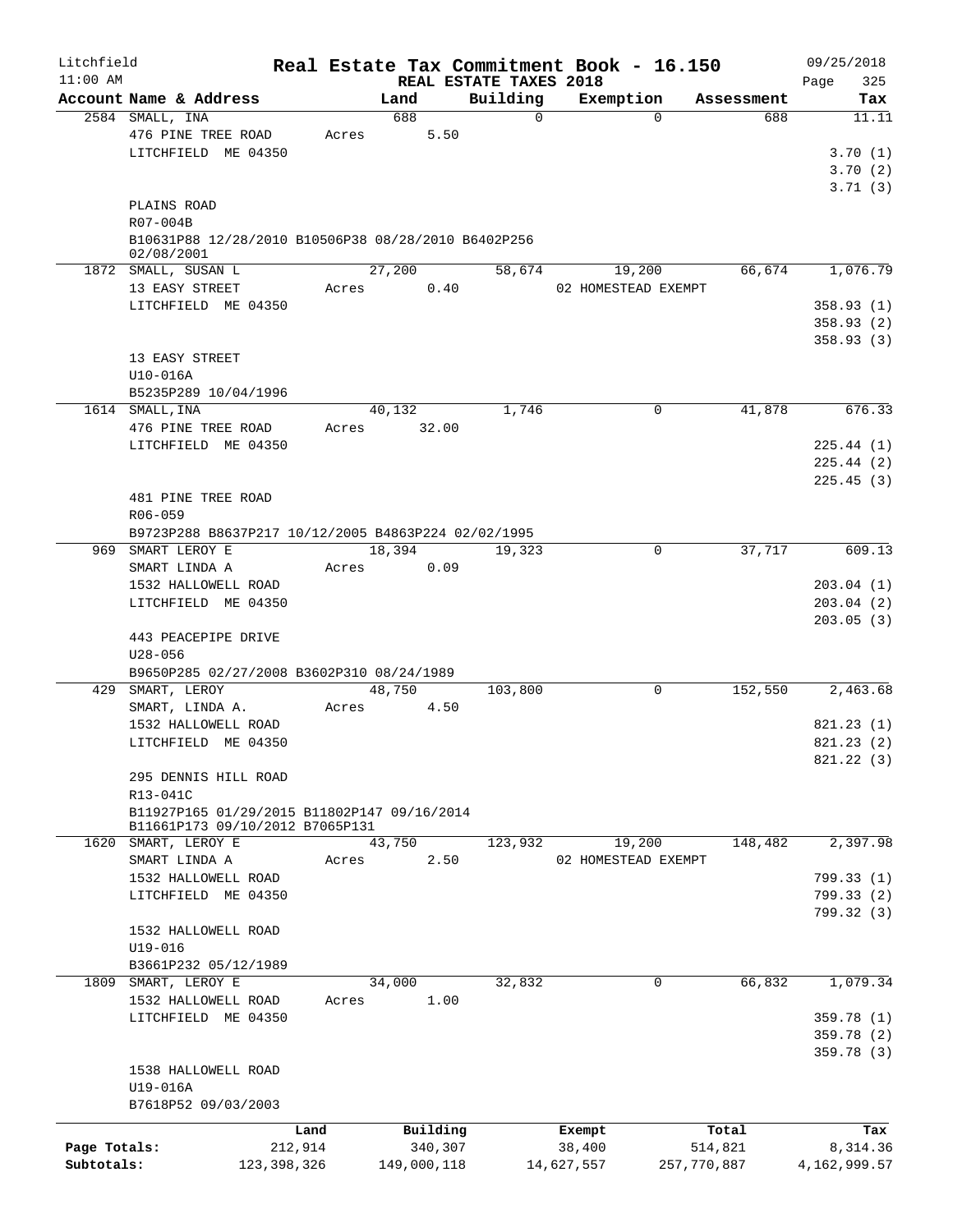Litchfield 11:00 AM

# Real Estate Tax Commitment Book - 16.150

## REAL ESTATE TAXES 2018

09/25/2018 Page 325

| Account Name & Address | Land | Building | Exemption | Assessment | Tax |
|---|---|---|---|---|---|
| 2584 SMALL, INA | 688 | 0 | 0 | 688 | 11.11 |
| 476 PINE TREE ROAD | Acres 5.50 | | | | |
| LITCHFIELD ME 04350 | | | | | 3.70 (1) |
| | | | | | 3.70 (2) |
| | | | | | 3.71 (3) |
| PLAINS ROAD | | | | | |
| R07-004B | | | | | |
| B10631P88 12/28/2010 B10506P38 08/28/2010 B6402P256 02/08/2001 | | | | | |
| 1872 SMALL, SUSAN L | 27,200 | 58,674 | 19,200 | 66,674 | 1,076.79 |
| 13 EASY STREET | Acres 0.40 | | 02 HOMESTEAD EXEMPT | | |
| LITCHFIELD ME 04350 | | | | | 358.93 (1) |
| | | | | | 358.93 (2) |
| | | | | | 358.93 (3) |
| 13 EASY STREET | | | | | |
| U10-016A | | | | | |
| B5235P289 10/04/1996 | | | | | |
| 1614 SMALL,INA | 40,132 | 1,746 | 0 | 41,878 | 676.33 |
| 476 PINE TREE ROAD | Acres 32.00 | | | | |
| LITCHFIELD ME 04350 | | | | | 225.44 (1) |
| | | | | | 225.44 (2) |
| | | | | | 225.45 (3) |
| 481 PINE TREE ROAD | | | | | |
| R06-059 | | | | | |
| B9723P288 B8637P217 10/12/2005 B4863P224 02/02/1995 | | | | | |
| 969 SMART LEROY E | 18,394 | 19,323 | 0 | 37,717 | 609.13 |
| SMART LINDA A | Acres 0.09 | | | | |
| 1532 HALLOWELL ROAD | | | | | 203.04 (1) |
| LITCHFIELD ME 04350 | | | | | 203.04 (2) |
| | | | | | 203.05 (3) |
| 443 PEACEPIPE DRIVE | | | | | |
| U28-056 | | | | | |
| B9650P285 02/27/2008 B3602P310 08/24/1989 | | | | | |
| 429 SMART, LEROY | 48,750 | 103,800 | 0 | 152,550 | 2,463.68 |
| SMART, LINDA A. | Acres 4.50 | | | | |
| 1532 HALLOWELL ROAD | | | | | 821.23 (1) |
| LITCHFIELD ME 04350 | | | | | 821.23 (2) |
| | | | | | 821.22 (3) |
| 295 DENNIS HILL ROAD | | | | | |
| R13-041C | | | | | |
| B11927P165 01/29/2015 B11802P147 09/16/2014 B11661P173 09/10/2012 B7065P131 | | | | | |
| 1620 SMART, LEROY E | 43,750 | 123,932 | 19,200 | 148,482 | 2,397.98 |
| SMART LINDA A | Acres 2.50 | | 02 HOMESTEAD EXEMPT | | |
| 1532 HALLOWELL ROAD | | | | | 799.33 (1) |
| LITCHFIELD ME 04350 | | | | | 799.33 (2) |
| | | | | | 799.32 (3) |
| 1532 HALLOWELL ROAD | | | | | |
| U19-016 | | | | | |
| B3661P232 05/12/1989 | | | | | |
| 1809 SMART, LEROY E | 34,000 | 32,832 | 0 | 66,832 | 1,079.34 |
| 1532 HALLOWELL ROAD | Acres 1.00 | | | | |
| LITCHFIELD ME 04350 | | | | | 359.78 (1) |
| | | | | | 359.78 (2) |
| | | | | | 359.78 (3) |
| 1538 HALLOWELL ROAD | | | | | |
| U19-016A | | | | | |
| B7618P52 09/03/2003 | | | | | |

| | Land | Building | Exempt | Total | Tax |
|---|---|---|---|---|---|
| Page Totals: | 212,914 | 340,307 | 38,400 | 514,821 | 8,314.36 |
| Subtotals: | 123,398,326 | 149,000,118 | 14,627,557 | 257,770,887 | 4,162,999.57 |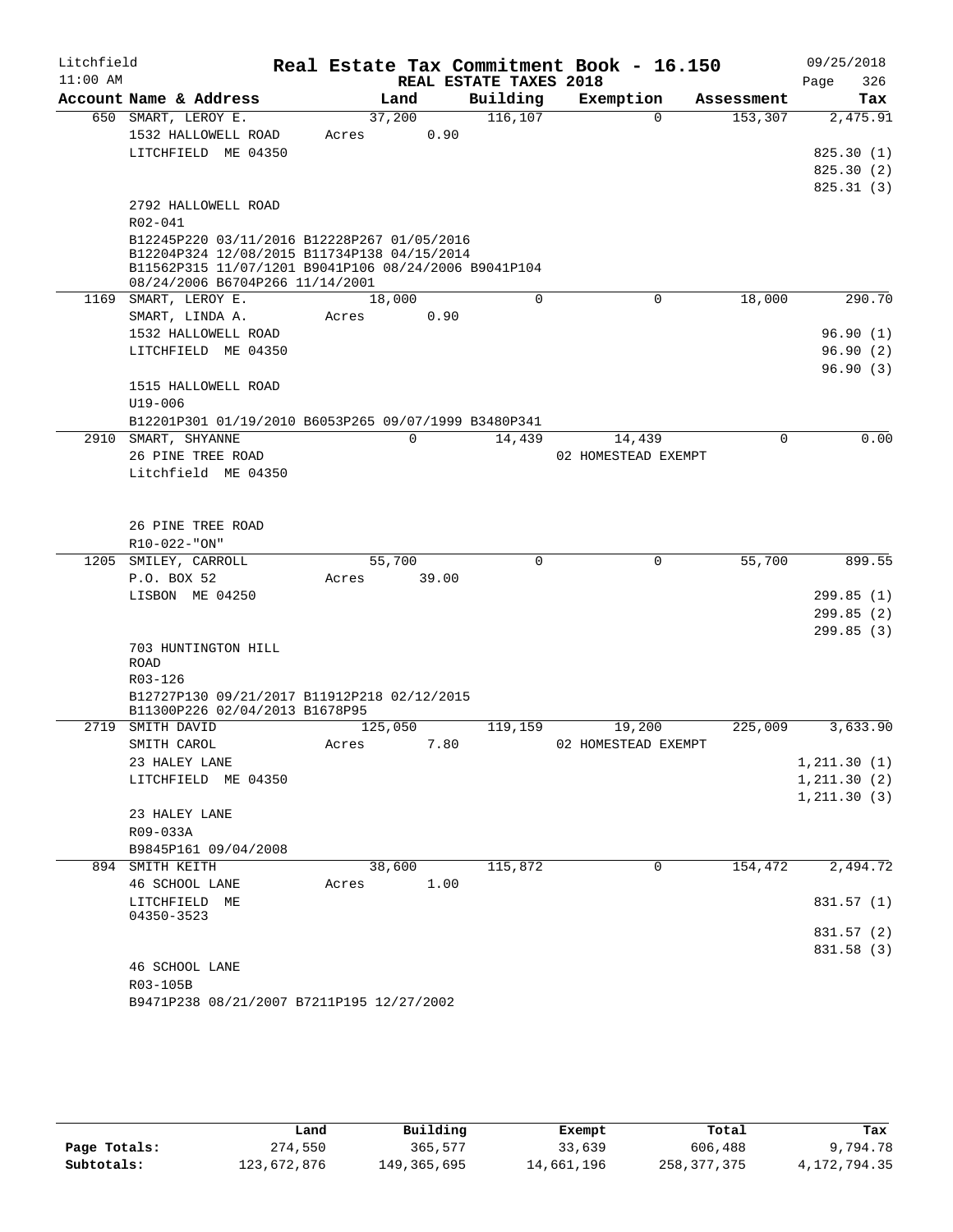Litchfield
11:00 AM

# Real Estate Tax Commitment Book - 16.150

REAL ESTATE TAXES 2018

09/25/2018

| Account Name & Address | Land | Building | Exemption | Assessment | Tax |
|---|---|---|---|---|---|
| 650 SMART, LEROY E. | 37,200 | 116,107 | 0 | 153,307 | 2,475.91 |
| 1532 HALLOWELL ROAD | Acres 0.90 | | | | |
| LITCHFIELD ME 04350 | | | | | 825.30 (1) |
| | | | | | 825.30 (2) |
| | | | | | 825.31 (3) |
| 2792 HALLOWELL ROAD | | | | | |
| R02-041 | | | | | |
| B12245P220 03/11/2016 B12228P267 01/05/2016 B12204P324 12/08/2015 B11734P138 04/15/2014 B11562P315 11/07/1201 B9041P106 08/24/2006 B9041P104 08/24/2006 B6704P266 11/14/2001 | | | | | |
| 1169 SMART, LEROY E. | 18,000 | 0 | 0 | 18,000 | 290.70 |
| SMART, LINDA A. | Acres 0.90 | | | | |
| 1532 HALLOWELL ROAD | | | | | 96.90 (1) |
| LITCHFIELD ME 04350 | | | | | 96.90 (2) |
| | | | | | 96.90 (3) |
| 1515 HALLOWELL ROAD | | | | | |
| U19-006 | | | | | |
| B12201P301 01/19/2010 B6053P265 09/07/1999 B3480P341 | | | | | |
| 2910 SMART, SHYANNE | 0 | 14,439 | 14,439 | 0 | 0.00 |
| 26 PINE TREE ROAD | | | 02 HOMESTEAD EXEMPT | | |
| Litchfield ME 04350 | | | | | |
| 26 PINE TREE ROAD | | | | | |
| R10-022-"ON" | | | | | |
| 1205 SMILEY, CARROLL | 55,700 | 0 | 0 | 55,700 | 899.55 |
| P.O. BOX 52 | Acres 39.00 | | | | |
| LISBON ME 04250 | | | | | 299.85 (1) |
| | | | | | 299.85 (2) |
| | | | | | 299.85 (3) |
| 703 HUNTINGTON HILL ROAD | | | | | |
| R03-126 | | | | | |
| B12727P130 09/21/2017 B11912P218 02/12/2015 B11300P226 02/04/2013 B1678P95 | | | | | |
| 2719 SMITH DAVID | 125,050 | 119,159 | 19,200 | 225,009 | 3,633.90 |
| SMITH CAROL | Acres 7.80 | | 02 HOMESTEAD EXEMPT | | |
| 23 HALEY LANE | | | | | 1,211.30 (1) |
| LITCHFIELD ME 04350 | | | | | 1,211.30 (2) |
| | | | | | 1,211.30 (3) |
| 23 HALEY LANE | | | | | |
| R09-033A | | | | | |
| B9845P161 09/04/2008 | | | | | |
| 894 SMITH KEITH | 38,600 | 115,872 | 0 | 154,472 | 2,494.72 |
| 46 SCHOOL LANE | Acres 1.00 | | | | |
| LITCHFIELD ME 04350-3523 | | | | | 831.57 (1) |
| | | | | | 831.57 (2) |
| | | | | | 831.58 (3) |
| 46 SCHOOL LANE | | | | | |
| R03-105B | | | | | |
| B9471P238 08/21/2007 B7211P195 12/27/2002 | | | | | |

| | Land | Building | Exempt | Total | Tax |
|---|---|---|---|---|---|
| Page Totals: | 274,550 | 365,577 | 33,639 | 606,488 | 9,794.78 |
| Subtotals: | 123,672,876 | 149,365,695 | 14,661,196 | 258,377,375 | 4,172,794.35 |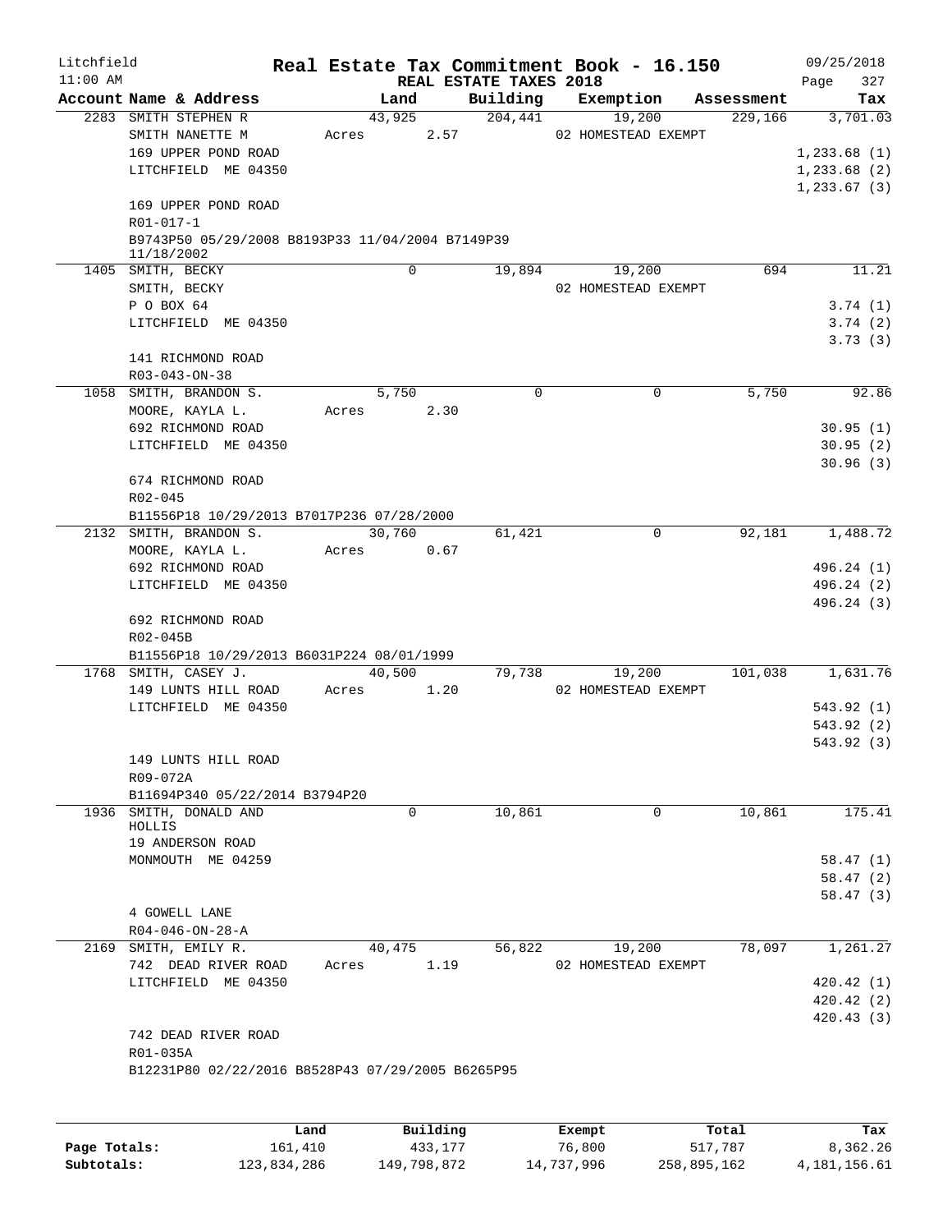Litchfield
11:00 AM

# Real Estate Tax Commitment Book - 16.150

REAL ESTATE TAXES 2018

09/25/2018

| Account Name & Address | Land | Building | Exemption | Assessment | Tax |
|---|---|---|---|---|---|
| 2283 SMITH STEPHEN R | 43,925 | 204,441 | 19,200 | 229,166 | 3,701.03 |
| SMITH NANETTE M | Acres 2.57 | | 02 HOMESTEAD EXEMPT | | |
| 169 UPPER POND ROAD | | | | | 1,233.68 (1) |
| LITCHFIELD ME 04350 | | | | | 1,233.68 (2) |
| | | | | | 1,233.67 (3) |
| 169 UPPER POND ROAD | | | | | |
| R01-017-1 | | | | | |
| B9743P50 05/29/2008 B8193P33 11/04/2004 B7149P39 11/18/2002 | | | | | |
| 1405 SMITH, BECKY | 0 | 19,894 | 19,200 | 694 | 11.21 |
| SMITH, BECKY | | | 02 HOMESTEAD EXEMPT | | |
| P O BOX 64 | | | | | 3.74 (1) |
| LITCHFIELD ME 04350 | | | | | 3.74 (2) |
| | | | | | 3.73 (3) |
| 141 RICHMOND ROAD | | | | | |
| R03-043-ON-38 | | | | | |
| 1058 SMITH, BRANDON S. | 5,750 | 0 | 0 | 5,750 | 92.86 |
| MOORE, KAYLA L. | Acres 2.30 | | | | |
| 692 RICHMOND ROAD | | | | | 30.95 (1) |
| LITCHFIELD ME 04350 | | | | | 30.95 (2) |
| | | | | | 30.96 (3) |
| 674 RICHMOND ROAD | | | | | |
| R02-045 | | | | | |
| B11556P18 10/29/2013 B7017P236 07/28/2000 | | | | | |
| 2132 SMITH, BRANDON S. | 30,760 | 61,421 | 0 | 92,181 | 1,488.72 |
| MOORE, KAYLA L. | Acres 0.67 | | | | |
| 692 RICHMOND ROAD | | | | | 496.24 (1) |
| LITCHFIELD ME 04350 | | | | | 496.24 (2) |
| | | | | | 496.24 (3) |
| 692 RICHMOND ROAD | | | | | |
| R02-045B | | | | | |
| B11556P18 10/29/2013 B6031P224 08/01/1999 | | | | | |
| 1768 SMITH, CASEY J. | 40,500 | 79,738 | 19,200 | 101,038 | 1,631.76 |
| 149 LUNTS HILL ROAD | Acres 1.20 | | 02 HOMESTEAD EXEMPT | | |
| LITCHFIELD ME 04350 | | | | | 543.92 (1) |
| | | | | | 543.92 (2) |
| | | | | | 543.92 (3) |
| 149 LUNTS HILL ROAD | | | | | |
| R09-072A | | | | | |
| B11694P340 05/22/2014 B3794P20 | | | | | |
| 1936 SMITH, DONALD AND HOLLIS | 0 | 10,861 | 0 | 10,861 | 175.41 |
| 19 ANDERSON ROAD | | | | | |
| MONMOUTH ME 04259 | | | | | 58.47 (1) |
| | | | | | 58.47 (2) |
| | | | | | 58.47 (3) |
| 4 GOWELL LANE | | | | | |
| R04-046-ON-28-A | | | | | |
| 2169 SMITH, EMILY R. | 40,475 | 56,822 | 19,200 | 78,097 | 1,261.27 |
| 742 DEAD RIVER ROAD | Acres 1.19 | | 02 HOMESTEAD EXEMPT | | |
| LITCHFIELD ME 04350 | | | | | 420.42 (1) |
| | | | | | 420.42 (2) |
| | | | | | 420.43 (3) |
| 742 DEAD RIVER ROAD | | | | | |
| R01-035A | | | | | |
| B12231P80 02/22/2016 B8528P43 07/29/2005 B6265P95 | | | | | |

| | Land | Building | Exempt | Total | Tax |
|---|---|---|---|---|---|
| Page Totals: | 161,410 | 433,177 | 76,800 | 517,787 | 8,362.26 |
| Subtotals: | 123,834,286 | 149,798,872 | 14,737,996 | 258,895,162 | 4,181,156.61 |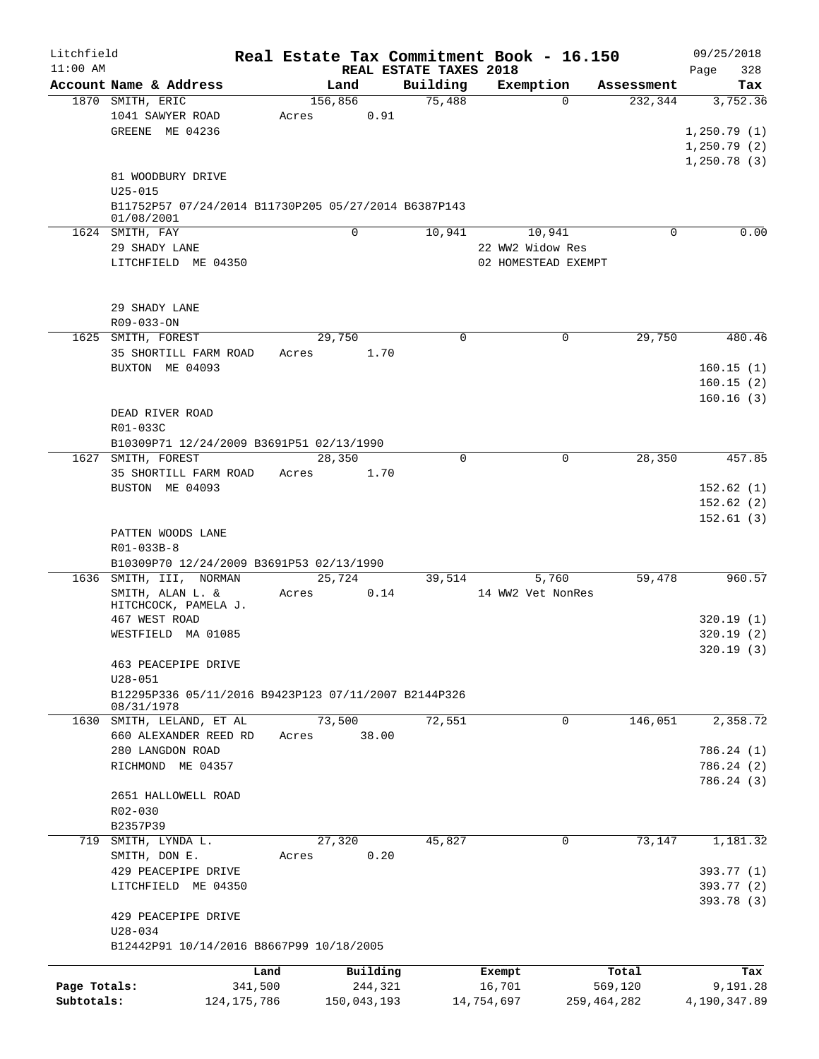Litchfield 11:00 AM

# Real Estate Tax Commitment Book - 16.150

REAL ESTATE TAXES 2018

09/25/2018 Page 328

| Account Name & Address | Land | Building | Exemption | Assessment | Tax |
|---|---|---|---|---|---|
| 1870 SMITH, ERIC<br>1041 SAWYER ROAD<br>GREENE ME 04236<br><br>81 WOODBURY DRIVE<br>U25-015<br>B11752P57 07/24/2014 B11730P205 05/27/2014 B6387P143 01/08/2001 | 156,856<br>Acres 0.91 | 75,488 | 0 | 232,344 | 3,752.36<br>1,250.79 (1)<br>1,250.79 (2)<br>1,250.78 (3) |
| 1624 SMITH, FAY<br>29 SHADY LANE<br>LITCHFIELD ME 04350<br><br>29 SHADY LANE<br>R09-033-ON | 0 | 10,941 | 10,941<br>22 WW2 Widow Res<br>02 HOMESTEAD EXEMPT | 0 | 0.00 |
| 1625 SMITH, FOREST<br>35 SHORTILL FARM ROAD<br>BUXTON ME 04093<br><br>DEAD RIVER ROAD<br>R01-033C<br>B10309P71 12/24/2009 B3691P51 02/13/1990 | 29,750<br>Acres 1.70 | 0 | 0 | 29,750 | 480.46<br>160.15 (1)<br>160.15 (2)<br>160.16 (3) |
| 1627 SMITH, FOREST<br>35 SHORTILL FARM ROAD<br>BUSTON ME 04093<br><br>PATTEN WOODS LANE<br>R01-033B-8<br>B10309P70 12/24/2009 B3691P53 02/13/1990 | 28,350<br>Acres 1.70 | 0 | 0 | 28,350 | 457.85<br>152.62 (1)<br>152.62 (2)<br>152.61 (3) |
| 1636 SMITH, III, NORMAN<br>SMITH, ALAN L. &<br>HITCHCOCK, PAMELA J.<br>467 WEST ROAD<br>WESTFIELD MA 01085<br><br>463 PEACEPIPE DRIVE<br>U28-051<br>B12295P336 05/11/2016 B9423P123 07/11/2007 B2144P326 08/31/1978 | 25,724<br>Acres 0.14 | 39,514 | 5,760<br>14 WW2 Vet NonRes | 59,478 | 960.57<br>320.19 (1)<br>320.19 (2)<br>320.19 (3) |
| 1630 SMITH, LELAND, ET AL<br>660 ALEXANDER REED RD<br>280 LANGDON ROAD<br>RICHMOND ME 04357<br><br>2651 HALLOWELL ROAD<br>R02-030<br>B2357P39 | 73,500<br>Acres 38.00 | 72,551 | 0 | 146,051 | 2,358.72<br>786.24 (1)<br>786.24 (2)<br>786.24 (3) |
| 719 SMITH, LYNDA L.<br>SMITH, DON E.<br>429 PEACEPIPE DRIVE<br>LITCHFIELD ME 04350<br><br>429 PEACEPIPE DRIVE<br>U28-034<br>B12442P91 10/14/2016 B8667P99 10/18/2005 | 27,320<br>Acres 0.20 | 45,827 | 0 | 73,147 | 1,181.32<br>393.77 (1)<br>393.77 (2)<br>393.78 (3) |

| | Land | Building | Exempt | Total | Tax |
|---|---|---|---|---|---|
| Page Totals: | 341,500 | 244,321 | 16,701 | 569,120 | 9,191.28 |
| Subtotals: | 124,175,786 | 150,043,193 | 14,754,697 | 259,464,282 | 4,190,347.89 |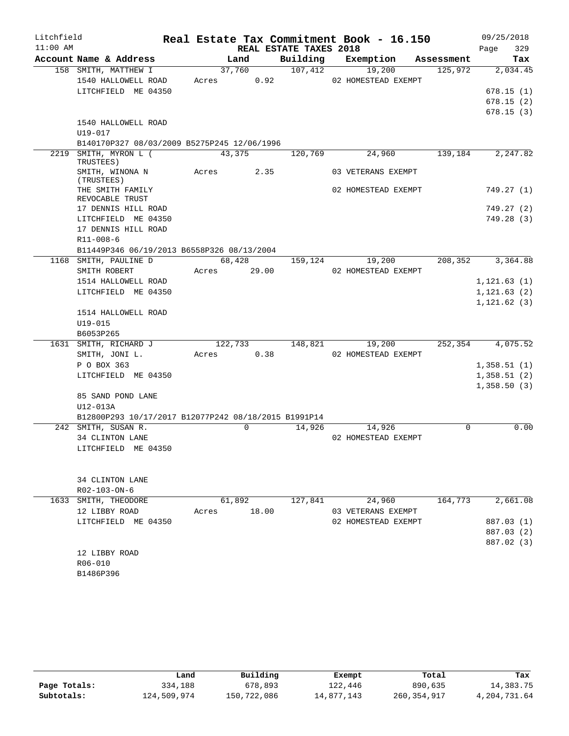Litchfield
11:00 AM

# Real Estate Tax Commitment Book - 16.150

REAL ESTATE TAXES 2018

09/25/2018

| Account Name & Address | Land | Building | Exemption | Assessment | Tax |
|---|---|---|---|---|---|
| 158 SMITH, MATTHEW I | 37,760 | 107,412 | 19,200 | 125,972 | 2,034.45 |
| 1540 HALLOWELL ROAD | Acres 0.92 | | 02 HOMESTEAD EXEMPT | | |
| LITCHFIELD ME 04350 | | | | | 678.15 (1) |
| | | | | | 678.15 (2) |
| | | | | | 678.15 (3) |
| 1540 HALLOWELL ROAD | | | | | |
| U19-017 | | | | | |
| B140170P327 08/03/2009 B5275P245 12/06/1996 | | | | | |
| 2219 SMITH, MYRON L ( TRUSTEES) | 43,375 | 120,769 | 24,960 | 139,184 | 2,247.82 |
| SMITH, WINONA N (TRUSTEES) | Acres 2.35 | | 03 VETERANS EXEMPT | | |
| THE SMITH FAMILY REVOCABLE TRUST | | | 02 HOMESTEAD EXEMPT | | 749.27 (1) |
| 17 DENNIS HILL ROAD | | | | | 749.27 (2) |
| LITCHFIELD ME 04350 | | | | | 749.28 (3) |
| 17 DENNIS HILL ROAD | | | | | |
| R11-008-6 | | | | | |
| B11449P346 06/19/2013 B6558P326 08/13/2004 | | | | | |
| 1168 SMITH, PAULINE D | 68,428 | 159,124 | 19,200 | 208,352 | 3,364.88 |
| SMITH ROBERT | Acres 29.00 | | 02 HOMESTEAD EXEMPT | | |
| 1514 HALLOWELL ROAD | | | | | 1,121.63 (1) |
| LITCHFIELD ME 04350 | | | | | 1,121.63 (2) |
| | | | | | 1,121.62 (3) |
| 1514 HALLOWELL ROAD | | | | | |
| U19-015 | | | | | |
| B6053P265 | | | | | |
| 1631 SMITH, RICHARD J | 122,733 | 148,821 | 19,200 | 252,354 | 4,075.52 |
| SMITH, JONI L. | Acres 0.38 | | 02 HOMESTEAD EXEMPT | | |
| P O BOX 363 | | | | | 1,358.51 (1) |
| LITCHFIELD ME 04350 | | | | | 1,358.51 (2) |
| | | | | | 1,358.50 (3) |
| 85 SAND POND LANE | | | | | |
| U12-013A | | | | | |
| B12800P293 10/17/2017 B12077P242 08/18/2015 B1991P14 | | | | | |
| 242 SMITH, SUSAN R. | 0 | 14,926 | 14,926 | 0 | 0.00 |
| 34 CLINTON LANE | | | 02 HOMESTEAD EXEMPT | | |
| LITCHFIELD ME 04350 | | | | | |
| 34 CLINTON LANE | | | | | |
| R02-103-ON-6 | | | | | |
| 1633 SMITH, THEODORE | 61,892 | 127,841 | 24,960 | 164,773 | 2,661.08 |
| 12 LIBBY ROAD | Acres 18.00 | | 03 VETERANS EXEMPT | | |
| LITCHFIELD ME 04350 | | | 02 HOMESTEAD EXEMPT | | 887.03 (1) |
| | | | | | 887.03 (2) |
| | | | | | 887.02 (3) |
| 12 LIBBY ROAD | | | | | |
| R06-010 | | | | | |
| B1486P396 | | | | | |

| | Land | Building | Exempt | Total | Tax |
|---|---|---|---|---|---|
| Page Totals: | 334,188 | 678,893 | 122,446 | 890,635 | 14,383.75 |
| Subtotals: | 124,509,974 | 150,722,086 | 14,877,143 | 260,354,917 | 4,204,731.64 |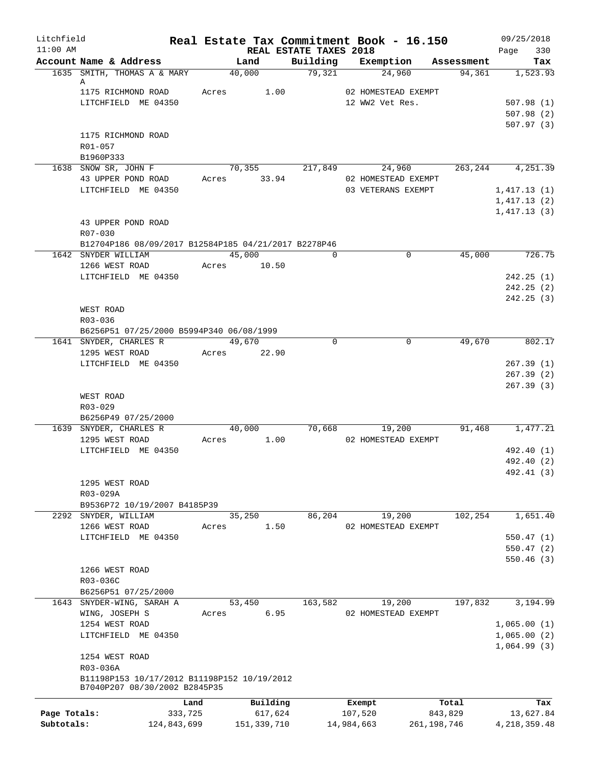Litchfield 11:00 AM

# Real Estate Tax Commitment Book - 16.150

## REAL ESTATE TAXES 2018

09/25/2018 Page 330

| Account Name & Address | Land | Building | Exemption | Assessment | Tax |
|---|---|---|---|---|---|
| 1635 SMITH, THOMAS A & MARY A | 40,000 | 79,321 | 24,960 | 94,361 | 1,523.93 |
| 1175 RICHMOND ROAD | Acres 1.00 | | 02 HOMESTEAD EXEMPT | | |
| LITCHFIELD ME 04350 | | | 12 WW2 Vet Res. | | 507.98 (1) |
| | | | | | 507.98 (2) |
| | | | | | 507.97 (3) |
| 1175 RICHMOND ROAD | | | | | |
| R01-057 | | | | | |
| B1960P333 | | | | | |
| 1638 SNOW SR, JOHN F | 70,355 | 217,849 | 24,960 | 263,244 | 4,251.39 |
| 43 UPPER POND ROAD | Acres 33.94 | | 02 HOMESTEAD EXEMPT | | |
| LITCHFIELD ME 04350 | | | 03 VETERANS EXEMPT | | 1,417.13 (1) |
| | | | | | 1,417.13 (2) |
| | | | | | 1,417.13 (3) |
| 43 UPPER POND ROAD | | | | | |
| R07-030 | | | | | |
| B12704P186 08/09/2017 B12584P185 04/21/2017 B2278P46 | | | | | |
| 1642 SNYDER WILLIAM | 45,000 | 0 | 0 | 45,000 | 726.75 |
| 1266 WEST ROAD | Acres 10.50 | | | | |
| LITCHFIELD ME 04350 | | | | | 242.25 (1) |
| | | | | | 242.25 (2) |
| | | | | | 242.25 (3) |
| WEST ROAD | | | | | |
| R03-036 | | | | | |
| B6256P51 07/25/2000 B5994P340 06/08/1999 | | | | | |
| 1641 SNYDER, CHARLES R | 49,670 | 0 | 0 | 49,670 | 802.17 |
| 1295 WEST ROAD | Acres 22.90 | | | | |
| LITCHFIELD ME 04350 | | | | | 267.39 (1) |
| | | | | | 267.39 (2) |
| | | | | | 267.39 (3) |
| WEST ROAD | | | | | |
| R03-029 | | | | | |
| B6256P49 07/25/2000 | | | | | |
| 1639 SNYDER, CHARLES R | 40,000 | 70,668 | 19,200 | 91,468 | 1,477.21 |
| 1295 WEST ROAD | Acres 1.00 | | 02 HOMESTEAD EXEMPT | | |
| LITCHFIELD ME 04350 | | | | | 492.40 (1) |
| | | | | | 492.40 (2) |
| | | | | | 492.41 (3) |
| 1295 WEST ROAD | | | | | |
| R03-029A | | | | | |
| B9536P72 10/19/2007 B4185P39 | | | | | |
| 2292 SNYDER, WILLIAM | 35,250 | 86,204 | 19,200 | 102,254 | 1,651.40 |
| 1266 WEST ROAD | Acres 1.50 | | 02 HOMESTEAD EXEMPT | | |
| LITCHFIELD ME 04350 | | | | | 550.47 (1) |
| | | | | | 550.47 (2) |
| | | | | | 550.46 (3) |
| 1266 WEST ROAD | | | | | |
| R03-036C | | | | | |
| B6256P51 07/25/2000 | | | | | |
| 1643 SNYDER-WING, SARAH A | 53,450 | 163,582 | 19,200 | 197,832 | 3,194.99 |
| WING, JOSEPH S | Acres 6.95 | | 02 HOMESTEAD EXEMPT | | |
| 1254 WEST ROAD | | | | | 1,065.00 (1) |
| LITCHFIELD ME 04350 | | | | | 1,065.00 (2) |
| | | | | | 1,064.99 (3) |
| 1254 WEST ROAD | | | | | |
| R03-036A | | | | | |
| B11198P153 10/17/2012 B11198P152 10/19/2012 B7040P207 08/30/2002 B2845P35 | | | | | |

| | Land | Building | Exempt | Total | Tax |
|---|---|---|---|---|---|
| Page Totals: | 333,725 | 617,624 | 107,520 | 843,829 | 13,627.84 |
| Subtotals: | 124,843,699 | 151,339,710 | 14,984,663 | 261,198,746 | 4,218,359.48 |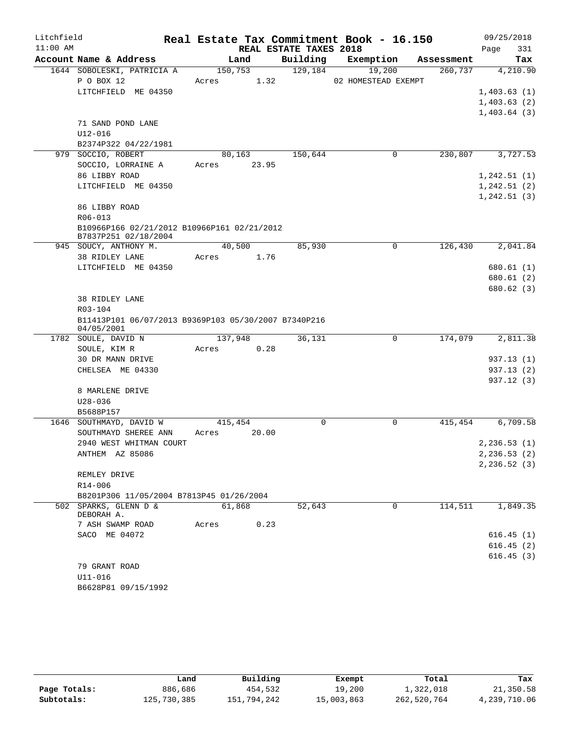Litchfield | Real Estate Tax Commitment Book - 16.150 | 09/25/2018
11:00 AM | REAL ESTATE TAXES 2018

| Account Name & Address | Land | Building | Exemption | Assessment | Tax |
|---|---|---|---|---|---|
| 1644 SOBOLESKI, PATRICIA A | 150,753 | 129,184 | 19,200 | 260,737 | 4,210.90 |
| P O BOX 12 | Acres 1.32 | | 02 HOMESTEAD EXEMPT | | |
| LITCHFIELD ME 04350 | | | | | 1,403.63 (1) |
| | | | | | 1,403.63 (2) |
| | | | | | 1,403.64 (3) |
| 71 SAND POND LANE | | | | | |
| U12-016 | | | | | |
| B2374P322 04/22/1981 | | | | | |
| 979 SOCCIO, ROBERT | 80,163 | 150,644 | 0 | 230,807 | 3,727.53 |
| SOCCIO, LORRAINE A | Acres 23.95 | | | | |
| 86 LIBBY ROAD | | | | | 1,242.51 (1) |
| LITCHFIELD ME 04350 | | | | | 1,242.51 (2) |
| | | | | | 1,242.51 (3) |
| 86 LIBBY ROAD | | | | | |
| R06-013 | | | | | |
| B10966P166 02/21/2012 B10966P161 02/21/2012 B7837P251 02/18/2004 | | | | | |
| 945 SOUCY, ANTHONY M. | 40,500 | 85,930 | 0 | 126,430 | 2,041.84 |
| 38 RIDLEY LANE | Acres 1.76 | | | | |
| LITCHFIELD ME 04350 | | | | | 680.61 (1) |
| | | | | | 680.61 (2) |
| | | | | | 680.62 (3) |
| 38 RIDLEY LANE | | | | | |
| R03-104 | | | | | |
| B11413P101 06/07/2013 B9369P103 05/30/2007 B7340P216 04/05/2001 | | | | | |
| 1782 SOULE, DAVID N | 137,948 | 36,131 | 0 | 174,079 | 2,811.38 |
| SOULE, KIM R | Acres 0.28 | | | | |
| 30 DR MANN DRIVE | | | | | 937.13 (1) |
| CHELSEA ME 04330 | | | | | 937.13 (2) |
| | | | | | 937.12 (3) |
| 8 MARLENE DRIVE | | | | | |
| U28-036 | | | | | |
| B5688P157 | | | | | |
| 1646 SOUTHMAYD, DAVID W | 415,454 | 0 | 0 | 415,454 | 6,709.58 |
| SOUTHMAYD SHEREE ANN | Acres 20.00 | | | | |
| 2940 WEST WHITMAN COURT | | | | | 2,236.53 (1) |
| ANTHEM AZ 85086 | | | | | 2,236.53 (2) |
| | | | | | 2,236.52 (3) |
| REMLEY DRIVE | | | | | |
| R14-006 | | | | | |
| B8201P306 11/05/2004 B7813P45 01/26/2004 | | | | | |
| 502 SPARKS, GLENN D & DEBORAH A. | 61,868 | 52,643 | 0 | 114,511 | 1,849.35 |
| 7 ASH SWAMP ROAD | Acres 0.23 | | | | |
| SACO ME 04072 | | | | | 616.45 (1) |
| | | | | | 616.45 (2) |
| | | | | | 616.45 (3) |
| 79 GRANT ROAD | | | | | |
| U11-016 | | | | | |
| B6628P81 09/15/1992 | | | | | |

| | Land | Building | Exempt | Total | Tax |
|---|---|---|---|---|---|
| Page Totals: | 886,686 | 454,532 | 19,200 | 1,322,018 | 21,350.58 |
| Subtotals: | 125,730,385 | 151,794,242 | 15,003,863 | 262,520,764 | 4,239,710.06 |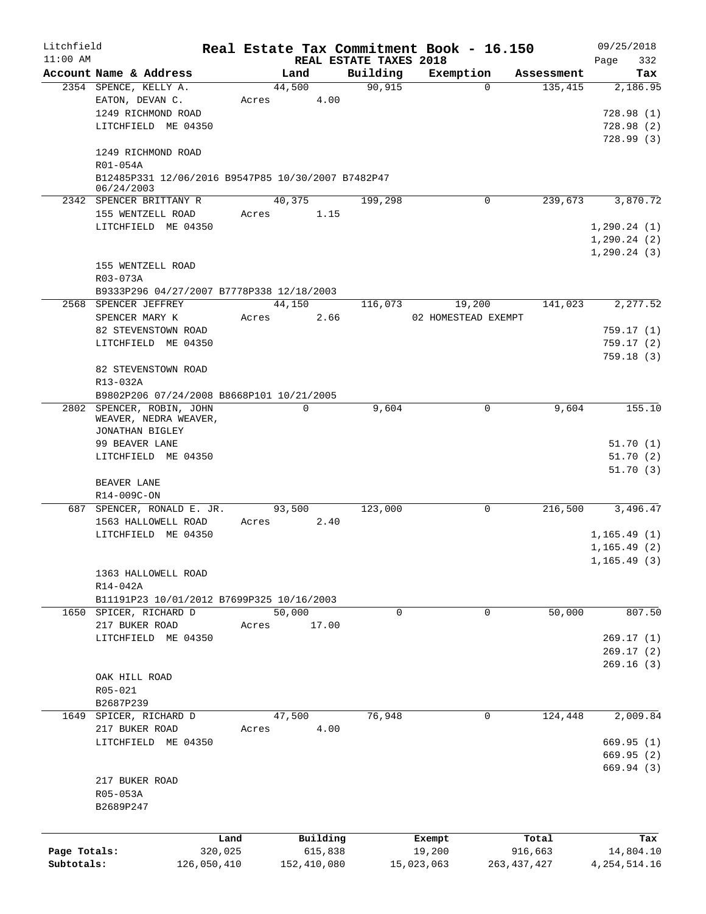Litchfield
11:00 AM

# Real Estate Tax Commitment Book - 16.150

REAL ESTATE TAXES 2018

09/25/2018

| Account Name & Address | Land | Building | Exemption | Assessment | Tax |
|---|---|---|---|---|---|
| 2354 SPENCE, KELLY A. | 44,500 | 90,915 | 0 | 135,415 | 2,186.95 |
| EATON, DEVAN C. | Acres 4.00 | | | | |
| 1249 RICHMOND ROAD | | | | | 728.98 (1) |
| LITCHFIELD ME 04350 | | | | | 728.98 (2) |
| | | | | | 728.99 (3) |
| 1249 RICHMOND ROAD | | | | | |
| R01-054A | | | | | |
| B12485P331 12/06/2016 B9547P85 10/30/2007 B7482P47 06/24/2003 | | | | | |
| 2342 SPENCER BRITTANY R | 40,375 | 199,298 | 0 | 239,673 | 3,870.72 |
| 155 WENTZELL ROAD | Acres 1.15 | | | | |
| LITCHFIELD ME 04350 | | | | | 1,290.24 (1) |
| | | | | | 1,290.24 (2) |
| | | | | | 1,290.24 (3) |
| 155 WENTZELL ROAD | | | | | |
| R03-073A | | | | | |
| B9333P296 04/27/2007 B7778P338 12/18/2003 | | | | | |
| 2568 SPENCER JEFFREY | 44,150 | 116,073 | 19,200 | 141,023 | 2,277.52 |
| SPENCER MARY K | Acres 2.66 | | 02 HOMESTEAD EXEMPT | | |
| 82 STEVENSTOWN ROAD | | | | | 759.17 (1) |
| LITCHFIELD ME 04350 | | | | | 759.17 (2) |
| | | | | | 759.18 (3) |
| 82 STEVENSTOWN ROAD | | | | | |
| R13-032A | | | | | |
| B9802P206 07/24/2008 B8668P101 10/21/2005 | | | | | |
| 2802 SPENCER, ROBIN, JOHN | 0 | 9,604 | 0 | 9,604 | 155.10 |
| WEAVER, NEDRA WEAVER, | | | | | |
| JONATHAN BIGLEY | | | | | |
| 99 BEAVER LANE | | | | | 51.70 (1) |
| LITCHFIELD ME 04350 | | | | | 51.70 (2) |
| | | | | | 51.70 (3) |
| BEAVER LANE | | | | | |
| R14-009C-ON | | | | | |
| 687 SPENCER, RONALD E. JR. | 93,500 | 123,000 | 0 | 216,500 | 3,496.47 |
| 1563 HALLOWELL ROAD | Acres 2.40 | | | | |
| LITCHFIELD ME 04350 | | | | | 1,165.49 (1) |
| | | | | | 1,165.49 (2) |
| | | | | | 1,165.49 (3) |
| 1363 HALLOWELL ROAD | | | | | |
| R14-042A | | | | | |
| B11191P23 10/01/2012 B7699P325 10/16/2003 | | | | | |
| 1650 SPICER, RICHARD D | 50,000 | 0 | 0 | 50,000 | 807.50 |
| 217 BUKER ROAD | Acres 17.00 | | | | |
| LITCHFIELD ME 04350 | | | | | 269.17 (1) |
| | | | | | 269.17 (2) |
| | | | | | 269.16 (3) |
| OAK HILL ROAD | | | | | |
| R05-021 | | | | | |
| B2687P239 | | | | | |
| 1649 SPICER, RICHARD D | 47,500 | 76,948 | 0 | 124,448 | 2,009.84 |
| 217 BUKER ROAD | Acres 4.00 | | | | |
| LITCHFIELD ME 04350 | | | | | 669.95 (1) |
| | | | | | 669.95 (2) |
| | | | | | 669.94 (3) |
| 217 BUKER ROAD | | | | | |
| R05-053A | | | | | |
| B2689P247 | | | | | |

| | Land | Building | Exempt | Total | Tax |
|---|---|---|---|---|---|
| Page Totals: | 320,025 | 615,838 | 19,200 | 916,663 | 14,804.10 |
| Subtotals: | 126,050,410 | 152,410,080 | 15,023,063 | 263,437,427 | 4,254,514.16 |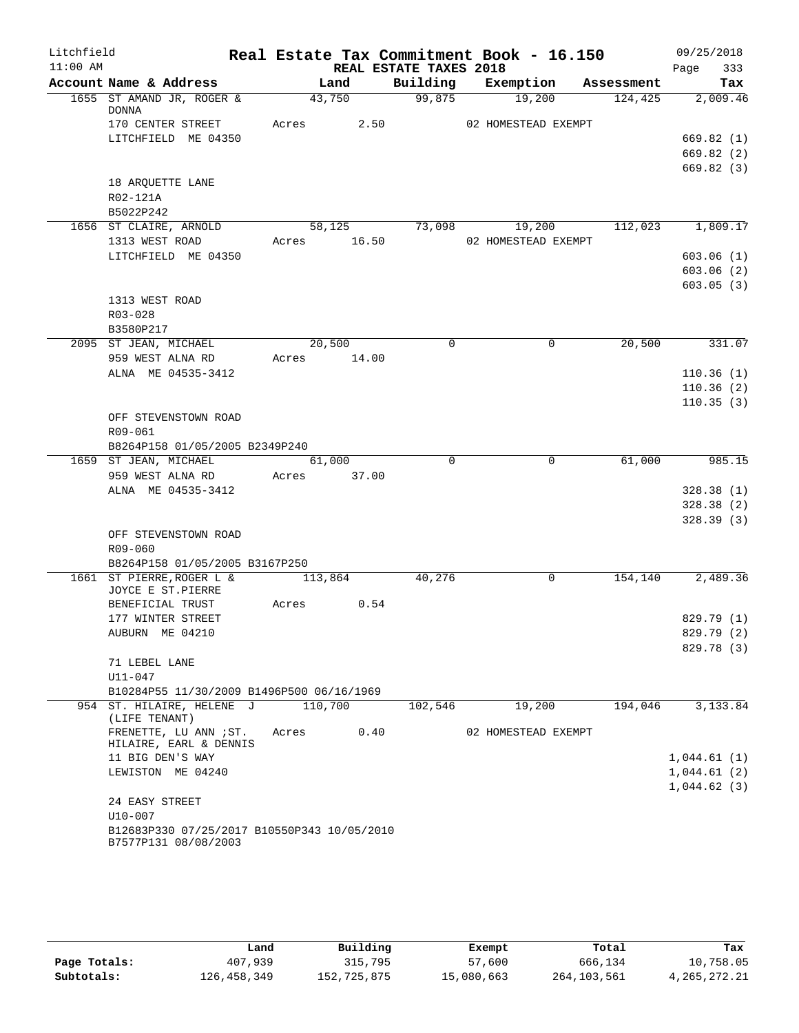Litchfield
11:00 AM

# Real Estate Tax Commitment Book - 16.150

REAL ESTATE TAXES 2018

09/25/2018

| Account | Name & Address | Land | Building | Exemption | Assessment | Tax |
|---|---|---|---|---|---|---|
| 1655 | ST AMAND JR, ROGER & DONNA | 43,750 | 99,875 | 19,200 | 124,425 | 2,009.46 |
| | 170 CENTER STREET | Acres 2.50 | | 02 HOMESTEAD EXEMPT | | |
| | LITCHFIELD ME 04350 | | | | | 669.82 (1) |
| | | | | | | 669.82 (2) |
| | | | | | | 669.82 (3) |
| | 18 ARQUETTE LANE | | | | | |
| | R02-121A | | | | | |
| | B5022P242 | | | | | |
| 1656 | ST CLAIRE, ARNOLD | 58,125 | 73,098 | 19,200 | 112,023 | 1,809.17 |
| | 1313 WEST ROAD | Acres 16.50 | | 02 HOMESTEAD EXEMPT | | |
| | LITCHFIELD ME 04350 | | | | | 603.06 (1) |
| | | | | | | 603.06 (2) |
| | | | | | | 603.05 (3) |
| | 1313 WEST ROAD | | | | | |
| | R03-028 | | | | | |
| | B3580P217 | | | | | |
| 2095 | ST JEAN, MICHAEL | 20,500 | 0 | 0 | 20,500 | 331.07 |
| | 959 WEST ALNA RD | Acres 14.00 | | | | |
| | ALNA ME 04535-3412 | | | | | 110.36 (1) |
| | | | | | | 110.36 (2) |
| | | | | | | 110.35 (3) |
| | OFF STEVENSTOWN ROAD | | | | | |
| | R09-061 | | | | | |
| | B8264P158 01/05/2005 B2349P240 | | | | | |
| 1659 | ST JEAN, MICHAEL | 61,000 | 0 | 0 | 61,000 | 985.15 |
| | 959 WEST ALNA RD | Acres 37.00 | | | | |
| | ALNA ME 04535-3412 | | | | | 328.38 (1) |
| | | | | | | 328.38 (2) |
| | | | | | | 328.39 (3) |
| | OFF STEVENSTOWN ROAD | | | | | |
| | R09-060 | | | | | |
| | B8264P158 01/05/2005 B3167P250 | | | | | |
| 1661 | ST PIERRE,ROGER L & JOYCE E ST.PIERRE | 113,864 | 40,276 | 0 | 154,140 | 2,489.36 |
| | BENEFICIAL TRUST | Acres 0.54 | | | | |
| | 177 WINTER STREET | | | | | 829.79 (1) |
| | AUBURN ME 04210 | | | | | 829.79 (2) |
| | | | | | | 829.78 (3) |
| | 71 LEBEL LANE | | | | | |
| | U11-047 | | | | | |
| | B10284P55 11/30/2009 B1496P500 06/16/1969 | | | | | |
| 954 | ST. HILAIRE, HELENE J (LIFE TENANT) | 110,700 | 102,546 | 19,200 | 194,046 | 3,133.84 |
| | FRENETTE, LU ANN ;ST. HILAIRE, EARL & DENNIS | Acres 0.40 | | 02 HOMESTEAD EXEMPT | | |
| | 11 BIG DEN'S WAY | | | | | 1,044.61 (1) |
| | LEWISTON ME 04240 | | | | | 1,044.61 (2) |
| | | | | | | 1,044.62 (3) |
| | 24 EASY STREET | | | | | |
| | U10-007 | | | | | |
| | B12683P330 07/25/2017 B10550P343 10/05/2010 B7577P131 08/08/2003 | | | | | |

| | Land | Building | Exempt | Total | Tax |
|---|---|---|---|---|---|
| Page Totals: | 407,939 | 315,795 | 57,600 | 666,134 | 10,758.05 |
| Subtotals: | 126,458,349 | 152,725,875 | 15,080,663 | 264,103,561 | 4,265,272.21 |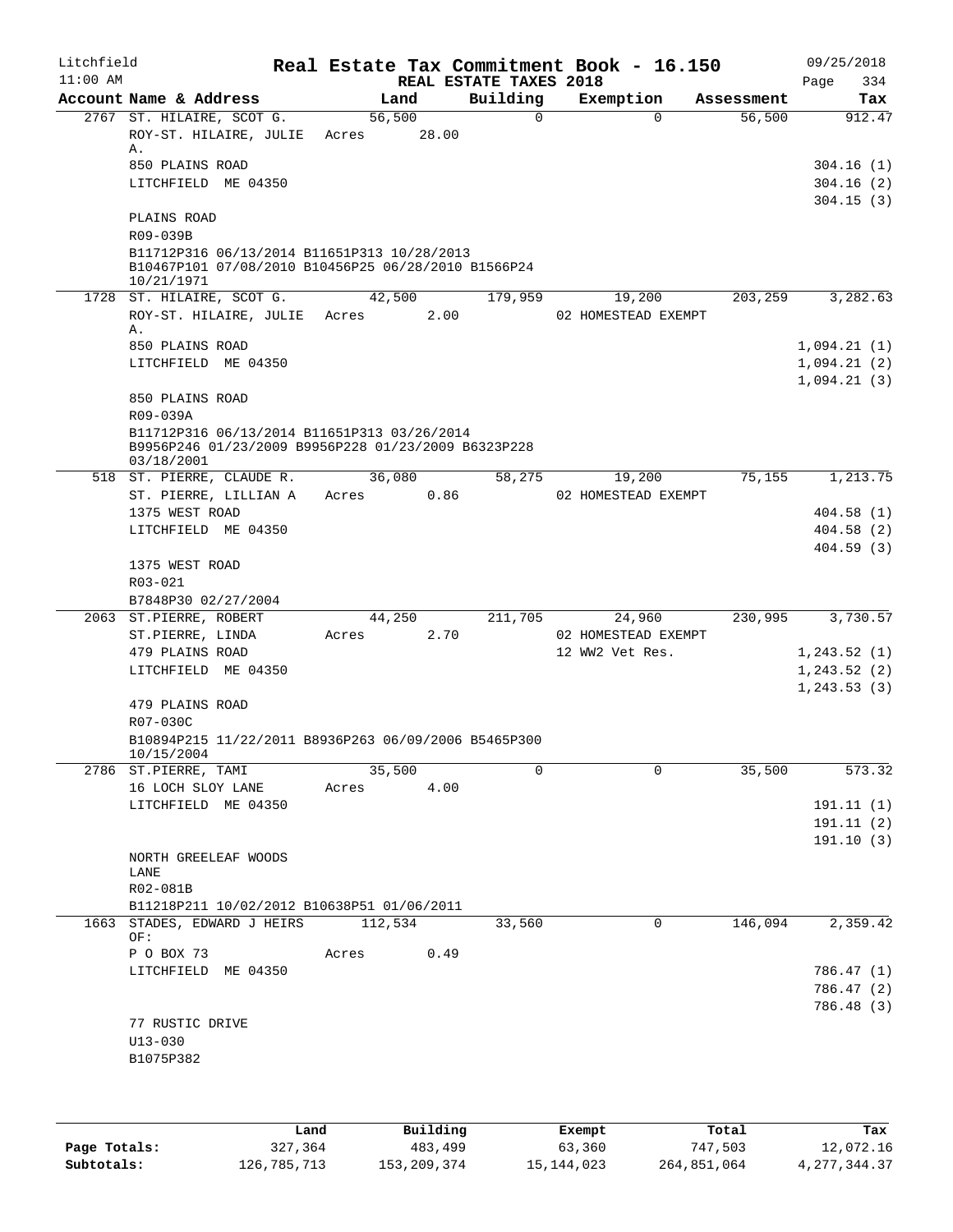Litchfield 11:00 AM

# Real Estate Tax Commitment Book - 16.150

REAL ESTATE TAXES 2018

09/25/2018

| Account Name & Address | Land | Building | Exemption | Assessment | Tax |
|---|---|---|---|---|---|
| 2767 ST. HILAIRE, SCOT G. | 56,500 | 0 | 0 | 56,500 | 912.47 |
| ROY-ST. HILAIRE, JULIE A. | Acres 28.00 | | | | |
| 850 PLAINS ROAD | | | | | 304.16 (1) |
| LITCHFIELD ME 04350 | | | | | 304.16 (2) |
| | | | | | 304.15 (3) |
| PLAINS ROAD | | | | | |
| R09-039B | | | | | |
| B11712P316 06/13/2014 B11651P313 10/28/2013 B10467P101 07/08/2010 B10456P25 06/28/2010 B1566P24 10/21/1971 | | | | | |
| 1728 ST. HILAIRE, SCOT G. | 42,500 | 179,959 | 19,200 | 203,259 | 3,282.63 |
| ROY-ST. HILAIRE, JULIE A. | Acres 2.00 | | 02 HOMESTEAD EXEMPT | | |
| 850 PLAINS ROAD | | | | | 1,094.21 (1) |
| LITCHFIELD ME 04350 | | | | | 1,094.21 (2) |
| | | | | | 1,094.21 (3) |
| 850 PLAINS ROAD | | | | | |
| R09-039A | | | | | |
| B11712P316 06/13/2014 B11651P313 03/26/2014 B9956P246 01/23/2009 B9956P228 01/23/2009 B6323P228 03/18/2001 | | | | | |
| 518 ST. PIERRE, CLAUDE R. | 36,080 | 58,275 | 19,200 | 75,155 | 1,213.75 |
| ST. PIERRE, LILLIAN A | Acres 0.86 | | 02 HOMESTEAD EXEMPT | | |
| 1375 WEST ROAD | | | | | 404.58 (1) |
| LITCHFIELD ME 04350 | | | | | 404.58 (2) |
| | | | | | 404.59 (3) |
| 1375 WEST ROAD | | | | | |
| R03-021 | | | | | |
| B7848P30 02/27/2004 | | | | | |
| 2063 ST.PIERRE, ROBERT | 44,250 | 211,705 | 24,960 | 230,995 | 3,730.57 |
| ST.PIERRE, LINDA | Acres 2.70 | | 02 HOMESTEAD EXEMPT | | |
| 479 PLAINS ROAD | | | 12 WW2 Vet Res. | | 1,243.52 (1) |
| LITCHFIELD ME 04350 | | | | | 1,243.52 (2) |
| | | | | | 1,243.53 (3) |
| 479 PLAINS ROAD | | | | | |
| R07-030C | | | | | |
| B10894P215 11/22/2011 B8936P263 06/09/2006 B5465P300 10/15/2004 | | | | | |
| 2786 ST.PIERRE, TAMI | 35,500 | 0 | 0 | 35,500 | 573.32 |
| 16 LOCH SLOY LANE | Acres 4.00 | | | | |
| LITCHFIELD ME 04350 | | | | | 191.11 (1) |
| | | | | | 191.11 (2) |
| | | | | | 191.10 (3) |
| NORTH GREELEAF WOODS LANE | | | | | |
| R02-081B | | | | | |
| B11218P211 10/02/2012 B10638P51 01/06/2011 | | | | | |
| 1663 STADES, EDWARD J HEIRS OF: | 112,534 | 33,560 | 0 | 146,094 | 2,359.42 |
| P O BOX 73 | Acres 0.49 | | | | |
| LITCHFIELD ME 04350 | | | | | 786.47 (1) |
| | | | | | 786.47 (2) |
| | | | | | 786.48 (3) |
| 77 RUSTIC DRIVE | | | | | |
| U13-030 | | | | | |
| B1075P382 | | | | | |

| | Land | Building | Exempt | Total | Tax |
|---|---|---|---|---|---|
| Page Totals: | 327,364 | 483,499 | 63,360 | 747,503 | 12,072.16 |
| Subtotals: | 126,785,713 | 153,209,374 | 15,144,023 | 264,851,064 | 4,277,344.37 |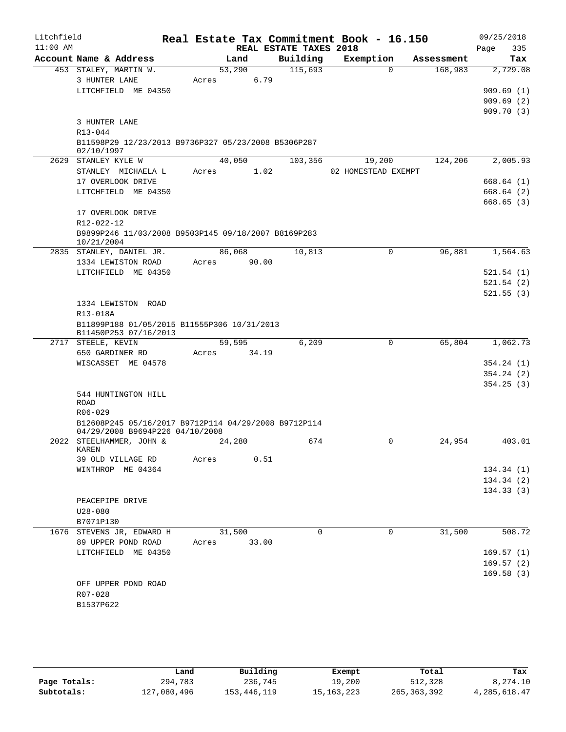Litchfield
11:00 AM

# Real Estate Tax Commitment Book - 16.150

REAL ESTATE TAXES 2018

09/25/2018

| Account Name & Address | Land | Building | Exemption | Assessment | Tax |
|---|---|---|---|---|---|
| 453 STALEY, MARTIN W. | 53,290 | 115,693 | 0 | 168,983 | 2,729.08 |
| 3 HUNTER LANE | Acres 6.79 | | | | |
| LITCHFIELD ME 04350 | | | | | 909.69 (1) |
| | | | | | 909.69 (2) |
| | | | | | 909.70 (3) |
| 3 HUNTER LANE | | | | | |
| R13-044 | | | | | |
| B11598P29 12/23/2013 B9736P327 05/23/2008 B5306P287 02/10/1997 | | | | | |
| 2629 STANLEY KYLE W | 40,050 | 103,356 | 19,200 | 124,206 | 2,005.93 |
| STANLEY MICHAELA L | Acres 1.02 | | 02 HOMESTEAD EXEMPT | | |
| 17 OVERLOOK DRIVE | | | | | 668.64 (1) |
| LITCHFIELD ME 04350 | | | | | 668.64 (2) |
| | | | | | 668.65 (3) |
| 17 OVERLOOK DRIVE | | | | | |
| R12-022-12 | | | | | |
| B9899P246 11/03/2008 B9503P145 09/18/2007 B8169P283 10/21/2004 | | | | | |
| 2835 STANLEY, DANIEL JR. | 86,068 | 10,813 | 0 | 96,881 | 1,564.63 |
| 1334 LEWISTON ROAD | Acres 90.00 | | | | |
| LITCHFIELD ME 04350 | | | | | 521.54 (1) |
| | | | | | 521.54 (2) |
| | | | | | 521.55 (3) |
| 1334 LEWISTON ROAD | | | | | |
| R13-018A | | | | | |
| B11899P188 01/05/2015 B11555P306 10/31/2013 B11450P253 07/16/2013 | | | | | |
| 2717 STEELE, KEVIN | 59,595 | 6,209 | 0 | 65,804 | 1,062.73 |
| 650 GARDINER RD | Acres 34.19 | | | | |
| WISCASSET ME 04578 | | | | | 354.24 (1) |
| | | | | | 354.24 (2) |
| | | | | | 354.25 (3) |
| 544 HUNTINGTON HILL ROAD | | | | | |
| R06-029 | | | | | |
| B12608P245 05/16/2017 B9712P114 04/29/2008 B9712P114 04/29/2008 B9694P226 04/10/2008 | | | | | |
| 2022 STEELHAMMER, JOHN & KAREN | 24,280 | 674 | 0 | 24,954 | 403.01 |
| 39 OLD VILLAGE RD | Acres 0.51 | | | | |
| WINTHROP ME 04364 | | | | | 134.34 (1) |
| | | | | | 134.34 (2) |
| | | | | | 134.33 (3) |
| PEACEPIPE DRIVE | | | | | |
| U28-080 | | | | | |
| B7071P130 | | | | | |
| 1676 STEVENS JR, EDWARD H | 31,500 | 0 | 0 | 31,500 | 508.72 |
| 89 UPPER POND ROAD | Acres 33.00 | | | | |
| LITCHFIELD ME 04350 | | | | | 169.57 (1) |
| | | | | | 169.57 (2) |
| | | | | | 169.58 (3) |
| OFF UPPER POND ROAD | | | | | |
| R07-028 | | | | | |
| B1537P622 | | | | | |

| | Land | Building | Exempt | Total | Tax |
|---|---|---|---|---|---|
| Page Totals: | 294,783 | 236,745 | 19,200 | 512,328 | 8,274.10 |
| Subtotals: | 127,080,496 | 153,446,119 | 15,163,223 | 265,363,392 | 4,285,618.47 |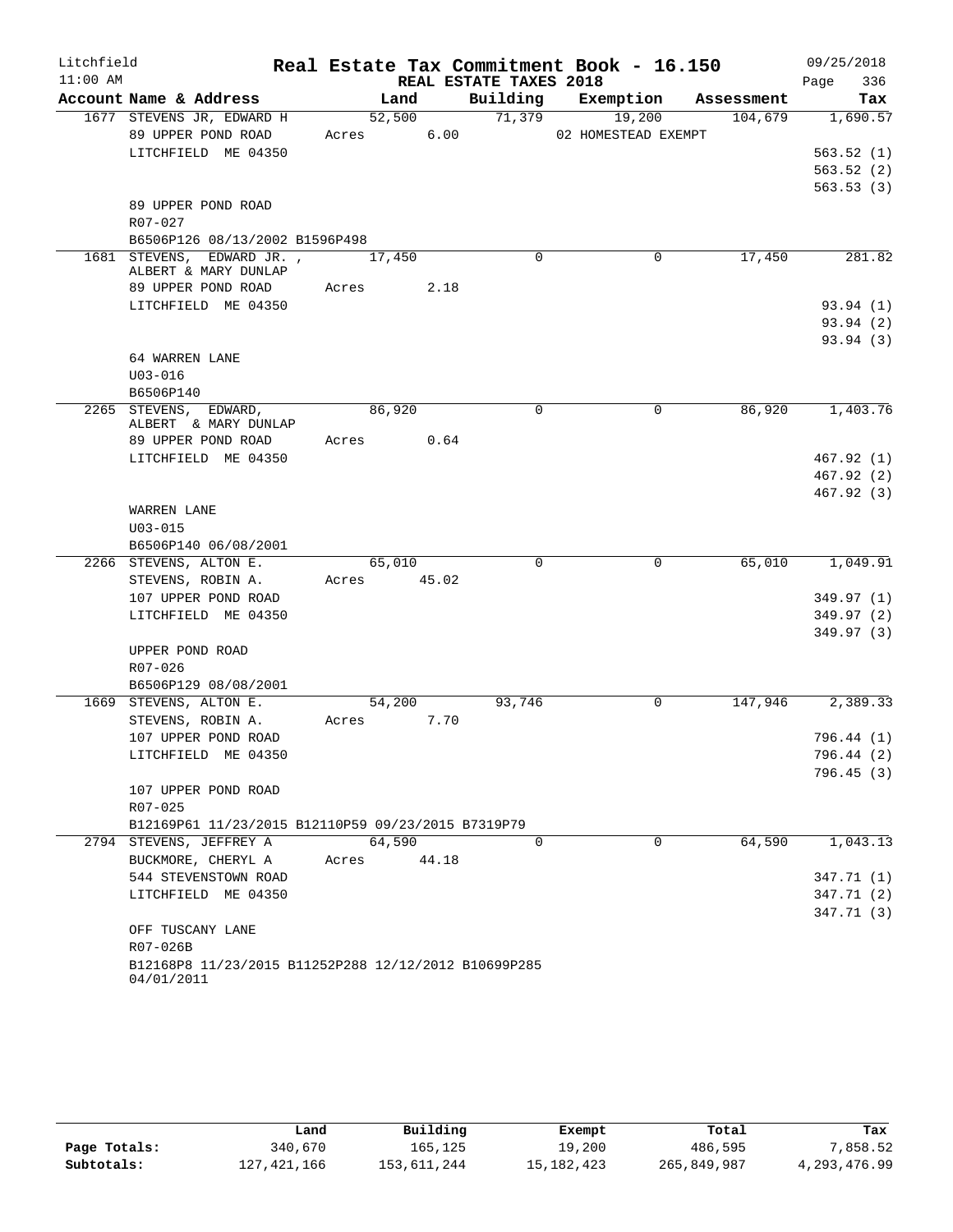Litchfield
11:00 AM

# Real Estate Tax Commitment Book - 16.150

REAL ESTATE TAXES 2018

09/25/2018
Page 336

| Account Name & Address | Land | Building | Exemption | Assessment | Tax |
|---|---|---|---|---|---|
| 1677 STEVENS JR, EDWARD H | 52,500 | 71,379 | 19,200 | 104,679 | 1,690.57 |
| 89 UPPER POND ROAD | Acres 6.00 | | 02 HOMESTEAD EXEMPT | | |
| LITCHFIELD ME 04350 | | | | | 563.52 (1) |
| | | | | | 563.52 (2) |
| | | | | | 563.53 (3) |
| 89 UPPER POND ROAD | | | | | |
| R07-027 | | | | | |
| B6506P126 08/13/2002 B1596P498 | | | | | |
| 1681 STEVENS, EDWARD JR. , ALBERT & MARY DUNLAP | 17,450 | 0 | 0 | 17,450 | 281.82 |
| 89 UPPER POND ROAD | Acres 2.18 | | | | |
| LITCHFIELD ME 04350 | | | | | 93.94 (1) |
| | | | | | 93.94 (2) |
| | | | | | 93.94 (3) |
| 64 WARREN LANE | | | | | |
| U03-016 | | | | | |
| B6506P140 | | | | | |
| 2265 STEVENS, EDWARD, ALBERT & MARY DUNLAP | 86,920 | 0 | 0 | 86,920 | 1,403.76 |
| 89 UPPER POND ROAD | Acres 0.64 | | | | |
| LITCHFIELD ME 04350 | | | | | 467.92 (1) |
| | | | | | 467.92 (2) |
| | | | | | 467.92 (3) |
| WARREN LANE | | | | | |
| U03-015 | | | | | |
| B6506P140 06/08/2001 | | | | | |
| 2266 STEVENS, ALTON E. | 65,010 | 0 | 0 | 65,010 | 1,049.91 |
| STEVENS, ROBIN A. | Acres 45.02 | | | | |
| 107 UPPER POND ROAD | | | | | 349.97 (1) |
| LITCHFIELD ME 04350 | | | | | 349.97 (2) |
| | | | | | 349.97 (3) |
| UPPER POND ROAD | | | | | |
| R07-026 | | | | | |
| B6506P129 08/08/2001 | | | | | |
| 1669 STEVENS, ALTON E. | 54,200 | 93,746 | 0 | 147,946 | 2,389.33 |
| STEVENS, ROBIN A. | Acres 7.70 | | | | |
| 107 UPPER POND ROAD | | | | | 796.44 (1) |
| LITCHFIELD ME 04350 | | | | | 796.44 (2) |
| | | | | | 796.45 (3) |
| 107 UPPER POND ROAD | | | | | |
| R07-025 | | | | | |
| B12169P61 11/23/2015 B12110P59 09/23/2015 B7319P79 | | | | | |
| 2794 STEVENS, JEFFREY A | 64,590 | 0 | 0 | 64,590 | 1,043.13 |
| BUCKMORE, CHERYL A | Acres 44.18 | | | | |
| 544 STEVENSTOWN ROAD | | | | | 347.71 (1) |
| LITCHFIELD ME 04350 | | | | | 347.71 (2) |
| | | | | | 347.71 (3) |
| OFF TUSCANY LANE | | | | | |
| R07-026B | | | | | |
| B12168P8 11/23/2015 B11252P288 12/12/2012 B10699P285 04/01/2011 | | | | | |

| | Land | Building | Exempt | Total | Tax |
|---|---|---|---|---|---|
| Page Totals: | 340,670 | 165,125 | 19,200 | 486,595 | 7,858.52 |
| Subtotals: | 127,421,166 | 153,611,244 | 15,182,423 | 265,849,987 | 4,293,476.99 |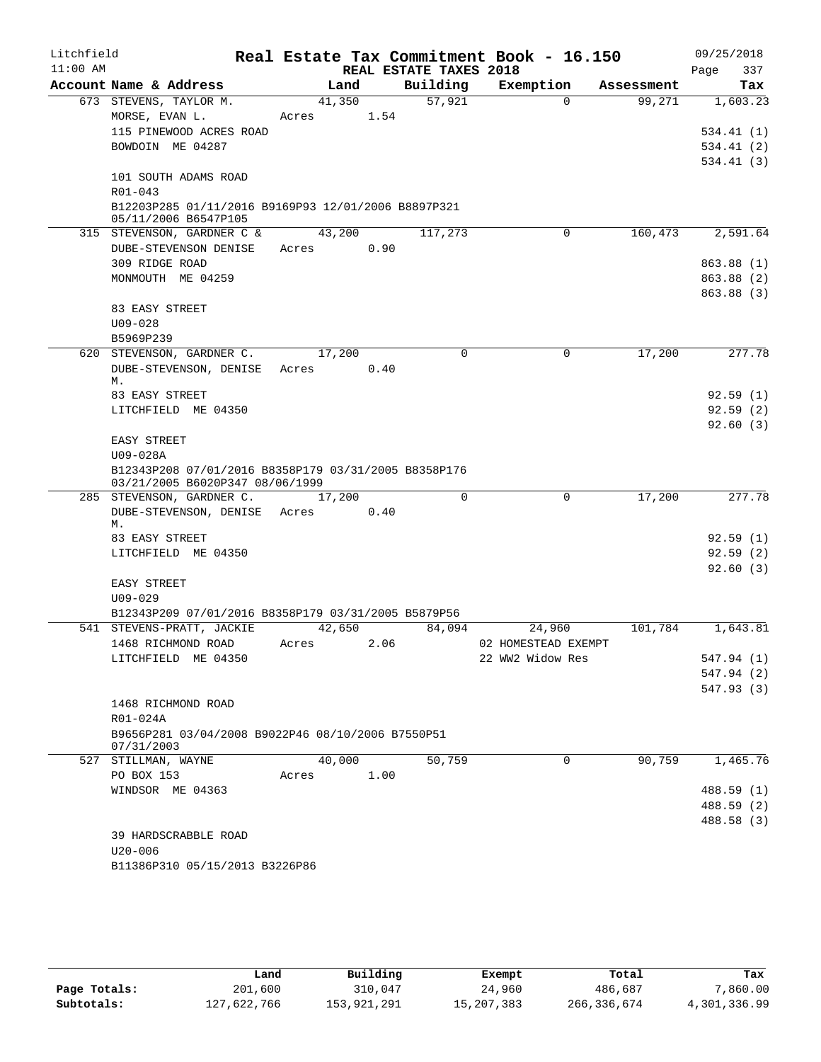Litchfield
11:00 AM

**Real Estate Tax Commitment Book - 16.150**
**REAL ESTATE TAXES 2018**

09/25/2018

| Account Name & Address | Land | Building | Exemption | Assessment | Tax |
|---|---|---|---|---|---|
| 673 STEVENS, TAYLOR M. | 41,350 | 57,921 | 0 | 99,271 | 1,603.23 |
| MORSE, EVAN L. | Acres 1.54 | | | | |
| 115 PINEWOOD ACRES ROAD | | | | | 534.41 (1) |
| BOWDOIN ME 04287 | | | | | 534.41 (2) |
| | | | | | 534.41 (3) |
| 101 SOUTH ADAMS ROAD | | | | | |
| R01-043 | | | | | |
| B12203P285 01/11/2016 B9169P93 12/01/2006 B8897P321 05/11/2006 B6547P105 | | | | | |
| 315 STEVENSON, GARDNER C & | 43,200 | 117,273 | 0 | 160,473 | 2,591.64 |
| DUBE-STEVENSON DENISE | Acres 0.90 | | | | |
| 309 RIDGE ROAD | | | | | 863.88 (1) |
| MONMOUTH ME 04259 | | | | | 863.88 (2) |
| | | | | | 863.88 (3) |
| 83 EASY STREET | | | | | |
| U09-028 | | | | | |
| B5969P239 | | | | | |
| 620 STEVENSON, GARDNER C. | 17,200 | 0 | 0 | 17,200 | 277.78 |
| DUBE-STEVENSON, DENISE M. | Acres 0.40 | | | | |
| 83 EASY STREET | | | | | 92.59 (1) |
| LITCHFIELD ME 04350 | | | | | 92.59 (2) |
| | | | | | 92.60 (3) |
| EASY STREET | | | | | |
| U09-028A | | | | | |
| B12343P208 07/01/2016 B8358P179 03/31/2005 B8358P176 03/21/2005 B6020P347 08/06/1999 | | | | | |
| 285 STEVENSON, GARDNER C. | 17,200 | 0 | 0 | 17,200 | 277.78 |
| DUBE-STEVENSON, DENISE M. | Acres 0.40 | | | | |
| 83 EASY STREET | | | | | 92.59 (1) |
| LITCHFIELD ME 04350 | | | | | 92.59 (2) |
| | | | | | 92.60 (3) |
| EASY STREET | | | | | |
| U09-029 | | | | | |
| B12343P209 07/01/2016 B8358P179 03/31/2005 B5879P56 | | | | | |
| 541 STEVENS-PRATT, JACKIE | 42,650 | 84,094 | 24,960 | 101,784 | 1,643.81 |
| 1468 RICHMOND ROAD | Acres 2.06 | | 02 HOMESTEAD EXEMPT | | |
| LITCHFIELD ME 04350 | | | 22 WW2 Widow Res | | 547.94 (1) |
| | | | | | 547.94 (2) |
| | | | | | 547.93 (3) |
| 1468 RICHMOND ROAD | | | | | |
| R01-024A | | | | | |
| B9656P281 03/04/2008 B9022P46 08/10/2006 B7550P51 07/31/2003 | | | | | |
| 527 STILLMAN, WAYNE | 40,000 | 50,759 | 0 | 90,759 | 1,465.76 |
| PO BOX 153 | Acres 1.00 | | | | |
| WINDSOR ME 04363 | | | | | 488.59 (1) |
| | | | | | 488.59 (2) |
| | | | | | 488.58 (3) |
| 39 HARDSCRABBLE ROAD | | | | | |
| U20-006 | | | | | |
| B11386P310 05/15/2013 B3226P86 | | | | | |

| | Land | Building | Exempt | Total | Tax |
|---|---|---|---|---|---|
| Page Totals: | 201,600 | 310,047 | 24,960 | 486,687 | 7,860.00 |
| Subtotals: | 127,622,766 | 153,921,291 | 15,207,383 | 266,336,674 | 4,301,336.99 |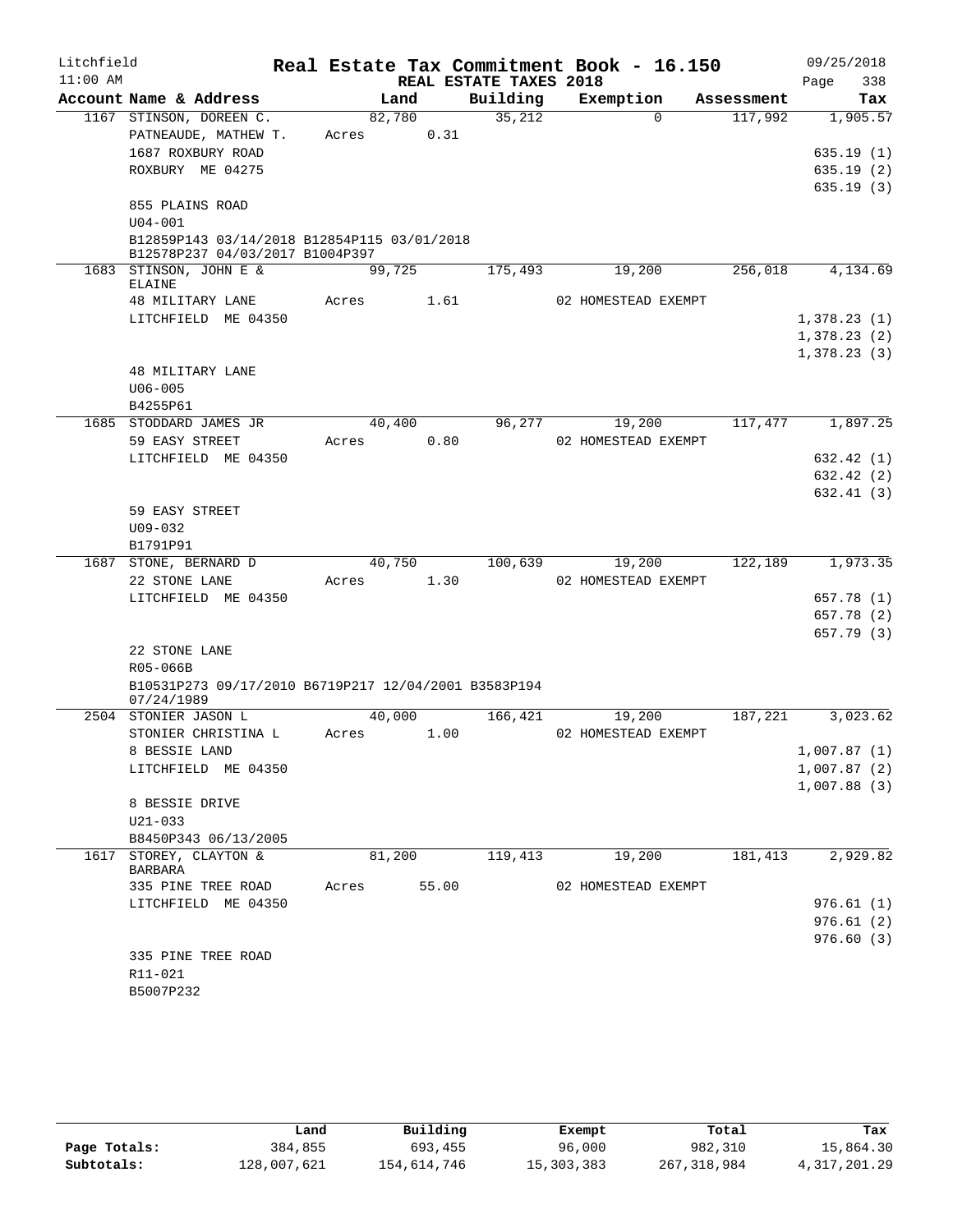Litchfield
11:00 AM

# Real Estate Tax Commitment Book - 16.150

REAL ESTATE TAXES 2018

09/25/2018
Page 338

| Account Name & Address | Land | Building | Exemption | Assessment | Tax |
|---|---|---|---|---|---|
| 1167 STINSON, DOREEN C. | 82,780 | 35,212 | 0 | 117,992 | 1,905.57 |
| PATNEAUDE, MATHEW T. | Acres 0.31 | | | | |
| 1687 ROXBURY ROAD | | | | | 635.19 (1) |
| ROXBURY ME 04275 | | | | | 635.19 (2) |
| | | | | | 635.19 (3) |
| 855 PLAINS ROAD | | | | | |
| U04-001 | | | | | |
| B12859P143 03/14/2018 B12854P115 03/01/2018 B12578P237 04/03/2017 B1004P397 | | | | | |
| 1683 STINSON, JOHN E & ELAINE | 99,725 | 175,493 | 19,200 | 256,018 | 4,134.69 |
| 48 MILITARY LANE | Acres 1.61 | | 02 HOMESTEAD EXEMPT | | |
| LITCHFIELD ME 04350 | | | | | 1,378.23 (1) |
| | | | | | 1,378.23 (2) |
| | | | | | 1,378.23 (3) |
| 48 MILITARY LANE | | | | | |
| U06-005 | | | | | |
| B4255P61 | | | | | |
| 1685 STODDARD JAMES JR | 40,400 | 96,277 | 19,200 | 117,477 | 1,897.25 |
| 59 EASY STREET | Acres 0.80 | | 02 HOMESTEAD EXEMPT | | |
| LITCHFIELD ME 04350 | | | | | 632.42 (1) |
| | | | | | 632.42 (2) |
| | | | | | 632.41 (3) |
| 59 EASY STREET | | | | | |
| U09-032 | | | | | |
| B1791P91 | | | | | |
| 1687 STONE, BERNARD D | 40,750 | 100,639 | 19,200 | 122,189 | 1,973.35 |
| 22 STONE LANE | Acres 1.30 | | 02 HOMESTEAD EXEMPT | | |
| LITCHFIELD ME 04350 | | | | | 657.78 (1) |
| | | | | | 657.78 (2) |
| | | | | | 657.79 (3) |
| 22 STONE LANE | | | | | |
| R05-066B | | | | | |
| B10531P273 09/17/2010 B6719P217 12/04/2001 B3583P194 07/24/1989 | | | | | |
| 2504 STONIER JASON L | 40,000 | 166,421 | 19,200 | 187,221 | 3,023.62 |
| STONIER CHRISTINA L | Acres 1.00 | | 02 HOMESTEAD EXEMPT | | |
| 8 BESSIE LAND | | | | | 1,007.87 (1) |
| LITCHFIELD ME 04350 | | | | | 1,007.87 (2) |
| | | | | | 1,007.88 (3) |
| 8 BESSIE DRIVE | | | | | |
| U21-033 | | | | | |
| B8450P343 06/13/2005 | | | | | |
| 1617 STOREY, CLAYTON & BARBARA | 81,200 | 119,413 | 19,200 | 181,413 | 2,929.82 |
| 335 PINE TREE ROAD | Acres 55.00 | | 02 HOMESTEAD EXEMPT | | |
| LITCHFIELD ME 04350 | | | | | 976.61 (1) |
| | | | | | 976.61 (2) |
| | | | | | 976.60 (3) |
| 335 PINE TREE ROAD | | | | | |
| R11-021 | | | | | |
| B5007P232 | | | | | |

| | Land | Building | Exempt | Total | Tax |
|---|---|---|---|---|---|
| Page Totals: | 384,855 | 693,455 | 96,000 | 982,310 | 15,864.30 |
| Subtotals: | 128,007,621 | 154,614,746 | 15,303,383 | 267,318,984 | 4,317,201.29 |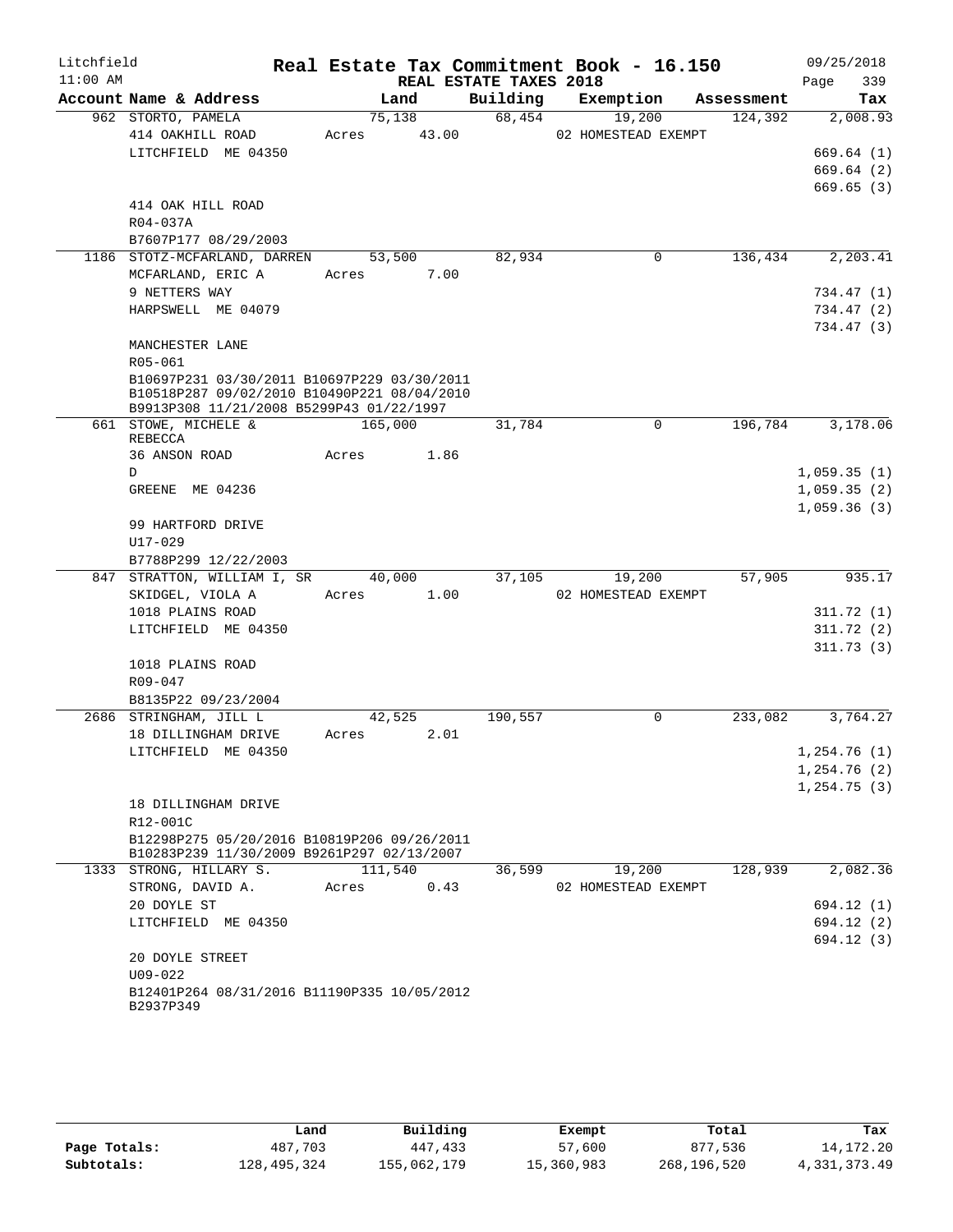Litchfield
11:00 AM

**Real Estate Tax Commitment Book - 16.150**
**REAL ESTATE TAXES 2018**

09/25/2018
Page 339

| Account Name & Address | Land | Building | Exemption | Assessment | Tax |
|---|---|---|---|---|---|
| 962 STORTO, PAMELA | 75,138 | 68,454 | 19,200 | 124,392 | 2,008.93 |
| 414 OAKHILL ROAD | Acres 43.00 | | 02 HOMESTEAD EXEMPT | | |
| LITCHFIELD ME 04350 | | | | | 669.64 (1) |
| | | | | | 669.64 (2) |
| | | | | | 669.65 (3) |
| 414 OAK HILL ROAD | | | | | |
| R04-037A | | | | | |
| B7607P177 08/29/2003 | | | | | |
| 1186 STOTZ-MCFARLAND, DARREN | 53,500 | 82,934 | 0 | 136,434 | 2,203.41 |
| MCFARLAND, ERIC A | Acres 7.00 | | | | |
| 9 NETTERS WAY | | | | | 734.47 (1) |
| HARPSWELL ME 04079 | | | | | 734.47 (2) |
| | | | | | 734.47 (3) |
| MANCHESTER LANE | | | | | |
| R05-061 | | | | | |
| B10697P231 03/30/2011 B10697P229 03/30/2011 B10518P287 09/02/2010 B10490P221 08/04/2010 B9913P308 11/21/2008 B5299P43 01/22/1997 | | | | | |
| 661 STOWE, MICHELE & REBECCA | 165,000 | 31,784 | 0 | 196,784 | 3,178.06 |
| 36 ANSON ROAD | Acres 1.86 | | | | |
| D | | | | | 1,059.35 (1) |
| GREENE ME 04236 | | | | | 1,059.35 (2) |
| | | | | | 1,059.36 (3) |
| 99 HARTFORD DRIVE | | | | | |
| U17-029 | | | | | |
| B7788P299 12/22/2003 | | | | | |
| 847 STRATTON, WILLIAM I, SR | 40,000 | 37,105 | 19,200 | 57,905 | 935.17 |
| SKIDGEL, VIOLA A | Acres 1.00 | | 02 HOMESTEAD EXEMPT | | |
| 1018 PLAINS ROAD | | | | | 311.72 (1) |
| LITCHFIELD ME 04350 | | | | | 311.72 (2) |
| | | | | | 311.73 (3) |
| 1018 PLAINS ROAD | | | | | |
| R09-047 | | | | | |
| B8135P22 09/23/2004 | | | | | |
| 2686 STRINGHAM, JILL L | 42,525 | 190,557 | 0 | 233,082 | 3,764.27 |
| 18 DILLINGHAM DRIVE | Acres 2.01 | | | | |
| LITCHFIELD ME 04350 | | | | | 1,254.76 (1) |
| | | | | | 1,254.76 (2) |
| | | | | | 1,254.75 (3) |
| 18 DILLINGHAM DRIVE | | | | | |
| R12-001C | | | | | |
| B12298P275 05/20/2016 B10819P206 09/26/2011 B10283P239 11/30/2009 B9261P297 02/13/2007 | | | | | |
| 1333 STRONG, HILLARY S. | 111,540 | 36,599 | 19,200 | 128,939 | 2,082.36 |
| STRONG, DAVID A. | Acres 0.43 | | 02 HOMESTEAD EXEMPT | | |
| 20 DOYLE ST | | | | | 694.12 (1) |
| LITCHFIELD ME 04350 | | | | | 694.12 (2) |
| | | | | | 694.12 (3) |
| 20 DOYLE STREET | | | | | |
| U09-022 | | | | | |
| B12401P264 08/31/2016 B11190P335 10/05/2012 B2937P349 | | | | | |

| | Land | Building | Exempt | Total | Tax |
|---|---|---|---|---|---|
| Page Totals: | 487,703 | 447,433 | 57,600 | 877,536 | 14,172.20 |
| Subtotals: | 128,495,324 | 155,062,179 | 15,360,983 | 268,196,520 | 4,331,373.49 |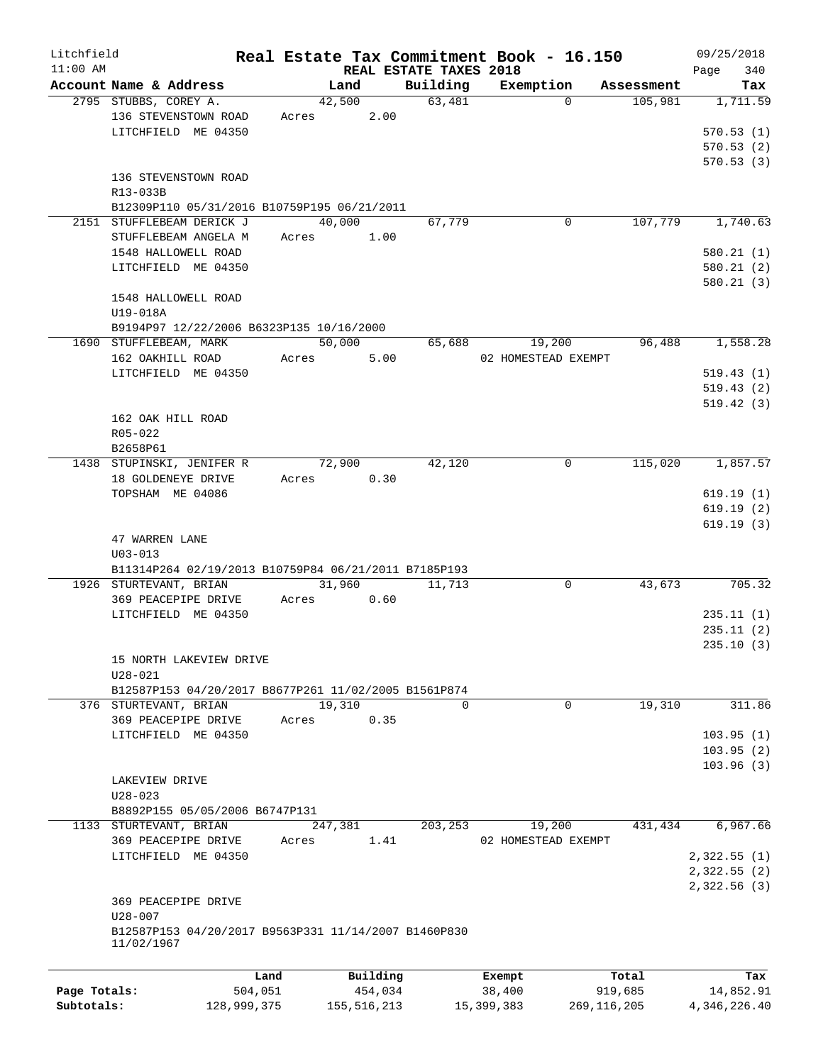Litchfield 11:00 AM

# Real Estate Tax Commitment Book - 16.150

REAL ESTATE TAXES 2018

09/25/2018

| Account Name & Address | Land | Building | Exemption | Assessment | Tax |
|---|---|---|---|---|---|
| 2795 STUBBS, COREY A. | 42,500 | 63,481 | 0 | 105,981 | 1,711.59 |
| 136 STEVENSTOWN ROAD | Acres 2.00 | | | | |
| LITCHFIELD ME 04350 | | | | | 570.53 (1) |
| | | | | | 570.53 (2) |
| | | | | | 570.53 (3) |
| 136 STEVENSTOWN ROAD | | | | | |
| R13-033B | | | | | |
| B12309P110 05/31/2016 B10759P195 06/21/2011 | | | | | |
| 2151 STUFFLEBEAM DERICK J | 40,000 | 67,779 | 0 | 107,779 | 1,740.63 |
| STUFFLEBEAM ANGELA M | Acres 1.00 | | | | |
| 1548 HALLOWELL ROAD | | | | | 580.21 (1) |
| LITCHFIELD ME 04350 | | | | | 580.21 (2) |
| | | | | | 580.21 (3) |
| 1548 HALLOWELL ROAD | | | | | |
| U19-018A | | | | | |
| B9194P97 12/22/2006 B6323P135 10/16/2000 | | | | | |
| 1690 STUFFLEBEAM, MARK | 50,000 | 65,688 | 19,200 | 96,488 | 1,558.28 |
| 162 OAKHILL ROAD | Acres 5.00 | | 02 HOMESTEAD EXEMPT | | |
| LITCHFIELD ME 04350 | | | | | 519.43 (1) |
| | | | | | 519.43 (2) |
| | | | | | 519.42 (3) |
| 162 OAK HILL ROAD | | | | | |
| R05-022 | | | | | |
| B2658P61 | | | | | |
| 1438 STUPINSKI, JENIFER R | 72,900 | 42,120 | 0 | 115,020 | 1,857.57 |
| 18 GOLDENEYE DRIVE | Acres 0.30 | | | | |
| TOPSHAM ME 04086 | | | | | 619.19 (1) |
| | | | | | 619.19 (2) |
| | | | | | 619.19 (3) |
| 47 WARREN LANE | | | | | |
| U03-013 | | | | | |
| B11314P264 02/19/2013 B10759P84 06/21/2011 B7185P193 | | | | | |
| 1926 STURTEVANT, BRIAN | 31,960 | 11,713 | 0 | 43,673 | 705.32 |
| 369 PEACEPIPE DRIVE | Acres 0.60 | | | | |
| LITCHFIELD ME 04350 | | | | | 235.11 (1) |
| | | | | | 235.11 (2) |
| | | | | | 235.10 (3) |
| 15 NORTH LAKEVIEW DRIVE | | | | | |
| U28-021 | | | | | |
| B12587P153 04/20/2017 B8677P261 11/02/2005 B1561P874 | | | | | |
| 376 STURTEVANT, BRIAN | 19,310 | 0 | 0 | 19,310 | 311.86 |
| 369 PEACEPIPE DRIVE | Acres 0.35 | | | | |
| LITCHFIELD ME 04350 | | | | | 103.95 (1) |
| | | | | | 103.95 (2) |
| | | | | | 103.96 (3) |
| LAKEVIEW DRIVE | | | | | |
| U28-023 | | | | | |
| B8892P155 05/05/2006 B6747P131 | | | | | |
| 1133 STURTEVANT, BRIAN | 247,381 | 203,253 | 19,200 | 431,434 | 6,967.66 |
| 369 PEACEPIPE DRIVE | Acres 1.41 | | 02 HOMESTEAD EXEMPT | | |
| LITCHFIELD ME 04350 | | | | | 2,322.55 (1) |
| | | | | | 2,322.55 (2) |
| | | | | | 2,322.56 (3) |
| 369 PEACEPIPE DRIVE | | | | | |
| U28-007 | | | | | |
| B12587P153 04/20/2017 B9563P331 11/14/2007 B1460P830 11/02/1967 | | | | | |

| | Land | Building | Exempt | Total | Tax |
|---|---|---|---|---|---|
| Page Totals: | 504,051 | 454,034 | 38,400 | 919,685 | 14,852.91 |
| Subtotals: | 128,999,375 | 155,516,213 | 15,399,383 | 269,116,205 | 4,346,226.40 |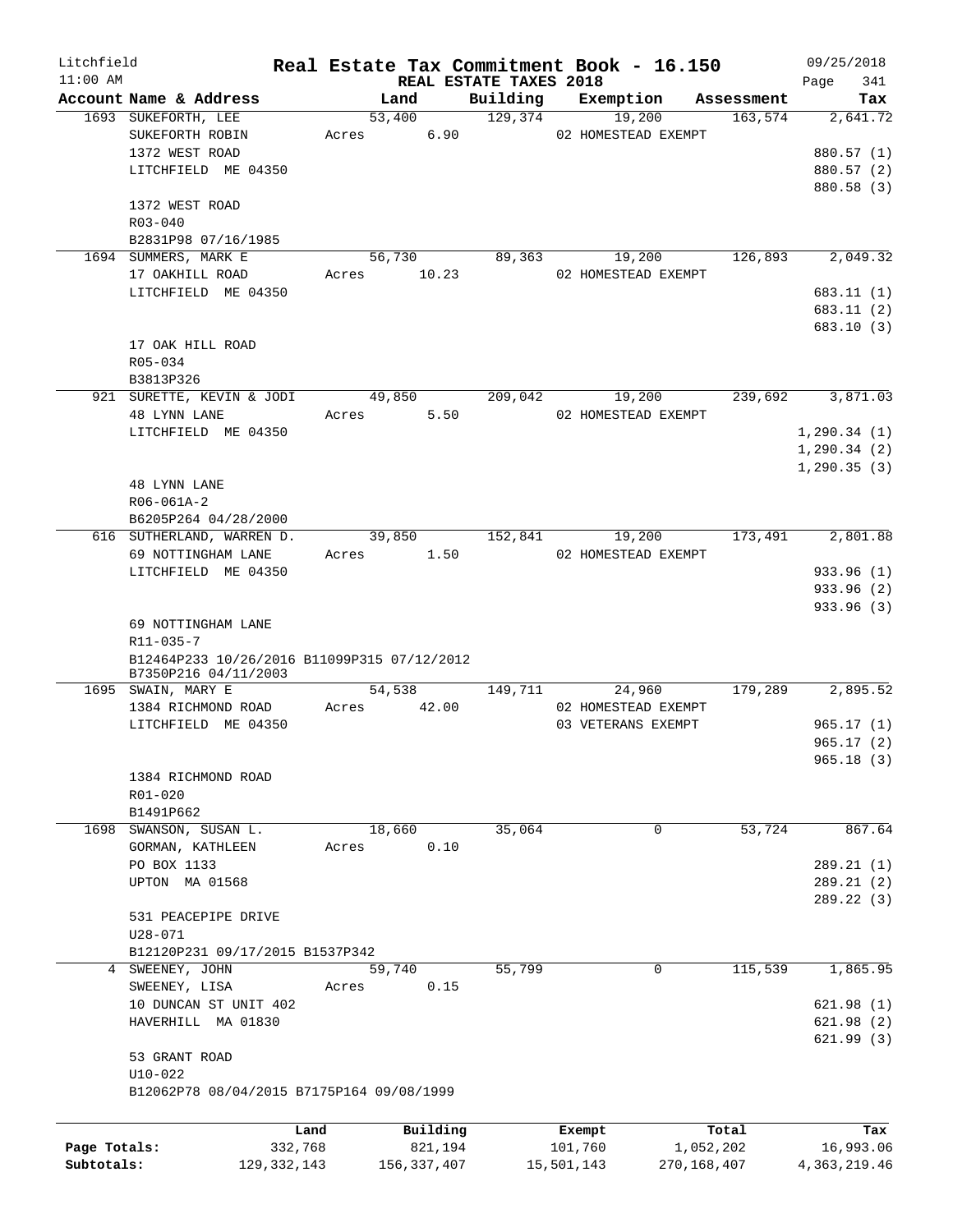Litchfield
11:00 AM

**Real Estate Tax Commitment Book - 16.150**
**REAL ESTATE TAXES 2018**

09/25/2018
Page 341

| Account Name & Address | Land | Building | Exemption | Assessment | Tax |
|---|---|---|---|---|---|
| 1693 SUKEFORTH, LEE | 53,400 | 129,374 | 19,200 | 163,574 | 2,641.72 |
| SUKEFORTH ROBIN | Acres 6.90 | | 02 HOMESTEAD EXEMPT | | |
| 1372 WEST ROAD | | | | | 880.57 (1) |
| LITCHFIELD ME 04350 | | | | | 880.57 (2) |
| | | | | | 880.58 (3) |
| 1372 WEST ROAD | | | | | |
| R03-040 | | | | | |
| B2831P98 07/16/1985 | | | | | |
| 1694 SUMMERS, MARK E | 56,730 | 89,363 | 19,200 | 126,893 | 2,049.32 |
| 17 OAKHILL ROAD | Acres 10.23 | | 02 HOMESTEAD EXEMPT | | |
| LITCHFIELD ME 04350 | | | | | 683.11 (1) |
| | | | | | 683.11 (2) |
| | | | | | 683.10 (3) |
| 17 OAK HILL ROAD | | | | | |
| R05-034 | | | | | |
| B3813P326 | | | | | |
| 921 SURETTE, KEVIN & JODI | 49,850 | 209,042 | 19,200 | 239,692 | 3,871.03 |
| 48 LYNN LANE | Acres 5.50 | | 02 HOMESTEAD EXEMPT | | |
| LITCHFIELD ME 04350 | | | | | 1,290.34 (1) |
| | | | | | 1,290.34 (2) |
| | | | | | 1,290.35 (3) |
| 48 LYNN LANE | | | | | |
| R06-061A-2 | | | | | |
| B6205P264 04/28/2000 | | | | | |
| 616 SUTHERLAND, WARREN D. | 39,850 | 152,841 | 19,200 | 173,491 | 2,801.88 |
| 69 NOTTINGHAM LANE | Acres 1.50 | | 02 HOMESTEAD EXEMPT | | |
| LITCHFIELD ME 04350 | | | | | 933.96 (1) |
| | | | | | 933.96 (2) |
| | | | | | 933.96 (3) |
| 69 NOTTINGHAM LANE | | | | | |
| R11-035-7 | | | | | |
| B12464P233 10/26/2016 B11099P315 07/12/2012 B7350P216 04/11/2003 | | | | | |
| 1695 SWAIN, MARY E | 54,538 | 149,711 | 24,960 | 179,289 | 2,895.52 |
| 1384 RICHMOND ROAD | Acres 42.00 | | 02 HOMESTEAD EXEMPT | | |
| LITCHFIELD ME 04350 | | | 03 VETERANS EXEMPT | | 965.17 (1) |
| | | | | | 965.17 (2) |
| | | | | | 965.18 (3) |
| 1384 RICHMOND ROAD | | | | | |
| R01-020 | | | | | |
| B1491P662 | | | | | |
| 1698 SWANSON, SUSAN L. | 18,660 | 35,064 | 0 | 53,724 | 867.64 |
| GORMAN, KATHLEEN | Acres 0.10 | | | | |
| PO BOX 1133 | | | | | 289.21 (1) |
| UPTON MA 01568 | | | | | 289.21 (2) |
| | | | | | 289.22 (3) |
| 531 PEACEPIPE DRIVE | | | | | |
| U28-071 | | | | | |
| B12120P231 09/17/2015 B1537P342 | | | | | |
| 4 SWEENEY, JOHN | 59,740 | 55,799 | 0 | 115,539 | 1,865.95 |
| SWEENEY, LISA | Acres 0.15 | | | | |
| 10 DUNCAN ST UNIT 402 | | | | | 621.98 (1) |
| HAVERHILL MA 01830 | | | | | 621.98 (2) |
| | | | | | 621.99 (3) |
| 53 GRANT ROAD | | | | | |
| U10-022 | | | | | |
| B12062P78 08/04/2015 B7175P164 09/08/1999 | | | | | |

| | Land | Building | Exempt | Total | Tax |
|---|---|---|---|---|---|
| Page Totals: | 332,768 | 821,194 | 101,760 | 1,052,202 | 16,993.06 |
| Subtotals: | 129,332,143 | 156,337,407 | 15,501,143 | 270,168,407 | 4,363,219.46 |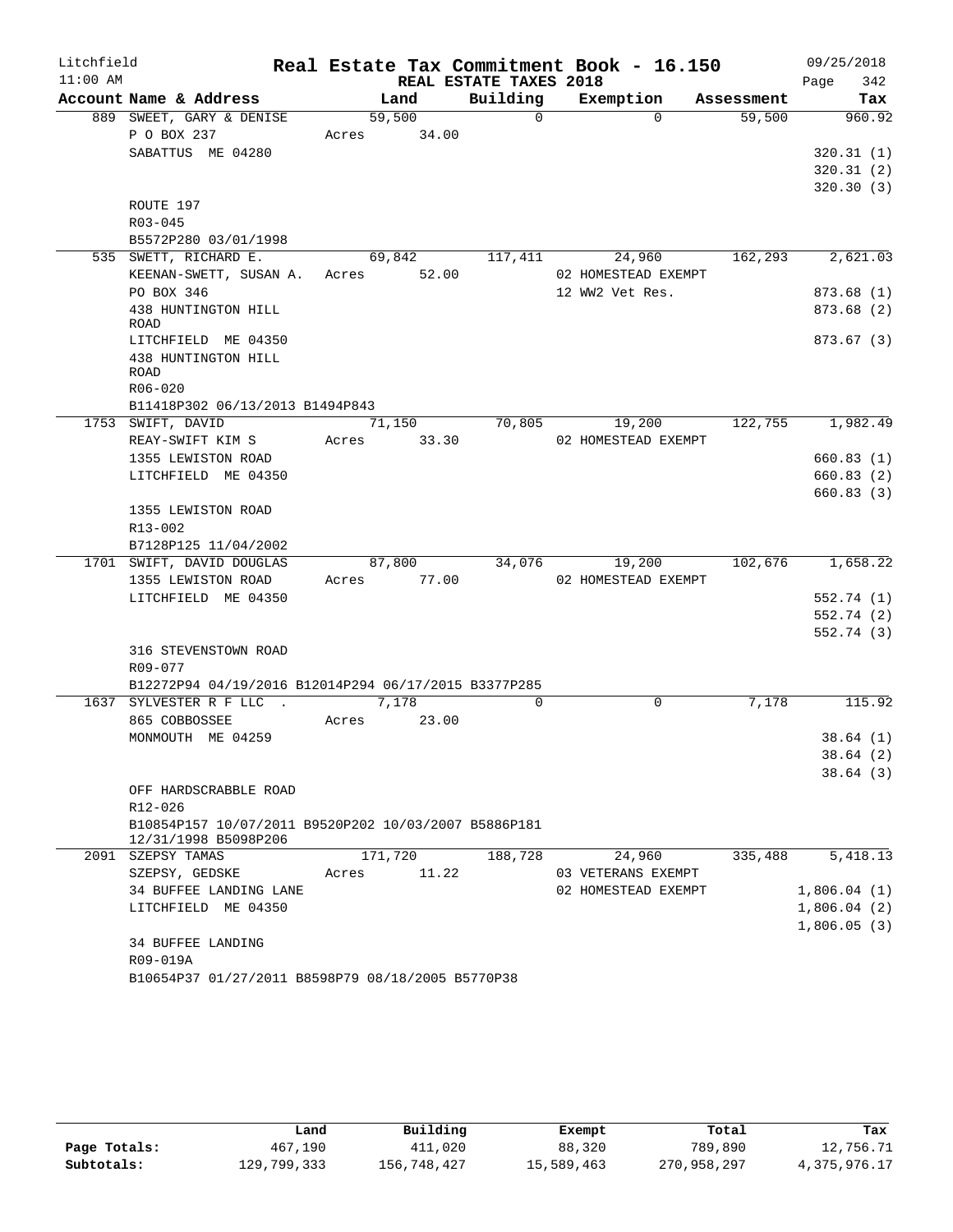Litchfield
11:00 AM

# Real Estate Tax Commitment Book - 16.150

REAL ESTATE TAXES 2018

09/25/2018
Page 342

| Account Name & Address | Land | Building | Exemption | Assessment | Tax |
|---|---|---|---|---|---|
| 889 SWEET, GARY & DENISE | 59,500 | 0 | 0 | 59,500 | 960.92 |
| P O BOX 237 | Acres 34.00 | | | | |
| SABATTUS ME 04280 | | | | | 320.31 (1) |
| | | | | | 320.31 (2) |
| | | | | | 320.30 (3) |
| ROUTE 197 | | | | | |
| R03-045 | | | | | |
| B5572P280 03/01/1998 | | | | | |
| 535 SWETT, RICHARD E. | 69,842 | 117,411 | 24,960 | 162,293 | 2,621.03 |
| KEENAN-SWETT, SUSAN A. | Acres 52.00 | | 02 HOMESTEAD EXEMPT | | |
| PO BOX 346 | | | 12 WW2 Vet Res. | | 873.68 (1) |
| 438 HUNTINGTON HILL ROAD | | | | | 873.68 (2) |
| LITCHFIELD ME 04350 | | | | | 873.67 (3) |
| 438 HUNTINGTON HILL ROAD | | | | | |
| R06-020 | | | | | |
| B11418P302 06/13/2013 B1494P843 | | | | | |
| 1753 SWIFT, DAVID | 71,150 | 70,805 | 19,200 | 122,755 | 1,982.49 |
| REAY-SWIFT KIM S | Acres 33.30 | | 02 HOMESTEAD EXEMPT | | |
| 1355 LEWISTON ROAD | | | | | 660.83 (1) |
| LITCHFIELD ME 04350 | | | | | 660.83 (2) |
| | | | | | 660.83 (3) |
| 1355 LEWISTON ROAD | | | | | |
| R13-002 | | | | | |
| B7128P125 11/04/2002 | | | | | |
| 1701 SWIFT, DAVID DOUGLAS | 87,800 | 34,076 | 19,200 | 102,676 | 1,658.22 |
| 1355 LEWISTON ROAD | Acres 77.00 | | 02 HOMESTEAD EXEMPT | | |
| LITCHFIELD ME 04350 | | | | | 552.74 (1) |
| | | | | | 552.74 (2) |
| | | | | | 552.74 (3) |
| 316 STEVENSTOWN ROAD | | | | | |
| R09-077 | | | | | |
| B12272P94 04/19/2016 B12014P294 06/17/2015 B3377P285 | | | | | |
| 1637 SYLVESTER R F LLC . | 7,178 | 0 | 0 | 7,178 | 115.92 |
| 865 COBBOSSEE | Acres 23.00 | | | | |
| MONMOUTH ME 04259 | | | | | 38.64 (1) |
| | | | | | 38.64 (2) |
| | | | | | 38.64 (3) |
| OFF HARDSCRABBLE ROAD | | | | | |
| R12-026 | | | | | |
| B10854P157 10/07/2011 B9520P202 10/03/2007 B5886P181 12/31/1998 B5098P206 | | | | | |
| 2091 SZEPSY TAMAS | 171,720 | 188,728 | 24,960 | 335,488 | 5,418.13 |
| SZEPSY, GEDSKE | Acres 11.22 | | 03 VETERANS EXEMPT | | |
| 34 BUFFEE LANDING LANE | | | 02 HOMESTEAD EXEMPT | | 1,806.04 (1) |
| LITCHFIELD ME 04350 | | | | | 1,806.04 (2) |
| | | | | | 1,806.05 (3) |
| 34 BUFFEE LANDING | | | | | |
| R09-019A | | | | | |
| B10654P37 01/27/2011 B8598P79 08/18/2005 B5770P38 | | | | | |

| | Land | Building | Exempt | Total | Tax |
|---|---|---|---|---|---|
| Page Totals: | 467,190 | 411,020 | 88,320 | 789,890 | 12,756.71 |
| Subtotals: | 129,799,333 | 156,748,427 | 15,589,463 | 270,958,297 | 4,375,976.17 |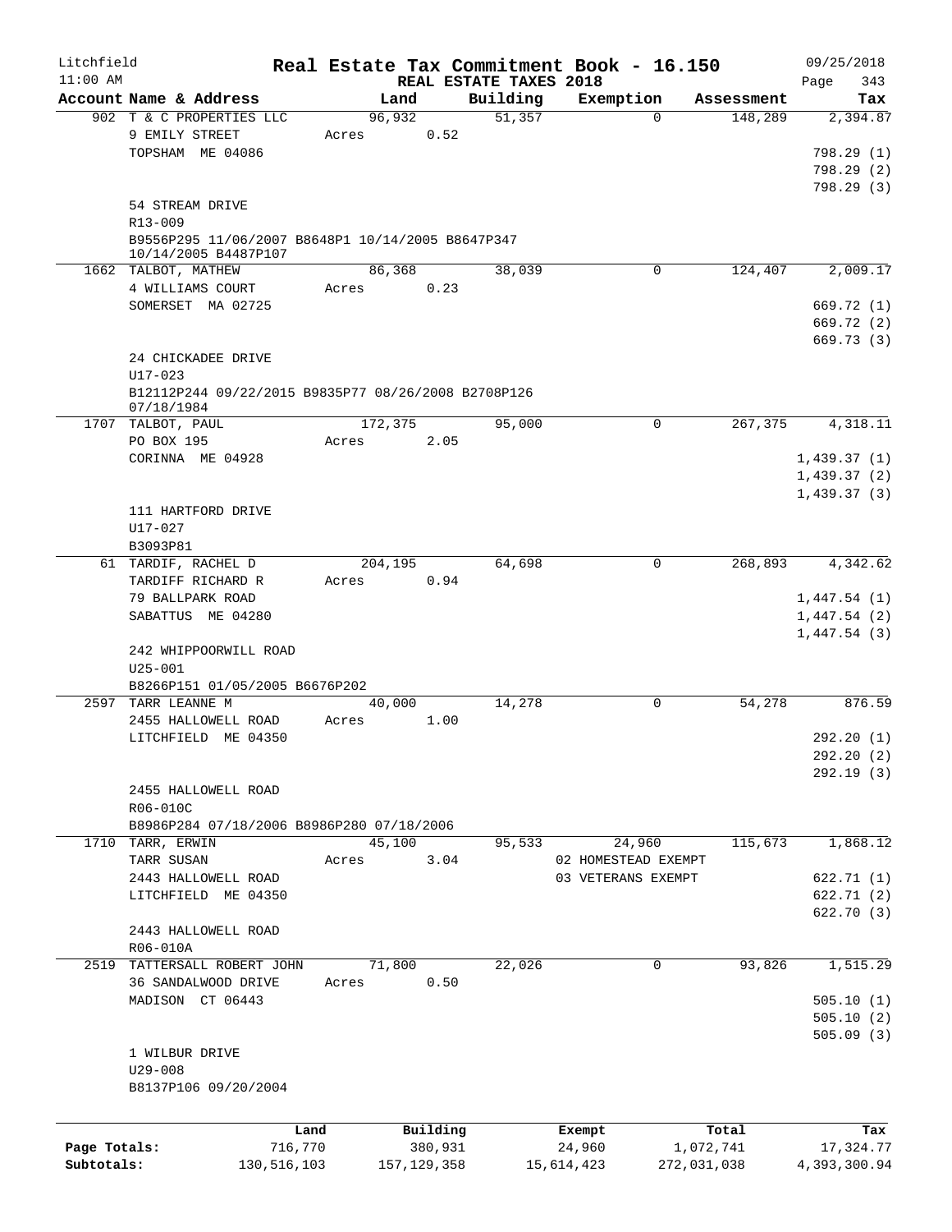# Real Estate Tax Commitment Book - 16.150

Litchfield
11:00 AM

REAL ESTATE TAXES 2018

09/25/2018

| Account Name & Address | Land | Building | Exemption | Assessment | Tax |
|---|---|---|---|---|---|
| 902 T & C PROPERTIES LLC | 96,932 | 51,357 | 0 | 148,289 | 2,394.87 |
| 9 EMILY STREET | Acres 0.52 | | | | |
| TOPSHAM ME 04086 | | | | | 798.29 (1) |
| | | | | | 798.29 (2) |
| | | | | | 798.29 (3) |
| 54 STREAM DRIVE | | | | | |
| R13-009 | | | | | |
| B9556P295 11/06/2007 B8648P1 10/14/2005 B8647P347 10/14/2005 B4487P107 | | | | | |
| 1662 TALBOT, MATHEW | 86,368 | 38,039 | 0 | 124,407 | 2,009.17 |
| 4 WILLIAMS COURT | Acres 0.23 | | | | |
| SOMERSET MA 02725 | | | | | 669.72 (1) |
| | | | | | 669.72 (2) |
| | | | | | 669.73 (3) |
| 24 CHICKADEE DRIVE | | | | | |
| U17-023 | | | | | |
| B12112P244 09/22/2015 B9835P77 08/26/2008 B2708P126 07/18/1984 | | | | | |
| 1707 TALBOT, PAUL | 172,375 | 95,000 | 0 | 267,375 | 4,318.11 |
| PO BOX 195 | Acres 2.05 | | | | |
| CORINNA ME 04928 | | | | | 1,439.37 (1) |
| | | | | | 1,439.37 (2) |
| | | | | | 1,439.37 (3) |
| 111 HARTFORD DRIVE | | | | | |
| U17-027 | | | | | |
| B3093P81 | | | | | |
| 61 TARDIF, RACHEL D | 204,195 | 64,698 | 0 | 268,893 | 4,342.62 |
| TARDIFF RICHARD R | Acres 0.94 | | | | |
| 79 BALLPARK ROAD | | | | | 1,447.54 (1) |
| SABATTUS ME 04280 | | | | | 1,447.54 (2) |
| | | | | | 1,447.54 (3) |
| 242 WHIPPOORWILL ROAD | | | | | |
| U25-001 | | | | | |
| B8266P151 01/05/2005 B6676P202 | | | | | |
| 2597 TARR LEANNE M | 40,000 | 14,278 | 0 | 54,278 | 876.59 |
| 2455 HALLOWELL ROAD | Acres 1.00 | | | | |
| LITCHFIELD ME 04350 | | | | | 292.20 (1) |
| | | | | | 292.20 (2) |
| | | | | | 292.19 (3) |
| 2455 HALLOWELL ROAD | | | | | |
| R06-010C | | | | | |
| B8986P284 07/18/2006 B8986P280 07/18/2006 | | | | | |
| 1710 TARR, ERWIN | 45,100 | 95,533 | 24,960 | 115,673 | 1,868.12 |
| TARR SUSAN | Acres 3.04 | | 02 HOMESTEAD EXEMPT | | |
| 2443 HALLOWELL ROAD | | | 03 VETERANS EXEMPT | | 622.71 (1) |
| LITCHFIELD ME 04350 | | | | | 622.71 (2) |
| | | | | | 622.70 (3) |
| 2443 HALLOWELL ROAD | | | | | |
| R06-010A | | | | | |
| 2519 TATTERSALL ROBERT JOHN | 71,800 | 22,026 | 0 | 93,826 | 1,515.29 |
| 36 SANDALWOOD DRIVE | Acres 0.50 | | | | |
| MADISON CT 06443 | | | | | 505.10 (1) |
| | | | | | 505.10 (2) |
| | | | | | 505.09 (3) |
| 1 WILBUR DRIVE | | | | | |
| U29-008 | | | | | |
| B8137P106 09/20/2004 | | | | | |

| | Land | Building | Exempt | Total | Tax |
|---|---|---|---|---|---|
| Page Totals: | 716,770 | 380,931 | 24,960 | 1,072,741 | 17,324.77 |
| Subtotals: | 130,516,103 | 157,129,358 | 15,614,423 | 272,031,038 | 4,393,300.94 |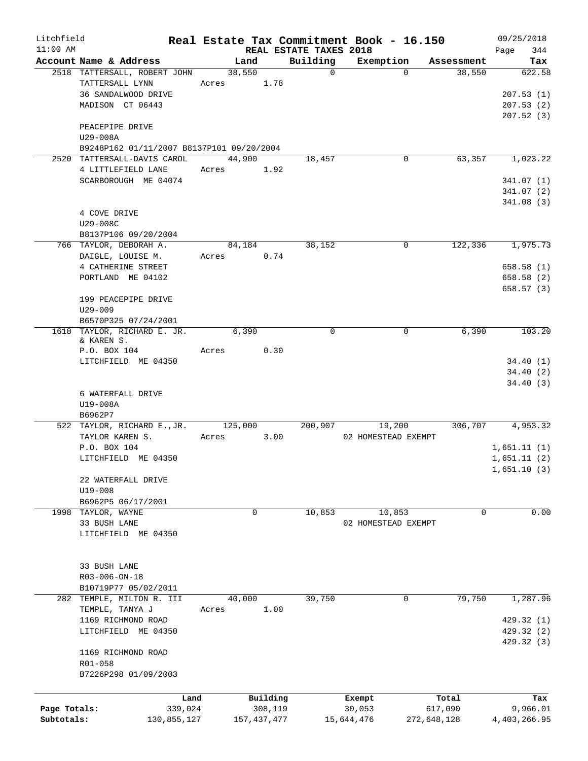Litchfield
11:00 AM

# Real Estate Tax Commitment Book - 16.150

REAL ESTATE TAXES 2018

09/25/2018
Page 344

| Account Name & Address | Land | Building | Exemption | Assessment | Tax |
|---|---|---|---|---|---|
| 2518 TATTERSALL, ROBERT JOHN | 38,550 | 0 | 0 | 38,550 | 622.58 |
| TATTERSALL LYNN | Acres 1.78 | | | | |
| 36 SANDALWOOD DRIVE | | | | | 207.53 (1) |
| MADISON CT 06443 | | | | | 207.53 (2) |
| | | | | | 207.52 (3) |
| PEACEPIPE DRIVE | | | | | |
| U29-008A | | | | | |
| B9248P162 01/11/2007 B8137P101 09/20/2004 | | | | | |
| 2520 TATTERSALL-DAVIS CAROL | 44,900 | 18,457 | 0 | 63,357 | 1,023.22 |
| 4 LITTLEFIELD LANE | Acres 1.92 | | | | |
| SCARBOROUGH ME 04074 | | | | | 341.07 (1) |
| | | | | | 341.07 (2) |
| | | | | | 341.08 (3) |
| 4 COVE DRIVE | | | | | |
| U29-008C | | | | | |
| B8137P106 09/20/2004 | | | | | |
| 766 TAYLOR, DEBORAH A. | 84,184 | 38,152 | 0 | 122,336 | 1,975.73 |
| DAIGLE, LOUISE M. | Acres 0.74 | | | | |
| 4 CATHERINE STREET | | | | | 658.58 (1) |
| PORTLAND ME 04102 | | | | | 658.58 (2) |
| | | | | | 658.57 (3) |
| 199 PEACEPIPE DRIVE | | | | | |
| U29-009 | | | | | |
| B6570P325 07/24/2001 | | | | | |
| 1618 TAYLOR, RICHARD E. JR. & KAREN S. | 6,390 | 0 | 0 | 6,390 | 103.20 |
| P.O. BOX 104 | Acres 0.30 | | | | |
| LITCHFIELD ME 04350 | | | | | 34.40 (1) |
| | | | | | 34.40 (2) |
| | | | | | 34.40 (3) |
| 6 WATERFALL DRIVE | | | | | |
| U19-008A | | | | | |
| B6962P7 | | | | | |
| 522 TAYLOR, RICHARD E.,JR. | 125,000 | 200,907 | 19,200 | 306,707 | 4,953.32 |
| TAYLOR KAREN S. | Acres 3.00 | | 02 HOMESTEAD EXEMPT | | |
| P.O. BOX 104 | | | | | 1,651.11 (1) |
| LITCHFIELD ME 04350 | | | | | 1,651.11 (2) |
| | | | | | 1,651.10 (3) |
| 22 WATERFALL DRIVE | | | | | |
| U19-008 | | | | | |
| B6962P5 06/17/2001 | | | | | |
| 1998 TAYLOR, WAYNE | 0 | 10,853 | 10,853 | 0 | 0.00 |
| 33 BUSH LANE | | | 02 HOMESTEAD EXEMPT | | |
| LITCHFIELD ME 04350 | | | | | |
| 33 BUSH LANE | | | | | |
| R03-006-ON-18 | | | | | |
| B10719P77 05/02/2011 | | | | | |
| 282 TEMPLE, MILTON R. III | 40,000 | 39,750 | 0 | 79,750 | 1,287.96 |
| TEMPLE, TANYA J | Acres 1.00 | | | | |
| 1169 RICHMOND ROAD | | | | | 429.32 (1) |
| LITCHFIELD ME 04350 | | | | | 429.32 (2) |
| | | | | | 429.32 (3) |
| 1169 RICHMOND ROAD | | | | | |
| R01-058 | | | | | |
| B7226P298 01/09/2003 | | | | | |

| | Land | Building | Exempt | Total | Tax |
|---|---|---|---|---|---|
| Page Totals: | 339,024 | 308,119 | 30,053 | 617,090 | 9,966.01 |
| Subtotals: | 130,855,127 | 157,437,477 | 15,644,476 | 272,648,128 | 4,403,266.95 |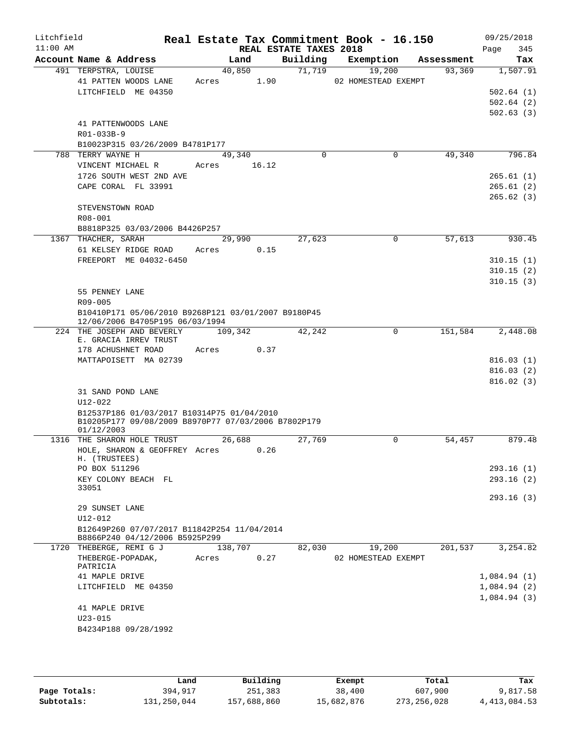Litchfield
11:00 AM

# Real Estate Tax Commitment Book - 16.150

REAL ESTATE TAXES 2018

09/25/2018

| Account | Name & Address | Land | Building | Exemption | Assessment | Tax |
|---|---|---|---|---|---|---|
| 491 | TERPSTRA, LOUISE<br>41 PATTEN WOODS LANE<br>LITCHFIELD ME 04350<br><br>41 PATTENWOODS LANE<br>R01-033B-9<br>B10023P315 03/26/2009 B4781P177 | 40,850<br>Acres 1.90 | 71,719 | 19,200<br>02 HOMESTEAD EXEMPT | 93,369 | 1,507.91<br>502.64 (1)<br>502.64 (2)<br>502.63 (3) |
| 788 | TERRY WAYNE H<br>VINCENT MICHAEL R<br>1726 SOUTH WEST 2ND AVE<br>CAPE CORAL FL 33991<br><br>STEVENSTOWN ROAD<br>R08-001<br>B8818P325 03/03/2006 B4426P257 | 49,340<br>Acres 16.12 | 0 | 0 | 49,340 | 796.84<br>265.61 (1)<br>265.61 (2)<br>265.62 (3) |
| 1367 | THACHER, SARAH<br>61 KELSEY RIDGE ROAD<br>FREEPORT ME 04032-6450<br><br>55 PENNEY LANE<br>R09-005<br>B10410P171 05/06/2010 B9268P121 03/01/2007 B9180P45 12/06/2006 B4705P195 06/03/1994 | 29,990<br>Acres 0.15 | 27,623 | 0 | 57,613 | 930.45<br>310.15 (1)<br>310.15 (2)<br>310.15 (3) |
| 224 | THE JOSEPH AND BEVERLY E. GRACIA IRREV TRUST<br>178 ACHUSHNET ROAD<br>MATTAPOISETT MA 02739<br><br>31 SAND POND LANE<br>U12-022<br>B12537P186 01/03/2017 B10314P75 01/04/2010 B10205P177 09/08/2009 B8970P77 07/03/2006 B7802P179 01/12/2003 | 109,342<br>Acres 0.37 | 42,242 | 0 | 151,584 | 2,448.08<br>816.03 (1)<br>816.03 (2)<br>816.02 (3) |
| 1316 | THE SHARON HOLE TRUST<br>HOLE, SHARON & GEOFFREY H. (TRUSTEES)<br>PO BOX 511296<br>KEY COLONY BEACH FL 33051<br><br>29 SUNSET LANE<br>U12-012<br>B12649P260 07/07/2017 B11842P254 11/04/2014 B8866P240 04/12/2006 B5925P299 | 26,688<br>Acres 0.26 | 27,769 | 0 | 54,457 | 879.48<br>293.16 (1)<br>293.16 (2)<br>293.16 (3) |
| 1720 | THEBERGE, REMI G J<br>THEBERGE-POPADAK, PATRICIA<br>41 MAPLE DRIVE<br>LITCHFIELD ME 04350<br><br>41 MAPLE DRIVE<br>U23-015<br>B4234P188 09/28/1992 | 138,707<br>Acres 0.27 | 82,030 | 19,200<br>02 HOMESTEAD EXEMPT | 201,537 | 3,254.82<br>1,084.94 (1)<br>1,084.94 (2)<br>1,084.94 (3) |

| | Land | Building | Exempt | Total | Tax |
|---|---|---|---|---|---|
| Page Totals: | 394,917 | 251,383 | 38,400 | 607,900 | 9,817.58 |
| Subtotals: | 131,250,044 | 157,688,860 | 15,682,876 | 273,256,028 | 4,413,084.53 |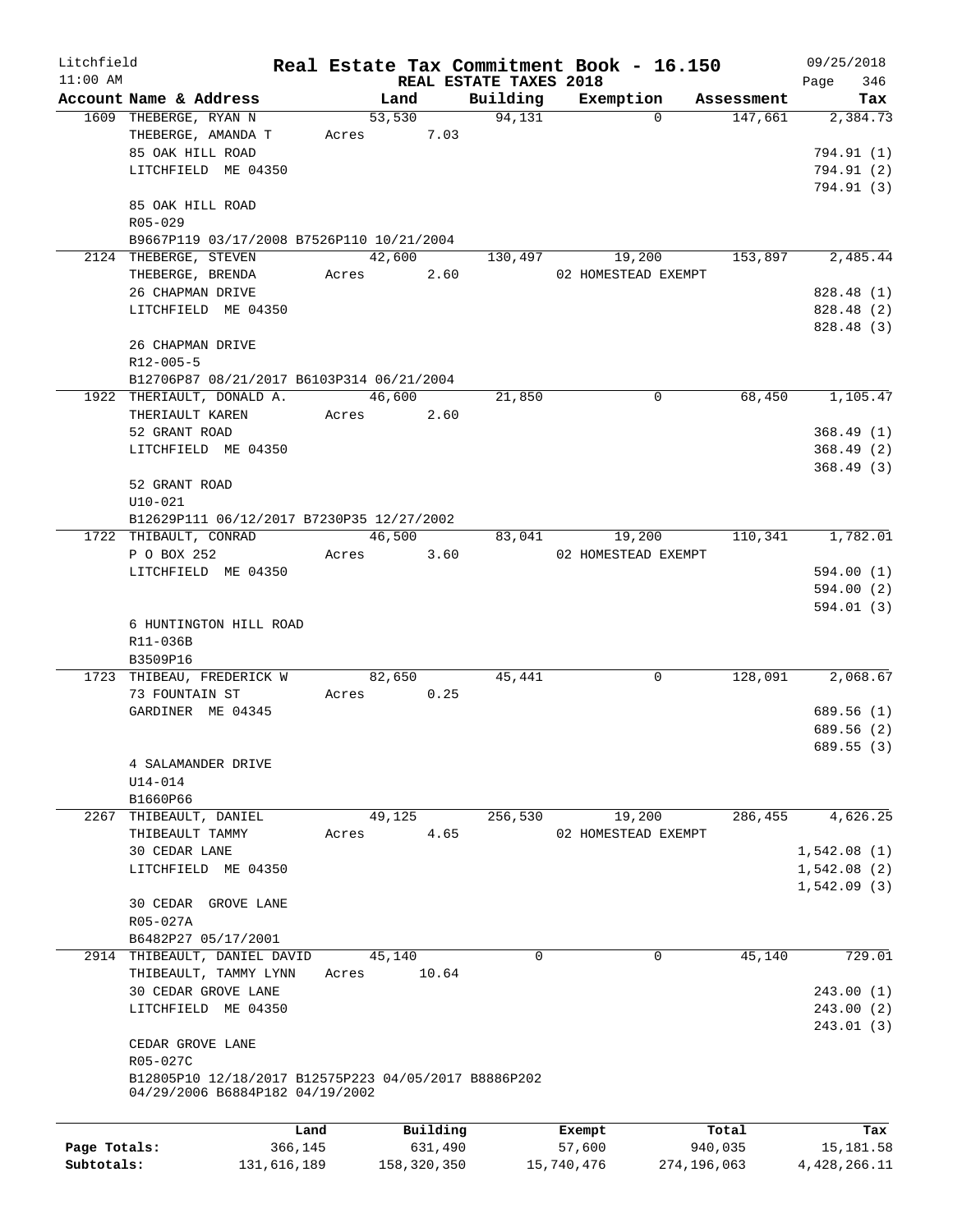Litchfield
11:00 AM

# Real Estate Tax Commitment Book - 16.150

## REAL ESTATE TAXES 2018

09/25/2018
Page 346

| Account Name & Address | Land | Building | Exemption | Assessment | Tax |
|---|---|---|---|---|---|
| 1609 THEBERGE, RYAN N | 53,530 | 94,131 | 0 | 147,661 | 2,384.73 |
| THEBERGE, AMANDA T | Acres 7.03 | | | | |
| 85 OAK HILL ROAD | | | | | 794.91 (1) |
| LITCHFIELD ME 04350 | | | | | 794.91 (2) |
| | | | | | 794.91 (3) |
| 85 OAK HILL ROAD | | | | | |
| R05-029 | | | | | |
| B9667P119 03/17/2008 B7526P110 10/21/2004 | | | | | |
| 2124 THEBERGE, STEVEN | 42,600 | 130,497 | 19,200 | 153,897 | 2,485.44 |
| THEBERGE, BRENDA | Acres 2.60 | | 02 HOMESTEAD EXEMPT | | |
| 26 CHAPMAN DRIVE | | | | | 828.48 (1) |
| LITCHFIELD ME 04350 | | | | | 828.48 (2) |
| | | | | | 828.48 (3) |
| 26 CHAPMAN DRIVE | | | | | |
| R12-005-5 | | | | | |
| B12706P87 08/21/2017 B6103P314 06/21/2004 | | | | | |
| 1922 THERIAULT, DONALD A. | 46,600 | 21,850 | 0 | 68,450 | 1,105.47 |
| THERIAULT KAREN | Acres 2.60 | | | | |
| 52 GRANT ROAD | | | | | 368.49 (1) |
| LITCHFIELD ME 04350 | | | | | 368.49 (2) |
| | | | | | 368.49 (3) |
| 52 GRANT ROAD | | | | | |
| U10-021 | | | | | |
| B12629P111 06/12/2017 B7230P35 12/27/2002 | | | | | |
| 1722 THIBAULT, CONRAD | 46,500 | 83,041 | 19,200 | 110,341 | 1,782.01 |
| P O BOX 252 | Acres 3.60 | | 02 HOMESTEAD EXEMPT | | |
| LITCHFIELD ME 04350 | | | | | 594.00 (1) |
| | | | | | 594.00 (2) |
| | | | | | 594.01 (3) |
| 6 HUNTINGTON HILL ROAD | | | | | |
| R11-036B | | | | | |
| B3509P16 | | | | | |
| 1723 THIBEAU, FREDERICK W | 82,650 | 45,441 | 0 | 128,091 | 2,068.67 |
| 73 FOUNTAIN ST | Acres 0.25 | | | | |
| GARDINER ME 04345 | | | | | 689.56 (1) |
| | | | | | 689.56 (2) |
| | | | | | 689.55 (3) |
| 4 SALAMANDER DRIVE | | | | | |
| U14-014 | | | | | |
| B1660P66 | | | | | |
| 2267 THIBEAULT, DANIEL | 49,125 | 256,530 | 19,200 | 286,455 | 4,626.25 |
| THIBEAULT TAMMY | Acres 4.65 | | 02 HOMESTEAD EXEMPT | | |
| 30 CEDAR LANE | | | | | 1,542.08 (1) |
| LITCHFIELD ME 04350 | | | | | 1,542.08 (2) |
| | | | | | 1,542.09 (3) |
| 30 CEDAR GROVE LANE | | | | | |
| R05-027A | | | | | |
| B6482P27 05/17/2001 | | | | | |
| 2914 THIBEAULT, DANIEL DAVID | 45,140 | 0 | 0 | 45,140 | 729.01 |
| THIBEAULT, TAMMY LYNN | Acres 10.64 | | | | |
| 30 CEDAR GROVE LANE | | | | | 243.00 (1) |
| LITCHFIELD ME 04350 | | | | | 243.00 (2) |
| | | | | | 243.01 (3) |
| CEDAR GROVE LANE | | | | | |
| R05-027C | | | | | |
| B12805P10 12/18/2017 B12575P223 04/05/2017 B8886P202 04/29/2006 B6884P182 04/19/2002 | | | | | |

| | Land | Building | Exempt | Total | Tax |
|---|---|---|---|---|---|
| Page Totals: | 366,145 | 631,490 | 57,600 | 940,035 | 15,181.58 |
| Subtotals: | 131,616,189 | 158,320,350 | 15,740,476 | 274,196,063 | 4,428,266.11 |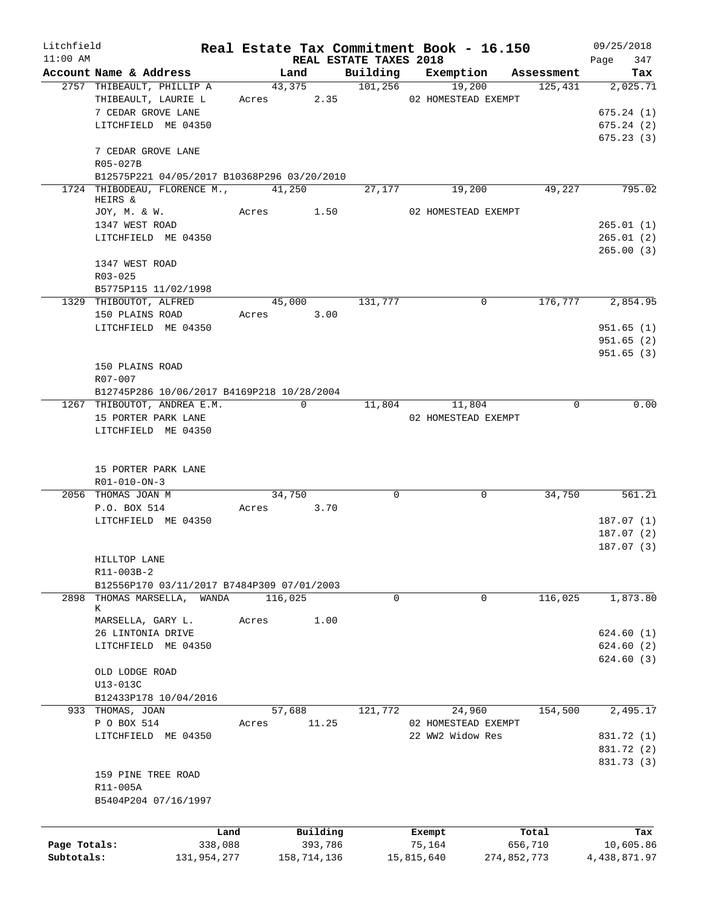# Real Estate Tax Commitment Book - 16.150

Litchfield
11:00 AM

REAL ESTATE TAXES 2018

09/25/2018

| Account Name & Address | Land | Building | Exemption | Assessment | Tax |
|---|---|---|---|---|---|
| 2757 THIBEAULT, PHILLIP A | 43,375 | 101,256 | 19,200 | 125,431 | 2,025.71 |
| THIBEAULT, LAURIE L | Acres 2.35 | | 02 HOMESTEAD EXEMPT | | |
| 7 CEDAR GROVE LANE | | | | | 675.24 (1) |
| LITCHFIELD ME 04350 | | | | | 675.24 (2) |
| | | | | | 675.23 (3) |
| 7 CEDAR GROVE LANE | | | | | |
| R05-027B | | | | | |
| B12575P221 04/05/2017 B10368P296 03/20/2010 | | | | | |
| 1724 THIBODEAU, FLORENCE M., HEIRS & | 41,250 | 27,177 | 19,200 | 49,227 | 795.02 |
| JOY, M. & W. | Acres 1.50 | | 02 HOMESTEAD EXEMPT | | |
| 1347 WEST ROAD | | | | | 265.01 (1) |
| LITCHFIELD ME 04350 | | | | | 265.01 (2) |
| | | | | | 265.00 (3) |
| 1347 WEST ROAD | | | | | |
| R03-025 | | | | | |
| B5775P115 11/02/1998 | | | | | |
| 1329 THIBOUTOT, ALFRED | 45,000 | 131,777 | 0 | 176,777 | 2,854.95 |
| 150 PLAINS ROAD | Acres 3.00 | | | | |
| LITCHFIELD ME 04350 | | | | | 951.65 (1) |
| | | | | | 951.65 (2) |
| | | | | | 951.65 (3) |
| 150 PLAINS ROAD | | | | | |
| R07-007 | | | | | |
| B12745P286 10/06/2017 B4169P218 10/28/2004 | | | | | |
| 1267 THIBOUTOT, ANDREA E.M. | 0 | 11,804 | 11,804 | 0 | 0.00 |
| 15 PORTER PARK LANE | | | 02 HOMESTEAD EXEMPT | | |
| LITCHFIELD ME 04350 | | | | | |
| 15 PORTER PARK LANE | | | | | |
| R01-010-ON-3 | | | | | |
| 2056 THOMAS JOAN M | 34,750 | 0 | 0 | 34,750 | 561.21 |
| P.O. BOX 514 | Acres 3.70 | | | | |
| LITCHFIELD ME 04350 | | | | | 187.07 (1) |
| | | | | | 187.07 (2) |
| | | | | | 187.07 (3) |
| HILLTOP LANE | | | | | |
| R11-003B-2 | | | | | |
| B12556P170 03/11/2017 B7484P309 07/01/2003 | | | | | |
| 2898 THOMAS MARSELLA, WANDA K | 116,025 | 0 | 0 | 116,025 | 1,873.80 |
| MARSELLA, GARY L. | Acres 1.00 | | | | |
| 26 LINTONIA DRIVE | | | | | 624.60 (1) |
| LITCHFIELD ME 04350 | | | | | 624.60 (2) |
| | | | | | 624.60 (3) |
| OLD LODGE ROAD | | | | | |
| U13-013C | | | | | |
| B12433P178 10/04/2016 | | | | | |
| 933 THOMAS, JOAN | 57,688 | 121,772 | 24,960 | 154,500 | 2,495.17 |
| P O BOX 514 | Acres 11.25 | | 02 HOMESTEAD EXEMPT | | |
| LITCHFIELD ME 04350 | | | 22 WW2 Widow Res | | 831.72 (1) |
| | | | | | 831.72 (2) |
| | | | | | 831.73 (3) |
| 159 PINE TREE ROAD | | | | | |
| R11-005A | | | | | |
| B5404P204 07/16/1997 | | | | | |

| | Land | Building | Exempt | Total | Tax |
|---|---|---|---|---|---|
| Page Totals: | 338,088 | 393,786 | 75,164 | 656,710 | 10,605.86 |
| Subtotals: | 131,954,277 | 158,714,136 | 15,815,640 | 274,852,773 | 4,438,871.97 |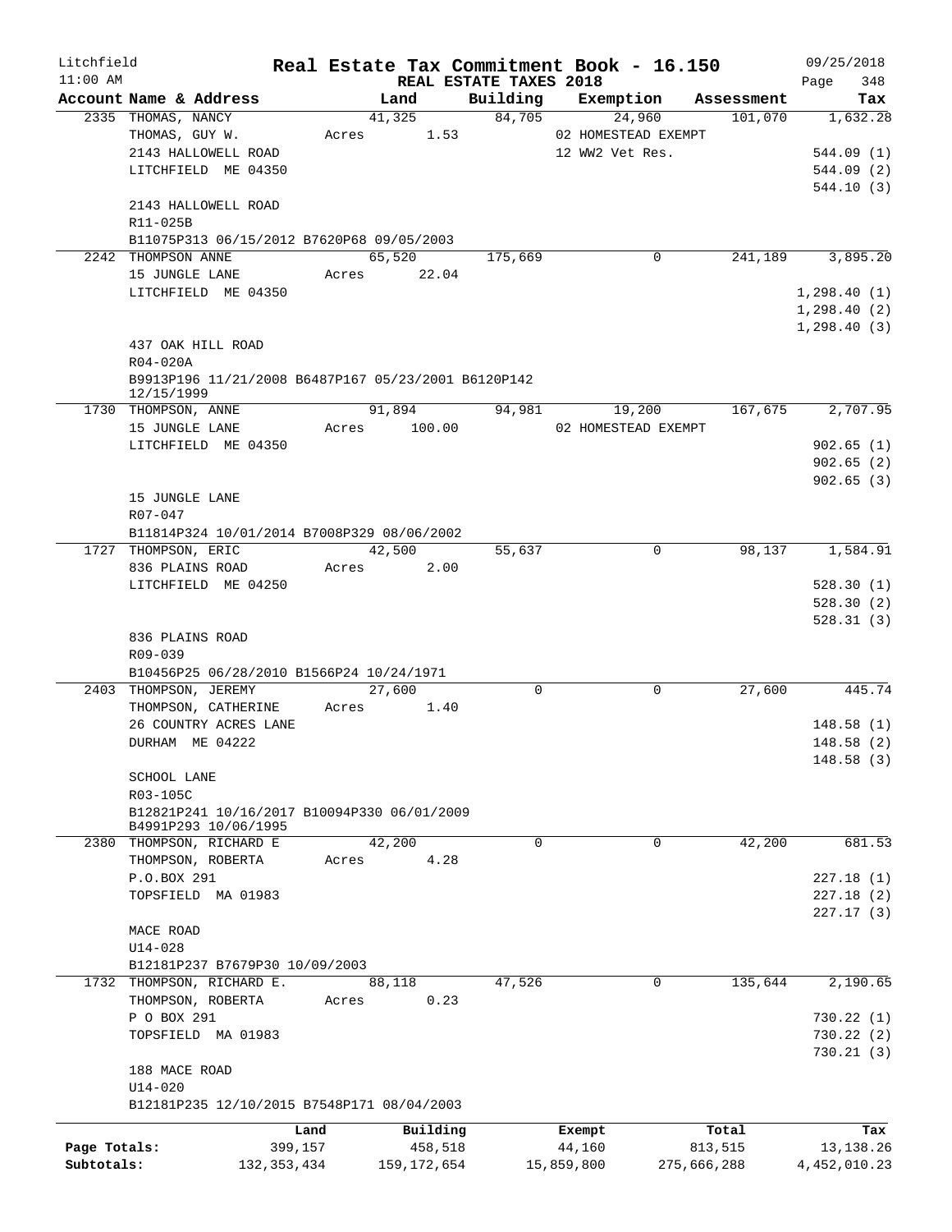Litchfield
11:00 AM

# Real Estate Tax Commitment Book - 16.150
## REAL ESTATE TAXES 2018

09/25/2018

| Account | Name & Address | Land | Building | Exemption | Assessment | Tax |
|---|---|---|---|---|---|---|
| 2335 | THOMAS, NANCY<br>THOMAS, GUY W.<br>2143 HALLOWELL ROAD<br>LITCHFIELD ME 04350<br><br>2143 HALLOWELL ROAD<br>R11-025B<br>B11075P313 06/15/2012 B7620P68 09/05/2003 | 41,325<br>Acres 1.53 | 84,705 | 24,960<br>02 HOMESTEAD EXEMPT<br>12 WW2 Vet Res. | 101,070 | 1,632.28<br><br>544.09 (1)<br>544.09 (2)<br>544.10 (3) |
| 2242 | THOMPSON ANNE<br>15 JUNGLE LANE<br>LITCHFIELD ME 04350<br><br>437 OAK HILL ROAD<br>R04-020A<br>B9913P196 11/21/2008 B6487P167 05/23/2001 B6120P142 12/15/1999 | 65,520<br>Acres 22.04 | 175,669 | 0 | 241,189 | 3,895.20<br><br>1,298.40 (1)<br>1,298.40 (2)<br>1,298.40 (3) |
| 1730 | THOMPSON, ANNE<br>15 JUNGLE LANE<br>LITCHFIELD ME 04350<br><br>15 JUNGLE LANE<br>R07-047<br>B11814P324 10/01/2014 B7008P329 08/06/2002 | 91,894<br>Acres 100.00 | 94,981 | 19,200<br>02 HOMESTEAD EXEMPT | 167,675 | 2,707.95<br><br>902.65 (1)<br>902.65 (2)<br>902.65 (3) |
| 1727 | THOMPSON, ERIC<br>836 PLAINS ROAD<br>LITCHFIELD ME 04250<br><br>836 PLAINS ROAD<br>R09-039<br>B10456P25 06/28/2010 B1566P24 10/24/1971 | 42,500<br>Acres 2.00 | 55,637 | 0 | 98,137 | 1,584.91<br><br>528.30 (1)<br>528.30 (2)<br>528.31 (3) |
| 2403 | THOMPSON, JEREMY<br>THOMPSON, CATHERINE<br>26 COUNTRY ACRES LANE<br>DURHAM ME 04222<br><br>SCHOOL LANE<br>R03-105C<br>B12821P241 10/16/2017 B10094P330 06/01/2009 B4991P293 10/06/1995 | 27,600<br>Acres 1.40 | 0 | 0 | 27,600 | 445.74<br><br>148.58 (1)<br>148.58 (2)<br>148.58 (3) |
| 2380 | THOMPSON, RICHARD E<br>THOMPSON, ROBERTA<br>P.O.BOX 291<br>TOPSFIELD MA 01983<br><br>MACE ROAD<br>U14-028<br>B12181P237 B7679P30 10/09/2003 | 42,200<br>Acres 4.28 | 0 | 0 | 42,200 | 681.53<br><br>227.18 (1)<br>227.18 (2)<br>227.17 (3) |
| 1732 | THOMPSON, RICHARD E.<br>THOMPSON, ROBERTA<br>P O BOX 291<br>TOPSFIELD MA 01983<br><br>188 MACE ROAD<br>U14-020<br>B12181P235 12/10/2015 B7548P171 08/04/2003 | 88,118<br>Acres 0.23 | 47,526 | 0 | 135,644 | 2,190.65<br><br>730.22 (1)<br>730.22 (2)<br>730.21 (3) |

| | Land | Building | Exempt | Total | Tax |
|---|---|---|---|---|---|
| Page Totals: | 399,157 | 458,518 | 44,160 | 813,515 | 13,138.26 |
| Subtotals: | 132,353,434 | 159,172,654 | 15,859,800 | 275,666,288 | 4,452,010.23 |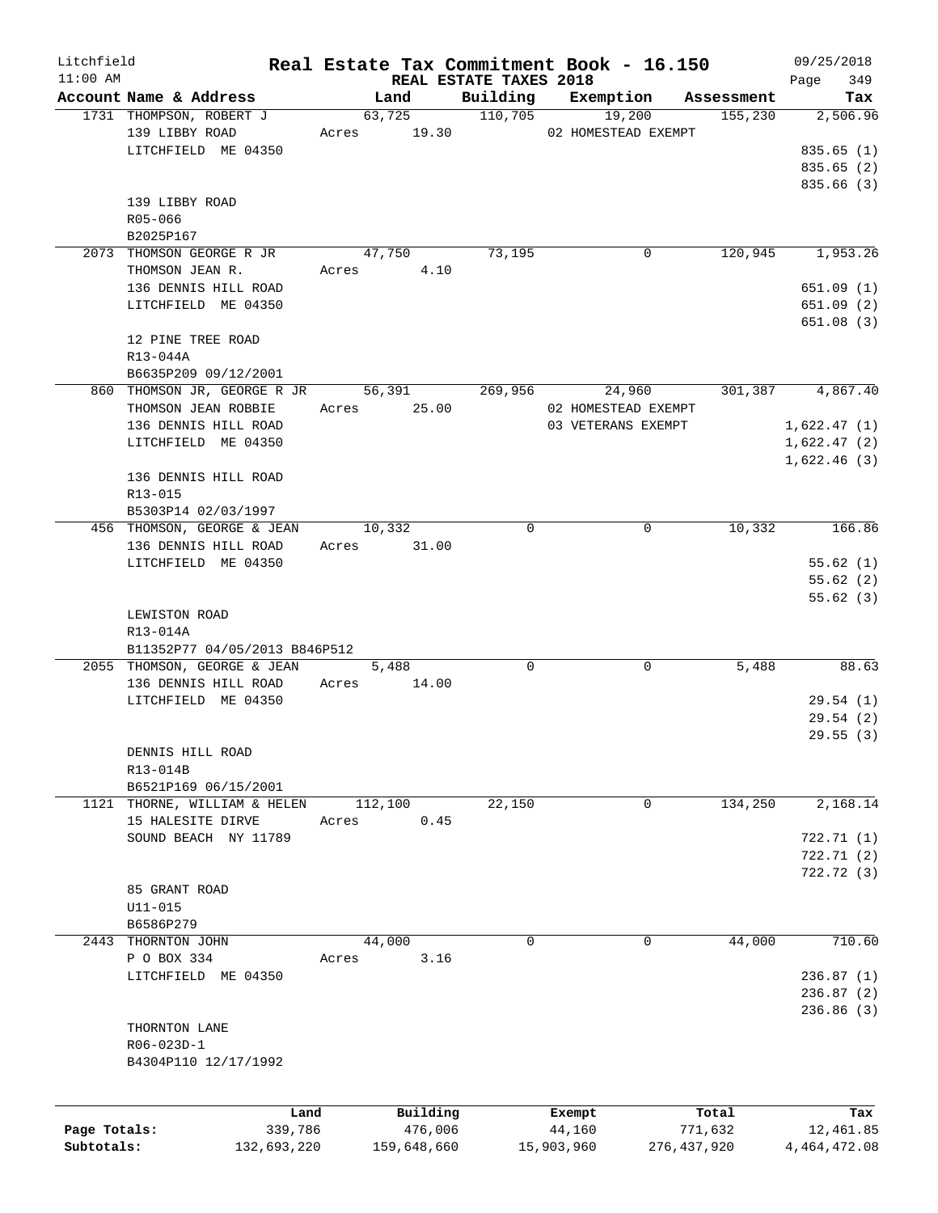Litchfield 11:00 AM

# Real Estate Tax Commitment Book - 16.150

REAL ESTATE TAXES 2018

09/25/2018

| Account Name & Address | Land | Building | Exemption | Assessment | Tax |
|---|---|---|---|---|---|
| 1731 THOMPSON, ROBERT J | 63,725 | 110,705 | 19,200 | 155,230 | 2,506.96 |
| 139 LIBBY ROAD | Acres 19.30 | | 02 HOMESTEAD EXEMPT | | |
| LITCHFIELD ME 04350 | | | | | 835.65 (1) |
| | | | | | 835.65 (2) |
| | | | | | 835.66 (3) |
| 139 LIBBY ROAD | | | | | |
| R05-066 | | | | | |
| B2025P167 | | | | | |
| 2073 THOMSON GEORGE R JR | 47,750 | 73,195 | 0 | 120,945 | 1,953.26 |
| THOMSON JEAN R. | Acres 4.10 | | | | |
| 136 DENNIS HILL ROAD | | | | | 651.09 (1) |
| LITCHFIELD ME 04350 | | | | | 651.09 (2) |
| | | | | | 651.08 (3) |
| 12 PINE TREE ROAD | | | | | |
| R13-044A | | | | | |
| B6635P209 09/12/2001 | | | | | |
| 860 THOMSON JR, GEORGE R JR | 56,391 | 269,956 | 24,960 | 301,387 | 4,867.40 |
| THOMSON JEAN ROBBIE | Acres 25.00 | | 02 HOMESTEAD EXEMPT | | |
| 136 DENNIS HILL ROAD | | | 03 VETERANS EXEMPT | | 1,622.47 (1) |
| LITCHFIELD ME 04350 | | | | | 1,622.47 (2) |
| | | | | | 1,622.46 (3) |
| 136 DENNIS HILL ROAD | | | | | |
| R13-015 | | | | | |
| B5303P14 02/03/1997 | | | | | |
| 456 THOMSON, GEORGE & JEAN | 10,332 | 0 | 0 | 10,332 | 166.86 |
| 136 DENNIS HILL ROAD | Acres 31.00 | | | | |
| LITCHFIELD ME 04350 | | | | | 55.62 (1) |
| | | | | | 55.62 (2) |
| | | | | | 55.62 (3) |
| LEWISTON ROAD | | | | | |
| R13-014A | | | | | |
| B11352P77 04/05/2013 B846P512 | | | | | |
| 2055 THOMSON, GEORGE & JEAN | 5,488 | 0 | 0 | 5,488 | 88.63 |
| 136 DENNIS HILL ROAD | Acres 14.00 | | | | |
| LITCHFIELD ME 04350 | | | | | 29.54 (1) |
| | | | | | 29.54 (2) |
| | | | | | 29.55 (3) |
| DENNIS HILL ROAD | | | | | |
| R13-014B | | | | | |
| B6521P169 06/15/2001 | | | | | |
| 1121 THORNE, WILLIAM & HELEN | 112,100 | 22,150 | 0 | 134,250 | 2,168.14 |
| 15 HALESITE DIRVE | Acres 0.45 | | | | |
| SOUND BEACH NY 11789 | | | | | 722.71 (1) |
| | | | | | 722.71 (2) |
| | | | | | 722.72 (3) |
| 85 GRANT ROAD | | | | | |
| U11-015 | | | | | |
| B6586P279 | | | | | |
| 2443 THORNTON JOHN | 44,000 | 0 | 0 | 44,000 | 710.60 |
| P O BOX 334 | Acres 3.16 | | | | |
| LITCHFIELD ME 04350 | | | | | 236.87 (1) |
| | | | | | 236.87 (2) |
| | | | | | 236.86 (3) |
| THORNTON LANE | | | | | |
| R06-023D-1 | | | | | |
| B4304P110 12/17/1992 | | | | | |

| | Land | Building | Exempt | Total | Tax |
|---|---|---|---|---|---|
| Page Totals: | 339,786 | 476,006 | 44,160 | 771,632 | 12,461.85 |
| Subtotals: | 132,693,220 | 159,648,660 | 15,903,960 | 276,437,920 | 4,464,472.08 |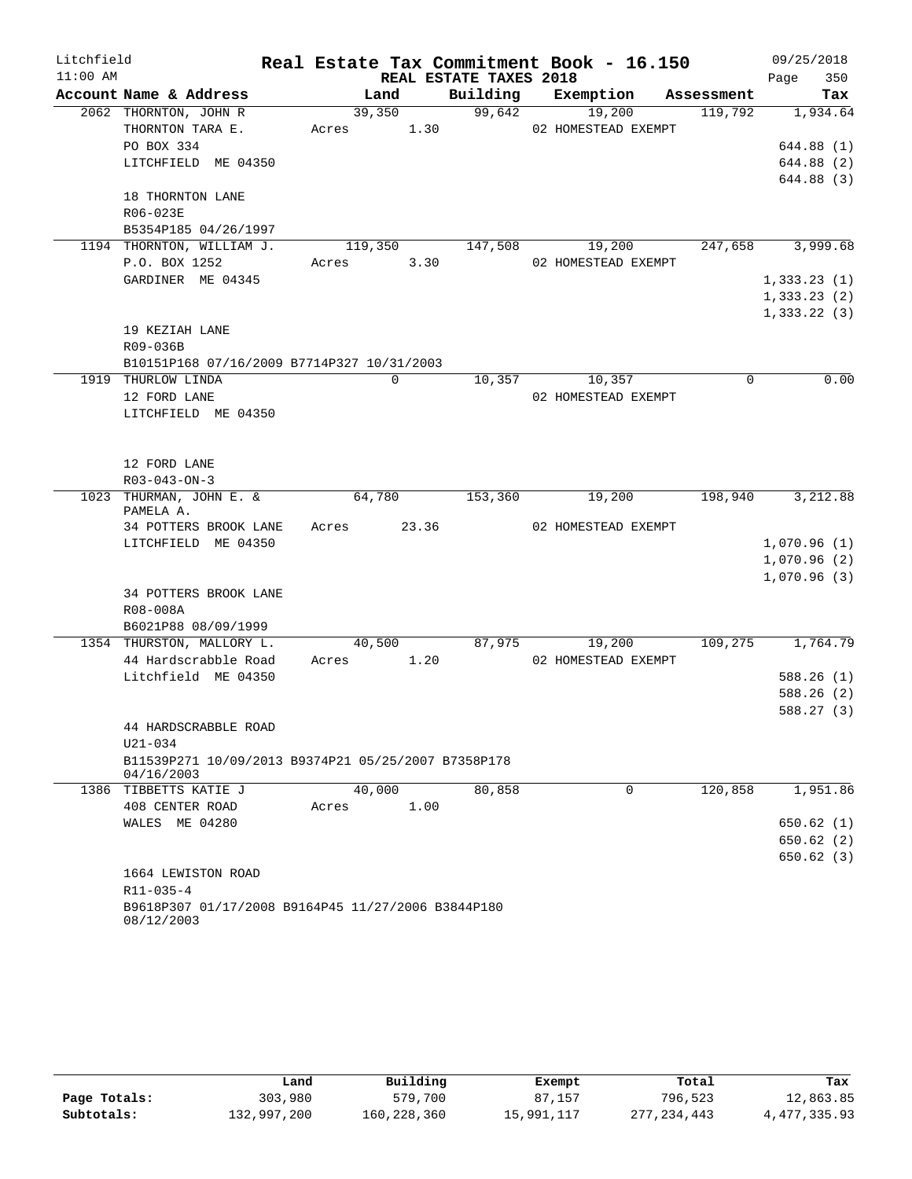# Real Estate Tax Commitment Book - 16.150

Litchfield 11:00 AM — REAL ESTATE TAXES 2018 — 09/25/2018

| Account Name & Address | Land | Building | Exemption | Assessment | Tax |
|---|---|---|---|---|---|
| 2062 THORNTON, JOHN R | 39,350 | 99,642 | 19,200 | 119,792 | 1,934.64 |
| THORNTON TARA E. | Acres 1.30 | | 02 HOMESTEAD EXEMPT | | |
| PO BOX 334 | | | | | 644.88 (1) |
| LITCHFIELD ME 04350 | | | | | 644.88 (2) |
| | | | | | 644.88 (3) |
| 18 THORNTON LANE | | | | | |
| R06-023E | | | | | |
| B5354P185 04/26/1997 | | | | | |
| 1194 THORNTON, WILLIAM J. | 119,350 | 147,508 | 19,200 | 247,658 | 3,999.68 |
| P.O. BOX 1252 | Acres 3.30 | | 02 HOMESTEAD EXEMPT | | |
| GARDINER ME 04345 | | | | | 1,333.23 (1) |
| | | | | | 1,333.23 (2) |
| | | | | | 1,333.22 (3) |
| 19 KEZIAH LANE | | | | | |
| R09-036B | | | | | |
| B10151P168 07/16/2009 B7714P327 10/31/2003 | | | | | |
| 1919 THURLOW LINDA | 0 | 10,357 | 10,357 | 0 | 0.00 |
| 12 FORD LANE | | | 02 HOMESTEAD EXEMPT | | |
| LITCHFIELD ME 04350 | | | | | |
| 12 FORD LANE | | | | | |
| R03-043-ON-3 | | | | | |
| 1023 THURMAN, JOHN E. & PAMELA A. | 64,780 | 153,360 | 19,200 | 198,940 | 3,212.88 |
| 34 POTTERS BROOK LANE | Acres 23.36 | | 02 HOMESTEAD EXEMPT | | |
| LITCHFIELD ME 04350 | | | | | 1,070.96 (1) |
| | | | | | 1,070.96 (2) |
| | | | | | 1,070.96 (3) |
| 34 POTTERS BROOK LANE | | | | | |
| R08-008A | | | | | |
| B6021P88 08/09/1999 | | | | | |
| 1354 THURSTON, MALLORY L. | 40,500 | 87,975 | 19,200 | 109,275 | 1,764.79 |
| 44 Hardscrabble Road | Acres 1.20 | | 02 HOMESTEAD EXEMPT | | |
| Litchfield ME 04350 | | | | | 588.26 (1) |
| | | | | | 588.26 (2) |
| | | | | | 588.27 (3) |
| 44 HARDSCRABBLE ROAD | | | | | |
| U21-034 | | | | | |
| B11539P271 10/09/2013 B9374P21 05/25/2007 B7358P178 04/16/2003 | | | | | |
| 1386 TIBBETTS KATIE J | 40,000 | 80,858 | 0 | 120,858 | 1,951.86 |
| 408 CENTER ROAD | Acres 1.00 | | | | |
| WALES ME 04280 | | | | | 650.62 (1) |
| | | | | | 650.62 (2) |
| | | | | | 650.62 (3) |
| 1664 LEWISTON ROAD | | | | | |
| R11-035-4 | | | | | |
| B9618P307 01/17/2008 B9164P45 11/27/2006 B3844P180 08/12/2003 | | | | | |

| | Land | Building | Exempt | Total | Tax |
|---|---|---|---|---|---|
| Page Totals: | 303,980 | 579,700 | 87,157 | 796,523 | 12,863.85 |
| Subtotals: | 132,997,200 | 160,228,360 | 15,991,117 | 277,234,443 | 4,477,335.93 |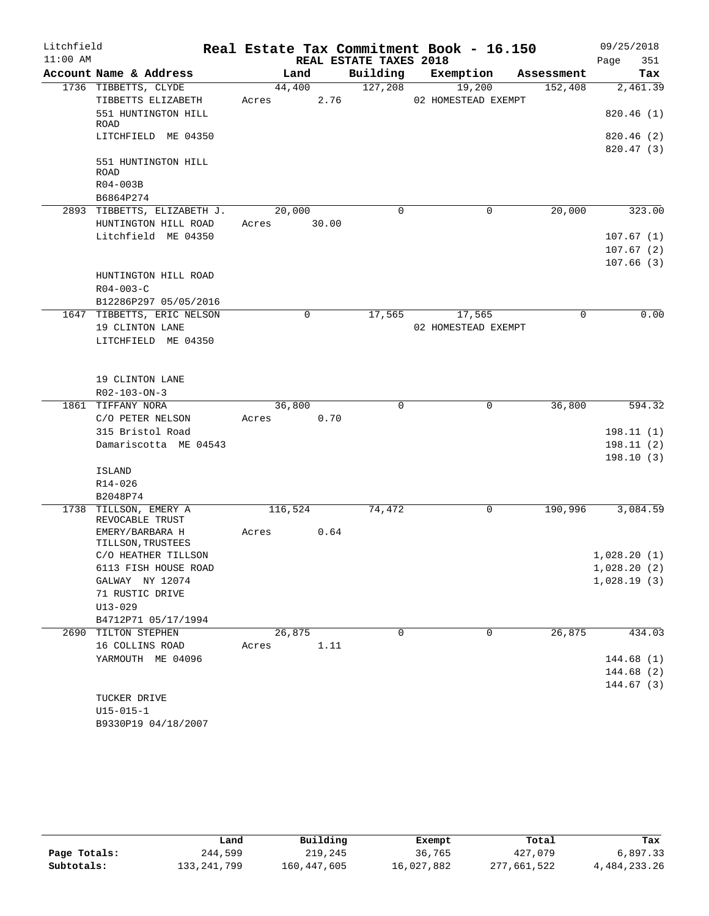# Real Estate Tax Commitment Book - 16.150

Litchfield 11:00 AM — REAL ESTATE TAXES 2018 — 09/25/2018

| Account Name & Address | Land | Building | Exemption | Assessment | Tax |
|---|---|---|---|---|---|
| 1736 TIBBETTS, CLYDE | 44,400 | 127,208 | 19,200 | 152,408 | 2,461.39 |
| TIBBETTS ELIZABETH | Acres 2.76 | | 02 HOMESTEAD EXEMPT | | |
| 551 HUNTINGTON HILL ROAD | | | | | 820.46 (1) |
| LITCHFIELD ME 04350 | | | | | 820.46 (2) |
| | | | | | 820.47 (3) |
| 551 HUNTINGTON HILL ROAD | | | | | |
| R04-003B | | | | | |
| B6864P274 | | | | | |
| 2893 TIBBETTS, ELIZABETH J. | 20,000 | 0 | 0 | 20,000 | 323.00 |
| HUNTINGTON HILL ROAD | Acres 30.00 | | | | |
| Litchfield ME 04350 | | | | | 107.67 (1) |
| | | | | | 107.67 (2) |
| | | | | | 107.66 (3) |
| HUNTINGTON HILL ROAD | | | | | |
| R04-003-C | | | | | |
| B12286P297 05/05/2016 | | | | | |
| 1647 TIBBETTS, ERIC NELSON | 0 | 17,565 | 17,565 | 0 | 0.00 |
| 19 CLINTON LANE | | | 02 HOMESTEAD EXEMPT | | |
| LITCHFIELD ME 04350 | | | | | |
| 19 CLINTON LANE | | | | | |
| R02-103-ON-3 | | | | | |
| 1861 TIFFANY NORA | 36,800 | 0 | 0 | 36,800 | 594.32 |
| C/O PETER NELSON | Acres 0.70 | | | | |
| 315 Bristol Road | | | | | 198.11 (1) |
| Damariscotta ME 04543 | | | | | 198.11 (2) |
| | | | | | 198.10 (3) |
| ISLAND | | | | | |
| R14-026 | | | | | |
| B2048P74 | | | | | |
| 1738 TILLSON, EMERY A REVOCABLE TRUST | 116,524 | 74,472 | 0 | 190,996 | 3,084.59 |
| EMERY/BARBARA H TILLSON,TRUSTEES | Acres 0.64 | | | | |
| C/O HEATHER TILLSON | | | | | 1,028.20 (1) |
| 6113 FISH HOUSE ROAD | | | | | 1,028.20 (2) |
| GALWAY NY 12074 | | | | | 1,028.19 (3) |
| 71 RUSTIC DRIVE | | | | | |
| U13-029 | | | | | |
| B4712P71 05/17/1994 | | | | | |
| 2690 TILTON STEPHEN | 26,875 | 0 | 0 | 26,875 | 434.03 |
| 16 COLLINS ROAD | Acres 1.11 | | | | |
| YARMOUTH ME 04096 | | | | | 144.68 (1) |
| | | | | | 144.68 (2) |
| | | | | | 144.67 (3) |
| TUCKER DRIVE | | | | | |
| U15-015-1 | | | | | |
| B9330P19 04/18/2007 | | | | | |

| | Land | Building | Exempt | Total | Tax |
|---|---|---|---|---|---|
| Page Totals: | 244,599 | 219,245 | 36,765 | 427,079 | 6,897.33 |
| Subtotals: | 133,241,799 | 160,447,605 | 16,027,882 | 277,661,522 | 4,484,233.26 |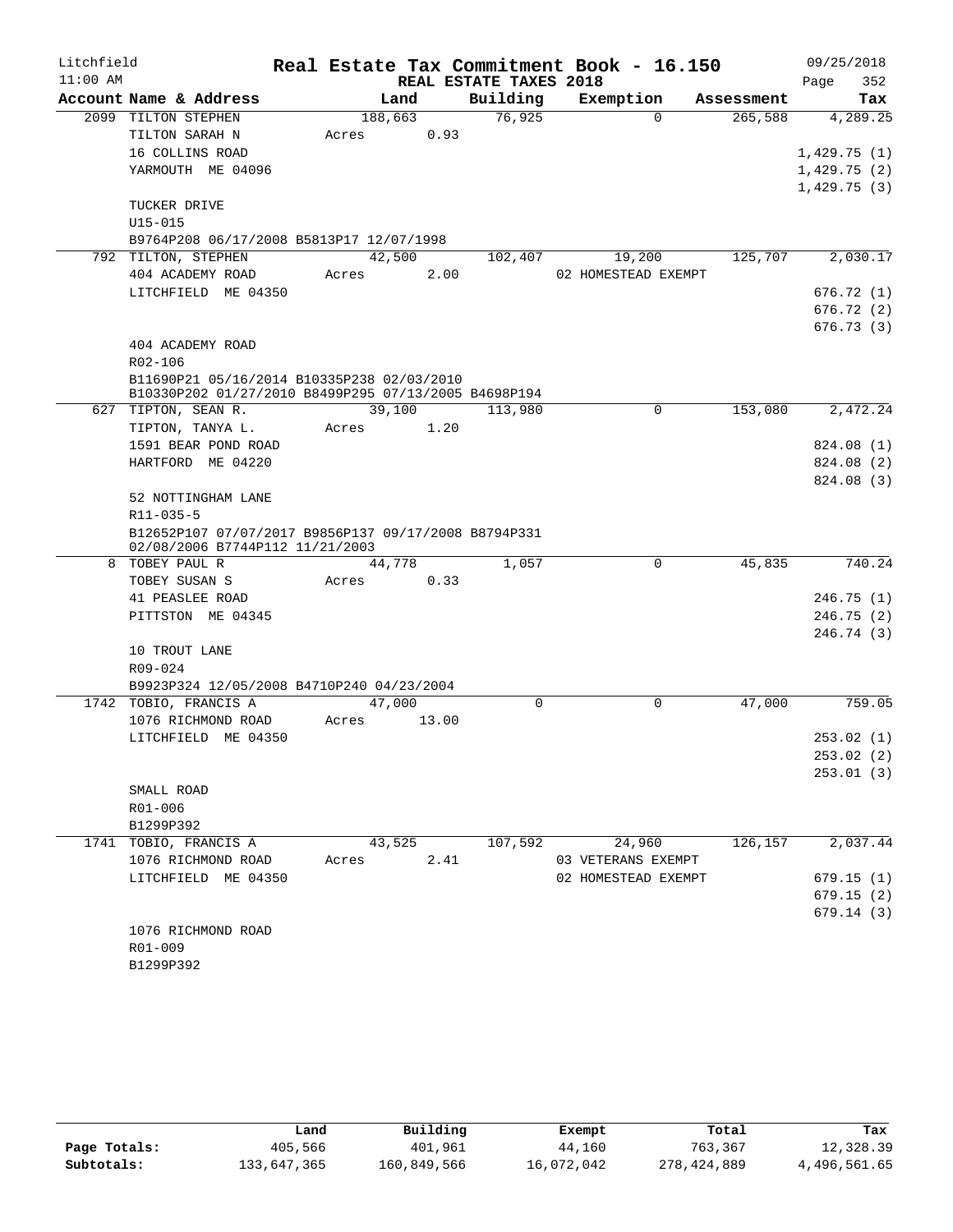# Real Estate Tax Commitment Book - 16.150

Litchfield 11:00 AM — REAL ESTATE TAXES 2018 — 09/25/2018

| Account Name & Address | Land | Building | Exemption | Assessment | Tax |
|---|---|---|---|---|---|
| 2099 TILTON STEPHEN | 188,663 | 76,925 | 0 | 265,588 | 4,289.25 |
| TILTON SARAH N | Acres 0.93 | | | | |
| 16 COLLINS ROAD | | | | | 1,429.75 (1) |
| YARMOUTH ME 04096 | | | | | 1,429.75 (2) |
| | | | | | 1,429.75 (3) |
| TUCKER DRIVE | | | | | |
| U15-015 | | | | | |
| B9764P208 06/17/2008 B5813P17 12/07/1998 | | | | | |
| 792 TILTON, STEPHEN | 42,500 | 102,407 | 19,200 | 125,707 | 2,030.17 |
| 404 ACADEMY ROAD | Acres 2.00 | | 02 HOMESTEAD EXEMPT | | |
| LITCHFIELD ME 04350 | | | | | 676.72 (1) |
| | | | | | 676.72 (2) |
| | | | | | 676.73 (3) |
| 404 ACADEMY ROAD | | | | | |
| R02-106 | | | | | |
| B11690P21 05/16/2014 B10335P238 02/03/2010 B10330P202 01/27/2010 B8499P295 07/13/2005 B4698P194 | | | | | |
| 627 TIPTON, SEAN R. | 39,100 | 113,980 | 0 | 153,080 | 2,472.24 |
| TIPTON, TANYA L. | Acres 1.20 | | | | |
| 1591 BEAR POND ROAD | | | | | 824.08 (1) |
| HARTFORD ME 04220 | | | | | 824.08 (2) |
| | | | | | 824.08 (3) |
| 52 NOTTINGHAM LANE | | | | | |
| R11-035-5 | | | | | |
| B12652P107 07/07/2017 B9856P137 09/17/2008 B8794P331 02/08/2006 B7744P112 11/21/2003 | | | | | |
| 8 TOBEY PAUL R | 44,778 | 1,057 | 0 | 45,835 | 740.24 |
| TOBEY SUSAN S | Acres 0.33 | | | | |
| 41 PEASLEE ROAD | | | | | 246.75 (1) |
| PITTSTON ME 04345 | | | | | 246.75 (2) |
| | | | | | 246.74 (3) |
| 10 TROUT LANE | | | | | |
| R09-024 | | | | | |
| B9923P324 12/05/2008 B4710P240 04/23/2004 | | | | | |
| 1742 TOBIO, FRANCIS A | 47,000 | 0 | 0 | 47,000 | 759.05 |
| 1076 RICHMOND ROAD | Acres 13.00 | | | | |
| LITCHFIELD ME 04350 | | | | | 253.02 (1) |
| | | | | | 253.02 (2) |
| | | | | | 253.01 (3) |
| SMALL ROAD | | | | | |
| R01-006 | | | | | |
| B1299P392 | | | | | |
| 1741 TOBIO, FRANCIS A | 43,525 | 107,592 | 24,960 | 126,157 | 2,037.44 |
| 1076 RICHMOND ROAD | Acres 2.41 | | 03 VETERANS EXEMPT | | |
| LITCHFIELD ME 04350 | | | 02 HOMESTEAD EXEMPT | | 679.15 (1) |
| | | | | | 679.15 (2) |
| | | | | | 679.14 (3) |
| 1076 RICHMOND ROAD | | | | | |
| R01-009 | | | | | |
| B1299P392 | | | | | |

| | Land | Building | Exempt | Total | Tax |
|---|---|---|---|---|---|
| Page Totals: | 405,566 | 401,961 | 44,160 | 763,367 | 12,328.39 |
| Subtotals: | 133,647,365 | 160,849,566 | 16,072,042 | 278,424,889 | 4,496,561.65 |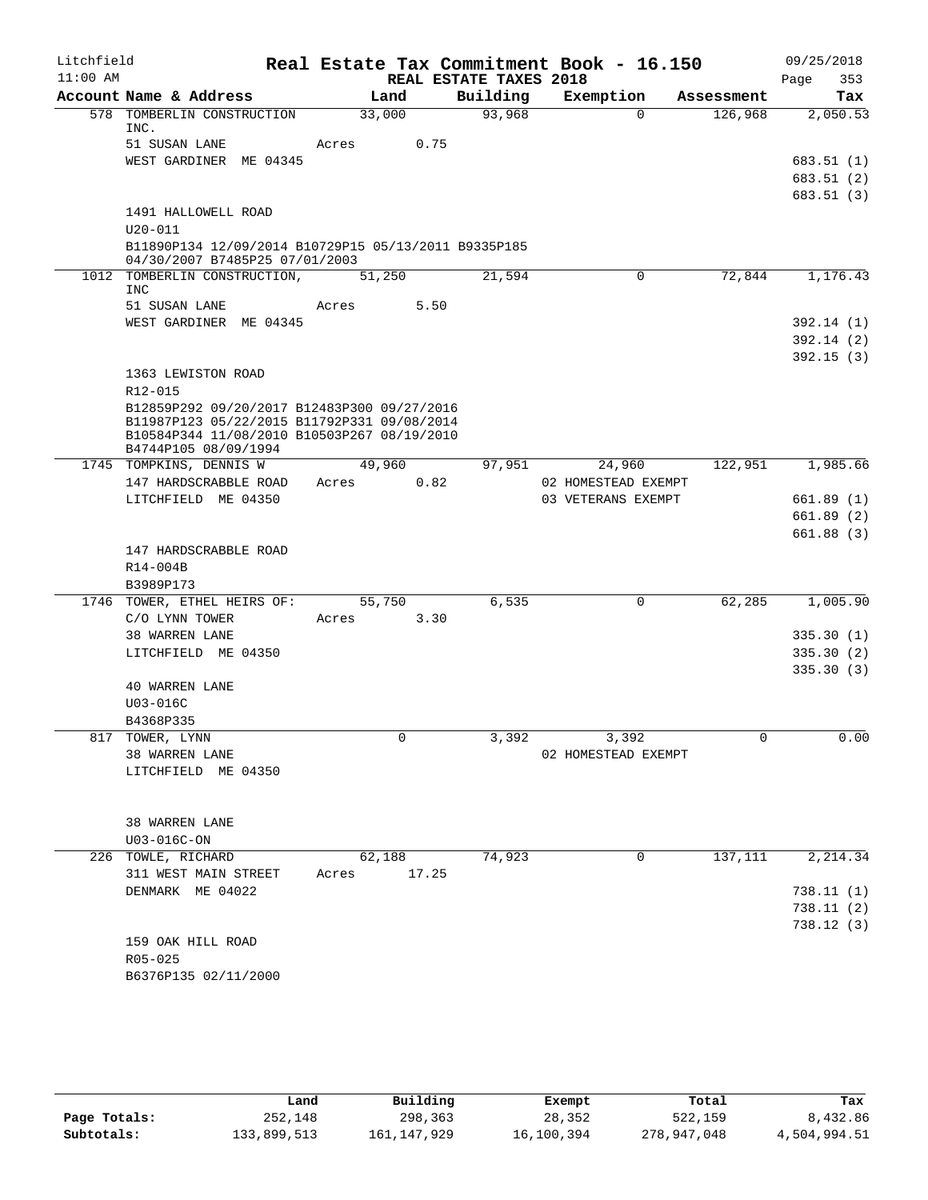Litchfield 11:00 AM

**Real Estate Tax Commitment Book - 16.150**

**REAL ESTATE TAXES 2018**

09/25/2018

| Account Name & Address | Land | Building | Exemption | Assessment | Tax |
|---|---|---|---|---|---|
| 578 TOMBERLIN CONSTRUCTION INC. | 33,000 | 93,968 | 0 | 126,968 | 2,050.53 |
| 51 SUSAN LANE | Acres 0.75 | | | | |
| WEST GARDINER ME 04345 | | | | | 683.51 (1) |
| | | | | | 683.51 (2) |
| | | | | | 683.51 (3) |
| 1491 HALLOWELL ROAD | | | | | |
| U20-011 | | | | | |
| B11890P134 12/09/2014 B10729P15 05/13/2011 B9335P185 04/30/2007 B7485P25 07/01/2003 | | | | | |
| 1012 TOMBERLIN CONSTRUCTION, INC | 51,250 | 21,594 | 0 | 72,844 | 1,176.43 |
| 51 SUSAN LANE | Acres 5.50 | | | | |
| WEST GARDINER ME 04345 | | | | | 392.14 (1) |
| | | | | | 392.14 (2) |
| | | | | | 392.15 (3) |
| 1363 LEWISTON ROAD | | | | | |
| R12-015 | | | | | |
| B12859P292 09/20/2017 B12483P300 09/27/2016 B11987P123 05/22/2015 B11792P331 09/08/2014 B10584P344 11/08/2010 B10503P267 08/19/2010 B4744P105 08/09/1994 | | | | | |
| 1745 TOMPKINS, DENNIS W | 49,960 | 97,951 | 24,960 | 122,951 | 1,985.66 |
| 147 HARDSCRABBLE ROAD | Acres 0.82 | | 02 HOMESTEAD EXEMPT | | |
| LITCHFIELD ME 04350 | | | 03 VETERANS EXEMPT | | 661.89 (1) |
| | | | | | 661.89 (2) |
| | | | | | 661.88 (3) |
| 147 HARDSCRABBLE ROAD | | | | | |
| R14-004B | | | | | |
| B3989P173 | | | | | |
| 1746 TOWER, ETHEL HEIRS OF: | 55,750 | 6,535 | 0 | 62,285 | 1,005.90 |
| C/O LYNN TOWER | Acres 3.30 | | | | |
| 38 WARREN LANE | | | | | 335.30 (1) |
| LITCHFIELD ME 04350 | | | | | 335.30 (2) |
| | | | | | 335.30 (3) |
| 40 WARREN LANE | | | | | |
| U03-016C | | | | | |
| B4368P335 | | | | | |
| 817 TOWER, LYNN | 0 | 3,392 | 3,392 | 0 | 0.00 |
| 38 WARREN LANE | | | 02 HOMESTEAD EXEMPT | | |
| LITCHFIELD ME 04350 | | | | | |
| 38 WARREN LANE | | | | | |
| U03-016C-ON | | | | | |
| 226 TOWLE, RICHARD | 62,188 | 74,923 | 0 | 137,111 | 2,214.34 |
| 311 WEST MAIN STREET | Acres 17.25 | | | | |
| DENMARK ME 04022 | | | | | 738.11 (1) |
| | | | | | 738.11 (2) |
| | | | | | 738.12 (3) |
| 159 OAK HILL ROAD | | | | | |
| R05-025 | | | | | |
| B6376P135 02/11/2000 | | | | | |

| | Land | Building | Exempt | Total | Tax |
|---|---|---|---|---|---|
| Page Totals: | 252,148 | 298,363 | 28,352 | 522,159 | 8,432.86 |
| Subtotals: | 133,899,513 | 161,147,929 | 16,100,394 | 278,947,048 | 4,504,994.51 |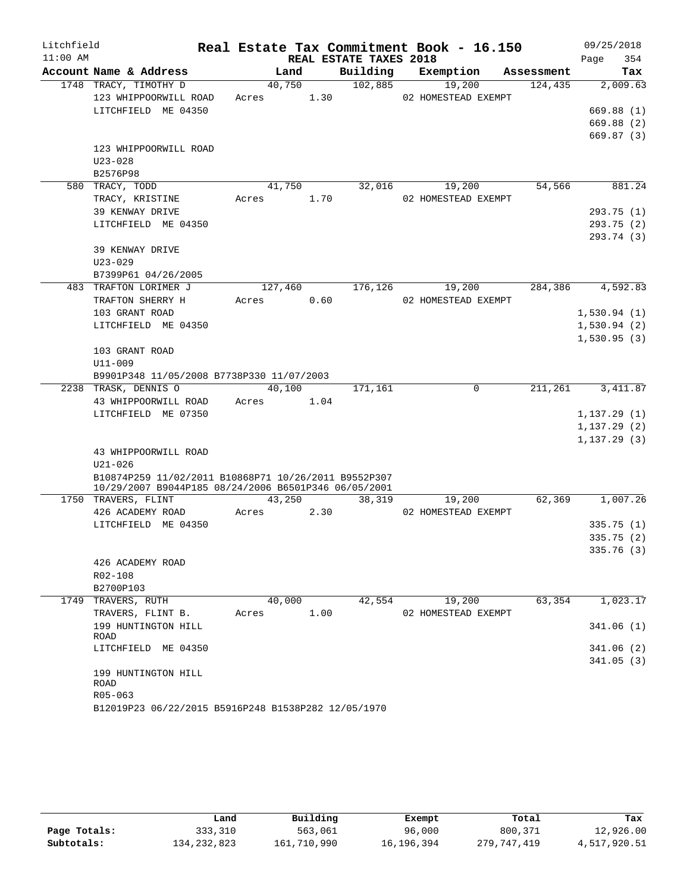Litchfield
11:00 AM

# Real Estate Tax Commitment Book - 16.150

REAL ESTATE TAXES 2018

09/25/2018

| Account Name & Address | Land | Building | Exemption | Assessment | Tax |
|---|---|---|---|---|---|
| 1748 TRACY, TIMOTHY D | 40,750 | 102,885 | 19,200 | 124,435 | 2,009.63 |
| 123 WHIPPOORWILL ROAD | Acres 1.30 | | 02 HOMESTEAD EXEMPT | | |
| LITCHFIELD ME 04350 | | | | | 669.88 (1) |
| | | | | | 669.88 (2) |
| | | | | | 669.87 (3) |
| 123 WHIPPOORWILL ROAD | | | | | |
| U23-028 | | | | | |
| B2576P98 | | | | | |
| 580 TRACY, TODD | 41,750 | 32,016 | 19,200 | 54,566 | 881.24 |
| TRACY, KRISTINE | Acres 1.70 | | 02 HOMESTEAD EXEMPT | | |
| 39 KENWAY DRIVE | | | | | 293.75 (1) |
| LITCHFIELD ME 04350 | | | | | 293.75 (2) |
| | | | | | 293.74 (3) |
| 39 KENWAY DRIVE | | | | | |
| U23-029 | | | | | |
| B7399P61 04/26/2005 | | | | | |
| 483 TRAFTON LORIMER J | 127,460 | 176,126 | 19,200 | 284,386 | 4,592.83 |
| TRAFTON SHERRY H | Acres 0.60 | | 02 HOMESTEAD EXEMPT | | |
| 103 GRANT ROAD | | | | | 1,530.94 (1) |
| LITCHFIELD ME 04350 | | | | | 1,530.94 (2) |
| | | | | | 1,530.95 (3) |
| 103 GRANT ROAD | | | | | |
| U11-009 | | | | | |
| B9901P348 11/05/2008 B7738P330 11/07/2003 | | | | | |
| 2238 TRASK, DENNIS O | 40,100 | 171,161 | 0 | 211,261 | 3,411.87 |
| 43 WHIPPOORWILL ROAD | Acres 1.04 | | | | |
| LITCHFIELD ME 07350 | | | | | 1,137.29 (1) |
| | | | | | 1,137.29 (2) |
| | | | | | 1,137.29 (3) |
| 43 WHIPPOORWILL ROAD | | | | | |
| U21-026 | | | | | |
| B10874P259 11/02/2011 B10868P71 10/26/2011 B9552P307 10/29/2007 B9044P185 08/24/2006 B6501P346 06/05/2001 | | | | | |
| 1750 TRAVERS, FLINT | 43,250 | 38,319 | 19,200 | 62,369 | 1,007.26 |
| 426 ACADEMY ROAD | Acres 2.30 | | 02 HOMESTEAD EXEMPT | | |
| LITCHFIELD ME 04350 | | | | | 335.75 (1) |
| | | | | | 335.75 (2) |
| | | | | | 335.76 (3) |
| 426 ACADEMY ROAD | | | | | |
| R02-108 | | | | | |
| B2700P103 | | | | | |
| 1749 TRAVERS, RUTH | 40,000 | 42,554 | 19,200 | 63,354 | 1,023.17 |
| TRAVERS, FLINT B. | Acres 1.00 | | 02 HOMESTEAD EXEMPT | | |
| 199 HUNTINGTON HILL ROAD | | | | | 341.06 (1) |
| LITCHFIELD ME 04350 | | | | | 341.06 (2) |
| | | | | | 341.05 (3) |
| 199 HUNTINGTON HILL ROAD | | | | | |
| R05-063 | | | | | |
| B12019P23 06/22/2015 B5916P248 B1538P282 12/05/1970 | | | | | |

| | Land | Building | Exempt | Total | Tax |
|---|---|---|---|---|---|
| Page Totals: | 333,310 | 563,061 | 96,000 | 800,371 | 12,926.00 |
| Subtotals: | 134,232,823 | 161,710,990 | 16,196,394 | 279,747,419 | 4,517,920.51 |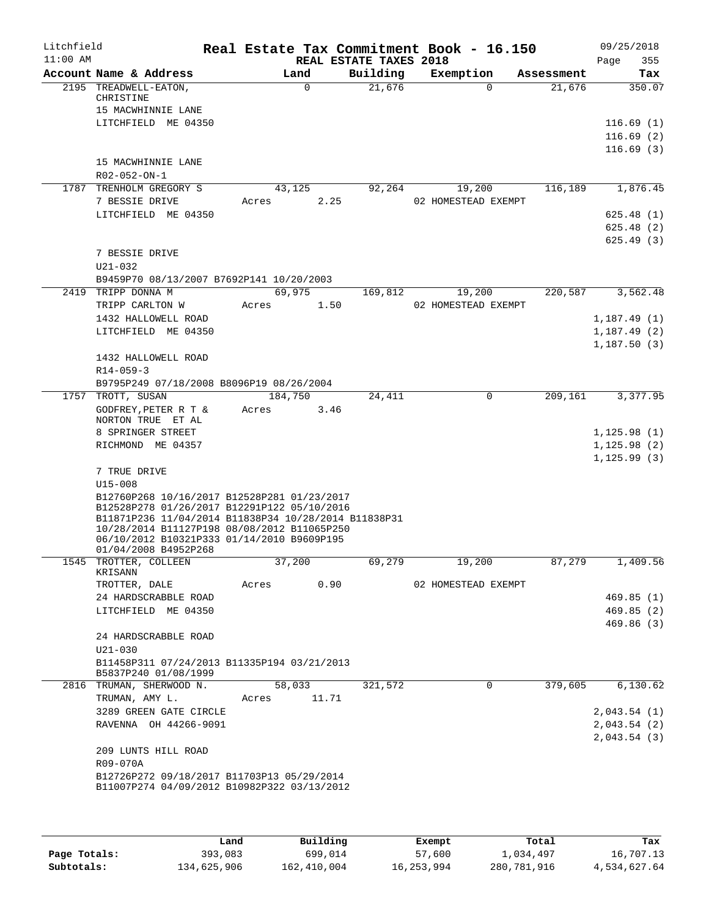Litchfield
11:00 AM

# Real Estate Tax Commitment Book - 16.150

REAL ESTATE TAXES 2018

09/25/2018
Page 355

| Account | Name & Address | Land | Building | Exemption | Assessment | Tax |
|---|---|---|---|---|---|---|
| 2195 | TREADWELL-EATON, CHRISTINE | 0 | 21,676 | 0 | 21,676 | 350.07 |
| | 15 MACWHINNIE LANE | | | | | |
| | LITCHFIELD ME 04350 | | | | | 116.69 (1) |
| | | | | | | 116.69 (2) |
| | | | | | | 116.69 (3) |
| | 15 MACWHINNIE LANE | | | | | |
| | R02-052-ON-1 | | | | | |
| 1787 | TRENHOLM GREGORY S | 43,125 | 92,264 | 19,200 | 116,189 | 1,876.45 |
| | 7 BESSIE DRIVE | Acres 2.25 | | 02 HOMESTEAD EXEMPT | | |
| | LITCHFIELD ME 04350 | | | | | 625.48 (1) |
| | | | | | | 625.48 (2) |
| | | | | | | 625.49 (3) |
| | 7 BESSIE DRIVE | | | | | |
| | U21-032 | | | | | |
| | B9459P70 08/13/2007 B7692P141 10/20/2003 | | | | | |
| 2419 | TRIPP DONNA M | 69,975 | 169,812 | 19,200 | 220,587 | 3,562.48 |
| | TRIPP CARLTON W | Acres 1.50 | | 02 HOMESTEAD EXEMPT | | |
| | 1432 HALLOWELL ROAD | | | | | 1,187.49 (1) |
| | LITCHFIELD ME 04350 | | | | | 1,187.49 (2) |
| | | | | | | 1,187.50 (3) |
| | 1432 HALLOWELL ROAD | | | | | |
| | R14-059-3 | | | | | |
| | B9795P249 07/18/2008 B8096P19 08/26/2004 | | | | | |
| 1757 | TROTT, SUSAN | 184,750 | 24,411 | 0 | 209,161 | 3,377.95 |
| | GODFREY,PETER R T & NORTON TRUE ET AL | Acres 3.46 | | | | |
| | 8 SPRINGER STREET | | | | | 1,125.98 (1) |
| | RICHMOND ME 04357 | | | | | 1,125.98 (2) |
| | | | | | | 1,125.99 (3) |
| | 7 TRUE DRIVE | | | | | |
| | U15-008 | | | | | |
| | B12760P268 10/16/2017 B12528P281 01/23/2017 B12528P278 01/26/2017 B12291P122 05/10/2016 B11871P236 11/04/2014 B11838P34 10/28/2014 B11838P31 10/28/2014 B11127P198 08/08/2012 B11065P250 06/10/2012 B10321P333 01/14/2010 B9609P195 01/04/2008 B4952P268 | | | | | |
| 1545 | TROTTER, COLLEEN KRISANN | 37,200 | 69,279 | 19,200 | 87,279 | 1,409.56 |
| | TROTTER, DALE | Acres 0.90 | | 02 HOMESTEAD EXEMPT | | |
| | 24 HARDSCRABBLE ROAD | | | | | 469.85 (1) |
| | LITCHFIELD ME 04350 | | | | | 469.85 (2) |
| | | | | | | 469.86 (3) |
| | 24 HARDSCRABBLE ROAD | | | | | |
| | U21-030 | | | | | |
| | B11458P311 07/24/2013 B11335P194 03/21/2013 B5837P240 01/08/1999 | | | | | |
| 2816 | TRUMAN, SHERWOOD N. | 58,033 | 321,572 | 0 | 379,605 | 6,130.62 |
| | TRUMAN, AMY L. | Acres 11.71 | | | | |
| | 3289 GREEN GATE CIRCLE | | | | | 2,043.54 (1) |
| | RAVENNA OH 44266-9091 | | | | | 2,043.54 (2) |
| | | | | | | 2,043.54 (3) |
| | 209 LUNTS HILL ROAD | | | | | |
| | R09-070A | | | | | |
| | B12726P272 09/18/2017 B11703P13 05/29/2014 B11007P274 04/09/2012 B10982P322 03/13/2012 | | | | | |

| | Land | Building | Exempt | Total | Tax |
|---|---|---|---|---|---|
| Page Totals: | 393,083 | 699,014 | 57,600 | 1,034,497 | 16,707.13 |
| Subtotals: | 134,625,906 | 162,410,004 | 16,253,994 | 280,781,916 | 4,534,627.64 |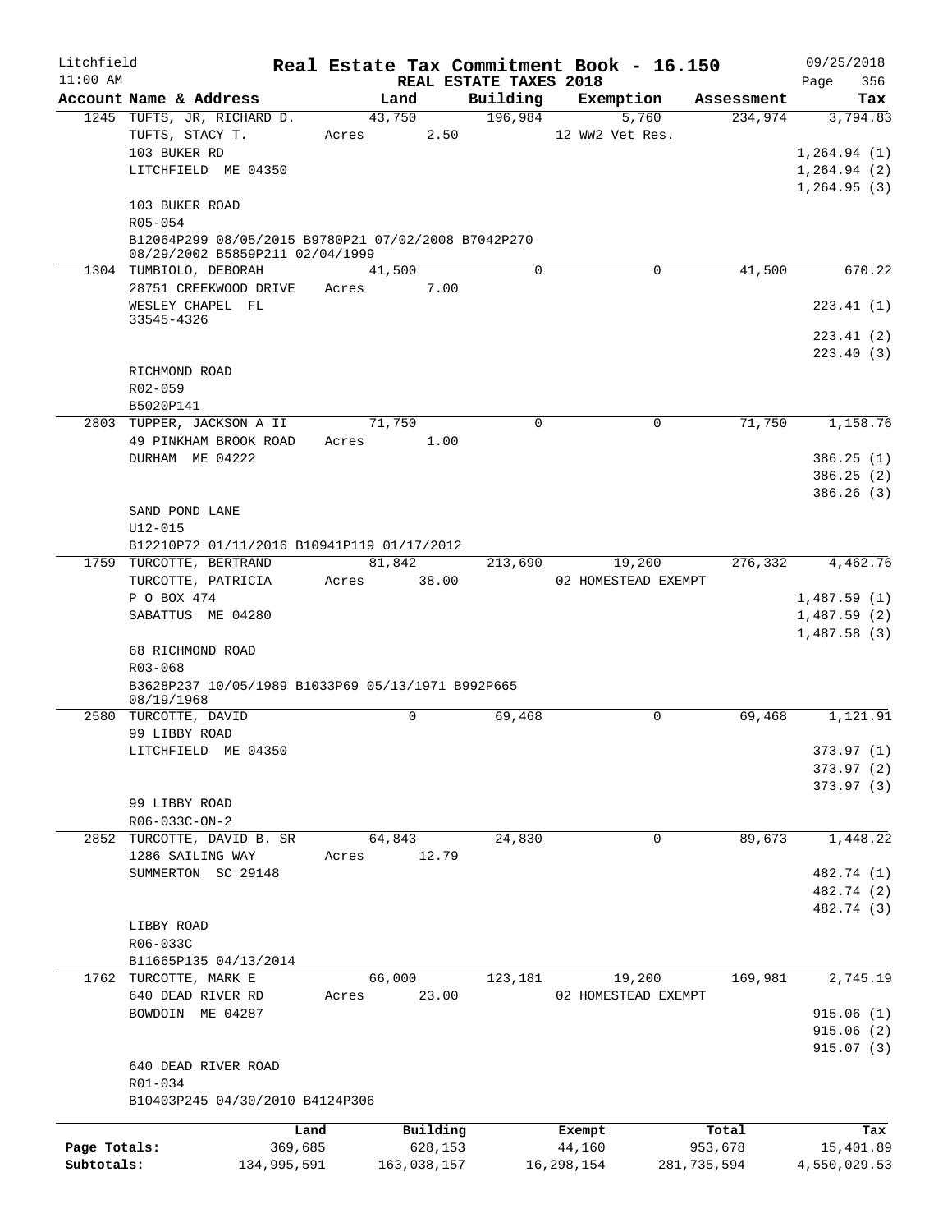Litchfield 11:00 AM

# Real Estate Tax Commitment Book - 16.150

REAL ESTATE TAXES 2018

09/25/2018 Page 356

| Account Name & Address | Land | Building | Exemption | Assessment | Tax |
|---|---|---|---|---|---|
| 1245 TUFTS, JR, RICHARD D. | 43,750 | 196,984 | 5,760 | 234,974 | 3,794.83 |
| TUFTS, STACY T. | Acres 2.50 | | 12 WW2 Vet Res. | | |
| 103 BUKER RD | | | | | 1,264.94 (1) |
| LITCHFIELD ME 04350 | | | | | 1,264.94 (2) |
| | | | | | 1,264.95 (3) |
| 103 BUKER ROAD | | | | | |
| R05-054 | | | | | |
| B12064P299 08/05/2015 B9780P21 07/02/2008 B7042P270 08/29/2002 B5859P211 02/04/1999 | | | | | |
| 1304 TUMBIOLO, DEBORAH | 41,500 | 0 | 0 | 41,500 | 670.22 |
| 28751 CREEKWOOD DRIVE | Acres 7.00 | | | | |
| WESLEY CHAPEL FL 33545-4326 | | | | | 223.41 (1) |
| | | | | | 223.41 (2) |
| | | | | | 223.40 (3) |
| RICHMOND ROAD | | | | | |
| R02-059 | | | | | |
| B5020P141 | | | | | |
| 2803 TUPPER, JACKSON A II | 71,750 | 0 | 0 | 71,750 | 1,158.76 |
| 49 PINKHAM BROOK ROAD | Acres 1.00 | | | | |
| DURHAM ME 04222 | | | | | 386.25 (1) |
| | | | | | 386.25 (2) |
| | | | | | 386.26 (3) |
| SAND POND LANE | | | | | |
| U12-015 | | | | | |
| B12210P72 01/11/2016 B10941P119 01/17/2012 | | | | | |
| 1759 TURCOTTE, BERTRAND | 81,842 | 213,690 | 19,200 | 276,332 | 4,462.76 |
| TURCOTTE, PATRICIA | Acres 38.00 | | 02 HOMESTEAD EXEMPT | | |
| P O BOX 474 | | | | | 1,487.59 (1) |
| SABATTUS ME 04280 | | | | | 1,487.59 (2) |
| | | | | | 1,487.58 (3) |
| 68 RICHMOND ROAD | | | | | |
| R03-068 | | | | | |
| B3628P237 10/05/1989 B1033P69 05/13/1971 B992P665 08/19/1968 | | | | | |
| 2580 TURCOTTE, DAVID | 0 | 69,468 | 0 | 69,468 | 1,121.91 |
| 99 LIBBY ROAD | | | | | |
| LITCHFIELD ME 04350 | | | | | 373.97 (1) |
| | | | | | 373.97 (2) |
| | | | | | 373.97 (3) |
| 99 LIBBY ROAD | | | | | |
| R06-033C-ON-2 | | | | | |
| 2852 TURCOTTE, DAVID B. SR | 64,843 | 24,830 | 0 | 89,673 | 1,448.22 |
| 1286 SAILING WAY | Acres 12.79 | | | | |
| SUMMERTON SC 29148 | | | | | 482.74 (1) |
| | | | | | 482.74 (2) |
| | | | | | 482.74 (3) |
| LIBBY ROAD | | | | | |
| R06-033C | | | | | |
| B11665P135 04/13/2014 | | | | | |
| 1762 TURCOTTE, MARK E | 66,000 | 123,181 | 19,200 | 169,981 | 2,745.19 |
| 640 DEAD RIVER RD | Acres 23.00 | | 02 HOMESTEAD EXEMPT | | |
| BOWDOIN ME 04287 | | | | | 915.06 (1) |
| | | | | | 915.06 (2) |
| | | | | | 915.07 (3) |
| 640 DEAD RIVER ROAD | | | | | |
| R01-034 | | | | | |
| B10403P245 04/30/2010 B4124P306 | | | | | |

| | Land | Building | Exempt | Total | Tax |
|---|---|---|---|---|---|
| Page Totals: | 369,685 | 628,153 | 44,160 | 953,678 | 15,401.89 |
| Subtotals: | 134,995,591 | 163,038,157 | 16,298,154 | 281,735,594 | 4,550,029.53 |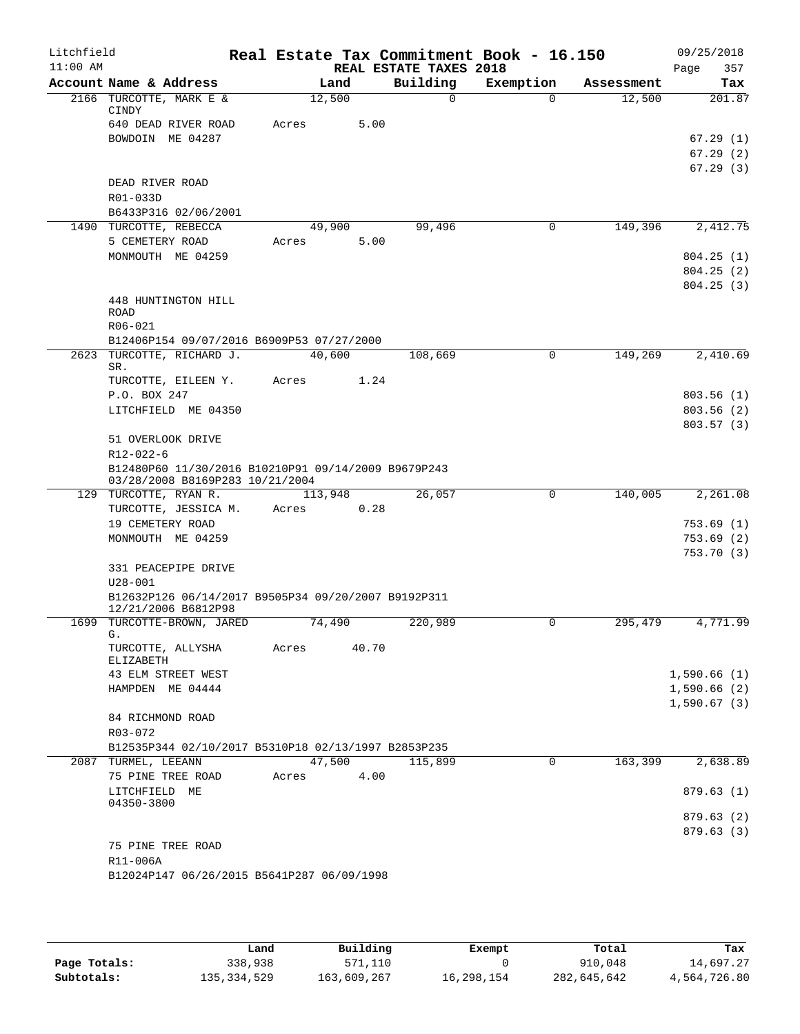Litchfield
11:00 AM

**Real Estate Tax Commitment Book - 16.150**
**REAL ESTATE TAXES 2018**

09/25/2018
Page 357

| Account Name & Address | Land | Building | Exemption | Assessment | Tax |
|---|---|---|---|---|---|
| 2166 TURCOTTE, MARK E & CINDY | 12,500 | 0 | 0 | 12,500 | 201.87 |
| 640 DEAD RIVER ROAD | Acres 5.00 | | | | |
| BOWDOIN ME 04287 | | | | | 67.29 (1) |
| | | | | | 67.29 (2) |
| | | | | | 67.29 (3) |
| DEAD RIVER ROAD | | | | | |
| R01-033D | | | | | |
| B6433P316 02/06/2001 | | | | | |
| 1490 TURCOTTE, REBECCA | 49,900 | 99,496 | 0 | 149,396 | 2,412.75 |
| 5 CEMETERY ROAD | Acres 5.00 | | | | |
| MONMOUTH ME 04259 | | | | | 804.25 (1) |
| | | | | | 804.25 (2) |
| | | | | | 804.25 (3) |
| 448 HUNTINGTON HILL ROAD | | | | | |
| R06-021 | | | | | |
| B12406P154 09/07/2016 B6909P53 07/27/2000 | | | | | |
| 2623 TURCOTTE, RICHARD J. SR. | 40,600 | 108,669 | 0 | 149,269 | 2,410.69 |
| TURCOTTE, EILEEN Y. | Acres 1.24 | | | | |
| P.O. BOX 247 | | | | | 803.56 (1) |
| LITCHFIELD ME 04350 | | | | | 803.56 (2) |
| | | | | | 803.57 (3) |
| 51 OVERLOOK DRIVE | | | | | |
| R12-022-6 | | | | | |
| B12480P60 11/30/2016 B10210P91 09/14/2009 B9679P243 03/28/2008 B8169P283 10/21/2004 | | | | | |
| 129 TURCOTTE, RYAN R. | 113,948 | 26,057 | 0 | 140,005 | 2,261.08 |
| TURCOTTE, JESSICA M. | Acres 0.28 | | | | |
| 19 CEMETERY ROAD | | | | | 753.69 (1) |
| MONMOUTH ME 04259 | | | | | 753.69 (2) |
| | | | | | 753.70 (3) |
| 331 PEACEPIPE DRIVE | | | | | |
| U28-001 | | | | | |
| B12632P126 06/14/2017 B9505P34 09/20/2007 B9192P311 12/21/2006 B6812P98 | | | | | |
| 1699 TURCOTTE-BROWN, JARED G. | 74,490 | 220,989 | 0 | 295,479 | 4,771.99 |
| TURCOTTE, ALLYSHA ELIZABETH | Acres 40.70 | | | | |
| 43 ELM STREET WEST | | | | | 1,590.66 (1) |
| HAMPDEN ME 04444 | | | | | 1,590.66 (2) |
| | | | | | 1,590.67 (3) |
| 84 RICHMOND ROAD | | | | | |
| R03-072 | | | | | |
| B12535P344 02/10/2017 B5310P18 02/13/1997 B2853P235 | | | | | |
| 2087 TURMEL, LEEANN | 47,500 | 115,899 | 0 | 163,399 | 2,638.89 |
| 75 PINE TREE ROAD | Acres 4.00 | | | | |
| LITCHFIELD ME 04350-3800 | | | | | 879.63 (1) |
| | | | | | 879.63 (2) |
| | | | | | 879.63 (3) |
| 75 PINE TREE ROAD | | | | | |
| R11-006A | | | | | |
| B12024P147 06/26/2015 B5641P287 06/09/1998 | | | | | |

| | Land | Building | Exempt | Total | Tax |
|---|---|---|---|---|---|
| **Page Totals:** | 338,938 | 571,110 | 0 | 910,048 | 14,697.27 |
| **Subtotals:** | 135,334,529 | 163,609,267 | 16,298,154 | 282,645,642 | 4,564,726.80 |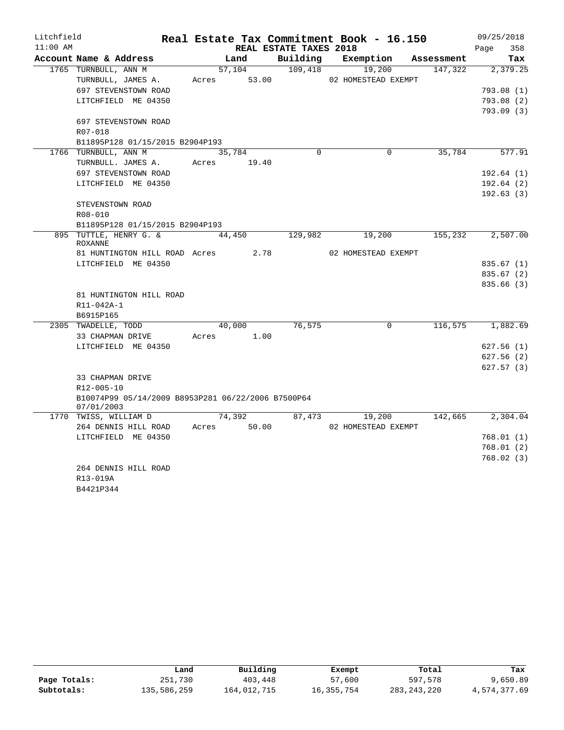Litchfield
11:00 AM

# Real Estate Tax Commitment Book - 16.150

REAL ESTATE TAXES 2018

09/25/2018
Page 358

| Account Name & Address | Land | Building | Exemption | Assessment | Tax |
|---|---|---|---|---|---|
| 1765 TURNBULL, ANN M | 57,104 | 109,418 | 19,200 | 147,322 | 2,379.25 |
| TURNBULL, JAMES A. | Acres 53.00 | | 02 HOMESTEAD EXEMPT | | |
| 697 STEVENSTOWN ROAD | | | | | 793.08 (1) |
| LITCHFIELD ME 04350 | | | | | 793.08 (2) |
| | | | | | 793.09 (3) |
| 697 STEVENSTOWN ROAD | | | | | |
| R07-018 | | | | | |
| B11895P128 01/15/2015 B2904P193 | | | | | |
| 1766 TURNBULL, ANN M | 35,784 | 0 | 0 | 35,784 | 577.91 |
| TURNBULL. JAMES A. | Acres 19.40 | | | | |
| 697 STEVENSTOWN ROAD | | | | | 192.64 (1) |
| LITCHFIELD ME 04350 | | | | | 192.64 (2) |
| | | | | | 192.63 (3) |
| STEVENSTOWN ROAD | | | | | |
| R08-010 | | | | | |
| B11895P128 01/15/2015 B2904P193 | | | | | |
| 895 TUTTLE, HENRY G. & ROXANNE | 44,450 | 129,982 | 19,200 | 155,232 | 2,507.00 |
| 81 HUNTINGTON HILL ROAD | Acres 2.78 | | 02 HOMESTEAD EXEMPT | | |
| LITCHFIELD ME 04350 | | | | | 835.67 (1) |
| | | | | | 835.67 (2) |
| | | | | | 835.66 (3) |
| 81 HUNTINGTON HILL ROAD | | | | | |
| R11-042A-1 | | | | | |
| B6915P165 | | | | | |
| 2305 TWADELLE, TODD | 40,000 | 76,575 | 0 | 116,575 | 1,882.69 |
| 33 CHAPMAN DRIVE | Acres 1.00 | | | | |
| LITCHFIELD ME 04350 | | | | | 627.56 (1) |
| | | | | | 627.56 (2) |
| | | | | | 627.57 (3) |
| 33 CHAPMAN DRIVE | | | | | |
| R12-005-10 | | | | | |
| B10074P99 05/14/2009 B8953P281 06/22/2006 B7500P64 07/01/2003 | | | | | |
| 1770 TWISS, WILLIAM D | 74,392 | 87,473 | 19,200 | 142,665 | 2,304.04 |
| 264 DENNIS HILL ROAD | Acres 50.00 | | 02 HOMESTEAD EXEMPT | | |
| LITCHFIELD ME 04350 | | | | | 768.01 (1) |
| | | | | | 768.01 (2) |
| | | | | | 768.02 (3) |
| 264 DENNIS HILL ROAD | | | | | |
| R13-019A | | | | | |
| B4421P344 | | | | | |

| | Land | Building | Exempt | Total | Tax |
|---|---|---|---|---|---|
| Page Totals: | 251,730 | 403,448 | 57,600 | 597,578 | 9,650.89 |
| Subtotals: | 135,586,259 | 164,012,715 | 16,355,754 | 283,243,220 | 4,574,377.69 |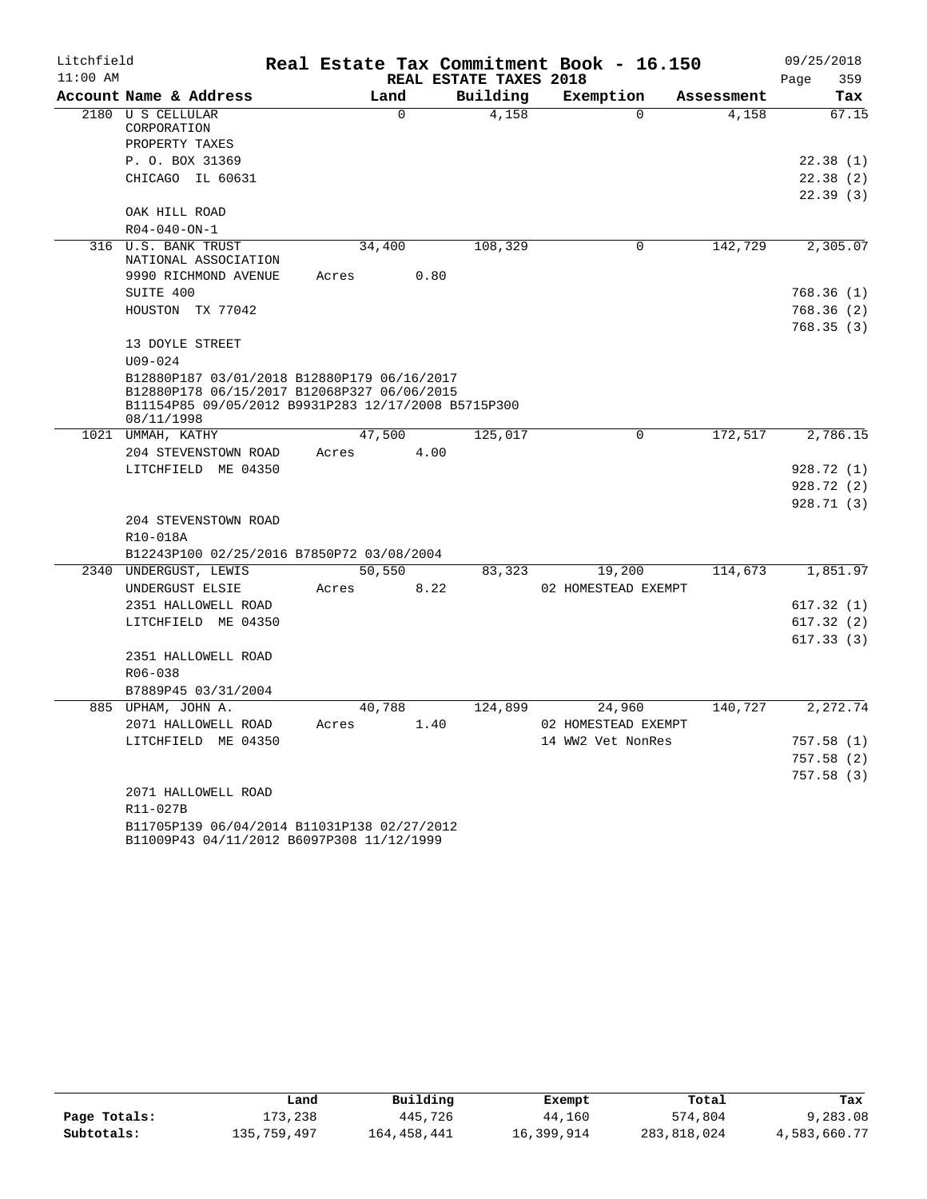Litchfield 11:00 AM

# Real Estate Tax Commitment Book - 16.150

REAL ESTATE TAXES 2018

09/25/2018

| Account Name & Address | Land | Building | Exemption | Assessment | Tax |
|---|---|---|---|---|---|
| 2180 U S CELLULAR CORPORATION | 0 | 4,158 | 0 | 4,158 | 67.15 |
| PROPERTY TAXES | | | | | |
| P. O. BOX 31369 | | | | | 22.38 (1) |
| CHICAGO IL 60631 | | | | | 22.38 (2) |
| | | | | | 22.39 (3) |
| OAK HILL ROAD | | | | | |
| R04-040-ON-1 | | | | | |
| 316 U.S. BANK TRUST NATIONAL ASSOCIATION | 34,400 | 108,329 | 0 | 142,729 | 2,305.07 |
| 9990 RICHMOND AVENUE | Acres 0.80 | | | | |
| SUITE 400 | | | | | 768.36 (1) |
| HOUSTON TX 77042 | | | | | 768.36 (2) |
| | | | | | 768.35 (3) |
| 13 DOYLE STREET | | | | | |
| U09-024 | | | | | |
| B12880P187 03/01/2018 B12880P179 06/16/2017 B12880P178 06/15/2017 B12068P327 06/06/2015 B11154P85 09/05/2012 B9931P283 12/17/2008 B5715P300 08/11/1998 | | | | | |
| 1021 UMMAH, KATHY | 47,500 | 125,017 | 0 | 172,517 | 2,786.15 |
| 204 STEVENSTOWN ROAD | Acres 4.00 | | | | |
| LITCHFIELD ME 04350 | | | | | 928.72 (1) |
| | | | | | 928.72 (2) |
| | | | | | 928.71 (3) |
| 204 STEVENSTOWN ROAD | | | | | |
| R10-018A | | | | | |
| B12243P100 02/25/2016 B7850P72 03/08/2004 | | | | | |
| 2340 UNDERGUST, LEWIS | 50,550 | 83,323 | 19,200 | 114,673 | 1,851.97 |
| UNDERGUST ELSIE | Acres 8.22 | | 02 HOMESTEAD EXEMPT | | |
| 2351 HALLOWELL ROAD | | | | | 617.32 (1) |
| LITCHFIELD ME 04350 | | | | | 617.32 (2) |
| | | | | | 617.33 (3) |
| 2351 HALLOWELL ROAD | | | | | |
| R06-038 | | | | | |
| B7889P45 03/31/2004 | | | | | |
| 885 UPHAM, JOHN A. | 40,788 | 124,899 | 24,960 | 140,727 | 2,272.74 |
| 2071 HALLOWELL ROAD | Acres 1.40 | | 02 HOMESTEAD EXEMPT | | |
| LITCHFIELD ME 04350 | | | 14 WW2 Vet NonRes | | 757.58 (1) |
| | | | | | 757.58 (2) |
| | | | | | 757.58 (3) |
| 2071 HALLOWELL ROAD | | | | | |
| R11-027B | | | | | |
| B11705P139 06/04/2014 B11031P138 02/27/2012 B11009P43 04/11/2012 B6097P308 11/12/1999 | | | | | |

| | Land | Building | Exempt | Total | Tax |
|---|---|---|---|---|---|
| Page Totals: | 173,238 | 445,726 | 44,160 | 574,804 | 9,283.08 |
| Subtotals: | 135,759,497 | 164,458,441 | 16,399,914 | 283,818,024 | 4,583,660.77 |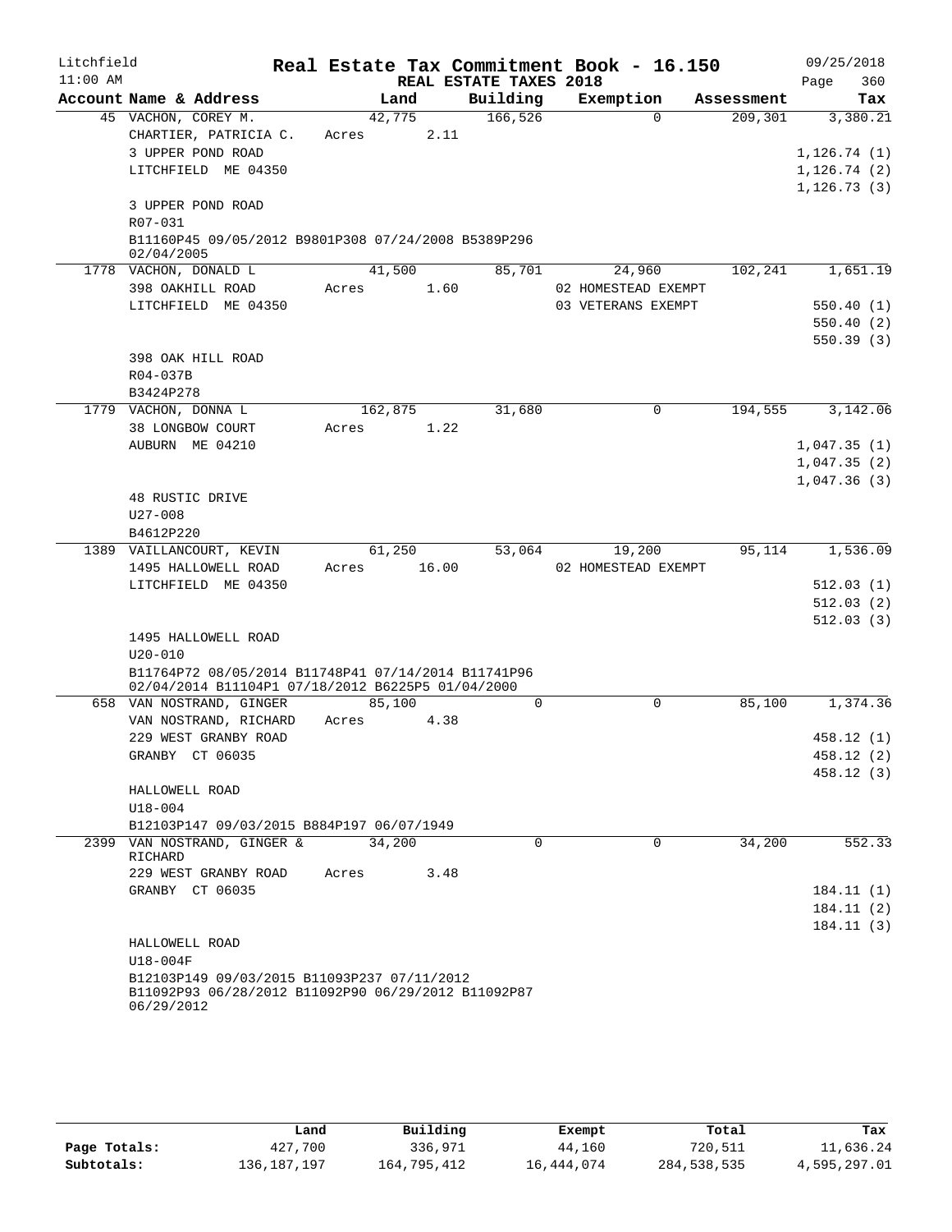# Litchfield — Real Estate Tax Commitment Book - 16.150

11:00 AM — REAL ESTATE TAXES 2018 — 09/25/2018

| Account Name & Address | Land | Building | Exemption | Assessment | Tax |
|---|---|---|---|---|---|
| 45 VACHON, COREY M. | 42,775 | 166,526 | 0 | 209,301 | 3,380.21 |
| CHARTIER, PATRICIA C. | Acres 2.11 | | | | |
| 3 UPPER POND ROAD | | | | | 1,126.74 (1) |
| LITCHFIELD ME 04350 | | | | | 1,126.74 (2) |
| | | | | | 1,126.73 (3) |
| 3 UPPER POND ROAD | | | | | |
| R07-031 | | | | | |
| B11160P45 09/05/2012 B9801P308 07/24/2008 B5389P296 02/04/2005 | | | | | |
| 1778 VACHON, DONALD L | 41,500 | 85,701 | 24,960 | 102,241 | 1,651.19 |
| 398 OAKHILL ROAD | Acres 1.60 | | 02 HOMESTEAD EXEMPT | | |
| LITCHFIELD ME 04350 | | | 03 VETERANS EXEMPT | | 550.40 (1) |
| | | | | | 550.40 (2) |
| | | | | | 550.39 (3) |
| 398 OAK HILL ROAD | | | | | |
| R04-037B | | | | | |
| B3424P278 | | | | | |
| 1779 VACHON, DONNA L | 162,875 | 31,680 | 0 | 194,555 | 3,142.06 |
| 38 LONGBOW COURT | Acres 1.22 | | | | |
| AUBURN ME 04210 | | | | | 1,047.35 (1) |
| | | | | | 1,047.35 (2) |
| | | | | | 1,047.36 (3) |
| 48 RUSTIC DRIVE | | | | | |
| U27-008 | | | | | |
| B4612P220 | | | | | |
| 1389 VAILLANCOURT, KEVIN | 61,250 | 53,064 | 19,200 | 95,114 | 1,536.09 |
| 1495 HALLOWELL ROAD | Acres 16.00 | | 02 HOMESTEAD EXEMPT | | |
| LITCHFIELD ME 04350 | | | | | 512.03 (1) |
| | | | | | 512.03 (2) |
| | | | | | 512.03 (3) |
| 1495 HALLOWELL ROAD | | | | | |
| U20-010 | | | | | |
| B11764P72 08/05/2014 B11748P41 07/14/2014 B11741P96 02/04/2014 B11104P1 07/18/2012 B6225P5 01/04/2000 | | | | | |
| 658 VAN NOSTRAND, GINGER | 85,100 | 0 | 0 | 85,100 | 1,374.36 |
| VAN NOSTRAND, RICHARD | Acres 4.38 | | | | |
| 229 WEST GRANBY ROAD | | | | | 458.12 (1) |
| GRANBY CT 06035 | | | | | 458.12 (2) |
| | | | | | 458.12 (3) |
| HALLOWELL ROAD | | | | | |
| U18-004 | | | | | |
| B12103P147 09/03/2015 B884P197 06/07/1949 | | | | | |
| 2399 VAN NOSTRAND, GINGER & RICHARD | 34,200 | 0 | 0 | 34,200 | 552.33 |
| 229 WEST GRANBY ROAD | Acres 3.48 | | | | |
| GRANBY CT 06035 | | | | | 184.11 (1) |
| | | | | | 184.11 (2) |
| | | | | | 184.11 (3) |
| HALLOWELL ROAD | | | | | |
| U18-004F | | | | | |
| B12103P149 09/03/2015 B11093P237 07/11/2012 B11092P93 06/28/2012 B11092P90 06/29/2012 B11092P87 06/29/2012 | | | | | |

| | Land | Building | Exempt | Total | Tax |
|---|---|---|---|---|---|
| Page Totals: | 427,700 | 336,971 | 44,160 | 720,511 | 11,636.24 |
| Subtotals: | 136,187,197 | 164,795,412 | 16,444,074 | 284,538,535 | 4,595,297.01 |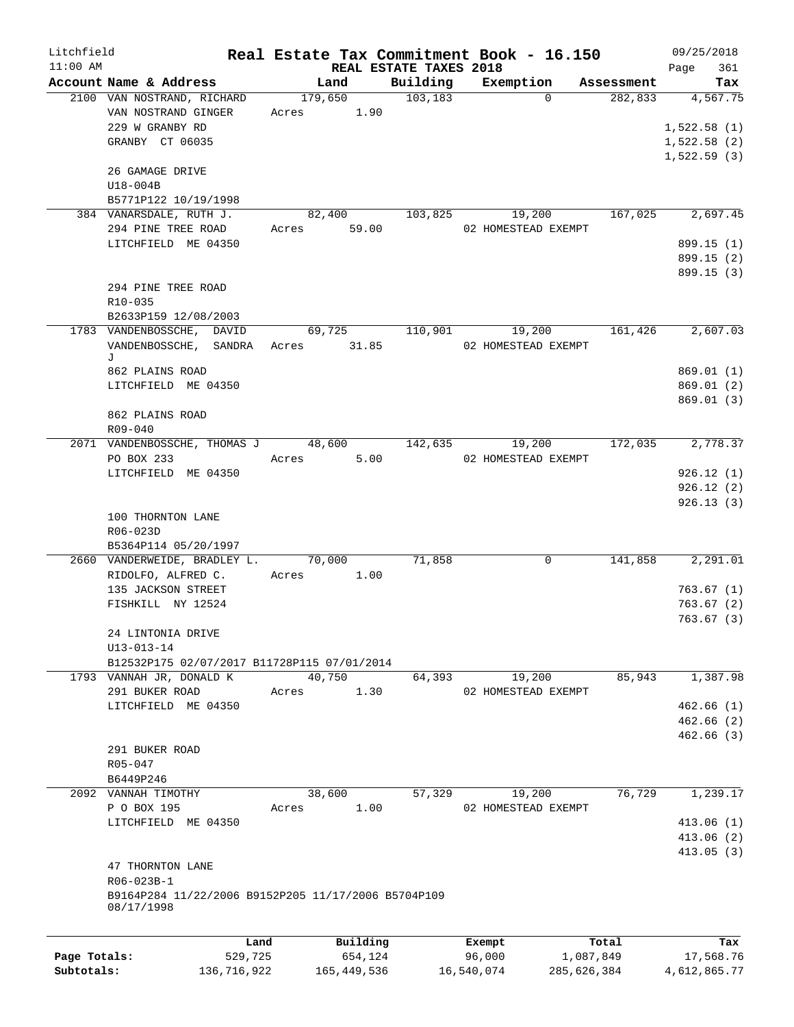Litchfield
11:00 AM

# Real Estate Tax Commitment Book - 16.150

## REAL ESTATE TAXES 2018

09/25/2018
Page 361

| Account Name & Address | Land | Building | Exemption | Assessment | Tax |
|---|---|---|---|---|---|
| 2100 VAN NOSTRAND, RICHARD | 179,650 | 103,183 | 0 | 282,833 | 4,567.75 |
| VAN NOSTRAND GINGER | Acres 1.90 | | | | |
| 229 W GRANBY RD | | | | | 1,522.58 (1) |
| GRANBY CT 06035 | | | | | 1,522.58 (2) |
| | | | | | 1,522.59 (3) |
| 26 GAMAGE DRIVE | | | | | |
| U18-004B | | | | | |
| B5771P122 10/19/1998 | | | | | |
| 384 VANARSDALE, RUTH J. | 82,400 | 103,825 | 19,200 | 167,025 | 2,697.45 |
| 294 PINE TREE ROAD | Acres 59.00 | | 02 HOMESTEAD EXEMPT | | |
| LITCHFIELD ME 04350 | | | | | 899.15 (1) |
| | | | | | 899.15 (2) |
| | | | | | 899.15 (3) |
| 294 PINE TREE ROAD | | | | | |
| R10-035 | | | | | |
| B2633P159 12/08/2003 | | | | | |
| 1783 VANDENBOSSCHE, DAVID | 69,725 | 110,901 | 19,200 | 161,426 | 2,607.03 |
| VANDENBOSSCHE, SANDRA J | Acres 31.85 | | 02 HOMESTEAD EXEMPT | | |
| 862 PLAINS ROAD | | | | | 869.01 (1) |
| LITCHFIELD ME 04350 | | | | | 869.01 (2) |
| | | | | | 869.01 (3) |
| 862 PLAINS ROAD | | | | | |
| R09-040 | | | | | |
| 2071 VANDENBOSSCHE, THOMAS J | 48,600 | 142,635 | 19,200 | 172,035 | 2,778.37 |
| PO BOX 233 | Acres 5.00 | | 02 HOMESTEAD EXEMPT | | |
| LITCHFIELD ME 04350 | | | | | 926.12 (1) |
| | | | | | 926.12 (2) |
| | | | | | 926.13 (3) |
| 100 THORNTON LANE | | | | | |
| R06-023D | | | | | |
| B5364P114 05/20/1997 | | | | | |
| 2660 VANDERWEIDE, BRADLEY L. | 70,000 | 71,858 | 0 | 141,858 | 2,291.01 |
| RIDOLFO, ALFRED C. | Acres 1.00 | | | | |
| 135 JACKSON STREET | | | | | 763.67 (1) |
| FISHKILL NY 12524 | | | | | 763.67 (2) |
| | | | | | 763.67 (3) |
| 24 LINTONIA DRIVE | | | | | |
| U13-013-14 | | | | | |
| B12532P175 02/07/2017 B11728P115 07/01/2014 | | | | | |
| 1793 VANNAH JR, DONALD K | 40,750 | 64,393 | 19,200 | 85,943 | 1,387.98 |
| 291 BUKER ROAD | Acres 1.30 | | 02 HOMESTEAD EXEMPT | | |
| LITCHFIELD ME 04350 | | | | | 462.66 (1) |
| | | | | | 462.66 (2) |
| | | | | | 462.66 (3) |
| 291 BUKER ROAD | | | | | |
| R05-047 | | | | | |
| B6449P246 | | | | | |
| 2092 VANNAH TIMOTHY | 38,600 | 57,329 | 19,200 | 76,729 | 1,239.17 |
| P O BOX 195 | Acres 1.00 | | 02 HOMESTEAD EXEMPT | | |
| LITCHFIELD ME 04350 | | | | | 413.06 (1) |
| | | | | | 413.06 (2) |
| | | | | | 413.05 (3) |
| 47 THORNTON LANE | | | | | |
| R06-023B-1 | | | | | |
| B9164P284 11/22/2006 B9152P205 11/17/2006 B5704P109 08/17/1998 | | | | | |

| | Land | Building | Exempt | Total | Tax |
|---|---|---|---|---|---|
| Page Totals: | 529,725 | 654,124 | 96,000 | 1,087,849 | 17,568.76 |
| Subtotals: | 136,716,922 | 165,449,536 | 16,540,074 | 285,626,384 | 4,612,865.77 |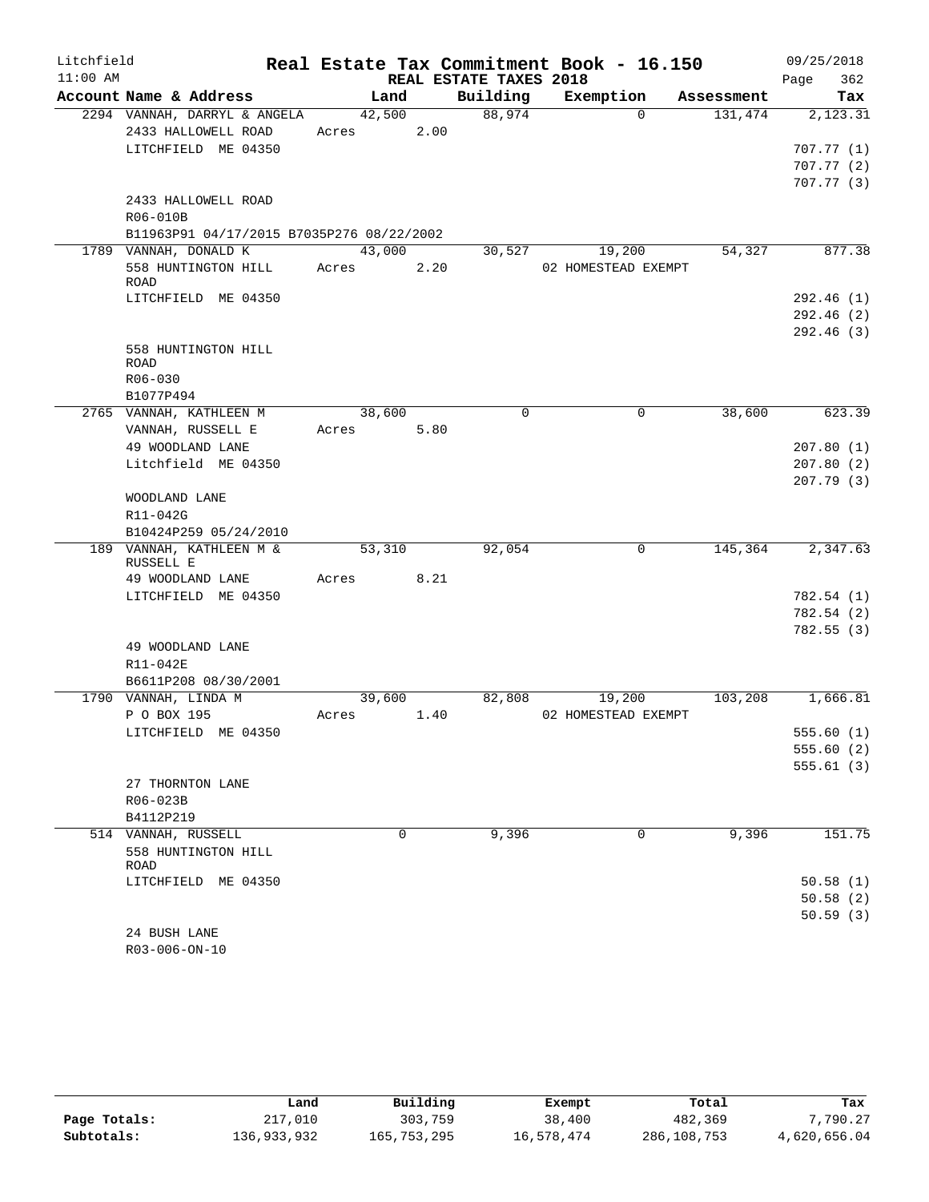Litchfield  
11:00 AM

# Real Estate Tax Commitment Book - 16.150

REAL ESTATE TAXES 2018

09/25/2018

| Account Name & Address | Land | Building | Exemption | Assessment | Tax |
|---|---|---|---|---|---|
| 2294 VANNAH, DARRYL & ANGELA | 42,500 | 88,974 | 0 | 131,474 | 2,123.31 |
| 2433 HALLOWELL ROAD | Acres 2.00 | | | | |
| LITCHFIELD ME 04350 | | | | | 707.77 (1) |
| | | | | | 707.77 (2) |
| | | | | | 707.77 (3) |
| 2433 HALLOWELL ROAD | | | | | |
| R06-010B | | | | | |
| B11963P91 04/17/2015 B7035P276 08/22/2002 | | | | | |
| 1789 VANNAH, DONALD K | 43,000 | 30,527 | 19,200 | 54,327 | 877.38 |
| 558 HUNTINGTON HILL ROAD | Acres 2.20 | | 02 HOMESTEAD EXEMPT | | |
| LITCHFIELD ME 04350 | | | | | 292.46 (1) |
| | | | | | 292.46 (2) |
| | | | | | 292.46 (3) |
| 558 HUNTINGTON HILL ROAD | | | | | |
| R06-030 | | | | | |
| B1077P494 | | | | | |
| 2765 VANNAH, KATHLEEN M | 38,600 | 0 | 0 | 38,600 | 623.39 |
| VANNAH, RUSSELL E | Acres 5.80 | | | | |
| 49 WOODLAND LANE | | | | | 207.80 (1) |
| Litchfield ME 04350 | | | | | 207.80 (2) |
| | | | | | 207.79 (3) |
| WOODLAND LANE | | | | | |
| R11-042G | | | | | |
| B10424P259 05/24/2010 | | | | | |
| 189 VANNAH, KATHLEEN M & RUSSELL E | 53,310 | 92,054 | 0 | 145,364 | 2,347.63 |
| 49 WOODLAND LANE | Acres 8.21 | | | | |
| LITCHFIELD ME 04350 | | | | | 782.54 (1) |
| | | | | | 782.54 (2) |
| | | | | | 782.55 (3) |
| 49 WOODLAND LANE | | | | | |
| R11-042E | | | | | |
| B6611P208 08/30/2001 | | | | | |
| 1790 VANNAH, LINDA M | 39,600 | 82,808 | 19,200 | 103,208 | 1,666.81 |
| P O BOX 195 | Acres 1.40 | | 02 HOMESTEAD EXEMPT | | |
| LITCHFIELD ME 04350 | | | | | 555.60 (1) |
| | | | | | 555.60 (2) |
| | | | | | 555.61 (3) |
| 27 THORNTON LANE | | | | | |
| R06-023B | | | | | |
| B4112P219 | | | | | |
| 514 VANNAH, RUSSELL | 0 | 9,396 | 0 | 9,396 | 151.75 |
| 558 HUNTINGTON HILL ROAD | | | | | |
| LITCHFIELD ME 04350 | | | | | 50.58 (1) |
| | | | | | 50.58 (2) |
| | | | | | 50.59 (3) |
| 24 BUSH LANE | | | | | |
| R03-006-ON-10 | | | | | |

| | Land | Building | Exempt | Total | Tax |
|---|---|---|---|---|---|
| Page Totals: | 217,010 | 303,759 | 38,400 | 482,369 | 7,790.27 |
| Subtotals: | 136,933,932 | 165,753,295 | 16,578,474 | 286,108,753 | 4,620,656.04 |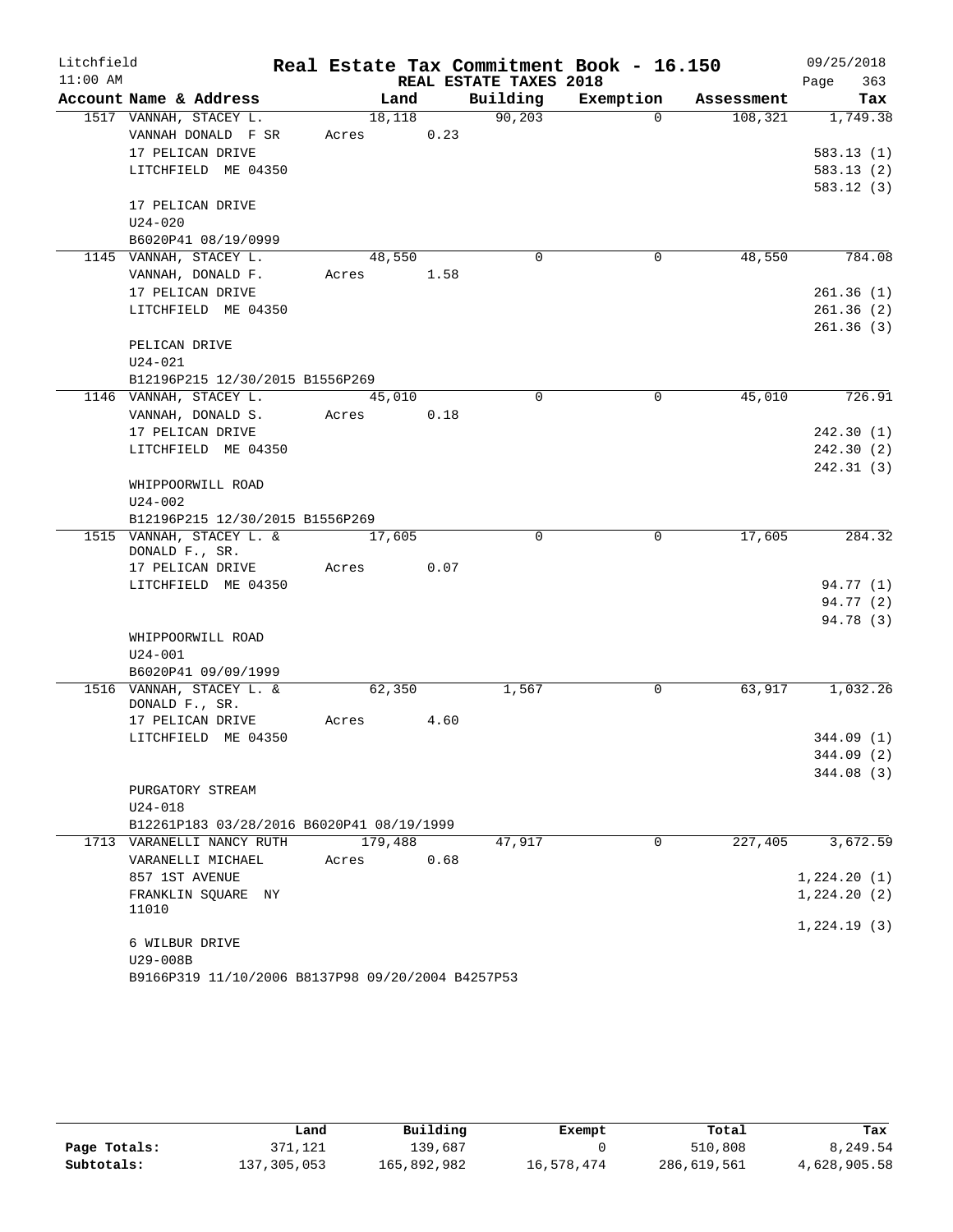# Real Estate Tax Commitment Book - 16.150

Litchfield 11:00 AM — REAL ESTATE TAXES 2018 — 09/25/2018

| Account Name & Address | Land | Building | Exemption | Assessment | Tax |
|---|---|---|---|---|---|
| 1517 VANNAH, STACEY L. | 18,118 | 90,203 | 0 | 108,321 | 1,749.38 |
| VANNAH DONALD F SR | Acres 0.23 | | | | |
| 17 PELICAN DRIVE | | | | | 583.13 (1) |
| LITCHFIELD ME 04350 | | | | | 583.13 (2) |
| | | | | | 583.12 (3) |
| 17 PELICAN DRIVE | | | | | |
| U24-020 | | | | | |
| B6020P41 08/19/0999 | | | | | |
| 1145 VANNAH, STACEY L. | 48,550 | 0 | 0 | 48,550 | 784.08 |
| VANNAH, DONALD F. | Acres 1.58 | | | | |
| 17 PELICAN DRIVE | | | | | 261.36 (1) |
| LITCHFIELD ME 04350 | | | | | 261.36 (2) |
| | | | | | 261.36 (3) |
| PELICAN DRIVE | | | | | |
| U24-021 | | | | | |
| B12196P215 12/30/2015 B1556P269 | | | | | |
| 1146 VANNAH, STACEY L. | 45,010 | 0 | 0 | 45,010 | 726.91 |
| VANNAH, DONALD S. | Acres 0.18 | | | | |
| 17 PELICAN DRIVE | | | | | 242.30 (1) |
| LITCHFIELD ME 04350 | | | | | 242.30 (2) |
| | | | | | 242.31 (3) |
| WHIPPOORWILL ROAD | | | | | |
| U24-002 | | | | | |
| B12196P215 12/30/2015 B1556P269 | | | | | |
| 1515 VANNAH, STACEY L. & DONALD F., SR. | 17,605 | 0 | 0 | 17,605 | 284.32 |
| 17 PELICAN DRIVE | Acres 0.07 | | | | |
| LITCHFIELD ME 04350 | | | | | 94.77 (1) |
| | | | | | 94.77 (2) |
| | | | | | 94.78 (3) |
| WHIPPOORWILL ROAD | | | | | |
| U24-001 | | | | | |
| B6020P41 09/09/1999 | | | | | |
| 1516 VANNAH, STACEY L. & DONALD F., SR. | 62,350 | 1,567 | 0 | 63,917 | 1,032.26 |
| 17 PELICAN DRIVE | Acres 4.60 | | | | |
| LITCHFIELD ME 04350 | | | | | 344.09 (1) |
| | | | | | 344.09 (2) |
| | | | | | 344.08 (3) |
| PURGATORY STREAM | | | | | |
| U24-018 | | | | | |
| B12261P183 03/28/2016 B6020P41 08/19/1999 | | | | | |
| 1713 VARANELLI NANCY RUTH | 179,488 | 47,917 | 0 | 227,405 | 3,672.59 |
| VARANELLI MICHAEL | Acres 0.68 | | | | |
| 857 1ST AVENUE | | | | | 1,224.20 (1) |
| FRANKLIN SQUARE NY 11010 | | | | | 1,224.20 (2) |
| | | | | | 1,224.19 (3) |
| 6 WILBUR DRIVE | | | | | |
| U29-008B | | | | | |
| B9166P319 11/10/2006 B8137P98 09/20/2004 B4257P53 | | | | | |

| | Land | Building | Exempt | Total | Tax |
|---|---|---|---|---|---|
| Page Totals: | 371,121 | 139,687 | 0 | 510,808 | 8,249.54 |
| Subtotals: | 137,305,053 | 165,892,982 | 16,578,474 | 286,619,561 | 4,628,905.58 |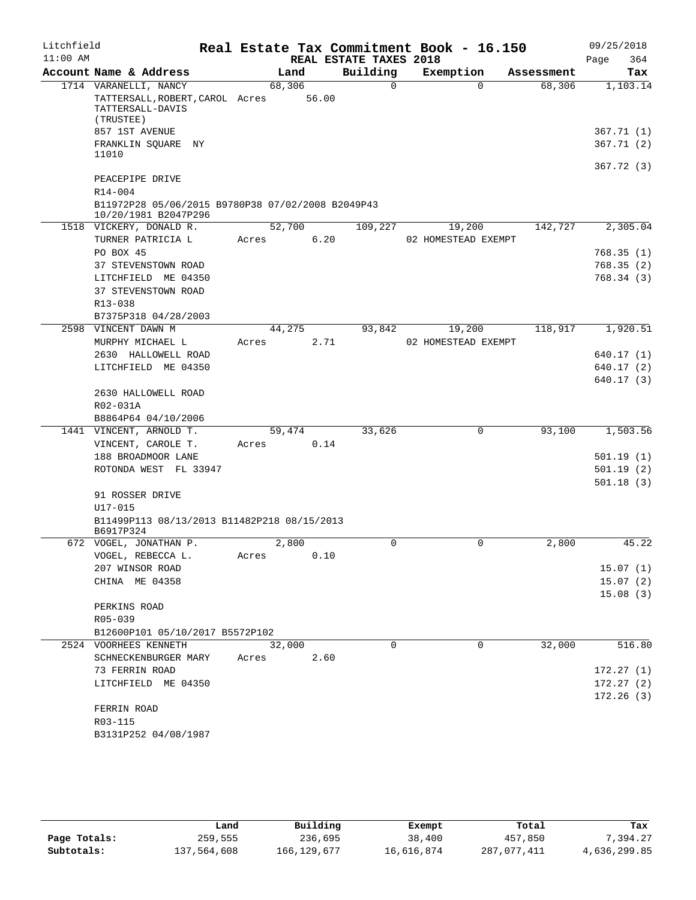Litchfield 11:00 AM

# Real Estate Tax Commitment Book - 16.150

REAL ESTATE TAXES 2018

09/25/2018 Page 364

| Account Name & Address | Land | Building | Exemption | Assessment | Tax |
|---|---|---|---|---|---|
| 1714 VARANELLI, NANCY | 68,306 | 0 | 0 | 68,306 | 1,103.14 |
| TATTERSALL,ROBERT,CAROL TATTERSALL-DAVIS (TRUSTEE) | Acres 56.00 | | | | |
| 857 1ST AVENUE | | | | | 367.71 (1) |
| FRANKLIN SQUARE NY 11010 | | | | | 367.71 (2) |
| | | | | | 367.72 (3) |
| PEACEPIPE DRIVE | | | | | |
| R14-004 | | | | | |
| B11972P28 05/06/2015 B9780P38 07/02/2008 B2049P43 10/20/1981 B2047P296 | | | | | |
| 1518 VICKERY, DONALD R. | 52,700 | 109,227 | 19,200 | 142,727 | 2,305.04 |
| TURNER PATRICIA L | Acres 6.20 | | 02 HOMESTEAD EXEMPT | | |
| PO BOX 45 | | | | | 768.35 (1) |
| 37 STEVENSTOWN ROAD | | | | | 768.35 (2) |
| LITCHFIELD ME 04350 | | | | | 768.34 (3) |
| 37 STEVENSTOWN ROAD | | | | | |
| R13-038 | | | | | |
| B7375P318 04/28/2003 | | | | | |
| 2598 VINCENT DAWN M | 44,275 | 93,842 | 19,200 | 118,917 | 1,920.51 |
| MURPHY MICHAEL L | Acres 2.71 | | 02 HOMESTEAD EXEMPT | | |
| 2630 HALLOWELL ROAD | | | | | 640.17 (1) |
| LITCHFIELD ME 04350 | | | | | 640.17 (2) |
| | | | | | 640.17 (3) |
| 2630 HALLOWELL ROAD | | | | | |
| R02-031A | | | | | |
| B8864P64 04/10/2006 | | | | | |
| 1441 VINCENT, ARNOLD T. | 59,474 | 33,626 | 0 | 93,100 | 1,503.56 |
| VINCENT, CAROLE T. | Acres 0.14 | | | | |
| 188 BROADMOOR LANE | | | | | 501.19 (1) |
| ROTONDA WEST FL 33947 | | | | | 501.19 (2) |
| | | | | | 501.18 (3) |
| 91 ROSSER DRIVE | | | | | |
| U17-015 | | | | | |
| B11499P113 08/13/2013 B11482P218 08/15/2013 B6917P324 | | | | | |
| 672 VOGEL, JONATHAN P. | 2,800 | 0 | 0 | 2,800 | 45.22 |
| VOGEL, REBECCA L. | Acres 0.10 | | | | |
| 207 WINSOR ROAD | | | | | 15.07 (1) |
| CHINA ME 04358 | | | | | 15.07 (2) |
| | | | | | 15.08 (3) |
| PERKINS ROAD | | | | | |
| R05-039 | | | | | |
| B12600P101 05/10/2017 B5572P102 | | | | | |
| 2524 VOORHEES KENNETH | 32,000 | 0 | 0 | 32,000 | 516.80 |
| SCHNECKENBURGER MARY | Acres 2.60 | | | | |
| 73 FERRIN ROAD | | | | | 172.27 (1) |
| LITCHFIELD ME 04350 | | | | | 172.27 (2) |
| | | | | | 172.26 (3) |
| FERRIN ROAD | | | | | |
| R03-115 | | | | | |
| B3131P252 04/08/1987 | | | | | |

| | Land | Building | Exempt | Total | Tax |
|---|---|---|---|---|---|
| Page Totals: | 259,555 | 236,695 | 38,400 | 457,850 | 7,394.27 |
| Subtotals: | 137,564,608 | 166,129,677 | 16,616,874 | 287,077,411 | 4,636,299.85 |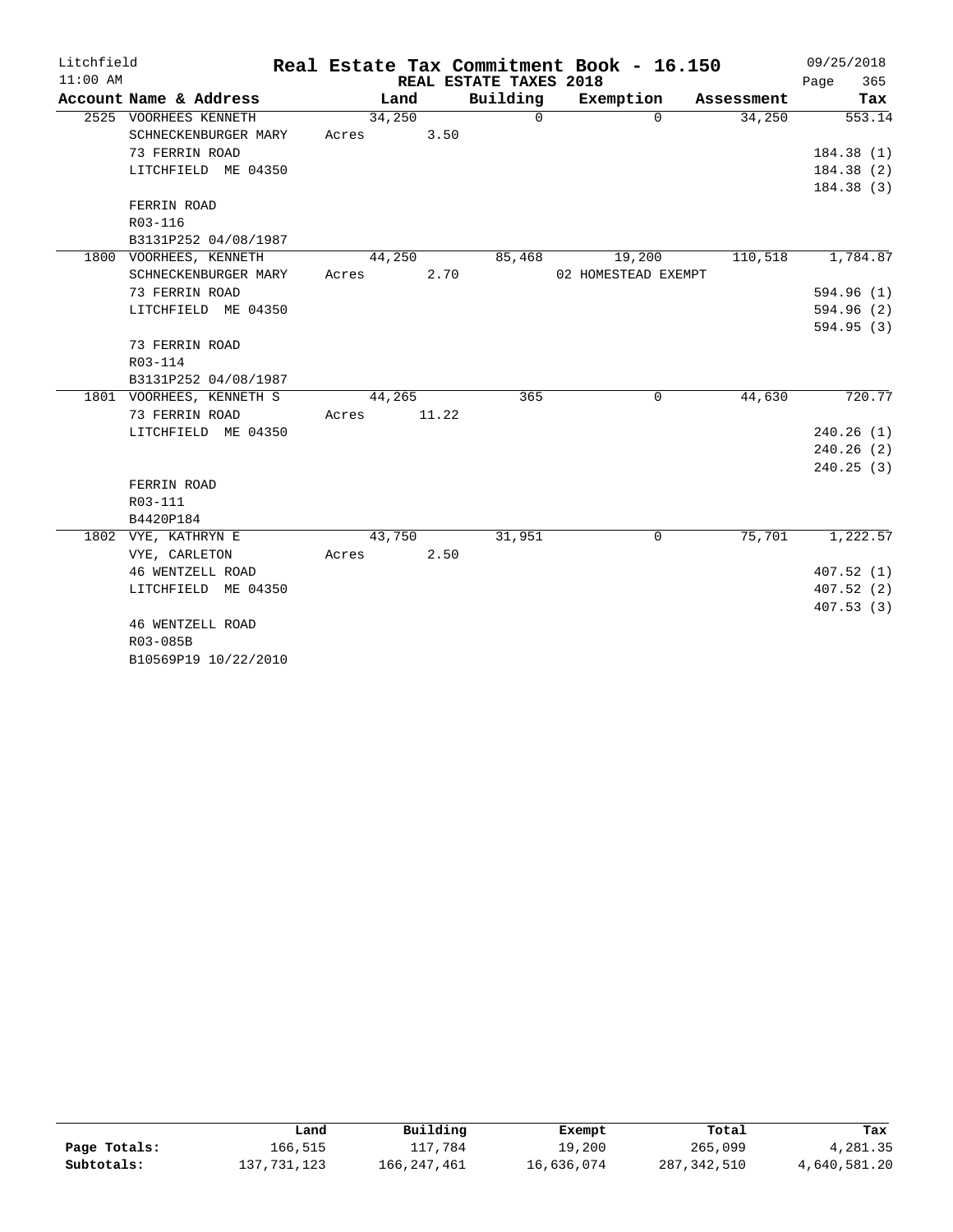# Real Estate Tax Commitment Book - 16.150

Litchfield
11:00 AM

REAL ESTATE TAXES 2018

09/25/2018

| Account | Name & Address | Land | Building | Exemption | Assessment | Tax |
|---|---|---|---|---|---|---|
| 2525 | VOORHEES KENNETH | 34,250 | 0 | 0 | 34,250 | 553.14 |
| | SCHNECKENBURGER MARY | Acres 3.50 | | | | |
| | 73 FERRIN ROAD | | | | | 184.38 (1) |
| | LITCHFIELD ME 04350 | | | | | 184.38 (2) |
| | | | | | | 184.38 (3) |
| | FERRIN ROAD | | | | | |
| | R03-116 | | | | | |
| | B3131P252 04/08/1987 | | | | | |
| 1800 | VOORHEES, KENNETH | 44,250 | 85,468 | 19,200 | 110,518 | 1,784.87 |
| | SCHNECKENBURGER MARY | Acres 2.70 | | 02 HOMESTEAD EXEMPT | | |
| | 73 FERRIN ROAD | | | | | 594.96 (1) |
| | LITCHFIELD ME 04350 | | | | | 594.96 (2) |
| | | | | | | 594.95 (3) |
| | 73 FERRIN ROAD | | | | | |
| | R03-114 | | | | | |
| | B3131P252 04/08/1987 | | | | | |
| 1801 | VOORHEES, KENNETH S | 44,265 | 365 | 0 | 44,630 | 720.77 |
| | 73 FERRIN ROAD | Acres 11.22 | | | | |
| | LITCHFIELD ME 04350 | | | | | 240.26 (1) |
| | | | | | | 240.26 (2) |
| | | | | | | 240.25 (3) |
| | FERRIN ROAD | | | | | |
| | R03-111 | | | | | |
| | B4420P184 | | | | | |
| 1802 | VYE, KATHRYN E | 43,750 | 31,951 | 0 | 75,701 | 1,222.57 |
| | VYE, CARLETON | Acres 2.50 | | | | |
| | 46 WENTZELL ROAD | | | | | 407.52 (1) |
| | LITCHFIELD ME 04350 | | | | | 407.52 (2) |
| | | | | | | 407.53 (3) |
| | 46 WENTZELL ROAD | | | | | |
| | R03-085B | | | | | |
| | B10569P19 10/22/2010 | | | | | |

| | Land | Building | Exempt | Total | Tax |
|---|---|---|---|---|---|
| Page Totals: | 166,515 | 117,784 | 19,200 | 265,099 | 4,281.35 |
| Subtotals: | 137,731,123 | 166,247,461 | 16,636,074 | 287,342,510 | 4,640,581.20 |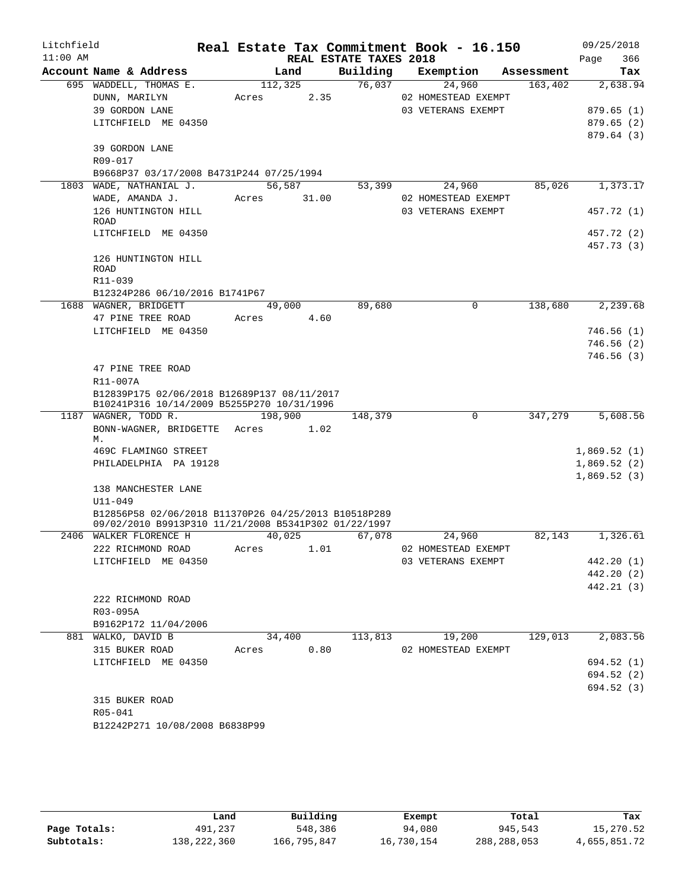Litchfield 11:00 AM

# Real Estate Tax Commitment Book - 16.150

REAL ESTATE TAXES 2018

09/25/2018 Page 366

| Account Name & Address | Land | Building | Exemption | Assessment | Tax |
|---|---|---|---|---|---|
| 695 WADDELL, THOMAS E. | 112,325 | 76,037 | 24,960 | 163,402 | 2,638.94 |
| DUNN, MARILYN | Acres 2.35 | | 02 HOMESTEAD EXEMPT | | |
| 39 GORDON LANE | | | 03 VETERANS EXEMPT | | 879.65 (1) |
| LITCHFIELD ME 04350 | | | | | 879.65 (2) |
| | | | | | 879.64 (3) |
| 39 GORDON LANE | | | | | |
| R09-017 | | | | | |
| B9668P37 03/17/2008 B4731P244 07/25/1994 | | | | | |
| 1803 WADE, NATHANIAL J. | 56,587 | 53,399 | 24,960 | 85,026 | 1,373.17 |
| WADE, AMANDA J. | Acres 31.00 | | 02 HOMESTEAD EXEMPT | | |
| 126 HUNTINGTON HILL ROAD | | | 03 VETERANS EXEMPT | | 457.72 (1) |
| LITCHFIELD ME 04350 | | | | | 457.72 (2) |
| | | | | | 457.73 (3) |
| 126 HUNTINGTON HILL ROAD | | | | | |
| R11-039 | | | | | |
| B12324P286 06/10/2016 B1741P67 | | | | | |
| 1688 WAGNER, BRIDGETT | 49,000 | 89,680 | 0 | 138,680 | 2,239.68 |
| 47 PINE TREE ROAD | Acres 4.60 | | | | |
| LITCHFIELD ME 04350 | | | | | 746.56 (1) |
| | | | | | 746.56 (2) |
| | | | | | 746.56 (3) |
| 47 PINE TREE ROAD | | | | | |
| R11-007A | | | | | |
| B12839P175 02/06/2018 B12689P137 08/11/2017 B10241P316 10/14/2009 B5255P270 10/31/1996 | | | | | |
| 1187 WAGNER, TODD R. | 198,900 | 148,379 | 0 | 347,279 | 5,608.56 |
| BONN-WAGNER, BRIDGETTE M. | Acres 1.02 | | | | |
| 469C FLAMINGO STREET | | | | | 1,869.52 (1) |
| PHILADELPHIA PA 19128 | | | | | 1,869.52 (2) |
| | | | | | 1,869.52 (3) |
| 138 MANCHESTER LANE | | | | | |
| U11-049 | | | | | |
| B12856P58 02/06/2018 B11370P26 04/25/2013 B10518P289 09/02/2010 B9913P310 11/21/2008 B5341P302 01/22/1997 | | | | | |
| 2406 WALKER FLORENCE H | 40,025 | 67,078 | 24,960 | 82,143 | 1,326.61 |
| 222 RICHMOND ROAD | Acres 1.01 | | 02 HOMESTEAD EXEMPT | | |
| LITCHFIELD ME 04350 | | | 03 VETERANS EXEMPT | | 442.20 (1) |
| | | | | | 442.20 (2) |
| | | | | | 442.21 (3) |
| 222 RICHMOND ROAD | | | | | |
| R03-095A | | | | | |
| B9162P172 11/04/2006 | | | | | |
| 881 WALKO, DAVID B | 34,400 | 113,813 | 19,200 | 129,013 | 2,083.56 |
| 315 BUKER ROAD | Acres 0.80 | | 02 HOMESTEAD EXEMPT | | |
| LITCHFIELD ME 04350 | | | | | 694.52 (1) |
| | | | | | 694.52 (2) |
| | | | | | 694.52 (3) |
| 315 BUKER ROAD | | | | | |
| R05-041 | | | | | |
| B12242P271 10/08/2008 B6838P99 | | | | | |

| | Land | Building | Exempt | Total | Tax |
|---|---|---|---|---|---|
| Page Totals: | 491,237 | 548,386 | 94,080 | 945,543 | 15,270.52 |
| Subtotals: | 138,222,360 | 166,795,847 | 16,730,154 | 288,288,053 | 4,655,851.72 |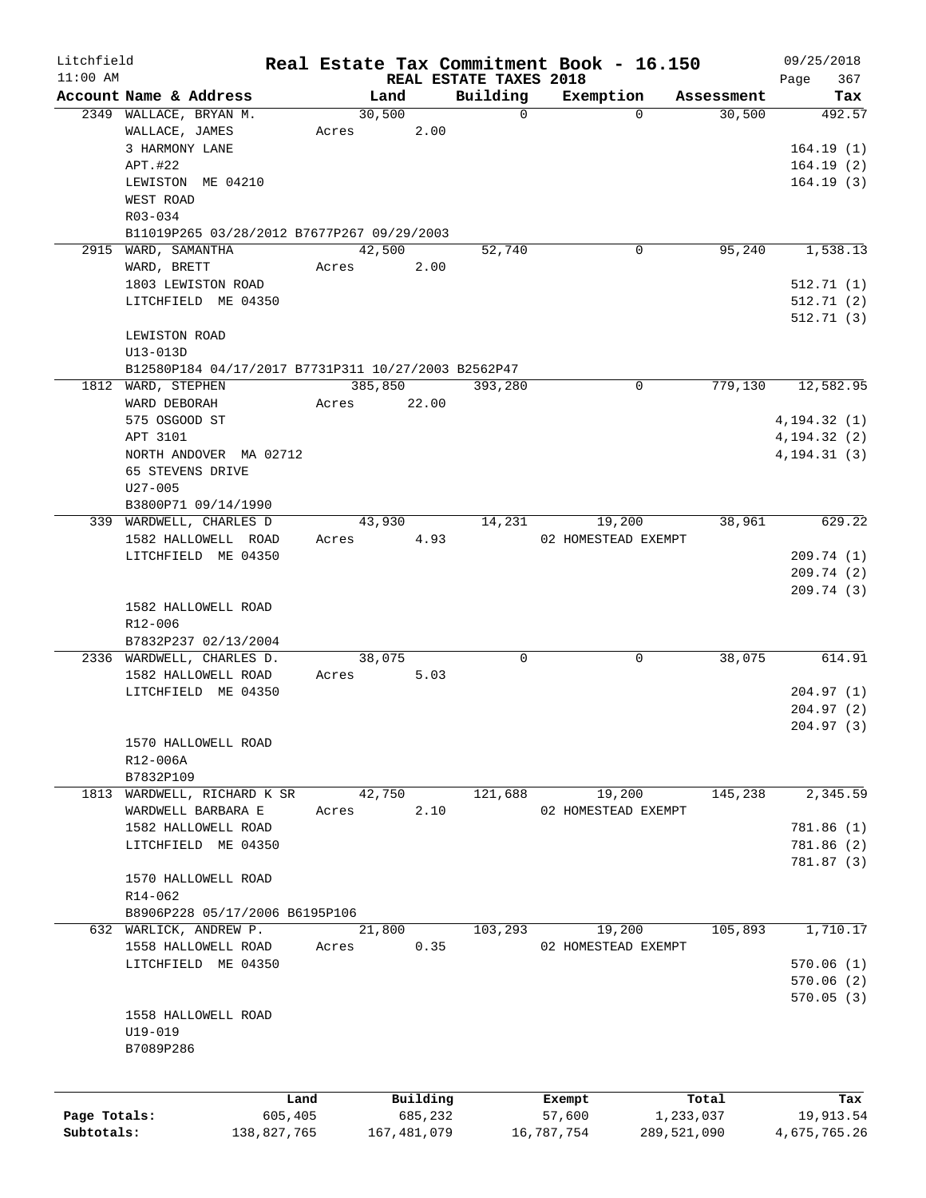Litchfield
11:00 AM

# Real Estate Tax Commitment Book - 16.150

REAL ESTATE TAXES 2018

09/25/2018

| Account Name & Address | Land | Building | Exemption | Assessment | Tax |
|---|---|---|---|---|---|
| 2349 WALLACE, BRYAN M. | 30,500 | 0 | 0 | 30,500 | 492.57 |
| WALLACE, JAMES | Acres 2.00 | | | | |
| 3 HARMONY LANE | | | | | 164.19 (1) |
| APT.#22 | | | | | 164.19 (2) |
| LEWISTON ME 04210 | | | | | 164.19 (3) |
| WEST ROAD | | | | | |
| R03-034 | | | | | |
| B11019P265 03/28/2012 B7677P267 09/29/2003 | | | | | |
| 2915 WARD, SAMANTHA | 42,500 | 52,740 | 0 | 95,240 | 1,538.13 |
| WARD, BRETT | Acres 2.00 | | | | |
| 1803 LEWISTON ROAD | | | | | 512.71 (1) |
| LITCHFIELD ME 04350 | | | | | 512.71 (2) |
| | | | | | 512.71 (3) |
| LEWISTON ROAD | | | | | |
| U13-013D | | | | | |
| B12580P184 04/17/2017 B7731P311 10/27/2003 B2562P47 | | | | | |
| 1812 WARD, STEPHEN | 385,850 | 393,280 | 0 | 779,130 | 12,582.95 |
| WARD DEBORAH | Acres 22.00 | | | | |
| 575 OSGOOD ST | | | | | 4,194.32 (1) |
| APT 3101 | | | | | 4,194.32 (2) |
| NORTH ANDOVER MA 02712 | | | | | 4,194.31 (3) |
| 65 STEVENS DRIVE | | | | | |
| U27-005 | | | | | |
| B3800P71 09/14/1990 | | | | | |
| 339 WARDWELL, CHARLES D | 43,930 | 14,231 | 19,200 | 38,961 | 629.22 |
| 1582 HALLOWELL ROAD | Acres 4.93 | | 02 HOMESTEAD EXEMPT | | |
| LITCHFIELD ME 04350 | | | | | 209.74 (1) |
| | | | | | 209.74 (2) |
| | | | | | 209.74 (3) |
| 1582 HALLOWELL ROAD | | | | | |
| R12-006 | | | | | |
| B7832P237 02/13/2004 | | | | | |
| 2336 WARDWELL, CHARLES D. | 38,075 | 0 | 0 | 38,075 | 614.91 |
| 1582 HALLOWELL ROAD | Acres 5.03 | | | | |
| LITCHFIELD ME 04350 | | | | | 204.97 (1) |
| | | | | | 204.97 (2) |
| | | | | | 204.97 (3) |
| 1570 HALLOWELL ROAD | | | | | |
| R12-006A | | | | | |
| B7832P109 | | | | | |
| 1813 WARDWELL, RICHARD K SR | 42,750 | 121,688 | 19,200 | 145,238 | 2,345.59 |
| WARDWELL BARBARA E | Acres 2.10 | | 02 HOMESTEAD EXEMPT | | |
| 1582 HALLOWELL ROAD | | | | | 781.86 (1) |
| LITCHFIELD ME 04350 | | | | | 781.86 (2) |
| | | | | | 781.87 (3) |
| 1570 HALLOWELL ROAD | | | | | |
| R14-062 | | | | | |
| B8906P228 05/17/2006 B6195P106 | | | | | |
| 632 WARLICK, ANDREW P. | 21,800 | 103,293 | 19,200 | 105,893 | 1,710.17 |
| 1558 HALLOWELL ROAD | Acres 0.35 | | 02 HOMESTEAD EXEMPT | | |
| LITCHFIELD ME 04350 | | | | | 570.06 (1) |
| | | | | | 570.06 (2) |
| | | | | | 570.05 (3) |
| 1558 HALLOWELL ROAD | | | | | |
| U19-019 | | | | | |
| B7089P286 | | | | | |

| | Land | Building | Exempt | Total | Tax |
|---|---|---|---|---|---|
| Page Totals: | 605,405 | 685,232 | 57,600 | 1,233,037 | 19,913.54 |
| Subtotals: | 138,827,765 | 167,481,079 | 16,787,754 | 289,521,090 | 4,675,765.26 |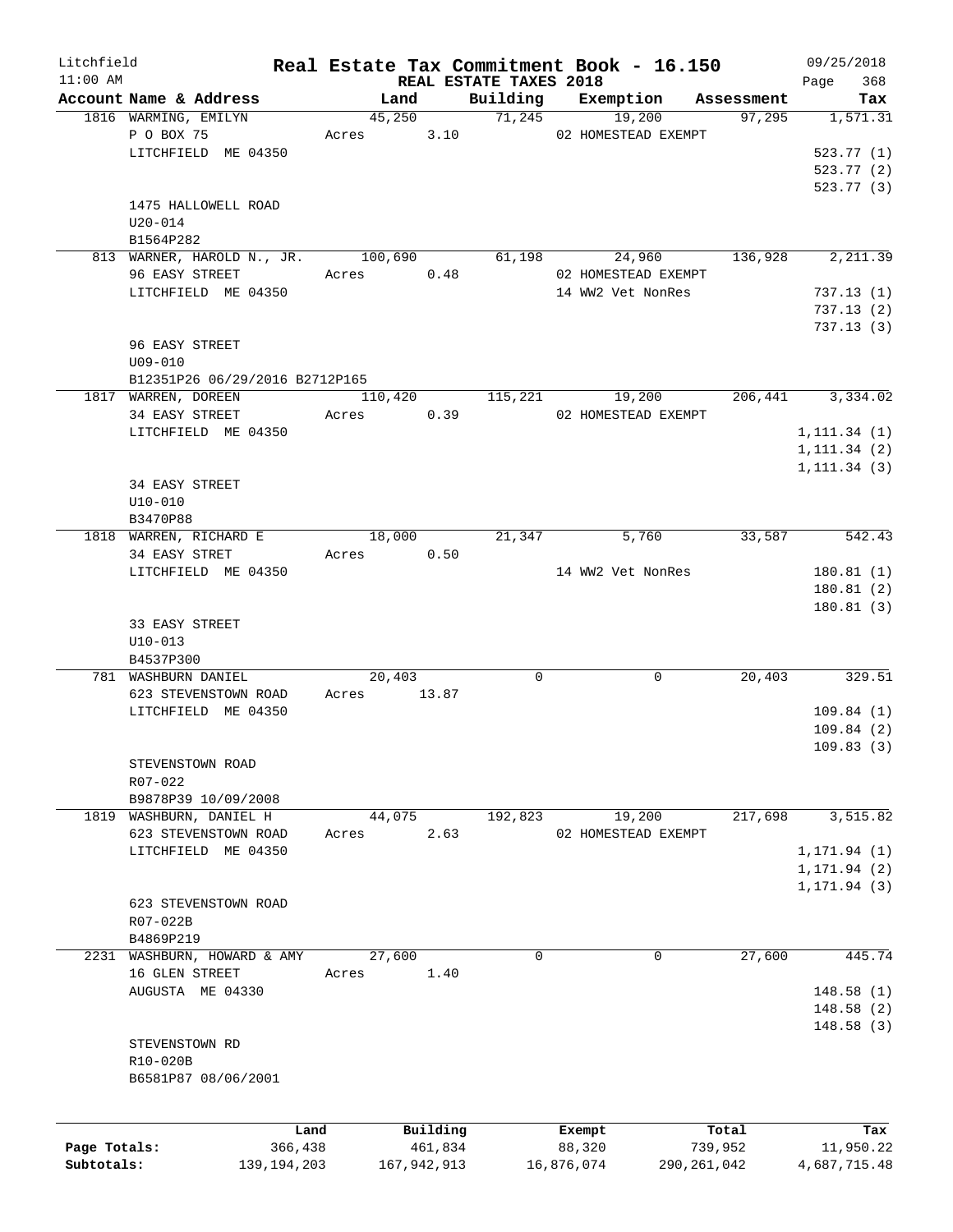Litchfield 11:00 AM

# Real Estate Tax Commitment Book - 16.150

## REAL ESTATE TAXES 2018

09/25/2018 Page 368

| Account Name & Address | Land | Building | Exemption | Assessment | Tax |
|---|---|---|---|---|---|
| 1816 WARMING, EMILYN<br>P O BOX 75<br>LITCHFIELD ME 04350<br><br>1475 HALLOWELL ROAD<br>U20-014<br>B1564P282 | 45,250<br>Acres 3.10 | 71,245 | 19,200<br>02 HOMESTEAD EXEMPT | 97,295 | 1,571.31<br>523.77 (1)<br>523.77 (2)<br>523.77 (3) |
| 813 WARNER, HAROLD N., JR.<br>96 EASY STREET<br>LITCHFIELD ME 04350<br><br>96 EASY STREET<br>U09-010<br>B12351P26 06/29/2016 B2712P165 | 100,690<br>Acres 0.48 | 61,198 | 24,960<br>02 HOMESTEAD EXEMPT<br>14 WW2 Vet NonRes | 136,928 | 2,211.39<br>737.13 (1)<br>737.13 (2)<br>737.13 (3) |
| 1817 WARREN, DOREEN<br>34 EASY STREET<br>LITCHFIELD ME 04350<br><br>34 EASY STREET<br>U10-010<br>B3470P88 | 110,420<br>Acres 0.39 | 115,221 | 19,200<br>02 HOMESTEAD EXEMPT | 206,441 | 3,334.02<br>1,111.34 (1)<br>1,111.34 (2)<br>1,111.34 (3) |
| 1818 WARREN, RICHARD E<br>34 EASY STRET<br>LITCHFIELD ME 04350<br><br>33 EASY STREET<br>U10-013<br>B4537P300 | 18,000<br>Acres 0.50 | 21,347 | 5,760<br>14 WW2 Vet NonRes | 33,587 | 542.43<br>180.81 (1)<br>180.81 (2)<br>180.81 (3) |
| 781 WASHBURN DANIEL<br>623 STEVENSTOWN ROAD<br>LITCHFIELD ME 04350<br><br>STEVENSTOWN ROAD<br>R07-022<br>B9878P39 10/09/2008 | 20,403<br>Acres 13.87 | 0 | 0 | 20,403 | 329.51<br>109.84 (1)<br>109.84 (2)<br>109.83 (3) |
| 1819 WASHBURN, DANIEL H<br>623 STEVENSTOWN ROAD<br>LITCHFIELD ME 04350<br><br>623 STEVENSTOWN ROAD<br>R07-022B<br>B4869P219 | 44,075<br>Acres 2.63 | 192,823 | 19,200<br>02 HOMESTEAD EXEMPT | 217,698 | 3,515.82<br>1,171.94 (1)<br>1,171.94 (2)<br>1,171.94 (3) |
| 2231 WASHBURN, HOWARD & AMY<br>16 GLEN STREET<br>AUGUSTA ME 04330<br><br>STEVENSTOWN RD<br>R10-020B<br>B6581P87 08/06/2001 | 27,600<br>Acres 1.40 | 0 | 0 | 27,600 | 445.74<br>148.58 (1)<br>148.58 (2)<br>148.58 (3) |

| | Land | Building | Exempt | Total | Tax |
|---|---|---|---|---|---|
| Page Totals: | 366,438 | 461,834 | 88,320 | 739,952 | 11,950.22 |
| Subtotals: | 139,194,203 | 167,942,913 | 16,876,074 | 290,261,042 | 4,687,715.48 |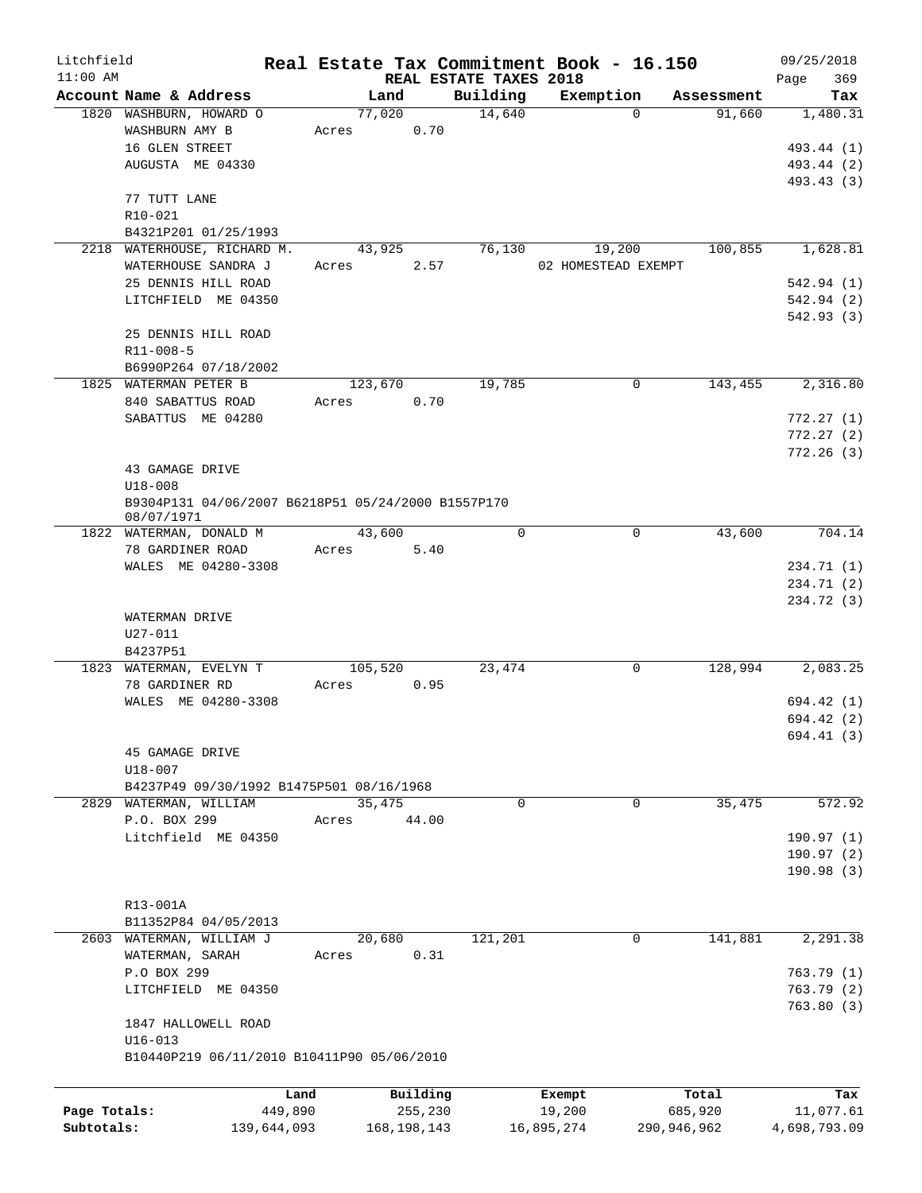# Real Estate Tax Commitment Book - 16.150

Litchfield 11:00 AM — REAL ESTATE TAXES 2018 — 09/25/2018

| Account Name & Address | Land | Building | Exemption | Assessment | Tax |
|---|---|---|---|---|---|
| 1820 WASHBURN, HOWARD O | 77,020 | 14,640 | 0 | 91,660 | 1,480.31 |
| WASHBURN AMY B | Acres 0.70 | | | | |
| 16 GLEN STREET | | | | | 493.44 (1) |
| AUGUSTA ME 04330 | | | | | 493.44 (2) |
| | | | | | 493.43 (3) |
| 77 TUTT LANE | | | | | |
| R10-021 | | | | | |
| B4321P201 01/25/1993 | | | | | |
| 2218 WATERHOUSE, RICHARD M. | 43,925 | 76,130 | 19,200 | 100,855 | 1,628.81 |
| WATERHOUSE SANDRA J | Acres 2.57 | | 02 HOMESTEAD EXEMPT | | |
| 25 DENNIS HILL ROAD | | | | | 542.94 (1) |
| LITCHFIELD ME 04350 | | | | | 542.94 (2) |
| | | | | | 542.93 (3) |
| 25 DENNIS HILL ROAD | | | | | |
| R11-008-5 | | | | | |
| B6990P264 07/18/2002 | | | | | |
| 1825 WATERMAN PETER B | 123,670 | 19,785 | 0 | 143,455 | 2,316.80 |
| 840 SABATTUS ROAD | Acres 0.70 | | | | |
| SABATTUS ME 04280 | | | | | 772.27 (1) |
| | | | | | 772.27 (2) |
| | | | | | 772.26 (3) |
| 43 GAMAGE DRIVE | | | | | |
| U18-008 | | | | | |
| B9304P131 04/06/2007 B6218P51 05/24/2000 B1557P170 08/07/1971 | | | | | |
| 1822 WATERMAN, DONALD M | 43,600 | 0 | 0 | 43,600 | 704.14 |
| 78 GARDINER ROAD | Acres 5.40 | | | | |
| WALES ME 04280-3308 | | | | | 234.71 (1) |
| | | | | | 234.71 (2) |
| | | | | | 234.72 (3) |
| WATERMAN DRIVE | | | | | |
| U27-011 | | | | | |
| B4237P51 | | | | | |
| 1823 WATERMAN, EVELYN T | 105,520 | 23,474 | 0 | 128,994 | 2,083.25 |
| 78 GARDINER RD | Acres 0.95 | | | | |
| WALES ME 04280-3308 | | | | | 694.42 (1) |
| | | | | | 694.42 (2) |
| | | | | | 694.41 (3) |
| 45 GAMAGE DRIVE | | | | | |
| U18-007 | | | | | |
| B4237P49 09/30/1992 B1475P501 08/16/1968 | | | | | |
| 2829 WATERMAN, WILLIAM | 35,475 | 0 | 0 | 35,475 | 572.92 |
| P.O. BOX 299 | Acres 44.00 | | | | |
| Litchfield ME 04350 | | | | | 190.97 (1) |
| | | | | | 190.97 (2) |
| | | | | | 190.98 (3) |
| R13-001A | | | | | |
| B11352P84 04/05/2013 | | | | | |
| 2603 WATERMAN, WILLIAM J | 20,680 | 121,201 | 0 | 141,881 | 2,291.38 |
| WATERMAN, SARAH | Acres 0.31 | | | | |
| P.O BOX 299 | | | | | 763.79 (1) |
| LITCHFIELD ME 04350 | | | | | 763.79 (2) |
| | | | | | 763.80 (3) |
| 1847 HALLOWELL ROAD | | | | | |
| U16-013 | | | | | |
| B10440P219 06/11/2010 B10411P90 05/06/2010 | | | | | |

| | Land | Building | Exempt | Total | Tax |
|---|---|---|---|---|---|
| Page Totals: | 449,890 | 255,230 | 19,200 | 685,920 | 11,077.61 |
| Subtotals: | 139,644,093 | 168,198,143 | 16,895,274 | 290,946,962 | 4,698,793.09 |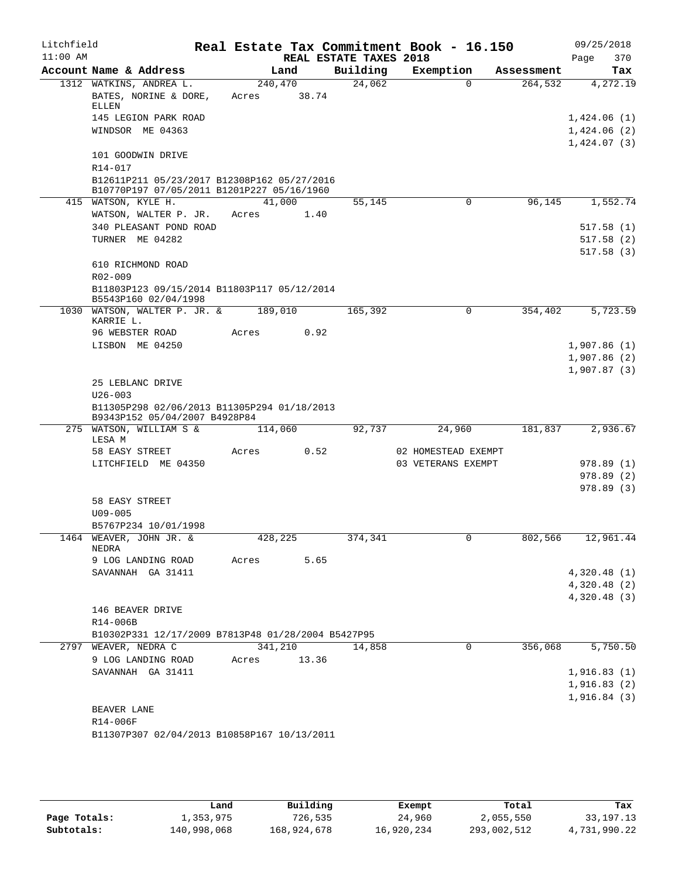Litchfield
11:00 AM

# Real Estate Tax Commitment Book - 16.150

## REAL ESTATE TAXES 2018

09/25/2018
Page 370

| Account Name & Address | Land | Building | Exemption | Assessment | Tax |
|---|---|---|---|---|---|
| 1312 WATKINS, ANDREA L. | 240,470 | 24,062 | 0 | 264,532 | 4,272.19 |
| BATES, NORINE & DORE, ELLEN | Acres 38.74 | | | | |
| 145 LEGION PARK ROAD | | | | | 1,424.06 (1) |
| WINDSOR ME 04363 | | | | | 1,424.06 (2) |
| | | | | | 1,424.07 (3) |
| 101 GOODWIN DRIVE | | | | | |
| R14-017 | | | | | |
| B12611P211 05/23/2017 B12308P162 05/27/2016 B10770P197 07/05/2011 B1201P227 05/16/1960 | | | | | |
| 415 WATSON, KYLE H. | 41,000 | 55,145 | 0 | 96,145 | 1,552.74 |
| WATSON, WALTER P. JR. | Acres 1.40 | | | | |
| 340 PLEASANT POND ROAD | | | | | 517.58 (1) |
| TURNER ME 04282 | | | | | 517.58 (2) |
| | | | | | 517.58 (3) |
| 610 RICHMOND ROAD | | | | | |
| R02-009 | | | | | |
| B11803P123 09/15/2014 B11803P117 05/12/2014 B5543P160 02/04/1998 | | | | | |
| 1030 WATSON, WALTER P. JR. & KARRIE L. | 189,010 | 165,392 | 0 | 354,402 | 5,723.59 |
| 96 WEBSTER ROAD | Acres 0.92 | | | | |
| LISBON ME 04250 | | | | | 1,907.86 (1) |
| | | | | | 1,907.86 (2) |
| | | | | | 1,907.87 (3) |
| 25 LEBLANC DRIVE | | | | | |
| U26-003 | | | | | |
| B11305P298 02/06/2013 B11305P294 01/18/2013 B9343P152 05/04/2007 B4928P84 | | | | | |
| 275 WATSON, WILLIAM S & LESA M | 114,060 | 92,737 | 24,960 | 181,837 | 2,936.67 |
| 58 EASY STREET | Acres 0.52 | | 02 HOMESTEAD EXEMPT | | |
| LITCHFIELD ME 04350 | | | 03 VETERANS EXEMPT | | 978.89 (1) |
| | | | | | 978.89 (2) |
| | | | | | 978.89 (3) |
| 58 EASY STREET | | | | | |
| U09-005 | | | | | |
| B5767P234 10/01/1998 | | | | | |
| 1464 WEAVER, JOHN JR. & NEDRA | 428,225 | 374,341 | 0 | 802,566 | 12,961.44 |
| 9 LOG LANDING ROAD | Acres 5.65 | | | | |
| SAVANNAH GA 31411 | | | | | 4,320.48 (1) |
| | | | | | 4,320.48 (2) |
| | | | | | 4,320.48 (3) |
| 146 BEAVER DRIVE | | | | | |
| R14-006B | | | | | |
| B10302P331 12/17/2009 B7813P48 01/28/2004 B5427P95 | | | | | |
| 2797 WEAVER, NEDRA C | 341,210 | 14,858 | 0 | 356,068 | 5,750.50 |
| 9 LOG LANDING ROAD | Acres 13.36 | | | | |
| SAVANNAH GA 31411 | | | | | 1,916.83 (1) |
| | | | | | 1,916.83 (2) |
| | | | | | 1,916.84 (3) |
| BEAVER LANE | | | | | |
| R14-006F | | | | | |
| B11307P307 02/04/2013 B10858P167 10/13/2011 | | | | | |

| | Land | Building | Exempt | Total | Tax |
|---|---|---|---|---|---|
| Page Totals: | 1,353,975 | 726,535 | 24,960 | 2,055,550 | 33,197.13 |
| Subtotals: | 140,998,068 | 168,924,678 | 16,920,234 | 293,002,512 | 4,731,990.22 |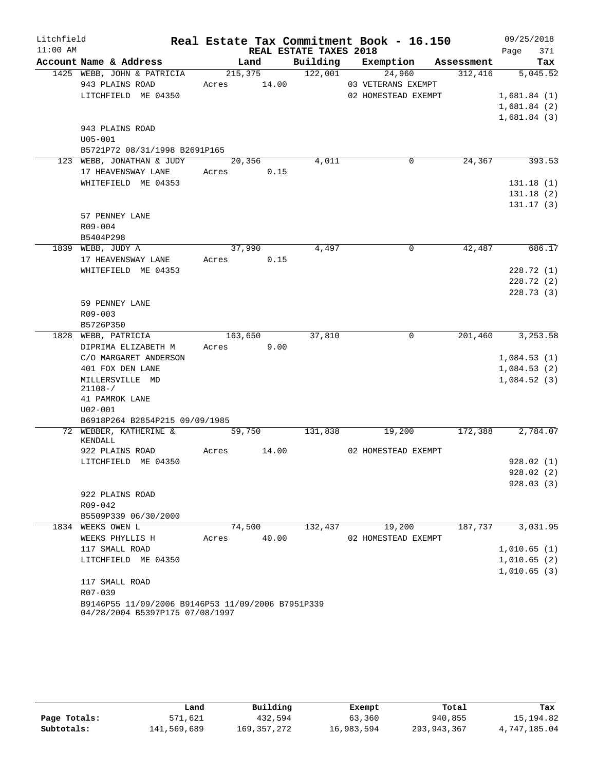Litchfield  
11:00 AM

# Real Estate Tax Commitment Book - 16.150

## REAL ESTATE TAXES 2018

09/25/2018  
Page 371

| Account Name & Address | Land | Building | Exemption | Assessment | Tax |
|---|---|---|---|---|---|
| 1425 WEBB, JOHN & PATRICIA | 215,375 | 122,001 | 24,960 | 312,416 | 5,045.52 |
| 943 PLAINS ROAD | Acres 14.00 | | 03 VETERANS EXEMPT | | |
| LITCHFIELD ME 04350 | | | 02 HOMESTEAD EXEMPT | | 1,681.84 (1) |
| | | | | | 1,681.84 (2) |
| | | | | | 1,681.84 (3) |
| 943 PLAINS ROAD | | | | | |
| U05-001 | | | | | |
| B5721P72 08/31/1998 B2691P165 | | | | | |
| 123 WEBB, JONATHAN & JUDY | 20,356 | 4,011 | 0 | 24,367 | 393.53 |
| 17 HEAVENSWAY LANE | Acres 0.15 | | | | |
| WHITEFIELD ME 04353 | | | | | 131.18 (1) |
| | | | | | 131.18 (2) |
| | | | | | 131.17 (3) |
| 57 PENNEY LANE | | | | | |
| R09-004 | | | | | |
| B5404P298 | | | | | |
| 1839 WEBB, JUDY A | 37,990 | 4,497 | 0 | 42,487 | 686.17 |
| 17 HEAVENSWAY LANE | Acres 0.15 | | | | |
| WHITEFIELD ME 04353 | | | | | 228.72 (1) |
| | | | | | 228.72 (2) |
| | | | | | 228.73 (3) |
| 59 PENNEY LANE | | | | | |
| R09-003 | | | | | |
| B5726P350 | | | | | |
| 1828 WEBB, PATRICIA | 163,650 | 37,810 | 0 | 201,460 | 3,253.58 |
| DIPRIMA ELIZABETH M | Acres 9.00 | | | | |
| C/O MARGARET ANDERSON | | | | | 1,084.53 (1) |
| 401 FOX DEN LANE | | | | | 1,084.53 (2) |
| MILLERSVILLE MD 21108-/ | | | | | 1,084.52 (3) |
| 41 PAMROK LANE | | | | | |
| U02-001 | | | | | |
| B6918P264 B2854P215 09/09/1985 | | | | | |
| 72 WEBBER, KATHERINE & KENDALL | 59,750 | 131,838 | 19,200 | 172,388 | 2,784.07 |
| 922 PLAINS ROAD | Acres 14.00 | | 02 HOMESTEAD EXEMPT | | |
| LITCHFIELD ME 04350 | | | | | 928.02 (1) |
| | | | | | 928.02 (2) |
| | | | | | 928.03 (3) |
| 922 PLAINS ROAD | | | | | |
| R09-042 | | | | | |
| B5509P339 06/30/2000 | | | | | |
| 1834 WEEKS OWEN L | 74,500 | 132,437 | 19,200 | 187,737 | 3,031.95 |
| WEEKS PHYLLIS H | Acres 40.00 | | 02 HOMESTEAD EXEMPT | | |
| 117 SMALL ROAD | | | | | 1,010.65 (1) |
| LITCHFIELD ME 04350 | | | | | 1,010.65 (2) |
| | | | | | 1,010.65 (3) |
| 117 SMALL ROAD | | | | | |
| R07-039 | | | | | |
| B9146P55 11/09/2006 B9146P53 11/09/2006 B7951P339 04/28/2004 B5397P175 07/08/1997 | | | | | |

| | Land | Building | Exempt | Total | Tax |
|---|---|---|---|---|---|
| Page Totals: | 571,621 | 432,594 | 63,360 | 940,855 | 15,194.82 |
| Subtotals: | 141,569,689 | 169,357,272 | 16,983,594 | 293,943,367 | 4,747,185.04 |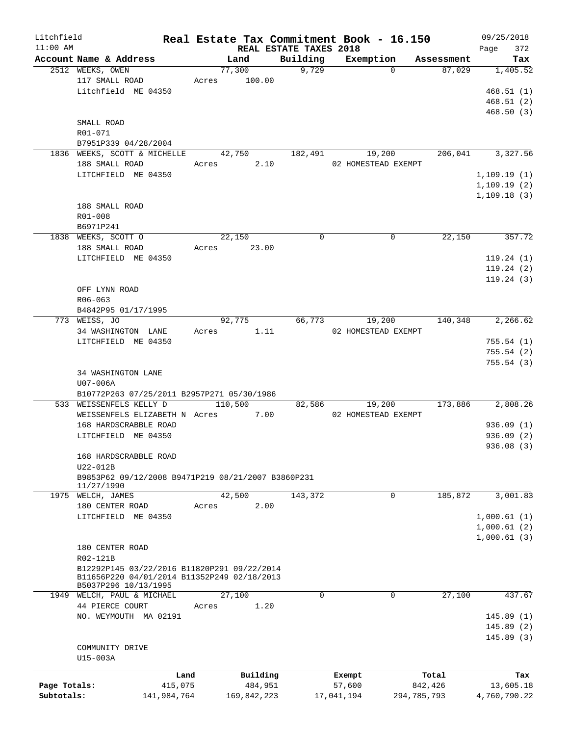Litchfield
11:00 AM

# Real Estate Tax Commitment Book - 16.150

REAL ESTATE TAXES 2018

09/25/2018

| Account Name & Address | Land | Building | Exemption | Assessment | Tax |
|---|---|---|---|---|---|
| 2512 WEEKS, OWEN<br>117 SMALL ROAD<br>Litchfield ME 04350<br><br>SMALL ROAD<br>R01-071<br>B7951P339 04/28/2004 | 77,300<br>Acres 100.00 | 9,729 | 0 | 87,029 | 1,405.52<br><br>468.51 (1)<br>468.51 (2)<br>468.50 (3) |
| 1836 WEEKS, SCOTT & MICHELLE<br>188 SMALL ROAD<br>LITCHFIELD ME 04350<br><br>188 SMALL ROAD<br>R01-008<br>B6971P241 | 42,750<br>Acres 2.10 | 182,491 | 19,200<br>02 HOMESTEAD EXEMPT | 206,041 | 3,327.56<br><br>1,109.19 (1)<br>1,109.19 (2)<br>1,109.18 (3) |
| 1838 WEEKS, SCOTT O<br>188 SMALL ROAD<br>LITCHFIELD ME 04350<br><br>OFF LYNN ROAD<br>R06-063<br>B4842P95 01/17/1995 | 22,150<br>Acres 23.00 | 0 | 0 | 22,150 | 357.72<br><br>119.24 (1)<br>119.24 (2)<br>119.24 (3) |
| 773 WEISS, JO<br>34 WASHINGTON LANE<br>LITCHFIELD ME 04350<br><br>34 WASHINGTON LANE<br>U07-006A<br>B10772P263 07/25/2011 B2957P271 05/30/1986 | 92,775<br>Acres 1.11 | 66,773 | 19,200<br>02 HOMESTEAD EXEMPT | 140,348 | 2,266.62<br><br>755.54 (1)<br>755.54 (2)<br>755.54 (3) |
| 533 WEISSENFELS KELLY D<br>WEISSENFELS ELIZABETH N<br>168 HARDSCRABBLE ROAD<br>LITCHFIELD ME 04350<br><br>168 HARDSCRABBLE ROAD<br>U22-012B<br>B9853P62 09/12/2008 B9471P219 08/21/2007 B3860P231 11/27/1990 | 110,500<br>Acres 7.00 | 82,586 | 19,200<br>02 HOMESTEAD EXEMPT | 173,886 | 2,808.26<br><br>936.09 (1)<br>936.09 (2)<br>936.08 (3) |
| 1975 WELCH, JAMES<br>180 CENTER ROAD<br>LITCHFIELD ME 04350<br><br>180 CENTER ROAD<br>R02-121B<br>B12292P145 03/22/2016 B11820P291 09/22/2014 B11656P220 04/01/2014 B11352P249 02/18/2013 B5037P296 10/13/1995 | 42,500<br>Acres 2.00 | 143,372 | 0 | 185,872 | 3,001.83<br><br>1,000.61 (1)<br>1,000.61 (2)<br>1,000.61 (3) |
| 1949 WELCH, PAUL & MICHAEL<br>44 PIERCE COURT<br>NO. WEYMOUTH MA 02191<br><br>COMMUNITY DRIVE<br>U15-003A | 27,100<br>Acres 1.20 | 0 | 0 | 27,100 | 437.67<br><br>145.89 (1)<br>145.89 (2)<br>145.89 (3) |

| | Land | Building | Exempt | Total | Tax |
|---|---|---|---|---|---|
| Page Totals: | 415,075 | 484,951 | 57,600 | 842,426 | 13,605.18 |
| Subtotals: | 141,984,764 | 169,842,223 | 17,041,194 | 294,785,793 | 4,760,790.22 |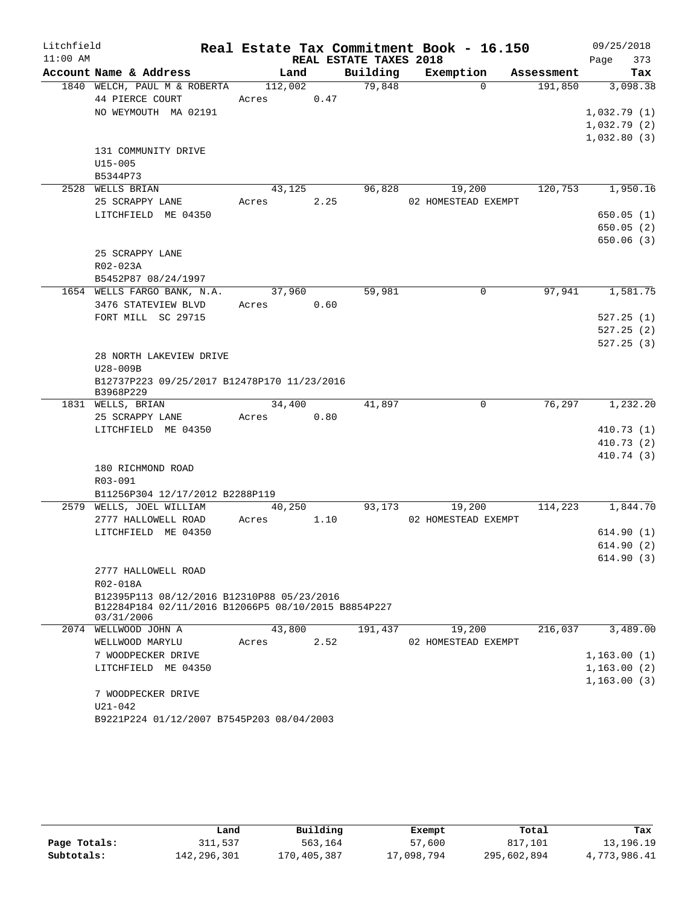Litchfield
11:00 AM

# Real Estate Tax Commitment Book - 16.150
## REAL ESTATE TAXES 2018

09/25/2018

| Account Name & Address | Land | Building | Exemption | Assessment | Tax |
|---|---|---|---|---|---|
| 1840 WELCH, PAUL M & ROBERTA | 112,002 | 79,848 | 0 | 191,850 | 3,098.38 |
| 44 PIERCE COURT | Acres 0.47 | | | | |
| NO WEYMOUTH MA 02191 | | | | | 1,032.79 (1) |
| | | | | | 1,032.79 (2) |
| | | | | | 1,032.80 (3) |
| 131 COMMUNITY DRIVE | | | | | |
| U15-005 | | | | | |
| B5344P73 | | | | | |
| 2528 WELLS BRIAN | 43,125 | 96,828 | 19,200 | 120,753 | 1,950.16 |
| 25 SCRAPPY LANE | Acres 2.25 | | 02 HOMESTEAD EXEMPT | | |
| LITCHFIELD ME 04350 | | | | | 650.05 (1) |
| | | | | | 650.05 (2) |
| | | | | | 650.06 (3) |
| 25 SCRAPPY LANE | | | | | |
| R02-023A | | | | | |
| B5452P87 08/24/1997 | | | | | |
| 1654 WELLS FARGO BANK, N.A. | 37,960 | 59,981 | 0 | 97,941 | 1,581.75 |
| 3476 STATEVIEW BLVD | Acres 0.60 | | | | |
| FORT MILL SC 29715 | | | | | 527.25 (1) |
| | | | | | 527.25 (2) |
| | | | | | 527.25 (3) |
| 28 NORTH LAKEVIEW DRIVE | | | | | |
| U28-009B | | | | | |
| B12737P223 09/25/2017 B12478P170 11/23/2016 B3968P229 | | | | | |
| 1831 WELLS, BRIAN | 34,400 | 41,897 | 0 | 76,297 | 1,232.20 |
| 25 SCRAPPY LANE | Acres 0.80 | | | | |
| LITCHFIELD ME 04350 | | | | | 410.73 (1) |
| | | | | | 410.73 (2) |
| | | | | | 410.74 (3) |
| 180 RICHMOND ROAD | | | | | |
| R03-091 | | | | | |
| B11256P304 12/17/2012 B2288P119 | | | | | |
| 2579 WELLS, JOEL WILLIAM | 40,250 | 93,173 | 19,200 | 114,223 | 1,844.70 |
| 2777 HALLOWELL ROAD | Acres 1.10 | | 02 HOMESTEAD EXEMPT | | |
| LITCHFIELD ME 04350 | | | | | 614.90 (1) |
| | | | | | 614.90 (2) |
| | | | | | 614.90 (3) |
| 2777 HALLOWELL ROAD | | | | | |
| R02-018A | | | | | |
| B12395P113 08/12/2016 B12310P88 05/23/2016 B12284P184 02/11/2016 B12066P5 08/10/2015 B8854P227 03/31/2006 | | | | | |
| 2074 WELLWOOD JOHN A | 43,800 | 191,437 | 19,200 | 216,037 | 3,489.00 |
| WELLWOOD MARYLU | Acres 2.52 | | 02 HOMESTEAD EXEMPT | | |
| 7 WOODPECKER DRIVE | | | | | 1,163.00 (1) |
| LITCHFIELD ME 04350 | | | | | 1,163.00 (2) |
| | | | | | 1,163.00 (3) |
| 7 WOODPECKER DRIVE | | | | | |
| U21-042 | | | | | |
| B9221P224 01/12/2007 B7545P203 08/04/2003 | | | | | |

| | Land | Building | Exempt | Total | Tax |
|---|---|---|---|---|---|
| Page Totals: | 311,537 | 563,164 | 57,600 | 817,101 | 13,196.19 |
| Subtotals: | 142,296,301 | 170,405,387 | 17,098,794 | 295,602,894 | 4,773,986.41 |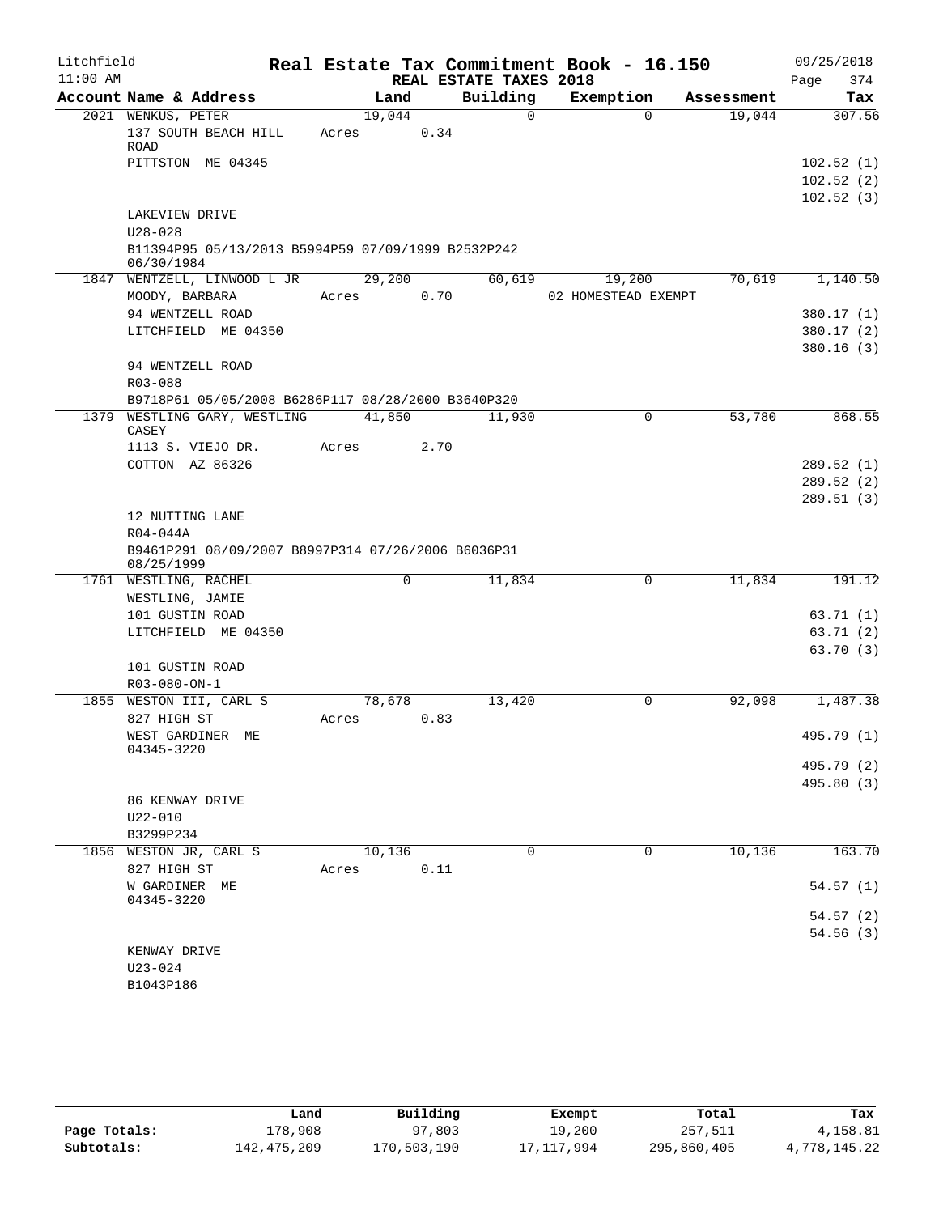Litchfield 11:00 AM

# Real Estate Tax Commitment Book - 16.150

## REAL ESTATE TAXES 2018

09/25/2018 Page 374

| Account Name & Address | Land | Building | Exemption | Assessment | Tax |
|---|---|---|---|---|---|
| 2021 WENKUS, PETER | 19,044 | 0 | 0 | 19,044 | 307.56 |
| 137 SOUTH BEACH HILL ROAD | Acres 0.34 | | | | |
| PITTSTON ME 04345 | | | | | 102.52 (1) |
| | | | | | 102.52 (2) |
| | | | | | 102.52 (3) |
| LAKEVIEW DRIVE | | | | | |
| U28-028 | | | | | |
| B11394P95 05/13/2013 B5994P59 07/09/1999 B2532P242 06/30/1984 | | | | | |
| 1847 WENTZELL, LINWOOD L JR | 29,200 | 60,619 | 19,200 | 70,619 | 1,140.50 |
| MOODY, BARBARA | Acres 0.70 | | 02 HOMESTEAD EXEMPT | | |
| 94 WENTZELL ROAD | | | | | 380.17 (1) |
| LITCHFIELD ME 04350 | | | | | 380.17 (2) |
| | | | | | 380.16 (3) |
| 94 WENTZELL ROAD | | | | | |
| R03-088 | | | | | |
| B9718P61 05/05/2008 B6286P117 08/28/2000 B3640P320 | | | | | |
| 1379 WESTLING GARY, WESTLING CASEY | 41,850 | 11,930 | 0 | 53,780 | 868.55 |
| 1113 S. VIEJO DR. | Acres 2.70 | | | | |
| COTTON AZ 86326 | | | | | 289.52 (1) |
| | | | | | 289.52 (2) |
| | | | | | 289.51 (3) |
| 12 NUTTING LANE | | | | | |
| R04-044A | | | | | |
| B9461P291 08/09/2007 B8997P314 07/26/2006 B6036P31 08/25/1999 | | | | | |
| 1761 WESTLING, RACHEL | 0 | 11,834 | 0 | 11,834 | 191.12 |
| WESTLING, JAMIE | | | | | |
| 101 GUSTIN ROAD | | | | | 63.71 (1) |
| LITCHFIELD ME 04350 | | | | | 63.71 (2) |
| | | | | | 63.70 (3) |
| 101 GUSTIN ROAD | | | | | |
| R03-080-ON-1 | | | | | |
| 1855 WESTON III, CARL S | 78,678 | 13,420 | 0 | 92,098 | 1,487.38 |
| 827 HIGH ST | Acres 0.83 | | | | |
| WEST GARDINER ME 04345-3220 | | | | | 495.79 (1) |
| | | | | | 495.79 (2) |
| | | | | | 495.80 (3) |
| 86 KENWAY DRIVE | | | | | |
| U22-010 | | | | | |
| B3299P234 | | | | | |
| 1856 WESTON JR, CARL S | 10,136 | 0 | 0 | 10,136 | 163.70 |
| 827 HIGH ST | Acres 0.11 | | | | |
| W GARDINER ME 04345-3220 | | | | | 54.57 (1) |
| | | | | | 54.57 (2) |
| | | | | | 54.56 (3) |
| KENWAY DRIVE | | | | | |
| U23-024 | | | | | |
| B1043P186 | | | | | |

| | Land | Building | Exempt | Total | Tax |
|---|---|---|---|---|---|
| Page Totals: | 178,908 | 97,803 | 19,200 | 257,511 | 4,158.81 |
| Subtotals: | 142,475,209 | 170,503,190 | 17,117,994 | 295,860,405 | 4,778,145.22 |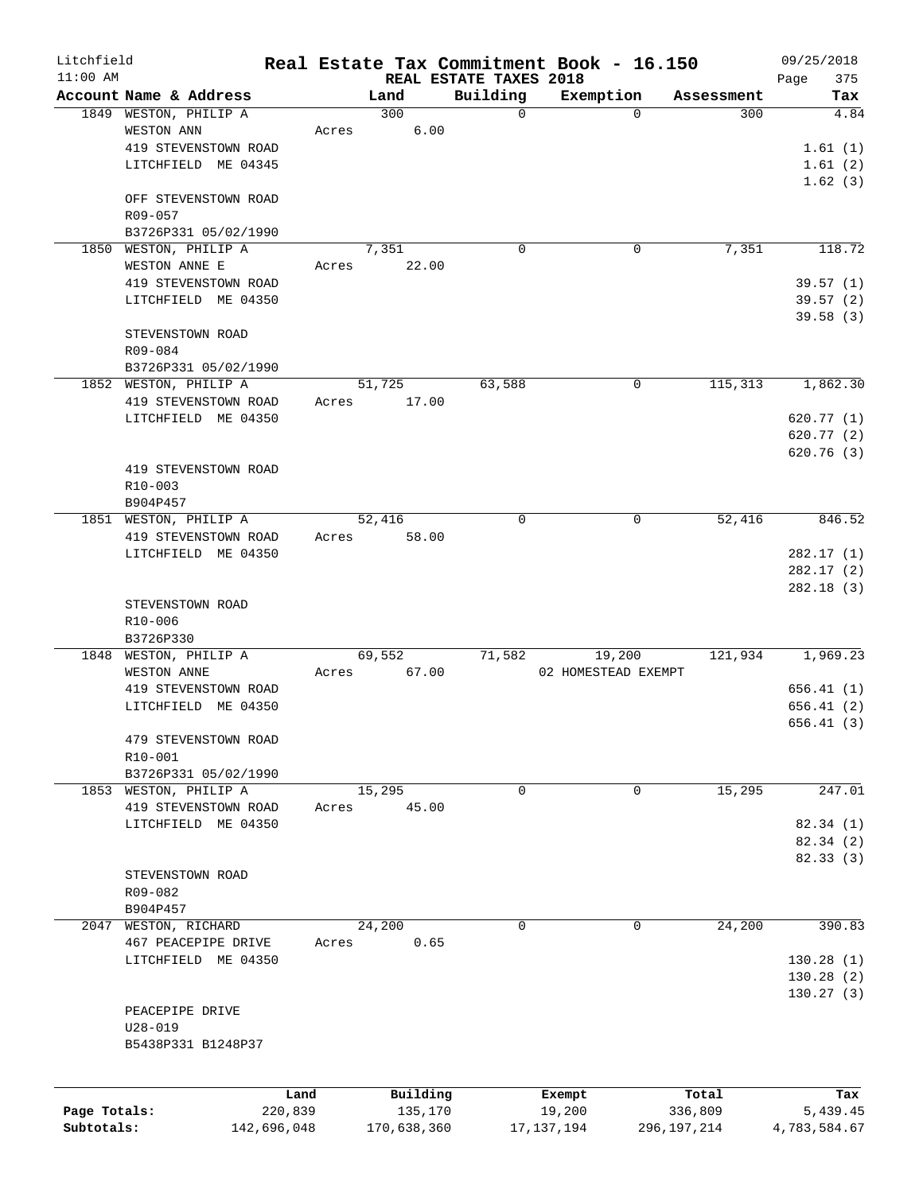Litchfield 11:00 AM

# Real Estate Tax Commitment Book - 16.150

REAL ESTATE TAXES 2018

09/25/2018 Page 375

| Account Name & Address | Land | Building | Exemption | Assessment | Tax |
|---|---|---|---|---|---|
| 1849 WESTON, PHILIP A | 300 | 0 | 0 | 300 | 4.84 |
| WESTON ANN | Acres 6.00 | | | | |
| 419 STEVENSTOWN ROAD | | | | | 1.61 (1) |
| LITCHFIELD ME 04345 | | | | | 1.61 (2) |
| | | | | | 1.62 (3) |
| OFF STEVENSTOWN ROAD | | | | | |
| R09-057 | | | | | |
| B3726P331 05/02/1990 | | | | | |
| 1850 WESTON, PHILIP A | 7,351 | 0 | 0 | 7,351 | 118.72 |
| WESTON ANNE E | Acres 22.00 | | | | |
| 419 STEVENSTOWN ROAD | | | | | 39.57 (1) |
| LITCHFIELD ME 04350 | | | | | 39.57 (2) |
| | | | | | 39.58 (3) |
| STEVENSTOWN ROAD | | | | | |
| R09-084 | | | | | |
| B3726P331 05/02/1990 | | | | | |
| 1852 WESTON, PHILIP A | 51,725 | 63,588 | 0 | 115,313 | 1,862.30 |
| 419 STEVENSTOWN ROAD | Acres 17.00 | | | | |
| LITCHFIELD ME 04350 | | | | | 620.77 (1) |
| | | | | | 620.77 (2) |
| | | | | | 620.76 (3) |
| 419 STEVENSTOWN ROAD | | | | | |
| R10-003 | | | | | |
| B904P457 | | | | | |
| 1851 WESTON, PHILIP A | 52,416 | 0 | 0 | 52,416 | 846.52 |
| 419 STEVENSTOWN ROAD | Acres 58.00 | | | | |
| LITCHFIELD ME 04350 | | | | | 282.17 (1) |
| | | | | | 282.17 (2) |
| | | | | | 282.18 (3) |
| STEVENSTOWN ROAD | | | | | |
| R10-006 | | | | | |
| B3726P330 | | | | | |
| 1848 WESTON, PHILIP A | 69,552 | 71,582 | 19,200 | 121,934 | 1,969.23 |
| WESTON ANNE | Acres 67.00 | | 02 HOMESTEAD EXEMPT | | |
| 419 STEVENSTOWN ROAD | | | | | 656.41 (1) |
| LITCHFIELD ME 04350 | | | | | 656.41 (2) |
| | | | | | 656.41 (3) |
| 479 STEVENSTOWN ROAD | | | | | |
| R10-001 | | | | | |
| B3726P331 05/02/1990 | | | | | |
| 1853 WESTON, PHILIP A | 15,295 | 0 | 0 | 15,295 | 247.01 |
| 419 STEVENSTOWN ROAD | Acres 45.00 | | | | |
| LITCHFIELD ME 04350 | | | | | 82.34 (1) |
| | | | | | 82.34 (2) |
| | | | | | 82.33 (3) |
| STEVENSTOWN ROAD | | | | | |
| R09-082 | | | | | |
| B904P457 | | | | | |
| 2047 WESTON, RICHARD | 24,200 | 0 | 0 | 24,200 | 390.83 |
| 467 PEACEPIPE DRIVE | Acres 0.65 | | | | |
| LITCHFIELD ME 04350 | | | | | 130.28 (1) |
| | | | | | 130.28 (2) |
| | | | | | 130.27 (3) |
| PEACEPIPE DRIVE | | | | | |
| U28-019 | | | | | |
| B5438P331 B1248P37 | | | | | |

| | Land | Building | Exempt | Total | Tax |
|---|---|---|---|---|---|
| Page Totals: | 220,839 | 135,170 | 19,200 | 336,809 | 5,439.45 |
| Subtotals: | 142,696,048 | 170,638,360 | 17,137,194 | 296,197,214 | 4,783,584.67 |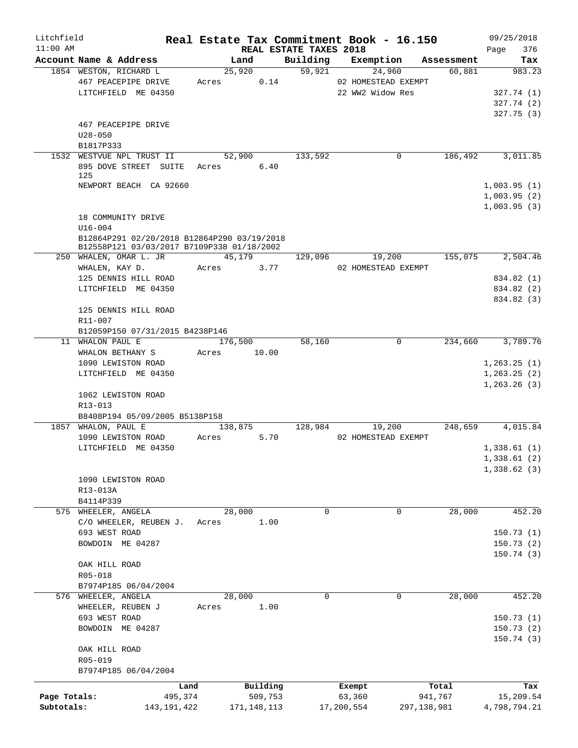Litchfield 11:00 AM

# Real Estate Tax Commitment Book - 16.150

## REAL ESTATE TAXES 2018

09/25/2018 Page 376

| Account Name & Address | Land | Building | Exemption | Assessment | Tax |
|---|---|---|---|---|---|
| 1854 WESTON, RICHARD L | 25,920 | 59,921 | 24,960 | 60,881 | 983.23 |
| 467 PEACEPIPE DRIVE | Acres 0.14 | | 02 HOMESTEAD EXEMPT | | |
| LITCHFIELD ME 04350 | | | 22 WW2 Widow Res | | 327.74 (1) |
| | | | | | 327.74 (2) |
| | | | | | 327.75 (3) |
| 467 PEACEPIPE DRIVE | | | | | |
| U28-050 | | | | | |
| B1817P333 | | | | | |
| 1532 WESTVUE NPL TRUST II | 52,900 | 133,592 | 0 | 186,492 | 3,011.85 |
| 895 DOVE STREET SUITE 125 | Acres 6.40 | | | | |
| NEWPORT BEACH CA 92660 | | | | | 1,003.95 (1) |
| | | | | | 1,003.95 (2) |
| | | | | | 1,003.95 (3) |
| 18 COMMUNITY DRIVE | | | | | |
| U16-004 | | | | | |
| B12864P291 02/20/2018 B12864P290 03/19/2018 B12558P121 03/03/2017 B7109P338 01/18/2002 | | | | | |
| 250 WHALEN, OMAR L. JR | 45,179 | 129,096 | 19,200 | 155,075 | 2,504.46 |
| WHALEN, KAY D. | Acres 3.77 | | 02 HOMESTEAD EXEMPT | | |
| 125 DENNIS HILL ROAD | | | | | 834.82 (1) |
| LITCHFIELD ME 04350 | | | | | 834.82 (2) |
| | | | | | 834.82 (3) |
| 125 DENNIS HILL ROAD | | | | | |
| R11-007 | | | | | |
| B12059P150 07/31/2015 B4238P146 | | | | | |
| 11 WHALON PAUL E | 176,500 | 58,160 | 0 | 234,660 | 3,789.76 |
| WHALON BETHANY S | Acres 10.00 | | | | |
| 1090 LEWISTON ROAD | | | | | 1,263.25 (1) |
| LITCHFIELD ME 04350 | | | | | 1,263.25 (2) |
| | | | | | 1,263.26 (3) |
| 1062 LEWISTON ROAD | | | | | |
| R13-013 | | | | | |
| B8408P194 05/09/2005 B5138P158 | | | | | |
| 1857 WHALON, PAUL E | 138,875 | 128,984 | 19,200 | 248,659 | 4,015.84 |
| 1090 LEWISTON ROAD | Acres 5.70 | | 02 HOMESTEAD EXEMPT | | |
| LITCHFIELD ME 04350 | | | | | 1,338.61 (1) |
| | | | | | 1,338.61 (2) |
| | | | | | 1,338.62 (3) |
| 1090 LEWISTON ROAD | | | | | |
| R13-013A | | | | | |
| B4114P339 | | | | | |
| 575 WHEELER, ANGELA | 28,000 | 0 | 0 | 28,000 | 452.20 |
| C/O WHEELER, REUBEN J. | Acres 1.00 | | | | |
| 693 WEST ROAD | | | | | 150.73 (1) |
| BOWDOIN ME 04287 | | | | | 150.73 (2) |
| | | | | | 150.74 (3) |
| OAK HILL ROAD | | | | | |
| R05-018 | | | | | |
| B7974P185 06/04/2004 | | | | | |
| 576 WHEELER, ANGELA | 28,000 | 0 | 0 | 28,000 | 452.20 |
| WHEELER, REUBEN J | Acres 1.00 | | | | |
| 693 WEST ROAD | | | | | 150.73 (1) |
| BOWDOIN ME 04287 | | | | | 150.73 (2) |
| | | | | | 150.74 (3) |
| OAK HILL ROAD | | | | | |
| R05-019 | | | | | |
| B7974P185 06/04/2004 | | | | | |

| | Land | Building | Exempt | Total | Tax |
|---|---|---|---|---|---|
| Page Totals: | 495,374 | 509,753 | 63,360 | 941,767 | 15,209.54 |
| Subtotals: | 143,191,422 | 171,148,113 | 17,200,554 | 297,138,981 | 4,798,794.21 |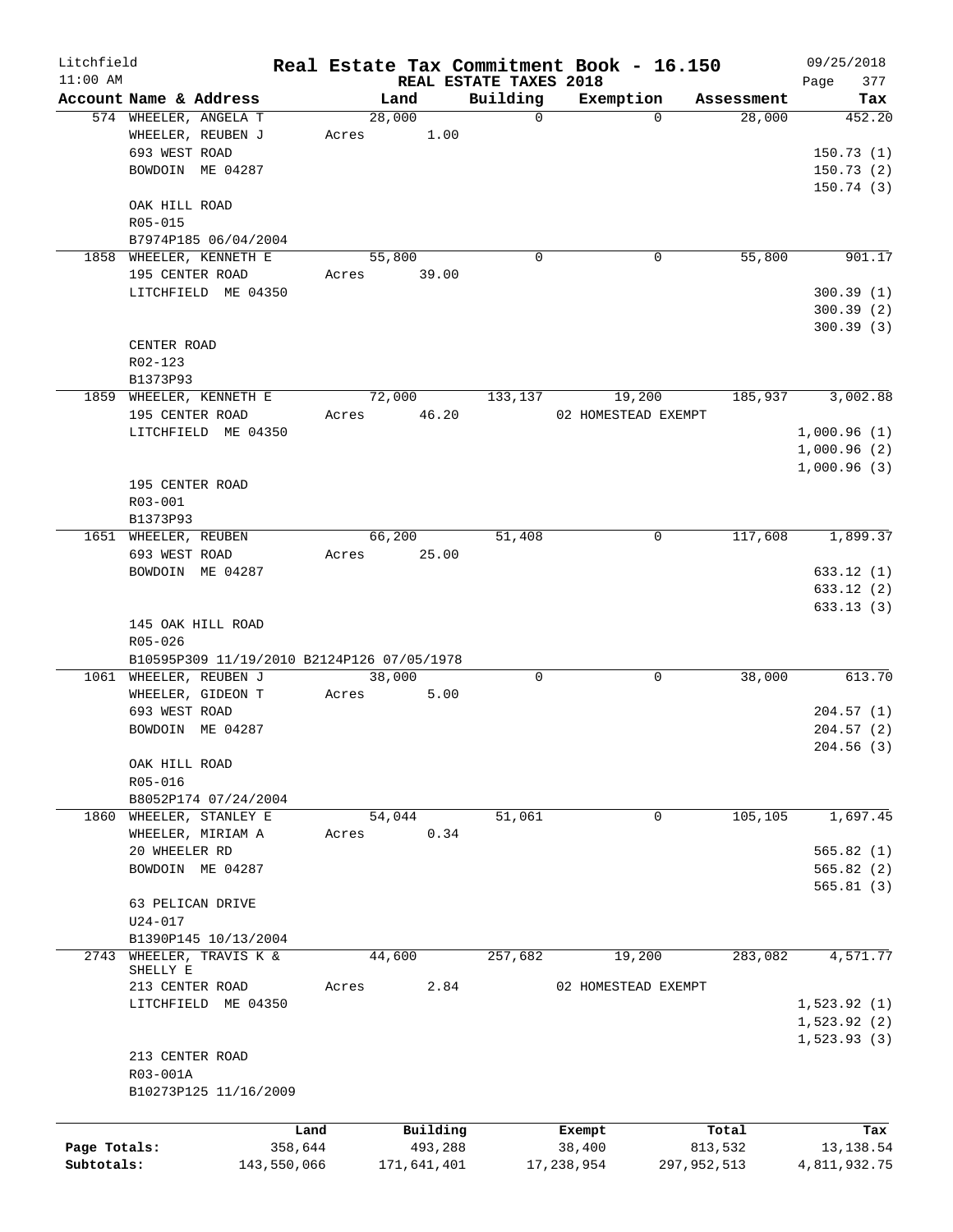Litchfield 11:00 AM

**Real Estate Tax Commitment Book - 16.150**

REAL ESTATE TAXES 2018

09/25/2018 Page 377

| Account Name & Address | Land | Building | Exemption | Assessment | Tax |
|---|---|---|---|---|---|
| 574 WHEELER, ANGELA T | 28,000 | 0 | 0 | 28,000 | 452.20 |
| WHEELER, REUBEN J | Acres 1.00 | | | | |
| 693 WEST ROAD | | | | | 150.73 (1) |
| BOWDOIN ME 04287 | | | | | 150.73 (2) |
| | | | | | 150.74 (3) |
| OAK HILL ROAD | | | | | |
| R05-015 | | | | | |
| B7974P185 06/04/2004 | | | | | |
| 1858 WHEELER, KENNETH E | 55,800 | 0 | 0 | 55,800 | 901.17 |
| 195 CENTER ROAD | Acres 39.00 | | | | |
| LITCHFIELD ME 04350 | | | | | 300.39 (1) |
| | | | | | 300.39 (2) |
| | | | | | 300.39 (3) |
| CENTER ROAD | | | | | |
| R02-123 | | | | | |
| B1373P93 | | | | | |
| 1859 WHEELER, KENNETH E | 72,000 | 133,137 | 19,200 | 185,937 | 3,002.88 |
| 195 CENTER ROAD | Acres 46.20 | | 02 HOMESTEAD EXEMPT | | |
| LITCHFIELD ME 04350 | | | | | 1,000.96 (1) |
| | | | | | 1,000.96 (2) |
| | | | | | 1,000.96 (3) |
| 195 CENTER ROAD | | | | | |
| R03-001 | | | | | |
| B1373P93 | | | | | |
| 1651 WHEELER, REUBEN | 66,200 | 51,408 | 0 | 117,608 | 1,899.37 |
| 693 WEST ROAD | Acres 25.00 | | | | |
| BOWDOIN ME 04287 | | | | | 633.12 (1) |
| | | | | | 633.12 (2) |
| | | | | | 633.13 (3) |
| 145 OAK HILL ROAD | | | | | |
| R05-026 | | | | | |
| B10595P309 11/19/2010 B2124P126 07/05/1978 | | | | | |
| 1061 WHEELER, REUBEN J | 38,000 | 0 | 0 | 38,000 | 613.70 |
| WHEELER, GIDEON T | Acres 5.00 | | | | |
| 693 WEST ROAD | | | | | 204.57 (1) |
| BOWDOIN ME 04287 | | | | | 204.57 (2) |
| | | | | | 204.56 (3) |
| OAK HILL ROAD | | | | | |
| R05-016 | | | | | |
| B8052P174 07/24/2004 | | | | | |
| 1860 WHEELER, STANLEY E | 54,044 | 51,061 | 0 | 105,105 | 1,697.45 |
| WHEELER, MIRIAM A | Acres 0.34 | | | | |
| 20 WHEELER RD | | | | | 565.82 (1) |
| BOWDOIN ME 04287 | | | | | 565.82 (2) |
| | | | | | 565.81 (3) |
| 63 PELICAN DRIVE | | | | | |
| U24-017 | | | | | |
| B1390P145 10/13/2004 | | | | | |
| 2743 WHEELER, TRAVIS K & SHELLY E | 44,600 | 257,682 | 19,200 | 283,082 | 4,571.77 |
| 213 CENTER ROAD | Acres 2.84 | | 02 HOMESTEAD EXEMPT | | |
| LITCHFIELD ME 04350 | | | | | 1,523.92 (1) |
| | | | | | 1,523.92 (2) |
| | | | | | 1,523.93 (3) |
| 213 CENTER ROAD | | | | | |
| R03-001A | | | | | |
| B10273P125 11/16/2009 | | | | | |

| | Land | Building | Exempt | Total | Tax |
|---|---|---|---|---|---|
| Page Totals: | 358,644 | 493,288 | 38,400 | 813,532 | 13,138.54 |
| Subtotals: | 143,550,066 | 171,641,401 | 17,238,954 | 297,952,513 | 4,811,932.75 |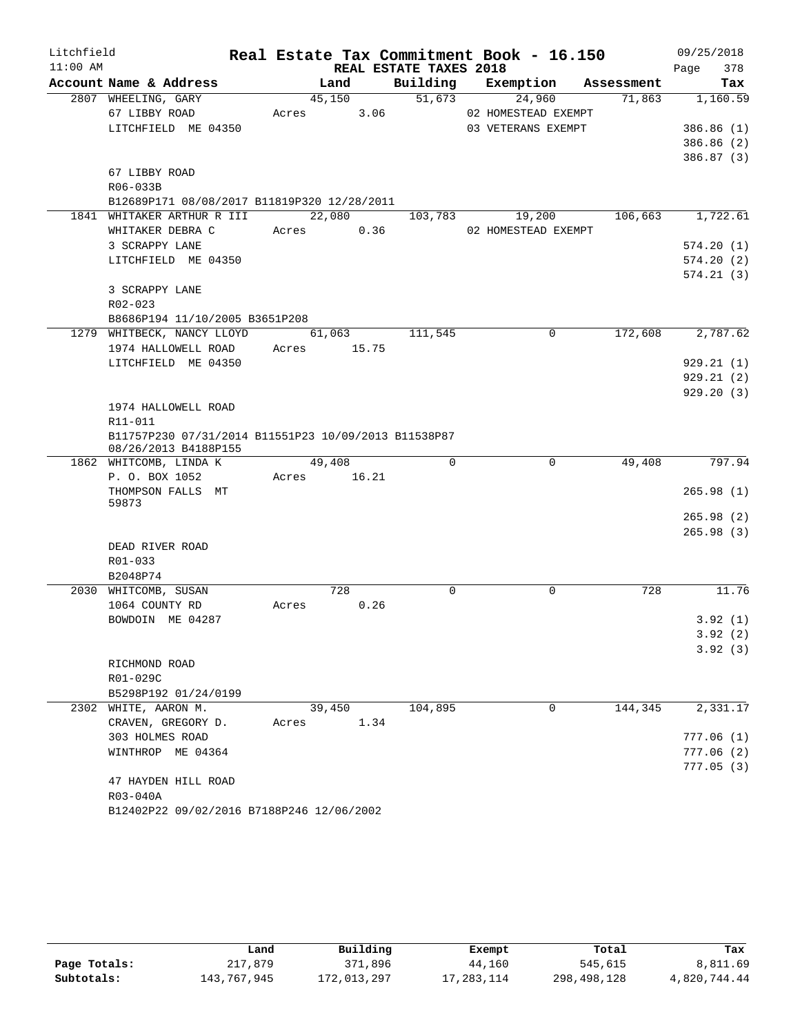Litchfield 11:00 AM

# Real Estate Tax Commitment Book - 16.150

## REAL ESTATE TAXES 2018

09/25/2018

| Account Name & Address | Land | Building | Exemption | Assessment | Tax |
|---|---|---|---|---|---|
| 2807 WHEELING, GARY | 45,150 | 51,673 | 24,960 | 71,863 | 1,160.59 |
| 67 LIBBY ROAD | Acres 3.06 | | 02 HOMESTEAD EXEMPT | | |
| LITCHFIELD ME 04350 | | | 03 VETERANS EXEMPT | | 386.86 (1) |
| | | | | | 386.86 (2) |
| | | | | | 386.87 (3) |
| 67 LIBBY ROAD | | | | | |
| R06-033B | | | | | |
| B12689P171 08/08/2017 B11819P320 12/28/2011 | | | | | |
| 1841 WHITAKER ARTHUR R III | 22,080 | 103,783 | 19,200 | 106,663 | 1,722.61 |
| WHITAKER DEBRA C | Acres 0.36 | | 02 HOMESTEAD EXEMPT | | |
| 3 SCRAPPY LANE | | | | | 574.20 (1) |
| LITCHFIELD ME 04350 | | | | | 574.20 (2) |
| | | | | | 574.21 (3) |
| 3 SCRAPPY LANE | | | | | |
| R02-023 | | | | | |
| B8686P194 11/10/2005 B3651P208 | | | | | |
| 1279 WHITBECK, NANCY LLOYD | 61,063 | 111,545 | 0 | 172,608 | 2,787.62 |
| 1974 HALLOWELL ROAD | Acres 15.75 | | | | |
| LITCHFIELD ME 04350 | | | | | 929.21 (1) |
| | | | | | 929.21 (2) |
| | | | | | 929.20 (3) |
| 1974 HALLOWELL ROAD | | | | | |
| R11-011 | | | | | |
| B11757P230 07/31/2014 B11551P23 10/09/2013 B11538P87 08/26/2013 B4188P155 | | | | | |
| 1862 WHITCOMB, LINDA K | 49,408 | 0 | 0 | 49,408 | 797.94 |
| P. O. BOX 1052 | Acres 16.21 | | | | |
| THOMPSON FALLS MT 59873 | | | | | 265.98 (1) |
| | | | | | 265.98 (2) |
| | | | | | 265.98 (3) |
| DEAD RIVER ROAD | | | | | |
| R01-033 | | | | | |
| B2048P74 | | | | | |
| 2030 WHITCOMB, SUSAN | 728 | 0 | 0 | 728 | 11.76 |
| 1064 COUNTY RD | Acres 0.26 | | | | |
| BOWDOIN ME 04287 | | | | | 3.92 (1) |
| | | | | | 3.92 (2) |
| | | | | | 3.92 (3) |
| RICHMOND ROAD | | | | | |
| R01-029C | | | | | |
| B5298P192 01/24/0199 | | | | | |
| 2302 WHITE, AARON M. | 39,450 | 104,895 | 0 | 144,345 | 2,331.17 |
| CRAVEN, GREGORY D. | Acres 1.34 | | | | |
| 303 HOLMES ROAD | | | | | 777.06 (1) |
| WINTHROP ME 04364 | | | | | 777.06 (2) |
| | | | | | 777.05 (3) |
| 47 HAYDEN HILL ROAD | | | | | |
| R03-040A | | | | | |
| B12402P22 09/02/2016 B7188P246 12/06/2002 | | | | | |

| | Land | Building | Exempt | Total | Tax |
|---|---|---|---|---|---|
| Page Totals: | 217,879 | 371,896 | 44,160 | 545,615 | 8,811.69 |
| Subtotals: | 143,767,945 | 172,013,297 | 17,283,114 | 298,498,128 | 4,820,744.44 |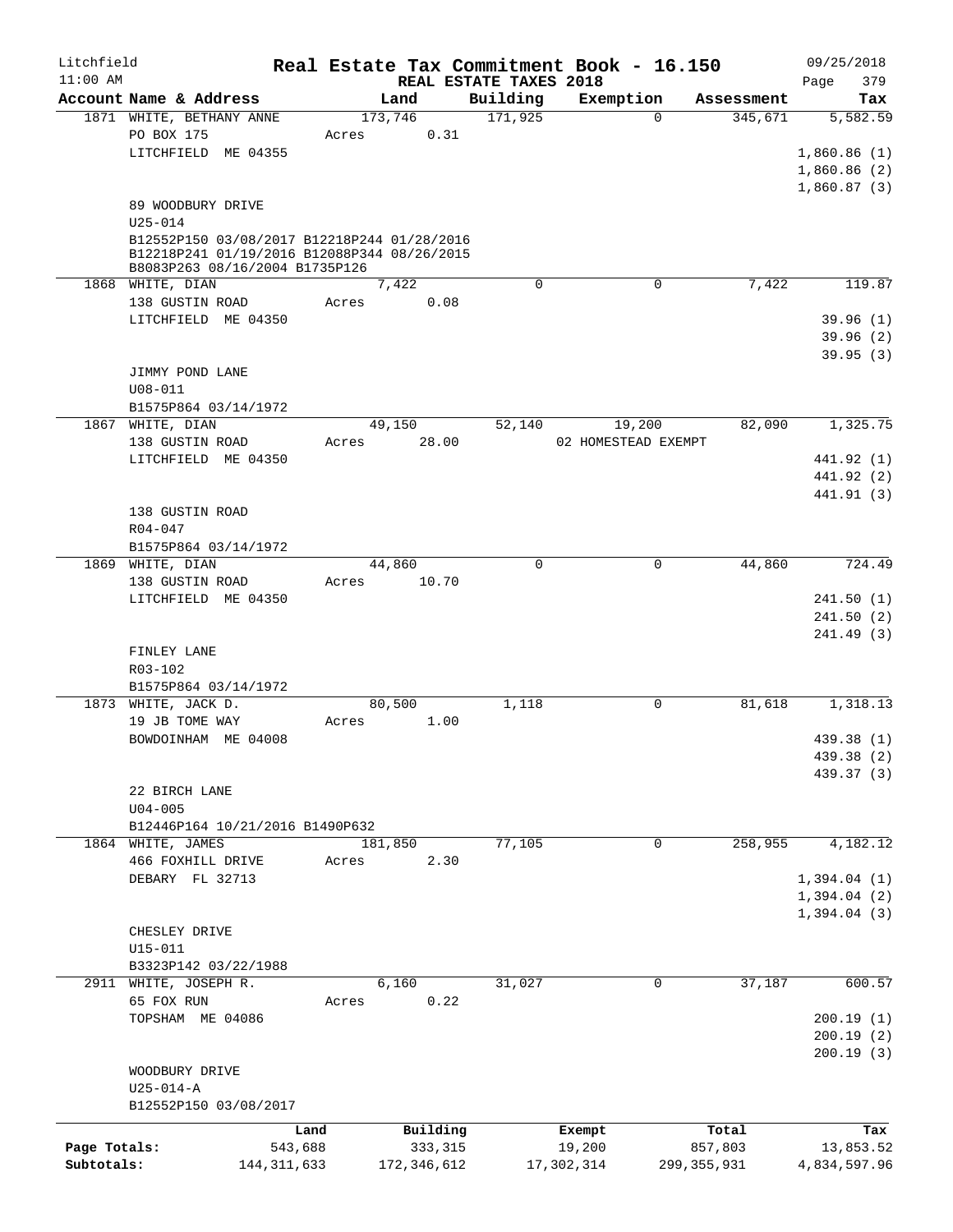Litchfield 11:00 AM

# Real Estate Tax Commitment Book - 16.150

REAL ESTATE TAXES 2018

09/25/2018

| Account Name & Address | Land | Building | Exemption | Assessment | Tax |
|---|---|---|---|---|---|
| 1871 WHITE, BETHANY ANNE | 173,746 | 171,925 | 0 | 345,671 | 5,582.59 |
| PO BOX 175 | Acres 0.31 | | | | |
| LITCHFIELD ME 04355 | | | | | 1,860.86 (1) |
| | | | | | 1,860.86 (2) |
| | | | | | 1,860.87 (3) |
| 89 WOODBURY DRIVE | | | | | |
| U25-014 | | | | | |
| B12552P150 03/08/2017 B12218P244 01/28/2016 B12218P241 01/19/2016 B12088P344 08/26/2015 B8083P263 08/16/2004 B1735P126 | | | | | |
| 1868 WHITE, DIAN | 7,422 | 0 | 0 | 7,422 | 119.87 |
| 138 GUSTIN ROAD | Acres 0.08 | | | | |
| LITCHFIELD ME 04350 | | | | | 39.96 (1) |
| | | | | | 39.96 (2) |
| | | | | | 39.95 (3) |
| JIMMY POND LANE | | | | | |
| U08-011 | | | | | |
| B1575P864 03/14/1972 | | | | | |
| 1867 WHITE, DIAN | 49,150 | 52,140 | 19,200 | 82,090 | 1,325.75 |
| 138 GUSTIN ROAD | Acres 28.00 | | 02 HOMESTEAD EXEMPT | | |
| LITCHFIELD ME 04350 | | | | | 441.92 (1) |
| | | | | | 441.92 (2) |
| | | | | | 441.91 (3) |
| 138 GUSTIN ROAD | | | | | |
| R04-047 | | | | | |
| B1575P864 03/14/1972 | | | | | |
| 1869 WHITE, DIAN | 44,860 | 0 | 0 | 44,860 | 724.49 |
| 138 GUSTIN ROAD | Acres 10.70 | | | | |
| LITCHFIELD ME 04350 | | | | | 241.50 (1) |
| | | | | | 241.50 (2) |
| | | | | | 241.49 (3) |
| FINLEY LANE | | | | | |
| R03-102 | | | | | |
| B1575P864 03/14/1972 | | | | | |
| 1873 WHITE, JACK D. | 80,500 | 1,118 | 0 | 81,618 | 1,318.13 |
| 19 JB TOME WAY | Acres 1.00 | | | | |
| BOWDOINHAM ME 04008 | | | | | 439.38 (1) |
| | | | | | 439.38 (2) |
| | | | | | 439.37 (3) |
| 22 BIRCH LANE | | | | | |
| U04-005 | | | | | |
| B12446P164 10/21/2016 B1490P632 | | | | | |
| 1864 WHITE, JAMES | 181,850 | 77,105 | 0 | 258,955 | 4,182.12 |
| 466 FOXHILL DRIVE | Acres 2.30 | | | | |
| DEBARY FL 32713 | | | | | 1,394.04 (1) |
| | | | | | 1,394.04 (2) |
| | | | | | 1,394.04 (3) |
| CHESLEY DRIVE | | | | | |
| U15-011 | | | | | |
| B3323P142 03/22/1988 | | | | | |
| 2911 WHITE, JOSEPH R. | 6,160 | 31,027 | 0 | 37,187 | 600.57 |
| 65 FOX RUN | Acres 0.22 | | | | |
| TOPSHAM ME 04086 | | | | | 200.19 (1) |
| | | | | | 200.19 (2) |
| | | | | | 200.19 (3) |
| WOODBURY DRIVE | | | | | |
| U25-014-A | | | | | |
| B12552P150 03/08/2017 | | | | | |

| | Land | Building | Exempt | Total | Tax |
|---|---|---|---|---|---|
| Page Totals: | 543,688 | 333,315 | 19,200 | 857,803 | 13,853.52 |
| Subtotals: | 144,311,633 | 172,346,612 | 17,302,314 | 299,355,931 | 4,834,597.96 |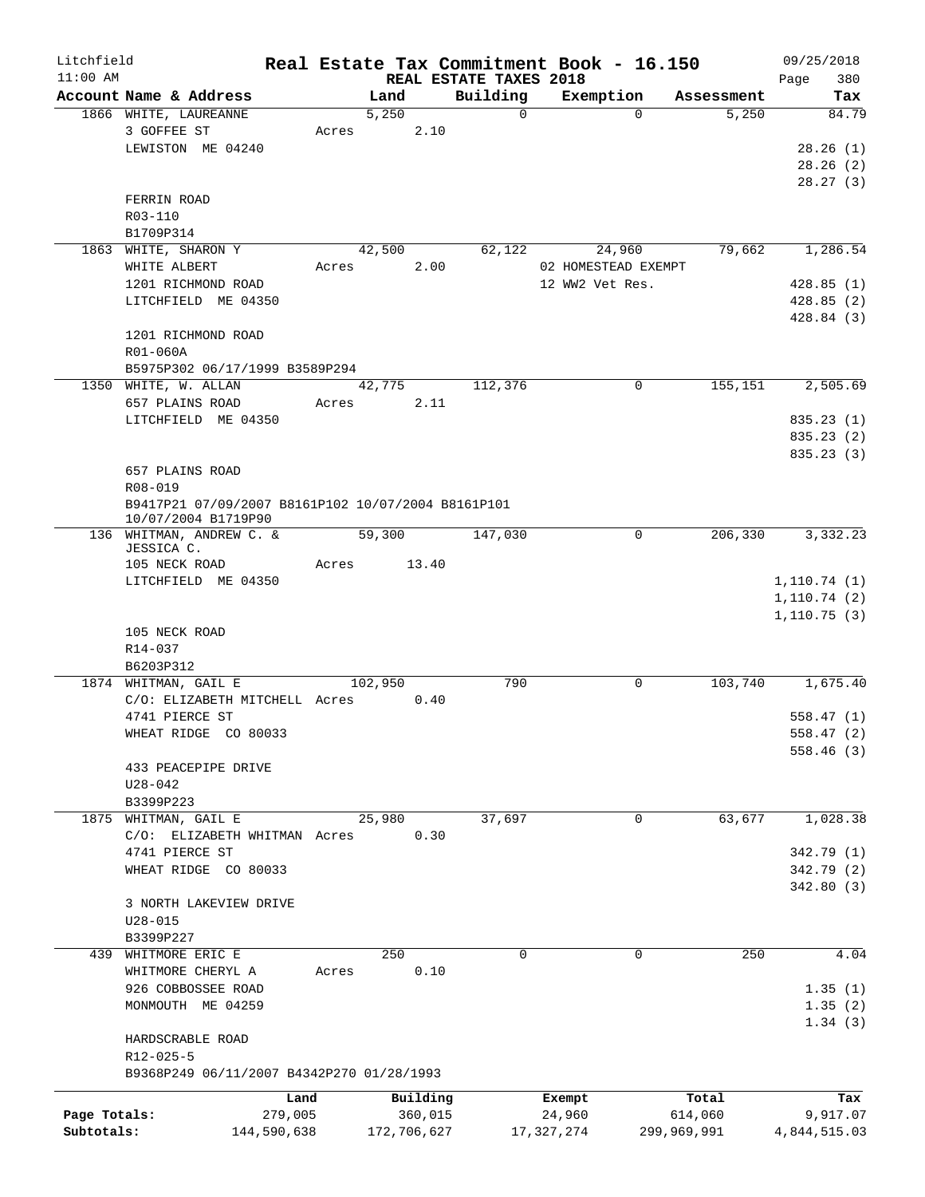# Real Estate Tax Commitment Book - 16.150

Litchfield
11:00 AM

REAL ESTATE TAXES 2018

09/25/2018

| Account Name & Address | Land | Building | Exemption | Assessment | Tax |
|---|---|---|---|---|---|
| 1866 WHITE, LAUREANNE | 5,250 | 0 | 0 | 5,250 | 84.79 |
| 3 GOFFEE ST | Acres 2.10 | | | | |
| LEWISTON ME 04240 | | | | | 28.26 (1) |
| | | | | | 28.26 (2) |
| | | | | | 28.27 (3) |
| FERRIN ROAD | | | | | |
| R03-110 | | | | | |
| B1709P314 | | | | | |
| 1863 WHITE, SHARON Y | 42,500 | 62,122 | 24,960 | 79,662 | 1,286.54 |
| WHITE ALBERT | Acres 2.00 | | 02 HOMESTEAD EXEMPT | | |
| 1201 RICHMOND ROAD | | | 12 WW2 Vet Res. | | 428.85 (1) |
| LITCHFIELD ME 04350 | | | | | 428.85 (2) |
| | | | | | 428.84 (3) |
| 1201 RICHMOND ROAD | | | | | |
| R01-060A | | | | | |
| B5975P302 06/17/1999 B3589P294 | | | | | |
| 1350 WHITE, W. ALLAN | 42,775 | 112,376 | 0 | 155,151 | 2,505.69 |
| 657 PLAINS ROAD | Acres 2.11 | | | | |
| LITCHFIELD ME 04350 | | | | | 835.23 (1) |
| | | | | | 835.23 (2) |
| | | | | | 835.23 (3) |
| 657 PLAINS ROAD | | | | | |
| R08-019 | | | | | |
| B9417P21 07/09/2007 B8161P102 10/07/2004 B8161P101 10/07/2004 B1719P90 | | | | | |
| 136 WHITMAN, ANDREW C. & JESSICA C. | 59,300 | 147,030 | 0 | 206,330 | 3,332.23 |
| 105 NECK ROAD | Acres 13.40 | | | | |
| LITCHFIELD ME 04350 | | | | | 1,110.74 (1) |
| | | | | | 1,110.74 (2) |
| | | | | | 1,110.75 (3) |
| 105 NECK ROAD | | | | | |
| R14-037 | | | | | |
| B6203P312 | | | | | |
| 1874 WHITMAN, GAIL E | 102,950 | 790 | 0 | 103,740 | 1,675.40 |
| C/O: ELIZABETH MITCHELL | Acres 0.40 | | | | |
| 4741 PIERCE ST | | | | | 558.47 (1) |
| WHEAT RIDGE CO 80033 | | | | | 558.47 (2) |
| | | | | | 558.46 (3) |
| 433 PEACEPIPE DRIVE | | | | | |
| U28-042 | | | | | |
| B3399P223 | | | | | |
| 1875 WHITMAN, GAIL E | 25,980 | 37,697 | 0 | 63,677 | 1,028.38 |
| C/O: ELIZABETH WHITMAN | Acres 0.30 | | | | |
| 4741 PIERCE ST | | | | | 342.79 (1) |
| WHEAT RIDGE CO 80033 | | | | | 342.79 (2) |
| | | | | | 342.80 (3) |
| 3 NORTH LAKEVIEW DRIVE | | | | | |
| U28-015 | | | | | |
| B3399P227 | | | | | |
| 439 WHITMORE ERIC E | 250 | 0 | 0 | 250 | 4.04 |
| WHITMORE CHERYL A | Acres 0.10 | | | | |
| 926 COBBOSSEE ROAD | | | | | 1.35 (1) |
| MONMOUTH ME 04259 | | | | | 1.35 (2) |
| | | | | | 1.34 (3) |
| HARDSCRABLE ROAD | | | | | |
| R12-025-5 | | | | | |
| B9368P249 06/11/2007 B4342P270 01/28/1993 | | | | | |

| | Land | Building | Exempt | Total | Tax |
|---|---|---|---|---|---|
| Page Totals: | 279,005 | 360,015 | 24,960 | 614,060 | 9,917.07 |
| Subtotals: | 144,590,638 | 172,706,627 | 17,327,274 | 299,969,991 | 4,844,515.03 |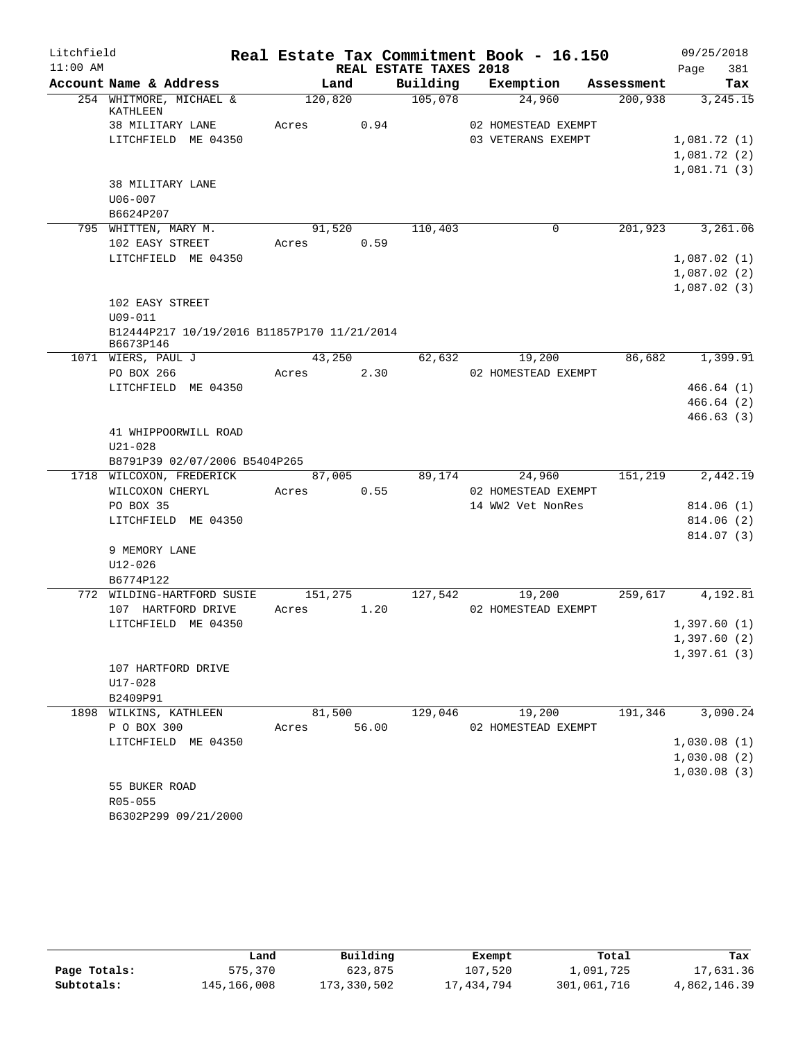Litchfield 11:00 AM

# Real Estate Tax Commitment Book - 16.150

REAL ESTATE TAXES 2018

09/25/2018 Page 381

| Account Name & Address | Land | Building | Exemption | Assessment | Tax |
|---|---|---|---|---|---|
| 254 WHITMORE, MICHAEL & KATHLEEN | 120,820 | 105,078 | 24,960 | 200,938 | 3,245.15 |
| 38 MILITARY LANE | Acres 0.94 | | 02 HOMESTEAD EXEMPT | | |
| LITCHFIELD ME 04350 | | | 03 VETERANS EXEMPT | | 1,081.72 (1) |
| | | | | | 1,081.72 (2) |
| | | | | | 1,081.71 (3) |
| 38 MILITARY LANE | | | | | |
| U06-007 | | | | | |
| B6624P207 | | | | | |
| 795 WHITTEN, MARY M. | 91,520 | 110,403 | 0 | 201,923 | 3,261.06 |
| 102 EASY STREET | Acres 0.59 | | | | |
| LITCHFIELD ME 04350 | | | | | 1,087.02 (1) |
| | | | | | 1,087.02 (2) |
| | | | | | 1,087.02 (3) |
| 102 EASY STREET | | | | | |
| U09-011 | | | | | |
| B12444P217 10/19/2016 B11857P170 11/21/2014 B6673P146 | | | | | |
| 1071 WIERS, PAUL J | 43,250 | 62,632 | 19,200 | 86,682 | 1,399.91 |
| PO BOX 266 | Acres 2.30 | | 02 HOMESTEAD EXEMPT | | |
| LITCHFIELD ME 04350 | | | | | 466.64 (1) |
| | | | | | 466.64 (2) |
| | | | | | 466.63 (3) |
| 41 WHIPPOORWILL ROAD | | | | | |
| U21-028 | | | | | |
| B8791P39 02/07/2006 B5404P265 | | | | | |
| 1718 WILCOXON, FREDERICK | 87,005 | 89,174 | 24,960 | 151,219 | 2,442.19 |
| WILCOXON CHERYL | Acres 0.55 | | 02 HOMESTEAD EXEMPT | | |
| PO BOX 35 | | | 14 WW2 Vet NonRes | | 814.06 (1) |
| LITCHFIELD ME 04350 | | | | | 814.06 (2) |
| | | | | | 814.07 (3) |
| 9 MEMORY LANE | | | | | |
| U12-026 | | | | | |
| B6774P122 | | | | | |
| 772 WILDING-HARTFORD SUSIE | 151,275 | 127,542 | 19,200 | 259,617 | 4,192.81 |
| 107 HARTFORD DRIVE | Acres 1.20 | | 02 HOMESTEAD EXEMPT | | |
| LITCHFIELD ME 04350 | | | | | 1,397.60 (1) |
| | | | | | 1,397.60 (2) |
| | | | | | 1,397.61 (3) |
| 107 HARTFORD DRIVE | | | | | |
| U17-028 | | | | | |
| B2409P91 | | | | | |
| 1898 WILKINS, KATHLEEN | 81,500 | 129,046 | 19,200 | 191,346 | 3,090.24 |
| P O BOX 300 | Acres 56.00 | | 02 HOMESTEAD EXEMPT | | |
| LITCHFIELD ME 04350 | | | | | 1,030.08 (1) |
| | | | | | 1,030.08 (2) |
| | | | | | 1,030.08 (3) |
| 55 BUKER ROAD | | | | | |
| R05-055 | | | | | |
| B6302P299 09/21/2000 | | | | | |

| | Land | Building | Exempt | Total | Tax |
|---|---|---|---|---|---|
| Page Totals: | 575,370 | 623,875 | 107,520 | 1,091,725 | 17,631.36 |
| Subtotals: | 145,166,008 | 173,330,502 | 17,434,794 | 301,061,716 | 4,862,146.39 |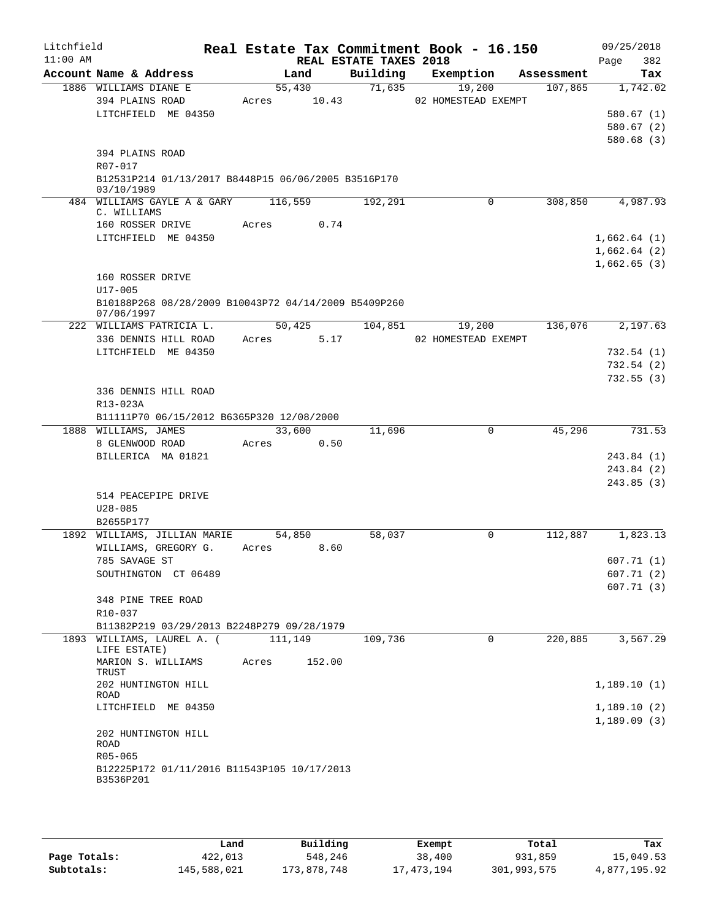# Real Estate Tax Commitment Book - 16.150

Litchfield
11:00 AM

REAL ESTATE TAXES 2018

09/25/2018

| Account Name & Address | Land | Building | Exemption | Assessment | Tax |
|---|---|---|---|---|---|
| 1886 WILLIAMS DIANE E | 55,430 | 71,635 | 19,200 | 107,865 | 1,742.02 |
| 394 PLAINS ROAD | Acres 10.43 | | 02 HOMESTEAD EXEMPT | | |
| LITCHFIELD ME 04350 | | | | | 580.67 (1) |
| | | | | | 580.67 (2) |
| | | | | | 580.68 (3) |
| 394 PLAINS ROAD | | | | | |
| R07-017 | | | | | |
| B12531P214 01/13/2017 B8448P15 06/06/2005 B3516P170 03/10/1989 | | | | | |
| 484 WILLIAMS GAYLE A & GARY C. WILLIAMS | 116,559 | 192,291 | 0 | 308,850 | 4,987.93 |
| 160 ROSSER DRIVE | Acres 0.74 | | | | |
| LITCHFIELD ME 04350 | | | | | 1,662.64 (1) |
| | | | | | 1,662.64 (2) |
| | | | | | 1,662.65 (3) |
| 160 ROSSER DRIVE | | | | | |
| U17-005 | | | | | |
| B10188P268 08/28/2009 B10043P72 04/14/2009 B5409P260 07/06/1997 | | | | | |
| 222 WILLIAMS PATRICIA L. | 50,425 | 104,851 | 19,200 | 136,076 | 2,197.63 |
| 336 DENNIS HILL ROAD | Acres 5.17 | | 02 HOMESTEAD EXEMPT | | |
| LITCHFIELD ME 04350 | | | | | 732.54 (1) |
| | | | | | 732.54 (2) |
| | | | | | 732.55 (3) |
| 336 DENNIS HILL ROAD | | | | | |
| R13-023A | | | | | |
| B11111P70 06/15/2012 B6365P320 12/08/2000 | | | | | |
| 1888 WILLIAMS, JAMES | 33,600 | 11,696 | 0 | 45,296 | 731.53 |
| 8 GLENWOOD ROAD | Acres 0.50 | | | | |
| BILLERICA MA 01821 | | | | | 243.84 (1) |
| | | | | | 243.84 (2) |
| | | | | | 243.85 (3) |
| 514 PEACEPIPE DRIVE | | | | | |
| U28-085 | | | | | |
| B2655P177 | | | | | |
| 1892 WILLIAMS, JILLIAN MARIE | 54,850 | 58,037 | 0 | 112,887 | 1,823.13 |
| WILLIAMS, GREGORY G. | Acres 8.60 | | | | |
| 785 SAVAGE ST | | | | | 607.71 (1) |
| SOUTHINGTON CT 06489 | | | | | 607.71 (2) |
| | | | | | 607.71 (3) |
| 348 PINE TREE ROAD | | | | | |
| R10-037 | | | | | |
| B11382P219 03/29/2013 B2248P279 09/28/1979 | | | | | |
| 1893 WILLIAMS, LAUREL A. ( LIFE ESTATE) | 111,149 | 109,736 | 0 | 220,885 | 3,567.29 |
| MARION S. WILLIAMS TRUST | Acres 152.00 | | | | |
| 202 HUNTINGTON HILL ROAD | | | | | 1,189.10 (1) |
| LITCHFIELD ME 04350 | | | | | 1,189.10 (2) |
| | | | | | 1,189.09 (3) |
| 202 HUNTINGTON HILL ROAD | | | | | |
| R05-065 | | | | | |
| B12225P172 01/11/2016 B11543P105 10/17/2013 B3536P201 | | | | | |

| | Land | Building | Exempt | Total | Tax |
|---|---|---|---|---|---|
| Page Totals: | 422,013 | 548,246 | 38,400 | 931,859 | 15,049.53 |
| Subtotals: | 145,588,021 | 173,878,748 | 17,473,194 | 301,993,575 | 4,877,195.92 |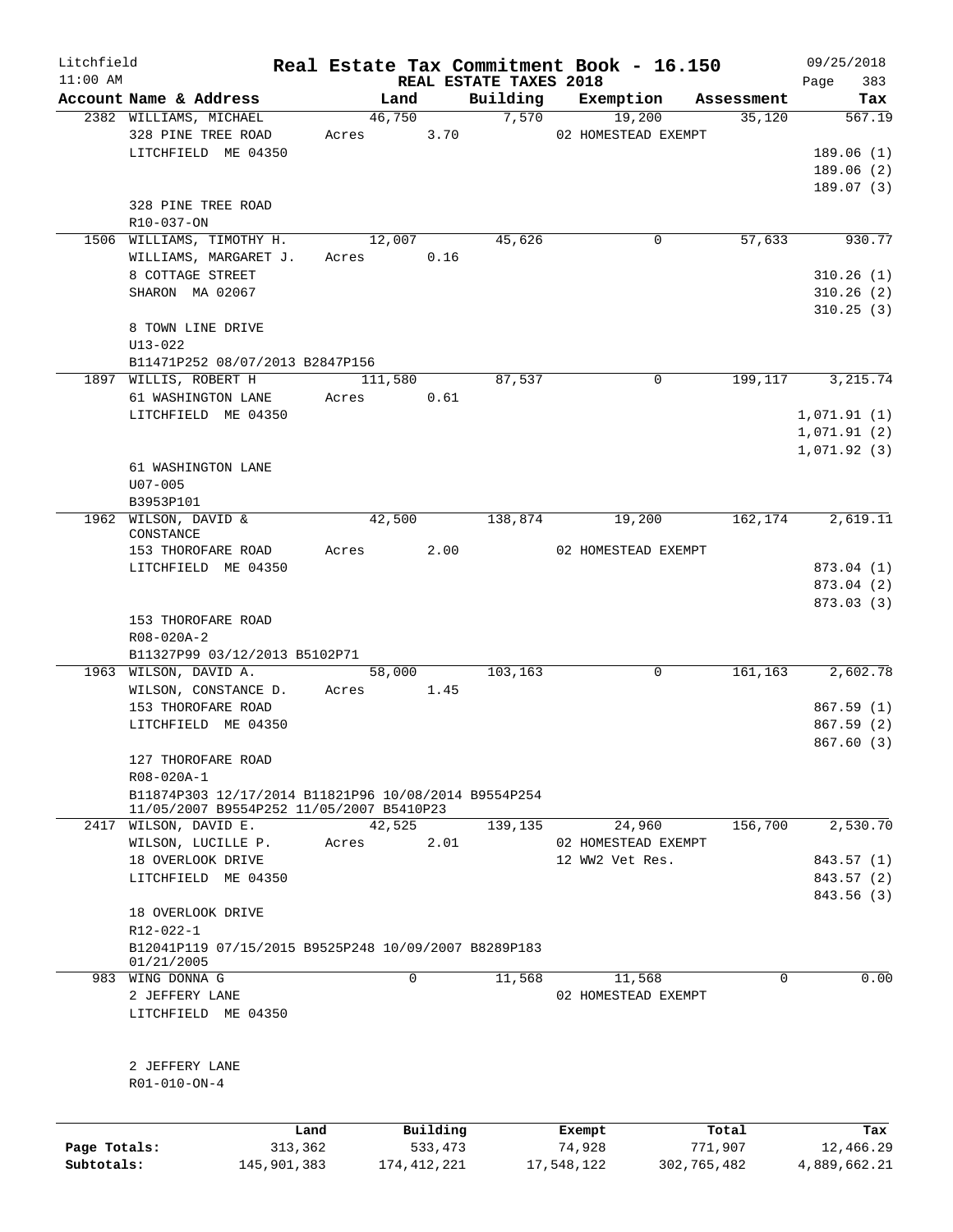Litchfield
11:00 AM

# Real Estate Tax Commitment Book - 16.150

REAL ESTATE TAXES 2018

09/25/2018
Page 383

| Account Name & Address | Land | Building | Exemption | Assessment | Tax |
|---|---|---|---|---|---|
| 2382 WILLIAMS, MICHAEL | 46,750 | 7,570 | 19,200 | 35,120 | 567.19 |
| 328 PINE TREE ROAD | Acres 3.70 | | 02 HOMESTEAD EXEMPT | | |
| LITCHFIELD ME 04350 | | | | | 189.06 (1) |
| | | | | | 189.06 (2) |
| | | | | | 189.07 (3) |
| 328 PINE TREE ROAD | | | | | |
| R10-037-ON | | | | | |
| 1506 WILLIAMS, TIMOTHY H. | 12,007 | 45,626 | 0 | 57,633 | 930.77 |
| WILLIAMS, MARGARET J. | Acres 0.16 | | | | |
| 8 COTTAGE STREET | | | | | 310.26 (1) |
| SHARON MA 02067 | | | | | 310.26 (2) |
| | | | | | 310.25 (3) |
| 8 TOWN LINE DRIVE | | | | | |
| U13-022 | | | | | |
| B11471P252 08/07/2013 B2847P156 | | | | | |
| 1897 WILLIS, ROBERT H | 111,580 | 87,537 | 0 | 199,117 | 3,215.74 |
| 61 WASHINGTON LANE | Acres 0.61 | | | | |
| LITCHFIELD ME 04350 | | | | | 1,071.91 (1) |
| | | | | | 1,071.91 (2) |
| | | | | | 1,071.92 (3) |
| 61 WASHINGTON LANE | | | | | |
| U07-005 | | | | | |
| B3953P101 | | | | | |
| 1962 WILSON, DAVID & CONSTANCE | 42,500 | 138,874 | 19,200 | 162,174 | 2,619.11 |
| 153 THOROFARE ROAD | Acres 2.00 | | 02 HOMESTEAD EXEMPT | | |
| LITCHFIELD ME 04350 | | | | | 873.04 (1) |
| | | | | | 873.04 (2) |
| | | | | | 873.03 (3) |
| 153 THOROFARE ROAD | | | | | |
| R08-020A-2 | | | | | |
| B11327P99 03/12/2013 B5102P71 | | | | | |
| 1963 WILSON, DAVID A. | 58,000 | 103,163 | 0 | 161,163 | 2,602.78 |
| WILSON, CONSTANCE D. | Acres 1.45 | | | | |
| 153 THOROFARE ROAD | | | | | 867.59 (1) |
| LITCHFIELD ME 04350 | | | | | 867.59 (2) |
| | | | | | 867.60 (3) |
| 127 THOROFARE ROAD | | | | | |
| R08-020A-1 | | | | | |
| B11874P303 12/17/2014 B11821P96 10/08/2014 B9554P254 11/05/2007 B9554P252 11/05/2007 B5410P23 | | | | | |
| 2417 WILSON, DAVID E. | 42,525 | 139,135 | 24,960 | 156,700 | 2,530.70 |
| WILSON, LUCILLE P. | Acres 2.01 | | 02 HOMESTEAD EXEMPT | | |
| 18 OVERLOOK DRIVE | | | 12 WW2 Vet Res. | | 843.57 (1) |
| LITCHFIELD ME 04350 | | | | | 843.57 (2) |
| | | | | | 843.56 (3) |
| 18 OVERLOOK DRIVE | | | | | |
| R12-022-1 | | | | | |
| B12041P119 07/15/2015 B9525P248 10/09/2007 B8289P183 01/21/2005 | | | | | |
| 983 WING DONNA G | 0 | 11,568 | 11,568 | 0 | 0.00 |
| 2 JEFFERY LANE | | | 02 HOMESTEAD EXEMPT | | |
| LITCHFIELD ME 04350 | | | | | |
| 2 JEFFERY LANE | | | | | |
| R01-010-ON-4 | | | | | |

| | Land | Building | Exempt | Total | Tax |
|---|---|---|---|---|---|
| Page Totals: | 313,362 | 533,473 | 74,928 | 771,907 | 12,466.29 |
| Subtotals: | 145,901,383 | 174,412,221 | 17,548,122 | 302,765,482 | 4,889,662.21 |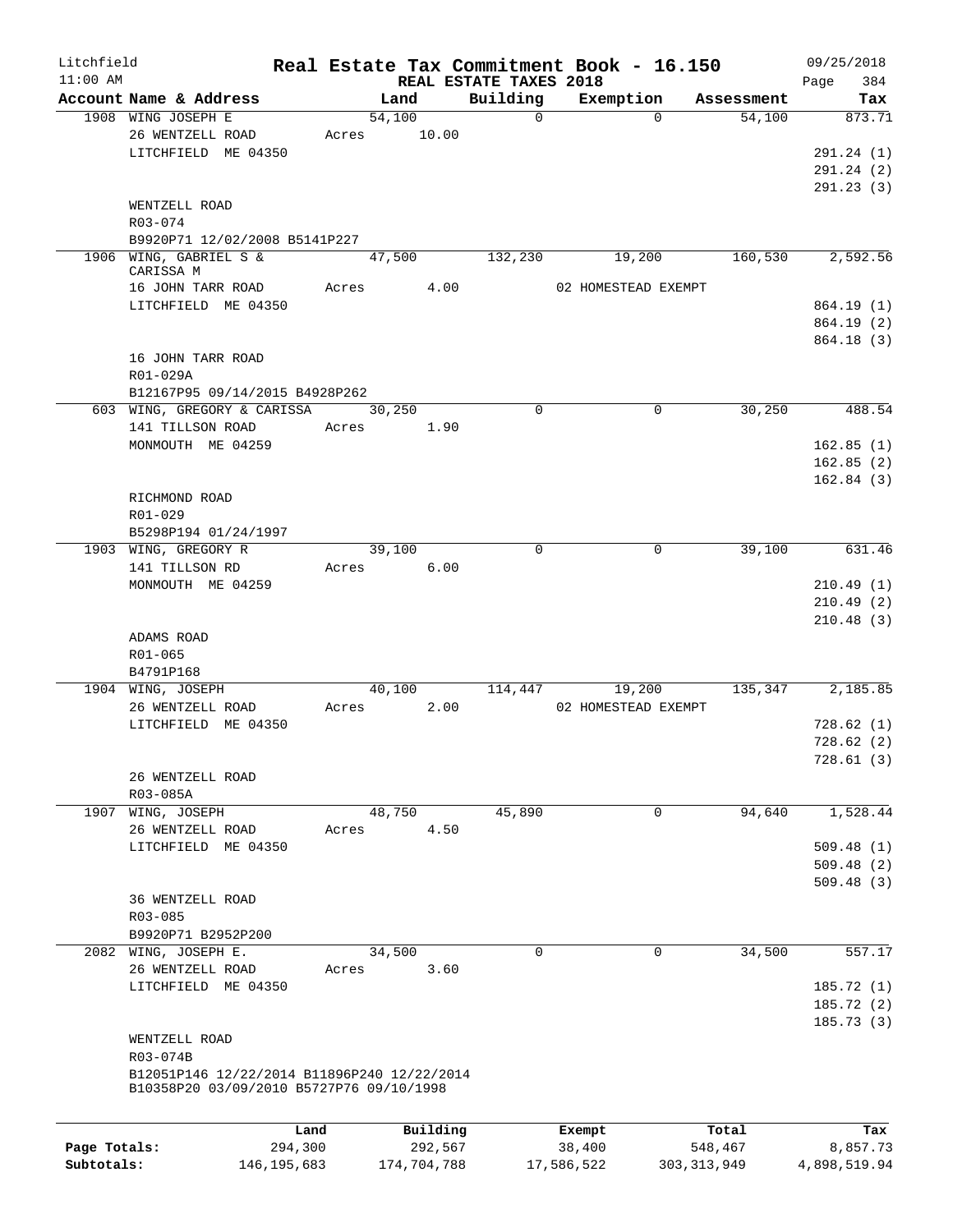# Real Estate Tax Commitment Book - 16.150

Litchfield 11:00 AM — REAL ESTATE TAXES 2018 — 09/25/2018

| Account Name & Address | Land | Building | Exemption | Assessment | Tax |
|---|---|---|---|---|---|
| 1908 WING JOSEPH E | 54,100 | 0 | 0 | 54,100 | 873.71 |
| 26 WENTZELL ROAD | Acres 10.00 | | | | |
| LITCHFIELD ME 04350 | | | | | 291.24 (1) |
| | | | | | 291.24 (2) |
| | | | | | 291.23 (3) |
| WENTZELL ROAD | | | | | |
| R03-074 | | | | | |
| B9920P71 12/02/2008 B5141P227 | | | | | |
| 1906 WING, GABRIEL S & CARISSA M | 47,500 | 132,230 | 19,200 | 160,530 | 2,592.56 |
| 16 JOHN TARR ROAD | Acres 4.00 | | 02 HOMESTEAD EXEMPT | | |
| LITCHFIELD ME 04350 | | | | | 864.19 (1) |
| | | | | | 864.19 (2) |
| | | | | | 864.18 (3) |
| 16 JOHN TARR ROAD | | | | | |
| R01-029A | | | | | |
| B12167P95 09/14/2015 B4928P262 | | | | | |
| 603 WING, GREGORY & CARISSA | 30,250 | 0 | 0 | 30,250 | 488.54 |
| 141 TILLSON ROAD | Acres 1.90 | | | | |
| MONMOUTH ME 04259 | | | | | 162.85 (1) |
| | | | | | 162.85 (2) |
| | | | | | 162.84 (3) |
| RICHMOND ROAD | | | | | |
| R01-029 | | | | | |
| B5298P194 01/24/1997 | | | | | |
| 1903 WING, GREGORY R | 39,100 | 0 | 0 | 39,100 | 631.46 |
| 141 TILLSON RD | Acres 6.00 | | | | |
| MONMOUTH ME 04259 | | | | | 210.49 (1) |
| | | | | | 210.49 (2) |
| | | | | | 210.48 (3) |
| ADAMS ROAD | | | | | |
| R01-065 | | | | | |
| B4791P168 | | | | | |
| 1904 WING, JOSEPH | 40,100 | 114,447 | 19,200 | 135,347 | 2,185.85 |
| 26 WENTZELL ROAD | Acres 2.00 | | 02 HOMESTEAD EXEMPT | | |
| LITCHFIELD ME 04350 | | | | | 728.62 (1) |
| | | | | | 728.62 (2) |
| | | | | | 728.61 (3) |
| 26 WENTZELL ROAD | | | | | |
| R03-085A | | | | | |
| 1907 WING, JOSEPH | 48,750 | 45,890 | 0 | 94,640 | 1,528.44 |
| 26 WENTZELL ROAD | Acres 4.50 | | | | |
| LITCHFIELD ME 04350 | | | | | 509.48 (1) |
| | | | | | 509.48 (2) |
| | | | | | 509.48 (3) |
| 36 WENTZELL ROAD | | | | | |
| R03-085 | | | | | |
| B9920P71 B2952P200 | | | | | |
| 2082 WING, JOSEPH E. | 34,500 | 0 | 0 | 34,500 | 557.17 |
| 26 WENTZELL ROAD | Acres 3.60 | | | | |
| LITCHFIELD ME 04350 | | | | | 185.72 (1) |
| | | | | | 185.72 (2) |
| | | | | | 185.73 (3) |
| WENTZELL ROAD | | | | | |
| R03-074B | | | | | |
| B12051P146 12/22/2014 B11896P240 12/22/2014 B10358P20 03/09/2010 B5727P76 09/10/1998 | | | | | |

| | Land | Building | Exempt | Total | Tax |
|---|---|---|---|---|---|
| Page Totals: | 294,300 | 292,567 | 38,400 | 548,467 | 8,857.73 |
| Subtotals: | 146,195,683 | 174,704,788 | 17,586,522 | 303,313,949 | 4,898,519.94 |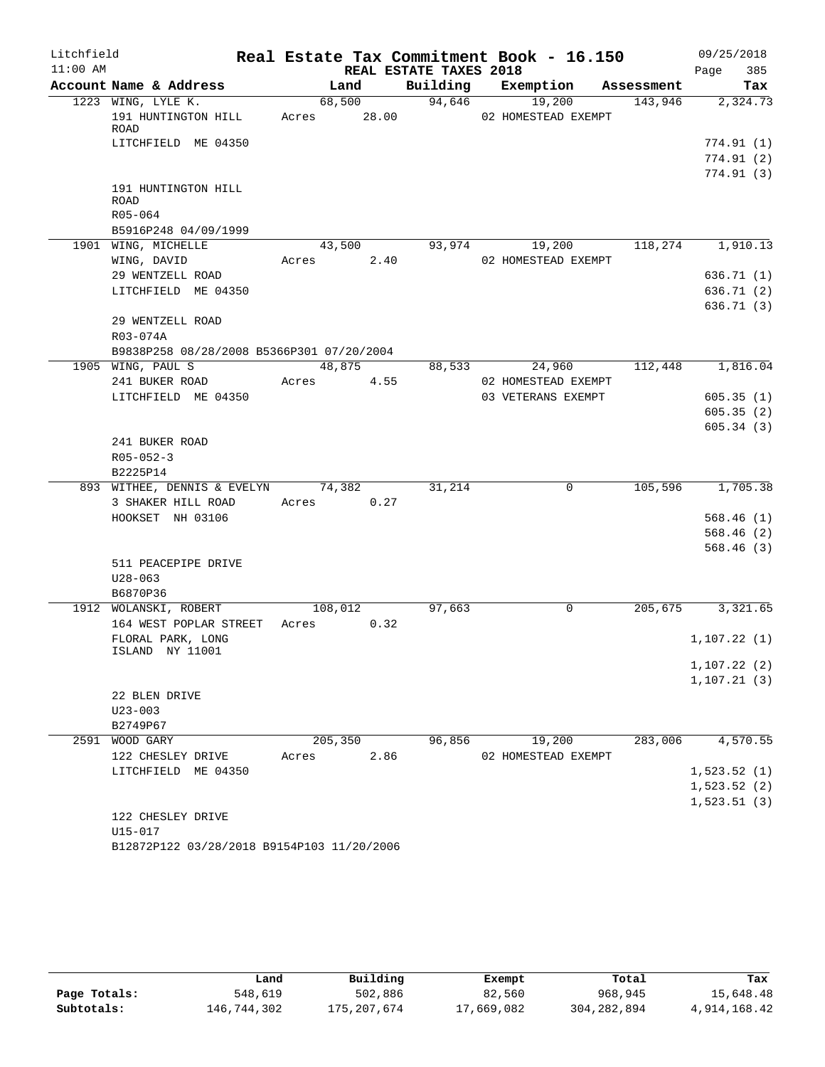# Real Estate Tax Commitment Book - 16.150

Litchfield
11:00 AM

REAL ESTATE TAXES 2018

09/25/2018

| Account Name & Address | Land | Building | Exemption | Assessment | Tax |
|---|---|---|---|---|---|
| 1223 WING, LYLE K. | 68,500 | 94,646 | 19,200 | 143,946 | 2,324.73 |
| 191 HUNTINGTON HILL ROAD | Acres 28.00 | | 02 HOMESTEAD EXEMPT | | |
| LITCHFIELD ME 04350 | | | | | 774.91 (1) |
| | | | | | 774.91 (2) |
| | | | | | 774.91 (3) |
| 191 HUNTINGTON HILL ROAD | | | | | |
| R05-064 | | | | | |
| B5916P248 04/09/1999 | | | | | |
| 1901 WING, MICHELLE | 43,500 | 93,974 | 19,200 | 118,274 | 1,910.13 |
| WING, DAVID | Acres 2.40 | | 02 HOMESTEAD EXEMPT | | |
| 29 WENTZELL ROAD | | | | | 636.71 (1) |
| LITCHFIELD ME 04350 | | | | | 636.71 (2) |
| | | | | | 636.71 (3) |
| 29 WENTZELL ROAD | | | | | |
| R03-074A | | | | | |
| B9838P258 08/28/2008 B5366P301 07/20/2004 | | | | | |
| 1905 WING, PAUL S | 48,875 | 88,533 | 24,960 | 112,448 | 1,816.04 |
| 241 BUKER ROAD | Acres 4.55 | | 02 HOMESTEAD EXEMPT | | |
| LITCHFIELD ME 04350 | | | 03 VETERANS EXEMPT | | 605.35 (1) |
| | | | | | 605.35 (2) |
| | | | | | 605.34 (3) |
| 241 BUKER ROAD | | | | | |
| R05-052-3 | | | | | |
| B2225P14 | | | | | |
| 893 WITHEE, DENNIS & EVELYN | 74,382 | 31,214 | 0 | 105,596 | 1,705.38 |
| 3 SHAKER HILL ROAD | Acres 0.27 | | | | |
| HOOKSET NH 03106 | | | | | 568.46 (1) |
| | | | | | 568.46 (2) |
| | | | | | 568.46 (3) |
| 511 PEACEPIPE DRIVE | | | | | |
| U28-063 | | | | | |
| B6870P36 | | | | | |
| 1912 WOLANSKI, ROBERT | 108,012 | 97,663 | 0 | 205,675 | 3,321.65 |
| 164 WEST POPLAR STREET | Acres 0.32 | | | | |
| FLORAL PARK, LONG ISLAND NY 11001 | | | | | 1,107.22 (1) |
| | | | | | 1,107.22 (2) |
| | | | | | 1,107.21 (3) |
| 22 BLEN DRIVE | | | | | |
| U23-003 | | | | | |
| B2749P67 | | | | | |
| 2591 WOOD GARY | 205,350 | 96,856 | 19,200 | 283,006 | 4,570.55 |
| 122 CHESLEY DRIVE | Acres 2.86 | | 02 HOMESTEAD EXEMPT | | |
| LITCHFIELD ME 04350 | | | | | 1,523.52 (1) |
| | | | | | 1,523.52 (2) |
| | | | | | 1,523.51 (3) |
| 122 CHESLEY DRIVE | | | | | |
| U15-017 | | | | | |
| B12872P122 03/28/2018 B9154P103 11/20/2006 | | | | | |

| | Land | Building | Exempt | Total | Tax |
|---|---|---|---|---|---|
| Page Totals: | 548,619 | 502,886 | 82,560 | 968,945 | 15,648.48 |
| Subtotals: | 146,744,302 | 175,207,674 | 17,669,082 | 304,282,894 | 4,914,168.42 |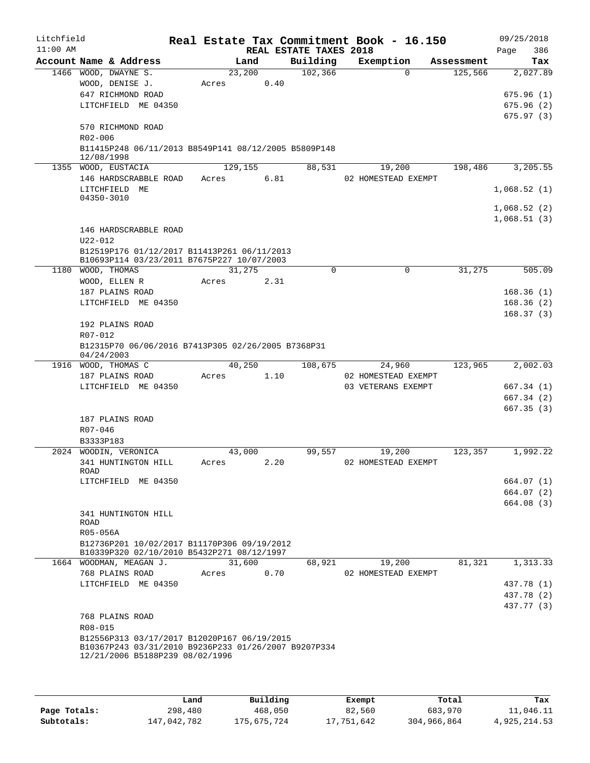Litchfield
11:00 AM

# Real Estate Tax Commitment Book - 16.150

REAL ESTATE TAXES 2018

09/25/2018

| Account | Name & Address | Land | Building | Exemption | Assessment | Tax |
|---|---|---|---|---|---|---|
| 1466 | WOOD, DWAYNE S. | 23,200 | 102,366 | 0 | 125,566 | 2,027.89 |
| | WOOD, DENISE J. | Acres 0.40 | | | | |
| | 647 RICHMOND ROAD | | | | | 675.96 (1) |
| | LITCHFIELD ME 04350 | | | | | 675.96 (2) |
| | | | | | | 675.97 (3) |
| | 570 RICHMOND ROAD | | | | | |
| | R02-006 | | | | | |
| | B11415P248 06/11/2013 B8549P141 08/12/2005 B5809P148 12/08/1998 | | | | | |
| 1355 | WOOD, EUSTACIA | 129,155 | 88,531 | 19,200 | 198,486 | 3,205.55 |
| | 146 HARDSCRABBLE ROAD | Acres 6.81 | | 02 HOMESTEAD EXEMPT | | |
| | LITCHFIELD ME 04350-3010 | | | | | 1,068.52 (1) |
| | | | | | | 1,068.52 (2) |
| | | | | | | 1,068.51 (3) |
| | 146 HARDSCRABBLE ROAD | | | | | |
| | U22-012 | | | | | |
| | B12519P176 01/12/2017 B11413P261 06/11/2013 B10693P114 03/23/2011 B7675P227 10/07/2003 | | | | | |
| 1180 | WOOD, THOMAS | 31,275 | 0 | 0 | 31,275 | 505.09 |
| | WOOD, ELLEN R | Acres 2.31 | | | | |
| | 187 PLAINS ROAD | | | | | 168.36 (1) |
| | LITCHFIELD ME 04350 | | | | | 168.36 (2) |
| | | | | | | 168.37 (3) |
| | 192 PLAINS ROAD | | | | | |
| | R07-012 | | | | | |
| | B12315P70 06/06/2016 B7413P305 02/26/2005 B7368P31 04/24/2003 | | | | | |
| 1916 | WOOD, THOMAS C | 40,250 | 108,675 | 24,960 | 123,965 | 2,002.03 |
| | 187 PLAINS ROAD | Acres 1.10 | | 02 HOMESTEAD EXEMPT | | |
| | LITCHFIELD ME 04350 | | | 03 VETERANS EXEMPT | | 667.34 (1) |
| | | | | | | 667.34 (2) |
| | | | | | | 667.35 (3) |
| | 187 PLAINS ROAD | | | | | |
| | R07-046 | | | | | |
| | B3333P183 | | | | | |
| 2024 | WOODIN, VERONICA | 43,000 | 99,557 | 19,200 | 123,357 | 1,992.22 |
| | 341 HUNTINGTON HILL ROAD | Acres 2.20 | | 02 HOMESTEAD EXEMPT | | |
| | LITCHFIELD ME 04350 | | | | | 664.07 (1) |
| | | | | | | 664.07 (2) |
| | | | | | | 664.08 (3) |
| | 341 HUNTINGTON HILL ROAD | | | | | |
| | R05-056A | | | | | |
| | B12736P201 10/02/2017 B11170P306 09/19/2012 B10339P320 02/10/2010 B5432P271 08/12/1997 | | | | | |
| 1664 | WOODMAN, MEAGAN J. | 31,600 | 68,921 | 19,200 | 81,321 | 1,313.33 |
| | 768 PLAINS ROAD | Acres 0.70 | | 02 HOMESTEAD EXEMPT | | |
| | LITCHFIELD ME 04350 | | | | | 437.78 (1) |
| | | | | | | 437.78 (2) |
| | | | | | | 437.77 (3) |
| | 768 PLAINS ROAD | | | | | |
| | R08-015 | | | | | |
| | B12556P313 03/17/2017 B12020P167 06/19/2015 B10367P243 03/31/2010 B9236P233 01/26/2007 B9207P334 12/21/2006 B5188P239 08/02/1996 | | | | | |

| | Land | Building | Exempt | Total | Tax |
|---|---|---|---|---|---|
| Page Totals: | 298,480 | 468,050 | 82,560 | 683,970 | 11,046.11 |
| Subtotals: | 147,042,782 | 175,675,724 | 17,751,642 | 304,966,864 | 4,925,214.53 |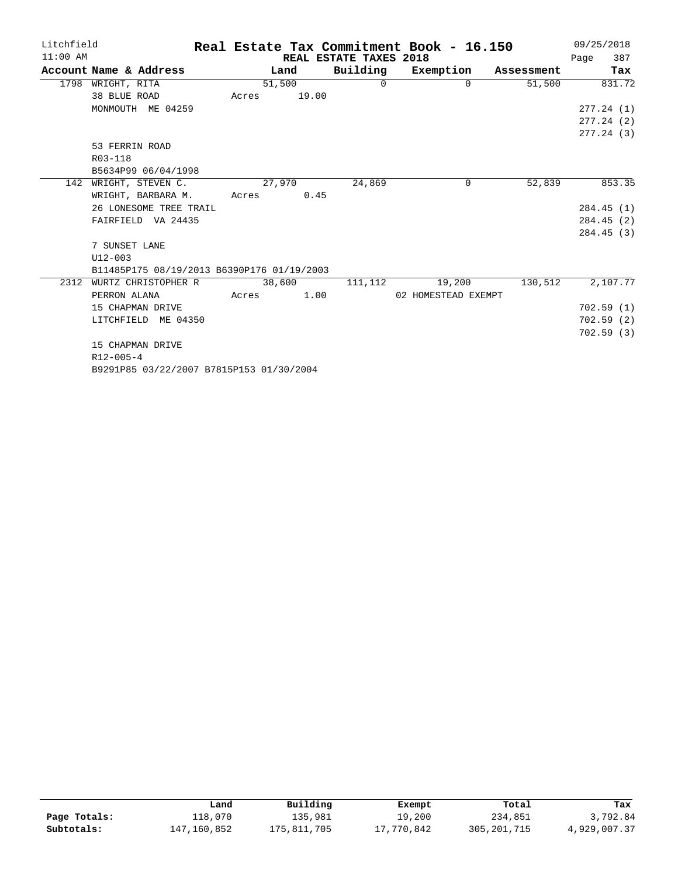# Real Estate Tax Commitment Book - 16.150

Litchfield 11:00 AM — REAL ESTATE TAXES 2018 — 09/25/2018

| Account Name & Address | Land | Building | Exemption | Assessment | Tax |
|---|---|---|---|---|---|
| 1798 WRIGHT, RITA | 51,500 | 0 | 0 | 51,500 | 831.72 |
| 38 BLUE ROAD | Acres 19.00 | | | | |
| MONMOUTH ME 04259 | | | | | 277.24 (1) |
| | | | | | 277.24 (2) |
| | | | | | 277.24 (3) |
| 53 FERRIN ROAD | | | | | |
| R03-118 | | | | | |
| B5634P99 06/04/1998 | | | | | |
| 142 WRIGHT, STEVEN C. | 27,970 | 24,869 | 0 | 52,839 | 853.35 |
| WRIGHT, BARBARA M. | Acres 0.45 | | | | |
| 26 LONESOME TREE TRAIL | | | | | 284.45 (1) |
| FAIRFIELD VA 24435 | | | | | 284.45 (2) |
| | | | | | 284.45 (3) |
| 7 SUNSET LANE | | | | | |
| U12-003 | | | | | |
| B11485P175 08/19/2013 B6390P176 01/19/2003 | | | | | |
| 2312 WURTZ CHRISTOPHER R | 38,600 | 111,112 | 19,200 | 130,512 | 2,107.77 |
| PERRON ALANA | Acres 1.00 | | 02 HOMESTEAD EXEMPT | | |
| 15 CHAPMAN DRIVE | | | | | 702.59 (1) |
| LITCHFIELD ME 04350 | | | | | 702.59 (2) |
| | | | | | 702.59 (3) |
| 15 CHAPMAN DRIVE | | | | | |
| R12-005-4 | | | | | |
| B9291P85 03/22/2007 B7815P153 01/30/2004 | | | | | |

| | Land | Building | Exempt | Total | Tax |
|---|---|---|---|---|---|
| **Page Totals:** | 118,070 | 135,981 | 19,200 | 234,851 | 3,792.84 |
| **Subtotals:** | 147,160,852 | 175,811,705 | 17,770,842 | 305,201,715 | 4,929,007.37 |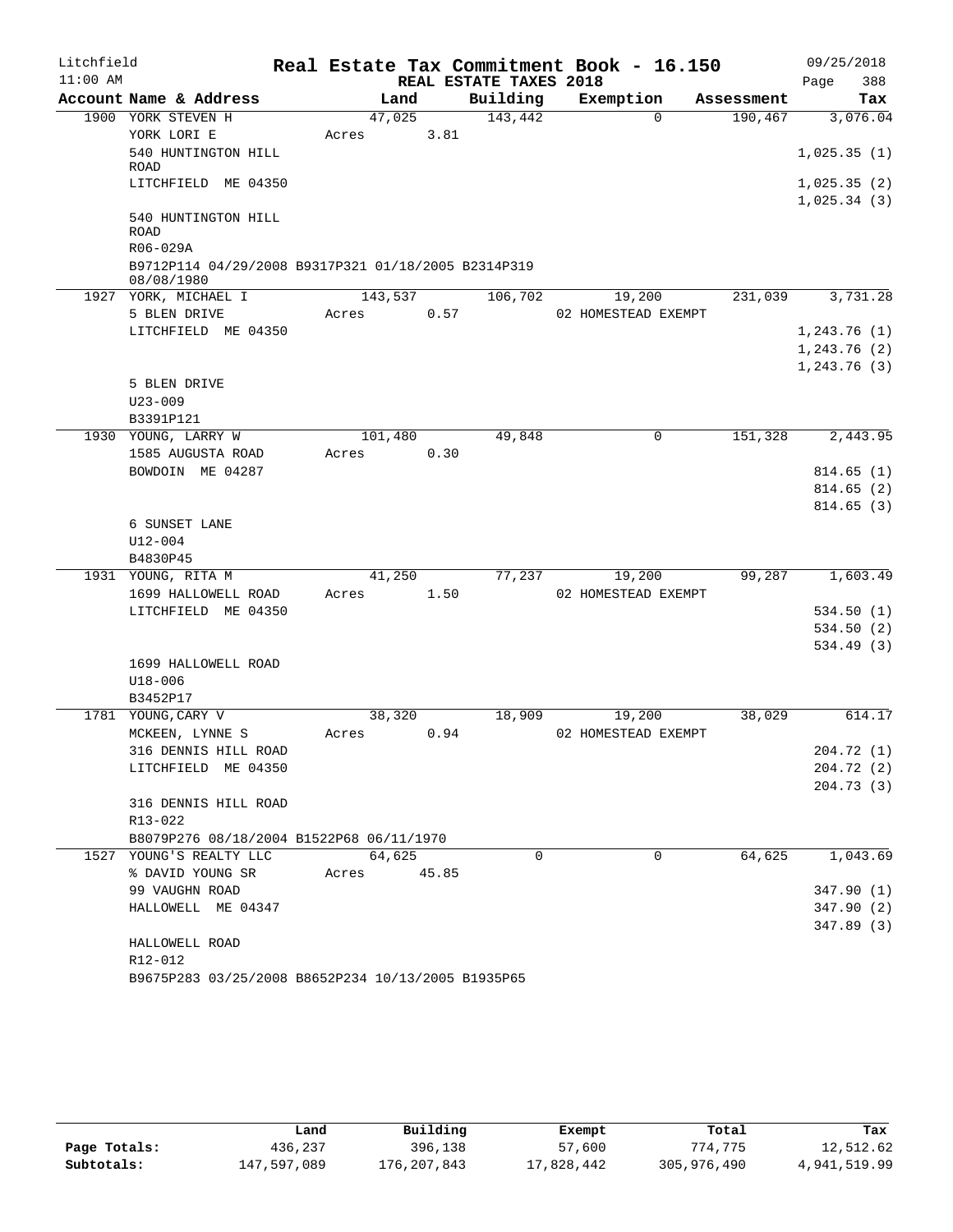Litchfield
11:00 AM

# Real Estate Tax Commitment Book - 16.150

REAL ESTATE TAXES 2018

09/25/2018

| Account | Name & Address | Land | Building | Exemption | Assessment | Tax |
|---|---|---|---|---|---|---|
| 1900 | YORK STEVEN H | 47,025 | 143,442 | 0 | 190,467 | 3,076.04 |
| | YORK LORI E | Acres 3.81 | | | | |
| | 540 HUNTINGTON HILL ROAD | | | | | 1,025.35 (1) |
| | LITCHFIELD ME 04350 | | | | | 1,025.35 (2) |
| | | | | | | 1,025.34 (3) |
| | 540 HUNTINGTON HILL ROAD | | | | | |
| | R06-029A | | | | | |
| | B9712P114 04/29/2008 B9317P321 01/18/2005 B2314P319 08/08/1980 | | | | | |
| 1927 | YORK, MICHAEL I | 143,537 | 106,702 | 19,200 | 231,039 | 3,731.28 |
| | 5 BLEN DRIVE | Acres 0.57 | | 02 HOMESTEAD EXEMPT | | |
| | LITCHFIELD ME 04350 | | | | | 1,243.76 (1) |
| | | | | | | 1,243.76 (2) |
| | | | | | | 1,243.76 (3) |
| | 5 BLEN DRIVE | | | | | |
| | U23-009 | | | | | |
| | B3391P121 | | | | | |
| 1930 | YOUNG, LARRY W | 101,480 | 49,848 | 0 | 151,328 | 2,443.95 |
| | 1585 AUGUSTA ROAD | Acres 0.30 | | | | |
| | BOWDOIN ME 04287 | | | | | 814.65 (1) |
| | | | | | | 814.65 (2) |
| | | | | | | 814.65 (3) |
| | 6 SUNSET LANE | | | | | |
| | U12-004 | | | | | |
| | B4830P45 | | | | | |
| 1931 | YOUNG, RITA M | 41,250 | 77,237 | 19,200 | 99,287 | 1,603.49 |
| | 1699 HALLOWELL ROAD | Acres 1.50 | | 02 HOMESTEAD EXEMPT | | |
| | LITCHFIELD ME 04350 | | | | | 534.50 (1) |
| | | | | | | 534.50 (2) |
| | | | | | | 534.49 (3) |
| | 1699 HALLOWELL ROAD | | | | | |
| | U18-006 | | | | | |
| | B3452P17 | | | | | |
| 1781 | YOUNG, CARY V | 38,320 | 18,909 | 19,200 | 38,029 | 614.17 |
| | MCKEEN, LYNNE S | Acres 0.94 | | 02 HOMESTEAD EXEMPT | | |
| | 316 DENNIS HILL ROAD | | | | | 204.72 (1) |
| | LITCHFIELD ME 04350 | | | | | 204.72 (2) |
| | | | | | | 204.73 (3) |
| | 316 DENNIS HILL ROAD | | | | | |
| | R13-022 | | | | | |
| | B8079P276 08/18/2004 B1522P68 06/11/1970 | | | | | |
| 1527 | YOUNG'S REALTY LLC | 64,625 | 0 | 0 | 64,625 | 1,043.69 |
| | % DAVID YOUNG SR | Acres 45.85 | | | | |
| | 99 VAUGHN ROAD | | | | | 347.90 (1) |
| | HALLOWELL ME 04347 | | | | | 347.90 (2) |
| | | | | | | 347.89 (3) |
| | HALLOWELL ROAD | | | | | |
| | R12-012 | | | | | |
| | B9675P283 03/25/2008 B8652P234 10/13/2005 B1935P65 | | | | | |

| | Land | Building | Exempt | Total | Tax |
|---|---|---|---|---|---|
| Page Totals: | 436,237 | 396,138 | 57,600 | 774,775 | 12,512.62 |
| Subtotals: | 147,597,089 | 176,207,843 | 17,828,442 | 305,976,490 | 4,941,519.99 |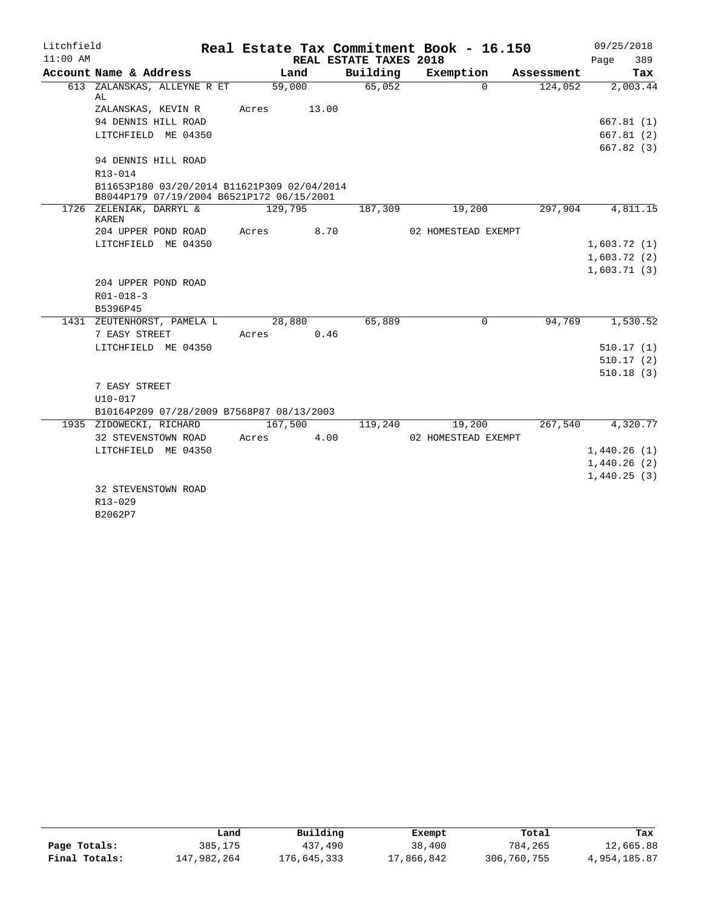Litchfield 11:00 AM

# Real Estate Tax Commitment Book - 16.150

REAL ESTATE TAXES 2018

09/25/2018

| Account Name & Address | Land | Building | Exemption | Assessment | Tax |
|---|---|---|---|---|---|
| 613 ZALANSKAS, ALLEYNE R ET AL | 59,000 | 65,052 | 0 | 124,052 | 2,003.44 |
| ZALANSKAS, KEVIN R | Acres 13.00 | | | | |
| 94 DENNIS HILL ROAD | | | | | 667.81 (1) |
| LITCHFIELD ME 04350 | | | | | 667.81 (2) |
| | | | | | 667.82 (3) |
| 94 DENNIS HILL ROAD | | | | | |
| R13-014 | | | | | |
| B11653P180 03/20/2014 B11621P309 02/04/2014 B8044P179 07/19/2004 B6521P172 06/15/2001 | | | | | |
| 1726 ZELENIAK, DARRYL & KAREN | 129,795 | 187,309 | 19,200 | 297,904 | 4,811.15 |
| 204 UPPER POND ROAD | Acres 8.70 | | 02 HOMESTEAD EXEMPT | | |
| LITCHFIELD ME 04350 | | | | | 1,603.72 (1) |
| | | | | | 1,603.72 (2) |
| | | | | | 1,603.71 (3) |
| 204 UPPER POND ROAD | | | | | |
| R01-018-3 | | | | | |
| B5396P45 | | | | | |
| 1431 ZEUTENHORST, PAMELA L | 28,880 | 65,889 | 0 | 94,769 | 1,530.52 |
| 7 EASY STREET | Acres 0.46 | | | | |
| LITCHFIELD ME 04350 | | | | | 510.17 (1) |
| | | | | | 510.17 (2) |
| | | | | | 510.18 (3) |
| 7 EASY STREET | | | | | |
| U10-017 | | | | | |
| B10164P209 07/28/2009 B7568P87 08/13/2003 | | | | | |
| 1935 ZIDOWECKI, RICHARD | 167,500 | 119,240 | 19,200 | 267,540 | 4,320.77 |
| 32 STEVENSTOWN ROAD | Acres 4.00 | | 02 HOMESTEAD EXEMPT | | |
| LITCHFIELD ME 04350 | | | | | 1,440.26 (1) |
| | | | | | 1,440.26 (2) |
| | | | | | 1,440.25 (3) |
| 32 STEVENSTOWN ROAD | | | | | |
| R13-029 | | | | | |
| B2062P7 | | | | | |

| | Land | Building | Exempt | Total | Tax |
|---|---|---|---|---|---|
| Page Totals: | 385,175 | 437,490 | 38,400 | 784,265 | 12,665.88 |
| Final Totals: | 147,982,264 | 176,645,333 | 17,866,842 | 306,760,755 | 4,954,185.87 |